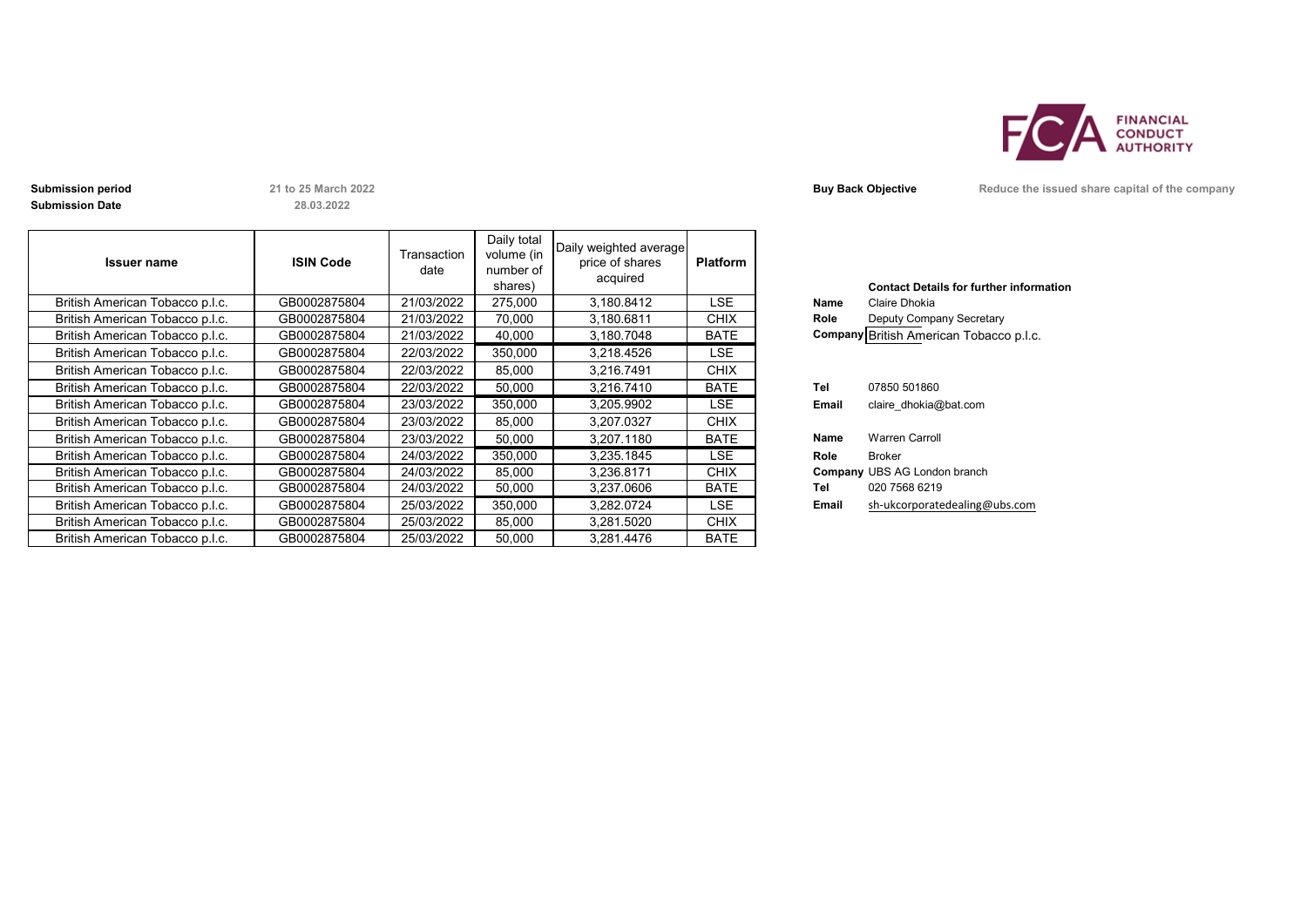FINANCIAL CONDUCT AUTHORITY

**Submission period** 21 to 25 March 2022
**Submission Date** 28.03.2022

**Buy Back Objective** Reduce the issued share capital of the company

| Issuer name | ISIN Code | Transaction date | Daily total volume (in number of shares) | Daily weighted average price of shares acquired | Platform |
|---|---|---|---|---|---|
| British American Tobacco p.l.c. | GB0002875804 | 21/03/2022 | 275,000 | 3,180.8412 | LSE |
| British American Tobacco p.l.c. | GB0002875804 | 21/03/2022 | 70,000 | 3,180.6811 | CHIX |
| British American Tobacco p.l.c. | GB0002875804 | 21/03/2022 | 40,000 | 3,180.7048 | BATE |
| British American Tobacco p.l.c. | GB0002875804 | 22/03/2022 | 350,000 | 3,218.4526 | LSE |
| British American Tobacco p.l.c. | GB0002875804 | 22/03/2022 | 85,000 | 3,216.7491 | CHIX |
| British American Tobacco p.l.c. | GB0002875804 | 22/03/2022 | 50,000 | 3,216.7410 | BATE |
| British American Tobacco p.l.c. | GB0002875804 | 23/03/2022 | 350,000 | 3,205.9902 | LSE |
| British American Tobacco p.l.c. | GB0002875804 | 23/03/2022 | 85,000 | 3,207.0327 | CHIX |
| British American Tobacco p.l.c. | GB0002875804 | 23/03/2022 | 50,000 | 3,207.1180 | BATE |
| British American Tobacco p.l.c. | GB0002875804 | 24/03/2022 | 350,000 | 3,235.1845 | LSE |
| British American Tobacco p.l.c. | GB0002875804 | 24/03/2022 | 85,000 | 3,236.8171 | CHIX |
| British American Tobacco p.l.c. | GB0002875804 | 24/03/2022 | 50,000 | 3,237.0606 | BATE |
| British American Tobacco p.l.c. | GB0002875804 | 25/03/2022 | 350,000 | 3,282.0724 | LSE |
| British American Tobacco p.l.c. | GB0002875804 | 25/03/2022 | 85,000 | 3,281.5020 | CHIX |
| British American Tobacco p.l.c. | GB0002875804 | 25/03/2022 | 50,000 | 3,281.4476 | BATE |

**Contact Details for further information**

**Name** Claire Dhokia
**Role** Deputy Company Secretary
**Company** British American Tobacco p.l.c.

**Tel** 07850 501860
**Email** claire_dhokia@bat.com

**Name** Warren Carroll
**Role** Broker
**Company** UBS AG London branch
**Tel** 020 7568 6219
**Email** sh-ukcorporatedealing@ubs.com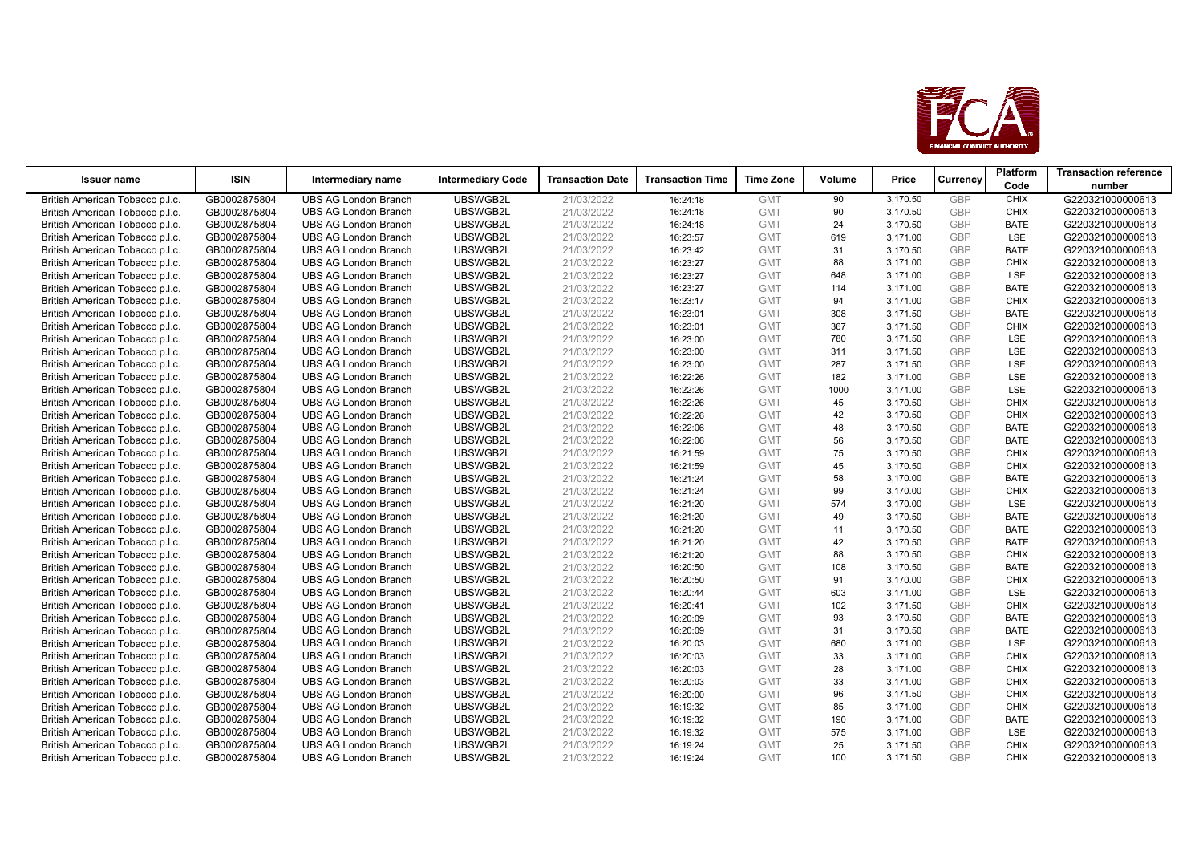| Issuer name | ISIN | Intermediary name | Intermediary Code | Transaction Date | Transaction Time | Time Zone | Volume | Price | Currency | Platform Code | Transaction reference number |
|---|---|---|---|---|---|---|---|---|---|---|---|
| British American Tobacco p.l.c. | GB0002875804 | UBS AG London Branch | UBSWGB2L | 21/03/2022 | 16:24:18 | GMT | 90 | 3,170.50 | GBP | CHIX | G220321000000613 |
| British American Tobacco p.l.c. | GB0002875804 | UBS AG London Branch | UBSWGB2L | 21/03/2022 | 16:24:18 | GMT | 90 | 3,170.50 | GBP | CHIX | G220321000000613 |
| British American Tobacco p.l.c. | GB0002875804 | UBS AG London Branch | UBSWGB2L | 21/03/2022 | 16:24:18 | GMT | 24 | 3,170.50 | GBP | BATE | G220321000000613 |
| British American Tobacco p.l.c. | GB0002875804 | UBS AG London Branch | UBSWGB2L | 21/03/2022 | 16:23:57 | GMT | 619 | 3,171.00 | GBP | LSE | G220321000000613 |
| British American Tobacco p.l.c. | GB0002875804 | UBS AG London Branch | UBSWGB2L | 21/03/2022 | 16:23:42 | GMT | 31 | 3,170.50 | GBP | BATE | G220321000000613 |
| British American Tobacco p.l.c. | GB0002875804 | UBS AG London Branch | UBSWGB2L | 21/03/2022 | 16:23:27 | GMT | 88 | 3,171.00 | GBP | CHIX | G220321000000613 |
| British American Tobacco p.l.c. | GB0002875804 | UBS AG London Branch | UBSWGB2L | 21/03/2022 | 16:23:27 | GMT | 648 | 3,171.00 | GBP | LSE | G220321000000613 |
| British American Tobacco p.l.c. | GB0002875804 | UBS AG London Branch | UBSWGB2L | 21/03/2022 | 16:23:27 | GMT | 114 | 3,171.00 | GBP | BATE | G220321000000613 |
| British American Tobacco p.l.c. | GB0002875804 | UBS AG London Branch | UBSWGB2L | 21/03/2022 | 16:23:17 | GMT | 94 | 3,171.00 | GBP | CHIX | G220321000000613 |
| British American Tobacco p.l.c. | GB0002875804 | UBS AG London Branch | UBSWGB2L | 21/03/2022 | 16:23:01 | GMT | 308 | 3,171.50 | GBP | BATE | G220321000000613 |
| British American Tobacco p.l.c. | GB0002875804 | UBS AG London Branch | UBSWGB2L | 21/03/2022 | 16:23:01 | GMT | 367 | 3,171.50 | GBP | CHIX | G220321000000613 |
| British American Tobacco p.l.c. | GB0002875804 | UBS AG London Branch | UBSWGB2L | 21/03/2022 | 16:23:00 | GMT | 780 | 3,171.50 | GBP | LSE | G220321000000613 |
| British American Tobacco p.l.c. | GB0002875804 | UBS AG London Branch | UBSWGB2L | 21/03/2022 | 16:23:00 | GMT | 311 | 3,171.50 | GBP | LSE | G220321000000613 |
| British American Tobacco p.l.c. | GB0002875804 | UBS AG London Branch | UBSWGB2L | 21/03/2022 | 16:23:00 | GMT | 287 | 3,171.50 | GBP | LSE | G220321000000613 |
| British American Tobacco p.l.c. | GB0002875804 | UBS AG London Branch | UBSWGB2L | 21/03/2022 | 16:22:26 | GMT | 182 | 3,171.00 | GBP | LSE | G220321000000613 |
| British American Tobacco p.l.c. | GB0002875804 | UBS AG London Branch | UBSWGB2L | 21/03/2022 | 16:22:26 | GMT | 1000 | 3,171.00 | GBP | LSE | G220321000000613 |
| British American Tobacco p.l.c. | GB0002875804 | UBS AG London Branch | UBSWGB2L | 21/03/2022 | 16:22:26 | GMT | 45 | 3,170.50 | GBP | CHIX | G220321000000613 |
| British American Tobacco p.l.c. | GB0002875804 | UBS AG London Branch | UBSWGB2L | 21/03/2022 | 16:22:26 | GMT | 42 | 3,170.50 | GBP | CHIX | G220321000000613 |
| British American Tobacco p.l.c. | GB0002875804 | UBS AG London Branch | UBSWGB2L | 21/03/2022 | 16:22:06 | GMT | 48 | 3,170.50 | GBP | BATE | G220321000000613 |
| British American Tobacco p.l.c. | GB0002875804 | UBS AG London Branch | UBSWGB2L | 21/03/2022 | 16:22:06 | GMT | 56 | 3,170.50 | GBP | BATE | G220321000000613 |
| British American Tobacco p.l.c. | GB0002875804 | UBS AG London Branch | UBSWGB2L | 21/03/2022 | 16:21:59 | GMT | 75 | 3,170.50 | GBP | CHIX | G220321000000613 |
| British American Tobacco p.l.c. | GB0002875804 | UBS AG London Branch | UBSWGB2L | 21/03/2022 | 16:21:59 | GMT | 45 | 3,170.50 | GBP | CHIX | G220321000000613 |
| British American Tobacco p.l.c. | GB0002875804 | UBS AG London Branch | UBSWGB2L | 21/03/2022 | 16:21:24 | GMT | 58 | 3,170.00 | GBP | BATE | G220321000000613 |
| British American Tobacco p.l.c. | GB0002875804 | UBS AG London Branch | UBSWGB2L | 21/03/2022 | 16:21:24 | GMT | 99 | 3,170.00 | GBP | CHIX | G220321000000613 |
| British American Tobacco p.l.c. | GB0002875804 | UBS AG London Branch | UBSWGB2L | 21/03/2022 | 16:21:20 | GMT | 574 | 3,170.00 | GBP | LSE | G220321000000613 |
| British American Tobacco p.l.c. | GB0002875804 | UBS AG London Branch | UBSWGB2L | 21/03/2022 | 16:21:20 | GMT | 49 | 3,170.50 | GBP | BATE | G220321000000613 |
| British American Tobacco p.l.c. | GB0002875804 | UBS AG London Branch | UBSWGB2L | 21/03/2022 | 16:21:20 | GMT | 11 | 3,170.50 | GBP | BATE | G220321000000613 |
| British American Tobacco p.l.c. | GB0002875804 | UBS AG London Branch | UBSWGB2L | 21/03/2022 | 16:21:20 | GMT | 42 | 3,170.50 | GBP | BATE | G220321000000613 |
| British American Tobacco p.l.c. | GB0002875804 | UBS AG London Branch | UBSWGB2L | 21/03/2022 | 16:21:20 | GMT | 88 | 3,170.50 | GBP | CHIX | G220321000000613 |
| British American Tobacco p.l.c. | GB0002875804 | UBS AG London Branch | UBSWGB2L | 21/03/2022 | 16:20:50 | GMT | 108 | 3,170.50 | GBP | BATE | G220321000000613 |
| British American Tobacco p.l.c. | GB0002875804 | UBS AG London Branch | UBSWGB2L | 21/03/2022 | 16:20:50 | GMT | 91 | 3,170.00 | GBP | CHIX | G220321000000613 |
| British American Tobacco p.l.c. | GB0002875804 | UBS AG London Branch | UBSWGB2L | 21/03/2022 | 16:20:44 | GMT | 603 | 3,171.00 | GBP | LSE | G220321000000613 |
| British American Tobacco p.l.c. | GB0002875804 | UBS AG London Branch | UBSWGB2L | 21/03/2022 | 16:20:41 | GMT | 102 | 3,171.50 | GBP | CHIX | G220321000000613 |
| British American Tobacco p.l.c. | GB0002875804 | UBS AG London Branch | UBSWGB2L | 21/03/2022 | 16:20:09 | GMT | 93 | 3,170.50 | GBP | BATE | G220321000000613 |
| British American Tobacco p.l.c. | GB0002875804 | UBS AG London Branch | UBSWGB2L | 21/03/2022 | 16:20:09 | GMT | 31 | 3,170.50 | GBP | BATE | G220321000000613 |
| British American Tobacco p.l.c. | GB0002875804 | UBS AG London Branch | UBSWGB2L | 21/03/2022 | 16:20:03 | GMT | 680 | 3,171.00 | GBP | LSE | G220321000000613 |
| British American Tobacco p.l.c. | GB0002875804 | UBS AG London Branch | UBSWGB2L | 21/03/2022 | 16:20:03 | GMT | 33 | 3,171.00 | GBP | CHIX | G220321000000613 |
| British American Tobacco p.l.c. | GB0002875804 | UBS AG London Branch | UBSWGB2L | 21/03/2022 | 16:20:03 | GMT | 28 | 3,171.00 | GBP | CHIX | G220321000000613 |
| British American Tobacco p.l.c. | GB0002875804 | UBS AG London Branch | UBSWGB2L | 21/03/2022 | 16:20:03 | GMT | 33 | 3,171.00 | GBP | CHIX | G220321000000613 |
| British American Tobacco p.l.c. | GB0002875804 | UBS AG London Branch | UBSWGB2L | 21/03/2022 | 16:20:00 | GMT | 96 | 3,171.50 | GBP | CHIX | G220321000000613 |
| British American Tobacco p.l.c. | GB0002875804 | UBS AG London Branch | UBSWGB2L | 21/03/2022 | 16:19:32 | GMT | 85 | 3,171.00 | GBP | CHIX | G220321000000613 |
| British American Tobacco p.l.c. | GB0002875804 | UBS AG London Branch | UBSWGB2L | 21/03/2022 | 16:19:32 | GMT | 190 | 3,171.00 | GBP | BATE | G220321000000613 |
| British American Tobacco p.l.c. | GB0002875804 | UBS AG London Branch | UBSWGB2L | 21/03/2022 | 16:19:32 | GMT | 575 | 3,171.00 | GBP | LSE | G220321000000613 |
| British American Tobacco p.l.c. | GB0002875804 | UBS AG London Branch | UBSWGB2L | 21/03/2022 | 16:19:24 | GMT | 25 | 3,171.50 | GBP | CHIX | G220321000000613 |
| British American Tobacco p.l.c. | GB0002875804 | UBS AG London Branch | UBSWGB2L | 21/03/2022 | 16:19:24 | GMT | 100 | 3,171.50 | GBP | CHIX | G220321000000613 |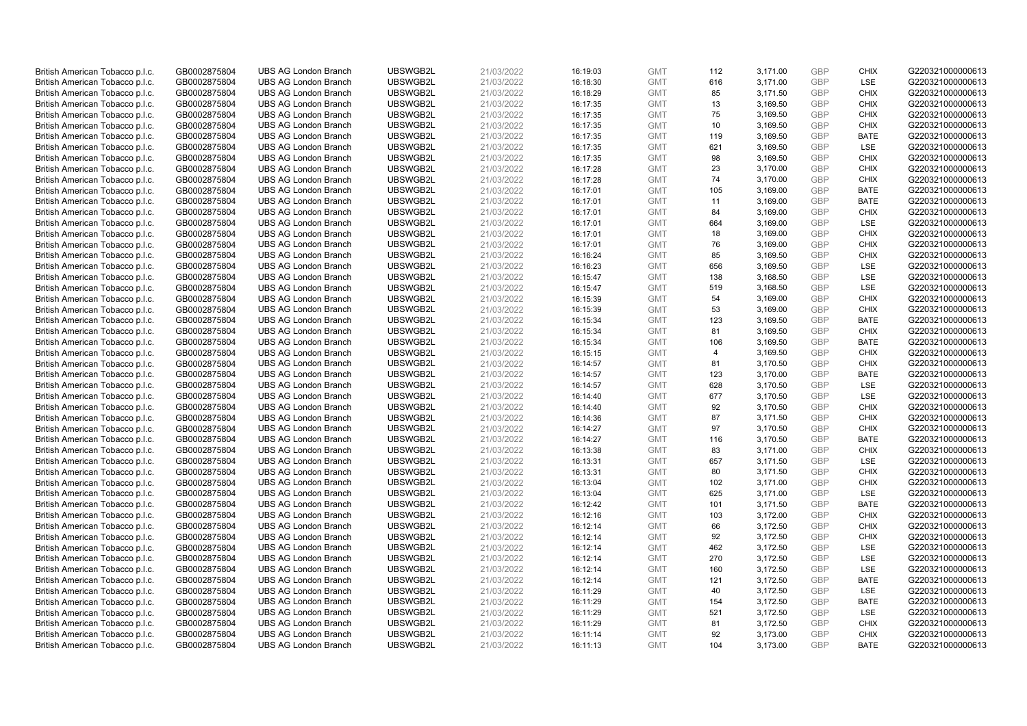| | | | | | | | | | | |
|---|---|---|---|---|---|---|---|---|---|---|
| British American Tobacco p.l.c. | GB0002875804 | UBS AG London Branch | UBSWGB2L | 21/03/2022 | 16:19:03 | GMT | 112 | 3,171.00 | GBP | CHIX | G220321000000613 |
| British American Tobacco p.l.c. | GB0002875804 | UBS AG London Branch | UBSWGB2L | 21/03/2022 | 16:18:30 | GMT | 616 | 3,171.00 | GBP | LSE | G220321000000613 |
| British American Tobacco p.l.c. | GB0002875804 | UBS AG London Branch | UBSWGB2L | 21/03/2022 | 16:18:29 | GMT | 85 | 3,171.50 | GBP | CHIX | G220321000000613 |
| British American Tobacco p.l.c. | GB0002875804 | UBS AG London Branch | UBSWGB2L | 21/03/2022 | 16:17:35 | GMT | 13 | 3,169.50 | GBP | CHIX | G220321000000613 |
| British American Tobacco p.l.c. | GB0002875804 | UBS AG London Branch | UBSWGB2L | 21/03/2022 | 16:17:35 | GMT | 75 | 3,169.50 | GBP | CHIX | G220321000000613 |
| British American Tobacco p.l.c. | GB0002875804 | UBS AG London Branch | UBSWGB2L | 21/03/2022 | 16:17:35 | GMT | 10 | 3,169.50 | GBP | CHIX | G220321000000613 |
| British American Tobacco p.l.c. | GB0002875804 | UBS AG London Branch | UBSWGB2L | 21/03/2022 | 16:17:35 | GMT | 119 | 3,169.50 | GBP | BATE | G220321000000613 |
| British American Tobacco p.l.c. | GB0002875804 | UBS AG London Branch | UBSWGB2L | 21/03/2022 | 16:17:35 | GMT | 621 | 3,169.50 | GBP | LSE | G220321000000613 |
| British American Tobacco p.l.c. | GB0002875804 | UBS AG London Branch | UBSWGB2L | 21/03/2022 | 16:17:35 | GMT | 98 | 3,169.50 | GBP | CHIX | G220321000000613 |
| British American Tobacco p.l.c. | GB0002875804 | UBS AG London Branch | UBSWGB2L | 21/03/2022 | 16:17:28 | GMT | 23 | 3,170.00 | GBP | CHIX | G220321000000613 |
| British American Tobacco p.l.c. | GB0002875804 | UBS AG London Branch | UBSWGB2L | 21/03/2022 | 16:17:28 | GMT | 74 | 3,170.00 | GBP | CHIX | G220321000000613 |
| British American Tobacco p.l.c. | GB0002875804 | UBS AG London Branch | UBSWGB2L | 21/03/2022 | 16:17:01 | GMT | 105 | 3,169.00 | GBP | BATE | G220321000000613 |
| British American Tobacco p.l.c. | GB0002875804 | UBS AG London Branch | UBSWGB2L | 21/03/2022 | 16:17:01 | GMT | 11 | 3,169.00 | GBP | BATE | G220321000000613 |
| British American Tobacco p.l.c. | GB0002875804 | UBS AG London Branch | UBSWGB2L | 21/03/2022 | 16:17:01 | GMT | 84 | 3,169.00 | GBP | CHIX | G220321000000613 |
| British American Tobacco p.l.c. | GB0002875804 | UBS AG London Branch | UBSWGB2L | 21/03/2022 | 16:17:01 | GMT | 664 | 3,169.00 | GBP | LSE | G220321000000613 |
| British American Tobacco p.l.c. | GB0002875804 | UBS AG London Branch | UBSWGB2L | 21/03/2022 | 16:17:01 | GMT | 18 | 3,169.00 | GBP | CHIX | G220321000000613 |
| British American Tobacco p.l.c. | GB0002875804 | UBS AG London Branch | UBSWGB2L | 21/03/2022 | 16:17:01 | GMT | 76 | 3,169.00 | GBP | CHIX | G220321000000613 |
| British American Tobacco p.l.c. | GB0002875804 | UBS AG London Branch | UBSWGB2L | 21/03/2022 | 16:16:24 | GMT | 85 | 3,169.50 | GBP | CHIX | G220321000000613 |
| British American Tobacco p.l.c. | GB0002875804 | UBS AG London Branch | UBSWGB2L | 21/03/2022 | 16:16:23 | GMT | 656 | 3,169.50 | GBP | LSE | G220321000000613 |
| British American Tobacco p.l.c. | GB0002875804 | UBS AG London Branch | UBSWGB2L | 21/03/2022 | 16:15:47 | GMT | 138 | 3,168.50 | GBP | LSE | G220321000000613 |
| British American Tobacco p.l.c. | GB0002875804 | UBS AG London Branch | UBSWGB2L | 21/03/2022 | 16:15:47 | GMT | 519 | 3,168.50 | GBP | LSE | G220321000000613 |
| British American Tobacco p.l.c. | GB0002875804 | UBS AG London Branch | UBSWGB2L | 21/03/2022 | 16:15:39 | GMT | 54 | 3,169.00 | GBP | CHIX | G220321000000613 |
| British American Tobacco p.l.c. | GB0002875804 | UBS AG London Branch | UBSWGB2L | 21/03/2022 | 16:15:39 | GMT | 53 | 3,169.00 | GBP | CHIX | G220321000000613 |
| British American Tobacco p.l.c. | GB0002875804 | UBS AG London Branch | UBSWGB2L | 21/03/2022 | 16:15:34 | GMT | 123 | 3,169.50 | GBP | BATE | G220321000000613 |
| British American Tobacco p.l.c. | GB0002875804 | UBS AG London Branch | UBSWGB2L | 21/03/2022 | 16:15:34 | GMT | 81 | 3,169.50 | GBP | CHIX | G220321000000613 |
| British American Tobacco p.l.c. | GB0002875804 | UBS AG London Branch | UBSWGB2L | 21/03/2022 | 16:15:34 | GMT | 106 | 3,169.50 | GBP | BATE | G220321000000613 |
| British American Tobacco p.l.c. | GB0002875804 | UBS AG London Branch | UBSWGB2L | 21/03/2022 | 16:15:15 | GMT | 4 | 3,169.50 | GBP | CHIX | G220321000000613 |
| British American Tobacco p.l.c. | GB0002875804 | UBS AG London Branch | UBSWGB2L | 21/03/2022 | 16:14:57 | GMT | 81 | 3,170.50 | GBP | CHIX | G220321000000613 |
| British American Tobacco p.l.c. | GB0002875804 | UBS AG London Branch | UBSWGB2L | 21/03/2022 | 16:14:57 | GMT | 123 | 3,170.00 | GBP | BATE | G220321000000613 |
| British American Tobacco p.l.c. | GB0002875804 | UBS AG London Branch | UBSWGB2L | 21/03/2022 | 16:14:57 | GMT | 628 | 3,170.50 | GBP | LSE | G220321000000613 |
| British American Tobacco p.l.c. | GB0002875804 | UBS AG London Branch | UBSWGB2L | 21/03/2022 | 16:14:40 | GMT | 677 | 3,170.50 | GBP | LSE | G220321000000613 |
| British American Tobacco p.l.c. | GB0002875804 | UBS AG London Branch | UBSWGB2L | 21/03/2022 | 16:14:40 | GMT | 92 | 3,170.50 | GBP | CHIX | G220321000000613 |
| British American Tobacco p.l.c. | GB0002875804 | UBS AG London Branch | UBSWGB2L | 21/03/2022 | 16:14:36 | GMT | 87 | 3,171.50 | GBP | CHIX | G220321000000613 |
| British American Tobacco p.l.c. | GB0002875804 | UBS AG London Branch | UBSWGB2L | 21/03/2022 | 16:14:27 | GMT | 97 | 3,170.50 | GBP | CHIX | G220321000000613 |
| British American Tobacco p.l.c. | GB0002875804 | UBS AG London Branch | UBSWGB2L | 21/03/2022 | 16:14:27 | GMT | 116 | 3,170.50 | GBP | BATE | G220321000000613 |
| British American Tobacco p.l.c. | GB0002875804 | UBS AG London Branch | UBSWGB2L | 21/03/2022 | 16:13:38 | GMT | 83 | 3,171.00 | GBP | CHIX | G220321000000613 |
| British American Tobacco p.l.c. | GB0002875804 | UBS AG London Branch | UBSWGB2L | 21/03/2022 | 16:13:31 | GMT | 657 | 3,171.50 | GBP | LSE | G220321000000613 |
| British American Tobacco p.l.c. | GB0002875804 | UBS AG London Branch | UBSWGB2L | 21/03/2022 | 16:13:31 | GMT | 80 | 3,171.50 | GBP | CHIX | G220321000000613 |
| British American Tobacco p.l.c. | GB0002875804 | UBS AG London Branch | UBSWGB2L | 21/03/2022 | 16:13:04 | GMT | 102 | 3,171.00 | GBP | CHIX | G220321000000613 |
| British American Tobacco p.l.c. | GB0002875804 | UBS AG London Branch | UBSWGB2L | 21/03/2022 | 16:13:04 | GMT | 625 | 3,171.00 | GBP | LSE | G220321000000613 |
| British American Tobacco p.l.c. | GB0002875804 | UBS AG London Branch | UBSWGB2L | 21/03/2022 | 16:12:42 | GMT | 101 | 3,171.50 | GBP | BATE | G220321000000613 |
| British American Tobacco p.l.c. | GB0002875804 | UBS AG London Branch | UBSWGB2L | 21/03/2022 | 16:12:16 | GMT | 103 | 3,172.00 | GBP | CHIX | G220321000000613 |
| British American Tobacco p.l.c. | GB0002875804 | UBS AG London Branch | UBSWGB2L | 21/03/2022 | 16:12:14 | GMT | 66 | 3,172.50 | GBP | CHIX | G220321000000613 |
| British American Tobacco p.l.c. | GB0002875804 | UBS AG London Branch | UBSWGB2L | 21/03/2022 | 16:12:14 | GMT | 92 | 3,172.50 | GBP | CHIX | G220321000000613 |
| British American Tobacco p.l.c. | GB0002875804 | UBS AG London Branch | UBSWGB2L | 21/03/2022 | 16:12:14 | GMT | 462 | 3,172.50 | GBP | LSE | G220321000000613 |
| British American Tobacco p.l.c. | GB0002875804 | UBS AG London Branch | UBSWGB2L | 21/03/2022 | 16:12:14 | GMT | 270 | 3,172.50 | GBP | LSE | G220321000000613 |
| British American Tobacco p.l.c. | GB0002875804 | UBS AG London Branch | UBSWGB2L | 21/03/2022 | 16:12:14 | GMT | 160 | 3,172.50 | GBP | LSE | G220321000000613 |
| British American Tobacco p.l.c. | GB0002875804 | UBS AG London Branch | UBSWGB2L | 21/03/2022 | 16:12:14 | GMT | 121 | 3,172.50 | GBP | BATE | G220321000000613 |
| British American Tobacco p.l.c. | GB0002875804 | UBS AG London Branch | UBSWGB2L | 21/03/2022 | 16:11:29 | GMT | 40 | 3,172.50 | GBP | LSE | G220321000000613 |
| British American Tobacco p.l.c. | GB0002875804 | UBS AG London Branch | UBSWGB2L | 21/03/2022 | 16:11:29 | GMT | 154 | 3,172.50 | GBP | BATE | G220321000000613 |
| British American Tobacco p.l.c. | GB0002875804 | UBS AG London Branch | UBSWGB2L | 21/03/2022 | 16:11:29 | GMT | 521 | 3,172.50 | GBP | LSE | G220321000000613 |
| British American Tobacco p.l.c. | GB0002875804 | UBS AG London Branch | UBSWGB2L | 21/03/2022 | 16:11:29 | GMT | 81 | 3,172.50 | GBP | CHIX | G220321000000613 |
| British American Tobacco p.l.c. | GB0002875804 | UBS AG London Branch | UBSWGB2L | 21/03/2022 | 16:11:14 | GMT | 92 | 3,173.00 | GBP | CHIX | G220321000000613 |
| British American Tobacco p.l.c. | GB0002875804 | UBS AG London Branch | UBSWGB2L | 21/03/2022 | 16:11:13 | GMT | 104 | 3,173.00 | GBP | BATE | G220321000000613 |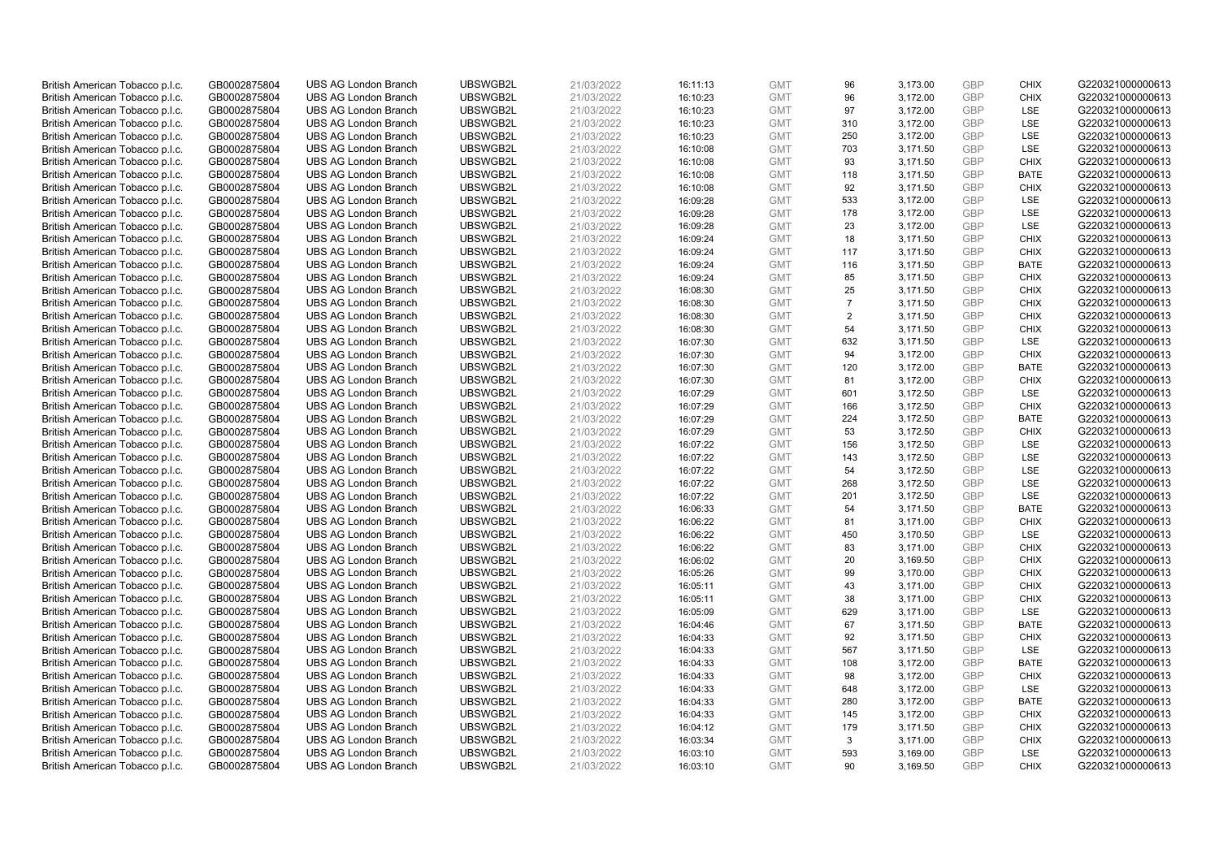| | | | | | | | | | | | |
|---|---|---|---|---|---|---|---|---|---|---|---|
| British American Tobacco p.l.c. | GB0002875804 | UBS AG London Branch | UBSWGB2L | 21/03/2022 | 16:11:13 | GMT | 96 | 3,173.00 | GBP | CHIX | G220321000000613 |
| British American Tobacco p.l.c. | GB0002875804 | UBS AG London Branch | UBSWGB2L | 21/03/2022 | 16:10:23 | GMT | 96 | 3,172.00 | GBP | CHIX | G220321000000613 |
| British American Tobacco p.l.c. | GB0002875804 | UBS AG London Branch | UBSWGB2L | 21/03/2022 | 16:10:23 | GMT | 97 | 3,172.00 | GBP | LSE | G220321000000613 |
| British American Tobacco p.l.c. | GB0002875804 | UBS AG London Branch | UBSWGB2L | 21/03/2022 | 16:10:23 | GMT | 310 | 3,172.00 | GBP | LSE | G220321000000613 |
| British American Tobacco p.l.c. | GB0002875804 | UBS AG London Branch | UBSWGB2L | 21/03/2022 | 16:10:23 | GMT | 250 | 3,172.00 | GBP | LSE | G220321000000613 |
| British American Tobacco p.l.c. | GB0002875804 | UBS AG London Branch | UBSWGB2L | 21/03/2022 | 16:10:08 | GMT | 703 | 3,171.50 | GBP | LSE | G220321000000613 |
| British American Tobacco p.l.c. | GB0002875804 | UBS AG London Branch | UBSWGB2L | 21/03/2022 | 16:10:08 | GMT | 93 | 3,171.50 | GBP | CHIX | G220321000000613 |
| British American Tobacco p.l.c. | GB0002875804 | UBS AG London Branch | UBSWGB2L | 21/03/2022 | 16:10:08 | GMT | 118 | 3,171.50 | GBP | BATE | G220321000000613 |
| British American Tobacco p.l.c. | GB0002875804 | UBS AG London Branch | UBSWGB2L | 21/03/2022 | 16:10:08 | GMT | 92 | 3,171.50 | GBP | CHIX | G220321000000613 |
| British American Tobacco p.l.c. | GB0002875804 | UBS AG London Branch | UBSWGB2L | 21/03/2022 | 16:09:28 | GMT | 533 | 3,172.00 | GBP | LSE | G220321000000613 |
| British American Tobacco p.l.c. | GB0002875804 | UBS AG London Branch | UBSWGB2L | 21/03/2022 | 16:09:28 | GMT | 178 | 3,172.00 | GBP | LSE | G220321000000613 |
| British American Tobacco p.l.c. | GB0002875804 | UBS AG London Branch | UBSWGB2L | 21/03/2022 | 16:09:28 | GMT | 23 | 3,172.00 | GBP | LSE | G220321000000613 |
| British American Tobacco p.l.c. | GB0002875804 | UBS AG London Branch | UBSWGB2L | 21/03/2022 | 16:09:24 | GMT | 18 | 3,171.50 | GBP | CHIX | G220321000000613 |
| British American Tobacco p.l.c. | GB0002875804 | UBS AG London Branch | UBSWGB2L | 21/03/2022 | 16:09:24 | GMT | 117 | 3,171.50 | GBP | CHIX | G220321000000613 |
| British American Tobacco p.l.c. | GB0002875804 | UBS AG London Branch | UBSWGB2L | 21/03/2022 | 16:09:24 | GMT | 116 | 3,171.50 | GBP | BATE | G220321000000613 |
| British American Tobacco p.l.c. | GB0002875804 | UBS AG London Branch | UBSWGB2L | 21/03/2022 | 16:09:24 | GMT | 85 | 3,171.50 | GBP | CHIX | G220321000000613 |
| British American Tobacco p.l.c. | GB0002875804 | UBS AG London Branch | UBSWGB2L | 21/03/2022 | 16:08:30 | GMT | 25 | 3,171.50 | GBP | CHIX | G220321000000613 |
| British American Tobacco p.l.c. | GB0002875804 | UBS AG London Branch | UBSWGB2L | 21/03/2022 | 16:08:30 | GMT | 7 | 3,171.50 | GBP | CHIX | G220321000000613 |
| British American Tobacco p.l.c. | GB0002875804 | UBS AG London Branch | UBSWGB2L | 21/03/2022 | 16:08:30 | GMT | 2 | 3,171.50 | GBP | CHIX | G220321000000613 |
| British American Tobacco p.l.c. | GB0002875804 | UBS AG London Branch | UBSWGB2L | 21/03/2022 | 16:08:30 | GMT | 54 | 3,171.50 | GBP | CHIX | G220321000000613 |
| British American Tobacco p.l.c. | GB0002875804 | UBS AG London Branch | UBSWGB2L | 21/03/2022 | 16:07:30 | GMT | 632 | 3,171.50 | GBP | LSE | G220321000000613 |
| British American Tobacco p.l.c. | GB0002875804 | UBS AG London Branch | UBSWGB2L | 21/03/2022 | 16:07:30 | GMT | 94 | 3,172.00 | GBP | CHIX | G220321000000613 |
| British American Tobacco p.l.c. | GB0002875804 | UBS AG London Branch | UBSWGB2L | 21/03/2022 | 16:07:30 | GMT | 120 | 3,172.00 | GBP | BATE | G220321000000613 |
| British American Tobacco p.l.c. | GB0002875804 | UBS AG London Branch | UBSWGB2L | 21/03/2022 | 16:07:30 | GMT | 81 | 3,172.00 | GBP | CHIX | G220321000000613 |
| British American Tobacco p.l.c. | GB0002875804 | UBS AG London Branch | UBSWGB2L | 21/03/2022 | 16:07:29 | GMT | 601 | 3,172.50 | GBP | LSE | G220321000000613 |
| British American Tobacco p.l.c. | GB0002875804 | UBS AG London Branch | UBSWGB2L | 21/03/2022 | 16:07:29 | GMT | 166 | 3,172.50 | GBP | CHIX | G220321000000613 |
| British American Tobacco p.l.c. | GB0002875804 | UBS AG London Branch | UBSWGB2L | 21/03/2022 | 16:07:29 | GMT | 224 | 3,172.50 | GBP | BATE | G220321000000613 |
| British American Tobacco p.l.c. | GB0002875804 | UBS AG London Branch | UBSWGB2L | 21/03/2022 | 16:07:29 | GMT | 53 | 3,172.50 | GBP | CHIX | G220321000000613 |
| British American Tobacco p.l.c. | GB0002875804 | UBS AG London Branch | UBSWGB2L | 21/03/2022 | 16:07:22 | GMT | 156 | 3,172.50 | GBP | LSE | G220321000000613 |
| British American Tobacco p.l.c. | GB0002875804 | UBS AG London Branch | UBSWGB2L | 21/03/2022 | 16:07:22 | GMT | 143 | 3,172.50 | GBP | LSE | G220321000000613 |
| British American Tobacco p.l.c. | GB0002875804 | UBS AG London Branch | UBSWGB2L | 21/03/2022 | 16:07:22 | GMT | 54 | 3,172.50 | GBP | LSE | G220321000000613 |
| British American Tobacco p.l.c. | GB0002875804 | UBS AG London Branch | UBSWGB2L | 21/03/2022 | 16:07:22 | GMT | 268 | 3,172.50 | GBP | LSE | G220321000000613 |
| British American Tobacco p.l.c. | GB0002875804 | UBS AG London Branch | UBSWGB2L | 21/03/2022 | 16:07:22 | GMT | 201 | 3,172.50 | GBP | LSE | G220321000000613 |
| British American Tobacco p.l.c. | GB0002875804 | UBS AG London Branch | UBSWGB2L | 21/03/2022 | 16:06:33 | GMT | 54 | 3,171.50 | GBP | BATE | G220321000000613 |
| British American Tobacco p.l.c. | GB0002875804 | UBS AG London Branch | UBSWGB2L | 21/03/2022 | 16:06:22 | GMT | 81 | 3,171.00 | GBP | CHIX | G220321000000613 |
| British American Tobacco p.l.c. | GB0002875804 | UBS AG London Branch | UBSWGB2L | 21/03/2022 | 16:06:22 | GMT | 450 | 3,170.50 | GBP | LSE | G220321000000613 |
| British American Tobacco p.l.c. | GB0002875804 | UBS AG London Branch | UBSWGB2L | 21/03/2022 | 16:06:22 | GMT | 83 | 3,171.00 | GBP | CHIX | G220321000000613 |
| British American Tobacco p.l.c. | GB0002875804 | UBS AG London Branch | UBSWGB2L | 21/03/2022 | 16:06:02 | GMT | 20 | 3,169.50 | GBP | CHIX | G220321000000613 |
| British American Tobacco p.l.c. | GB0002875804 | UBS AG London Branch | UBSWGB2L | 21/03/2022 | 16:05:26 | GMT | 99 | 3,170.00 | GBP | CHIX | G220321000000613 |
| British American Tobacco p.l.c. | GB0002875804 | UBS AG London Branch | UBSWGB2L | 21/03/2022 | 16:05:11 | GMT | 43 | 3,171.00 | GBP | CHIX | G220321000000613 |
| British American Tobacco p.l.c. | GB0002875804 | UBS AG London Branch | UBSWGB2L | 21/03/2022 | 16:05:11 | GMT | 38 | 3,171.00 | GBP | CHIX | G220321000000613 |
| British American Tobacco p.l.c. | GB0002875804 | UBS AG London Branch | UBSWGB2L | 21/03/2022 | 16:05:09 | GMT | 629 | 3,171.00 | GBP | LSE | G220321000000613 |
| British American Tobacco p.l.c. | GB0002875804 | UBS AG London Branch | UBSWGB2L | 21/03/2022 | 16:04:46 | GMT | 67 | 3,171.50 | GBP | BATE | G220321000000613 |
| British American Tobacco p.l.c. | GB0002875804 | UBS AG London Branch | UBSWGB2L | 21/03/2022 | 16:04:33 | GMT | 92 | 3,171.50 | GBP | CHIX | G220321000000613 |
| British American Tobacco p.l.c. | GB0002875804 | UBS AG London Branch | UBSWGB2L | 21/03/2022 | 16:04:33 | GMT | 567 | 3,171.50 | GBP | LSE | G220321000000613 |
| British American Tobacco p.l.c. | GB0002875804 | UBS AG London Branch | UBSWGB2L | 21/03/2022 | 16:04:33 | GMT | 108 | 3,172.00 | GBP | BATE | G220321000000613 |
| British American Tobacco p.l.c. | GB0002875804 | UBS AG London Branch | UBSWGB2L | 21/03/2022 | 16:04:33 | GMT | 98 | 3,172.00 | GBP | CHIX | G220321000000613 |
| British American Tobacco p.l.c. | GB0002875804 | UBS AG London Branch | UBSWGB2L | 21/03/2022 | 16:04:33 | GMT | 648 | 3,172.00 | GBP | LSE | G220321000000613 |
| British American Tobacco p.l.c. | GB0002875804 | UBS AG London Branch | UBSWGB2L | 21/03/2022 | 16:04:33 | GMT | 280 | 3,172.00 | GBP | BATE | G220321000000613 |
| British American Tobacco p.l.c. | GB0002875804 | UBS AG London Branch | UBSWGB2L | 21/03/2022 | 16:04:33 | GMT | 145 | 3,172.00 | GBP | CHIX | G220321000000613 |
| British American Tobacco p.l.c. | GB0002875804 | UBS AG London Branch | UBSWGB2L | 21/03/2022 | 16:04:12 | GMT | 179 | 3,171.50 | GBP | CHIX | G220321000000613 |
| British American Tobacco p.l.c. | GB0002875804 | UBS AG London Branch | UBSWGB2L | 21/03/2022 | 16:03:34 | GMT | 3 | 3,171.00 | GBP | CHIX | G220321000000613 |
| British American Tobacco p.l.c. | GB0002875804 | UBS AG London Branch | UBSWGB2L | 21/03/2022 | 16:03:10 | GMT | 593 | 3,169.00 | GBP | LSE | G220321000000613 |
| British American Tobacco p.l.c. | GB0002875804 | UBS AG London Branch | UBSWGB2L | 21/03/2022 | 16:03:10 | GMT | 90 | 3,169.50 | GBP | CHIX | G220321000000613 |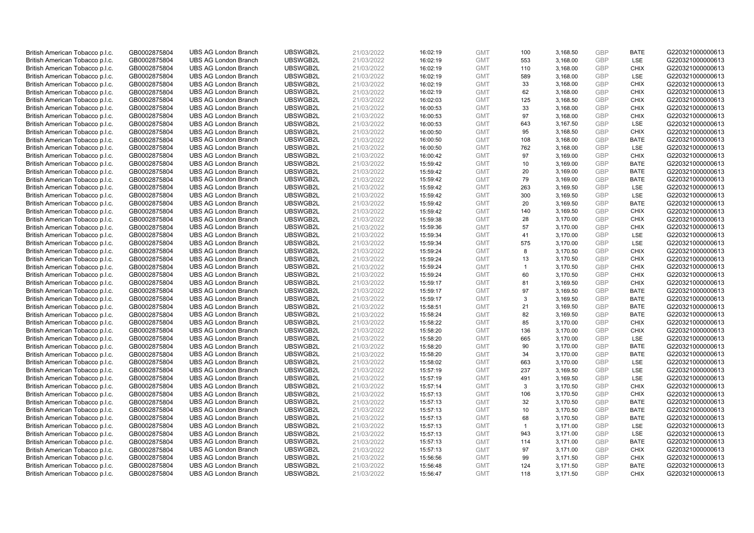| British American Tobacco p.l.c. | GB0002875804 | UBS AG London Branch | UBSWGB2L | 21/03/2022 | 16:02:19 | GMT | 100 | 3,168.50 | GBP | BATE | G220321000000613 |
|---|---|---|---|---|---|---|---|---|---|---|---|
| British American Tobacco p.l.c. | GB0002875804 | UBS AG London Branch | UBSWGB2L | 21/03/2022 | 16:02:19 | GMT | 553 | 3,168.00 | GBP | LSE | G220321000000613 |
| British American Tobacco p.l.c. | GB0002875804 | UBS AG London Branch | UBSWGB2L | 21/03/2022 | 16:02:19 | GMT | 110 | 3,168.00 | GBP | CHIX | G220321000000613 |
| British American Tobacco p.l.c. | GB0002875804 | UBS AG London Branch | UBSWGB2L | 21/03/2022 | 16:02:19 | GMT | 589 | 3,168.00 | GBP | LSE | G220321000000613 |
| British American Tobacco p.l.c. | GB0002875804 | UBS AG London Branch | UBSWGB2L | 21/03/2022 | 16:02:19 | GMT | 33 | 3,168.00 | GBP | CHIX | G220321000000613 |
| British American Tobacco p.l.c. | GB0002875804 | UBS AG London Branch | UBSWGB2L | 21/03/2022 | 16:02:19 | GMT | 62 | 3,168.00 | GBP | CHIX | G220321000000613 |
| British American Tobacco p.l.c. | GB0002875804 | UBS AG London Branch | UBSWGB2L | 21/03/2022 | 16:02:03 | GMT | 125 | 3,168.50 | GBP | CHIX | G220321000000613 |
| British American Tobacco p.l.c. | GB0002875804 | UBS AG London Branch | UBSWGB2L | 21/03/2022 | 16:00:53 | GMT | 33 | 3,168.00 | GBP | CHIX | G220321000000613 |
| British American Tobacco p.l.c. | GB0002875804 | UBS AG London Branch | UBSWGB2L | 21/03/2022 | 16:00:53 | GMT | 97 | 3,168.00 | GBP | CHIX | G220321000000613 |
| British American Tobacco p.l.c. | GB0002875804 | UBS AG London Branch | UBSWGB2L | 21/03/2022 | 16:00:53 | GMT | 643 | 3,167.50 | GBP | LSE | G220321000000613 |
| British American Tobacco p.l.c. | GB0002875804 | UBS AG London Branch | UBSWGB2L | 21/03/2022 | 16:00:50 | GMT | 95 | 3,168.50 | GBP | CHIX | G220321000000613 |
| British American Tobacco p.l.c. | GB0002875804 | UBS AG London Branch | UBSWGB2L | 21/03/2022 | 16:00:50 | GMT | 108 | 3,168.00 | GBP | BATE | G220321000000613 |
| British American Tobacco p.l.c. | GB0002875804 | UBS AG London Branch | UBSWGB2L | 21/03/2022 | 16:00:50 | GMT | 762 | 3,168.00 | GBP | LSE | G220321000000613 |
| British American Tobacco p.l.c. | GB0002875804 | UBS AG London Branch | UBSWGB2L | 21/03/2022 | 16:00:42 | GMT | 97 | 3,169.00 | GBP | CHIX | G220321000000613 |
| British American Tobacco p.l.c. | GB0002875804 | UBS AG London Branch | UBSWGB2L | 21/03/2022 | 15:59:42 | GMT | 10 | 3,169.00 | GBP | BATE | G220321000000613 |
| British American Tobacco p.l.c. | GB0002875804 | UBS AG London Branch | UBSWGB2L | 21/03/2022 | 15:59:42 | GMT | 20 | 3,169.00 | GBP | BATE | G220321000000613 |
| British American Tobacco p.l.c. | GB0002875804 | UBS AG London Branch | UBSWGB2L | 21/03/2022 | 15:59:42 | GMT | 79 | 3,169.00 | GBP | BATE | G220321000000613 |
| British American Tobacco p.l.c. | GB0002875804 | UBS AG London Branch | UBSWGB2L | 21/03/2022 | 15:59:42 | GMT | 263 | 3,169.50 | GBP | LSE | G220321000000613 |
| British American Tobacco p.l.c. | GB0002875804 | UBS AG London Branch | UBSWGB2L | 21/03/2022 | 15:59:42 | GMT | 300 | 3,169.50 | GBP | LSE | G220321000000613 |
| British American Tobacco p.l.c. | GB0002875804 | UBS AG London Branch | UBSWGB2L | 21/03/2022 | 15:59:42 | GMT | 20 | 3,169.50 | GBP | BATE | G220321000000613 |
| British American Tobacco p.l.c. | GB0002875804 | UBS AG London Branch | UBSWGB2L | 21/03/2022 | 15:59:42 | GMT | 140 | 3,169.50 | GBP | CHIX | G220321000000613 |
| British American Tobacco p.l.c. | GB0002875804 | UBS AG London Branch | UBSWGB2L | 21/03/2022 | 15:59:38 | GMT | 28 | 3,170.00 | GBP | CHIX | G220321000000613 |
| British American Tobacco p.l.c. | GB0002875804 | UBS AG London Branch | UBSWGB2L | 21/03/2022 | 15:59:36 | GMT | 57 | 3,170.00 | GBP | CHIX | G220321000000613 |
| British American Tobacco p.l.c. | GB0002875804 | UBS AG London Branch | UBSWGB2L | 21/03/2022 | 15:59:34 | GMT | 41 | 3,170.00 | GBP | LSE | G220321000000613 |
| British American Tobacco p.l.c. | GB0002875804 | UBS AG London Branch | UBSWGB2L | 21/03/2022 | 15:59:34 | GMT | 575 | 3,170.00 | GBP | LSE | G220321000000613 |
| British American Tobacco p.l.c. | GB0002875804 | UBS AG London Branch | UBSWGB2L | 21/03/2022 | 15:59:24 | GMT | 8 | 3,170.50 | GBP | CHIX | G220321000000613 |
| British American Tobacco p.l.c. | GB0002875804 | UBS AG London Branch | UBSWGB2L | 21/03/2022 | 15:59:24 | GMT | 13 | 3,170.50 | GBP | CHIX | G220321000000613 |
| British American Tobacco p.l.c. | GB0002875804 | UBS AG London Branch | UBSWGB2L | 21/03/2022 | 15:59:24 | GMT | 1 | 3,170.50 | GBP | CHIX | G220321000000613 |
| British American Tobacco p.l.c. | GB0002875804 | UBS AG London Branch | UBSWGB2L | 21/03/2022 | 15:59:24 | GMT | 60 | 3,170.50 | GBP | CHIX | G220321000000613 |
| British American Tobacco p.l.c. | GB0002875804 | UBS AG London Branch | UBSWGB2L | 21/03/2022 | 15:59:17 | GMT | 81 | 3,169.50 | GBP | CHIX | G220321000000613 |
| British American Tobacco p.l.c. | GB0002875804 | UBS AG London Branch | UBSWGB2L | 21/03/2022 | 15:59:17 | GMT | 97 | 3,169.50 | GBP | BATE | G220321000000613 |
| British American Tobacco p.l.c. | GB0002875804 | UBS AG London Branch | UBSWGB2L | 21/03/2022 | 15:59:17 | GMT | 3 | 3,169.50 | GBP | BATE | G220321000000613 |
| British American Tobacco p.l.c. | GB0002875804 | UBS AG London Branch | UBSWGB2L | 21/03/2022 | 15:58:51 | GMT | 21 | 3,169.50 | GBP | BATE | G220321000000613 |
| British American Tobacco p.l.c. | GB0002875804 | UBS AG London Branch | UBSWGB2L | 21/03/2022 | 15:58:24 | GMT | 82 | 3,169.50 | GBP | BATE | G220321000000613 |
| British American Tobacco p.l.c. | GB0002875804 | UBS AG London Branch | UBSWGB2L | 21/03/2022 | 15:58:22 | GMT | 85 | 3,170.00 | GBP | CHIX | G220321000000613 |
| British American Tobacco p.l.c. | GB0002875804 | UBS AG London Branch | UBSWGB2L | 21/03/2022 | 15:58:20 | GMT | 136 | 3,170.00 | GBP | CHIX | G220321000000613 |
| British American Tobacco p.l.c. | GB0002875804 | UBS AG London Branch | UBSWGB2L | 21/03/2022 | 15:58:20 | GMT | 665 | 3,170.00 | GBP | LSE | G220321000000613 |
| British American Tobacco p.l.c. | GB0002875804 | UBS AG London Branch | UBSWGB2L | 21/03/2022 | 15:58:20 | GMT | 90 | 3,170.00 | GBP | BATE | G220321000000613 |
| British American Tobacco p.l.c. | GB0002875804 | UBS AG London Branch | UBSWGB2L | 21/03/2022 | 15:58:20 | GMT | 34 | 3,170.00 | GBP | BATE | G220321000000613 |
| British American Tobacco p.l.c. | GB0002875804 | UBS AG London Branch | UBSWGB2L | 21/03/2022 | 15:58:02 | GMT | 663 | 3,170.00 | GBP | LSE | G220321000000613 |
| British American Tobacco p.l.c. | GB0002875804 | UBS AG London Branch | UBSWGB2L | 21/03/2022 | 15:57:19 | GMT | 237 | 3,169.50 | GBP | LSE | G220321000000613 |
| British American Tobacco p.l.c. | GB0002875804 | UBS AG London Branch | UBSWGB2L | 21/03/2022 | 15:57:19 | GMT | 491 | 3,169.50 | GBP | LSE | G220321000000613 |
| British American Tobacco p.l.c. | GB0002875804 | UBS AG London Branch | UBSWGB2L | 21/03/2022 | 15:57:14 | GMT | 3 | 3,170.50 | GBP | CHIX | G220321000000613 |
| British American Tobacco p.l.c. | GB0002875804 | UBS AG London Branch | UBSWGB2L | 21/03/2022 | 15:57:13 | GMT | 106 | 3,170.50 | GBP | CHIX | G220321000000613 |
| British American Tobacco p.l.c. | GB0002875804 | UBS AG London Branch | UBSWGB2L | 21/03/2022 | 15:57:13 | GMT | 32 | 3,170.50 | GBP | BATE | G220321000000613 |
| British American Tobacco p.l.c. | GB0002875804 | UBS AG London Branch | UBSWGB2L | 21/03/2022 | 15:57:13 | GMT | 10 | 3,170.50 | GBP | BATE | G220321000000613 |
| British American Tobacco p.l.c. | GB0002875804 | UBS AG London Branch | UBSWGB2L | 21/03/2022 | 15:57:13 | GMT | 68 | 3,170.50 | GBP | BATE | G220321000000613 |
| British American Tobacco p.l.c. | GB0002875804 | UBS AG London Branch | UBSWGB2L | 21/03/2022 | 15:57:13 | GMT | 1 | 3,171.00 | GBP | LSE | G220321000000613 |
| British American Tobacco p.l.c. | GB0002875804 | UBS AG London Branch | UBSWGB2L | 21/03/2022 | 15:57:13 | GMT | 943 | 3,171.00 | GBP | LSE | G220321000000613 |
| British American Tobacco p.l.c. | GB0002875804 | UBS AG London Branch | UBSWGB2L | 21/03/2022 | 15:57:13 | GMT | 114 | 3,171.00 | GBP | BATE | G220321000000613 |
| British American Tobacco p.l.c. | GB0002875804 | UBS AG London Branch | UBSWGB2L | 21/03/2022 | 15:57:13 | GMT | 97 | 3,171.00 | GBP | CHIX | G220321000000613 |
| British American Tobacco p.l.c. | GB0002875804 | UBS AG London Branch | UBSWGB2L | 21/03/2022 | 15:56:56 | GMT | 99 | 3,171.50 | GBP | CHIX | G220321000000613 |
| British American Tobacco p.l.c. | GB0002875804 | UBS AG London Branch | UBSWGB2L | 21/03/2022 | 15:56:48 | GMT | 124 | 3,171.50 | GBP | BATE | G220321000000613 |
| British American Tobacco p.l.c. | GB0002875804 | UBS AG London Branch | UBSWGB2L | 21/03/2022 | 15:56:47 | GMT | 118 | 3,171.50 | GBP | CHIX | G220321000000613 |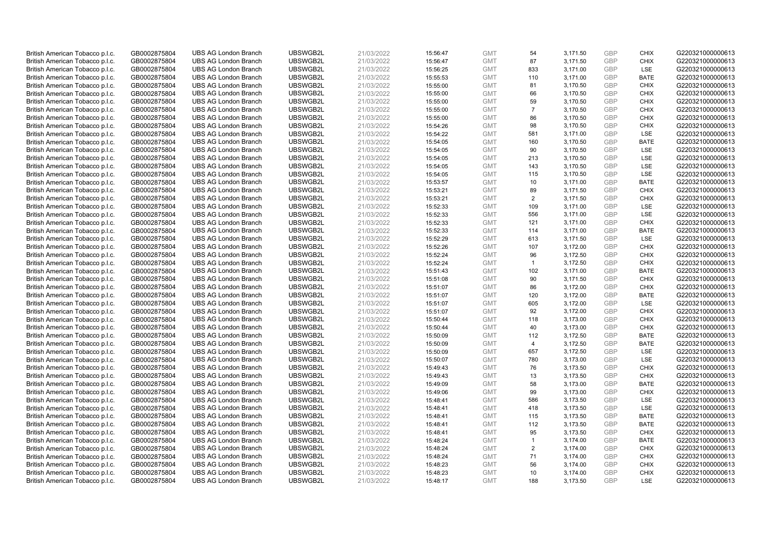| British American Tobacco p.l.c. | GB0002875804 | UBS AG London Branch | UBSWGB2L | 21/03/2022 | 15:56:47 | GMT | 54 | 3,171.50 | GBP | CHIX | G220321000000613 |
|---|---|---|---|---|---|---|---|---|---|---|---|
| British American Tobacco p.l.c. | GB0002875804 | UBS AG London Branch | UBSWGB2L | 21/03/2022 | 15:56:47 | GMT | 87 | 3,171.50 | GBP | CHIX | G220321000000613 |
| British American Tobacco p.l.c. | GB0002875804 | UBS AG London Branch | UBSWGB2L | 21/03/2022 | 15:56:25 | GMT | 833 | 3,171.00 | GBP | LSE | G220321000000613 |
| British American Tobacco p.l.c. | GB0002875804 | UBS AG London Branch | UBSWGB2L | 21/03/2022 | 15:55:53 | GMT | 110 | 3,171.00 | GBP | BATE | G220321000000613 |
| British American Tobacco p.l.c. | GB0002875804 | UBS AG London Branch | UBSWGB2L | 21/03/2022 | 15:55:00 | GMT | 81 | 3,170.50 | GBP | CHIX | G220321000000613 |
| British American Tobacco p.l.c. | GB0002875804 | UBS AG London Branch | UBSWGB2L | 21/03/2022 | 15:55:00 | GMT | 66 | 3,170.50 | GBP | CHIX | G220321000000613 |
| British American Tobacco p.l.c. | GB0002875804 | UBS AG London Branch | UBSWGB2L | 21/03/2022 | 15:55:00 | GMT | 59 | 3,170.50 | GBP | CHIX | G220321000000613 |
| British American Tobacco p.l.c. | GB0002875804 | UBS AG London Branch | UBSWGB2L | 21/03/2022 | 15:55:00 | GMT | 7 | 3,170.50 | GBP | CHIX | G220321000000613 |
| British American Tobacco p.l.c. | GB0002875804 | UBS AG London Branch | UBSWGB2L | 21/03/2022 | 15:55:00 | GMT | 86 | 3,170.50 | GBP | CHIX | G220321000000613 |
| British American Tobacco p.l.c. | GB0002875804 | UBS AG London Branch | UBSWGB2L | 21/03/2022 | 15:54:26 | GMT | 98 | 3,170.50 | GBP | CHIX | G220321000000613 |
| British American Tobacco p.l.c. | GB0002875804 | UBS AG London Branch | UBSWGB2L | 21/03/2022 | 15:54:22 | GMT | 581 | 3,171.00 | GBP | LSE | G220321000000613 |
| British American Tobacco p.l.c. | GB0002875804 | UBS AG London Branch | UBSWGB2L | 21/03/2022 | 15:54:05 | GMT | 160 | 3,170.50 | GBP | BATE | G220321000000613 |
| British American Tobacco p.l.c. | GB0002875804 | UBS AG London Branch | UBSWGB2L | 21/03/2022 | 15:54:05 | GMT | 90 | 3,170.50 | GBP | LSE | G220321000000613 |
| British American Tobacco p.l.c. | GB0002875804 | UBS AG London Branch | UBSWGB2L | 21/03/2022 | 15:54:05 | GMT | 213 | 3,170.50 | GBP | LSE | G220321000000613 |
| British American Tobacco p.l.c. | GB0002875804 | UBS AG London Branch | UBSWGB2L | 21/03/2022 | 15:54:05 | GMT | 143 | 3,170.50 | GBP | LSE | G220321000000613 |
| British American Tobacco p.l.c. | GB0002875804 | UBS AG London Branch | UBSWGB2L | 21/03/2022 | 15:54:05 | GMT | 115 | 3,170.50 | GBP | LSE | G220321000000613 |
| British American Tobacco p.l.c. | GB0002875804 | UBS AG London Branch | UBSWGB2L | 21/03/2022 | 15:53:57 | GMT | 10 | 3,171.00 | GBP | BATE | G220321000000613 |
| British American Tobacco p.l.c. | GB0002875804 | UBS AG London Branch | UBSWGB2L | 21/03/2022 | 15:53:21 | GMT | 89 | 3,171.50 | GBP | CHIX | G220321000000613 |
| British American Tobacco p.l.c. | GB0002875804 | UBS AG London Branch | UBSWGB2L | 21/03/2022 | 15:53:21 | GMT | 2 | 3,171.50 | GBP | CHIX | G220321000000613 |
| British American Tobacco p.l.c. | GB0002875804 | UBS AG London Branch | UBSWGB2L | 21/03/2022 | 15:52:33 | GMT | 109 | 3,171.00 | GBP | LSE | G220321000000613 |
| British American Tobacco p.l.c. | GB0002875804 | UBS AG London Branch | UBSWGB2L | 21/03/2022 | 15:52:33 | GMT | 556 | 3,171.00 | GBP | LSE | G220321000000613 |
| British American Tobacco p.l.c. | GB0002875804 | UBS AG London Branch | UBSWGB2L | 21/03/2022 | 15:52:33 | GMT | 121 | 3,171.00 | GBP | CHIX | G220321000000613 |
| British American Tobacco p.l.c. | GB0002875804 | UBS AG London Branch | UBSWGB2L | 21/03/2022 | 15:52:33 | GMT | 114 | 3,171.00 | GBP | BATE | G220321000000613 |
| British American Tobacco p.l.c. | GB0002875804 | UBS AG London Branch | UBSWGB2L | 21/03/2022 | 15:52:29 | GMT | 613 | 3,171.50 | GBP | LSE | G220321000000613 |
| British American Tobacco p.l.c. | GB0002875804 | UBS AG London Branch | UBSWGB2L | 21/03/2022 | 15:52:26 | GMT | 107 | 3,172.00 | GBP | CHIX | G220321000000613 |
| British American Tobacco p.l.c. | GB0002875804 | UBS AG London Branch | UBSWGB2L | 21/03/2022 | 15:52:24 | GMT | 96 | 3,172.50 | GBP | CHIX | G220321000000613 |
| British American Tobacco p.l.c. | GB0002875804 | UBS AG London Branch | UBSWGB2L | 21/03/2022 | 15:52:24 | GMT | 1 | 3,172.50 | GBP | CHIX | G220321000000613 |
| British American Tobacco p.l.c. | GB0002875804 | UBS AG London Branch | UBSWGB2L | 21/03/2022 | 15:51:43 | GMT | 102 | 3,171.00 | GBP | BATE | G220321000000613 |
| British American Tobacco p.l.c. | GB0002875804 | UBS AG London Branch | UBSWGB2L | 21/03/2022 | 15:51:08 | GMT | 90 | 3,171.50 | GBP | CHIX | G220321000000613 |
| British American Tobacco p.l.c. | GB0002875804 | UBS AG London Branch | UBSWGB2L | 21/03/2022 | 15:51:07 | GMT | 86 | 3,172.00 | GBP | CHIX | G220321000000613 |
| British American Tobacco p.l.c. | GB0002875804 | UBS AG London Branch | UBSWGB2L | 21/03/2022 | 15:51:07 | GMT | 120 | 3,172.00 | GBP | BATE | G220321000000613 |
| British American Tobacco p.l.c. | GB0002875804 | UBS AG London Branch | UBSWGB2L | 21/03/2022 | 15:51:07 | GMT | 605 | 3,172.00 | GBP | LSE | G220321000000613 |
| British American Tobacco p.l.c. | GB0002875804 | UBS AG London Branch | UBSWGB2L | 21/03/2022 | 15:51:07 | GMT | 92 | 3,172.00 | GBP | CHIX | G220321000000613 |
| British American Tobacco p.l.c. | GB0002875804 | UBS AG London Branch | UBSWGB2L | 21/03/2022 | 15:50:44 | GMT | 118 | 3,173.00 | GBP | CHIX | G220321000000613 |
| British American Tobacco p.l.c. | GB0002875804 | UBS AG London Branch | UBSWGB2L | 21/03/2022 | 15:50:44 | GMT | 40 | 3,173.00 | GBP | CHIX | G220321000000613 |
| British American Tobacco p.l.c. | GB0002875804 | UBS AG London Branch | UBSWGB2L | 21/03/2022 | 15:50:09 | GMT | 112 | 3,172.50 | GBP | BATE | G220321000000613 |
| British American Tobacco p.l.c. | GB0002875804 | UBS AG London Branch | UBSWGB2L | 21/03/2022 | 15:50:09 | GMT | 4 | 3,172.50 | GBP | BATE | G220321000000613 |
| British American Tobacco p.l.c. | GB0002875804 | UBS AG London Branch | UBSWGB2L | 21/03/2022 | 15:50:09 | GMT | 657 | 3,172.50 | GBP | LSE | G220321000000613 |
| British American Tobacco p.l.c. | GB0002875804 | UBS AG London Branch | UBSWGB2L | 21/03/2022 | 15:50:07 | GMT | 780 | 3,173.00 | GBP | LSE | G220321000000613 |
| British American Tobacco p.l.c. | GB0002875804 | UBS AG London Branch | UBSWGB2L | 21/03/2022 | 15:49:43 | GMT | 76 | 3,173.50 | GBP | CHIX | G220321000000613 |
| British American Tobacco p.l.c. | GB0002875804 | UBS AG London Branch | UBSWGB2L | 21/03/2022 | 15:49:43 | GMT | 13 | 3,173.50 | GBP | CHIX | G220321000000613 |
| British American Tobacco p.l.c. | GB0002875804 | UBS AG London Branch | UBSWGB2L | 21/03/2022 | 15:49:09 | GMT | 58 | 3,173.00 | GBP | BATE | G220321000000613 |
| British American Tobacco p.l.c. | GB0002875804 | UBS AG London Branch | UBSWGB2L | 21/03/2022 | 15:49:06 | GMT | 99 | 3,173.00 | GBP | CHIX | G220321000000613 |
| British American Tobacco p.l.c. | GB0002875804 | UBS AG London Branch | UBSWGB2L | 21/03/2022 | 15:48:41 | GMT | 586 | 3,173.50 | GBP | LSE | G220321000000613 |
| British American Tobacco p.l.c. | GB0002875804 | UBS AG London Branch | UBSWGB2L | 21/03/2022 | 15:48:41 | GMT | 418 | 3,173.50 | GBP | LSE | G220321000000613 |
| British American Tobacco p.l.c. | GB0002875804 | UBS AG London Branch | UBSWGB2L | 21/03/2022 | 15:48:41 | GMT | 115 | 3,173.50 | GBP | BATE | G220321000000613 |
| British American Tobacco p.l.c. | GB0002875804 | UBS AG London Branch | UBSWGB2L | 21/03/2022 | 15:48:41 | GMT | 112 | 3,173.50 | GBP | BATE | G220321000000613 |
| British American Tobacco p.l.c. | GB0002875804 | UBS AG London Branch | UBSWGB2L | 21/03/2022 | 15:48:41 | GMT | 95 | 3,173.50 | GBP | CHIX | G220321000000613 |
| British American Tobacco p.l.c. | GB0002875804 | UBS AG London Branch | UBSWGB2L | 21/03/2022 | 15:48:24 | GMT | 1 | 3,174.00 | GBP | BATE | G220321000000613 |
| British American Tobacco p.l.c. | GB0002875804 | UBS AG London Branch | UBSWGB2L | 21/03/2022 | 15:48:24 | GMT | 2 | 3,174.00 | GBP | CHIX | G220321000000613 |
| British American Tobacco p.l.c. | GB0002875804 | UBS AG London Branch | UBSWGB2L | 21/03/2022 | 15:48:24 | GMT | 71 | 3,174.00 | GBP | CHIX | G220321000000613 |
| British American Tobacco p.l.c. | GB0002875804 | UBS AG London Branch | UBSWGB2L | 21/03/2022 | 15:48:23 | GMT | 56 | 3,174.00 | GBP | CHIX | G220321000000613 |
| British American Tobacco p.l.c. | GB0002875804 | UBS AG London Branch | UBSWGB2L | 21/03/2022 | 15:48:23 | GMT | 10 | 3,174.00 | GBP | CHIX | G220321000000613 |
| British American Tobacco p.l.c. | GB0002875804 | UBS AG London Branch | UBSWGB2L | 21/03/2022 | 15:48:17 | GMT | 188 | 3,173.50 | GBP | LSE | G220321000000613 |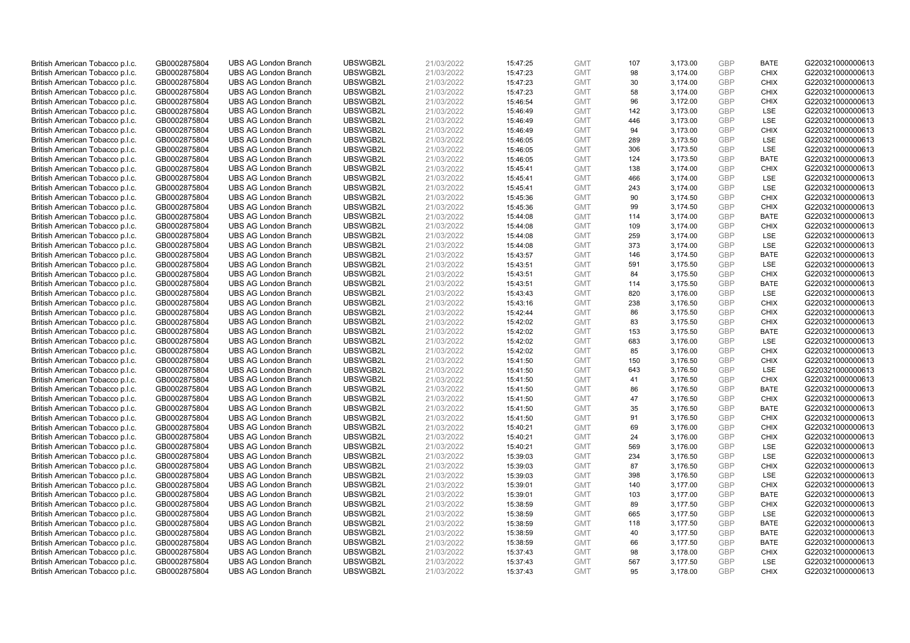| | | | | | | | | | | | |
|---|---|---|---|---|---|---|---|---|---|---|---|
| British American Tobacco p.l.c. | GB0002875804 | UBS AG London Branch | UBSWGB2L | 21/03/2022 | 15:47:25 | GMT | 107 | 3,173.00 | GBP | BATE | G220321000000613 |
| British American Tobacco p.l.c. | GB0002875804 | UBS AG London Branch | UBSWGB2L | 21/03/2022 | 15:47:23 | GMT | 98 | 3,174.00 | GBP | CHIX | G220321000000613 |
| British American Tobacco p.l.c. | GB0002875804 | UBS AG London Branch | UBSWGB2L | 21/03/2022 | 15:47:23 | GMT | 30 | 3,174.00 | GBP | CHIX | G220321000000613 |
| British American Tobacco p.l.c. | GB0002875804 | UBS AG London Branch | UBSWGB2L | 21/03/2022 | 15:47:23 | GMT | 58 | 3,174.00 | GBP | CHIX | G220321000000613 |
| British American Tobacco p.l.c. | GB0002875804 | UBS AG London Branch | UBSWGB2L | 21/03/2022 | 15:46:54 | GMT | 96 | 3,172.00 | GBP | CHIX | G220321000000613 |
| British American Tobacco p.l.c. | GB0002875804 | UBS AG London Branch | UBSWGB2L | 21/03/2022 | 15:46:49 | GMT | 142 | 3,173.00 | GBP | LSE | G220321000000613 |
| British American Tobacco p.l.c. | GB0002875804 | UBS AG London Branch | UBSWGB2L | 21/03/2022 | 15:46:49 | GMT | 446 | 3,173.00 | GBP | LSE | G220321000000613 |
| British American Tobacco p.l.c. | GB0002875804 | UBS AG London Branch | UBSWGB2L | 21/03/2022 | 15:46:49 | GMT | 94 | 3,173.00 | GBP | CHIX | G220321000000613 |
| British American Tobacco p.l.c. | GB0002875804 | UBS AG London Branch | UBSWGB2L | 21/03/2022 | 15:46:05 | GMT | 289 | 3,173.50 | GBP | LSE | G220321000000613 |
| British American Tobacco p.l.c. | GB0002875804 | UBS AG London Branch | UBSWGB2L | 21/03/2022 | 15:46:05 | GMT | 306 | 3,173.50 | GBP | LSE | G220321000000613 |
| British American Tobacco p.l.c. | GB0002875804 | UBS AG London Branch | UBSWGB2L | 21/03/2022 | 15:46:05 | GMT | 124 | 3,173.50 | GBP | BATE | G220321000000613 |
| British American Tobacco p.l.c. | GB0002875804 | UBS AG London Branch | UBSWGB2L | 21/03/2022 | 15:45:41 | GMT | 138 | 3,174.00 | GBP | CHIX | G220321000000613 |
| British American Tobacco p.l.c. | GB0002875804 | UBS AG London Branch | UBSWGB2L | 21/03/2022 | 15:45:41 | GMT | 466 | 3,174.00 | GBP | LSE | G220321000000613 |
| British American Tobacco p.l.c. | GB0002875804 | UBS AG London Branch | UBSWGB2L | 21/03/2022 | 15:45:41 | GMT | 243 | 3,174.00 | GBP | LSE | G220321000000613 |
| British American Tobacco p.l.c. | GB0002875804 | UBS AG London Branch | UBSWGB2L | 21/03/2022 | 15:45:36 | GMT | 90 | 3,174.50 | GBP | CHIX | G220321000000613 |
| British American Tobacco p.l.c. | GB0002875804 | UBS AG London Branch | UBSWGB2L | 21/03/2022 | 15:45:36 | GMT | 99 | 3,174.50 | GBP | CHIX | G220321000000613 |
| British American Tobacco p.l.c. | GB0002875804 | UBS AG London Branch | UBSWGB2L | 21/03/2022 | 15:44:08 | GMT | 114 | 3,174.00 | GBP | BATE | G220321000000613 |
| British American Tobacco p.l.c. | GB0002875804 | UBS AG London Branch | UBSWGB2L | 21/03/2022 | 15:44:08 | GMT | 109 | 3,174.00 | GBP | CHIX | G220321000000613 |
| British American Tobacco p.l.c. | GB0002875804 | UBS AG London Branch | UBSWGB2L | 21/03/2022 | 15:44:08 | GMT | 259 | 3,174.00 | GBP | LSE | G220321000000613 |
| British American Tobacco p.l.c. | GB0002875804 | UBS AG London Branch | UBSWGB2L | 21/03/2022 | 15:44:08 | GMT | 373 | 3,174.00 | GBP | LSE | G220321000000613 |
| British American Tobacco p.l.c. | GB0002875804 | UBS AG London Branch | UBSWGB2L | 21/03/2022 | 15:43:57 | GMT | 146 | 3,174.50 | GBP | BATE | G220321000000613 |
| British American Tobacco p.l.c. | GB0002875804 | UBS AG London Branch | UBSWGB2L | 21/03/2022 | 15:43:51 | GMT | 591 | 3,175.50 | GBP | LSE | G220321000000613 |
| British American Tobacco p.l.c. | GB0002875804 | UBS AG London Branch | UBSWGB2L | 21/03/2022 | 15:43:51 | GMT | 84 | 3,175.50 | GBP | CHIX | G220321000000613 |
| British American Tobacco p.l.c. | GB0002875804 | UBS AG London Branch | UBSWGB2L | 21/03/2022 | 15:43:51 | GMT | 114 | 3,175.50 | GBP | BATE | G220321000000613 |
| British American Tobacco p.l.c. | GB0002875804 | UBS AG London Branch | UBSWGB2L | 21/03/2022 | 15:43:43 | GMT | 820 | 3,176.00 | GBP | LSE | G220321000000613 |
| British American Tobacco p.l.c. | GB0002875804 | UBS AG London Branch | UBSWGB2L | 21/03/2022 | 15:43:16 | GMT | 238 | 3,176.50 | GBP | CHIX | G220321000000613 |
| British American Tobacco p.l.c. | GB0002875804 | UBS AG London Branch | UBSWGB2L | 21/03/2022 | 15:42:44 | GMT | 86 | 3,175.50 | GBP | CHIX | G220321000000613 |
| British American Tobacco p.l.c. | GB0002875804 | UBS AG London Branch | UBSWGB2L | 21/03/2022 | 15:42:02 | GMT | 83 | 3,175.50 | GBP | CHIX | G220321000000613 |
| British American Tobacco p.l.c. | GB0002875804 | UBS AG London Branch | UBSWGB2L | 21/03/2022 | 15:42:02 | GMT | 153 | 3,175.50 | GBP | BATE | G220321000000613 |
| British American Tobacco p.l.c. | GB0002875804 | UBS AG London Branch | UBSWGB2L | 21/03/2022 | 15:42:02 | GMT | 683 | 3,176.00 | GBP | LSE | G220321000000613 |
| British American Tobacco p.l.c. | GB0002875804 | UBS AG London Branch | UBSWGB2L | 21/03/2022 | 15:42:02 | GMT | 85 | 3,176.00 | GBP | CHIX | G220321000000613 |
| British American Tobacco p.l.c. | GB0002875804 | UBS AG London Branch | UBSWGB2L | 21/03/2022 | 15:41:50 | GMT | 150 | 3,176.50 | GBP | CHIX | G220321000000613 |
| British American Tobacco p.l.c. | GB0002875804 | UBS AG London Branch | UBSWGB2L | 21/03/2022 | 15:41:50 | GMT | 643 | 3,176.50 | GBP | LSE | G220321000000613 |
| British American Tobacco p.l.c. | GB0002875804 | UBS AG London Branch | UBSWGB2L | 21/03/2022 | 15:41:50 | GMT | 41 | 3,176.50 | GBP | CHIX | G220321000000613 |
| British American Tobacco p.l.c. | GB0002875804 | UBS AG London Branch | UBSWGB2L | 21/03/2022 | 15:41:50 | GMT | 86 | 3,176.50 | GBP | BATE | G220321000000613 |
| British American Tobacco p.l.c. | GB0002875804 | UBS AG London Branch | UBSWGB2L | 21/03/2022 | 15:41:50 | GMT | 47 | 3,176.50 | GBP | CHIX | G220321000000613 |
| British American Tobacco p.l.c. | GB0002875804 | UBS AG London Branch | UBSWGB2L | 21/03/2022 | 15:41:50 | GMT | 35 | 3,176.50 | GBP | BATE | G220321000000613 |
| British American Tobacco p.l.c. | GB0002875804 | UBS AG London Branch | UBSWGB2L | 21/03/2022 | 15:41:50 | GMT | 91 | 3,176.50 | GBP | CHIX | G220321000000613 |
| British American Tobacco p.l.c. | GB0002875804 | UBS AG London Branch | UBSWGB2L | 21/03/2022 | 15:40:21 | GMT | 69 | 3,176.00 | GBP | CHIX | G220321000000613 |
| British American Tobacco p.l.c. | GB0002875804 | UBS AG London Branch | UBSWGB2L | 21/03/2022 | 15:40:21 | GMT | 24 | 3,176.00 | GBP | CHIX | G220321000000613 |
| British American Tobacco p.l.c. | GB0002875804 | UBS AG London Branch | UBSWGB2L | 21/03/2022 | 15:40:21 | GMT | 569 | 3,176.00 | GBP | LSE | G220321000000613 |
| British American Tobacco p.l.c. | GB0002875804 | UBS AG London Branch | UBSWGB2L | 21/03/2022 | 15:39:03 | GMT | 234 | 3,176.50 | GBP | LSE | G220321000000613 |
| British American Tobacco p.l.c. | GB0002875804 | UBS AG London Branch | UBSWGB2L | 21/03/2022 | 15:39:03 | GMT | 87 | 3,176.50 | GBP | CHIX | G220321000000613 |
| British American Tobacco p.l.c. | GB0002875804 | UBS AG London Branch | UBSWGB2L | 21/03/2022 | 15:39:03 | GMT | 398 | 3,176.50 | GBP | LSE | G220321000000613 |
| British American Tobacco p.l.c. | GB0002875804 | UBS AG London Branch | UBSWGB2L | 21/03/2022 | 15:39:01 | GMT | 140 | 3,177.00 | GBP | CHIX | G220321000000613 |
| British American Tobacco p.l.c. | GB0002875804 | UBS AG London Branch | UBSWGB2L | 21/03/2022 | 15:39:01 | GMT | 103 | 3,177.00 | GBP | BATE | G220321000000613 |
| British American Tobacco p.l.c. | GB0002875804 | UBS AG London Branch | UBSWGB2L | 21/03/2022 | 15:38:59 | GMT | 89 | 3,177.50 | GBP | CHIX | G220321000000613 |
| British American Tobacco p.l.c. | GB0002875804 | UBS AG London Branch | UBSWGB2L | 21/03/2022 | 15:38:59 | GMT | 665 | 3,177.50 | GBP | LSE | G220321000000613 |
| British American Tobacco p.l.c. | GB0002875804 | UBS AG London Branch | UBSWGB2L | 21/03/2022 | 15:38:59 | GMT | 118 | 3,177.50 | GBP | BATE | G220321000000613 |
| British American Tobacco p.l.c. | GB0002875804 | UBS AG London Branch | UBSWGB2L | 21/03/2022 | 15:38:59 | GMT | 40 | 3,177.50 | GBP | BATE | G220321000000613 |
| British American Tobacco p.l.c. | GB0002875804 | UBS AG London Branch | UBSWGB2L | 21/03/2022 | 15:38:59 | GMT | 66 | 3,177.50 | GBP | BATE | G220321000000613 |
| British American Tobacco p.l.c. | GB0002875804 | UBS AG London Branch | UBSWGB2L | 21/03/2022 | 15:37:43 | GMT | 98 | 3,178.00 | GBP | CHIX | G220321000000613 |
| British American Tobacco p.l.c. | GB0002875804 | UBS AG London Branch | UBSWGB2L | 21/03/2022 | 15:37:43 | GMT | 567 | 3,177.50 | GBP | LSE | G220321000000613 |
| British American Tobacco p.l.c. | GB0002875804 | UBS AG London Branch | UBSWGB2L | 21/03/2022 | 15:37:43 | GMT | 95 | 3,178.00 | GBP | CHIX | G220321000000613 |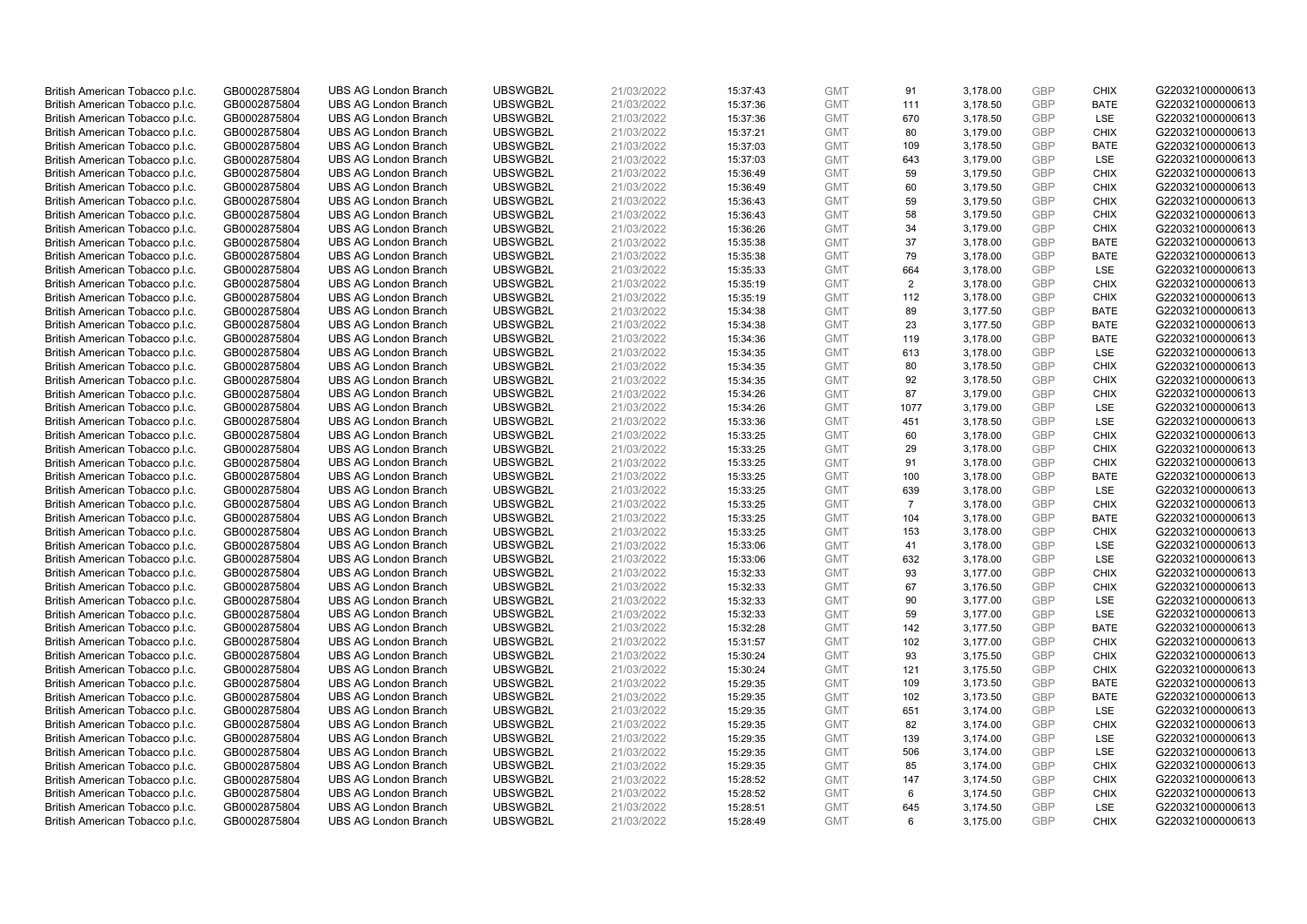| | | | | | | | | | | | |
|---|---|---|---|---|---|---|---|---|---|---|---|
| British American Tobacco p.l.c. | GB0002875804 | UBS AG London Branch | UBSWGB2L | 21/03/2022 | 15:37:43 | GMT | 91 | 3,178.00 | GBP | CHIX | G220321000000613 |
| British American Tobacco p.l.c. | GB0002875804 | UBS AG London Branch | UBSWGB2L | 21/03/2022 | 15:37:36 | GMT | 111 | 3,178.50 | GBP | BATE | G220321000000613 |
| British American Tobacco p.l.c. | GB0002875804 | UBS AG London Branch | UBSWGB2L | 21/03/2022 | 15:37:36 | GMT | 670 | 3,178.50 | GBP | LSE | G220321000000613 |
| British American Tobacco p.l.c. | GB0002875804 | UBS AG London Branch | UBSWGB2L | 21/03/2022 | 15:37:21 | GMT | 80 | 3,179.00 | GBP | CHIX | G220321000000613 |
| British American Tobacco p.l.c. | GB0002875804 | UBS AG London Branch | UBSWGB2L | 21/03/2022 | 15:37:03 | GMT | 109 | 3,178.50 | GBP | BATE | G220321000000613 |
| British American Tobacco p.l.c. | GB0002875804 | UBS AG London Branch | UBSWGB2L | 21/03/2022 | 15:37:03 | GMT | 643 | 3,179.00 | GBP | LSE | G220321000000613 |
| British American Tobacco p.l.c. | GB0002875804 | UBS AG London Branch | UBSWGB2L | 21/03/2022 | 15:36:49 | GMT | 59 | 3,179.50 | GBP | CHIX | G220321000000613 |
| British American Tobacco p.l.c. | GB0002875804 | UBS AG London Branch | UBSWGB2L | 21/03/2022 | 15:36:49 | GMT | 60 | 3,179.50 | GBP | CHIX | G220321000000613 |
| British American Tobacco p.l.c. | GB0002875804 | UBS AG London Branch | UBSWGB2L | 21/03/2022 | 15:36:43 | GMT | 59 | 3,179.50 | GBP | CHIX | G220321000000613 |
| British American Tobacco p.l.c. | GB0002875804 | UBS AG London Branch | UBSWGB2L | 21/03/2022 | 15:36:43 | GMT | 58 | 3,179.50 | GBP | CHIX | G220321000000613 |
| British American Tobacco p.l.c. | GB0002875804 | UBS AG London Branch | UBSWGB2L | 21/03/2022 | 15:36:26 | GMT | 34 | 3,179.00 | GBP | CHIX | G220321000000613 |
| British American Tobacco p.l.c. | GB0002875804 | UBS AG London Branch | UBSWGB2L | 21/03/2022 | 15:35:38 | GMT | 37 | 3,178.00 | GBP | BATE | G220321000000613 |
| British American Tobacco p.l.c. | GB0002875804 | UBS AG London Branch | UBSWGB2L | 21/03/2022 | 15:35:38 | GMT | 79 | 3,178.00 | GBP | BATE | G220321000000613 |
| British American Tobacco p.l.c. | GB0002875804 | UBS AG London Branch | UBSWGB2L | 21/03/2022 | 15:35:33 | GMT | 664 | 3,178.00 | GBP | LSE | G220321000000613 |
| British American Tobacco p.l.c. | GB0002875804 | UBS AG London Branch | UBSWGB2L | 21/03/2022 | 15:35:19 | GMT | 2 | 3,178.00 | GBP | CHIX | G220321000000613 |
| British American Tobacco p.l.c. | GB0002875804 | UBS AG London Branch | UBSWGB2L | 21/03/2022 | 15:35:19 | GMT | 112 | 3,178.00 | GBP | CHIX | G220321000000613 |
| British American Tobacco p.l.c. | GB0002875804 | UBS AG London Branch | UBSWGB2L | 21/03/2022 | 15:34:38 | GMT | 89 | 3,177.50 | GBP | BATE | G220321000000613 |
| British American Tobacco p.l.c. | GB0002875804 | UBS AG London Branch | UBSWGB2L | 21/03/2022 | 15:34:38 | GMT | 23 | 3,177.50 | GBP | BATE | G220321000000613 |
| British American Tobacco p.l.c. | GB0002875804 | UBS AG London Branch | UBSWGB2L | 21/03/2022 | 15:34:36 | GMT | 119 | 3,178.00 | GBP | BATE | G220321000000613 |
| British American Tobacco p.l.c. | GB0002875804 | UBS AG London Branch | UBSWGB2L | 21/03/2022 | 15:34:35 | GMT | 613 | 3,178.00 | GBP | LSE | G220321000000613 |
| British American Tobacco p.l.c. | GB0002875804 | UBS AG London Branch | UBSWGB2L | 21/03/2022 | 15:34:35 | GMT | 80 | 3,178.50 | GBP | CHIX | G220321000000613 |
| British American Tobacco p.l.c. | GB0002875804 | UBS AG London Branch | UBSWGB2L | 21/03/2022 | 15:34:35 | GMT | 92 | 3,178.50 | GBP | CHIX | G220321000000613 |
| British American Tobacco p.l.c. | GB0002875804 | UBS AG London Branch | UBSWGB2L | 21/03/2022 | 15:34:26 | GMT | 87 | 3,179.00 | GBP | CHIX | G220321000000613 |
| British American Tobacco p.l.c. | GB0002875804 | UBS AG London Branch | UBSWGB2L | 21/03/2022 | 15:34:26 | GMT | 1077 | 3,179.00 | GBP | LSE | G220321000000613 |
| British American Tobacco p.l.c. | GB0002875804 | UBS AG London Branch | UBSWGB2L | 21/03/2022 | 15:33:36 | GMT | 451 | 3,178.50 | GBP | LSE | G220321000000613 |
| British American Tobacco p.l.c. | GB0002875804 | UBS AG London Branch | UBSWGB2L | 21/03/2022 | 15:33:25 | GMT | 60 | 3,178.00 | GBP | CHIX | G220321000000613 |
| British American Tobacco p.l.c. | GB0002875804 | UBS AG London Branch | UBSWGB2L | 21/03/2022 | 15:33:25 | GMT | 29 | 3,178.00 | GBP | CHIX | G220321000000613 |
| British American Tobacco p.l.c. | GB0002875804 | UBS AG London Branch | UBSWGB2L | 21/03/2022 | 15:33:25 | GMT | 91 | 3,178.00 | GBP | CHIX | G220321000000613 |
| British American Tobacco p.l.c. | GB0002875804 | UBS AG London Branch | UBSWGB2L | 21/03/2022 | 15:33:25 | GMT | 100 | 3,178.00 | GBP | BATE | G220321000000613 |
| British American Tobacco p.l.c. | GB0002875804 | UBS AG London Branch | UBSWGB2L | 21/03/2022 | 15:33:25 | GMT | 639 | 3,178.00 | GBP | LSE | G220321000000613 |
| British American Tobacco p.l.c. | GB0002875804 | UBS AG London Branch | UBSWGB2L | 21/03/2022 | 15:33:25 | GMT | 7 | 3,178.00 | GBP | CHIX | G220321000000613 |
| British American Tobacco p.l.c. | GB0002875804 | UBS AG London Branch | UBSWGB2L | 21/03/2022 | 15:33:25 | GMT | 104 | 3,178.00 | GBP | BATE | G220321000000613 |
| British American Tobacco p.l.c. | GB0002875804 | UBS AG London Branch | UBSWGB2L | 21/03/2022 | 15:33:25 | GMT | 153 | 3,178.00 | GBP | CHIX | G220321000000613 |
| British American Tobacco p.l.c. | GB0002875804 | UBS AG London Branch | UBSWGB2L | 21/03/2022 | 15:33:06 | GMT | 41 | 3,178.00 | GBP | LSE | G220321000000613 |
| British American Tobacco p.l.c. | GB0002875804 | UBS AG London Branch | UBSWGB2L | 21/03/2022 | 15:33:06 | GMT | 632 | 3,178.00 | GBP | LSE | G220321000000613 |
| British American Tobacco p.l.c. | GB0002875804 | UBS AG London Branch | UBSWGB2L | 21/03/2022 | 15:32:33 | GMT | 93 | 3,177.00 | GBP | CHIX | G220321000000613 |
| British American Tobacco p.l.c. | GB0002875804 | UBS AG London Branch | UBSWGB2L | 21/03/2022 | 15:32:33 | GMT | 67 | 3,176.50 | GBP | CHIX | G220321000000613 |
| British American Tobacco p.l.c. | GB0002875804 | UBS AG London Branch | UBSWGB2L | 21/03/2022 | 15:32:33 | GMT | 90 | 3,177.00 | GBP | LSE | G220321000000613 |
| British American Tobacco p.l.c. | GB0002875804 | UBS AG London Branch | UBSWGB2L | 21/03/2022 | 15:32:33 | GMT | 59 | 3,177.00 | GBP | LSE | G220321000000613 |
| British American Tobacco p.l.c. | GB0002875804 | UBS AG London Branch | UBSWGB2L | 21/03/2022 | 15:32:28 | GMT | 142 | 3,177.50 | GBP | BATE | G220321000000613 |
| British American Tobacco p.l.c. | GB0002875804 | UBS AG London Branch | UBSWGB2L | 21/03/2022 | 15:31:57 | GMT | 102 | 3,177.00 | GBP | CHIX | G220321000000613 |
| British American Tobacco p.l.c. | GB0002875804 | UBS AG London Branch | UBSWGB2L | 21/03/2022 | 15:30:24 | GMT | 93 | 3,175.50 | GBP | CHIX | G220321000000613 |
| British American Tobacco p.l.c. | GB0002875804 | UBS AG London Branch | UBSWGB2L | 21/03/2022 | 15:30:24 | GMT | 121 | 3,175.50 | GBP | CHIX | G220321000000613 |
| British American Tobacco p.l.c. | GB0002875804 | UBS AG London Branch | UBSWGB2L | 21/03/2022 | 15:29:35 | GMT | 109 | 3,173.50 | GBP | BATE | G220321000000613 |
| British American Tobacco p.l.c. | GB0002875804 | UBS AG London Branch | UBSWGB2L | 21/03/2022 | 15:29:35 | GMT | 102 | 3,173.50 | GBP | BATE | G220321000000613 |
| British American Tobacco p.l.c. | GB0002875804 | UBS AG London Branch | UBSWGB2L | 21/03/2022 | 15:29:35 | GMT | 651 | 3,174.00 | GBP | LSE | G220321000000613 |
| British American Tobacco p.l.c. | GB0002875804 | UBS AG London Branch | UBSWGB2L | 21/03/2022 | 15:29:35 | GMT | 82 | 3,174.00 | GBP | CHIX | G220321000000613 |
| British American Tobacco p.l.c. | GB0002875804 | UBS AG London Branch | UBSWGB2L | 21/03/2022 | 15:29:35 | GMT | 139 | 3,174.00 | GBP | LSE | G220321000000613 |
| British American Tobacco p.l.c. | GB0002875804 | UBS AG London Branch | UBSWGB2L | 21/03/2022 | 15:29:35 | GMT | 506 | 3,174.00 | GBP | LSE | G220321000000613 |
| British American Tobacco p.l.c. | GB0002875804 | UBS AG London Branch | UBSWGB2L | 21/03/2022 | 15:29:35 | GMT | 85 | 3,174.00 | GBP | CHIX | G220321000000613 |
| British American Tobacco p.l.c. | GB0002875804 | UBS AG London Branch | UBSWGB2L | 21/03/2022 | 15:28:52 | GMT | 147 | 3,174.50 | GBP | CHIX | G220321000000613 |
| British American Tobacco p.l.c. | GB0002875804 | UBS AG London Branch | UBSWGB2L | 21/03/2022 | 15:28:52 | GMT | 6 | 3,174.50 | GBP | CHIX | G220321000000613 |
| British American Tobacco p.l.c. | GB0002875804 | UBS AG London Branch | UBSWGB2L | 21/03/2022 | 15:28:51 | GMT | 645 | 3,174.50 | GBP | LSE | G220321000000613 |
| British American Tobacco p.l.c. | GB0002875804 | UBS AG London Branch | UBSWGB2L | 21/03/2022 | 15:28:49 | GMT | 6 | 3,175.00 | GBP | CHIX | G220321000000613 |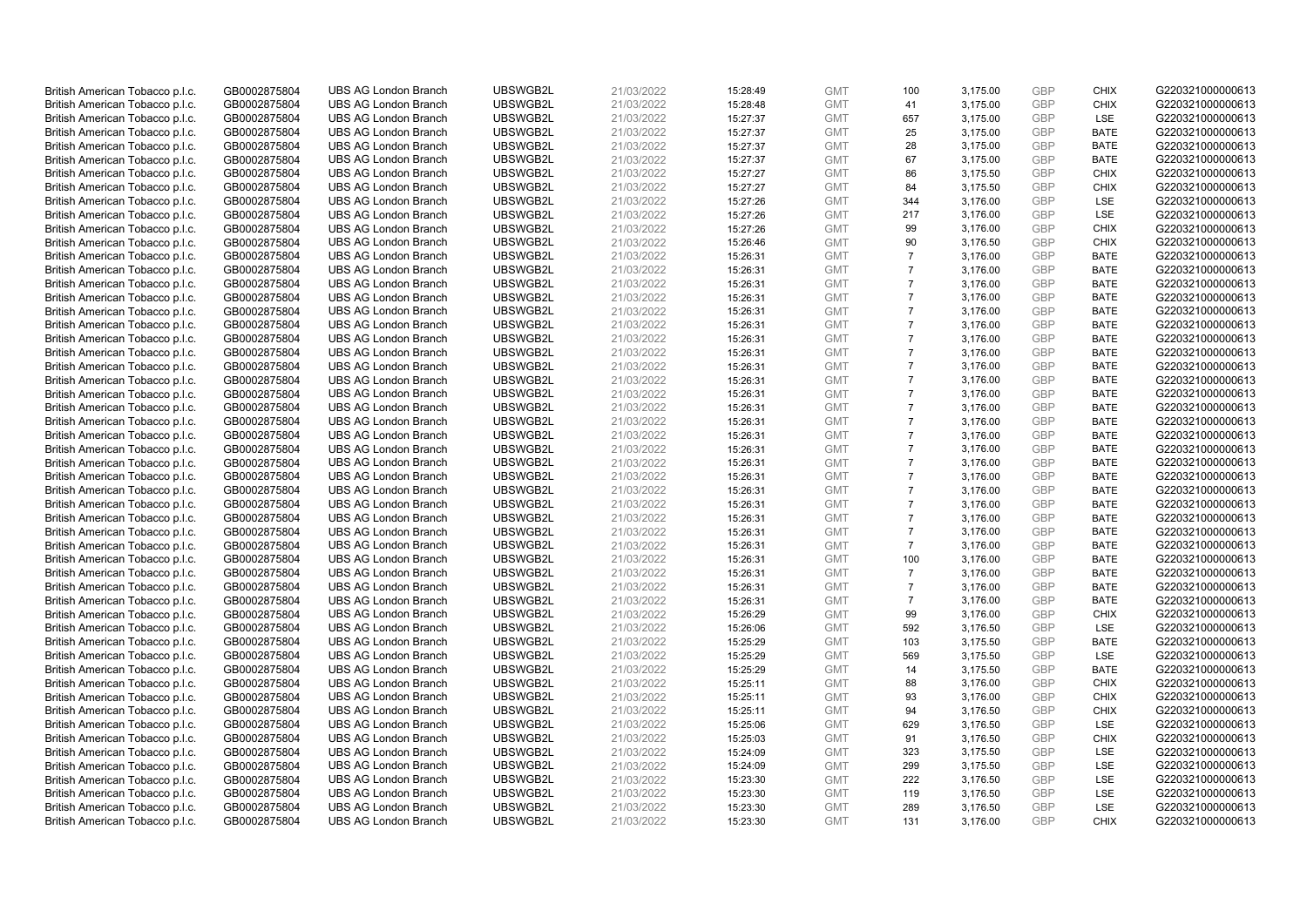| | | | | | | | | | | | |
|---|---|---|---|---|---|---|---|---|---|---|---|
| British American Tobacco p.l.c. | GB0002875804 | UBS AG London Branch | UBSWGB2L | 21/03/2022 | 15:28:49 | GMT | 100 | 3,175.00 | GBP | CHIX | G220321000000613 |
| British American Tobacco p.l.c. | GB0002875804 | UBS AG London Branch | UBSWGB2L | 21/03/2022 | 15:28:48 | GMT | 41 | 3,175.00 | GBP | CHIX | G220321000000613 |
| British American Tobacco p.l.c. | GB0002875804 | UBS AG London Branch | UBSWGB2L | 21/03/2022 | 15:27:37 | GMT | 657 | 3,175.00 | GBP | LSE | G220321000000613 |
| British American Tobacco p.l.c. | GB0002875804 | UBS AG London Branch | UBSWGB2L | 21/03/2022 | 15:27:37 | GMT | 25 | 3,175.00 | GBP | BATE | G220321000000613 |
| British American Tobacco p.l.c. | GB0002875804 | UBS AG London Branch | UBSWGB2L | 21/03/2022 | 15:27:37 | GMT | 28 | 3,175.00 | GBP | BATE | G220321000000613 |
| British American Tobacco p.l.c. | GB0002875804 | UBS AG London Branch | UBSWGB2L | 21/03/2022 | 15:27:37 | GMT | 67 | 3,175.00 | GBP | BATE | G220321000000613 |
| British American Tobacco p.l.c. | GB0002875804 | UBS AG London Branch | UBSWGB2L | 21/03/2022 | 15:27:27 | GMT | 86 | 3,175.50 | GBP | CHIX | G220321000000613 |
| British American Tobacco p.l.c. | GB0002875804 | UBS AG London Branch | UBSWGB2L | 21/03/2022 | 15:27:27 | GMT | 84 | 3,175.50 | GBP | CHIX | G220321000000613 |
| British American Tobacco p.l.c. | GB0002875804 | UBS AG London Branch | UBSWGB2L | 21/03/2022 | 15:27:26 | GMT | 344 | 3,176.00 | GBP | LSE | G220321000000613 |
| British American Tobacco p.l.c. | GB0002875804 | UBS AG London Branch | UBSWGB2L | 21/03/2022 | 15:27:26 | GMT | 217 | 3,176.00 | GBP | LSE | G220321000000613 |
| British American Tobacco p.l.c. | GB0002875804 | UBS AG London Branch | UBSWGB2L | 21/03/2022 | 15:27:26 | GMT | 99 | 3,176.00 | GBP | CHIX | G220321000000613 |
| British American Tobacco p.l.c. | GB0002875804 | UBS AG London Branch | UBSWGB2L | 21/03/2022 | 15:26:46 | GMT | 90 | 3,176.50 | GBP | CHIX | G220321000000613 |
| British American Tobacco p.l.c. | GB0002875804 | UBS AG London Branch | UBSWGB2L | 21/03/2022 | 15:26:31 | GMT | 7 | 3,176.00 | GBP | BATE | G220321000000613 |
| British American Tobacco p.l.c. | GB0002875804 | UBS AG London Branch | UBSWGB2L | 21/03/2022 | 15:26:31 | GMT | 7 | 3,176.00 | GBP | BATE | G220321000000613 |
| British American Tobacco p.l.c. | GB0002875804 | UBS AG London Branch | UBSWGB2L | 21/03/2022 | 15:26:31 | GMT | 7 | 3,176.00 | GBP | BATE | G220321000000613 |
| British American Tobacco p.l.c. | GB0002875804 | UBS AG London Branch | UBSWGB2L | 21/03/2022 | 15:26:31 | GMT | 7 | 3,176.00 | GBP | BATE | G220321000000613 |
| British American Tobacco p.l.c. | GB0002875804 | UBS AG London Branch | UBSWGB2L | 21/03/2022 | 15:26:31 | GMT | 7 | 3,176.00 | GBP | BATE | G220321000000613 |
| British American Tobacco p.l.c. | GB0002875804 | UBS AG London Branch | UBSWGB2L | 21/03/2022 | 15:26:31 | GMT | 7 | 3,176.00 | GBP | BATE | G220321000000613 |
| British American Tobacco p.l.c. | GB0002875804 | UBS AG London Branch | UBSWGB2L | 21/03/2022 | 15:26:31 | GMT | 7 | 3,176.00 | GBP | BATE | G220321000000613 |
| British American Tobacco p.l.c. | GB0002875804 | UBS AG London Branch | UBSWGB2L | 21/03/2022 | 15:26:31 | GMT | 7 | 3,176.00 | GBP | BATE | G220321000000613 |
| British American Tobacco p.l.c. | GB0002875804 | UBS AG London Branch | UBSWGB2L | 21/03/2022 | 15:26:31 | GMT | 7 | 3,176.00 | GBP | BATE | G220321000000613 |
| British American Tobacco p.l.c. | GB0002875804 | UBS AG London Branch | UBSWGB2L | 21/03/2022 | 15:26:31 | GMT | 7 | 3,176.00 | GBP | BATE | G220321000000613 |
| British American Tobacco p.l.c. | GB0002875804 | UBS AG London Branch | UBSWGB2L | 21/03/2022 | 15:26:31 | GMT | 7 | 3,176.00 | GBP | BATE | G220321000000613 |
| British American Tobacco p.l.c. | GB0002875804 | UBS AG London Branch | UBSWGB2L | 21/03/2022 | 15:26:31 | GMT | 7 | 3,176.00 | GBP | BATE | G220321000000613 |
| British American Tobacco p.l.c. | GB0002875804 | UBS AG London Branch | UBSWGB2L | 21/03/2022 | 15:26:31 | GMT | 7 | 3,176.00 | GBP | BATE | G220321000000613 |
| British American Tobacco p.l.c. | GB0002875804 | UBS AG London Branch | UBSWGB2L | 21/03/2022 | 15:26:31 | GMT | 7 | 3,176.00 | GBP | BATE | G220321000000613 |
| British American Tobacco p.l.c. | GB0002875804 | UBS AG London Branch | UBSWGB2L | 21/03/2022 | 15:26:31 | GMT | 7 | 3,176.00 | GBP | BATE | G220321000000613 |
| British American Tobacco p.l.c. | GB0002875804 | UBS AG London Branch | UBSWGB2L | 21/03/2022 | 15:26:31 | GMT | 7 | 3,176.00 | GBP | BATE | G220321000000613 |
| British American Tobacco p.l.c. | GB0002875804 | UBS AG London Branch | UBSWGB2L | 21/03/2022 | 15:26:31 | GMT | 7 | 3,176.00 | GBP | BATE | G220321000000613 |
| British American Tobacco p.l.c. | GB0002875804 | UBS AG London Branch | UBSWGB2L | 21/03/2022 | 15:26:31 | GMT | 7 | 3,176.00 | GBP | BATE | G220321000000613 |
| British American Tobacco p.l.c. | GB0002875804 | UBS AG London Branch | UBSWGB2L | 21/03/2022 | 15:26:31 | GMT | 7 | 3,176.00 | GBP | BATE | G220321000000613 |
| British American Tobacco p.l.c. | GB0002875804 | UBS AG London Branch | UBSWGB2L | 21/03/2022 | 15:26:31 | GMT | 7 | 3,176.00 | GBP | BATE | G220321000000613 |
| British American Tobacco p.l.c. | GB0002875804 | UBS AG London Branch | UBSWGB2L | 21/03/2022 | 15:26:31 | GMT | 7 | 3,176.00 | GBP | BATE | G220321000000613 |
| British American Tobacco p.l.c. | GB0002875804 | UBS AG London Branch | UBSWGB2L | 21/03/2022 | 15:26:31 | GMT | 100 | 3,176.00 | GBP | BATE | G220321000000613 |
| British American Tobacco p.l.c. | GB0002875804 | UBS AG London Branch | UBSWGB2L | 21/03/2022 | 15:26:31 | GMT | 7 | 3,176.00 | GBP | BATE | G220321000000613 |
| British American Tobacco p.l.c. | GB0002875804 | UBS AG London Branch | UBSWGB2L | 21/03/2022 | 15:26:31 | GMT | 7 | 3,176.00 | GBP | BATE | G220321000000613 |
| British American Tobacco p.l.c. | GB0002875804 | UBS AG London Branch | UBSWGB2L | 21/03/2022 | 15:26:31 | GMT | 7 | 3,176.00 | GBP | BATE | G220321000000613 |
| British American Tobacco p.l.c. | GB0002875804 | UBS AG London Branch | UBSWGB2L | 21/03/2022 | 15:26:29 | GMT | 99 | 3,176.00 | GBP | CHIX | G220321000000613 |
| British American Tobacco p.l.c. | GB0002875804 | UBS AG London Branch | UBSWGB2L | 21/03/2022 | 15:26:06 | GMT | 592 | 3,176.50 | GBP | LSE | G220321000000613 |
| British American Tobacco p.l.c. | GB0002875804 | UBS AG London Branch | UBSWGB2L | 21/03/2022 | 15:25:29 | GMT | 103 | 3,175.50 | GBP | BATE | G220321000000613 |
| British American Tobacco p.l.c. | GB0002875804 | UBS AG London Branch | UBSWGB2L | 21/03/2022 | 15:25:29 | GMT | 569 | 3,175.50 | GBP | LSE | G220321000000613 |
| British American Tobacco p.l.c. | GB0002875804 | UBS AG London Branch | UBSWGB2L | 21/03/2022 | 15:25:29 | GMT | 14 | 3,175.50 | GBP | BATE | G220321000000613 |
| British American Tobacco p.l.c. | GB0002875804 | UBS AG London Branch | UBSWGB2L | 21/03/2022 | 15:25:11 | GMT | 88 | 3,176.00 | GBP | CHIX | G220321000000613 |
| British American Tobacco p.l.c. | GB0002875804 | UBS AG London Branch | UBSWGB2L | 21/03/2022 | 15:25:11 | GMT | 93 | 3,176.00 | GBP | CHIX | G220321000000613 |
| British American Tobacco p.l.c. | GB0002875804 | UBS AG London Branch | UBSWGB2L | 21/03/2022 | 15:25:11 | GMT | 94 | 3,176.50 | GBP | CHIX | G220321000000613 |
| British American Tobacco p.l.c. | GB0002875804 | UBS AG London Branch | UBSWGB2L | 21/03/2022 | 15:25:06 | GMT | 629 | 3,176.50 | GBP | LSE | G220321000000613 |
| British American Tobacco p.l.c. | GB0002875804 | UBS AG London Branch | UBSWGB2L | 21/03/2022 | 15:25:03 | GMT | 91 | 3,176.50 | GBP | CHIX | G220321000000613 |
| British American Tobacco p.l.c. | GB0002875804 | UBS AG London Branch | UBSWGB2L | 21/03/2022 | 15:24:09 | GMT | 323 | 3,175.50 | GBP | LSE | G220321000000613 |
| British American Tobacco p.l.c. | GB0002875804 | UBS AG London Branch | UBSWGB2L | 21/03/2022 | 15:24:09 | GMT | 299 | 3,175.50 | GBP | LSE | G220321000000613 |
| British American Tobacco p.l.c. | GB0002875804 | UBS AG London Branch | UBSWGB2L | 21/03/2022 | 15:23:30 | GMT | 222 | 3,176.50 | GBP | LSE | G220321000000613 |
| British American Tobacco p.l.c. | GB0002875804 | UBS AG London Branch | UBSWGB2L | 21/03/2022 | 15:23:30 | GMT | 119 | 3,176.50 | GBP | LSE | G220321000000613 |
| British American Tobacco p.l.c. | GB0002875804 | UBS AG London Branch | UBSWGB2L | 21/03/2022 | 15:23:30 | GMT | 289 | 3,176.50 | GBP | LSE | G220321000000613 |
| British American Tobacco p.l.c. | GB0002875804 | UBS AG London Branch | UBSWGB2L | 21/03/2022 | 15:23:30 | GMT | 131 | 3,176.00 | GBP | CHIX | G220321000000613 |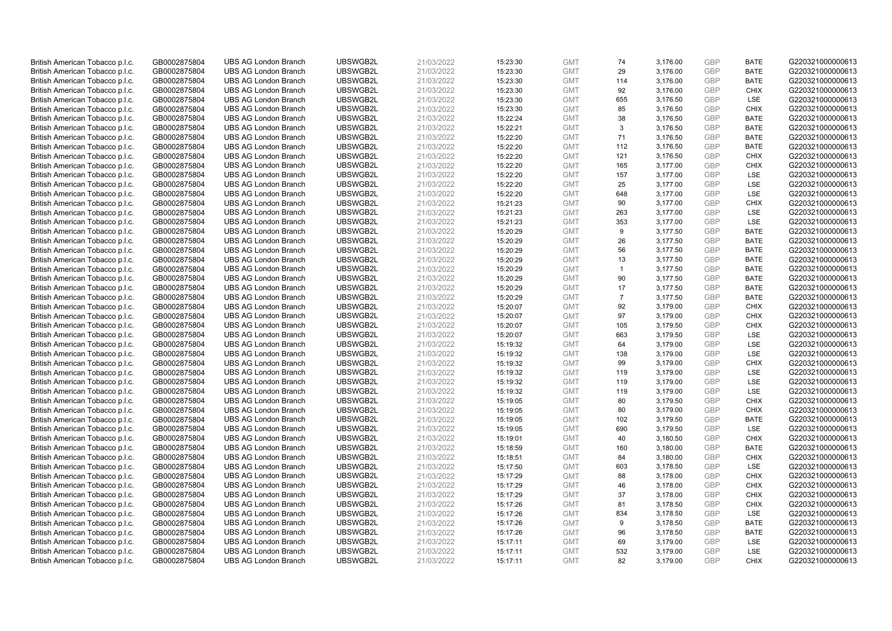| | | | | | | | | | | | |
|---|---|---|---|---|---|---|---|---|---|---|---|
| British American Tobacco p.l.c. | GB0002875804 | UBS AG London Branch | UBSWGB2L | 21/03/2022 | 15:23:30 | GMT | 74 | 3,176.00 | GBP | BATE | G220321000000613 |
| British American Tobacco p.l.c. | GB0002875804 | UBS AG London Branch | UBSWGB2L | 21/03/2022 | 15:23:30 | GMT | 29 | 3,176.00 | GBP | BATE | G220321000000613 |
| British American Tobacco p.l.c. | GB0002875804 | UBS AG London Branch | UBSWGB2L | 21/03/2022 | 15:23:30 | GMT | 114 | 3,176.00 | GBP | BATE | G220321000000613 |
| British American Tobacco p.l.c. | GB0002875804 | UBS AG London Branch | UBSWGB2L | 21/03/2022 | 15:23:30 | GMT | 92 | 3,176.00 | GBP | CHIX | G220321000000613 |
| British American Tobacco p.l.c. | GB0002875804 | UBS AG London Branch | UBSWGB2L | 21/03/2022 | 15:23:30 | GMT | 655 | 3,176.50 | GBP | LSE | G220321000000613 |
| British American Tobacco p.l.c. | GB0002875804 | UBS AG London Branch | UBSWGB2L | 21/03/2022 | 15:23:30 | GMT | 85 | 3,176.50 | GBP | CHIX | G220321000000613 |
| British American Tobacco p.l.c. | GB0002875804 | UBS AG London Branch | UBSWGB2L | 21/03/2022 | 15:22:24 | GMT | 38 | 3,176.50 | GBP | BATE | G220321000000613 |
| British American Tobacco p.l.c. | GB0002875804 | UBS AG London Branch | UBSWGB2L | 21/03/2022 | 15:22:21 | GMT | 3 | 3,176.50 | GBP | BATE | G220321000000613 |
| British American Tobacco p.l.c. | GB0002875804 | UBS AG London Branch | UBSWGB2L | 21/03/2022 | 15:22:20 | GMT | 71 | 3,176.50 | GBP | BATE | G220321000000613 |
| British American Tobacco p.l.c. | GB0002875804 | UBS AG London Branch | UBSWGB2L | 21/03/2022 | 15:22:20 | GMT | 112 | 3,176.50 | GBP | BATE | G220321000000613 |
| British American Tobacco p.l.c. | GB0002875804 | UBS AG London Branch | UBSWGB2L | 21/03/2022 | 15:22:20 | GMT | 121 | 3,176.50 | GBP | CHIX | G220321000000613 |
| British American Tobacco p.l.c. | GB0002875804 | UBS AG London Branch | UBSWGB2L | 21/03/2022 | 15:22:20 | GMT | 165 | 3,177.00 | GBP | CHIX | G220321000000613 |
| British American Tobacco p.l.c. | GB0002875804 | UBS AG London Branch | UBSWGB2L | 21/03/2022 | 15:22:20 | GMT | 157 | 3,177.00 | GBP | LSE | G220321000000613 |
| British American Tobacco p.l.c. | GB0002875804 | UBS AG London Branch | UBSWGB2L | 21/03/2022 | 15:22:20 | GMT | 25 | 3,177.00 | GBP | LSE | G220321000000613 |
| British American Tobacco p.l.c. | GB0002875804 | UBS AG London Branch | UBSWGB2L | 21/03/2022 | 15:22:20 | GMT | 648 | 3,177.00 | GBP | LSE | G220321000000613 |
| British American Tobacco p.l.c. | GB0002875804 | UBS AG London Branch | UBSWGB2L | 21/03/2022 | 15:21:23 | GMT | 90 | 3,177.00 | GBP | CHIX | G220321000000613 |
| British American Tobacco p.l.c. | GB0002875804 | UBS AG London Branch | UBSWGB2L | 21/03/2022 | 15:21:23 | GMT | 263 | 3,177.00 | GBP | LSE | G220321000000613 |
| British American Tobacco p.l.c. | GB0002875804 | UBS AG London Branch | UBSWGB2L | 21/03/2022 | 15:21:23 | GMT | 353 | 3,177.00 | GBP | LSE | G220321000000613 |
| British American Tobacco p.l.c. | GB0002875804 | UBS AG London Branch | UBSWGB2L | 21/03/2022 | 15:20:29 | GMT | 9 | 3,177.50 | GBP | BATE | G220321000000613 |
| British American Tobacco p.l.c. | GB0002875804 | UBS AG London Branch | UBSWGB2L | 21/03/2022 | 15:20:29 | GMT | 26 | 3,177.50 | GBP | BATE | G220321000000613 |
| British American Tobacco p.l.c. | GB0002875804 | UBS AG London Branch | UBSWGB2L | 21/03/2022 | 15:20:29 | GMT | 56 | 3,177.50 | GBP | BATE | G220321000000613 |
| British American Tobacco p.l.c. | GB0002875804 | UBS AG London Branch | UBSWGB2L | 21/03/2022 | 15:20:29 | GMT | 13 | 3,177.50 | GBP | BATE | G220321000000613 |
| British American Tobacco p.l.c. | GB0002875804 | UBS AG London Branch | UBSWGB2L | 21/03/2022 | 15:20:29 | GMT | 1 | 3,177.50 | GBP | BATE | G220321000000613 |
| British American Tobacco p.l.c. | GB0002875804 | UBS AG London Branch | UBSWGB2L | 21/03/2022 | 15:20:29 | GMT | 90 | 3,177.50 | GBP | BATE | G220321000000613 |
| British American Tobacco p.l.c. | GB0002875804 | UBS AG London Branch | UBSWGB2L | 21/03/2022 | 15:20:29 | GMT | 17 | 3,177.50 | GBP | BATE | G220321000000613 |
| British American Tobacco p.l.c. | GB0002875804 | UBS AG London Branch | UBSWGB2L | 21/03/2022 | 15:20:29 | GMT | 7 | 3,177.50 | GBP | BATE | G220321000000613 |
| British American Tobacco p.l.c. | GB0002875804 | UBS AG London Branch | UBSWGB2L | 21/03/2022 | 15:20:07 | GMT | 92 | 3,179.00 | GBP | CHIX | G220321000000613 |
| British American Tobacco p.l.c. | GB0002875804 | UBS AG London Branch | UBSWGB2L | 21/03/2022 | 15:20:07 | GMT | 97 | 3,179.00 | GBP | CHIX | G220321000000613 |
| British American Tobacco p.l.c. | GB0002875804 | UBS AG London Branch | UBSWGB2L | 21/03/2022 | 15:20:07 | GMT | 105 | 3,179.50 | GBP | CHIX | G220321000000613 |
| British American Tobacco p.l.c. | GB0002875804 | UBS AG London Branch | UBSWGB2L | 21/03/2022 | 15:20:07 | GMT | 663 | 3,179.50 | GBP | LSE | G220321000000613 |
| British American Tobacco p.l.c. | GB0002875804 | UBS AG London Branch | UBSWGB2L | 21/03/2022 | 15:19:32 | GMT | 64 | 3,179.00 | GBP | LSE | G220321000000613 |
| British American Tobacco p.l.c. | GB0002875804 | UBS AG London Branch | UBSWGB2L | 21/03/2022 | 15:19:32 | GMT | 138 | 3,179.00 | GBP | LSE | G220321000000613 |
| British American Tobacco p.l.c. | GB0002875804 | UBS AG London Branch | UBSWGB2L | 21/03/2022 | 15:19:32 | GMT | 99 | 3,179.00 | GBP | CHIX | G220321000000613 |
| British American Tobacco p.l.c. | GB0002875804 | UBS AG London Branch | UBSWGB2L | 21/03/2022 | 15:19:32 | GMT | 119 | 3,179.00 | GBP | LSE | G220321000000613 |
| British American Tobacco p.l.c. | GB0002875804 | UBS AG London Branch | UBSWGB2L | 21/03/2022 | 15:19:32 | GMT | 119 | 3,179.00 | GBP | LSE | G220321000000613 |
| British American Tobacco p.l.c. | GB0002875804 | UBS AG London Branch | UBSWGB2L | 21/03/2022 | 15:19:32 | GMT | 119 | 3,179.00 | GBP | LSE | G220321000000613 |
| British American Tobacco p.l.c. | GB0002875804 | UBS AG London Branch | UBSWGB2L | 21/03/2022 | 15:19:05 | GMT | 80 | 3,179.50 | GBP | CHIX | G220321000000613 |
| British American Tobacco p.l.c. | GB0002875804 | UBS AG London Branch | UBSWGB2L | 21/03/2022 | 15:19:05 | GMT | 80 | 3,179.00 | GBP | CHIX | G220321000000613 |
| British American Tobacco p.l.c. | GB0002875804 | UBS AG London Branch | UBSWGB2L | 21/03/2022 | 15:19:05 | GMT | 102 | 3,179.50 | GBP | BATE | G220321000000613 |
| British American Tobacco p.l.c. | GB0002875804 | UBS AG London Branch | UBSWGB2L | 21/03/2022 | 15:19:05 | GMT | 690 | 3,179.50 | GBP | LSE | G220321000000613 |
| British American Tobacco p.l.c. | GB0002875804 | UBS AG London Branch | UBSWGB2L | 21/03/2022 | 15:19:01 | GMT | 40 | 3,180.50 | GBP | CHIX | G220321000000613 |
| British American Tobacco p.l.c. | GB0002875804 | UBS AG London Branch | UBSWGB2L | 21/03/2022 | 15:18:59 | GMT | 160 | 3,180.00 | GBP | BATE | G220321000000613 |
| British American Tobacco p.l.c. | GB0002875804 | UBS AG London Branch | UBSWGB2L | 21/03/2022 | 15:18:51 | GMT | 84 | 3,180.00 | GBP | CHIX | G220321000000613 |
| British American Tobacco p.l.c. | GB0002875804 | UBS AG London Branch | UBSWGB2L | 21/03/2022 | 15:17:50 | GMT | 603 | 3,178.50 | GBP | LSE | G220321000000613 |
| British American Tobacco p.l.c. | GB0002875804 | UBS AG London Branch | UBSWGB2L | 21/03/2022 | 15:17:29 | GMT | 88 | 3,178.00 | GBP | CHIX | G220321000000613 |
| British American Tobacco p.l.c. | GB0002875804 | UBS AG London Branch | UBSWGB2L | 21/03/2022 | 15:17:29 | GMT | 46 | 3,178.00 | GBP | CHIX | G220321000000613 |
| British American Tobacco p.l.c. | GB0002875804 | UBS AG London Branch | UBSWGB2L | 21/03/2022 | 15:17:29 | GMT | 37 | 3,178.00 | GBP | CHIX | G220321000000613 |
| British American Tobacco p.l.c. | GB0002875804 | UBS AG London Branch | UBSWGB2L | 21/03/2022 | 15:17:26 | GMT | 81 | 3,178.50 | GBP | CHIX | G220321000000613 |
| British American Tobacco p.l.c. | GB0002875804 | UBS AG London Branch | UBSWGB2L | 21/03/2022 | 15:17:26 | GMT | 834 | 3,178.50 | GBP | LSE | G220321000000613 |
| British American Tobacco p.l.c. | GB0002875804 | UBS AG London Branch | UBSWGB2L | 21/03/2022 | 15:17:26 | GMT | 9 | 3,178.50 | GBP | BATE | G220321000000613 |
| British American Tobacco p.l.c. | GB0002875804 | UBS AG London Branch | UBSWGB2L | 21/03/2022 | 15:17:26 | GMT | 96 | 3,178.50 | GBP | BATE | G220321000000613 |
| British American Tobacco p.l.c. | GB0002875804 | UBS AG London Branch | UBSWGB2L | 21/03/2022 | 15:17:11 | GMT | 69 | 3,179.00 | GBP | LSE | G220321000000613 |
| British American Tobacco p.l.c. | GB0002875804 | UBS AG London Branch | UBSWGB2L | 21/03/2022 | 15:17:11 | GMT | 532 | 3,179.00 | GBP | LSE | G220321000000613 |
| British American Tobacco p.l.c. | GB0002875804 | UBS AG London Branch | UBSWGB2L | 21/03/2022 | 15:17:11 | GMT | 82 | 3,179.00 | GBP | CHIX | G220321000000613 |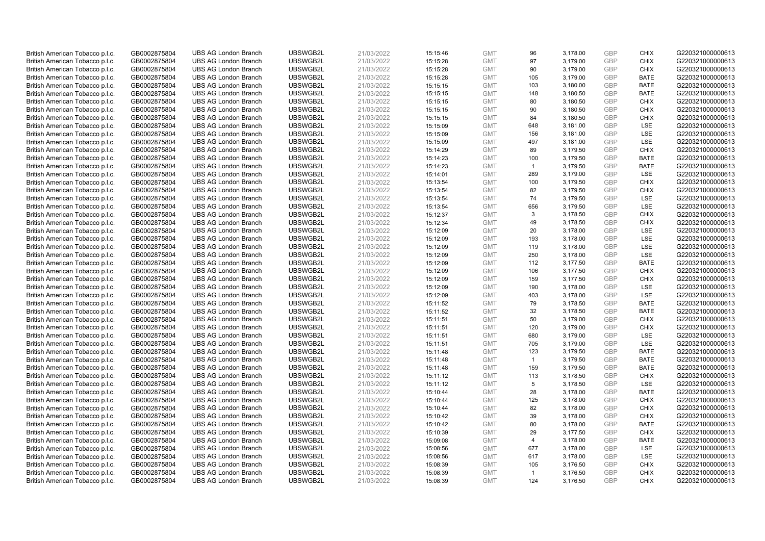| | | | | | | | | | | | |
|---|---|---|---|---|---|---|---|---|---|---|---|
| British American Tobacco p.l.c. | GB0002875804 | UBS AG London Branch | UBSWGB2L | 21/03/2022 | 15:15:46 | GMT | 96 | 3,178.00 | GBP | CHIX | G220321000000613 |
| British American Tobacco p.l.c. | GB0002875804 | UBS AG London Branch | UBSWGB2L | 21/03/2022 | 15:15:28 | GMT | 97 | 3,179.00 | GBP | CHIX | G220321000000613 |
| British American Tobacco p.l.c. | GB0002875804 | UBS AG London Branch | UBSWGB2L | 21/03/2022 | 15:15:28 | GMT | 90 | 3,179.00 | GBP | CHIX | G220321000000613 |
| British American Tobacco p.l.c. | GB0002875804 | UBS AG London Branch | UBSWGB2L | 21/03/2022 | 15:15:28 | GMT | 105 | 3,179.00 | GBP | BATE | G220321000000613 |
| British American Tobacco p.l.c. | GB0002875804 | UBS AG London Branch | UBSWGB2L | 21/03/2022 | 15:15:15 | GMT | 103 | 3,180.00 | GBP | BATE | G220321000000613 |
| British American Tobacco p.l.c. | GB0002875804 | UBS AG London Branch | UBSWGB2L | 21/03/2022 | 15:15:15 | GMT | 148 | 3,180.50 | GBP | BATE | G220321000000613 |
| British American Tobacco p.l.c. | GB0002875804 | UBS AG London Branch | UBSWGB2L | 21/03/2022 | 15:15:15 | GMT | 80 | 3,180.50 | GBP | CHIX | G220321000000613 |
| British American Tobacco p.l.c. | GB0002875804 | UBS AG London Branch | UBSWGB2L | 21/03/2022 | 15:15:15 | GMT | 90 | 3,180.50 | GBP | CHIX | G220321000000613 |
| British American Tobacco p.l.c. | GB0002875804 | UBS AG London Branch | UBSWGB2L | 21/03/2022 | 15:15:15 | GMT | 84 | 3,180.50 | GBP | CHIX | G220321000000613 |
| British American Tobacco p.l.c. | GB0002875804 | UBS AG London Branch | UBSWGB2L | 21/03/2022 | 15:15:09 | GMT | 648 | 3,181.00 | GBP | LSE | G220321000000613 |
| British American Tobacco p.l.c. | GB0002875804 | UBS AG London Branch | UBSWGB2L | 21/03/2022 | 15:15:09 | GMT | 156 | 3,181.00 | GBP | LSE | G220321000000613 |
| British American Tobacco p.l.c. | GB0002875804 | UBS AG London Branch | UBSWGB2L | 21/03/2022 | 15:15:09 | GMT | 497 | 3,181.00 | GBP | LSE | G220321000000613 |
| British American Tobacco p.l.c. | GB0002875804 | UBS AG London Branch | UBSWGB2L | 21/03/2022 | 15:14:29 | GMT | 89 | 3,179.50 | GBP | CHIX | G220321000000613 |
| British American Tobacco p.l.c. | GB0002875804 | UBS AG London Branch | UBSWGB2L | 21/03/2022 | 15:14:23 | GMT | 100 | 3,179.50 | GBP | BATE | G220321000000613 |
| British American Tobacco p.l.c. | GB0002875804 | UBS AG London Branch | UBSWGB2L | 21/03/2022 | 15:14:23 | GMT | 1 | 3,179.50 | GBP | BATE | G220321000000613 |
| British American Tobacco p.l.c. | GB0002875804 | UBS AG London Branch | UBSWGB2L | 21/03/2022 | 15:14:01 | GMT | 289 | 3,179.00 | GBP | LSE | G220321000000613 |
| British American Tobacco p.l.c. | GB0002875804 | UBS AG London Branch | UBSWGB2L | 21/03/2022 | 15:13:54 | GMT | 100 | 3,179.50 | GBP | CHIX | G220321000000613 |
| British American Tobacco p.l.c. | GB0002875804 | UBS AG London Branch | UBSWGB2L | 21/03/2022 | 15:13:54 | GMT | 82 | 3,179.50 | GBP | CHIX | G220321000000613 |
| British American Tobacco p.l.c. | GB0002875804 | UBS AG London Branch | UBSWGB2L | 21/03/2022 | 15:13:54 | GMT | 74 | 3,179.50 | GBP | LSE | G220321000000613 |
| British American Tobacco p.l.c. | GB0002875804 | UBS AG London Branch | UBSWGB2L | 21/03/2022 | 15:13:54 | GMT | 656 | 3,179.50 | GBP | LSE | G220321000000613 |
| British American Tobacco p.l.c. | GB0002875804 | UBS AG London Branch | UBSWGB2L | 21/03/2022 | 15:12:37 | GMT | 3 | 3,178.50 | GBP | CHIX | G220321000000613 |
| British American Tobacco p.l.c. | GB0002875804 | UBS AG London Branch | UBSWGB2L | 21/03/2022 | 15:12:34 | GMT | 49 | 3,178.50 | GBP | CHIX | G220321000000613 |
| British American Tobacco p.l.c. | GB0002875804 | UBS AG London Branch | UBSWGB2L | 21/03/2022 | 15:12:09 | GMT | 20 | 3,178.00 | GBP | LSE | G220321000000613 |
| British American Tobacco p.l.c. | GB0002875804 | UBS AG London Branch | UBSWGB2L | 21/03/2022 | 15:12:09 | GMT | 193 | 3,178.00 | GBP | LSE | G220321000000613 |
| British American Tobacco p.l.c. | GB0002875804 | UBS AG London Branch | UBSWGB2L | 21/03/2022 | 15:12:09 | GMT | 119 | 3,178.00 | GBP | LSE | G220321000000613 |
| British American Tobacco p.l.c. | GB0002875804 | UBS AG London Branch | UBSWGB2L | 21/03/2022 | 15:12:09 | GMT | 250 | 3,178.00 | GBP | LSE | G220321000000613 |
| British American Tobacco p.l.c. | GB0002875804 | UBS AG London Branch | UBSWGB2L | 21/03/2022 | 15:12:09 | GMT | 112 | 3,177.50 | GBP | BATE | G220321000000613 |
| British American Tobacco p.l.c. | GB0002875804 | UBS AG London Branch | UBSWGB2L | 21/03/2022 | 15:12:09 | GMT | 106 | 3,177.50 | GBP | CHIX | G220321000000613 |
| British American Tobacco p.l.c. | GB0002875804 | UBS AG London Branch | UBSWGB2L | 21/03/2022 | 15:12:09 | GMT | 159 | 3,177.50 | GBP | CHIX | G220321000000613 |
| British American Tobacco p.l.c. | GB0002875804 | UBS AG London Branch | UBSWGB2L | 21/03/2022 | 15:12:09 | GMT | 190 | 3,178.00 | GBP | LSE | G220321000000613 |
| British American Tobacco p.l.c. | GB0002875804 | UBS AG London Branch | UBSWGB2L | 21/03/2022 | 15:12:09 | GMT | 403 | 3,178.00 | GBP | LSE | G220321000000613 |
| British American Tobacco p.l.c. | GB0002875804 | UBS AG London Branch | UBSWGB2L | 21/03/2022 | 15:11:52 | GMT | 79 | 3,178.50 | GBP | BATE | G220321000000613 |
| British American Tobacco p.l.c. | GB0002875804 | UBS AG London Branch | UBSWGB2L | 21/03/2022 | 15:11:52 | GMT | 32 | 3,178.50 | GBP | BATE | G220321000000613 |
| British American Tobacco p.l.c. | GB0002875804 | UBS AG London Branch | UBSWGB2L | 21/03/2022 | 15:11:51 | GMT | 50 | 3,179.00 | GBP | CHIX | G220321000000613 |
| British American Tobacco p.l.c. | GB0002875804 | UBS AG London Branch | UBSWGB2L | 21/03/2022 | 15:11:51 | GMT | 120 | 3,179.00 | GBP | CHIX | G220321000000613 |
| British American Tobacco p.l.c. | GB0002875804 | UBS AG London Branch | UBSWGB2L | 21/03/2022 | 15:11:51 | GMT | 680 | 3,179.00 | GBP | LSE | G220321000000613 |
| British American Tobacco p.l.c. | GB0002875804 | UBS AG London Branch | UBSWGB2L | 21/03/2022 | 15:11:51 | GMT | 705 | 3,179.00 | GBP | LSE | G220321000000613 |
| British American Tobacco p.l.c. | GB0002875804 | UBS AG London Branch | UBSWGB2L | 21/03/2022 | 15:11:48 | GMT | 123 | 3,179.50 | GBP | BATE | G220321000000613 |
| British American Tobacco p.l.c. | GB0002875804 | UBS AG London Branch | UBSWGB2L | 21/03/2022 | 15:11:48 | GMT | 1 | 3,179.50 | GBP | BATE | G220321000000613 |
| British American Tobacco p.l.c. | GB0002875804 | UBS AG London Branch | UBSWGB2L | 21/03/2022 | 15:11:48 | GMT | 159 | 3,179.50 | GBP | BATE | G220321000000613 |
| British American Tobacco p.l.c. | GB0002875804 | UBS AG London Branch | UBSWGB2L | 21/03/2022 | 15:11:12 | GMT | 113 | 3,178.50 | GBP | CHIX | G220321000000613 |
| British American Tobacco p.l.c. | GB0002875804 | UBS AG London Branch | UBSWGB2L | 21/03/2022 | 15:11:12 | GMT | 5 | 3,178.50 | GBP | LSE | G220321000000613 |
| British American Tobacco p.l.c. | GB0002875804 | UBS AG London Branch | UBSWGB2L | 21/03/2022 | 15:10:44 | GMT | 28 | 3,178.00 | GBP | BATE | G220321000000613 |
| British American Tobacco p.l.c. | GB0002875804 | UBS AG London Branch | UBSWGB2L | 21/03/2022 | 15:10:44 | GMT | 125 | 3,178.00 | GBP | CHIX | G220321000000613 |
| British American Tobacco p.l.c. | GB0002875804 | UBS AG London Branch | UBSWGB2L | 21/03/2022 | 15:10:44 | GMT | 82 | 3,178.00 | GBP | CHIX | G220321000000613 |
| British American Tobacco p.l.c. | GB0002875804 | UBS AG London Branch | UBSWGB2L | 21/03/2022 | 15:10:42 | GMT | 39 | 3,178.00 | GBP | CHIX | G220321000000613 |
| British American Tobacco p.l.c. | GB0002875804 | UBS AG London Branch | UBSWGB2L | 21/03/2022 | 15:10:42 | GMT | 80 | 3,178.00 | GBP | BATE | G220321000000613 |
| British American Tobacco p.l.c. | GB0002875804 | UBS AG London Branch | UBSWGB2L | 21/03/2022 | 15:10:39 | GMT | 29 | 3,177.50 | GBP | CHIX | G220321000000613 |
| British American Tobacco p.l.c. | GB0002875804 | UBS AG London Branch | UBSWGB2L | 21/03/2022 | 15:09:08 | GMT | 4 | 3,178.00 | GBP | BATE | G220321000000613 |
| British American Tobacco p.l.c. | GB0002875804 | UBS AG London Branch | UBSWGB2L | 21/03/2022 | 15:08:56 | GMT | 677 | 3,178.00 | GBP | LSE | G220321000000613 |
| British American Tobacco p.l.c. | GB0002875804 | UBS AG London Branch | UBSWGB2L | 21/03/2022 | 15:08:56 | GMT | 617 | 3,178.00 | GBP | LSE | G220321000000613 |
| British American Tobacco p.l.c. | GB0002875804 | UBS AG London Branch | UBSWGB2L | 21/03/2022 | 15:08:39 | GMT | 105 | 3,176.50 | GBP | CHIX | G220321000000613 |
| British American Tobacco p.l.c. | GB0002875804 | UBS AG London Branch | UBSWGB2L | 21/03/2022 | 15:08:39 | GMT | 1 | 3,176.50 | GBP | CHIX | G220321000000613 |
| British American Tobacco p.l.c. | GB0002875804 | UBS AG London Branch | UBSWGB2L | 21/03/2022 | 15:08:39 | GMT | 124 | 3,176.50 | GBP | CHIX | G220321000000613 |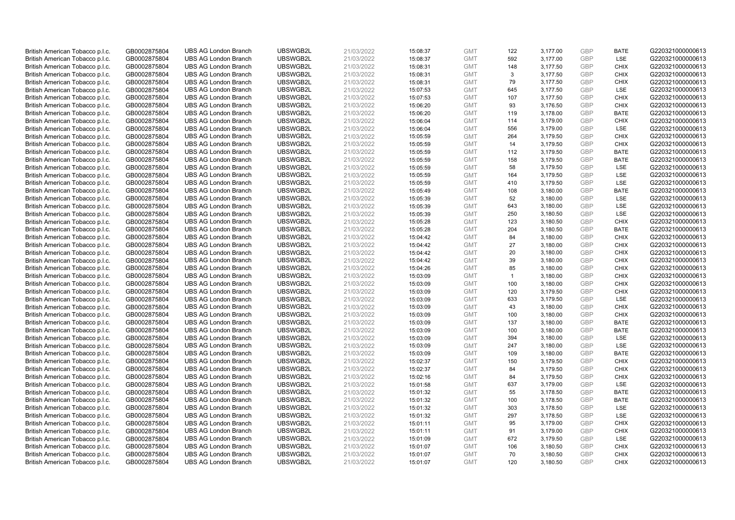| British American Tobacco p.l.c. | GB0002875804 | UBS AG London Branch | UBSWGB2L | 21/03/2022 | 15:08:37 | GMT | 122 | 3,177.00 | GBP | BATE | G220321000000613 |
|---|---|---|---|---|---|---|---|---|---|---|---|
| British American Tobacco p.l.c. | GB0002875804 | UBS AG London Branch | UBSWGB2L | 21/03/2022 | 15:08:37 | GMT | 592 | 3,177.00 | GBP | LSE | G220321000000613 |
| British American Tobacco p.l.c. | GB0002875804 | UBS AG London Branch | UBSWGB2L | 21/03/2022 | 15:08:31 | GMT | 148 | 3,177.50 | GBP | CHIX | G220321000000613 |
| British American Tobacco p.l.c. | GB0002875804 | UBS AG London Branch | UBSWGB2L | 21/03/2022 | 15:08:31 | GMT | 3 | 3,177.50 | GBP | CHIX | G220321000000613 |
| British American Tobacco p.l.c. | GB0002875804 | UBS AG London Branch | UBSWGB2L | 21/03/2022 | 15:08:31 | GMT | 79 | 3,177.50 | GBP | CHIX | G220321000000613 |
| British American Tobacco p.l.c. | GB0002875804 | UBS AG London Branch | UBSWGB2L | 21/03/2022 | 15:07:53 | GMT | 645 | 3,177.50 | GBP | LSE | G220321000000613 |
| British American Tobacco p.l.c. | GB0002875804 | UBS AG London Branch | UBSWGB2L | 21/03/2022 | 15:07:53 | GMT | 107 | 3,177.50 | GBP | CHIX | G220321000000613 |
| British American Tobacco p.l.c. | GB0002875804 | UBS AG London Branch | UBSWGB2L | 21/03/2022 | 15:06:20 | GMT | 93 | 3,176.50 | GBP | CHIX | G220321000000613 |
| British American Tobacco p.l.c. | GB0002875804 | UBS AG London Branch | UBSWGB2L | 21/03/2022 | 15:06:20 | GMT | 119 | 3,178.00 | GBP | BATE | G220321000000613 |
| British American Tobacco p.l.c. | GB0002875804 | UBS AG London Branch | UBSWGB2L | 21/03/2022 | 15:06:04 | GMT | 114 | 3,179.00 | GBP | CHIX | G220321000000613 |
| British American Tobacco p.l.c. | GB0002875804 | UBS AG London Branch | UBSWGB2L | 21/03/2022 | 15:06:04 | GMT | 556 | 3,179.00 | GBP | LSE | G220321000000613 |
| British American Tobacco p.l.c. | GB0002875804 | UBS AG London Branch | UBSWGB2L | 21/03/2022 | 15:05:59 | GMT | 264 | 3,179.50 | GBP | CHIX | G220321000000613 |
| British American Tobacco p.l.c. | GB0002875804 | UBS AG London Branch | UBSWGB2L | 21/03/2022 | 15:05:59 | GMT | 14 | 3,179.50 | GBP | CHIX | G220321000000613 |
| British American Tobacco p.l.c. | GB0002875804 | UBS AG London Branch | UBSWGB2L | 21/03/2022 | 15:05:59 | GMT | 112 | 3,179.50 | GBP | BATE | G220321000000613 |
| British American Tobacco p.l.c. | GB0002875804 | UBS AG London Branch | UBSWGB2L | 21/03/2022 | 15:05:59 | GMT | 158 | 3,179.50 | GBP | BATE | G220321000000613 |
| British American Tobacco p.l.c. | GB0002875804 | UBS AG London Branch | UBSWGB2L | 21/03/2022 | 15:05:59 | GMT | 58 | 3,179.50 | GBP | LSE | G220321000000613 |
| British American Tobacco p.l.c. | GB0002875804 | UBS AG London Branch | UBSWGB2L | 21/03/2022 | 15:05:59 | GMT | 164 | 3,179.50 | GBP | LSE | G220321000000613 |
| British American Tobacco p.l.c. | GB0002875804 | UBS AG London Branch | UBSWGB2L | 21/03/2022 | 15:05:59 | GMT | 410 | 3,179.50 | GBP | LSE | G220321000000613 |
| British American Tobacco p.l.c. | GB0002875804 | UBS AG London Branch | UBSWGB2L | 21/03/2022 | 15:05:49 | GMT | 108 | 3,180.00 | GBP | BATE | G220321000000613 |
| British American Tobacco p.l.c. | GB0002875804 | UBS AG London Branch | UBSWGB2L | 21/03/2022 | 15:05:39 | GMT | 52 | 3,180.00 | GBP | LSE | G220321000000613 |
| British American Tobacco p.l.c. | GB0002875804 | UBS AG London Branch | UBSWGB2L | 21/03/2022 | 15:05:39 | GMT | 643 | 3,180.00 | GBP | LSE | G220321000000613 |
| British American Tobacco p.l.c. | GB0002875804 | UBS AG London Branch | UBSWGB2L | 21/03/2022 | 15:05:39 | GMT | 250 | 3,180.50 | GBP | LSE | G220321000000613 |
| British American Tobacco p.l.c. | GB0002875804 | UBS AG London Branch | UBSWGB2L | 21/03/2022 | 15:05:28 | GMT | 123 | 3,180.50 | GBP | CHIX | G220321000000613 |
| British American Tobacco p.l.c. | GB0002875804 | UBS AG London Branch | UBSWGB2L | 21/03/2022 | 15:05:28 | GMT | 204 | 3,180.50 | GBP | BATE | G220321000000613 |
| British American Tobacco p.l.c. | GB0002875804 | UBS AG London Branch | UBSWGB2L | 21/03/2022 | 15:04:42 | GMT | 84 | 3,180.00 | GBP | CHIX | G220321000000613 |
| British American Tobacco p.l.c. | GB0002875804 | UBS AG London Branch | UBSWGB2L | 21/03/2022 | 15:04:42 | GMT | 27 | 3,180.00 | GBP | CHIX | G220321000000613 |
| British American Tobacco p.l.c. | GB0002875804 | UBS AG London Branch | UBSWGB2L | 21/03/2022 | 15:04:42 | GMT | 20 | 3,180.00 | GBP | CHIX | G220321000000613 |
| British American Tobacco p.l.c. | GB0002875804 | UBS AG London Branch | UBSWGB2L | 21/03/2022 | 15:04:42 | GMT | 39 | 3,180.00 | GBP | CHIX | G220321000000613 |
| British American Tobacco p.l.c. | GB0002875804 | UBS AG London Branch | UBSWGB2L | 21/03/2022 | 15:04:26 | GMT | 85 | 3,180.00 | GBP | CHIX | G220321000000613 |
| British American Tobacco p.l.c. | GB0002875804 | UBS AG London Branch | UBSWGB2L | 21/03/2022 | 15:03:09 | GMT | 1 | 3,180.00 | GBP | CHIX | G220321000000613 |
| British American Tobacco p.l.c. | GB0002875804 | UBS AG London Branch | UBSWGB2L | 21/03/2022 | 15:03:09 | GMT | 100 | 3,180.00 | GBP | CHIX | G220321000000613 |
| British American Tobacco p.l.c. | GB0002875804 | UBS AG London Branch | UBSWGB2L | 21/03/2022 | 15:03:09 | GMT | 120 | 3,179.50 | GBP | CHIX | G220321000000613 |
| British American Tobacco p.l.c. | GB0002875804 | UBS AG London Branch | UBSWGB2L | 21/03/2022 | 15:03:09 | GMT | 633 | 3,179.50 | GBP | LSE | G220321000000613 |
| British American Tobacco p.l.c. | GB0002875804 | UBS AG London Branch | UBSWGB2L | 21/03/2022 | 15:03:09 | GMT | 43 | 3,180.00 | GBP | CHIX | G220321000000613 |
| British American Tobacco p.l.c. | GB0002875804 | UBS AG London Branch | UBSWGB2L | 21/03/2022 | 15:03:09 | GMT | 100 | 3,180.00 | GBP | CHIX | G220321000000613 |
| British American Tobacco p.l.c. | GB0002875804 | UBS AG London Branch | UBSWGB2L | 21/03/2022 | 15:03:09 | GMT | 137 | 3,180.00 | GBP | BATE | G220321000000613 |
| British American Tobacco p.l.c. | GB0002875804 | UBS AG London Branch | UBSWGB2L | 21/03/2022 | 15:03:09 | GMT | 100 | 3,180.00 | GBP | BATE | G220321000000613 |
| British American Tobacco p.l.c. | GB0002875804 | UBS AG London Branch | UBSWGB2L | 21/03/2022 | 15:03:09 | GMT | 394 | 3,180.00 | GBP | LSE | G220321000000613 |
| British American Tobacco p.l.c. | GB0002875804 | UBS AG London Branch | UBSWGB2L | 21/03/2022 | 15:03:09 | GMT | 247 | 3,180.00 | GBP | LSE | G220321000000613 |
| British American Tobacco p.l.c. | GB0002875804 | UBS AG London Branch | UBSWGB2L | 21/03/2022 | 15:03:09 | GMT | 109 | 3,180.00 | GBP | BATE | G220321000000613 |
| British American Tobacco p.l.c. | GB0002875804 | UBS AG London Branch | UBSWGB2L | 21/03/2022 | 15:02:37 | GMT | 150 | 3,179.50 | GBP | CHIX | G220321000000613 |
| British American Tobacco p.l.c. | GB0002875804 | UBS AG London Branch | UBSWGB2L | 21/03/2022 | 15:02:37 | GMT | 84 | 3,179.50 | GBP | CHIX | G220321000000613 |
| British American Tobacco p.l.c. | GB0002875804 | UBS AG London Branch | UBSWGB2L | 21/03/2022 | 15:02:16 | GMT | 84 | 3,179.50 | GBP | CHIX | G220321000000613 |
| British American Tobacco p.l.c. | GB0002875804 | UBS AG London Branch | UBSWGB2L | 21/03/2022 | 15:01:58 | GMT | 637 | 3,179.00 | GBP | LSE | G220321000000613 |
| British American Tobacco p.l.c. | GB0002875804 | UBS AG London Branch | UBSWGB2L | 21/03/2022 | 15:01:32 | GMT | 55 | 3,178.50 | GBP | BATE | G220321000000613 |
| British American Tobacco p.l.c. | GB0002875804 | UBS AG London Branch | UBSWGB2L | 21/03/2022 | 15:01:32 | GMT | 100 | 3,178.50 | GBP | BATE | G220321000000613 |
| British American Tobacco p.l.c. | GB0002875804 | UBS AG London Branch | UBSWGB2L | 21/03/2022 | 15:01:32 | GMT | 303 | 3,178.50 | GBP | LSE | G220321000000613 |
| British American Tobacco p.l.c. | GB0002875804 | UBS AG London Branch | UBSWGB2L | 21/03/2022 | 15:01:32 | GMT | 297 | 3,178.50 | GBP | LSE | G220321000000613 |
| British American Tobacco p.l.c. | GB0002875804 | UBS AG London Branch | UBSWGB2L | 21/03/2022 | 15:01:11 | GMT | 95 | 3,179.00 | GBP | CHIX | G220321000000613 |
| British American Tobacco p.l.c. | GB0002875804 | UBS AG London Branch | UBSWGB2L | 21/03/2022 | 15:01:11 | GMT | 91 | 3,179.00 | GBP | CHIX | G220321000000613 |
| British American Tobacco p.l.c. | GB0002875804 | UBS AG London Branch | UBSWGB2L | 21/03/2022 | 15:01:09 | GMT | 672 | 3,179.50 | GBP | LSE | G220321000000613 |
| British American Tobacco p.l.c. | GB0002875804 | UBS AG London Branch | UBSWGB2L | 21/03/2022 | 15:01:07 | GMT | 106 | 3,180.50 | GBP | CHIX | G220321000000613 |
| British American Tobacco p.l.c. | GB0002875804 | UBS AG London Branch | UBSWGB2L | 21/03/2022 | 15:01:07 | GMT | 70 | 3,180.50 | GBP | CHIX | G220321000000613 |
| British American Tobacco p.l.c. | GB0002875804 | UBS AG London Branch | UBSWGB2L | 21/03/2022 | 15:01:07 | GMT | 120 | 3,180.50 | GBP | CHIX | G220321000000613 |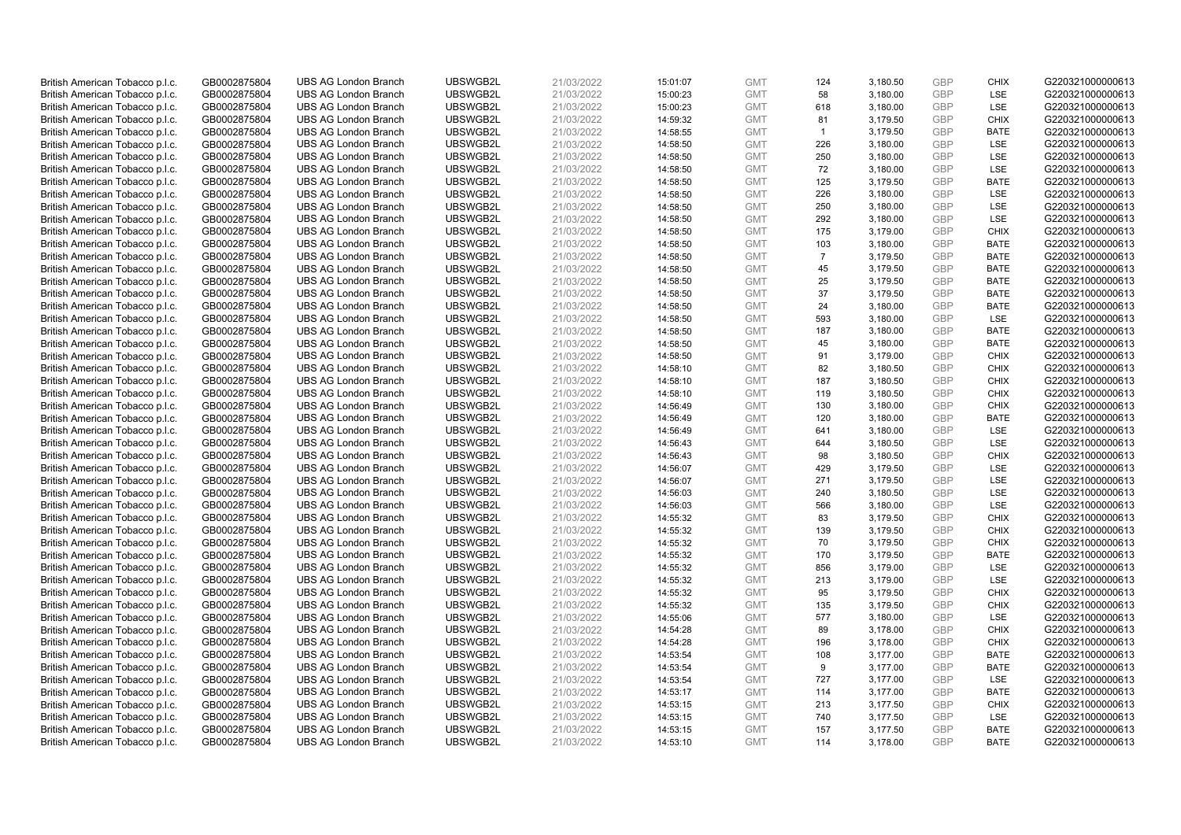| | | | | | | | | | | | |
|---|---|---|---|---|---|---|---|---|---|---|---|
| British American Tobacco p.l.c. | GB0002875804 | UBS AG London Branch | UBSWGB2L | 21/03/2022 | 15:01:07 | GMT | 124 | 3,180.50 | GBP | CHIX | G220321000000613 |
| British American Tobacco p.l.c. | GB0002875804 | UBS AG London Branch | UBSWGB2L | 21/03/2022 | 15:00:23 | GMT | 58 | 3,180.00 | GBP | LSE | G220321000000613 |
| British American Tobacco p.l.c. | GB0002875804 | UBS AG London Branch | UBSWGB2L | 21/03/2022 | 15:00:23 | GMT | 618 | 3,180.00 | GBP | LSE | G220321000000613 |
| British American Tobacco p.l.c. | GB0002875804 | UBS AG London Branch | UBSWGB2L | 21/03/2022 | 14:59:32 | GMT | 81 | 3,179.50 | GBP | CHIX | G220321000000613 |
| British American Tobacco p.l.c. | GB0002875804 | UBS AG London Branch | UBSWGB2L | 21/03/2022 | 14:58:55 | GMT | 1 | 3,179.50 | GBP | BATE | G220321000000613 |
| British American Tobacco p.l.c. | GB0002875804 | UBS AG London Branch | UBSWGB2L | 21/03/2022 | 14:58:50 | GMT | 226 | 3,180.00 | GBP | LSE | G220321000000613 |
| British American Tobacco p.l.c. | GB0002875804 | UBS AG London Branch | UBSWGB2L | 21/03/2022 | 14:58:50 | GMT | 250 | 3,180.00 | GBP | LSE | G220321000000613 |
| British American Tobacco p.l.c. | GB0002875804 | UBS AG London Branch | UBSWGB2L | 21/03/2022 | 14:58:50 | GMT | 72 | 3,180.00 | GBP | LSE | G220321000000613 |
| British American Tobacco p.l.c. | GB0002875804 | UBS AG London Branch | UBSWGB2L | 21/03/2022 | 14:58:50 | GMT | 125 | 3,179.50 | GBP | BATE | G220321000000613 |
| British American Tobacco p.l.c. | GB0002875804 | UBS AG London Branch | UBSWGB2L | 21/03/2022 | 14:58:50 | GMT | 226 | 3,180.00 | GBP | LSE | G220321000000613 |
| British American Tobacco p.l.c. | GB0002875804 | UBS AG London Branch | UBSWGB2L | 21/03/2022 | 14:58:50 | GMT | 250 | 3,180.00 | GBP | LSE | G220321000000613 |
| British American Tobacco p.l.c. | GB0002875804 | UBS AG London Branch | UBSWGB2L | 21/03/2022 | 14:58:50 | GMT | 292 | 3,180.00 | GBP | LSE | G220321000000613 |
| British American Tobacco p.l.c. | GB0002875804 | UBS AG London Branch | UBSWGB2L | 21/03/2022 | 14:58:50 | GMT | 175 | 3,179.00 | GBP | CHIX | G220321000000613 |
| British American Tobacco p.l.c. | GB0002875804 | UBS AG London Branch | UBSWGB2L | 21/03/2022 | 14:58:50 | GMT | 103 | 3,180.00 | GBP | BATE | G220321000000613 |
| British American Tobacco p.l.c. | GB0002875804 | UBS AG London Branch | UBSWGB2L | 21/03/2022 | 14:58:50 | GMT | 7 | 3,179.50 | GBP | BATE | G220321000000613 |
| British American Tobacco p.l.c. | GB0002875804 | UBS AG London Branch | UBSWGB2L | 21/03/2022 | 14:58:50 | GMT | 45 | 3,179.50 | GBP | BATE | G220321000000613 |
| British American Tobacco p.l.c. | GB0002875804 | UBS AG London Branch | UBSWGB2L | 21/03/2022 | 14:58:50 | GMT | 25 | 3,179.50 | GBP | BATE | G220321000000613 |
| British American Tobacco p.l.c. | GB0002875804 | UBS AG London Branch | UBSWGB2L | 21/03/2022 | 14:58:50 | GMT | 37 | 3,179.50 | GBP | BATE | G220321000000613 |
| British American Tobacco p.l.c. | GB0002875804 | UBS AG London Branch | UBSWGB2L | 21/03/2022 | 14:58:50 | GMT | 24 | 3,180.00 | GBP | BATE | G220321000000613 |
| British American Tobacco p.l.c. | GB0002875804 | UBS AG London Branch | UBSWGB2L | 21/03/2022 | 14:58:50 | GMT | 593 | 3,180.00 | GBP | LSE | G220321000000613 |
| British American Tobacco p.l.c. | GB0002875804 | UBS AG London Branch | UBSWGB2L | 21/03/2022 | 14:58:50 | GMT | 187 | 3,180.00 | GBP | BATE | G220321000000613 |
| British American Tobacco p.l.c. | GB0002875804 | UBS AG London Branch | UBSWGB2L | 21/03/2022 | 14:58:50 | GMT | 45 | 3,180.00 | GBP | BATE | G220321000000613 |
| British American Tobacco p.l.c. | GB0002875804 | UBS AG London Branch | UBSWGB2L | 21/03/2022 | 14:58:50 | GMT | 91 | 3,179.00 | GBP | CHIX | G220321000000613 |
| British American Tobacco p.l.c. | GB0002875804 | UBS AG London Branch | UBSWGB2L | 21/03/2022 | 14:58:10 | GMT | 82 | 3,180.50 | GBP | CHIX | G220321000000613 |
| British American Tobacco p.l.c. | GB0002875804 | UBS AG London Branch | UBSWGB2L | 21/03/2022 | 14:58:10 | GMT | 187 | 3,180.50 | GBP | CHIX | G220321000000613 |
| British American Tobacco p.l.c. | GB0002875804 | UBS AG London Branch | UBSWGB2L | 21/03/2022 | 14:58:10 | GMT | 119 | 3,180.50 | GBP | CHIX | G220321000000613 |
| British American Tobacco p.l.c. | GB0002875804 | UBS AG London Branch | UBSWGB2L | 21/03/2022 | 14:56:49 | GMT | 130 | 3,180.00 | GBP | CHIX | G220321000000613 |
| British American Tobacco p.l.c. | GB0002875804 | UBS AG London Branch | UBSWGB2L | 21/03/2022 | 14:56:49 | GMT | 120 | 3,180.00 | GBP | BATE | G220321000000613 |
| British American Tobacco p.l.c. | GB0002875804 | UBS AG London Branch | UBSWGB2L | 21/03/2022 | 14:56:49 | GMT | 641 | 3,180.00 | GBP | LSE | G220321000000613 |
| British American Tobacco p.l.c. | GB0002875804 | UBS AG London Branch | UBSWGB2L | 21/03/2022 | 14:56:43 | GMT | 644 | 3,180.50 | GBP | LSE | G220321000000613 |
| British American Tobacco p.l.c. | GB0002875804 | UBS AG London Branch | UBSWGB2L | 21/03/2022 | 14:56:43 | GMT | 98 | 3,180.50 | GBP | CHIX | G220321000000613 |
| British American Tobacco p.l.c. | GB0002875804 | UBS AG London Branch | UBSWGB2L | 21/03/2022 | 14:56:07 | GMT | 429 | 3,179.50 | GBP | LSE | G220321000000613 |
| British American Tobacco p.l.c. | GB0002875804 | UBS AG London Branch | UBSWGB2L | 21/03/2022 | 14:56:07 | GMT | 271 | 3,179.50 | GBP | LSE | G220321000000613 |
| British American Tobacco p.l.c. | GB0002875804 | UBS AG London Branch | UBSWGB2L | 21/03/2022 | 14:56:03 | GMT | 240 | 3,180.50 | GBP | LSE | G220321000000613 |
| British American Tobacco p.l.c. | GB0002875804 | UBS AG London Branch | UBSWGB2L | 21/03/2022 | 14:56:03 | GMT | 566 | 3,180.00 | GBP | LSE | G220321000000613 |
| British American Tobacco p.l.c. | GB0002875804 | UBS AG London Branch | UBSWGB2L | 21/03/2022 | 14:55:32 | GMT | 83 | 3,179.50 | GBP | CHIX | G220321000000613 |
| British American Tobacco p.l.c. | GB0002875804 | UBS AG London Branch | UBSWGB2L | 21/03/2022 | 14:55:32 | GMT | 139 | 3,179.50 | GBP | CHIX | G220321000000613 |
| British American Tobacco p.l.c. | GB0002875804 | UBS AG London Branch | UBSWGB2L | 21/03/2022 | 14:55:32 | GMT | 70 | 3,179.50 | GBP | CHIX | G220321000000613 |
| British American Tobacco p.l.c. | GB0002875804 | UBS AG London Branch | UBSWGB2L | 21/03/2022 | 14:55:32 | GMT | 170 | 3,179.50 | GBP | BATE | G220321000000613 |
| British American Tobacco p.l.c. | GB0002875804 | UBS AG London Branch | UBSWGB2L | 21/03/2022 | 14:55:32 | GMT | 856 | 3,179.00 | GBP | LSE | G220321000000613 |
| British American Tobacco p.l.c. | GB0002875804 | UBS AG London Branch | UBSWGB2L | 21/03/2022 | 14:55:32 | GMT | 213 | 3,179.00 | GBP | LSE | G220321000000613 |
| British American Tobacco p.l.c. | GB0002875804 | UBS AG London Branch | UBSWGB2L | 21/03/2022 | 14:55:32 | GMT | 95 | 3,179.50 | GBP | CHIX | G220321000000613 |
| British American Tobacco p.l.c. | GB0002875804 | UBS AG London Branch | UBSWGB2L | 21/03/2022 | 14:55:32 | GMT | 135 | 3,179.50 | GBP | CHIX | G220321000000613 |
| British American Tobacco p.l.c. | GB0002875804 | UBS AG London Branch | UBSWGB2L | 21/03/2022 | 14:55:06 | GMT | 577 | 3,180.00 | GBP | LSE | G220321000000613 |
| British American Tobacco p.l.c. | GB0002875804 | UBS AG London Branch | UBSWGB2L | 21/03/2022 | 14:54:28 | GMT | 89 | 3,178.00 | GBP | CHIX | G220321000000613 |
| British American Tobacco p.l.c. | GB0002875804 | UBS AG London Branch | UBSWGB2L | 21/03/2022 | 14:54:28 | GMT | 196 | 3,178.00 | GBP | CHIX | G220321000000613 |
| British American Tobacco p.l.c. | GB0002875804 | UBS AG London Branch | UBSWGB2L | 21/03/2022 | 14:53:54 | GMT | 108 | 3,177.00 | GBP | BATE | G220321000000613 |
| British American Tobacco p.l.c. | GB0002875804 | UBS AG London Branch | UBSWGB2L | 21/03/2022 | 14:53:54 | GMT | 9 | 3,177.00 | GBP | BATE | G220321000000613 |
| British American Tobacco p.l.c. | GB0002875804 | UBS AG London Branch | UBSWGB2L | 21/03/2022 | 14:53:54 | GMT | 727 | 3,177.00 | GBP | LSE | G220321000000613 |
| British American Tobacco p.l.c. | GB0002875804 | UBS AG London Branch | UBSWGB2L | 21/03/2022 | 14:53:17 | GMT | 114 | 3,177.00 | GBP | BATE | G220321000000613 |
| British American Tobacco p.l.c. | GB0002875804 | UBS AG London Branch | UBSWGB2L | 21/03/2022 | 14:53:15 | GMT | 213 | 3,177.50 | GBP | CHIX | G220321000000613 |
| British American Tobacco p.l.c. | GB0002875804 | UBS AG London Branch | UBSWGB2L | 21/03/2022 | 14:53:15 | GMT | 740 | 3,177.50 | GBP | LSE | G220321000000613 |
| British American Tobacco p.l.c. | GB0002875804 | UBS AG London Branch | UBSWGB2L | 21/03/2022 | 14:53:15 | GMT | 157 | 3,177.50 | GBP | BATE | G220321000000613 |
| British American Tobacco p.l.c. | GB0002875804 | UBS AG London Branch | UBSWGB2L | 21/03/2022 | 14:53:10 | GMT | 114 | 3,178.00 | GBP | BATE | G220321000000613 |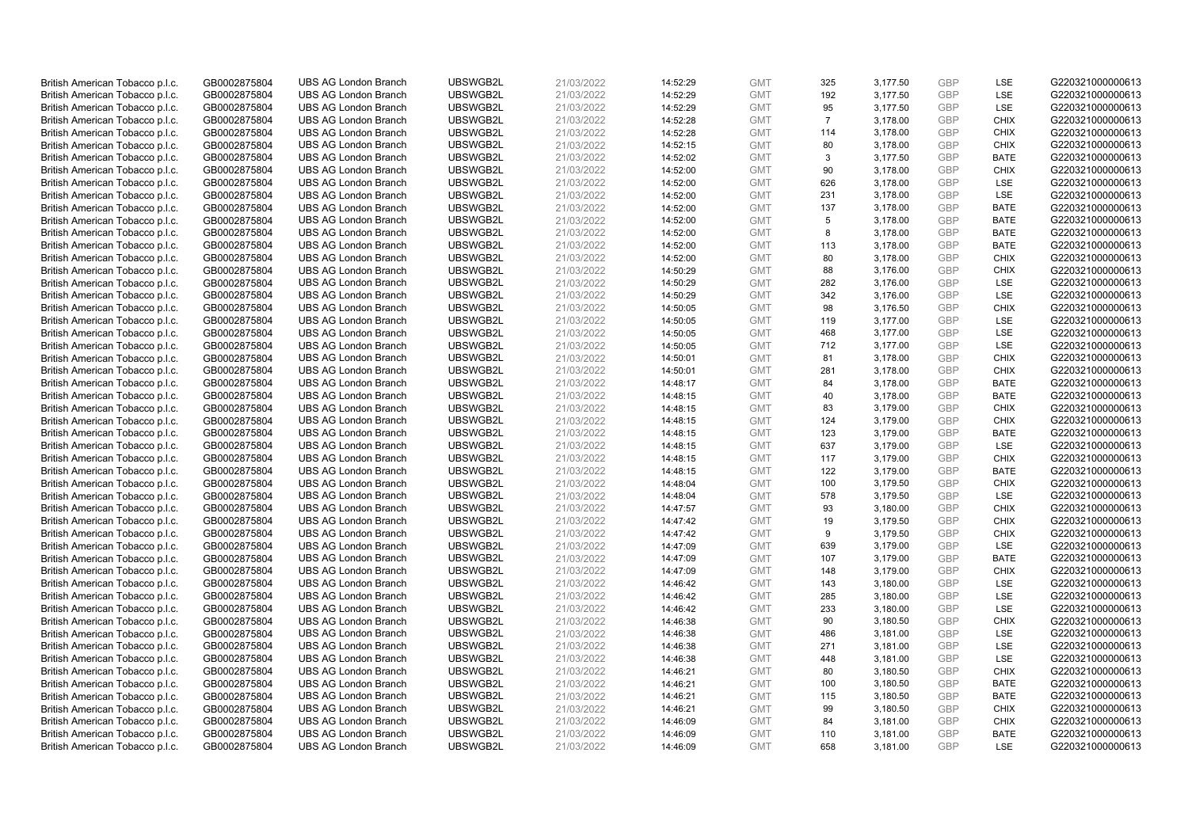| | | | | | | | | | | | |
|---|---|---|---|---|---|---|---|---|---|---|---|
| British American Tobacco p.l.c. | GB0002875804 | UBS AG London Branch | UBSWGB2L | 21/03/2022 | 14:52:29 | GMT | 325 | 3,177.50 | GBP | LSE | G220321000000613 |
| British American Tobacco p.l.c. | GB0002875804 | UBS AG London Branch | UBSWGB2L | 21/03/2022 | 14:52:29 | GMT | 192 | 3,177.50 | GBP | LSE | G220321000000613 |
| British American Tobacco p.l.c. | GB0002875804 | UBS AG London Branch | UBSWGB2L | 21/03/2022 | 14:52:29 | GMT | 95 | 3,177.50 | GBP | LSE | G220321000000613 |
| British American Tobacco p.l.c. | GB0002875804 | UBS AG London Branch | UBSWGB2L | 21/03/2022 | 14:52:28 | GMT | 7 | 3,178.00 | GBP | CHIX | G220321000000613 |
| British American Tobacco p.l.c. | GB0002875804 | UBS AG London Branch | UBSWGB2L | 21/03/2022 | 14:52:28 | GMT | 114 | 3,178.00 | GBP | CHIX | G220321000000613 |
| British American Tobacco p.l.c. | GB0002875804 | UBS AG London Branch | UBSWGB2L | 21/03/2022 | 14:52:15 | GMT | 80 | 3,178.00 | GBP | CHIX | G220321000000613 |
| British American Tobacco p.l.c. | GB0002875804 | UBS AG London Branch | UBSWGB2L | 21/03/2022 | 14:52:02 | GMT | 3 | 3,177.50 | GBP | BATE | G220321000000613 |
| British American Tobacco p.l.c. | GB0002875804 | UBS AG London Branch | UBSWGB2L | 21/03/2022 | 14:52:00 | GMT | 90 | 3,178.00 | GBP | CHIX | G220321000000613 |
| British American Tobacco p.l.c. | GB0002875804 | UBS AG London Branch | UBSWGB2L | 21/03/2022 | 14:52:00 | GMT | 626 | 3,178.00 | GBP | LSE | G220321000000613 |
| British American Tobacco p.l.c. | GB0002875804 | UBS AG London Branch | UBSWGB2L | 21/03/2022 | 14:52:00 | GMT | 231 | 3,178.00 | GBP | LSE | G220321000000613 |
| British American Tobacco p.l.c. | GB0002875804 | UBS AG London Branch | UBSWGB2L | 21/03/2022 | 14:52:00 | GMT | 137 | 3,178.00 | GBP | BATE | G220321000000613 |
| British American Tobacco p.l.c. | GB0002875804 | UBS AG London Branch | UBSWGB2L | 21/03/2022 | 14:52:00 | GMT | 5 | 3,178.00 | GBP | BATE | G220321000000613 |
| British American Tobacco p.l.c. | GB0002875804 | UBS AG London Branch | UBSWGB2L | 21/03/2022 | 14:52:00 | GMT | 8 | 3,178.00 | GBP | BATE | G220321000000613 |
| British American Tobacco p.l.c. | GB0002875804 | UBS AG London Branch | UBSWGB2L | 21/03/2022 | 14:52:00 | GMT | 113 | 3,178.00 | GBP | BATE | G220321000000613 |
| British American Tobacco p.l.c. | GB0002875804 | UBS AG London Branch | UBSWGB2L | 21/03/2022 | 14:52:00 | GMT | 80 | 3,178.00 | GBP | CHIX | G220321000000613 |
| British American Tobacco p.l.c. | GB0002875804 | UBS AG London Branch | UBSWGB2L | 21/03/2022 | 14:50:29 | GMT | 88 | 3,176.00 | GBP | CHIX | G220321000000613 |
| British American Tobacco p.l.c. | GB0002875804 | UBS AG London Branch | UBSWGB2L | 21/03/2022 | 14:50:29 | GMT | 282 | 3,176.00 | GBP | LSE | G220321000000613 |
| British American Tobacco p.l.c. | GB0002875804 | UBS AG London Branch | UBSWGB2L | 21/03/2022 | 14:50:29 | GMT | 342 | 3,176.00 | GBP | LSE | G220321000000613 |
| British American Tobacco p.l.c. | GB0002875804 | UBS AG London Branch | UBSWGB2L | 21/03/2022 | 14:50:05 | GMT | 98 | 3,176.50 | GBP | CHIX | G220321000000613 |
| British American Tobacco p.l.c. | GB0002875804 | UBS AG London Branch | UBSWGB2L | 21/03/2022 | 14:50:05 | GMT | 119 | 3,177.00 | GBP | LSE | G220321000000613 |
| British American Tobacco p.l.c. | GB0002875804 | UBS AG London Branch | UBSWGB2L | 21/03/2022 | 14:50:05 | GMT | 468 | 3,177.00 | GBP | LSE | G220321000000613 |
| British American Tobacco p.l.c. | GB0002875804 | UBS AG London Branch | UBSWGB2L | 21/03/2022 | 14:50:05 | GMT | 712 | 3,177.00 | GBP | LSE | G220321000000613 |
| British American Tobacco p.l.c. | GB0002875804 | UBS AG London Branch | UBSWGB2L | 21/03/2022 | 14:50:01 | GMT | 81 | 3,178.00 | GBP | CHIX | G220321000000613 |
| British American Tobacco p.l.c. | GB0002875804 | UBS AG London Branch | UBSWGB2L | 21/03/2022 | 14:50:01 | GMT | 281 | 3,178.00 | GBP | CHIX | G220321000000613 |
| British American Tobacco p.l.c. | GB0002875804 | UBS AG London Branch | UBSWGB2L | 21/03/2022 | 14:48:17 | GMT | 84 | 3,178.00 | GBP | BATE | G220321000000613 |
| British American Tobacco p.l.c. | GB0002875804 | UBS AG London Branch | UBSWGB2L | 21/03/2022 | 14:48:15 | GMT | 40 | 3,178.00 | GBP | BATE | G220321000000613 |
| British American Tobacco p.l.c. | GB0002875804 | UBS AG London Branch | UBSWGB2L | 21/03/2022 | 14:48:15 | GMT | 83 | 3,179.00 | GBP | CHIX | G220321000000613 |
| British American Tobacco p.l.c. | GB0002875804 | UBS AG London Branch | UBSWGB2L | 21/03/2022 | 14:48:15 | GMT | 124 | 3,179.00 | GBP | CHIX | G220321000000613 |
| British American Tobacco p.l.c. | GB0002875804 | UBS AG London Branch | UBSWGB2L | 21/03/2022 | 14:48:15 | GMT | 123 | 3,179.00 | GBP | BATE | G220321000000613 |
| British American Tobacco p.l.c. | GB0002875804 | UBS AG London Branch | UBSWGB2L | 21/03/2022 | 14:48:15 | GMT | 637 | 3,179.00 | GBP | LSE | G220321000000613 |
| British American Tobacco p.l.c. | GB0002875804 | UBS AG London Branch | UBSWGB2L | 21/03/2022 | 14:48:15 | GMT | 117 | 3,179.00 | GBP | CHIX | G220321000000613 |
| British American Tobacco p.l.c. | GB0002875804 | UBS AG London Branch | UBSWGB2L | 21/03/2022 | 14:48:15 | GMT | 122 | 3,179.00 | GBP | BATE | G220321000000613 |
| British American Tobacco p.l.c. | GB0002875804 | UBS AG London Branch | UBSWGB2L | 21/03/2022 | 14:48:04 | GMT | 100 | 3,179.50 | GBP | CHIX | G220321000000613 |
| British American Tobacco p.l.c. | GB0002875804 | UBS AG London Branch | UBSWGB2L | 21/03/2022 | 14:48:04 | GMT | 578 | 3,179.50 | GBP | LSE | G220321000000613 |
| British American Tobacco p.l.c. | GB0002875804 | UBS AG London Branch | UBSWGB2L | 21/03/2022 | 14:47:57 | GMT | 93 | 3,180.00 | GBP | CHIX | G220321000000613 |
| British American Tobacco p.l.c. | GB0002875804 | UBS AG London Branch | UBSWGB2L | 21/03/2022 | 14:47:42 | GMT | 19 | 3,179.50 | GBP | CHIX | G220321000000613 |
| British American Tobacco p.l.c. | GB0002875804 | UBS AG London Branch | UBSWGB2L | 21/03/2022 | 14:47:42 | GMT | 9 | 3,179.50 | GBP | CHIX | G220321000000613 |
| British American Tobacco p.l.c. | GB0002875804 | UBS AG London Branch | UBSWGB2L | 21/03/2022 | 14:47:09 | GMT | 639 | 3,179.00 | GBP | LSE | G220321000000613 |
| British American Tobacco p.l.c. | GB0002875804 | UBS AG London Branch | UBSWGB2L | 21/03/2022 | 14:47:09 | GMT | 107 | 3,179.00 | GBP | BATE | G220321000000613 |
| British American Tobacco p.l.c. | GB0002875804 | UBS AG London Branch | UBSWGB2L | 21/03/2022 | 14:47:09 | GMT | 148 | 3,179.00 | GBP | CHIX | G220321000000613 |
| British American Tobacco p.l.c. | GB0002875804 | UBS AG London Branch | UBSWGB2L | 21/03/2022 | 14:46:42 | GMT | 143 | 3,180.00 | GBP | LSE | G220321000000613 |
| British American Tobacco p.l.c. | GB0002875804 | UBS AG London Branch | UBSWGB2L | 21/03/2022 | 14:46:42 | GMT | 285 | 3,180.00 | GBP | LSE | G220321000000613 |
| British American Tobacco p.l.c. | GB0002875804 | UBS AG London Branch | UBSWGB2L | 21/03/2022 | 14:46:42 | GMT | 233 | 3,180.00 | GBP | LSE | G220321000000613 |
| British American Tobacco p.l.c. | GB0002875804 | UBS AG London Branch | UBSWGB2L | 21/03/2022 | 14:46:38 | GMT | 90 | 3,180.50 | GBP | CHIX | G220321000000613 |
| British American Tobacco p.l.c. | GB0002875804 | UBS AG London Branch | UBSWGB2L | 21/03/2022 | 14:46:38 | GMT | 486 | 3,181.00 | GBP | LSE | G220321000000613 |
| British American Tobacco p.l.c. | GB0002875804 | UBS AG London Branch | UBSWGB2L | 21/03/2022 | 14:46:38 | GMT | 271 | 3,181.00 | GBP | LSE | G220321000000613 |
| British American Tobacco p.l.c. | GB0002875804 | UBS AG London Branch | UBSWGB2L | 21/03/2022 | 14:46:38 | GMT | 448 | 3,181.00 | GBP | LSE | G220321000000613 |
| British American Tobacco p.l.c. | GB0002875804 | UBS AG London Branch | UBSWGB2L | 21/03/2022 | 14:46:21 | GMT | 80 | 3,180.50 | GBP | CHIX | G220321000000613 |
| British American Tobacco p.l.c. | GB0002875804 | UBS AG London Branch | UBSWGB2L | 21/03/2022 | 14:46:21 | GMT | 100 | 3,180.50 | GBP | BATE | G220321000000613 |
| British American Tobacco p.l.c. | GB0002875804 | UBS AG London Branch | UBSWGB2L | 21/03/2022 | 14:46:21 | GMT | 115 | 3,180.50 | GBP | BATE | G220321000000613 |
| British American Tobacco p.l.c. | GB0002875804 | UBS AG London Branch | UBSWGB2L | 21/03/2022 | 14:46:21 | GMT | 99 | 3,180.50 | GBP | CHIX | G220321000000613 |
| British American Tobacco p.l.c. | GB0002875804 | UBS AG London Branch | UBSWGB2L | 21/03/2022 | 14:46:09 | GMT | 84 | 3,181.00 | GBP | CHIX | G220321000000613 |
| British American Tobacco p.l.c. | GB0002875804 | UBS AG London Branch | UBSWGB2L | 21/03/2022 | 14:46:09 | GMT | 110 | 3,181.00 | GBP | BATE | G220321000000613 |
| British American Tobacco p.l.c. | GB0002875804 | UBS AG London Branch | UBSWGB2L | 21/03/2022 | 14:46:09 | GMT | 658 | 3,181.00 | GBP | LSE | G220321000000613 |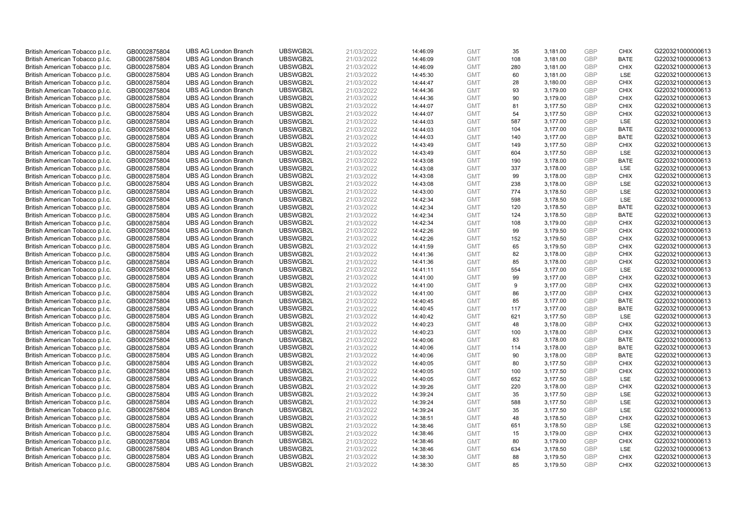| | | | | | | | | | | | |
|---|---|---|---|---|---|---|---|---|---|---|---|
| British American Tobacco p.l.c. | GB0002875804 | UBS AG London Branch | UBSWGB2L | 21/03/2022 | 14:46:09 | GMT | 35 | 3,181.00 | GBP | CHIX | G220321000000613 |
| British American Tobacco p.l.c. | GB0002875804 | UBS AG London Branch | UBSWGB2L | 21/03/2022 | 14:46:09 | GMT | 108 | 3,181.00 | GBP | BATE | G220321000000613 |
| British American Tobacco p.l.c. | GB0002875804 | UBS AG London Branch | UBSWGB2L | 21/03/2022 | 14:46:09 | GMT | 280 | 3,181.00 | GBP | CHIX | G220321000000613 |
| British American Tobacco p.l.c. | GB0002875804 | UBS AG London Branch | UBSWGB2L | 21/03/2022 | 14:45:30 | GMT | 60 | 3,181.00 | GBP | LSE | G220321000000613 |
| British American Tobacco p.l.c. | GB0002875804 | UBS AG London Branch | UBSWGB2L | 21/03/2022 | 14:44:47 | GMT | 28 | 3,180.00 | GBP | CHIX | G220321000000613 |
| British American Tobacco p.l.c. | GB0002875804 | UBS AG London Branch | UBSWGB2L | 21/03/2022 | 14:44:36 | GMT | 93 | 3,179.00 | GBP | CHIX | G220321000000613 |
| British American Tobacco p.l.c. | GB0002875804 | UBS AG London Branch | UBSWGB2L | 21/03/2022 | 14:44:36 | GMT | 90 | 3,179.00 | GBP | CHIX | G220321000000613 |
| British American Tobacco p.l.c. | GB0002875804 | UBS AG London Branch | UBSWGB2L | 21/03/2022 | 14:44:07 | GMT | 81 | 3,177.50 | GBP | CHIX | G220321000000613 |
| British American Tobacco p.l.c. | GB0002875804 | UBS AG London Branch | UBSWGB2L | 21/03/2022 | 14:44:07 | GMT | 54 | 3,177.50 | GBP | CHIX | G220321000000613 |
| British American Tobacco p.l.c. | GB0002875804 | UBS AG London Branch | UBSWGB2L | 21/03/2022 | 14:44:03 | GMT | 587 | 3,177.00 | GBP | LSE | G220321000000613 |
| British American Tobacco p.l.c. | GB0002875804 | UBS AG London Branch | UBSWGB2L | 21/03/2022 | 14:44:03 | GMT | 104 | 3,177.00 | GBP | BATE | G220321000000613 |
| British American Tobacco p.l.c. | GB0002875804 | UBS AG London Branch | UBSWGB2L | 21/03/2022 | 14:44:03 | GMT | 140 | 3,177.00 | GBP | BATE | G220321000000613 |
| British American Tobacco p.l.c. | GB0002875804 | UBS AG London Branch | UBSWGB2L | 21/03/2022 | 14:43:49 | GMT | 149 | 3,177.50 | GBP | CHIX | G220321000000613 |
| British American Tobacco p.l.c. | GB0002875804 | UBS AG London Branch | UBSWGB2L | 21/03/2022 | 14:43:49 | GMT | 604 | 3,177.50 | GBP | LSE | G220321000000613 |
| British American Tobacco p.l.c. | GB0002875804 | UBS AG London Branch | UBSWGB2L | 21/03/2022 | 14:43:08 | GMT | 190 | 3,178.00 | GBP | BATE | G220321000000613 |
| British American Tobacco p.l.c. | GB0002875804 | UBS AG London Branch | UBSWGB2L | 21/03/2022 | 14:43:08 | GMT | 337 | 3,178.00 | GBP | LSE | G220321000000613 |
| British American Tobacco p.l.c. | GB0002875804 | UBS AG London Branch | UBSWGB2L | 21/03/2022 | 14:43:08 | GMT | 99 | 3,178.00 | GBP | CHIX | G220321000000613 |
| British American Tobacco p.l.c. | GB0002875804 | UBS AG London Branch | UBSWGB2L | 21/03/2022 | 14:43:08 | GMT | 238 | 3,178.00 | GBP | LSE | G220321000000613 |
| British American Tobacco p.l.c. | GB0002875804 | UBS AG London Branch | UBSWGB2L | 21/03/2022 | 14:43:00 | GMT | 774 | 3,178.50 | GBP | LSE | G220321000000613 |
| British American Tobacco p.l.c. | GB0002875804 | UBS AG London Branch | UBSWGB2L | 21/03/2022 | 14:42:34 | GMT | 598 | 3,178.50 | GBP | LSE | G220321000000613 |
| British American Tobacco p.l.c. | GB0002875804 | UBS AG London Branch | UBSWGB2L | 21/03/2022 | 14:42:34 | GMT | 120 | 3,178.50 | GBP | BATE | G220321000000613 |
| British American Tobacco p.l.c. | GB0002875804 | UBS AG London Branch | UBSWGB2L | 21/03/2022 | 14:42:34 | GMT | 124 | 3,178.50 | GBP | BATE | G220321000000613 |
| British American Tobacco p.l.c. | GB0002875804 | UBS AG London Branch | UBSWGB2L | 21/03/2022 | 14:42:34 | GMT | 108 | 3,179.00 | GBP | CHIX | G220321000000613 |
| British American Tobacco p.l.c. | GB0002875804 | UBS AG London Branch | UBSWGB2L | 21/03/2022 | 14:42:26 | GMT | 99 | 3,179.50 | GBP | CHIX | G220321000000613 |
| British American Tobacco p.l.c. | GB0002875804 | UBS AG London Branch | UBSWGB2L | 21/03/2022 | 14:42:26 | GMT | 152 | 3,179.50 | GBP | CHIX | G220321000000613 |
| British American Tobacco p.l.c. | GB0002875804 | UBS AG London Branch | UBSWGB2L | 21/03/2022 | 14:41:59 | GMT | 65 | 3,179.50 | GBP | CHIX | G220321000000613 |
| British American Tobacco p.l.c. | GB0002875804 | UBS AG London Branch | UBSWGB2L | 21/03/2022 | 14:41:36 | GMT | 82 | 3,178.00 | GBP | CHIX | G220321000000613 |
| British American Tobacco p.l.c. | GB0002875804 | UBS AG London Branch | UBSWGB2L | 21/03/2022 | 14:41:36 | GMT | 85 | 3,178.00 | GBP | CHIX | G220321000000613 |
| British American Tobacco p.l.c. | GB0002875804 | UBS AG London Branch | UBSWGB2L | 21/03/2022 | 14:41:11 | GMT | 554 | 3,177.00 | GBP | LSE | G220321000000613 |
| British American Tobacco p.l.c. | GB0002875804 | UBS AG London Branch | UBSWGB2L | 21/03/2022 | 14:41:00 | GMT | 99 | 3,177.00 | GBP | CHIX | G220321000000613 |
| British American Tobacco p.l.c. | GB0002875804 | UBS AG London Branch | UBSWGB2L | 21/03/2022 | 14:41:00 | GMT | 9 | 3,177.00 | GBP | CHIX | G220321000000613 |
| British American Tobacco p.l.c. | GB0002875804 | UBS AG London Branch | UBSWGB2L | 21/03/2022 | 14:41:00 | GMT | 86 | 3,177.00 | GBP | CHIX | G220321000000613 |
| British American Tobacco p.l.c. | GB0002875804 | UBS AG London Branch | UBSWGB2L | 21/03/2022 | 14:40:45 | GMT | 85 | 3,177.00 | GBP | BATE | G220321000000613 |
| British American Tobacco p.l.c. | GB0002875804 | UBS AG London Branch | UBSWGB2L | 21/03/2022 | 14:40:45 | GMT | 117 | 3,177.00 | GBP | BATE | G220321000000613 |
| British American Tobacco p.l.c. | GB0002875804 | UBS AG London Branch | UBSWGB2L | 21/03/2022 | 14:40:42 | GMT | 621 | 3,177.50 | GBP | LSE | G220321000000613 |
| British American Tobacco p.l.c. | GB0002875804 | UBS AG London Branch | UBSWGB2L | 21/03/2022 | 14:40:23 | GMT | 48 | 3,178.00 | GBP | CHIX | G220321000000613 |
| British American Tobacco p.l.c. | GB0002875804 | UBS AG London Branch | UBSWGB2L | 21/03/2022 | 14:40:23 | GMT | 100 | 3,178.00 | GBP | CHIX | G220321000000613 |
| British American Tobacco p.l.c. | GB0002875804 | UBS AG London Branch | UBSWGB2L | 21/03/2022 | 14:40:06 | GMT | 83 | 3,178.00 | GBP | BATE | G220321000000613 |
| British American Tobacco p.l.c. | GB0002875804 | UBS AG London Branch | UBSWGB2L | 21/03/2022 | 14:40:06 | GMT | 114 | 3,178.00 | GBP | BATE | G220321000000613 |
| British American Tobacco p.l.c. | GB0002875804 | UBS AG London Branch | UBSWGB2L | 21/03/2022 | 14:40:06 | GMT | 90 | 3,178.00 | GBP | BATE | G220321000000613 |
| British American Tobacco p.l.c. | GB0002875804 | UBS AG London Branch | UBSWGB2L | 21/03/2022 | 14:40:05 | GMT | 80 | 3,177.50 | GBP | CHIX | G220321000000613 |
| British American Tobacco p.l.c. | GB0002875804 | UBS AG London Branch | UBSWGB2L | 21/03/2022 | 14:40:05 | GMT | 100 | 3,177.50 | GBP | CHIX | G220321000000613 |
| British American Tobacco p.l.c. | GB0002875804 | UBS AG London Branch | UBSWGB2L | 21/03/2022 | 14:40:05 | GMT | 652 | 3,177.50 | GBP | LSE | G220321000000613 |
| British American Tobacco p.l.c. | GB0002875804 | UBS AG London Branch | UBSWGB2L | 21/03/2022 | 14:39:26 | GMT | 220 | 3,178.00 | GBP | CHIX | G220321000000613 |
| British American Tobacco p.l.c. | GB0002875804 | UBS AG London Branch | UBSWGB2L | 21/03/2022 | 14:39:24 | GMT | 35 | 3,177.50 | GBP | LSE | G220321000000613 |
| British American Tobacco p.l.c. | GB0002875804 | UBS AG London Branch | UBSWGB2L | 21/03/2022 | 14:39:24 | GMT | 588 | 3,177.50 | GBP | LSE | G220321000000613 |
| British American Tobacco p.l.c. | GB0002875804 | UBS AG London Branch | UBSWGB2L | 21/03/2022 | 14:39:24 | GMT | 35 | 3,177.50 | GBP | LSE | G220321000000613 |
| British American Tobacco p.l.c. | GB0002875804 | UBS AG London Branch | UBSWGB2L | 21/03/2022 | 14:38:51 | GMT | 48 | 3,178.50 | GBP | CHIX | G220321000000613 |
| British American Tobacco p.l.c. | GB0002875804 | UBS AG London Branch | UBSWGB2L | 21/03/2022 | 14:38:46 | GMT | 651 | 3,178.50 | GBP | LSE | G220321000000613 |
| British American Tobacco p.l.c. | GB0002875804 | UBS AG London Branch | UBSWGB2L | 21/03/2022 | 14:38:46 | GMT | 15 | 3,179.00 | GBP | CHIX | G220321000000613 |
| British American Tobacco p.l.c. | GB0002875804 | UBS AG London Branch | UBSWGB2L | 21/03/2022 | 14:38:46 | GMT | 80 | 3,179.00 | GBP | CHIX | G220321000000613 |
| British American Tobacco p.l.c. | GB0002875804 | UBS AG London Branch | UBSWGB2L | 21/03/2022 | 14:38:46 | GMT | 634 | 3,178.50 | GBP | LSE | G220321000000613 |
| British American Tobacco p.l.c. | GB0002875804 | UBS AG London Branch | UBSWGB2L | 21/03/2022 | 14:38:30 | GMT | 88 | 3,179.50 | GBP | CHIX | G220321000000613 |
| British American Tobacco p.l.c. | GB0002875804 | UBS AG London Branch | UBSWGB2L | 21/03/2022 | 14:38:30 | GMT | 85 | 3,179.50 | GBP | CHIX | G220321000000613 |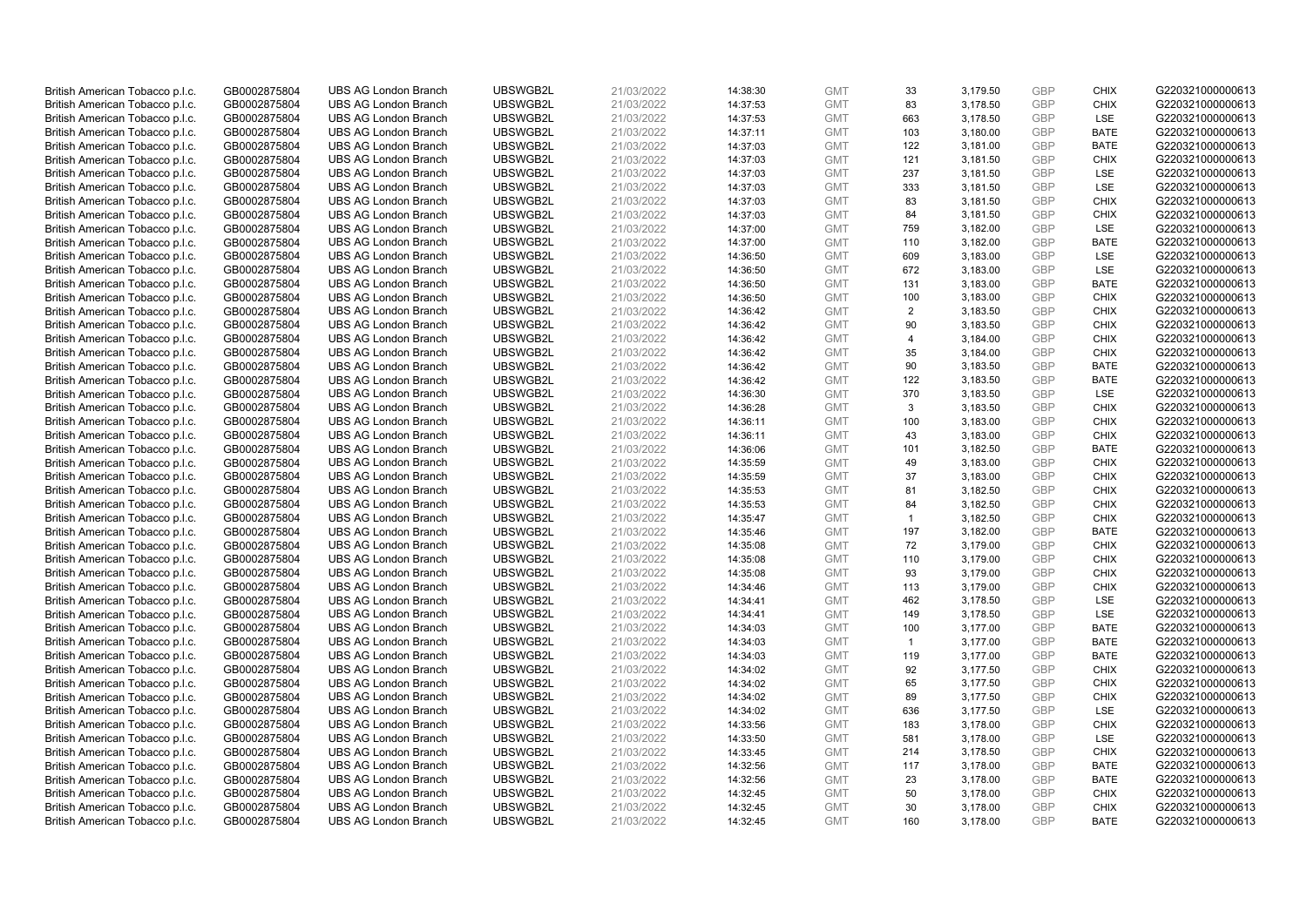| | | | | | | | | | | | |
|---|---|---|---|---|---|---|---|---|---|---|---|
| British American Tobacco p.l.c. | GB0002875804 | UBS AG London Branch | UBSWGB2L | 21/03/2022 | 14:38:30 | GMT | 33 | 3,179.50 | GBP | CHIX | G220321000000613 |
| British American Tobacco p.l.c. | GB0002875804 | UBS AG London Branch | UBSWGB2L | 21/03/2022 | 14:37:53 | GMT | 83 | 3,178.50 | GBP | CHIX | G220321000000613 |
| British American Tobacco p.l.c. | GB0002875804 | UBS AG London Branch | UBSWGB2L | 21/03/2022 | 14:37:53 | GMT | 663 | 3,178.50 | GBP | LSE | G220321000000613 |
| British American Tobacco p.l.c. | GB0002875804 | UBS AG London Branch | UBSWGB2L | 21/03/2022 | 14:37:11 | GMT | 103 | 3,180.00 | GBP | BATE | G220321000000613 |
| British American Tobacco p.l.c. | GB0002875804 | UBS AG London Branch | UBSWGB2L | 21/03/2022 | 14:37:03 | GMT | 122 | 3,181.00 | GBP | BATE | G220321000000613 |
| British American Tobacco p.l.c. | GB0002875804 | UBS AG London Branch | UBSWGB2L | 21/03/2022 | 14:37:03 | GMT | 121 | 3,181.50 | GBP | CHIX | G220321000000613 |
| British American Tobacco p.l.c. | GB0002875804 | UBS AG London Branch | UBSWGB2L | 21/03/2022 | 14:37:03 | GMT | 237 | 3,181.50 | GBP | LSE | G220321000000613 |
| British American Tobacco p.l.c. | GB0002875804 | UBS AG London Branch | UBSWGB2L | 21/03/2022 | 14:37:03 | GMT | 333 | 3,181.50 | GBP | LSE | G220321000000613 |
| British American Tobacco p.l.c. | GB0002875804 | UBS AG London Branch | UBSWGB2L | 21/03/2022 | 14:37:03 | GMT | 83 | 3,181.50 | GBP | CHIX | G220321000000613 |
| British American Tobacco p.l.c. | GB0002875804 | UBS AG London Branch | UBSWGB2L | 21/03/2022 | 14:37:03 | GMT | 84 | 3,181.50 | GBP | CHIX | G220321000000613 |
| British American Tobacco p.l.c. | GB0002875804 | UBS AG London Branch | UBSWGB2L | 21/03/2022 | 14:37:00 | GMT | 759 | 3,182.00 | GBP | LSE | G220321000000613 |
| British American Tobacco p.l.c. | GB0002875804 | UBS AG London Branch | UBSWGB2L | 21/03/2022 | 14:37:00 | GMT | 110 | 3,182.00 | GBP | BATE | G220321000000613 |
| British American Tobacco p.l.c. | GB0002875804 | UBS AG London Branch | UBSWGB2L | 21/03/2022 | 14:36:50 | GMT | 609 | 3,183.00 | GBP | LSE | G220321000000613 |
| British American Tobacco p.l.c. | GB0002875804 | UBS AG London Branch | UBSWGB2L | 21/03/2022 | 14:36:50 | GMT | 672 | 3,183.00 | GBP | LSE | G220321000000613 |
| British American Tobacco p.l.c. | GB0002875804 | UBS AG London Branch | UBSWGB2L | 21/03/2022 | 14:36:50 | GMT | 131 | 3,183.00 | GBP | BATE | G220321000000613 |
| British American Tobacco p.l.c. | GB0002875804 | UBS AG London Branch | UBSWGB2L | 21/03/2022 | 14:36:50 | GMT | 100 | 3,183.00 | GBP | CHIX | G220321000000613 |
| British American Tobacco p.l.c. | GB0002875804 | UBS AG London Branch | UBSWGB2L | 21/03/2022 | 14:36:42 | GMT | 2 | 3,183.50 | GBP | CHIX | G220321000000613 |
| British American Tobacco p.l.c. | GB0002875804 | UBS AG London Branch | UBSWGB2L | 21/03/2022 | 14:36:42 | GMT | 90 | 3,183.50 | GBP | CHIX | G220321000000613 |
| British American Tobacco p.l.c. | GB0002875804 | UBS AG London Branch | UBSWGB2L | 21/03/2022 | 14:36:42 | GMT | 4 | 3,184.00 | GBP | CHIX | G220321000000613 |
| British American Tobacco p.l.c. | GB0002875804 | UBS AG London Branch | UBSWGB2L | 21/03/2022 | 14:36:42 | GMT | 35 | 3,184.00 | GBP | CHIX | G220321000000613 |
| British American Tobacco p.l.c. | GB0002875804 | UBS AG London Branch | UBSWGB2L | 21/03/2022 | 14:36:42 | GMT | 90 | 3,183.50 | GBP | BATE | G220321000000613 |
| British American Tobacco p.l.c. | GB0002875804 | UBS AG London Branch | UBSWGB2L | 21/03/2022 | 14:36:42 | GMT | 122 | 3,183.50 | GBP | BATE | G220321000000613 |
| British American Tobacco p.l.c. | GB0002875804 | UBS AG London Branch | UBSWGB2L | 21/03/2022 | 14:36:30 | GMT | 370 | 3,183.50 | GBP | LSE | G220321000000613 |
| British American Tobacco p.l.c. | GB0002875804 | UBS AG London Branch | UBSWGB2L | 21/03/2022 | 14:36:28 | GMT | 3 | 3,183.50 | GBP | CHIX | G220321000000613 |
| British American Tobacco p.l.c. | GB0002875804 | UBS AG London Branch | UBSWGB2L | 21/03/2022 | 14:36:11 | GMT | 100 | 3,183.00 | GBP | CHIX | G220321000000613 |
| British American Tobacco p.l.c. | GB0002875804 | UBS AG London Branch | UBSWGB2L | 21/03/2022 | 14:36:11 | GMT | 43 | 3,183.00 | GBP | CHIX | G220321000000613 |
| British American Tobacco p.l.c. | GB0002875804 | UBS AG London Branch | UBSWGB2L | 21/03/2022 | 14:36:06 | GMT | 101 | 3,182.50 | GBP | BATE | G220321000000613 |
| British American Tobacco p.l.c. | GB0002875804 | UBS AG London Branch | UBSWGB2L | 21/03/2022 | 14:35:59 | GMT | 49 | 3,183.00 | GBP | CHIX | G220321000000613 |
| British American Tobacco p.l.c. | GB0002875804 | UBS AG London Branch | UBSWGB2L | 21/03/2022 | 14:35:59 | GMT | 37 | 3,183.00 | GBP | CHIX | G220321000000613 |
| British American Tobacco p.l.c. | GB0002875804 | UBS AG London Branch | UBSWGB2L | 21/03/2022 | 14:35:53 | GMT | 81 | 3,182.50 | GBP | CHIX | G220321000000613 |
| British American Tobacco p.l.c. | GB0002875804 | UBS AG London Branch | UBSWGB2L | 21/03/2022 | 14:35:53 | GMT | 84 | 3,182.50 | GBP | CHIX | G220321000000613 |
| British American Tobacco p.l.c. | GB0002875804 | UBS AG London Branch | UBSWGB2L | 21/03/2022 | 14:35:47 | GMT | 1 | 3,182.50 | GBP | CHIX | G220321000000613 |
| British American Tobacco p.l.c. | GB0002875804 | UBS AG London Branch | UBSWGB2L | 21/03/2022 | 14:35:46 | GMT | 197 | 3,182.00 | GBP | BATE | G220321000000613 |
| British American Tobacco p.l.c. | GB0002875804 | UBS AG London Branch | UBSWGB2L | 21/03/2022 | 14:35:08 | GMT | 72 | 3,179.00 | GBP | CHIX | G220321000000613 |
| British American Tobacco p.l.c. | GB0002875804 | UBS AG London Branch | UBSWGB2L | 21/03/2022 | 14:35:08 | GMT | 110 | 3,179.00 | GBP | CHIX | G220321000000613 |
| British American Tobacco p.l.c. | GB0002875804 | UBS AG London Branch | UBSWGB2L | 21/03/2022 | 14:35:08 | GMT | 93 | 3,179.00 | GBP | CHIX | G220321000000613 |
| British American Tobacco p.l.c. | GB0002875804 | UBS AG London Branch | UBSWGB2L | 21/03/2022 | 14:34:46 | GMT | 113 | 3,179.00 | GBP | CHIX | G220321000000613 |
| British American Tobacco p.l.c. | GB0002875804 | UBS AG London Branch | UBSWGB2L | 21/03/2022 | 14:34:41 | GMT | 462 | 3,178.50 | GBP | LSE | G220321000000613 |
| British American Tobacco p.l.c. | GB0002875804 | UBS AG London Branch | UBSWGB2L | 21/03/2022 | 14:34:41 | GMT | 149 | 3,178.50 | GBP | LSE | G220321000000613 |
| British American Tobacco p.l.c. | GB0002875804 | UBS AG London Branch | UBSWGB2L | 21/03/2022 | 14:34:03 | GMT | 100 | 3,177.00 | GBP | BATE | G220321000000613 |
| British American Tobacco p.l.c. | GB0002875804 | UBS AG London Branch | UBSWGB2L | 21/03/2022 | 14:34:03 | GMT | 1 | 3,177.00 | GBP | BATE | G220321000000613 |
| British American Tobacco p.l.c. | GB0002875804 | UBS AG London Branch | UBSWGB2L | 21/03/2022 | 14:34:03 | GMT | 119 | 3,177.00 | GBP | BATE | G220321000000613 |
| British American Tobacco p.l.c. | GB0002875804 | UBS AG London Branch | UBSWGB2L | 21/03/2022 | 14:34:02 | GMT | 92 | 3,177.50 | GBP | CHIX | G220321000000613 |
| British American Tobacco p.l.c. | GB0002875804 | UBS AG London Branch | UBSWGB2L | 21/03/2022 | 14:34:02 | GMT | 65 | 3,177.50 | GBP | CHIX | G220321000000613 |
| British American Tobacco p.l.c. | GB0002875804 | UBS AG London Branch | UBSWGB2L | 21/03/2022 | 14:34:02 | GMT | 89 | 3,177.50 | GBP | CHIX | G220321000000613 |
| British American Tobacco p.l.c. | GB0002875804 | UBS AG London Branch | UBSWGB2L | 21/03/2022 | 14:34:02 | GMT | 636 | 3,177.50 | GBP | LSE | G220321000000613 |
| British American Tobacco p.l.c. | GB0002875804 | UBS AG London Branch | UBSWGB2L | 21/03/2022 | 14:33:56 | GMT | 183 | 3,178.00 | GBP | CHIX | G220321000000613 |
| British American Tobacco p.l.c. | GB0002875804 | UBS AG London Branch | UBSWGB2L | 21/03/2022 | 14:33:50 | GMT | 581 | 3,178.00 | GBP | LSE | G220321000000613 |
| British American Tobacco p.l.c. | GB0002875804 | UBS AG London Branch | UBSWGB2L | 21/03/2022 | 14:33:45 | GMT | 214 | 3,178.50 | GBP | CHIX | G220321000000613 |
| British American Tobacco p.l.c. | GB0002875804 | UBS AG London Branch | UBSWGB2L | 21/03/2022 | 14:32:56 | GMT | 117 | 3,178.00 | GBP | BATE | G220321000000613 |
| British American Tobacco p.l.c. | GB0002875804 | UBS AG London Branch | UBSWGB2L | 21/03/2022 | 14:32:56 | GMT | 23 | 3,178.00 | GBP | BATE | G220321000000613 |
| British American Tobacco p.l.c. | GB0002875804 | UBS AG London Branch | UBSWGB2L | 21/03/2022 | 14:32:45 | GMT | 50 | 3,178.00 | GBP | CHIX | G220321000000613 |
| British American Tobacco p.l.c. | GB0002875804 | UBS AG London Branch | UBSWGB2L | 21/03/2022 | 14:32:45 | GMT | 30 | 3,178.00 | GBP | CHIX | G220321000000613 |
| British American Tobacco p.l.c. | GB0002875804 | UBS AG London Branch | UBSWGB2L | 21/03/2022 | 14:32:45 | GMT | 160 | 3,178.00 | GBP | BATE | G220321000000613 |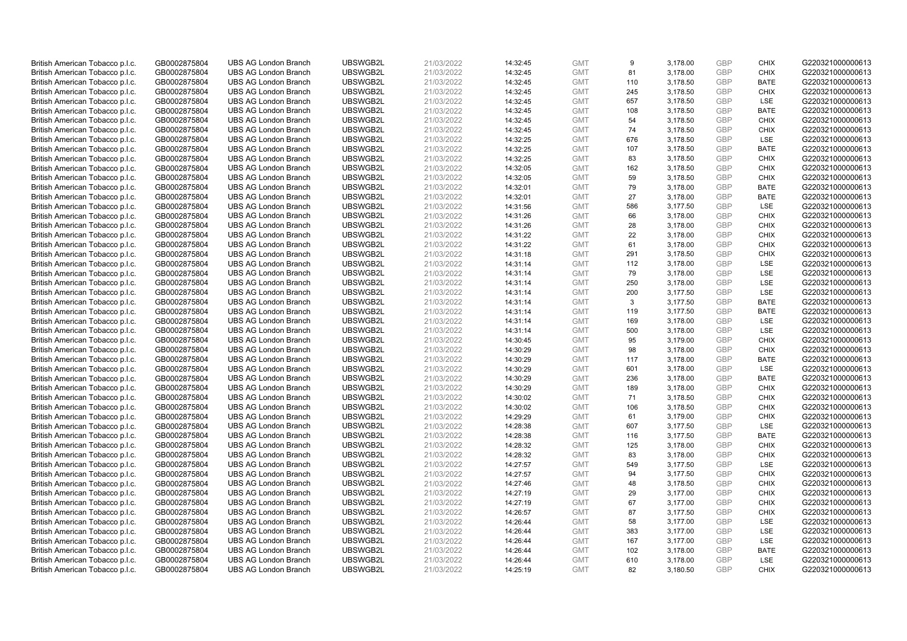| | | | | | | | | | | | |
|---|---|---|---|---|---|---|---|---|---|---|---|
| British American Tobacco p.l.c. | GB0002875804 | UBS AG London Branch | UBSWGB2L | 21/03/2022 | 14:32:45 | GMT | 9 | 3,178.00 | GBP | CHIX | G220321000000613 |
| British American Tobacco p.l.c. | GB0002875804 | UBS AG London Branch | UBSWGB2L | 21/03/2022 | 14:32:45 | GMT | 81 | 3,178.00 | GBP | CHIX | G220321000000613 |
| British American Tobacco p.l.c. | GB0002875804 | UBS AG London Branch | UBSWGB2L | 21/03/2022 | 14:32:45 | GMT | 110 | 3,178.50 | GBP | BATE | G220321000000613 |
| British American Tobacco p.l.c. | GB0002875804 | UBS AG London Branch | UBSWGB2L | 21/03/2022 | 14:32:45 | GMT | 245 | 3,178.50 | GBP | CHIX | G220321000000613 |
| British American Tobacco p.l.c. | GB0002875804 | UBS AG London Branch | UBSWGB2L | 21/03/2022 | 14:32:45 | GMT | 657 | 3,178.50 | GBP | LSE | G220321000000613 |
| British American Tobacco p.l.c. | GB0002875804 | UBS AG London Branch | UBSWGB2L | 21/03/2022 | 14:32:45 | GMT | 108 | 3,178.50 | GBP | BATE | G220321000000613 |
| British American Tobacco p.l.c. | GB0002875804 | UBS AG London Branch | UBSWGB2L | 21/03/2022 | 14:32:45 | GMT | 54 | 3,178.50 | GBP | CHIX | G220321000000613 |
| British American Tobacco p.l.c. | GB0002875804 | UBS AG London Branch | UBSWGB2L | 21/03/2022 | 14:32:45 | GMT | 74 | 3,178.50 | GBP | CHIX | G220321000000613 |
| British American Tobacco p.l.c. | GB0002875804 | UBS AG London Branch | UBSWGB2L | 21/03/2022 | 14:32:25 | GMT | 676 | 3,178.50 | GBP | LSE | G220321000000613 |
| British American Tobacco p.l.c. | GB0002875804 | UBS AG London Branch | UBSWGB2L | 21/03/2022 | 14:32:25 | GMT | 107 | 3,178.50 | GBP | BATE | G220321000000613 |
| British American Tobacco p.l.c. | GB0002875804 | UBS AG London Branch | UBSWGB2L | 21/03/2022 | 14:32:25 | GMT | 83 | 3,178.50 | GBP | CHIX | G220321000000613 |
| British American Tobacco p.l.c. | GB0002875804 | UBS AG London Branch | UBSWGB2L | 21/03/2022 | 14:32:05 | GMT | 162 | 3,178.50 | GBP | CHIX | G220321000000613 |
| British American Tobacco p.l.c. | GB0002875804 | UBS AG London Branch | UBSWGB2L | 21/03/2022 | 14:32:05 | GMT | 59 | 3,178.50 | GBP | CHIX | G220321000000613 |
| British American Tobacco p.l.c. | GB0002875804 | UBS AG London Branch | UBSWGB2L | 21/03/2022 | 14:32:01 | GMT | 79 | 3,178.00 | GBP | BATE | G220321000000613 |
| British American Tobacco p.l.c. | GB0002875804 | UBS AG London Branch | UBSWGB2L | 21/03/2022 | 14:32:01 | GMT | 27 | 3,178.00 | GBP | BATE | G220321000000613 |
| British American Tobacco p.l.c. | GB0002875804 | UBS AG London Branch | UBSWGB2L | 21/03/2022 | 14:31:56 | GMT | 586 | 3,177.50 | GBP | LSE | G220321000000613 |
| British American Tobacco p.l.c. | GB0002875804 | UBS AG London Branch | UBSWGB2L | 21/03/2022 | 14:31:26 | GMT | 66 | 3,178.00 | GBP | CHIX | G220321000000613 |
| British American Tobacco p.l.c. | GB0002875804 | UBS AG London Branch | UBSWGB2L | 21/03/2022 | 14:31:26 | GMT | 28 | 3,178.00 | GBP | CHIX | G220321000000613 |
| British American Tobacco p.l.c. | GB0002875804 | UBS AG London Branch | UBSWGB2L | 21/03/2022 | 14:31:22 | GMT | 22 | 3,178.00 | GBP | CHIX | G220321000000613 |
| British American Tobacco p.l.c. | GB0002875804 | UBS AG London Branch | UBSWGB2L | 21/03/2022 | 14:31:22 | GMT | 61 | 3,178.00 | GBP | CHIX | G220321000000613 |
| British American Tobacco p.l.c. | GB0002875804 | UBS AG London Branch | UBSWGB2L | 21/03/2022 | 14:31:18 | GMT | 291 | 3,178.50 | GBP | CHIX | G220321000000613 |
| British American Tobacco p.l.c. | GB0002875804 | UBS AG London Branch | UBSWGB2L | 21/03/2022 | 14:31:14 | GMT | 112 | 3,178.00 | GBP | LSE | G220321000000613 |
| British American Tobacco p.l.c. | GB0002875804 | UBS AG London Branch | UBSWGB2L | 21/03/2022 | 14:31:14 | GMT | 79 | 3,178.00 | GBP | LSE | G220321000000613 |
| British American Tobacco p.l.c. | GB0002875804 | UBS AG London Branch | UBSWGB2L | 21/03/2022 | 14:31:14 | GMT | 250 | 3,178.00 | GBP | LSE | G220321000000613 |
| British American Tobacco p.l.c. | GB0002875804 | UBS AG London Branch | UBSWGB2L | 21/03/2022 | 14:31:14 | GMT | 200 | 3,177.50 | GBP | LSE | G220321000000613 |
| British American Tobacco p.l.c. | GB0002875804 | UBS AG London Branch | UBSWGB2L | 21/03/2022 | 14:31:14 | GMT | 3 | 3,177.50 | GBP | BATE | G220321000000613 |
| British American Tobacco p.l.c. | GB0002875804 | UBS AG London Branch | UBSWGB2L | 21/03/2022 | 14:31:14 | GMT | 119 | 3,177.50 | GBP | BATE | G220321000000613 |
| British American Tobacco p.l.c. | GB0002875804 | UBS AG London Branch | UBSWGB2L | 21/03/2022 | 14:31:14 | GMT | 169 | 3,178.00 | GBP | LSE | G220321000000613 |
| British American Tobacco p.l.c. | GB0002875804 | UBS AG London Branch | UBSWGB2L | 21/03/2022 | 14:31:14 | GMT | 500 | 3,178.00 | GBP | LSE | G220321000000613 |
| British American Tobacco p.l.c. | GB0002875804 | UBS AG London Branch | UBSWGB2L | 21/03/2022 | 14:30:45 | GMT | 95 | 3,179.00 | GBP | CHIX | G220321000000613 |
| British American Tobacco p.l.c. | GB0002875804 | UBS AG London Branch | UBSWGB2L | 21/03/2022 | 14:30:29 | GMT | 98 | 3,178.00 | GBP | CHIX | G220321000000613 |
| British American Tobacco p.l.c. | GB0002875804 | UBS AG London Branch | UBSWGB2L | 21/03/2022 | 14:30:29 | GMT | 117 | 3,178.00 | GBP | BATE | G220321000000613 |
| British American Tobacco p.l.c. | GB0002875804 | UBS AG London Branch | UBSWGB2L | 21/03/2022 | 14:30:29 | GMT | 601 | 3,178.00 | GBP | LSE | G220321000000613 |
| British American Tobacco p.l.c. | GB0002875804 | UBS AG London Branch | UBSWGB2L | 21/03/2022 | 14:30:29 | GMT | 236 | 3,178.00 | GBP | BATE | G220321000000613 |
| British American Tobacco p.l.c. | GB0002875804 | UBS AG London Branch | UBSWGB2L | 21/03/2022 | 14:30:29 | GMT | 189 | 3,178.00 | GBP | CHIX | G220321000000613 |
| British American Tobacco p.l.c. | GB0002875804 | UBS AG London Branch | UBSWGB2L | 21/03/2022 | 14:30:02 | GMT | 71 | 3,178.50 | GBP | CHIX | G220321000000613 |
| British American Tobacco p.l.c. | GB0002875804 | UBS AG London Branch | UBSWGB2L | 21/03/2022 | 14:30:02 | GMT | 106 | 3,178.50 | GBP | CHIX | G220321000000613 |
| British American Tobacco p.l.c. | GB0002875804 | UBS AG London Branch | UBSWGB2L | 21/03/2022 | 14:29:29 | GMT | 61 | 3,179.00 | GBP | CHIX | G220321000000613 |
| British American Tobacco p.l.c. | GB0002875804 | UBS AG London Branch | UBSWGB2L | 21/03/2022 | 14:28:38 | GMT | 607 | 3,177.50 | GBP | LSE | G220321000000613 |
| British American Tobacco p.l.c. | GB0002875804 | UBS AG London Branch | UBSWGB2L | 21/03/2022 | 14:28:38 | GMT | 116 | 3,177.50 | GBP | BATE | G220321000000613 |
| British American Tobacco p.l.c. | GB0002875804 | UBS AG London Branch | UBSWGB2L | 21/03/2022 | 14:28:32 | GMT | 125 | 3,178.00 | GBP | CHIX | G220321000000613 |
| British American Tobacco p.l.c. | GB0002875804 | UBS AG London Branch | UBSWGB2L | 21/03/2022 | 14:28:32 | GMT | 83 | 3,178.00 | GBP | CHIX | G220321000000613 |
| British American Tobacco p.l.c. | GB0002875804 | UBS AG London Branch | UBSWGB2L | 21/03/2022 | 14:27:57 | GMT | 549 | 3,177.50 | GBP | LSE | G220321000000613 |
| British American Tobacco p.l.c. | GB0002875804 | UBS AG London Branch | UBSWGB2L | 21/03/2022 | 14:27:57 | GMT | 94 | 3,177.50 | GBP | CHIX | G220321000000613 |
| British American Tobacco p.l.c. | GB0002875804 | UBS AG London Branch | UBSWGB2L | 21/03/2022 | 14:27:46 | GMT | 48 | 3,178.50 | GBP | CHIX | G220321000000613 |
| British American Tobacco p.l.c. | GB0002875804 | UBS AG London Branch | UBSWGB2L | 21/03/2022 | 14:27:19 | GMT | 29 | 3,177.00 | GBP | CHIX | G220321000000613 |
| British American Tobacco p.l.c. | GB0002875804 | UBS AG London Branch | UBSWGB2L | 21/03/2022 | 14:27:19 | GMT | 67 | 3,177.00 | GBP | CHIX | G220321000000613 |
| British American Tobacco p.l.c. | GB0002875804 | UBS AG London Branch | UBSWGB2L | 21/03/2022 | 14:26:57 | GMT | 87 | 3,177.50 | GBP | CHIX | G220321000000613 |
| British American Tobacco p.l.c. | GB0002875804 | UBS AG London Branch | UBSWGB2L | 21/03/2022 | 14:26:44 | GMT | 58 | 3,177.00 | GBP | LSE | G220321000000613 |
| British American Tobacco p.l.c. | GB0002875804 | UBS AG London Branch | UBSWGB2L | 21/03/2022 | 14:26:44 | GMT | 383 | 3,177.00 | GBP | LSE | G220321000000613 |
| British American Tobacco p.l.c. | GB0002875804 | UBS AG London Branch | UBSWGB2L | 21/03/2022 | 14:26:44 | GMT | 167 | 3,177.00 | GBP | LSE | G220321000000613 |
| British American Tobacco p.l.c. | GB0002875804 | UBS AG London Branch | UBSWGB2L | 21/03/2022 | 14:26:44 | GMT | 102 | 3,178.00 | GBP | BATE | G220321000000613 |
| British American Tobacco p.l.c. | GB0002875804 | UBS AG London Branch | UBSWGB2L | 21/03/2022 | 14:26:44 | GMT | 610 | 3,178.00 | GBP | LSE | G220321000000613 |
| British American Tobacco p.l.c. | GB0002875804 | UBS AG London Branch | UBSWGB2L | 21/03/2022 | 14:25:19 | GMT | 82 | 3,180.50 | GBP | CHIX | G220321000000613 |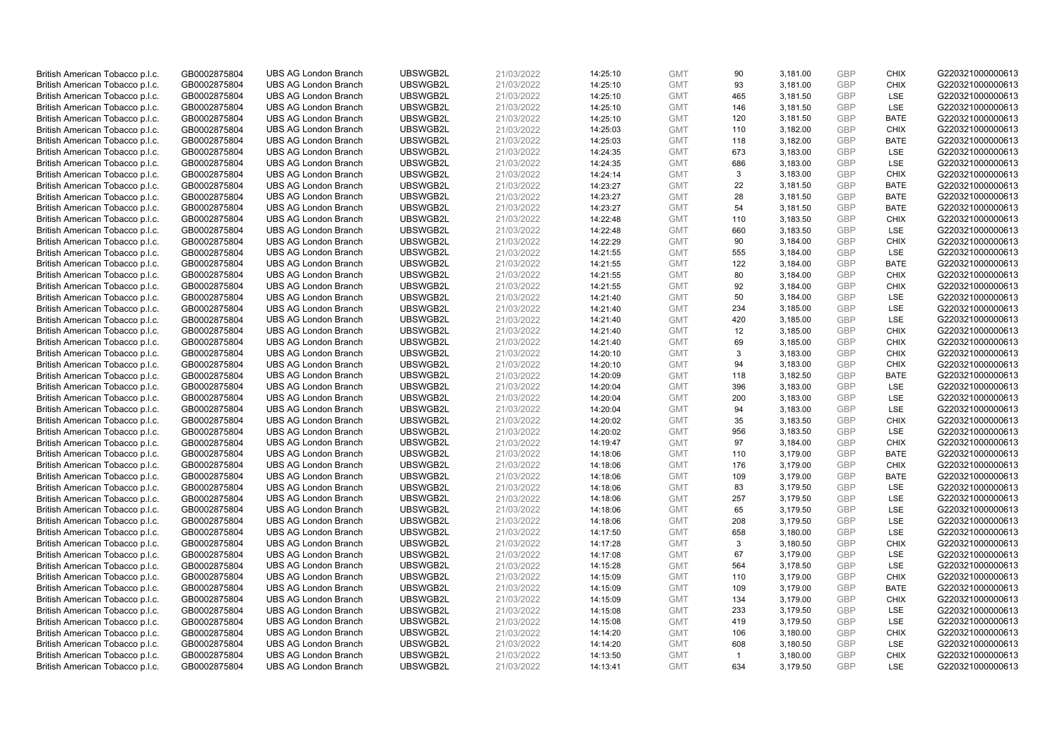| British American Tobacco p.l.c. | GB0002875804 | UBS AG London Branch | UBSWGB2L | 21/03/2022 | 14:25:10 | GMT | 90 | 3,181.00 | GBP | CHIX | G220321000000613 |
|---|---|---|---|---|---|---|---|---|---|---|---|
| British American Tobacco p.l.c. | GB0002875804 | UBS AG London Branch | UBSWGB2L | 21/03/2022 | 14:25:10 | GMT | 93 | 3,181.00 | GBP | CHIX | G220321000000613 |
| British American Tobacco p.l.c. | GB0002875804 | UBS AG London Branch | UBSWGB2L | 21/03/2022 | 14:25:10 | GMT | 465 | 3,181.50 | GBP | LSE | G220321000000613 |
| British American Tobacco p.l.c. | GB0002875804 | UBS AG London Branch | UBSWGB2L | 21/03/2022 | 14:25:10 | GMT | 146 | 3,181.50 | GBP | LSE | G220321000000613 |
| British American Tobacco p.l.c. | GB0002875804 | UBS AG London Branch | UBSWGB2L | 21/03/2022 | 14:25:10 | GMT | 120 | 3,181.50 | GBP | BATE | G220321000000613 |
| British American Tobacco p.l.c. | GB0002875804 | UBS AG London Branch | UBSWGB2L | 21/03/2022 | 14:25:03 | GMT | 110 | 3,182.00 | GBP | CHIX | G220321000000613 |
| British American Tobacco p.l.c. | GB0002875804 | UBS AG London Branch | UBSWGB2L | 21/03/2022 | 14:25:03 | GMT | 118 | 3,182.00 | GBP | BATE | G220321000000613 |
| British American Tobacco p.l.c. | GB0002875804 | UBS AG London Branch | UBSWGB2L | 21/03/2022 | 14:24:35 | GMT | 673 | 3,183.00 | GBP | LSE | G220321000000613 |
| British American Tobacco p.l.c. | GB0002875804 | UBS AG London Branch | UBSWGB2L | 21/03/2022 | 14:24:35 | GMT | 686 | 3,183.00 | GBP | LSE | G220321000000613 |
| British American Tobacco p.l.c. | GB0002875804 | UBS AG London Branch | UBSWGB2L | 21/03/2022 | 14:24:14 | GMT | 3 | 3,183.00 | GBP | CHIX | G220321000000613 |
| British American Tobacco p.l.c. | GB0002875804 | UBS AG London Branch | UBSWGB2L | 21/03/2022 | 14:23:27 | GMT | 22 | 3,181.50 | GBP | BATE | G220321000000613 |
| British American Tobacco p.l.c. | GB0002875804 | UBS AG London Branch | UBSWGB2L | 21/03/2022 | 14:23:27 | GMT | 28 | 3,181.50 | GBP | BATE | G220321000000613 |
| British American Tobacco p.l.c. | GB0002875804 | UBS AG London Branch | UBSWGB2L | 21/03/2022 | 14:23:27 | GMT | 54 | 3,181.50 | GBP | BATE | G220321000000613 |
| British American Tobacco p.l.c. | GB0002875804 | UBS AG London Branch | UBSWGB2L | 21/03/2022 | 14:22:48 | GMT | 110 | 3,183.50 | GBP | CHIX | G220321000000613 |
| British American Tobacco p.l.c. | GB0002875804 | UBS AG London Branch | UBSWGB2L | 21/03/2022 | 14:22:48 | GMT | 660 | 3,183.50 | GBP | LSE | G220321000000613 |
| British American Tobacco p.l.c. | GB0002875804 | UBS AG London Branch | UBSWGB2L | 21/03/2022 | 14:22:29 | GMT | 90 | 3,184.00 | GBP | CHIX | G220321000000613 |
| British American Tobacco p.l.c. | GB0002875804 | UBS AG London Branch | UBSWGB2L | 21/03/2022 | 14:21:55 | GMT | 555 | 3,184.00 | GBP | LSE | G220321000000613 |
| British American Tobacco p.l.c. | GB0002875804 | UBS AG London Branch | UBSWGB2L | 21/03/2022 | 14:21:55 | GMT | 122 | 3,184.00 | GBP | BATE | G220321000000613 |
| British American Tobacco p.l.c. | GB0002875804 | UBS AG London Branch | UBSWGB2L | 21/03/2022 | 14:21:55 | GMT | 80 | 3,184.00 | GBP | CHIX | G220321000000613 |
| British American Tobacco p.l.c. | GB0002875804 | UBS AG London Branch | UBSWGB2L | 21/03/2022 | 14:21:55 | GMT | 92 | 3,184.00 | GBP | CHIX | G220321000000613 |
| British American Tobacco p.l.c. | GB0002875804 | UBS AG London Branch | UBSWGB2L | 21/03/2022 | 14:21:40 | GMT | 50 | 3,184.00 | GBP | LSE | G220321000000613 |
| British American Tobacco p.l.c. | GB0002875804 | UBS AG London Branch | UBSWGB2L | 21/03/2022 | 14:21:40 | GMT | 234 | 3,185.00 | GBP | LSE | G220321000000613 |
| British American Tobacco p.l.c. | GB0002875804 | UBS AG London Branch | UBSWGB2L | 21/03/2022 | 14:21:40 | GMT | 420 | 3,185.00 | GBP | LSE | G220321000000613 |
| British American Tobacco p.l.c. | GB0002875804 | UBS AG London Branch | UBSWGB2L | 21/03/2022 | 14:21:40 | GMT | 12 | 3,185.00 | GBP | CHIX | G220321000000613 |
| British American Tobacco p.l.c. | GB0002875804 | UBS AG London Branch | UBSWGB2L | 21/03/2022 | 14:21:40 | GMT | 69 | 3,185.00 | GBP | CHIX | G220321000000613 |
| British American Tobacco p.l.c. | GB0002875804 | UBS AG London Branch | UBSWGB2L | 21/03/2022 | 14:20:10 | GMT | 3 | 3,183.00 | GBP | CHIX | G220321000000613 |
| British American Tobacco p.l.c. | GB0002875804 | UBS AG London Branch | UBSWGB2L | 21/03/2022 | 14:20:10 | GMT | 94 | 3,183.00 | GBP | CHIX | G220321000000613 |
| British American Tobacco p.l.c. | GB0002875804 | UBS AG London Branch | UBSWGB2L | 21/03/2022 | 14:20:09 | GMT | 118 | 3,182.50 | GBP | BATE | G220321000000613 |
| British American Tobacco p.l.c. | GB0002875804 | UBS AG London Branch | UBSWGB2L | 21/03/2022 | 14:20:04 | GMT | 396 | 3,183.00 | GBP | LSE | G220321000000613 |
| British American Tobacco p.l.c. | GB0002875804 | UBS AG London Branch | UBSWGB2L | 21/03/2022 | 14:20:04 | GMT | 200 | 3,183.00 | GBP | LSE | G220321000000613 |
| British American Tobacco p.l.c. | GB0002875804 | UBS AG London Branch | UBSWGB2L | 21/03/2022 | 14:20:04 | GMT | 94 | 3,183.00 | GBP | LSE | G220321000000613 |
| British American Tobacco p.l.c. | GB0002875804 | UBS AG London Branch | UBSWGB2L | 21/03/2022 | 14:20:02 | GMT | 35 | 3,183.50 | GBP | CHIX | G220321000000613 |
| British American Tobacco p.l.c. | GB0002875804 | UBS AG London Branch | UBSWGB2L | 21/03/2022 | 14:20:02 | GMT | 956 | 3,183.50 | GBP | LSE | G220321000000613 |
| British American Tobacco p.l.c. | GB0002875804 | UBS AG London Branch | UBSWGB2L | 21/03/2022 | 14:19:47 | GMT | 97 | 3,184.00 | GBP | CHIX | G220321000000613 |
| British American Tobacco p.l.c. | GB0002875804 | UBS AG London Branch | UBSWGB2L | 21/03/2022 | 14:18:06 | GMT | 110 | 3,179.00 | GBP | BATE | G220321000000613 |
| British American Tobacco p.l.c. | GB0002875804 | UBS AG London Branch | UBSWGB2L | 21/03/2022 | 14:18:06 | GMT | 176 | 3,179.00 | GBP | CHIX | G220321000000613 |
| British American Tobacco p.l.c. | GB0002875804 | UBS AG London Branch | UBSWGB2L | 21/03/2022 | 14:18:06 | GMT | 109 | 3,179.00 | GBP | BATE | G220321000000613 |
| British American Tobacco p.l.c. | GB0002875804 | UBS AG London Branch | UBSWGB2L | 21/03/2022 | 14:18:06 | GMT | 83 | 3,179.50 | GBP | LSE | G220321000000613 |
| British American Tobacco p.l.c. | GB0002875804 | UBS AG London Branch | UBSWGB2L | 21/03/2022 | 14:18:06 | GMT | 257 | 3,179.50 | GBP | LSE | G220321000000613 |
| British American Tobacco p.l.c. | GB0002875804 | UBS AG London Branch | UBSWGB2L | 21/03/2022 | 14:18:06 | GMT | 65 | 3,179.50 | GBP | LSE | G220321000000613 |
| British American Tobacco p.l.c. | GB0002875804 | UBS AG London Branch | UBSWGB2L | 21/03/2022 | 14:18:06 | GMT | 208 | 3,179.50 | GBP | LSE | G220321000000613 |
| British American Tobacco p.l.c. | GB0002875804 | UBS AG London Branch | UBSWGB2L | 21/03/2022 | 14:17:50 | GMT | 658 | 3,180.00 | GBP | LSE | G220321000000613 |
| British American Tobacco p.l.c. | GB0002875804 | UBS AG London Branch | UBSWGB2L | 21/03/2022 | 14:17:28 | GMT | 3 | 3,180.50 | GBP | CHIX | G220321000000613 |
| British American Tobacco p.l.c. | GB0002875804 | UBS AG London Branch | UBSWGB2L | 21/03/2022 | 14:17:08 | GMT | 67 | 3,179.00 | GBP | LSE | G220321000000613 |
| British American Tobacco p.l.c. | GB0002875804 | UBS AG London Branch | UBSWGB2L | 21/03/2022 | 14:15:28 | GMT | 564 | 3,178.50 | GBP | LSE | G220321000000613 |
| British American Tobacco p.l.c. | GB0002875804 | UBS AG London Branch | UBSWGB2L | 21/03/2022 | 14:15:09 | GMT | 110 | 3,179.00 | GBP | CHIX | G220321000000613 |
| British American Tobacco p.l.c. | GB0002875804 | UBS AG London Branch | UBSWGB2L | 21/03/2022 | 14:15:09 | GMT | 109 | 3,179.00 | GBP | BATE | G220321000000613 |
| British American Tobacco p.l.c. | GB0002875804 | UBS AG London Branch | UBSWGB2L | 21/03/2022 | 14:15:09 | GMT | 134 | 3,179.00 | GBP | CHIX | G220321000000613 |
| British American Tobacco p.l.c. | GB0002875804 | UBS AG London Branch | UBSWGB2L | 21/03/2022 | 14:15:08 | GMT | 233 | 3,179.50 | GBP | LSE | G220321000000613 |
| British American Tobacco p.l.c. | GB0002875804 | UBS AG London Branch | UBSWGB2L | 21/03/2022 | 14:15:08 | GMT | 419 | 3,179.50 | GBP | LSE | G220321000000613 |
| British American Tobacco p.l.c. | GB0002875804 | UBS AG London Branch | UBSWGB2L | 21/03/2022 | 14:14:20 | GMT | 106 | 3,180.00 | GBP | CHIX | G220321000000613 |
| British American Tobacco p.l.c. | GB0002875804 | UBS AG London Branch | UBSWGB2L | 21/03/2022 | 14:14:20 | GMT | 608 | 3,180.50 | GBP | LSE | G220321000000613 |
| British American Tobacco p.l.c. | GB0002875804 | UBS AG London Branch | UBSWGB2L | 21/03/2022 | 14:13:50 | GMT | 1 | 3,180.00 | GBP | CHIX | G220321000000613 |
| British American Tobacco p.l.c. | GB0002875804 | UBS AG London Branch | UBSWGB2L | 21/03/2022 | 14:13:41 | GMT | 634 | 3,179.50 | GBP | LSE | G220321000000613 |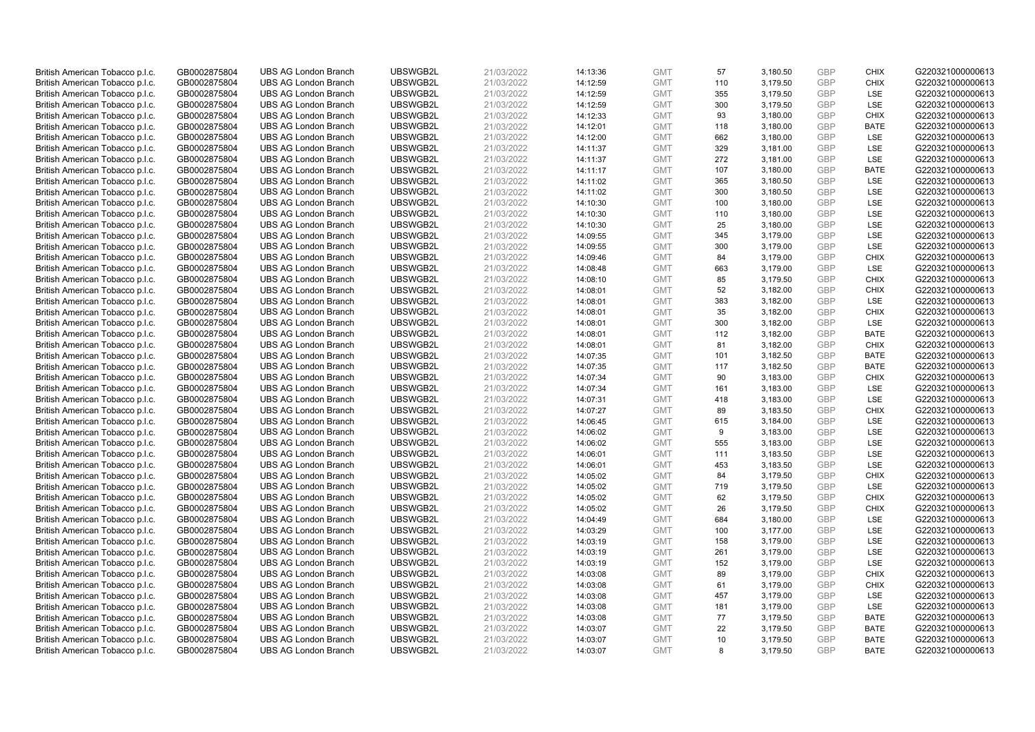| | | | | | | | | | | | |
|---|---|---|---|---|---|---|---|---|---|---|---|
| British American Tobacco p.l.c. | GB0002875804 | UBS AG London Branch | UBSWGB2L | 21/03/2022 | 14:13:36 | GMT | 57 | 3,180.50 | GBP | CHIX | G220321000000613 |
| British American Tobacco p.l.c. | GB0002875804 | UBS AG London Branch | UBSWGB2L | 21/03/2022 | 14:12:59 | GMT | 110 | 3,179.50 | GBP | CHIX | G220321000000613 |
| British American Tobacco p.l.c. | GB0002875804 | UBS AG London Branch | UBSWGB2L | 21/03/2022 | 14:12:59 | GMT | 355 | 3,179.50 | GBP | LSE | G220321000000613 |
| British American Tobacco p.l.c. | GB0002875804 | UBS AG London Branch | UBSWGB2L | 21/03/2022 | 14:12:59 | GMT | 300 | 3,179.50 | GBP | LSE | G220321000000613 |
| British American Tobacco p.l.c. | GB0002875804 | UBS AG London Branch | UBSWGB2L | 21/03/2022 | 14:12:33 | GMT | 93 | 3,180.00 | GBP | CHIX | G220321000000613 |
| British American Tobacco p.l.c. | GB0002875804 | UBS AG London Branch | UBSWGB2L | 21/03/2022 | 14:12:01 | GMT | 118 | 3,180.00 | GBP | BATE | G220321000000613 |
| British American Tobacco p.l.c. | GB0002875804 | UBS AG London Branch | UBSWGB2L | 21/03/2022 | 14:12:00 | GMT | 662 | 3,180.00 | GBP | LSE | G220321000000613 |
| British American Tobacco p.l.c. | GB0002875804 | UBS AG London Branch | UBSWGB2L | 21/03/2022 | 14:11:37 | GMT | 329 | 3,181.00 | GBP | LSE | G220321000000613 |
| British American Tobacco p.l.c. | GB0002875804 | UBS AG London Branch | UBSWGB2L | 21/03/2022 | 14:11:37 | GMT | 272 | 3,181.00 | GBP | LSE | G220321000000613 |
| British American Tobacco p.l.c. | GB0002875804 | UBS AG London Branch | UBSWGB2L | 21/03/2022 | 14:11:17 | GMT | 107 | 3,180.00 | GBP | BATE | G220321000000613 |
| British American Tobacco p.l.c. | GB0002875804 | UBS AG London Branch | UBSWGB2L | 21/03/2022 | 14:11:02 | GMT | 365 | 3,180.50 | GBP | LSE | G220321000000613 |
| British American Tobacco p.l.c. | GB0002875804 | UBS AG London Branch | UBSWGB2L | 21/03/2022 | 14:11:02 | GMT | 300 | 3,180.50 | GBP | LSE | G220321000000613 |
| British American Tobacco p.l.c. | GB0002875804 | UBS AG London Branch | UBSWGB2L | 21/03/2022 | 14:10:30 | GMT | 100 | 3,180.00 | GBP | LSE | G220321000000613 |
| British American Tobacco p.l.c. | GB0002875804 | UBS AG London Branch | UBSWGB2L | 21/03/2022 | 14:10:30 | GMT | 110 | 3,180.00 | GBP | LSE | G220321000000613 |
| British American Tobacco p.l.c. | GB0002875804 | UBS AG London Branch | UBSWGB2L | 21/03/2022 | 14:10:30 | GMT | 25 | 3,180.00 | GBP | LSE | G220321000000613 |
| British American Tobacco p.l.c. | GB0002875804 | UBS AG London Branch | UBSWGB2L | 21/03/2022 | 14:09:55 | GMT | 345 | 3,179.00 | GBP | LSE | G220321000000613 |
| British American Tobacco p.l.c. | GB0002875804 | UBS AG London Branch | UBSWGB2L | 21/03/2022 | 14:09:55 | GMT | 300 | 3,179.00 | GBP | LSE | G220321000000613 |
| British American Tobacco p.l.c. | GB0002875804 | UBS AG London Branch | UBSWGB2L | 21/03/2022 | 14:09:46 | GMT | 84 | 3,179.00 | GBP | CHIX | G220321000000613 |
| British American Tobacco p.l.c. | GB0002875804 | UBS AG London Branch | UBSWGB2L | 21/03/2022 | 14:08:48 | GMT | 663 | 3,179.00 | GBP | LSE | G220321000000613 |
| British American Tobacco p.l.c. | GB0002875804 | UBS AG London Branch | UBSWGB2L | 21/03/2022 | 14:08:10 | GMT | 85 | 3,179.50 | GBP | CHIX | G220321000000613 |
| British American Tobacco p.l.c. | GB0002875804 | UBS AG London Branch | UBSWGB2L | 21/03/2022 | 14:08:01 | GMT | 52 | 3,182.00 | GBP | CHIX | G220321000000613 |
| British American Tobacco p.l.c. | GB0002875804 | UBS AG London Branch | UBSWGB2L | 21/03/2022 | 14:08:01 | GMT | 383 | 3,182.00 | GBP | LSE | G220321000000613 |
| British American Tobacco p.l.c. | GB0002875804 | UBS AG London Branch | UBSWGB2L | 21/03/2022 | 14:08:01 | GMT | 35 | 3,182.00 | GBP | CHIX | G220321000000613 |
| British American Tobacco p.l.c. | GB0002875804 | UBS AG London Branch | UBSWGB2L | 21/03/2022 | 14:08:01 | GMT | 300 | 3,182.00 | GBP | LSE | G220321000000613 |
| British American Tobacco p.l.c. | GB0002875804 | UBS AG London Branch | UBSWGB2L | 21/03/2022 | 14:08:01 | GMT | 112 | 3,182.00 | GBP | BATE | G220321000000613 |
| British American Tobacco p.l.c. | GB0002875804 | UBS AG London Branch | UBSWGB2L | 21/03/2022 | 14:08:01 | GMT | 81 | 3,182.00 | GBP | CHIX | G220321000000613 |
| British American Tobacco p.l.c. | GB0002875804 | UBS AG London Branch | UBSWGB2L | 21/03/2022 | 14:07:35 | GMT | 101 | 3,182.50 | GBP | BATE | G220321000000613 |
| British American Tobacco p.l.c. | GB0002875804 | UBS AG London Branch | UBSWGB2L | 21/03/2022 | 14:07:35 | GMT | 117 | 3,182.50 | GBP | BATE | G220321000000613 |
| British American Tobacco p.l.c. | GB0002875804 | UBS AG London Branch | UBSWGB2L | 21/03/2022 | 14:07:34 | GMT | 90 | 3,183.00 | GBP | CHIX | G220321000000613 |
| British American Tobacco p.l.c. | GB0002875804 | UBS AG London Branch | UBSWGB2L | 21/03/2022 | 14:07:34 | GMT | 161 | 3,183.00 | GBP | LSE | G220321000000613 |
| British American Tobacco p.l.c. | GB0002875804 | UBS AG London Branch | UBSWGB2L | 21/03/2022 | 14:07:31 | GMT | 418 | 3,183.00 | GBP | LSE | G220321000000613 |
| British American Tobacco p.l.c. | GB0002875804 | UBS AG London Branch | UBSWGB2L | 21/03/2022 | 14:07:27 | GMT | 89 | 3,183.50 | GBP | CHIX | G220321000000613 |
| British American Tobacco p.l.c. | GB0002875804 | UBS AG London Branch | UBSWGB2L | 21/03/2022 | 14:06:45 | GMT | 615 | 3,184.00 | GBP | LSE | G220321000000613 |
| British American Tobacco p.l.c. | GB0002875804 | UBS AG London Branch | UBSWGB2L | 21/03/2022 | 14:06:02 | GMT | 9 | 3,183.00 | GBP | LSE | G220321000000613 |
| British American Tobacco p.l.c. | GB0002875804 | UBS AG London Branch | UBSWGB2L | 21/03/2022 | 14:06:02 | GMT | 555 | 3,183.00 | GBP | LSE | G220321000000613 |
| British American Tobacco p.l.c. | GB0002875804 | UBS AG London Branch | UBSWGB2L | 21/03/2022 | 14:06:01 | GMT | 111 | 3,183.50 | GBP | LSE | G220321000000613 |
| British American Tobacco p.l.c. | GB0002875804 | UBS AG London Branch | UBSWGB2L | 21/03/2022 | 14:06:01 | GMT | 453 | 3,183.50 | GBP | LSE | G220321000000613 |
| British American Tobacco p.l.c. | GB0002875804 | UBS AG London Branch | UBSWGB2L | 21/03/2022 | 14:05:02 | GMT | 84 | 3,179.50 | GBP | CHIX | G220321000000613 |
| British American Tobacco p.l.c. | GB0002875804 | UBS AG London Branch | UBSWGB2L | 21/03/2022 | 14:05:02 | GMT | 719 | 3,179.50 | GBP | LSE | G220321000000613 |
| British American Tobacco p.l.c. | GB0002875804 | UBS AG London Branch | UBSWGB2L | 21/03/2022 | 14:05:02 | GMT | 62 | 3,179.50 | GBP | CHIX | G220321000000613 |
| British American Tobacco p.l.c. | GB0002875804 | UBS AG London Branch | UBSWGB2L | 21/03/2022 | 14:05:02 | GMT | 26 | 3,179.50 | GBP | CHIX | G220321000000613 |
| British American Tobacco p.l.c. | GB0002875804 | UBS AG London Branch | UBSWGB2L | 21/03/2022 | 14:04:49 | GMT | 684 | 3,180.00 | GBP | LSE | G220321000000613 |
| British American Tobacco p.l.c. | GB0002875804 | UBS AG London Branch | UBSWGB2L | 21/03/2022 | 14:03:29 | GMT | 100 | 3,177.00 | GBP | LSE | G220321000000613 |
| British American Tobacco p.l.c. | GB0002875804 | UBS AG London Branch | UBSWGB2L | 21/03/2022 | 14:03:19 | GMT | 158 | 3,179.00 | GBP | LSE | G220321000000613 |
| British American Tobacco p.l.c. | GB0002875804 | UBS AG London Branch | UBSWGB2L | 21/03/2022 | 14:03:19 | GMT | 261 | 3,179.00 | GBP | LSE | G220321000000613 |
| British American Tobacco p.l.c. | GB0002875804 | UBS AG London Branch | UBSWGB2L | 21/03/2022 | 14:03:19 | GMT | 152 | 3,179.00 | GBP | LSE | G220321000000613 |
| British American Tobacco p.l.c. | GB0002875804 | UBS AG London Branch | UBSWGB2L | 21/03/2022 | 14:03:08 | GMT | 89 | 3,179.00 | GBP | CHIX | G220321000000613 |
| British American Tobacco p.l.c. | GB0002875804 | UBS AG London Branch | UBSWGB2L | 21/03/2022 | 14:03:08 | GMT | 61 | 3,179.00 | GBP | CHIX | G220321000000613 |
| British American Tobacco p.l.c. | GB0002875804 | UBS AG London Branch | UBSWGB2L | 21/03/2022 | 14:03:08 | GMT | 457 | 3,179.00 | GBP | LSE | G220321000000613 |
| British American Tobacco p.l.c. | GB0002875804 | UBS AG London Branch | UBSWGB2L | 21/03/2022 | 14:03:08 | GMT | 181 | 3,179.00 | GBP | LSE | G220321000000613 |
| British American Tobacco p.l.c. | GB0002875804 | UBS AG London Branch | UBSWGB2L | 21/03/2022 | 14:03:08 | GMT | 77 | 3,179.50 | GBP | BATE | G220321000000613 |
| British American Tobacco p.l.c. | GB0002875804 | UBS AG London Branch | UBSWGB2L | 21/03/2022 | 14:03:07 | GMT | 22 | 3,179.50 | GBP | BATE | G220321000000613 |
| British American Tobacco p.l.c. | GB0002875804 | UBS AG London Branch | UBSWGB2L | 21/03/2022 | 14:03:07 | GMT | 10 | 3,179.50 | GBP | BATE | G220321000000613 |
| British American Tobacco p.l.c. | GB0002875804 | UBS AG London Branch | UBSWGB2L | 21/03/2022 | 14:03:07 | GMT | 8 | 3,179.50 | GBP | BATE | G220321000000613 |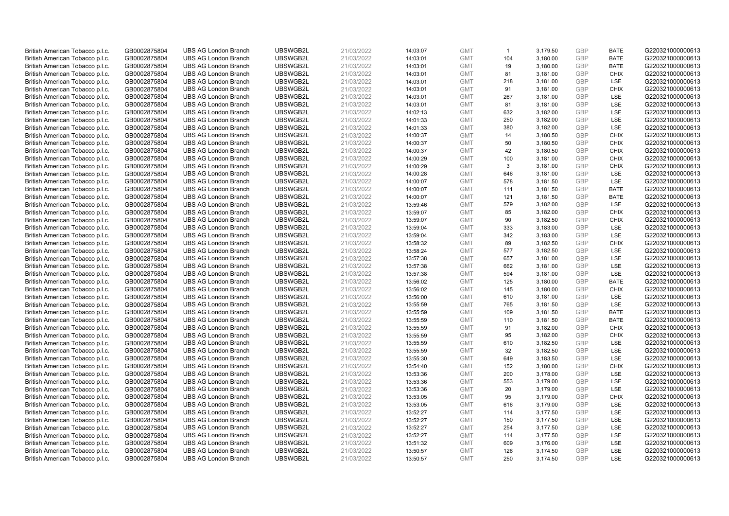| | | | | | | | | | | | |
|---|---|---|---|---|---|---|---|---|---|---|---|
| British American Tobacco p.l.c. | GB0002875804 | UBS AG London Branch | UBSWGB2L | 21/03/2022 | 14:03:07 | GMT | 1 | 3,179.50 | GBP | BATE | G220321000000613 |
| British American Tobacco p.l.c. | GB0002875804 | UBS AG London Branch | UBSWGB2L | 21/03/2022 | 14:03:01 | GMT | 104 | 3,180.00 | GBP | BATE | G220321000000613 |
| British American Tobacco p.l.c. | GB0002875804 | UBS AG London Branch | UBSWGB2L | 21/03/2022 | 14:03:01 | GMT | 19 | 3,180.00 | GBP | BATE | G220321000000613 |
| British American Tobacco p.l.c. | GB0002875804 | UBS AG London Branch | UBSWGB2L | 21/03/2022 | 14:03:01 | GMT | 81 | 3,181.00 | GBP | CHIX | G220321000000613 |
| British American Tobacco p.l.c. | GB0002875804 | UBS AG London Branch | UBSWGB2L | 21/03/2022 | 14:03:01 | GMT | 218 | 3,181.00 | GBP | LSE | G220321000000613 |
| British American Tobacco p.l.c. | GB0002875804 | UBS AG London Branch | UBSWGB2L | 21/03/2022 | 14:03:01 | GMT | 91 | 3,181.00 | GBP | CHIX | G220321000000613 |
| British American Tobacco p.l.c. | GB0002875804 | UBS AG London Branch | UBSWGB2L | 21/03/2022 | 14:03:01 | GMT | 267 | 3,181.00 | GBP | LSE | G220321000000613 |
| British American Tobacco p.l.c. | GB0002875804 | UBS AG London Branch | UBSWGB2L | 21/03/2022 | 14:03:01 | GMT | 81 | 3,181.00 | GBP | LSE | G220321000000613 |
| British American Tobacco p.l.c. | GB0002875804 | UBS AG London Branch | UBSWGB2L | 21/03/2022 | 14:02:13 | GMT | 632 | 3,182.00 | GBP | LSE | G220321000000613 |
| British American Tobacco p.l.c. | GB0002875804 | UBS AG London Branch | UBSWGB2L | 21/03/2022 | 14:01:33 | GMT | 250 | 3,182.00 | GBP | LSE | G220321000000613 |
| British American Tobacco p.l.c. | GB0002875804 | UBS AG London Branch | UBSWGB2L | 21/03/2022 | 14:01:33 | GMT | 380 | 3,182.00 | GBP | LSE | G220321000000613 |
| British American Tobacco p.l.c. | GB0002875804 | UBS AG London Branch | UBSWGB2L | 21/03/2022 | 14:00:37 | GMT | 14 | 3,180.50 | GBP | CHIX | G220321000000613 |
| British American Tobacco p.l.c. | GB0002875804 | UBS AG London Branch | UBSWGB2L | 21/03/2022 | 14:00:37 | GMT | 50 | 3,180.50 | GBP | CHIX | G220321000000613 |
| British American Tobacco p.l.c. | GB0002875804 | UBS AG London Branch | UBSWGB2L | 21/03/2022 | 14:00:37 | GMT | 42 | 3,180.50 | GBP | CHIX | G220321000000613 |
| British American Tobacco p.l.c. | GB0002875804 | UBS AG London Branch | UBSWGB2L | 21/03/2022 | 14:00:29 | GMT | 100 | 3,181.00 | GBP | CHIX | G220321000000613 |
| British American Tobacco p.l.c. | GB0002875804 | UBS AG London Branch | UBSWGB2L | 21/03/2022 | 14:00:29 | GMT | 3 | 3,181.00 | GBP | CHIX | G220321000000613 |
| British American Tobacco p.l.c. | GB0002875804 | UBS AG London Branch | UBSWGB2L | 21/03/2022 | 14:00:28 | GMT | 646 | 3,181.00 | GBP | LSE | G220321000000613 |
| British American Tobacco p.l.c. | GB0002875804 | UBS AG London Branch | UBSWGB2L | 21/03/2022 | 14:00:07 | GMT | 578 | 3,181.50 | GBP | LSE | G220321000000613 |
| British American Tobacco p.l.c. | GB0002875804 | UBS AG London Branch | UBSWGB2L | 21/03/2022 | 14:00:07 | GMT | 111 | 3,181.50 | GBP | BATE | G220321000000613 |
| British American Tobacco p.l.c. | GB0002875804 | UBS AG London Branch | UBSWGB2L | 21/03/2022 | 14:00:07 | GMT | 121 | 3,181.50 | GBP | BATE | G220321000000613 |
| British American Tobacco p.l.c. | GB0002875804 | UBS AG London Branch | UBSWGB2L | 21/03/2022 | 13:59:46 | GMT | 579 | 3,182.00 | GBP | LSE | G220321000000613 |
| British American Tobacco p.l.c. | GB0002875804 | UBS AG London Branch | UBSWGB2L | 21/03/2022 | 13:59:07 | GMT | 85 | 3,182.00 | GBP | CHIX | G220321000000613 |
| British American Tobacco p.l.c. | GB0002875804 | UBS AG London Branch | UBSWGB2L | 21/03/2022 | 13:59:07 | GMT | 90 | 3,182.50 | GBP | CHIX | G220321000000613 |
| British American Tobacco p.l.c. | GB0002875804 | UBS AG London Branch | UBSWGB2L | 21/03/2022 | 13:59:04 | GMT | 333 | 3,183.00 | GBP | LSE | G220321000000613 |
| British American Tobacco p.l.c. | GB0002875804 | UBS AG London Branch | UBSWGB2L | 21/03/2022 | 13:59:04 | GMT | 342 | 3,183.00 | GBP | LSE | G220321000000613 |
| British American Tobacco p.l.c. | GB0002875804 | UBS AG London Branch | UBSWGB2L | 21/03/2022 | 13:58:32 | GMT | 89 | 3,182.50 | GBP | CHIX | G220321000000613 |
| British American Tobacco p.l.c. | GB0002875804 | UBS AG London Branch | UBSWGB2L | 21/03/2022 | 13:58:24 | GMT | 577 | 3,182.50 | GBP | LSE | G220321000000613 |
| British American Tobacco p.l.c. | GB0002875804 | UBS AG London Branch | UBSWGB2L | 21/03/2022 | 13:57:38 | GMT | 657 | 3,181.00 | GBP | LSE | G220321000000613 |
| British American Tobacco p.l.c. | GB0002875804 | UBS AG London Branch | UBSWGB2L | 21/03/2022 | 13:57:38 | GMT | 662 | 3,181.00 | GBP | LSE | G220321000000613 |
| British American Tobacco p.l.c. | GB0002875804 | UBS AG London Branch | UBSWGB2L | 21/03/2022 | 13:57:38 | GMT | 594 | 3,181.00 | GBP | LSE | G220321000000613 |
| British American Tobacco p.l.c. | GB0002875804 | UBS AG London Branch | UBSWGB2L | 21/03/2022 | 13:56:02 | GMT | 125 | 3,180.00 | GBP | BATE | G220321000000613 |
| British American Tobacco p.l.c. | GB0002875804 | UBS AG London Branch | UBSWGB2L | 21/03/2022 | 13:56:02 | GMT | 145 | 3,180.00 | GBP | CHIX | G220321000000613 |
| British American Tobacco p.l.c. | GB0002875804 | UBS AG London Branch | UBSWGB2L | 21/03/2022 | 13:56:00 | GMT | 610 | 3,181.00 | GBP | LSE | G220321000000613 |
| British American Tobacco p.l.c. | GB0002875804 | UBS AG London Branch | UBSWGB2L | 21/03/2022 | 13:55:59 | GMT | 765 | 3,181.50 | GBP | LSE | G220321000000613 |
| British American Tobacco p.l.c. | GB0002875804 | UBS AG London Branch | UBSWGB2L | 21/03/2022 | 13:55:59 | GMT | 109 | 3,181.50 | GBP | BATE | G220321000000613 |
| British American Tobacco p.l.c. | GB0002875804 | UBS AG London Branch | UBSWGB2L | 21/03/2022 | 13:55:59 | GMT | 110 | 3,181.50 | GBP | BATE | G220321000000613 |
| British American Tobacco p.l.c. | GB0002875804 | UBS AG London Branch | UBSWGB2L | 21/03/2022 | 13:55:59 | GMT | 91 | 3,182.00 | GBP | CHIX | G220321000000613 |
| British American Tobacco p.l.c. | GB0002875804 | UBS AG London Branch | UBSWGB2L | 21/03/2022 | 13:55:59 | GMT | 95 | 3,182.00 | GBP | CHIX | G220321000000613 |
| British American Tobacco p.l.c. | GB0002875804 | UBS AG London Branch | UBSWGB2L | 21/03/2022 | 13:55:59 | GMT | 610 | 3,182.50 | GBP | LSE | G220321000000613 |
| British American Tobacco p.l.c. | GB0002875804 | UBS AG London Branch | UBSWGB2L | 21/03/2022 | 13:55:59 | GMT | 32 | 3,182.50 | GBP | LSE | G220321000000613 |
| British American Tobacco p.l.c. | GB0002875804 | UBS AG London Branch | UBSWGB2L | 21/03/2022 | 13:55:30 | GMT | 649 | 3,183.50 | GBP | LSE | G220321000000613 |
| British American Tobacco p.l.c. | GB0002875804 | UBS AG London Branch | UBSWGB2L | 21/03/2022 | 13:54:40 | GMT | 152 | 3,180.00 | GBP | CHIX | G220321000000613 |
| British American Tobacco p.l.c. | GB0002875804 | UBS AG London Branch | UBSWGB2L | 21/03/2022 | 13:53:36 | GMT | 200 | 3,178.00 | GBP | LSE | G220321000000613 |
| British American Tobacco p.l.c. | GB0002875804 | UBS AG London Branch | UBSWGB2L | 21/03/2022 | 13:53:36 | GMT | 553 | 3,179.00 | GBP | LSE | G220321000000613 |
| British American Tobacco p.l.c. | GB0002875804 | UBS AG London Branch | UBSWGB2L | 21/03/2022 | 13:53:36 | GMT | 20 | 3,179.00 | GBP | LSE | G220321000000613 |
| British American Tobacco p.l.c. | GB0002875804 | UBS AG London Branch | UBSWGB2L | 21/03/2022 | 13:53:05 | GMT | 95 | 3,179.00 | GBP | CHIX | G220321000000613 |
| British American Tobacco p.l.c. | GB0002875804 | UBS AG London Branch | UBSWGB2L | 21/03/2022 | 13:53:05 | GMT | 616 | 3,179.00 | GBP | LSE | G220321000000613 |
| British American Tobacco p.l.c. | GB0002875804 | UBS AG London Branch | UBSWGB2L | 21/03/2022 | 13:52:27 | GMT | 114 | 3,177.50 | GBP | LSE | G220321000000613 |
| British American Tobacco p.l.c. | GB0002875804 | UBS AG London Branch | UBSWGB2L | 21/03/2022 | 13:52:27 | GMT | 150 | 3,177.50 | GBP | LSE | G220321000000613 |
| British American Tobacco p.l.c. | GB0002875804 | UBS AG London Branch | UBSWGB2L | 21/03/2022 | 13:52:27 | GMT | 254 | 3,177.50 | GBP | LSE | G220321000000613 |
| British American Tobacco p.l.c. | GB0002875804 | UBS AG London Branch | UBSWGB2L | 21/03/2022 | 13:52:27 | GMT | 114 | 3,177.50 | GBP | LSE | G220321000000613 |
| British American Tobacco p.l.c. | GB0002875804 | UBS AG London Branch | UBSWGB2L | 21/03/2022 | 13:51:32 | GMT | 609 | 3,176.00 | GBP | LSE | G220321000000613 |
| British American Tobacco p.l.c. | GB0002875804 | UBS AG London Branch | UBSWGB2L | 21/03/2022 | 13:50:57 | GMT | 126 | 3,174.50 | GBP | LSE | G220321000000613 |
| British American Tobacco p.l.c. | GB0002875804 | UBS AG London Branch | UBSWGB2L | 21/03/2022 | 13:50:57 | GMT | 250 | 3,174.50 | GBP | LSE | G220321000000613 |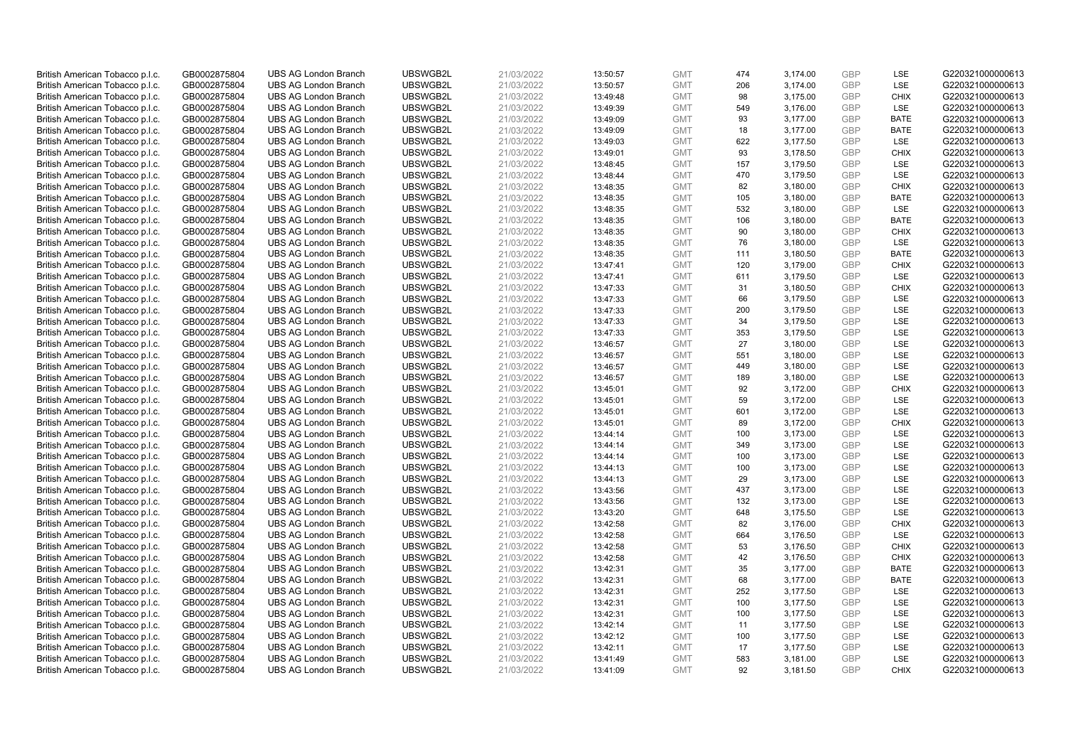| | | | | | | | | | | | |
|---|---|---|---|---|---|---|---|---|---|---|---|
| British American Tobacco p.l.c. | GB0002875804 | UBS AG London Branch | UBSWGB2L | 21/03/2022 | 13:50:57 | GMT | 474 | 3,174.00 | GBP | LSE | G220321000000613 |
| British American Tobacco p.l.c. | GB0002875804 | UBS AG London Branch | UBSWGB2L | 21/03/2022 | 13:50:57 | GMT | 206 | 3,174.00 | GBP | LSE | G220321000000613 |
| British American Tobacco p.l.c. | GB0002875804 | UBS AG London Branch | UBSWGB2L | 21/03/2022 | 13:49:48 | GMT | 98 | 3,175.00 | GBP | CHIX | G220321000000613 |
| British American Tobacco p.l.c. | GB0002875804 | UBS AG London Branch | UBSWGB2L | 21/03/2022 | 13:49:39 | GMT | 549 | 3,176.00 | GBP | LSE | G220321000000613 |
| British American Tobacco p.l.c. | GB0002875804 | UBS AG London Branch | UBSWGB2L | 21/03/2022 | 13:49:09 | GMT | 93 | 3,177.00 | GBP | BATE | G220321000000613 |
| British American Tobacco p.l.c. | GB0002875804 | UBS AG London Branch | UBSWGB2L | 21/03/2022 | 13:49:09 | GMT | 18 | 3,177.00 | GBP | BATE | G220321000000613 |
| British American Tobacco p.l.c. | GB0002875804 | UBS AG London Branch | UBSWGB2L | 21/03/2022 | 13:49:03 | GMT | 622 | 3,177.50 | GBP | LSE | G220321000000613 |
| British American Tobacco p.l.c. | GB0002875804 | UBS AG London Branch | UBSWGB2L | 21/03/2022 | 13:49:01 | GMT | 93 | 3,178.50 | GBP | CHIX | G220321000000613 |
| British American Tobacco p.l.c. | GB0002875804 | UBS AG London Branch | UBSWGB2L | 21/03/2022 | 13:48:45 | GMT | 157 | 3,179.50 | GBP | LSE | G220321000000613 |
| British American Tobacco p.l.c. | GB0002875804 | UBS AG London Branch | UBSWGB2L | 21/03/2022 | 13:48:44 | GMT | 470 | 3,179.50 | GBP | LSE | G220321000000613 |
| British American Tobacco p.l.c. | GB0002875804 | UBS AG London Branch | UBSWGB2L | 21/03/2022 | 13:48:35 | GMT | 82 | 3,180.00 | GBP | CHIX | G220321000000613 |
| British American Tobacco p.l.c. | GB0002875804 | UBS AG London Branch | UBSWGB2L | 21/03/2022 | 13:48:35 | GMT | 105 | 3,180.00 | GBP | BATE | G220321000000613 |
| British American Tobacco p.l.c. | GB0002875804 | UBS AG London Branch | UBSWGB2L | 21/03/2022 | 13:48:35 | GMT | 532 | 3,180.00 | GBP | LSE | G220321000000613 |
| British American Tobacco p.l.c. | GB0002875804 | UBS AG London Branch | UBSWGB2L | 21/03/2022 | 13:48:35 | GMT | 106 | 3,180.00 | GBP | BATE | G220321000000613 |
| British American Tobacco p.l.c. | GB0002875804 | UBS AG London Branch | UBSWGB2L | 21/03/2022 | 13:48:35 | GMT | 90 | 3,180.00 | GBP | CHIX | G220321000000613 |
| British American Tobacco p.l.c. | GB0002875804 | UBS AG London Branch | UBSWGB2L | 21/03/2022 | 13:48:35 | GMT | 76 | 3,180.00 | GBP | LSE | G220321000000613 |
| British American Tobacco p.l.c. | GB0002875804 | UBS AG London Branch | UBSWGB2L | 21/03/2022 | 13:48:35 | GMT | 111 | 3,180.50 | GBP | BATE | G220321000000613 |
| British American Tobacco p.l.c. | GB0002875804 | UBS AG London Branch | UBSWGB2L | 21/03/2022 | 13:47:41 | GMT | 120 | 3,179.00 | GBP | CHIX | G220321000000613 |
| British American Tobacco p.l.c. | GB0002875804 | UBS AG London Branch | UBSWGB2L | 21/03/2022 | 13:47:41 | GMT | 611 | 3,179.50 | GBP | LSE | G220321000000613 |
| British American Tobacco p.l.c. | GB0002875804 | UBS AG London Branch | UBSWGB2L | 21/03/2022 | 13:47:33 | GMT | 31 | 3,180.50 | GBP | CHIX | G220321000000613 |
| British American Tobacco p.l.c. | GB0002875804 | UBS AG London Branch | UBSWGB2L | 21/03/2022 | 13:47:33 | GMT | 66 | 3,179.50 | GBP | LSE | G220321000000613 |
| British American Tobacco p.l.c. | GB0002875804 | UBS AG London Branch | UBSWGB2L | 21/03/2022 | 13:47:33 | GMT | 200 | 3,179.50 | GBP | LSE | G220321000000613 |
| British American Tobacco p.l.c. | GB0002875804 | UBS AG London Branch | UBSWGB2L | 21/03/2022 | 13:47:33 | GMT | 34 | 3,179.50 | GBP | LSE | G220321000000613 |
| British American Tobacco p.l.c. | GB0002875804 | UBS AG London Branch | UBSWGB2L | 21/03/2022 | 13:47:33 | GMT | 353 | 3,179.50 | GBP | LSE | G220321000000613 |
| British American Tobacco p.l.c. | GB0002875804 | UBS AG London Branch | UBSWGB2L | 21/03/2022 | 13:46:57 | GMT | 27 | 3,180.00 | GBP | LSE | G220321000000613 |
| British American Tobacco p.l.c. | GB0002875804 | UBS AG London Branch | UBSWGB2L | 21/03/2022 | 13:46:57 | GMT | 551 | 3,180.00 | GBP | LSE | G220321000000613 |
| British American Tobacco p.l.c. | GB0002875804 | UBS AG London Branch | UBSWGB2L | 21/03/2022 | 13:46:57 | GMT | 449 | 3,180.00 | GBP | LSE | G220321000000613 |
| British American Tobacco p.l.c. | GB0002875804 | UBS AG London Branch | UBSWGB2L | 21/03/2022 | 13:46:57 | GMT | 189 | 3,180.00 | GBP | LSE | G220321000000613 |
| British American Tobacco p.l.c. | GB0002875804 | UBS AG London Branch | UBSWGB2L | 21/03/2022 | 13:45:01 | GMT | 92 | 3,172.00 | GBP | CHIX | G220321000000613 |
| British American Tobacco p.l.c. | GB0002875804 | UBS AG London Branch | UBSWGB2L | 21/03/2022 | 13:45:01 | GMT | 59 | 3,172.00 | GBP | LSE | G220321000000613 |
| British American Tobacco p.l.c. | GB0002875804 | UBS AG London Branch | UBSWGB2L | 21/03/2022 | 13:45:01 | GMT | 601 | 3,172.00 | GBP | LSE | G220321000000613 |
| British American Tobacco p.l.c. | GB0002875804 | UBS AG London Branch | UBSWGB2L | 21/03/2022 | 13:45:01 | GMT | 89 | 3,172.00 | GBP | CHIX | G220321000000613 |
| British American Tobacco p.l.c. | GB0002875804 | UBS AG London Branch | UBSWGB2L | 21/03/2022 | 13:44:14 | GMT | 100 | 3,173.00 | GBP | LSE | G220321000000613 |
| British American Tobacco p.l.c. | GB0002875804 | UBS AG London Branch | UBSWGB2L | 21/03/2022 | 13:44:14 | GMT | 349 | 3,173.00 | GBP | LSE | G220321000000613 |
| British American Tobacco p.l.c. | GB0002875804 | UBS AG London Branch | UBSWGB2L | 21/03/2022 | 13:44:14 | GMT | 100 | 3,173.00 | GBP | LSE | G220321000000613 |
| British American Tobacco p.l.c. | GB0002875804 | UBS AG London Branch | UBSWGB2L | 21/03/2022 | 13:44:13 | GMT | 100 | 3,173.00 | GBP | LSE | G220321000000613 |
| British American Tobacco p.l.c. | GB0002875804 | UBS AG London Branch | UBSWGB2L | 21/03/2022 | 13:44:13 | GMT | 29 | 3,173.00 | GBP | LSE | G220321000000613 |
| British American Tobacco p.l.c. | GB0002875804 | UBS AG London Branch | UBSWGB2L | 21/03/2022 | 13:43:56 | GMT | 437 | 3,173.00 | GBP | LSE | G220321000000613 |
| British American Tobacco p.l.c. | GB0002875804 | UBS AG London Branch | UBSWGB2L | 21/03/2022 | 13:43:56 | GMT | 132 | 3,173.00 | GBP | LSE | G220321000000613 |
| British American Tobacco p.l.c. | GB0002875804 | UBS AG London Branch | UBSWGB2L | 21/03/2022 | 13:43:20 | GMT | 648 | 3,175.50 | GBP | LSE | G220321000000613 |
| British American Tobacco p.l.c. | GB0002875804 | UBS AG London Branch | UBSWGB2L | 21/03/2022 | 13:42:58 | GMT | 82 | 3,176.00 | GBP | CHIX | G220321000000613 |
| British American Tobacco p.l.c. | GB0002875804 | UBS AG London Branch | UBSWGB2L | 21/03/2022 | 13:42:58 | GMT | 664 | 3,176.50 | GBP | LSE | G220321000000613 |
| British American Tobacco p.l.c. | GB0002875804 | UBS AG London Branch | UBSWGB2L | 21/03/2022 | 13:42:58 | GMT | 53 | 3,176.50 | GBP | CHIX | G220321000000613 |
| British American Tobacco p.l.c. | GB0002875804 | UBS AG London Branch | UBSWGB2L | 21/03/2022 | 13:42:58 | GMT | 42 | 3,176.50 | GBP | CHIX | G220321000000613 |
| British American Tobacco p.l.c. | GB0002875804 | UBS AG London Branch | UBSWGB2L | 21/03/2022 | 13:42:31 | GMT | 35 | 3,177.00 | GBP | BATE | G220321000000613 |
| British American Tobacco p.l.c. | GB0002875804 | UBS AG London Branch | UBSWGB2L | 21/03/2022 | 13:42:31 | GMT | 68 | 3,177.00 | GBP | BATE | G220321000000613 |
| British American Tobacco p.l.c. | GB0002875804 | UBS AG London Branch | UBSWGB2L | 21/03/2022 | 13:42:31 | GMT | 252 | 3,177.50 | GBP | LSE | G220321000000613 |
| British American Tobacco p.l.c. | GB0002875804 | UBS AG London Branch | UBSWGB2L | 21/03/2022 | 13:42:31 | GMT | 100 | 3,177.50 | GBP | LSE | G220321000000613 |
| British American Tobacco p.l.c. | GB0002875804 | UBS AG London Branch | UBSWGB2L | 21/03/2022 | 13:42:31 | GMT | 100 | 3,177.50 | GBP | LSE | G220321000000613 |
| British American Tobacco p.l.c. | GB0002875804 | UBS AG London Branch | UBSWGB2L | 21/03/2022 | 13:42:14 | GMT | 11 | 3,177.50 | GBP | LSE | G220321000000613 |
| British American Tobacco p.l.c. | GB0002875804 | UBS AG London Branch | UBSWGB2L | 21/03/2022 | 13:42:12 | GMT | 100 | 3,177.50 | GBP | LSE | G220321000000613 |
| British American Tobacco p.l.c. | GB0002875804 | UBS AG London Branch | UBSWGB2L | 21/03/2022 | 13:42:11 | GMT | 17 | 3,177.50 | GBP | LSE | G220321000000613 |
| British American Tobacco p.l.c. | GB0002875804 | UBS AG London Branch | UBSWGB2L | 21/03/2022 | 13:41:49 | GMT | 583 | 3,181.00 | GBP | LSE | G220321000000613 |
| British American Tobacco p.l.c. | GB0002875804 | UBS AG London Branch | UBSWGB2L | 21/03/2022 | 13:41:09 | GMT | 92 | 3,181.50 | GBP | CHIX | G220321000000613 |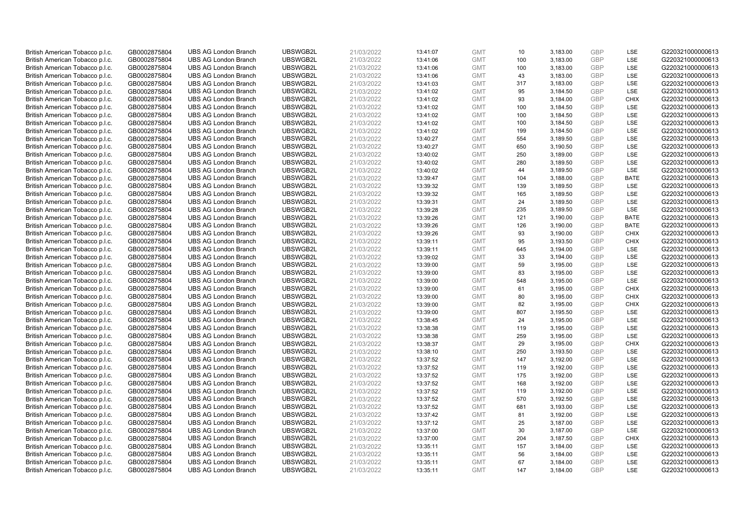| | | | | | | | | | | | |
|---|---|---|---|---|---|---|---|---|---|---|---|
| British American Tobacco p.l.c. | GB0002875804 | UBS AG London Branch | UBSWGB2L | 21/03/2022 | 13:41:07 | GMT | 10 | 3,183.00 | GBP | LSE | G220321000000613 |
| British American Tobacco p.l.c. | GB0002875804 | UBS AG London Branch | UBSWGB2L | 21/03/2022 | 13:41:06 | GMT | 100 | 3,183.00 | GBP | LSE | G220321000000613 |
| British American Tobacco p.l.c. | GB0002875804 | UBS AG London Branch | UBSWGB2L | 21/03/2022 | 13:41:06 | GMT | 100 | 3,183.00 | GBP | LSE | G220321000000613 |
| British American Tobacco p.l.c. | GB0002875804 | UBS AG London Branch | UBSWGB2L | 21/03/2022 | 13:41:06 | GMT | 43 | 3,183.00 | GBP | LSE | G220321000000613 |
| British American Tobacco p.l.c. | GB0002875804 | UBS AG London Branch | UBSWGB2L | 21/03/2022 | 13:41:03 | GMT | 317 | 3,183.00 | GBP | LSE | G220321000000613 |
| British American Tobacco p.l.c. | GB0002875804 | UBS AG London Branch | UBSWGB2L | 21/03/2022 | 13:41:02 | GMT | 95 | 3,184.50 | GBP | LSE | G220321000000613 |
| British American Tobacco p.l.c. | GB0002875804 | UBS AG London Branch | UBSWGB2L | 21/03/2022 | 13:41:02 | GMT | 93 | 3,184.00 | GBP | CHIX | G220321000000613 |
| British American Tobacco p.l.c. | GB0002875804 | UBS AG London Branch | UBSWGB2L | 21/03/2022 | 13:41:02 | GMT | 100 | 3,184.50 | GBP | LSE | G220321000000613 |
| British American Tobacco p.l.c. | GB0002875804 | UBS AG London Branch | UBSWGB2L | 21/03/2022 | 13:41:02 | GMT | 100 | 3,184.50 | GBP | LSE | G220321000000613 |
| British American Tobacco p.l.c. | GB0002875804 | UBS AG London Branch | UBSWGB2L | 21/03/2022 | 13:41:02 | GMT | 100 | 3,184.50 | GBP | LSE | G220321000000613 |
| British American Tobacco p.l.c. | GB0002875804 | UBS AG London Branch | UBSWGB2L | 21/03/2022 | 13:41:02 | GMT | 199 | 3,184.50 | GBP | LSE | G220321000000613 |
| British American Tobacco p.l.c. | GB0002875804 | UBS AG London Branch | UBSWGB2L | 21/03/2022 | 13:40:27 | GMT | 554 | 3,189.50 | GBP | LSE | G220321000000613 |
| British American Tobacco p.l.c. | GB0002875804 | UBS AG London Branch | UBSWGB2L | 21/03/2022 | 13:40:27 | GMT | 650 | 3,190.50 | GBP | LSE | G220321000000613 |
| British American Tobacco p.l.c. | GB0002875804 | UBS AG London Branch | UBSWGB2L | 21/03/2022 | 13:40:02 | GMT | 250 | 3,189.00 | GBP | LSE | G220321000000613 |
| British American Tobacco p.l.c. | GB0002875804 | UBS AG London Branch | UBSWGB2L | 21/03/2022 | 13:40:02 | GMT | 280 | 3,189.50 | GBP | LSE | G220321000000613 |
| British American Tobacco p.l.c. | GB0002875804 | UBS AG London Branch | UBSWGB2L | 21/03/2022 | 13:40:02 | GMT | 44 | 3,189.50 | GBP | LSE | G220321000000613 |
| British American Tobacco p.l.c. | GB0002875804 | UBS AG London Branch | UBSWGB2L | 21/03/2022 | 13:39:47 | GMT | 104 | 3,188.00 | GBP | BATE | G220321000000613 |
| British American Tobacco p.l.c. | GB0002875804 | UBS AG London Branch | UBSWGB2L | 21/03/2022 | 13:39:32 | GMT | 139 | 3,189.50 | GBP | LSE | G220321000000613 |
| British American Tobacco p.l.c. | GB0002875804 | UBS AG London Branch | UBSWGB2L | 21/03/2022 | 13:39:32 | GMT | 165 | 3,189.50 | GBP | LSE | G220321000000613 |
| British American Tobacco p.l.c. | GB0002875804 | UBS AG London Branch | UBSWGB2L | 21/03/2022 | 13:39:31 | GMT | 24 | 3,189.50 | GBP | LSE | G220321000000613 |
| British American Tobacco p.l.c. | GB0002875804 | UBS AG London Branch | UBSWGB2L | 21/03/2022 | 13:39:28 | GMT | 235 | 3,189.50 | GBP | LSE | G220321000000613 |
| British American Tobacco p.l.c. | GB0002875804 | UBS AG London Branch | UBSWGB2L | 21/03/2022 | 13:39:26 | GMT | 121 | 3,190.00 | GBP | BATE | G220321000000613 |
| British American Tobacco p.l.c. | GB0002875804 | UBS AG London Branch | UBSWGB2L | 21/03/2022 | 13:39:26 | GMT | 126 | 3,190.00 | GBP | BATE | G220321000000613 |
| British American Tobacco p.l.c. | GB0002875804 | UBS AG London Branch | UBSWGB2L | 21/03/2022 | 13:39:26 | GMT | 93 | 3,190.00 | GBP | CHIX | G220321000000613 |
| British American Tobacco p.l.c. | GB0002875804 | UBS AG London Branch | UBSWGB2L | 21/03/2022 | 13:39:11 | GMT | 95 | 3,193.50 | GBP | CHIX | G220321000000613 |
| British American Tobacco p.l.c. | GB0002875804 | UBS AG London Branch | UBSWGB2L | 21/03/2022 | 13:39:11 | GMT | 645 | 3,194.00 | GBP | LSE | G220321000000613 |
| British American Tobacco p.l.c. | GB0002875804 | UBS AG London Branch | UBSWGB2L | 21/03/2022 | 13:39:02 | GMT | 33 | 3,194.00 | GBP | LSE | G220321000000613 |
| British American Tobacco p.l.c. | GB0002875804 | UBS AG London Branch | UBSWGB2L | 21/03/2022 | 13:39:00 | GMT | 59 | 3,195.00 | GBP | LSE | G220321000000613 |
| British American Tobacco p.l.c. | GB0002875804 | UBS AG London Branch | UBSWGB2L | 21/03/2022 | 13:39:00 | GMT | 83 | 3,195.00 | GBP | LSE | G220321000000613 |
| British American Tobacco p.l.c. | GB0002875804 | UBS AG London Branch | UBSWGB2L | 21/03/2022 | 13:39:00 | GMT | 548 | 3,195.00 | GBP | LSE | G220321000000613 |
| British American Tobacco p.l.c. | GB0002875804 | UBS AG London Branch | UBSWGB2L | 21/03/2022 | 13:39:00 | GMT | 61 | 3,195.00 | GBP | CHIX | G220321000000613 |
| British American Tobacco p.l.c. | GB0002875804 | UBS AG London Branch | UBSWGB2L | 21/03/2022 | 13:39:00 | GMT | 80 | 3,195.00 | GBP | CHIX | G220321000000613 |
| British American Tobacco p.l.c. | GB0002875804 | UBS AG London Branch | UBSWGB2L | 21/03/2022 | 13:39:00 | GMT | 82 | 3,195.00 | GBP | CHIX | G220321000000613 |
| British American Tobacco p.l.c. | GB0002875804 | UBS AG London Branch | UBSWGB2L | 21/03/2022 | 13:39:00 | GMT | 807 | 3,195.50 | GBP | LSE | G220321000000613 |
| British American Tobacco p.l.c. | GB0002875804 | UBS AG London Branch | UBSWGB2L | 21/03/2022 | 13:38:45 | GMT | 24 | 3,195.00 | GBP | LSE | G220321000000613 |
| British American Tobacco p.l.c. | GB0002875804 | UBS AG London Branch | UBSWGB2L | 21/03/2022 | 13:38:38 | GMT | 119 | 3,195.00 | GBP | LSE | G220321000000613 |
| British American Tobacco p.l.c. | GB0002875804 | UBS AG London Branch | UBSWGB2L | 21/03/2022 | 13:38:38 | GMT | 259 | 3,195.00 | GBP | LSE | G220321000000613 |
| British American Tobacco p.l.c. | GB0002875804 | UBS AG London Branch | UBSWGB2L | 21/03/2022 | 13:38:37 | GMT | 29 | 3,195.00 | GBP | CHIX | G220321000000613 |
| British American Tobacco p.l.c. | GB0002875804 | UBS AG London Branch | UBSWGB2L | 21/03/2022 | 13:38:10 | GMT | 250 | 3,193.50 | GBP | LSE | G220321000000613 |
| British American Tobacco p.l.c. | GB0002875804 | UBS AG London Branch | UBSWGB2L | 21/03/2022 | 13:37:52 | GMT | 147 | 3,192.00 | GBP | LSE | G220321000000613 |
| British American Tobacco p.l.c. | GB0002875804 | UBS AG London Branch | UBSWGB2L | 21/03/2022 | 13:37:52 | GMT | 119 | 3,192.00 | GBP | LSE | G220321000000613 |
| British American Tobacco p.l.c. | GB0002875804 | UBS AG London Branch | UBSWGB2L | 21/03/2022 | 13:37:52 | GMT | 175 | 3,192.00 | GBP | LSE | G220321000000613 |
| British American Tobacco p.l.c. | GB0002875804 | UBS AG London Branch | UBSWGB2L | 21/03/2022 | 13:37:52 | GMT | 168 | 3,192.00 | GBP | LSE | G220321000000613 |
| British American Tobacco p.l.c. | GB0002875804 | UBS AG London Branch | UBSWGB2L | 21/03/2022 | 13:37:52 | GMT | 119 | 3,192.00 | GBP | LSE | G220321000000613 |
| British American Tobacco p.l.c. | GB0002875804 | UBS AG London Branch | UBSWGB2L | 21/03/2022 | 13:37:52 | GMT | 570 | 3,192.50 | GBP | LSE | G220321000000613 |
| British American Tobacco p.l.c. | GB0002875804 | UBS AG London Branch | UBSWGB2L | 21/03/2022 | 13:37:52 | GMT | 681 | 3,193.00 | GBP | LSE | G220321000000613 |
| British American Tobacco p.l.c. | GB0002875804 | UBS AG London Branch | UBSWGB2L | 21/03/2022 | 13:37:42 | GMT | 81 | 3,192.00 | GBP | LSE | G220321000000613 |
| British American Tobacco p.l.c. | GB0002875804 | UBS AG London Branch | UBSWGB2L | 21/03/2022 | 13:37:12 | GMT | 25 | 3,187.00 | GBP | LSE | G220321000000613 |
| British American Tobacco p.l.c. | GB0002875804 | UBS AG London Branch | UBSWGB2L | 21/03/2022 | 13:37:00 | GMT | 30 | 3,187.00 | GBP | LSE | G220321000000613 |
| British American Tobacco p.l.c. | GB0002875804 | UBS AG London Branch | UBSWGB2L | 21/03/2022 | 13:37:00 | GMT | 204 | 3,187.50 | GBP | CHIX | G220321000000613 |
| British American Tobacco p.l.c. | GB0002875804 | UBS AG London Branch | UBSWGB2L | 21/03/2022 | 13:35:11 | GMT | 157 | 3,184.00 | GBP | LSE | G220321000000613 |
| British American Tobacco p.l.c. | GB0002875804 | UBS AG London Branch | UBSWGB2L | 21/03/2022 | 13:35:11 | GMT | 56 | 3,184.00 | GBP | LSE | G220321000000613 |
| British American Tobacco p.l.c. | GB0002875804 | UBS AG London Branch | UBSWGB2L | 21/03/2022 | 13:35:11 | GMT | 67 | 3,184.00 | GBP | LSE | G220321000000613 |
| British American Tobacco p.l.c. | GB0002875804 | UBS AG London Branch | UBSWGB2L | 21/03/2022 | 13:35:11 | GMT | 147 | 3,184.00 | GBP | LSE | G220321000000613 |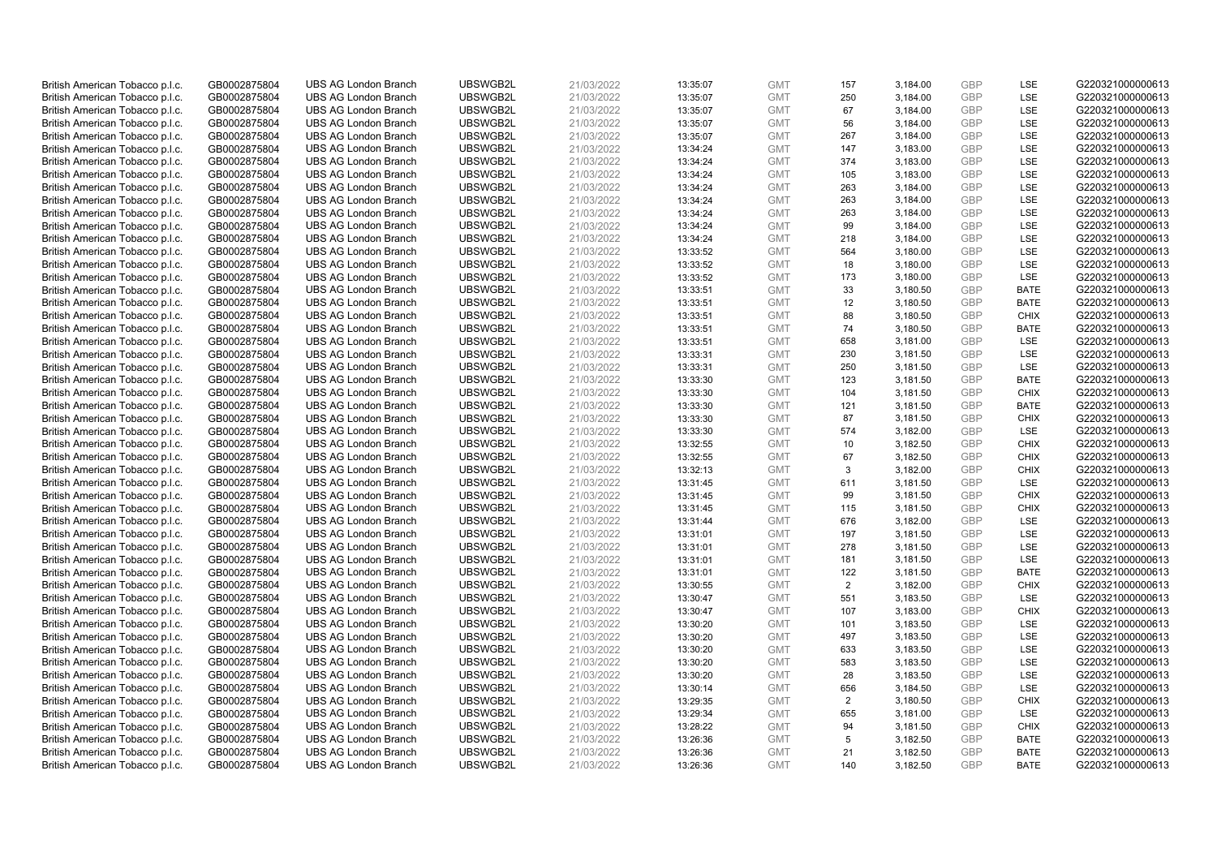| | | | | | | | | | | |
|---|---|---|---|---|---|---|---|---|---|---|
| British American Tobacco p.l.c. | GB0002875804 | UBS AG London Branch | UBSWGB2L | 21/03/2022 | 13:35:07 | GMT | 157 | 3,184.00 | GBP | LSE | G220321000000613 |
| British American Tobacco p.l.c. | GB0002875804 | UBS AG London Branch | UBSWGB2L | 21/03/2022 | 13:35:07 | GMT | 250 | 3,184.00 | GBP | LSE | G220321000000613 |
| British American Tobacco p.l.c. | GB0002875804 | UBS AG London Branch | UBSWGB2L | 21/03/2022 | 13:35:07 | GMT | 67 | 3,184.00 | GBP | LSE | G220321000000613 |
| British American Tobacco p.l.c. | GB0002875804 | UBS AG London Branch | UBSWGB2L | 21/03/2022 | 13:35:07 | GMT | 56 | 3,184.00 | GBP | LSE | G220321000000613 |
| British American Tobacco p.l.c. | GB0002875804 | UBS AG London Branch | UBSWGB2L | 21/03/2022 | 13:35:07 | GMT | 267 | 3,184.00 | GBP | LSE | G220321000000613 |
| British American Tobacco p.l.c. | GB0002875804 | UBS AG London Branch | UBSWGB2L | 21/03/2022 | 13:34:24 | GMT | 147 | 3,183.00 | GBP | LSE | G220321000000613 |
| British American Tobacco p.l.c. | GB0002875804 | UBS AG London Branch | UBSWGB2L | 21/03/2022 | 13:34:24 | GMT | 374 | 3,183.00 | GBP | LSE | G220321000000613 |
| British American Tobacco p.l.c. | GB0002875804 | UBS AG London Branch | UBSWGB2L | 21/03/2022 | 13:34:24 | GMT | 105 | 3,183.00 | GBP | LSE | G220321000000613 |
| British American Tobacco p.l.c. | GB0002875804 | UBS AG London Branch | UBSWGB2L | 21/03/2022 | 13:34:24 | GMT | 263 | 3,184.00 | GBP | LSE | G220321000000613 |
| British American Tobacco p.l.c. | GB0002875804 | UBS AG London Branch | UBSWGB2L | 21/03/2022 | 13:34:24 | GMT | 263 | 3,184.00 | GBP | LSE | G220321000000613 |
| British American Tobacco p.l.c. | GB0002875804 | UBS AG London Branch | UBSWGB2L | 21/03/2022 | 13:34:24 | GMT | 263 | 3,184.00 | GBP | LSE | G220321000000613 |
| British American Tobacco p.l.c. | GB0002875804 | UBS AG London Branch | UBSWGB2L | 21/03/2022 | 13:34:24 | GMT | 99 | 3,184.00 | GBP | LSE | G220321000000613 |
| British American Tobacco p.l.c. | GB0002875804 | UBS AG London Branch | UBSWGB2L | 21/03/2022 | 13:34:24 | GMT | 218 | 3,184.00 | GBP | LSE | G220321000000613 |
| British American Tobacco p.l.c. | GB0002875804 | UBS AG London Branch | UBSWGB2L | 21/03/2022 | 13:33:52 | GMT | 564 | 3,180.00 | GBP | LSE | G220321000000613 |
| British American Tobacco p.l.c. | GB0002875804 | UBS AG London Branch | UBSWGB2L | 21/03/2022 | 13:33:52 | GMT | 18 | 3,180.00 | GBP | LSE | G220321000000613 |
| British American Tobacco p.l.c. | GB0002875804 | UBS AG London Branch | UBSWGB2L | 21/03/2022 | 13:33:52 | GMT | 173 | 3,180.00 | GBP | LSE | G220321000000613 |
| British American Tobacco p.l.c. | GB0002875804 | UBS AG London Branch | UBSWGB2L | 21/03/2022 | 13:33:51 | GMT | 33 | 3,180.50 | GBP | BATE | G220321000000613 |
| British American Tobacco p.l.c. | GB0002875804 | UBS AG London Branch | UBSWGB2L | 21/03/2022 | 13:33:51 | GMT | 12 | 3,180.50 | GBP | BATE | G220321000000613 |
| British American Tobacco p.l.c. | GB0002875804 | UBS AG London Branch | UBSWGB2L | 21/03/2022 | 13:33:51 | GMT | 88 | 3,180.50 | GBP | CHIX | G220321000000613 |
| British American Tobacco p.l.c. | GB0002875804 | UBS AG London Branch | UBSWGB2L | 21/03/2022 | 13:33:51 | GMT | 74 | 3,180.50 | GBP | BATE | G220321000000613 |
| British American Tobacco p.l.c. | GB0002875804 | UBS AG London Branch | UBSWGB2L | 21/03/2022 | 13:33:51 | GMT | 658 | 3,181.00 | GBP | LSE | G220321000000613 |
| British American Tobacco p.l.c. | GB0002875804 | UBS AG London Branch | UBSWGB2L | 21/03/2022 | 13:33:31 | GMT | 230 | 3,181.50 | GBP | LSE | G220321000000613 |
| British American Tobacco p.l.c. | GB0002875804 | UBS AG London Branch | UBSWGB2L | 21/03/2022 | 13:33:31 | GMT | 250 | 3,181.50 | GBP | LSE | G220321000000613 |
| British American Tobacco p.l.c. | GB0002875804 | UBS AG London Branch | UBSWGB2L | 21/03/2022 | 13:33:30 | GMT | 123 | 3,181.50 | GBP | BATE | G220321000000613 |
| British American Tobacco p.l.c. | GB0002875804 | UBS AG London Branch | UBSWGB2L | 21/03/2022 | 13:33:30 | GMT | 104 | 3,181.50 | GBP | CHIX | G220321000000613 |
| British American Tobacco p.l.c. | GB0002875804 | UBS AG London Branch | UBSWGB2L | 21/03/2022 | 13:33:30 | GMT | 121 | 3,181.50 | GBP | BATE | G220321000000613 |
| British American Tobacco p.l.c. | GB0002875804 | UBS AG London Branch | UBSWGB2L | 21/03/2022 | 13:33:30 | GMT | 87 | 3,181.50 | GBP | CHIX | G220321000000613 |
| British American Tobacco p.l.c. | GB0002875804 | UBS AG London Branch | UBSWGB2L | 21/03/2022 | 13:33:30 | GMT | 574 | 3,182.00 | GBP | LSE | G220321000000613 |
| British American Tobacco p.l.c. | GB0002875804 | UBS AG London Branch | UBSWGB2L | 21/03/2022 | 13:32:55 | GMT | 10 | 3,182.50 | GBP | CHIX | G220321000000613 |
| British American Tobacco p.l.c. | GB0002875804 | UBS AG London Branch | UBSWGB2L | 21/03/2022 | 13:32:55 | GMT | 67 | 3,182.50 | GBP | CHIX | G220321000000613 |
| British American Tobacco p.l.c. | GB0002875804 | UBS AG London Branch | UBSWGB2L | 21/03/2022 | 13:32:13 | GMT | 3 | 3,182.00 | GBP | CHIX | G220321000000613 |
| British American Tobacco p.l.c. | GB0002875804 | UBS AG London Branch | UBSWGB2L | 21/03/2022 | 13:31:45 | GMT | 611 | 3,181.50 | GBP | LSE | G220321000000613 |
| British American Tobacco p.l.c. | GB0002875804 | UBS AG London Branch | UBSWGB2L | 21/03/2022 | 13:31:45 | GMT | 99 | 3,181.50 | GBP | CHIX | G220321000000613 |
| British American Tobacco p.l.c. | GB0002875804 | UBS AG London Branch | UBSWGB2L | 21/03/2022 | 13:31:45 | GMT | 115 | 3,181.50 | GBP | CHIX | G220321000000613 |
| British American Tobacco p.l.c. | GB0002875804 | UBS AG London Branch | UBSWGB2L | 21/03/2022 | 13:31:44 | GMT | 676 | 3,182.00 | GBP | LSE | G220321000000613 |
| British American Tobacco p.l.c. | GB0002875804 | UBS AG London Branch | UBSWGB2L | 21/03/2022 | 13:31:01 | GMT | 197 | 3,181.50 | GBP | LSE | G220321000000613 |
| British American Tobacco p.l.c. | GB0002875804 | UBS AG London Branch | UBSWGB2L | 21/03/2022 | 13:31:01 | GMT | 278 | 3,181.50 | GBP | LSE | G220321000000613 |
| British American Tobacco p.l.c. | GB0002875804 | UBS AG London Branch | UBSWGB2L | 21/03/2022 | 13:31:01 | GMT | 181 | 3,181.50 | GBP | LSE | G220321000000613 |
| British American Tobacco p.l.c. | GB0002875804 | UBS AG London Branch | UBSWGB2L | 21/03/2022 | 13:31:01 | GMT | 122 | 3,181.50 | GBP | BATE | G220321000000613 |
| British American Tobacco p.l.c. | GB0002875804 | UBS AG London Branch | UBSWGB2L | 21/03/2022 | 13:30:55 | GMT | 2 | 3,182.00 | GBP | CHIX | G220321000000613 |
| British American Tobacco p.l.c. | GB0002875804 | UBS AG London Branch | UBSWGB2L | 21/03/2022 | 13:30:47 | GMT | 551 | 3,183.50 | GBP | LSE | G220321000000613 |
| British American Tobacco p.l.c. | GB0002875804 | UBS AG London Branch | UBSWGB2L | 21/03/2022 | 13:30:47 | GMT | 107 | 3,183.00 | GBP | CHIX | G220321000000613 |
| British American Tobacco p.l.c. | GB0002875804 | UBS AG London Branch | UBSWGB2L | 21/03/2022 | 13:30:20 | GMT | 101 | 3,183.50 | GBP | LSE | G220321000000613 |
| British American Tobacco p.l.c. | GB0002875804 | UBS AG London Branch | UBSWGB2L | 21/03/2022 | 13:30:20 | GMT | 497 | 3,183.50 | GBP | LSE | G220321000000613 |
| British American Tobacco p.l.c. | GB0002875804 | UBS AG London Branch | UBSWGB2L | 21/03/2022 | 13:30:20 | GMT | 633 | 3,183.50 | GBP | LSE | G220321000000613 |
| British American Tobacco p.l.c. | GB0002875804 | UBS AG London Branch | UBSWGB2L | 21/03/2022 | 13:30:20 | GMT | 583 | 3,183.50 | GBP | LSE | G220321000000613 |
| British American Tobacco p.l.c. | GB0002875804 | UBS AG London Branch | UBSWGB2L | 21/03/2022 | 13:30:20 | GMT | 28 | 3,183.50 | GBP | LSE | G220321000000613 |
| British American Tobacco p.l.c. | GB0002875804 | UBS AG London Branch | UBSWGB2L | 21/03/2022 | 13:30:14 | GMT | 656 | 3,184.50 | GBP | LSE | G220321000000613 |
| British American Tobacco p.l.c. | GB0002875804 | UBS AG London Branch | UBSWGB2L | 21/03/2022 | 13:29:35 | GMT | 2 | 3,180.50 | GBP | CHIX | G220321000000613 |
| British American Tobacco p.l.c. | GB0002875804 | UBS AG London Branch | UBSWGB2L | 21/03/2022 | 13:29:34 | GMT | 655 | 3,181.00 | GBP | LSE | G220321000000613 |
| British American Tobacco p.l.c. | GB0002875804 | UBS AG London Branch | UBSWGB2L | 21/03/2022 | 13:28:22 | GMT | 94 | 3,181.50 | GBP | CHIX | G220321000000613 |
| British American Tobacco p.l.c. | GB0002875804 | UBS AG London Branch | UBSWGB2L | 21/03/2022 | 13:26:36 | GMT | 5 | 3,182.50 | GBP | BATE | G220321000000613 |
| British American Tobacco p.l.c. | GB0002875804 | UBS AG London Branch | UBSWGB2L | 21/03/2022 | 13:26:36 | GMT | 21 | 3,182.50 | GBP | BATE | G220321000000613 |
| British American Tobacco p.l.c. | GB0002875804 | UBS AG London Branch | UBSWGB2L | 21/03/2022 | 13:26:36 | GMT | 140 | 3,182.50 | GBP | BATE | G220321000000613 |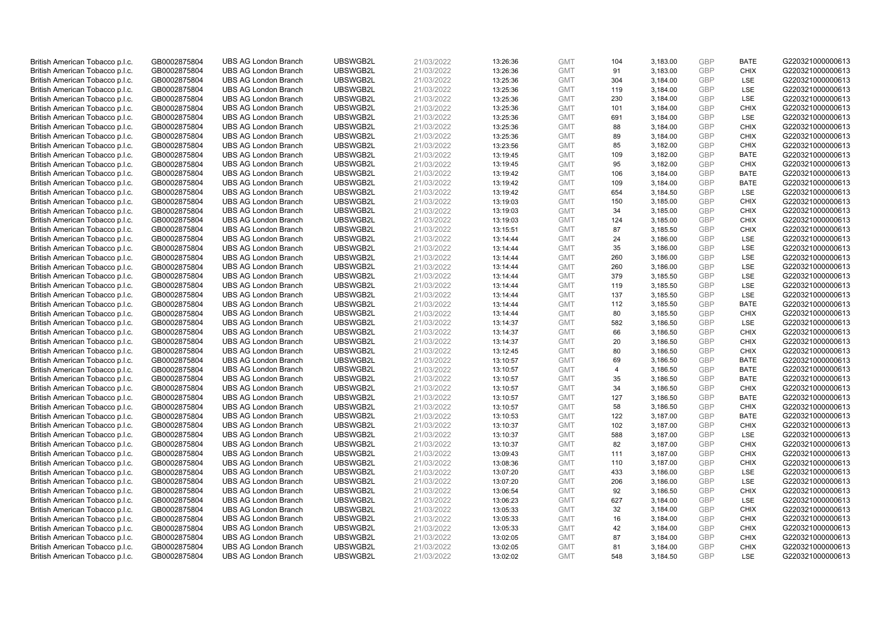| British American Tobacco p.l.c. | GB0002875804 | UBS AG London Branch | UBSWGB2L | 21/03/2022 | 13:26:36 | GMT | 104 | 3,183.00 | GBP | BATE | G220321000000613 |
|---|---|---|---|---|---|---|---|---|---|---|---|
| British American Tobacco p.l.c. | GB0002875804 | UBS AG London Branch | UBSWGB2L | 21/03/2022 | 13:26:36 | GMT | 91 | 3,183.00 | GBP | CHIX | G220321000000613 |
| British American Tobacco p.l.c. | GB0002875804 | UBS AG London Branch | UBSWGB2L | 21/03/2022 | 13:25:36 | GMT | 304 | 3,184.00 | GBP | LSE | G220321000000613 |
| British American Tobacco p.l.c. | GB0002875804 | UBS AG London Branch | UBSWGB2L | 21/03/2022 | 13:25:36 | GMT | 119 | 3,184.00 | GBP | LSE | G220321000000613 |
| British American Tobacco p.l.c. | GB0002875804 | UBS AG London Branch | UBSWGB2L | 21/03/2022 | 13:25:36 | GMT | 230 | 3,184.00 | GBP | LSE | G220321000000613 |
| British American Tobacco p.l.c. | GB0002875804 | UBS AG London Branch | UBSWGB2L | 21/03/2022 | 13:25:36 | GMT | 101 | 3,184.00 | GBP | CHIX | G220321000000613 |
| British American Tobacco p.l.c. | GB0002875804 | UBS AG London Branch | UBSWGB2L | 21/03/2022 | 13:25:36 | GMT | 691 | 3,184.00 | GBP | LSE | G220321000000613 |
| British American Tobacco p.l.c. | GB0002875804 | UBS AG London Branch | UBSWGB2L | 21/03/2022 | 13:25:36 | GMT | 88 | 3,184.00 | GBP | CHIX | G220321000000613 |
| British American Tobacco p.l.c. | GB0002875804 | UBS AG London Branch | UBSWGB2L | 21/03/2022 | 13:25:36 | GMT | 89 | 3,184.00 | GBP | CHIX | G220321000000613 |
| British American Tobacco p.l.c. | GB0002875804 | UBS AG London Branch | UBSWGB2L | 21/03/2022 | 13:23:56 | GMT | 85 | 3,182.00 | GBP | CHIX | G220321000000613 |
| British American Tobacco p.l.c. | GB0002875804 | UBS AG London Branch | UBSWGB2L | 21/03/2022 | 13:19:45 | GMT | 109 | 3,182.00 | GBP | BATE | G220321000000613 |
| British American Tobacco p.l.c. | GB0002875804 | UBS AG London Branch | UBSWGB2L | 21/03/2022 | 13:19:45 | GMT | 95 | 3,182.00 | GBP | CHIX | G220321000000613 |
| British American Tobacco p.l.c. | GB0002875804 | UBS AG London Branch | UBSWGB2L | 21/03/2022 | 13:19:42 | GMT | 106 | 3,184.00 | GBP | BATE | G220321000000613 |
| British American Tobacco p.l.c. | GB0002875804 | UBS AG London Branch | UBSWGB2L | 21/03/2022 | 13:19:42 | GMT | 109 | 3,184.00 | GBP | BATE | G220321000000613 |
| British American Tobacco p.l.c. | GB0002875804 | UBS AG London Branch | UBSWGB2L | 21/03/2022 | 13:19:42 | GMT | 654 | 3,184.50 | GBP | LSE | G220321000000613 |
| British American Tobacco p.l.c. | GB0002875804 | UBS AG London Branch | UBSWGB2L | 21/03/2022 | 13:19:03 | GMT | 150 | 3,185.00 | GBP | CHIX | G220321000000613 |
| British American Tobacco p.l.c. | GB0002875804 | UBS AG London Branch | UBSWGB2L | 21/03/2022 | 13:19:03 | GMT | 34 | 3,185.00 | GBP | CHIX | G220321000000613 |
| British American Tobacco p.l.c. | GB0002875804 | UBS AG London Branch | UBSWGB2L | 21/03/2022 | 13:19:03 | GMT | 124 | 3,185.00 | GBP | CHIX | G220321000000613 |
| British American Tobacco p.l.c. | GB0002875804 | UBS AG London Branch | UBSWGB2L | 21/03/2022 | 13:15:51 | GMT | 87 | 3,185.50 | GBP | CHIX | G220321000000613 |
| British American Tobacco p.l.c. | GB0002875804 | UBS AG London Branch | UBSWGB2L | 21/03/2022 | 13:14:44 | GMT | 24 | 3,186.00 | GBP | LSE | G220321000000613 |
| British American Tobacco p.l.c. | GB0002875804 | UBS AG London Branch | UBSWGB2L | 21/03/2022 | 13:14:44 | GMT | 35 | 3,186.00 | GBP | LSE | G220321000000613 |
| British American Tobacco p.l.c. | GB0002875804 | UBS AG London Branch | UBSWGB2L | 21/03/2022 | 13:14:44 | GMT | 260 | 3,186.00 | GBP | LSE | G220321000000613 |
| British American Tobacco p.l.c. | GB0002875804 | UBS AG London Branch | UBSWGB2L | 21/03/2022 | 13:14:44 | GMT | 260 | 3,186.00 | GBP | LSE | G220321000000613 |
| British American Tobacco p.l.c. | GB0002875804 | UBS AG London Branch | UBSWGB2L | 21/03/2022 | 13:14:44 | GMT | 379 | 3,185.50 | GBP | LSE | G220321000000613 |
| British American Tobacco p.l.c. | GB0002875804 | UBS AG London Branch | UBSWGB2L | 21/03/2022 | 13:14:44 | GMT | 119 | 3,185.50 | GBP | LSE | G220321000000613 |
| British American Tobacco p.l.c. | GB0002875804 | UBS AG London Branch | UBSWGB2L | 21/03/2022 | 13:14:44 | GMT | 137 | 3,185.50 | GBP | LSE | G220321000000613 |
| British American Tobacco p.l.c. | GB0002875804 | UBS AG London Branch | UBSWGB2L | 21/03/2022 | 13:14:44 | GMT | 112 | 3,185.50 | GBP | BATE | G220321000000613 |
| British American Tobacco p.l.c. | GB0002875804 | UBS AG London Branch | UBSWGB2L | 21/03/2022 | 13:14:44 | GMT | 80 | 3,185.50 | GBP | CHIX | G220321000000613 |
| British American Tobacco p.l.c. | GB0002875804 | UBS AG London Branch | UBSWGB2L | 21/03/2022 | 13:14:37 | GMT | 582 | 3,186.50 | GBP | LSE | G220321000000613 |
| British American Tobacco p.l.c. | GB0002875804 | UBS AG London Branch | UBSWGB2L | 21/03/2022 | 13:14:37 | GMT | 66 | 3,186.50 | GBP | CHIX | G220321000000613 |
| British American Tobacco p.l.c. | GB0002875804 | UBS AG London Branch | UBSWGB2L | 21/03/2022 | 13:14:37 | GMT | 20 | 3,186.50 | GBP | CHIX | G220321000000613 |
| British American Tobacco p.l.c. | GB0002875804 | UBS AG London Branch | UBSWGB2L | 21/03/2022 | 13:12:45 | GMT | 80 | 3,186.50 | GBP | CHIX | G220321000000613 |
| British American Tobacco p.l.c. | GB0002875804 | UBS AG London Branch | UBSWGB2L | 21/03/2022 | 13:10:57 | GMT | 69 | 3,186.50 | GBP | BATE | G220321000000613 |
| British American Tobacco p.l.c. | GB0002875804 | UBS AG London Branch | UBSWGB2L | 21/03/2022 | 13:10:57 | GMT | 4 | 3,186.50 | GBP | BATE | G220321000000613 |
| British American Tobacco p.l.c. | GB0002875804 | UBS AG London Branch | UBSWGB2L | 21/03/2022 | 13:10:57 | GMT | 35 | 3,186.50 | GBP | BATE | G220321000000613 |
| British American Tobacco p.l.c. | GB0002875804 | UBS AG London Branch | UBSWGB2L | 21/03/2022 | 13:10:57 | GMT | 34 | 3,186.50 | GBP | CHIX | G220321000000613 |
| British American Tobacco p.l.c. | GB0002875804 | UBS AG London Branch | UBSWGB2L | 21/03/2022 | 13:10:57 | GMT | 127 | 3,186.50 | GBP | BATE | G220321000000613 |
| British American Tobacco p.l.c. | GB0002875804 | UBS AG London Branch | UBSWGB2L | 21/03/2022 | 13:10:57 | GMT | 58 | 3,186.50 | GBP | CHIX | G220321000000613 |
| British American Tobacco p.l.c. | GB0002875804 | UBS AG London Branch | UBSWGB2L | 21/03/2022 | 13:10:53 | GMT | 122 | 3,187.00 | GBP | BATE | G220321000000613 |
| British American Tobacco p.l.c. | GB0002875804 | UBS AG London Branch | UBSWGB2L | 21/03/2022 | 13:10:37 | GMT | 102 | 3,187.00 | GBP | CHIX | G220321000000613 |
| British American Tobacco p.l.c. | GB0002875804 | UBS AG London Branch | UBSWGB2L | 21/03/2022 | 13:10:37 | GMT | 588 | 3,187.00 | GBP | LSE | G220321000000613 |
| British American Tobacco p.l.c. | GB0002875804 | UBS AG London Branch | UBSWGB2L | 21/03/2022 | 13:10:37 | GMT | 82 | 3,187.00 | GBP | CHIX | G220321000000613 |
| British American Tobacco p.l.c. | GB0002875804 | UBS AG London Branch | UBSWGB2L | 21/03/2022 | 13:09:43 | GMT | 111 | 3,187.00 | GBP | CHIX | G220321000000613 |
| British American Tobacco p.l.c. | GB0002875804 | UBS AG London Branch | UBSWGB2L | 21/03/2022 | 13:08:36 | GMT | 110 | 3,187.00 | GBP | CHIX | G220321000000613 |
| British American Tobacco p.l.c. | GB0002875804 | UBS AG London Branch | UBSWGB2L | 21/03/2022 | 13:07:20 | GMT | 433 | 3,186.00 | GBP | LSE | G220321000000613 |
| British American Tobacco p.l.c. | GB0002875804 | UBS AG London Branch | UBSWGB2L | 21/03/2022 | 13:07:20 | GMT | 206 | 3,186.00 | GBP | LSE | G220321000000613 |
| British American Tobacco p.l.c. | GB0002875804 | UBS AG London Branch | UBSWGB2L | 21/03/2022 | 13:06:54 | GMT | 92 | 3,186.50 | GBP | CHIX | G220321000000613 |
| British American Tobacco p.l.c. | GB0002875804 | UBS AG London Branch | UBSWGB2L | 21/03/2022 | 13:06:23 | GMT | 627 | 3,184.00 | GBP | LSE | G220321000000613 |
| British American Tobacco p.l.c. | GB0002875804 | UBS AG London Branch | UBSWGB2L | 21/03/2022 | 13:05:33 | GMT | 32 | 3,184.00 | GBP | CHIX | G220321000000613 |
| British American Tobacco p.l.c. | GB0002875804 | UBS AG London Branch | UBSWGB2L | 21/03/2022 | 13:05:33 | GMT | 16 | 3,184.00 | GBP | CHIX | G220321000000613 |
| British American Tobacco p.l.c. | GB0002875804 | UBS AG London Branch | UBSWGB2L | 21/03/2022 | 13:05:33 | GMT | 42 | 3,184.00 | GBP | CHIX | G220321000000613 |
| British American Tobacco p.l.c. | GB0002875804 | UBS AG London Branch | UBSWGB2L | 21/03/2022 | 13:02:05 | GMT | 87 | 3,184.00 | GBP | CHIX | G220321000000613 |
| British American Tobacco p.l.c. | GB0002875804 | UBS AG London Branch | UBSWGB2L | 21/03/2022 | 13:02:05 | GMT | 81 | 3,184.00 | GBP | CHIX | G220321000000613 |
| British American Tobacco p.l.c. | GB0002875804 | UBS AG London Branch | UBSWGB2L | 21/03/2022 | 13:02:02 | GMT | 548 | 3,184.50 | GBP | LSE | G220321000000613 |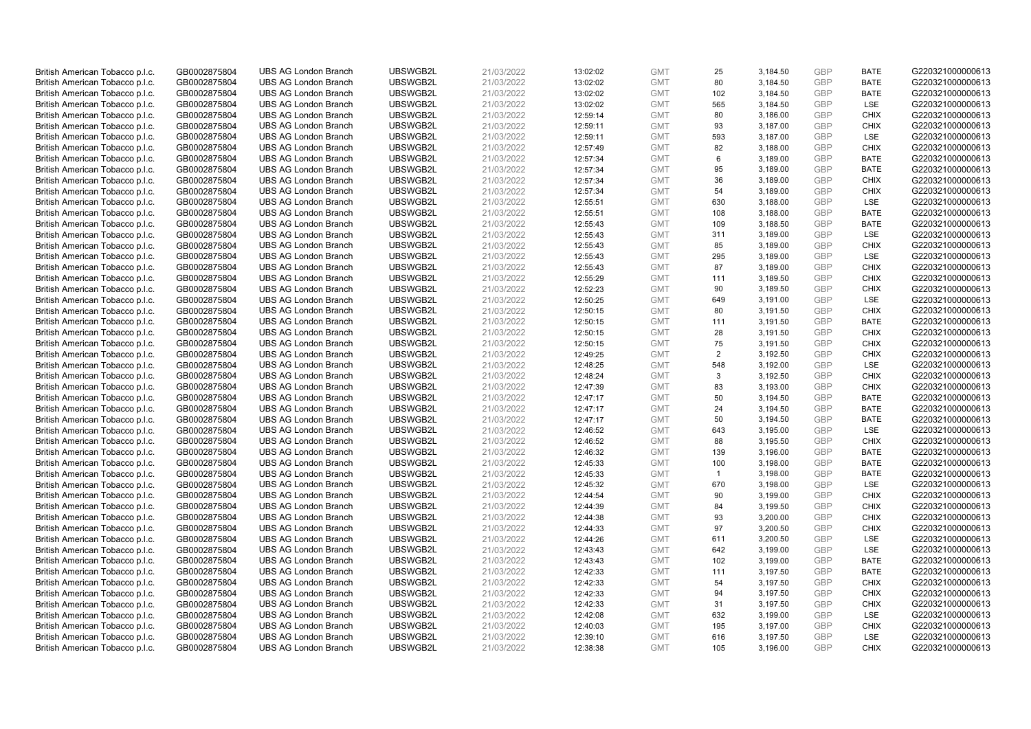| | | | | | | | | | | | |
|---|---|---|---|---|---|---|---|---|---|---|---|
| British American Tobacco p.l.c. | GB0002875804 | UBS AG London Branch | UBSWGB2L | 21/03/2022 | 13:02:02 | GMT | 25 | 3,184.50 | GBP | BATE | G220321000000613 |
| British American Tobacco p.l.c. | GB0002875804 | UBS AG London Branch | UBSWGB2L | 21/03/2022 | 13:02:02 | GMT | 80 | 3,184.50 | GBP | BATE | G220321000000613 |
| British American Tobacco p.l.c. | GB0002875804 | UBS AG London Branch | UBSWGB2L | 21/03/2022 | 13:02:02 | GMT | 102 | 3,184.50 | GBP | BATE | G220321000000613 |
| British American Tobacco p.l.c. | GB0002875804 | UBS AG London Branch | UBSWGB2L | 21/03/2022 | 13:02:02 | GMT | 565 | 3,184.50 | GBP | LSE | G220321000000613 |
| British American Tobacco p.l.c. | GB0002875804 | UBS AG London Branch | UBSWGB2L | 21/03/2022 | 12:59:14 | GMT | 80 | 3,186.00 | GBP | CHIX | G220321000000613 |
| British American Tobacco p.l.c. | GB0002875804 | UBS AG London Branch | UBSWGB2L | 21/03/2022 | 12:59:11 | GMT | 93 | 3,187.00 | GBP | CHIX | G220321000000613 |
| British American Tobacco p.l.c. | GB0002875804 | UBS AG London Branch | UBSWGB2L | 21/03/2022 | 12:59:11 | GMT | 593 | 3,187.00 | GBP | LSE | G220321000000613 |
| British American Tobacco p.l.c. | GB0002875804 | UBS AG London Branch | UBSWGB2L | 21/03/2022 | 12:57:49 | GMT | 82 | 3,188.00 | GBP | CHIX | G220321000000613 |
| British American Tobacco p.l.c. | GB0002875804 | UBS AG London Branch | UBSWGB2L | 21/03/2022 | 12:57:34 | GMT | 6 | 3,189.00 | GBP | BATE | G220321000000613 |
| British American Tobacco p.l.c. | GB0002875804 | UBS AG London Branch | UBSWGB2L | 21/03/2022 | 12:57:34 | GMT | 95 | 3,189.00 | GBP | BATE | G220321000000613 |
| British American Tobacco p.l.c. | GB0002875804 | UBS AG London Branch | UBSWGB2L | 21/03/2022 | 12:57:34 | GMT | 36 | 3,189.00 | GBP | CHIX | G220321000000613 |
| British American Tobacco p.l.c. | GB0002875804 | UBS AG London Branch | UBSWGB2L | 21/03/2022 | 12:57:34 | GMT | 54 | 3,189.00 | GBP | CHIX | G220321000000613 |
| British American Tobacco p.l.c. | GB0002875804 | UBS AG London Branch | UBSWGB2L | 21/03/2022 | 12:55:51 | GMT | 630 | 3,188.00 | GBP | LSE | G220321000000613 |
| British American Tobacco p.l.c. | GB0002875804 | UBS AG London Branch | UBSWGB2L | 21/03/2022 | 12:55:51 | GMT | 108 | 3,188.00 | GBP | BATE | G220321000000613 |
| British American Tobacco p.l.c. | GB0002875804 | UBS AG London Branch | UBSWGB2L | 21/03/2022 | 12:55:43 | GMT | 109 | 3,188.50 | GBP | BATE | G220321000000613 |
| British American Tobacco p.l.c. | GB0002875804 | UBS AG London Branch | UBSWGB2L | 21/03/2022 | 12:55:43 | GMT | 311 | 3,189.00 | GBP | LSE | G220321000000613 |
| British American Tobacco p.l.c. | GB0002875804 | UBS AG London Branch | UBSWGB2L | 21/03/2022 | 12:55:43 | GMT | 85 | 3,189.00 | GBP | CHIX | G220321000000613 |
| British American Tobacco p.l.c. | GB0002875804 | UBS AG London Branch | UBSWGB2L | 21/03/2022 | 12:55:43 | GMT | 295 | 3,189.00 | GBP | LSE | G220321000000613 |
| British American Tobacco p.l.c. | GB0002875804 | UBS AG London Branch | UBSWGB2L | 21/03/2022 | 12:55:43 | GMT | 87 | 3,189.00 | GBP | CHIX | G220321000000613 |
| British American Tobacco p.l.c. | GB0002875804 | UBS AG London Branch | UBSWGB2L | 21/03/2022 | 12:55:29 | GMT | 111 | 3,189.50 | GBP | CHIX | G220321000000613 |
| British American Tobacco p.l.c. | GB0002875804 | UBS AG London Branch | UBSWGB2L | 21/03/2022 | 12:52:23 | GMT | 90 | 3,189.50 | GBP | CHIX | G220321000000613 |
| British American Tobacco p.l.c. | GB0002875804 | UBS AG London Branch | UBSWGB2L | 21/03/2022 | 12:50:25 | GMT | 649 | 3,191.00 | GBP | LSE | G220321000000613 |
| British American Tobacco p.l.c. | GB0002875804 | UBS AG London Branch | UBSWGB2L | 21/03/2022 | 12:50:15 | GMT | 80 | 3,191.50 | GBP | CHIX | G220321000000613 |
| British American Tobacco p.l.c. | GB0002875804 | UBS AG London Branch | UBSWGB2L | 21/03/2022 | 12:50:15 | GMT | 111 | 3,191.50 | GBP | BATE | G220321000000613 |
| British American Tobacco p.l.c. | GB0002875804 | UBS AG London Branch | UBSWGB2L | 21/03/2022 | 12:50:15 | GMT | 28 | 3,191.50 | GBP | CHIX | G220321000000613 |
| British American Tobacco p.l.c. | GB0002875804 | UBS AG London Branch | UBSWGB2L | 21/03/2022 | 12:50:15 | GMT | 75 | 3,191.50 | GBP | CHIX | G220321000000613 |
| British American Tobacco p.l.c. | GB0002875804 | UBS AG London Branch | UBSWGB2L | 21/03/2022 | 12:49:25 | GMT | 2 | 3,192.50 | GBP | CHIX | G220321000000613 |
| British American Tobacco p.l.c. | GB0002875804 | UBS AG London Branch | UBSWGB2L | 21/03/2022 | 12:48:25 | GMT | 548 | 3,192.00 | GBP | LSE | G220321000000613 |
| British American Tobacco p.l.c. | GB0002875804 | UBS AG London Branch | UBSWGB2L | 21/03/2022 | 12:48:24 | GMT | 3 | 3,192.50 | GBP | CHIX | G220321000000613 |
| British American Tobacco p.l.c. | GB0002875804 | UBS AG London Branch | UBSWGB2L | 21/03/2022 | 12:47:39 | GMT | 83 | 3,193.00 | GBP | CHIX | G220321000000613 |
| British American Tobacco p.l.c. | GB0002875804 | UBS AG London Branch | UBSWGB2L | 21/03/2022 | 12:47:17 | GMT | 50 | 3,194.50 | GBP | BATE | G220321000000613 |
| British American Tobacco p.l.c. | GB0002875804 | UBS AG London Branch | UBSWGB2L | 21/03/2022 | 12:47:17 | GMT | 24 | 3,194.50 | GBP | BATE | G220321000000613 |
| British American Tobacco p.l.c. | GB0002875804 | UBS AG London Branch | UBSWGB2L | 21/03/2022 | 12:47:17 | GMT | 50 | 3,194.50 | GBP | BATE | G220321000000613 |
| British American Tobacco p.l.c. | GB0002875804 | UBS AG London Branch | UBSWGB2L | 21/03/2022 | 12:46:52 | GMT | 643 | 3,195.00 | GBP | LSE | G220321000000613 |
| British American Tobacco p.l.c. | GB0002875804 | UBS AG London Branch | UBSWGB2L | 21/03/2022 | 12:46:52 | GMT | 88 | 3,195.50 | GBP | CHIX | G220321000000613 |
| British American Tobacco p.l.c. | GB0002875804 | UBS AG London Branch | UBSWGB2L | 21/03/2022 | 12:46:32 | GMT | 139 | 3,196.00 | GBP | BATE | G220321000000613 |
| British American Tobacco p.l.c. | GB0002875804 | UBS AG London Branch | UBSWGB2L | 21/03/2022 | 12:45:33 | GMT | 100 | 3,198.00 | GBP | BATE | G220321000000613 |
| British American Tobacco p.l.c. | GB0002875804 | UBS AG London Branch | UBSWGB2L | 21/03/2022 | 12:45:33 | GMT | 1 | 3,198.00 | GBP | BATE | G220321000000613 |
| British American Tobacco p.l.c. | GB0002875804 | UBS AG London Branch | UBSWGB2L | 21/03/2022 | 12:45:32 | GMT | 670 | 3,198.00 | GBP | LSE | G220321000000613 |
| British American Tobacco p.l.c. | GB0002875804 | UBS AG London Branch | UBSWGB2L | 21/03/2022 | 12:44:54 | GMT | 90 | 3,199.00 | GBP | CHIX | G220321000000613 |
| British American Tobacco p.l.c. | GB0002875804 | UBS AG London Branch | UBSWGB2L | 21/03/2022 | 12:44:39 | GMT | 84 | 3,199.50 | GBP | CHIX | G220321000000613 |
| British American Tobacco p.l.c. | GB0002875804 | UBS AG London Branch | UBSWGB2L | 21/03/2022 | 12:44:38 | GMT | 93 | 3,200.00 | GBP | CHIX | G220321000000613 |
| British American Tobacco p.l.c. | GB0002875804 | UBS AG London Branch | UBSWGB2L | 21/03/2022 | 12:44:33 | GMT | 97 | 3,200.50 | GBP | CHIX | G220321000000613 |
| British American Tobacco p.l.c. | GB0002875804 | UBS AG London Branch | UBSWGB2L | 21/03/2022 | 12:44:26 | GMT | 611 | 3,200.50 | GBP | LSE | G220321000000613 |
| British American Tobacco p.l.c. | GB0002875804 | UBS AG London Branch | UBSWGB2L | 21/03/2022 | 12:43:43 | GMT | 642 | 3,199.00 | GBP | LSE | G220321000000613 |
| British American Tobacco p.l.c. | GB0002875804 | UBS AG London Branch | UBSWGB2L | 21/03/2022 | 12:43:43 | GMT | 102 | 3,199.00 | GBP | BATE | G220321000000613 |
| British American Tobacco p.l.c. | GB0002875804 | UBS AG London Branch | UBSWGB2L | 21/03/2022 | 12:42:33 | GMT | 111 | 3,197.50 | GBP | BATE | G220321000000613 |
| British American Tobacco p.l.c. | GB0002875804 | UBS AG London Branch | UBSWGB2L | 21/03/2022 | 12:42:33 | GMT | 54 | 3,197.50 | GBP | CHIX | G220321000000613 |
| British American Tobacco p.l.c. | GB0002875804 | UBS AG London Branch | UBSWGB2L | 21/03/2022 | 12:42:33 | GMT | 94 | 3,197.50 | GBP | CHIX | G220321000000613 |
| British American Tobacco p.l.c. | GB0002875804 | UBS AG London Branch | UBSWGB2L | 21/03/2022 | 12:42:33 | GMT | 31 | 3,197.50 | GBP | CHIX | G220321000000613 |
| British American Tobacco p.l.c. | GB0002875804 | UBS AG London Branch | UBSWGB2L | 21/03/2022 | 12:42:08 | GMT | 632 | 3,199.00 | GBP | LSE | G220321000000613 |
| British American Tobacco p.l.c. | GB0002875804 | UBS AG London Branch | UBSWGB2L | 21/03/2022 | 12:40:03 | GMT | 195 | 3,197.00 | GBP | CHIX | G220321000000613 |
| British American Tobacco p.l.c. | GB0002875804 | UBS AG London Branch | UBSWGB2L | 21/03/2022 | 12:39:10 | GMT | 616 | 3,197.50 | GBP | LSE | G220321000000613 |
| British American Tobacco p.l.c. | GB0002875804 | UBS AG London Branch | UBSWGB2L | 21/03/2022 | 12:38:38 | GMT | 105 | 3,196.00 | GBP | CHIX | G220321000000613 |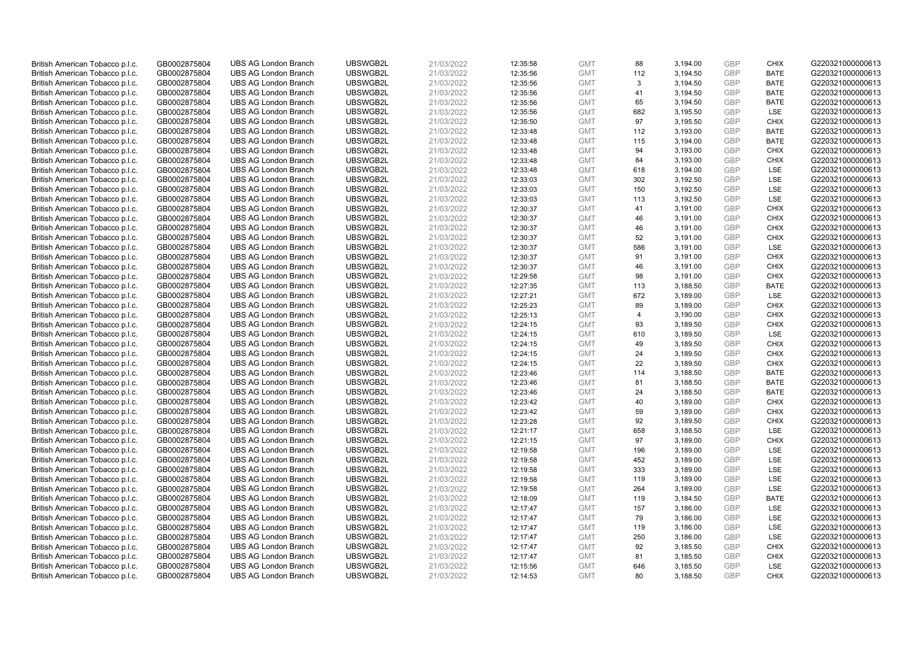| | | | | | | | | | | | |
|---|---|---|---|---|---|---|---|---|---|---|---|
| British American Tobacco p.l.c. | GB0002875804 | UBS AG London Branch | UBSWGB2L | 21/03/2022 | 12:35:58 | GMT | 88 | 3,194.00 | GBP | CHIX | G220321000000613 |
| British American Tobacco p.l.c. | GB0002875804 | UBS AG London Branch | UBSWGB2L | 21/03/2022 | 12:35:56 | GMT | 112 | 3,194.50 | GBP | BATE | G220321000000613 |
| British American Tobacco p.l.c. | GB0002875804 | UBS AG London Branch | UBSWGB2L | 21/03/2022 | 12:35:56 | GMT | 3 | 3,194.50 | GBP | BATE | G220321000000613 |
| British American Tobacco p.l.c. | GB0002875804 | UBS AG London Branch | UBSWGB2L | 21/03/2022 | 12:35:56 | GMT | 41 | 3,194.50 | GBP | BATE | G220321000000613 |
| British American Tobacco p.l.c. | GB0002875804 | UBS AG London Branch | UBSWGB2L | 21/03/2022 | 12:35:56 | GMT | 65 | 3,194.50 | GBP | BATE | G220321000000613 |
| British American Tobacco p.l.c. | GB0002875804 | UBS AG London Branch | UBSWGB2L | 21/03/2022 | 12:35:56 | GMT | 682 | 3,195.50 | GBP | LSE | G220321000000613 |
| British American Tobacco p.l.c. | GB0002875804 | UBS AG London Branch | UBSWGB2L | 21/03/2022 | 12:35:50 | GMT | 97 | 3,195.50 | GBP | CHIX | G220321000000613 |
| British American Tobacco p.l.c. | GB0002875804 | UBS AG London Branch | UBSWGB2L | 21/03/2022 | 12:33:48 | GMT | 112 | 3,193.00 | GBP | BATE | G220321000000613 |
| British American Tobacco p.l.c. | GB0002875804 | UBS AG London Branch | UBSWGB2L | 21/03/2022 | 12:33:48 | GMT | 115 | 3,194.00 | GBP | BATE | G220321000000613 |
| British American Tobacco p.l.c. | GB0002875804 | UBS AG London Branch | UBSWGB2L | 21/03/2022 | 12:33:48 | GMT | 94 | 3,193.00 | GBP | CHIX | G220321000000613 |
| British American Tobacco p.l.c. | GB0002875804 | UBS AG London Branch | UBSWGB2L | 21/03/2022 | 12:33:48 | GMT | 84 | 3,193.00 | GBP | CHIX | G220321000000613 |
| British American Tobacco p.l.c. | GB0002875804 | UBS AG London Branch | UBSWGB2L | 21/03/2022 | 12:33:48 | GMT | 618 | 3,194.00 | GBP | LSE | G220321000000613 |
| British American Tobacco p.l.c. | GB0002875804 | UBS AG London Branch | UBSWGB2L | 21/03/2022 | 12:33:03 | GMT | 302 | 3,192.50 | GBP | LSE | G220321000000613 |
| British American Tobacco p.l.c. | GB0002875804 | UBS AG London Branch | UBSWGB2L | 21/03/2022 | 12:33:03 | GMT | 150 | 3,192.50 | GBP | LSE | G220321000000613 |
| British American Tobacco p.l.c. | GB0002875804 | UBS AG London Branch | UBSWGB2L | 21/03/2022 | 12:33:03 | GMT | 113 | 3,192.50 | GBP | LSE | G220321000000613 |
| British American Tobacco p.l.c. | GB0002875804 | UBS AG London Branch | UBSWGB2L | 21/03/2022 | 12:30:37 | GMT | 41 | 3,191.00 | GBP | CHIX | G220321000000613 |
| British American Tobacco p.l.c. | GB0002875804 | UBS AG London Branch | UBSWGB2L | 21/03/2022 | 12:30:37 | GMT | 46 | 3,191.00 | GBP | CHIX | G220321000000613 |
| British American Tobacco p.l.c. | GB0002875804 | UBS AG London Branch | UBSWGB2L | 21/03/2022 | 12:30:37 | GMT | 46 | 3,191.00 | GBP | CHIX | G220321000000613 |
| British American Tobacco p.l.c. | GB0002875804 | UBS AG London Branch | UBSWGB2L | 21/03/2022 | 12:30:37 | GMT | 52 | 3,191.00 | GBP | CHIX | G220321000000613 |
| British American Tobacco p.l.c. | GB0002875804 | UBS AG London Branch | UBSWGB2L | 21/03/2022 | 12:30:37 | GMT | 586 | 3,191.00 | GBP | LSE | G220321000000613 |
| British American Tobacco p.l.c. | GB0002875804 | UBS AG London Branch | UBSWGB2L | 21/03/2022 | 12:30:37 | GMT | 91 | 3,191.00 | GBP | CHIX | G220321000000613 |
| British American Tobacco p.l.c. | GB0002875804 | UBS AG London Branch | UBSWGB2L | 21/03/2022 | 12:30:37 | GMT | 46 | 3,191.00 | GBP | CHIX | G220321000000613 |
| British American Tobacco p.l.c. | GB0002875804 | UBS AG London Branch | UBSWGB2L | 21/03/2022 | 12:29:58 | GMT | 98 | 3,191.00 | GBP | CHIX | G220321000000613 |
| British American Tobacco p.l.c. | GB0002875804 | UBS AG London Branch | UBSWGB2L | 21/03/2022 | 12:27:35 | GMT | 113 | 3,188.50 | GBP | BATE | G220321000000613 |
| British American Tobacco p.l.c. | GB0002875804 | UBS AG London Branch | UBSWGB2L | 21/03/2022 | 12:27:21 | GMT | 672 | 3,189.00 | GBP | LSE | G220321000000613 |
| British American Tobacco p.l.c. | GB0002875804 | UBS AG London Branch | UBSWGB2L | 21/03/2022 | 12:25:23 | GMT | 89 | 3,189.00 | GBP | CHIX | G220321000000613 |
| British American Tobacco p.l.c. | GB0002875804 | UBS AG London Branch | UBSWGB2L | 21/03/2022 | 12:25:13 | GMT | 4 | 3,190.00 | GBP | CHIX | G220321000000613 |
| British American Tobacco p.l.c. | GB0002875804 | UBS AG London Branch | UBSWGB2L | 21/03/2022 | 12:24:15 | GMT | 93 | 3,189.50 | GBP | CHIX | G220321000000613 |
| British American Tobacco p.l.c. | GB0002875804 | UBS AG London Branch | UBSWGB2L | 21/03/2022 | 12:24:15 | GMT | 610 | 3,189.50 | GBP | LSE | G220321000000613 |
| British American Tobacco p.l.c. | GB0002875804 | UBS AG London Branch | UBSWGB2L | 21/03/2022 | 12:24:15 | GMT | 49 | 3,189.50 | GBP | CHIX | G220321000000613 |
| British American Tobacco p.l.c. | GB0002875804 | UBS AG London Branch | UBSWGB2L | 21/03/2022 | 12:24:15 | GMT | 24 | 3,189.50 | GBP | CHIX | G220321000000613 |
| British American Tobacco p.l.c. | GB0002875804 | UBS AG London Branch | UBSWGB2L | 21/03/2022 | 12:24:15 | GMT | 22 | 3,189.50 | GBP | CHIX | G220321000000613 |
| British American Tobacco p.l.c. | GB0002875804 | UBS AG London Branch | UBSWGB2L | 21/03/2022 | 12:23:46 | GMT | 114 | 3,188.50 | GBP | BATE | G220321000000613 |
| British American Tobacco p.l.c. | GB0002875804 | UBS AG London Branch | UBSWGB2L | 21/03/2022 | 12:23:46 | GMT | 81 | 3,188.50 | GBP | BATE | G220321000000613 |
| British American Tobacco p.l.c. | GB0002875804 | UBS AG London Branch | UBSWGB2L | 21/03/2022 | 12:23:46 | GMT | 24 | 3,188.50 | GBP | BATE | G220321000000613 |
| British American Tobacco p.l.c. | GB0002875804 | UBS AG London Branch | UBSWGB2L | 21/03/2022 | 12:23:42 | GMT | 40 | 3,189.00 | GBP | CHIX | G220321000000613 |
| British American Tobacco p.l.c. | GB0002875804 | UBS AG London Branch | UBSWGB2L | 21/03/2022 | 12:23:42 | GMT | 59 | 3,189.00 | GBP | CHIX | G220321000000613 |
| British American Tobacco p.l.c. | GB0002875804 | UBS AG London Branch | UBSWGB2L | 21/03/2022 | 12:23:28 | GMT | 92 | 3,189.50 | GBP | CHIX | G220321000000613 |
| British American Tobacco p.l.c. | GB0002875804 | UBS AG London Branch | UBSWGB2L | 21/03/2022 | 12:21:17 | GMT | 658 | 3,188.50 | GBP | LSE | G220321000000613 |
| British American Tobacco p.l.c. | GB0002875804 | UBS AG London Branch | UBSWGB2L | 21/03/2022 | 12:21:15 | GMT | 97 | 3,189.00 | GBP | CHIX | G220321000000613 |
| British American Tobacco p.l.c. | GB0002875804 | UBS AG London Branch | UBSWGB2L | 21/03/2022 | 12:19:58 | GMT | 196 | 3,189.00 | GBP | LSE | G220321000000613 |
| British American Tobacco p.l.c. | GB0002875804 | UBS AG London Branch | UBSWGB2L | 21/03/2022 | 12:19:58 | GMT | 452 | 3,189.00 | GBP | LSE | G220321000000613 |
| British American Tobacco p.l.c. | GB0002875804 | UBS AG London Branch | UBSWGB2L | 21/03/2022 | 12:19:58 | GMT | 333 | 3,189.00 | GBP | LSE | G220321000000613 |
| British American Tobacco p.l.c. | GB0002875804 | UBS AG London Branch | UBSWGB2L | 21/03/2022 | 12:19:58 | GMT | 119 | 3,189.00 | GBP | LSE | G220321000000613 |
| British American Tobacco p.l.c. | GB0002875804 | UBS AG London Branch | UBSWGB2L | 21/03/2022 | 12:19:58 | GMT | 264 | 3,189.00 | GBP | LSE | G220321000000613 |
| British American Tobacco p.l.c. | GB0002875804 | UBS AG London Branch | UBSWGB2L | 21/03/2022 | 12:18:09 | GMT | 119 | 3,184.50 | GBP | BATE | G220321000000613 |
| British American Tobacco p.l.c. | GB0002875804 | UBS AG London Branch | UBSWGB2L | 21/03/2022 | 12:17:47 | GMT | 157 | 3,186.00 | GBP | LSE | G220321000000613 |
| British American Tobacco p.l.c. | GB0002875804 | UBS AG London Branch | UBSWGB2L | 21/03/2022 | 12:17:47 | GMT | 79 | 3,186.00 | GBP | LSE | G220321000000613 |
| British American Tobacco p.l.c. | GB0002875804 | UBS AG London Branch | UBSWGB2L | 21/03/2022 | 12:17:47 | GMT | 119 | 3,186.00 | GBP | LSE | G220321000000613 |
| British American Tobacco p.l.c. | GB0002875804 | UBS AG London Branch | UBSWGB2L | 21/03/2022 | 12:17:47 | GMT | 250 | 3,186.00 | GBP | LSE | G220321000000613 |
| British American Tobacco p.l.c. | GB0002875804 | UBS AG London Branch | UBSWGB2L | 21/03/2022 | 12:17:47 | GMT | 92 | 3,185.50 | GBP | CHIX | G220321000000613 |
| British American Tobacco p.l.c. | GB0002875804 | UBS AG London Branch | UBSWGB2L | 21/03/2022 | 12:17:47 | GMT | 81 | 3,185.50 | GBP | CHIX | G220321000000613 |
| British American Tobacco p.l.c. | GB0002875804 | UBS AG London Branch | UBSWGB2L | 21/03/2022 | 12:15:56 | GMT | 646 | 3,185.50 | GBP | LSE | G220321000000613 |
| British American Tobacco p.l.c. | GB0002875804 | UBS AG London Branch | UBSWGB2L | 21/03/2022 | 12:14:53 | GMT | 80 | 3,188.50 | GBP | CHIX | G220321000000613 |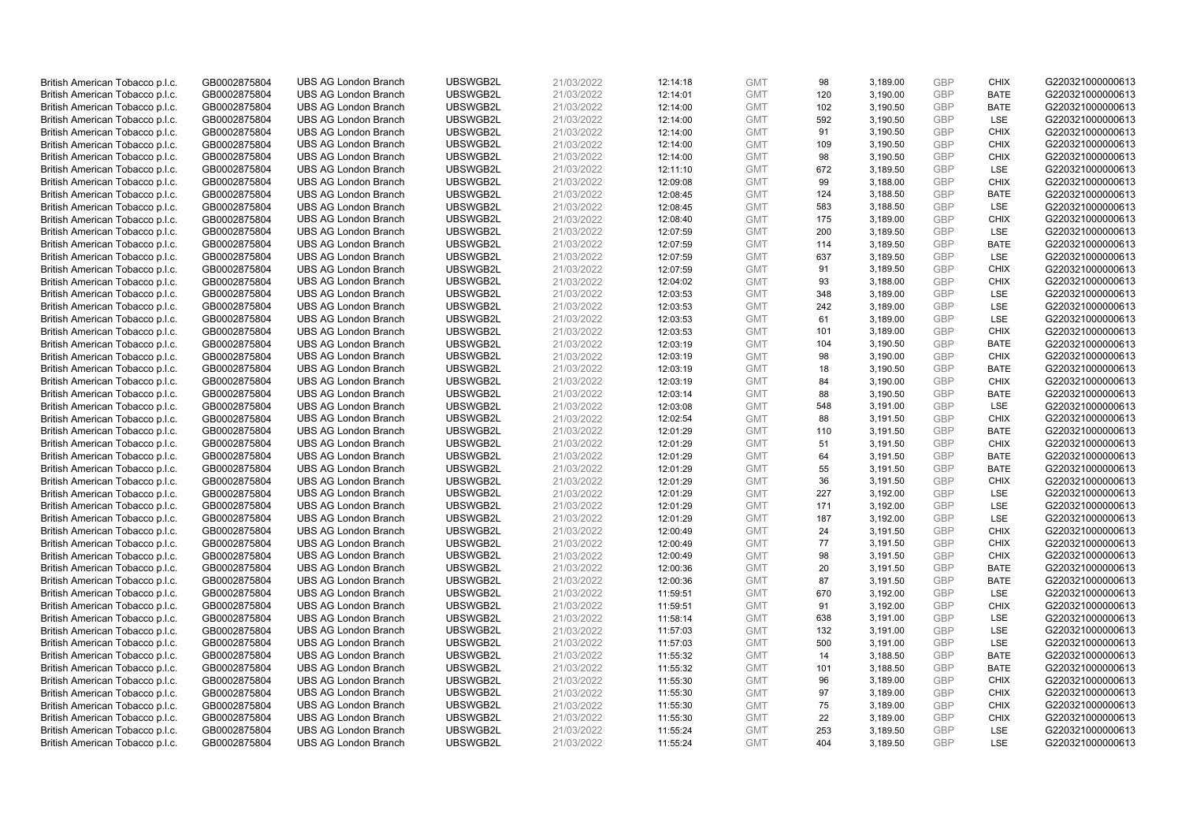| | | | | | | | | | | | |
|---|---|---|---|---|---|---|---|---|---|---|---|
| British American Tobacco p.l.c. | GB0002875804 | UBS AG London Branch | UBSWGB2L | 21/03/2022 | 12:14:18 | GMT | 98 | 3,189.00 | GBP | CHIX | G220321000000613 |
| British American Tobacco p.l.c. | GB0002875804 | UBS AG London Branch | UBSWGB2L | 21/03/2022 | 12:14:01 | GMT | 120 | 3,190.00 | GBP | BATE | G220321000000613 |
| British American Tobacco p.l.c. | GB0002875804 | UBS AG London Branch | UBSWGB2L | 21/03/2022 | 12:14:00 | GMT | 102 | 3,190.50 | GBP | BATE | G220321000000613 |
| British American Tobacco p.l.c. | GB0002875804 | UBS AG London Branch | UBSWGB2L | 21/03/2022 | 12:14:00 | GMT | 592 | 3,190.50 | GBP | LSE | G220321000000613 |
| British American Tobacco p.l.c. | GB0002875804 | UBS AG London Branch | UBSWGB2L | 21/03/2022 | 12:14:00 | GMT | 91 | 3,190.50 | GBP | CHIX | G220321000000613 |
| British American Tobacco p.l.c. | GB0002875804 | UBS AG London Branch | UBSWGB2L | 21/03/2022 | 12:14:00 | GMT | 109 | 3,190.50 | GBP | CHIX | G220321000000613 |
| British American Tobacco p.l.c. | GB0002875804 | UBS AG London Branch | UBSWGB2L | 21/03/2022 | 12:14:00 | GMT | 98 | 3,190.50 | GBP | CHIX | G220321000000613 |
| British American Tobacco p.l.c. | GB0002875804 | UBS AG London Branch | UBSWGB2L | 21/03/2022 | 12:11:10 | GMT | 672 | 3,189.50 | GBP | LSE | G220321000000613 |
| British American Tobacco p.l.c. | GB0002875804 | UBS AG London Branch | UBSWGB2L | 21/03/2022 | 12:09:08 | GMT | 99 | 3,188.00 | GBP | CHIX | G220321000000613 |
| British American Tobacco p.l.c. | GB0002875804 | UBS AG London Branch | UBSWGB2L | 21/03/2022 | 12:08:45 | GMT | 124 | 3,188.50 | GBP | BATE | G220321000000613 |
| British American Tobacco p.l.c. | GB0002875804 | UBS AG London Branch | UBSWGB2L | 21/03/2022 | 12:08:45 | GMT | 583 | 3,188.50 | GBP | LSE | G220321000000613 |
| British American Tobacco p.l.c. | GB0002875804 | UBS AG London Branch | UBSWGB2L | 21/03/2022 | 12:08:40 | GMT | 175 | 3,189.00 | GBP | CHIX | G220321000000613 |
| British American Tobacco p.l.c. | GB0002875804 | UBS AG London Branch | UBSWGB2L | 21/03/2022 | 12:07:59 | GMT | 200 | 3,189.50 | GBP | LSE | G220321000000613 |
| British American Tobacco p.l.c. | GB0002875804 | UBS AG London Branch | UBSWGB2L | 21/03/2022 | 12:07:59 | GMT | 114 | 3,189.50 | GBP | BATE | G220321000000613 |
| British American Tobacco p.l.c. | GB0002875804 | UBS AG London Branch | UBSWGB2L | 21/03/2022 | 12:07:59 | GMT | 637 | 3,189.50 | GBP | LSE | G220321000000613 |
| British American Tobacco p.l.c. | GB0002875804 | UBS AG London Branch | UBSWGB2L | 21/03/2022 | 12:07:59 | GMT | 91 | 3,189.50 | GBP | CHIX | G220321000000613 |
| British American Tobacco p.l.c. | GB0002875804 | UBS AG London Branch | UBSWGB2L | 21/03/2022 | 12:04:02 | GMT | 93 | 3,188.00 | GBP | CHIX | G220321000000613 |
| British American Tobacco p.l.c. | GB0002875804 | UBS AG London Branch | UBSWGB2L | 21/03/2022 | 12:03:53 | GMT | 348 | 3,189.00 | GBP | LSE | G220321000000613 |
| British American Tobacco p.l.c. | GB0002875804 | UBS AG London Branch | UBSWGB2L | 21/03/2022 | 12:03:53 | GMT | 242 | 3,189.00 | GBP | LSE | G220321000000613 |
| British American Tobacco p.l.c. | GB0002875804 | UBS AG London Branch | UBSWGB2L | 21/03/2022 | 12:03:53 | GMT | 61 | 3,189.00 | GBP | LSE | G220321000000613 |
| British American Tobacco p.l.c. | GB0002875804 | UBS AG London Branch | UBSWGB2L | 21/03/2022 | 12:03:53 | GMT | 101 | 3,189.00 | GBP | CHIX | G220321000000613 |
| British American Tobacco p.l.c. | GB0002875804 | UBS AG London Branch | UBSWGB2L | 21/03/2022 | 12:03:19 | GMT | 104 | 3,190.50 | GBP | BATE | G220321000000613 |
| British American Tobacco p.l.c. | GB0002875804 | UBS AG London Branch | UBSWGB2L | 21/03/2022 | 12:03:19 | GMT | 98 | 3,190.00 | GBP | CHIX | G220321000000613 |
| British American Tobacco p.l.c. | GB0002875804 | UBS AG London Branch | UBSWGB2L | 21/03/2022 | 12:03:19 | GMT | 18 | 3,190.50 | GBP | BATE | G220321000000613 |
| British American Tobacco p.l.c. | GB0002875804 | UBS AG London Branch | UBSWGB2L | 21/03/2022 | 12:03:19 | GMT | 84 | 3,190.00 | GBP | CHIX | G220321000000613 |
| British American Tobacco p.l.c. | GB0002875804 | UBS AG London Branch | UBSWGB2L | 21/03/2022 | 12:03:14 | GMT | 88 | 3,190.50 | GBP | BATE | G220321000000613 |
| British American Tobacco p.l.c. | GB0002875804 | UBS AG London Branch | UBSWGB2L | 21/03/2022 | 12:03:08 | GMT | 548 | 3,191.00 | GBP | LSE | G220321000000613 |
| British American Tobacco p.l.c. | GB0002875804 | UBS AG London Branch | UBSWGB2L | 21/03/2022 | 12:02:54 | GMT | 88 | 3,191.50 | GBP | CHIX | G220321000000613 |
| British American Tobacco p.l.c. | GB0002875804 | UBS AG London Branch | UBSWGB2L | 21/03/2022 | 12:01:29 | GMT | 110 | 3,191.50 | GBP | BATE | G220321000000613 |
| British American Tobacco p.l.c. | GB0002875804 | UBS AG London Branch | UBSWGB2L | 21/03/2022 | 12:01:29 | GMT | 51 | 3,191.50 | GBP | CHIX | G220321000000613 |
| British American Tobacco p.l.c. | GB0002875804 | UBS AG London Branch | UBSWGB2L | 21/03/2022 | 12:01:29 | GMT | 64 | 3,191.50 | GBP | BATE | G220321000000613 |
| British American Tobacco p.l.c. | GB0002875804 | UBS AG London Branch | UBSWGB2L | 21/03/2022 | 12:01:29 | GMT | 55 | 3,191.50 | GBP | BATE | G220321000000613 |
| British American Tobacco p.l.c. | GB0002875804 | UBS AG London Branch | UBSWGB2L | 21/03/2022 | 12:01:29 | GMT | 36 | 3,191.50 | GBP | CHIX | G220321000000613 |
| British American Tobacco p.l.c. | GB0002875804 | UBS AG London Branch | UBSWGB2L | 21/03/2022 | 12:01:29 | GMT | 227 | 3,192.00 | GBP | LSE | G220321000000613 |
| British American Tobacco p.l.c. | GB0002875804 | UBS AG London Branch | UBSWGB2L | 21/03/2022 | 12:01:29 | GMT | 171 | 3,192.00 | GBP | LSE | G220321000000613 |
| British American Tobacco p.l.c. | GB0002875804 | UBS AG London Branch | UBSWGB2L | 21/03/2022 | 12:01:29 | GMT | 187 | 3,192.00 | GBP | LSE | G220321000000613 |
| British American Tobacco p.l.c. | GB0002875804 | UBS AG London Branch | UBSWGB2L | 21/03/2022 | 12:00:49 | GMT | 24 | 3,191.50 | GBP | CHIX | G220321000000613 |
| British American Tobacco p.l.c. | GB0002875804 | UBS AG London Branch | UBSWGB2L | 21/03/2022 | 12:00:49 | GMT | 77 | 3,191.50 | GBP | CHIX | G220321000000613 |
| British American Tobacco p.l.c. | GB0002875804 | UBS AG London Branch | UBSWGB2L | 21/03/2022 | 12:00:49 | GMT | 98 | 3,191.50 | GBP | CHIX | G220321000000613 |
| British American Tobacco p.l.c. | GB0002875804 | UBS AG London Branch | UBSWGB2L | 21/03/2022 | 12:00:36 | GMT | 20 | 3,191.50 | GBP | BATE | G220321000000613 |
| British American Tobacco p.l.c. | GB0002875804 | UBS AG London Branch | UBSWGB2L | 21/03/2022 | 12:00:36 | GMT | 87 | 3,191.50 | GBP | BATE | G220321000000613 |
| British American Tobacco p.l.c. | GB0002875804 | UBS AG London Branch | UBSWGB2L | 21/03/2022 | 11:59:51 | GMT | 670 | 3,192.00 | GBP | LSE | G220321000000613 |
| British American Tobacco p.l.c. | GB0002875804 | UBS AG London Branch | UBSWGB2L | 21/03/2022 | 11:59:51 | GMT | 91 | 3,192.00 | GBP | CHIX | G220321000000613 |
| British American Tobacco p.l.c. | GB0002875804 | UBS AG London Branch | UBSWGB2L | 21/03/2022 | 11:58:14 | GMT | 638 | 3,191.00 | GBP | LSE | G220321000000613 |
| British American Tobacco p.l.c. | GB0002875804 | UBS AG London Branch | UBSWGB2L | 21/03/2022 | 11:57:03 | GMT | 132 | 3,191.00 | GBP | LSE | G220321000000613 |
| British American Tobacco p.l.c. | GB0002875804 | UBS AG London Branch | UBSWGB2L | 21/03/2022 | 11:57:03 | GMT | 500 | 3,191.00 | GBP | LSE | G220321000000613 |
| British American Tobacco p.l.c. | GB0002875804 | UBS AG London Branch | UBSWGB2L | 21/03/2022 | 11:55:32 | GMT | 14 | 3,188.50 | GBP | BATE | G220321000000613 |
| British American Tobacco p.l.c. | GB0002875804 | UBS AG London Branch | UBSWGB2L | 21/03/2022 | 11:55:32 | GMT | 101 | 3,188.50 | GBP | BATE | G220321000000613 |
| British American Tobacco p.l.c. | GB0002875804 | UBS AG London Branch | UBSWGB2L | 21/03/2022 | 11:55:30 | GMT | 96 | 3,189.00 | GBP | CHIX | G220321000000613 |
| British American Tobacco p.l.c. | GB0002875804 | UBS AG London Branch | UBSWGB2L | 21/03/2022 | 11:55:30 | GMT | 97 | 3,189.00 | GBP | CHIX | G220321000000613 |
| British American Tobacco p.l.c. | GB0002875804 | UBS AG London Branch | UBSWGB2L | 21/03/2022 | 11:55:30 | GMT | 75 | 3,189.00 | GBP | CHIX | G220321000000613 |
| British American Tobacco p.l.c. | GB0002875804 | UBS AG London Branch | UBSWGB2L | 21/03/2022 | 11:55:30 | GMT | 22 | 3,189.00 | GBP | CHIX | G220321000000613 |
| British American Tobacco p.l.c. | GB0002875804 | UBS AG London Branch | UBSWGB2L | 21/03/2022 | 11:55:24 | GMT | 253 | 3,189.50 | GBP | LSE | G220321000000613 |
| British American Tobacco p.l.c. | GB0002875804 | UBS AG London Branch | UBSWGB2L | 21/03/2022 | 11:55:24 | GMT | 404 | 3,189.50 | GBP | LSE | G220321000000613 |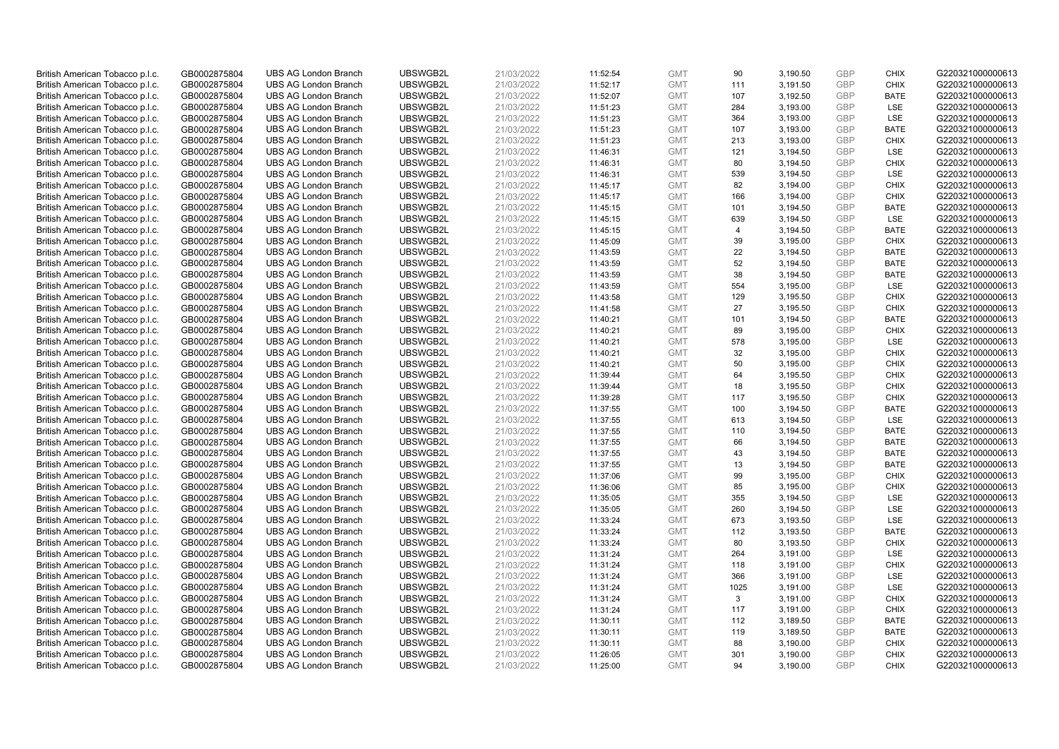| | | | | | | | | | | | |
|---|---|---|---|---|---|---|---|---|---|---|---|
| British American Tobacco p.l.c. | GB0002875804 | UBS AG London Branch | UBSWGB2L | 21/03/2022 | 11:52:54 | GMT | 90 | 3,190.50 | GBP | CHIX | G220321000000613 |
| British American Tobacco p.l.c. | GB0002875804 | UBS AG London Branch | UBSWGB2L | 21/03/2022 | 11:52:17 | GMT | 111 | 3,191.50 | GBP | CHIX | G220321000000613 |
| British American Tobacco p.l.c. | GB0002875804 | UBS AG London Branch | UBSWGB2L | 21/03/2022 | 11:52:07 | GMT | 107 | 3,192.50 | GBP | BATE | G220321000000613 |
| British American Tobacco p.l.c. | GB0002875804 | UBS AG London Branch | UBSWGB2L | 21/03/2022 | 11:51:23 | GMT | 284 | 3,193.00 | GBP | LSE | G220321000000613 |
| British American Tobacco p.l.c. | GB0002875804 | UBS AG London Branch | UBSWGB2L | 21/03/2022 | 11:51:23 | GMT | 364 | 3,193.00 | GBP | LSE | G220321000000613 |
| British American Tobacco p.l.c. | GB0002875804 | UBS AG London Branch | UBSWGB2L | 21/03/2022 | 11:51:23 | GMT | 107 | 3,193.00 | GBP | BATE | G220321000000613 |
| British American Tobacco p.l.c. | GB0002875804 | UBS AG London Branch | UBSWGB2L | 21/03/2022 | 11:51:23 | GMT | 213 | 3,193.00 | GBP | CHIX | G220321000000613 |
| British American Tobacco p.l.c. | GB0002875804 | UBS AG London Branch | UBSWGB2L | 21/03/2022 | 11:46:31 | GMT | 121 | 3,194.50 | GBP | LSE | G220321000000613 |
| British American Tobacco p.l.c. | GB0002875804 | UBS AG London Branch | UBSWGB2L | 21/03/2022 | 11:46:31 | GMT | 80 | 3,194.50 | GBP | CHIX | G220321000000613 |
| British American Tobacco p.l.c. | GB0002875804 | UBS AG London Branch | UBSWGB2L | 21/03/2022 | 11:46:31 | GMT | 539 | 3,194.50 | GBP | LSE | G220321000000613 |
| British American Tobacco p.l.c. | GB0002875804 | UBS AG London Branch | UBSWGB2L | 21/03/2022 | 11:45:17 | GMT | 82 | 3,194.00 | GBP | CHIX | G220321000000613 |
| British American Tobacco p.l.c. | GB0002875804 | UBS AG London Branch | UBSWGB2L | 21/03/2022 | 11:45:17 | GMT | 166 | 3,194.00 | GBP | CHIX | G220321000000613 |
| British American Tobacco p.l.c. | GB0002875804 | UBS AG London Branch | UBSWGB2L | 21/03/2022 | 11:45:15 | GMT | 101 | 3,194.50 | GBP | BATE | G220321000000613 |
| British American Tobacco p.l.c. | GB0002875804 | UBS AG London Branch | UBSWGB2L | 21/03/2022 | 11:45:15 | GMT | 639 | 3,194.50 | GBP | LSE | G220321000000613 |
| British American Tobacco p.l.c. | GB0002875804 | UBS AG London Branch | UBSWGB2L | 21/03/2022 | 11:45:15 | GMT | 4 | 3,194.50 | GBP | BATE | G220321000000613 |
| British American Tobacco p.l.c. | GB0002875804 | UBS AG London Branch | UBSWGB2L | 21/03/2022 | 11:45:09 | GMT | 39 | 3,195.00 | GBP | CHIX | G220321000000613 |
| British American Tobacco p.l.c. | GB0002875804 | UBS AG London Branch | UBSWGB2L | 21/03/2022 | 11:43:59 | GMT | 22 | 3,194.50 | GBP | BATE | G220321000000613 |
| British American Tobacco p.l.c. | GB0002875804 | UBS AG London Branch | UBSWGB2L | 21/03/2022 | 11:43:59 | GMT | 52 | 3,194.50 | GBP | BATE | G220321000000613 |
| British American Tobacco p.l.c. | GB0002875804 | UBS AG London Branch | UBSWGB2L | 21/03/2022 | 11:43:59 | GMT | 38 | 3,194.50 | GBP | BATE | G220321000000613 |
| British American Tobacco p.l.c. | GB0002875804 | UBS AG London Branch | UBSWGB2L | 21/03/2022 | 11:43:59 | GMT | 554 | 3,195.00 | GBP | LSE | G220321000000613 |
| British American Tobacco p.l.c. | GB0002875804 | UBS AG London Branch | UBSWGB2L | 21/03/2022 | 11:43:58 | GMT | 129 | 3,195.50 | GBP | CHIX | G220321000000613 |
| British American Tobacco p.l.c. | GB0002875804 | UBS AG London Branch | UBSWGB2L | 21/03/2022 | 11:41:58 | GMT | 27 | 3,195.50 | GBP | CHIX | G220321000000613 |
| British American Tobacco p.l.c. | GB0002875804 | UBS AG London Branch | UBSWGB2L | 21/03/2022 | 11:40:21 | GMT | 101 | 3,194.50 | GBP | BATE | G220321000000613 |
| British American Tobacco p.l.c. | GB0002875804 | UBS AG London Branch | UBSWGB2L | 21/03/2022 | 11:40:21 | GMT | 89 | 3,195.00 | GBP | CHIX | G220321000000613 |
| British American Tobacco p.l.c. | GB0002875804 | UBS AG London Branch | UBSWGB2L | 21/03/2022 | 11:40:21 | GMT | 578 | 3,195.00 | GBP | LSE | G220321000000613 |
| British American Tobacco p.l.c. | GB0002875804 | UBS AG London Branch | UBSWGB2L | 21/03/2022 | 11:40:21 | GMT | 32 | 3,195.00 | GBP | CHIX | G220321000000613 |
| British American Tobacco p.l.c. | GB0002875804 | UBS AG London Branch | UBSWGB2L | 21/03/2022 | 11:40:21 | GMT | 50 | 3,195.00 | GBP | CHIX | G220321000000613 |
| British American Tobacco p.l.c. | GB0002875804 | UBS AG London Branch | UBSWGB2L | 21/03/2022 | 11:39:44 | GMT | 64 | 3,195.50 | GBP | CHIX | G220321000000613 |
| British American Tobacco p.l.c. | GB0002875804 | UBS AG London Branch | UBSWGB2L | 21/03/2022 | 11:39:44 | GMT | 18 | 3,195.50 | GBP | CHIX | G220321000000613 |
| British American Tobacco p.l.c. | GB0002875804 | UBS AG London Branch | UBSWGB2L | 21/03/2022 | 11:39:28 | GMT | 117 | 3,195.50 | GBP | CHIX | G220321000000613 |
| British American Tobacco p.l.c. | GB0002875804 | UBS AG London Branch | UBSWGB2L | 21/03/2022 | 11:37:55 | GMT | 100 | 3,194.50 | GBP | BATE | G220321000000613 |
| British American Tobacco p.l.c. | GB0002875804 | UBS AG London Branch | UBSWGB2L | 21/03/2022 | 11:37:55 | GMT | 613 | 3,194.50 | GBP | LSE | G220321000000613 |
| British American Tobacco p.l.c. | GB0002875804 | UBS AG London Branch | UBSWGB2L | 21/03/2022 | 11:37:55 | GMT | 110 | 3,194.50 | GBP | BATE | G220321000000613 |
| British American Tobacco p.l.c. | GB0002875804 | UBS AG London Branch | UBSWGB2L | 21/03/2022 | 11:37:55 | GMT | 66 | 3,194.50 | GBP | BATE | G220321000000613 |
| British American Tobacco p.l.c. | GB0002875804 | UBS AG London Branch | UBSWGB2L | 21/03/2022 | 11:37:55 | GMT | 43 | 3,194.50 | GBP | BATE | G220321000000613 |
| British American Tobacco p.l.c. | GB0002875804 | UBS AG London Branch | UBSWGB2L | 21/03/2022 | 11:37:55 | GMT | 13 | 3,194.50 | GBP | BATE | G220321000000613 |
| British American Tobacco p.l.c. | GB0002875804 | UBS AG London Branch | UBSWGB2L | 21/03/2022 | 11:37:06 | GMT | 99 | 3,195.00 | GBP | CHIX | G220321000000613 |
| British American Tobacco p.l.c. | GB0002875804 | UBS AG London Branch | UBSWGB2L | 21/03/2022 | 11:36:06 | GMT | 85 | 3,195.00 | GBP | CHIX | G220321000000613 |
| British American Tobacco p.l.c. | GB0002875804 | UBS AG London Branch | UBSWGB2L | 21/03/2022 | 11:35:05 | GMT | 355 | 3,194.50 | GBP | LSE | G220321000000613 |
| British American Tobacco p.l.c. | GB0002875804 | UBS AG London Branch | UBSWGB2L | 21/03/2022 | 11:35:05 | GMT | 260 | 3,194.50 | GBP | LSE | G220321000000613 |
| British American Tobacco p.l.c. | GB0002875804 | UBS AG London Branch | UBSWGB2L | 21/03/2022 | 11:33:24 | GMT | 673 | 3,193.50 | GBP | LSE | G220321000000613 |
| British American Tobacco p.l.c. | GB0002875804 | UBS AG London Branch | UBSWGB2L | 21/03/2022 | 11:33:24 | GMT | 112 | 3,193.50 | GBP | BATE | G220321000000613 |
| British American Tobacco p.l.c. | GB0002875804 | UBS AG London Branch | UBSWGB2L | 21/03/2022 | 11:33:24 | GMT | 80 | 3,193.50 | GBP | CHIX | G220321000000613 |
| British American Tobacco p.l.c. | GB0002875804 | UBS AG London Branch | UBSWGB2L | 21/03/2022 | 11:31:24 | GMT | 264 | 3,191.00 | GBP | LSE | G220321000000613 |
| British American Tobacco p.l.c. | GB0002875804 | UBS AG London Branch | UBSWGB2L | 21/03/2022 | 11:31:24 | GMT | 118 | 3,191.00 | GBP | CHIX | G220321000000613 |
| British American Tobacco p.l.c. | GB0002875804 | UBS AG London Branch | UBSWGB2L | 21/03/2022 | 11:31:24 | GMT | 366 | 3,191.00 | GBP | LSE | G220321000000613 |
| British American Tobacco p.l.c. | GB0002875804 | UBS AG London Branch | UBSWGB2L | 21/03/2022 | 11:31:24 | GMT | 1025 | 3,191.00 | GBP | LSE | G220321000000613 |
| British American Tobacco p.l.c. | GB0002875804 | UBS AG London Branch | UBSWGB2L | 21/03/2022 | 11:31:24 | GMT | 3 | 3,191.00 | GBP | CHIX | G220321000000613 |
| British American Tobacco p.l.c. | GB0002875804 | UBS AG London Branch | UBSWGB2L | 21/03/2022 | 11:31:24 | GMT | 117 | 3,191.00 | GBP | CHIX | G220321000000613 |
| British American Tobacco p.l.c. | GB0002875804 | UBS AG London Branch | UBSWGB2L | 21/03/2022 | 11:30:11 | GMT | 112 | 3,189.50 | GBP | BATE | G220321000000613 |
| British American Tobacco p.l.c. | GB0002875804 | UBS AG London Branch | UBSWGB2L | 21/03/2022 | 11:30:11 | GMT | 119 | 3,189.50 | GBP | BATE | G220321000000613 |
| British American Tobacco p.l.c. | GB0002875804 | UBS AG London Branch | UBSWGB2L | 21/03/2022 | 11:30:11 | GMT | 88 | 3,190.00 | GBP | CHIX | G220321000000613 |
| British American Tobacco p.l.c. | GB0002875804 | UBS AG London Branch | UBSWGB2L | 21/03/2022 | 11:26:05 | GMT | 301 | 3,190.00 | GBP | CHIX | G220321000000613 |
| British American Tobacco p.l.c. | GB0002875804 | UBS AG London Branch | UBSWGB2L | 21/03/2022 | 11:25:00 | GMT | 94 | 3,190.00 | GBP | CHIX | G220321000000613 |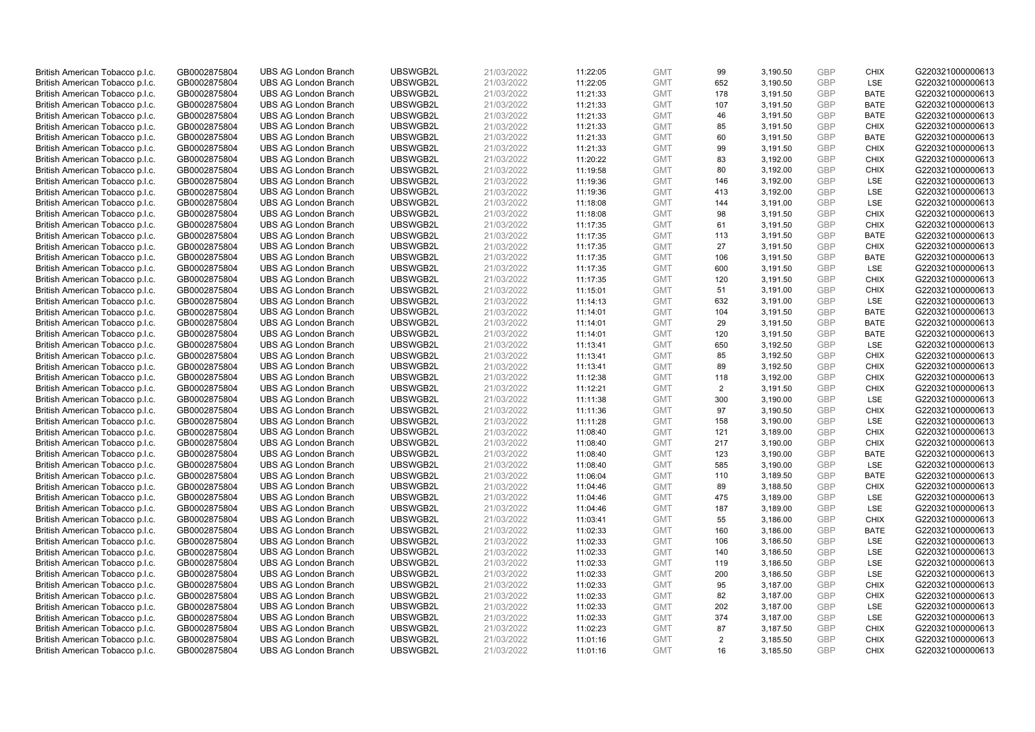| | | | | | | | | | | | |
|---|---|---|---|---|---|---|---|---|---|---|---|
| British American Tobacco p.l.c. | GB0002875804 | UBS AG London Branch | UBSWGB2L | 21/03/2022 | 11:22:05 | GMT | 99 | 3,190.50 | GBP | CHIX | G220321000000613 |
| British American Tobacco p.l.c. | GB0002875804 | UBS AG London Branch | UBSWGB2L | 21/03/2022 | 11:22:05 | GMT | 652 | 3,190.50 | GBP | LSE | G220321000000613 |
| British American Tobacco p.l.c. | GB0002875804 | UBS AG London Branch | UBSWGB2L | 21/03/2022 | 11:21:33 | GMT | 178 | 3,191.50 | GBP | BATE | G220321000000613 |
| British American Tobacco p.l.c. | GB0002875804 | UBS AG London Branch | UBSWGB2L | 21/03/2022 | 11:21:33 | GMT | 107 | 3,191.50 | GBP | BATE | G220321000000613 |
| British American Tobacco p.l.c. | GB0002875804 | UBS AG London Branch | UBSWGB2L | 21/03/2022 | 11:21:33 | GMT | 46 | 3,191.50 | GBP | BATE | G220321000000613 |
| British American Tobacco p.l.c. | GB0002875804 | UBS AG London Branch | UBSWGB2L | 21/03/2022 | 11:21:33 | GMT | 85 | 3,191.50 | GBP | CHIX | G220321000000613 |
| British American Tobacco p.l.c. | GB0002875804 | UBS AG London Branch | UBSWGB2L | 21/03/2022 | 11:21:33 | GMT | 60 | 3,191.50 | GBP | BATE | G220321000000613 |
| British American Tobacco p.l.c. | GB0002875804 | UBS AG London Branch | UBSWGB2L | 21/03/2022 | 11:21:33 | GMT | 99 | 3,191.50 | GBP | CHIX | G220321000000613 |
| British American Tobacco p.l.c. | GB0002875804 | UBS AG London Branch | UBSWGB2L | 21/03/2022 | 11:20:22 | GMT | 83 | 3,192.00 | GBP | CHIX | G220321000000613 |
| British American Tobacco p.l.c. | GB0002875804 | UBS AG London Branch | UBSWGB2L | 21/03/2022 | 11:19:58 | GMT | 80 | 3,192.00 | GBP | CHIX | G220321000000613 |
| British American Tobacco p.l.c. | GB0002875804 | UBS AG London Branch | UBSWGB2L | 21/03/2022 | 11:19:36 | GMT | 146 | 3,192.00 | GBP | LSE | G220321000000613 |
| British American Tobacco p.l.c. | GB0002875804 | UBS AG London Branch | UBSWGB2L | 21/03/2022 | 11:19:36 | GMT | 413 | 3,192.00 | GBP | LSE | G220321000000613 |
| British American Tobacco p.l.c. | GB0002875804 | UBS AG London Branch | UBSWGB2L | 21/03/2022 | 11:18:08 | GMT | 144 | 3,191.00 | GBP | LSE | G220321000000613 |
| British American Tobacco p.l.c. | GB0002875804 | UBS AG London Branch | UBSWGB2L | 21/03/2022 | 11:18:08 | GMT | 98 | 3,191.50 | GBP | CHIX | G220321000000613 |
| British American Tobacco p.l.c. | GB0002875804 | UBS AG London Branch | UBSWGB2L | 21/03/2022 | 11:17:35 | GMT | 61 | 3,191.50 | GBP | CHIX | G220321000000613 |
| British American Tobacco p.l.c. | GB0002875804 | UBS AG London Branch | UBSWGB2L | 21/03/2022 | 11:17:35 | GMT | 113 | 3,191.50 | GBP | BATE | G220321000000613 |
| British American Tobacco p.l.c. | GB0002875804 | UBS AG London Branch | UBSWGB2L | 21/03/2022 | 11:17:35 | GMT | 27 | 3,191.50 | GBP | CHIX | G220321000000613 |
| British American Tobacco p.l.c. | GB0002875804 | UBS AG London Branch | UBSWGB2L | 21/03/2022 | 11:17:35 | GMT | 106 | 3,191.50 | GBP | BATE | G220321000000613 |
| British American Tobacco p.l.c. | GB0002875804 | UBS AG London Branch | UBSWGB2L | 21/03/2022 | 11:17:35 | GMT | 600 | 3,191.50 | GBP | LSE | G220321000000613 |
| British American Tobacco p.l.c. | GB0002875804 | UBS AG London Branch | UBSWGB2L | 21/03/2022 | 11:17:35 | GMT | 120 | 3,191.50 | GBP | CHIX | G220321000000613 |
| British American Tobacco p.l.c. | GB0002875804 | UBS AG London Branch | UBSWGB2L | 21/03/2022 | 11:15:01 | GMT | 51 | 3,191.00 | GBP | CHIX | G220321000000613 |
| British American Tobacco p.l.c. | GB0002875804 | UBS AG London Branch | UBSWGB2L | 21/03/2022 | 11:14:13 | GMT | 632 | 3,191.00 | GBP | LSE | G220321000000613 |
| British American Tobacco p.l.c. | GB0002875804 | UBS AG London Branch | UBSWGB2L | 21/03/2022 | 11:14:01 | GMT | 104 | 3,191.50 | GBP | BATE | G220321000000613 |
| British American Tobacco p.l.c. | GB0002875804 | UBS AG London Branch | UBSWGB2L | 21/03/2022 | 11:14:01 | GMT | 29 | 3,191.50 | GBP | BATE | G220321000000613 |
| British American Tobacco p.l.c. | GB0002875804 | UBS AG London Branch | UBSWGB2L | 21/03/2022 | 11:14:01 | GMT | 120 | 3,191.50 | GBP | BATE | G220321000000613 |
| British American Tobacco p.l.c. | GB0002875804 | UBS AG London Branch | UBSWGB2L | 21/03/2022 | 11:13:41 | GMT | 650 | 3,192.50 | GBP | LSE | G220321000000613 |
| British American Tobacco p.l.c. | GB0002875804 | UBS AG London Branch | UBSWGB2L | 21/03/2022 | 11:13:41 | GMT | 85 | 3,192.50 | GBP | CHIX | G220321000000613 |
| British American Tobacco p.l.c. | GB0002875804 | UBS AG London Branch | UBSWGB2L | 21/03/2022 | 11:13:41 | GMT | 89 | 3,192.50 | GBP | CHIX | G220321000000613 |
| British American Tobacco p.l.c. | GB0002875804 | UBS AG London Branch | UBSWGB2L | 21/03/2022 | 11:12:38 | GMT | 118 | 3,192.00 | GBP | CHIX | G220321000000613 |
| British American Tobacco p.l.c. | GB0002875804 | UBS AG London Branch | UBSWGB2L | 21/03/2022 | 11:12:21 | GMT | 2 | 3,191.50 | GBP | CHIX | G220321000000613 |
| British American Tobacco p.l.c. | GB0002875804 | UBS AG London Branch | UBSWGB2L | 21/03/2022 | 11:11:38 | GMT | 300 | 3,190.00 | GBP | LSE | G220321000000613 |
| British American Tobacco p.l.c. | GB0002875804 | UBS AG London Branch | UBSWGB2L | 21/03/2022 | 11:11:36 | GMT | 97 | 3,190.50 | GBP | CHIX | G220321000000613 |
| British American Tobacco p.l.c. | GB0002875804 | UBS AG London Branch | UBSWGB2L | 21/03/2022 | 11:11:28 | GMT | 158 | 3,190.00 | GBP | LSE | G220321000000613 |
| British American Tobacco p.l.c. | GB0002875804 | UBS AG London Branch | UBSWGB2L | 21/03/2022 | 11:08:40 | GMT | 121 | 3,189.00 | GBP | CHIX | G220321000000613 |
| British American Tobacco p.l.c. | GB0002875804 | UBS AG London Branch | UBSWGB2L | 21/03/2022 | 11:08:40 | GMT | 217 | 3,190.00 | GBP | CHIX | G220321000000613 |
| British American Tobacco p.l.c. | GB0002875804 | UBS AG London Branch | UBSWGB2L | 21/03/2022 | 11:08:40 | GMT | 123 | 3,190.00 | GBP | BATE | G220321000000613 |
| British American Tobacco p.l.c. | GB0002875804 | UBS AG London Branch | UBSWGB2L | 21/03/2022 | 11:08:40 | GMT | 585 | 3,190.00 | GBP | LSE | G220321000000613 |
| British American Tobacco p.l.c. | GB0002875804 | UBS AG London Branch | UBSWGB2L | 21/03/2022 | 11:06:04 | GMT | 110 | 3,189.50 | GBP | BATE | G220321000000613 |
| British American Tobacco p.l.c. | GB0002875804 | UBS AG London Branch | UBSWGB2L | 21/03/2022 | 11:04:46 | GMT | 89 | 3,188.50 | GBP | CHIX | G220321000000613 |
| British American Tobacco p.l.c. | GB0002875804 | UBS AG London Branch | UBSWGB2L | 21/03/2022 | 11:04:46 | GMT | 475 | 3,189.00 | GBP | LSE | G220321000000613 |
| British American Tobacco p.l.c. | GB0002875804 | UBS AG London Branch | UBSWGB2L | 21/03/2022 | 11:04:46 | GMT | 187 | 3,189.00 | GBP | LSE | G220321000000613 |
| British American Tobacco p.l.c. | GB0002875804 | UBS AG London Branch | UBSWGB2L | 21/03/2022 | 11:03:41 | GMT | 55 | 3,186.00 | GBP | CHIX | G220321000000613 |
| British American Tobacco p.l.c. | GB0002875804 | UBS AG London Branch | UBSWGB2L | 21/03/2022 | 11:02:33 | GMT | 160 | 3,186.00 | GBP | BATE | G220321000000613 |
| British American Tobacco p.l.c. | GB0002875804 | UBS AG London Branch | UBSWGB2L | 21/03/2022 | 11:02:33 | GMT | 106 | 3,186.50 | GBP | LSE | G220321000000613 |
| British American Tobacco p.l.c. | GB0002875804 | UBS AG London Branch | UBSWGB2L | 21/03/2022 | 11:02:33 | GMT | 140 | 3,186.50 | GBP | LSE | G220321000000613 |
| British American Tobacco p.l.c. | GB0002875804 | UBS AG London Branch | UBSWGB2L | 21/03/2022 | 11:02:33 | GMT | 119 | 3,186.50 | GBP | LSE | G220321000000613 |
| British American Tobacco p.l.c. | GB0002875804 | UBS AG London Branch | UBSWGB2L | 21/03/2022 | 11:02:33 | GMT | 200 | 3,186.50 | GBP | LSE | G220321000000613 |
| British American Tobacco p.l.c. | GB0002875804 | UBS AG London Branch | UBSWGB2L | 21/03/2022 | 11:02:33 | GMT | 95 | 3,187.00 | GBP | CHIX | G220321000000613 |
| British American Tobacco p.l.c. | GB0002875804 | UBS AG London Branch | UBSWGB2L | 21/03/2022 | 11:02:33 | GMT | 82 | 3,187.00 | GBP | CHIX | G220321000000613 |
| British American Tobacco p.l.c. | GB0002875804 | UBS AG London Branch | UBSWGB2L | 21/03/2022 | 11:02:33 | GMT | 202 | 3,187.00 | GBP | LSE | G220321000000613 |
| British American Tobacco p.l.c. | GB0002875804 | UBS AG London Branch | UBSWGB2L | 21/03/2022 | 11:02:33 | GMT | 374 | 3,187.00 | GBP | LSE | G220321000000613 |
| British American Tobacco p.l.c. | GB0002875804 | UBS AG London Branch | UBSWGB2L | 21/03/2022 | 11:02:23 | GMT | 87 | 3,187.50 | GBP | CHIX | G220321000000613 |
| British American Tobacco p.l.c. | GB0002875804 | UBS AG London Branch | UBSWGB2L | 21/03/2022 | 11:01:16 | GMT | 2 | 3,185.50 | GBP | CHIX | G220321000000613 |
| British American Tobacco p.l.c. | GB0002875804 | UBS AG London Branch | UBSWGB2L | 21/03/2022 | 11:01:16 | GMT | 16 | 3,185.50 | GBP | CHIX | G220321000000613 |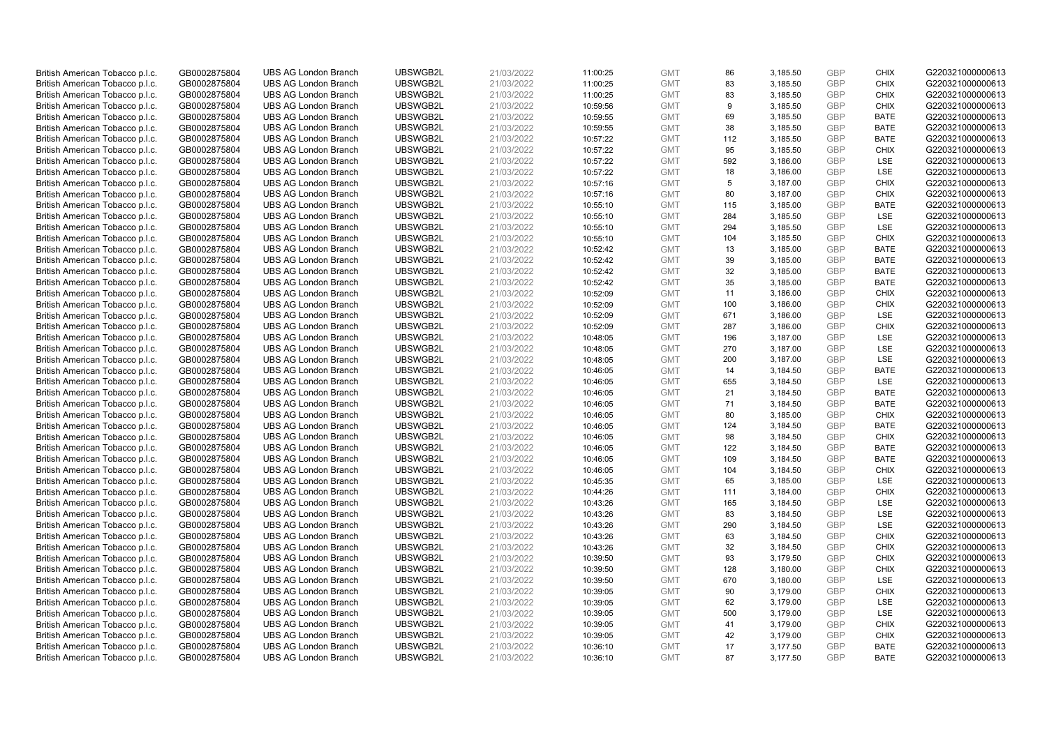| | | | | | | | | | | | |
|---|---|---|---|---|---|---|---|---|---|---|---|
| British American Tobacco p.l.c. | GB0002875804 | UBS AG London Branch | UBSWGB2L | 21/03/2022 | 11:00:25 | GMT | 86 | 3,185.50 | GBP | CHIX | G220321000000613 |
| British American Tobacco p.l.c. | GB0002875804 | UBS AG London Branch | UBSWGB2L | 21/03/2022 | 11:00:25 | GMT | 83 | 3,185.50 | GBP | CHIX | G220321000000613 |
| British American Tobacco p.l.c. | GB0002875804 | UBS AG London Branch | UBSWGB2L | 21/03/2022 | 11:00:25 | GMT | 83 | 3,185.50 | GBP | CHIX | G220321000000613 |
| British American Tobacco p.l.c. | GB0002875804 | UBS AG London Branch | UBSWGB2L | 21/03/2022 | 10:59:56 | GMT | 9 | 3,185.50 | GBP | CHIX | G220321000000613 |
| British American Tobacco p.l.c. | GB0002875804 | UBS AG London Branch | UBSWGB2L | 21/03/2022 | 10:59:55 | GMT | 69 | 3,185.50 | GBP | BATE | G220321000000613 |
| British American Tobacco p.l.c. | GB0002875804 | UBS AG London Branch | UBSWGB2L | 21/03/2022 | 10:59:55 | GMT | 38 | 3,185.50 | GBP | BATE | G220321000000613 |
| British American Tobacco p.l.c. | GB0002875804 | UBS AG London Branch | UBSWGB2L | 21/03/2022 | 10:57:22 | GMT | 112 | 3,185.50 | GBP | BATE | G220321000000613 |
| British American Tobacco p.l.c. | GB0002875804 | UBS AG London Branch | UBSWGB2L | 21/03/2022 | 10:57:22 | GMT | 95 | 3,185.50 | GBP | CHIX | G220321000000613 |
| British American Tobacco p.l.c. | GB0002875804 | UBS AG London Branch | UBSWGB2L | 21/03/2022 | 10:57:22 | GMT | 592 | 3,186.00 | GBP | LSE | G220321000000613 |
| British American Tobacco p.l.c. | GB0002875804 | UBS AG London Branch | UBSWGB2L | 21/03/2022 | 10:57:22 | GMT | 18 | 3,186.00 | GBP | LSE | G220321000000613 |
| British American Tobacco p.l.c. | GB0002875804 | UBS AG London Branch | UBSWGB2L | 21/03/2022 | 10:57:16 | GMT | 5 | 3,187.00 | GBP | CHIX | G220321000000613 |
| British American Tobacco p.l.c. | GB0002875804 | UBS AG London Branch | UBSWGB2L | 21/03/2022 | 10:57:16 | GMT | 80 | 3,187.00 | GBP | CHIX | G220321000000613 |
| British American Tobacco p.l.c. | GB0002875804 | UBS AG London Branch | UBSWGB2L | 21/03/2022 | 10:55:10 | GMT | 115 | 3,185.00 | GBP | BATE | G220321000000613 |
| British American Tobacco p.l.c. | GB0002875804 | UBS AG London Branch | UBSWGB2L | 21/03/2022 | 10:55:10 | GMT | 284 | 3,185.50 | GBP | LSE | G220321000000613 |
| British American Tobacco p.l.c. | GB0002875804 | UBS AG London Branch | UBSWGB2L | 21/03/2022 | 10:55:10 | GMT | 294 | 3,185.50 | GBP | LSE | G220321000000613 |
| British American Tobacco p.l.c. | GB0002875804 | UBS AG London Branch | UBSWGB2L | 21/03/2022 | 10:55:10 | GMT | 104 | 3,185.50 | GBP | CHIX | G220321000000613 |
| British American Tobacco p.l.c. | GB0002875804 | UBS AG London Branch | UBSWGB2L | 21/03/2022 | 10:52:42 | GMT | 13 | 3,185.00 | GBP | BATE | G220321000000613 |
| British American Tobacco p.l.c. | GB0002875804 | UBS AG London Branch | UBSWGB2L | 21/03/2022 | 10:52:42 | GMT | 39 | 3,185.00 | GBP | BATE | G220321000000613 |
| British American Tobacco p.l.c. | GB0002875804 | UBS AG London Branch | UBSWGB2L | 21/03/2022 | 10:52:42 | GMT | 32 | 3,185.00 | GBP | BATE | G220321000000613 |
| British American Tobacco p.l.c. | GB0002875804 | UBS AG London Branch | UBSWGB2L | 21/03/2022 | 10:52:42 | GMT | 35 | 3,185.00 | GBP | BATE | G220321000000613 |
| British American Tobacco p.l.c. | GB0002875804 | UBS AG London Branch | UBSWGB2L | 21/03/2022 | 10:52:09 | GMT | 11 | 3,186.00 | GBP | CHIX | G220321000000613 |
| British American Tobacco p.l.c. | GB0002875804 | UBS AG London Branch | UBSWGB2L | 21/03/2022 | 10:52:09 | GMT | 100 | 3,186.00 | GBP | CHIX | G220321000000613 |
| British American Tobacco p.l.c. | GB0002875804 | UBS AG London Branch | UBSWGB2L | 21/03/2022 | 10:52:09 | GMT | 671 | 3,186.00 | GBP | LSE | G220321000000613 |
| British American Tobacco p.l.c. | GB0002875804 | UBS AG London Branch | UBSWGB2L | 21/03/2022 | 10:52:09 | GMT | 287 | 3,186.00 | GBP | CHIX | G220321000000613 |
| British American Tobacco p.l.c. | GB0002875804 | UBS AG London Branch | UBSWGB2L | 21/03/2022 | 10:48:05 | GMT | 196 | 3,187.00 | GBP | LSE | G220321000000613 |
| British American Tobacco p.l.c. | GB0002875804 | UBS AG London Branch | UBSWGB2L | 21/03/2022 | 10:48:05 | GMT | 270 | 3,187.00 | GBP | LSE | G220321000000613 |
| British American Tobacco p.l.c. | GB0002875804 | UBS AG London Branch | UBSWGB2L | 21/03/2022 | 10:48:05 | GMT | 200 | 3,187.00 | GBP | LSE | G220321000000613 |
| British American Tobacco p.l.c. | GB0002875804 | UBS AG London Branch | UBSWGB2L | 21/03/2022 | 10:46:05 | GMT | 14 | 3,184.50 | GBP | BATE | G220321000000613 |
| British American Tobacco p.l.c. | GB0002875804 | UBS AG London Branch | UBSWGB2L | 21/03/2022 | 10:46:05 | GMT | 655 | 3,184.50 | GBP | LSE | G220321000000613 |
| British American Tobacco p.l.c. | GB0002875804 | UBS AG London Branch | UBSWGB2L | 21/03/2022 | 10:46:05 | GMT | 21 | 3,184.50 | GBP | BATE | G220321000000613 |
| British American Tobacco p.l.c. | GB0002875804 | UBS AG London Branch | UBSWGB2L | 21/03/2022 | 10:46:05 | GMT | 71 | 3,184.50 | GBP | BATE | G220321000000613 |
| British American Tobacco p.l.c. | GB0002875804 | UBS AG London Branch | UBSWGB2L | 21/03/2022 | 10:46:05 | GMT | 80 | 3,185.00 | GBP | CHIX | G220321000000613 |
| British American Tobacco p.l.c. | GB0002875804 | UBS AG London Branch | UBSWGB2L | 21/03/2022 | 10:46:05 | GMT | 124 | 3,184.50 | GBP | BATE | G220321000000613 |
| British American Tobacco p.l.c. | GB0002875804 | UBS AG London Branch | UBSWGB2L | 21/03/2022 | 10:46:05 | GMT | 98 | 3,184.50 | GBP | CHIX | G220321000000613 |
| British American Tobacco p.l.c. | GB0002875804 | UBS AG London Branch | UBSWGB2L | 21/03/2022 | 10:46:05 | GMT | 122 | 3,184.50 | GBP | BATE | G220321000000613 |
| British American Tobacco p.l.c. | GB0002875804 | UBS AG London Branch | UBSWGB2L | 21/03/2022 | 10:46:05 | GMT | 109 | 3,184.50 | GBP | BATE | G220321000000613 |
| British American Tobacco p.l.c. | GB0002875804 | UBS AG London Branch | UBSWGB2L | 21/03/2022 | 10:46:05 | GMT | 104 | 3,184.50 | GBP | CHIX | G220321000000613 |
| British American Tobacco p.l.c. | GB0002875804 | UBS AG London Branch | UBSWGB2L | 21/03/2022 | 10:45:35 | GMT | 65 | 3,185.00 | GBP | LSE | G220321000000613 |
| British American Tobacco p.l.c. | GB0002875804 | UBS AG London Branch | UBSWGB2L | 21/03/2022 | 10:44:26 | GMT | 111 | 3,184.00 | GBP | CHIX | G220321000000613 |
| British American Tobacco p.l.c. | GB0002875804 | UBS AG London Branch | UBSWGB2L | 21/03/2022 | 10:43:26 | GMT | 165 | 3,184.50 | GBP | LSE | G220321000000613 |
| British American Tobacco p.l.c. | GB0002875804 | UBS AG London Branch | UBSWGB2L | 21/03/2022 | 10:43:26 | GMT | 83 | 3,184.50 | GBP | LSE | G220321000000613 |
| British American Tobacco p.l.c. | GB0002875804 | UBS AG London Branch | UBSWGB2L | 21/03/2022 | 10:43:26 | GMT | 290 | 3,184.50 | GBP | LSE | G220321000000613 |
| British American Tobacco p.l.c. | GB0002875804 | UBS AG London Branch | UBSWGB2L | 21/03/2022 | 10:43:26 | GMT | 63 | 3,184.50 | GBP | CHIX | G220321000000613 |
| British American Tobacco p.l.c. | GB0002875804 | UBS AG London Branch | UBSWGB2L | 21/03/2022 | 10:43:26 | GMT | 32 | 3,184.50 | GBP | CHIX | G220321000000613 |
| British American Tobacco p.l.c. | GB0002875804 | UBS AG London Branch | UBSWGB2L | 21/03/2022 | 10:39:50 | GMT | 93 | 3,179.50 | GBP | CHIX | G220321000000613 |
| British American Tobacco p.l.c. | GB0002875804 | UBS AG London Branch | UBSWGB2L | 21/03/2022 | 10:39:50 | GMT | 128 | 3,180.00 | GBP | CHIX | G220321000000613 |
| British American Tobacco p.l.c. | GB0002875804 | UBS AG London Branch | UBSWGB2L | 21/03/2022 | 10:39:50 | GMT | 670 | 3,180.00 | GBP | LSE | G220321000000613 |
| British American Tobacco p.l.c. | GB0002875804 | UBS AG London Branch | UBSWGB2L | 21/03/2022 | 10:39:05 | GMT | 90 | 3,179.00 | GBP | CHIX | G220321000000613 |
| British American Tobacco p.l.c. | GB0002875804 | UBS AG London Branch | UBSWGB2L | 21/03/2022 | 10:39:05 | GMT | 62 | 3,179.00 | GBP | LSE | G220321000000613 |
| British American Tobacco p.l.c. | GB0002875804 | UBS AG London Branch | UBSWGB2L | 21/03/2022 | 10:39:05 | GMT | 500 | 3,179.00 | GBP | LSE | G220321000000613 |
| British American Tobacco p.l.c. | GB0002875804 | UBS AG London Branch | UBSWGB2L | 21/03/2022 | 10:39:05 | GMT | 41 | 3,179.00 | GBP | CHIX | G220321000000613 |
| British American Tobacco p.l.c. | GB0002875804 | UBS AG London Branch | UBSWGB2L | 21/03/2022 | 10:39:05 | GMT | 42 | 3,179.00 | GBP | CHIX | G220321000000613 |
| British American Tobacco p.l.c. | GB0002875804 | UBS AG London Branch | UBSWGB2L | 21/03/2022 | 10:36:10 | GMT | 17 | 3,177.50 | GBP | BATE | G220321000000613 |
| British American Tobacco p.l.c. | GB0002875804 | UBS AG London Branch | UBSWGB2L | 21/03/2022 | 10:36:10 | GMT | 87 | 3,177.50 | GBP | BATE | G220321000000613 |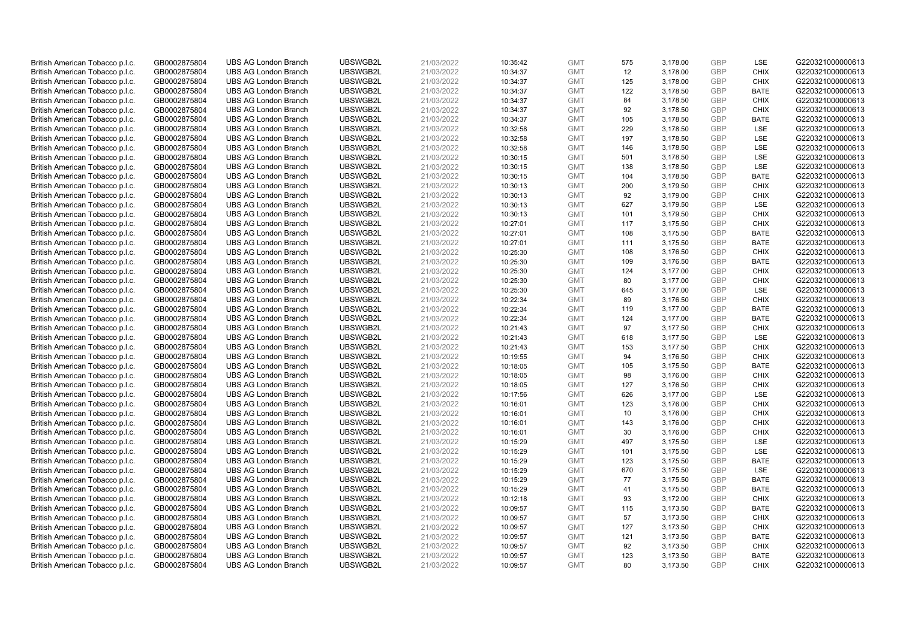| | | | | | | | | | | | |
|---|---|---|---|---|---|---|---|---|---|---|---|
| British American Tobacco p.l.c. | GB0002875804 | UBS AG London Branch | UBSWGB2L | 21/03/2022 | 10:35:42 | GMT | 575 | 3,178.00 | GBP | LSE | G220321000000613 |
| British American Tobacco p.l.c. | GB0002875804 | UBS AG London Branch | UBSWGB2L | 21/03/2022 | 10:34:37 | GMT | 12 | 3,178.00 | GBP | CHIX | G220321000000613 |
| British American Tobacco p.l.c. | GB0002875804 | UBS AG London Branch | UBSWGB2L | 21/03/2022 | 10:34:37 | GMT | 125 | 3,178.00 | GBP | CHIX | G220321000000613 |
| British American Tobacco p.l.c. | GB0002875804 | UBS AG London Branch | UBSWGB2L | 21/03/2022 | 10:34:37 | GMT | 122 | 3,178.50 | GBP | BATE | G220321000000613 |
| British American Tobacco p.l.c. | GB0002875804 | UBS AG London Branch | UBSWGB2L | 21/03/2022 | 10:34:37 | GMT | 84 | 3,178.50 | GBP | CHIX | G220321000000613 |
| British American Tobacco p.l.c. | GB0002875804 | UBS AG London Branch | UBSWGB2L | 21/03/2022 | 10:34:37 | GMT | 92 | 3,178.50 | GBP | CHIX | G220321000000613 |
| British American Tobacco p.l.c. | GB0002875804 | UBS AG London Branch | UBSWGB2L | 21/03/2022 | 10:34:37 | GMT | 105 | 3,178.50 | GBP | BATE | G220321000000613 |
| British American Tobacco p.l.c. | GB0002875804 | UBS AG London Branch | UBSWGB2L | 21/03/2022 | 10:32:58 | GMT | 229 | 3,178.50 | GBP | LSE | G220321000000613 |
| British American Tobacco p.l.c. | GB0002875804 | UBS AG London Branch | UBSWGB2L | 21/03/2022 | 10:32:58 | GMT | 197 | 3,178.50 | GBP | LSE | G220321000000613 |
| British American Tobacco p.l.c. | GB0002875804 | UBS AG London Branch | UBSWGB2L | 21/03/2022 | 10:32:58 | GMT | 146 | 3,178.50 | GBP | LSE | G220321000000613 |
| British American Tobacco p.l.c. | GB0002875804 | UBS AG London Branch | UBSWGB2L | 21/03/2022 | 10:30:15 | GMT | 501 | 3,178.50 | GBP | LSE | G220321000000613 |
| British American Tobacco p.l.c. | GB0002875804 | UBS AG London Branch | UBSWGB2L | 21/03/2022 | 10:30:15 | GMT | 138 | 3,178.50 | GBP | LSE | G220321000000613 |
| British American Tobacco p.l.c. | GB0002875804 | UBS AG London Branch | UBSWGB2L | 21/03/2022 | 10:30:15 | GMT | 104 | 3,178.50 | GBP | BATE | G220321000000613 |
| British American Tobacco p.l.c. | GB0002875804 | UBS AG London Branch | UBSWGB2L | 21/03/2022 | 10:30:13 | GMT | 200 | 3,179.50 | GBP | CHIX | G220321000000613 |
| British American Tobacco p.l.c. | GB0002875804 | UBS AG London Branch | UBSWGB2L | 21/03/2022 | 10:30:13 | GMT | 92 | 3,179.00 | GBP | CHIX | G220321000000613 |
| British American Tobacco p.l.c. | GB0002875804 | UBS AG London Branch | UBSWGB2L | 21/03/2022 | 10:30:13 | GMT | 627 | 3,179.50 | GBP | LSE | G220321000000613 |
| British American Tobacco p.l.c. | GB0002875804 | UBS AG London Branch | UBSWGB2L | 21/03/2022 | 10:30:13 | GMT | 101 | 3,179.50 | GBP | CHIX | G220321000000613 |
| British American Tobacco p.l.c. | GB0002875804 | UBS AG London Branch | UBSWGB2L | 21/03/2022 | 10:27:01 | GMT | 117 | 3,175.50 | GBP | CHIX | G220321000000613 |
| British American Tobacco p.l.c. | GB0002875804 | UBS AG London Branch | UBSWGB2L | 21/03/2022 | 10:27:01 | GMT | 108 | 3,175.50 | GBP | BATE | G220321000000613 |
| British American Tobacco p.l.c. | GB0002875804 | UBS AG London Branch | UBSWGB2L | 21/03/2022 | 10:27:01 | GMT | 111 | 3,175.50 | GBP | BATE | G220321000000613 |
| British American Tobacco p.l.c. | GB0002875804 | UBS AG London Branch | UBSWGB2L | 21/03/2022 | 10:25:30 | GMT | 108 | 3,176.50 | GBP | CHIX | G220321000000613 |
| British American Tobacco p.l.c. | GB0002875804 | UBS AG London Branch | UBSWGB2L | 21/03/2022 | 10:25:30 | GMT | 109 | 3,176.50 | GBP | BATE | G220321000000613 |
| British American Tobacco p.l.c. | GB0002875804 | UBS AG London Branch | UBSWGB2L | 21/03/2022 | 10:25:30 | GMT | 124 | 3,177.00 | GBP | CHIX | G220321000000613 |
| British American Tobacco p.l.c. | GB0002875804 | UBS AG London Branch | UBSWGB2L | 21/03/2022 | 10:25:30 | GMT | 80 | 3,177.00 | GBP | CHIX | G220321000000613 |
| British American Tobacco p.l.c. | GB0002875804 | UBS AG London Branch | UBSWGB2L | 21/03/2022 | 10:25:30 | GMT | 645 | 3,177.00 | GBP | LSE | G220321000000613 |
| British American Tobacco p.l.c. | GB0002875804 | UBS AG London Branch | UBSWGB2L | 21/03/2022 | 10:22:34 | GMT | 89 | 3,176.50 | GBP | CHIX | G220321000000613 |
| British American Tobacco p.l.c. | GB0002875804 | UBS AG London Branch | UBSWGB2L | 21/03/2022 | 10:22:34 | GMT | 119 | 3,177.00 | GBP | BATE | G220321000000613 |
| British American Tobacco p.l.c. | GB0002875804 | UBS AG London Branch | UBSWGB2L | 21/03/2022 | 10:22:34 | GMT | 124 | 3,177.00 | GBP | BATE | G220321000000613 |
| British American Tobacco p.l.c. | GB0002875804 | UBS AG London Branch | UBSWGB2L | 21/03/2022 | 10:21:43 | GMT | 97 | 3,177.50 | GBP | CHIX | G220321000000613 |
| British American Tobacco p.l.c. | GB0002875804 | UBS AG London Branch | UBSWGB2L | 21/03/2022 | 10:21:43 | GMT | 618 | 3,177.50 | GBP | LSE | G220321000000613 |
| British American Tobacco p.l.c. | GB0002875804 | UBS AG London Branch | UBSWGB2L | 21/03/2022 | 10:21:43 | GMT | 153 | 3,177.50 | GBP | CHIX | G220321000000613 |
| British American Tobacco p.l.c. | GB0002875804 | UBS AG London Branch | UBSWGB2L | 21/03/2022 | 10:19:55 | GMT | 94 | 3,176.50 | GBP | CHIX | G220321000000613 |
| British American Tobacco p.l.c. | GB0002875804 | UBS AG London Branch | UBSWGB2L | 21/03/2022 | 10:18:05 | GMT | 105 | 3,175.50 | GBP | BATE | G220321000000613 |
| British American Tobacco p.l.c. | GB0002875804 | UBS AG London Branch | UBSWGB2L | 21/03/2022 | 10:18:05 | GMT | 98 | 3,176.00 | GBP | CHIX | G220321000000613 |
| British American Tobacco p.l.c. | GB0002875804 | UBS AG London Branch | UBSWGB2L | 21/03/2022 | 10:18:05 | GMT | 127 | 3,176.50 | GBP | CHIX | G220321000000613 |
| British American Tobacco p.l.c. | GB0002875804 | UBS AG London Branch | UBSWGB2L | 21/03/2022 | 10:17:56 | GMT | 626 | 3,177.00 | GBP | LSE | G220321000000613 |
| British American Tobacco p.l.c. | GB0002875804 | UBS AG London Branch | UBSWGB2L | 21/03/2022 | 10:16:01 | GMT | 123 | 3,176.00 | GBP | CHIX | G220321000000613 |
| British American Tobacco p.l.c. | GB0002875804 | UBS AG London Branch | UBSWGB2L | 21/03/2022 | 10:16:01 | GMT | 10 | 3,176.00 | GBP | CHIX | G220321000000613 |
| British American Tobacco p.l.c. | GB0002875804 | UBS AG London Branch | UBSWGB2L | 21/03/2022 | 10:16:01 | GMT | 143 | 3,176.00 | GBP | CHIX | G220321000000613 |
| British American Tobacco p.l.c. | GB0002875804 | UBS AG London Branch | UBSWGB2L | 21/03/2022 | 10:16:01 | GMT | 30 | 3,176.00 | GBP | CHIX | G220321000000613 |
| British American Tobacco p.l.c. | GB0002875804 | UBS AG London Branch | UBSWGB2L | 21/03/2022 | 10:15:29 | GMT | 497 | 3,175.50 | GBP | LSE | G220321000000613 |
| British American Tobacco p.l.c. | GB0002875804 | UBS AG London Branch | UBSWGB2L | 21/03/2022 | 10:15:29 | GMT | 101 | 3,175.50 | GBP | LSE | G220321000000613 |
| British American Tobacco p.l.c. | GB0002875804 | UBS AG London Branch | UBSWGB2L | 21/03/2022 | 10:15:29 | GMT | 123 | 3,175.50 | GBP | BATE | G220321000000613 |
| British American Tobacco p.l.c. | GB0002875804 | UBS AG London Branch | UBSWGB2L | 21/03/2022 | 10:15:29 | GMT | 670 | 3,175.50 | GBP | LSE | G220321000000613 |
| British American Tobacco p.l.c. | GB0002875804 | UBS AG London Branch | UBSWGB2L | 21/03/2022 | 10:15:29 | GMT | 77 | 3,175.50 | GBP | BATE | G220321000000613 |
| British American Tobacco p.l.c. | GB0002875804 | UBS AG London Branch | UBSWGB2L | 21/03/2022 | 10:15:29 | GMT | 41 | 3,175.50 | GBP | BATE | G220321000000613 |
| British American Tobacco p.l.c. | GB0002875804 | UBS AG London Branch | UBSWGB2L | 21/03/2022 | 10:12:18 | GMT | 93 | 3,172.00 | GBP | CHIX | G220321000000613 |
| British American Tobacco p.l.c. | GB0002875804 | UBS AG London Branch | UBSWGB2L | 21/03/2022 | 10:09:57 | GMT | 115 | 3,173.50 | GBP | BATE | G220321000000613 |
| British American Tobacco p.l.c. | GB0002875804 | UBS AG London Branch | UBSWGB2L | 21/03/2022 | 10:09:57 | GMT | 57 | 3,173.50 | GBP | CHIX | G220321000000613 |
| British American Tobacco p.l.c. | GB0002875804 | UBS AG London Branch | UBSWGB2L | 21/03/2022 | 10:09:57 | GMT | 127 | 3,173.50 | GBP | CHIX | G220321000000613 |
| British American Tobacco p.l.c. | GB0002875804 | UBS AG London Branch | UBSWGB2L | 21/03/2022 | 10:09:57 | GMT | 121 | 3,173.50 | GBP | BATE | G220321000000613 |
| British American Tobacco p.l.c. | GB0002875804 | UBS AG London Branch | UBSWGB2L | 21/03/2022 | 10:09:57 | GMT | 92 | 3,173.50 | GBP | CHIX | G220321000000613 |
| British American Tobacco p.l.c. | GB0002875804 | UBS AG London Branch | UBSWGB2L | 21/03/2022 | 10:09:57 | GMT | 123 | 3,173.50 | GBP | BATE | G220321000000613 |
| British American Tobacco p.l.c. | GB0002875804 | UBS AG London Branch | UBSWGB2L | 21/03/2022 | 10:09:57 | GMT | 80 | 3,173.50 | GBP | CHIX | G220321000000613 |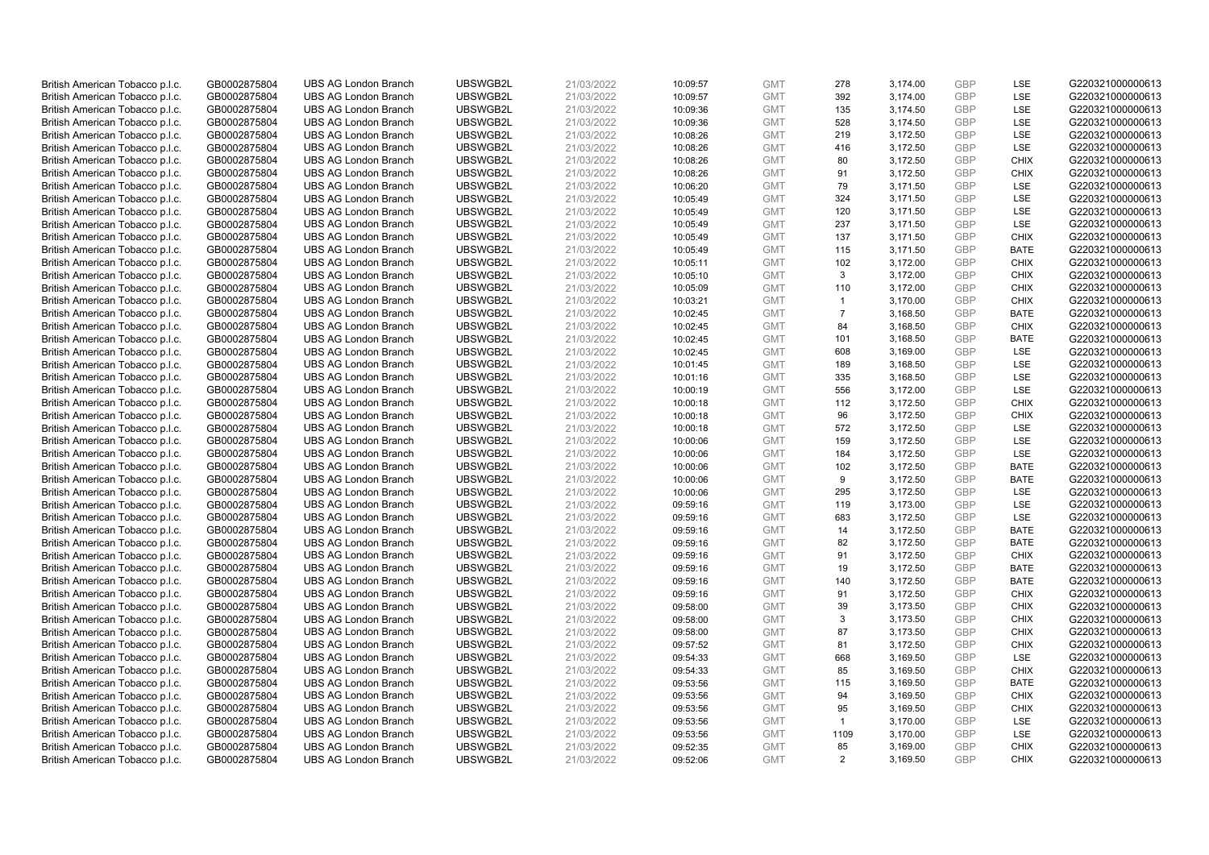| | | | | | | | | | | | |
|---|---|---|---|---|---|---|---|---|---|---|---|
| British American Tobacco p.l.c. | GB0002875804 | UBS AG London Branch | UBSWGB2L | 21/03/2022 | 10:09:57 | GMT | 278 | 3,174.00 | GBP | LSE | G220321000000613 |
| British American Tobacco p.l.c. | GB0002875804 | UBS AG London Branch | UBSWGB2L | 21/03/2022 | 10:09:57 | GMT | 392 | 3,174.00 | GBP | LSE | G220321000000613 |
| British American Tobacco p.l.c. | GB0002875804 | UBS AG London Branch | UBSWGB2L | 21/03/2022 | 10:09:36 | GMT | 135 | 3,174.50 | GBP | LSE | G220321000000613 |
| British American Tobacco p.l.c. | GB0002875804 | UBS AG London Branch | UBSWGB2L | 21/03/2022 | 10:09:36 | GMT | 528 | 3,174.50 | GBP | LSE | G220321000000613 |
| British American Tobacco p.l.c. | GB0002875804 | UBS AG London Branch | UBSWGB2L | 21/03/2022 | 10:08:26 | GMT | 219 | 3,172.50 | GBP | LSE | G220321000000613 |
| British American Tobacco p.l.c. | GB0002875804 | UBS AG London Branch | UBSWGB2L | 21/03/2022 | 10:08:26 | GMT | 416 | 3,172.50 | GBP | LSE | G220321000000613 |
| British American Tobacco p.l.c. | GB0002875804 | UBS AG London Branch | UBSWGB2L | 21/03/2022 | 10:08:26 | GMT | 80 | 3,172.50 | GBP | CHIX | G220321000000613 |
| British American Tobacco p.l.c. | GB0002875804 | UBS AG London Branch | UBSWGB2L | 21/03/2022 | 10:08:26 | GMT | 91 | 3,172.50 | GBP | CHIX | G220321000000613 |
| British American Tobacco p.l.c. | GB0002875804 | UBS AG London Branch | UBSWGB2L | 21/03/2022 | 10:06:20 | GMT | 79 | 3,171.50 | GBP | LSE | G220321000000613 |
| British American Tobacco p.l.c. | GB0002875804 | UBS AG London Branch | UBSWGB2L | 21/03/2022 | 10:05:49 | GMT | 324 | 3,171.50 | GBP | LSE | G220321000000613 |
| British American Tobacco p.l.c. | GB0002875804 | UBS AG London Branch | UBSWGB2L | 21/03/2022 | 10:05:49 | GMT | 120 | 3,171.50 | GBP | LSE | G220321000000613 |
| British American Tobacco p.l.c. | GB0002875804 | UBS AG London Branch | UBSWGB2L | 21/03/2022 | 10:05:49 | GMT | 237 | 3,171.50 | GBP | LSE | G220321000000613 |
| British American Tobacco p.l.c. | GB0002875804 | UBS AG London Branch | UBSWGB2L | 21/03/2022 | 10:05:49 | GMT | 137 | 3,171.50 | GBP | CHIX | G220321000000613 |
| British American Tobacco p.l.c. | GB0002875804 | UBS AG London Branch | UBSWGB2L | 21/03/2022 | 10:05:49 | GMT | 115 | 3,171.50 | GBP | BATE | G220321000000613 |
| British American Tobacco p.l.c. | GB0002875804 | UBS AG London Branch | UBSWGB2L | 21/03/2022 | 10:05:11 | GMT | 102 | 3,172.00 | GBP | CHIX | G220321000000613 |
| British American Tobacco p.l.c. | GB0002875804 | UBS AG London Branch | UBSWGB2L | 21/03/2022 | 10:05:10 | GMT | 3 | 3,172.00 | GBP | CHIX | G220321000000613 |
| British American Tobacco p.l.c. | GB0002875804 | UBS AG London Branch | UBSWGB2L | 21/03/2022 | 10:05:09 | GMT | 110 | 3,172.00 | GBP | CHIX | G220321000000613 |
| British American Tobacco p.l.c. | GB0002875804 | UBS AG London Branch | UBSWGB2L | 21/03/2022 | 10:03:21 | GMT | 1 | 3,170.00 | GBP | CHIX | G220321000000613 |
| British American Tobacco p.l.c. | GB0002875804 | UBS AG London Branch | UBSWGB2L | 21/03/2022 | 10:02:45 | GMT | 7 | 3,168.50 | GBP | BATE | G220321000000613 |
| British American Tobacco p.l.c. | GB0002875804 | UBS AG London Branch | UBSWGB2L | 21/03/2022 | 10:02:45 | GMT | 84 | 3,168.50 | GBP | CHIX | G220321000000613 |
| British American Tobacco p.l.c. | GB0002875804 | UBS AG London Branch | UBSWGB2L | 21/03/2022 | 10:02:45 | GMT | 101 | 3,168.50 | GBP | BATE | G220321000000613 |
| British American Tobacco p.l.c. | GB0002875804 | UBS AG London Branch | UBSWGB2L | 21/03/2022 | 10:02:45 | GMT | 608 | 3,169.00 | GBP | LSE | G220321000000613 |
| British American Tobacco p.l.c. | GB0002875804 | UBS AG London Branch | UBSWGB2L | 21/03/2022 | 10:01:45 | GMT | 189 | 3,168.50 | GBP | LSE | G220321000000613 |
| British American Tobacco p.l.c. | GB0002875804 | UBS AG London Branch | UBSWGB2L | 21/03/2022 | 10:01:16 | GMT | 335 | 3,168.50 | GBP | LSE | G220321000000613 |
| British American Tobacco p.l.c. | GB0002875804 | UBS AG London Branch | UBSWGB2L | 21/03/2022 | 10:00:19 | GMT | 556 | 3,172.00 | GBP | LSE | G220321000000613 |
| British American Tobacco p.l.c. | GB0002875804 | UBS AG London Branch | UBSWGB2L | 21/03/2022 | 10:00:18 | GMT | 112 | 3,172.50 | GBP | CHIX | G220321000000613 |
| British American Tobacco p.l.c. | GB0002875804 | UBS AG London Branch | UBSWGB2L | 21/03/2022 | 10:00:18 | GMT | 96 | 3,172.50 | GBP | CHIX | G220321000000613 |
| British American Tobacco p.l.c. | GB0002875804 | UBS AG London Branch | UBSWGB2L | 21/03/2022 | 10:00:18 | GMT | 572 | 3,172.50 | GBP | LSE | G220321000000613 |
| British American Tobacco p.l.c. | GB0002875804 | UBS AG London Branch | UBSWGB2L | 21/03/2022 | 10:00:06 | GMT | 159 | 3,172.50 | GBP | LSE | G220321000000613 |
| British American Tobacco p.l.c. | GB0002875804 | UBS AG London Branch | UBSWGB2L | 21/03/2022 | 10:00:06 | GMT | 184 | 3,172.50 | GBP | LSE | G220321000000613 |
| British American Tobacco p.l.c. | GB0002875804 | UBS AG London Branch | UBSWGB2L | 21/03/2022 | 10:00:06 | GMT | 102 | 3,172.50 | GBP | BATE | G220321000000613 |
| British American Tobacco p.l.c. | GB0002875804 | UBS AG London Branch | UBSWGB2L | 21/03/2022 | 10:00:06 | GMT | 9 | 3,172.50 | GBP | BATE | G220321000000613 |
| British American Tobacco p.l.c. | GB0002875804 | UBS AG London Branch | UBSWGB2L | 21/03/2022 | 10:00:06 | GMT | 295 | 3,172.50 | GBP | LSE | G220321000000613 |
| British American Tobacco p.l.c. | GB0002875804 | UBS AG London Branch | UBSWGB2L | 21/03/2022 | 09:59:16 | GMT | 119 | 3,173.00 | GBP | LSE | G220321000000613 |
| British American Tobacco p.l.c. | GB0002875804 | UBS AG London Branch | UBSWGB2L | 21/03/2022 | 09:59:16 | GMT | 683 | 3,172.50 | GBP | LSE | G220321000000613 |
| British American Tobacco p.l.c. | GB0002875804 | UBS AG London Branch | UBSWGB2L | 21/03/2022 | 09:59:16 | GMT | 14 | 3,172.50 | GBP | BATE | G220321000000613 |
| British American Tobacco p.l.c. | GB0002875804 | UBS AG London Branch | UBSWGB2L | 21/03/2022 | 09:59:16 | GMT | 82 | 3,172.50 | GBP | BATE | G220321000000613 |
| British American Tobacco p.l.c. | GB0002875804 | UBS AG London Branch | UBSWGB2L | 21/03/2022 | 09:59:16 | GMT | 91 | 3,172.50 | GBP | CHIX | G220321000000613 |
| British American Tobacco p.l.c. | GB0002875804 | UBS AG London Branch | UBSWGB2L | 21/03/2022 | 09:59:16 | GMT | 19 | 3,172.50 | GBP | BATE | G220321000000613 |
| British American Tobacco p.l.c. | GB0002875804 | UBS AG London Branch | UBSWGB2L | 21/03/2022 | 09:59:16 | GMT | 140 | 3,172.50 | GBP | BATE | G220321000000613 |
| British American Tobacco p.l.c. | GB0002875804 | UBS AG London Branch | UBSWGB2L | 21/03/2022 | 09:59:16 | GMT | 91 | 3,172.50 | GBP | CHIX | G220321000000613 |
| British American Tobacco p.l.c. | GB0002875804 | UBS AG London Branch | UBSWGB2L | 21/03/2022 | 09:58:00 | GMT | 39 | 3,173.50 | GBP | CHIX | G220321000000613 |
| British American Tobacco p.l.c. | GB0002875804 | UBS AG London Branch | UBSWGB2L | 21/03/2022 | 09:58:00 | GMT | 3 | 3,173.50 | GBP | CHIX | G220321000000613 |
| British American Tobacco p.l.c. | GB0002875804 | UBS AG London Branch | UBSWGB2L | 21/03/2022 | 09:58:00 | GMT | 87 | 3,173.50 | GBP | CHIX | G220321000000613 |
| British American Tobacco p.l.c. | GB0002875804 | UBS AG London Branch | UBSWGB2L | 21/03/2022 | 09:57:52 | GMT | 81 | 3,172.50 | GBP | CHIX | G220321000000613 |
| British American Tobacco p.l.c. | GB0002875804 | UBS AG London Branch | UBSWGB2L | 21/03/2022 | 09:54:33 | GMT | 668 | 3,169.50 | GBP | LSE | G220321000000613 |
| British American Tobacco p.l.c. | GB0002875804 | UBS AG London Branch | UBSWGB2L | 21/03/2022 | 09:54:33 | GMT | 85 | 3,169.50 | GBP | CHIX | G220321000000613 |
| British American Tobacco p.l.c. | GB0002875804 | UBS AG London Branch | UBSWGB2L | 21/03/2022 | 09:53:56 | GMT | 115 | 3,169.50 | GBP | BATE | G220321000000613 |
| British American Tobacco p.l.c. | GB0002875804 | UBS AG London Branch | UBSWGB2L | 21/03/2022 | 09:53:56 | GMT | 94 | 3,169.50 | GBP | CHIX | G220321000000613 |
| British American Tobacco p.l.c. | GB0002875804 | UBS AG London Branch | UBSWGB2L | 21/03/2022 | 09:53:56 | GMT | 95 | 3,169.50 | GBP | CHIX | G220321000000613 |
| British American Tobacco p.l.c. | GB0002875804 | UBS AG London Branch | UBSWGB2L | 21/03/2022 | 09:53:56 | GMT | 1 | 3,170.00 | GBP | LSE | G220321000000613 |
| British American Tobacco p.l.c. | GB0002875804 | UBS AG London Branch | UBSWGB2L | 21/03/2022 | 09:53:56 | GMT | 1109 | 3,170.00 | GBP | LSE | G220321000000613 |
| British American Tobacco p.l.c. | GB0002875804 | UBS AG London Branch | UBSWGB2L | 21/03/2022 | 09:52:35 | GMT | 85 | 3,169.00 | GBP | CHIX | G220321000000613 |
| British American Tobacco p.l.c. | GB0002875804 | UBS AG London Branch | UBSWGB2L | 21/03/2022 | 09:52:06 | GMT | 2 | 3,169.50 | GBP | CHIX | G220321000000613 |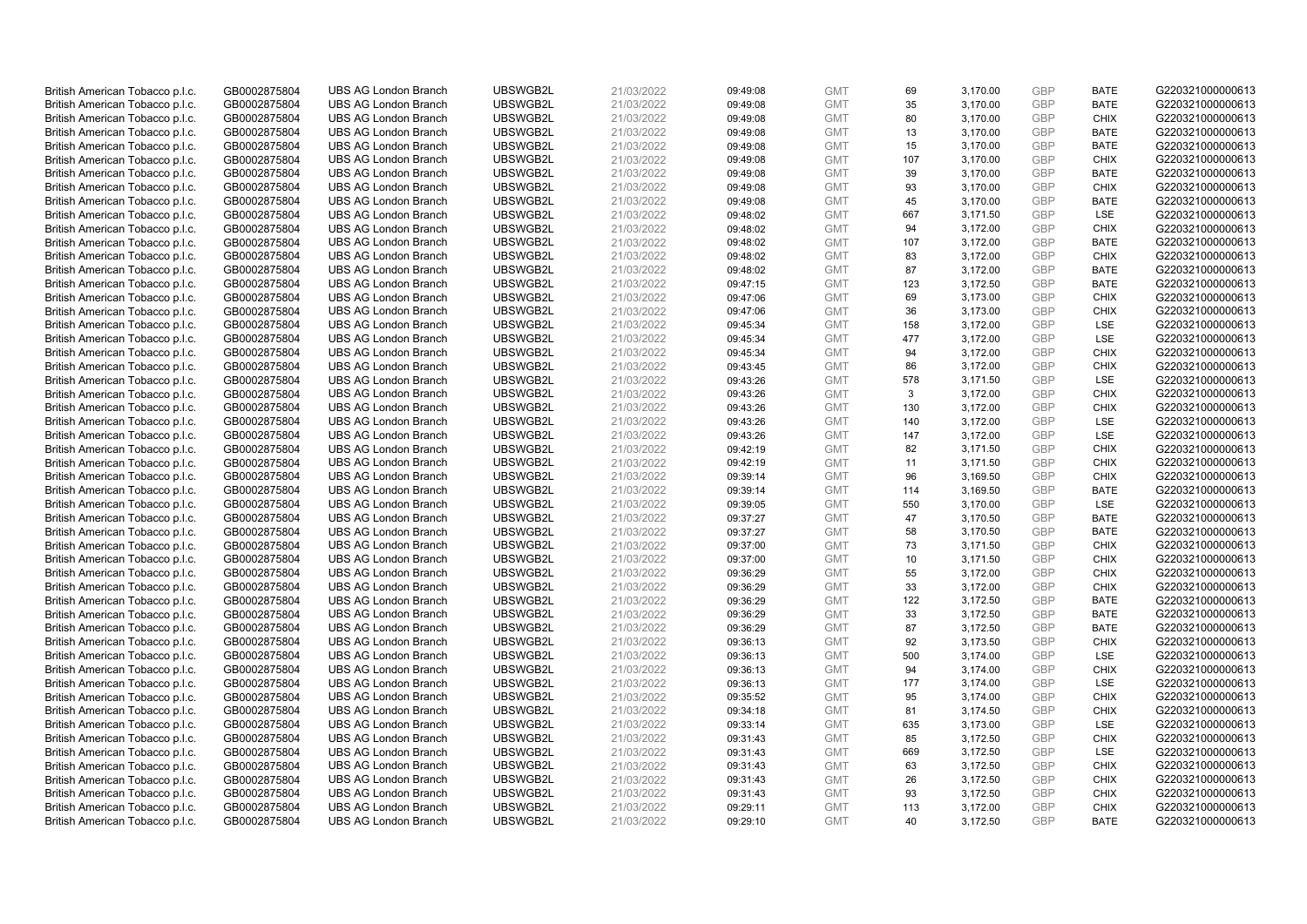| | | | | | | | | | | | |
|---|---|---|---|---|---|---|---|---|---|---|---|
| British American Tobacco p.l.c. | GB0002875804 | UBS AG London Branch | UBSWGB2L | 21/03/2022 | 09:49:08 | GMT | 69 | 3,170.00 | GBP | BATE | G220321000000613 |
| British American Tobacco p.l.c. | GB0002875804 | UBS AG London Branch | UBSWGB2L | 21/03/2022 | 09:49:08 | GMT | 35 | 3,170.00 | GBP | BATE | G220321000000613 |
| British American Tobacco p.l.c. | GB0002875804 | UBS AG London Branch | UBSWGB2L | 21/03/2022 | 09:49:08 | GMT | 80 | 3,170.00 | GBP | CHIX | G220321000000613 |
| British American Tobacco p.l.c. | GB0002875804 | UBS AG London Branch | UBSWGB2L | 21/03/2022 | 09:49:08 | GMT | 13 | 3,170.00 | GBP | BATE | G220321000000613 |
| British American Tobacco p.l.c. | GB0002875804 | UBS AG London Branch | UBSWGB2L | 21/03/2022 | 09:49:08 | GMT | 15 | 3,170.00 | GBP | BATE | G220321000000613 |
| British American Tobacco p.l.c. | GB0002875804 | UBS AG London Branch | UBSWGB2L | 21/03/2022 | 09:49:08 | GMT | 107 | 3,170.00 | GBP | CHIX | G220321000000613 |
| British American Tobacco p.l.c. | GB0002875804 | UBS AG London Branch | UBSWGB2L | 21/03/2022 | 09:49:08 | GMT | 39 | 3,170.00 | GBP | BATE | G220321000000613 |
| British American Tobacco p.l.c. | GB0002875804 | UBS AG London Branch | UBSWGB2L | 21/03/2022 | 09:49:08 | GMT | 93 | 3,170.00 | GBP | CHIX | G220321000000613 |
| British American Tobacco p.l.c. | GB0002875804 | UBS AG London Branch | UBSWGB2L | 21/03/2022 | 09:49:08 | GMT | 45 | 3,170.00 | GBP | BATE | G220321000000613 |
| British American Tobacco p.l.c. | GB0002875804 | UBS AG London Branch | UBSWGB2L | 21/03/2022 | 09:48:02 | GMT | 667 | 3,171.50 | GBP | LSE | G220321000000613 |
| British American Tobacco p.l.c. | GB0002875804 | UBS AG London Branch | UBSWGB2L | 21/03/2022 | 09:48:02 | GMT | 94 | 3,172.00 | GBP | CHIX | G220321000000613 |
| British American Tobacco p.l.c. | GB0002875804 | UBS AG London Branch | UBSWGB2L | 21/03/2022 | 09:48:02 | GMT | 107 | 3,172.00 | GBP | BATE | G220321000000613 |
| British American Tobacco p.l.c. | GB0002875804 | UBS AG London Branch | UBSWGB2L | 21/03/2022 | 09:48:02 | GMT | 83 | 3,172.00 | GBP | CHIX | G220321000000613 |
| British American Tobacco p.l.c. | GB0002875804 | UBS AG London Branch | UBSWGB2L | 21/03/2022 | 09:48:02 | GMT | 87 | 3,172.00 | GBP | BATE | G220321000000613 |
| British American Tobacco p.l.c. | GB0002875804 | UBS AG London Branch | UBSWGB2L | 21/03/2022 | 09:47:15 | GMT | 123 | 3,172.50 | GBP | BATE | G220321000000613 |
| British American Tobacco p.l.c. | GB0002875804 | UBS AG London Branch | UBSWGB2L | 21/03/2022 | 09:47:06 | GMT | 69 | 3,173.00 | GBP | CHIX | G220321000000613 |
| British American Tobacco p.l.c. | GB0002875804 | UBS AG London Branch | UBSWGB2L | 21/03/2022 | 09:47:06 | GMT | 36 | 3,173.00 | GBP | CHIX | G220321000000613 |
| British American Tobacco p.l.c. | GB0002875804 | UBS AG London Branch | UBSWGB2L | 21/03/2022 | 09:45:34 | GMT | 158 | 3,172.00 | GBP | LSE | G220321000000613 |
| British American Tobacco p.l.c. | GB0002875804 | UBS AG London Branch | UBSWGB2L | 21/03/2022 | 09:45:34 | GMT | 477 | 3,172.00 | GBP | LSE | G220321000000613 |
| British American Tobacco p.l.c. | GB0002875804 | UBS AG London Branch | UBSWGB2L | 21/03/2022 | 09:45:34 | GMT | 94 | 3,172.00 | GBP | CHIX | G220321000000613 |
| British American Tobacco p.l.c. | GB0002875804 | UBS AG London Branch | UBSWGB2L | 21/03/2022 | 09:43:45 | GMT | 86 | 3,172.00 | GBP | CHIX | G220321000000613 |
| British American Tobacco p.l.c. | GB0002875804 | UBS AG London Branch | UBSWGB2L | 21/03/2022 | 09:43:26 | GMT | 578 | 3,171.50 | GBP | LSE | G220321000000613 |
| British American Tobacco p.l.c. | GB0002875804 | UBS AG London Branch | UBSWGB2L | 21/03/2022 | 09:43:26 | GMT | 3 | 3,172.00 | GBP | CHIX | G220321000000613 |
| British American Tobacco p.l.c. | GB0002875804 | UBS AG London Branch | UBSWGB2L | 21/03/2022 | 09:43:26 | GMT | 130 | 3,172.00 | GBP | CHIX | G220321000000613 |
| British American Tobacco p.l.c. | GB0002875804 | UBS AG London Branch | UBSWGB2L | 21/03/2022 | 09:43:26 | GMT | 140 | 3,172.00 | GBP | LSE | G220321000000613 |
| British American Tobacco p.l.c. | GB0002875804 | UBS AG London Branch | UBSWGB2L | 21/03/2022 | 09:43:26 | GMT | 147 | 3,172.00 | GBP | LSE | G220321000000613 |
| British American Tobacco p.l.c. | GB0002875804 | UBS AG London Branch | UBSWGB2L | 21/03/2022 | 09:42:19 | GMT | 82 | 3,171.50 | GBP | CHIX | G220321000000613 |
| British American Tobacco p.l.c. | GB0002875804 | UBS AG London Branch | UBSWGB2L | 21/03/2022 | 09:42:19 | GMT | 11 | 3,171.50 | GBP | CHIX | G220321000000613 |
| British American Tobacco p.l.c. | GB0002875804 | UBS AG London Branch | UBSWGB2L | 21/03/2022 | 09:39:14 | GMT | 96 | 3,169.50 | GBP | CHIX | G220321000000613 |
| British American Tobacco p.l.c. | GB0002875804 | UBS AG London Branch | UBSWGB2L | 21/03/2022 | 09:39:14 | GMT | 114 | 3,169.50 | GBP | BATE | G220321000000613 |
| British American Tobacco p.l.c. | GB0002875804 | UBS AG London Branch | UBSWGB2L | 21/03/2022 | 09:39:05 | GMT | 550 | 3,170.00 | GBP | LSE | G220321000000613 |
| British American Tobacco p.l.c. | GB0002875804 | UBS AG London Branch | UBSWGB2L | 21/03/2022 | 09:37:27 | GMT | 47 | 3,170.50 | GBP | BATE | G220321000000613 |
| British American Tobacco p.l.c. | GB0002875804 | UBS AG London Branch | UBSWGB2L | 21/03/2022 | 09:37:27 | GMT | 58 | 3,170.50 | GBP | BATE | G220321000000613 |
| British American Tobacco p.l.c. | GB0002875804 | UBS AG London Branch | UBSWGB2L | 21/03/2022 | 09:37:00 | GMT | 73 | 3,171.50 | GBP | CHIX | G220321000000613 |
| British American Tobacco p.l.c. | GB0002875804 | UBS AG London Branch | UBSWGB2L | 21/03/2022 | 09:37:00 | GMT | 10 | 3,171.50 | GBP | CHIX | G220321000000613 |
| British American Tobacco p.l.c. | GB0002875804 | UBS AG London Branch | UBSWGB2L | 21/03/2022 | 09:36:29 | GMT | 55 | 3,172.00 | GBP | CHIX | G220321000000613 |
| British American Tobacco p.l.c. | GB0002875804 | UBS AG London Branch | UBSWGB2L | 21/03/2022 | 09:36:29 | GMT | 33 | 3,172.00 | GBP | CHIX | G220321000000613 |
| British American Tobacco p.l.c. | GB0002875804 | UBS AG London Branch | UBSWGB2L | 21/03/2022 | 09:36:29 | GMT | 122 | 3,172.50 | GBP | BATE | G220321000000613 |
| British American Tobacco p.l.c. | GB0002875804 | UBS AG London Branch | UBSWGB2L | 21/03/2022 | 09:36:29 | GMT | 33 | 3,172.50 | GBP | BATE | G220321000000613 |
| British American Tobacco p.l.c. | GB0002875804 | UBS AG London Branch | UBSWGB2L | 21/03/2022 | 09:36:29 | GMT | 87 | 3,172.50 | GBP | BATE | G220321000000613 |
| British American Tobacco p.l.c. | GB0002875804 | UBS AG London Branch | UBSWGB2L | 21/03/2022 | 09:36:13 | GMT | 92 | 3,173.50 | GBP | CHIX | G220321000000613 |
| British American Tobacco p.l.c. | GB0002875804 | UBS AG London Branch | UBSWGB2L | 21/03/2022 | 09:36:13 | GMT | 500 | 3,174.00 | GBP | LSE | G220321000000613 |
| British American Tobacco p.l.c. | GB0002875804 | UBS AG London Branch | UBSWGB2L | 21/03/2022 | 09:36:13 | GMT | 94 | 3,174.00 | GBP | CHIX | G220321000000613 |
| British American Tobacco p.l.c. | GB0002875804 | UBS AG London Branch | UBSWGB2L | 21/03/2022 | 09:36:13 | GMT | 177 | 3,174.00 | GBP | LSE | G220321000000613 |
| British American Tobacco p.l.c. | GB0002875804 | UBS AG London Branch | UBSWGB2L | 21/03/2022 | 09:35:52 | GMT | 95 | 3,174.00 | GBP | CHIX | G220321000000613 |
| British American Tobacco p.l.c. | GB0002875804 | UBS AG London Branch | UBSWGB2L | 21/03/2022 | 09:34:18 | GMT | 81 | 3,174.50 | GBP | CHIX | G220321000000613 |
| British American Tobacco p.l.c. | GB0002875804 | UBS AG London Branch | UBSWGB2L | 21/03/2022 | 09:33:14 | GMT | 635 | 3,173.00 | GBP | LSE | G220321000000613 |
| British American Tobacco p.l.c. | GB0002875804 | UBS AG London Branch | UBSWGB2L | 21/03/2022 | 09:31:43 | GMT | 85 | 3,172.50 | GBP | CHIX | G220321000000613 |
| British American Tobacco p.l.c. | GB0002875804 | UBS AG London Branch | UBSWGB2L | 21/03/2022 | 09:31:43 | GMT | 669 | 3,172.50 | GBP | LSE | G220321000000613 |
| British American Tobacco p.l.c. | GB0002875804 | UBS AG London Branch | UBSWGB2L | 21/03/2022 | 09:31:43 | GMT | 63 | 3,172.50 | GBP | CHIX | G220321000000613 |
| British American Tobacco p.l.c. | GB0002875804 | UBS AG London Branch | UBSWGB2L | 21/03/2022 | 09:31:43 | GMT | 26 | 3,172.50 | GBP | CHIX | G220321000000613 |
| British American Tobacco p.l.c. | GB0002875804 | UBS AG London Branch | UBSWGB2L | 21/03/2022 | 09:31:43 | GMT | 93 | 3,172.50 | GBP | CHIX | G220321000000613 |
| British American Tobacco p.l.c. | GB0002875804 | UBS AG London Branch | UBSWGB2L | 21/03/2022 | 09:29:11 | GMT | 113 | 3,172.00 | GBP | CHIX | G220321000000613 |
| British American Tobacco p.l.c. | GB0002875804 | UBS AG London Branch | UBSWGB2L | 21/03/2022 | 09:29:10 | GMT | 40 | 3,172.50 | GBP | BATE | G220321000000613 |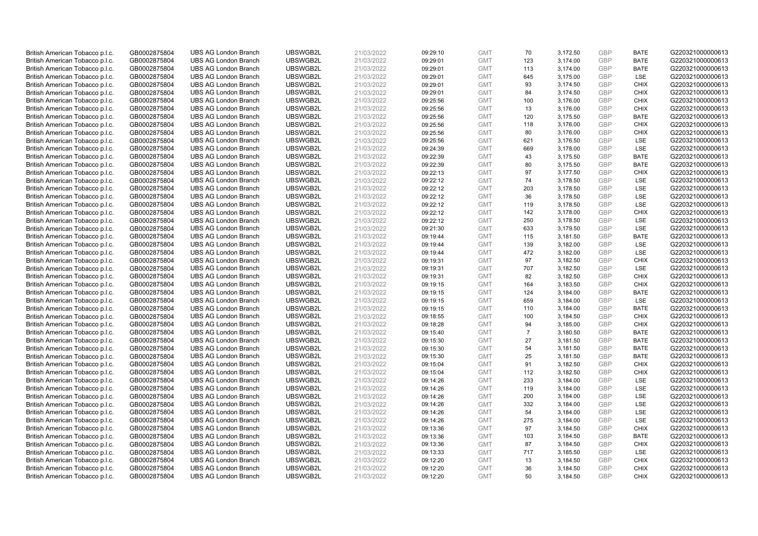| | | | | | | | | | | | |
|---|---|---|---|---|---|---|---|---|---|---|---|
| British American Tobacco p.l.c. | GB0002875804 | UBS AG London Branch | UBSWGB2L | 21/03/2022 | 09:29:10 | GMT | 70 | 3,172.50 | GBP | BATE | G220321000000613 |
| British American Tobacco p.l.c. | GB0002875804 | UBS AG London Branch | UBSWGB2L | 21/03/2022 | 09:29:01 | GMT | 123 | 3,174.00 | GBP | BATE | G220321000000613 |
| British American Tobacco p.l.c. | GB0002875804 | UBS AG London Branch | UBSWGB2L | 21/03/2022 | 09:29:01 | GMT | 113 | 3,174.00 | GBP | BATE | G220321000000613 |
| British American Tobacco p.l.c. | GB0002875804 | UBS AG London Branch | UBSWGB2L | 21/03/2022 | 09:29:01 | GMT | 645 | 3,175.00 | GBP | LSE | G220321000000613 |
| British American Tobacco p.l.c. | GB0002875804 | UBS AG London Branch | UBSWGB2L | 21/03/2022 | 09:29:01 | GMT | 93 | 3,174.50 | GBP | CHIX | G220321000000613 |
| British American Tobacco p.l.c. | GB0002875804 | UBS AG London Branch | UBSWGB2L | 21/03/2022 | 09:29:01 | GMT | 84 | 3,174.50 | GBP | CHIX | G220321000000613 |
| British American Tobacco p.l.c. | GB0002875804 | UBS AG London Branch | UBSWGB2L | 21/03/2022 | 09:25:56 | GMT | 100 | 3,176.00 | GBP | CHIX | G220321000000613 |
| British American Tobacco p.l.c. | GB0002875804 | UBS AG London Branch | UBSWGB2L | 21/03/2022 | 09:25:56 | GMT | 13 | 3,176.00 | GBP | CHIX | G220321000000613 |
| British American Tobacco p.l.c. | GB0002875804 | UBS AG London Branch | UBSWGB2L | 21/03/2022 | 09:25:56 | GMT | 120 | 3,175.50 | GBP | BATE | G220321000000613 |
| British American Tobacco p.l.c. | GB0002875804 | UBS AG London Branch | UBSWGB2L | 21/03/2022 | 09:25:56 | GMT | 118 | 3,176.00 | GBP | CHIX | G220321000000613 |
| British American Tobacco p.l.c. | GB0002875804 | UBS AG London Branch | UBSWGB2L | 21/03/2022 | 09:25:56 | GMT | 80 | 3,176.00 | GBP | CHIX | G220321000000613 |
| British American Tobacco p.l.c. | GB0002875804 | UBS AG London Branch | UBSWGB2L | 21/03/2022 | 09:25:56 | GMT | 621 | 3,176.50 | GBP | LSE | G220321000000613 |
| British American Tobacco p.l.c. | GB0002875804 | UBS AG London Branch | UBSWGB2L | 21/03/2022 | 09:24:39 | GMT | 669 | 3,178.00 | GBP | LSE | G220321000000613 |
| British American Tobacco p.l.c. | GB0002875804 | UBS AG London Branch | UBSWGB2L | 21/03/2022 | 09:22:39 | GMT | 43 | 3,175.50 | GBP | BATE | G220321000000613 |
| British American Tobacco p.l.c. | GB0002875804 | UBS AG London Branch | UBSWGB2L | 21/03/2022 | 09:22:39 | GMT | 80 | 3,175.50 | GBP | BATE | G220321000000613 |
| British American Tobacco p.l.c. | GB0002875804 | UBS AG London Branch | UBSWGB2L | 21/03/2022 | 09:22:13 | GMT | 97 | 3,177.50 | GBP | CHIX | G220321000000613 |
| British American Tobacco p.l.c. | GB0002875804 | UBS AG London Branch | UBSWGB2L | 21/03/2022 | 09:22:12 | GMT | 74 | 3,178.50 | GBP | LSE | G220321000000613 |
| British American Tobacco p.l.c. | GB0002875804 | UBS AG London Branch | UBSWGB2L | 21/03/2022 | 09:22:12 | GMT | 203 | 3,178.50 | GBP | LSE | G220321000000613 |
| British American Tobacco p.l.c. | GB0002875804 | UBS AG London Branch | UBSWGB2L | 21/03/2022 | 09:22:12 | GMT | 36 | 3,178.50 | GBP | LSE | G220321000000613 |
| British American Tobacco p.l.c. | GB0002875804 | UBS AG London Branch | UBSWGB2L | 21/03/2022 | 09:22:12 | GMT | 119 | 3,178.50 | GBP | LSE | G220321000000613 |
| British American Tobacco p.l.c. | GB0002875804 | UBS AG London Branch | UBSWGB2L | 21/03/2022 | 09:22:12 | GMT | 142 | 3,178.00 | GBP | CHIX | G220321000000613 |
| British American Tobacco p.l.c. | GB0002875804 | UBS AG London Branch | UBSWGB2L | 21/03/2022 | 09:22:12 | GMT | 250 | 3,178.50 | GBP | LSE | G220321000000613 |
| British American Tobacco p.l.c. | GB0002875804 | UBS AG London Branch | UBSWGB2L | 21/03/2022 | 09:21:30 | GMT | 633 | 3,179.50 | GBP | LSE | G220321000000613 |
| British American Tobacco p.l.c. | GB0002875804 | UBS AG London Branch | UBSWGB2L | 21/03/2022 | 09:19:44 | GMT | 115 | 3,181.50 | GBP | BATE | G220321000000613 |
| British American Tobacco p.l.c. | GB0002875804 | UBS AG London Branch | UBSWGB2L | 21/03/2022 | 09:19:44 | GMT | 139 | 3,182.00 | GBP | LSE | G220321000000613 |
| British American Tobacco p.l.c. | GB0002875804 | UBS AG London Branch | UBSWGB2L | 21/03/2022 | 09:19:44 | GMT | 472 | 3,182.00 | GBP | LSE | G220321000000613 |
| British American Tobacco p.l.c. | GB0002875804 | UBS AG London Branch | UBSWGB2L | 21/03/2022 | 09:19:31 | GMT | 97 | 3,182.50 | GBP | CHIX | G220321000000613 |
| British American Tobacco p.l.c. | GB0002875804 | UBS AG London Branch | UBSWGB2L | 21/03/2022 | 09:19:31 | GMT | 707 | 3,182.50 | GBP | LSE | G220321000000613 |
| British American Tobacco p.l.c. | GB0002875804 | UBS AG London Branch | UBSWGB2L | 21/03/2022 | 09:19:31 | GMT | 82 | 3,182.50 | GBP | CHIX | G220321000000613 |
| British American Tobacco p.l.c. | GB0002875804 | UBS AG London Branch | UBSWGB2L | 21/03/2022 | 09:19:15 | GMT | 164 | 3,183.50 | GBP | CHIX | G220321000000613 |
| British American Tobacco p.l.c. | GB0002875804 | UBS AG London Branch | UBSWGB2L | 21/03/2022 | 09:19:15 | GMT | 124 | 3,184.00 | GBP | BATE | G220321000000613 |
| British American Tobacco p.l.c. | GB0002875804 | UBS AG London Branch | UBSWGB2L | 21/03/2022 | 09:19:15 | GMT | 659 | 3,184.00 | GBP | LSE | G220321000000613 |
| British American Tobacco p.l.c. | GB0002875804 | UBS AG London Branch | UBSWGB2L | 21/03/2022 | 09:19:15 | GMT | 110 | 3,184.00 | GBP | BATE | G220321000000613 |
| British American Tobacco p.l.c. | GB0002875804 | UBS AG London Branch | UBSWGB2L | 21/03/2022 | 09:18:55 | GMT | 100 | 3,184.50 | GBP | CHIX | G220321000000613 |
| British American Tobacco p.l.c. | GB0002875804 | UBS AG London Branch | UBSWGB2L | 21/03/2022 | 09:18:28 | GMT | 94 | 3,185.00 | GBP | CHIX | G220321000000613 |
| British American Tobacco p.l.c. | GB0002875804 | UBS AG London Branch | UBSWGB2L | 21/03/2022 | 09:15:40 | GMT | 7 | 3,180.50 | GBP | BATE | G220321000000613 |
| British American Tobacco p.l.c. | GB0002875804 | UBS AG London Branch | UBSWGB2L | 21/03/2022 | 09:15:30 | GMT | 27 | 3,181.50 | GBP | BATE | G220321000000613 |
| British American Tobacco p.l.c. | GB0002875804 | UBS AG London Branch | UBSWGB2L | 21/03/2022 | 09:15:30 | GMT | 54 | 3,181.50 | GBP | BATE | G220321000000613 |
| British American Tobacco p.l.c. | GB0002875804 | UBS AG London Branch | UBSWGB2L | 21/03/2022 | 09:15:30 | GMT | 25 | 3,181.50 | GBP | BATE | G220321000000613 |
| British American Tobacco p.l.c. | GB0002875804 | UBS AG London Branch | UBSWGB2L | 21/03/2022 | 09:15:04 | GMT | 91 | 3,182.50 | GBP | CHIX | G220321000000613 |
| British American Tobacco p.l.c. | GB0002875804 | UBS AG London Branch | UBSWGB2L | 21/03/2022 | 09:15:04 | GMT | 112 | 3,182.50 | GBP | CHIX | G220321000000613 |
| British American Tobacco p.l.c. | GB0002875804 | UBS AG London Branch | UBSWGB2L | 21/03/2022 | 09:14:26 | GMT | 233 | 3,184.00 | GBP | LSE | G220321000000613 |
| British American Tobacco p.l.c. | GB0002875804 | UBS AG London Branch | UBSWGB2L | 21/03/2022 | 09:14:26 | GMT | 119 | 3,184.00 | GBP | LSE | G220321000000613 |
| British American Tobacco p.l.c. | GB0002875804 | UBS AG London Branch | UBSWGB2L | 21/03/2022 | 09:14:26 | GMT | 200 | 3,184.00 | GBP | LSE | G220321000000613 |
| British American Tobacco p.l.c. | GB0002875804 | UBS AG London Branch | UBSWGB2L | 21/03/2022 | 09:14:26 | GMT | 332 | 3,184.00 | GBP | LSE | G220321000000613 |
| British American Tobacco p.l.c. | GB0002875804 | UBS AG London Branch | UBSWGB2L | 21/03/2022 | 09:14:26 | GMT | 54 | 3,184.00 | GBP | LSE | G220321000000613 |
| British American Tobacco p.l.c. | GB0002875804 | UBS AG London Branch | UBSWGB2L | 21/03/2022 | 09:14:26 | GMT | 275 | 3,184.00 | GBP | LSE | G220321000000613 |
| British American Tobacco p.l.c. | GB0002875804 | UBS AG London Branch | UBSWGB2L | 21/03/2022 | 09:13:36 | GMT | 97 | 3,184.50 | GBP | CHIX | G220321000000613 |
| British American Tobacco p.l.c. | GB0002875804 | UBS AG London Branch | UBSWGB2L | 21/03/2022 | 09:13:36 | GMT | 103 | 3,184.50 | GBP | BATE | G220321000000613 |
| British American Tobacco p.l.c. | GB0002875804 | UBS AG London Branch | UBSWGB2L | 21/03/2022 | 09:13:36 | GMT | 87 | 3,184.50 | GBP | CHIX | G220321000000613 |
| British American Tobacco p.l.c. | GB0002875804 | UBS AG London Branch | UBSWGB2L | 21/03/2022 | 09:13:33 | GMT | 717 | 3,185.50 | GBP | LSE | G220321000000613 |
| British American Tobacco p.l.c. | GB0002875804 | UBS AG London Branch | UBSWGB2L | 21/03/2022 | 09:12:20 | GMT | 13 | 3,184.50 | GBP | CHIX | G220321000000613 |
| British American Tobacco p.l.c. | GB0002875804 | UBS AG London Branch | UBSWGB2L | 21/03/2022 | 09:12:20 | GMT | 36 | 3,184.50 | GBP | CHIX | G220321000000613 |
| British American Tobacco p.l.c. | GB0002875804 | UBS AG London Branch | UBSWGB2L | 21/03/2022 | 09:12:20 | GMT | 50 | 3,184.50 | GBP | CHIX | G220321000000613 |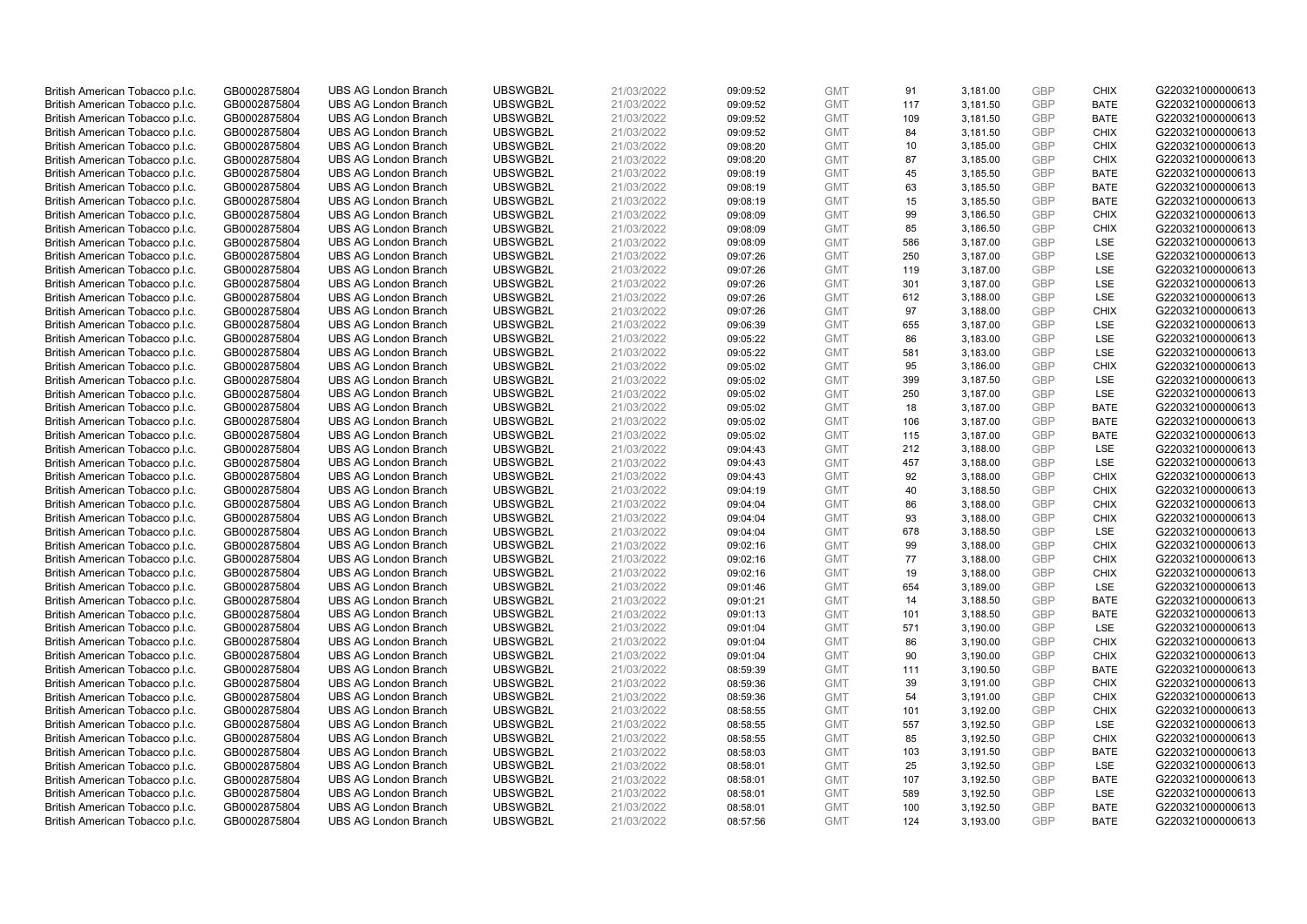| | | | | | | | | | | | |
|---|---|---|---|---|---|---|---|---|---|---|---|
| British American Tobacco p.l.c. | GB0002875804 | UBS AG London Branch | UBSWGB2L | 21/03/2022 | 09:09:52 | GMT | 91 | 3,181.00 | GBP | CHIX | G220321000000613 |
| British American Tobacco p.l.c. | GB0002875804 | UBS AG London Branch | UBSWGB2L | 21/03/2022 | 09:09:52 | GMT | 117 | 3,181.50 | GBP | BATE | G220321000000613 |
| British American Tobacco p.l.c. | GB0002875804 | UBS AG London Branch | UBSWGB2L | 21/03/2022 | 09:09:52 | GMT | 109 | 3,181.50 | GBP | BATE | G220321000000613 |
| British American Tobacco p.l.c. | GB0002875804 | UBS AG London Branch | UBSWGB2L | 21/03/2022 | 09:09:52 | GMT | 84 | 3,181.50 | GBP | CHIX | G220321000000613 |
| British American Tobacco p.l.c. | GB0002875804 | UBS AG London Branch | UBSWGB2L | 21/03/2022 | 09:08:20 | GMT | 10 | 3,185.00 | GBP | CHIX | G220321000000613 |
| British American Tobacco p.l.c. | GB0002875804 | UBS AG London Branch | UBSWGB2L | 21/03/2022 | 09:08:20 | GMT | 87 | 3,185.00 | GBP | CHIX | G220321000000613 |
| British American Tobacco p.l.c. | GB0002875804 | UBS AG London Branch | UBSWGB2L | 21/03/2022 | 09:08:19 | GMT | 45 | 3,185.50 | GBP | BATE | G220321000000613 |
| British American Tobacco p.l.c. | GB0002875804 | UBS AG London Branch | UBSWGB2L | 21/03/2022 | 09:08:19 | GMT | 63 | 3,185.50 | GBP | BATE | G220321000000613 |
| British American Tobacco p.l.c. | GB0002875804 | UBS AG London Branch | UBSWGB2L | 21/03/2022 | 09:08:19 | GMT | 15 | 3,185.50 | GBP | BATE | G220321000000613 |
| British American Tobacco p.l.c. | GB0002875804 | UBS AG London Branch | UBSWGB2L | 21/03/2022 | 09:08:09 | GMT | 99 | 3,186.50 | GBP | CHIX | G220321000000613 |
| British American Tobacco p.l.c. | GB0002875804 | UBS AG London Branch | UBSWGB2L | 21/03/2022 | 09:08:09 | GMT | 85 | 3,186.50 | GBP | CHIX | G220321000000613 |
| British American Tobacco p.l.c. | GB0002875804 | UBS AG London Branch | UBSWGB2L | 21/03/2022 | 09:08:09 | GMT | 586 | 3,187.00 | GBP | LSE | G220321000000613 |
| British American Tobacco p.l.c. | GB0002875804 | UBS AG London Branch | UBSWGB2L | 21/03/2022 | 09:07:26 | GMT | 250 | 3,187.00 | GBP | LSE | G220321000000613 |
| British American Tobacco p.l.c. | GB0002875804 | UBS AG London Branch | UBSWGB2L | 21/03/2022 | 09:07:26 | GMT | 119 | 3,187.00 | GBP | LSE | G220321000000613 |
| British American Tobacco p.l.c. | GB0002875804 | UBS AG London Branch | UBSWGB2L | 21/03/2022 | 09:07:26 | GMT | 301 | 3,187.00 | GBP | LSE | G220321000000613 |
| British American Tobacco p.l.c. | GB0002875804 | UBS AG London Branch | UBSWGB2L | 21/03/2022 | 09:07:26 | GMT | 612 | 3,188.00 | GBP | LSE | G220321000000613 |
| British American Tobacco p.l.c. | GB0002875804 | UBS AG London Branch | UBSWGB2L | 21/03/2022 | 09:07:26 | GMT | 97 | 3,188.00 | GBP | CHIX | G220321000000613 |
| British American Tobacco p.l.c. | GB0002875804 | UBS AG London Branch | UBSWGB2L | 21/03/2022 | 09:06:39 | GMT | 655 | 3,187.00 | GBP | LSE | G220321000000613 |
| British American Tobacco p.l.c. | GB0002875804 | UBS AG London Branch | UBSWGB2L | 21/03/2022 | 09:05:22 | GMT | 86 | 3,183.00 | GBP | LSE | G220321000000613 |
| British American Tobacco p.l.c. | GB0002875804 | UBS AG London Branch | UBSWGB2L | 21/03/2022 | 09:05:22 | GMT | 581 | 3,183.00 | GBP | LSE | G220321000000613 |
| British American Tobacco p.l.c. | GB0002875804 | UBS AG London Branch | UBSWGB2L | 21/03/2022 | 09:05:02 | GMT | 95 | 3,186.00 | GBP | CHIX | G220321000000613 |
| British American Tobacco p.l.c. | GB0002875804 | UBS AG London Branch | UBSWGB2L | 21/03/2022 | 09:05:02 | GMT | 399 | 3,187.50 | GBP | LSE | G220321000000613 |
| British American Tobacco p.l.c. | GB0002875804 | UBS AG London Branch | UBSWGB2L | 21/03/2022 | 09:05:02 | GMT | 250 | 3,187.00 | GBP | LSE | G220321000000613 |
| British American Tobacco p.l.c. | GB0002875804 | UBS AG London Branch | UBSWGB2L | 21/03/2022 | 09:05:02 | GMT | 18 | 3,187.00 | GBP | BATE | G220321000000613 |
| British American Tobacco p.l.c. | GB0002875804 | UBS AG London Branch | UBSWGB2L | 21/03/2022 | 09:05:02 | GMT | 106 | 3,187.00 | GBP | BATE | G220321000000613 |
| British American Tobacco p.l.c. | GB0002875804 | UBS AG London Branch | UBSWGB2L | 21/03/2022 | 09:05:02 | GMT | 115 | 3,187.00 | GBP | BATE | G220321000000613 |
| British American Tobacco p.l.c. | GB0002875804 | UBS AG London Branch | UBSWGB2L | 21/03/2022 | 09:04:43 | GMT | 212 | 3,188.00 | GBP | LSE | G220321000000613 |
| British American Tobacco p.l.c. | GB0002875804 | UBS AG London Branch | UBSWGB2L | 21/03/2022 | 09:04:43 | GMT | 457 | 3,188.00 | GBP | LSE | G220321000000613 |
| British American Tobacco p.l.c. | GB0002875804 | UBS AG London Branch | UBSWGB2L | 21/03/2022 | 09:04:43 | GMT | 92 | 3,188.00 | GBP | CHIX | G220321000000613 |
| British American Tobacco p.l.c. | GB0002875804 | UBS AG London Branch | UBSWGB2L | 21/03/2022 | 09:04:19 | GMT | 40 | 3,188.50 | GBP | CHIX | G220321000000613 |
| British American Tobacco p.l.c. | GB0002875804 | UBS AG London Branch | UBSWGB2L | 21/03/2022 | 09:04:04 | GMT | 86 | 3,188.00 | GBP | CHIX | G220321000000613 |
| British American Tobacco p.l.c. | GB0002875804 | UBS AG London Branch | UBSWGB2L | 21/03/2022 | 09:04:04 | GMT | 93 | 3,188.00 | GBP | CHIX | G220321000000613 |
| British American Tobacco p.l.c. | GB0002875804 | UBS AG London Branch | UBSWGB2L | 21/03/2022 | 09:04:04 | GMT | 678 | 3,188.50 | GBP | LSE | G220321000000613 |
| British American Tobacco p.l.c. | GB0002875804 | UBS AG London Branch | UBSWGB2L | 21/03/2022 | 09:02:16 | GMT | 99 | 3,188.00 | GBP | CHIX | G220321000000613 |
| British American Tobacco p.l.c. | GB0002875804 | UBS AG London Branch | UBSWGB2L | 21/03/2022 | 09:02:16 | GMT | 77 | 3,188.00 | GBP | CHIX | G220321000000613 |
| British American Tobacco p.l.c. | GB0002875804 | UBS AG London Branch | UBSWGB2L | 21/03/2022 | 09:02:16 | GMT | 19 | 3,188.00 | GBP | CHIX | G220321000000613 |
| British American Tobacco p.l.c. | GB0002875804 | UBS AG London Branch | UBSWGB2L | 21/03/2022 | 09:01:46 | GMT | 654 | 3,189.00 | GBP | LSE | G220321000000613 |
| British American Tobacco p.l.c. | GB0002875804 | UBS AG London Branch | UBSWGB2L | 21/03/2022 | 09:01:21 | GMT | 14 | 3,188.50 | GBP | BATE | G220321000000613 |
| British American Tobacco p.l.c. | GB0002875804 | UBS AG London Branch | UBSWGB2L | 21/03/2022 | 09:01:13 | GMT | 101 | 3,188.50 | GBP | BATE | G220321000000613 |
| British American Tobacco p.l.c. | GB0002875804 | UBS AG London Branch | UBSWGB2L | 21/03/2022 | 09:01:04 | GMT | 571 | 3,190.00 | GBP | LSE | G220321000000613 |
| British American Tobacco p.l.c. | GB0002875804 | UBS AG London Branch | UBSWGB2L | 21/03/2022 | 09:01:04 | GMT | 86 | 3,190.00 | GBP | CHIX | G220321000000613 |
| British American Tobacco p.l.c. | GB0002875804 | UBS AG London Branch | UBSWGB2L | 21/03/2022 | 09:01:04 | GMT | 90 | 3,190.00 | GBP | CHIX | G220321000000613 |
| British American Tobacco p.l.c. | GB0002875804 | UBS AG London Branch | UBSWGB2L | 21/03/2022 | 08:59:39 | GMT | 111 | 3,190.50 | GBP | BATE | G220321000000613 |
| British American Tobacco p.l.c. | GB0002875804 | UBS AG London Branch | UBSWGB2L | 21/03/2022 | 08:59:36 | GMT | 39 | 3,191.00 | GBP | CHIX | G220321000000613 |
| British American Tobacco p.l.c. | GB0002875804 | UBS AG London Branch | UBSWGB2L | 21/03/2022 | 08:59:36 | GMT | 54 | 3,191.00 | GBP | CHIX | G220321000000613 |
| British American Tobacco p.l.c. | GB0002875804 | UBS AG London Branch | UBSWGB2L | 21/03/2022 | 08:58:55 | GMT | 101 | 3,192.00 | GBP | CHIX | G220321000000613 |
| British American Tobacco p.l.c. | GB0002875804 | UBS AG London Branch | UBSWGB2L | 21/03/2022 | 08:58:55 | GMT | 557 | 3,192.50 | GBP | LSE | G220321000000613 |
| British American Tobacco p.l.c. | GB0002875804 | UBS AG London Branch | UBSWGB2L | 21/03/2022 | 08:58:55 | GMT | 85 | 3,192.50 | GBP | CHIX | G220321000000613 |
| British American Tobacco p.l.c. | GB0002875804 | UBS AG London Branch | UBSWGB2L | 21/03/2022 | 08:58:03 | GMT | 103 | 3,191.50 | GBP | BATE | G220321000000613 |
| British American Tobacco p.l.c. | GB0002875804 | UBS AG London Branch | UBSWGB2L | 21/03/2022 | 08:58:01 | GMT | 25 | 3,192.50 | GBP | LSE | G220321000000613 |
| British American Tobacco p.l.c. | GB0002875804 | UBS AG London Branch | UBSWGB2L | 21/03/2022 | 08:58:01 | GMT | 107 | 3,192.50 | GBP | BATE | G220321000000613 |
| British American Tobacco p.l.c. | GB0002875804 | UBS AG London Branch | UBSWGB2L | 21/03/2022 | 08:58:01 | GMT | 589 | 3,192.50 | GBP | LSE | G220321000000613 |
| British American Tobacco p.l.c. | GB0002875804 | UBS AG London Branch | UBSWGB2L | 21/03/2022 | 08:58:01 | GMT | 100 | 3,192.50 | GBP | BATE | G220321000000613 |
| British American Tobacco p.l.c. | GB0002875804 | UBS AG London Branch | UBSWGB2L | 21/03/2022 | 08:57:56 | GMT | 124 | 3,193.00 | GBP | BATE | G220321000000613 |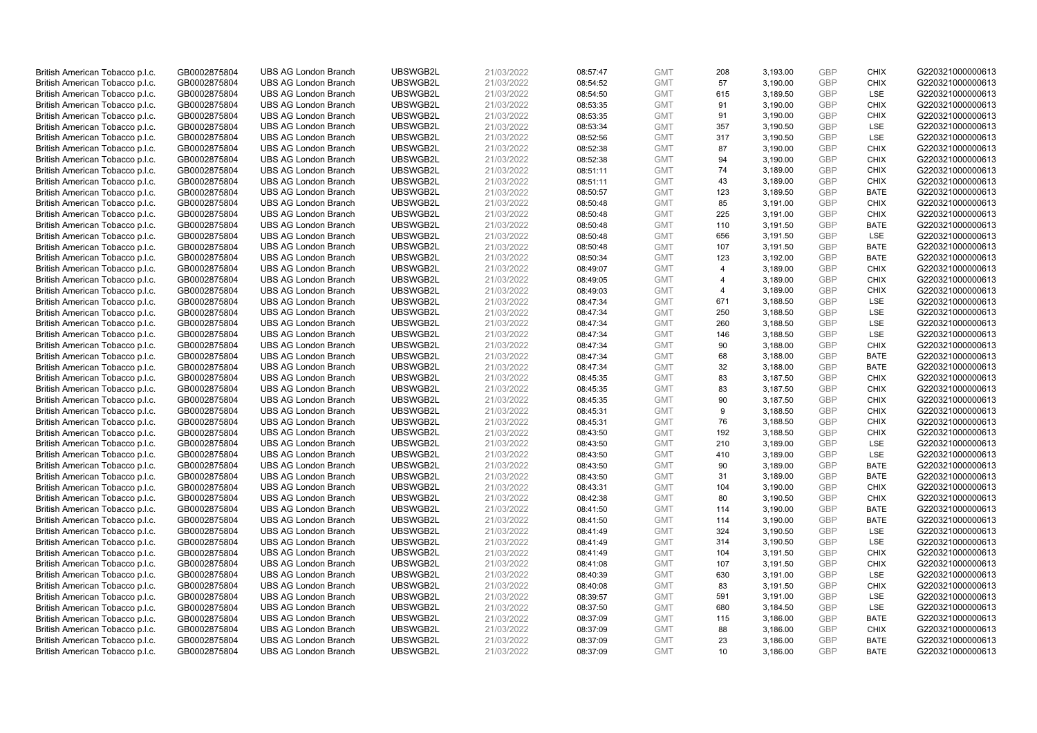| | | | | | | | | | | | |
|---|---|---|---|---|---|---|---|---|---|---|---|
| British American Tobacco p.l.c. | GB0002875804 | UBS AG London Branch | UBSWGB2L | 21/03/2022 | 08:57:47 | GMT | 208 | 3,193.00 | GBP | CHIX | G220321000000613 |
| British American Tobacco p.l.c. | GB0002875804 | UBS AG London Branch | UBSWGB2L | 21/03/2022 | 08:54:52 | GMT | 57 | 3,190.00 | GBP | CHIX | G220321000000613 |
| British American Tobacco p.l.c. | GB0002875804 | UBS AG London Branch | UBSWGB2L | 21/03/2022 | 08:54:50 | GMT | 615 | 3,189.50 | GBP | LSE | G220321000000613 |
| British American Tobacco p.l.c. | GB0002875804 | UBS AG London Branch | UBSWGB2L | 21/03/2022 | 08:53:35 | GMT | 91 | 3,190.00 | GBP | CHIX | G220321000000613 |
| British American Tobacco p.l.c. | GB0002875804 | UBS AG London Branch | UBSWGB2L | 21/03/2022 | 08:53:35 | GMT | 91 | 3,190.00 | GBP | CHIX | G220321000000613 |
| British American Tobacco p.l.c. | GB0002875804 | UBS AG London Branch | UBSWGB2L | 21/03/2022 | 08:53:34 | GMT | 357 | 3,190.50 | GBP | LSE | G220321000000613 |
| British American Tobacco p.l.c. | GB0002875804 | UBS AG London Branch | UBSWGB2L | 21/03/2022 | 08:52:56 | GMT | 317 | 3,190.50 | GBP | LSE | G220321000000613 |
| British American Tobacco p.l.c. | GB0002875804 | UBS AG London Branch | UBSWGB2L | 21/03/2022 | 08:52:38 | GMT | 87 | 3,190.00 | GBP | CHIX | G220321000000613 |
| British American Tobacco p.l.c. | GB0002875804 | UBS AG London Branch | UBSWGB2L | 21/03/2022 | 08:52:38 | GMT | 94 | 3,190.00 | GBP | CHIX | G220321000000613 |
| British American Tobacco p.l.c. | GB0002875804 | UBS AG London Branch | UBSWGB2L | 21/03/2022 | 08:51:11 | GMT | 74 | 3,189.00 | GBP | CHIX | G220321000000613 |
| British American Tobacco p.l.c. | GB0002875804 | UBS AG London Branch | UBSWGB2L | 21/03/2022 | 08:51:11 | GMT | 43 | 3,189.00 | GBP | CHIX | G220321000000613 |
| British American Tobacco p.l.c. | GB0002875804 | UBS AG London Branch | UBSWGB2L | 21/03/2022 | 08:50:57 | GMT | 123 | 3,189.50 | GBP | BATE | G220321000000613 |
| British American Tobacco p.l.c. | GB0002875804 | UBS AG London Branch | UBSWGB2L | 21/03/2022 | 08:50:48 | GMT | 85 | 3,191.00 | GBP | CHIX | G220321000000613 |
| British American Tobacco p.l.c. | GB0002875804 | UBS AG London Branch | UBSWGB2L | 21/03/2022 | 08:50:48 | GMT | 225 | 3,191.00 | GBP | CHIX | G220321000000613 |
| British American Tobacco p.l.c. | GB0002875804 | UBS AG London Branch | UBSWGB2L | 21/03/2022 | 08:50:48 | GMT | 110 | 3,191.50 | GBP | BATE | G220321000000613 |
| British American Tobacco p.l.c. | GB0002875804 | UBS AG London Branch | UBSWGB2L | 21/03/2022 | 08:50:48 | GMT | 656 | 3,191.50 | GBP | LSE | G220321000000613 |
| British American Tobacco p.l.c. | GB0002875804 | UBS AG London Branch | UBSWGB2L | 21/03/2022 | 08:50:48 | GMT | 107 | 3,191.50 | GBP | BATE | G220321000000613 |
| British American Tobacco p.l.c. | GB0002875804 | UBS AG London Branch | UBSWGB2L | 21/03/2022 | 08:50:34 | GMT | 123 | 3,192.00 | GBP | BATE | G220321000000613 |
| British American Tobacco p.l.c. | GB0002875804 | UBS AG London Branch | UBSWGB2L | 21/03/2022 | 08:49:07 | GMT | 4 | 3,189.00 | GBP | CHIX | G220321000000613 |
| British American Tobacco p.l.c. | GB0002875804 | UBS AG London Branch | UBSWGB2L | 21/03/2022 | 08:49:05 | GMT | 4 | 3,189.00 | GBP | CHIX | G220321000000613 |
| British American Tobacco p.l.c. | GB0002875804 | UBS AG London Branch | UBSWGB2L | 21/03/2022 | 08:49:03 | GMT | 4 | 3,189.00 | GBP | CHIX | G220321000000613 |
| British American Tobacco p.l.c. | GB0002875804 | UBS AG London Branch | UBSWGB2L | 21/03/2022 | 08:47:34 | GMT | 671 | 3,188.50 | GBP | LSE | G220321000000613 |
| British American Tobacco p.l.c. | GB0002875804 | UBS AG London Branch | UBSWGB2L | 21/03/2022 | 08:47:34 | GMT | 250 | 3,188.50 | GBP | LSE | G220321000000613 |
| British American Tobacco p.l.c. | GB0002875804 | UBS AG London Branch | UBSWGB2L | 21/03/2022 | 08:47:34 | GMT | 260 | 3,188.50 | GBP | LSE | G220321000000613 |
| British American Tobacco p.l.c. | GB0002875804 | UBS AG London Branch | UBSWGB2L | 21/03/2022 | 08:47:34 | GMT | 146 | 3,188.50 | GBP | LSE | G220321000000613 |
| British American Tobacco p.l.c. | GB0002875804 | UBS AG London Branch | UBSWGB2L | 21/03/2022 | 08:47:34 | GMT | 90 | 3,188.00 | GBP | CHIX | G220321000000613 |
| British American Tobacco p.l.c. | GB0002875804 | UBS AG London Branch | UBSWGB2L | 21/03/2022 | 08:47:34 | GMT | 68 | 3,188.00 | GBP | BATE | G220321000000613 |
| British American Tobacco p.l.c. | GB0002875804 | UBS AG London Branch | UBSWGB2L | 21/03/2022 | 08:47:34 | GMT | 32 | 3,188.00 | GBP | BATE | G220321000000613 |
| British American Tobacco p.l.c. | GB0002875804 | UBS AG London Branch | UBSWGB2L | 21/03/2022 | 08:45:35 | GMT | 83 | 3,187.50 | GBP | CHIX | G220321000000613 |
| British American Tobacco p.l.c. | GB0002875804 | UBS AG London Branch | UBSWGB2L | 21/03/2022 | 08:45:35 | GMT | 83 | 3,187.50 | GBP | CHIX | G220321000000613 |
| British American Tobacco p.l.c. | GB0002875804 | UBS AG London Branch | UBSWGB2L | 21/03/2022 | 08:45:35 | GMT | 90 | 3,187.50 | GBP | CHIX | G220321000000613 |
| British American Tobacco p.l.c. | GB0002875804 | UBS AG London Branch | UBSWGB2L | 21/03/2022 | 08:45:31 | GMT | 9 | 3,188.50 | GBP | CHIX | G220321000000613 |
| British American Tobacco p.l.c. | GB0002875804 | UBS AG London Branch | UBSWGB2L | 21/03/2022 | 08:45:31 | GMT | 76 | 3,188.50 | GBP | CHIX | G220321000000613 |
| British American Tobacco p.l.c. | GB0002875804 | UBS AG London Branch | UBSWGB2L | 21/03/2022 | 08:43:50 | GMT | 192 | 3,188.50 | GBP | CHIX | G220321000000613 |
| British American Tobacco p.l.c. | GB0002875804 | UBS AG London Branch | UBSWGB2L | 21/03/2022 | 08:43:50 | GMT | 210 | 3,189.00 | GBP | LSE | G220321000000613 |
| British American Tobacco p.l.c. | GB0002875804 | UBS AG London Branch | UBSWGB2L | 21/03/2022 | 08:43:50 | GMT | 410 | 3,189.00 | GBP | LSE | G220321000000613 |
| British American Tobacco p.l.c. | GB0002875804 | UBS AG London Branch | UBSWGB2L | 21/03/2022 | 08:43:50 | GMT | 90 | 3,189.00 | GBP | BATE | G220321000000613 |
| British American Tobacco p.l.c. | GB0002875804 | UBS AG London Branch | UBSWGB2L | 21/03/2022 | 08:43:50 | GMT | 31 | 3,189.00 | GBP | BATE | G220321000000613 |
| British American Tobacco p.l.c. | GB0002875804 | UBS AG London Branch | UBSWGB2L | 21/03/2022 | 08:43:31 | GMT | 104 | 3,190.00 | GBP | CHIX | G220321000000613 |
| British American Tobacco p.l.c. | GB0002875804 | UBS AG London Branch | UBSWGB2L | 21/03/2022 | 08:42:38 | GMT | 80 | 3,190.50 | GBP | CHIX | G220321000000613 |
| British American Tobacco p.l.c. | GB0002875804 | UBS AG London Branch | UBSWGB2L | 21/03/2022 | 08:41:50 | GMT | 114 | 3,190.00 | GBP | BATE | G220321000000613 |
| British American Tobacco p.l.c. | GB0002875804 | UBS AG London Branch | UBSWGB2L | 21/03/2022 | 08:41:50 | GMT | 114 | 3,190.00 | GBP | BATE | G220321000000613 |
| British American Tobacco p.l.c. | GB0002875804 | UBS AG London Branch | UBSWGB2L | 21/03/2022 | 08:41:49 | GMT | 324 | 3,190.50 | GBP | LSE | G220321000000613 |
| British American Tobacco p.l.c. | GB0002875804 | UBS AG London Branch | UBSWGB2L | 21/03/2022 | 08:41:49 | GMT | 314 | 3,190.50 | GBP | LSE | G220321000000613 |
| British American Tobacco p.l.c. | GB0002875804 | UBS AG London Branch | UBSWGB2L | 21/03/2022 | 08:41:49 | GMT | 104 | 3,191.50 | GBP | CHIX | G220321000000613 |
| British American Tobacco p.l.c. | GB0002875804 | UBS AG London Branch | UBSWGB2L | 21/03/2022 | 08:41:08 | GMT | 107 | 3,191.50 | GBP | CHIX | G220321000000613 |
| British American Tobacco p.l.c. | GB0002875804 | UBS AG London Branch | UBSWGB2L | 21/03/2022 | 08:40:39 | GMT | 630 | 3,191.00 | GBP | LSE | G220321000000613 |
| British American Tobacco p.l.c. | GB0002875804 | UBS AG London Branch | UBSWGB2L | 21/03/2022 | 08:40:08 | GMT | 83 | 3,191.50 | GBP | CHIX | G220321000000613 |
| British American Tobacco p.l.c. | GB0002875804 | UBS AG London Branch | UBSWGB2L | 21/03/2022 | 08:39:57 | GMT | 591 | 3,191.00 | GBP | LSE | G220321000000613 |
| British American Tobacco p.l.c. | GB0002875804 | UBS AG London Branch | UBSWGB2L | 21/03/2022 | 08:37:50 | GMT | 680 | 3,184.50 | GBP | LSE | G220321000000613 |
| British American Tobacco p.l.c. | GB0002875804 | UBS AG London Branch | UBSWGB2L | 21/03/2022 | 08:37:09 | GMT | 115 | 3,186.00 | GBP | BATE | G220321000000613 |
| British American Tobacco p.l.c. | GB0002875804 | UBS AG London Branch | UBSWGB2L | 21/03/2022 | 08:37:09 | GMT | 88 | 3,186.00 | GBP | CHIX | G220321000000613 |
| British American Tobacco p.l.c. | GB0002875804 | UBS AG London Branch | UBSWGB2L | 21/03/2022 | 08:37:09 | GMT | 23 | 3,186.00 | GBP | BATE | G220321000000613 |
| British American Tobacco p.l.c. | GB0002875804 | UBS AG London Branch | UBSWGB2L | 21/03/2022 | 08:37:09 | GMT | 10 | 3,186.00 | GBP | BATE | G220321000000613 |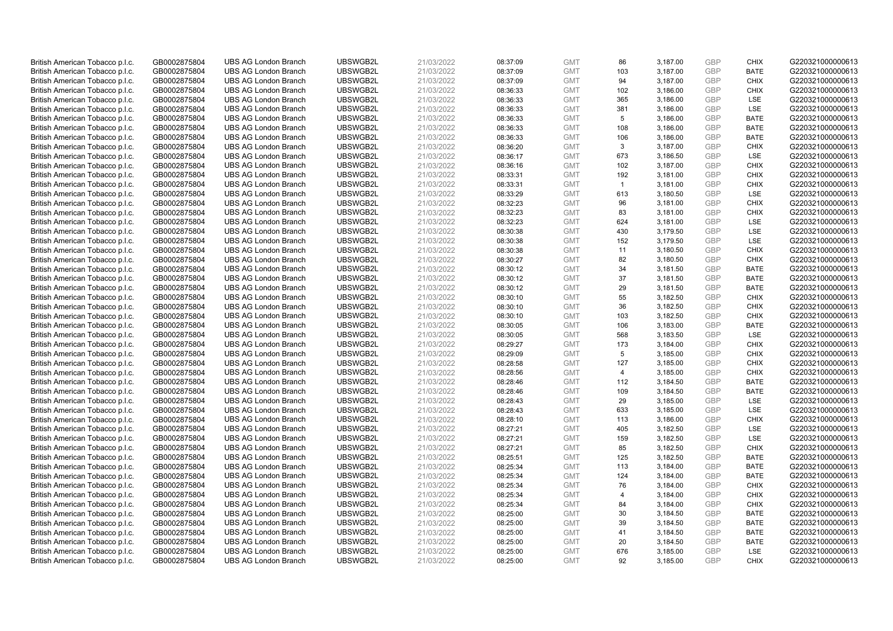| | | | | | | | | | | | |
|---|---|---|---|---|---|---|---|---|---|---|---|
| British American Tobacco p.l.c. | GB0002875804 | UBS AG London Branch | UBSWGB2L | 21/03/2022 | 08:37:09 | GMT | 86 | 3,187.00 | GBP | CHIX | G220321000000613 |
| British American Tobacco p.l.c. | GB0002875804 | UBS AG London Branch | UBSWGB2L | 21/03/2022 | 08:37:09 | GMT | 103 | 3,187.00 | GBP | BATE | G220321000000613 |
| British American Tobacco p.l.c. | GB0002875804 | UBS AG London Branch | UBSWGB2L | 21/03/2022 | 08:37:09 | GMT | 94 | 3,187.00 | GBP | CHIX | G220321000000613 |
| British American Tobacco p.l.c. | GB0002875804 | UBS AG London Branch | UBSWGB2L | 21/03/2022 | 08:36:33 | GMT | 102 | 3,186.00 | GBP | CHIX | G220321000000613 |
| British American Tobacco p.l.c. | GB0002875804 | UBS AG London Branch | UBSWGB2L | 21/03/2022 | 08:36:33 | GMT | 365 | 3,186.00 | GBP | LSE | G220321000000613 |
| British American Tobacco p.l.c. | GB0002875804 | UBS AG London Branch | UBSWGB2L | 21/03/2022 | 08:36:33 | GMT | 381 | 3,186.00 | GBP | LSE | G220321000000613 |
| British American Tobacco p.l.c. | GB0002875804 | UBS AG London Branch | UBSWGB2L | 21/03/2022 | 08:36:33 | GMT | 5 | 3,186.00 | GBP | BATE | G220321000000613 |
| British American Tobacco p.l.c. | GB0002875804 | UBS AG London Branch | UBSWGB2L | 21/03/2022 | 08:36:33 | GMT | 108 | 3,186.00 | GBP | BATE | G220321000000613 |
| British American Tobacco p.l.c. | GB0002875804 | UBS AG London Branch | UBSWGB2L | 21/03/2022 | 08:36:33 | GMT | 106 | 3,186.00 | GBP | BATE | G220321000000613 |
| British American Tobacco p.l.c. | GB0002875804 | UBS AG London Branch | UBSWGB2L | 21/03/2022 | 08:36:20 | GMT | 3 | 3,187.00 | GBP | CHIX | G220321000000613 |
| British American Tobacco p.l.c. | GB0002875804 | UBS AG London Branch | UBSWGB2L | 21/03/2022 | 08:36:17 | GMT | 673 | 3,186.50 | GBP | LSE | G220321000000613 |
| British American Tobacco p.l.c. | GB0002875804 | UBS AG London Branch | UBSWGB2L | 21/03/2022 | 08:36:16 | GMT | 102 | 3,187.00 | GBP | CHIX | G220321000000613 |
| British American Tobacco p.l.c. | GB0002875804 | UBS AG London Branch | UBSWGB2L | 21/03/2022 | 08:33:31 | GMT | 192 | 3,181.00 | GBP | CHIX | G220321000000613 |
| British American Tobacco p.l.c. | GB0002875804 | UBS AG London Branch | UBSWGB2L | 21/03/2022 | 08:33:31 | GMT | 1 | 3,181.00 | GBP | CHIX | G220321000000613 |
| British American Tobacco p.l.c. | GB0002875804 | UBS AG London Branch | UBSWGB2L | 21/03/2022 | 08:33:29 | GMT | 613 | 3,180.50 | GBP | LSE | G220321000000613 |
| British American Tobacco p.l.c. | GB0002875804 | UBS AG London Branch | UBSWGB2L | 21/03/2022 | 08:32:23 | GMT | 96 | 3,181.00 | GBP | CHIX | G220321000000613 |
| British American Tobacco p.l.c. | GB0002875804 | UBS AG London Branch | UBSWGB2L | 21/03/2022 | 08:32:23 | GMT | 83 | 3,181.00 | GBP | CHIX | G220321000000613 |
| British American Tobacco p.l.c. | GB0002875804 | UBS AG London Branch | UBSWGB2L | 21/03/2022 | 08:32:23 | GMT | 624 | 3,181.00 | GBP | LSE | G220321000000613 |
| British American Tobacco p.l.c. | GB0002875804 | UBS AG London Branch | UBSWGB2L | 21/03/2022 | 08:30:38 | GMT | 430 | 3,179.50 | GBP | LSE | G220321000000613 |
| British American Tobacco p.l.c. | GB0002875804 | UBS AG London Branch | UBSWGB2L | 21/03/2022 | 08:30:38 | GMT | 152 | 3,179.50 | GBP | LSE | G220321000000613 |
| British American Tobacco p.l.c. | GB0002875804 | UBS AG London Branch | UBSWGB2L | 21/03/2022 | 08:30:38 | GMT | 11 | 3,180.50 | GBP | CHIX | G220321000000613 |
| British American Tobacco p.l.c. | GB0002875804 | UBS AG London Branch | UBSWGB2L | 21/03/2022 | 08:30:27 | GMT | 82 | 3,180.50 | GBP | CHIX | G220321000000613 |
| British American Tobacco p.l.c. | GB0002875804 | UBS AG London Branch | UBSWGB2L | 21/03/2022 | 08:30:12 | GMT | 34 | 3,181.50 | GBP | BATE | G220321000000613 |
| British American Tobacco p.l.c. | GB0002875804 | UBS AG London Branch | UBSWGB2L | 21/03/2022 | 08:30:12 | GMT | 37 | 3,181.50 | GBP | BATE | G220321000000613 |
| British American Tobacco p.l.c. | GB0002875804 | UBS AG London Branch | UBSWGB2L | 21/03/2022 | 08:30:12 | GMT | 29 | 3,181.50 | GBP | BATE | G220321000000613 |
| British American Tobacco p.l.c. | GB0002875804 | UBS AG London Branch | UBSWGB2L | 21/03/2022 | 08:30:10 | GMT | 55 | 3,182.50 | GBP | CHIX | G220321000000613 |
| British American Tobacco p.l.c. | GB0002875804 | UBS AG London Branch | UBSWGB2L | 21/03/2022 | 08:30:10 | GMT | 36 | 3,182.50 | GBP | CHIX | G220321000000613 |
| British American Tobacco p.l.c. | GB0002875804 | UBS AG London Branch | UBSWGB2L | 21/03/2022 | 08:30:10 | GMT | 103 | 3,182.50 | GBP | CHIX | G220321000000613 |
| British American Tobacco p.l.c. | GB0002875804 | UBS AG London Branch | UBSWGB2L | 21/03/2022 | 08:30:05 | GMT | 106 | 3,183.00 | GBP | BATE | G220321000000613 |
| British American Tobacco p.l.c. | GB0002875804 | UBS AG London Branch | UBSWGB2L | 21/03/2022 | 08:30:05 | GMT | 568 | 3,183.50 | GBP | LSE | G220321000000613 |
| British American Tobacco p.l.c. | GB0002875804 | UBS AG London Branch | UBSWGB2L | 21/03/2022 | 08:29:27 | GMT | 173 | 3,184.00 | GBP | CHIX | G220321000000613 |
| British American Tobacco p.l.c. | GB0002875804 | UBS AG London Branch | UBSWGB2L | 21/03/2022 | 08:29:09 | GMT | 5 | 3,185.00 | GBP | CHIX | G220321000000613 |
| British American Tobacco p.l.c. | GB0002875804 | UBS AG London Branch | UBSWGB2L | 21/03/2022 | 08:28:58 | GMT | 127 | 3,185.00 | GBP | CHIX | G220321000000613 |
| British American Tobacco p.l.c. | GB0002875804 | UBS AG London Branch | UBSWGB2L | 21/03/2022 | 08:28:56 | GMT | 4 | 3,185.00 | GBP | CHIX | G220321000000613 |
| British American Tobacco p.l.c. | GB0002875804 | UBS AG London Branch | UBSWGB2L | 21/03/2022 | 08:28:46 | GMT | 112 | 3,184.50 | GBP | BATE | G220321000000613 |
| British American Tobacco p.l.c. | GB0002875804 | UBS AG London Branch | UBSWGB2L | 21/03/2022 | 08:28:46 | GMT | 109 | 3,184.50 | GBP | BATE | G220321000000613 |
| British American Tobacco p.l.c. | GB0002875804 | UBS AG London Branch | UBSWGB2L | 21/03/2022 | 08:28:43 | GMT | 29 | 3,185.00 | GBP | LSE | G220321000000613 |
| British American Tobacco p.l.c. | GB0002875804 | UBS AG London Branch | UBSWGB2L | 21/03/2022 | 08:28:43 | GMT | 633 | 3,185.00 | GBP | LSE | G220321000000613 |
| British American Tobacco p.l.c. | GB0002875804 | UBS AG London Branch | UBSWGB2L | 21/03/2022 | 08:28:10 | GMT | 113 | 3,186.00 | GBP | CHIX | G220321000000613 |
| British American Tobacco p.l.c. | GB0002875804 | UBS AG London Branch | UBSWGB2L | 21/03/2022 | 08:27:21 | GMT | 405 | 3,182.50 | GBP | LSE | G220321000000613 |
| British American Tobacco p.l.c. | GB0002875804 | UBS AG London Branch | UBSWGB2L | 21/03/2022 | 08:27:21 | GMT | 159 | 3,182.50 | GBP | LSE | G220321000000613 |
| British American Tobacco p.l.c. | GB0002875804 | UBS AG London Branch | UBSWGB2L | 21/03/2022 | 08:27:21 | GMT | 85 | 3,182.50 | GBP | CHIX | G220321000000613 |
| British American Tobacco p.l.c. | GB0002875804 | UBS AG London Branch | UBSWGB2L | 21/03/2022 | 08:25:51 | GMT | 125 | 3,182.50 | GBP | BATE | G220321000000613 |
| British American Tobacco p.l.c. | GB0002875804 | UBS AG London Branch | UBSWGB2L | 21/03/2022 | 08:25:34 | GMT | 113 | 3,184.00 | GBP | BATE | G220321000000613 |
| British American Tobacco p.l.c. | GB0002875804 | UBS AG London Branch | UBSWGB2L | 21/03/2022 | 08:25:34 | GMT | 124 | 3,184.00 | GBP | BATE | G220321000000613 |
| British American Tobacco p.l.c. | GB0002875804 | UBS AG London Branch | UBSWGB2L | 21/03/2022 | 08:25:34 | GMT | 76 | 3,184.00 | GBP | CHIX | G220321000000613 |
| British American Tobacco p.l.c. | GB0002875804 | UBS AG London Branch | UBSWGB2L | 21/03/2022 | 08:25:34 | GMT | 4 | 3,184.00 | GBP | CHIX | G220321000000613 |
| British American Tobacco p.l.c. | GB0002875804 | UBS AG London Branch | UBSWGB2L | 21/03/2022 | 08:25:34 | GMT | 84 | 3,184.00 | GBP | CHIX | G220321000000613 |
| British American Tobacco p.l.c. | GB0002875804 | UBS AG London Branch | UBSWGB2L | 21/03/2022 | 08:25:00 | GMT | 30 | 3,184.50 | GBP | BATE | G220321000000613 |
| British American Tobacco p.l.c. | GB0002875804 | UBS AG London Branch | UBSWGB2L | 21/03/2022 | 08:25:00 | GMT | 39 | 3,184.50 | GBP | BATE | G220321000000613 |
| British American Tobacco p.l.c. | GB0002875804 | UBS AG London Branch | UBSWGB2L | 21/03/2022 | 08:25:00 | GMT | 41 | 3,184.50 | GBP | BATE | G220321000000613 |
| British American Tobacco p.l.c. | GB0002875804 | UBS AG London Branch | UBSWGB2L | 21/03/2022 | 08:25:00 | GMT | 20 | 3,184.50 | GBP | BATE | G220321000000613 |
| British American Tobacco p.l.c. | GB0002875804 | UBS AG London Branch | UBSWGB2L | 21/03/2022 | 08:25:00 | GMT | 676 | 3,185.00 | GBP | LSE | G220321000000613 |
| British American Tobacco p.l.c. | GB0002875804 | UBS AG London Branch | UBSWGB2L | 21/03/2022 | 08:25:00 | GMT | 92 | 3,185.00 | GBP | CHIX | G220321000000613 |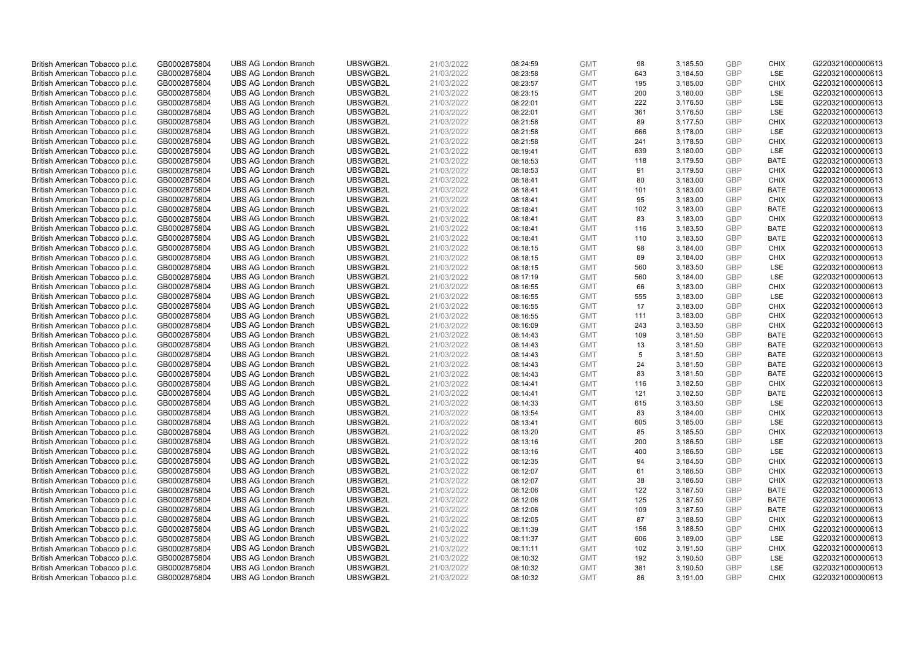| | | | | | | | | | | | |
|---|---|---|---|---|---|---|---|---|---|---|---|
| British American Tobacco p.l.c. | GB0002875804 | UBS AG London Branch | UBSWGB2L | 21/03/2022 | 08:24:59 | GMT | 98 | 3,185.50 | GBP | CHIX | G220321000000613 |
| British American Tobacco p.l.c. | GB0002875804 | UBS AG London Branch | UBSWGB2L | 21/03/2022 | 08:23:58 | GMT | 643 | 3,184.50 | GBP | LSE | G220321000000613 |
| British American Tobacco p.l.c. | GB0002875804 | UBS AG London Branch | UBSWGB2L | 21/03/2022 | 08:23:57 | GMT | 195 | 3,185.00 | GBP | CHIX | G220321000000613 |
| British American Tobacco p.l.c. | GB0002875804 | UBS AG London Branch | UBSWGB2L | 21/03/2022 | 08:23:15 | GMT | 200 | 3,180.00 | GBP | LSE | G220321000000613 |
| British American Tobacco p.l.c. | GB0002875804 | UBS AG London Branch | UBSWGB2L | 21/03/2022 | 08:22:01 | GMT | 222 | 3,176.50 | GBP | LSE | G220321000000613 |
| British American Tobacco p.l.c. | GB0002875804 | UBS AG London Branch | UBSWGB2L | 21/03/2022 | 08:22:01 | GMT | 361 | 3,176.50 | GBP | LSE | G220321000000613 |
| British American Tobacco p.l.c. | GB0002875804 | UBS AG London Branch | UBSWGB2L | 21/03/2022 | 08:21:58 | GMT | 89 | 3,177.50 | GBP | CHIX | G220321000000613 |
| British American Tobacco p.l.c. | GB0002875804 | UBS AG London Branch | UBSWGB2L | 21/03/2022 | 08:21:58 | GMT | 666 | 3,178.00 | GBP | LSE | G220321000000613 |
| British American Tobacco p.l.c. | GB0002875804 | UBS AG London Branch | UBSWGB2L | 21/03/2022 | 08:21:58 | GMT | 241 | 3,178.50 | GBP | CHIX | G220321000000613 |
| British American Tobacco p.l.c. | GB0002875804 | UBS AG London Branch | UBSWGB2L | 21/03/2022 | 08:19:41 | GMT | 639 | 3,180.00 | GBP | LSE | G220321000000613 |
| British American Tobacco p.l.c. | GB0002875804 | UBS AG London Branch | UBSWGB2L | 21/03/2022 | 08:18:53 | GMT | 118 | 3,179.50 | GBP | BATE | G220321000000613 |
| British American Tobacco p.l.c. | GB0002875804 | UBS AG London Branch | UBSWGB2L | 21/03/2022 | 08:18:53 | GMT | 91 | 3,179.50 | GBP | CHIX | G220321000000613 |
| British American Tobacco p.l.c. | GB0002875804 | UBS AG London Branch | UBSWGB2L | 21/03/2022 | 08:18:41 | GMT | 80 | 3,183.00 | GBP | CHIX | G220321000000613 |
| British American Tobacco p.l.c. | GB0002875804 | UBS AG London Branch | UBSWGB2L | 21/03/2022 | 08:18:41 | GMT | 101 | 3,183.00 | GBP | BATE | G220321000000613 |
| British American Tobacco p.l.c. | GB0002875804 | UBS AG London Branch | UBSWGB2L | 21/03/2022 | 08:18:41 | GMT | 95 | 3,183.00 | GBP | CHIX | G220321000000613 |
| British American Tobacco p.l.c. | GB0002875804 | UBS AG London Branch | UBSWGB2L | 21/03/2022 | 08:18:41 | GMT | 102 | 3,183.00 | GBP | BATE | G220321000000613 |
| British American Tobacco p.l.c. | GB0002875804 | UBS AG London Branch | UBSWGB2L | 21/03/2022 | 08:18:41 | GMT | 83 | 3,183.00 | GBP | CHIX | G220321000000613 |
| British American Tobacco p.l.c. | GB0002875804 | UBS AG London Branch | UBSWGB2L | 21/03/2022 | 08:18:41 | GMT | 116 | 3,183.50 | GBP | BATE | G220321000000613 |
| British American Tobacco p.l.c. | GB0002875804 | UBS AG London Branch | UBSWGB2L | 21/03/2022 | 08:18:41 | GMT | 110 | 3,183.50 | GBP | BATE | G220321000000613 |
| British American Tobacco p.l.c. | GB0002875804 | UBS AG London Branch | UBSWGB2L | 21/03/2022 | 08:18:15 | GMT | 98 | 3,184.00 | GBP | CHIX | G220321000000613 |
| British American Tobacco p.l.c. | GB0002875804 | UBS AG London Branch | UBSWGB2L | 21/03/2022 | 08:18:15 | GMT | 89 | 3,184.00 | GBP | CHIX | G220321000000613 |
| British American Tobacco p.l.c. | GB0002875804 | UBS AG London Branch | UBSWGB2L | 21/03/2022 | 08:18:15 | GMT | 560 | 3,183.50 | GBP | LSE | G220321000000613 |
| British American Tobacco p.l.c. | GB0002875804 | UBS AG London Branch | UBSWGB2L | 21/03/2022 | 08:17:19 | GMT | 560 | 3,184.00 | GBP | LSE | G220321000000613 |
| British American Tobacco p.l.c. | GB0002875804 | UBS AG London Branch | UBSWGB2L | 21/03/2022 | 08:16:55 | GMT | 66 | 3,183.00 | GBP | CHIX | G220321000000613 |
| British American Tobacco p.l.c. | GB0002875804 | UBS AG London Branch | UBSWGB2L | 21/03/2022 | 08:16:55 | GMT | 555 | 3,183.00 | GBP | LSE | G220321000000613 |
| British American Tobacco p.l.c. | GB0002875804 | UBS AG London Branch | UBSWGB2L | 21/03/2022 | 08:16:55 | GMT | 17 | 3,183.00 | GBP | CHIX | G220321000000613 |
| British American Tobacco p.l.c. | GB0002875804 | UBS AG London Branch | UBSWGB2L | 21/03/2022 | 08:16:55 | GMT | 111 | 3,183.00 | GBP | CHIX | G220321000000613 |
| British American Tobacco p.l.c. | GB0002875804 | UBS AG London Branch | UBSWGB2L | 21/03/2022 | 08:16:09 | GMT | 243 | 3,183.50 | GBP | CHIX | G220321000000613 |
| British American Tobacco p.l.c. | GB0002875804 | UBS AG London Branch | UBSWGB2L | 21/03/2022 | 08:14:43 | GMT | 109 | 3,181.50 | GBP | BATE | G220321000000613 |
| British American Tobacco p.l.c. | GB0002875804 | UBS AG London Branch | UBSWGB2L | 21/03/2022 | 08:14:43 | GMT | 13 | 3,181.50 | GBP | BATE | G220321000000613 |
| British American Tobacco p.l.c. | GB0002875804 | UBS AG London Branch | UBSWGB2L | 21/03/2022 | 08:14:43 | GMT | 5 | 3,181.50 | GBP | BATE | G220321000000613 |
| British American Tobacco p.l.c. | GB0002875804 | UBS AG London Branch | UBSWGB2L | 21/03/2022 | 08:14:43 | GMT | 24 | 3,181.50 | GBP | BATE | G220321000000613 |
| British American Tobacco p.l.c. | GB0002875804 | UBS AG London Branch | UBSWGB2L | 21/03/2022 | 08:14:43 | GMT | 83 | 3,181.50 | GBP | BATE | G220321000000613 |
| British American Tobacco p.l.c. | GB0002875804 | UBS AG London Branch | UBSWGB2L | 21/03/2022 | 08:14:41 | GMT | 116 | 3,182.50 | GBP | CHIX | G220321000000613 |
| British American Tobacco p.l.c. | GB0002875804 | UBS AG London Branch | UBSWGB2L | 21/03/2022 | 08:14:41 | GMT | 121 | 3,182.50 | GBP | BATE | G220321000000613 |
| British American Tobacco p.l.c. | GB0002875804 | UBS AG London Branch | UBSWGB2L | 21/03/2022 | 08:14:33 | GMT | 615 | 3,183.50 | GBP | LSE | G220321000000613 |
| British American Tobacco p.l.c. | GB0002875804 | UBS AG London Branch | UBSWGB2L | 21/03/2022 | 08:13:54 | GMT | 83 | 3,184.00 | GBP | CHIX | G220321000000613 |
| British American Tobacco p.l.c. | GB0002875804 | UBS AG London Branch | UBSWGB2L | 21/03/2022 | 08:13:41 | GMT | 605 | 3,185.00 | GBP | LSE | G220321000000613 |
| British American Tobacco p.l.c. | GB0002875804 | UBS AG London Branch | UBSWGB2L | 21/03/2022 | 08:13:20 | GMT | 85 | 3,185.50 | GBP | CHIX | G220321000000613 |
| British American Tobacco p.l.c. | GB0002875804 | UBS AG London Branch | UBSWGB2L | 21/03/2022 | 08:13:16 | GMT | 200 | 3,186.50 | GBP | LSE | G220321000000613 |
| British American Tobacco p.l.c. | GB0002875804 | UBS AG London Branch | UBSWGB2L | 21/03/2022 | 08:13:16 | GMT | 400 | 3,186.50 | GBP | LSE | G220321000000613 |
| British American Tobacco p.l.c. | GB0002875804 | UBS AG London Branch | UBSWGB2L | 21/03/2022 | 08:12:35 | GMT | 94 | 3,184.50 | GBP | CHIX | G220321000000613 |
| British American Tobacco p.l.c. | GB0002875804 | UBS AG London Branch | UBSWGB2L | 21/03/2022 | 08:12:07 | GMT | 61 | 3,186.50 | GBP | CHIX | G220321000000613 |
| British American Tobacco p.l.c. | GB0002875804 | UBS AG London Branch | UBSWGB2L | 21/03/2022 | 08:12:07 | GMT | 38 | 3,186.50 | GBP | CHIX | G220321000000613 |
| British American Tobacco p.l.c. | GB0002875804 | UBS AG London Branch | UBSWGB2L | 21/03/2022 | 08:12:06 | GMT | 122 | 3,187.50 | GBP | BATE | G220321000000613 |
| British American Tobacco p.l.c. | GB0002875804 | UBS AG London Branch | UBSWGB2L | 21/03/2022 | 08:12:06 | GMT | 125 | 3,187.50 | GBP | BATE | G220321000000613 |
| British American Tobacco p.l.c. | GB0002875804 | UBS AG London Branch | UBSWGB2L | 21/03/2022 | 08:12:06 | GMT | 109 | 3,187.50 | GBP | BATE | G220321000000613 |
| British American Tobacco p.l.c. | GB0002875804 | UBS AG London Branch | UBSWGB2L | 21/03/2022 | 08:12:05 | GMT | 87 | 3,188.50 | GBP | CHIX | G220321000000613 |
| British American Tobacco p.l.c. | GB0002875804 | UBS AG London Branch | UBSWGB2L | 21/03/2022 | 08:11:39 | GMT | 156 | 3,188.50 | GBP | CHIX | G220321000000613 |
| British American Tobacco p.l.c. | GB0002875804 | UBS AG London Branch | UBSWGB2L | 21/03/2022 | 08:11:37 | GMT | 606 | 3,189.00 | GBP | LSE | G220321000000613 |
| British American Tobacco p.l.c. | GB0002875804 | UBS AG London Branch | UBSWGB2L | 21/03/2022 | 08:11:11 | GMT | 102 | 3,191.50 | GBP | CHIX | G220321000000613 |
| British American Tobacco p.l.c. | GB0002875804 | UBS AG London Branch | UBSWGB2L | 21/03/2022 | 08:10:32 | GMT | 192 | 3,190.50 | GBP | LSE | G220321000000613 |
| British American Tobacco p.l.c. | GB0002875804 | UBS AG London Branch | UBSWGB2L | 21/03/2022 | 08:10:32 | GMT | 381 | 3,190.50 | GBP | LSE | G220321000000613 |
| British American Tobacco p.l.c. | GB0002875804 | UBS AG London Branch | UBSWGB2L | 21/03/2022 | 08:10:32 | GMT | 86 | 3,191.00 | GBP | CHIX | G220321000000613 |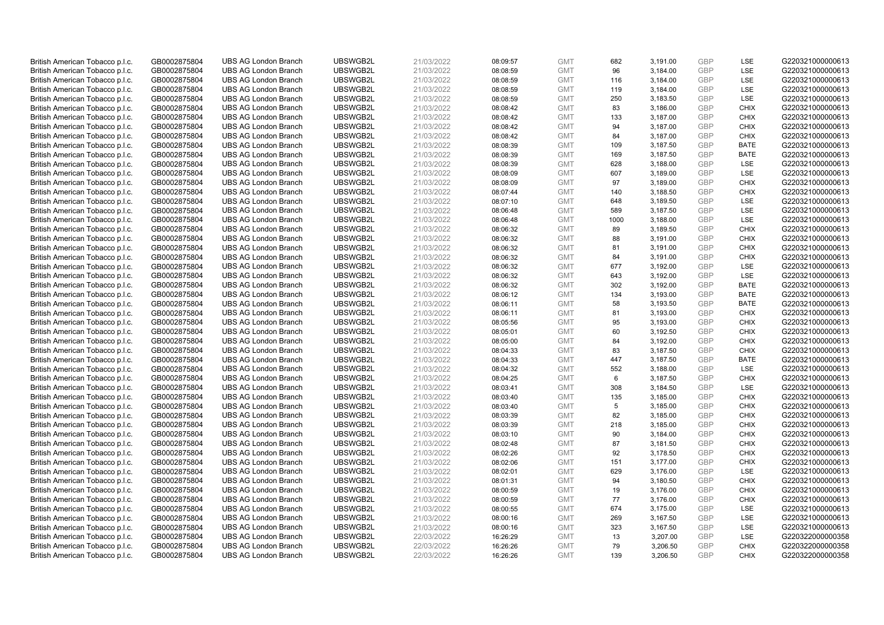| | | | | | | | | | | | |
|---|---|---|---|---|---|---|---|---|---|---|---|
| British American Tobacco p.l.c. | GB0002875804 | UBS AG London Branch | UBSWGB2L | 21/03/2022 | 08:09:57 | GMT | 682 | 3,191.00 | GBP | LSE | G220321000000613 |
| British American Tobacco p.l.c. | GB0002875804 | UBS AG London Branch | UBSWGB2L | 21/03/2022 | 08:08:59 | GMT | 96 | 3,184.00 | GBP | LSE | G220321000000613 |
| British American Tobacco p.l.c. | GB0002875804 | UBS AG London Branch | UBSWGB2L | 21/03/2022 | 08:08:59 | GMT | 116 | 3,184.00 | GBP | LSE | G220321000000613 |
| British American Tobacco p.l.c. | GB0002875804 | UBS AG London Branch | UBSWGB2L | 21/03/2022 | 08:08:59 | GMT | 119 | 3,184.00 | GBP | LSE | G220321000000613 |
| British American Tobacco p.l.c. | GB0002875804 | UBS AG London Branch | UBSWGB2L | 21/03/2022 | 08:08:59 | GMT | 250 | 3,183.50 | GBP | LSE | G220321000000613 |
| British American Tobacco p.l.c. | GB0002875804 | UBS AG London Branch | UBSWGB2L | 21/03/2022 | 08:08:42 | GMT | 83 | 3,186.00 | GBP | CHIX | G220321000000613 |
| British American Tobacco p.l.c. | GB0002875804 | UBS AG London Branch | UBSWGB2L | 21/03/2022 | 08:08:42 | GMT | 133 | 3,187.00 | GBP | CHIX | G220321000000613 |
| British American Tobacco p.l.c. | GB0002875804 | UBS AG London Branch | UBSWGB2L | 21/03/2022 | 08:08:42 | GMT | 94 | 3,187.00 | GBP | CHIX | G220321000000613 |
| British American Tobacco p.l.c. | GB0002875804 | UBS AG London Branch | UBSWGB2L | 21/03/2022 | 08:08:42 | GMT | 84 | 3,187.00 | GBP | CHIX | G220321000000613 |
| British American Tobacco p.l.c. | GB0002875804 | UBS AG London Branch | UBSWGB2L | 21/03/2022 | 08:08:39 | GMT | 109 | 3,187.50 | GBP | BATE | G220321000000613 |
| British American Tobacco p.l.c. | GB0002875804 | UBS AG London Branch | UBSWGB2L | 21/03/2022 | 08:08:39 | GMT | 169 | 3,187.50 | GBP | BATE | G220321000000613 |
| British American Tobacco p.l.c. | GB0002875804 | UBS AG London Branch | UBSWGB2L | 21/03/2022 | 08:08:39 | GMT | 628 | 3,188.00 | GBP | LSE | G220321000000613 |
| British American Tobacco p.l.c. | GB0002875804 | UBS AG London Branch | UBSWGB2L | 21/03/2022 | 08:08:09 | GMT | 607 | 3,189.00 | GBP | LSE | G220321000000613 |
| British American Tobacco p.l.c. | GB0002875804 | UBS AG London Branch | UBSWGB2L | 21/03/2022 | 08:08:09 | GMT | 97 | 3,189.00 | GBP | CHIX | G220321000000613 |
| British American Tobacco p.l.c. | GB0002875804 | UBS AG London Branch | UBSWGB2L | 21/03/2022 | 08:07:44 | GMT | 140 | 3,188.50 | GBP | CHIX | G220321000000613 |
| British American Tobacco p.l.c. | GB0002875804 | UBS AG London Branch | UBSWGB2L | 21/03/2022 | 08:07:10 | GMT | 648 | 3,189.50 | GBP | LSE | G220321000000613 |
| British American Tobacco p.l.c. | GB0002875804 | UBS AG London Branch | UBSWGB2L | 21/03/2022 | 08:06:48 | GMT | 589 | 3,187.50 | GBP | LSE | G220321000000613 |
| British American Tobacco p.l.c. | GB0002875804 | UBS AG London Branch | UBSWGB2L | 21/03/2022 | 08:06:48 | GMT | 1000 | 3,188.00 | GBP | LSE | G220321000000613 |
| British American Tobacco p.l.c. | GB0002875804 | UBS AG London Branch | UBSWGB2L | 21/03/2022 | 08:06:32 | GMT | 89 | 3,189.50 | GBP | CHIX | G220321000000613 |
| British American Tobacco p.l.c. | GB0002875804 | UBS AG London Branch | UBSWGB2L | 21/03/2022 | 08:06:32 | GMT | 88 | 3,191.00 | GBP | CHIX | G220321000000613 |
| British American Tobacco p.l.c. | GB0002875804 | UBS AG London Branch | UBSWGB2L | 21/03/2022 | 08:06:32 | GMT | 81 | 3,191.00 | GBP | CHIX | G220321000000613 |
| British American Tobacco p.l.c. | GB0002875804 | UBS AG London Branch | UBSWGB2L | 21/03/2022 | 08:06:32 | GMT | 84 | 3,191.00 | GBP | CHIX | G220321000000613 |
| British American Tobacco p.l.c. | GB0002875804 | UBS AG London Branch | UBSWGB2L | 21/03/2022 | 08:06:32 | GMT | 677 | 3,192.00 | GBP | LSE | G220321000000613 |
| British American Tobacco p.l.c. | GB0002875804 | UBS AG London Branch | UBSWGB2L | 21/03/2022 | 08:06:32 | GMT | 643 | 3,192.00 | GBP | LSE | G220321000000613 |
| British American Tobacco p.l.c. | GB0002875804 | UBS AG London Branch | UBSWGB2L | 21/03/2022 | 08:06:32 | GMT | 302 | 3,192.00 | GBP | BATE | G220321000000613 |
| British American Tobacco p.l.c. | GB0002875804 | UBS AG London Branch | UBSWGB2L | 21/03/2022 | 08:06:12 | GMT | 134 | 3,193.00 | GBP | BATE | G220321000000613 |
| British American Tobacco p.l.c. | GB0002875804 | UBS AG London Branch | UBSWGB2L | 21/03/2022 | 08:06:11 | GMT | 58 | 3,193.50 | GBP | BATE | G220321000000613 |
| British American Tobacco p.l.c. | GB0002875804 | UBS AG London Branch | UBSWGB2L | 21/03/2022 | 08:06:11 | GMT | 81 | 3,193.00 | GBP | CHIX | G220321000000613 |
| British American Tobacco p.l.c. | GB0002875804 | UBS AG London Branch | UBSWGB2L | 21/03/2022 | 08:05:56 | GMT | 95 | 3,193.00 | GBP | CHIX | G220321000000613 |
| British American Tobacco p.l.c. | GB0002875804 | UBS AG London Branch | UBSWGB2L | 21/03/2022 | 08:05:01 | GMT | 60 | 3,192.50 | GBP | CHIX | G220321000000613 |
| British American Tobacco p.l.c. | GB0002875804 | UBS AG London Branch | UBSWGB2L | 21/03/2022 | 08:05:00 | GMT | 84 | 3,192.00 | GBP | CHIX | G220321000000613 |
| British American Tobacco p.l.c. | GB0002875804 | UBS AG London Branch | UBSWGB2L | 21/03/2022 | 08:04:33 | GMT | 83 | 3,187.50 | GBP | CHIX | G220321000000613 |
| British American Tobacco p.l.c. | GB0002875804 | UBS AG London Branch | UBSWGB2L | 21/03/2022 | 08:04:33 | GMT | 447 | 3,187.50 | GBP | BATE | G220321000000613 |
| British American Tobacco p.l.c. | GB0002875804 | UBS AG London Branch | UBSWGB2L | 21/03/2022 | 08:04:32 | GMT | 552 | 3,188.00 | GBP | LSE | G220321000000613 |
| British American Tobacco p.l.c. | GB0002875804 | UBS AG London Branch | UBSWGB2L | 21/03/2022 | 08:04:25 | GMT | 6 | 3,187.50 | GBP | CHIX | G220321000000613 |
| British American Tobacco p.l.c. | GB0002875804 | UBS AG London Branch | UBSWGB2L | 21/03/2022 | 08:03:41 | GMT | 308 | 3,184.50 | GBP | LSE | G220321000000613 |
| British American Tobacco p.l.c. | GB0002875804 | UBS AG London Branch | UBSWGB2L | 21/03/2022 | 08:03:40 | GMT | 135 | 3,185.00 | GBP | CHIX | G220321000000613 |
| British American Tobacco p.l.c. | GB0002875804 | UBS AG London Branch | UBSWGB2L | 21/03/2022 | 08:03:40 | GMT | 5 | 3,185.00 | GBP | CHIX | G220321000000613 |
| British American Tobacco p.l.c. | GB0002875804 | UBS AG London Branch | UBSWGB2L | 21/03/2022 | 08:03:39 | GMT | 82 | 3,185.00 | GBP | CHIX | G220321000000613 |
| British American Tobacco p.l.c. | GB0002875804 | UBS AG London Branch | UBSWGB2L | 21/03/2022 | 08:03:39 | GMT | 218 | 3,185.00 | GBP | CHIX | G220321000000613 |
| British American Tobacco p.l.c. | GB0002875804 | UBS AG London Branch | UBSWGB2L | 21/03/2022 | 08:03:10 | GMT | 90 | 3,184.00 | GBP | CHIX | G220321000000613 |
| British American Tobacco p.l.c. | GB0002875804 | UBS AG London Branch | UBSWGB2L | 21/03/2022 | 08:02:48 | GMT | 87 | 3,181.50 | GBP | CHIX | G220321000000613 |
| British American Tobacco p.l.c. | GB0002875804 | UBS AG London Branch | UBSWGB2L | 21/03/2022 | 08:02:26 | GMT | 92 | 3,178.50 | GBP | CHIX | G220321000000613 |
| British American Tobacco p.l.c. | GB0002875804 | UBS AG London Branch | UBSWGB2L | 21/03/2022 | 08:02:06 | GMT | 151 | 3,177.00 | GBP | CHIX | G220321000000613 |
| British American Tobacco p.l.c. | GB0002875804 | UBS AG London Branch | UBSWGB2L | 21/03/2022 | 08:02:01 | GMT | 629 | 3,176.00 | GBP | LSE | G220321000000613 |
| British American Tobacco p.l.c. | GB0002875804 | UBS AG London Branch | UBSWGB2L | 21/03/2022 | 08:01:31 | GMT | 94 | 3,180.50 | GBP | CHIX | G220321000000613 |
| British American Tobacco p.l.c. | GB0002875804 | UBS AG London Branch | UBSWGB2L | 21/03/2022 | 08:00:59 | GMT | 19 | 3,176.00 | GBP | CHIX | G220321000000613 |
| British American Tobacco p.l.c. | GB0002875804 | UBS AG London Branch | UBSWGB2L | 21/03/2022 | 08:00:59 | GMT | 77 | 3,176.00 | GBP | CHIX | G220321000000613 |
| British American Tobacco p.l.c. | GB0002875804 | UBS AG London Branch | UBSWGB2L | 21/03/2022 | 08:00:55 | GMT | 674 | 3,175.00 | GBP | LSE | G220321000000613 |
| British American Tobacco p.l.c. | GB0002875804 | UBS AG London Branch | UBSWGB2L | 21/03/2022 | 08:00:16 | GMT | 269 | 3,167.50 | GBP | LSE | G220321000000613 |
| British American Tobacco p.l.c. | GB0002875804 | UBS AG London Branch | UBSWGB2L | 21/03/2022 | 08:00:16 | GMT | 323 | 3,167.50 | GBP | LSE | G220321000000613 |
| British American Tobacco p.l.c. | GB0002875804 | UBS AG London Branch | UBSWGB2L | 22/03/2022 | 16:26:29 | GMT | 13 | 3,207.00 | GBP | LSE | G220322000000358 |
| British American Tobacco p.l.c. | GB0002875804 | UBS AG London Branch | UBSWGB2L | 22/03/2022 | 16:26:26 | GMT | 79 | 3,206.50 | GBP | CHIX | G220322000000358 |
| British American Tobacco p.l.c. | GB0002875804 | UBS AG London Branch | UBSWGB2L | 22/03/2022 | 16:26:26 | GMT | 139 | 3,206.50 | GBP | CHIX | G220322000000358 |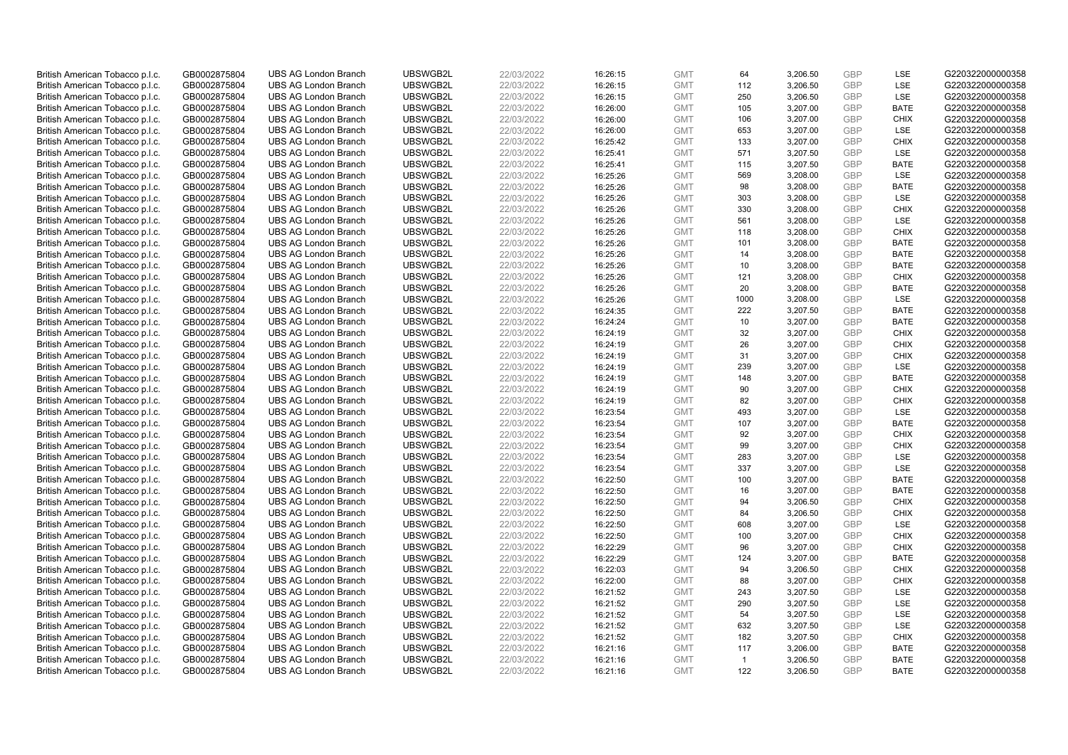| | | | | | | | | | | | |
|---|---|---|---|---|---|---|---|---|---|---|---|
| British American Tobacco p.l.c. | GB0002875804 | UBS AG London Branch | UBSWGB2L | 22/03/2022 | 16:26:15 | GMT | 64 | 3,206.50 | GBP | LSE | G220322000000358 |
| British American Tobacco p.l.c. | GB0002875804 | UBS AG London Branch | UBSWGB2L | 22/03/2022 | 16:26:15 | GMT | 112 | 3,206.50 | GBP | LSE | G220322000000358 |
| British American Tobacco p.l.c. | GB0002875804 | UBS AG London Branch | UBSWGB2L | 22/03/2022 | 16:26:15 | GMT | 250 | 3,206.50 | GBP | LSE | G220322000000358 |
| British American Tobacco p.l.c. | GB0002875804 | UBS AG London Branch | UBSWGB2L | 22/03/2022 | 16:26:00 | GMT | 105 | 3,207.00 | GBP | BATE | G220322000000358 |
| British American Tobacco p.l.c. | GB0002875804 | UBS AG London Branch | UBSWGB2L | 22/03/2022 | 16:26:00 | GMT | 106 | 3,207.00 | GBP | CHIX | G220322000000358 |
| British American Tobacco p.l.c. | GB0002875804 | UBS AG London Branch | UBSWGB2L | 22/03/2022 | 16:26:00 | GMT | 653 | 3,207.00 | GBP | LSE | G220322000000358 |
| British American Tobacco p.l.c. | GB0002875804 | UBS AG London Branch | UBSWGB2L | 22/03/2022 | 16:25:42 | GMT | 133 | 3,207.00 | GBP | CHIX | G220322000000358 |
| British American Tobacco p.l.c. | GB0002875804 | UBS AG London Branch | UBSWGB2L | 22/03/2022 | 16:25:41 | GMT | 571 | 3,207.50 | GBP | LSE | G220322000000358 |
| British American Tobacco p.l.c. | GB0002875804 | UBS AG London Branch | UBSWGB2L | 22/03/2022 | 16:25:41 | GMT | 115 | 3,207.50 | GBP | BATE | G220322000000358 |
| British American Tobacco p.l.c. | GB0002875804 | UBS AG London Branch | UBSWGB2L | 22/03/2022 | 16:25:26 | GMT | 569 | 3,208.00 | GBP | LSE | G220322000000358 |
| British American Tobacco p.l.c. | GB0002875804 | UBS AG London Branch | UBSWGB2L | 22/03/2022 | 16:25:26 | GMT | 98 | 3,208.00 | GBP | BATE | G220322000000358 |
| British American Tobacco p.l.c. | GB0002875804 | UBS AG London Branch | UBSWGB2L | 22/03/2022 | 16:25:26 | GMT | 303 | 3,208.00 | GBP | LSE | G220322000000358 |
| British American Tobacco p.l.c. | GB0002875804 | UBS AG London Branch | UBSWGB2L | 22/03/2022 | 16:25:26 | GMT | 330 | 3,208.00 | GBP | CHIX | G220322000000358 |
| British American Tobacco p.l.c. | GB0002875804 | UBS AG London Branch | UBSWGB2L | 22/03/2022 | 16:25:26 | GMT | 561 | 3,208.00 | GBP | LSE | G220322000000358 |
| British American Tobacco p.l.c. | GB0002875804 | UBS AG London Branch | UBSWGB2L | 22/03/2022 | 16:25:26 | GMT | 118 | 3,208.00 | GBP | CHIX | G220322000000358 |
| British American Tobacco p.l.c. | GB0002875804 | UBS AG London Branch | UBSWGB2L | 22/03/2022 | 16:25:26 | GMT | 101 | 3,208.00 | GBP | BATE | G220322000000358 |
| British American Tobacco p.l.c. | GB0002875804 | UBS AG London Branch | UBSWGB2L | 22/03/2022 | 16:25:26 | GMT | 14 | 3,208.00 | GBP | BATE | G220322000000358 |
| British American Tobacco p.l.c. | GB0002875804 | UBS AG London Branch | UBSWGB2L | 22/03/2022 | 16:25:26 | GMT | 10 | 3,208.00 | GBP | BATE | G220322000000358 |
| British American Tobacco p.l.c. | GB0002875804 | UBS AG London Branch | UBSWGB2L | 22/03/2022 | 16:25:26 | GMT | 121 | 3,208.00 | GBP | CHIX | G220322000000358 |
| British American Tobacco p.l.c. | GB0002875804 | UBS AG London Branch | UBSWGB2L | 22/03/2022 | 16:25:26 | GMT | 20 | 3,208.00 | GBP | BATE | G220322000000358 |
| British American Tobacco p.l.c. | GB0002875804 | UBS AG London Branch | UBSWGB2L | 22/03/2022 | 16:25:26 | GMT | 1000 | 3,208.00 | GBP | LSE | G220322000000358 |
| British American Tobacco p.l.c. | GB0002875804 | UBS AG London Branch | UBSWGB2L | 22/03/2022 | 16:24:35 | GMT | 222 | 3,207.50 | GBP | BATE | G220322000000358 |
| British American Tobacco p.l.c. | GB0002875804 | UBS AG London Branch | UBSWGB2L | 22/03/2022 | 16:24:24 | GMT | 10 | 3,207.00 | GBP | BATE | G220322000000358 |
| British American Tobacco p.l.c. | GB0002875804 | UBS AG London Branch | UBSWGB2L | 22/03/2022 | 16:24:19 | GMT | 32 | 3,207.00 | GBP | CHIX | G220322000000358 |
| British American Tobacco p.l.c. | GB0002875804 | UBS AG London Branch | UBSWGB2L | 22/03/2022 | 16:24:19 | GMT | 26 | 3,207.00 | GBP | CHIX | G220322000000358 |
| British American Tobacco p.l.c. | GB0002875804 | UBS AG London Branch | UBSWGB2L | 22/03/2022 | 16:24:19 | GMT | 31 | 3,207.00 | GBP | CHIX | G220322000000358 |
| British American Tobacco p.l.c. | GB0002875804 | UBS AG London Branch | UBSWGB2L | 22/03/2022 | 16:24:19 | GMT | 239 | 3,207.00 | GBP | LSE | G220322000000358 |
| British American Tobacco p.l.c. | GB0002875804 | UBS AG London Branch | UBSWGB2L | 22/03/2022 | 16:24:19 | GMT | 148 | 3,207.00 | GBP | BATE | G220322000000358 |
| British American Tobacco p.l.c. | GB0002875804 | UBS AG London Branch | UBSWGB2L | 22/03/2022 | 16:24:19 | GMT | 90 | 3,207.00 | GBP | CHIX | G220322000000358 |
| British American Tobacco p.l.c. | GB0002875804 | UBS AG London Branch | UBSWGB2L | 22/03/2022 | 16:24:19 | GMT | 82 | 3,207.00 | GBP | CHIX | G220322000000358 |
| British American Tobacco p.l.c. | GB0002875804 | UBS AG London Branch | UBSWGB2L | 22/03/2022 | 16:23:54 | GMT | 493 | 3,207.00 | GBP | LSE | G220322000000358 |
| British American Tobacco p.l.c. | GB0002875804 | UBS AG London Branch | UBSWGB2L | 22/03/2022 | 16:23:54 | GMT | 107 | 3,207.00 | GBP | BATE | G220322000000358 |
| British American Tobacco p.l.c. | GB0002875804 | UBS AG London Branch | UBSWGB2L | 22/03/2022 | 16:23:54 | GMT | 92 | 3,207.00 | GBP | CHIX | G220322000000358 |
| British American Tobacco p.l.c. | GB0002875804 | UBS AG London Branch | UBSWGB2L | 22/03/2022 | 16:23:54 | GMT | 99 | 3,207.00 | GBP | CHIX | G220322000000358 |
| British American Tobacco p.l.c. | GB0002875804 | UBS AG London Branch | UBSWGB2L | 22/03/2022 | 16:23:54 | GMT | 283 | 3,207.00 | GBP | LSE | G220322000000358 |
| British American Tobacco p.l.c. | GB0002875804 | UBS AG London Branch | UBSWGB2L | 22/03/2022 | 16:23:54 | GMT | 337 | 3,207.00 | GBP | LSE | G220322000000358 |
| British American Tobacco p.l.c. | GB0002875804 | UBS AG London Branch | UBSWGB2L | 22/03/2022 | 16:22:50 | GMT | 100 | 3,207.00 | GBP | BATE | G220322000000358 |
| British American Tobacco p.l.c. | GB0002875804 | UBS AG London Branch | UBSWGB2L | 22/03/2022 | 16:22:50 | GMT | 16 | 3,207.00 | GBP | BATE | G220322000000358 |
| British American Tobacco p.l.c. | GB0002875804 | UBS AG London Branch | UBSWGB2L | 22/03/2022 | 16:22:50 | GMT | 94 | 3,206.50 | GBP | CHIX | G220322000000358 |
| British American Tobacco p.l.c. | GB0002875804 | UBS AG London Branch | UBSWGB2L | 22/03/2022 | 16:22:50 | GMT | 84 | 3,206.50 | GBP | CHIX | G220322000000358 |
| British American Tobacco p.l.c. | GB0002875804 | UBS AG London Branch | UBSWGB2L | 22/03/2022 | 16:22:50 | GMT | 608 | 3,207.00 | GBP | LSE | G220322000000358 |
| British American Tobacco p.l.c. | GB0002875804 | UBS AG London Branch | UBSWGB2L | 22/03/2022 | 16:22:50 | GMT | 100 | 3,207.00 | GBP | CHIX | G220322000000358 |
| British American Tobacco p.l.c. | GB0002875804 | UBS AG London Branch | UBSWGB2L | 22/03/2022 | 16:22:29 | GMT | 96 | 3,207.00 | GBP | CHIX | G220322000000358 |
| British American Tobacco p.l.c. | GB0002875804 | UBS AG London Branch | UBSWGB2L | 22/03/2022 | 16:22:29 | GMT | 124 | 3,207.00 | GBP | BATE | G220322000000358 |
| British American Tobacco p.l.c. | GB0002875804 | UBS AG London Branch | UBSWGB2L | 22/03/2022 | 16:22:03 | GMT | 94 | 3,206.50 | GBP | CHIX | G220322000000358 |
| British American Tobacco p.l.c. | GB0002875804 | UBS AG London Branch | UBSWGB2L | 22/03/2022 | 16:22:00 | GMT | 88 | 3,207.00 | GBP | CHIX | G220322000000358 |
| British American Tobacco p.l.c. | GB0002875804 | UBS AG London Branch | UBSWGB2L | 22/03/2022 | 16:21:52 | GMT | 243 | 3,207.50 | GBP | LSE | G220322000000358 |
| British American Tobacco p.l.c. | GB0002875804 | UBS AG London Branch | UBSWGB2L | 22/03/2022 | 16:21:52 | GMT | 290 | 3,207.50 | GBP | LSE | G220322000000358 |
| British American Tobacco p.l.c. | GB0002875804 | UBS AG London Branch | UBSWGB2L | 22/03/2022 | 16:21:52 | GMT | 54 | 3,207.50 | GBP | LSE | G220322000000358 |
| British American Tobacco p.l.c. | GB0002875804 | UBS AG London Branch | UBSWGB2L | 22/03/2022 | 16:21:52 | GMT | 632 | 3,207.50 | GBP | LSE | G220322000000358 |
| British American Tobacco p.l.c. | GB0002875804 | UBS AG London Branch | UBSWGB2L | 22/03/2022 | 16:21:52 | GMT | 182 | 3,207.50 | GBP | CHIX | G220322000000358 |
| British American Tobacco p.l.c. | GB0002875804 | UBS AG London Branch | UBSWGB2L | 22/03/2022 | 16:21:16 | GMT | 117 | 3,206.00 | GBP | BATE | G220322000000358 |
| British American Tobacco p.l.c. | GB0002875804 | UBS AG London Branch | UBSWGB2L | 22/03/2022 | 16:21:16 | GMT | 1 | 3,206.50 | GBP | BATE | G220322000000358 |
| British American Tobacco p.l.c. | GB0002875804 | UBS AG London Branch | UBSWGB2L | 22/03/2022 | 16:21:16 | GMT | 122 | 3,206.50 | GBP | BATE | G220322000000358 |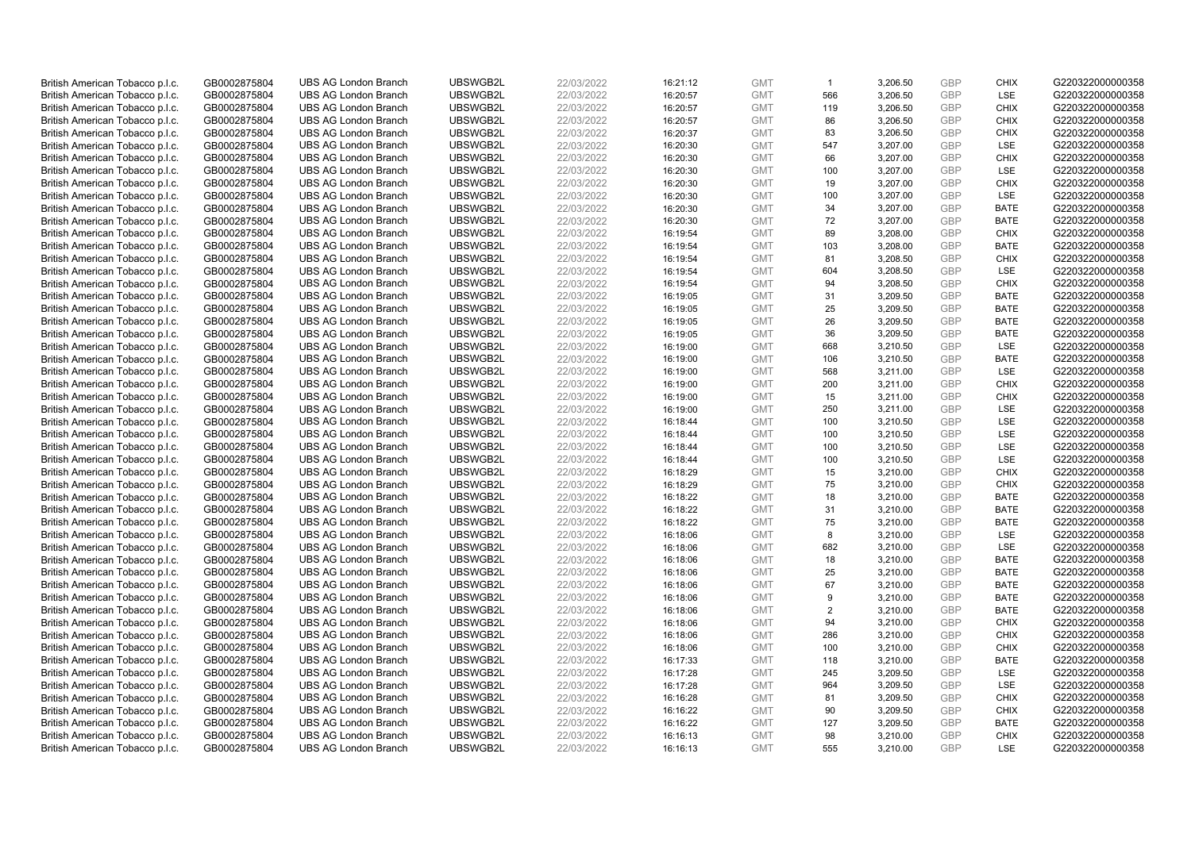| | | | | | | | | | | | |
|---|---|---|---|---|---|---|---|---|---|---|---|
| British American Tobacco p.l.c. | GB0002875804 | UBS AG London Branch | UBSWGB2L | 22/03/2022 | 16:21:12 | GMT | 1 | 3,206.50 | GBP | CHIX | G220322000000358 |
| British American Tobacco p.l.c. | GB0002875804 | UBS AG London Branch | UBSWGB2L | 22/03/2022 | 16:20:57 | GMT | 566 | 3,206.50 | GBP | LSE | G220322000000358 |
| British American Tobacco p.l.c. | GB0002875804 | UBS AG London Branch | UBSWGB2L | 22/03/2022 | 16:20:57 | GMT | 119 | 3,206.50 | GBP | CHIX | G220322000000358 |
| British American Tobacco p.l.c. | GB0002875804 | UBS AG London Branch | UBSWGB2L | 22/03/2022 | 16:20:57 | GMT | 86 | 3,206.50 | GBP | CHIX | G220322000000358 |
| British American Tobacco p.l.c. | GB0002875804 | UBS AG London Branch | UBSWGB2L | 22/03/2022 | 16:20:37 | GMT | 83 | 3,206.50 | GBP | CHIX | G220322000000358 |
| British American Tobacco p.l.c. | GB0002875804 | UBS AG London Branch | UBSWGB2L | 22/03/2022 | 16:20:30 | GMT | 547 | 3,207.00 | GBP | LSE | G220322000000358 |
| British American Tobacco p.l.c. | GB0002875804 | UBS AG London Branch | UBSWGB2L | 22/03/2022 | 16:20:30 | GMT | 66 | 3,207.00 | GBP | CHIX | G220322000000358 |
| British American Tobacco p.l.c. | GB0002875804 | UBS AG London Branch | UBSWGB2L | 22/03/2022 | 16:20:30 | GMT | 100 | 3,207.00 | GBP | LSE | G220322000000358 |
| British American Tobacco p.l.c. | GB0002875804 | UBS AG London Branch | UBSWGB2L | 22/03/2022 | 16:20:30 | GMT | 19 | 3,207.00 | GBP | CHIX | G220322000000358 |
| British American Tobacco p.l.c. | GB0002875804 | UBS AG London Branch | UBSWGB2L | 22/03/2022 | 16:20:30 | GMT | 100 | 3,207.00 | GBP | LSE | G220322000000358 |
| British American Tobacco p.l.c. | GB0002875804 | UBS AG London Branch | UBSWGB2L | 22/03/2022 | 16:20:30 | GMT | 34 | 3,207.00 | GBP | BATE | G220322000000358 |
| British American Tobacco p.l.c. | GB0002875804 | UBS AG London Branch | UBSWGB2L | 22/03/2022 | 16:20:30 | GMT | 72 | 3,207.00 | GBP | BATE | G220322000000358 |
| British American Tobacco p.l.c. | GB0002875804 | UBS AG London Branch | UBSWGB2L | 22/03/2022 | 16:19:54 | GMT | 89 | 3,208.00 | GBP | CHIX | G220322000000358 |
| British American Tobacco p.l.c. | GB0002875804 | UBS AG London Branch | UBSWGB2L | 22/03/2022 | 16:19:54 | GMT | 103 | 3,208.00 | GBP | BATE | G220322000000358 |
| British American Tobacco p.l.c. | GB0002875804 | UBS AG London Branch | UBSWGB2L | 22/03/2022 | 16:19:54 | GMT | 81 | 3,208.50 | GBP | CHIX | G220322000000358 |
| British American Tobacco p.l.c. | GB0002875804 | UBS AG London Branch | UBSWGB2L | 22/03/2022 | 16:19:54 | GMT | 604 | 3,208.50 | GBP | LSE | G220322000000358 |
| British American Tobacco p.l.c. | GB0002875804 | UBS AG London Branch | UBSWGB2L | 22/03/2022 | 16:19:54 | GMT | 94 | 3,208.50 | GBP | CHIX | G220322000000358 |
| British American Tobacco p.l.c. | GB0002875804 | UBS AG London Branch | UBSWGB2L | 22/03/2022 | 16:19:05 | GMT | 31 | 3,209.50 | GBP | BATE | G220322000000358 |
| British American Tobacco p.l.c. | GB0002875804 | UBS AG London Branch | UBSWGB2L | 22/03/2022 | 16:19:05 | GMT | 25 | 3,209.50 | GBP | BATE | G220322000000358 |
| British American Tobacco p.l.c. | GB0002875804 | UBS AG London Branch | UBSWGB2L | 22/03/2022 | 16:19:05 | GMT | 26 | 3,209.50 | GBP | BATE | G220322000000358 |
| British American Tobacco p.l.c. | GB0002875804 | UBS AG London Branch | UBSWGB2L | 22/03/2022 | 16:19:05 | GMT | 36 | 3,209.50 | GBP | BATE | G220322000000358 |
| British American Tobacco p.l.c. | GB0002875804 | UBS AG London Branch | UBSWGB2L | 22/03/2022 | 16:19:00 | GMT | 668 | 3,210.50 | GBP | LSE | G220322000000358 |
| British American Tobacco p.l.c. | GB0002875804 | UBS AG London Branch | UBSWGB2L | 22/03/2022 | 16:19:00 | GMT | 106 | 3,210.50 | GBP | BATE | G220322000000358 |
| British American Tobacco p.l.c. | GB0002875804 | UBS AG London Branch | UBSWGB2L | 22/03/2022 | 16:19:00 | GMT | 568 | 3,211.00 | GBP | LSE | G220322000000358 |
| British American Tobacco p.l.c. | GB0002875804 | UBS AG London Branch | UBSWGB2L | 22/03/2022 | 16:19:00 | GMT | 200 | 3,211.00 | GBP | CHIX | G220322000000358 |
| British American Tobacco p.l.c. | GB0002875804 | UBS AG London Branch | UBSWGB2L | 22/03/2022 | 16:19:00 | GMT | 15 | 3,211.00 | GBP | CHIX | G220322000000358 |
| British American Tobacco p.l.c. | GB0002875804 | UBS AG London Branch | UBSWGB2L | 22/03/2022 | 16:19:00 | GMT | 250 | 3,211.00 | GBP | LSE | G220322000000358 |
| British American Tobacco p.l.c. | GB0002875804 | UBS AG London Branch | UBSWGB2L | 22/03/2022 | 16:18:44 | GMT | 100 | 3,210.50 | GBP | LSE | G220322000000358 |
| British American Tobacco p.l.c. | GB0002875804 | UBS AG London Branch | UBSWGB2L | 22/03/2022 | 16:18:44 | GMT | 100 | 3,210.50 | GBP | LSE | G220322000000358 |
| British American Tobacco p.l.c. | GB0002875804 | UBS AG London Branch | UBSWGB2L | 22/03/2022 | 16:18:44 | GMT | 100 | 3,210.50 | GBP | LSE | G220322000000358 |
| British American Tobacco p.l.c. | GB0002875804 | UBS AG London Branch | UBSWGB2L | 22/03/2022 | 16:18:44 | GMT | 100 | 3,210.50 | GBP | LSE | G220322000000358 |
| British American Tobacco p.l.c. | GB0002875804 | UBS AG London Branch | UBSWGB2L | 22/03/2022 | 16:18:29 | GMT | 15 | 3,210.00 | GBP | CHIX | G220322000000358 |
| British American Tobacco p.l.c. | GB0002875804 | UBS AG London Branch | UBSWGB2L | 22/03/2022 | 16:18:29 | GMT | 75 | 3,210.00 | GBP | CHIX | G220322000000358 |
| British American Tobacco p.l.c. | GB0002875804 | UBS AG London Branch | UBSWGB2L | 22/03/2022 | 16:18:22 | GMT | 18 | 3,210.00 | GBP | BATE | G220322000000358 |
| British American Tobacco p.l.c. | GB0002875804 | UBS AG London Branch | UBSWGB2L | 22/03/2022 | 16:18:22 | GMT | 31 | 3,210.00 | GBP | BATE | G220322000000358 |
| British American Tobacco p.l.c. | GB0002875804 | UBS AG London Branch | UBSWGB2L | 22/03/2022 | 16:18:22 | GMT | 75 | 3,210.00 | GBP | BATE | G220322000000358 |
| British American Tobacco p.l.c. | GB0002875804 | UBS AG London Branch | UBSWGB2L | 22/03/2022 | 16:18:06 | GMT | 8 | 3,210.00 | GBP | LSE | G220322000000358 |
| British American Tobacco p.l.c. | GB0002875804 | UBS AG London Branch | UBSWGB2L | 22/03/2022 | 16:18:06 | GMT | 682 | 3,210.00 | GBP | LSE | G220322000000358 |
| British American Tobacco p.l.c. | GB0002875804 | UBS AG London Branch | UBSWGB2L | 22/03/2022 | 16:18:06 | GMT | 18 | 3,210.00 | GBP | BATE | G220322000000358 |
| British American Tobacco p.l.c. | GB0002875804 | UBS AG London Branch | UBSWGB2L | 22/03/2022 | 16:18:06 | GMT | 25 | 3,210.00 | GBP | BATE | G220322000000358 |
| British American Tobacco p.l.c. | GB0002875804 | UBS AG London Branch | UBSWGB2L | 22/03/2022 | 16:18:06 | GMT | 67 | 3,210.00 | GBP | BATE | G220322000000358 |
| British American Tobacco p.l.c. | GB0002875804 | UBS AG London Branch | UBSWGB2L | 22/03/2022 | 16:18:06 | GMT | 9 | 3,210.00 | GBP | BATE | G220322000000358 |
| British American Tobacco p.l.c. | GB0002875804 | UBS AG London Branch | UBSWGB2L | 22/03/2022 | 16:18:06 | GMT | 2 | 3,210.00 | GBP | BATE | G220322000000358 |
| British American Tobacco p.l.c. | GB0002875804 | UBS AG London Branch | UBSWGB2L | 22/03/2022 | 16:18:06 | GMT | 94 | 3,210.00 | GBP | CHIX | G220322000000358 |
| British American Tobacco p.l.c. | GB0002875804 | UBS AG London Branch | UBSWGB2L | 22/03/2022 | 16:18:06 | GMT | 286 | 3,210.00 | GBP | CHIX | G220322000000358 |
| British American Tobacco p.l.c. | GB0002875804 | UBS AG London Branch | UBSWGB2L | 22/03/2022 | 16:18:06 | GMT | 100 | 3,210.00 | GBP | CHIX | G220322000000358 |
| British American Tobacco p.l.c. | GB0002875804 | UBS AG London Branch | UBSWGB2L | 22/03/2022 | 16:17:33 | GMT | 118 | 3,210.00 | GBP | BATE | G220322000000358 |
| British American Tobacco p.l.c. | GB0002875804 | UBS AG London Branch | UBSWGB2L | 22/03/2022 | 16:17:28 | GMT | 245 | 3,209.50 | GBP | LSE | G220322000000358 |
| British American Tobacco p.l.c. | GB0002875804 | UBS AG London Branch | UBSWGB2L | 22/03/2022 | 16:17:28 | GMT | 964 | 3,209.50 | GBP | LSE | G220322000000358 |
| British American Tobacco p.l.c. | GB0002875804 | UBS AG London Branch | UBSWGB2L | 22/03/2022 | 16:16:28 | GMT | 81 | 3,209.50 | GBP | CHIX | G220322000000358 |
| British American Tobacco p.l.c. | GB0002875804 | UBS AG London Branch | UBSWGB2L | 22/03/2022 | 16:16:22 | GMT | 90 | 3,209.50 | GBP | CHIX | G220322000000358 |
| British American Tobacco p.l.c. | GB0002875804 | UBS AG London Branch | UBSWGB2L | 22/03/2022 | 16:16:22 | GMT | 127 | 3,209.50 | GBP | BATE | G220322000000358 |
| British American Tobacco p.l.c. | GB0002875804 | UBS AG London Branch | UBSWGB2L | 22/03/2022 | 16:16:13 | GMT | 98 | 3,210.00 | GBP | CHIX | G220322000000358 |
| British American Tobacco p.l.c. | GB0002875804 | UBS AG London Branch | UBSWGB2L | 22/03/2022 | 16:16:13 | GMT | 555 | 3,210.00 | GBP | LSE | G220322000000358 |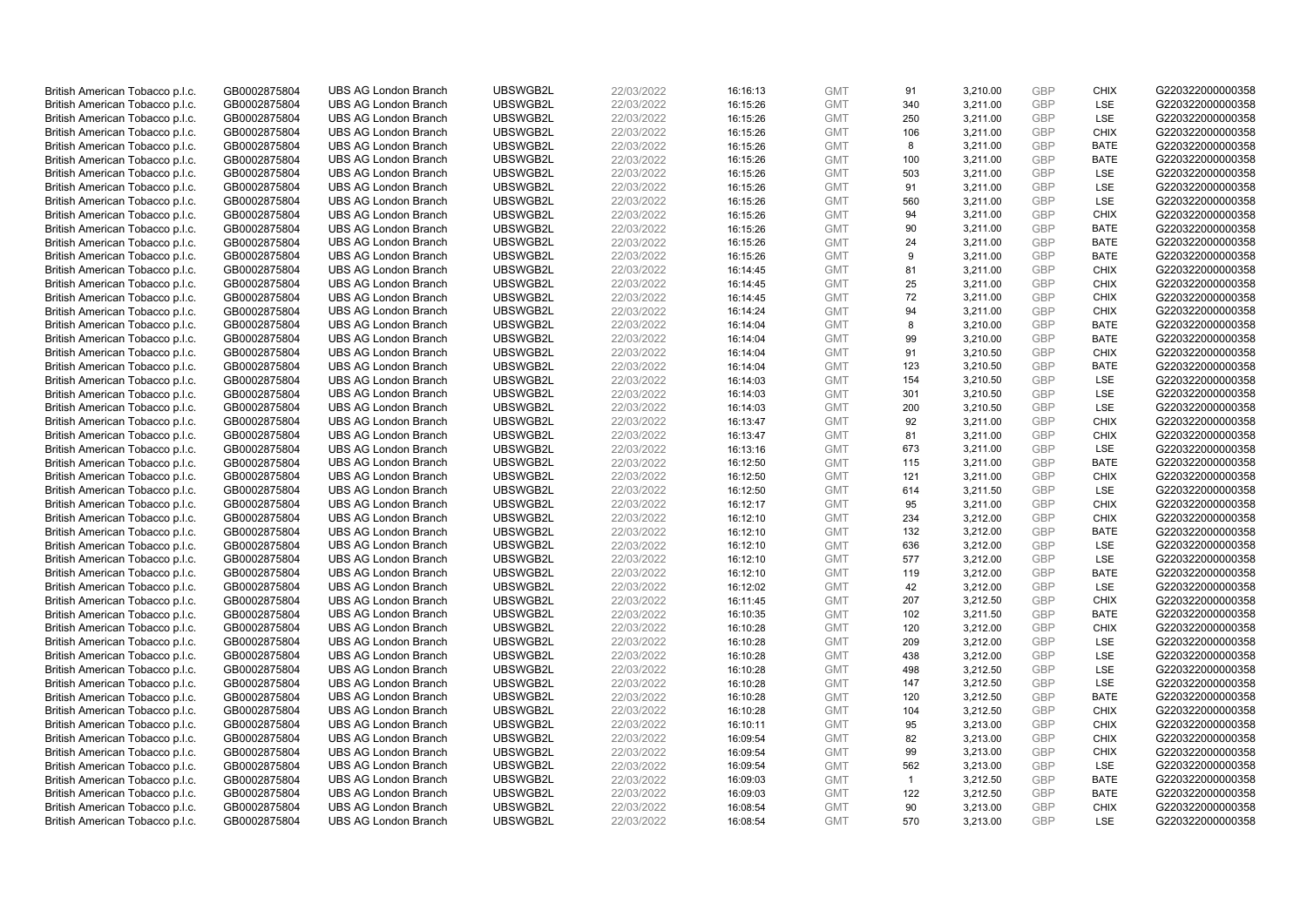| | | | | | | | | | | | |
|---|---|---|---|---|---|---|---|---|---|---|---|
| British American Tobacco p.l.c. | GB0002875804 | UBS AG London Branch | UBSWGB2L | 22/03/2022 | 16:16:13 | GMT | 91 | 3,210.00 | GBP | CHIX | G220322000000358 |
| British American Tobacco p.l.c. | GB0002875804 | UBS AG London Branch | UBSWGB2L | 22/03/2022 | 16:15:26 | GMT | 340 | 3,211.00 | GBP | LSE | G220322000000358 |
| British American Tobacco p.l.c. | GB0002875804 | UBS AG London Branch | UBSWGB2L | 22/03/2022 | 16:15:26 | GMT | 250 | 3,211.00 | GBP | LSE | G220322000000358 |
| British American Tobacco p.l.c. | GB0002875804 | UBS AG London Branch | UBSWGB2L | 22/03/2022 | 16:15:26 | GMT | 106 | 3,211.00 | GBP | CHIX | G220322000000358 |
| British American Tobacco p.l.c. | GB0002875804 | UBS AG London Branch | UBSWGB2L | 22/03/2022 | 16:15:26 | GMT | 8 | 3,211.00 | GBP | BATE | G220322000000358 |
| British American Tobacco p.l.c. | GB0002875804 | UBS AG London Branch | UBSWGB2L | 22/03/2022 | 16:15:26 | GMT | 100 | 3,211.00 | GBP | BATE | G220322000000358 |
| British American Tobacco p.l.c. | GB0002875804 | UBS AG London Branch | UBSWGB2L | 22/03/2022 | 16:15:26 | GMT | 503 | 3,211.00 | GBP | LSE | G220322000000358 |
| British American Tobacco p.l.c. | GB0002875804 | UBS AG London Branch | UBSWGB2L | 22/03/2022 | 16:15:26 | GMT | 91 | 3,211.00 | GBP | LSE | G220322000000358 |
| British American Tobacco p.l.c. | GB0002875804 | UBS AG London Branch | UBSWGB2L | 22/03/2022 | 16:15:26 | GMT | 560 | 3,211.00 | GBP | LSE | G220322000000358 |
| British American Tobacco p.l.c. | GB0002875804 | UBS AG London Branch | UBSWGB2L | 22/03/2022 | 16:15:26 | GMT | 94 | 3,211.00 | GBP | CHIX | G220322000000358 |
| British American Tobacco p.l.c. | GB0002875804 | UBS AG London Branch | UBSWGB2L | 22/03/2022 | 16:15:26 | GMT | 90 | 3,211.00 | GBP | BATE | G220322000000358 |
| British American Tobacco p.l.c. | GB0002875804 | UBS AG London Branch | UBSWGB2L | 22/03/2022 | 16:15:26 | GMT | 24 | 3,211.00 | GBP | BATE | G220322000000358 |
| British American Tobacco p.l.c. | GB0002875804 | UBS AG London Branch | UBSWGB2L | 22/03/2022 | 16:15:26 | GMT | 9 | 3,211.00 | GBP | BATE | G220322000000358 |
| British American Tobacco p.l.c. | GB0002875804 | UBS AG London Branch | UBSWGB2L | 22/03/2022 | 16:14:45 | GMT | 81 | 3,211.00 | GBP | CHIX | G220322000000358 |
| British American Tobacco p.l.c. | GB0002875804 | UBS AG London Branch | UBSWGB2L | 22/03/2022 | 16:14:45 | GMT | 25 | 3,211.00 | GBP | CHIX | G220322000000358 |
| British American Tobacco p.l.c. | GB0002875804 | UBS AG London Branch | UBSWGB2L | 22/03/2022 | 16:14:45 | GMT | 72 | 3,211.00 | GBP | CHIX | G220322000000358 |
| British American Tobacco p.l.c. | GB0002875804 | UBS AG London Branch | UBSWGB2L | 22/03/2022 | 16:14:24 | GMT | 94 | 3,211.00 | GBP | CHIX | G220322000000358 |
| British American Tobacco p.l.c. | GB0002875804 | UBS AG London Branch | UBSWGB2L | 22/03/2022 | 16:14:04 | GMT | 8 | 3,210.00 | GBP | BATE | G220322000000358 |
| British American Tobacco p.l.c. | GB0002875804 | UBS AG London Branch | UBSWGB2L | 22/03/2022 | 16:14:04 | GMT | 99 | 3,210.00 | GBP | BATE | G220322000000358 |
| British American Tobacco p.l.c. | GB0002875804 | UBS AG London Branch | UBSWGB2L | 22/03/2022 | 16:14:04 | GMT | 91 | 3,210.50 | GBP | CHIX | G220322000000358 |
| British American Tobacco p.l.c. | GB0002875804 | UBS AG London Branch | UBSWGB2L | 22/03/2022 | 16:14:04 | GMT | 123 | 3,210.50 | GBP | BATE | G220322000000358 |
| British American Tobacco p.l.c. | GB0002875804 | UBS AG London Branch | UBSWGB2L | 22/03/2022 | 16:14:03 | GMT | 154 | 3,210.50 | GBP | LSE | G220322000000358 |
| British American Tobacco p.l.c. | GB0002875804 | UBS AG London Branch | UBSWGB2L | 22/03/2022 | 16:14:03 | GMT | 301 | 3,210.50 | GBP | LSE | G220322000000358 |
| British American Tobacco p.l.c. | GB0002875804 | UBS AG London Branch | UBSWGB2L | 22/03/2022 | 16:14:03 | GMT | 200 | 3,210.50 | GBP | LSE | G220322000000358 |
| British American Tobacco p.l.c. | GB0002875804 | UBS AG London Branch | UBSWGB2L | 22/03/2022 | 16:13:47 | GMT | 92 | 3,211.00 | GBP | CHIX | G220322000000358 |
| British American Tobacco p.l.c. | GB0002875804 | UBS AG London Branch | UBSWGB2L | 22/03/2022 | 16:13:47 | GMT | 81 | 3,211.00 | GBP | CHIX | G220322000000358 |
| British American Tobacco p.l.c. | GB0002875804 | UBS AG London Branch | UBSWGB2L | 22/03/2022 | 16:13:16 | GMT | 673 | 3,211.00 | GBP | LSE | G220322000000358 |
| British American Tobacco p.l.c. | GB0002875804 | UBS AG London Branch | UBSWGB2L | 22/03/2022 | 16:12:50 | GMT | 115 | 3,211.00 | GBP | BATE | G220322000000358 |
| British American Tobacco p.l.c. | GB0002875804 | UBS AG London Branch | UBSWGB2L | 22/03/2022 | 16:12:50 | GMT | 121 | 3,211.00 | GBP | CHIX | G220322000000358 |
| British American Tobacco p.l.c. | GB0002875804 | UBS AG London Branch | UBSWGB2L | 22/03/2022 | 16:12:50 | GMT | 614 | 3,211.50 | GBP | LSE | G220322000000358 |
| British American Tobacco p.l.c. | GB0002875804 | UBS AG London Branch | UBSWGB2L | 22/03/2022 | 16:12:17 | GMT | 95 | 3,211.00 | GBP | CHIX | G220322000000358 |
| British American Tobacco p.l.c. | GB0002875804 | UBS AG London Branch | UBSWGB2L | 22/03/2022 | 16:12:10 | GMT | 234 | 3,212.00 | GBP | CHIX | G220322000000358 |
| British American Tobacco p.l.c. | GB0002875804 | UBS AG London Branch | UBSWGB2L | 22/03/2022 | 16:12:10 | GMT | 132 | 3,212.00 | GBP | BATE | G220322000000358 |
| British American Tobacco p.l.c. | GB0002875804 | UBS AG London Branch | UBSWGB2L | 22/03/2022 | 16:12:10 | GMT | 636 | 3,212.00 | GBP | LSE | G220322000000358 |
| British American Tobacco p.l.c. | GB0002875804 | UBS AG London Branch | UBSWGB2L | 22/03/2022 | 16:12:10 | GMT | 577 | 3,212.00 | GBP | LSE | G220322000000358 |
| British American Tobacco p.l.c. | GB0002875804 | UBS AG London Branch | UBSWGB2L | 22/03/2022 | 16:12:10 | GMT | 119 | 3,212.00 | GBP | BATE | G220322000000358 |
| British American Tobacco p.l.c. | GB0002875804 | UBS AG London Branch | UBSWGB2L | 22/03/2022 | 16:12:02 | GMT | 42 | 3,212.00 | GBP | LSE | G220322000000358 |
| British American Tobacco p.l.c. | GB0002875804 | UBS AG London Branch | UBSWGB2L | 22/03/2022 | 16:11:45 | GMT | 207 | 3,212.50 | GBP | CHIX | G220322000000358 |
| British American Tobacco p.l.c. | GB0002875804 | UBS AG London Branch | UBSWGB2L | 22/03/2022 | 16:10:35 | GMT | 102 | 3,211.50 | GBP | BATE | G220322000000358 |
| British American Tobacco p.l.c. | GB0002875804 | UBS AG London Branch | UBSWGB2L | 22/03/2022 | 16:10:28 | GMT | 120 | 3,212.00 | GBP | CHIX | G220322000000358 |
| British American Tobacco p.l.c. | GB0002875804 | UBS AG London Branch | UBSWGB2L | 22/03/2022 | 16:10:28 | GMT | 209 | 3,212.00 | GBP | LSE | G220322000000358 |
| British American Tobacco p.l.c. | GB0002875804 | UBS AG London Branch | UBSWGB2L | 22/03/2022 | 16:10:28 | GMT | 438 | 3,212.00 | GBP | LSE | G220322000000358 |
| British American Tobacco p.l.c. | GB0002875804 | UBS AG London Branch | UBSWGB2L | 22/03/2022 | 16:10:28 | GMT | 498 | 3,212.50 | GBP | LSE | G220322000000358 |
| British American Tobacco p.l.c. | GB0002875804 | UBS AG London Branch | UBSWGB2L | 22/03/2022 | 16:10:28 | GMT | 147 | 3,212.50 | GBP | LSE | G220322000000358 |
| British American Tobacco p.l.c. | GB0002875804 | UBS AG London Branch | UBSWGB2L | 22/03/2022 | 16:10:28 | GMT | 120 | 3,212.50 | GBP | BATE | G220322000000358 |
| British American Tobacco p.l.c. | GB0002875804 | UBS AG London Branch | UBSWGB2L | 22/03/2022 | 16:10:28 | GMT | 104 | 3,212.50 | GBP | CHIX | G220322000000358 |
| British American Tobacco p.l.c. | GB0002875804 | UBS AG London Branch | UBSWGB2L | 22/03/2022 | 16:10:11 | GMT | 95 | 3,213.00 | GBP | CHIX | G220322000000358 |
| British American Tobacco p.l.c. | GB0002875804 | UBS AG London Branch | UBSWGB2L | 22/03/2022 | 16:09:54 | GMT | 82 | 3,213.00 | GBP | CHIX | G220322000000358 |
| British American Tobacco p.l.c. | GB0002875804 | UBS AG London Branch | UBSWGB2L | 22/03/2022 | 16:09:54 | GMT | 99 | 3,213.00 | GBP | CHIX | G220322000000358 |
| British American Tobacco p.l.c. | GB0002875804 | UBS AG London Branch | UBSWGB2L | 22/03/2022 | 16:09:54 | GMT | 562 | 3,213.00 | GBP | LSE | G220322000000358 |
| British American Tobacco p.l.c. | GB0002875804 | UBS AG London Branch | UBSWGB2L | 22/03/2022 | 16:09:03 | GMT | 1 | 3,212.50 | GBP | BATE | G220322000000358 |
| British American Tobacco p.l.c. | GB0002875804 | UBS AG London Branch | UBSWGB2L | 22/03/2022 | 16:09:03 | GMT | 122 | 3,212.50 | GBP | BATE | G220322000000358 |
| British American Tobacco p.l.c. | GB0002875804 | UBS AG London Branch | UBSWGB2L | 22/03/2022 | 16:08:54 | GMT | 90 | 3,213.00 | GBP | CHIX | G220322000000358 |
| British American Tobacco p.l.c. | GB0002875804 | UBS AG London Branch | UBSWGB2L | 22/03/2022 | 16:08:54 | GMT | 570 | 3,213.00 | GBP | LSE | G220322000000358 |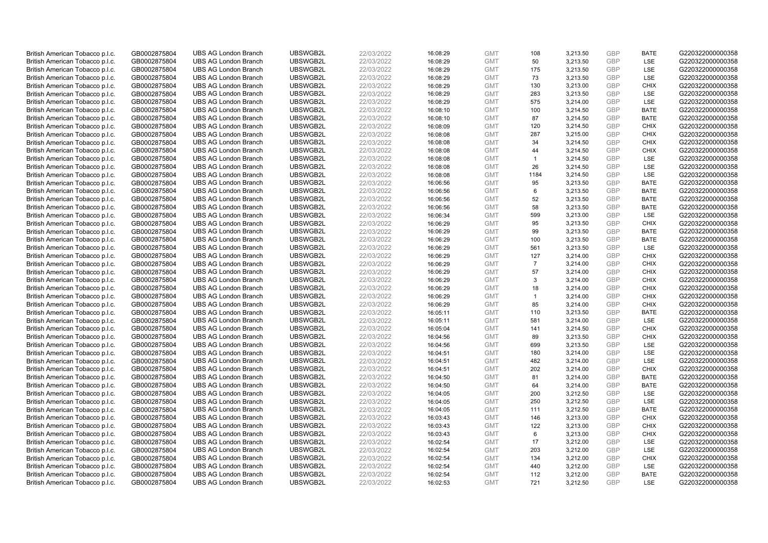| | | | | | | | | | | | |
|---|---|---|---|---|---|---|---|---|---|---|---|
| British American Tobacco p.l.c. | GB0002875804 | UBS AG London Branch | UBSWGB2L | 22/03/2022 | 16:08:29 | GMT | 108 | 3,213.50 | GBP | BATE | G220322000000358 |
| British American Tobacco p.l.c. | GB0002875804 | UBS AG London Branch | UBSWGB2L | 22/03/2022 | 16:08:29 | GMT | 50 | 3,213.50 | GBP | LSE | G220322000000358 |
| British American Tobacco p.l.c. | GB0002875804 | UBS AG London Branch | UBSWGB2L | 22/03/2022 | 16:08:29 | GMT | 175 | 3,213.50 | GBP | LSE | G220322000000358 |
| British American Tobacco p.l.c. | GB0002875804 | UBS AG London Branch | UBSWGB2L | 22/03/2022 | 16:08:29 | GMT | 73 | 3,213.50 | GBP | LSE | G220322000000358 |
| British American Tobacco p.l.c. | GB0002875804 | UBS AG London Branch | UBSWGB2L | 22/03/2022 | 16:08:29 | GMT | 130 | 3,213.00 | GBP | CHIX | G220322000000358 |
| British American Tobacco p.l.c. | GB0002875804 | UBS AG London Branch | UBSWGB2L | 22/03/2022 | 16:08:29 | GMT | 283 | 3,213.50 | GBP | LSE | G220322000000358 |
| British American Tobacco p.l.c. | GB0002875804 | UBS AG London Branch | UBSWGB2L | 22/03/2022 | 16:08:29 | GMT | 575 | 3,214.00 | GBP | LSE | G220322000000358 |
| British American Tobacco p.l.c. | GB0002875804 | UBS AG London Branch | UBSWGB2L | 22/03/2022 | 16:08:10 | GMT | 100 | 3,214.50 | GBP | BATE | G220322000000358 |
| British American Tobacco p.l.c. | GB0002875804 | UBS AG London Branch | UBSWGB2L | 22/03/2022 | 16:08:10 | GMT | 87 | 3,214.50 | GBP | BATE | G220322000000358 |
| British American Tobacco p.l.c. | GB0002875804 | UBS AG London Branch | UBSWGB2L | 22/03/2022 | 16:08:09 | GMT | 120 | 3,214.50 | GBP | CHIX | G220322000000358 |
| British American Tobacco p.l.c. | GB0002875804 | UBS AG London Branch | UBSWGB2L | 22/03/2022 | 16:08:08 | GMT | 287 | 3,215.00 | GBP | CHIX | G220322000000358 |
| British American Tobacco p.l.c. | GB0002875804 | UBS AG London Branch | UBSWGB2L | 22/03/2022 | 16:08:08 | GMT | 34 | 3,214.50 | GBP | CHIX | G220322000000358 |
| British American Tobacco p.l.c. | GB0002875804 | UBS AG London Branch | UBSWGB2L | 22/03/2022 | 16:08:08 | GMT | 44 | 3,214.50 | GBP | CHIX | G220322000000358 |
| British American Tobacco p.l.c. | GB0002875804 | UBS AG London Branch | UBSWGB2L | 22/03/2022 | 16:08:08 | GMT | 1 | 3,214.50 | GBP | LSE | G220322000000358 |
| British American Tobacco p.l.c. | GB0002875804 | UBS AG London Branch | UBSWGB2L | 22/03/2022 | 16:08:08 | GMT | 26 | 3,214.50 | GBP | LSE | G220322000000358 |
| British American Tobacco p.l.c. | GB0002875804 | UBS AG London Branch | UBSWGB2L | 22/03/2022 | 16:08:08 | GMT | 1184 | 3,214.50 | GBP | LSE | G220322000000358 |
| British American Tobacco p.l.c. | GB0002875804 | UBS AG London Branch | UBSWGB2L | 22/03/2022 | 16:06:56 | GMT | 95 | 3,213.50 | GBP | BATE | G220322000000358 |
| British American Tobacco p.l.c. | GB0002875804 | UBS AG London Branch | UBSWGB2L | 22/03/2022 | 16:06:56 | GMT | 6 | 3,213.50 | GBP | BATE | G220322000000358 |
| British American Tobacco p.l.c. | GB0002875804 | UBS AG London Branch | UBSWGB2L | 22/03/2022 | 16:06:56 | GMT | 52 | 3,213.50 | GBP | BATE | G220322000000358 |
| British American Tobacco p.l.c. | GB0002875804 | UBS AG London Branch | UBSWGB2L | 22/03/2022 | 16:06:56 | GMT | 58 | 3,213.50 | GBP | BATE | G220322000000358 |
| British American Tobacco p.l.c. | GB0002875804 | UBS AG London Branch | UBSWGB2L | 22/03/2022 | 16:06:34 | GMT | 599 | 3,213.00 | GBP | LSE | G220322000000358 |
| British American Tobacco p.l.c. | GB0002875804 | UBS AG London Branch | UBSWGB2L | 22/03/2022 | 16:06:29 | GMT | 95 | 3,213.50 | GBP | CHIX | G220322000000358 |
| British American Tobacco p.l.c. | GB0002875804 | UBS AG London Branch | UBSWGB2L | 22/03/2022 | 16:06:29 | GMT | 99 | 3,213.50 | GBP | BATE | G220322000000358 |
| British American Tobacco p.l.c. | GB0002875804 | UBS AG London Branch | UBSWGB2L | 22/03/2022 | 16:06:29 | GMT | 100 | 3,213.50 | GBP | BATE | G220322000000358 |
| British American Tobacco p.l.c. | GB0002875804 | UBS AG London Branch | UBSWGB2L | 22/03/2022 | 16:06:29 | GMT | 561 | 3,213.50 | GBP | LSE | G220322000000358 |
| British American Tobacco p.l.c. | GB0002875804 | UBS AG London Branch | UBSWGB2L | 22/03/2022 | 16:06:29 | GMT | 127 | 3,214.00 | GBP | CHIX | G220322000000358 |
| British American Tobacco p.l.c. | GB0002875804 | UBS AG London Branch | UBSWGB2L | 22/03/2022 | 16:06:29 | GMT | 7 | 3,214.00 | GBP | CHIX | G220322000000358 |
| British American Tobacco p.l.c. | GB0002875804 | UBS AG London Branch | UBSWGB2L | 22/03/2022 | 16:06:29 | GMT | 57 | 3,214.00 | GBP | CHIX | G220322000000358 |
| British American Tobacco p.l.c. | GB0002875804 | UBS AG London Branch | UBSWGB2L | 22/03/2022 | 16:06:29 | GMT | 3 | 3,214.00 | GBP | CHIX | G220322000000358 |
| British American Tobacco p.l.c. | GB0002875804 | UBS AG London Branch | UBSWGB2L | 22/03/2022 | 16:06:29 | GMT | 18 | 3,214.00 | GBP | CHIX | G220322000000358 |
| British American Tobacco p.l.c. | GB0002875804 | UBS AG London Branch | UBSWGB2L | 22/03/2022 | 16:06:29 | GMT | 1 | 3,214.00 | GBP | CHIX | G220322000000358 |
| British American Tobacco p.l.c. | GB0002875804 | UBS AG London Branch | UBSWGB2L | 22/03/2022 | 16:06:29 | GMT | 85 | 3,214.00 | GBP | CHIX | G220322000000358 |
| British American Tobacco p.l.c. | GB0002875804 | UBS AG London Branch | UBSWGB2L | 22/03/2022 | 16:05:11 | GMT | 110 | 3,213.50 | GBP | BATE | G220322000000358 |
| British American Tobacco p.l.c. | GB0002875804 | UBS AG London Branch | UBSWGB2L | 22/03/2022 | 16:05:11 | GMT | 581 | 3,214.00 | GBP | LSE | G220322000000358 |
| British American Tobacco p.l.c. | GB0002875804 | UBS AG London Branch | UBSWGB2L | 22/03/2022 | 16:05:04 | GMT | 141 | 3,214.50 | GBP | CHIX | G220322000000358 |
| British American Tobacco p.l.c. | GB0002875804 | UBS AG London Branch | UBSWGB2L | 22/03/2022 | 16:04:56 | GMT | 89 | 3,213.50 | GBP | CHIX | G220322000000358 |
| British American Tobacco p.l.c. | GB0002875804 | UBS AG London Branch | UBSWGB2L | 22/03/2022 | 16:04:56 | GMT | 699 | 3,213.50 | GBP | LSE | G220322000000358 |
| British American Tobacco p.l.c. | GB0002875804 | UBS AG London Branch | UBSWGB2L | 22/03/2022 | 16:04:51 | GMT | 180 | 3,214.00 | GBP | LSE | G220322000000358 |
| British American Tobacco p.l.c. | GB0002875804 | UBS AG London Branch | UBSWGB2L | 22/03/2022 | 16:04:51 | GMT | 482 | 3,214.00 | GBP | LSE | G220322000000358 |
| British American Tobacco p.l.c. | GB0002875804 | UBS AG London Branch | UBSWGB2L | 22/03/2022 | 16:04:51 | GMT | 202 | 3,214.00 | GBP | CHIX | G220322000000358 |
| British American Tobacco p.l.c. | GB0002875804 | UBS AG London Branch | UBSWGB2L | 22/03/2022 | 16:04:50 | GMT | 81 | 3,214.00 | GBP | BATE | G220322000000358 |
| British American Tobacco p.l.c. | GB0002875804 | UBS AG London Branch | UBSWGB2L | 22/03/2022 | 16:04:50 | GMT | 64 | 3,214.00 | GBP | BATE | G220322000000358 |
| British American Tobacco p.l.c. | GB0002875804 | UBS AG London Branch | UBSWGB2L | 22/03/2022 | 16:04:05 | GMT | 200 | 3,212.50 | GBP | LSE | G220322000000358 |
| British American Tobacco p.l.c. | GB0002875804 | UBS AG London Branch | UBSWGB2L | 22/03/2022 | 16:04:05 | GMT | 250 | 3,212.50 | GBP | LSE | G220322000000358 |
| British American Tobacco p.l.c. | GB0002875804 | UBS AG London Branch | UBSWGB2L | 22/03/2022 | 16:04:05 | GMT | 111 | 3,212.50 | GBP | BATE | G220322000000358 |
| British American Tobacco p.l.c. | GB0002875804 | UBS AG London Branch | UBSWGB2L | 22/03/2022 | 16:03:43 | GMT | 146 | 3,213.00 | GBP | CHIX | G220322000000358 |
| British American Tobacco p.l.c. | GB0002875804 | UBS AG London Branch | UBSWGB2L | 22/03/2022 | 16:03:43 | GMT | 122 | 3,213.00 | GBP | CHIX | G220322000000358 |
| British American Tobacco p.l.c. | GB0002875804 | UBS AG London Branch | UBSWGB2L | 22/03/2022 | 16:03:43 | GMT | 6 | 3,213.00 | GBP | CHIX | G220322000000358 |
| British American Tobacco p.l.c. | GB0002875804 | UBS AG London Branch | UBSWGB2L | 22/03/2022 | 16:02:54 | GMT | 17 | 3,212.00 | GBP | LSE | G220322000000358 |
| British American Tobacco p.l.c. | GB0002875804 | UBS AG London Branch | UBSWGB2L | 22/03/2022 | 16:02:54 | GMT | 203 | 3,212.00 | GBP | LSE | G220322000000358 |
| British American Tobacco p.l.c. | GB0002875804 | UBS AG London Branch | UBSWGB2L | 22/03/2022 | 16:02:54 | GMT | 134 | 3,212.00 | GBP | CHIX | G220322000000358 |
| British American Tobacco p.l.c. | GB0002875804 | UBS AG London Branch | UBSWGB2L | 22/03/2022 | 16:02:54 | GMT | 440 | 3,212.00 | GBP | LSE | G220322000000358 |
| British American Tobacco p.l.c. | GB0002875804 | UBS AG London Branch | UBSWGB2L | 22/03/2022 | 16:02:54 | GMT | 112 | 3,212.00 | GBP | BATE | G220322000000358 |
| British American Tobacco p.l.c. | GB0002875804 | UBS AG London Branch | UBSWGB2L | 22/03/2022 | 16:02:53 | GMT | 721 | 3,212.50 | GBP | LSE | G220322000000358 |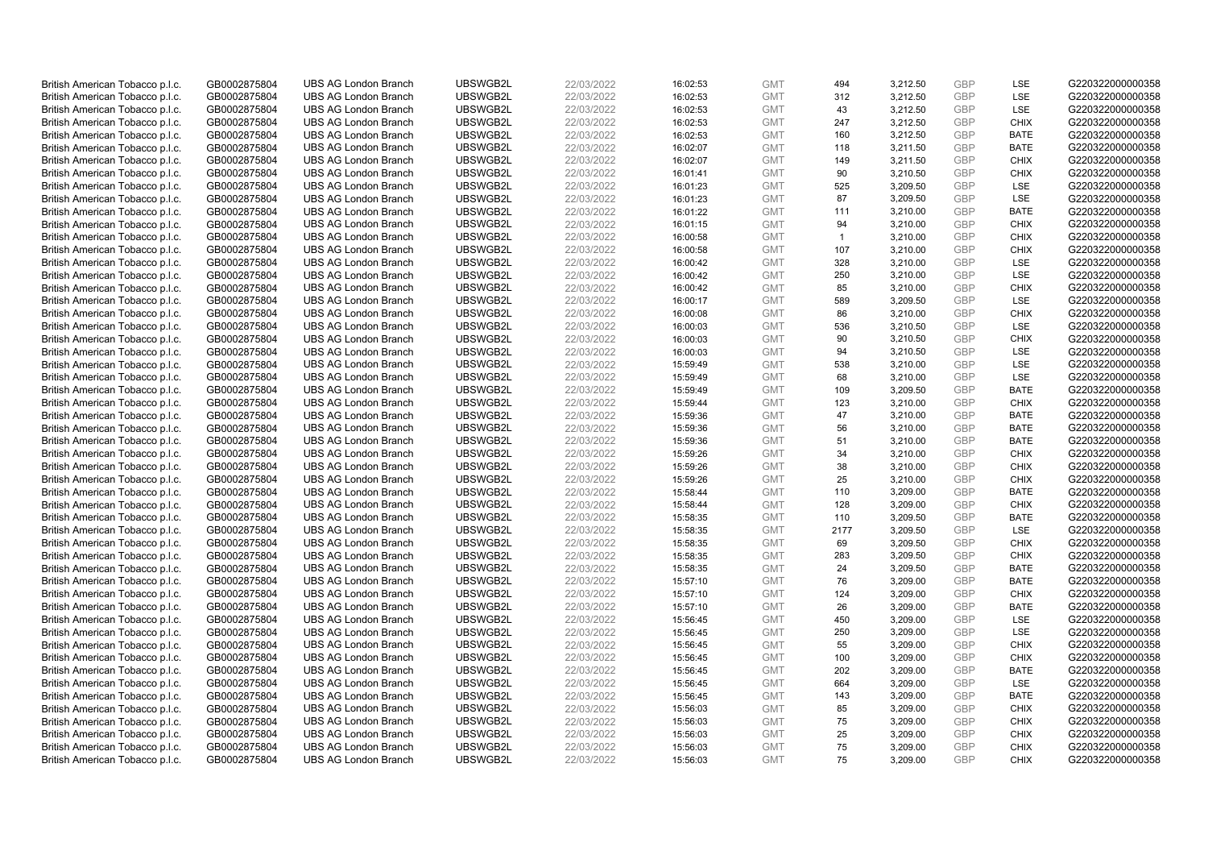| | | | | | | | | | | | |
|---|---|---|---|---|---|---|---|---|---|---|---|
| British American Tobacco p.l.c. | GB0002875804 | UBS AG London Branch | UBSWGB2L | 22/03/2022 | 16:02:53 | GMT | 494 | 3,212.50 | GBP | LSE | G220322000000358 |
| British American Tobacco p.l.c. | GB0002875804 | UBS AG London Branch | UBSWGB2L | 22/03/2022 | 16:02:53 | GMT | 312 | 3,212.50 | GBP | LSE | G220322000000358 |
| British American Tobacco p.l.c. | GB0002875804 | UBS AG London Branch | UBSWGB2L | 22/03/2022 | 16:02:53 | GMT | 43 | 3,212.50 | GBP | LSE | G220322000000358 |
| British American Tobacco p.l.c. | GB0002875804 | UBS AG London Branch | UBSWGB2L | 22/03/2022 | 16:02:53 | GMT | 247 | 3,212.50 | GBP | CHIX | G220322000000358 |
| British American Tobacco p.l.c. | GB0002875804 | UBS AG London Branch | UBSWGB2L | 22/03/2022 | 16:02:53 | GMT | 160 | 3,212.50 | GBP | BATE | G220322000000358 |
| British American Tobacco p.l.c. | GB0002875804 | UBS AG London Branch | UBSWGB2L | 22/03/2022 | 16:02:07 | GMT | 118 | 3,211.50 | GBP | BATE | G220322000000358 |
| British American Tobacco p.l.c. | GB0002875804 | UBS AG London Branch | UBSWGB2L | 22/03/2022 | 16:02:07 | GMT | 149 | 3,211.50 | GBP | CHIX | G220322000000358 |
| British American Tobacco p.l.c. | GB0002875804 | UBS AG London Branch | UBSWGB2L | 22/03/2022 | 16:01:41 | GMT | 90 | 3,210.50 | GBP | CHIX | G220322000000358 |
| British American Tobacco p.l.c. | GB0002875804 | UBS AG London Branch | UBSWGB2L | 22/03/2022 | 16:01:23 | GMT | 525 | 3,209.50 | GBP | LSE | G220322000000358 |
| British American Tobacco p.l.c. | GB0002875804 | UBS AG London Branch | UBSWGB2L | 22/03/2022 | 16:01:23 | GMT | 87 | 3,209.50 | GBP | LSE | G220322000000358 |
| British American Tobacco p.l.c. | GB0002875804 | UBS AG London Branch | UBSWGB2L | 22/03/2022 | 16:01:22 | GMT | 111 | 3,210.00 | GBP | BATE | G220322000000358 |
| British American Tobacco p.l.c. | GB0002875804 | UBS AG London Branch | UBSWGB2L | 22/03/2022 | 16:01:15 | GMT | 94 | 3,210.00 | GBP | CHIX | G220322000000358 |
| British American Tobacco p.l.c. | GB0002875804 | UBS AG London Branch | UBSWGB2L | 22/03/2022 | 16:00:58 | GMT | 1 | 3,210.00 | GBP | CHIX | G220322000000358 |
| British American Tobacco p.l.c. | GB0002875804 | UBS AG London Branch | UBSWGB2L | 22/03/2022 | 16:00:58 | GMT | 107 | 3,210.00 | GBP | CHIX | G220322000000358 |
| British American Tobacco p.l.c. | GB0002875804 | UBS AG London Branch | UBSWGB2L | 22/03/2022 | 16:00:42 | GMT | 328 | 3,210.00 | GBP | LSE | G220322000000358 |
| British American Tobacco p.l.c. | GB0002875804 | UBS AG London Branch | UBSWGB2L | 22/03/2022 | 16:00:42 | GMT | 250 | 3,210.00 | GBP | LSE | G220322000000358 |
| British American Tobacco p.l.c. | GB0002875804 | UBS AG London Branch | UBSWGB2L | 22/03/2022 | 16:00:42 | GMT | 85 | 3,210.00 | GBP | CHIX | G220322000000358 |
| British American Tobacco p.l.c. | GB0002875804 | UBS AG London Branch | UBSWGB2L | 22/03/2022 | 16:00:17 | GMT | 589 | 3,209.50 | GBP | LSE | G220322000000358 |
| British American Tobacco p.l.c. | GB0002875804 | UBS AG London Branch | UBSWGB2L | 22/03/2022 | 16:00:08 | GMT | 86 | 3,210.00 | GBP | CHIX | G220322000000358 |
| British American Tobacco p.l.c. | GB0002875804 | UBS AG London Branch | UBSWGB2L | 22/03/2022 | 16:00:03 | GMT | 536 | 3,210.50 | GBP | LSE | G220322000000358 |
| British American Tobacco p.l.c. | GB0002875804 | UBS AG London Branch | UBSWGB2L | 22/03/2022 | 16:00:03 | GMT | 90 | 3,210.50 | GBP | CHIX | G220322000000358 |
| British American Tobacco p.l.c. | GB0002875804 | UBS AG London Branch | UBSWGB2L | 22/03/2022 | 16:00:03 | GMT | 94 | 3,210.50 | GBP | LSE | G220322000000358 |
| British American Tobacco p.l.c. | GB0002875804 | UBS AG London Branch | UBSWGB2L | 22/03/2022 | 15:59:49 | GMT | 538 | 3,210.00 | GBP | LSE | G220322000000358 |
| British American Tobacco p.l.c. | GB0002875804 | UBS AG London Branch | UBSWGB2L | 22/03/2022 | 15:59:49 | GMT | 68 | 3,210.00 | GBP | LSE | G220322000000358 |
| British American Tobacco p.l.c. | GB0002875804 | UBS AG London Branch | UBSWGB2L | 22/03/2022 | 15:59:49 | GMT | 109 | 3,209.50 | GBP | BATE | G220322000000358 |
| British American Tobacco p.l.c. | GB0002875804 | UBS AG London Branch | UBSWGB2L | 22/03/2022 | 15:59:44 | GMT | 123 | 3,210.00 | GBP | CHIX | G220322000000358 |
| British American Tobacco p.l.c. | GB0002875804 | UBS AG London Branch | UBSWGB2L | 22/03/2022 | 15:59:36 | GMT | 47 | 3,210.00 | GBP | BATE | G220322000000358 |
| British American Tobacco p.l.c. | GB0002875804 | UBS AG London Branch | UBSWGB2L | 22/03/2022 | 15:59:36 | GMT | 56 | 3,210.00 | GBP | BATE | G220322000000358 |
| British American Tobacco p.l.c. | GB0002875804 | UBS AG London Branch | UBSWGB2L | 22/03/2022 | 15:59:36 | GMT | 51 | 3,210.00 | GBP | BATE | G220322000000358 |
| British American Tobacco p.l.c. | GB0002875804 | UBS AG London Branch | UBSWGB2L | 22/03/2022 | 15:59:26 | GMT | 34 | 3,210.00 | GBP | CHIX | G220322000000358 |
| British American Tobacco p.l.c. | GB0002875804 | UBS AG London Branch | UBSWGB2L | 22/03/2022 | 15:59:26 | GMT | 38 | 3,210.00 | GBP | CHIX | G220322000000358 |
| British American Tobacco p.l.c. | GB0002875804 | UBS AG London Branch | UBSWGB2L | 22/03/2022 | 15:59:26 | GMT | 25 | 3,210.00 | GBP | CHIX | G220322000000358 |
| British American Tobacco p.l.c. | GB0002875804 | UBS AG London Branch | UBSWGB2L | 22/03/2022 | 15:58:44 | GMT | 110 | 3,209.00 | GBP | BATE | G220322000000358 |
| British American Tobacco p.l.c. | GB0002875804 | UBS AG London Branch | UBSWGB2L | 22/03/2022 | 15:58:44 | GMT | 128 | 3,209.00 | GBP | CHIX | G220322000000358 |
| British American Tobacco p.l.c. | GB0002875804 | UBS AG London Branch | UBSWGB2L | 22/03/2022 | 15:58:35 | GMT | 110 | 3,209.50 | GBP | BATE | G220322000000358 |
| British American Tobacco p.l.c. | GB0002875804 | UBS AG London Branch | UBSWGB2L | 22/03/2022 | 15:58:35 | GMT | 2177 | 3,209.50 | GBP | LSE | G220322000000358 |
| British American Tobacco p.l.c. | GB0002875804 | UBS AG London Branch | UBSWGB2L | 22/03/2022 | 15:58:35 | GMT | 69 | 3,209.50 | GBP | CHIX | G220322000000358 |
| British American Tobacco p.l.c. | GB0002875804 | UBS AG London Branch | UBSWGB2L | 22/03/2022 | 15:58:35 | GMT | 283 | 3,209.50 | GBP | CHIX | G220322000000358 |
| British American Tobacco p.l.c. | GB0002875804 | UBS AG London Branch | UBSWGB2L | 22/03/2022 | 15:58:35 | GMT | 24 | 3,209.50 | GBP | BATE | G220322000000358 |
| British American Tobacco p.l.c. | GB0002875804 | UBS AG London Branch | UBSWGB2L | 22/03/2022 | 15:57:10 | GMT | 76 | 3,209.00 | GBP | BATE | G220322000000358 |
| British American Tobacco p.l.c. | GB0002875804 | UBS AG London Branch | UBSWGB2L | 22/03/2022 | 15:57:10 | GMT | 124 | 3,209.00 | GBP | CHIX | G220322000000358 |
| British American Tobacco p.l.c. | GB0002875804 | UBS AG London Branch | UBSWGB2L | 22/03/2022 | 15:57:10 | GMT | 26 | 3,209.00 | GBP | BATE | G220322000000358 |
| British American Tobacco p.l.c. | GB0002875804 | UBS AG London Branch | UBSWGB2L | 22/03/2022 | 15:56:45 | GMT | 450 | 3,209.00 | GBP | LSE | G220322000000358 |
| British American Tobacco p.l.c. | GB0002875804 | UBS AG London Branch | UBSWGB2L | 22/03/2022 | 15:56:45 | GMT | 250 | 3,209.00 | GBP | LSE | G220322000000358 |
| British American Tobacco p.l.c. | GB0002875804 | UBS AG London Branch | UBSWGB2L | 22/03/2022 | 15:56:45 | GMT | 55 | 3,209.00 | GBP | CHIX | G220322000000358 |
| British American Tobacco p.l.c. | GB0002875804 | UBS AG London Branch | UBSWGB2L | 22/03/2022 | 15:56:45 | GMT | 100 | 3,209.00 | GBP | CHIX | G220322000000358 |
| British American Tobacco p.l.c. | GB0002875804 | UBS AG London Branch | UBSWGB2L | 22/03/2022 | 15:56:45 | GMT | 202 | 3,209.00 | GBP | BATE | G220322000000358 |
| British American Tobacco p.l.c. | GB0002875804 | UBS AG London Branch | UBSWGB2L | 22/03/2022 | 15:56:45 | GMT | 664 | 3,209.00 | GBP | LSE | G220322000000358 |
| British American Tobacco p.l.c. | GB0002875804 | UBS AG London Branch | UBSWGB2L | 22/03/2022 | 15:56:45 | GMT | 143 | 3,209.00 | GBP | BATE | G220322000000358 |
| British American Tobacco p.l.c. | GB0002875804 | UBS AG London Branch | UBSWGB2L | 22/03/2022 | 15:56:03 | GMT | 85 | 3,209.00 | GBP | CHIX | G220322000000358 |
| British American Tobacco p.l.c. | GB0002875804 | UBS AG London Branch | UBSWGB2L | 22/03/2022 | 15:56:03 | GMT | 75 | 3,209.00 | GBP | CHIX | G220322000000358 |
| British American Tobacco p.l.c. | GB0002875804 | UBS AG London Branch | UBSWGB2L | 22/03/2022 | 15:56:03 | GMT | 25 | 3,209.00 | GBP | CHIX | G220322000000358 |
| British American Tobacco p.l.c. | GB0002875804 | UBS AG London Branch | UBSWGB2L | 22/03/2022 | 15:56:03 | GMT | 75 | 3,209.00 | GBP | CHIX | G220322000000358 |
| British American Tobacco p.l.c. | GB0002875804 | UBS AG London Branch | UBSWGB2L | 22/03/2022 | 15:56:03 | GMT | 75 | 3,209.00 | GBP | CHIX | G220322000000358 |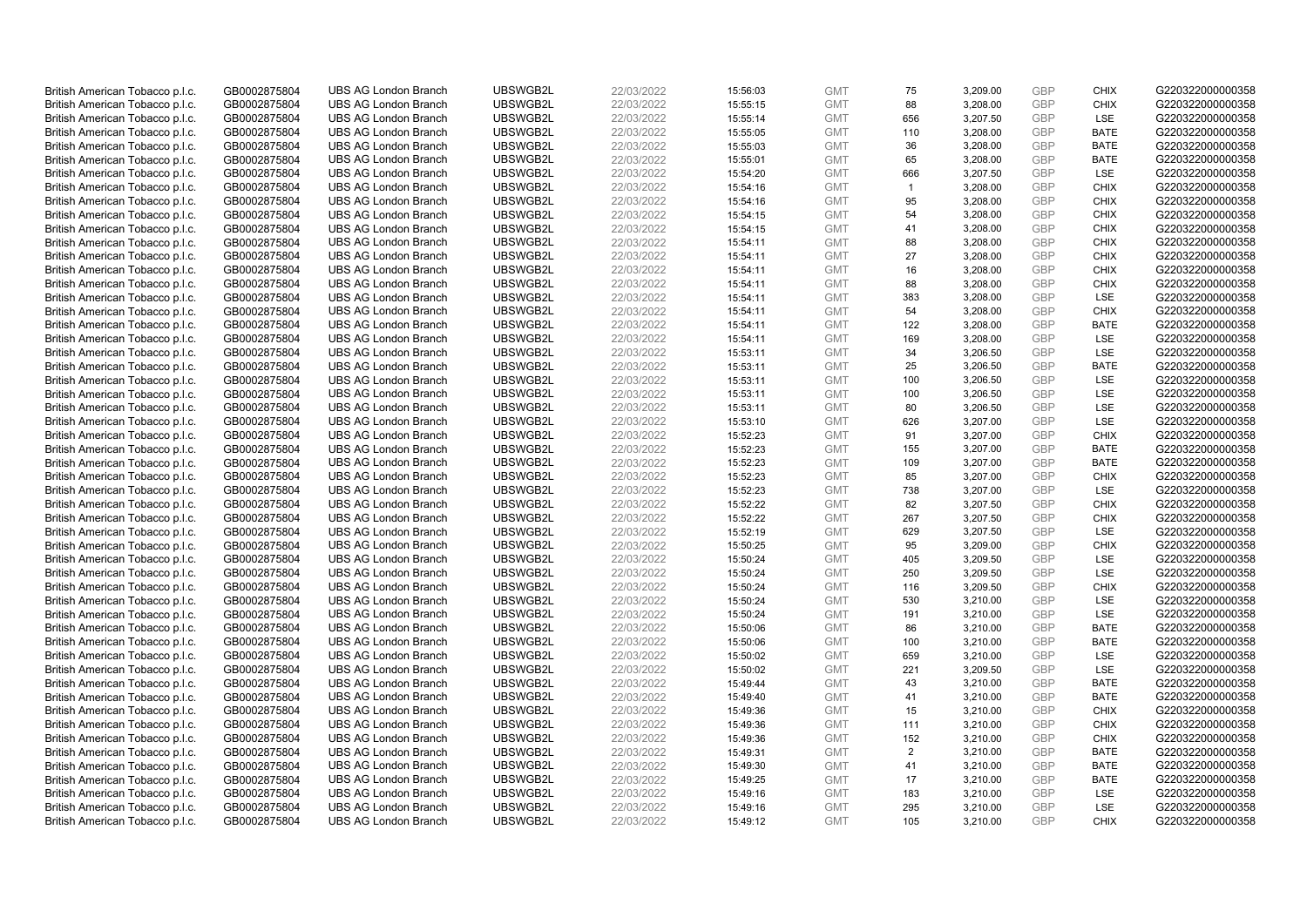| | | | | | | | | | | | |
|---|---|---|---|---|---|---|---|---|---|---|---|
| British American Tobacco p.l.c. | GB0002875804 | UBS AG London Branch | UBSWGB2L | 22/03/2022 | 15:56:03 | GMT | 75 | 3,209.00 | GBP | CHIX | G220322000000358 |
| British American Tobacco p.l.c. | GB0002875804 | UBS AG London Branch | UBSWGB2L | 22/03/2022 | 15:55:15 | GMT | 88 | 3,208.00 | GBP | CHIX | G220322000000358 |
| British American Tobacco p.l.c. | GB0002875804 | UBS AG London Branch | UBSWGB2L | 22/03/2022 | 15:55:14 | GMT | 656 | 3,207.50 | GBP | LSE | G220322000000358 |
| British American Tobacco p.l.c. | GB0002875804 | UBS AG London Branch | UBSWGB2L | 22/03/2022 | 15:55:05 | GMT | 110 | 3,208.00 | GBP | BATE | G220322000000358 |
| British American Tobacco p.l.c. | GB0002875804 | UBS AG London Branch | UBSWGB2L | 22/03/2022 | 15:55:03 | GMT | 36 | 3,208.00 | GBP | BATE | G220322000000358 |
| British American Tobacco p.l.c. | GB0002875804 | UBS AG London Branch | UBSWGB2L | 22/03/2022 | 15:55:01 | GMT | 65 | 3,208.00 | GBP | BATE | G220322000000358 |
| British American Tobacco p.l.c. | GB0002875804 | UBS AG London Branch | UBSWGB2L | 22/03/2022 | 15:54:20 | GMT | 666 | 3,207.50 | GBP | LSE | G220322000000358 |
| British American Tobacco p.l.c. | GB0002875804 | UBS AG London Branch | UBSWGB2L | 22/03/2022 | 15:54:16 | GMT | 1 | 3,208.00 | GBP | CHIX | G220322000000358 |
| British American Tobacco p.l.c. | GB0002875804 | UBS AG London Branch | UBSWGB2L | 22/03/2022 | 15:54:16 | GMT | 95 | 3,208.00 | GBP | CHIX | G220322000000358 |
| British American Tobacco p.l.c. | GB0002875804 | UBS AG London Branch | UBSWGB2L | 22/03/2022 | 15:54:15 | GMT | 54 | 3,208.00 | GBP | CHIX | G220322000000358 |
| British American Tobacco p.l.c. | GB0002875804 | UBS AG London Branch | UBSWGB2L | 22/03/2022 | 15:54:15 | GMT | 41 | 3,208.00 | GBP | CHIX | G220322000000358 |
| British American Tobacco p.l.c. | GB0002875804 | UBS AG London Branch | UBSWGB2L | 22/03/2022 | 15:54:11 | GMT | 88 | 3,208.00 | GBP | CHIX | G220322000000358 |
| British American Tobacco p.l.c. | GB0002875804 | UBS AG London Branch | UBSWGB2L | 22/03/2022 | 15:54:11 | GMT | 27 | 3,208.00 | GBP | CHIX | G220322000000358 |
| British American Tobacco p.l.c. | GB0002875804 | UBS AG London Branch | UBSWGB2L | 22/03/2022 | 15:54:11 | GMT | 16 | 3,208.00 | GBP | CHIX | G220322000000358 |
| British American Tobacco p.l.c. | GB0002875804 | UBS AG London Branch | UBSWGB2L | 22/03/2022 | 15:54:11 | GMT | 88 | 3,208.00 | GBP | CHIX | G220322000000358 |
| British American Tobacco p.l.c. | GB0002875804 | UBS AG London Branch | UBSWGB2L | 22/03/2022 | 15:54:11 | GMT | 383 | 3,208.00 | GBP | LSE | G220322000000358 |
| British American Tobacco p.l.c. | GB0002875804 | UBS AG London Branch | UBSWGB2L | 22/03/2022 | 15:54:11 | GMT | 54 | 3,208.00 | GBP | CHIX | G220322000000358 |
| British American Tobacco p.l.c. | GB0002875804 | UBS AG London Branch | UBSWGB2L | 22/03/2022 | 15:54:11 | GMT | 122 | 3,208.00 | GBP | BATE | G220322000000358 |
| British American Tobacco p.l.c. | GB0002875804 | UBS AG London Branch | UBSWGB2L | 22/03/2022 | 15:54:11 | GMT | 169 | 3,208.00 | GBP | LSE | G220322000000358 |
| British American Tobacco p.l.c. | GB0002875804 | UBS AG London Branch | UBSWGB2L | 22/03/2022 | 15:53:11 | GMT | 34 | 3,206.50 | GBP | LSE | G220322000000358 |
| British American Tobacco p.l.c. | GB0002875804 | UBS AG London Branch | UBSWGB2L | 22/03/2022 | 15:53:11 | GMT | 25 | 3,206.50 | GBP | BATE | G220322000000358 |
| British American Tobacco p.l.c. | GB0002875804 | UBS AG London Branch | UBSWGB2L | 22/03/2022 | 15:53:11 | GMT | 100 | 3,206.50 | GBP | LSE | G220322000000358 |
| British American Tobacco p.l.c. | GB0002875804 | UBS AG London Branch | UBSWGB2L | 22/03/2022 | 15:53:11 | GMT | 100 | 3,206.50 | GBP | LSE | G220322000000358 |
| British American Tobacco p.l.c. | GB0002875804 | UBS AG London Branch | UBSWGB2L | 22/03/2022 | 15:53:11 | GMT | 80 | 3,206.50 | GBP | LSE | G220322000000358 |
| British American Tobacco p.l.c. | GB0002875804 | UBS AG London Branch | UBSWGB2L | 22/03/2022 | 15:53:10 | GMT | 626 | 3,207.00 | GBP | LSE | G220322000000358 |
| British American Tobacco p.l.c. | GB0002875804 | UBS AG London Branch | UBSWGB2L | 22/03/2022 | 15:52:23 | GMT | 91 | 3,207.00 | GBP | CHIX | G220322000000358 |
| British American Tobacco p.l.c. | GB0002875804 | UBS AG London Branch | UBSWGB2L | 22/03/2022 | 15:52:23 | GMT | 155 | 3,207.00 | GBP | BATE | G220322000000358 |
| British American Tobacco p.l.c. | GB0002875804 | UBS AG London Branch | UBSWGB2L | 22/03/2022 | 15:52:23 | GMT | 109 | 3,207.00 | GBP | BATE | G220322000000358 |
| British American Tobacco p.l.c. | GB0002875804 | UBS AG London Branch | UBSWGB2L | 22/03/2022 | 15:52:23 | GMT | 85 | 3,207.00 | GBP | CHIX | G220322000000358 |
| British American Tobacco p.l.c. | GB0002875804 | UBS AG London Branch | UBSWGB2L | 22/03/2022 | 15:52:23 | GMT | 738 | 3,207.00 | GBP | LSE | G220322000000358 |
| British American Tobacco p.l.c. | GB0002875804 | UBS AG London Branch | UBSWGB2L | 22/03/2022 | 15:52:22 | GMT | 82 | 3,207.50 | GBP | CHIX | G220322000000358 |
| British American Tobacco p.l.c. | GB0002875804 | UBS AG London Branch | UBSWGB2L | 22/03/2022 | 15:52:22 | GMT | 267 | 3,207.50 | GBP | CHIX | G220322000000358 |
| British American Tobacco p.l.c. | GB0002875804 | UBS AG London Branch | UBSWGB2L | 22/03/2022 | 15:52:19 | GMT | 629 | 3,207.50 | GBP | LSE | G220322000000358 |
| British American Tobacco p.l.c. | GB0002875804 | UBS AG London Branch | UBSWGB2L | 22/03/2022 | 15:50:25 | GMT | 95 | 3,209.00 | GBP | CHIX | G220322000000358 |
| British American Tobacco p.l.c. | GB0002875804 | UBS AG London Branch | UBSWGB2L | 22/03/2022 | 15:50:24 | GMT | 405 | 3,209.50 | GBP | LSE | G220322000000358 |
| British American Tobacco p.l.c. | GB0002875804 | UBS AG London Branch | UBSWGB2L | 22/03/2022 | 15:50:24 | GMT | 250 | 3,209.50 | GBP | LSE | G220322000000358 |
| British American Tobacco p.l.c. | GB0002875804 | UBS AG London Branch | UBSWGB2L | 22/03/2022 | 15:50:24 | GMT | 116 | 3,209.50 | GBP | CHIX | G220322000000358 |
| British American Tobacco p.l.c. | GB0002875804 | UBS AG London Branch | UBSWGB2L | 22/03/2022 | 15:50:24 | GMT | 530 | 3,210.00 | GBP | LSE | G220322000000358 |
| British American Tobacco p.l.c. | GB0002875804 | UBS AG London Branch | UBSWGB2L | 22/03/2022 | 15:50:24 | GMT | 191 | 3,210.00 | GBP | LSE | G220322000000358 |
| British American Tobacco p.l.c. | GB0002875804 | UBS AG London Branch | UBSWGB2L | 22/03/2022 | 15:50:06 | GMT | 86 | 3,210.00 | GBP | BATE | G220322000000358 |
| British American Tobacco p.l.c. | GB0002875804 | UBS AG London Branch | UBSWGB2L | 22/03/2022 | 15:50:06 | GMT | 100 | 3,210.00 | GBP | BATE | G220322000000358 |
| British American Tobacco p.l.c. | GB0002875804 | UBS AG London Branch | UBSWGB2L | 22/03/2022 | 15:50:02 | GMT | 659 | 3,210.00 | GBP | LSE | G220322000000358 |
| British American Tobacco p.l.c. | GB0002875804 | UBS AG London Branch | UBSWGB2L | 22/03/2022 | 15:50:02 | GMT | 221 | 3,209.50 | GBP | LSE | G220322000000358 |
| British American Tobacco p.l.c. | GB0002875804 | UBS AG London Branch | UBSWGB2L | 22/03/2022 | 15:49:44 | GMT | 43 | 3,210.00 | GBP | BATE | G220322000000358 |
| British American Tobacco p.l.c. | GB0002875804 | UBS AG London Branch | UBSWGB2L | 22/03/2022 | 15:49:40 | GMT | 41 | 3,210.00 | GBP | BATE | G220322000000358 |
| British American Tobacco p.l.c. | GB0002875804 | UBS AG London Branch | UBSWGB2L | 22/03/2022 | 15:49:36 | GMT | 15 | 3,210.00 | GBP | CHIX | G220322000000358 |
| British American Tobacco p.l.c. | GB0002875804 | UBS AG London Branch | UBSWGB2L | 22/03/2022 | 15:49:36 | GMT | 111 | 3,210.00 | GBP | CHIX | G220322000000358 |
| British American Tobacco p.l.c. | GB0002875804 | UBS AG London Branch | UBSWGB2L | 22/03/2022 | 15:49:36 | GMT | 152 | 3,210.00 | GBP | CHIX | G220322000000358 |
| British American Tobacco p.l.c. | GB0002875804 | UBS AG London Branch | UBSWGB2L | 22/03/2022 | 15:49:31 | GMT | 2 | 3,210.00 | GBP | BATE | G220322000000358 |
| British American Tobacco p.l.c. | GB0002875804 | UBS AG London Branch | UBSWGB2L | 22/03/2022 | 15:49:30 | GMT | 41 | 3,210.00 | GBP | BATE | G220322000000358 |
| British American Tobacco p.l.c. | GB0002875804 | UBS AG London Branch | UBSWGB2L | 22/03/2022 | 15:49:25 | GMT | 17 | 3,210.00 | GBP | BATE | G220322000000358 |
| British American Tobacco p.l.c. | GB0002875804 | UBS AG London Branch | UBSWGB2L | 22/03/2022 | 15:49:16 | GMT | 183 | 3,210.00 | GBP | LSE | G220322000000358 |
| British American Tobacco p.l.c. | GB0002875804 | UBS AG London Branch | UBSWGB2L | 22/03/2022 | 15:49:16 | GMT | 295 | 3,210.00 | GBP | LSE | G220322000000358 |
| British American Tobacco p.l.c. | GB0002875804 | UBS AG London Branch | UBSWGB2L | 22/03/2022 | 15:49:12 | GMT | 105 | 3,210.00 | GBP | CHIX | G220322000000358 |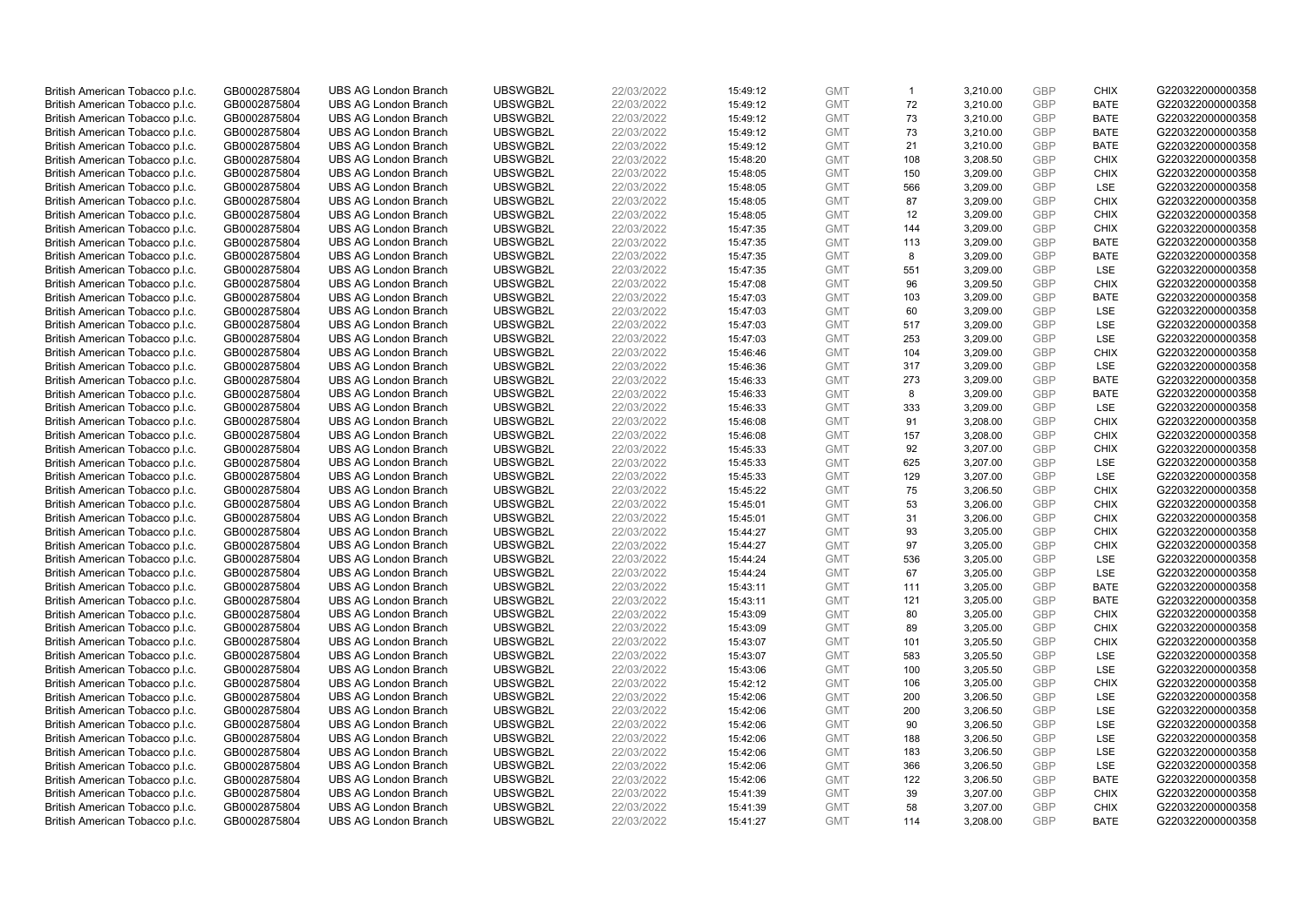| British American Tobacco p.l.c. | GB0002875804 | UBS AG London Branch | UBSWGB2L | 22/03/2022 | 15:49:12 | GMT | 1 | 3,210.00 | GBP | CHIX | G220322000000358 |
|---|---|---|---|---|---|---|---|---|---|---|---|
| British American Tobacco p.l.c. | GB0002875804 | UBS AG London Branch | UBSWGB2L | 22/03/2022 | 15:49:12 | GMT | 72 | 3,210.00 | GBP | BATE | G220322000000358 |
| British American Tobacco p.l.c. | GB0002875804 | UBS AG London Branch | UBSWGB2L | 22/03/2022 | 15:49:12 | GMT | 73 | 3,210.00 | GBP | BATE | G220322000000358 |
| British American Tobacco p.l.c. | GB0002875804 | UBS AG London Branch | UBSWGB2L | 22/03/2022 | 15:49:12 | GMT | 73 | 3,210.00 | GBP | BATE | G220322000000358 |
| British American Tobacco p.l.c. | GB0002875804 | UBS AG London Branch | UBSWGB2L | 22/03/2022 | 15:49:12 | GMT | 21 | 3,210.00 | GBP | BATE | G220322000000358 |
| British American Tobacco p.l.c. | GB0002875804 | UBS AG London Branch | UBSWGB2L | 22/03/2022 | 15:48:20 | GMT | 108 | 3,208.50 | GBP | CHIX | G220322000000358 |
| British American Tobacco p.l.c. | GB0002875804 | UBS AG London Branch | UBSWGB2L | 22/03/2022 | 15:48:05 | GMT | 150 | 3,209.00 | GBP | CHIX | G220322000000358 |
| British American Tobacco p.l.c. | GB0002875804 | UBS AG London Branch | UBSWGB2L | 22/03/2022 | 15:48:05 | GMT | 566 | 3,209.00 | GBP | LSE | G220322000000358 |
| British American Tobacco p.l.c. | GB0002875804 | UBS AG London Branch | UBSWGB2L | 22/03/2022 | 15:48:05 | GMT | 87 | 3,209.00 | GBP | CHIX | G220322000000358 |
| British American Tobacco p.l.c. | GB0002875804 | UBS AG London Branch | UBSWGB2L | 22/03/2022 | 15:48:05 | GMT | 12 | 3,209.00 | GBP | CHIX | G220322000000358 |
| British American Tobacco p.l.c. | GB0002875804 | UBS AG London Branch | UBSWGB2L | 22/03/2022 | 15:47:35 | GMT | 144 | 3,209.00 | GBP | CHIX | G220322000000358 |
| British American Tobacco p.l.c. | GB0002875804 | UBS AG London Branch | UBSWGB2L | 22/03/2022 | 15:47:35 | GMT | 113 | 3,209.00 | GBP | BATE | G220322000000358 |
| British American Tobacco p.l.c. | GB0002875804 | UBS AG London Branch | UBSWGB2L | 22/03/2022 | 15:47:35 | GMT | 8 | 3,209.00 | GBP | BATE | G220322000000358 |
| British American Tobacco p.l.c. | GB0002875804 | UBS AG London Branch | UBSWGB2L | 22/03/2022 | 15:47:35 | GMT | 551 | 3,209.00 | GBP | LSE | G220322000000358 |
| British American Tobacco p.l.c. | GB0002875804 | UBS AG London Branch | UBSWGB2L | 22/03/2022 | 15:47:08 | GMT | 96 | 3,209.50 | GBP | CHIX | G220322000000358 |
| British American Tobacco p.l.c. | GB0002875804 | UBS AG London Branch | UBSWGB2L | 22/03/2022 | 15:47:03 | GMT | 103 | 3,209.00 | GBP | BATE | G220322000000358 |
| British American Tobacco p.l.c. | GB0002875804 | UBS AG London Branch | UBSWGB2L | 22/03/2022 | 15:47:03 | GMT | 60 | 3,209.00 | GBP | LSE | G220322000000358 |
| British American Tobacco p.l.c. | GB0002875804 | UBS AG London Branch | UBSWGB2L | 22/03/2022 | 15:47:03 | GMT | 517 | 3,209.00 | GBP | LSE | G220322000000358 |
| British American Tobacco p.l.c. | GB0002875804 | UBS AG London Branch | UBSWGB2L | 22/03/2022 | 15:47:03 | GMT | 253 | 3,209.00 | GBP | LSE | G220322000000358 |
| British American Tobacco p.l.c. | GB0002875804 | UBS AG London Branch | UBSWGB2L | 22/03/2022 | 15:46:46 | GMT | 104 | 3,209.00 | GBP | CHIX | G220322000000358 |
| British American Tobacco p.l.c. | GB0002875804 | UBS AG London Branch | UBSWGB2L | 22/03/2022 | 15:46:36 | GMT | 317 | 3,209.00 | GBP | LSE | G220322000000358 |
| British American Tobacco p.l.c. | GB0002875804 | UBS AG London Branch | UBSWGB2L | 22/03/2022 | 15:46:33 | GMT | 273 | 3,209.00 | GBP | BATE | G220322000000358 |
| British American Tobacco p.l.c. | GB0002875804 | UBS AG London Branch | UBSWGB2L | 22/03/2022 | 15:46:33 | GMT | 8 | 3,209.00 | GBP | BATE | G220322000000358 |
| British American Tobacco p.l.c. | GB0002875804 | UBS AG London Branch | UBSWGB2L | 22/03/2022 | 15:46:33 | GMT | 333 | 3,209.00 | GBP | LSE | G220322000000358 |
| British American Tobacco p.l.c. | GB0002875804 | UBS AG London Branch | UBSWGB2L | 22/03/2022 | 15:46:08 | GMT | 91 | 3,208.00 | GBP | CHIX | G220322000000358 |
| British American Tobacco p.l.c. | GB0002875804 | UBS AG London Branch | UBSWGB2L | 22/03/2022 | 15:46:08 | GMT | 157 | 3,208.00 | GBP | CHIX | G220322000000358 |
| British American Tobacco p.l.c. | GB0002875804 | UBS AG London Branch | UBSWGB2L | 22/03/2022 | 15:45:33 | GMT | 92 | 3,207.00 | GBP | CHIX | G220322000000358 |
| British American Tobacco p.l.c. | GB0002875804 | UBS AG London Branch | UBSWGB2L | 22/03/2022 | 15:45:33 | GMT | 625 | 3,207.00 | GBP | LSE | G220322000000358 |
| British American Tobacco p.l.c. | GB0002875804 | UBS AG London Branch | UBSWGB2L | 22/03/2022 | 15:45:33 | GMT | 129 | 3,207.00 | GBP | LSE | G220322000000358 |
| British American Tobacco p.l.c. | GB0002875804 | UBS AG London Branch | UBSWGB2L | 22/03/2022 | 15:45:22 | GMT | 75 | 3,206.50 | GBP | CHIX | G220322000000358 |
| British American Tobacco p.l.c. | GB0002875804 | UBS AG London Branch | UBSWGB2L | 22/03/2022 | 15:45:01 | GMT | 53 | 3,206.00 | GBP | CHIX | G220322000000358 |
| British American Tobacco p.l.c. | GB0002875804 | UBS AG London Branch | UBSWGB2L | 22/03/2022 | 15:45:01 | GMT | 31 | 3,206.00 | GBP | CHIX | G220322000000358 |
| British American Tobacco p.l.c. | GB0002875804 | UBS AG London Branch | UBSWGB2L | 22/03/2022 | 15:44:27 | GMT | 93 | 3,205.00 | GBP | CHIX | G220322000000358 |
| British American Tobacco p.l.c. | GB0002875804 | UBS AG London Branch | UBSWGB2L | 22/03/2022 | 15:44:27 | GMT | 97 | 3,205.00 | GBP | CHIX | G220322000000358 |
| British American Tobacco p.l.c. | GB0002875804 | UBS AG London Branch | UBSWGB2L | 22/03/2022 | 15:44:24 | GMT | 536 | 3,205.00 | GBP | LSE | G220322000000358 |
| British American Tobacco p.l.c. | GB0002875804 | UBS AG London Branch | UBSWGB2L | 22/03/2022 | 15:44:24 | GMT | 67 | 3,205.00 | GBP | LSE | G220322000000358 |
| British American Tobacco p.l.c. | GB0002875804 | UBS AG London Branch | UBSWGB2L | 22/03/2022 | 15:43:11 | GMT | 111 | 3,205.00 | GBP | BATE | G220322000000358 |
| British American Tobacco p.l.c. | GB0002875804 | UBS AG London Branch | UBSWGB2L | 22/03/2022 | 15:43:11 | GMT | 121 | 3,205.00 | GBP | BATE | G220322000000358 |
| British American Tobacco p.l.c. | GB0002875804 | UBS AG London Branch | UBSWGB2L | 22/03/2022 | 15:43:09 | GMT | 80 | 3,205.00 | GBP | CHIX | G220322000000358 |
| British American Tobacco p.l.c. | GB0002875804 | UBS AG London Branch | UBSWGB2L | 22/03/2022 | 15:43:09 | GMT | 89 | 3,205.00 | GBP | CHIX | G220322000000358 |
| British American Tobacco p.l.c. | GB0002875804 | UBS AG London Branch | UBSWGB2L | 22/03/2022 | 15:43:07 | GMT | 101 | 3,205.50 | GBP | CHIX | G220322000000358 |
| British American Tobacco p.l.c. | GB0002875804 | UBS AG London Branch | UBSWGB2L | 22/03/2022 | 15:43:07 | GMT | 583 | 3,205.50 | GBP | LSE | G220322000000358 |
| British American Tobacco p.l.c. | GB0002875804 | UBS AG London Branch | UBSWGB2L | 22/03/2022 | 15:43:06 | GMT | 100 | 3,205.50 | GBP | LSE | G220322000000358 |
| British American Tobacco p.l.c. | GB0002875804 | UBS AG London Branch | UBSWGB2L | 22/03/2022 | 15:42:12 | GMT | 106 | 3,205.00 | GBP | CHIX | G220322000000358 |
| British American Tobacco p.l.c. | GB0002875804 | UBS AG London Branch | UBSWGB2L | 22/03/2022 | 15:42:06 | GMT | 200 | 3,206.50 | GBP | LSE | G220322000000358 |
| British American Tobacco p.l.c. | GB0002875804 | UBS AG London Branch | UBSWGB2L | 22/03/2022 | 15:42:06 | GMT | 200 | 3,206.50 | GBP | LSE | G220322000000358 |
| British American Tobacco p.l.c. | GB0002875804 | UBS AG London Branch | UBSWGB2L | 22/03/2022 | 15:42:06 | GMT | 90 | 3,206.50 | GBP | LSE | G220322000000358 |
| British American Tobacco p.l.c. | GB0002875804 | UBS AG London Branch | UBSWGB2L | 22/03/2022 | 15:42:06 | GMT | 188 | 3,206.50 | GBP | LSE | G220322000000358 |
| British American Tobacco p.l.c. | GB0002875804 | UBS AG London Branch | UBSWGB2L | 22/03/2022 | 15:42:06 | GMT | 183 | 3,206.50 | GBP | LSE | G220322000000358 |
| British American Tobacco p.l.c. | GB0002875804 | UBS AG London Branch | UBSWGB2L | 22/03/2022 | 15:42:06 | GMT | 366 | 3,206.50 | GBP | LSE | G220322000000358 |
| British American Tobacco p.l.c. | GB0002875804 | UBS AG London Branch | UBSWGB2L | 22/03/2022 | 15:42:06 | GMT | 122 | 3,206.50 | GBP | BATE | G220322000000358 |
| British American Tobacco p.l.c. | GB0002875804 | UBS AG London Branch | UBSWGB2L | 22/03/2022 | 15:41:39 | GMT | 39 | 3,207.00 | GBP | CHIX | G220322000000358 |
| British American Tobacco p.l.c. | GB0002875804 | UBS AG London Branch | UBSWGB2L | 22/03/2022 | 15:41:39 | GMT | 58 | 3,207.00 | GBP | CHIX | G220322000000358 |
| British American Tobacco p.l.c. | GB0002875804 | UBS AG London Branch | UBSWGB2L | 22/03/2022 | 15:41:27 | GMT | 114 | 3,208.00 | GBP | BATE | G220322000000358 |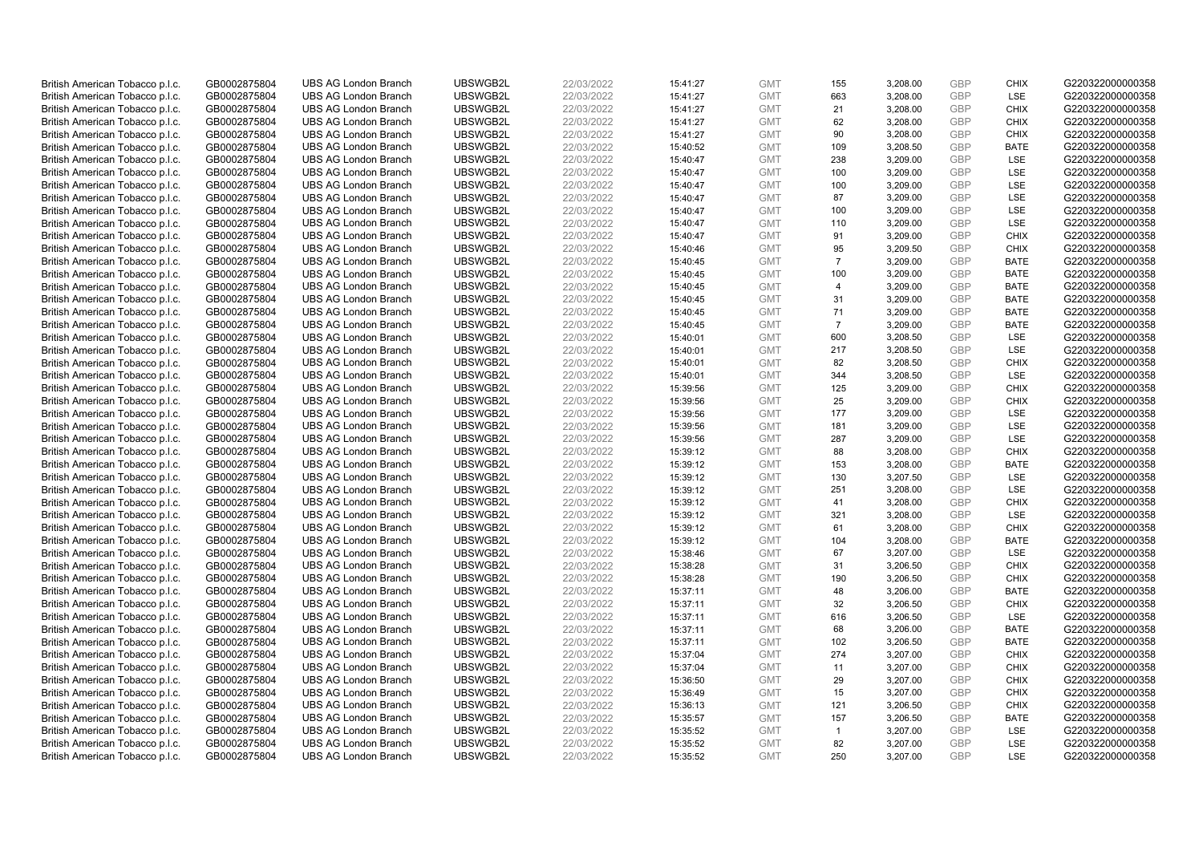| | | | | | | | | | | | |
|---|---|---|---|---|---|---|---|---|---|---|---|
| British American Tobacco p.l.c. | GB0002875804 | UBS AG London Branch | UBSWGB2L | 22/03/2022 | 15:41:27 | GMT | 155 | 3,208.00 | GBP | CHIX | G220322000000358 |
| British American Tobacco p.l.c. | GB0002875804 | UBS AG London Branch | UBSWGB2L | 22/03/2022 | 15:41:27 | GMT | 663 | 3,208.00 | GBP | LSE | G220322000000358 |
| British American Tobacco p.l.c. | GB0002875804 | UBS AG London Branch | UBSWGB2L | 22/03/2022 | 15:41:27 | GMT | 21 | 3,208.00 | GBP | CHIX | G220322000000358 |
| British American Tobacco p.l.c. | GB0002875804 | UBS AG London Branch | UBSWGB2L | 22/03/2022 | 15:41:27 | GMT | 62 | 3,208.00 | GBP | CHIX | G220322000000358 |
| British American Tobacco p.l.c. | GB0002875804 | UBS AG London Branch | UBSWGB2L | 22/03/2022 | 15:41:27 | GMT | 90 | 3,208.00 | GBP | CHIX | G220322000000358 |
| British American Tobacco p.l.c. | GB0002875804 | UBS AG London Branch | UBSWGB2L | 22/03/2022 | 15:40:52 | GMT | 109 | 3,208.50 | GBP | BATE | G220322000000358 |
| British American Tobacco p.l.c. | GB0002875804 | UBS AG London Branch | UBSWGB2L | 22/03/2022 | 15:40:47 | GMT | 238 | 3,209.00 | GBP | LSE | G220322000000358 |
| British American Tobacco p.l.c. | GB0002875804 | UBS AG London Branch | UBSWGB2L | 22/03/2022 | 15:40:47 | GMT | 100 | 3,209.00 | GBP | LSE | G220322000000358 |
| British American Tobacco p.l.c. | GB0002875804 | UBS AG London Branch | UBSWGB2L | 22/03/2022 | 15:40:47 | GMT | 100 | 3,209.00 | GBP | LSE | G220322000000358 |
| British American Tobacco p.l.c. | GB0002875804 | UBS AG London Branch | UBSWGB2L | 22/03/2022 | 15:40:47 | GMT | 87 | 3,209.00 | GBP | LSE | G220322000000358 |
| British American Tobacco p.l.c. | GB0002875804 | UBS AG London Branch | UBSWGB2L | 22/03/2022 | 15:40:47 | GMT | 100 | 3,209.00 | GBP | LSE | G220322000000358 |
| British American Tobacco p.l.c. | GB0002875804 | UBS AG London Branch | UBSWGB2L | 22/03/2022 | 15:40:47 | GMT | 110 | 3,209.00 | GBP | LSE | G220322000000358 |
| British American Tobacco p.l.c. | GB0002875804 | UBS AG London Branch | UBSWGB2L | 22/03/2022 | 15:40:47 | GMT | 91 | 3,209.00 | GBP | CHIX | G220322000000358 |
| British American Tobacco p.l.c. | GB0002875804 | UBS AG London Branch | UBSWGB2L | 22/03/2022 | 15:40:46 | GMT | 95 | 3,209.50 | GBP | CHIX | G220322000000358 |
| British American Tobacco p.l.c. | GB0002875804 | UBS AG London Branch | UBSWGB2L | 22/03/2022 | 15:40:45 | GMT | 7 | 3,209.00 | GBP | BATE | G220322000000358 |
| British American Tobacco p.l.c. | GB0002875804 | UBS AG London Branch | UBSWGB2L | 22/03/2022 | 15:40:45 | GMT | 100 | 3,209.00 | GBP | BATE | G220322000000358 |
| British American Tobacco p.l.c. | GB0002875804 | UBS AG London Branch | UBSWGB2L | 22/03/2022 | 15:40:45 | GMT | 4 | 3,209.00 | GBP | BATE | G220322000000358 |
| British American Tobacco p.l.c. | GB0002875804 | UBS AG London Branch | UBSWGB2L | 22/03/2022 | 15:40:45 | GMT | 31 | 3,209.00 | GBP | BATE | G220322000000358 |
| British American Tobacco p.l.c. | GB0002875804 | UBS AG London Branch | UBSWGB2L | 22/03/2022 | 15:40:45 | GMT | 71 | 3,209.00 | GBP | BATE | G220322000000358 |
| British American Tobacco p.l.c. | GB0002875804 | UBS AG London Branch | UBSWGB2L | 22/03/2022 | 15:40:45 | GMT | 7 | 3,209.00 | GBP | BATE | G220322000000358 |
| British American Tobacco p.l.c. | GB0002875804 | UBS AG London Branch | UBSWGB2L | 22/03/2022 | 15:40:01 | GMT | 600 | 3,208.50 | GBP | LSE | G220322000000358 |
| British American Tobacco p.l.c. | GB0002875804 | UBS AG London Branch | UBSWGB2L | 22/03/2022 | 15:40:01 | GMT | 217 | 3,208.50 | GBP | LSE | G220322000000358 |
| British American Tobacco p.l.c. | GB0002875804 | UBS AG London Branch | UBSWGB2L | 22/03/2022 | 15:40:01 | GMT | 82 | 3,208.50 | GBP | CHIX | G220322000000358 |
| British American Tobacco p.l.c. | GB0002875804 | UBS AG London Branch | UBSWGB2L | 22/03/2022 | 15:40:01 | GMT | 344 | 3,208.50 | GBP | LSE | G220322000000358 |
| British American Tobacco p.l.c. | GB0002875804 | UBS AG London Branch | UBSWGB2L | 22/03/2022 | 15:39:56 | GMT | 125 | 3,209.00 | GBP | CHIX | G220322000000358 |
| British American Tobacco p.l.c. | GB0002875804 | UBS AG London Branch | UBSWGB2L | 22/03/2022 | 15:39:56 | GMT | 25 | 3,209.00 | GBP | CHIX | G220322000000358 |
| British American Tobacco p.l.c. | GB0002875804 | UBS AG London Branch | UBSWGB2L | 22/03/2022 | 15:39:56 | GMT | 177 | 3,209.00 | GBP | LSE | G220322000000358 |
| British American Tobacco p.l.c. | GB0002875804 | UBS AG London Branch | UBSWGB2L | 22/03/2022 | 15:39:56 | GMT | 181 | 3,209.00 | GBP | LSE | G220322000000358 |
| British American Tobacco p.l.c. | GB0002875804 | UBS AG London Branch | UBSWGB2L | 22/03/2022 | 15:39:56 | GMT | 287 | 3,209.00 | GBP | LSE | G220322000000358 |
| British American Tobacco p.l.c. | GB0002875804 | UBS AG London Branch | UBSWGB2L | 22/03/2022 | 15:39:12 | GMT | 88 | 3,208.00 | GBP | CHIX | G220322000000358 |
| British American Tobacco p.l.c. | GB0002875804 | UBS AG London Branch | UBSWGB2L | 22/03/2022 | 15:39:12 | GMT | 153 | 3,208.00 | GBP | BATE | G220322000000358 |
| British American Tobacco p.l.c. | GB0002875804 | UBS AG London Branch | UBSWGB2L | 22/03/2022 | 15:39:12 | GMT | 130 | 3,207.50 | GBP | LSE | G220322000000358 |
| British American Tobacco p.l.c. | GB0002875804 | UBS AG London Branch | UBSWGB2L | 22/03/2022 | 15:39:12 | GMT | 251 | 3,208.00 | GBP | LSE | G220322000000358 |
| British American Tobacco p.l.c. | GB0002875804 | UBS AG London Branch | UBSWGB2L | 22/03/2022 | 15:39:12 | GMT | 41 | 3,208.00 | GBP | CHIX | G220322000000358 |
| British American Tobacco p.l.c. | GB0002875804 | UBS AG London Branch | UBSWGB2L | 22/03/2022 | 15:39:12 | GMT | 321 | 3,208.00 | GBP | LSE | G220322000000358 |
| British American Tobacco p.l.c. | GB0002875804 | UBS AG London Branch | UBSWGB2L | 22/03/2022 | 15:39:12 | GMT | 61 | 3,208.00 | GBP | CHIX | G220322000000358 |
| British American Tobacco p.l.c. | GB0002875804 | UBS AG London Branch | UBSWGB2L | 22/03/2022 | 15:39:12 | GMT | 104 | 3,208.00 | GBP | BATE | G220322000000358 |
| British American Tobacco p.l.c. | GB0002875804 | UBS AG London Branch | UBSWGB2L | 22/03/2022 | 15:38:46 | GMT | 67 | 3,207.00 | GBP | LSE | G220322000000358 |
| British American Tobacco p.l.c. | GB0002875804 | UBS AG London Branch | UBSWGB2L | 22/03/2022 | 15:38:28 | GMT | 31 | 3,206.50 | GBP | CHIX | G220322000000358 |
| British American Tobacco p.l.c. | GB0002875804 | UBS AG London Branch | UBSWGB2L | 22/03/2022 | 15:38:28 | GMT | 190 | 3,206.50 | GBP | CHIX | G220322000000358 |
| British American Tobacco p.l.c. | GB0002875804 | UBS AG London Branch | UBSWGB2L | 22/03/2022 | 15:37:11 | GMT | 48 | 3,206.00 | GBP | BATE | G220322000000358 |
| British American Tobacco p.l.c. | GB0002875804 | UBS AG London Branch | UBSWGB2L | 22/03/2022 | 15:37:11 | GMT | 32 | 3,206.50 | GBP | CHIX | G220322000000358 |
| British American Tobacco p.l.c. | GB0002875804 | UBS AG London Branch | UBSWGB2L | 22/03/2022 | 15:37:11 | GMT | 616 | 3,206.50 | GBP | LSE | G220322000000358 |
| British American Tobacco p.l.c. | GB0002875804 | UBS AG London Branch | UBSWGB2L | 22/03/2022 | 15:37:11 | GMT | 68 | 3,206.00 | GBP | BATE | G220322000000358 |
| British American Tobacco p.l.c. | GB0002875804 | UBS AG London Branch | UBSWGB2L | 22/03/2022 | 15:37:11 | GMT | 102 | 3,206.50 | GBP | BATE | G220322000000358 |
| British American Tobacco p.l.c. | GB0002875804 | UBS AG London Branch | UBSWGB2L | 22/03/2022 | 15:37:04 | GMT | 274 | 3,207.00 | GBP | CHIX | G220322000000358 |
| British American Tobacco p.l.c. | GB0002875804 | UBS AG London Branch | UBSWGB2L | 22/03/2022 | 15:37:04 | GMT | 11 | 3,207.00 | GBP | CHIX | G220322000000358 |
| British American Tobacco p.l.c. | GB0002875804 | UBS AG London Branch | UBSWGB2L | 22/03/2022 | 15:36:50 | GMT | 29 | 3,207.00 | GBP | CHIX | G220322000000358 |
| British American Tobacco p.l.c. | GB0002875804 | UBS AG London Branch | UBSWGB2L | 22/03/2022 | 15:36:49 | GMT | 15 | 3,207.00 | GBP | CHIX | G220322000000358 |
| British American Tobacco p.l.c. | GB0002875804 | UBS AG London Branch | UBSWGB2L | 22/03/2022 | 15:36:13 | GMT | 121 | 3,206.50 | GBP | CHIX | G220322000000358 |
| British American Tobacco p.l.c. | GB0002875804 | UBS AG London Branch | UBSWGB2L | 22/03/2022 | 15:35:57 | GMT | 157 | 3,206.50 | GBP | BATE | G220322000000358 |
| British American Tobacco p.l.c. | GB0002875804 | UBS AG London Branch | UBSWGB2L | 22/03/2022 | 15:35:52 | GMT | 1 | 3,207.00 | GBP | LSE | G220322000000358 |
| British American Tobacco p.l.c. | GB0002875804 | UBS AG London Branch | UBSWGB2L | 22/03/2022 | 15:35:52 | GMT | 82 | 3,207.00 | GBP | LSE | G220322000000358 |
| British American Tobacco p.l.c. | GB0002875804 | UBS AG London Branch | UBSWGB2L | 22/03/2022 | 15:35:52 | GMT | 250 | 3,207.00 | GBP | LSE | G220322000000358 |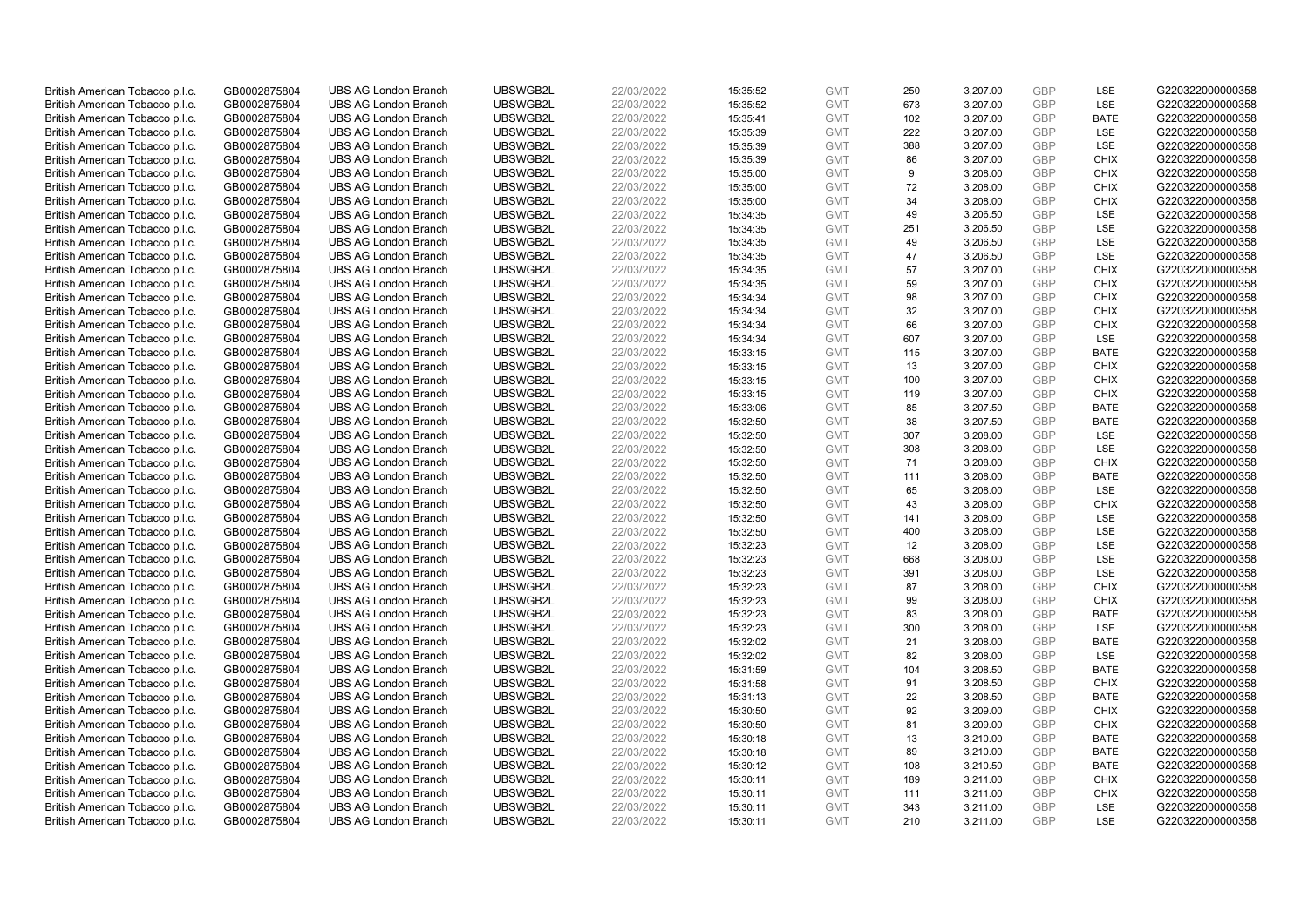| British American Tobacco p.l.c. | GB0002875804 | UBS AG London Branch | UBSWGB2L | 22/03/2022 | 15:35:52 | GMT | 250 | 3,207.00 | GBP | LSE | G220322000000358 |
|---|---|---|---|---|---|---|---|---|---|---|---|
| British American Tobacco p.l.c. | GB0002875804 | UBS AG London Branch | UBSWGB2L | 22/03/2022 | 15:35:52 | GMT | 673 | 3,207.00 | GBP | LSE | G220322000000358 |
| British American Tobacco p.l.c. | GB0002875804 | UBS AG London Branch | UBSWGB2L | 22/03/2022 | 15:35:41 | GMT | 102 | 3,207.00 | GBP | BATE | G220322000000358 |
| British American Tobacco p.l.c. | GB0002875804 | UBS AG London Branch | UBSWGB2L | 22/03/2022 | 15:35:39 | GMT | 222 | 3,207.00 | GBP | LSE | G220322000000358 |
| British American Tobacco p.l.c. | GB0002875804 | UBS AG London Branch | UBSWGB2L | 22/03/2022 | 15:35:39 | GMT | 388 | 3,207.00 | GBP | LSE | G220322000000358 |
| British American Tobacco p.l.c. | GB0002875804 | UBS AG London Branch | UBSWGB2L | 22/03/2022 | 15:35:39 | GMT | 86 | 3,207.00 | GBP | CHIX | G220322000000358 |
| British American Tobacco p.l.c. | GB0002875804 | UBS AG London Branch | UBSWGB2L | 22/03/2022 | 15:35:00 | GMT | 9 | 3,208.00 | GBP | CHIX | G220322000000358 |
| British American Tobacco p.l.c. | GB0002875804 | UBS AG London Branch | UBSWGB2L | 22/03/2022 | 15:35:00 | GMT | 72 | 3,208.00 | GBP | CHIX | G220322000000358 |
| British American Tobacco p.l.c. | GB0002875804 | UBS AG London Branch | UBSWGB2L | 22/03/2022 | 15:35:00 | GMT | 34 | 3,208.00 | GBP | CHIX | G220322000000358 |
| British American Tobacco p.l.c. | GB0002875804 | UBS AG London Branch | UBSWGB2L | 22/03/2022 | 15:34:35 | GMT | 49 | 3,206.50 | GBP | LSE | G220322000000358 |
| British American Tobacco p.l.c. | GB0002875804 | UBS AG London Branch | UBSWGB2L | 22/03/2022 | 15:34:35 | GMT | 251 | 3,206.50 | GBP | LSE | G220322000000358 |
| British American Tobacco p.l.c. | GB0002875804 | UBS AG London Branch | UBSWGB2L | 22/03/2022 | 15:34:35 | GMT | 49 | 3,206.50 | GBP | LSE | G220322000000358 |
| British American Tobacco p.l.c. | GB0002875804 | UBS AG London Branch | UBSWGB2L | 22/03/2022 | 15:34:35 | GMT | 47 | 3,206.50 | GBP | LSE | G220322000000358 |
| British American Tobacco p.l.c. | GB0002875804 | UBS AG London Branch | UBSWGB2L | 22/03/2022 | 15:34:35 | GMT | 57 | 3,207.00 | GBP | CHIX | G220322000000358 |
| British American Tobacco p.l.c. | GB0002875804 | UBS AG London Branch | UBSWGB2L | 22/03/2022 | 15:34:35 | GMT | 59 | 3,207.00 | GBP | CHIX | G220322000000358 |
| British American Tobacco p.l.c. | GB0002875804 | UBS AG London Branch | UBSWGB2L | 22/03/2022 | 15:34:34 | GMT | 98 | 3,207.00 | GBP | CHIX | G220322000000358 |
| British American Tobacco p.l.c. | GB0002875804 | UBS AG London Branch | UBSWGB2L | 22/03/2022 | 15:34:34 | GMT | 32 | 3,207.00 | GBP | CHIX | G220322000000358 |
| British American Tobacco p.l.c. | GB0002875804 | UBS AG London Branch | UBSWGB2L | 22/03/2022 | 15:34:34 | GMT | 66 | 3,207.00 | GBP | CHIX | G220322000000358 |
| British American Tobacco p.l.c. | GB0002875804 | UBS AG London Branch | UBSWGB2L | 22/03/2022 | 15:34:34 | GMT | 607 | 3,207.00 | GBP | LSE | G220322000000358 |
| British American Tobacco p.l.c. | GB0002875804 | UBS AG London Branch | UBSWGB2L | 22/03/2022 | 15:33:15 | GMT | 115 | 3,207.00 | GBP | BATE | G220322000000358 |
| British American Tobacco p.l.c. | GB0002875804 | UBS AG London Branch | UBSWGB2L | 22/03/2022 | 15:33:15 | GMT | 13 | 3,207.00 | GBP | CHIX | G220322000000358 |
| British American Tobacco p.l.c. | GB0002875804 | UBS AG London Branch | UBSWGB2L | 22/03/2022 | 15:33:15 | GMT | 100 | 3,207.00 | GBP | CHIX | G220322000000358 |
| British American Tobacco p.l.c. | GB0002875804 | UBS AG London Branch | UBSWGB2L | 22/03/2022 | 15:33:15 | GMT | 119 | 3,207.00 | GBP | CHIX | G220322000000358 |
| British American Tobacco p.l.c. | GB0002875804 | UBS AG London Branch | UBSWGB2L | 22/03/2022 | 15:33:06 | GMT | 85 | 3,207.50 | GBP | BATE | G220322000000358 |
| British American Tobacco p.l.c. | GB0002875804 | UBS AG London Branch | UBSWGB2L | 22/03/2022 | 15:32:50 | GMT | 38 | 3,207.50 | GBP | BATE | G220322000000358 |
| British American Tobacco p.l.c. | GB0002875804 | UBS AG London Branch | UBSWGB2L | 22/03/2022 | 15:32:50 | GMT | 307 | 3,208.00 | GBP | LSE | G220322000000358 |
| British American Tobacco p.l.c. | GB0002875804 | UBS AG London Branch | UBSWGB2L | 22/03/2022 | 15:32:50 | GMT | 308 | 3,208.00 | GBP | LSE | G220322000000358 |
| British American Tobacco p.l.c. | GB0002875804 | UBS AG London Branch | UBSWGB2L | 22/03/2022 | 15:32:50 | GMT | 71 | 3,208.00 | GBP | CHIX | G220322000000358 |
| British American Tobacco p.l.c. | GB0002875804 | UBS AG London Branch | UBSWGB2L | 22/03/2022 | 15:32:50 | GMT | 111 | 3,208.00 | GBP | BATE | G220322000000358 |
| British American Tobacco p.l.c. | GB0002875804 | UBS AG London Branch | UBSWGB2L | 22/03/2022 | 15:32:50 | GMT | 65 | 3,208.00 | GBP | LSE | G220322000000358 |
| British American Tobacco p.l.c. | GB0002875804 | UBS AG London Branch | UBSWGB2L | 22/03/2022 | 15:32:50 | GMT | 43 | 3,208.00 | GBP | CHIX | G220322000000358 |
| British American Tobacco p.l.c. | GB0002875804 | UBS AG London Branch | UBSWGB2L | 22/03/2022 | 15:32:50 | GMT | 141 | 3,208.00 | GBP | LSE | G220322000000358 |
| British American Tobacco p.l.c. | GB0002875804 | UBS AG London Branch | UBSWGB2L | 22/03/2022 | 15:32:50 | GMT | 400 | 3,208.00 | GBP | LSE | G220322000000358 |
| British American Tobacco p.l.c. | GB0002875804 | UBS AG London Branch | UBSWGB2L | 22/03/2022 | 15:32:23 | GMT | 12 | 3,208.00 | GBP | LSE | G220322000000358 |
| British American Tobacco p.l.c. | GB0002875804 | UBS AG London Branch | UBSWGB2L | 22/03/2022 | 15:32:23 | GMT | 668 | 3,208.00 | GBP | LSE | G220322000000358 |
| British American Tobacco p.l.c. | GB0002875804 | UBS AG London Branch | UBSWGB2L | 22/03/2022 | 15:32:23 | GMT | 391 | 3,208.00 | GBP | LSE | G220322000000358 |
| British American Tobacco p.l.c. | GB0002875804 | UBS AG London Branch | UBSWGB2L | 22/03/2022 | 15:32:23 | GMT | 87 | 3,208.00 | GBP | CHIX | G220322000000358 |
| British American Tobacco p.l.c. | GB0002875804 | UBS AG London Branch | UBSWGB2L | 22/03/2022 | 15:32:23 | GMT | 99 | 3,208.00 | GBP | CHIX | G220322000000358 |
| British American Tobacco p.l.c. | GB0002875804 | UBS AG London Branch | UBSWGB2L | 22/03/2022 | 15:32:23 | GMT | 83 | 3,208.00 | GBP | BATE | G220322000000358 |
| British American Tobacco p.l.c. | GB0002875804 | UBS AG London Branch | UBSWGB2L | 22/03/2022 | 15:32:23 | GMT | 300 | 3,208.00 | GBP | LSE | G220322000000358 |
| British American Tobacco p.l.c. | GB0002875804 | UBS AG London Branch | UBSWGB2L | 22/03/2022 | 15:32:02 | GMT | 21 | 3,208.00 | GBP | BATE | G220322000000358 |
| British American Tobacco p.l.c. | GB0002875804 | UBS AG London Branch | UBSWGB2L | 22/03/2022 | 15:32:02 | GMT | 82 | 3,208.00 | GBP | LSE | G220322000000358 |
| British American Tobacco p.l.c. | GB0002875804 | UBS AG London Branch | UBSWGB2L | 22/03/2022 | 15:31:59 | GMT | 104 | 3,208.50 | GBP | BATE | G220322000000358 |
| British American Tobacco p.l.c. | GB0002875804 | UBS AG London Branch | UBSWGB2L | 22/03/2022 | 15:31:58 | GMT | 91 | 3,208.50 | GBP | CHIX | G220322000000358 |
| British American Tobacco p.l.c. | GB0002875804 | UBS AG London Branch | UBSWGB2L | 22/03/2022 | 15:31:13 | GMT | 22 | 3,208.50 | GBP | BATE | G220322000000358 |
| British American Tobacco p.l.c. | GB0002875804 | UBS AG London Branch | UBSWGB2L | 22/03/2022 | 15:30:50 | GMT | 92 | 3,209.00 | GBP | CHIX | G220322000000358 |
| British American Tobacco p.l.c. | GB0002875804 | UBS AG London Branch | UBSWGB2L | 22/03/2022 | 15:30:50 | GMT | 81 | 3,209.00 | GBP | CHIX | G220322000000358 |
| British American Tobacco p.l.c. | GB0002875804 | UBS AG London Branch | UBSWGB2L | 22/03/2022 | 15:30:18 | GMT | 13 | 3,210.00 | GBP | BATE | G220322000000358 |
| British American Tobacco p.l.c. | GB0002875804 | UBS AG London Branch | UBSWGB2L | 22/03/2022 | 15:30:18 | GMT | 89 | 3,210.00 | GBP | BATE | G220322000000358 |
| British American Tobacco p.l.c. | GB0002875804 | UBS AG London Branch | UBSWGB2L | 22/03/2022 | 15:30:12 | GMT | 108 | 3,210.50 | GBP | BATE | G220322000000358 |
| British American Tobacco p.l.c. | GB0002875804 | UBS AG London Branch | UBSWGB2L | 22/03/2022 | 15:30:11 | GMT | 189 | 3,211.00 | GBP | CHIX | G220322000000358 |
| British American Tobacco p.l.c. | GB0002875804 | UBS AG London Branch | UBSWGB2L | 22/03/2022 | 15:30:11 | GMT | 111 | 3,211.00 | GBP | CHIX | G220322000000358 |
| British American Tobacco p.l.c. | GB0002875804 | UBS AG London Branch | UBSWGB2L | 22/03/2022 | 15:30:11 | GMT | 343 | 3,211.00 | GBP | LSE | G220322000000358 |
| British American Tobacco p.l.c. | GB0002875804 | UBS AG London Branch | UBSWGB2L | 22/03/2022 | 15:30:11 | GMT | 210 | 3,211.00 | GBP | LSE | G220322000000358 |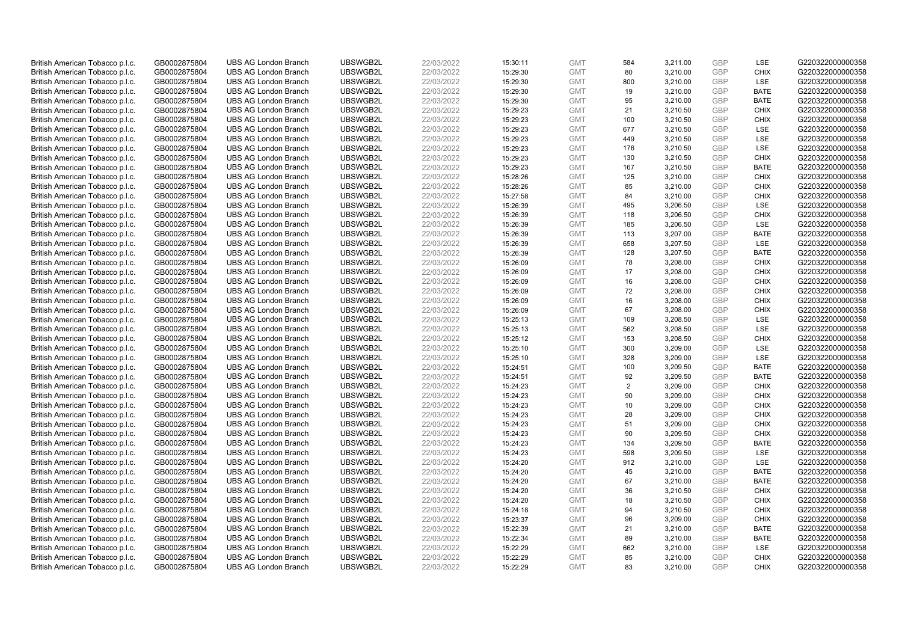| | | | | | | | | | | | |
|---|---|---|---|---|---|---|---|---|---|---|---|
| British American Tobacco p.l.c. | GB0002875804 | UBS AG London Branch | UBSWGB2L | 22/03/2022 | 15:30:11 | GMT | 584 | 3,211.00 | GBP | LSE | G220322000000358 |
| British American Tobacco p.l.c. | GB0002875804 | UBS AG London Branch | UBSWGB2L | 22/03/2022 | 15:29:30 | GMT | 80 | 3,210.00 | GBP | CHIX | G220322000000358 |
| British American Tobacco p.l.c. | GB0002875804 | UBS AG London Branch | UBSWGB2L | 22/03/2022 | 15:29:30 | GMT | 800 | 3,210.00 | GBP | LSE | G220322000000358 |
| British American Tobacco p.l.c. | GB0002875804 | UBS AG London Branch | UBSWGB2L | 22/03/2022 | 15:29:30 | GMT | 19 | 3,210.00 | GBP | BATE | G220322000000358 |
| British American Tobacco p.l.c. | GB0002875804 | UBS AG London Branch | UBSWGB2L | 22/03/2022 | 15:29:30 | GMT | 95 | 3,210.00 | GBP | BATE | G220322000000358 |
| British American Tobacco p.l.c. | GB0002875804 | UBS AG London Branch | UBSWGB2L | 22/03/2022 | 15:29:23 | GMT | 21 | 3,210.50 | GBP | CHIX | G220322000000358 |
| British American Tobacco p.l.c. | GB0002875804 | UBS AG London Branch | UBSWGB2L | 22/03/2022 | 15:29:23 | GMT | 100 | 3,210.50 | GBP | CHIX | G220322000000358 |
| British American Tobacco p.l.c. | GB0002875804 | UBS AG London Branch | UBSWGB2L | 22/03/2022 | 15:29:23 | GMT | 677 | 3,210.50 | GBP | LSE | G220322000000358 |
| British American Tobacco p.l.c. | GB0002875804 | UBS AG London Branch | UBSWGB2L | 22/03/2022 | 15:29:23 | GMT | 449 | 3,210.50 | GBP | LSE | G220322000000358 |
| British American Tobacco p.l.c. | GB0002875804 | UBS AG London Branch | UBSWGB2L | 22/03/2022 | 15:29:23 | GMT | 176 | 3,210.50 | GBP | LSE | G220322000000358 |
| British American Tobacco p.l.c. | GB0002875804 | UBS AG London Branch | UBSWGB2L | 22/03/2022 | 15:29:23 | GMT | 130 | 3,210.50 | GBP | CHIX | G220322000000358 |
| British American Tobacco p.l.c. | GB0002875804 | UBS AG London Branch | UBSWGB2L | 22/03/2022 | 15:29:23 | GMT | 167 | 3,210.50 | GBP | BATE | G220322000000358 |
| British American Tobacco p.l.c. | GB0002875804 | UBS AG London Branch | UBSWGB2L | 22/03/2022 | 15:28:26 | GMT | 125 | 3,210.00 | GBP | CHIX | G220322000000358 |
| British American Tobacco p.l.c. | GB0002875804 | UBS AG London Branch | UBSWGB2L | 22/03/2022 | 15:28:26 | GMT | 85 | 3,210.00 | GBP | CHIX | G220322000000358 |
| British American Tobacco p.l.c. | GB0002875804 | UBS AG London Branch | UBSWGB2L | 22/03/2022 | 15:27:58 | GMT | 84 | 3,210.00 | GBP | CHIX | G220322000000358 |
| British American Tobacco p.l.c. | GB0002875804 | UBS AG London Branch | UBSWGB2L | 22/03/2022 | 15:26:39 | GMT | 495 | 3,206.50 | GBP | LSE | G220322000000358 |
| British American Tobacco p.l.c. | GB0002875804 | UBS AG London Branch | UBSWGB2L | 22/03/2022 | 15:26:39 | GMT | 118 | 3,206.50 | GBP | CHIX | G220322000000358 |
| British American Tobacco p.l.c. | GB0002875804 | UBS AG London Branch | UBSWGB2L | 22/03/2022 | 15:26:39 | GMT | 185 | 3,206.50 | GBP | LSE | G220322000000358 |
| British American Tobacco p.l.c. | GB0002875804 | UBS AG London Branch | UBSWGB2L | 22/03/2022 | 15:26:39 | GMT | 113 | 3,207.00 | GBP | BATE | G220322000000358 |
| British American Tobacco p.l.c. | GB0002875804 | UBS AG London Branch | UBSWGB2L | 22/03/2022 | 15:26:39 | GMT | 658 | 3,207.50 | GBP | LSE | G220322000000358 |
| British American Tobacco p.l.c. | GB0002875804 | UBS AG London Branch | UBSWGB2L | 22/03/2022 | 15:26:39 | GMT | 128 | 3,207.50 | GBP | BATE | G220322000000358 |
| British American Tobacco p.l.c. | GB0002875804 | UBS AG London Branch | UBSWGB2L | 22/03/2022 | 15:26:09 | GMT | 78 | 3,208.00 | GBP | CHIX | G220322000000358 |
| British American Tobacco p.l.c. | GB0002875804 | UBS AG London Branch | UBSWGB2L | 22/03/2022 | 15:26:09 | GMT | 17 | 3,208.00 | GBP | CHIX | G220322000000358 |
| British American Tobacco p.l.c. | GB0002875804 | UBS AG London Branch | UBSWGB2L | 22/03/2022 | 15:26:09 | GMT | 16 | 3,208.00 | GBP | CHIX | G220322000000358 |
| British American Tobacco p.l.c. | GB0002875804 | UBS AG London Branch | UBSWGB2L | 22/03/2022 | 15:26:09 | GMT | 72 | 3,208.00 | GBP | CHIX | G220322000000358 |
| British American Tobacco p.l.c. | GB0002875804 | UBS AG London Branch | UBSWGB2L | 22/03/2022 | 15:26:09 | GMT | 16 | 3,208.00 | GBP | CHIX | G220322000000358 |
| British American Tobacco p.l.c. | GB0002875804 | UBS AG London Branch | UBSWGB2L | 22/03/2022 | 15:26:09 | GMT | 67 | 3,208.00 | GBP | CHIX | G220322000000358 |
| British American Tobacco p.l.c. | GB0002875804 | UBS AG London Branch | UBSWGB2L | 22/03/2022 | 15:25:13 | GMT | 109 | 3,208.50 | GBP | LSE | G220322000000358 |
| British American Tobacco p.l.c. | GB0002875804 | UBS AG London Branch | UBSWGB2L | 22/03/2022 | 15:25:13 | GMT | 562 | 3,208.50 | GBP | LSE | G220322000000358 |
| British American Tobacco p.l.c. | GB0002875804 | UBS AG London Branch | UBSWGB2L | 22/03/2022 | 15:25:12 | GMT | 153 | 3,208.50 | GBP | CHIX | G220322000000358 |
| British American Tobacco p.l.c. | GB0002875804 | UBS AG London Branch | UBSWGB2L | 22/03/2022 | 15:25:10 | GMT | 300 | 3,209.00 | GBP | LSE | G220322000000358 |
| British American Tobacco p.l.c. | GB0002875804 | UBS AG London Branch | UBSWGB2L | 22/03/2022 | 15:25:10 | GMT | 328 | 3,209.00 | GBP | LSE | G220322000000358 |
| British American Tobacco p.l.c. | GB0002875804 | UBS AG London Branch | UBSWGB2L | 22/03/2022 | 15:24:51 | GMT | 100 | 3,209.50 | GBP | BATE | G220322000000358 |
| British American Tobacco p.l.c. | GB0002875804 | UBS AG London Branch | UBSWGB2L | 22/03/2022 | 15:24:51 | GMT | 92 | 3,209.50 | GBP | BATE | G220322000000358 |
| British American Tobacco p.l.c. | GB0002875804 | UBS AG London Branch | UBSWGB2L | 22/03/2022 | 15:24:23 | GMT | 2 | 3,209.00 | GBP | CHIX | G220322000000358 |
| British American Tobacco p.l.c. | GB0002875804 | UBS AG London Branch | UBSWGB2L | 22/03/2022 | 15:24:23 | GMT | 90 | 3,209.00 | GBP | CHIX | G220322000000358 |
| British American Tobacco p.l.c. | GB0002875804 | UBS AG London Branch | UBSWGB2L | 22/03/2022 | 15:24:23 | GMT | 10 | 3,209.00 | GBP | CHIX | G220322000000358 |
| British American Tobacco p.l.c. | GB0002875804 | UBS AG London Branch | UBSWGB2L | 22/03/2022 | 15:24:23 | GMT | 28 | 3,209.00 | GBP | CHIX | G220322000000358 |
| British American Tobacco p.l.c. | GB0002875804 | UBS AG London Branch | UBSWGB2L | 22/03/2022 | 15:24:23 | GMT | 51 | 3,209.00 | GBP | CHIX | G220322000000358 |
| British American Tobacco p.l.c. | GB0002875804 | UBS AG London Branch | UBSWGB2L | 22/03/2022 | 15:24:23 | GMT | 90 | 3,209.50 | GBP | CHIX | G220322000000358 |
| British American Tobacco p.l.c. | GB0002875804 | UBS AG London Branch | UBSWGB2L | 22/03/2022 | 15:24:23 | GMT | 134 | 3,209.50 | GBP | BATE | G220322000000358 |
| British American Tobacco p.l.c. | GB0002875804 | UBS AG London Branch | UBSWGB2L | 22/03/2022 | 15:24:23 | GMT | 598 | 3,209.50 | GBP | LSE | G220322000000358 |
| British American Tobacco p.l.c. | GB0002875804 | UBS AG London Branch | UBSWGB2L | 22/03/2022 | 15:24:20 | GMT | 912 | 3,210.00 | GBP | LSE | G220322000000358 |
| British American Tobacco p.l.c. | GB0002875804 | UBS AG London Branch | UBSWGB2L | 22/03/2022 | 15:24:20 | GMT | 45 | 3,210.00 | GBP | BATE | G220322000000358 |
| British American Tobacco p.l.c. | GB0002875804 | UBS AG London Branch | UBSWGB2L | 22/03/2022 | 15:24:20 | GMT | 67 | 3,210.00 | GBP | BATE | G220322000000358 |
| British American Tobacco p.l.c. | GB0002875804 | UBS AG London Branch | UBSWGB2L | 22/03/2022 | 15:24:20 | GMT | 36 | 3,210.50 | GBP | CHIX | G220322000000358 |
| British American Tobacco p.l.c. | GB0002875804 | UBS AG London Branch | UBSWGB2L | 22/03/2022 | 15:24:20 | GMT | 18 | 3,210.50 | GBP | CHIX | G220322000000358 |
| British American Tobacco p.l.c. | GB0002875804 | UBS AG London Branch | UBSWGB2L | 22/03/2022 | 15:24:18 | GMT | 94 | 3,210.50 | GBP | CHIX | G220322000000358 |
| British American Tobacco p.l.c. | GB0002875804 | UBS AG London Branch | UBSWGB2L | 22/03/2022 | 15:23:37 | GMT | 96 | 3,209.00 | GBP | CHIX | G220322000000358 |
| British American Tobacco p.l.c. | GB0002875804 | UBS AG London Branch | UBSWGB2L | 22/03/2022 | 15:22:39 | GMT | 21 | 3,210.00 | GBP | BATE | G220322000000358 |
| British American Tobacco p.l.c. | GB0002875804 | UBS AG London Branch | UBSWGB2L | 22/03/2022 | 15:22:34 | GMT | 89 | 3,210.00 | GBP | BATE | G220322000000358 |
| British American Tobacco p.l.c. | GB0002875804 | UBS AG London Branch | UBSWGB2L | 22/03/2022 | 15:22:29 | GMT | 662 | 3,210.00 | GBP | LSE | G220322000000358 |
| British American Tobacco p.l.c. | GB0002875804 | UBS AG London Branch | UBSWGB2L | 22/03/2022 | 15:22:29 | GMT | 85 | 3,210.00 | GBP | CHIX | G220322000000358 |
| British American Tobacco p.l.c. | GB0002875804 | UBS AG London Branch | UBSWGB2L | 22/03/2022 | 15:22:29 | GMT | 83 | 3,210.00 | GBP | CHIX | G220322000000358 |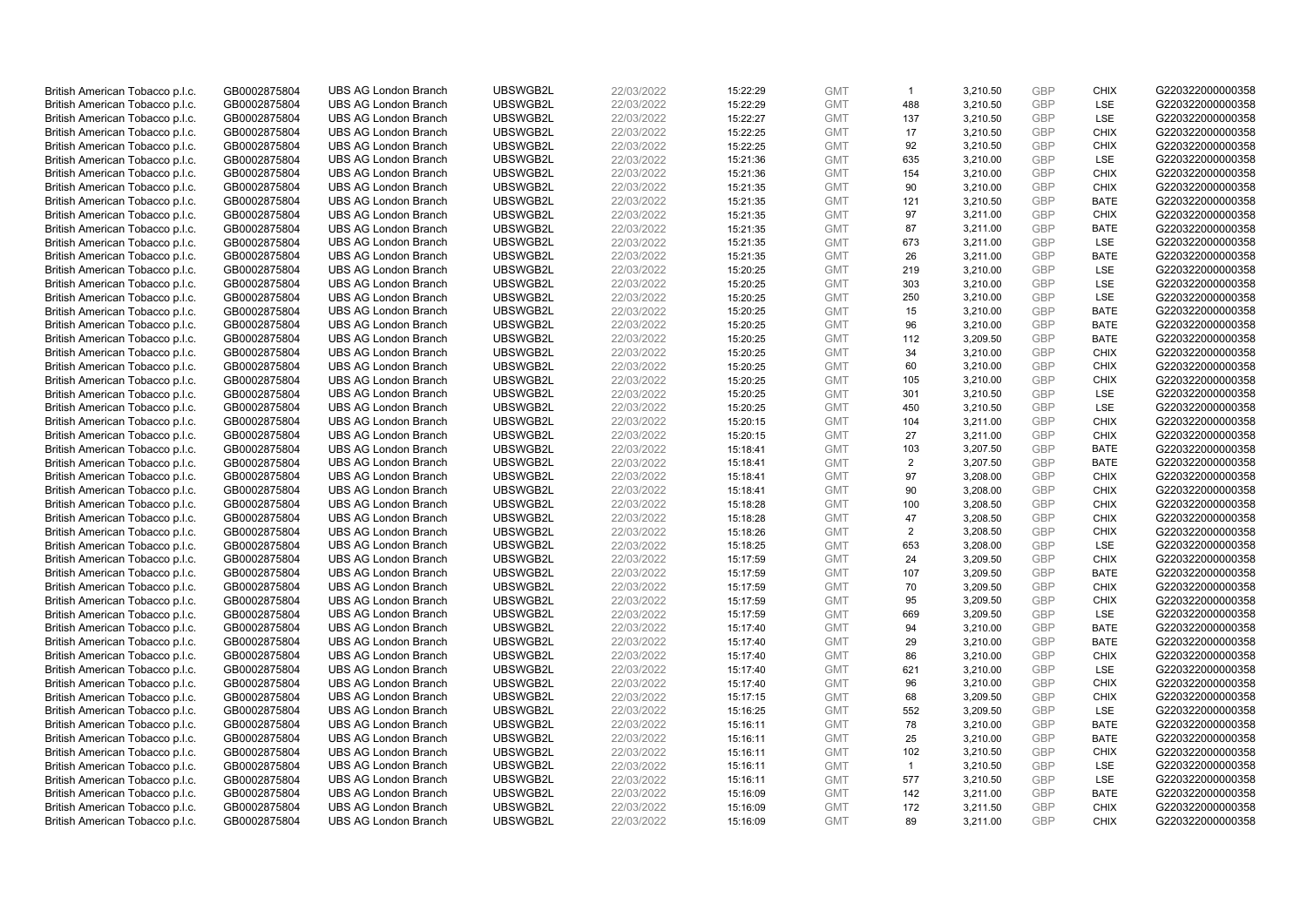| | | | | | | | | | | | |
|---|---|---|---|---|---|---|---|---|---|---|---|
| British American Tobacco p.l.c. | GB0002875804 | UBS AG London Branch | UBSWGB2L | 22/03/2022 | 15:22:29 | GMT | 1 | 3,210.50 | GBP | CHIX | G220322000000358 |
| British American Tobacco p.l.c. | GB0002875804 | UBS AG London Branch | UBSWGB2L | 22/03/2022 | 15:22:29 | GMT | 488 | 3,210.50 | GBP | LSE | G220322000000358 |
| British American Tobacco p.l.c. | GB0002875804 | UBS AG London Branch | UBSWGB2L | 22/03/2022 | 15:22:27 | GMT | 137 | 3,210.50 | GBP | LSE | G220322000000358 |
| British American Tobacco p.l.c. | GB0002875804 | UBS AG London Branch | UBSWGB2L | 22/03/2022 | 15:22:25 | GMT | 17 | 3,210.50 | GBP | CHIX | G220322000000358 |
| British American Tobacco p.l.c. | GB0002875804 | UBS AG London Branch | UBSWGB2L | 22/03/2022 | 15:22:25 | GMT | 92 | 3,210.50 | GBP | CHIX | G220322000000358 |
| British American Tobacco p.l.c. | GB0002875804 | UBS AG London Branch | UBSWGB2L | 22/03/2022 | 15:21:36 | GMT | 635 | 3,210.00 | GBP | LSE | G220322000000358 |
| British American Tobacco p.l.c. | GB0002875804 | UBS AG London Branch | UBSWGB2L | 22/03/2022 | 15:21:36 | GMT | 154 | 3,210.00 | GBP | CHIX | G220322000000358 |
| British American Tobacco p.l.c. | GB0002875804 | UBS AG London Branch | UBSWGB2L | 22/03/2022 | 15:21:35 | GMT | 90 | 3,210.00 | GBP | CHIX | G220322000000358 |
| British American Tobacco p.l.c. | GB0002875804 | UBS AG London Branch | UBSWGB2L | 22/03/2022 | 15:21:35 | GMT | 121 | 3,210.50 | GBP | BATE | G220322000000358 |
| British American Tobacco p.l.c. | GB0002875804 | UBS AG London Branch | UBSWGB2L | 22/03/2022 | 15:21:35 | GMT | 97 | 3,211.00 | GBP | CHIX | G220322000000358 |
| British American Tobacco p.l.c. | GB0002875804 | UBS AG London Branch | UBSWGB2L | 22/03/2022 | 15:21:35 | GMT | 87 | 3,211.00 | GBP | BATE | G220322000000358 |
| British American Tobacco p.l.c. | GB0002875804 | UBS AG London Branch | UBSWGB2L | 22/03/2022 | 15:21:35 | GMT | 673 | 3,211.00 | GBP | LSE | G220322000000358 |
| British American Tobacco p.l.c. | GB0002875804 | UBS AG London Branch | UBSWGB2L | 22/03/2022 | 15:21:35 | GMT | 26 | 3,211.00 | GBP | BATE | G220322000000358 |
| British American Tobacco p.l.c. | GB0002875804 | UBS AG London Branch | UBSWGB2L | 22/03/2022 | 15:20:25 | GMT | 219 | 3,210.00 | GBP | LSE | G220322000000358 |
| British American Tobacco p.l.c. | GB0002875804 | UBS AG London Branch | UBSWGB2L | 22/03/2022 | 15:20:25 | GMT | 303 | 3,210.00 | GBP | LSE | G220322000000358 |
| British American Tobacco p.l.c. | GB0002875804 | UBS AG London Branch | UBSWGB2L | 22/03/2022 | 15:20:25 | GMT | 250 | 3,210.00 | GBP | LSE | G220322000000358 |
| British American Tobacco p.l.c. | GB0002875804 | UBS AG London Branch | UBSWGB2L | 22/03/2022 | 15:20:25 | GMT | 15 | 3,210.00 | GBP | BATE | G220322000000358 |
| British American Tobacco p.l.c. | GB0002875804 | UBS AG London Branch | UBSWGB2L | 22/03/2022 | 15:20:25 | GMT | 96 | 3,210.00 | GBP | BATE | G220322000000358 |
| British American Tobacco p.l.c. | GB0002875804 | UBS AG London Branch | UBSWGB2L | 22/03/2022 | 15:20:25 | GMT | 112 | 3,209.50 | GBP | BATE | G220322000000358 |
| British American Tobacco p.l.c. | GB0002875804 | UBS AG London Branch | UBSWGB2L | 22/03/2022 | 15:20:25 | GMT | 34 | 3,210.00 | GBP | CHIX | G220322000000358 |
| British American Tobacco p.l.c. | GB0002875804 | UBS AG London Branch | UBSWGB2L | 22/03/2022 | 15:20:25 | GMT | 60 | 3,210.00 | GBP | CHIX | G220322000000358 |
| British American Tobacco p.l.c. | GB0002875804 | UBS AG London Branch | UBSWGB2L | 22/03/2022 | 15:20:25 | GMT | 105 | 3,210.00 | GBP | CHIX | G220322000000358 |
| British American Tobacco p.l.c. | GB0002875804 | UBS AG London Branch | UBSWGB2L | 22/03/2022 | 15:20:25 | GMT | 301 | 3,210.50 | GBP | LSE | G220322000000358 |
| British American Tobacco p.l.c. | GB0002875804 | UBS AG London Branch | UBSWGB2L | 22/03/2022 | 15:20:25 | GMT | 450 | 3,210.50 | GBP | LSE | G220322000000358 |
| British American Tobacco p.l.c. | GB0002875804 | UBS AG London Branch | UBSWGB2L | 22/03/2022 | 15:20:15 | GMT | 104 | 3,211.00 | GBP | CHIX | G220322000000358 |
| British American Tobacco p.l.c. | GB0002875804 | UBS AG London Branch | UBSWGB2L | 22/03/2022 | 15:20:15 | GMT | 27 | 3,211.00 | GBP | CHIX | G220322000000358 |
| British American Tobacco p.l.c. | GB0002875804 | UBS AG London Branch | UBSWGB2L | 22/03/2022 | 15:18:41 | GMT | 103 | 3,207.50 | GBP | BATE | G220322000000358 |
| British American Tobacco p.l.c. | GB0002875804 | UBS AG London Branch | UBSWGB2L | 22/03/2022 | 15:18:41 | GMT | 2 | 3,207.50 | GBP | BATE | G220322000000358 |
| British American Tobacco p.l.c. | GB0002875804 | UBS AG London Branch | UBSWGB2L | 22/03/2022 | 15:18:41 | GMT | 97 | 3,208.00 | GBP | CHIX | G220322000000358 |
| British American Tobacco p.l.c. | GB0002875804 | UBS AG London Branch | UBSWGB2L | 22/03/2022 | 15:18:41 | GMT | 90 | 3,208.00 | GBP | CHIX | G220322000000358 |
| British American Tobacco p.l.c. | GB0002875804 | UBS AG London Branch | UBSWGB2L | 22/03/2022 | 15:18:28 | GMT | 100 | 3,208.50 | GBP | CHIX | G220322000000358 |
| British American Tobacco p.l.c. | GB0002875804 | UBS AG London Branch | UBSWGB2L | 22/03/2022 | 15:18:28 | GMT | 47 | 3,208.50 | GBP | CHIX | G220322000000358 |
| British American Tobacco p.l.c. | GB0002875804 | UBS AG London Branch | UBSWGB2L | 22/03/2022 | 15:18:26 | GMT | 2 | 3,208.50 | GBP | CHIX | G220322000000358 |
| British American Tobacco p.l.c. | GB0002875804 | UBS AG London Branch | UBSWGB2L | 22/03/2022 | 15:18:25 | GMT | 653 | 3,208.00 | GBP | LSE | G220322000000358 |
| British American Tobacco p.l.c. | GB0002875804 | UBS AG London Branch | UBSWGB2L | 22/03/2022 | 15:17:59 | GMT | 24 | 3,209.50 | GBP | CHIX | G220322000000358 |
| British American Tobacco p.l.c. | GB0002875804 | UBS AG London Branch | UBSWGB2L | 22/03/2022 | 15:17:59 | GMT | 107 | 3,209.50 | GBP | BATE | G220322000000358 |
| British American Tobacco p.l.c. | GB0002875804 | UBS AG London Branch | UBSWGB2L | 22/03/2022 | 15:17:59 | GMT | 70 | 3,209.50 | GBP | CHIX | G220322000000358 |
| British American Tobacco p.l.c. | GB0002875804 | UBS AG London Branch | UBSWGB2L | 22/03/2022 | 15:17:59 | GMT | 95 | 3,209.50 | GBP | CHIX | G220322000000358 |
| British American Tobacco p.l.c. | GB0002875804 | UBS AG London Branch | UBSWGB2L | 22/03/2022 | 15:17:59 | GMT | 669 | 3,209.50 | GBP | LSE | G220322000000358 |
| British American Tobacco p.l.c. | GB0002875804 | UBS AG London Branch | UBSWGB2L | 22/03/2022 | 15:17:40 | GMT | 94 | 3,210.00 | GBP | BATE | G220322000000358 |
| British American Tobacco p.l.c. | GB0002875804 | UBS AG London Branch | UBSWGB2L | 22/03/2022 | 15:17:40 | GMT | 29 | 3,210.00 | GBP | BATE | G220322000000358 |
| British American Tobacco p.l.c. | GB0002875804 | UBS AG London Branch | UBSWGB2L | 22/03/2022 | 15:17:40 | GMT | 86 | 3,210.00 | GBP | CHIX | G220322000000358 |
| British American Tobacco p.l.c. | GB0002875804 | UBS AG London Branch | UBSWGB2L | 22/03/2022 | 15:17:40 | GMT | 621 | 3,210.00 | GBP | LSE | G220322000000358 |
| British American Tobacco p.l.c. | GB0002875804 | UBS AG London Branch | UBSWGB2L | 22/03/2022 | 15:17:40 | GMT | 96 | 3,210.00 | GBP | CHIX | G220322000000358 |
| British American Tobacco p.l.c. | GB0002875804 | UBS AG London Branch | UBSWGB2L | 22/03/2022 | 15:17:15 | GMT | 68 | 3,209.50 | GBP | CHIX | G220322000000358 |
| British American Tobacco p.l.c. | GB0002875804 | UBS AG London Branch | UBSWGB2L | 22/03/2022 | 15:16:25 | GMT | 552 | 3,209.50 | GBP | LSE | G220322000000358 |
| British American Tobacco p.l.c. | GB0002875804 | UBS AG London Branch | UBSWGB2L | 22/03/2022 | 15:16:11 | GMT | 78 | 3,210.00 | GBP | BATE | G220322000000358 |
| British American Tobacco p.l.c. | GB0002875804 | UBS AG London Branch | UBSWGB2L | 22/03/2022 | 15:16:11 | GMT | 25 | 3,210.00 | GBP | BATE | G220322000000358 |
| British American Tobacco p.l.c. | GB0002875804 | UBS AG London Branch | UBSWGB2L | 22/03/2022 | 15:16:11 | GMT | 102 | 3,210.50 | GBP | CHIX | G220322000000358 |
| British American Tobacco p.l.c. | GB0002875804 | UBS AG London Branch | UBSWGB2L | 22/03/2022 | 15:16:11 | GMT | 1 | 3,210.50 | GBP | LSE | G220322000000358 |
| British American Tobacco p.l.c. | GB0002875804 | UBS AG London Branch | UBSWGB2L | 22/03/2022 | 15:16:11 | GMT | 577 | 3,210.50 | GBP | LSE | G220322000000358 |
| British American Tobacco p.l.c. | GB0002875804 | UBS AG London Branch | UBSWGB2L | 22/03/2022 | 15:16:09 | GMT | 142 | 3,211.00 | GBP | BATE | G220322000000358 |
| British American Tobacco p.l.c. | GB0002875804 | UBS AG London Branch | UBSWGB2L | 22/03/2022 | 15:16:09 | GMT | 172 | 3,211.50 | GBP | CHIX | G220322000000358 |
| British American Tobacco p.l.c. | GB0002875804 | UBS AG London Branch | UBSWGB2L | 22/03/2022 | 15:16:09 | GMT | 89 | 3,211.00 | GBP | CHIX | G220322000000358 |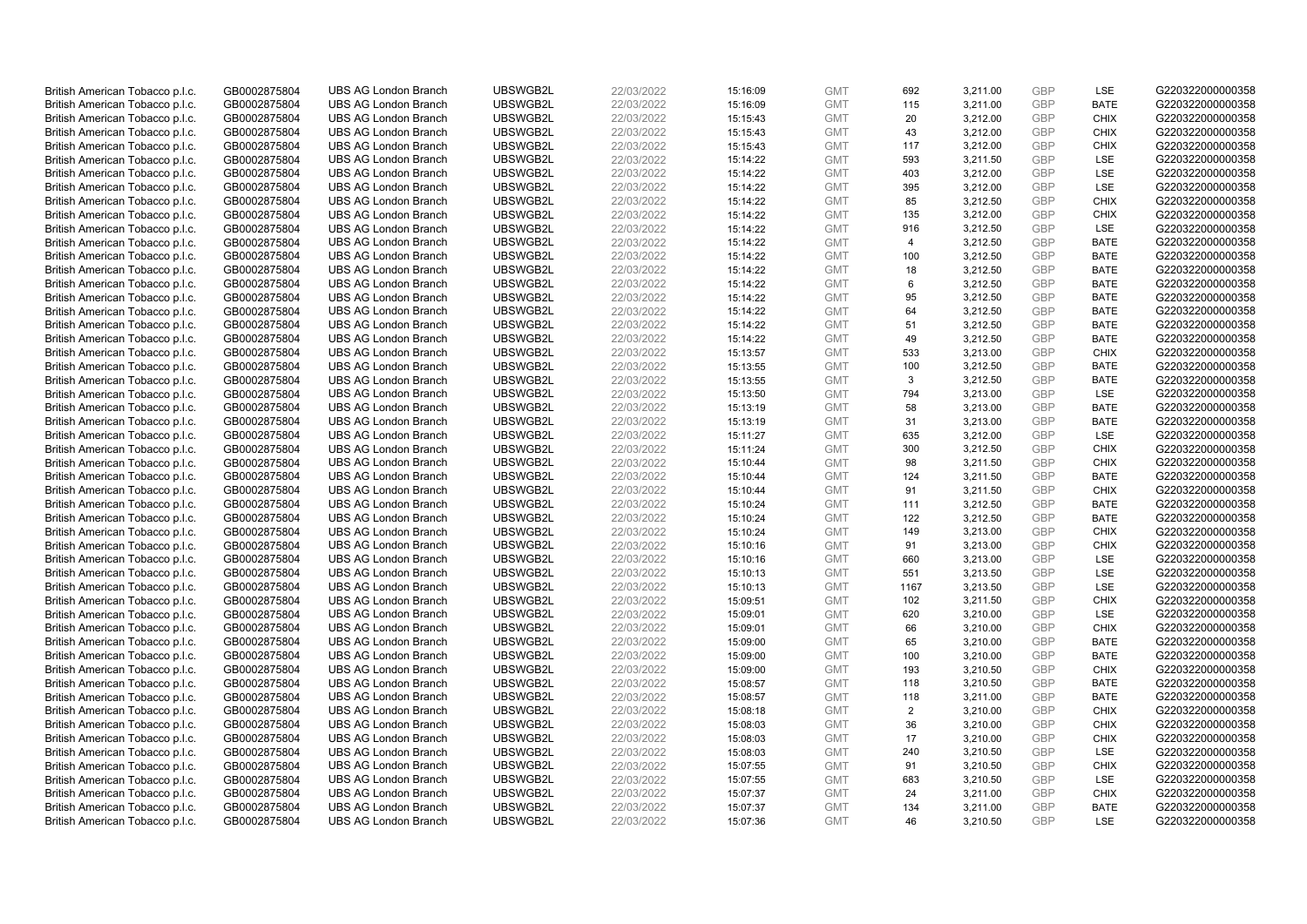| British American Tobacco p.l.c. | GB0002875804 | UBS AG London Branch | UBSWGB2L | 22/03/2022 | 15:16:09 | GMT | 692 | 3,211.00 | GBP | LSE | G220322000000358 |
|---|---|---|---|---|---|---|---|---|---|---|---|
| British American Tobacco p.l.c. | GB0002875804 | UBS AG London Branch | UBSWGB2L | 22/03/2022 | 15:16:09 | GMT | 115 | 3,211.00 | GBP | BATE | G220322000000358 |
| British American Tobacco p.l.c. | GB0002875804 | UBS AG London Branch | UBSWGB2L | 22/03/2022 | 15:15:43 | GMT | 20 | 3,212.00 | GBP | CHIX | G220322000000358 |
| British American Tobacco p.l.c. | GB0002875804 | UBS AG London Branch | UBSWGB2L | 22/03/2022 | 15:15:43 | GMT | 43 | 3,212.00 | GBP | CHIX | G220322000000358 |
| British American Tobacco p.l.c. | GB0002875804 | UBS AG London Branch | UBSWGB2L | 22/03/2022 | 15:15:43 | GMT | 117 | 3,212.00 | GBP | CHIX | G220322000000358 |
| British American Tobacco p.l.c. | GB0002875804 | UBS AG London Branch | UBSWGB2L | 22/03/2022 | 15:14:22 | GMT | 593 | 3,211.50 | GBP | LSE | G220322000000358 |
| British American Tobacco p.l.c. | GB0002875804 | UBS AG London Branch | UBSWGB2L | 22/03/2022 | 15:14:22 | GMT | 403 | 3,212.00 | GBP | LSE | G220322000000358 |
| British American Tobacco p.l.c. | GB0002875804 | UBS AG London Branch | UBSWGB2L | 22/03/2022 | 15:14:22 | GMT | 395 | 3,212.00 | GBP | LSE | G220322000000358 |
| British American Tobacco p.l.c. | GB0002875804 | UBS AG London Branch | UBSWGB2L | 22/03/2022 | 15:14:22 | GMT | 85 | 3,212.50 | GBP | CHIX | G220322000000358 |
| British American Tobacco p.l.c. | GB0002875804 | UBS AG London Branch | UBSWGB2L | 22/03/2022 | 15:14:22 | GMT | 135 | 3,212.00 | GBP | CHIX | G220322000000358 |
| British American Tobacco p.l.c. | GB0002875804 | UBS AG London Branch | UBSWGB2L | 22/03/2022 | 15:14:22 | GMT | 916 | 3,212.50 | GBP | LSE | G220322000000358 |
| British American Tobacco p.l.c. | GB0002875804 | UBS AG London Branch | UBSWGB2L | 22/03/2022 | 15:14:22 | GMT | 4 | 3,212.50 | GBP | BATE | G220322000000358 |
| British American Tobacco p.l.c. | GB0002875804 | UBS AG London Branch | UBSWGB2L | 22/03/2022 | 15:14:22 | GMT | 100 | 3,212.50 | GBP | BATE | G220322000000358 |
| British American Tobacco p.l.c. | GB0002875804 | UBS AG London Branch | UBSWGB2L | 22/03/2022 | 15:14:22 | GMT | 18 | 3,212.50 | GBP | BATE | G220322000000358 |
| British American Tobacco p.l.c. | GB0002875804 | UBS AG London Branch | UBSWGB2L | 22/03/2022 | 15:14:22 | GMT | 6 | 3,212.50 | GBP | BATE | G220322000000358 |
| British American Tobacco p.l.c. | GB0002875804 | UBS AG London Branch | UBSWGB2L | 22/03/2022 | 15:14:22 | GMT | 95 | 3,212.50 | GBP | BATE | G220322000000358 |
| British American Tobacco p.l.c. | GB0002875804 | UBS AG London Branch | UBSWGB2L | 22/03/2022 | 15:14:22 | GMT | 64 | 3,212.50 | GBP | BATE | G220322000000358 |
| British American Tobacco p.l.c. | GB0002875804 | UBS AG London Branch | UBSWGB2L | 22/03/2022 | 15:14:22 | GMT | 51 | 3,212.50 | GBP | BATE | G220322000000358 |
| British American Tobacco p.l.c. | GB0002875804 | UBS AG London Branch | UBSWGB2L | 22/03/2022 | 15:14:22 | GMT | 49 | 3,212.50 | GBP | BATE | G220322000000358 |
| British American Tobacco p.l.c. | GB0002875804 | UBS AG London Branch | UBSWGB2L | 22/03/2022 | 15:13:57 | GMT | 533 | 3,213.00 | GBP | CHIX | G220322000000358 |
| British American Tobacco p.l.c. | GB0002875804 | UBS AG London Branch | UBSWGB2L | 22/03/2022 | 15:13:55 | GMT | 100 | 3,212.50 | GBP | BATE | G220322000000358 |
| British American Tobacco p.l.c. | GB0002875804 | UBS AG London Branch | UBSWGB2L | 22/03/2022 | 15:13:55 | GMT | 3 | 3,212.50 | GBP | BATE | G220322000000358 |
| British American Tobacco p.l.c. | GB0002875804 | UBS AG London Branch | UBSWGB2L | 22/03/2022 | 15:13:50 | GMT | 794 | 3,213.00 | GBP | LSE | G220322000000358 |
| British American Tobacco p.l.c. | GB0002875804 | UBS AG London Branch | UBSWGB2L | 22/03/2022 | 15:13:19 | GMT | 58 | 3,213.00 | GBP | BATE | G220322000000358 |
| British American Tobacco p.l.c. | GB0002875804 | UBS AG London Branch | UBSWGB2L | 22/03/2022 | 15:13:19 | GMT | 31 | 3,213.00 | GBP | BATE | G220322000000358 |
| British American Tobacco p.l.c. | GB0002875804 | UBS AG London Branch | UBSWGB2L | 22/03/2022 | 15:11:27 | GMT | 635 | 3,212.00 | GBP | LSE | G220322000000358 |
| British American Tobacco p.l.c. | GB0002875804 | UBS AG London Branch | UBSWGB2L | 22/03/2022 | 15:11:24 | GMT | 300 | 3,212.50 | GBP | CHIX | G220322000000358 |
| British American Tobacco p.l.c. | GB0002875804 | UBS AG London Branch | UBSWGB2L | 22/03/2022 | 15:10:44 | GMT | 98 | 3,211.50 | GBP | CHIX | G220322000000358 |
| British American Tobacco p.l.c. | GB0002875804 | UBS AG London Branch | UBSWGB2L | 22/03/2022 | 15:10:44 | GMT | 124 | 3,211.50 | GBP | BATE | G220322000000358 |
| British American Tobacco p.l.c. | GB0002875804 | UBS AG London Branch | UBSWGB2L | 22/03/2022 | 15:10:44 | GMT | 91 | 3,211.50 | GBP | CHIX | G220322000000358 |
| British American Tobacco p.l.c. | GB0002875804 | UBS AG London Branch | UBSWGB2L | 22/03/2022 | 15:10:24 | GMT | 111 | 3,212.50 | GBP | BATE | G220322000000358 |
| British American Tobacco p.l.c. | GB0002875804 | UBS AG London Branch | UBSWGB2L | 22/03/2022 | 15:10:24 | GMT | 122 | 3,212.50 | GBP | BATE | G220322000000358 |
| British American Tobacco p.l.c. | GB0002875804 | UBS AG London Branch | UBSWGB2L | 22/03/2022 | 15:10:24 | GMT | 149 | 3,213.00 | GBP | CHIX | G220322000000358 |
| British American Tobacco p.l.c. | GB0002875804 | UBS AG London Branch | UBSWGB2L | 22/03/2022 | 15:10:16 | GMT | 91 | 3,213.00 | GBP | CHIX | G220322000000358 |
| British American Tobacco p.l.c. | GB0002875804 | UBS AG London Branch | UBSWGB2L | 22/03/2022 | 15:10:16 | GMT | 660 | 3,213.00 | GBP | LSE | G220322000000358 |
| British American Tobacco p.l.c. | GB0002875804 | UBS AG London Branch | UBSWGB2L | 22/03/2022 | 15:10:13 | GMT | 551 | 3,213.50 | GBP | LSE | G220322000000358 |
| British American Tobacco p.l.c. | GB0002875804 | UBS AG London Branch | UBSWGB2L | 22/03/2022 | 15:10:13 | GMT | 1167 | 3,213.50 | GBP | LSE | G220322000000358 |
| British American Tobacco p.l.c. | GB0002875804 | UBS AG London Branch | UBSWGB2L | 22/03/2022 | 15:09:51 | GMT | 102 | 3,211.50 | GBP | CHIX | G220322000000358 |
| British American Tobacco p.l.c. | GB0002875804 | UBS AG London Branch | UBSWGB2L | 22/03/2022 | 15:09:01 | GMT | 620 | 3,210.00 | GBP | LSE | G220322000000358 |
| British American Tobacco p.l.c. | GB0002875804 | UBS AG London Branch | UBSWGB2L | 22/03/2022 | 15:09:01 | GMT | 66 | 3,210.00 | GBP | CHIX | G220322000000358 |
| British American Tobacco p.l.c. | GB0002875804 | UBS AG London Branch | UBSWGB2L | 22/03/2022 | 15:09:00 | GMT | 65 | 3,210.00 | GBP | BATE | G220322000000358 |
| British American Tobacco p.l.c. | GB0002875804 | UBS AG London Branch | UBSWGB2L | 22/03/2022 | 15:09:00 | GMT | 100 | 3,210.00 | GBP | BATE | G220322000000358 |
| British American Tobacco p.l.c. | GB0002875804 | UBS AG London Branch | UBSWGB2L | 22/03/2022 | 15:09:00 | GMT | 193 | 3,210.50 | GBP | CHIX | G220322000000358 |
| British American Tobacco p.l.c. | GB0002875804 | UBS AG London Branch | UBSWGB2L | 22/03/2022 | 15:08:57 | GMT | 118 | 3,210.50 | GBP | BATE | G220322000000358 |
| British American Tobacco p.l.c. | GB0002875804 | UBS AG London Branch | UBSWGB2L | 22/03/2022 | 15:08:57 | GMT | 118 | 3,211.00 | GBP | BATE | G220322000000358 |
| British American Tobacco p.l.c. | GB0002875804 | UBS AG London Branch | UBSWGB2L | 22/03/2022 | 15:08:18 | GMT | 2 | 3,210.00 | GBP | CHIX | G220322000000358 |
| British American Tobacco p.l.c. | GB0002875804 | UBS AG London Branch | UBSWGB2L | 22/03/2022 | 15:08:03 | GMT | 36 | 3,210.00 | GBP | CHIX | G220322000000358 |
| British American Tobacco p.l.c. | GB0002875804 | UBS AG London Branch | UBSWGB2L | 22/03/2022 | 15:08:03 | GMT | 17 | 3,210.00 | GBP | CHIX | G220322000000358 |
| British American Tobacco p.l.c. | GB0002875804 | UBS AG London Branch | UBSWGB2L | 22/03/2022 | 15:08:03 | GMT | 240 | 3,210.50 | GBP | LSE | G220322000000358 |
| British American Tobacco p.l.c. | GB0002875804 | UBS AG London Branch | UBSWGB2L | 22/03/2022 | 15:07:55 | GMT | 91 | 3,210.50 | GBP | CHIX | G220322000000358 |
| British American Tobacco p.l.c. | GB0002875804 | UBS AG London Branch | UBSWGB2L | 22/03/2022 | 15:07:55 | GMT | 683 | 3,210.50 | GBP | LSE | G220322000000358 |
| British American Tobacco p.l.c. | GB0002875804 | UBS AG London Branch | UBSWGB2L | 22/03/2022 | 15:07:37 | GMT | 24 | 3,211.00 | GBP | CHIX | G220322000000358 |
| British American Tobacco p.l.c. | GB0002875804 | UBS AG London Branch | UBSWGB2L | 22/03/2022 | 15:07:37 | GMT | 134 | 3,211.00 | GBP | BATE | G220322000000358 |
| British American Tobacco p.l.c. | GB0002875804 | UBS AG London Branch | UBSWGB2L | 22/03/2022 | 15:07:36 | GMT | 46 | 3,210.50 | GBP | LSE | G220322000000358 |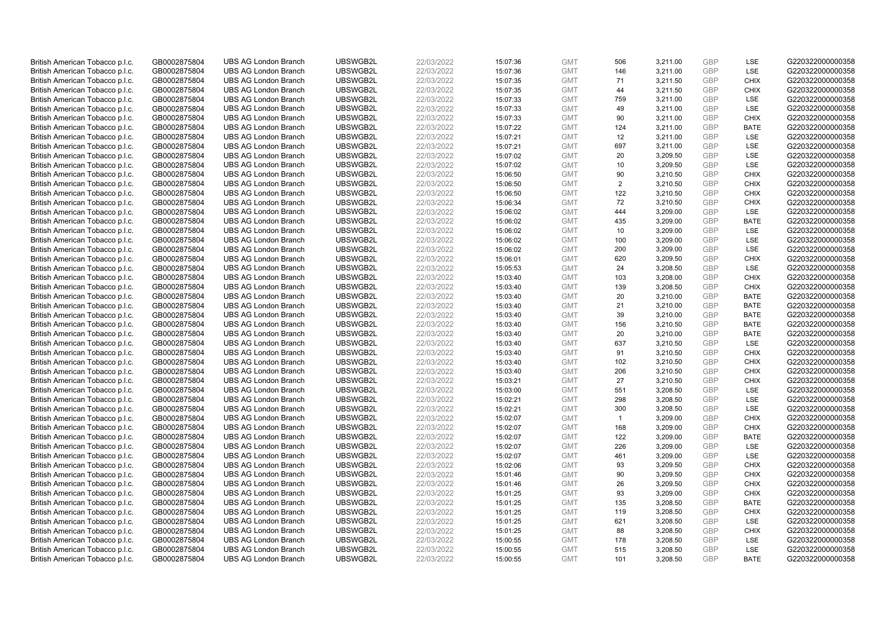| | | | | | | | | | | | |
|---|---|---|---|---|---|---|---|---|---|---|---|
| British American Tobacco p.l.c. | GB0002875804 | UBS AG London Branch | UBSWGB2L | 22/03/2022 | 15:07:36 | GMT | 506 | 3,211.00 | GBP | LSE | G220322000000358 |
| British American Tobacco p.l.c. | GB0002875804 | UBS AG London Branch | UBSWGB2L | 22/03/2022 | 15:07:36 | GMT | 146 | 3,211.00 | GBP | LSE | G220322000000358 |
| British American Tobacco p.l.c. | GB0002875804 | UBS AG London Branch | UBSWGB2L | 22/03/2022 | 15:07:35 | GMT | 71 | 3,211.50 | GBP | CHIX | G220322000000358 |
| British American Tobacco p.l.c. | GB0002875804 | UBS AG London Branch | UBSWGB2L | 22/03/2022 | 15:07:35 | GMT | 44 | 3,211.50 | GBP | CHIX | G220322000000358 |
| British American Tobacco p.l.c. | GB0002875804 | UBS AG London Branch | UBSWGB2L | 22/03/2022 | 15:07:33 | GMT | 759 | 3,211.00 | GBP | LSE | G220322000000358 |
| British American Tobacco p.l.c. | GB0002875804 | UBS AG London Branch | UBSWGB2L | 22/03/2022 | 15:07:33 | GMT | 49 | 3,211.00 | GBP | LSE | G220322000000358 |
| British American Tobacco p.l.c. | GB0002875804 | UBS AG London Branch | UBSWGB2L | 22/03/2022 | 15:07:33 | GMT | 90 | 3,211.00 | GBP | CHIX | G220322000000358 |
| British American Tobacco p.l.c. | GB0002875804 | UBS AG London Branch | UBSWGB2L | 22/03/2022 | 15:07:22 | GMT | 124 | 3,211.00 | GBP | BATE | G220322000000358 |
| British American Tobacco p.l.c. | GB0002875804 | UBS AG London Branch | UBSWGB2L | 22/03/2022 | 15:07:21 | GMT | 12 | 3,211.00 | GBP | LSE | G220322000000358 |
| British American Tobacco p.l.c. | GB0002875804 | UBS AG London Branch | UBSWGB2L | 22/03/2022 | 15:07:21 | GMT | 697 | 3,211.00 | GBP | LSE | G220322000000358 |
| British American Tobacco p.l.c. | GB0002875804 | UBS AG London Branch | UBSWGB2L | 22/03/2022 | 15:07:02 | GMT | 20 | 3,209.50 | GBP | LSE | G220322000000358 |
| British American Tobacco p.l.c. | GB0002875804 | UBS AG London Branch | UBSWGB2L | 22/03/2022 | 15:07:02 | GMT | 10 | 3,209.50 | GBP | LSE | G220322000000358 |
| British American Tobacco p.l.c. | GB0002875804 | UBS AG London Branch | UBSWGB2L | 22/03/2022 | 15:06:50 | GMT | 90 | 3,210.50 | GBP | CHIX | G220322000000358 |
| British American Tobacco p.l.c. | GB0002875804 | UBS AG London Branch | UBSWGB2L | 22/03/2022 | 15:06:50 | GMT | 2 | 3,210.50 | GBP | CHIX | G220322000000358 |
| British American Tobacco p.l.c. | GB0002875804 | UBS AG London Branch | UBSWGB2L | 22/03/2022 | 15:06:50 | GMT | 122 | 3,210.50 | GBP | CHIX | G220322000000358 |
| British American Tobacco p.l.c. | GB0002875804 | UBS AG London Branch | UBSWGB2L | 22/03/2022 | 15:06:34 | GMT | 72 | 3,210.50 | GBP | CHIX | G220322000000358 |
| British American Tobacco p.l.c. | GB0002875804 | UBS AG London Branch | UBSWGB2L | 22/03/2022 | 15:06:02 | GMT | 444 | 3,209.00 | GBP | LSE | G220322000000358 |
| British American Tobacco p.l.c. | GB0002875804 | UBS AG London Branch | UBSWGB2L | 22/03/2022 | 15:06:02 | GMT | 435 | 3,209.00 | GBP | BATE | G220322000000358 |
| British American Tobacco p.l.c. | GB0002875804 | UBS AG London Branch | UBSWGB2L | 22/03/2022 | 15:06:02 | GMT | 10 | 3,209.00 | GBP | LSE | G220322000000358 |
| British American Tobacco p.l.c. | GB0002875804 | UBS AG London Branch | UBSWGB2L | 22/03/2022 | 15:06:02 | GMT | 100 | 3,209.00 | GBP | LSE | G220322000000358 |
| British American Tobacco p.l.c. | GB0002875804 | UBS AG London Branch | UBSWGB2L | 22/03/2022 | 15:06:02 | GMT | 200 | 3,209.00 | GBP | LSE | G220322000000358 |
| British American Tobacco p.l.c. | GB0002875804 | UBS AG London Branch | UBSWGB2L | 22/03/2022 | 15:06:01 | GMT | 620 | 3,209.50 | GBP | CHIX | G220322000000358 |
| British American Tobacco p.l.c. | GB0002875804 | UBS AG London Branch | UBSWGB2L | 22/03/2022 | 15:05:53 | GMT | 24 | 3,208.50 | GBP | LSE | G220322000000358 |
| British American Tobacco p.l.c. | GB0002875804 | UBS AG London Branch | UBSWGB2L | 22/03/2022 | 15:03:40 | GMT | 103 | 3,208.00 | GBP | CHIX | G220322000000358 |
| British American Tobacco p.l.c. | GB0002875804 | UBS AG London Branch | UBSWGB2L | 22/03/2022 | 15:03:40 | GMT | 139 | 3,208.50 | GBP | CHIX | G220322000000358 |
| British American Tobacco p.l.c. | GB0002875804 | UBS AG London Branch | UBSWGB2L | 22/03/2022 | 15:03:40 | GMT | 20 | 3,210.00 | GBP | BATE | G220322000000358 |
| British American Tobacco p.l.c. | GB0002875804 | UBS AG London Branch | UBSWGB2L | 22/03/2022 | 15:03:40 | GMT | 21 | 3,210.00 | GBP | BATE | G220322000000358 |
| British American Tobacco p.l.c. | GB0002875804 | UBS AG London Branch | UBSWGB2L | 22/03/2022 | 15:03:40 | GMT | 39 | 3,210.00 | GBP | BATE | G220322000000358 |
| British American Tobacco p.l.c. | GB0002875804 | UBS AG London Branch | UBSWGB2L | 22/03/2022 | 15:03:40 | GMT | 156 | 3,210.50 | GBP | BATE | G220322000000358 |
| British American Tobacco p.l.c. | GB0002875804 | UBS AG London Branch | UBSWGB2L | 22/03/2022 | 15:03:40 | GMT | 20 | 3,210.00 | GBP | BATE | G220322000000358 |
| British American Tobacco p.l.c. | GB0002875804 | UBS AG London Branch | UBSWGB2L | 22/03/2022 | 15:03:40 | GMT | 637 | 3,210.50 | GBP | LSE | G220322000000358 |
| British American Tobacco p.l.c. | GB0002875804 | UBS AG London Branch | UBSWGB2L | 22/03/2022 | 15:03:40 | GMT | 91 | 3,210.50 | GBP | CHIX | G220322000000358 |
| British American Tobacco p.l.c. | GB0002875804 | UBS AG London Branch | UBSWGB2L | 22/03/2022 | 15:03:40 | GMT | 102 | 3,210.50 | GBP | CHIX | G220322000000358 |
| British American Tobacco p.l.c. | GB0002875804 | UBS AG London Branch | UBSWGB2L | 22/03/2022 | 15:03:40 | GMT | 206 | 3,210.50 | GBP | CHIX | G220322000000358 |
| British American Tobacco p.l.c. | GB0002875804 | UBS AG London Branch | UBSWGB2L | 22/03/2022 | 15:03:21 | GMT | 27 | 3,210.50 | GBP | CHIX | G220322000000358 |
| British American Tobacco p.l.c. | GB0002875804 | UBS AG London Branch | UBSWGB2L | 22/03/2022 | 15:03:00 | GMT | 551 | 3,208.50 | GBP | LSE | G220322000000358 |
| British American Tobacco p.l.c. | GB0002875804 | UBS AG London Branch | UBSWGB2L | 22/03/2022 | 15:02:21 | GMT | 298 | 3,208.50 | GBP | LSE | G220322000000358 |
| British American Tobacco p.l.c. | GB0002875804 | UBS AG London Branch | UBSWGB2L | 22/03/2022 | 15:02:21 | GMT | 300 | 3,208.50 | GBP | LSE | G220322000000358 |
| British American Tobacco p.l.c. | GB0002875804 | UBS AG London Branch | UBSWGB2L | 22/03/2022 | 15:02:07 | GMT | 1 | 3,209.00 | GBP | CHIX | G220322000000358 |
| British American Tobacco p.l.c. | GB0002875804 | UBS AG London Branch | UBSWGB2L | 22/03/2022 | 15:02:07 | GMT | 168 | 3,209.00 | GBP | CHIX | G220322000000358 |
| British American Tobacco p.l.c. | GB0002875804 | UBS AG London Branch | UBSWGB2L | 22/03/2022 | 15:02:07 | GMT | 122 | 3,209.00 | GBP | BATE | G220322000000358 |
| British American Tobacco p.l.c. | GB0002875804 | UBS AG London Branch | UBSWGB2L | 22/03/2022 | 15:02:07 | GMT | 226 | 3,209.00 | GBP | LSE | G220322000000358 |
| British American Tobacco p.l.c. | GB0002875804 | UBS AG London Branch | UBSWGB2L | 22/03/2022 | 15:02:07 | GMT | 461 | 3,209.00 | GBP | LSE | G220322000000358 |
| British American Tobacco p.l.c. | GB0002875804 | UBS AG London Branch | UBSWGB2L | 22/03/2022 | 15:02:06 | GMT | 93 | 3,209.50 | GBP | CHIX | G220322000000358 |
| British American Tobacco p.l.c. | GB0002875804 | UBS AG London Branch | UBSWGB2L | 22/03/2022 | 15:01:46 | GMT | 90 | 3,209.50 | GBP | CHIX | G220322000000358 |
| British American Tobacco p.l.c. | GB0002875804 | UBS AG London Branch | UBSWGB2L | 22/03/2022 | 15:01:46 | GMT | 26 | 3,209.50 | GBP | CHIX | G220322000000358 |
| British American Tobacco p.l.c. | GB0002875804 | UBS AG London Branch | UBSWGB2L | 22/03/2022 | 15:01:25 | GMT | 93 | 3,209.00 | GBP | CHIX | G220322000000358 |
| British American Tobacco p.l.c. | GB0002875804 | UBS AG London Branch | UBSWGB2L | 22/03/2022 | 15:01:25 | GMT | 135 | 3,208.50 | GBP | BATE | G220322000000358 |
| British American Tobacco p.l.c. | GB0002875804 | UBS AG London Branch | UBSWGB2L | 22/03/2022 | 15:01:25 | GMT | 119 | 3,208.50 | GBP | CHIX | G220322000000358 |
| British American Tobacco p.l.c. | GB0002875804 | UBS AG London Branch | UBSWGB2L | 22/03/2022 | 15:01:25 | GMT | 621 | 3,208.50 | GBP | LSE | G220322000000358 |
| British American Tobacco p.l.c. | GB0002875804 | UBS AG London Branch | UBSWGB2L | 22/03/2022 | 15:01:25 | GMT | 88 | 3,208.50 | GBP | CHIX | G220322000000358 |
| British American Tobacco p.l.c. | GB0002875804 | UBS AG London Branch | UBSWGB2L | 22/03/2022 | 15:00:55 | GMT | 178 | 3,208.50 | GBP | LSE | G220322000000358 |
| British American Tobacco p.l.c. | GB0002875804 | UBS AG London Branch | UBSWGB2L | 22/03/2022 | 15:00:55 | GMT | 515 | 3,208.50 | GBP | LSE | G220322000000358 |
| British American Tobacco p.l.c. | GB0002875804 | UBS AG London Branch | UBSWGB2L | 22/03/2022 | 15:00:55 | GMT | 101 | 3,208.50 | GBP | BATE | G220322000000358 |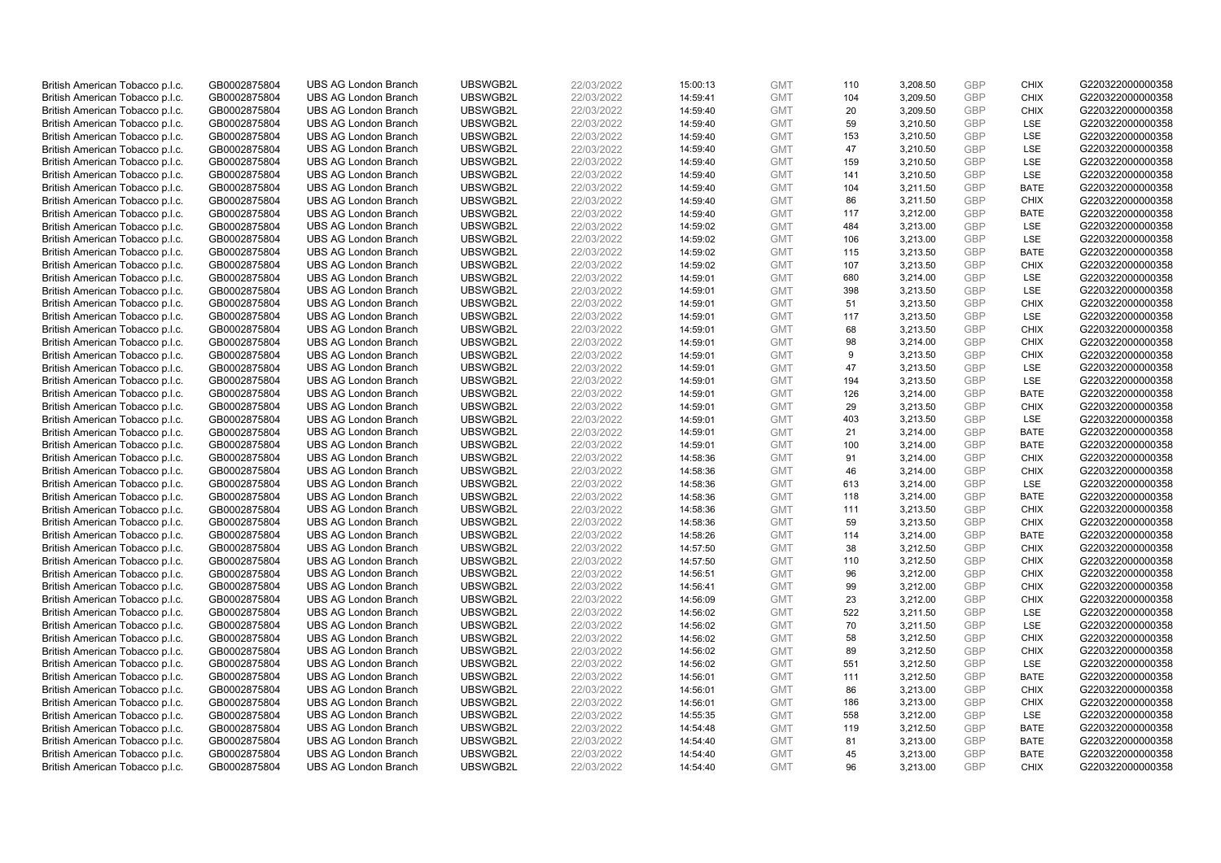| | | | | | | | | | | | |
|---|---|---|---|---|---|---|---|---|---|---|---|
| British American Tobacco p.l.c. | GB0002875804 | UBS AG London Branch | UBSWGB2L | 22/03/2022 | 15:00:13 | GMT | 110 | 3,208.50 | GBP | CHIX | G220322000000358 |
| British American Tobacco p.l.c. | GB0002875804 | UBS AG London Branch | UBSWGB2L | 22/03/2022 | 14:59:41 | GMT | 104 | 3,209.50 | GBP | CHIX | G220322000000358 |
| British American Tobacco p.l.c. | GB0002875804 | UBS AG London Branch | UBSWGB2L | 22/03/2022 | 14:59:40 | GMT | 20 | 3,209.50 | GBP | CHIX | G220322000000358 |
| British American Tobacco p.l.c. | GB0002875804 | UBS AG London Branch | UBSWGB2L | 22/03/2022 | 14:59:40 | GMT | 59 | 3,210.50 | GBP | LSE | G220322000000358 |
| British American Tobacco p.l.c. | GB0002875804 | UBS AG London Branch | UBSWGB2L | 22/03/2022 | 14:59:40 | GMT | 153 | 3,210.50 | GBP | LSE | G220322000000358 |
| British American Tobacco p.l.c. | GB0002875804 | UBS AG London Branch | UBSWGB2L | 22/03/2022 | 14:59:40 | GMT | 47 | 3,210.50 | GBP | LSE | G220322000000358 |
| British American Tobacco p.l.c. | GB0002875804 | UBS AG London Branch | UBSWGB2L | 22/03/2022 | 14:59:40 | GMT | 159 | 3,210.50 | GBP | LSE | G220322000000358 |
| British American Tobacco p.l.c. | GB0002875804 | UBS AG London Branch | UBSWGB2L | 22/03/2022 | 14:59:40 | GMT | 141 | 3,210.50 | GBP | LSE | G220322000000358 |
| British American Tobacco p.l.c. | GB0002875804 | UBS AG London Branch | UBSWGB2L | 22/03/2022 | 14:59:40 | GMT | 104 | 3,211.50 | GBP | BATE | G220322000000358 |
| British American Tobacco p.l.c. | GB0002875804 | UBS AG London Branch | UBSWGB2L | 22/03/2022 | 14:59:40 | GMT | 86 | 3,211.50 | GBP | CHIX | G220322000000358 |
| British American Tobacco p.l.c. | GB0002875804 | UBS AG London Branch | UBSWGB2L | 22/03/2022 | 14:59:40 | GMT | 117 | 3,212.00 | GBP | BATE | G220322000000358 |
| British American Tobacco p.l.c. | GB0002875804 | UBS AG London Branch | UBSWGB2L | 22/03/2022 | 14:59:02 | GMT | 484 | 3,213.00 | GBP | LSE | G220322000000358 |
| British American Tobacco p.l.c. | GB0002875804 | UBS AG London Branch | UBSWGB2L | 22/03/2022 | 14:59:02 | GMT | 106 | 3,213.00 | GBP | LSE | G220322000000358 |
| British American Tobacco p.l.c. | GB0002875804 | UBS AG London Branch | UBSWGB2L | 22/03/2022 | 14:59:02 | GMT | 115 | 3,213.50 | GBP | BATE | G220322000000358 |
| British American Tobacco p.l.c. | GB0002875804 | UBS AG London Branch | UBSWGB2L | 22/03/2022 | 14:59:02 | GMT | 107 | 3,213.50 | GBP | CHIX | G220322000000358 |
| British American Tobacco p.l.c. | GB0002875804 | UBS AG London Branch | UBSWGB2L | 22/03/2022 | 14:59:01 | GMT | 680 | 3,214.00 | GBP | LSE | G220322000000358 |
| British American Tobacco p.l.c. | GB0002875804 | UBS AG London Branch | UBSWGB2L | 22/03/2022 | 14:59:01 | GMT | 398 | 3,213.50 | GBP | LSE | G220322000000358 |
| British American Tobacco p.l.c. | GB0002875804 | UBS AG London Branch | UBSWGB2L | 22/03/2022 | 14:59:01 | GMT | 51 | 3,213.50 | GBP | CHIX | G220322000000358 |
| British American Tobacco p.l.c. | GB0002875804 | UBS AG London Branch | UBSWGB2L | 22/03/2022 | 14:59:01 | GMT | 117 | 3,213.50 | GBP | LSE | G220322000000358 |
| British American Tobacco p.l.c. | GB0002875804 | UBS AG London Branch | UBSWGB2L | 22/03/2022 | 14:59:01 | GMT | 68 | 3,213.50 | GBP | CHIX | G220322000000358 |
| British American Tobacco p.l.c. | GB0002875804 | UBS AG London Branch | UBSWGB2L | 22/03/2022 | 14:59:01 | GMT | 98 | 3,214.00 | GBP | CHIX | G220322000000358 |
| British American Tobacco p.l.c. | GB0002875804 | UBS AG London Branch | UBSWGB2L | 22/03/2022 | 14:59:01 | GMT | 9 | 3,213.50 | GBP | CHIX | G220322000000358 |
| British American Tobacco p.l.c. | GB0002875804 | UBS AG London Branch | UBSWGB2L | 22/03/2022 | 14:59:01 | GMT | 47 | 3,213.50 | GBP | LSE | G220322000000358 |
| British American Tobacco p.l.c. | GB0002875804 | UBS AG London Branch | UBSWGB2L | 22/03/2022 | 14:59:01 | GMT | 194 | 3,213.50 | GBP | LSE | G220322000000358 |
| British American Tobacco p.l.c. | GB0002875804 | UBS AG London Branch | UBSWGB2L | 22/03/2022 | 14:59:01 | GMT | 126 | 3,214.00 | GBP | BATE | G220322000000358 |
| British American Tobacco p.l.c. | GB0002875804 | UBS AG London Branch | UBSWGB2L | 22/03/2022 | 14:59:01 | GMT | 29 | 3,213.50 | GBP | CHIX | G220322000000358 |
| British American Tobacco p.l.c. | GB0002875804 | UBS AG London Branch | UBSWGB2L | 22/03/2022 | 14:59:01 | GMT | 403 | 3,213.50 | GBP | LSE | G220322000000358 |
| British American Tobacco p.l.c. | GB0002875804 | UBS AG London Branch | UBSWGB2L | 22/03/2022 | 14:59:01 | GMT | 21 | 3,214.00 | GBP | BATE | G220322000000358 |
| British American Tobacco p.l.c. | GB0002875804 | UBS AG London Branch | UBSWGB2L | 22/03/2022 | 14:59:01 | GMT | 100 | 3,214.00 | GBP | BATE | G220322000000358 |
| British American Tobacco p.l.c. | GB0002875804 | UBS AG London Branch | UBSWGB2L | 22/03/2022 | 14:58:36 | GMT | 91 | 3,214.00 | GBP | CHIX | G220322000000358 |
| British American Tobacco p.l.c. | GB0002875804 | UBS AG London Branch | UBSWGB2L | 22/03/2022 | 14:58:36 | GMT | 46 | 3,214.00 | GBP | CHIX | G220322000000358 |
| British American Tobacco p.l.c. | GB0002875804 | UBS AG London Branch | UBSWGB2L | 22/03/2022 | 14:58:36 | GMT | 613 | 3,214.00 | GBP | LSE | G220322000000358 |
| British American Tobacco p.l.c. | GB0002875804 | UBS AG London Branch | UBSWGB2L | 22/03/2022 | 14:58:36 | GMT | 118 | 3,214.00 | GBP | BATE | G220322000000358 |
| British American Tobacco p.l.c. | GB0002875804 | UBS AG London Branch | UBSWGB2L | 22/03/2022 | 14:58:36 | GMT | 111 | 3,213.50 | GBP | CHIX | G220322000000358 |
| British American Tobacco p.l.c. | GB0002875804 | UBS AG London Branch | UBSWGB2L | 22/03/2022 | 14:58:36 | GMT | 59 | 3,213.50 | GBP | CHIX | G220322000000358 |
| British American Tobacco p.l.c. | GB0002875804 | UBS AG London Branch | UBSWGB2L | 22/03/2022 | 14:58:26 | GMT | 114 | 3,214.00 | GBP | BATE | G220322000000358 |
| British American Tobacco p.l.c. | GB0002875804 | UBS AG London Branch | UBSWGB2L | 22/03/2022 | 14:57:50 | GMT | 38 | 3,212.50 | GBP | CHIX | G220322000000358 |
| British American Tobacco p.l.c. | GB0002875804 | UBS AG London Branch | UBSWGB2L | 22/03/2022 | 14:57:50 | GMT | 110 | 3,212.50 | GBP | CHIX | G220322000000358 |
| British American Tobacco p.l.c. | GB0002875804 | UBS AG London Branch | UBSWGB2L | 22/03/2022 | 14:56:51 | GMT | 96 | 3,212.00 | GBP | CHIX | G220322000000358 |
| British American Tobacco p.l.c. | GB0002875804 | UBS AG London Branch | UBSWGB2L | 22/03/2022 | 14:56:41 | GMT | 99 | 3,212.00 | GBP | CHIX | G220322000000358 |
| British American Tobacco p.l.c. | GB0002875804 | UBS AG London Branch | UBSWGB2L | 22/03/2022 | 14:56:09 | GMT | 23 | 3,212.00 | GBP | CHIX | G220322000000358 |
| British American Tobacco p.l.c. | GB0002875804 | UBS AG London Branch | UBSWGB2L | 22/03/2022 | 14:56:02 | GMT | 522 | 3,211.50 | GBP | LSE | G220322000000358 |
| British American Tobacco p.l.c. | GB0002875804 | UBS AG London Branch | UBSWGB2L | 22/03/2022 | 14:56:02 | GMT | 70 | 3,211.50 | GBP | LSE | G220322000000358 |
| British American Tobacco p.l.c. | GB0002875804 | UBS AG London Branch | UBSWGB2L | 22/03/2022 | 14:56:02 | GMT | 58 | 3,212.50 | GBP | CHIX | G220322000000358 |
| British American Tobacco p.l.c. | GB0002875804 | UBS AG London Branch | UBSWGB2L | 22/03/2022 | 14:56:02 | GMT | 89 | 3,212.50 | GBP | CHIX | G220322000000358 |
| British American Tobacco p.l.c. | GB0002875804 | UBS AG London Branch | UBSWGB2L | 22/03/2022 | 14:56:02 | GMT | 551 | 3,212.50 | GBP | LSE | G220322000000358 |
| British American Tobacco p.l.c. | GB0002875804 | UBS AG London Branch | UBSWGB2L | 22/03/2022 | 14:56:01 | GMT | 111 | 3,212.50 | GBP | BATE | G220322000000358 |
| British American Tobacco p.l.c. | GB0002875804 | UBS AG London Branch | UBSWGB2L | 22/03/2022 | 14:56:01 | GMT | 86 | 3,213.00 | GBP | CHIX | G220322000000358 |
| British American Tobacco p.l.c. | GB0002875804 | UBS AG London Branch | UBSWGB2L | 22/03/2022 | 14:56:01 | GMT | 186 | 3,213.00 | GBP | CHIX | G220322000000358 |
| British American Tobacco p.l.c. | GB0002875804 | UBS AG London Branch | UBSWGB2L | 22/03/2022 | 14:55:35 | GMT | 558 | 3,212.00 | GBP | LSE | G220322000000358 |
| British American Tobacco p.l.c. | GB0002875804 | UBS AG London Branch | UBSWGB2L | 22/03/2022 | 14:54:48 | GMT | 119 | 3,212.50 | GBP | BATE | G220322000000358 |
| British American Tobacco p.l.c. | GB0002875804 | UBS AG London Branch | UBSWGB2L | 22/03/2022 | 14:54:40 | GMT | 81 | 3,213.00 | GBP | BATE | G220322000000358 |
| British American Tobacco p.l.c. | GB0002875804 | UBS AG London Branch | UBSWGB2L | 22/03/2022 | 14:54:40 | GMT | 45 | 3,213.00 | GBP | BATE | G220322000000358 |
| British American Tobacco p.l.c. | GB0002875804 | UBS AG London Branch | UBSWGB2L | 22/03/2022 | 14:54:40 | GMT | 96 | 3,213.00 | GBP | CHIX | G220322000000358 |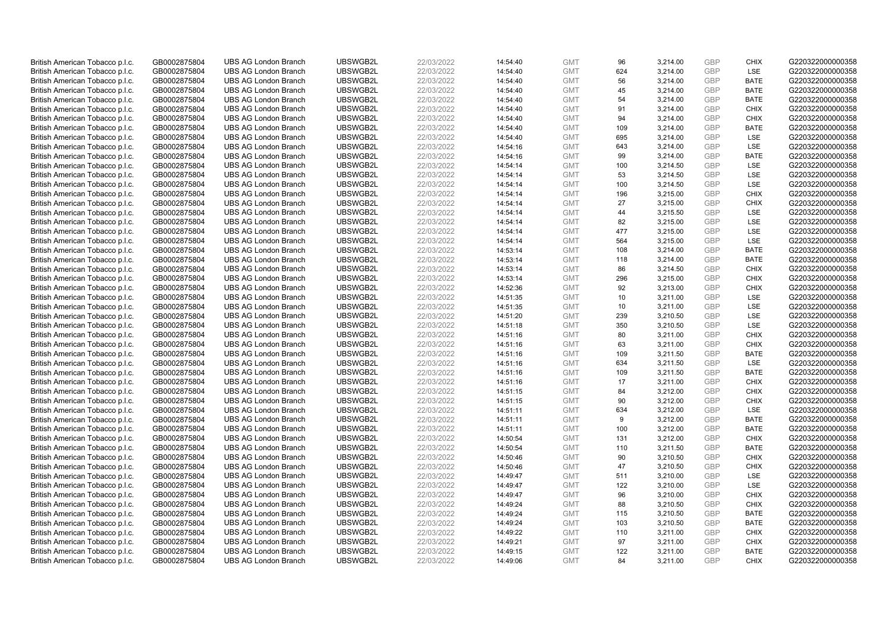| | | | | | | | | | | | |
|---|---|---|---|---|---|---|---|---|---|---|---|
| British American Tobacco p.l.c. | GB0002875804 | UBS AG London Branch | UBSWGB2L | 22/03/2022 | 14:54:40 | GMT | 96 | 3,214.00 | GBP | CHIX | G220322000000358 |
| British American Tobacco p.l.c. | GB0002875804 | UBS AG London Branch | UBSWGB2L | 22/03/2022 | 14:54:40 | GMT | 624 | 3,214.00 | GBP | LSE | G220322000000358 |
| British American Tobacco p.l.c. | GB0002875804 | UBS AG London Branch | UBSWGB2L | 22/03/2022 | 14:54:40 | GMT | 56 | 3,214.00 | GBP | BATE | G220322000000358 |
| British American Tobacco p.l.c. | GB0002875804 | UBS AG London Branch | UBSWGB2L | 22/03/2022 | 14:54:40 | GMT | 45 | 3,214.00 | GBP | BATE | G220322000000358 |
| British American Tobacco p.l.c. | GB0002875804 | UBS AG London Branch | UBSWGB2L | 22/03/2022 | 14:54:40 | GMT | 54 | 3,214.00 | GBP | BATE | G220322000000358 |
| British American Tobacco p.l.c. | GB0002875804 | UBS AG London Branch | UBSWGB2L | 22/03/2022 | 14:54:40 | GMT | 91 | 3,214.00 | GBP | CHIX | G220322000000358 |
| British American Tobacco p.l.c. | GB0002875804 | UBS AG London Branch | UBSWGB2L | 22/03/2022 | 14:54:40 | GMT | 94 | 3,214.00 | GBP | CHIX | G220322000000358 |
| British American Tobacco p.l.c. | GB0002875804 | UBS AG London Branch | UBSWGB2L | 22/03/2022 | 14:54:40 | GMT | 109 | 3,214.00 | GBP | BATE | G220322000000358 |
| British American Tobacco p.l.c. | GB0002875804 | UBS AG London Branch | UBSWGB2L | 22/03/2022 | 14:54:40 | GMT | 695 | 3,214.00 | GBP | LSE | G220322000000358 |
| British American Tobacco p.l.c. | GB0002875804 | UBS AG London Branch | UBSWGB2L | 22/03/2022 | 14:54:16 | GMT | 643 | 3,214.00 | GBP | LSE | G220322000000358 |
| British American Tobacco p.l.c. | GB0002875804 | UBS AG London Branch | UBSWGB2L | 22/03/2022 | 14:54:16 | GMT | 99 | 3,214.00 | GBP | BATE | G220322000000358 |
| British American Tobacco p.l.c. | GB0002875804 | UBS AG London Branch | UBSWGB2L | 22/03/2022 | 14:54:14 | GMT | 100 | 3,214.50 | GBP | LSE | G220322000000358 |
| British American Tobacco p.l.c. | GB0002875804 | UBS AG London Branch | UBSWGB2L | 22/03/2022 | 14:54:14 | GMT | 53 | 3,214.50 | GBP | LSE | G220322000000358 |
| British American Tobacco p.l.c. | GB0002875804 | UBS AG London Branch | UBSWGB2L | 22/03/2022 | 14:54:14 | GMT | 100 | 3,214.50 | GBP | LSE | G220322000000358 |
| British American Tobacco p.l.c. | GB0002875804 | UBS AG London Branch | UBSWGB2L | 22/03/2022 | 14:54:14 | GMT | 196 | 3,215.00 | GBP | CHIX | G220322000000358 |
| British American Tobacco p.l.c. | GB0002875804 | UBS AG London Branch | UBSWGB2L | 22/03/2022 | 14:54:14 | GMT | 27 | 3,215.00 | GBP | CHIX | G220322000000358 |
| British American Tobacco p.l.c. | GB0002875804 | UBS AG London Branch | UBSWGB2L | 22/03/2022 | 14:54:14 | GMT | 44 | 3,215.50 | GBP | LSE | G220322000000358 |
| British American Tobacco p.l.c. | GB0002875804 | UBS AG London Branch | UBSWGB2L | 22/03/2022 | 14:54:14 | GMT | 82 | 3,215.00 | GBP | LSE | G220322000000358 |
| British American Tobacco p.l.c. | GB0002875804 | UBS AG London Branch | UBSWGB2L | 22/03/2022 | 14:54:14 | GMT | 477 | 3,215.00 | GBP | LSE | G220322000000358 |
| British American Tobacco p.l.c. | GB0002875804 | UBS AG London Branch | UBSWGB2L | 22/03/2022 | 14:54:14 | GMT | 564 | 3,215.00 | GBP | LSE | G220322000000358 |
| British American Tobacco p.l.c. | GB0002875804 | UBS AG London Branch | UBSWGB2L | 22/03/2022 | 14:53:14 | GMT | 108 | 3,214.00 | GBP | BATE | G220322000000358 |
| British American Tobacco p.l.c. | GB0002875804 | UBS AG London Branch | UBSWGB2L | 22/03/2022 | 14:53:14 | GMT | 118 | 3,214.00 | GBP | BATE | G220322000000358 |
| British American Tobacco p.l.c. | GB0002875804 | UBS AG London Branch | UBSWGB2L | 22/03/2022 | 14:53:14 | GMT | 86 | 3,214.50 | GBP | CHIX | G220322000000358 |
| British American Tobacco p.l.c. | GB0002875804 | UBS AG London Branch | UBSWGB2L | 22/03/2022 | 14:53:14 | GMT | 296 | 3,215.00 | GBP | CHIX | G220322000000358 |
| British American Tobacco p.l.c. | GB0002875804 | UBS AG London Branch | UBSWGB2L | 22/03/2022 | 14:52:36 | GMT | 92 | 3,213.00 | GBP | CHIX | G220322000000358 |
| British American Tobacco p.l.c. | GB0002875804 | UBS AG London Branch | UBSWGB2L | 22/03/2022 | 14:51:35 | GMT | 10 | 3,211.00 | GBP | LSE | G220322000000358 |
| British American Tobacco p.l.c. | GB0002875804 | UBS AG London Branch | UBSWGB2L | 22/03/2022 | 14:51:35 | GMT | 10 | 3,211.00 | GBP | LSE | G220322000000358 |
| British American Tobacco p.l.c. | GB0002875804 | UBS AG London Branch | UBSWGB2L | 22/03/2022 | 14:51:20 | GMT | 239 | 3,210.50 | GBP | LSE | G220322000000358 |
| British American Tobacco p.l.c. | GB0002875804 | UBS AG London Branch | UBSWGB2L | 22/03/2022 | 14:51:18 | GMT | 350 | 3,210.50 | GBP | LSE | G220322000000358 |
| British American Tobacco p.l.c. | GB0002875804 | UBS AG London Branch | UBSWGB2L | 22/03/2022 | 14:51:16 | GMT | 80 | 3,211.00 | GBP | CHIX | G220322000000358 |
| British American Tobacco p.l.c. | GB0002875804 | UBS AG London Branch | UBSWGB2L | 22/03/2022 | 14:51:16 | GMT | 63 | 3,211.00 | GBP | CHIX | G220322000000358 |
| British American Tobacco p.l.c. | GB0002875804 | UBS AG London Branch | UBSWGB2L | 22/03/2022 | 14:51:16 | GMT | 109 | 3,211.50 | GBP | BATE | G220322000000358 |
| British American Tobacco p.l.c. | GB0002875804 | UBS AG London Branch | UBSWGB2L | 22/03/2022 | 14:51:16 | GMT | 634 | 3,211.50 | GBP | LSE | G220322000000358 |
| British American Tobacco p.l.c. | GB0002875804 | UBS AG London Branch | UBSWGB2L | 22/03/2022 | 14:51:16 | GMT | 109 | 3,211.50 | GBP | BATE | G220322000000358 |
| British American Tobacco p.l.c. | GB0002875804 | UBS AG London Branch | UBSWGB2L | 22/03/2022 | 14:51:16 | GMT | 17 | 3,211.00 | GBP | CHIX | G220322000000358 |
| British American Tobacco p.l.c. | GB0002875804 | UBS AG London Branch | UBSWGB2L | 22/03/2022 | 14:51:15 | GMT | 84 | 3,212.00 | GBP | CHIX | G220322000000358 |
| British American Tobacco p.l.c. | GB0002875804 | UBS AG London Branch | UBSWGB2L | 22/03/2022 | 14:51:15 | GMT | 90 | 3,212.00 | GBP | CHIX | G220322000000358 |
| British American Tobacco p.l.c. | GB0002875804 | UBS AG London Branch | UBSWGB2L | 22/03/2022 | 14:51:11 | GMT | 634 | 3,212.00 | GBP | LSE | G220322000000358 |
| British American Tobacco p.l.c. | GB0002875804 | UBS AG London Branch | UBSWGB2L | 22/03/2022 | 14:51:11 | GMT | 9 | 3,212.00 | GBP | BATE | G220322000000358 |
| British American Tobacco p.l.c. | GB0002875804 | UBS AG London Branch | UBSWGB2L | 22/03/2022 | 14:51:11 | GMT | 100 | 3,212.00 | GBP | BATE | G220322000000358 |
| British American Tobacco p.l.c. | GB0002875804 | UBS AG London Branch | UBSWGB2L | 22/03/2022 | 14:50:54 | GMT | 131 | 3,212.00 | GBP | CHIX | G220322000000358 |
| British American Tobacco p.l.c. | GB0002875804 | UBS AG London Branch | UBSWGB2L | 22/03/2022 | 14:50:54 | GMT | 110 | 3,211.50 | GBP | BATE | G220322000000358 |
| British American Tobacco p.l.c. | GB0002875804 | UBS AG London Branch | UBSWGB2L | 22/03/2022 | 14:50:46 | GMT | 90 | 3,210.50 | GBP | CHIX | G220322000000358 |
| British American Tobacco p.l.c. | GB0002875804 | UBS AG London Branch | UBSWGB2L | 22/03/2022 | 14:50:46 | GMT | 47 | 3,210.50 | GBP | CHIX | G220322000000358 |
| British American Tobacco p.l.c. | GB0002875804 | UBS AG London Branch | UBSWGB2L | 22/03/2022 | 14:49:47 | GMT | 511 | 3,210.00 | GBP | LSE | G220322000000358 |
| British American Tobacco p.l.c. | GB0002875804 | UBS AG London Branch | UBSWGB2L | 22/03/2022 | 14:49:47 | GMT | 122 | 3,210.00 | GBP | LSE | G220322000000358 |
| British American Tobacco p.l.c. | GB0002875804 | UBS AG London Branch | UBSWGB2L | 22/03/2022 | 14:49:47 | GMT | 96 | 3,210.00 | GBP | CHIX | G220322000000358 |
| British American Tobacco p.l.c. | GB0002875804 | UBS AG London Branch | UBSWGB2L | 22/03/2022 | 14:49:24 | GMT | 88 | 3,210.50 | GBP | CHIX | G220322000000358 |
| British American Tobacco p.l.c. | GB0002875804 | UBS AG London Branch | UBSWGB2L | 22/03/2022 | 14:49:24 | GMT | 115 | 3,210.50 | GBP | BATE | G220322000000358 |
| British American Tobacco p.l.c. | GB0002875804 | UBS AG London Branch | UBSWGB2L | 22/03/2022 | 14:49:24 | GMT | 103 | 3,210.50 | GBP | BATE | G220322000000358 |
| British American Tobacco p.l.c. | GB0002875804 | UBS AG London Branch | UBSWGB2L | 22/03/2022 | 14:49:22 | GMT | 110 | 3,211.00 | GBP | CHIX | G220322000000358 |
| British American Tobacco p.l.c. | GB0002875804 | UBS AG London Branch | UBSWGB2L | 22/03/2022 | 14:49:21 | GMT | 97 | 3,211.00 | GBP | CHIX | G220322000000358 |
| British American Tobacco p.l.c. | GB0002875804 | UBS AG London Branch | UBSWGB2L | 22/03/2022 | 14:49:15 | GMT | 122 | 3,211.00 | GBP | BATE | G220322000000358 |
| British American Tobacco p.l.c. | GB0002875804 | UBS AG London Branch | UBSWGB2L | 22/03/2022 | 14:49:06 | GMT | 84 | 3,211.00 | GBP | CHIX | G220322000000358 |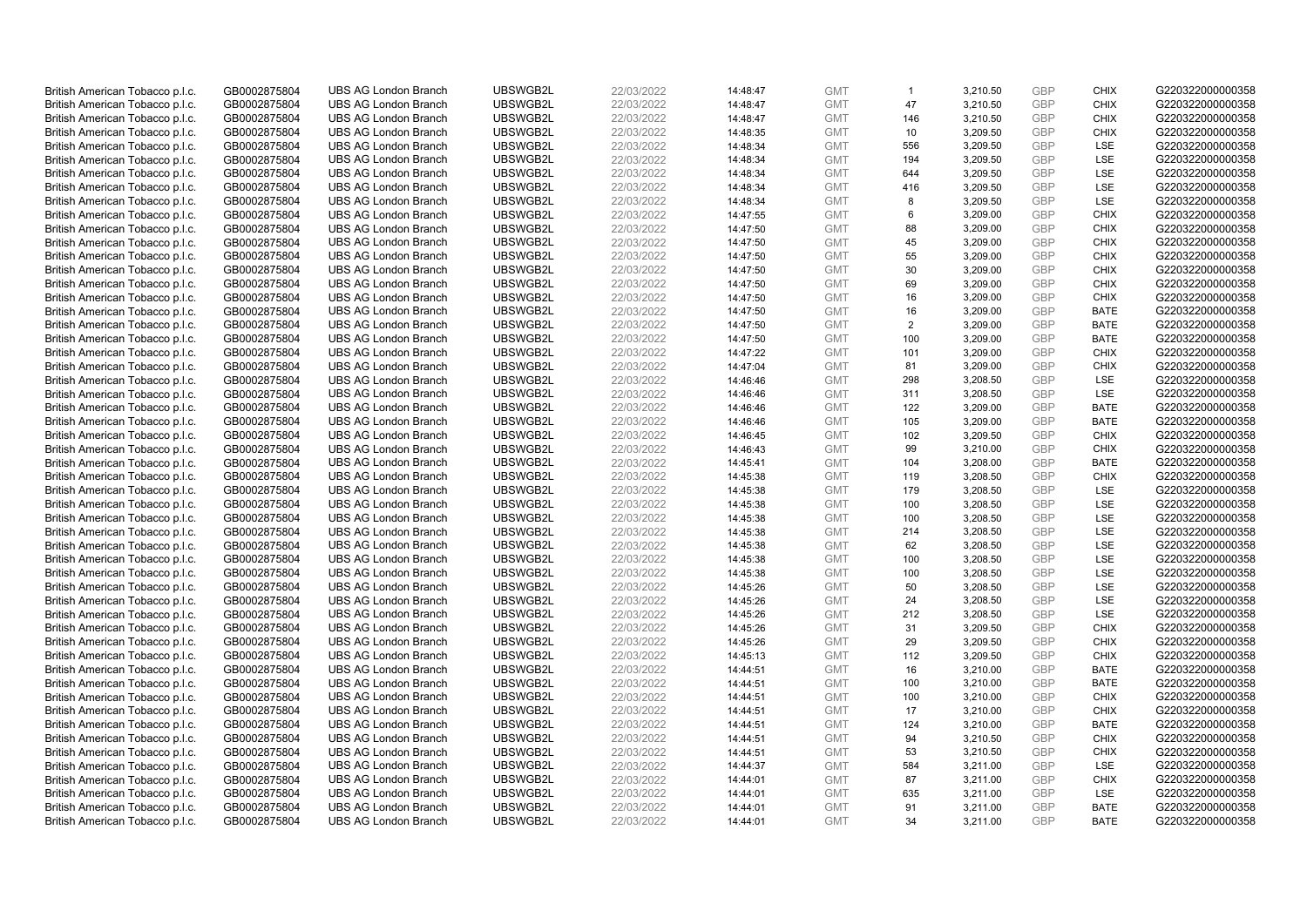| British American Tobacco p.l.c. | GB0002875804 | UBS AG London Branch | UBSWGB2L | 22/03/2022 | 14:48:47 | GMT | 1 | 3,210.50 | GBP | CHIX | G220322000000358 |
|---|---|---|---|---|---|---|---|---|---|---|---|
| British American Tobacco p.l.c. | GB0002875804 | UBS AG London Branch | UBSWGB2L | 22/03/2022 | 14:48:47 | GMT | 47 | 3,210.50 | GBP | CHIX | G220322000000358 |
| British American Tobacco p.l.c. | GB0002875804 | UBS AG London Branch | UBSWGB2L | 22/03/2022 | 14:48:47 | GMT | 146 | 3,210.50 | GBP | CHIX | G220322000000358 |
| British American Tobacco p.l.c. | GB0002875804 | UBS AG London Branch | UBSWGB2L | 22/03/2022 | 14:48:35 | GMT | 10 | 3,209.50 | GBP | CHIX | G220322000000358 |
| British American Tobacco p.l.c. | GB0002875804 | UBS AG London Branch | UBSWGB2L | 22/03/2022 | 14:48:34 | GMT | 556 | 3,209.50 | GBP | LSE | G220322000000358 |
| British American Tobacco p.l.c. | GB0002875804 | UBS AG London Branch | UBSWGB2L | 22/03/2022 | 14:48:34 | GMT | 194 | 3,209.50 | GBP | LSE | G220322000000358 |
| British American Tobacco p.l.c. | GB0002875804 | UBS AG London Branch | UBSWGB2L | 22/03/2022 | 14:48:34 | GMT | 644 | 3,209.50 | GBP | LSE | G220322000000358 |
| British American Tobacco p.l.c. | GB0002875804 | UBS AG London Branch | UBSWGB2L | 22/03/2022 | 14:48:34 | GMT | 416 | 3,209.50 | GBP | LSE | G220322000000358 |
| British American Tobacco p.l.c. | GB0002875804 | UBS AG London Branch | UBSWGB2L | 22/03/2022 | 14:48:34 | GMT | 8 | 3,209.50 | GBP | LSE | G220322000000358 |
| British American Tobacco p.l.c. | GB0002875804 | UBS AG London Branch | UBSWGB2L | 22/03/2022 | 14:47:55 | GMT | 6 | 3,209.00 | GBP | CHIX | G220322000000358 |
| British American Tobacco p.l.c. | GB0002875804 | UBS AG London Branch | UBSWGB2L | 22/03/2022 | 14:47:50 | GMT | 88 | 3,209.00 | GBP | CHIX | G220322000000358 |
| British American Tobacco p.l.c. | GB0002875804 | UBS AG London Branch | UBSWGB2L | 22/03/2022 | 14:47:50 | GMT | 45 | 3,209.00 | GBP | CHIX | G220322000000358 |
| British American Tobacco p.l.c. | GB0002875804 | UBS AG London Branch | UBSWGB2L | 22/03/2022 | 14:47:50 | GMT | 55 | 3,209.00 | GBP | CHIX | G220322000000358 |
| British American Tobacco p.l.c. | GB0002875804 | UBS AG London Branch | UBSWGB2L | 22/03/2022 | 14:47:50 | GMT | 30 | 3,209.00 | GBP | CHIX | G220322000000358 |
| British American Tobacco p.l.c. | GB0002875804 | UBS AG London Branch | UBSWGB2L | 22/03/2022 | 14:47:50 | GMT | 69 | 3,209.00 | GBP | CHIX | G220322000000358 |
| British American Tobacco p.l.c. | GB0002875804 | UBS AG London Branch | UBSWGB2L | 22/03/2022 | 14:47:50 | GMT | 16 | 3,209.00 | GBP | CHIX | G220322000000358 |
| British American Tobacco p.l.c. | GB0002875804 | UBS AG London Branch | UBSWGB2L | 22/03/2022 | 14:47:50 | GMT | 16 | 3,209.00 | GBP | BATE | G220322000000358 |
| British American Tobacco p.l.c. | GB0002875804 | UBS AG London Branch | UBSWGB2L | 22/03/2022 | 14:47:50 | GMT | 2 | 3,209.00 | GBP | BATE | G220322000000358 |
| British American Tobacco p.l.c. | GB0002875804 | UBS AG London Branch | UBSWGB2L | 22/03/2022 | 14:47:50 | GMT | 100 | 3,209.00 | GBP | BATE | G220322000000358 |
| British American Tobacco p.l.c. | GB0002875804 | UBS AG London Branch | UBSWGB2L | 22/03/2022 | 14:47:22 | GMT | 101 | 3,209.00 | GBP | CHIX | G220322000000358 |
| British American Tobacco p.l.c. | GB0002875804 | UBS AG London Branch | UBSWGB2L | 22/03/2022 | 14:47:04 | GMT | 81 | 3,209.00 | GBP | CHIX | G220322000000358 |
| British American Tobacco p.l.c. | GB0002875804 | UBS AG London Branch | UBSWGB2L | 22/03/2022 | 14:46:46 | GMT | 298 | 3,208.50 | GBP | LSE | G220322000000358 |
| British American Tobacco p.l.c. | GB0002875804 | UBS AG London Branch | UBSWGB2L | 22/03/2022 | 14:46:46 | GMT | 311 | 3,208.50 | GBP | LSE | G220322000000358 |
| British American Tobacco p.l.c. | GB0002875804 | UBS AG London Branch | UBSWGB2L | 22/03/2022 | 14:46:46 | GMT | 122 | 3,209.00 | GBP | BATE | G220322000000358 |
| British American Tobacco p.l.c. | GB0002875804 | UBS AG London Branch | UBSWGB2L | 22/03/2022 | 14:46:46 | GMT | 105 | 3,209.00 | GBP | BATE | G220322000000358 |
| British American Tobacco p.l.c. | GB0002875804 | UBS AG London Branch | UBSWGB2L | 22/03/2022 | 14:46:45 | GMT | 102 | 3,209.50 | GBP | CHIX | G220322000000358 |
| British American Tobacco p.l.c. | GB0002875804 | UBS AG London Branch | UBSWGB2L | 22/03/2022 | 14:46:43 | GMT | 99 | 3,210.00 | GBP | CHIX | G220322000000358 |
| British American Tobacco p.l.c. | GB0002875804 | UBS AG London Branch | UBSWGB2L | 22/03/2022 | 14:45:41 | GMT | 104 | 3,208.00 | GBP | BATE | G220322000000358 |
| British American Tobacco p.l.c. | GB0002875804 | UBS AG London Branch | UBSWGB2L | 22/03/2022 | 14:45:38 | GMT | 119 | 3,208.50 | GBP | CHIX | G220322000000358 |
| British American Tobacco p.l.c. | GB0002875804 | UBS AG London Branch | UBSWGB2L | 22/03/2022 | 14:45:38 | GMT | 179 | 3,208.50 | GBP | LSE | G220322000000358 |
| British American Tobacco p.l.c. | GB0002875804 | UBS AG London Branch | UBSWGB2L | 22/03/2022 | 14:45:38 | GMT | 100 | 3,208.50 | GBP | LSE | G220322000000358 |
| British American Tobacco p.l.c. | GB0002875804 | UBS AG London Branch | UBSWGB2L | 22/03/2022 | 14:45:38 | GMT | 100 | 3,208.50 | GBP | LSE | G220322000000358 |
| British American Tobacco p.l.c. | GB0002875804 | UBS AG London Branch | UBSWGB2L | 22/03/2022 | 14:45:38 | GMT | 214 | 3,208.50 | GBP | LSE | G220322000000358 |
| British American Tobacco p.l.c. | GB0002875804 | UBS AG London Branch | UBSWGB2L | 22/03/2022 | 14:45:38 | GMT | 62 | 3,208.50 | GBP | LSE | G220322000000358 |
| British American Tobacco p.l.c. | GB0002875804 | UBS AG London Branch | UBSWGB2L | 22/03/2022 | 14:45:38 | GMT | 100 | 3,208.50 | GBP | LSE | G220322000000358 |
| British American Tobacco p.l.c. | GB0002875804 | UBS AG London Branch | UBSWGB2L | 22/03/2022 | 14:45:38 | GMT | 100 | 3,208.50 | GBP | LSE | G220322000000358 |
| British American Tobacco p.l.c. | GB0002875804 | UBS AG London Branch | UBSWGB2L | 22/03/2022 | 14:45:26 | GMT | 50 | 3,208.50 | GBP | LSE | G220322000000358 |
| British American Tobacco p.l.c. | GB0002875804 | UBS AG London Branch | UBSWGB2L | 22/03/2022 | 14:45:26 | GMT | 24 | 3,208.50 | GBP | LSE | G220322000000358 |
| British American Tobacco p.l.c. | GB0002875804 | UBS AG London Branch | UBSWGB2L | 22/03/2022 | 14:45:26 | GMT | 212 | 3,208.50 | GBP | LSE | G220322000000358 |
| British American Tobacco p.l.c. | GB0002875804 | UBS AG London Branch | UBSWGB2L | 22/03/2022 | 14:45:26 | GMT | 31 | 3,209.50 | GBP | CHIX | G220322000000358 |
| British American Tobacco p.l.c. | GB0002875804 | UBS AG London Branch | UBSWGB2L | 22/03/2022 | 14:45:26 | GMT | 29 | 3,209.50 | GBP | CHIX | G220322000000358 |
| British American Tobacco p.l.c. | GB0002875804 | UBS AG London Branch | UBSWGB2L | 22/03/2022 | 14:45:13 | GMT | 112 | 3,209.50 | GBP | CHIX | G220322000000358 |
| British American Tobacco p.l.c. | GB0002875804 | UBS AG London Branch | UBSWGB2L | 22/03/2022 | 14:44:51 | GMT | 16 | 3,210.00 | GBP | BATE | G220322000000358 |
| British American Tobacco p.l.c. | GB0002875804 | UBS AG London Branch | UBSWGB2L | 22/03/2022 | 14:44:51 | GMT | 100 | 3,210.00 | GBP | BATE | G220322000000358 |
| British American Tobacco p.l.c. | GB0002875804 | UBS AG London Branch | UBSWGB2L | 22/03/2022 | 14:44:51 | GMT | 100 | 3,210.00 | GBP | CHIX | G220322000000358 |
| British American Tobacco p.l.c. | GB0002875804 | UBS AG London Branch | UBSWGB2L | 22/03/2022 | 14:44:51 | GMT | 17 | 3,210.00 | GBP | CHIX | G220322000000358 |
| British American Tobacco p.l.c. | GB0002875804 | UBS AG London Branch | UBSWGB2L | 22/03/2022 | 14:44:51 | GMT | 124 | 3,210.00 | GBP | BATE | G220322000000358 |
| British American Tobacco p.l.c. | GB0002875804 | UBS AG London Branch | UBSWGB2L | 22/03/2022 | 14:44:51 | GMT | 94 | 3,210.50 | GBP | CHIX | G220322000000358 |
| British American Tobacco p.l.c. | GB0002875804 | UBS AG London Branch | UBSWGB2L | 22/03/2022 | 14:44:51 | GMT | 53 | 3,210.50 | GBP | CHIX | G220322000000358 |
| British American Tobacco p.l.c. | GB0002875804 | UBS AG London Branch | UBSWGB2L | 22/03/2022 | 14:44:37 | GMT | 584 | 3,211.00 | GBP | LSE | G220322000000358 |
| British American Tobacco p.l.c. | GB0002875804 | UBS AG London Branch | UBSWGB2L | 22/03/2022 | 14:44:01 | GMT | 87 | 3,211.00 | GBP | CHIX | G220322000000358 |
| British American Tobacco p.l.c. | GB0002875804 | UBS AG London Branch | UBSWGB2L | 22/03/2022 | 14:44:01 | GMT | 635 | 3,211.00 | GBP | LSE | G220322000000358 |
| British American Tobacco p.l.c. | GB0002875804 | UBS AG London Branch | UBSWGB2L | 22/03/2022 | 14:44:01 | GMT | 91 | 3,211.00 | GBP | BATE | G220322000000358 |
| British American Tobacco p.l.c. | GB0002875804 | UBS AG London Branch | UBSWGB2L | 22/03/2022 | 14:44:01 | GMT | 34 | 3,211.00 | GBP | BATE | G220322000000358 |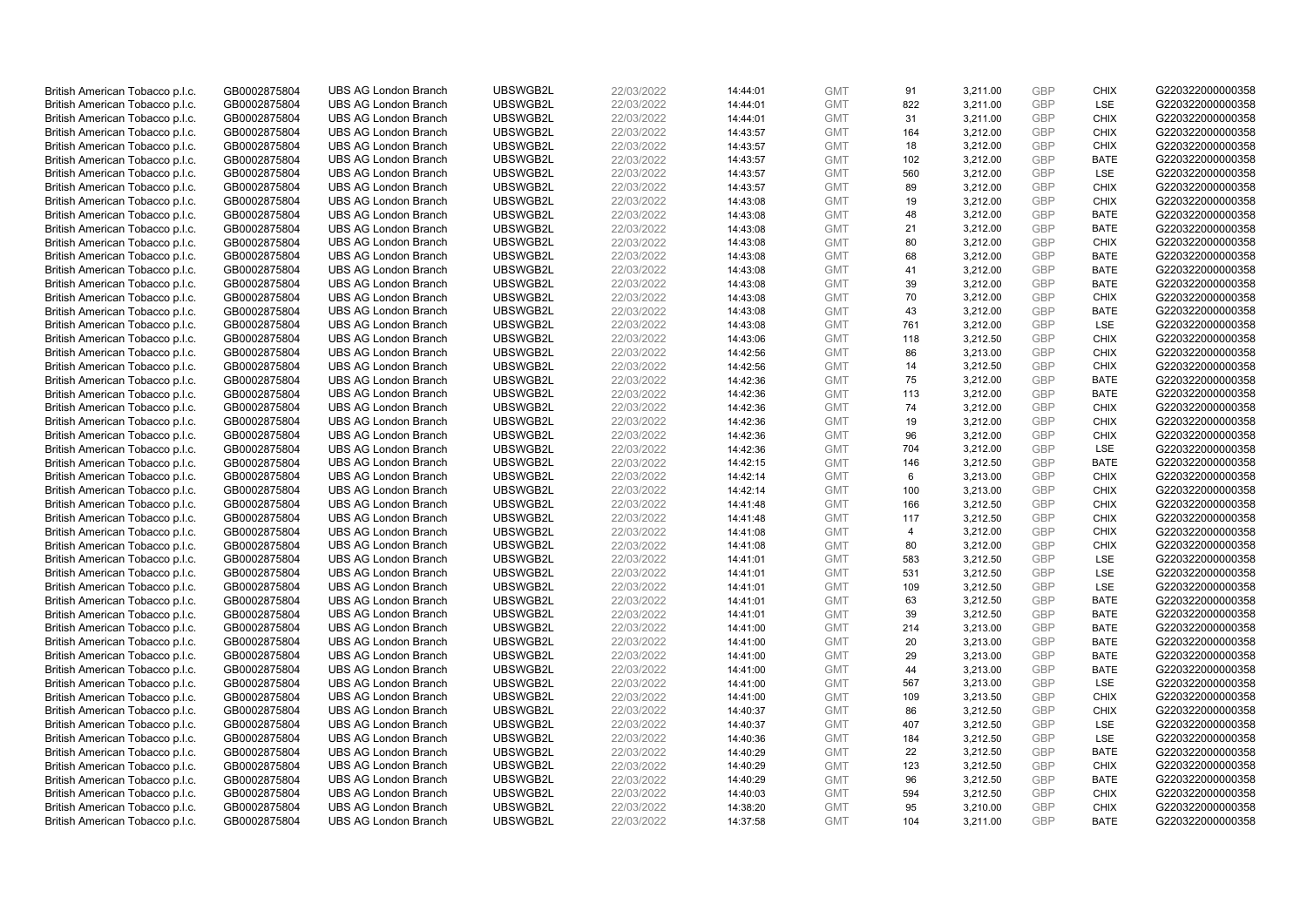| | | | | | | | | | | | |
|---|---|---|---|---|---|---|---|---|---|---|---|
| British American Tobacco p.l.c. | GB0002875804 | UBS AG London Branch | UBSWGB2L | 22/03/2022 | 14:44:01 | GMT | 91 | 3,211.00 | GBP | CHIX | G220322000000358 |
| British American Tobacco p.l.c. | GB0002875804 | UBS AG London Branch | UBSWGB2L | 22/03/2022 | 14:44:01 | GMT | 822 | 3,211.00 | GBP | LSE | G220322000000358 |
| British American Tobacco p.l.c. | GB0002875804 | UBS AG London Branch | UBSWGB2L | 22/03/2022 | 14:44:01 | GMT | 31 | 3,211.00 | GBP | CHIX | G220322000000358 |
| British American Tobacco p.l.c. | GB0002875804 | UBS AG London Branch | UBSWGB2L | 22/03/2022 | 14:43:57 | GMT | 164 | 3,212.00 | GBP | CHIX | G220322000000358 |
| British American Tobacco p.l.c. | GB0002875804 | UBS AG London Branch | UBSWGB2L | 22/03/2022 | 14:43:57 | GMT | 18 | 3,212.00 | GBP | CHIX | G220322000000358 |
| British American Tobacco p.l.c. | GB0002875804 | UBS AG London Branch | UBSWGB2L | 22/03/2022 | 14:43:57 | GMT | 102 | 3,212.00 | GBP | BATE | G220322000000358 |
| British American Tobacco p.l.c. | GB0002875804 | UBS AG London Branch | UBSWGB2L | 22/03/2022 | 14:43:57 | GMT | 560 | 3,212.00 | GBP | LSE | G220322000000358 |
| British American Tobacco p.l.c. | GB0002875804 | UBS AG London Branch | UBSWGB2L | 22/03/2022 | 14:43:57 | GMT | 89 | 3,212.00 | GBP | CHIX | G220322000000358 |
| British American Tobacco p.l.c. | GB0002875804 | UBS AG London Branch | UBSWGB2L | 22/03/2022 | 14:43:08 | GMT | 19 | 3,212.00 | GBP | CHIX | G220322000000358 |
| British American Tobacco p.l.c. | GB0002875804 | UBS AG London Branch | UBSWGB2L | 22/03/2022 | 14:43:08 | GMT | 48 | 3,212.00 | GBP | BATE | G220322000000358 |
| British American Tobacco p.l.c. | GB0002875804 | UBS AG London Branch | UBSWGB2L | 22/03/2022 | 14:43:08 | GMT | 21 | 3,212.00 | GBP | BATE | G220322000000358 |
| British American Tobacco p.l.c. | GB0002875804 | UBS AG London Branch | UBSWGB2L | 22/03/2022 | 14:43:08 | GMT | 80 | 3,212.00 | GBP | CHIX | G220322000000358 |
| British American Tobacco p.l.c. | GB0002875804 | UBS AG London Branch | UBSWGB2L | 22/03/2022 | 14:43:08 | GMT | 68 | 3,212.00 | GBP | BATE | G220322000000358 |
| British American Tobacco p.l.c. | GB0002875804 | UBS AG London Branch | UBSWGB2L | 22/03/2022 | 14:43:08 | GMT | 41 | 3,212.00 | GBP | BATE | G220322000000358 |
| British American Tobacco p.l.c. | GB0002875804 | UBS AG London Branch | UBSWGB2L | 22/03/2022 | 14:43:08 | GMT | 39 | 3,212.00 | GBP | BATE | G220322000000358 |
| British American Tobacco p.l.c. | GB0002875804 | UBS AG London Branch | UBSWGB2L | 22/03/2022 | 14:43:08 | GMT | 70 | 3,212.00 | GBP | CHIX | G220322000000358 |
| British American Tobacco p.l.c. | GB0002875804 | UBS AG London Branch | UBSWGB2L | 22/03/2022 | 14:43:08 | GMT | 43 | 3,212.00 | GBP | BATE | G220322000000358 |
| British American Tobacco p.l.c. | GB0002875804 | UBS AG London Branch | UBSWGB2L | 22/03/2022 | 14:43:08 | GMT | 761 | 3,212.00 | GBP | LSE | G220322000000358 |
| British American Tobacco p.l.c. | GB0002875804 | UBS AG London Branch | UBSWGB2L | 22/03/2022 | 14:43:06 | GMT | 118 | 3,212.50 | GBP | CHIX | G220322000000358 |
| British American Tobacco p.l.c. | GB0002875804 | UBS AG London Branch | UBSWGB2L | 22/03/2022 | 14:42:56 | GMT | 86 | 3,213.00 | GBP | CHIX | G220322000000358 |
| British American Tobacco p.l.c. | GB0002875804 | UBS AG London Branch | UBSWGB2L | 22/03/2022 | 14:42:56 | GMT | 14 | 3,212.50 | GBP | CHIX | G220322000000358 |
| British American Tobacco p.l.c. | GB0002875804 | UBS AG London Branch | UBSWGB2L | 22/03/2022 | 14:42:36 | GMT | 75 | 3,212.00 | GBP | BATE | G220322000000358 |
| British American Tobacco p.l.c. | GB0002875804 | UBS AG London Branch | UBSWGB2L | 22/03/2022 | 14:42:36 | GMT | 113 | 3,212.00 | GBP | BATE | G220322000000358 |
| British American Tobacco p.l.c. | GB0002875804 | UBS AG London Branch | UBSWGB2L | 22/03/2022 | 14:42:36 | GMT | 74 | 3,212.00 | GBP | CHIX | G220322000000358 |
| British American Tobacco p.l.c. | GB0002875804 | UBS AG London Branch | UBSWGB2L | 22/03/2022 | 14:42:36 | GMT | 19 | 3,212.00 | GBP | CHIX | G220322000000358 |
| British American Tobacco p.l.c. | GB0002875804 | UBS AG London Branch | UBSWGB2L | 22/03/2022 | 14:42:36 | GMT | 96 | 3,212.00 | GBP | CHIX | G220322000000358 |
| British American Tobacco p.l.c. | GB0002875804 | UBS AG London Branch | UBSWGB2L | 22/03/2022 | 14:42:36 | GMT | 704 | 3,212.00 | GBP | LSE | G220322000000358 |
| British American Tobacco p.l.c. | GB0002875804 | UBS AG London Branch | UBSWGB2L | 22/03/2022 | 14:42:15 | GMT | 146 | 3,212.50 | GBP | BATE | G220322000000358 |
| British American Tobacco p.l.c. | GB0002875804 | UBS AG London Branch | UBSWGB2L | 22/03/2022 | 14:42:14 | GMT | 6 | 3,213.00 | GBP | CHIX | G220322000000358 |
| British American Tobacco p.l.c. | GB0002875804 | UBS AG London Branch | UBSWGB2L | 22/03/2022 | 14:42:14 | GMT | 100 | 3,213.00 | GBP | CHIX | G220322000000358 |
| British American Tobacco p.l.c. | GB0002875804 | UBS AG London Branch | UBSWGB2L | 22/03/2022 | 14:41:48 | GMT | 166 | 3,212.50 | GBP | CHIX | G220322000000358 |
| British American Tobacco p.l.c. | GB0002875804 | UBS AG London Branch | UBSWGB2L | 22/03/2022 | 14:41:48 | GMT | 117 | 3,212.50 | GBP | CHIX | G220322000000358 |
| British American Tobacco p.l.c. | GB0002875804 | UBS AG London Branch | UBSWGB2L | 22/03/2022 | 14:41:08 | GMT | 4 | 3,212.00 | GBP | CHIX | G220322000000358 |
| British American Tobacco p.l.c. | GB0002875804 | UBS AG London Branch | UBSWGB2L | 22/03/2022 | 14:41:08 | GMT | 80 | 3,212.00 | GBP | CHIX | G220322000000358 |
| British American Tobacco p.l.c. | GB0002875804 | UBS AG London Branch | UBSWGB2L | 22/03/2022 | 14:41:01 | GMT | 583 | 3,212.50 | GBP | LSE | G220322000000358 |
| British American Tobacco p.l.c. | GB0002875804 | UBS AG London Branch | UBSWGB2L | 22/03/2022 | 14:41:01 | GMT | 531 | 3,212.50 | GBP | LSE | G220322000000358 |
| British American Tobacco p.l.c. | GB0002875804 | UBS AG London Branch | UBSWGB2L | 22/03/2022 | 14:41:01 | GMT | 109 | 3,212.50 | GBP | LSE | G220322000000358 |
| British American Tobacco p.l.c. | GB0002875804 | UBS AG London Branch | UBSWGB2L | 22/03/2022 | 14:41:01 | GMT | 63 | 3,212.50 | GBP | BATE | G220322000000358 |
| British American Tobacco p.l.c. | GB0002875804 | UBS AG London Branch | UBSWGB2L | 22/03/2022 | 14:41:01 | GMT | 39 | 3,212.50 | GBP | BATE | G220322000000358 |
| British American Tobacco p.l.c. | GB0002875804 | UBS AG London Branch | UBSWGB2L | 22/03/2022 | 14:41:00 | GMT | 214 | 3,213.00 | GBP | BATE | G220322000000358 |
| British American Tobacco p.l.c. | GB0002875804 | UBS AG London Branch | UBSWGB2L | 22/03/2022 | 14:41:00 | GMT | 20 | 3,213.00 | GBP | BATE | G220322000000358 |
| British American Tobacco p.l.c. | GB0002875804 | UBS AG London Branch | UBSWGB2L | 22/03/2022 | 14:41:00 | GMT | 29 | 3,213.00 | GBP | BATE | G220322000000358 |
| British American Tobacco p.l.c. | GB0002875804 | UBS AG London Branch | UBSWGB2L | 22/03/2022 | 14:41:00 | GMT | 44 | 3,213.00 | GBP | BATE | G220322000000358 |
| British American Tobacco p.l.c. | GB0002875804 | UBS AG London Branch | UBSWGB2L | 22/03/2022 | 14:41:00 | GMT | 567 | 3,213.00 | GBP | LSE | G220322000000358 |
| British American Tobacco p.l.c. | GB0002875804 | UBS AG London Branch | UBSWGB2L | 22/03/2022 | 14:41:00 | GMT | 109 | 3,213.50 | GBP | CHIX | G220322000000358 |
| British American Tobacco p.l.c. | GB0002875804 | UBS AG London Branch | UBSWGB2L | 22/03/2022 | 14:40:37 | GMT | 86 | 3,212.50 | GBP | CHIX | G220322000000358 |
| British American Tobacco p.l.c. | GB0002875804 | UBS AG London Branch | UBSWGB2L | 22/03/2022 | 14:40:37 | GMT | 407 | 3,212.50 | GBP | LSE | G220322000000358 |
| British American Tobacco p.l.c. | GB0002875804 | UBS AG London Branch | UBSWGB2L | 22/03/2022 | 14:40:36 | GMT | 184 | 3,212.50 | GBP | LSE | G220322000000358 |
| British American Tobacco p.l.c. | GB0002875804 | UBS AG London Branch | UBSWGB2L | 22/03/2022 | 14:40:29 | GMT | 22 | 3,212.50 | GBP | BATE | G220322000000358 |
| British American Tobacco p.l.c. | GB0002875804 | UBS AG London Branch | UBSWGB2L | 22/03/2022 | 14:40:29 | GMT | 123 | 3,212.50 | GBP | CHIX | G220322000000358 |
| British American Tobacco p.l.c. | GB0002875804 | UBS AG London Branch | UBSWGB2L | 22/03/2022 | 14:40:29 | GMT | 96 | 3,212.50 | GBP | BATE | G220322000000358 |
| British American Tobacco p.l.c. | GB0002875804 | UBS AG London Branch | UBSWGB2L | 22/03/2022 | 14:40:03 | GMT | 594 | 3,212.50 | GBP | CHIX | G220322000000358 |
| British American Tobacco p.l.c. | GB0002875804 | UBS AG London Branch | UBSWGB2L | 22/03/2022 | 14:38:20 | GMT | 95 | 3,210.00 | GBP | CHIX | G220322000000358 |
| British American Tobacco p.l.c. | GB0002875804 | UBS AG London Branch | UBSWGB2L | 22/03/2022 | 14:37:58 | GMT | 104 | 3,211.00 | GBP | BATE | G220322000000358 |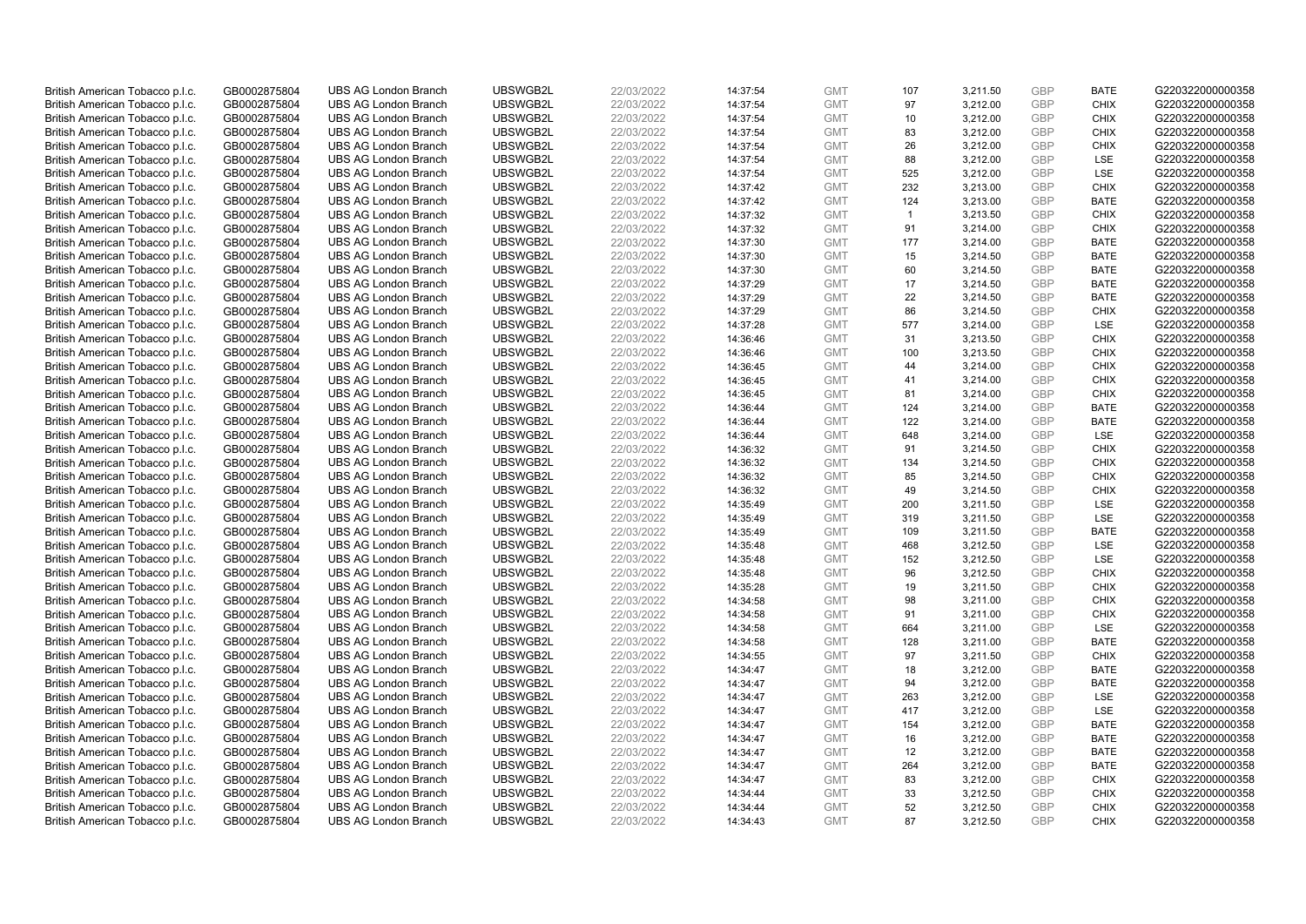| | | | | | | | | | | | |
|---|---|---|---|---|---|---|---|---|---|---|---|
| British American Tobacco p.l.c. | GB0002875804 | UBS AG London Branch | UBSWGB2L | 22/03/2022 | 14:37:54 | GMT | 107 | 3,211.50 | GBP | BATE | G220322000000358 |
| British American Tobacco p.l.c. | GB0002875804 | UBS AG London Branch | UBSWGB2L | 22/03/2022 | 14:37:54 | GMT | 97 | 3,212.00 | GBP | CHIX | G220322000000358 |
| British American Tobacco p.l.c. | GB0002875804 | UBS AG London Branch | UBSWGB2L | 22/03/2022 | 14:37:54 | GMT | 10 | 3,212.00 | GBP | CHIX | G220322000000358 |
| British American Tobacco p.l.c. | GB0002875804 | UBS AG London Branch | UBSWGB2L | 22/03/2022 | 14:37:54 | GMT | 83 | 3,212.00 | GBP | CHIX | G220322000000358 |
| British American Tobacco p.l.c. | GB0002875804 | UBS AG London Branch | UBSWGB2L | 22/03/2022 | 14:37:54 | GMT | 26 | 3,212.00 | GBP | CHIX | G220322000000358 |
| British American Tobacco p.l.c. | GB0002875804 | UBS AG London Branch | UBSWGB2L | 22/03/2022 | 14:37:54 | GMT | 88 | 3,212.00 | GBP | LSE | G220322000000358 |
| British American Tobacco p.l.c. | GB0002875804 | UBS AG London Branch | UBSWGB2L | 22/03/2022 | 14:37:54 | GMT | 525 | 3,212.00 | GBP | LSE | G220322000000358 |
| British American Tobacco p.l.c. | GB0002875804 | UBS AG London Branch | UBSWGB2L | 22/03/2022 | 14:37:42 | GMT | 232 | 3,213.00 | GBP | CHIX | G220322000000358 |
| British American Tobacco p.l.c. | GB0002875804 | UBS AG London Branch | UBSWGB2L | 22/03/2022 | 14:37:42 | GMT | 124 | 3,213.00 | GBP | BATE | G220322000000358 |
| British American Tobacco p.l.c. | GB0002875804 | UBS AG London Branch | UBSWGB2L | 22/03/2022 | 14:37:32 | GMT | 1 | 3,213.50 | GBP | CHIX | G220322000000358 |
| British American Tobacco p.l.c. | GB0002875804 | UBS AG London Branch | UBSWGB2L | 22/03/2022 | 14:37:32 | GMT | 91 | 3,214.00 | GBP | CHIX | G220322000000358 |
| British American Tobacco p.l.c. | GB0002875804 | UBS AG London Branch | UBSWGB2L | 22/03/2022 | 14:37:30 | GMT | 177 | 3,214.00 | GBP | BATE | G220322000000358 |
| British American Tobacco p.l.c. | GB0002875804 | UBS AG London Branch | UBSWGB2L | 22/03/2022 | 14:37:30 | GMT | 15 | 3,214.50 | GBP | BATE | G220322000000358 |
| British American Tobacco p.l.c. | GB0002875804 | UBS AG London Branch | UBSWGB2L | 22/03/2022 | 14:37:30 | GMT | 60 | 3,214.50 | GBP | BATE | G220322000000358 |
| British American Tobacco p.l.c. | GB0002875804 | UBS AG London Branch | UBSWGB2L | 22/03/2022 | 14:37:29 | GMT | 17 | 3,214.50 | GBP | BATE | G220322000000358 |
| British American Tobacco p.l.c. | GB0002875804 | UBS AG London Branch | UBSWGB2L | 22/03/2022 | 14:37:29 | GMT | 22 | 3,214.50 | GBP | BATE | G220322000000358 |
| British American Tobacco p.l.c. | GB0002875804 | UBS AG London Branch | UBSWGB2L | 22/03/2022 | 14:37:29 | GMT | 86 | 3,214.50 | GBP | CHIX | G220322000000358 |
| British American Tobacco p.l.c. | GB0002875804 | UBS AG London Branch | UBSWGB2L | 22/03/2022 | 14:37:28 | GMT | 577 | 3,214.00 | GBP | LSE | G220322000000358 |
| British American Tobacco p.l.c. | GB0002875804 | UBS AG London Branch | UBSWGB2L | 22/03/2022 | 14:36:46 | GMT | 31 | 3,213.50 | GBP | CHIX | G220322000000358 |
| British American Tobacco p.l.c. | GB0002875804 | UBS AG London Branch | UBSWGB2L | 22/03/2022 | 14:36:46 | GMT | 100 | 3,213.50 | GBP | CHIX | G220322000000358 |
| British American Tobacco p.l.c. | GB0002875804 | UBS AG London Branch | UBSWGB2L | 22/03/2022 | 14:36:45 | GMT | 44 | 3,214.00 | GBP | CHIX | G220322000000358 |
| British American Tobacco p.l.c. | GB0002875804 | UBS AG London Branch | UBSWGB2L | 22/03/2022 | 14:36:45 | GMT | 41 | 3,214.00 | GBP | CHIX | G220322000000358 |
| British American Tobacco p.l.c. | GB0002875804 | UBS AG London Branch | UBSWGB2L | 22/03/2022 | 14:36:45 | GMT | 81 | 3,214.00 | GBP | CHIX | G220322000000358 |
| British American Tobacco p.l.c. | GB0002875804 | UBS AG London Branch | UBSWGB2L | 22/03/2022 | 14:36:44 | GMT | 124 | 3,214.00 | GBP | BATE | G220322000000358 |
| British American Tobacco p.l.c. | GB0002875804 | UBS AG London Branch | UBSWGB2L | 22/03/2022 | 14:36:44 | GMT | 122 | 3,214.00 | GBP | BATE | G220322000000358 |
| British American Tobacco p.l.c. | GB0002875804 | UBS AG London Branch | UBSWGB2L | 22/03/2022 | 14:36:44 | GMT | 648 | 3,214.00 | GBP | LSE | G220322000000358 |
| British American Tobacco p.l.c. | GB0002875804 | UBS AG London Branch | UBSWGB2L | 22/03/2022 | 14:36:32 | GMT | 91 | 3,214.50 | GBP | CHIX | G220322000000358 |
| British American Tobacco p.l.c. | GB0002875804 | UBS AG London Branch | UBSWGB2L | 22/03/2022 | 14:36:32 | GMT | 134 | 3,214.50 | GBP | CHIX | G220322000000358 |
| British American Tobacco p.l.c. | GB0002875804 | UBS AG London Branch | UBSWGB2L | 22/03/2022 | 14:36:32 | GMT | 85 | 3,214.50 | GBP | CHIX | G220322000000358 |
| British American Tobacco p.l.c. | GB0002875804 | UBS AG London Branch | UBSWGB2L | 22/03/2022 | 14:36:32 | GMT | 49 | 3,214.50 | GBP | CHIX | G220322000000358 |
| British American Tobacco p.l.c. | GB0002875804 | UBS AG London Branch | UBSWGB2L | 22/03/2022 | 14:35:49 | GMT | 200 | 3,211.50 | GBP | LSE | G220322000000358 |
| British American Tobacco p.l.c. | GB0002875804 | UBS AG London Branch | UBSWGB2L | 22/03/2022 | 14:35:49 | GMT | 319 | 3,211.50 | GBP | LSE | G220322000000358 |
| British American Tobacco p.l.c. | GB0002875804 | UBS AG London Branch | UBSWGB2L | 22/03/2022 | 14:35:49 | GMT | 109 | 3,211.50 | GBP | BATE | G220322000000358 |
| British American Tobacco p.l.c. | GB0002875804 | UBS AG London Branch | UBSWGB2L | 22/03/2022 | 14:35:48 | GMT | 468 | 3,212.50 | GBP | LSE | G220322000000358 |
| British American Tobacco p.l.c. | GB0002875804 | UBS AG London Branch | UBSWGB2L | 22/03/2022 | 14:35:48 | GMT | 152 | 3,212.50 | GBP | LSE | G220322000000358 |
| British American Tobacco p.l.c. | GB0002875804 | UBS AG London Branch | UBSWGB2L | 22/03/2022 | 14:35:48 | GMT | 96 | 3,212.50 | GBP | CHIX | G220322000000358 |
| British American Tobacco p.l.c. | GB0002875804 | UBS AG London Branch | UBSWGB2L | 22/03/2022 | 14:35:28 | GMT | 19 | 3,211.50 | GBP | CHIX | G220322000000358 |
| British American Tobacco p.l.c. | GB0002875804 | UBS AG London Branch | UBSWGB2L | 22/03/2022 | 14:34:58 | GMT | 98 | 3,211.00 | GBP | CHIX | G220322000000358 |
| British American Tobacco p.l.c. | GB0002875804 | UBS AG London Branch | UBSWGB2L | 22/03/2022 | 14:34:58 | GMT | 91 | 3,211.00 | GBP | CHIX | G220322000000358 |
| British American Tobacco p.l.c. | GB0002875804 | UBS AG London Branch | UBSWGB2L | 22/03/2022 | 14:34:58 | GMT | 664 | 3,211.00 | GBP | LSE | G220322000000358 |
| British American Tobacco p.l.c. | GB0002875804 | UBS AG London Branch | UBSWGB2L | 22/03/2022 | 14:34:58 | GMT | 128 | 3,211.00 | GBP | BATE | G220322000000358 |
| British American Tobacco p.l.c. | GB0002875804 | UBS AG London Branch | UBSWGB2L | 22/03/2022 | 14:34:55 | GMT | 97 | 3,211.50 | GBP | CHIX | G220322000000358 |
| British American Tobacco p.l.c. | GB0002875804 | UBS AG London Branch | UBSWGB2L | 22/03/2022 | 14:34:47 | GMT | 18 | 3,212.00 | GBP | BATE | G220322000000358 |
| British American Tobacco p.l.c. | GB0002875804 | UBS AG London Branch | UBSWGB2L | 22/03/2022 | 14:34:47 | GMT | 94 | 3,212.00 | GBP | BATE | G220322000000358 |
| British American Tobacco p.l.c. | GB0002875804 | UBS AG London Branch | UBSWGB2L | 22/03/2022 | 14:34:47 | GMT | 263 | 3,212.00 | GBP | LSE | G220322000000358 |
| British American Tobacco p.l.c. | GB0002875804 | UBS AG London Branch | UBSWGB2L | 22/03/2022 | 14:34:47 | GMT | 417 | 3,212.00 | GBP | LSE | G220322000000358 |
| British American Tobacco p.l.c. | GB0002875804 | UBS AG London Branch | UBSWGB2L | 22/03/2022 | 14:34:47 | GMT | 154 | 3,212.00 | GBP | BATE | G220322000000358 |
| British American Tobacco p.l.c. | GB0002875804 | UBS AG London Branch | UBSWGB2L | 22/03/2022 | 14:34:47 | GMT | 16 | 3,212.00 | GBP | BATE | G220322000000358 |
| British American Tobacco p.l.c. | GB0002875804 | UBS AG London Branch | UBSWGB2L | 22/03/2022 | 14:34:47 | GMT | 12 | 3,212.00 | GBP | BATE | G220322000000358 |
| British American Tobacco p.l.c. | GB0002875804 | UBS AG London Branch | UBSWGB2L | 22/03/2022 | 14:34:47 | GMT | 264 | 3,212.00 | GBP | BATE | G220322000000358 |
| British American Tobacco p.l.c. | GB0002875804 | UBS AG London Branch | UBSWGB2L | 22/03/2022 | 14:34:47 | GMT | 83 | 3,212.00 | GBP | CHIX | G220322000000358 |
| British American Tobacco p.l.c. | GB0002875804 | UBS AG London Branch | UBSWGB2L | 22/03/2022 | 14:34:44 | GMT | 33 | 3,212.50 | GBP | CHIX | G220322000000358 |
| British American Tobacco p.l.c. | GB0002875804 | UBS AG London Branch | UBSWGB2L | 22/03/2022 | 14:34:44 | GMT | 52 | 3,212.50 | GBP | CHIX | G220322000000358 |
| British American Tobacco p.l.c. | GB0002875804 | UBS AG London Branch | UBSWGB2L | 22/03/2022 | 14:34:43 | GMT | 87 | 3,212.50 | GBP | CHIX | G220322000000358 |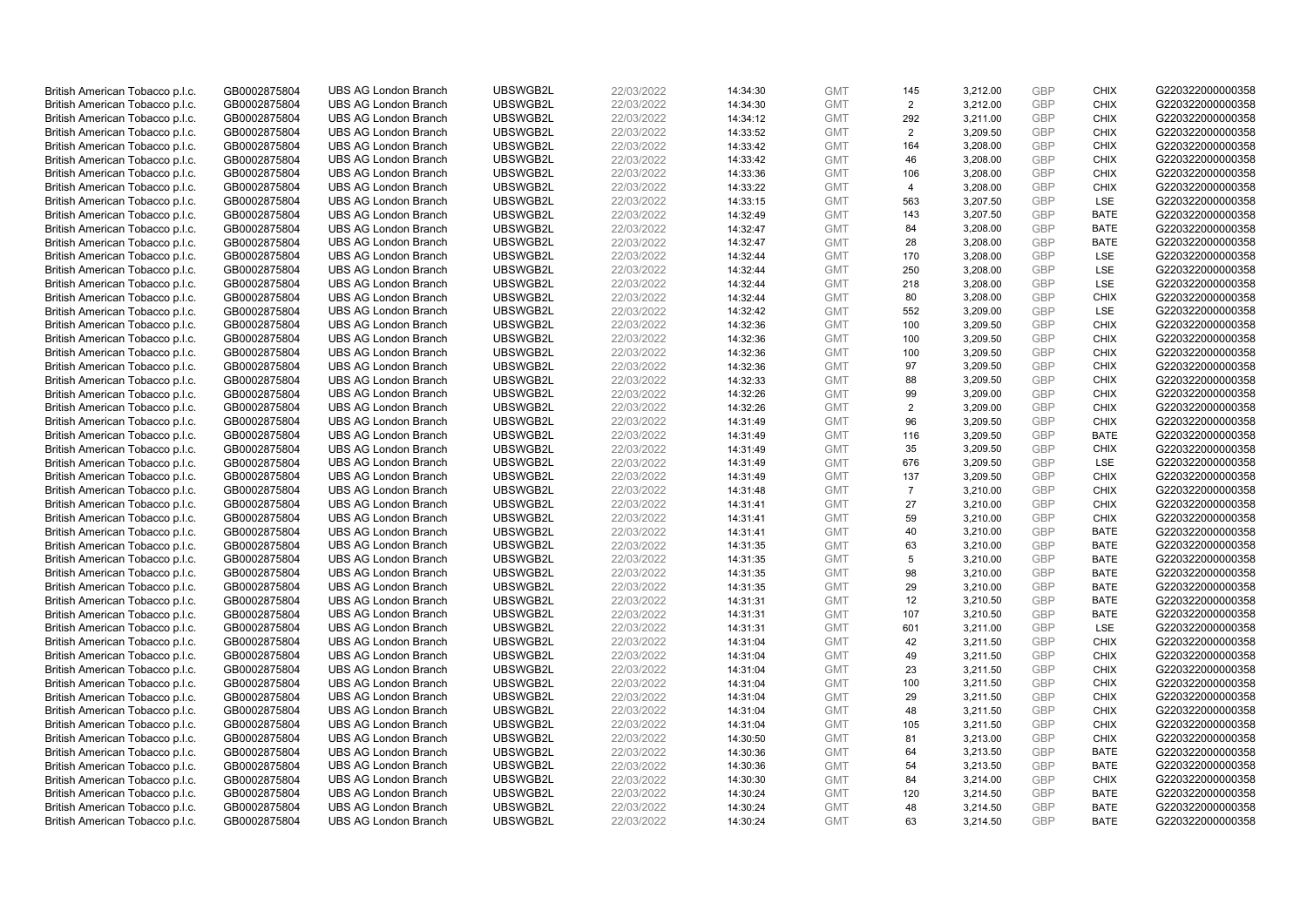| | | | | | | | | | | | |
|---|---|---|---|---|---|---|---|---|---|---|---|
| British American Tobacco p.l.c. | GB0002875804 | UBS AG London Branch | UBSWGB2L | 22/03/2022 | 14:34:30 | GMT | 145 | 3,212.00 | GBP | CHIX | G220322000000358 |
| British American Tobacco p.l.c. | GB0002875804 | UBS AG London Branch | UBSWGB2L | 22/03/2022 | 14:34:30 | GMT | 2 | 3,212.00 | GBP | CHIX | G220322000000358 |
| British American Tobacco p.l.c. | GB0002875804 | UBS AG London Branch | UBSWGB2L | 22/03/2022 | 14:34:12 | GMT | 292 | 3,211.00 | GBP | CHIX | G220322000000358 |
| British American Tobacco p.l.c. | GB0002875804 | UBS AG London Branch | UBSWGB2L | 22/03/2022 | 14:33:52 | GMT | 2 | 3,209.50 | GBP | CHIX | G220322000000358 |
| British American Tobacco p.l.c. | GB0002875804 | UBS AG London Branch | UBSWGB2L | 22/03/2022 | 14:33:42 | GMT | 164 | 3,208.00 | GBP | CHIX | G220322000000358 |
| British American Tobacco p.l.c. | GB0002875804 | UBS AG London Branch | UBSWGB2L | 22/03/2022 | 14:33:42 | GMT | 46 | 3,208.00 | GBP | CHIX | G220322000000358 |
| British American Tobacco p.l.c. | GB0002875804 | UBS AG London Branch | UBSWGB2L | 22/03/2022 | 14:33:36 | GMT | 106 | 3,208.00 | GBP | CHIX | G220322000000358 |
| British American Tobacco p.l.c. | GB0002875804 | UBS AG London Branch | UBSWGB2L | 22/03/2022 | 14:33:22 | GMT | 4 | 3,208.00 | GBP | CHIX | G220322000000358 |
| British American Tobacco p.l.c. | GB0002875804 | UBS AG London Branch | UBSWGB2L | 22/03/2022 | 14:33:15 | GMT | 563 | 3,207.50 | GBP | LSE | G220322000000358 |
| British American Tobacco p.l.c. | GB0002875804 | UBS AG London Branch | UBSWGB2L | 22/03/2022 | 14:32:49 | GMT | 143 | 3,207.50 | GBP | BATE | G220322000000358 |
| British American Tobacco p.l.c. | GB0002875804 | UBS AG London Branch | UBSWGB2L | 22/03/2022 | 14:32:47 | GMT | 84 | 3,208.00 | GBP | BATE | G220322000000358 |
| British American Tobacco p.l.c. | GB0002875804 | UBS AG London Branch | UBSWGB2L | 22/03/2022 | 14:32:47 | GMT | 28 | 3,208.00 | GBP | BATE | G220322000000358 |
| British American Tobacco p.l.c. | GB0002875804 | UBS AG London Branch | UBSWGB2L | 22/03/2022 | 14:32:44 | GMT | 170 | 3,208.00 | GBP | LSE | G220322000000358 |
| British American Tobacco p.l.c. | GB0002875804 | UBS AG London Branch | UBSWGB2L | 22/03/2022 | 14:32:44 | GMT | 250 | 3,208.00 | GBP | LSE | G220322000000358 |
| British American Tobacco p.l.c. | GB0002875804 | UBS AG London Branch | UBSWGB2L | 22/03/2022 | 14:32:44 | GMT | 218 | 3,208.00 | GBP | LSE | G220322000000358 |
| British American Tobacco p.l.c. | GB0002875804 | UBS AG London Branch | UBSWGB2L | 22/03/2022 | 14:32:44 | GMT | 80 | 3,208.00 | GBP | CHIX | G220322000000358 |
| British American Tobacco p.l.c. | GB0002875804 | UBS AG London Branch | UBSWGB2L | 22/03/2022 | 14:32:42 | GMT | 552 | 3,209.00 | GBP | LSE | G220322000000358 |
| British American Tobacco p.l.c. | GB0002875804 | UBS AG London Branch | UBSWGB2L | 22/03/2022 | 14:32:36 | GMT | 100 | 3,209.50 | GBP | CHIX | G220322000000358 |
| British American Tobacco p.l.c. | GB0002875804 | UBS AG London Branch | UBSWGB2L | 22/03/2022 | 14:32:36 | GMT | 100 | 3,209.50 | GBP | CHIX | G220322000000358 |
| British American Tobacco p.l.c. | GB0002875804 | UBS AG London Branch | UBSWGB2L | 22/03/2022 | 14:32:36 | GMT | 100 | 3,209.50 | GBP | CHIX | G220322000000358 |
| British American Tobacco p.l.c. | GB0002875804 | UBS AG London Branch | UBSWGB2L | 22/03/2022 | 14:32:36 | GMT | 97 | 3,209.50 | GBP | CHIX | G220322000000358 |
| British American Tobacco p.l.c. | GB0002875804 | UBS AG London Branch | UBSWGB2L | 22/03/2022 | 14:32:33 | GMT | 88 | 3,209.50 | GBP | CHIX | G220322000000358 |
| British American Tobacco p.l.c. | GB0002875804 | UBS AG London Branch | UBSWGB2L | 22/03/2022 | 14:32:26 | GMT | 99 | 3,209.00 | GBP | CHIX | G220322000000358 |
| British American Tobacco p.l.c. | GB0002875804 | UBS AG London Branch | UBSWGB2L | 22/03/2022 | 14:32:26 | GMT | 2 | 3,209.00 | GBP | CHIX | G220322000000358 |
| British American Tobacco p.l.c. | GB0002875804 | UBS AG London Branch | UBSWGB2L | 22/03/2022 | 14:31:49 | GMT | 96 | 3,209.50 | GBP | CHIX | G220322000000358 |
| British American Tobacco p.l.c. | GB0002875804 | UBS AG London Branch | UBSWGB2L | 22/03/2022 | 14:31:49 | GMT | 116 | 3,209.50 | GBP | BATE | G220322000000358 |
| British American Tobacco p.l.c. | GB0002875804 | UBS AG London Branch | UBSWGB2L | 22/03/2022 | 14:31:49 | GMT | 35 | 3,209.50 | GBP | CHIX | G220322000000358 |
| British American Tobacco p.l.c. | GB0002875804 | UBS AG London Branch | UBSWGB2L | 22/03/2022 | 14:31:49 | GMT | 676 | 3,209.50 | GBP | LSE | G220322000000358 |
| British American Tobacco p.l.c. | GB0002875804 | UBS AG London Branch | UBSWGB2L | 22/03/2022 | 14:31:49 | GMT | 137 | 3,209.50 | GBP | CHIX | G220322000000358 |
| British American Tobacco p.l.c. | GB0002875804 | UBS AG London Branch | UBSWGB2L | 22/03/2022 | 14:31:48 | GMT | 7 | 3,210.00 | GBP | CHIX | G220322000000358 |
| British American Tobacco p.l.c. | GB0002875804 | UBS AG London Branch | UBSWGB2L | 22/03/2022 | 14:31:41 | GMT | 27 | 3,210.00 | GBP | CHIX | G220322000000358 |
| British American Tobacco p.l.c. | GB0002875804 | UBS AG London Branch | UBSWGB2L | 22/03/2022 | 14:31:41 | GMT | 59 | 3,210.00 | GBP | CHIX | G220322000000358 |
| British American Tobacco p.l.c. | GB0002875804 | UBS AG London Branch | UBSWGB2L | 22/03/2022 | 14:31:41 | GMT | 40 | 3,210.00 | GBP | BATE | G220322000000358 |
| British American Tobacco p.l.c. | GB0002875804 | UBS AG London Branch | UBSWGB2L | 22/03/2022 | 14:31:35 | GMT | 63 | 3,210.00 | GBP | BATE | G220322000000358 |
| British American Tobacco p.l.c. | GB0002875804 | UBS AG London Branch | UBSWGB2L | 22/03/2022 | 14:31:35 | GMT | 5 | 3,210.00 | GBP | BATE | G220322000000358 |
| British American Tobacco p.l.c. | GB0002875804 | UBS AG London Branch | UBSWGB2L | 22/03/2022 | 14:31:35 | GMT | 98 | 3,210.00 | GBP | BATE | G220322000000358 |
| British American Tobacco p.l.c. | GB0002875804 | UBS AG London Branch | UBSWGB2L | 22/03/2022 | 14:31:35 | GMT | 29 | 3,210.00 | GBP | BATE | G220322000000358 |
| British American Tobacco p.l.c. | GB0002875804 | UBS AG London Branch | UBSWGB2L | 22/03/2022 | 14:31:31 | GMT | 12 | 3,210.50 | GBP | BATE | G220322000000358 |
| British American Tobacco p.l.c. | GB0002875804 | UBS AG London Branch | UBSWGB2L | 22/03/2022 | 14:31:31 | GMT | 107 | 3,210.50 | GBP | BATE | G220322000000358 |
| British American Tobacco p.l.c. | GB0002875804 | UBS AG London Branch | UBSWGB2L | 22/03/2022 | 14:31:31 | GMT | 601 | 3,211.00 | GBP | LSE | G220322000000358 |
| British American Tobacco p.l.c. | GB0002875804 | UBS AG London Branch | UBSWGB2L | 22/03/2022 | 14:31:04 | GMT | 42 | 3,211.50 | GBP | CHIX | G220322000000358 |
| British American Tobacco p.l.c. | GB0002875804 | UBS AG London Branch | UBSWGB2L | 22/03/2022 | 14:31:04 | GMT | 49 | 3,211.50 | GBP | CHIX | G220322000000358 |
| British American Tobacco p.l.c. | GB0002875804 | UBS AG London Branch | UBSWGB2L | 22/03/2022 | 14:31:04 | GMT | 23 | 3,211.50 | GBP | CHIX | G220322000000358 |
| British American Tobacco p.l.c. | GB0002875804 | UBS AG London Branch | UBSWGB2L | 22/03/2022 | 14:31:04 | GMT | 100 | 3,211.50 | GBP | CHIX | G220322000000358 |
| British American Tobacco p.l.c. | GB0002875804 | UBS AG London Branch | UBSWGB2L | 22/03/2022 | 14:31:04 | GMT | 29 | 3,211.50 | GBP | CHIX | G220322000000358 |
| British American Tobacco p.l.c. | GB0002875804 | UBS AG London Branch | UBSWGB2L | 22/03/2022 | 14:31:04 | GMT | 48 | 3,211.50 | GBP | CHIX | G220322000000358 |
| British American Tobacco p.l.c. | GB0002875804 | UBS AG London Branch | UBSWGB2L | 22/03/2022 | 14:31:04 | GMT | 105 | 3,211.50 | GBP | CHIX | G220322000000358 |
| British American Tobacco p.l.c. | GB0002875804 | UBS AG London Branch | UBSWGB2L | 22/03/2022 | 14:30:50 | GMT | 81 | 3,213.00 | GBP | CHIX | G220322000000358 |
| British American Tobacco p.l.c. | GB0002875804 | UBS AG London Branch | UBSWGB2L | 22/03/2022 | 14:30:36 | GMT | 64 | 3,213.50 | GBP | BATE | G220322000000358 |
| British American Tobacco p.l.c. | GB0002875804 | UBS AG London Branch | UBSWGB2L | 22/03/2022 | 14:30:36 | GMT | 54 | 3,213.50 | GBP | BATE | G220322000000358 |
| British American Tobacco p.l.c. | GB0002875804 | UBS AG London Branch | UBSWGB2L | 22/03/2022 | 14:30:30 | GMT | 84 | 3,214.00 | GBP | CHIX | G220322000000358 |
| British American Tobacco p.l.c. | GB0002875804 | UBS AG London Branch | UBSWGB2L | 22/03/2022 | 14:30:24 | GMT | 120 | 3,214.50 | GBP | BATE | G220322000000358 |
| British American Tobacco p.l.c. | GB0002875804 | UBS AG London Branch | UBSWGB2L | 22/03/2022 | 14:30:24 | GMT | 48 | 3,214.50 | GBP | BATE | G220322000000358 |
| British American Tobacco p.l.c. | GB0002875804 | UBS AG London Branch | UBSWGB2L | 22/03/2022 | 14:30:24 | GMT | 63 | 3,214.50 | GBP | BATE | G220322000000358 |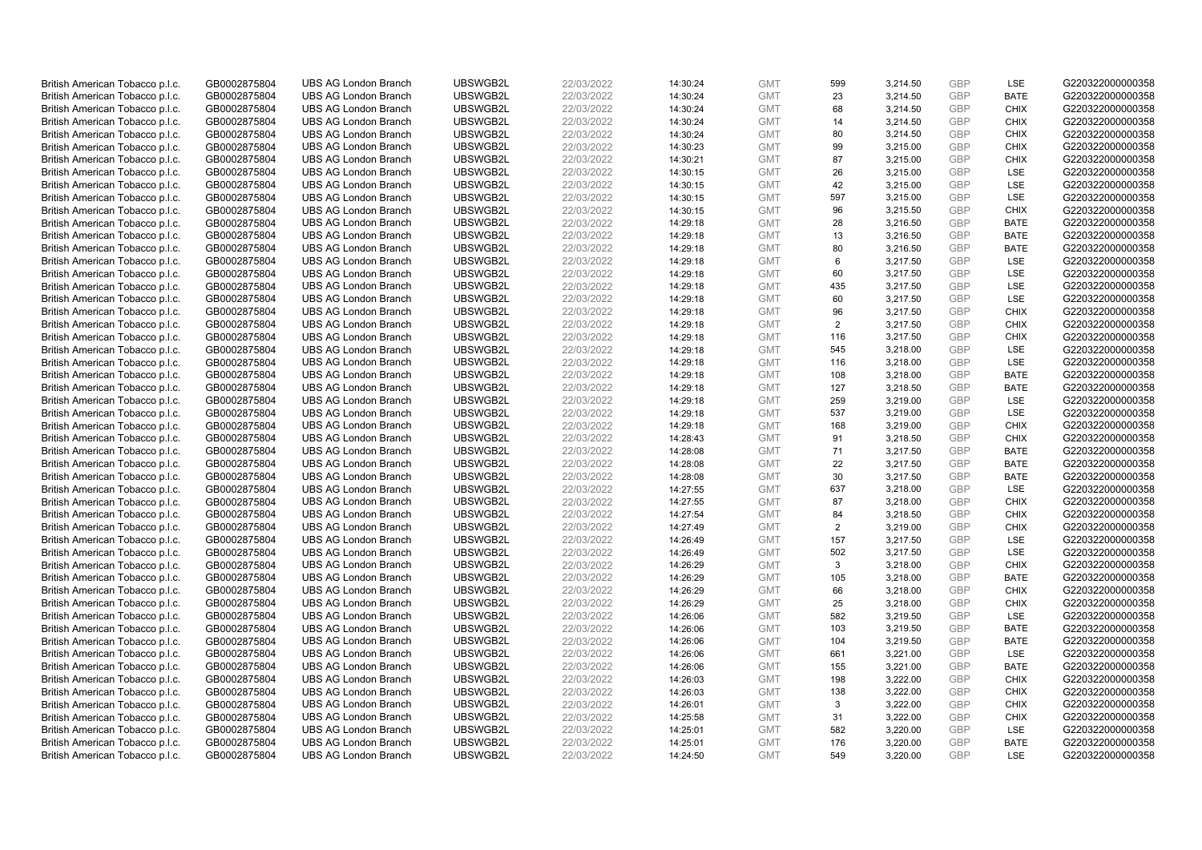| | | | | | | | | | | | |
|---|---|---|---|---|---|---|---|---|---|---|---|
| British American Tobacco p.l.c. | GB0002875804 | UBS AG London Branch | UBSWGB2L | 22/03/2022 | 14:30:24 | GMT | 599 | 3,214.50 | GBP | LSE | G220322000000358 |
| British American Tobacco p.l.c. | GB0002875804 | UBS AG London Branch | UBSWGB2L | 22/03/2022 | 14:30:24 | GMT | 23 | 3,214.50 | GBP | BATE | G220322000000358 |
| British American Tobacco p.l.c. | GB0002875804 | UBS AG London Branch | UBSWGB2L | 22/03/2022 | 14:30:24 | GMT | 68 | 3,214.50 | GBP | CHIX | G220322000000358 |
| British American Tobacco p.l.c. | GB0002875804 | UBS AG London Branch | UBSWGB2L | 22/03/2022 | 14:30:24 | GMT | 14 | 3,214.50 | GBP | CHIX | G220322000000358 |
| British American Tobacco p.l.c. | GB0002875804 | UBS AG London Branch | UBSWGB2L | 22/03/2022 | 14:30:24 | GMT | 80 | 3,214.50 | GBP | CHIX | G220322000000358 |
| British American Tobacco p.l.c. | GB0002875804 | UBS AG London Branch | UBSWGB2L | 22/03/2022 | 14:30:23 | GMT | 99 | 3,215.00 | GBP | CHIX | G220322000000358 |
| British American Tobacco p.l.c. | GB0002875804 | UBS AG London Branch | UBSWGB2L | 22/03/2022 | 14:30:21 | GMT | 87 | 3,215.00 | GBP | CHIX | G220322000000358 |
| British American Tobacco p.l.c. | GB0002875804 | UBS AG London Branch | UBSWGB2L | 22/03/2022 | 14:30:15 | GMT | 26 | 3,215.00 | GBP | LSE | G220322000000358 |
| British American Tobacco p.l.c. | GB0002875804 | UBS AG London Branch | UBSWGB2L | 22/03/2022 | 14:30:15 | GMT | 42 | 3,215.00 | GBP | LSE | G220322000000358 |
| British American Tobacco p.l.c. | GB0002875804 | UBS AG London Branch | UBSWGB2L | 22/03/2022 | 14:30:15 | GMT | 597 | 3,215.00 | GBP | LSE | G220322000000358 |
| British American Tobacco p.l.c. | GB0002875804 | UBS AG London Branch | UBSWGB2L | 22/03/2022 | 14:30:15 | GMT | 96 | 3,215.50 | GBP | CHIX | G220322000000358 |
| British American Tobacco p.l.c. | GB0002875804 | UBS AG London Branch | UBSWGB2L | 22/03/2022 | 14:29:18 | GMT | 28 | 3,216.50 | GBP | BATE | G220322000000358 |
| British American Tobacco p.l.c. | GB0002875804 | UBS AG London Branch | UBSWGB2L | 22/03/2022 | 14:29:18 | GMT | 13 | 3,216.50 | GBP | BATE | G220322000000358 |
| British American Tobacco p.l.c. | GB0002875804 | UBS AG London Branch | UBSWGB2L | 22/03/2022 | 14:29:18 | GMT | 80 | 3,216.50 | GBP | BATE | G220322000000358 |
| British American Tobacco p.l.c. | GB0002875804 | UBS AG London Branch | UBSWGB2L | 22/03/2022 | 14:29:18 | GMT | 6 | 3,217.50 | GBP | LSE | G220322000000358 |
| British American Tobacco p.l.c. | GB0002875804 | UBS AG London Branch | UBSWGB2L | 22/03/2022 | 14:29:18 | GMT | 60 | 3,217.50 | GBP | LSE | G220322000000358 |
| British American Tobacco p.l.c. | GB0002875804 | UBS AG London Branch | UBSWGB2L | 22/03/2022 | 14:29:18 | GMT | 435 | 3,217.50 | GBP | LSE | G220322000000358 |
| British American Tobacco p.l.c. | GB0002875804 | UBS AG London Branch | UBSWGB2L | 22/03/2022 | 14:29:18 | GMT | 60 | 3,217.50 | GBP | LSE | G220322000000358 |
| British American Tobacco p.l.c. | GB0002875804 | UBS AG London Branch | UBSWGB2L | 22/03/2022 | 14:29:18 | GMT | 96 | 3,217.50 | GBP | CHIX | G220322000000358 |
| British American Tobacco p.l.c. | GB0002875804 | UBS AG London Branch | UBSWGB2L | 22/03/2022 | 14:29:18 | GMT | 2 | 3,217.50 | GBP | CHIX | G220322000000358 |
| British American Tobacco p.l.c. | GB0002875804 | UBS AG London Branch | UBSWGB2L | 22/03/2022 | 14:29:18 | GMT | 116 | 3,217.50 | GBP | CHIX | G220322000000358 |
| British American Tobacco p.l.c. | GB0002875804 | UBS AG London Branch | UBSWGB2L | 22/03/2022 | 14:29:18 | GMT | 545 | 3,218.00 | GBP | LSE | G220322000000358 |
| British American Tobacco p.l.c. | GB0002875804 | UBS AG London Branch | UBSWGB2L | 22/03/2022 | 14:29:18 | GMT | 116 | 3,218.00 | GBP | LSE | G220322000000358 |
| British American Tobacco p.l.c. | GB0002875804 | UBS AG London Branch | UBSWGB2L | 22/03/2022 | 14:29:18 | GMT | 108 | 3,218.00 | GBP | BATE | G220322000000358 |
| British American Tobacco p.l.c. | GB0002875804 | UBS AG London Branch | UBSWGB2L | 22/03/2022 | 14:29:18 | GMT | 127 | 3,218.50 | GBP | BATE | G220322000000358 |
| British American Tobacco p.l.c. | GB0002875804 | UBS AG London Branch | UBSWGB2L | 22/03/2022 | 14:29:18 | GMT | 259 | 3,219.00 | GBP | LSE | G220322000000358 |
| British American Tobacco p.l.c. | GB0002875804 | UBS AG London Branch | UBSWGB2L | 22/03/2022 | 14:29:18 | GMT | 537 | 3,219.00 | GBP | LSE | G220322000000358 |
| British American Tobacco p.l.c. | GB0002875804 | UBS AG London Branch | UBSWGB2L | 22/03/2022 | 14:29:18 | GMT | 168 | 3,219.00 | GBP | CHIX | G220322000000358 |
| British American Tobacco p.l.c. | GB0002875804 | UBS AG London Branch | UBSWGB2L | 22/03/2022 | 14:28:43 | GMT | 91 | 3,218.50 | GBP | CHIX | G220322000000358 |
| British American Tobacco p.l.c. | GB0002875804 | UBS AG London Branch | UBSWGB2L | 22/03/2022 | 14:28:08 | GMT | 71 | 3,217.50 | GBP | BATE | G220322000000358 |
| British American Tobacco p.l.c. | GB0002875804 | UBS AG London Branch | UBSWGB2L | 22/03/2022 | 14:28:08 | GMT | 22 | 3,217.50 | GBP | BATE | G220322000000358 |
| British American Tobacco p.l.c. | GB0002875804 | UBS AG London Branch | UBSWGB2L | 22/03/2022 | 14:28:08 | GMT | 30 | 3,217.50 | GBP | BATE | G220322000000358 |
| British American Tobacco p.l.c. | GB0002875804 | UBS AG London Branch | UBSWGB2L | 22/03/2022 | 14:27:55 | GMT | 637 | 3,218.00 | GBP | LSE | G220322000000358 |
| British American Tobacco p.l.c. | GB0002875804 | UBS AG London Branch | UBSWGB2L | 22/03/2022 | 14:27:55 | GMT | 87 | 3,218.00 | GBP | CHIX | G220322000000358 |
| British American Tobacco p.l.c. | GB0002875804 | UBS AG London Branch | UBSWGB2L | 22/03/2022 | 14:27:54 | GMT | 84 | 3,218.50 | GBP | CHIX | G220322000000358 |
| British American Tobacco p.l.c. | GB0002875804 | UBS AG London Branch | UBSWGB2L | 22/03/2022 | 14:27:49 | GMT | 2 | 3,219.00 | GBP | CHIX | G220322000000358 |
| British American Tobacco p.l.c. | GB0002875804 | UBS AG London Branch | UBSWGB2L | 22/03/2022 | 14:26:49 | GMT | 157 | 3,217.50 | GBP | LSE | G220322000000358 |
| British American Tobacco p.l.c. | GB0002875804 | UBS AG London Branch | UBSWGB2L | 22/03/2022 | 14:26:49 | GMT | 502 | 3,217.50 | GBP | LSE | G220322000000358 |
| British American Tobacco p.l.c. | GB0002875804 | UBS AG London Branch | UBSWGB2L | 22/03/2022 | 14:26:29 | GMT | 3 | 3,218.00 | GBP | CHIX | G220322000000358 |
| British American Tobacco p.l.c. | GB0002875804 | UBS AG London Branch | UBSWGB2L | 22/03/2022 | 14:26:29 | GMT | 105 | 3,218.00 | GBP | BATE | G220322000000358 |
| British American Tobacco p.l.c. | GB0002875804 | UBS AG London Branch | UBSWGB2L | 22/03/2022 | 14:26:29 | GMT | 66 | 3,218.00 | GBP | CHIX | G220322000000358 |
| British American Tobacco p.l.c. | GB0002875804 | UBS AG London Branch | UBSWGB2L | 22/03/2022 | 14:26:29 | GMT | 25 | 3,218.00 | GBP | CHIX | G220322000000358 |
| British American Tobacco p.l.c. | GB0002875804 | UBS AG London Branch | UBSWGB2L | 22/03/2022 | 14:26:06 | GMT | 582 | 3,219.50 | GBP | LSE | G220322000000358 |
| British American Tobacco p.l.c. | GB0002875804 | UBS AG London Branch | UBSWGB2L | 22/03/2022 | 14:26:06 | GMT | 103 | 3,219.50 | GBP | BATE | G220322000000358 |
| British American Tobacco p.l.c. | GB0002875804 | UBS AG London Branch | UBSWGB2L | 22/03/2022 | 14:26:06 | GMT | 104 | 3,219.50 | GBP | BATE | G220322000000358 |
| British American Tobacco p.l.c. | GB0002875804 | UBS AG London Branch | UBSWGB2L | 22/03/2022 | 14:26:06 | GMT | 661 | 3,221.00 | GBP | LSE | G220322000000358 |
| British American Tobacco p.l.c. | GB0002875804 | UBS AG London Branch | UBSWGB2L | 22/03/2022 | 14:26:06 | GMT | 155 | 3,221.00 | GBP | BATE | G220322000000358 |
| British American Tobacco p.l.c. | GB0002875804 | UBS AG London Branch | UBSWGB2L | 22/03/2022 | 14:26:03 | GMT | 198 | 3,222.00 | GBP | CHIX | G220322000000358 |
| British American Tobacco p.l.c. | GB0002875804 | UBS AG London Branch | UBSWGB2L | 22/03/2022 | 14:26:03 | GMT | 138 | 3,222.00 | GBP | CHIX | G220322000000358 |
| British American Tobacco p.l.c. | GB0002875804 | UBS AG London Branch | UBSWGB2L | 22/03/2022 | 14:26:01 | GMT | 3 | 3,222.00 | GBP | CHIX | G220322000000358 |
| British American Tobacco p.l.c. | GB0002875804 | UBS AG London Branch | UBSWGB2L | 22/03/2022 | 14:25:58 | GMT | 31 | 3,222.00 | GBP | CHIX | G220322000000358 |
| British American Tobacco p.l.c. | GB0002875804 | UBS AG London Branch | UBSWGB2L | 22/03/2022 | 14:25:01 | GMT | 582 | 3,220.00 | GBP | LSE | G220322000000358 |
| British American Tobacco p.l.c. | GB0002875804 | UBS AG London Branch | UBSWGB2L | 22/03/2022 | 14:25:01 | GMT | 176 | 3,220.00 | GBP | BATE | G220322000000358 |
| British American Tobacco p.l.c. | GB0002875804 | UBS AG London Branch | UBSWGB2L | 22/03/2022 | 14:24:50 | GMT | 549 | 3,220.00 | GBP | LSE | G220322000000358 |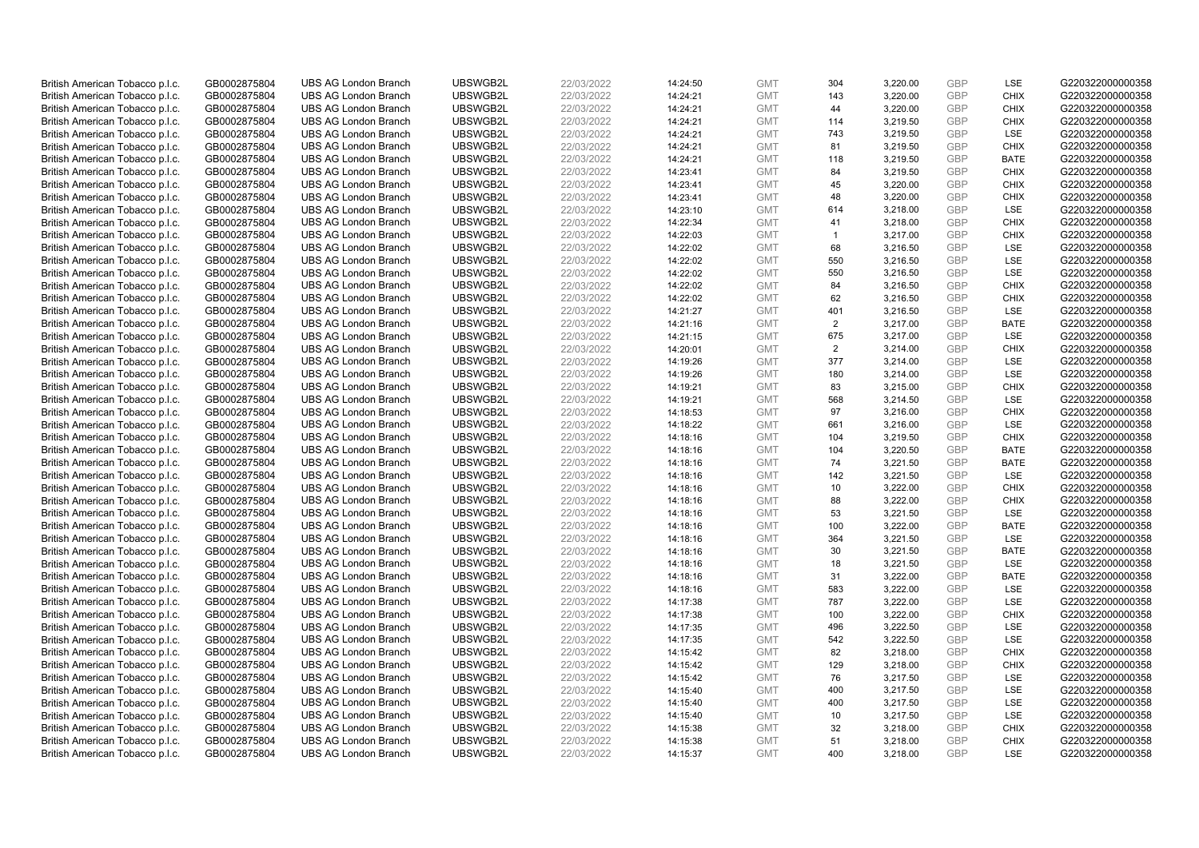| | | | | | | | | | | | |
|---|---|---|---|---|---|---|---|---|---|---|---|
| British American Tobacco p.l.c. | GB0002875804 | UBS AG London Branch | UBSWGB2L | 22/03/2022 | 14:24:50 | GMT | 304 | 3,220.00 | GBP | LSE | G220322000000358 |
| British American Tobacco p.l.c. | GB0002875804 | UBS AG London Branch | UBSWGB2L | 22/03/2022 | 14:24:21 | GMT | 143 | 3,220.00 | GBP | CHIX | G220322000000358 |
| British American Tobacco p.l.c. | GB0002875804 | UBS AG London Branch | UBSWGB2L | 22/03/2022 | 14:24:21 | GMT | 44 | 3,220.00 | GBP | CHIX | G220322000000358 |
| British American Tobacco p.l.c. | GB0002875804 | UBS AG London Branch | UBSWGB2L | 22/03/2022 | 14:24:21 | GMT | 114 | 3,219.50 | GBP | CHIX | G220322000000358 |
| British American Tobacco p.l.c. | GB0002875804 | UBS AG London Branch | UBSWGB2L | 22/03/2022 | 14:24:21 | GMT | 743 | 3,219.50 | GBP | LSE | G220322000000358 |
| British American Tobacco p.l.c. | GB0002875804 | UBS AG London Branch | UBSWGB2L | 22/03/2022 | 14:24:21 | GMT | 81 | 3,219.50 | GBP | CHIX | G220322000000358 |
| British American Tobacco p.l.c. | GB0002875804 | UBS AG London Branch | UBSWGB2L | 22/03/2022 | 14:24:21 | GMT | 118 | 3,219.50 | GBP | BATE | G220322000000358 |
| British American Tobacco p.l.c. | GB0002875804 | UBS AG London Branch | UBSWGB2L | 22/03/2022 | 14:23:41 | GMT | 84 | 3,219.50 | GBP | CHIX | G220322000000358 |
| British American Tobacco p.l.c. | GB0002875804 | UBS AG London Branch | UBSWGB2L | 22/03/2022 | 14:23:41 | GMT | 45 | 3,220.00 | GBP | CHIX | G220322000000358 |
| British American Tobacco p.l.c. | GB0002875804 | UBS AG London Branch | UBSWGB2L | 22/03/2022 | 14:23:41 | GMT | 48 | 3,220.00 | GBP | CHIX | G220322000000358 |
| British American Tobacco p.l.c. | GB0002875804 | UBS AG London Branch | UBSWGB2L | 22/03/2022 | 14:23:10 | GMT | 614 | 3,218.00 | GBP | LSE | G220322000000358 |
| British American Tobacco p.l.c. | GB0002875804 | UBS AG London Branch | UBSWGB2L | 22/03/2022 | 14:22:34 | GMT | 41 | 3,218.00 | GBP | CHIX | G220322000000358 |
| British American Tobacco p.l.c. | GB0002875804 | UBS AG London Branch | UBSWGB2L | 22/03/2022 | 14:22:03 | GMT | 1 | 3,217.00 | GBP | CHIX | G220322000000358 |
| British American Tobacco p.l.c. | GB0002875804 | UBS AG London Branch | UBSWGB2L | 22/03/2022 | 14:22:02 | GMT | 68 | 3,216.50 | GBP | LSE | G220322000000358 |
| British American Tobacco p.l.c. | GB0002875804 | UBS AG London Branch | UBSWGB2L | 22/03/2022 | 14:22:02 | GMT | 550 | 3,216.50 | GBP | LSE | G220322000000358 |
| British American Tobacco p.l.c. | GB0002875804 | UBS AG London Branch | UBSWGB2L | 22/03/2022 | 14:22:02 | GMT | 550 | 3,216.50 | GBP | LSE | G220322000000358 |
| British American Tobacco p.l.c. | GB0002875804 | UBS AG London Branch | UBSWGB2L | 22/03/2022 | 14:22:02 | GMT | 84 | 3,216.50 | GBP | CHIX | G220322000000358 |
| British American Tobacco p.l.c. | GB0002875804 | UBS AG London Branch | UBSWGB2L | 22/03/2022 | 14:22:02 | GMT | 62 | 3,216.50 | GBP | CHIX | G220322000000358 |
| British American Tobacco p.l.c. | GB0002875804 | UBS AG London Branch | UBSWGB2L | 22/03/2022 | 14:21:27 | GMT | 401 | 3,216.50 | GBP | LSE | G220322000000358 |
| British American Tobacco p.l.c. | GB0002875804 | UBS AG London Branch | UBSWGB2L | 22/03/2022 | 14:21:16 | GMT | 2 | 3,217.00 | GBP | BATE | G220322000000358 |
| British American Tobacco p.l.c. | GB0002875804 | UBS AG London Branch | UBSWGB2L | 22/03/2022 | 14:21:15 | GMT | 675 | 3,217.00 | GBP | LSE | G220322000000358 |
| British American Tobacco p.l.c. | GB0002875804 | UBS AG London Branch | UBSWGB2L | 22/03/2022 | 14:20:01 | GMT | 2 | 3,214.00 | GBP | CHIX | G220322000000358 |
| British American Tobacco p.l.c. | GB0002875804 | UBS AG London Branch | UBSWGB2L | 22/03/2022 | 14:19:26 | GMT | 377 | 3,214.00 | GBP | LSE | G220322000000358 |
| British American Tobacco p.l.c. | GB0002875804 | UBS AG London Branch | UBSWGB2L | 22/03/2022 | 14:19:26 | GMT | 180 | 3,214.00 | GBP | LSE | G220322000000358 |
| British American Tobacco p.l.c. | GB0002875804 | UBS AG London Branch | UBSWGB2L | 22/03/2022 | 14:19:21 | GMT | 83 | 3,215.00 | GBP | CHIX | G220322000000358 |
| British American Tobacco p.l.c. | GB0002875804 | UBS AG London Branch | UBSWGB2L | 22/03/2022 | 14:19:21 | GMT | 568 | 3,214.50 | GBP | LSE | G220322000000358 |
| British American Tobacco p.l.c. | GB0002875804 | UBS AG London Branch | UBSWGB2L | 22/03/2022 | 14:18:53 | GMT | 97 | 3,216.00 | GBP | CHIX | G220322000000358 |
| British American Tobacco p.l.c. | GB0002875804 | UBS AG London Branch | UBSWGB2L | 22/03/2022 | 14:18:22 | GMT | 661 | 3,216.00 | GBP | LSE | G220322000000358 |
| British American Tobacco p.l.c. | GB0002875804 | UBS AG London Branch | UBSWGB2L | 22/03/2022 | 14:18:16 | GMT | 104 | 3,219.50 | GBP | CHIX | G220322000000358 |
| British American Tobacco p.l.c. | GB0002875804 | UBS AG London Branch | UBSWGB2L | 22/03/2022 | 14:18:16 | GMT | 104 | 3,220.50 | GBP | BATE | G220322000000358 |
| British American Tobacco p.l.c. | GB0002875804 | UBS AG London Branch | UBSWGB2L | 22/03/2022 | 14:18:16 | GMT | 74 | 3,221.50 | GBP | BATE | G220322000000358 |
| British American Tobacco p.l.c. | GB0002875804 | UBS AG London Branch | UBSWGB2L | 22/03/2022 | 14:18:16 | GMT | 142 | 3,221.50 | GBP | LSE | G220322000000358 |
| British American Tobacco p.l.c. | GB0002875804 | UBS AG London Branch | UBSWGB2L | 22/03/2022 | 14:18:16 | GMT | 10 | 3,222.00 | GBP | CHIX | G220322000000358 |
| British American Tobacco p.l.c. | GB0002875804 | UBS AG London Branch | UBSWGB2L | 22/03/2022 | 14:18:16 | GMT | 88 | 3,222.00 | GBP | CHIX | G220322000000358 |
| British American Tobacco p.l.c. | GB0002875804 | UBS AG London Branch | UBSWGB2L | 22/03/2022 | 14:18:16 | GMT | 53 | 3,221.50 | GBP | LSE | G220322000000358 |
| British American Tobacco p.l.c. | GB0002875804 | UBS AG London Branch | UBSWGB2L | 22/03/2022 | 14:18:16 | GMT | 100 | 3,222.00 | GBP | BATE | G220322000000358 |
| British American Tobacco p.l.c. | GB0002875804 | UBS AG London Branch | UBSWGB2L | 22/03/2022 | 14:18:16 | GMT | 364 | 3,221.50 | GBP | LSE | G220322000000358 |
| British American Tobacco p.l.c. | GB0002875804 | UBS AG London Branch | UBSWGB2L | 22/03/2022 | 14:18:16 | GMT | 30 | 3,221.50 | GBP | BATE | G220322000000358 |
| British American Tobacco p.l.c. | GB0002875804 | UBS AG London Branch | UBSWGB2L | 22/03/2022 | 14:18:16 | GMT | 18 | 3,221.50 | GBP | LSE | G220322000000358 |
| British American Tobacco p.l.c. | GB0002875804 | UBS AG London Branch | UBSWGB2L | 22/03/2022 | 14:18:16 | GMT | 31 | 3,222.00 | GBP | BATE | G220322000000358 |
| British American Tobacco p.l.c. | GB0002875804 | UBS AG London Branch | UBSWGB2L | 22/03/2022 | 14:18:16 | GMT | 583 | 3,222.00 | GBP | LSE | G220322000000358 |
| British American Tobacco p.l.c. | GB0002875804 | UBS AG London Branch | UBSWGB2L | 22/03/2022 | 14:17:38 | GMT | 787 | 3,222.00 | GBP | LSE | G220322000000358 |
| British American Tobacco p.l.c. | GB0002875804 | UBS AG London Branch | UBSWGB2L | 22/03/2022 | 14:17:38 | GMT | 100 | 3,222.00 | GBP | CHIX | G220322000000358 |
| British American Tobacco p.l.c. | GB0002875804 | UBS AG London Branch | UBSWGB2L | 22/03/2022 | 14:17:35 | GMT | 496 | 3,222.50 | GBP | LSE | G220322000000358 |
| British American Tobacco p.l.c. | GB0002875804 | UBS AG London Branch | UBSWGB2L | 22/03/2022 | 14:17:35 | GMT | 542 | 3,222.50 | GBP | LSE | G220322000000358 |
| British American Tobacco p.l.c. | GB0002875804 | UBS AG London Branch | UBSWGB2L | 22/03/2022 | 14:15:42 | GMT | 82 | 3,218.00 | GBP | CHIX | G220322000000358 |
| British American Tobacco p.l.c. | GB0002875804 | UBS AG London Branch | UBSWGB2L | 22/03/2022 | 14:15:42 | GMT | 129 | 3,218.00 | GBP | CHIX | G220322000000358 |
| British American Tobacco p.l.c. | GB0002875804 | UBS AG London Branch | UBSWGB2L | 22/03/2022 | 14:15:42 | GMT | 76 | 3,217.50 | GBP | LSE | G220322000000358 |
| British American Tobacco p.l.c. | GB0002875804 | UBS AG London Branch | UBSWGB2L | 22/03/2022 | 14:15:40 | GMT | 400 | 3,217.50 | GBP | LSE | G220322000000358 |
| British American Tobacco p.l.c. | GB0002875804 | UBS AG London Branch | UBSWGB2L | 22/03/2022 | 14:15:40 | GMT | 400 | 3,217.50 | GBP | LSE | G220322000000358 |
| British American Tobacco p.l.c. | GB0002875804 | UBS AG London Branch | UBSWGB2L | 22/03/2022 | 14:15:40 | GMT | 10 | 3,217.50 | GBP | LSE | G220322000000358 |
| British American Tobacco p.l.c. | GB0002875804 | UBS AG London Branch | UBSWGB2L | 22/03/2022 | 14:15:38 | GMT | 32 | 3,218.00 | GBP | CHIX | G220322000000358 |
| British American Tobacco p.l.c. | GB0002875804 | UBS AG London Branch | UBSWGB2L | 22/03/2022 | 14:15:38 | GMT | 51 | 3,218.00 | GBP | CHIX | G220322000000358 |
| British American Tobacco p.l.c. | GB0002875804 | UBS AG London Branch | UBSWGB2L | 22/03/2022 | 14:15:37 | GMT | 400 | 3,218.00 | GBP | LSE | G220322000000358 |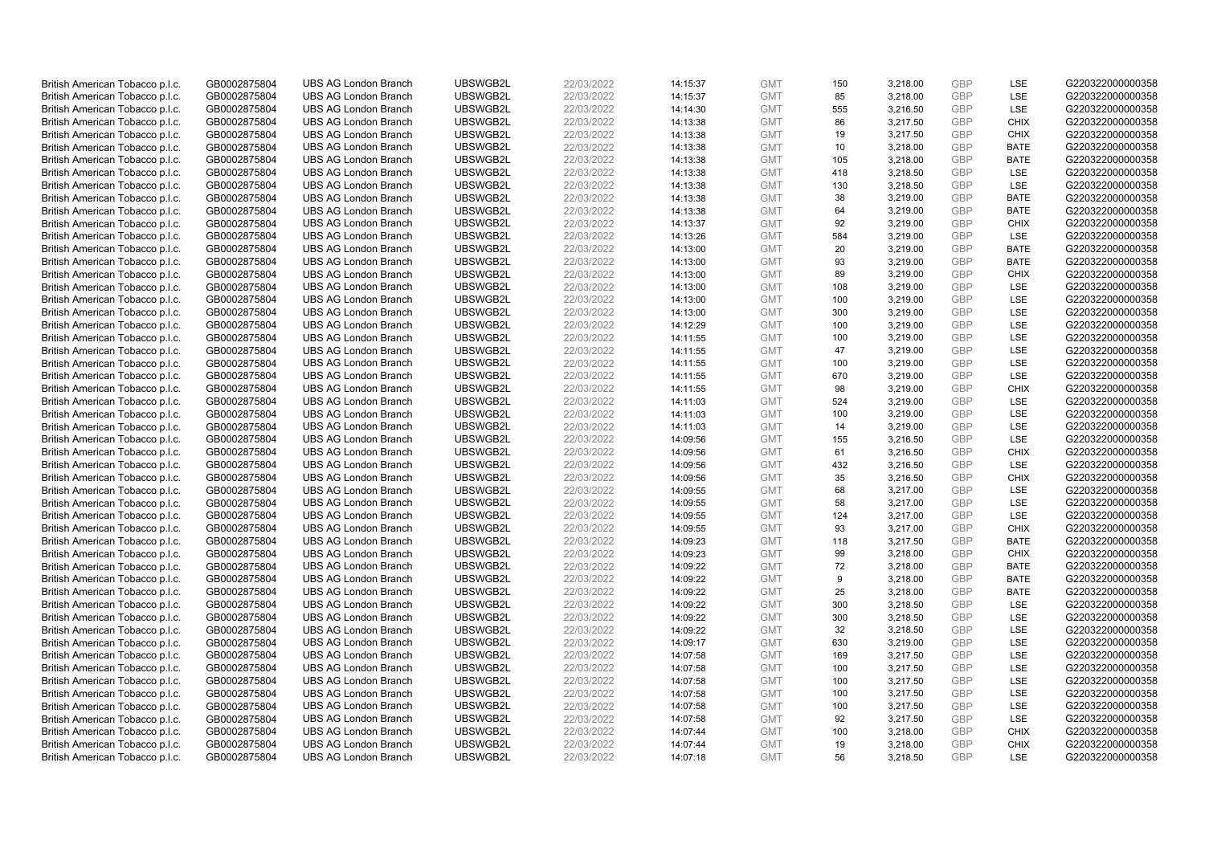| | | | | | | | | | | | |
|---|---|---|---|---|---|---|---|---|---|---|---|
| British American Tobacco p.l.c. | GB0002875804 | UBS AG London Branch | UBSWGB2L | 22/03/2022 | 14:15:37 | GMT | 150 | 3,218.00 | GBP | LSE | G220322000000358 |
| British American Tobacco p.l.c. | GB0002875804 | UBS AG London Branch | UBSWGB2L | 22/03/2022 | 14:15:37 | GMT | 85 | 3,218.00 | GBP | LSE | G220322000000358 |
| British American Tobacco p.l.c. | GB0002875804 | UBS AG London Branch | UBSWGB2L | 22/03/2022 | 14:14:30 | GMT | 555 | 3,216.50 | GBP | LSE | G220322000000358 |
| British American Tobacco p.l.c. | GB0002875804 | UBS AG London Branch | UBSWGB2L | 22/03/2022 | 14:13:38 | GMT | 86 | 3,217.50 | GBP | CHIX | G220322000000358 |
| British American Tobacco p.l.c. | GB0002875804 | UBS AG London Branch | UBSWGB2L | 22/03/2022 | 14:13:38 | GMT | 19 | 3,217.50 | GBP | CHIX | G220322000000358 |
| British American Tobacco p.l.c. | GB0002875804 | UBS AG London Branch | UBSWGB2L | 22/03/2022 | 14:13:38 | GMT | 10 | 3,218.00 | GBP | BATE | G220322000000358 |
| British American Tobacco p.l.c. | GB0002875804 | UBS AG London Branch | UBSWGB2L | 22/03/2022 | 14:13:38 | GMT | 105 | 3,218.00 | GBP | BATE | G220322000000358 |
| British American Tobacco p.l.c. | GB0002875804 | UBS AG London Branch | UBSWGB2L | 22/03/2022 | 14:13:38 | GMT | 418 | 3,218.50 | GBP | LSE | G220322000000358 |
| British American Tobacco p.l.c. | GB0002875804 | UBS AG London Branch | UBSWGB2L | 22/03/2022 | 14:13:38 | GMT | 130 | 3,218.50 | GBP | LSE | G220322000000358 |
| British American Tobacco p.l.c. | GB0002875804 | UBS AG London Branch | UBSWGB2L | 22/03/2022 | 14:13:38 | GMT | 38 | 3,219.00 | GBP | BATE | G220322000000358 |
| British American Tobacco p.l.c. | GB0002875804 | UBS AG London Branch | UBSWGB2L | 22/03/2022 | 14:13:38 | GMT | 64 | 3,219.00 | GBP | BATE | G220322000000358 |
| British American Tobacco p.l.c. | GB0002875804 | UBS AG London Branch | UBSWGB2L | 22/03/2022 | 14:13:37 | GMT | 92 | 3,219.00 | GBP | CHIX | G220322000000358 |
| British American Tobacco p.l.c. | GB0002875804 | UBS AG London Branch | UBSWGB2L | 22/03/2022 | 14:13:26 | GMT | 584 | 3,219.00 | GBP | LSE | G220322000000358 |
| British American Tobacco p.l.c. | GB0002875804 | UBS AG London Branch | UBSWGB2L | 22/03/2022 | 14:13:00 | GMT | 20 | 3,219.00 | GBP | BATE | G220322000000358 |
| British American Tobacco p.l.c. | GB0002875804 | UBS AG London Branch | UBSWGB2L | 22/03/2022 | 14:13:00 | GMT | 93 | 3,219.00 | GBP | BATE | G220322000000358 |
| British American Tobacco p.l.c. | GB0002875804 | UBS AG London Branch | UBSWGB2L | 22/03/2022 | 14:13:00 | GMT | 89 | 3,219.00 | GBP | CHIX | G220322000000358 |
| British American Tobacco p.l.c. | GB0002875804 | UBS AG London Branch | UBSWGB2L | 22/03/2022 | 14:13:00 | GMT | 108 | 3,219.00 | GBP | LSE | G220322000000358 |
| British American Tobacco p.l.c. | GB0002875804 | UBS AG London Branch | UBSWGB2L | 22/03/2022 | 14:13:00 | GMT | 100 | 3,219.00 | GBP | LSE | G220322000000358 |
| British American Tobacco p.l.c. | GB0002875804 | UBS AG London Branch | UBSWGB2L | 22/03/2022 | 14:13:00 | GMT | 300 | 3,219.00 | GBP | LSE | G220322000000358 |
| British American Tobacco p.l.c. | GB0002875804 | UBS AG London Branch | UBSWGB2L | 22/03/2022 | 14:12:29 | GMT | 100 | 3,219.00 | GBP | LSE | G220322000000358 |
| British American Tobacco p.l.c. | GB0002875804 | UBS AG London Branch | UBSWGB2L | 22/03/2022 | 14:11:55 | GMT | 100 | 3,219.00 | GBP | LSE | G220322000000358 |
| British American Tobacco p.l.c. | GB0002875804 | UBS AG London Branch | UBSWGB2L | 22/03/2022 | 14:11:55 | GMT | 47 | 3,219.00 | GBP | LSE | G220322000000358 |
| British American Tobacco p.l.c. | GB0002875804 | UBS AG London Branch | UBSWGB2L | 22/03/2022 | 14:11:55 | GMT | 100 | 3,219.00 | GBP | LSE | G220322000000358 |
| British American Tobacco p.l.c. | GB0002875804 | UBS AG London Branch | UBSWGB2L | 22/03/2022 | 14:11:55 | GMT | 670 | 3,219.00 | GBP | LSE | G220322000000358 |
| British American Tobacco p.l.c. | GB0002875804 | UBS AG London Branch | UBSWGB2L | 22/03/2022 | 14:11:55 | GMT | 98 | 3,219.00 | GBP | CHIX | G220322000000358 |
| British American Tobacco p.l.c. | GB0002875804 | UBS AG London Branch | UBSWGB2L | 22/03/2022 | 14:11:03 | GMT | 524 | 3,219.00 | GBP | LSE | G220322000000358 |
| British American Tobacco p.l.c. | GB0002875804 | UBS AG London Branch | UBSWGB2L | 22/03/2022 | 14:11:03 | GMT | 100 | 3,219.00 | GBP | LSE | G220322000000358 |
| British American Tobacco p.l.c. | GB0002875804 | UBS AG London Branch | UBSWGB2L | 22/03/2022 | 14:11:03 | GMT | 14 | 3,219.00 | GBP | LSE | G220322000000358 |
| British American Tobacco p.l.c. | GB0002875804 | UBS AG London Branch | UBSWGB2L | 22/03/2022 | 14:09:56 | GMT | 155 | 3,216.50 | GBP | LSE | G220322000000358 |
| British American Tobacco p.l.c. | GB0002875804 | UBS AG London Branch | UBSWGB2L | 22/03/2022 | 14:09:56 | GMT | 61 | 3,216.50 | GBP | CHIX | G220322000000358 |
| British American Tobacco p.l.c. | GB0002875804 | UBS AG London Branch | UBSWGB2L | 22/03/2022 | 14:09:56 | GMT | 432 | 3,216.50 | GBP | LSE | G220322000000358 |
| British American Tobacco p.l.c. | GB0002875804 | UBS AG London Branch | UBSWGB2L | 22/03/2022 | 14:09:56 | GMT | 35 | 3,216.50 | GBP | CHIX | G220322000000358 |
| British American Tobacco p.l.c. | GB0002875804 | UBS AG London Branch | UBSWGB2L | 22/03/2022 | 14:09:55 | GMT | 68 | 3,217.00 | GBP | LSE | G220322000000358 |
| British American Tobacco p.l.c. | GB0002875804 | UBS AG London Branch | UBSWGB2L | 22/03/2022 | 14:09:55 | GMT | 58 | 3,217.00 | GBP | LSE | G220322000000358 |
| British American Tobacco p.l.c. | GB0002875804 | UBS AG London Branch | UBSWGB2L | 22/03/2022 | 14:09:55 | GMT | 124 | 3,217.00 | GBP | LSE | G220322000000358 |
| British American Tobacco p.l.c. | GB0002875804 | UBS AG London Branch | UBSWGB2L | 22/03/2022 | 14:09:55 | GMT | 93 | 3,217.00 | GBP | CHIX | G220322000000358 |
| British American Tobacco p.l.c. | GB0002875804 | UBS AG London Branch | UBSWGB2L | 22/03/2022 | 14:09:23 | GMT | 118 | 3,217.50 | GBP | BATE | G220322000000358 |
| British American Tobacco p.l.c. | GB0002875804 | UBS AG London Branch | UBSWGB2L | 22/03/2022 | 14:09:23 | GMT | 99 | 3,218.00 | GBP | CHIX | G220322000000358 |
| British American Tobacco p.l.c. | GB0002875804 | UBS AG London Branch | UBSWGB2L | 22/03/2022 | 14:09:22 | GMT | 72 | 3,218.00 | GBP | BATE | G220322000000358 |
| British American Tobacco p.l.c. | GB0002875804 | UBS AG London Branch | UBSWGB2L | 22/03/2022 | 14:09:22 | GMT | 9 | 3,218.00 | GBP | BATE | G220322000000358 |
| British American Tobacco p.l.c. | GB0002875804 | UBS AG London Branch | UBSWGB2L | 22/03/2022 | 14:09:22 | GMT | 25 | 3,218.00 | GBP | BATE | G220322000000358 |
| British American Tobacco p.l.c. | GB0002875804 | UBS AG London Branch | UBSWGB2L | 22/03/2022 | 14:09:22 | GMT | 300 | 3,218.50 | GBP | LSE | G220322000000358 |
| British American Tobacco p.l.c. | GB0002875804 | UBS AG London Branch | UBSWGB2L | 22/03/2022 | 14:09:22 | GMT | 300 | 3,218.50 | GBP | LSE | G220322000000358 |
| British American Tobacco p.l.c. | GB0002875804 | UBS AG London Branch | UBSWGB2L | 22/03/2022 | 14:09:22 | GMT | 32 | 3,218.50 | GBP | LSE | G220322000000358 |
| British American Tobacco p.l.c. | GB0002875804 | UBS AG London Branch | UBSWGB2L | 22/03/2022 | 14:09:17 | GMT | 630 | 3,219.00 | GBP | LSE | G220322000000358 |
| British American Tobacco p.l.c. | GB0002875804 | UBS AG London Branch | UBSWGB2L | 22/03/2022 | 14:07:58 | GMT | 169 | 3,217.50 | GBP | LSE | G220322000000358 |
| British American Tobacco p.l.c. | GB0002875804 | UBS AG London Branch | UBSWGB2L | 22/03/2022 | 14:07:58 | GMT | 100 | 3,217.50 | GBP | LSE | G220322000000358 |
| British American Tobacco p.l.c. | GB0002875804 | UBS AG London Branch | UBSWGB2L | 22/03/2022 | 14:07:58 | GMT | 100 | 3,217.50 | GBP | LSE | G220322000000358 |
| British American Tobacco p.l.c. | GB0002875804 | UBS AG London Branch | UBSWGB2L | 22/03/2022 | 14:07:58 | GMT | 100 | 3,217.50 | GBP | LSE | G220322000000358 |
| British American Tobacco p.l.c. | GB0002875804 | UBS AG London Branch | UBSWGB2L | 22/03/2022 | 14:07:58 | GMT | 100 | 3,217.50 | GBP | LSE | G220322000000358 |
| British American Tobacco p.l.c. | GB0002875804 | UBS AG London Branch | UBSWGB2L | 22/03/2022 | 14:07:58 | GMT | 92 | 3,217.50 | GBP | LSE | G220322000000358 |
| British American Tobacco p.l.c. | GB0002875804 | UBS AG London Branch | UBSWGB2L | 22/03/2022 | 14:07:44 | GMT | 100 | 3,218.00 | GBP | CHIX | G220322000000358 |
| British American Tobacco p.l.c. | GB0002875804 | UBS AG London Branch | UBSWGB2L | 22/03/2022 | 14:07:44 | GMT | 19 | 3,218.00 | GBP | CHIX | G220322000000358 |
| British American Tobacco p.l.c. | GB0002875804 | UBS AG London Branch | UBSWGB2L | 22/03/2022 | 14:07:18 | GMT | 56 | 3,218.50 | GBP | LSE | G220322000000358 |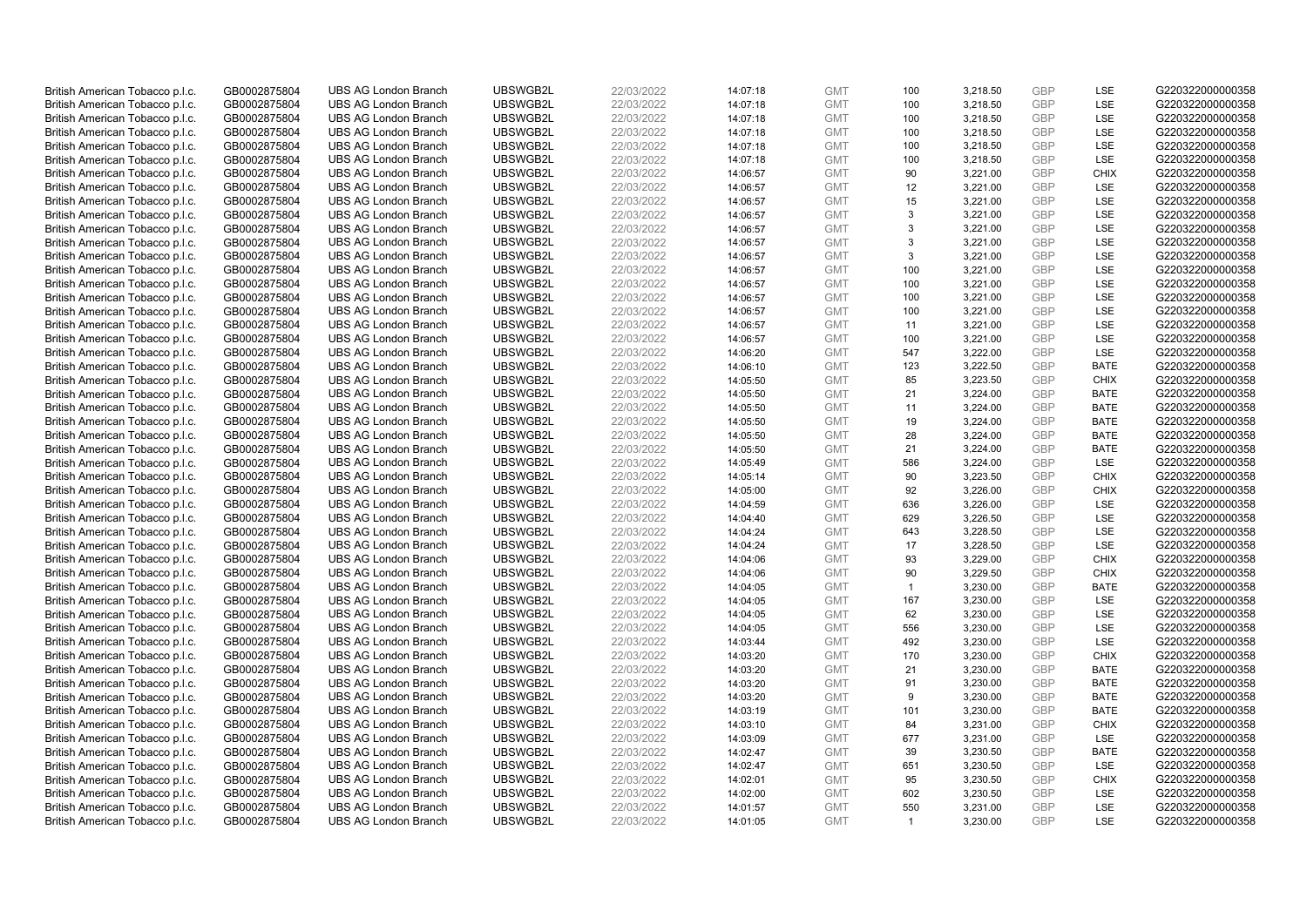| British American Tobacco p.l.c. | GB0002875804 | UBS AG London Branch | UBSWGB2L | 22/03/2022 | 14:07:18 | GMT | 100 | 3,218.50 | GBP | LSE | G220322000000358 |
|---|---|---|---|---|---|---|---|---|---|---|---|
| British American Tobacco p.l.c. | GB0002875804 | UBS AG London Branch | UBSWGB2L | 22/03/2022 | 14:07:18 | GMT | 100 | 3,218.50 | GBP | LSE | G220322000000358 |
| British American Tobacco p.l.c. | GB0002875804 | UBS AG London Branch | UBSWGB2L | 22/03/2022 | 14:07:18 | GMT | 100 | 3,218.50 | GBP | LSE | G220322000000358 |
| British American Tobacco p.l.c. | GB0002875804 | UBS AG London Branch | UBSWGB2L | 22/03/2022 | 14:07:18 | GMT | 100 | 3,218.50 | GBP | LSE | G220322000000358 |
| British American Tobacco p.l.c. | GB0002875804 | UBS AG London Branch | UBSWGB2L | 22/03/2022 | 14:07:18 | GMT | 100 | 3,218.50 | GBP | LSE | G220322000000358 |
| British American Tobacco p.l.c. | GB0002875804 | UBS AG London Branch | UBSWGB2L | 22/03/2022 | 14:07:18 | GMT | 100 | 3,218.50 | GBP | LSE | G220322000000358 |
| British American Tobacco p.l.c. | GB0002875804 | UBS AG London Branch | UBSWGB2L | 22/03/2022 | 14:06:57 | GMT | 90 | 3,221.00 | GBP | CHIX | G220322000000358 |
| British American Tobacco p.l.c. | GB0002875804 | UBS AG London Branch | UBSWGB2L | 22/03/2022 | 14:06:57 | GMT | 12 | 3,221.00 | GBP | LSE | G220322000000358 |
| British American Tobacco p.l.c. | GB0002875804 | UBS AG London Branch | UBSWGB2L | 22/03/2022 | 14:06:57 | GMT | 15 | 3,221.00 | GBP | LSE | G220322000000358 |
| British American Tobacco p.l.c. | GB0002875804 | UBS AG London Branch | UBSWGB2L | 22/03/2022 | 14:06:57 | GMT | 3 | 3,221.00 | GBP | LSE | G220322000000358 |
| British American Tobacco p.l.c. | GB0002875804 | UBS AG London Branch | UBSWGB2L | 22/03/2022 | 14:06:57 | GMT | 3 | 3,221.00 | GBP | LSE | G220322000000358 |
| British American Tobacco p.l.c. | GB0002875804 | UBS AG London Branch | UBSWGB2L | 22/03/2022 | 14:06:57 | GMT | 3 | 3,221.00 | GBP | LSE | G220322000000358 |
| British American Tobacco p.l.c. | GB0002875804 | UBS AG London Branch | UBSWGB2L | 22/03/2022 | 14:06:57 | GMT | 3 | 3,221.00 | GBP | LSE | G220322000000358 |
| British American Tobacco p.l.c. | GB0002875804 | UBS AG London Branch | UBSWGB2L | 22/03/2022 | 14:06:57 | GMT | 100 | 3,221.00 | GBP | LSE | G220322000000358 |
| British American Tobacco p.l.c. | GB0002875804 | UBS AG London Branch | UBSWGB2L | 22/03/2022 | 14:06:57 | GMT | 100 | 3,221.00 | GBP | LSE | G220322000000358 |
| British American Tobacco p.l.c. | GB0002875804 | UBS AG London Branch | UBSWGB2L | 22/03/2022 | 14:06:57 | GMT | 100 | 3,221.00 | GBP | LSE | G220322000000358 |
| British American Tobacco p.l.c. | GB0002875804 | UBS AG London Branch | UBSWGB2L | 22/03/2022 | 14:06:57 | GMT | 100 | 3,221.00 | GBP | LSE | G220322000000358 |
| British American Tobacco p.l.c. | GB0002875804 | UBS AG London Branch | UBSWGB2L | 22/03/2022 | 14:06:57 | GMT | 11 | 3,221.00 | GBP | LSE | G220322000000358 |
| British American Tobacco p.l.c. | GB0002875804 | UBS AG London Branch | UBSWGB2L | 22/03/2022 | 14:06:57 | GMT | 100 | 3,221.00 | GBP | LSE | G220322000000358 |
| British American Tobacco p.l.c. | GB0002875804 | UBS AG London Branch | UBSWGB2L | 22/03/2022 | 14:06:20 | GMT | 547 | 3,222.00 | GBP | LSE | G220322000000358 |
| British American Tobacco p.l.c. | GB0002875804 | UBS AG London Branch | UBSWGB2L | 22/03/2022 | 14:06:10 | GMT | 123 | 3,222.50 | GBP | BATE | G220322000000358 |
| British American Tobacco p.l.c. | GB0002875804 | UBS AG London Branch | UBSWGB2L | 22/03/2022 | 14:05:50 | GMT | 85 | 3,223.50 | GBP | CHIX | G220322000000358 |
| British American Tobacco p.l.c. | GB0002875804 | UBS AG London Branch | UBSWGB2L | 22/03/2022 | 14:05:50 | GMT | 21 | 3,224.00 | GBP | BATE | G220322000000358 |
| British American Tobacco p.l.c. | GB0002875804 | UBS AG London Branch | UBSWGB2L | 22/03/2022 | 14:05:50 | GMT | 11 | 3,224.00 | GBP | BATE | G220322000000358 |
| British American Tobacco p.l.c. | GB0002875804 | UBS AG London Branch | UBSWGB2L | 22/03/2022 | 14:05:50 | GMT | 19 | 3,224.00 | GBP | BATE | G220322000000358 |
| British American Tobacco p.l.c. | GB0002875804 | UBS AG London Branch | UBSWGB2L | 22/03/2022 | 14:05:50 | GMT | 28 | 3,224.00 | GBP | BATE | G220322000000358 |
| British American Tobacco p.l.c. | GB0002875804 | UBS AG London Branch | UBSWGB2L | 22/03/2022 | 14:05:50 | GMT | 21 | 3,224.00 | GBP | BATE | G220322000000358 |
| British American Tobacco p.l.c. | GB0002875804 | UBS AG London Branch | UBSWGB2L | 22/03/2022 | 14:05:49 | GMT | 586 | 3,224.00 | GBP | LSE | G220322000000358 |
| British American Tobacco p.l.c. | GB0002875804 | UBS AG London Branch | UBSWGB2L | 22/03/2022 | 14:05:14 | GMT | 90 | 3,223.50 | GBP | CHIX | G220322000000358 |
| British American Tobacco p.l.c. | GB0002875804 | UBS AG London Branch | UBSWGB2L | 22/03/2022 | 14:05:00 | GMT | 92 | 3,226.00 | GBP | CHIX | G220322000000358 |
| British American Tobacco p.l.c. | GB0002875804 | UBS AG London Branch | UBSWGB2L | 22/03/2022 | 14:04:59 | GMT | 636 | 3,226.00 | GBP | LSE | G220322000000358 |
| British American Tobacco p.l.c. | GB0002875804 | UBS AG London Branch | UBSWGB2L | 22/03/2022 | 14:04:40 | GMT | 629 | 3,226.50 | GBP | LSE | G220322000000358 |
| British American Tobacco p.l.c. | GB0002875804 | UBS AG London Branch | UBSWGB2L | 22/03/2022 | 14:04:24 | GMT | 643 | 3,228.50 | GBP | LSE | G220322000000358 |
| British American Tobacco p.l.c. | GB0002875804 | UBS AG London Branch | UBSWGB2L | 22/03/2022 | 14:04:24 | GMT | 17 | 3,228.50 | GBP | LSE | G220322000000358 |
| British American Tobacco p.l.c. | GB0002875804 | UBS AG London Branch | UBSWGB2L | 22/03/2022 | 14:04:06 | GMT | 93 | 3,229.00 | GBP | CHIX | G220322000000358 |
| British American Tobacco p.l.c. | GB0002875804 | UBS AG London Branch | UBSWGB2L | 22/03/2022 | 14:04:06 | GMT | 90 | 3,229.50 | GBP | CHIX | G220322000000358 |
| British American Tobacco p.l.c. | GB0002875804 | UBS AG London Branch | UBSWGB2L | 22/03/2022 | 14:04:05 | GMT | 1 | 3,230.00 | GBP | BATE | G220322000000358 |
| British American Tobacco p.l.c. | GB0002875804 | UBS AG London Branch | UBSWGB2L | 22/03/2022 | 14:04:05 | GMT | 167 | 3,230.00 | GBP | LSE | G220322000000358 |
| British American Tobacco p.l.c. | GB0002875804 | UBS AG London Branch | UBSWGB2L | 22/03/2022 | 14:04:05 | GMT | 62 | 3,230.00 | GBP | LSE | G220322000000358 |
| British American Tobacco p.l.c. | GB0002875804 | UBS AG London Branch | UBSWGB2L | 22/03/2022 | 14:04:05 | GMT | 556 | 3,230.00 | GBP | LSE | G220322000000358 |
| British American Tobacco p.l.c. | GB0002875804 | UBS AG London Branch | UBSWGB2L | 22/03/2022 | 14:03:44 | GMT | 492 | 3,230.00 | GBP | LSE | G220322000000358 |
| British American Tobacco p.l.c. | GB0002875804 | UBS AG London Branch | UBSWGB2L | 22/03/2022 | 14:03:20 | GMT | 170 | 3,230.00 | GBP | CHIX | G220322000000358 |
| British American Tobacco p.l.c. | GB0002875804 | UBS AG London Branch | UBSWGB2L | 22/03/2022 | 14:03:20 | GMT | 21 | 3,230.00 | GBP | BATE | G220322000000358 |
| British American Tobacco p.l.c. | GB0002875804 | UBS AG London Branch | UBSWGB2L | 22/03/2022 | 14:03:20 | GMT | 91 | 3,230.00 | GBP | BATE | G220322000000358 |
| British American Tobacco p.l.c. | GB0002875804 | UBS AG London Branch | UBSWGB2L | 22/03/2022 | 14:03:20 | GMT | 9 | 3,230.00 | GBP | BATE | G220322000000358 |
| British American Tobacco p.l.c. | GB0002875804 | UBS AG London Branch | UBSWGB2L | 22/03/2022 | 14:03:19 | GMT | 101 | 3,230.00 | GBP | BATE | G220322000000358 |
| British American Tobacco p.l.c. | GB0002875804 | UBS AG London Branch | UBSWGB2L | 22/03/2022 | 14:03:10 | GMT | 84 | 3,231.00 | GBP | CHIX | G220322000000358 |
| British American Tobacco p.l.c. | GB0002875804 | UBS AG London Branch | UBSWGB2L | 22/03/2022 | 14:03:09 | GMT | 677 | 3,231.00 | GBP | LSE | G220322000000358 |
| British American Tobacco p.l.c. | GB0002875804 | UBS AG London Branch | UBSWGB2L | 22/03/2022 | 14:02:47 | GMT | 39 | 3,230.50 | GBP | BATE | G220322000000358 |
| British American Tobacco p.l.c. | GB0002875804 | UBS AG London Branch | UBSWGB2L | 22/03/2022 | 14:02:47 | GMT | 651 | 3,230.50 | GBP | LSE | G220322000000358 |
| British American Tobacco p.l.c. | GB0002875804 | UBS AG London Branch | UBSWGB2L | 22/03/2022 | 14:02:01 | GMT | 95 | 3,230.50 | GBP | CHIX | G220322000000358 |
| British American Tobacco p.l.c. | GB0002875804 | UBS AG London Branch | UBSWGB2L | 22/03/2022 | 14:02:00 | GMT | 602 | 3,230.50 | GBP | LSE | G220322000000358 |
| British American Tobacco p.l.c. | GB0002875804 | UBS AG London Branch | UBSWGB2L | 22/03/2022 | 14:01:57 | GMT | 550 | 3,231.00 | GBP | LSE | G220322000000358 |
| British American Tobacco p.l.c. | GB0002875804 | UBS AG London Branch | UBSWGB2L | 22/03/2022 | 14:01:05 | GMT | 1 | 3,230.00 | GBP | LSE | G220322000000358 |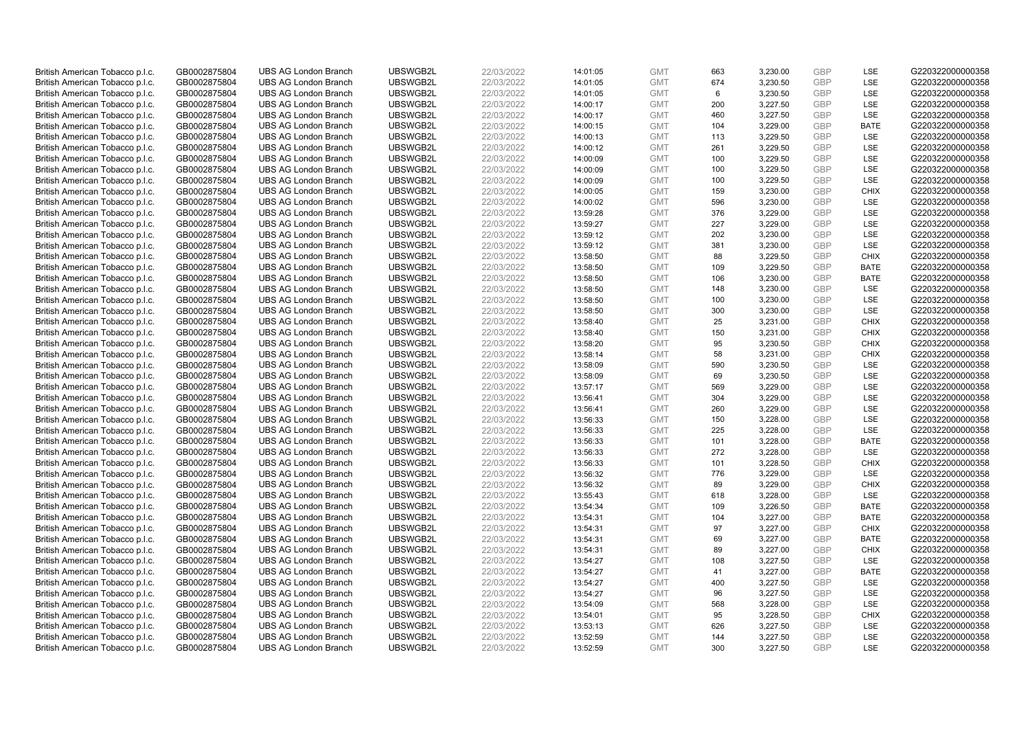| | | | | | | | | | | | |
|---|---|---|---|---|---|---|---|---|---|---|---|
| British American Tobacco p.l.c. | GB0002875804 | UBS AG London Branch | UBSWGB2L | 22/03/2022 | 14:01:05 | GMT | 663 | 3,230.00 | GBP | LSE | G220322000000358 |
| British American Tobacco p.l.c. | GB0002875804 | UBS AG London Branch | UBSWGB2L | 22/03/2022 | 14:01:05 | GMT | 674 | 3,230.50 | GBP | LSE | G220322000000358 |
| British American Tobacco p.l.c. | GB0002875804 | UBS AG London Branch | UBSWGB2L | 22/03/2022 | 14:01:05 | GMT | 6 | 3,230.50 | GBP | LSE | G220322000000358 |
| British American Tobacco p.l.c. | GB0002875804 | UBS AG London Branch | UBSWGB2L | 22/03/2022 | 14:00:17 | GMT | 200 | 3,227.50 | GBP | LSE | G220322000000358 |
| British American Tobacco p.l.c. | GB0002875804 | UBS AG London Branch | UBSWGB2L | 22/03/2022 | 14:00:17 | GMT | 460 | 3,227.50 | GBP | LSE | G220322000000358 |
| British American Tobacco p.l.c. | GB0002875804 | UBS AG London Branch | UBSWGB2L | 22/03/2022 | 14:00:15 | GMT | 104 | 3,229.00 | GBP | BATE | G220322000000358 |
| British American Tobacco p.l.c. | GB0002875804 | UBS AG London Branch | UBSWGB2L | 22/03/2022 | 14:00:13 | GMT | 113 | 3,229.50 | GBP | LSE | G220322000000358 |
| British American Tobacco p.l.c. | GB0002875804 | UBS AG London Branch | UBSWGB2L | 22/03/2022 | 14:00:12 | GMT | 261 | 3,229.50 | GBP | LSE | G220322000000358 |
| British American Tobacco p.l.c. | GB0002875804 | UBS AG London Branch | UBSWGB2L | 22/03/2022 | 14:00:09 | GMT | 100 | 3,229.50 | GBP | LSE | G220322000000358 |
| British American Tobacco p.l.c. | GB0002875804 | UBS AG London Branch | UBSWGB2L | 22/03/2022 | 14:00:09 | GMT | 100 | 3,229.50 | GBP | LSE | G220322000000358 |
| British American Tobacco p.l.c. | GB0002875804 | UBS AG London Branch | UBSWGB2L | 22/03/2022 | 14:00:09 | GMT | 100 | 3,229.50 | GBP | LSE | G220322000000358 |
| British American Tobacco p.l.c. | GB0002875804 | UBS AG London Branch | UBSWGB2L | 22/03/2022 | 14:00:05 | GMT | 159 | 3,230.00 | GBP | CHIX | G220322000000358 |
| British American Tobacco p.l.c. | GB0002875804 | UBS AG London Branch | UBSWGB2L | 22/03/2022 | 14:00:02 | GMT | 596 | 3,230.00 | GBP | LSE | G220322000000358 |
| British American Tobacco p.l.c. | GB0002875804 | UBS AG London Branch | UBSWGB2L | 22/03/2022 | 13:59:28 | GMT | 376 | 3,229.00 | GBP | LSE | G220322000000358 |
| British American Tobacco p.l.c. | GB0002875804 | UBS AG London Branch | UBSWGB2L | 22/03/2022 | 13:59:27 | GMT | 227 | 3,229.00 | GBP | LSE | G220322000000358 |
| British American Tobacco p.l.c. | GB0002875804 | UBS AG London Branch | UBSWGB2L | 22/03/2022 | 13:59:12 | GMT | 202 | 3,230.00 | GBP | LSE | G220322000000358 |
| British American Tobacco p.l.c. | GB0002875804 | UBS AG London Branch | UBSWGB2L | 22/03/2022 | 13:59:12 | GMT | 381 | 3,230.00 | GBP | LSE | G220322000000358 |
| British American Tobacco p.l.c. | GB0002875804 | UBS AG London Branch | UBSWGB2L | 22/03/2022 | 13:58:50 | GMT | 88 | 3,229.50 | GBP | CHIX | G220322000000358 |
| British American Tobacco p.l.c. | GB0002875804 | UBS AG London Branch | UBSWGB2L | 22/03/2022 | 13:58:50 | GMT | 109 | 3,229.50 | GBP | BATE | G220322000000358 |
| British American Tobacco p.l.c. | GB0002875804 | UBS AG London Branch | UBSWGB2L | 22/03/2022 | 13:58:50 | GMT | 106 | 3,230.00 | GBP | BATE | G220322000000358 |
| British American Tobacco p.l.c. | GB0002875804 | UBS AG London Branch | UBSWGB2L | 22/03/2022 | 13:58:50 | GMT | 148 | 3,230.00 | GBP | LSE | G220322000000358 |
| British American Tobacco p.l.c. | GB0002875804 | UBS AG London Branch | UBSWGB2L | 22/03/2022 | 13:58:50 | GMT | 100 | 3,230.00 | GBP | LSE | G220322000000358 |
| British American Tobacco p.l.c. | GB0002875804 | UBS AG London Branch | UBSWGB2L | 22/03/2022 | 13:58:50 | GMT | 300 | 3,230.00 | GBP | LSE | G220322000000358 |
| British American Tobacco p.l.c. | GB0002875804 | UBS AG London Branch | UBSWGB2L | 22/03/2022 | 13:58:40 | GMT | 25 | 3,231.00 | GBP | CHIX | G220322000000358 |
| British American Tobacco p.l.c. | GB0002875804 | UBS AG London Branch | UBSWGB2L | 22/03/2022 | 13:58:40 | GMT | 150 | 3,231.00 | GBP | CHIX | G220322000000358 |
| British American Tobacco p.l.c. | GB0002875804 | UBS AG London Branch | UBSWGB2L | 22/03/2022 | 13:58:20 | GMT | 95 | 3,230.50 | GBP | CHIX | G220322000000358 |
| British American Tobacco p.l.c. | GB0002875804 | UBS AG London Branch | UBSWGB2L | 22/03/2022 | 13:58:14 | GMT | 58 | 3,231.00 | GBP | CHIX | G220322000000358 |
| British American Tobacco p.l.c. | GB0002875804 | UBS AG London Branch | UBSWGB2L | 22/03/2022 | 13:58:09 | GMT | 590 | 3,230.50 | GBP | LSE | G220322000000358 |
| British American Tobacco p.l.c. | GB0002875804 | UBS AG London Branch | UBSWGB2L | 22/03/2022 | 13:58:09 | GMT | 69 | 3,230.50 | GBP | LSE | G220322000000358 |
| British American Tobacco p.l.c. | GB0002875804 | UBS AG London Branch | UBSWGB2L | 22/03/2022 | 13:57:17 | GMT | 569 | 3,229.00 | GBP | LSE | G220322000000358 |
| British American Tobacco p.l.c. | GB0002875804 | UBS AG London Branch | UBSWGB2L | 22/03/2022 | 13:56:41 | GMT | 304 | 3,229.00 | GBP | LSE | G220322000000358 |
| British American Tobacco p.l.c. | GB0002875804 | UBS AG London Branch | UBSWGB2L | 22/03/2022 | 13:56:41 | GMT | 260 | 3,229.00 | GBP | LSE | G220322000000358 |
| British American Tobacco p.l.c. | GB0002875804 | UBS AG London Branch | UBSWGB2L | 22/03/2022 | 13:56:33 | GMT | 150 | 3,228.00 | GBP | LSE | G220322000000358 |
| British American Tobacco p.l.c. | GB0002875804 | UBS AG London Branch | UBSWGB2L | 22/03/2022 | 13:56:33 | GMT | 225 | 3,228.00 | GBP | LSE | G220322000000358 |
| British American Tobacco p.l.c. | GB0002875804 | UBS AG London Branch | UBSWGB2L | 22/03/2022 | 13:56:33 | GMT | 101 | 3,228.00 | GBP | BATE | G220322000000358 |
| British American Tobacco p.l.c. | GB0002875804 | UBS AG London Branch | UBSWGB2L | 22/03/2022 | 13:56:33 | GMT | 272 | 3,228.00 | GBP | LSE | G220322000000358 |
| British American Tobacco p.l.c. | GB0002875804 | UBS AG London Branch | UBSWGB2L | 22/03/2022 | 13:56:33 | GMT | 101 | 3,228.50 | GBP | CHIX | G220322000000358 |
| British American Tobacco p.l.c. | GB0002875804 | UBS AG London Branch | UBSWGB2L | 22/03/2022 | 13:56:32 | GMT | 776 | 3,229.00 | GBP | LSE | G220322000000358 |
| British American Tobacco p.l.c. | GB0002875804 | UBS AG London Branch | UBSWGB2L | 22/03/2022 | 13:56:32 | GMT | 89 | 3,229.00 | GBP | CHIX | G220322000000358 |
| British American Tobacco p.l.c. | GB0002875804 | UBS AG London Branch | UBSWGB2L | 22/03/2022 | 13:55:43 | GMT | 618 | 3,228.00 | GBP | LSE | G220322000000358 |
| British American Tobacco p.l.c. | GB0002875804 | UBS AG London Branch | UBSWGB2L | 22/03/2022 | 13:54:34 | GMT | 109 | 3,226.50 | GBP | BATE | G220322000000358 |
| British American Tobacco p.l.c. | GB0002875804 | UBS AG London Branch | UBSWGB2L | 22/03/2022 | 13:54:31 | GMT | 104 | 3,227.00 | GBP | BATE | G220322000000358 |
| British American Tobacco p.l.c. | GB0002875804 | UBS AG London Branch | UBSWGB2L | 22/03/2022 | 13:54:31 | GMT | 97 | 3,227.00 | GBP | CHIX | G220322000000358 |
| British American Tobacco p.l.c. | GB0002875804 | UBS AG London Branch | UBSWGB2L | 22/03/2022 | 13:54:31 | GMT | 69 | 3,227.00 | GBP | BATE | G220322000000358 |
| British American Tobacco p.l.c. | GB0002875804 | UBS AG London Branch | UBSWGB2L | 22/03/2022 | 13:54:31 | GMT | 89 | 3,227.00 | GBP | CHIX | G220322000000358 |
| British American Tobacco p.l.c. | GB0002875804 | UBS AG London Branch | UBSWGB2L | 22/03/2022 | 13:54:27 | GMT | 108 | 3,227.50 | GBP | LSE | G220322000000358 |
| British American Tobacco p.l.c. | GB0002875804 | UBS AG London Branch | UBSWGB2L | 22/03/2022 | 13:54:27 | GMT | 41 | 3,227.00 | GBP | BATE | G220322000000358 |
| British American Tobacco p.l.c. | GB0002875804 | UBS AG London Branch | UBSWGB2L | 22/03/2022 | 13:54:27 | GMT | 400 | 3,227.50 | GBP | LSE | G220322000000358 |
| British American Tobacco p.l.c. | GB0002875804 | UBS AG London Branch | UBSWGB2L | 22/03/2022 | 13:54:27 | GMT | 96 | 3,227.50 | GBP | LSE | G220322000000358 |
| British American Tobacco p.l.c. | GB0002875804 | UBS AG London Branch | UBSWGB2L | 22/03/2022 | 13:54:09 | GMT | 568 | 3,228.00 | GBP | LSE | G220322000000358 |
| British American Tobacco p.l.c. | GB0002875804 | UBS AG London Branch | UBSWGB2L | 22/03/2022 | 13:54:01 | GMT | 95 | 3,228.50 | GBP | CHIX | G220322000000358 |
| British American Tobacco p.l.c. | GB0002875804 | UBS AG London Branch | UBSWGB2L | 22/03/2022 | 13:53:13 | GMT | 626 | 3,227.50 | GBP | LSE | G220322000000358 |
| British American Tobacco p.l.c. | GB0002875804 | UBS AG London Branch | UBSWGB2L | 22/03/2022 | 13:52:59 | GMT | 144 | 3,227.50 | GBP | LSE | G220322000000358 |
| British American Tobacco p.l.c. | GB0002875804 | UBS AG London Branch | UBSWGB2L | 22/03/2022 | 13:52:59 | GMT | 300 | 3,227.50 | GBP | LSE | G220322000000358 |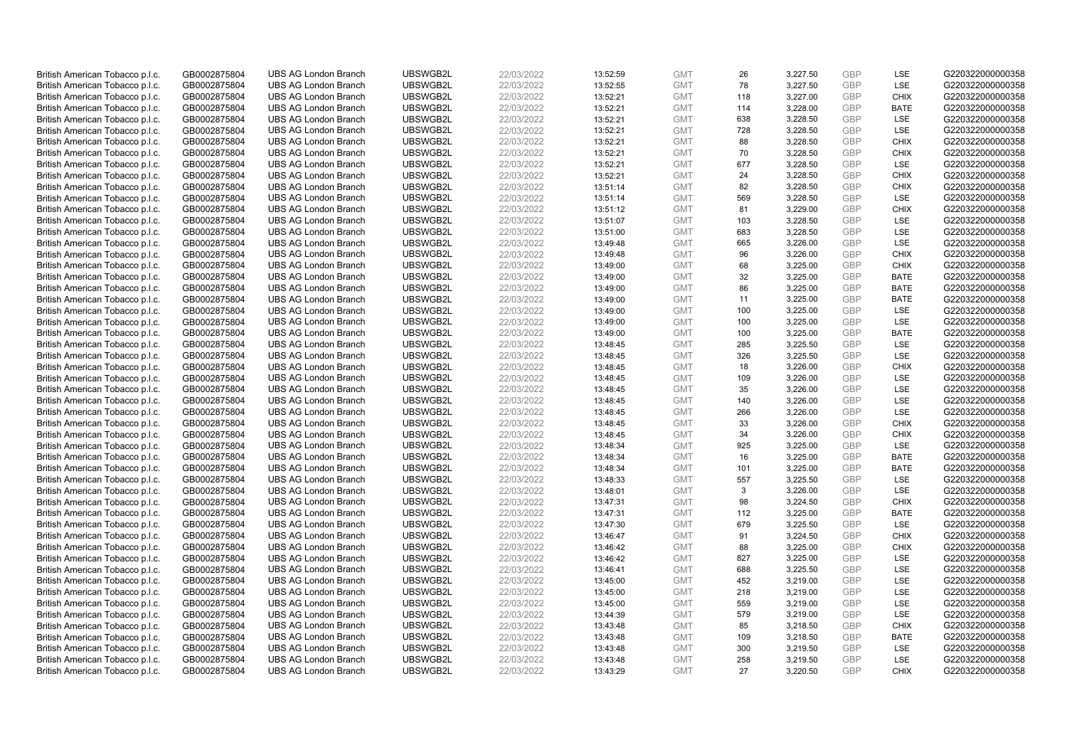| British American Tobacco p.l.c. | GB0002875804 | UBS AG London Branch | UBSWGB2L | 22/03/2022 | 13:52:59 | GMT | 26 | 3,227.50 | GBP | LSE | G220322000000358 |
|---|---|---|---|---|---|---|---|---|---|---|---|
| British American Tobacco p.l.c. | GB0002875804 | UBS AG London Branch | UBSWGB2L | 22/03/2022 | 13:52:55 | GMT | 78 | 3,227.50 | GBP | LSE | G220322000000358 |
| British American Tobacco p.l.c. | GB0002875804 | UBS AG London Branch | UBSWGB2L | 22/03/2022 | 13:52:21 | GMT | 118 | 3,227.00 | GBP | CHIX | G220322000000358 |
| British American Tobacco p.l.c. | GB0002875804 | UBS AG London Branch | UBSWGB2L | 22/03/2022 | 13:52:21 | GMT | 114 | 3,228.00 | GBP | BATE | G220322000000358 |
| British American Tobacco p.l.c. | GB0002875804 | UBS AG London Branch | UBSWGB2L | 22/03/2022 | 13:52:21 | GMT | 638 | 3,228.50 | GBP | LSE | G220322000000358 |
| British American Tobacco p.l.c. | GB0002875804 | UBS AG London Branch | UBSWGB2L | 22/03/2022 | 13:52:21 | GMT | 728 | 3,228.50 | GBP | LSE | G220322000000358 |
| British American Tobacco p.l.c. | GB0002875804 | UBS AG London Branch | UBSWGB2L | 22/03/2022 | 13:52:21 | GMT | 88 | 3,228.50 | GBP | CHIX | G220322000000358 |
| British American Tobacco p.l.c. | GB0002875804 | UBS AG London Branch | UBSWGB2L | 22/03/2022 | 13:52:21 | GMT | 70 | 3,228.50 | GBP | CHIX | G220322000000358 |
| British American Tobacco p.l.c. | GB0002875804 | UBS AG London Branch | UBSWGB2L | 22/03/2022 | 13:52:21 | GMT | 677 | 3,228.50 | GBP | LSE | G220322000000358 |
| British American Tobacco p.l.c. | GB0002875804 | UBS AG London Branch | UBSWGB2L | 22/03/2022 | 13:52:21 | GMT | 24 | 3,228.50 | GBP | CHIX | G220322000000358 |
| British American Tobacco p.l.c. | GB0002875804 | UBS AG London Branch | UBSWGB2L | 22/03/2022 | 13:51:14 | GMT | 82 | 3,228.50 | GBP | CHIX | G220322000000358 |
| British American Tobacco p.l.c. | GB0002875804 | UBS AG London Branch | UBSWGB2L | 22/03/2022 | 13:51:14 | GMT | 569 | 3,228.50 | GBP | LSE | G220322000000358 |
| British American Tobacco p.l.c. | GB0002875804 | UBS AG London Branch | UBSWGB2L | 22/03/2022 | 13:51:12 | GMT | 81 | 3,229.00 | GBP | CHIX | G220322000000358 |
| British American Tobacco p.l.c. | GB0002875804 | UBS AG London Branch | UBSWGB2L | 22/03/2022 | 13:51:07 | GMT | 103 | 3,228.50 | GBP | LSE | G220322000000358 |
| British American Tobacco p.l.c. | GB0002875804 | UBS AG London Branch | UBSWGB2L | 22/03/2022 | 13:51:00 | GMT | 683 | 3,228.50 | GBP | LSE | G220322000000358 |
| British American Tobacco p.l.c. | GB0002875804 | UBS AG London Branch | UBSWGB2L | 22/03/2022 | 13:49:48 | GMT | 665 | 3,226.00 | GBP | LSE | G220322000000358 |
| British American Tobacco p.l.c. | GB0002875804 | UBS AG London Branch | UBSWGB2L | 22/03/2022 | 13:49:48 | GMT | 96 | 3,226.00 | GBP | CHIX | G220322000000358 |
| British American Tobacco p.l.c. | GB0002875804 | UBS AG London Branch | UBSWGB2L | 22/03/2022 | 13:49:00 | GMT | 68 | 3,225.00 | GBP | CHIX | G220322000000358 |
| British American Tobacco p.l.c. | GB0002875804 | UBS AG London Branch | UBSWGB2L | 22/03/2022 | 13:49:00 | GMT | 32 | 3,225.00 | GBP | BATE | G220322000000358 |
| British American Tobacco p.l.c. | GB0002875804 | UBS AG London Branch | UBSWGB2L | 22/03/2022 | 13:49:00 | GMT | 86 | 3,225.00 | GBP | BATE | G220322000000358 |
| British American Tobacco p.l.c. | GB0002875804 | UBS AG London Branch | UBSWGB2L | 22/03/2022 | 13:49:00 | GMT | 11 | 3,225.00 | GBP | BATE | G220322000000358 |
| British American Tobacco p.l.c. | GB0002875804 | UBS AG London Branch | UBSWGB2L | 22/03/2022 | 13:49:00 | GMT | 100 | 3,225.00 | GBP | LSE | G220322000000358 |
| British American Tobacco p.l.c. | GB0002875804 | UBS AG London Branch | UBSWGB2L | 22/03/2022 | 13:49:00 | GMT | 100 | 3,225.00 | GBP | LSE | G220322000000358 |
| British American Tobacco p.l.c. | GB0002875804 | UBS AG London Branch | UBSWGB2L | 22/03/2022 | 13:49:00 | GMT | 100 | 3,225.00 | GBP | BATE | G220322000000358 |
| British American Tobacco p.l.c. | GB0002875804 | UBS AG London Branch | UBSWGB2L | 22/03/2022 | 13:48:45 | GMT | 285 | 3,225.50 | GBP | LSE | G220322000000358 |
| British American Tobacco p.l.c. | GB0002875804 | UBS AG London Branch | UBSWGB2L | 22/03/2022 | 13:48:45 | GMT | 326 | 3,225.50 | GBP | LSE | G220322000000358 |
| British American Tobacco p.l.c. | GB0002875804 | UBS AG London Branch | UBSWGB2L | 22/03/2022 | 13:48:45 | GMT | 18 | 3,226.00 | GBP | CHIX | G220322000000358 |
| British American Tobacco p.l.c. | GB0002875804 | UBS AG London Branch | UBSWGB2L | 22/03/2022 | 13:48:45 | GMT | 109 | 3,226.00 | GBP | LSE | G220322000000358 |
| British American Tobacco p.l.c. | GB0002875804 | UBS AG London Branch | UBSWGB2L | 22/03/2022 | 13:48:45 | GMT | 35 | 3,226.00 | GBP | LSE | G220322000000358 |
| British American Tobacco p.l.c. | GB0002875804 | UBS AG London Branch | UBSWGB2L | 22/03/2022 | 13:48:45 | GMT | 140 | 3,226.00 | GBP | LSE | G220322000000358 |
| British American Tobacco p.l.c. | GB0002875804 | UBS AG London Branch | UBSWGB2L | 22/03/2022 | 13:48:45 | GMT | 266 | 3,226.00 | GBP | LSE | G220322000000358 |
| British American Tobacco p.l.c. | GB0002875804 | UBS AG London Branch | UBSWGB2L | 22/03/2022 | 13:48:45 | GMT | 33 | 3,226.00 | GBP | CHIX | G220322000000358 |
| British American Tobacco p.l.c. | GB0002875804 | UBS AG London Branch | UBSWGB2L | 22/03/2022 | 13:48:45 | GMT | 34 | 3,226.00 | GBP | CHIX | G220322000000358 |
| British American Tobacco p.l.c. | GB0002875804 | UBS AG London Branch | UBSWGB2L | 22/03/2022 | 13:48:34 | GMT | 925 | 3,225.00 | GBP | LSE | G220322000000358 |
| British American Tobacco p.l.c. | GB0002875804 | UBS AG London Branch | UBSWGB2L | 22/03/2022 | 13:48:34 | GMT | 16 | 3,225.00 | GBP | BATE | G220322000000358 |
| British American Tobacco p.l.c. | GB0002875804 | UBS AG London Branch | UBSWGB2L | 22/03/2022 | 13:48:34 | GMT | 101 | 3,225.00 | GBP | BATE | G220322000000358 |
| British American Tobacco p.l.c. | GB0002875804 | UBS AG London Branch | UBSWGB2L | 22/03/2022 | 13:48:33 | GMT | 557 | 3,225.50 | GBP | LSE | G220322000000358 |
| British American Tobacco p.l.c. | GB0002875804 | UBS AG London Branch | UBSWGB2L | 22/03/2022 | 13:48:01 | GMT | 3 | 3,226.00 | GBP | LSE | G220322000000358 |
| British American Tobacco p.l.c. | GB0002875804 | UBS AG London Branch | UBSWGB2L | 22/03/2022 | 13:47:31 | GMT | 98 | 3,224.50 | GBP | CHIX | G220322000000358 |
| British American Tobacco p.l.c. | GB0002875804 | UBS AG London Branch | UBSWGB2L | 22/03/2022 | 13:47:31 | GMT | 112 | 3,225.00 | GBP | BATE | G220322000000358 |
| British American Tobacco p.l.c. | GB0002875804 | UBS AG London Branch | UBSWGB2L | 22/03/2022 | 13:47:30 | GMT | 679 | 3,225.50 | GBP | LSE | G220322000000358 |
| British American Tobacco p.l.c. | GB0002875804 | UBS AG London Branch | UBSWGB2L | 22/03/2022 | 13:46:47 | GMT | 91 | 3,224.50 | GBP | CHIX | G220322000000358 |
| British American Tobacco p.l.c. | GB0002875804 | UBS AG London Branch | UBSWGB2L | 22/03/2022 | 13:46:42 | GMT | 88 | 3,225.00 | GBP | CHIX | G220322000000358 |
| British American Tobacco p.l.c. | GB0002875804 | UBS AG London Branch | UBSWGB2L | 22/03/2022 | 13:46:42 | GMT | 827 | 3,225.00 | GBP | LSE | G220322000000358 |
| British American Tobacco p.l.c. | GB0002875804 | UBS AG London Branch | UBSWGB2L | 22/03/2022 | 13:46:41 | GMT | 688 | 3,225.50 | GBP | LSE | G220322000000358 |
| British American Tobacco p.l.c. | GB0002875804 | UBS AG London Branch | UBSWGB2L | 22/03/2022 | 13:45:00 | GMT | 452 | 3,219.00 | GBP | LSE | G220322000000358 |
| British American Tobacco p.l.c. | GB0002875804 | UBS AG London Branch | UBSWGB2L | 22/03/2022 | 13:45:00 | GMT | 218 | 3,219.00 | GBP | LSE | G220322000000358 |
| British American Tobacco p.l.c. | GB0002875804 | UBS AG London Branch | UBSWGB2L | 22/03/2022 | 13:45:00 | GMT | 559 | 3,219.00 | GBP | LSE | G220322000000358 |
| British American Tobacco p.l.c. | GB0002875804 | UBS AG London Branch | UBSWGB2L | 22/03/2022 | 13:44:39 | GMT | 579 | 3,219.00 | GBP | LSE | G220322000000358 |
| British American Tobacco p.l.c. | GB0002875804 | UBS AG London Branch | UBSWGB2L | 22/03/2022 | 13:43:48 | GMT | 85 | 3,218.50 | GBP | CHIX | G220322000000358 |
| British American Tobacco p.l.c. | GB0002875804 | UBS AG London Branch | UBSWGB2L | 22/03/2022 | 13:43:48 | GMT | 109 | 3,218.50 | GBP | BATE | G220322000000358 |
| British American Tobacco p.l.c. | GB0002875804 | UBS AG London Branch | UBSWGB2L | 22/03/2022 | 13:43:48 | GMT | 300 | 3,219.50 | GBP | LSE | G220322000000358 |
| British American Tobacco p.l.c. | GB0002875804 | UBS AG London Branch | UBSWGB2L | 22/03/2022 | 13:43:48 | GMT | 258 | 3,219.50 | GBP | LSE | G220322000000358 |
| British American Tobacco p.l.c. | GB0002875804 | UBS AG London Branch | UBSWGB2L | 22/03/2022 | 13:43:29 | GMT | 27 | 3,220.50 | GBP | CHIX | G220322000000358 |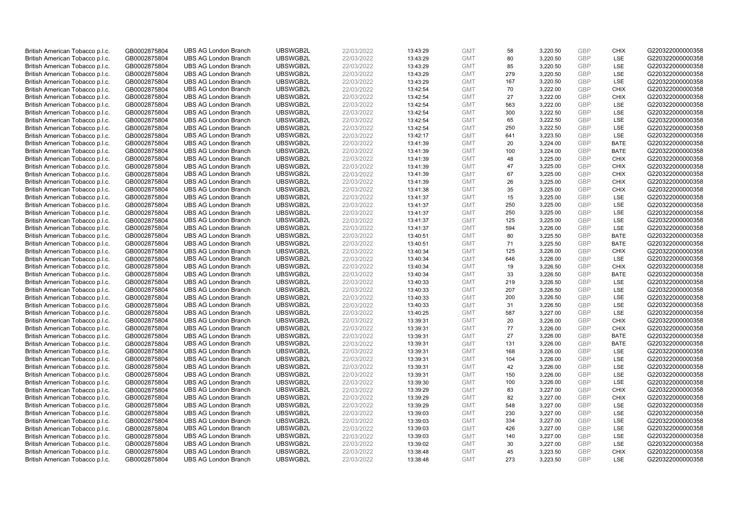| | | | | | | | | | | | |
|---|---|---|---|---|---|---|---|---|---|---|---|
| British American Tobacco p.l.c. | GB0002875804 | UBS AG London Branch | UBSWGB2L | 22/03/2022 | 13:43:29 | GMT | 58 | 3,220.50 | GBP | CHIX | G220322000000358 |
| British American Tobacco p.l.c. | GB0002875804 | UBS AG London Branch | UBSWGB2L | 22/03/2022 | 13:43:29 | GMT | 80 | 3,220.50 | GBP | LSE | G220322000000358 |
| British American Tobacco p.l.c. | GB0002875804 | UBS AG London Branch | UBSWGB2L | 22/03/2022 | 13:43:29 | GMT | 85 | 3,220.50 | GBP | LSE | G220322000000358 |
| British American Tobacco p.l.c. | GB0002875804 | UBS AG London Branch | UBSWGB2L | 22/03/2022 | 13:43:29 | GMT | 279 | 3,220.50 | GBP | LSE | G220322000000358 |
| British American Tobacco p.l.c. | GB0002875804 | UBS AG London Branch | UBSWGB2L | 22/03/2022 | 13:43:29 | GMT | 167 | 3,220.50 | GBP | LSE | G220322000000358 |
| British American Tobacco p.l.c. | GB0002875804 | UBS AG London Branch | UBSWGB2L | 22/03/2022 | 13:42:54 | GMT | 70 | 3,222.00 | GBP | CHIX | G220322000000358 |
| British American Tobacco p.l.c. | GB0002875804 | UBS AG London Branch | UBSWGB2L | 22/03/2022 | 13:42:54 | GMT | 27 | 3,222.00 | GBP | CHIX | G220322000000358 |
| British American Tobacco p.l.c. | GB0002875804 | UBS AG London Branch | UBSWGB2L | 22/03/2022 | 13:42:54 | GMT | 563 | 3,222.00 | GBP | LSE | G220322000000358 |
| British American Tobacco p.l.c. | GB0002875804 | UBS AG London Branch | UBSWGB2L | 22/03/2022 | 13:42:54 | GMT | 300 | 3,222.50 | GBP | LSE | G220322000000358 |
| British American Tobacco p.l.c. | GB0002875804 | UBS AG London Branch | UBSWGB2L | 22/03/2022 | 13:42:54 | GMT | 65 | 3,222.50 | GBP | LSE | G220322000000358 |
| British American Tobacco p.l.c. | GB0002875804 | UBS AG London Branch | UBSWGB2L | 22/03/2022 | 13:42:54 | GMT | 250 | 3,222.50 | GBP | LSE | G220322000000358 |
| British American Tobacco p.l.c. | GB0002875804 | UBS AG London Branch | UBSWGB2L | 22/03/2022 | 13:42:17 | GMT | 641 | 3,223.50 | GBP | LSE | G220322000000358 |
| British American Tobacco p.l.c. | GB0002875804 | UBS AG London Branch | UBSWGB2L | 22/03/2022 | 13:41:39 | GMT | 20 | 3,224.00 | GBP | BATE | G220322000000358 |
| British American Tobacco p.l.c. | GB0002875804 | UBS AG London Branch | UBSWGB2L | 22/03/2022 | 13:41:39 | GMT | 100 | 3,224.00 | GBP | BATE | G220322000000358 |
| British American Tobacco p.l.c. | GB0002875804 | UBS AG London Branch | UBSWGB2L | 22/03/2022 | 13:41:39 | GMT | 48 | 3,225.00 | GBP | CHIX | G220322000000358 |
| British American Tobacco p.l.c. | GB0002875804 | UBS AG London Branch | UBSWGB2L | 22/03/2022 | 13:41:39 | GMT | 47 | 3,225.00 | GBP | CHIX | G220322000000358 |
| British American Tobacco p.l.c. | GB0002875804 | UBS AG London Branch | UBSWGB2L | 22/03/2022 | 13:41:39 | GMT | 67 | 3,225.00 | GBP | CHIX | G220322000000358 |
| British American Tobacco p.l.c. | GB0002875804 | UBS AG London Branch | UBSWGB2L | 22/03/2022 | 13:41:39 | GMT | 26 | 3,225.00 | GBP | CHIX | G220322000000358 |
| British American Tobacco p.l.c. | GB0002875804 | UBS AG London Branch | UBSWGB2L | 22/03/2022 | 13:41:38 | GMT | 35 | 3,225.00 | GBP | CHIX | G220322000000358 |
| British American Tobacco p.l.c. | GB0002875804 | UBS AG London Branch | UBSWGB2L | 22/03/2022 | 13:41:37 | GMT | 15 | 3,225.00 | GBP | LSE | G220322000000358 |
| British American Tobacco p.l.c. | GB0002875804 | UBS AG London Branch | UBSWGB2L | 22/03/2022 | 13:41:37 | GMT | 250 | 3,225.00 | GBP | LSE | G220322000000358 |
| British American Tobacco p.l.c. | GB0002875804 | UBS AG London Branch | UBSWGB2L | 22/03/2022 | 13:41:37 | GMT | 250 | 3,225.00 | GBP | LSE | G220322000000358 |
| British American Tobacco p.l.c. | GB0002875804 | UBS AG London Branch | UBSWGB2L | 22/03/2022 | 13:41:37 | GMT | 125 | 3,225.00 | GBP | LSE | G220322000000358 |
| British American Tobacco p.l.c. | GB0002875804 | UBS AG London Branch | UBSWGB2L | 22/03/2022 | 13:41:37 | GMT | 594 | 3,226.00 | GBP | LSE | G220322000000358 |
| British American Tobacco p.l.c. | GB0002875804 | UBS AG London Branch | UBSWGB2L | 22/03/2022 | 13:40:51 | GMT | 80 | 3,225.50 | GBP | BATE | G220322000000358 |
| British American Tobacco p.l.c. | GB0002875804 | UBS AG London Branch | UBSWGB2L | 22/03/2022 | 13:40:51 | GMT | 71 | 3,225.50 | GBP | BATE | G220322000000358 |
| British American Tobacco p.l.c. | GB0002875804 | UBS AG London Branch | UBSWGB2L | 22/03/2022 | 13:40:34 | GMT | 125 | 3,226.00 | GBP | CHIX | G220322000000358 |
| British American Tobacco p.l.c. | GB0002875804 | UBS AG London Branch | UBSWGB2L | 22/03/2022 | 13:40:34 | GMT | 646 | 3,226.00 | GBP | LSE | G220322000000358 |
| British American Tobacco p.l.c. | GB0002875804 | UBS AG London Branch | UBSWGB2L | 22/03/2022 | 13:40:34 | GMT | 19 | 3,226.50 | GBP | CHIX | G220322000000358 |
| British American Tobacco p.l.c. | GB0002875804 | UBS AG London Branch | UBSWGB2L | 22/03/2022 | 13:40:34 | GMT | 33 | 3,226.50 | GBP | BATE | G220322000000358 |
| British American Tobacco p.l.c. | GB0002875804 | UBS AG London Branch | UBSWGB2L | 22/03/2022 | 13:40:33 | GMT | 219 | 3,226.50 | GBP | LSE | G220322000000358 |
| British American Tobacco p.l.c. | GB0002875804 | UBS AG London Branch | UBSWGB2L | 22/03/2022 | 13:40:33 | GMT | 207 | 3,226.50 | GBP | LSE | G220322000000358 |
| British American Tobacco p.l.c. | GB0002875804 | UBS AG London Branch | UBSWGB2L | 22/03/2022 | 13:40:33 | GMT | 200 | 3,226.50 | GBP | LSE | G220322000000358 |
| British American Tobacco p.l.c. | GB0002875804 | UBS AG London Branch | UBSWGB2L | 22/03/2022 | 13:40:33 | GMT | 31 | 3,226.50 | GBP | LSE | G220322000000358 |
| British American Tobacco p.l.c. | GB0002875804 | UBS AG London Branch | UBSWGB2L | 22/03/2022 | 13:40:25 | GMT | 587 | 3,227.00 | GBP | LSE | G220322000000358 |
| British American Tobacco p.l.c. | GB0002875804 | UBS AG London Branch | UBSWGB2L | 22/03/2022 | 13:39:31 | GMT | 20 | 3,226.00 | GBP | CHIX | G220322000000358 |
| British American Tobacco p.l.c. | GB0002875804 | UBS AG London Branch | UBSWGB2L | 22/03/2022 | 13:39:31 | GMT | 77 | 3,226.00 | GBP | CHIX | G220322000000358 |
| British American Tobacco p.l.c. | GB0002875804 | UBS AG London Branch | UBSWGB2L | 22/03/2022 | 13:39:31 | GMT | 27 | 3,226.00 | GBP | BATE | G220322000000358 |
| British American Tobacco p.l.c. | GB0002875804 | UBS AG London Branch | UBSWGB2L | 22/03/2022 | 13:39:31 | GMT | 131 | 3,226.00 | GBP | BATE | G220322000000358 |
| British American Tobacco p.l.c. | GB0002875804 | UBS AG London Branch | UBSWGB2L | 22/03/2022 | 13:39:31 | GMT | 168 | 3,226.00 | GBP | LSE | G220322000000358 |
| British American Tobacco p.l.c. | GB0002875804 | UBS AG London Branch | UBSWGB2L | 22/03/2022 | 13:39:31 | GMT | 104 | 3,226.00 | GBP | LSE | G220322000000358 |
| British American Tobacco p.l.c. | GB0002875804 | UBS AG London Branch | UBSWGB2L | 22/03/2022 | 13:39:31 | GMT | 42 | 3,226.00 | GBP | LSE | G220322000000358 |
| British American Tobacco p.l.c. | GB0002875804 | UBS AG London Branch | UBSWGB2L | 22/03/2022 | 13:39:31 | GMT | 150 | 3,226.00 | GBP | LSE | G220322000000358 |
| British American Tobacco p.l.c. | GB0002875804 | UBS AG London Branch | UBSWGB2L | 22/03/2022 | 13:39:30 | GMT | 100 | 3,226.00 | GBP | LSE | G220322000000358 |
| British American Tobacco p.l.c. | GB0002875804 | UBS AG London Branch | UBSWGB2L | 22/03/2022 | 13:39:29 | GMT | 83 | 3,227.00 | GBP | CHIX | G220322000000358 |
| British American Tobacco p.l.c. | GB0002875804 | UBS AG London Branch | UBSWGB2L | 22/03/2022 | 13:39:29 | GMT | 82 | 3,227.00 | GBP | CHIX | G220322000000358 |
| British American Tobacco p.l.c. | GB0002875804 | UBS AG London Branch | UBSWGB2L | 22/03/2022 | 13:39:29 | GMT | 548 | 3,227.00 | GBP | LSE | G220322000000358 |
| British American Tobacco p.l.c. | GB0002875804 | UBS AG London Branch | UBSWGB2L | 22/03/2022 | 13:39:03 | GMT | 230 | 3,227.00 | GBP | LSE | G220322000000358 |
| British American Tobacco p.l.c. | GB0002875804 | UBS AG London Branch | UBSWGB2L | 22/03/2022 | 13:39:03 | GMT | 334 | 3,227.00 | GBP | LSE | G220322000000358 |
| British American Tobacco p.l.c. | GB0002875804 | UBS AG London Branch | UBSWGB2L | 22/03/2022 | 13:39:03 | GMT | 426 | 3,227.00 | GBP | LSE | G220322000000358 |
| British American Tobacco p.l.c. | GB0002875804 | UBS AG London Branch | UBSWGB2L | 22/03/2022 | 13:39:03 | GMT | 140 | 3,227.00 | GBP | LSE | G220322000000358 |
| British American Tobacco p.l.c. | GB0002875804 | UBS AG London Branch | UBSWGB2L | 22/03/2022 | 13:39:02 | GMT | 30 | 3,227.00 | GBP | LSE | G220322000000358 |
| British American Tobacco p.l.c. | GB0002875804 | UBS AG London Branch | UBSWGB2L | 22/03/2022 | 13:38:48 | GMT | 45 | 3,223.50 | GBP | CHIX | G220322000000358 |
| British American Tobacco p.l.c. | GB0002875804 | UBS AG London Branch | UBSWGB2L | 22/03/2022 | 13:38:48 | GMT | 273 | 3,223.50 | GBP | LSE | G220322000000358 |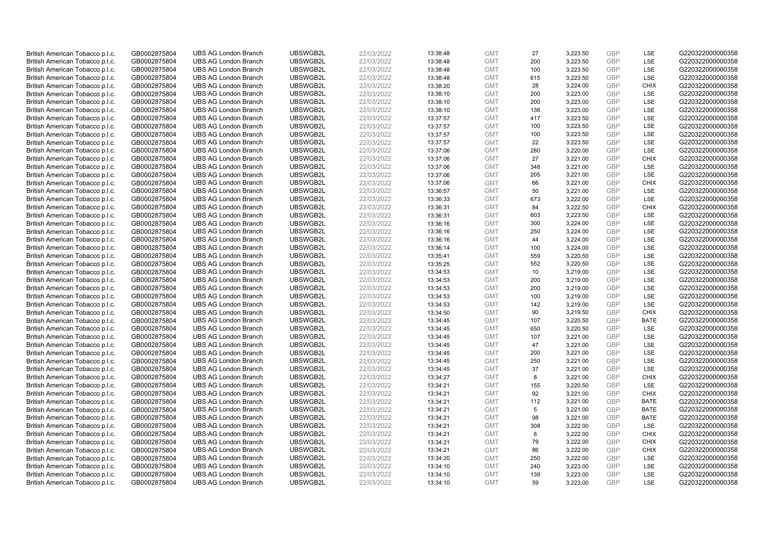| | | | | | | | | | | | |
|---|---|---|---|---|---|---|---|---|---|---|---|
| British American Tobacco p.l.c. | GB0002875804 | UBS AG London Branch | UBSWGB2L | 22/03/2022 | 13:38:48 | GMT | 27 | 3,223.50 | GBP | LSE | G220322000000358 |
| British American Tobacco p.l.c. | GB0002875804 | UBS AG London Branch | UBSWGB2L | 22/03/2022 | 13:38:48 | GMT | 200 | 3,223.50 | GBP | LSE | G220322000000358 |
| British American Tobacco p.l.c. | GB0002875804 | UBS AG London Branch | UBSWGB2L | 22/03/2022 | 13:38:48 | GMT | 100 | 3,223.50 | GBP | LSE | G220322000000358 |
| British American Tobacco p.l.c. | GB0002875804 | UBS AG London Branch | UBSWGB2L | 22/03/2022 | 13:38:48 | GMT | 615 | 3,223.50 | GBP | LSE | G220322000000358 |
| British American Tobacco p.l.c. | GB0002875804 | UBS AG London Branch | UBSWGB2L | 22/03/2022 | 13:38:20 | GMT | 28 | 3,224.00 | GBP | CHIX | G220322000000358 |
| British American Tobacco p.l.c. | GB0002875804 | UBS AG London Branch | UBSWGB2L | 22/03/2022 | 13:38:10 | GMT | 200 | 3,223.00 | GBP | LSE | G220322000000358 |
| British American Tobacco p.l.c. | GB0002875804 | UBS AG London Branch | UBSWGB2L | 22/03/2022 | 13:38:10 | GMT | 200 | 3,223.00 | GBP | LSE | G220322000000358 |
| British American Tobacco p.l.c. | GB0002875804 | UBS AG London Branch | UBSWGB2L | 22/03/2022 | 13:38:10 | GMT | 136 | 3,223.00 | GBP | LSE | G220322000000358 |
| British American Tobacco p.l.c. | GB0002875804 | UBS AG London Branch | UBSWGB2L | 22/03/2022 | 13:37:57 | GMT | 417 | 3,223.50 | GBP | LSE | G220322000000358 |
| British American Tobacco p.l.c. | GB0002875804 | UBS AG London Branch | UBSWGB2L | 22/03/2022 | 13:37:57 | GMT | 100 | 3,223.50 | GBP | LSE | G220322000000358 |
| British American Tobacco p.l.c. | GB0002875804 | UBS AG London Branch | UBSWGB2L | 22/03/2022 | 13:37:57 | GMT | 100 | 3,223.50 | GBP | LSE | G220322000000358 |
| British American Tobacco p.l.c. | GB0002875804 | UBS AG London Branch | UBSWGB2L | 22/03/2022 | 13:37:57 | GMT | 22 | 3,223.50 | GBP | LSE | G220322000000358 |
| British American Tobacco p.l.c. | GB0002875804 | UBS AG London Branch | UBSWGB2L | 22/03/2022 | 13:37:06 | GMT | 280 | 3,220.00 | GBP | LSE | G220322000000358 |
| British American Tobacco p.l.c. | GB0002875804 | UBS AG London Branch | UBSWGB2L | 22/03/2022 | 13:37:06 | GMT | 27 | 3,221.00 | GBP | CHIX | G220322000000358 |
| British American Tobacco p.l.c. | GB0002875804 | UBS AG London Branch | UBSWGB2L | 22/03/2022 | 13:37:06 | GMT | 348 | 3,221.00 | GBP | LSE | G220322000000358 |
| British American Tobacco p.l.c. | GB0002875804 | UBS AG London Branch | UBSWGB2L | 22/03/2022 | 13:37:06 | GMT | 205 | 3,221.00 | GBP | LSE | G220322000000358 |
| British American Tobacco p.l.c. | GB0002875804 | UBS AG London Branch | UBSWGB2L | 22/03/2022 | 13:37:06 | GMT | 66 | 3,221.00 | GBP | CHIX | G220322000000358 |
| British American Tobacco p.l.c. | GB0002875804 | UBS AG London Branch | UBSWGB2L | 22/03/2022 | 13:36:57 | GMT | 50 | 3,221.00 | GBP | LSE | G220322000000358 |
| British American Tobacco p.l.c. | GB0002875804 | UBS AG London Branch | UBSWGB2L | 22/03/2022 | 13:36:33 | GMT | 673 | 3,222.00 | GBP | LSE | G220322000000358 |
| British American Tobacco p.l.c. | GB0002875804 | UBS AG London Branch | UBSWGB2L | 22/03/2022 | 13:36:31 | GMT | 84 | 3,222.50 | GBP | CHIX | G220322000000358 |
| British American Tobacco p.l.c. | GB0002875804 | UBS AG London Branch | UBSWGB2L | 22/03/2022 | 13:36:31 | GMT | 603 | 3,223.50 | GBP | LSE | G220322000000358 |
| British American Tobacco p.l.c. | GB0002875804 | UBS AG London Branch | UBSWGB2L | 22/03/2022 | 13:36:16 | GMT | 300 | 3,224.00 | GBP | LSE | G220322000000358 |
| British American Tobacco p.l.c. | GB0002875804 | UBS AG London Branch | UBSWGB2L | 22/03/2022 | 13:36:16 | GMT | 250 | 3,224.00 | GBP | LSE | G220322000000358 |
| British American Tobacco p.l.c. | GB0002875804 | UBS AG London Branch | UBSWGB2L | 22/03/2022 | 13:36:16 | GMT | 44 | 3,224.00 | GBP | LSE | G220322000000358 |
| British American Tobacco p.l.c. | GB0002875804 | UBS AG London Branch | UBSWGB2L | 22/03/2022 | 13:36:14 | GMT | 100 | 3,224.00 | GBP | LSE | G220322000000358 |
| British American Tobacco p.l.c. | GB0002875804 | UBS AG London Branch | UBSWGB2L | 22/03/2022 | 13:35:41 | GMT | 559 | 3,220.50 | GBP | LSE | G220322000000358 |
| British American Tobacco p.l.c. | GB0002875804 | UBS AG London Branch | UBSWGB2L | 22/03/2022 | 13:35:25 | GMT | 552 | 3,220.50 | GBP | LSE | G220322000000358 |
| British American Tobacco p.l.c. | GB0002875804 | UBS AG London Branch | UBSWGB2L | 22/03/2022 | 13:34:53 | GMT | 10 | 3,219.00 | GBP | LSE | G220322000000358 |
| British American Tobacco p.l.c. | GB0002875804 | UBS AG London Branch | UBSWGB2L | 22/03/2022 | 13:34:53 | GMT | 200 | 3,219.00 | GBP | LSE | G220322000000358 |
| British American Tobacco p.l.c. | GB0002875804 | UBS AG London Branch | UBSWGB2L | 22/03/2022 | 13:34:53 | GMT | 200 | 3,219.00 | GBP | LSE | G220322000000358 |
| British American Tobacco p.l.c. | GB0002875804 | UBS AG London Branch | UBSWGB2L | 22/03/2022 | 13:34:53 | GMT | 100 | 3,219.00 | GBP | LSE | G220322000000358 |
| British American Tobacco p.l.c. | GB0002875804 | UBS AG London Branch | UBSWGB2L | 22/03/2022 | 13:34:53 | GMT | 142 | 3,219.00 | GBP | LSE | G220322000000358 |
| British American Tobacco p.l.c. | GB0002875804 | UBS AG London Branch | UBSWGB2L | 22/03/2022 | 13:34:50 | GMT | 90 | 3,219.50 | GBP | CHIX | G220322000000358 |
| British American Tobacco p.l.c. | GB0002875804 | UBS AG London Branch | UBSWGB2L | 22/03/2022 | 13:34:45 | GMT | 107 | 3,220.50 | GBP | BATE | G220322000000358 |
| British American Tobacco p.l.c. | GB0002875804 | UBS AG London Branch | UBSWGB2L | 22/03/2022 | 13:34:45 | GMT | 650 | 3,220.50 | GBP | LSE | G220322000000358 |
| British American Tobacco p.l.c. | GB0002875804 | UBS AG London Branch | UBSWGB2L | 22/03/2022 | 13:34:45 | GMT | 107 | 3,221.00 | GBP | LSE | G220322000000358 |
| British American Tobacco p.l.c. | GB0002875804 | UBS AG London Branch | UBSWGB2L | 22/03/2022 | 13:34:45 | GMT | 47 | 3,221.00 | GBP | LSE | G220322000000358 |
| British American Tobacco p.l.c. | GB0002875804 | UBS AG London Branch | UBSWGB2L | 22/03/2022 | 13:34:45 | GMT | 200 | 3,221.00 | GBP | LSE | G220322000000358 |
| British American Tobacco p.l.c. | GB0002875804 | UBS AG London Branch | UBSWGB2L | 22/03/2022 | 13:34:45 | GMT | 250 | 3,221.00 | GBP | LSE | G220322000000358 |
| British American Tobacco p.l.c. | GB0002875804 | UBS AG London Branch | UBSWGB2L | 22/03/2022 | 13:34:45 | GMT | 37 | 3,221.00 | GBP | LSE | G220322000000358 |
| British American Tobacco p.l.c. | GB0002875804 | UBS AG London Branch | UBSWGB2L | 22/03/2022 | 13:34:27 | GMT | 8 | 3,221.00 | GBP | CHIX | G220322000000358 |
| British American Tobacco p.l.c. | GB0002875804 | UBS AG London Branch | UBSWGB2L | 22/03/2022 | 13:34:21 | GMT | 155 | 3,220.50 | GBP | LSE | G220322000000358 |
| British American Tobacco p.l.c. | GB0002875804 | UBS AG London Branch | UBSWGB2L | 22/03/2022 | 13:34:21 | GMT | 92 | 3,221.00 | GBP | CHIX | G220322000000358 |
| British American Tobacco p.l.c. | GB0002875804 | UBS AG London Branch | UBSWGB2L | 22/03/2022 | 13:34:21 | GMT | 112 | 3,221.00 | GBP | BATE | G220322000000358 |
| British American Tobacco p.l.c. | GB0002875804 | UBS AG London Branch | UBSWGB2L | 22/03/2022 | 13:34:21 | GMT | 5 | 3,221.00 | GBP | BATE | G220322000000358 |
| British American Tobacco p.l.c. | GB0002875804 | UBS AG London Branch | UBSWGB2L | 22/03/2022 | 13:34:21 | GMT | 98 | 3,221.00 | GBP | BATE | G220322000000358 |
| British American Tobacco p.l.c. | GB0002875804 | UBS AG London Branch | UBSWGB2L | 22/03/2022 | 13:34:21 | GMT | 308 | 3,222.00 | GBP | LSE | G220322000000358 |
| British American Tobacco p.l.c. | GB0002875804 | UBS AG London Branch | UBSWGB2L | 22/03/2022 | 13:34:21 | GMT | 8 | 3,222.00 | GBP | CHIX | G220322000000358 |
| British American Tobacco p.l.c. | GB0002875804 | UBS AG London Branch | UBSWGB2L | 22/03/2022 | 13:34:21 | GMT | 79 | 3,222.00 | GBP | CHIX | G220322000000358 |
| British American Tobacco p.l.c. | GB0002875804 | UBS AG London Branch | UBSWGB2L | 22/03/2022 | 13:34:21 | GMT | 86 | 3,222.00 | GBP | CHIX | G220322000000358 |
| British American Tobacco p.l.c. | GB0002875804 | UBS AG London Branch | UBSWGB2L | 22/03/2022 | 13:34:20 | GMT | 250 | 3,222.00 | GBP | LSE | G220322000000358 |
| British American Tobacco p.l.c. | GB0002875804 | UBS AG London Branch | UBSWGB2L | 22/03/2022 | 13:34:10 | GMT | 240 | 3,223.00 | GBP | LSE | G220322000000358 |
| British American Tobacco p.l.c. | GB0002875804 | UBS AG London Branch | UBSWGB2L | 22/03/2022 | 13:34:10 | GMT | 139 | 3,223.00 | GBP | LSE | G220322000000358 |
| British American Tobacco p.l.c. | GB0002875804 | UBS AG London Branch | UBSWGB2L | 22/03/2022 | 13:34:10 | GMT | 59 | 3,223.00 | GBP | LSE | G220322000000358 |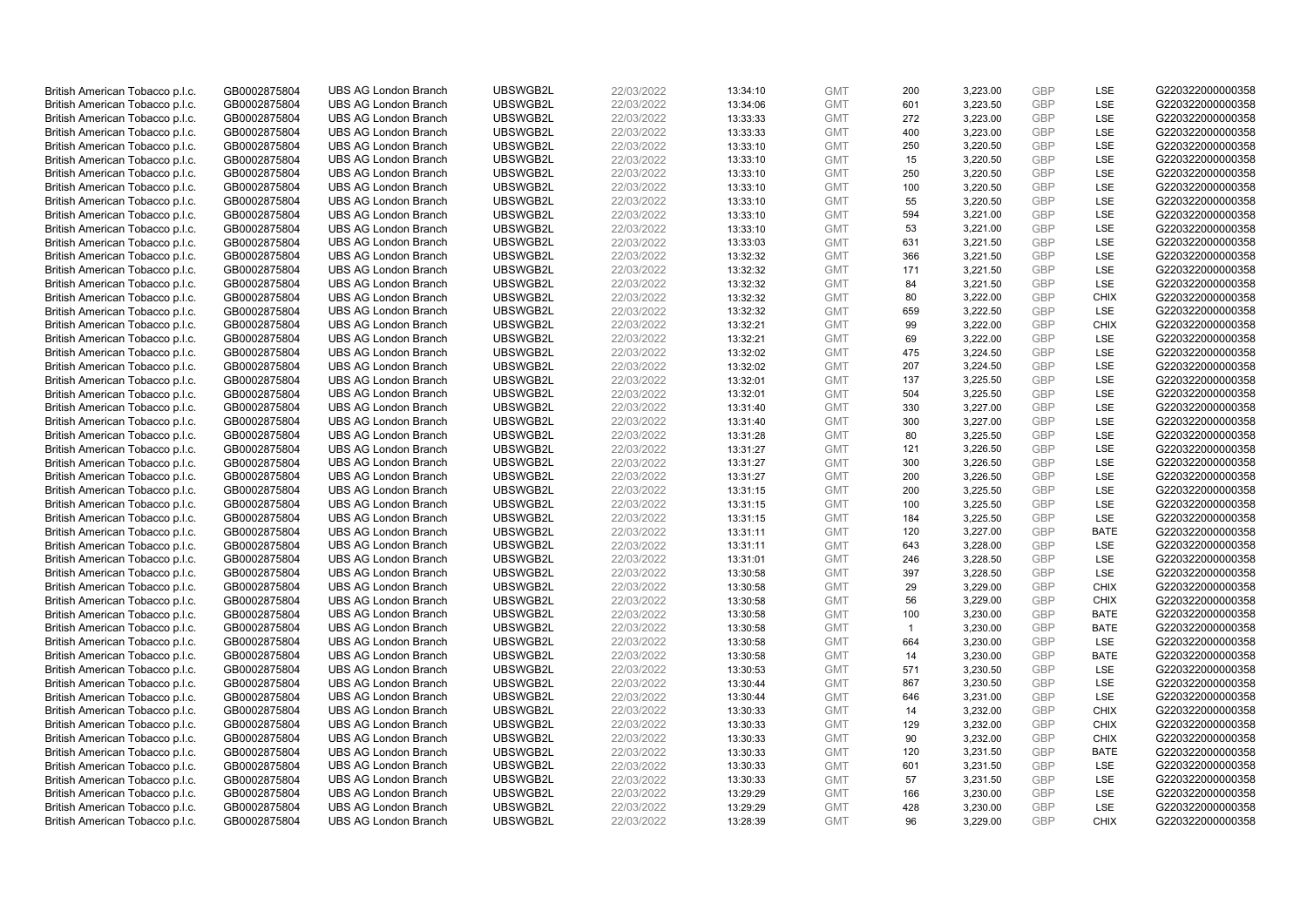| | | | | | | | | | | | |
|---|---|---|---|---|---|---|---|---|---|---|---|
| British American Tobacco p.l.c. | GB0002875804 | UBS AG London Branch | UBSWGB2L | 22/03/2022 | 13:34:10 | GMT | 200 | 3,223.00 | GBP | LSE | G220322000000358 |
| British American Tobacco p.l.c. | GB0002875804 | UBS AG London Branch | UBSWGB2L | 22/03/2022 | 13:34:06 | GMT | 601 | 3,223.50 | GBP | LSE | G220322000000358 |
| British American Tobacco p.l.c. | GB0002875804 | UBS AG London Branch | UBSWGB2L | 22/03/2022 | 13:33:33 | GMT | 272 | 3,223.00 | GBP | LSE | G220322000000358 |
| British American Tobacco p.l.c. | GB0002875804 | UBS AG London Branch | UBSWGB2L | 22/03/2022 | 13:33:33 | GMT | 400 | 3,223.00 | GBP | LSE | G220322000000358 |
| British American Tobacco p.l.c. | GB0002875804 | UBS AG London Branch | UBSWGB2L | 22/03/2022 | 13:33:10 | GMT | 250 | 3,220.50 | GBP | LSE | G220322000000358 |
| British American Tobacco p.l.c. | GB0002875804 | UBS AG London Branch | UBSWGB2L | 22/03/2022 | 13:33:10 | GMT | 15 | 3,220.50 | GBP | LSE | G220322000000358 |
| British American Tobacco p.l.c. | GB0002875804 | UBS AG London Branch | UBSWGB2L | 22/03/2022 | 13:33:10 | GMT | 250 | 3,220.50 | GBP | LSE | G220322000000358 |
| British American Tobacco p.l.c. | GB0002875804 | UBS AG London Branch | UBSWGB2L | 22/03/2022 | 13:33:10 | GMT | 100 | 3,220.50 | GBP | LSE | G220322000000358 |
| British American Tobacco p.l.c. | GB0002875804 | UBS AG London Branch | UBSWGB2L | 22/03/2022 | 13:33:10 | GMT | 55 | 3,220.50 | GBP | LSE | G220322000000358 |
| British American Tobacco p.l.c. | GB0002875804 | UBS AG London Branch | UBSWGB2L | 22/03/2022 | 13:33:10 | GMT | 594 | 3,221.00 | GBP | LSE | G220322000000358 |
| British American Tobacco p.l.c. | GB0002875804 | UBS AG London Branch | UBSWGB2L | 22/03/2022 | 13:33:10 | GMT | 53 | 3,221.00 | GBP | LSE | G220322000000358 |
| British American Tobacco p.l.c. | GB0002875804 | UBS AG London Branch | UBSWGB2L | 22/03/2022 | 13:33:03 | GMT | 631 | 3,221.50 | GBP | LSE | G220322000000358 |
| British American Tobacco p.l.c. | GB0002875804 | UBS AG London Branch | UBSWGB2L | 22/03/2022 | 13:32:32 | GMT | 366 | 3,221.50 | GBP | LSE | G220322000000358 |
| British American Tobacco p.l.c. | GB0002875804 | UBS AG London Branch | UBSWGB2L | 22/03/2022 | 13:32:32 | GMT | 171 | 3,221.50 | GBP | LSE | G220322000000358 |
| British American Tobacco p.l.c. | GB0002875804 | UBS AG London Branch | UBSWGB2L | 22/03/2022 | 13:32:32 | GMT | 84 | 3,221.50 | GBP | LSE | G220322000000358 |
| British American Tobacco p.l.c. | GB0002875804 | UBS AG London Branch | UBSWGB2L | 22/03/2022 | 13:32:32 | GMT | 80 | 3,222.00 | GBP | CHIX | G220322000000358 |
| British American Tobacco p.l.c. | GB0002875804 | UBS AG London Branch | UBSWGB2L | 22/03/2022 | 13:32:32 | GMT | 659 | 3,222.50 | GBP | LSE | G220322000000358 |
| British American Tobacco p.l.c. | GB0002875804 | UBS AG London Branch | UBSWGB2L | 22/03/2022 | 13:32:21 | GMT | 99 | 3,222.00 | GBP | CHIX | G220322000000358 |
| British American Tobacco p.l.c. | GB0002875804 | UBS AG London Branch | UBSWGB2L | 22/03/2022 | 13:32:21 | GMT | 69 | 3,222.00 | GBP | LSE | G220322000000358 |
| British American Tobacco p.l.c. | GB0002875804 | UBS AG London Branch | UBSWGB2L | 22/03/2022 | 13:32:02 | GMT | 475 | 3,224.50 | GBP | LSE | G220322000000358 |
| British American Tobacco p.l.c. | GB0002875804 | UBS AG London Branch | UBSWGB2L | 22/03/2022 | 13:32:02 | GMT | 207 | 3,224.50 | GBP | LSE | G220322000000358 |
| British American Tobacco p.l.c. | GB0002875804 | UBS AG London Branch | UBSWGB2L | 22/03/2022 | 13:32:01 | GMT | 137 | 3,225.50 | GBP | LSE | G220322000000358 |
| British American Tobacco p.l.c. | GB0002875804 | UBS AG London Branch | UBSWGB2L | 22/03/2022 | 13:32:01 | GMT | 504 | 3,225.50 | GBP | LSE | G220322000000358 |
| British American Tobacco p.l.c. | GB0002875804 | UBS AG London Branch | UBSWGB2L | 22/03/2022 | 13:31:40 | GMT | 330 | 3,227.00 | GBP | LSE | G220322000000358 |
| British American Tobacco p.l.c. | GB0002875804 | UBS AG London Branch | UBSWGB2L | 22/03/2022 | 13:31:40 | GMT | 300 | 3,227.00 | GBP | LSE | G220322000000358 |
| British American Tobacco p.l.c. | GB0002875804 | UBS AG London Branch | UBSWGB2L | 22/03/2022 | 13:31:28 | GMT | 80 | 3,225.50 | GBP | LSE | G220322000000358 |
| British American Tobacco p.l.c. | GB0002875804 | UBS AG London Branch | UBSWGB2L | 22/03/2022 | 13:31:27 | GMT | 121 | 3,226.50 | GBP | LSE | G220322000000358 |
| British American Tobacco p.l.c. | GB0002875804 | UBS AG London Branch | UBSWGB2L | 22/03/2022 | 13:31:27 | GMT | 300 | 3,226.50 | GBP | LSE | G220322000000358 |
| British American Tobacco p.l.c. | GB0002875804 | UBS AG London Branch | UBSWGB2L | 22/03/2022 | 13:31:27 | GMT | 200 | 3,226.50 | GBP | LSE | G220322000000358 |
| British American Tobacco p.l.c. | GB0002875804 | UBS AG London Branch | UBSWGB2L | 22/03/2022 | 13:31:15 | GMT | 200 | 3,225.50 | GBP | LSE | G220322000000358 |
| British American Tobacco p.l.c. | GB0002875804 | UBS AG London Branch | UBSWGB2L | 22/03/2022 | 13:31:15 | GMT | 100 | 3,225.50 | GBP | LSE | G220322000000358 |
| British American Tobacco p.l.c. | GB0002875804 | UBS AG London Branch | UBSWGB2L | 22/03/2022 | 13:31:15 | GMT | 184 | 3,225.50 | GBP | LSE | G220322000000358 |
| British American Tobacco p.l.c. | GB0002875804 | UBS AG London Branch | UBSWGB2L | 22/03/2022 | 13:31:11 | GMT | 120 | 3,227.00 | GBP | BATE | G220322000000358 |
| British American Tobacco p.l.c. | GB0002875804 | UBS AG London Branch | UBSWGB2L | 22/03/2022 | 13:31:11 | GMT | 643 | 3,228.00 | GBP | LSE | G220322000000358 |
| British American Tobacco p.l.c. | GB0002875804 | UBS AG London Branch | UBSWGB2L | 22/03/2022 | 13:31:01 | GMT | 246 | 3,228.50 | GBP | LSE | G220322000000358 |
| British American Tobacco p.l.c. | GB0002875804 | UBS AG London Branch | UBSWGB2L | 22/03/2022 | 13:30:58 | GMT | 397 | 3,228.50 | GBP | LSE | G220322000000358 |
| British American Tobacco p.l.c. | GB0002875804 | UBS AG London Branch | UBSWGB2L | 22/03/2022 | 13:30:58 | GMT | 29 | 3,229.00 | GBP | CHIX | G220322000000358 |
| British American Tobacco p.l.c. | GB0002875804 | UBS AG London Branch | UBSWGB2L | 22/03/2022 | 13:30:58 | GMT | 56 | 3,229.00 | GBP | CHIX | G220322000000358 |
| British American Tobacco p.l.c. | GB0002875804 | UBS AG London Branch | UBSWGB2L | 22/03/2022 | 13:30:58 | GMT | 100 | 3,230.00 | GBP | BATE | G220322000000358 |
| British American Tobacco p.l.c. | GB0002875804 | UBS AG London Branch | UBSWGB2L | 22/03/2022 | 13:30:58 | GMT | 1 | 3,230.00 | GBP | BATE | G220322000000358 |
| British American Tobacco p.l.c. | GB0002875804 | UBS AG London Branch | UBSWGB2L | 22/03/2022 | 13:30:58 | GMT | 664 | 3,230.00 | GBP | LSE | G220322000000358 |
| British American Tobacco p.l.c. | GB0002875804 | UBS AG London Branch | UBSWGB2L | 22/03/2022 | 13:30:58 | GMT | 14 | 3,230.00 | GBP | BATE | G220322000000358 |
| British American Tobacco p.l.c. | GB0002875804 | UBS AG London Branch | UBSWGB2L | 22/03/2022 | 13:30:53 | GMT | 571 | 3,230.50 | GBP | LSE | G220322000000358 |
| British American Tobacco p.l.c. | GB0002875804 | UBS AG London Branch | UBSWGB2L | 22/03/2022 | 13:30:44 | GMT | 867 | 3,230.50 | GBP | LSE | G220322000000358 |
| British American Tobacco p.l.c. | GB0002875804 | UBS AG London Branch | UBSWGB2L | 22/03/2022 | 13:30:44 | GMT | 646 | 3,231.00 | GBP | LSE | G220322000000358 |
| British American Tobacco p.l.c. | GB0002875804 | UBS AG London Branch | UBSWGB2L | 22/03/2022 | 13:30:33 | GMT | 14 | 3,232.00 | GBP | CHIX | G220322000000358 |
| British American Tobacco p.l.c. | GB0002875804 | UBS AG London Branch | UBSWGB2L | 22/03/2022 | 13:30:33 | GMT | 129 | 3,232.00 | GBP | CHIX | G220322000000358 |
| British American Tobacco p.l.c. | GB0002875804 | UBS AG London Branch | UBSWGB2L | 22/03/2022 | 13:30:33 | GMT | 90 | 3,232.00 | GBP | CHIX | G220322000000358 |
| British American Tobacco p.l.c. | GB0002875804 | UBS AG London Branch | UBSWGB2L | 22/03/2022 | 13:30:33 | GMT | 120 | 3,231.50 | GBP | BATE | G220322000000358 |
| British American Tobacco p.l.c. | GB0002875804 | UBS AG London Branch | UBSWGB2L | 22/03/2022 | 13:30:33 | GMT | 601 | 3,231.50 | GBP | LSE | G220322000000358 |
| British American Tobacco p.l.c. | GB0002875804 | UBS AG London Branch | UBSWGB2L | 22/03/2022 | 13:30:33 | GMT | 57 | 3,231.50 | GBP | LSE | G220322000000358 |
| British American Tobacco p.l.c. | GB0002875804 | UBS AG London Branch | UBSWGB2L | 22/03/2022 | 13:29:29 | GMT | 166 | 3,230.00 | GBP | LSE | G220322000000358 |
| British American Tobacco p.l.c. | GB0002875804 | UBS AG London Branch | UBSWGB2L | 22/03/2022 | 13:29:29 | GMT | 428 | 3,230.00 | GBP | LSE | G220322000000358 |
| British American Tobacco p.l.c. | GB0002875804 | UBS AG London Branch | UBSWGB2L | 22/03/2022 | 13:28:39 | GMT | 96 | 3,229.00 | GBP | CHIX | G220322000000358 |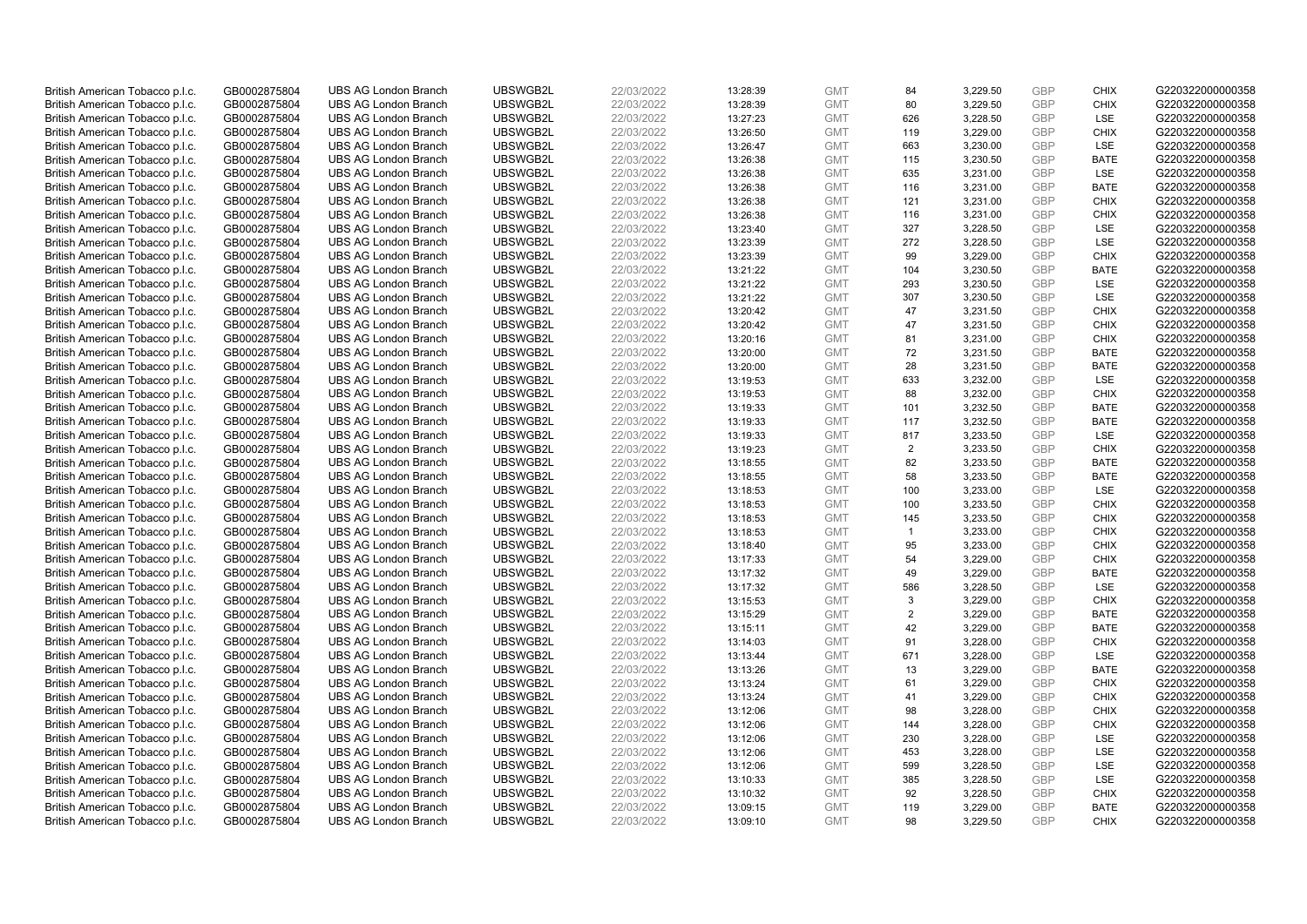| | | | | | | | | | | | |
|---|---|---|---|---|---|---|---|---|---|---|---|
| British American Tobacco p.l.c. | GB0002875804 | UBS AG London Branch | UBSWGB2L | 22/03/2022 | 13:28:39 | GMT | 84 | 3,229.50 | GBP | CHIX | G220322000000358 |
| British American Tobacco p.l.c. | GB0002875804 | UBS AG London Branch | UBSWGB2L | 22/03/2022 | 13:28:39 | GMT | 80 | 3,229.50 | GBP | CHIX | G220322000000358 |
| British American Tobacco p.l.c. | GB0002875804 | UBS AG London Branch | UBSWGB2L | 22/03/2022 | 13:27:23 | GMT | 626 | 3,228.50 | GBP | LSE | G220322000000358 |
| British American Tobacco p.l.c. | GB0002875804 | UBS AG London Branch | UBSWGB2L | 22/03/2022 | 13:26:50 | GMT | 119 | 3,229.00 | GBP | CHIX | G220322000000358 |
| British American Tobacco p.l.c. | GB0002875804 | UBS AG London Branch | UBSWGB2L | 22/03/2022 | 13:26:47 | GMT | 663 | 3,230.00 | GBP | LSE | G220322000000358 |
| British American Tobacco p.l.c. | GB0002875804 | UBS AG London Branch | UBSWGB2L | 22/03/2022 | 13:26:38 | GMT | 115 | 3,230.50 | GBP | BATE | G220322000000358 |
| British American Tobacco p.l.c. | GB0002875804 | UBS AG London Branch | UBSWGB2L | 22/03/2022 | 13:26:38 | GMT | 635 | 3,231.00 | GBP | LSE | G220322000000358 |
| British American Tobacco p.l.c. | GB0002875804 | UBS AG London Branch | UBSWGB2L | 22/03/2022 | 13:26:38 | GMT | 116 | 3,231.00 | GBP | BATE | G220322000000358 |
| British American Tobacco p.l.c. | GB0002875804 | UBS AG London Branch | UBSWGB2L | 22/03/2022 | 13:26:38 | GMT | 121 | 3,231.00 | GBP | CHIX | G220322000000358 |
| British American Tobacco p.l.c. | GB0002875804 | UBS AG London Branch | UBSWGB2L | 22/03/2022 | 13:26:38 | GMT | 116 | 3,231.00 | GBP | CHIX | G220322000000358 |
| British American Tobacco p.l.c. | GB0002875804 | UBS AG London Branch | UBSWGB2L | 22/03/2022 | 13:23:40 | GMT | 327 | 3,228.50 | GBP | LSE | G220322000000358 |
| British American Tobacco p.l.c. | GB0002875804 | UBS AG London Branch | UBSWGB2L | 22/03/2022 | 13:23:39 | GMT | 272 | 3,228.50 | GBP | LSE | G220322000000358 |
| British American Tobacco p.l.c. | GB0002875804 | UBS AG London Branch | UBSWGB2L | 22/03/2022 | 13:23:39 | GMT | 99 | 3,229.00 | GBP | CHIX | G220322000000358 |
| British American Tobacco p.l.c. | GB0002875804 | UBS AG London Branch | UBSWGB2L | 22/03/2022 | 13:21:22 | GMT | 104 | 3,230.50 | GBP | BATE | G220322000000358 |
| British American Tobacco p.l.c. | GB0002875804 | UBS AG London Branch | UBSWGB2L | 22/03/2022 | 13:21:22 | GMT | 293 | 3,230.50 | GBP | LSE | G220322000000358 |
| British American Tobacco p.l.c. | GB0002875804 | UBS AG London Branch | UBSWGB2L | 22/03/2022 | 13:21:22 | GMT | 307 | 3,230.50 | GBP | LSE | G220322000000358 |
| British American Tobacco p.l.c. | GB0002875804 | UBS AG London Branch | UBSWGB2L | 22/03/2022 | 13:20:42 | GMT | 47 | 3,231.50 | GBP | CHIX | G220322000000358 |
| British American Tobacco p.l.c. | GB0002875804 | UBS AG London Branch | UBSWGB2L | 22/03/2022 | 13:20:42 | GMT | 47 | 3,231.50 | GBP | CHIX | G220322000000358 |
| British American Tobacco p.l.c. | GB0002875804 | UBS AG London Branch | UBSWGB2L | 22/03/2022 | 13:20:16 | GMT | 81 | 3,231.00 | GBP | CHIX | G220322000000358 |
| British American Tobacco p.l.c. | GB0002875804 | UBS AG London Branch | UBSWGB2L | 22/03/2022 | 13:20:00 | GMT | 72 | 3,231.50 | GBP | BATE | G220322000000358 |
| British American Tobacco p.l.c. | GB0002875804 | UBS AG London Branch | UBSWGB2L | 22/03/2022 | 13:20:00 | GMT | 28 | 3,231.50 | GBP | BATE | G220322000000358 |
| British American Tobacco p.l.c. | GB0002875804 | UBS AG London Branch | UBSWGB2L | 22/03/2022 | 13:19:53 | GMT | 633 | 3,232.00 | GBP | LSE | G220322000000358 |
| British American Tobacco p.l.c. | GB0002875804 | UBS AG London Branch | UBSWGB2L | 22/03/2022 | 13:19:53 | GMT | 88 | 3,232.00 | GBP | CHIX | G220322000000358 |
| British American Tobacco p.l.c. | GB0002875804 | UBS AG London Branch | UBSWGB2L | 22/03/2022 | 13:19:33 | GMT | 101 | 3,232.50 | GBP | BATE | G220322000000358 |
| British American Tobacco p.l.c. | GB0002875804 | UBS AG London Branch | UBSWGB2L | 22/03/2022 | 13:19:33 | GMT | 117 | 3,232.50 | GBP | BATE | G220322000000358 |
| British American Tobacco p.l.c. | GB0002875804 | UBS AG London Branch | UBSWGB2L | 22/03/2022 | 13:19:33 | GMT | 817 | 3,233.50 | GBP | LSE | G220322000000358 |
| British American Tobacco p.l.c. | GB0002875804 | UBS AG London Branch | UBSWGB2L | 22/03/2022 | 13:19:23 | GMT | 2 | 3,233.50 | GBP | CHIX | G220322000000358 |
| British American Tobacco p.l.c. | GB0002875804 | UBS AG London Branch | UBSWGB2L | 22/03/2022 | 13:18:55 | GMT | 82 | 3,233.50 | GBP | BATE | G220322000000358 |
| British American Tobacco p.l.c. | GB0002875804 | UBS AG London Branch | UBSWGB2L | 22/03/2022 | 13:18:55 | GMT | 58 | 3,233.50 | GBP | BATE | G220322000000358 |
| British American Tobacco p.l.c. | GB0002875804 | UBS AG London Branch | UBSWGB2L | 22/03/2022 | 13:18:53 | GMT | 100 | 3,233.00 | GBP | LSE | G220322000000358 |
| British American Tobacco p.l.c. | GB0002875804 | UBS AG London Branch | UBSWGB2L | 22/03/2022 | 13:18:53 | GMT | 100 | 3,233.50 | GBP | CHIX | G220322000000358 |
| British American Tobacco p.l.c. | GB0002875804 | UBS AG London Branch | UBSWGB2L | 22/03/2022 | 13:18:53 | GMT | 145 | 3,233.50 | GBP | CHIX | G220322000000358 |
| British American Tobacco p.l.c. | GB0002875804 | UBS AG London Branch | UBSWGB2L | 22/03/2022 | 13:18:53 | GMT | 1 | 3,233.00 | GBP | CHIX | G220322000000358 |
| British American Tobacco p.l.c. | GB0002875804 | UBS AG London Branch | UBSWGB2L | 22/03/2022 | 13:18:40 | GMT | 95 | 3,233.00 | GBP | CHIX | G220322000000358 |
| British American Tobacco p.l.c. | GB0002875804 | UBS AG London Branch | UBSWGB2L | 22/03/2022 | 13:17:33 | GMT | 54 | 3,229.00 | GBP | CHIX | G220322000000358 |
| British American Tobacco p.l.c. | GB0002875804 | UBS AG London Branch | UBSWGB2L | 22/03/2022 | 13:17:32 | GMT | 49 | 3,229.00 | GBP | BATE | G220322000000358 |
| British American Tobacco p.l.c. | GB0002875804 | UBS AG London Branch | UBSWGB2L | 22/03/2022 | 13:17:32 | GMT | 586 | 3,228.50 | GBP | LSE | G220322000000358 |
| British American Tobacco p.l.c. | GB0002875804 | UBS AG London Branch | UBSWGB2L | 22/03/2022 | 13:15:53 | GMT | 3 | 3,229.00 | GBP | CHIX | G220322000000358 |
| British American Tobacco p.l.c. | GB0002875804 | UBS AG London Branch | UBSWGB2L | 22/03/2022 | 13:15:29 | GMT | 2 | 3,229.00 | GBP | BATE | G220322000000358 |
| British American Tobacco p.l.c. | GB0002875804 | UBS AG London Branch | UBSWGB2L | 22/03/2022 | 13:15:11 | GMT | 42 | 3,229.00 | GBP | BATE | G220322000000358 |
| British American Tobacco p.l.c. | GB0002875804 | UBS AG London Branch | UBSWGB2L | 22/03/2022 | 13:14:03 | GMT | 91 | 3,228.00 | GBP | CHIX | G220322000000358 |
| British American Tobacco p.l.c. | GB0002875804 | UBS AG London Branch | UBSWGB2L | 22/03/2022 | 13:13:44 | GMT | 671 | 3,228.00 | GBP | LSE | G220322000000358 |
| British American Tobacco p.l.c. | GB0002875804 | UBS AG London Branch | UBSWGB2L | 22/03/2022 | 13:13:26 | GMT | 13 | 3,229.00 | GBP | BATE | G220322000000358 |
| British American Tobacco p.l.c. | GB0002875804 | UBS AG London Branch | UBSWGB2L | 22/03/2022 | 13:13:24 | GMT | 61 | 3,229.00 | GBP | CHIX | G220322000000358 |
| British American Tobacco p.l.c. | GB0002875804 | UBS AG London Branch | UBSWGB2L | 22/03/2022 | 13:13:24 | GMT | 41 | 3,229.00 | GBP | CHIX | G220322000000358 |
| British American Tobacco p.l.c. | GB0002875804 | UBS AG London Branch | UBSWGB2L | 22/03/2022 | 13:12:06 | GMT | 98 | 3,228.00 | GBP | CHIX | G220322000000358 |
| British American Tobacco p.l.c. | GB0002875804 | UBS AG London Branch | UBSWGB2L | 22/03/2022 | 13:12:06 | GMT | 144 | 3,228.00 | GBP | CHIX | G220322000000358 |
| British American Tobacco p.l.c. | GB0002875804 | UBS AG London Branch | UBSWGB2L | 22/03/2022 | 13:12:06 | GMT | 230 | 3,228.00 | GBP | LSE | G220322000000358 |
| British American Tobacco p.l.c. | GB0002875804 | UBS AG London Branch | UBSWGB2L | 22/03/2022 | 13:12:06 | GMT | 453 | 3,228.00 | GBP | LSE | G220322000000358 |
| British American Tobacco p.l.c. | GB0002875804 | UBS AG London Branch | UBSWGB2L | 22/03/2022 | 13:12:06 | GMT | 599 | 3,228.50 | GBP | LSE | G220322000000358 |
| British American Tobacco p.l.c. | GB0002875804 | UBS AG London Branch | UBSWGB2L | 22/03/2022 | 13:10:33 | GMT | 385 | 3,228.50 | GBP | LSE | G220322000000358 |
| British American Tobacco p.l.c. | GB0002875804 | UBS AG London Branch | UBSWGB2L | 22/03/2022 | 13:10:32 | GMT | 92 | 3,228.50 | GBP | CHIX | G220322000000358 |
| British American Tobacco p.l.c. | GB0002875804 | UBS AG London Branch | UBSWGB2L | 22/03/2022 | 13:09:15 | GMT | 119 | 3,229.00 | GBP | BATE | G220322000000358 |
| British American Tobacco p.l.c. | GB0002875804 | UBS AG London Branch | UBSWGB2L | 22/03/2022 | 13:09:10 | GMT | 98 | 3,229.50 | GBP | CHIX | G220322000000358 |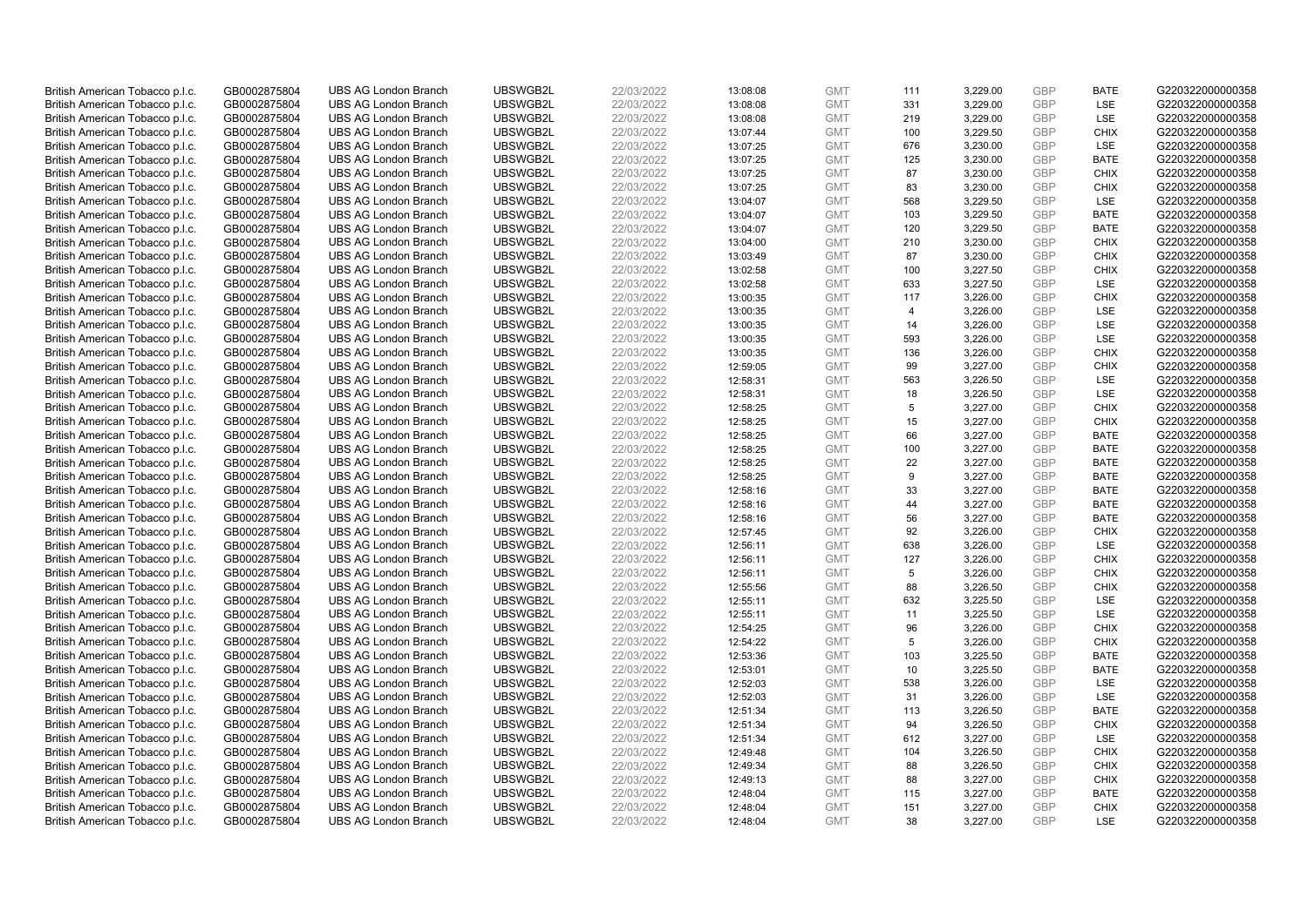| | | | | | | | | | | | |
|---|---|---|---|---|---|---|---|---|---|---|---|
| British American Tobacco p.l.c. | GB0002875804 | UBS AG London Branch | UBSWGB2L | 22/03/2022 | 13:08:08 | GMT | 111 | 3,229.00 | GBP | BATE | G220322000000358 |
| British American Tobacco p.l.c. | GB0002875804 | UBS AG London Branch | UBSWGB2L | 22/03/2022 | 13:08:08 | GMT | 331 | 3,229.00 | GBP | LSE | G220322000000358 |
| British American Tobacco p.l.c. | GB0002875804 | UBS AG London Branch | UBSWGB2L | 22/03/2022 | 13:08:08 | GMT | 219 | 3,229.00 | GBP | LSE | G220322000000358 |
| British American Tobacco p.l.c. | GB0002875804 | UBS AG London Branch | UBSWGB2L | 22/03/2022 | 13:07:44 | GMT | 100 | 3,229.50 | GBP | CHIX | G220322000000358 |
| British American Tobacco p.l.c. | GB0002875804 | UBS AG London Branch | UBSWGB2L | 22/03/2022 | 13:07:25 | GMT | 676 | 3,230.00 | GBP | LSE | G220322000000358 |
| British American Tobacco p.l.c. | GB0002875804 | UBS AG London Branch | UBSWGB2L | 22/03/2022 | 13:07:25 | GMT | 125 | 3,230.00 | GBP | BATE | G220322000000358 |
| British American Tobacco p.l.c. | GB0002875804 | UBS AG London Branch | UBSWGB2L | 22/03/2022 | 13:07:25 | GMT | 87 | 3,230.00 | GBP | CHIX | G220322000000358 |
| British American Tobacco p.l.c. | GB0002875804 | UBS AG London Branch | UBSWGB2L | 22/03/2022 | 13:07:25 | GMT | 83 | 3,230.00 | GBP | CHIX | G220322000000358 |
| British American Tobacco p.l.c. | GB0002875804 | UBS AG London Branch | UBSWGB2L | 22/03/2022 | 13:04:07 | GMT | 568 | 3,229.50 | GBP | LSE | G220322000000358 |
| British American Tobacco p.l.c. | GB0002875804 | UBS AG London Branch | UBSWGB2L | 22/03/2022 | 13:04:07 | GMT | 103 | 3,229.50 | GBP | BATE | G220322000000358 |
| British American Tobacco p.l.c. | GB0002875804 | UBS AG London Branch | UBSWGB2L | 22/03/2022 | 13:04:07 | GMT | 120 | 3,229.50 | GBP | BATE | G220322000000358 |
| British American Tobacco p.l.c. | GB0002875804 | UBS AG London Branch | UBSWGB2L | 22/03/2022 | 13:04:00 | GMT | 210 | 3,230.00 | GBP | CHIX | G220322000000358 |
| British American Tobacco p.l.c. | GB0002875804 | UBS AG London Branch | UBSWGB2L | 22/03/2022 | 13:03:49 | GMT | 87 | 3,230.00 | GBP | CHIX | G220322000000358 |
| British American Tobacco p.l.c. | GB0002875804 | UBS AG London Branch | UBSWGB2L | 22/03/2022 | 13:02:58 | GMT | 100 | 3,227.50 | GBP | CHIX | G220322000000358 |
| British American Tobacco p.l.c. | GB0002875804 | UBS AG London Branch | UBSWGB2L | 22/03/2022 | 13:02:58 | GMT | 633 | 3,227.50 | GBP | LSE | G220322000000358 |
| British American Tobacco p.l.c. | GB0002875804 | UBS AG London Branch | UBSWGB2L | 22/03/2022 | 13:00:35 | GMT | 117 | 3,226.00 | GBP | CHIX | G220322000000358 |
| British American Tobacco p.l.c. | GB0002875804 | UBS AG London Branch | UBSWGB2L | 22/03/2022 | 13:00:35 | GMT | 4 | 3,226.00 | GBP | LSE | G220322000000358 |
| British American Tobacco p.l.c. | GB0002875804 | UBS AG London Branch | UBSWGB2L | 22/03/2022 | 13:00:35 | GMT | 14 | 3,226.00 | GBP | LSE | G220322000000358 |
| British American Tobacco p.l.c. | GB0002875804 | UBS AG London Branch | UBSWGB2L | 22/03/2022 | 13:00:35 | GMT | 593 | 3,226.00 | GBP | LSE | G220322000000358 |
| British American Tobacco p.l.c. | GB0002875804 | UBS AG London Branch | UBSWGB2L | 22/03/2022 | 13:00:35 | GMT | 136 | 3,226.00 | GBP | CHIX | G220322000000358 |
| British American Tobacco p.l.c. | GB0002875804 | UBS AG London Branch | UBSWGB2L | 22/03/2022 | 12:59:05 | GMT | 99 | 3,227.00 | GBP | CHIX | G220322000000358 |
| British American Tobacco p.l.c. | GB0002875804 | UBS AG London Branch | UBSWGB2L | 22/03/2022 | 12:58:31 | GMT | 563 | 3,226.50 | GBP | LSE | G220322000000358 |
| British American Tobacco p.l.c. | GB0002875804 | UBS AG London Branch | UBSWGB2L | 22/03/2022 | 12:58:31 | GMT | 18 | 3,226.50 | GBP | LSE | G220322000000358 |
| British American Tobacco p.l.c. | GB0002875804 | UBS AG London Branch | UBSWGB2L | 22/03/2022 | 12:58:25 | GMT | 5 | 3,227.00 | GBP | CHIX | G220322000000358 |
| British American Tobacco p.l.c. | GB0002875804 | UBS AG London Branch | UBSWGB2L | 22/03/2022 | 12:58:25 | GMT | 15 | 3,227.00 | GBP | CHIX | G220322000000358 |
| British American Tobacco p.l.c. | GB0002875804 | UBS AG London Branch | UBSWGB2L | 22/03/2022 | 12:58:25 | GMT | 66 | 3,227.00 | GBP | BATE | G220322000000358 |
| British American Tobacco p.l.c. | GB0002875804 | UBS AG London Branch | UBSWGB2L | 22/03/2022 | 12:58:25 | GMT | 100 | 3,227.00 | GBP | BATE | G220322000000358 |
| British American Tobacco p.l.c. | GB0002875804 | UBS AG London Branch | UBSWGB2L | 22/03/2022 | 12:58:25 | GMT | 22 | 3,227.00 | GBP | BATE | G220322000000358 |
| British American Tobacco p.l.c. | GB0002875804 | UBS AG London Branch | UBSWGB2L | 22/03/2022 | 12:58:25 | GMT | 9 | 3,227.00 | GBP | BATE | G220322000000358 |
| British American Tobacco p.l.c. | GB0002875804 | UBS AG London Branch | UBSWGB2L | 22/03/2022 | 12:58:16 | GMT | 33 | 3,227.00 | GBP | BATE | G220322000000358 |
| British American Tobacco p.l.c. | GB0002875804 | UBS AG London Branch | UBSWGB2L | 22/03/2022 | 12:58:16 | GMT | 44 | 3,227.00 | GBP | BATE | G220322000000358 |
| British American Tobacco p.l.c. | GB0002875804 | UBS AG London Branch | UBSWGB2L | 22/03/2022 | 12:58:16 | GMT | 56 | 3,227.00 | GBP | BATE | G220322000000358 |
| British American Tobacco p.l.c. | GB0002875804 | UBS AG London Branch | UBSWGB2L | 22/03/2022 | 12:57:45 | GMT | 92 | 3,226.00 | GBP | CHIX | G220322000000358 |
| British American Tobacco p.l.c. | GB0002875804 | UBS AG London Branch | UBSWGB2L | 22/03/2022 | 12:56:11 | GMT | 638 | 3,226.00 | GBP | LSE | G220322000000358 |
| British American Tobacco p.l.c. | GB0002875804 | UBS AG London Branch | UBSWGB2L | 22/03/2022 | 12:56:11 | GMT | 127 | 3,226.00 | GBP | CHIX | G220322000000358 |
| British American Tobacco p.l.c. | GB0002875804 | UBS AG London Branch | UBSWGB2L | 22/03/2022 | 12:56:11 | GMT | 5 | 3,226.00 | GBP | CHIX | G220322000000358 |
| British American Tobacco p.l.c. | GB0002875804 | UBS AG London Branch | UBSWGB2L | 22/03/2022 | 12:55:56 | GMT | 88 | 3,226.50 | GBP | CHIX | G220322000000358 |
| British American Tobacco p.l.c. | GB0002875804 | UBS AG London Branch | UBSWGB2L | 22/03/2022 | 12:55:11 | GMT | 632 | 3,225.50 | GBP | LSE | G220322000000358 |
| British American Tobacco p.l.c. | GB0002875804 | UBS AG London Branch | UBSWGB2L | 22/03/2022 | 12:55:11 | GMT | 11 | 3,225.50 | GBP | LSE | G220322000000358 |
| British American Tobacco p.l.c. | GB0002875804 | UBS AG London Branch | UBSWGB2L | 22/03/2022 | 12:54:25 | GMT | 96 | 3,226.00 | GBP | CHIX | G220322000000358 |
| British American Tobacco p.l.c. | GB0002875804 | UBS AG London Branch | UBSWGB2L | 22/03/2022 | 12:54:22 | GMT | 5 | 3,226.00 | GBP | CHIX | G220322000000358 |
| British American Tobacco p.l.c. | GB0002875804 | UBS AG London Branch | UBSWGB2L | 22/03/2022 | 12:53:36 | GMT | 103 | 3,225.50 | GBP | BATE | G220322000000358 |
| British American Tobacco p.l.c. | GB0002875804 | UBS AG London Branch | UBSWGB2L | 22/03/2022 | 12:53:01 | GMT | 10 | 3,225.50 | GBP | BATE | G220322000000358 |
| British American Tobacco p.l.c. | GB0002875804 | UBS AG London Branch | UBSWGB2L | 22/03/2022 | 12:52:03 | GMT | 538 | 3,226.00 | GBP | LSE | G220322000000358 |
| British American Tobacco p.l.c. | GB0002875804 | UBS AG London Branch | UBSWGB2L | 22/03/2022 | 12:52:03 | GMT | 31 | 3,226.00 | GBP | LSE | G220322000000358 |
| British American Tobacco p.l.c. | GB0002875804 | UBS AG London Branch | UBSWGB2L | 22/03/2022 | 12:51:34 | GMT | 113 | 3,226.50 | GBP | BATE | G220322000000358 |
| British American Tobacco p.l.c. | GB0002875804 | UBS AG London Branch | UBSWGB2L | 22/03/2022 | 12:51:34 | GMT | 94 | 3,226.50 | GBP | CHIX | G220322000000358 |
| British American Tobacco p.l.c. | GB0002875804 | UBS AG London Branch | UBSWGB2L | 22/03/2022 | 12:51:34 | GMT | 612 | 3,227.00 | GBP | LSE | G220322000000358 |
| British American Tobacco p.l.c. | GB0002875804 | UBS AG London Branch | UBSWGB2L | 22/03/2022 | 12:49:48 | GMT | 104 | 3,226.50 | GBP | CHIX | G220322000000358 |
| British American Tobacco p.l.c. | GB0002875804 | UBS AG London Branch | UBSWGB2L | 22/03/2022 | 12:49:34 | GMT | 88 | 3,226.50 | GBP | CHIX | G220322000000358 |
| British American Tobacco p.l.c. | GB0002875804 | UBS AG London Branch | UBSWGB2L | 22/03/2022 | 12:49:13 | GMT | 88 | 3,227.00 | GBP | CHIX | G220322000000358 |
| British American Tobacco p.l.c. | GB0002875804 | UBS AG London Branch | UBSWGB2L | 22/03/2022 | 12:48:04 | GMT | 115 | 3,227.00 | GBP | BATE | G220322000000358 |
| British American Tobacco p.l.c. | GB0002875804 | UBS AG London Branch | UBSWGB2L | 22/03/2022 | 12:48:04 | GMT | 151 | 3,227.00 | GBP | CHIX | G220322000000358 |
| British American Tobacco p.l.c. | GB0002875804 | UBS AG London Branch | UBSWGB2L | 22/03/2022 | 12:48:04 | GMT | 38 | 3,227.00 | GBP | LSE | G220322000000358 |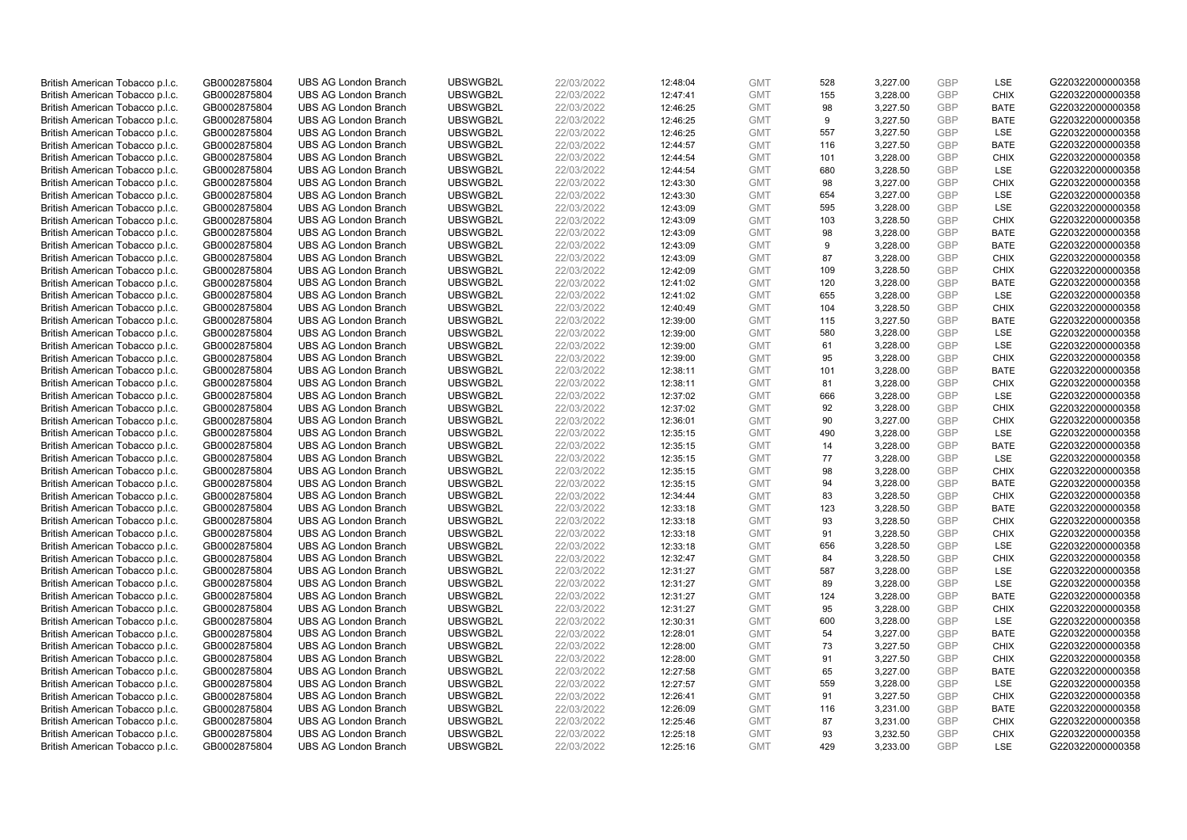| | | | | | | | | | | | |
|---|---|---|---|---|---|---|---|---|---|---|---|
| British American Tobacco p.l.c. | GB0002875804 | UBS AG London Branch | UBSWGB2L | 22/03/2022 | 12:48:04 | GMT | 528 | 3,227.00 | GBP | LSE | G220322000000358 |
| British American Tobacco p.l.c. | GB0002875804 | UBS AG London Branch | UBSWGB2L | 22/03/2022 | 12:47:41 | GMT | 155 | 3,228.00 | GBP | CHIX | G220322000000358 |
| British American Tobacco p.l.c. | GB0002875804 | UBS AG London Branch | UBSWGB2L | 22/03/2022 | 12:46:25 | GMT | 98 | 3,227.50 | GBP | BATE | G220322000000358 |
| British American Tobacco p.l.c. | GB0002875804 | UBS AG London Branch | UBSWGB2L | 22/03/2022 | 12:46:25 | GMT | 9 | 3,227.50 | GBP | BATE | G220322000000358 |
| British American Tobacco p.l.c. | GB0002875804 | UBS AG London Branch | UBSWGB2L | 22/03/2022 | 12:46:25 | GMT | 557 | 3,227.50 | GBP | LSE | G220322000000358 |
| British American Tobacco p.l.c. | GB0002875804 | UBS AG London Branch | UBSWGB2L | 22/03/2022 | 12:44:57 | GMT | 116 | 3,227.50 | GBP | BATE | G220322000000358 |
| British American Tobacco p.l.c. | GB0002875804 | UBS AG London Branch | UBSWGB2L | 22/03/2022 | 12:44:54 | GMT | 101 | 3,228.00 | GBP | CHIX | G220322000000358 |
| British American Tobacco p.l.c. | GB0002875804 | UBS AG London Branch | UBSWGB2L | 22/03/2022 | 12:44:54 | GMT | 680 | 3,228.50 | GBP | LSE | G220322000000358 |
| British American Tobacco p.l.c. | GB0002875804 | UBS AG London Branch | UBSWGB2L | 22/03/2022 | 12:43:30 | GMT | 98 | 3,227.00 | GBP | CHIX | G220322000000358 |
| British American Tobacco p.l.c. | GB0002875804 | UBS AG London Branch | UBSWGB2L | 22/03/2022 | 12:43:30 | GMT | 654 | 3,227.00 | GBP | LSE | G220322000000358 |
| British American Tobacco p.l.c. | GB0002875804 | UBS AG London Branch | UBSWGB2L | 22/03/2022 | 12:43:09 | GMT | 595 | 3,228.00 | GBP | LSE | G220322000000358 |
| British American Tobacco p.l.c. | GB0002875804 | UBS AG London Branch | UBSWGB2L | 22/03/2022 | 12:43:09 | GMT | 103 | 3,228.50 | GBP | CHIX | G220322000000358 |
| British American Tobacco p.l.c. | GB0002875804 | UBS AG London Branch | UBSWGB2L | 22/03/2022 | 12:43:09 | GMT | 98 | 3,228.00 | GBP | BATE | G220322000000358 |
| British American Tobacco p.l.c. | GB0002875804 | UBS AG London Branch | UBSWGB2L | 22/03/2022 | 12:43:09 | GMT | 9 | 3,228.00 | GBP | BATE | G220322000000358 |
| British American Tobacco p.l.c. | GB0002875804 | UBS AG London Branch | UBSWGB2L | 22/03/2022 | 12:43:09 | GMT | 87 | 3,228.00 | GBP | CHIX | G220322000000358 |
| British American Tobacco p.l.c. | GB0002875804 | UBS AG London Branch | UBSWGB2L | 22/03/2022 | 12:42:09 | GMT | 109 | 3,228.50 | GBP | CHIX | G220322000000358 |
| British American Tobacco p.l.c. | GB0002875804 | UBS AG London Branch | UBSWGB2L | 22/03/2022 | 12:41:02 | GMT | 120 | 3,228.00 | GBP | BATE | G220322000000358 |
| British American Tobacco p.l.c. | GB0002875804 | UBS AG London Branch | UBSWGB2L | 22/03/2022 | 12:41:02 | GMT | 655 | 3,228.00 | GBP | LSE | G220322000000358 |
| British American Tobacco p.l.c. | GB0002875804 | UBS AG London Branch | UBSWGB2L | 22/03/2022 | 12:40:49 | GMT | 104 | 3,228.50 | GBP | CHIX | G220322000000358 |
| British American Tobacco p.l.c. | GB0002875804 | UBS AG London Branch | UBSWGB2L | 22/03/2022 | 12:39:00 | GMT | 115 | 3,227.50 | GBP | BATE | G220322000000358 |
| British American Tobacco p.l.c. | GB0002875804 | UBS AG London Branch | UBSWGB2L | 22/03/2022 | 12:39:00 | GMT | 580 | 3,228.00 | GBP | LSE | G220322000000358 |
| British American Tobacco p.l.c. | GB0002875804 | UBS AG London Branch | UBSWGB2L | 22/03/2022 | 12:39:00 | GMT | 61 | 3,228.00 | GBP | LSE | G220322000000358 |
| British American Tobacco p.l.c. | GB0002875804 | UBS AG London Branch | UBSWGB2L | 22/03/2022 | 12:39:00 | GMT | 95 | 3,228.00 | GBP | CHIX | G220322000000358 |
| British American Tobacco p.l.c. | GB0002875804 | UBS AG London Branch | UBSWGB2L | 22/03/2022 | 12:38:11 | GMT | 101 | 3,228.00 | GBP | BATE | G220322000000358 |
| British American Tobacco p.l.c. | GB0002875804 | UBS AG London Branch | UBSWGB2L | 22/03/2022 | 12:38:11 | GMT | 81 | 3,228.00 | GBP | CHIX | G220322000000358 |
| British American Tobacco p.l.c. | GB0002875804 | UBS AG London Branch | UBSWGB2L | 22/03/2022 | 12:37:02 | GMT | 666 | 3,228.00 | GBP | LSE | G220322000000358 |
| British American Tobacco p.l.c. | GB0002875804 | UBS AG London Branch | UBSWGB2L | 22/03/2022 | 12:37:02 | GMT | 92 | 3,228.00 | GBP | CHIX | G220322000000358 |
| British American Tobacco p.l.c. | GB0002875804 | UBS AG London Branch | UBSWGB2L | 22/03/2022 | 12:36:01 | GMT | 90 | 3,227.00 | GBP | CHIX | G220322000000358 |
| British American Tobacco p.l.c. | GB0002875804 | UBS AG London Branch | UBSWGB2L | 22/03/2022 | 12:35:15 | GMT | 490 | 3,228.00 | GBP | LSE | G220322000000358 |
| British American Tobacco p.l.c. | GB0002875804 | UBS AG London Branch | UBSWGB2L | 22/03/2022 | 12:35:15 | GMT | 14 | 3,228.00 | GBP | BATE | G220322000000358 |
| British American Tobacco p.l.c. | GB0002875804 | UBS AG London Branch | UBSWGB2L | 22/03/2022 | 12:35:15 | GMT | 77 | 3,228.00 | GBP | LSE | G220322000000358 |
| British American Tobacco p.l.c. | GB0002875804 | UBS AG London Branch | UBSWGB2L | 22/03/2022 | 12:35:15 | GMT | 98 | 3,228.00 | GBP | CHIX | G220322000000358 |
| British American Tobacco p.l.c. | GB0002875804 | UBS AG London Branch | UBSWGB2L | 22/03/2022 | 12:35:15 | GMT | 94 | 3,228.00 | GBP | BATE | G220322000000358 |
| British American Tobacco p.l.c. | GB0002875804 | UBS AG London Branch | UBSWGB2L | 22/03/2022 | 12:34:44 | GMT | 83 | 3,228.50 | GBP | CHIX | G220322000000358 |
| British American Tobacco p.l.c. | GB0002875804 | UBS AG London Branch | UBSWGB2L | 22/03/2022 | 12:33:18 | GMT | 123 | 3,228.50 | GBP | BATE | G220322000000358 |
| British American Tobacco p.l.c. | GB0002875804 | UBS AG London Branch | UBSWGB2L | 22/03/2022 | 12:33:18 | GMT | 93 | 3,228.50 | GBP | CHIX | G220322000000358 |
| British American Tobacco p.l.c. | GB0002875804 | UBS AG London Branch | UBSWGB2L | 22/03/2022 | 12:33:18 | GMT | 91 | 3,228.50 | GBP | CHIX | G220322000000358 |
| British American Tobacco p.l.c. | GB0002875804 | UBS AG London Branch | UBSWGB2L | 22/03/2022 | 12:33:18 | GMT | 656 | 3,228.50 | GBP | LSE | G220322000000358 |
| British American Tobacco p.l.c. | GB0002875804 | UBS AG London Branch | UBSWGB2L | 22/03/2022 | 12:32:47 | GMT | 84 | 3,228.50 | GBP | CHIX | G220322000000358 |
| British American Tobacco p.l.c. | GB0002875804 | UBS AG London Branch | UBSWGB2L | 22/03/2022 | 12:31:27 | GMT | 587 | 3,228.00 | GBP | LSE | G220322000000358 |
| British American Tobacco p.l.c. | GB0002875804 | UBS AG London Branch | UBSWGB2L | 22/03/2022 | 12:31:27 | GMT | 89 | 3,228.00 | GBP | LSE | G220322000000358 |
| British American Tobacco p.l.c. | GB0002875804 | UBS AG London Branch | UBSWGB2L | 22/03/2022 | 12:31:27 | GMT | 124 | 3,228.00 | GBP | BATE | G220322000000358 |
| British American Tobacco p.l.c. | GB0002875804 | UBS AG London Branch | UBSWGB2L | 22/03/2022 | 12:31:27 | GMT | 95 | 3,228.00 | GBP | CHIX | G220322000000358 |
| British American Tobacco p.l.c. | GB0002875804 | UBS AG London Branch | UBSWGB2L | 22/03/2022 | 12:30:31 | GMT | 600 | 3,228.00 | GBP | LSE | G220322000000358 |
| British American Tobacco p.l.c. | GB0002875804 | UBS AG London Branch | UBSWGB2L | 22/03/2022 | 12:28:01 | GMT | 54 | 3,227.00 | GBP | BATE | G220322000000358 |
| British American Tobacco p.l.c. | GB0002875804 | UBS AG London Branch | UBSWGB2L | 22/03/2022 | 12:28:00 | GMT | 73 | 3,227.50 | GBP | CHIX | G220322000000358 |
| British American Tobacco p.l.c. | GB0002875804 | UBS AG London Branch | UBSWGB2L | 22/03/2022 | 12:28:00 | GMT | 91 | 3,227.50 | GBP | CHIX | G220322000000358 |
| British American Tobacco p.l.c. | GB0002875804 | UBS AG London Branch | UBSWGB2L | 22/03/2022 | 12:27:58 | GMT | 65 | 3,227.00 | GBP | BATE | G220322000000358 |
| British American Tobacco p.l.c. | GB0002875804 | UBS AG London Branch | UBSWGB2L | 22/03/2022 | 12:27:57 | GMT | 559 | 3,228.00 | GBP | LSE | G220322000000358 |
| British American Tobacco p.l.c. | GB0002875804 | UBS AG London Branch | UBSWGB2L | 22/03/2022 | 12:26:41 | GMT | 91 | 3,227.50 | GBP | CHIX | G220322000000358 |
| British American Tobacco p.l.c. | GB0002875804 | UBS AG London Branch | UBSWGB2L | 22/03/2022 | 12:26:09 | GMT | 116 | 3,231.00 | GBP | BATE | G220322000000358 |
| British American Tobacco p.l.c. | GB0002875804 | UBS AG London Branch | UBSWGB2L | 22/03/2022 | 12:25:46 | GMT | 87 | 3,231.00 | GBP | CHIX | G220322000000358 |
| British American Tobacco p.l.c. | GB0002875804 | UBS AG London Branch | UBSWGB2L | 22/03/2022 | 12:25:18 | GMT | 93 | 3,232.50 | GBP | CHIX | G220322000000358 |
| British American Tobacco p.l.c. | GB0002875804 | UBS AG London Branch | UBSWGB2L | 22/03/2022 | 12:25:16 | GMT | 429 | 3,233.00 | GBP | LSE | G220322000000358 |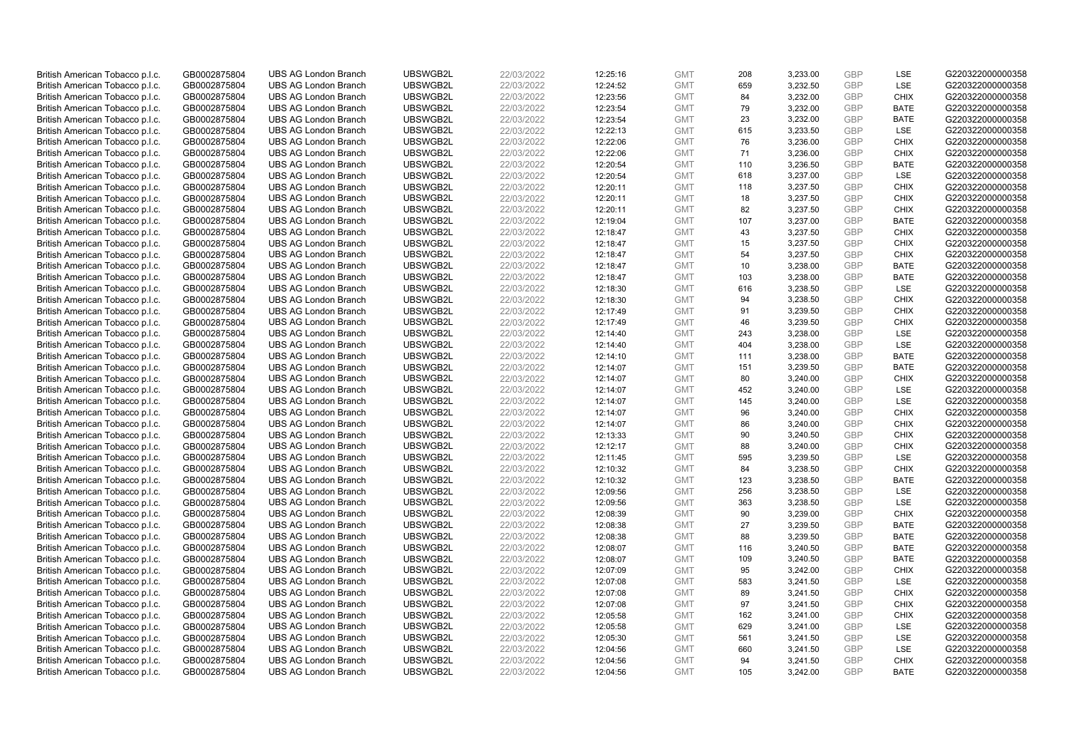| | | | | | | | | | | | |
|---|---|---|---|---|---|---|---|---|---|---|---|
| British American Tobacco p.l.c. | GB0002875804 | UBS AG London Branch | UBSWGB2L | 22/03/2022 | 12:25:16 | GMT | 208 | 3,233.00 | GBP | LSE | G220322000000358 |
| British American Tobacco p.l.c. | GB0002875804 | UBS AG London Branch | UBSWGB2L | 22/03/2022 | 12:24:52 | GMT | 659 | 3,232.50 | GBP | LSE | G220322000000358 |
| British American Tobacco p.l.c. | GB0002875804 | UBS AG London Branch | UBSWGB2L | 22/03/2022 | 12:23:56 | GMT | 84 | 3,232.00 | GBP | CHIX | G220322000000358 |
| British American Tobacco p.l.c. | GB0002875804 | UBS AG London Branch | UBSWGB2L | 22/03/2022 | 12:23:54 | GMT | 79 | 3,232.00 | GBP | BATE | G220322000000358 |
| British American Tobacco p.l.c. | GB0002875804 | UBS AG London Branch | UBSWGB2L | 22/03/2022 | 12:23:54 | GMT | 23 | 3,232.00 | GBP | BATE | G220322000000358 |
| British American Tobacco p.l.c. | GB0002875804 | UBS AG London Branch | UBSWGB2L | 22/03/2022 | 12:22:13 | GMT | 615 | 3,233.50 | GBP | LSE | G220322000000358 |
| British American Tobacco p.l.c. | GB0002875804 | UBS AG London Branch | UBSWGB2L | 22/03/2022 | 12:22:06 | GMT | 76 | 3,236.00 | GBP | CHIX | G220322000000358 |
| British American Tobacco p.l.c. | GB0002875804 | UBS AG London Branch | UBSWGB2L | 22/03/2022 | 12:22:06 | GMT | 71 | 3,236.00 | GBP | CHIX | G220322000000358 |
| British American Tobacco p.l.c. | GB0002875804 | UBS AG London Branch | UBSWGB2L | 22/03/2022 | 12:20:54 | GMT | 110 | 3,236.50 | GBP | BATE | G220322000000358 |
| British American Tobacco p.l.c. | GB0002875804 | UBS AG London Branch | UBSWGB2L | 22/03/2022 | 12:20:54 | GMT | 618 | 3,237.00 | GBP | LSE | G220322000000358 |
| British American Tobacco p.l.c. | GB0002875804 | UBS AG London Branch | UBSWGB2L | 22/03/2022 | 12:20:11 | GMT | 118 | 3,237.50 | GBP | CHIX | G220322000000358 |
| British American Tobacco p.l.c. | GB0002875804 | UBS AG London Branch | UBSWGB2L | 22/03/2022 | 12:20:11 | GMT | 18 | 3,237.50 | GBP | CHIX | G220322000000358 |
| British American Tobacco p.l.c. | GB0002875804 | UBS AG London Branch | UBSWGB2L | 22/03/2022 | 12:20:11 | GMT | 82 | 3,237.50 | GBP | CHIX | G220322000000358 |
| British American Tobacco p.l.c. | GB0002875804 | UBS AG London Branch | UBSWGB2L | 22/03/2022 | 12:19:04 | GMT | 107 | 3,237.00 | GBP | BATE | G220322000000358 |
| British American Tobacco p.l.c. | GB0002875804 | UBS AG London Branch | UBSWGB2L | 22/03/2022 | 12:18:47 | GMT | 43 | 3,237.50 | GBP | CHIX | G220322000000358 |
| British American Tobacco p.l.c. | GB0002875804 | UBS AG London Branch | UBSWGB2L | 22/03/2022 | 12:18:47 | GMT | 15 | 3,237.50 | GBP | CHIX | G220322000000358 |
| British American Tobacco p.l.c. | GB0002875804 | UBS AG London Branch | UBSWGB2L | 22/03/2022 | 12:18:47 | GMT | 54 | 3,237.50 | GBP | CHIX | G220322000000358 |
| British American Tobacco p.l.c. | GB0002875804 | UBS AG London Branch | UBSWGB2L | 22/03/2022 | 12:18:47 | GMT | 10 | 3,238.00 | GBP | BATE | G220322000000358 |
| British American Tobacco p.l.c. | GB0002875804 | UBS AG London Branch | UBSWGB2L | 22/03/2022 | 12:18:47 | GMT | 103 | 3,238.00 | GBP | BATE | G220322000000358 |
| British American Tobacco p.l.c. | GB0002875804 | UBS AG London Branch | UBSWGB2L | 22/03/2022 | 12:18:30 | GMT | 616 | 3,238.50 | GBP | LSE | G220322000000358 |
| British American Tobacco p.l.c. | GB0002875804 | UBS AG London Branch | UBSWGB2L | 22/03/2022 | 12:18:30 | GMT | 94 | 3,238.50 | GBP | CHIX | G220322000000358 |
| British American Tobacco p.l.c. | GB0002875804 | UBS AG London Branch | UBSWGB2L | 22/03/2022 | 12:17:49 | GMT | 91 | 3,239.50 | GBP | CHIX | G220322000000358 |
| British American Tobacco p.l.c. | GB0002875804 | UBS AG London Branch | UBSWGB2L | 22/03/2022 | 12:17:49 | GMT | 46 | 3,239.50 | GBP | CHIX | G220322000000358 |
| British American Tobacco p.l.c. | GB0002875804 | UBS AG London Branch | UBSWGB2L | 22/03/2022 | 12:14:40 | GMT | 243 | 3,238.00 | GBP | LSE | G220322000000358 |
| British American Tobacco p.l.c. | GB0002875804 | UBS AG London Branch | UBSWGB2L | 22/03/2022 | 12:14:40 | GMT | 404 | 3,238.00 | GBP | LSE | G220322000000358 |
| British American Tobacco p.l.c. | GB0002875804 | UBS AG London Branch | UBSWGB2L | 22/03/2022 | 12:14:10 | GMT | 111 | 3,238.00 | GBP | BATE | G220322000000358 |
| British American Tobacco p.l.c. | GB0002875804 | UBS AG London Branch | UBSWGB2L | 22/03/2022 | 12:14:07 | GMT | 151 | 3,239.50 | GBP | BATE | G220322000000358 |
| British American Tobacco p.l.c. | GB0002875804 | UBS AG London Branch | UBSWGB2L | 22/03/2022 | 12:14:07 | GMT | 80 | 3,240.00 | GBP | CHIX | G220322000000358 |
| British American Tobacco p.l.c. | GB0002875804 | UBS AG London Branch | UBSWGB2L | 22/03/2022 | 12:14:07 | GMT | 452 | 3,240.00 | GBP | LSE | G220322000000358 |
| British American Tobacco p.l.c. | GB0002875804 | UBS AG London Branch | UBSWGB2L | 22/03/2022 | 12:14:07 | GMT | 145 | 3,240.00 | GBP | LSE | G220322000000358 |
| British American Tobacco p.l.c. | GB0002875804 | UBS AG London Branch | UBSWGB2L | 22/03/2022 | 12:14:07 | GMT | 96 | 3,240.00 | GBP | CHIX | G220322000000358 |
| British American Tobacco p.l.c. | GB0002875804 | UBS AG London Branch | UBSWGB2L | 22/03/2022 | 12:14:07 | GMT | 86 | 3,240.00 | GBP | CHIX | G220322000000358 |
| British American Tobacco p.l.c. | GB0002875804 | UBS AG London Branch | UBSWGB2L | 22/03/2022 | 12:13:33 | GMT | 90 | 3,240.50 | GBP | CHIX | G220322000000358 |
| British American Tobacco p.l.c. | GB0002875804 | UBS AG London Branch | UBSWGB2L | 22/03/2022 | 12:12:17 | GMT | 88 | 3,240.00 | GBP | CHIX | G220322000000358 |
| British American Tobacco p.l.c. | GB0002875804 | UBS AG London Branch | UBSWGB2L | 22/03/2022 | 12:11:45 | GMT | 595 | 3,239.50 | GBP | LSE | G220322000000358 |
| British American Tobacco p.l.c. | GB0002875804 | UBS AG London Branch | UBSWGB2L | 22/03/2022 | 12:10:32 | GMT | 84 | 3,238.50 | GBP | CHIX | G220322000000358 |
| British American Tobacco p.l.c. | GB0002875804 | UBS AG London Branch | UBSWGB2L | 22/03/2022 | 12:10:32 | GMT | 123 | 3,238.50 | GBP | BATE | G220322000000358 |
| British American Tobacco p.l.c. | GB0002875804 | UBS AG London Branch | UBSWGB2L | 22/03/2022 | 12:09:56 | GMT | 256 | 3,238.50 | GBP | LSE | G220322000000358 |
| British American Tobacco p.l.c. | GB0002875804 | UBS AG London Branch | UBSWGB2L | 22/03/2022 | 12:09:56 | GMT | 363 | 3,238.50 | GBP | LSE | G220322000000358 |
| British American Tobacco p.l.c. | GB0002875804 | UBS AG London Branch | UBSWGB2L | 22/03/2022 | 12:08:39 | GMT | 90 | 3,239.00 | GBP | CHIX | G220322000000358 |
| British American Tobacco p.l.c. | GB0002875804 | UBS AG London Branch | UBSWGB2L | 22/03/2022 | 12:08:38 | GMT | 27 | 3,239.50 | GBP | BATE | G220322000000358 |
| British American Tobacco p.l.c. | GB0002875804 | UBS AG London Branch | UBSWGB2L | 22/03/2022 | 12:08:38 | GMT | 88 | 3,239.50 | GBP | BATE | G220322000000358 |
| British American Tobacco p.l.c. | GB0002875804 | UBS AG London Branch | UBSWGB2L | 22/03/2022 | 12:08:07 | GMT | 116 | 3,240.50 | GBP | BATE | G220322000000358 |
| British American Tobacco p.l.c. | GB0002875804 | UBS AG London Branch | UBSWGB2L | 22/03/2022 | 12:08:07 | GMT | 109 | 3,240.50 | GBP | BATE | G220322000000358 |
| British American Tobacco p.l.c. | GB0002875804 | UBS AG London Branch | UBSWGB2L | 22/03/2022 | 12:07:09 | GMT | 95 | 3,242.00 | GBP | CHIX | G220322000000358 |
| British American Tobacco p.l.c. | GB0002875804 | UBS AG London Branch | UBSWGB2L | 22/03/2022 | 12:07:08 | GMT | 583 | 3,241.50 | GBP | LSE | G220322000000358 |
| British American Tobacco p.l.c. | GB0002875804 | UBS AG London Branch | UBSWGB2L | 22/03/2022 | 12:07:08 | GMT | 89 | 3,241.50 | GBP | CHIX | G220322000000358 |
| British American Tobacco p.l.c. | GB0002875804 | UBS AG London Branch | UBSWGB2L | 22/03/2022 | 12:07:08 | GMT | 97 | 3,241.50 | GBP | CHIX | G220322000000358 |
| British American Tobacco p.l.c. | GB0002875804 | UBS AG London Branch | UBSWGB2L | 22/03/2022 | 12:05:58 | GMT | 162 | 3,241.00 | GBP | CHIX | G220322000000358 |
| British American Tobacco p.l.c. | GB0002875804 | UBS AG London Branch | UBSWGB2L | 22/03/2022 | 12:05:58 | GMT | 629 | 3,241.00 | GBP | LSE | G220322000000358 |
| British American Tobacco p.l.c. | GB0002875804 | UBS AG London Branch | UBSWGB2L | 22/03/2022 | 12:05:30 | GMT | 561 | 3,241.50 | GBP | LSE | G220322000000358 |
| British American Tobacco p.l.c. | GB0002875804 | UBS AG London Branch | UBSWGB2L | 22/03/2022 | 12:04:56 | GMT | 660 | 3,241.50 | GBP | LSE | G220322000000358 |
| British American Tobacco p.l.c. | GB0002875804 | UBS AG London Branch | UBSWGB2L | 22/03/2022 | 12:04:56 | GMT | 94 | 3,241.50 | GBP | CHIX | G220322000000358 |
| British American Tobacco p.l.c. | GB0002875804 | UBS AG London Branch | UBSWGB2L | 22/03/2022 | 12:04:56 | GMT | 105 | 3,242.00 | GBP | BATE | G220322000000358 |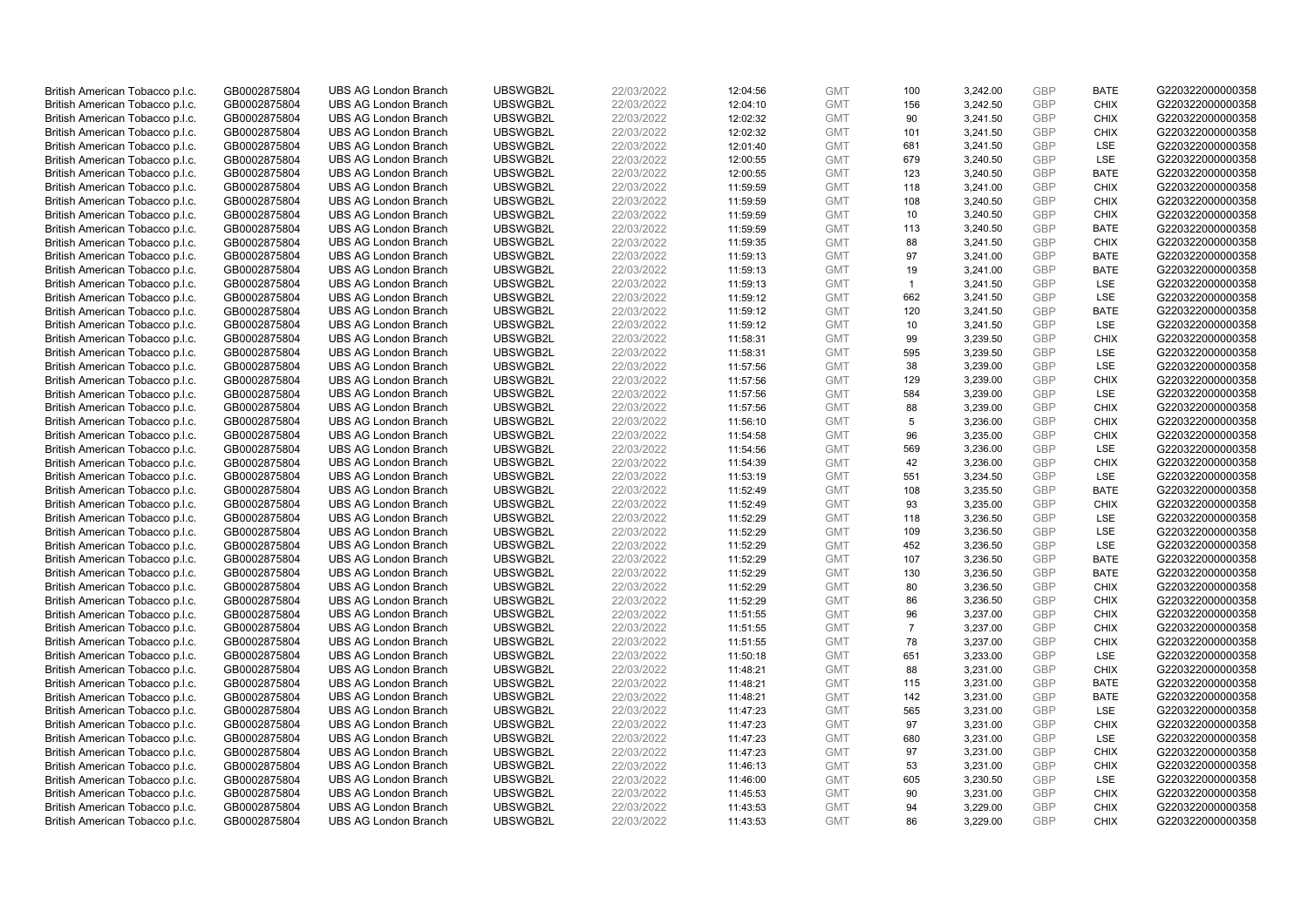| British American Tobacco p.l.c. | GB0002875804 | UBS AG London Branch | UBSWGB2L | 22/03/2022 | 12:04:56 | GMT | 100 | 3,242.00 | GBP | BATE | G220322000000358 |
|---|---|---|---|---|---|---|---|---|---|---|---|
| British American Tobacco p.l.c. | GB0002875804 | UBS AG London Branch | UBSWGB2L | 22/03/2022 | 12:04:10 | GMT | 156 | 3,242.50 | GBP | CHIX | G220322000000358 |
| British American Tobacco p.l.c. | GB0002875804 | UBS AG London Branch | UBSWGB2L | 22/03/2022 | 12:02:32 | GMT | 90 | 3,241.50 | GBP | CHIX | G220322000000358 |
| British American Tobacco p.l.c. | GB0002875804 | UBS AG London Branch | UBSWGB2L | 22/03/2022 | 12:02:32 | GMT | 101 | 3,241.50 | GBP | CHIX | G220322000000358 |
| British American Tobacco p.l.c. | GB0002875804 | UBS AG London Branch | UBSWGB2L | 22/03/2022 | 12:01:40 | GMT | 681 | 3,241.50 | GBP | LSE | G220322000000358 |
| British American Tobacco p.l.c. | GB0002875804 | UBS AG London Branch | UBSWGB2L | 22/03/2022 | 12:00:55 | GMT | 679 | 3,240.50 | GBP | LSE | G220322000000358 |
| British American Tobacco p.l.c. | GB0002875804 | UBS AG London Branch | UBSWGB2L | 22/03/2022 | 12:00:55 | GMT | 123 | 3,240.50 | GBP | BATE | G220322000000358 |
| British American Tobacco p.l.c. | GB0002875804 | UBS AG London Branch | UBSWGB2L | 22/03/2022 | 11:59:59 | GMT | 118 | 3,241.00 | GBP | CHIX | G220322000000358 |
| British American Tobacco p.l.c. | GB0002875804 | UBS AG London Branch | UBSWGB2L | 22/03/2022 | 11:59:59 | GMT | 108 | 3,240.50 | GBP | CHIX | G220322000000358 |
| British American Tobacco p.l.c. | GB0002875804 | UBS AG London Branch | UBSWGB2L | 22/03/2022 | 11:59:59 | GMT | 10 | 3,240.50 | GBP | CHIX | G220322000000358 |
| British American Tobacco p.l.c. | GB0002875804 | UBS AG London Branch | UBSWGB2L | 22/03/2022 | 11:59:59 | GMT | 113 | 3,240.50 | GBP | BATE | G220322000000358 |
| British American Tobacco p.l.c. | GB0002875804 | UBS AG London Branch | UBSWGB2L | 22/03/2022 | 11:59:35 | GMT | 88 | 3,241.50 | GBP | CHIX | G220322000000358 |
| British American Tobacco p.l.c. | GB0002875804 | UBS AG London Branch | UBSWGB2L | 22/03/2022 | 11:59:13 | GMT | 97 | 3,241.00 | GBP | BATE | G220322000000358 |
| British American Tobacco p.l.c. | GB0002875804 | UBS AG London Branch | UBSWGB2L | 22/03/2022 | 11:59:13 | GMT | 19 | 3,241.00 | GBP | BATE | G220322000000358 |
| British American Tobacco p.l.c. | GB0002875804 | UBS AG London Branch | UBSWGB2L | 22/03/2022 | 11:59:13 | GMT | 1 | 3,241.50 | GBP | LSE | G220322000000358 |
| British American Tobacco p.l.c. | GB0002875804 | UBS AG London Branch | UBSWGB2L | 22/03/2022 | 11:59:12 | GMT | 662 | 3,241.50 | GBP | LSE | G220322000000358 |
| British American Tobacco p.l.c. | GB0002875804 | UBS AG London Branch | UBSWGB2L | 22/03/2022 | 11:59:12 | GMT | 120 | 3,241.50 | GBP | BATE | G220322000000358 |
| British American Tobacco p.l.c. | GB0002875804 | UBS AG London Branch | UBSWGB2L | 22/03/2022 | 11:59:12 | GMT | 10 | 3,241.50 | GBP | LSE | G220322000000358 |
| British American Tobacco p.l.c. | GB0002875804 | UBS AG London Branch | UBSWGB2L | 22/03/2022 | 11:58:31 | GMT | 99 | 3,239.50 | GBP | CHIX | G220322000000358 |
| British American Tobacco p.l.c. | GB0002875804 | UBS AG London Branch | UBSWGB2L | 22/03/2022 | 11:58:31 | GMT | 595 | 3,239.50 | GBP | LSE | G220322000000358 |
| British American Tobacco p.l.c. | GB0002875804 | UBS AG London Branch | UBSWGB2L | 22/03/2022 | 11:57:56 | GMT | 38 | 3,239.00 | GBP | LSE | G220322000000358 |
| British American Tobacco p.l.c. | GB0002875804 | UBS AG London Branch | UBSWGB2L | 22/03/2022 | 11:57:56 | GMT | 129 | 3,239.00 | GBP | CHIX | G220322000000358 |
| British American Tobacco p.l.c. | GB0002875804 | UBS AG London Branch | UBSWGB2L | 22/03/2022 | 11:57:56 | GMT | 584 | 3,239.00 | GBP | LSE | G220322000000358 |
| British American Tobacco p.l.c. | GB0002875804 | UBS AG London Branch | UBSWGB2L | 22/03/2022 | 11:57:56 | GMT | 88 | 3,239.00 | GBP | CHIX | G220322000000358 |
| British American Tobacco p.l.c. | GB0002875804 | UBS AG London Branch | UBSWGB2L | 22/03/2022 | 11:56:10 | GMT | 5 | 3,236.00 | GBP | CHIX | G220322000000358 |
| British American Tobacco p.l.c. | GB0002875804 | UBS AG London Branch | UBSWGB2L | 22/03/2022 | 11:54:58 | GMT | 96 | 3,235.00 | GBP | CHIX | G220322000000358 |
| British American Tobacco p.l.c. | GB0002875804 | UBS AG London Branch | UBSWGB2L | 22/03/2022 | 11:54:56 | GMT | 569 | 3,236.00 | GBP | LSE | G220322000000358 |
| British American Tobacco p.l.c. | GB0002875804 | UBS AG London Branch | UBSWGB2L | 22/03/2022 | 11:54:39 | GMT | 42 | 3,236.00 | GBP | CHIX | G220322000000358 |
| British American Tobacco p.l.c. | GB0002875804 | UBS AG London Branch | UBSWGB2L | 22/03/2022 | 11:53:19 | GMT | 551 | 3,234.50 | GBP | LSE | G220322000000358 |
| British American Tobacco p.l.c. | GB0002875804 | UBS AG London Branch | UBSWGB2L | 22/03/2022 | 11:52:49 | GMT | 108 | 3,235.50 | GBP | BATE | G220322000000358 |
| British American Tobacco p.l.c. | GB0002875804 | UBS AG London Branch | UBSWGB2L | 22/03/2022 | 11:52:49 | GMT | 93 | 3,235.00 | GBP | CHIX | G220322000000358 |
| British American Tobacco p.l.c. | GB0002875804 | UBS AG London Branch | UBSWGB2L | 22/03/2022 | 11:52:29 | GMT | 118 | 3,236.50 | GBP | LSE | G220322000000358 |
| British American Tobacco p.l.c. | GB0002875804 | UBS AG London Branch | UBSWGB2L | 22/03/2022 | 11:52:29 | GMT | 109 | 3,236.50 | GBP | LSE | G220322000000358 |
| British American Tobacco p.l.c. | GB0002875804 | UBS AG London Branch | UBSWGB2L | 22/03/2022 | 11:52:29 | GMT | 452 | 3,236.50 | GBP | LSE | G220322000000358 |
| British American Tobacco p.l.c. | GB0002875804 | UBS AG London Branch | UBSWGB2L | 22/03/2022 | 11:52:29 | GMT | 107 | 3,236.50 | GBP | BATE | G220322000000358 |
| British American Tobacco p.l.c. | GB0002875804 | UBS AG London Branch | UBSWGB2L | 22/03/2022 | 11:52:29 | GMT | 130 | 3,236.50 | GBP | BATE | G220322000000358 |
| British American Tobacco p.l.c. | GB0002875804 | UBS AG London Branch | UBSWGB2L | 22/03/2022 | 11:52:29 | GMT | 80 | 3,236.50 | GBP | CHIX | G220322000000358 |
| British American Tobacco p.l.c. | GB0002875804 | UBS AG London Branch | UBSWGB2L | 22/03/2022 | 11:52:29 | GMT | 86 | 3,236.50 | GBP | CHIX | G220322000000358 |
| British American Tobacco p.l.c. | GB0002875804 | UBS AG London Branch | UBSWGB2L | 22/03/2022 | 11:51:55 | GMT | 96 | 3,237.00 | GBP | CHIX | G220322000000358 |
| British American Tobacco p.l.c. | GB0002875804 | UBS AG London Branch | UBSWGB2L | 22/03/2022 | 11:51:55 | GMT | 7 | 3,237.00 | GBP | CHIX | G220322000000358 |
| British American Tobacco p.l.c. | GB0002875804 | UBS AG London Branch | UBSWGB2L | 22/03/2022 | 11:51:55 | GMT | 78 | 3,237.00 | GBP | CHIX | G220322000000358 |
| British American Tobacco p.l.c. | GB0002875804 | UBS AG London Branch | UBSWGB2L | 22/03/2022 | 11:50:18 | GMT | 651 | 3,233.00 | GBP | LSE | G220322000000358 |
| British American Tobacco p.l.c. | GB0002875804 | UBS AG London Branch | UBSWGB2L | 22/03/2022 | 11:48:21 | GMT | 88 | 3,231.00 | GBP | CHIX | G220322000000358 |
| British American Tobacco p.l.c. | GB0002875804 | UBS AG London Branch | UBSWGB2L | 22/03/2022 | 11:48:21 | GMT | 115 | 3,231.00 | GBP | BATE | G220322000000358 |
| British American Tobacco p.l.c. | GB0002875804 | UBS AG London Branch | UBSWGB2L | 22/03/2022 | 11:48:21 | GMT | 142 | 3,231.00 | GBP | BATE | G220322000000358 |
| British American Tobacco p.l.c. | GB0002875804 | UBS AG London Branch | UBSWGB2L | 22/03/2022 | 11:47:23 | GMT | 565 | 3,231.00 | GBP | LSE | G220322000000358 |
| British American Tobacco p.l.c. | GB0002875804 | UBS AG London Branch | UBSWGB2L | 22/03/2022 | 11:47:23 | GMT | 97 | 3,231.00 | GBP | CHIX | G220322000000358 |
| British American Tobacco p.l.c. | GB0002875804 | UBS AG London Branch | UBSWGB2L | 22/03/2022 | 11:47:23 | GMT | 680 | 3,231.00 | GBP | LSE | G220322000000358 |
| British American Tobacco p.l.c. | GB0002875804 | UBS AG London Branch | UBSWGB2L | 22/03/2022 | 11:47:23 | GMT | 97 | 3,231.00 | GBP | CHIX | G220322000000358 |
| British American Tobacco p.l.c. | GB0002875804 | UBS AG London Branch | UBSWGB2L | 22/03/2022 | 11:46:13 | GMT | 53 | 3,231.00 | GBP | CHIX | G220322000000358 |
| British American Tobacco p.l.c. | GB0002875804 | UBS AG London Branch | UBSWGB2L | 22/03/2022 | 11:46:00 | GMT | 605 | 3,230.50 | GBP | LSE | G220322000000358 |
| British American Tobacco p.l.c. | GB0002875804 | UBS AG London Branch | UBSWGB2L | 22/03/2022 | 11:45:53 | GMT | 90 | 3,231.00 | GBP | CHIX | G220322000000358 |
| British American Tobacco p.l.c. | GB0002875804 | UBS AG London Branch | UBSWGB2L | 22/03/2022 | 11:43:53 | GMT | 94 | 3,229.00 | GBP | CHIX | G220322000000358 |
| British American Tobacco p.l.c. | GB0002875804 | UBS AG London Branch | UBSWGB2L | 22/03/2022 | 11:43:53 | GMT | 86 | 3,229.00 | GBP | CHIX | G220322000000358 |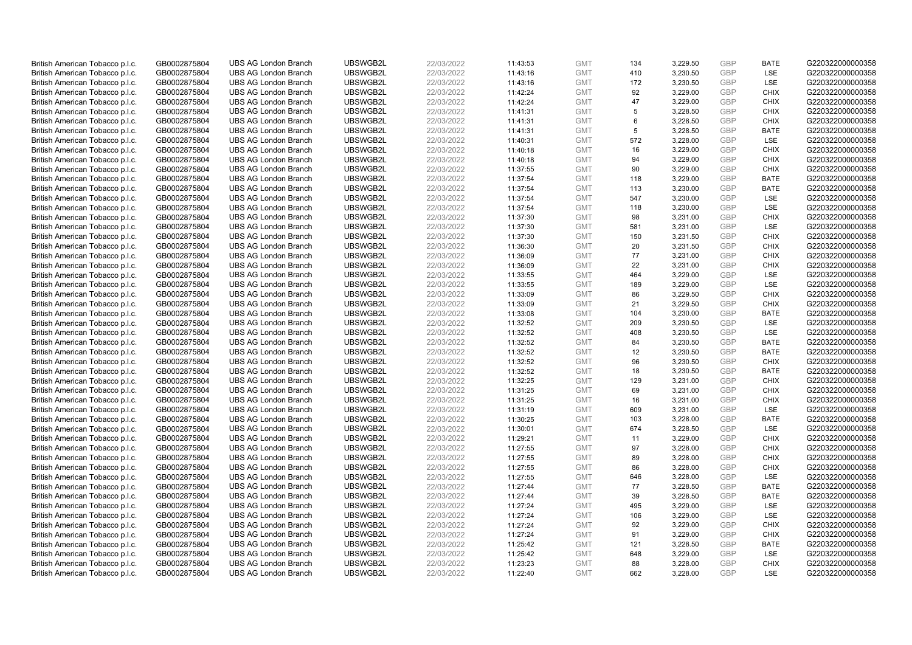| British American Tobacco p.l.c. | GB0002875804 | UBS AG London Branch | UBSWGB2L | 22/03/2022 | 11:43:53 | GMT | 134 | 3,229.50 | GBP | BATE | G220322000000358 |
|---|---|---|---|---|---|---|---|---|---|---|---|
| British American Tobacco p.l.c. | GB0002875804 | UBS AG London Branch | UBSWGB2L | 22/03/2022 | 11:43:16 | GMT | 410 | 3,230.50 | GBP | LSE | G220322000000358 |
| British American Tobacco p.l.c. | GB0002875804 | UBS AG London Branch | UBSWGB2L | 22/03/2022 | 11:43:16 | GMT | 172 | 3,230.50 | GBP | LSE | G220322000000358 |
| British American Tobacco p.l.c. | GB0002875804 | UBS AG London Branch | UBSWGB2L | 22/03/2022 | 11:42:24 | GMT | 92 | 3,229.00 | GBP | CHIX | G220322000000358 |
| British American Tobacco p.l.c. | GB0002875804 | UBS AG London Branch | UBSWGB2L | 22/03/2022 | 11:42:24 | GMT | 47 | 3,229.00 | GBP | CHIX | G220322000000358 |
| British American Tobacco p.l.c. | GB0002875804 | UBS AG London Branch | UBSWGB2L | 22/03/2022 | 11:41:31 | GMT | 5 | 3,228.50 | GBP | CHIX | G220322000000358 |
| British American Tobacco p.l.c. | GB0002875804 | UBS AG London Branch | UBSWGB2L | 22/03/2022 | 11:41:31 | GMT | 6 | 3,228.50 | GBP | CHIX | G220322000000358 |
| British American Tobacco p.l.c. | GB0002875804 | UBS AG London Branch | UBSWGB2L | 22/03/2022 | 11:41:31 | GMT | 5 | 3,228.50 | GBP | BATE | G220322000000358 |
| British American Tobacco p.l.c. | GB0002875804 | UBS AG London Branch | UBSWGB2L | 22/03/2022 | 11:40:31 | GMT | 572 | 3,228.00 | GBP | LSE | G220322000000358 |
| British American Tobacco p.l.c. | GB0002875804 | UBS AG London Branch | UBSWGB2L | 22/03/2022 | 11:40:18 | GMT | 16 | 3,229.00 | GBP | CHIX | G220322000000358 |
| British American Tobacco p.l.c. | GB0002875804 | UBS AG London Branch | UBSWGB2L | 22/03/2022 | 11:40:18 | GMT | 94 | 3,229.00 | GBP | CHIX | G220322000000358 |
| British American Tobacco p.l.c. | GB0002875804 | UBS AG London Branch | UBSWGB2L | 22/03/2022 | 11:37:55 | GMT | 90 | 3,229.00 | GBP | CHIX | G220322000000358 |
| British American Tobacco p.l.c. | GB0002875804 | UBS AG London Branch | UBSWGB2L | 22/03/2022 | 11:37:54 | GMT | 118 | 3,229.00 | GBP | BATE | G220322000000358 |
| British American Tobacco p.l.c. | GB0002875804 | UBS AG London Branch | UBSWGB2L | 22/03/2022 | 11:37:54 | GMT | 113 | 3,230.00 | GBP | BATE | G220322000000358 |
| British American Tobacco p.l.c. | GB0002875804 | UBS AG London Branch | UBSWGB2L | 22/03/2022 | 11:37:54 | GMT | 547 | 3,230.00 | GBP | LSE | G220322000000358 |
| British American Tobacco p.l.c. | GB0002875804 | UBS AG London Branch | UBSWGB2L | 22/03/2022 | 11:37:54 | GMT | 118 | 3,230.00 | GBP | LSE | G220322000000358 |
| British American Tobacco p.l.c. | GB0002875804 | UBS AG London Branch | UBSWGB2L | 22/03/2022 | 11:37:30 | GMT | 98 | 3,231.00 | GBP | CHIX | G220322000000358 |
| British American Tobacco p.l.c. | GB0002875804 | UBS AG London Branch | UBSWGB2L | 22/03/2022 | 11:37:30 | GMT | 581 | 3,231.00 | GBP | LSE | G220322000000358 |
| British American Tobacco p.l.c. | GB0002875804 | UBS AG London Branch | UBSWGB2L | 22/03/2022 | 11:37:30 | GMT | 150 | 3,231.50 | GBP | CHIX | G220322000000358 |
| British American Tobacco p.l.c. | GB0002875804 | UBS AG London Branch | UBSWGB2L | 22/03/2022 | 11:36:30 | GMT | 20 | 3,231.50 | GBP | CHIX | G220322000000358 |
| British American Tobacco p.l.c. | GB0002875804 | UBS AG London Branch | UBSWGB2L | 22/03/2022 | 11:36:09 | GMT | 77 | 3,231.00 | GBP | CHIX | G220322000000358 |
| British American Tobacco p.l.c. | GB0002875804 | UBS AG London Branch | UBSWGB2L | 22/03/2022 | 11:36:09 | GMT | 22 | 3,231.00 | GBP | CHIX | G220322000000358 |
| British American Tobacco p.l.c. | GB0002875804 | UBS AG London Branch | UBSWGB2L | 22/03/2022 | 11:33:55 | GMT | 464 | 3,229.00 | GBP | LSE | G220322000000358 |
| British American Tobacco p.l.c. | GB0002875804 | UBS AG London Branch | UBSWGB2L | 22/03/2022 | 11:33:55 | GMT | 189 | 3,229.00 | GBP | LSE | G220322000000358 |
| British American Tobacco p.l.c. | GB0002875804 | UBS AG London Branch | UBSWGB2L | 22/03/2022 | 11:33:09 | GMT | 86 | 3,229.50 | GBP | CHIX | G220322000000358 |
| British American Tobacco p.l.c. | GB0002875804 | UBS AG London Branch | UBSWGB2L | 22/03/2022 | 11:33:09 | GMT | 21 | 3,229.50 | GBP | CHIX | G220322000000358 |
| British American Tobacco p.l.c. | GB0002875804 | UBS AG London Branch | UBSWGB2L | 22/03/2022 | 11:33:08 | GMT | 104 | 3,230.00 | GBP | BATE | G220322000000358 |
| British American Tobacco p.l.c. | GB0002875804 | UBS AG London Branch | UBSWGB2L | 22/03/2022 | 11:32:52 | GMT | 209 | 3,230.50 | GBP | LSE | G220322000000358 |
| British American Tobacco p.l.c. | GB0002875804 | UBS AG London Branch | UBSWGB2L | 22/03/2022 | 11:32:52 | GMT | 408 | 3,230.50 | GBP | LSE | G220322000000358 |
| British American Tobacco p.l.c. | GB0002875804 | UBS AG London Branch | UBSWGB2L | 22/03/2022 | 11:32:52 | GMT | 84 | 3,230.50 | GBP | BATE | G220322000000358 |
| British American Tobacco p.l.c. | GB0002875804 | UBS AG London Branch | UBSWGB2L | 22/03/2022 | 11:32:52 | GMT | 12 | 3,230.50 | GBP | BATE | G220322000000358 |
| British American Tobacco p.l.c. | GB0002875804 | UBS AG London Branch | UBSWGB2L | 22/03/2022 | 11:32:52 | GMT | 96 | 3,230.50 | GBP | CHIX | G220322000000358 |
| British American Tobacco p.l.c. | GB0002875804 | UBS AG London Branch | UBSWGB2L | 22/03/2022 | 11:32:52 | GMT | 18 | 3,230.50 | GBP | BATE | G220322000000358 |
| British American Tobacco p.l.c. | GB0002875804 | UBS AG London Branch | UBSWGB2L | 22/03/2022 | 11:32:25 | GMT | 129 | 3,231.00 | GBP | CHIX | G220322000000358 |
| British American Tobacco p.l.c. | GB0002875804 | UBS AG London Branch | UBSWGB2L | 22/03/2022 | 11:31:25 | GMT | 69 | 3,231.00 | GBP | CHIX | G220322000000358 |
| British American Tobacco p.l.c. | GB0002875804 | UBS AG London Branch | UBSWGB2L | 22/03/2022 | 11:31:25 | GMT | 16 | 3,231.00 | GBP | CHIX | G220322000000358 |
| British American Tobacco p.l.c. | GB0002875804 | UBS AG London Branch | UBSWGB2L | 22/03/2022 | 11:31:19 | GMT | 609 | 3,231.00 | GBP | LSE | G220322000000358 |
| British American Tobacco p.l.c. | GB0002875804 | UBS AG London Branch | UBSWGB2L | 22/03/2022 | 11:30:25 | GMT | 103 | 3,228.00 | GBP | BATE | G220322000000358 |
| British American Tobacco p.l.c. | GB0002875804 | UBS AG London Branch | UBSWGB2L | 22/03/2022 | 11:30:01 | GMT | 674 | 3,228.50 | GBP | LSE | G220322000000358 |
| British American Tobacco p.l.c. | GB0002875804 | UBS AG London Branch | UBSWGB2L | 22/03/2022 | 11:29:21 | GMT | 11 | 3,229.00 | GBP | CHIX | G220322000000358 |
| British American Tobacco p.l.c. | GB0002875804 | UBS AG London Branch | UBSWGB2L | 22/03/2022 | 11:27:55 | GMT | 97 | 3,228.00 | GBP | CHIX | G220322000000358 |
| British American Tobacco p.l.c. | GB0002875804 | UBS AG London Branch | UBSWGB2L | 22/03/2022 | 11:27:55 | GMT | 89 | 3,228.00 | GBP | CHIX | G220322000000358 |
| British American Tobacco p.l.c. | GB0002875804 | UBS AG London Branch | UBSWGB2L | 22/03/2022 | 11:27:55 | GMT | 86 | 3,228.00 | GBP | CHIX | G220322000000358 |
| British American Tobacco p.l.c. | GB0002875804 | UBS AG London Branch | UBSWGB2L | 22/03/2022 | 11:27:55 | GMT | 646 | 3,228.00 | GBP | LSE | G220322000000358 |
| British American Tobacco p.l.c. | GB0002875804 | UBS AG London Branch | UBSWGB2L | 22/03/2022 | 11:27:44 | GMT | 77 | 3,228.50 | GBP | BATE | G220322000000358 |
| British American Tobacco p.l.c. | GB0002875804 | UBS AG London Branch | UBSWGB2L | 22/03/2022 | 11:27:44 | GMT | 39 | 3,228.50 | GBP | BATE | G220322000000358 |
| British American Tobacco p.l.c. | GB0002875804 | UBS AG London Branch | UBSWGB2L | 22/03/2022 | 11:27:24 | GMT | 495 | 3,229.00 | GBP | LSE | G220322000000358 |
| British American Tobacco p.l.c. | GB0002875804 | UBS AG London Branch | UBSWGB2L | 22/03/2022 | 11:27:24 | GMT | 106 | 3,229.00 | GBP | LSE | G220322000000358 |
| British American Tobacco p.l.c. | GB0002875804 | UBS AG London Branch | UBSWGB2L | 22/03/2022 | 11:27:24 | GMT | 92 | 3,229.00 | GBP | CHIX | G220322000000358 |
| British American Tobacco p.l.c. | GB0002875804 | UBS AG London Branch | UBSWGB2L | 22/03/2022 | 11:27:24 | GMT | 91 | 3,229.00 | GBP | CHIX | G220322000000358 |
| British American Tobacco p.l.c. | GB0002875804 | UBS AG London Branch | UBSWGB2L | 22/03/2022 | 11:25:42 | GMT | 121 | 3,228.50 | GBP | BATE | G220322000000358 |
| British American Tobacco p.l.c. | GB0002875804 | UBS AG London Branch | UBSWGB2L | 22/03/2022 | 11:25:42 | GMT | 648 | 3,229.00 | GBP | LSE | G220322000000358 |
| British American Tobacco p.l.c. | GB0002875804 | UBS AG London Branch | UBSWGB2L | 22/03/2022 | 11:23:23 | GMT | 88 | 3,228.00 | GBP | CHIX | G220322000000358 |
| British American Tobacco p.l.c. | GB0002875804 | UBS AG London Branch | UBSWGB2L | 22/03/2022 | 11:22:40 | GMT | 662 | 3,228.00 | GBP | LSE | G220322000000358 |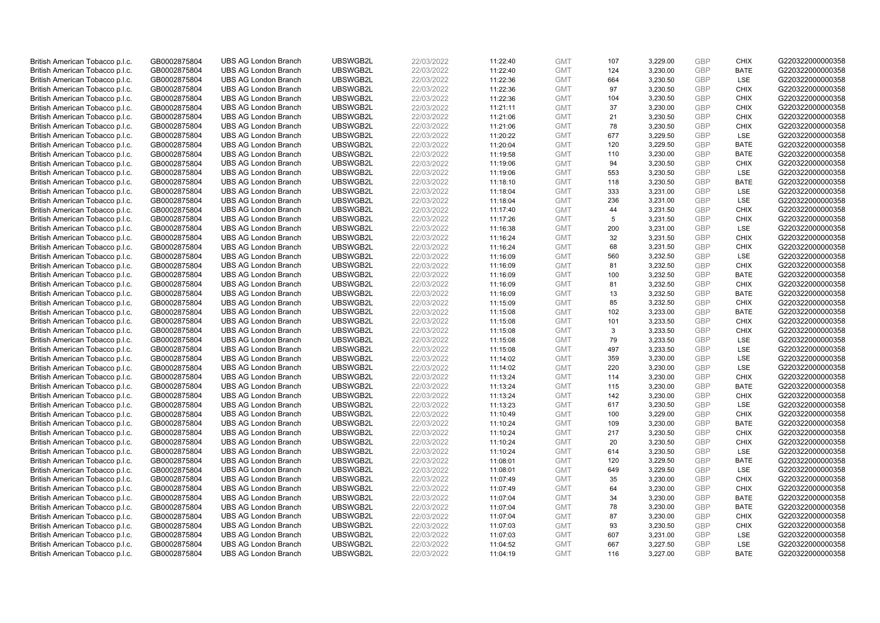| British American Tobacco p.l.c. | GB0002875804 | UBS AG London Branch | UBSWGB2L | 22/03/2022 | 11:22:40 | GMT | 107 | 3,229.00 | GBP | CHIX | G220322000000358 |
|---|---|---|---|---|---|---|---|---|---|---|---|
| British American Tobacco p.l.c. | GB0002875804 | UBS AG London Branch | UBSWGB2L | 22/03/2022 | 11:22:40 | GMT | 124 | 3,230.00 | GBP | BATE | G220322000000358 |
| British American Tobacco p.l.c. | GB0002875804 | UBS AG London Branch | UBSWGB2L | 22/03/2022 | 11:22:36 | GMT | 664 | 3,230.50 | GBP | LSE | G220322000000358 |
| British American Tobacco p.l.c. | GB0002875804 | UBS AG London Branch | UBSWGB2L | 22/03/2022 | 11:22:36 | GMT | 97 | 3,230.50 | GBP | CHIX | G220322000000358 |
| British American Tobacco p.l.c. | GB0002875804 | UBS AG London Branch | UBSWGB2L | 22/03/2022 | 11:22:36 | GMT | 104 | 3,230.50 | GBP | CHIX | G220322000000358 |
| British American Tobacco p.l.c. | GB0002875804 | UBS AG London Branch | UBSWGB2L | 22/03/2022 | 11:21:11 | GMT | 37 | 3,230.00 | GBP | CHIX | G220322000000358 |
| British American Tobacco p.l.c. | GB0002875804 | UBS AG London Branch | UBSWGB2L | 22/03/2022 | 11:21:06 | GMT | 21 | 3,230.50 | GBP | CHIX | G220322000000358 |
| British American Tobacco p.l.c. | GB0002875804 | UBS AG London Branch | UBSWGB2L | 22/03/2022 | 11:21:06 | GMT | 78 | 3,230.50 | GBP | CHIX | G220322000000358 |
| British American Tobacco p.l.c. | GB0002875804 | UBS AG London Branch | UBSWGB2L | 22/03/2022 | 11:20:22 | GMT | 677 | 3,229.50 | GBP | LSE | G220322000000358 |
| British American Tobacco p.l.c. | GB0002875804 | UBS AG London Branch | UBSWGB2L | 22/03/2022 | 11:20:04 | GMT | 120 | 3,229.50 | GBP | BATE | G220322000000358 |
| British American Tobacco p.l.c. | GB0002875804 | UBS AG London Branch | UBSWGB2L | 22/03/2022 | 11:19:58 | GMT | 110 | 3,230.00 | GBP | BATE | G220322000000358 |
| British American Tobacco p.l.c. | GB0002875804 | UBS AG London Branch | UBSWGB2L | 22/03/2022 | 11:19:06 | GMT | 94 | 3,230.50 | GBP | CHIX | G220322000000358 |
| British American Tobacco p.l.c. | GB0002875804 | UBS AG London Branch | UBSWGB2L | 22/03/2022 | 11:19:06 | GMT | 553 | 3,230.50 | GBP | LSE | G220322000000358 |
| British American Tobacco p.l.c. | GB0002875804 | UBS AG London Branch | UBSWGB2L | 22/03/2022 | 11:18:10 | GMT | 118 | 3,230.50 | GBP | BATE | G220322000000358 |
| British American Tobacco p.l.c. | GB0002875804 | UBS AG London Branch | UBSWGB2L | 22/03/2022 | 11:18:04 | GMT | 333 | 3,231.00 | GBP | LSE | G220322000000358 |
| British American Tobacco p.l.c. | GB0002875804 | UBS AG London Branch | UBSWGB2L | 22/03/2022 | 11:18:04 | GMT | 236 | 3,231.00 | GBP | LSE | G220322000000358 |
| British American Tobacco p.l.c. | GB0002875804 | UBS AG London Branch | UBSWGB2L | 22/03/2022 | 11:17:40 | GMT | 44 | 3,231.50 | GBP | CHIX | G220322000000358 |
| British American Tobacco p.l.c. | GB0002875804 | UBS AG London Branch | UBSWGB2L | 22/03/2022 | 11:17:26 | GMT | 5 | 3,231.50 | GBP | CHIX | G220322000000358 |
| British American Tobacco p.l.c. | GB0002875804 | UBS AG London Branch | UBSWGB2L | 22/03/2022 | 11:16:38 | GMT | 200 | 3,231.00 | GBP | LSE | G220322000000358 |
| British American Tobacco p.l.c. | GB0002875804 | UBS AG London Branch | UBSWGB2L | 22/03/2022 | 11:16:24 | GMT | 32 | 3,231.50 | GBP | CHIX | G220322000000358 |
| British American Tobacco p.l.c. | GB0002875804 | UBS AG London Branch | UBSWGB2L | 22/03/2022 | 11:16:24 | GMT | 68 | 3,231.50 | GBP | CHIX | G220322000000358 |
| British American Tobacco p.l.c. | GB0002875804 | UBS AG London Branch | UBSWGB2L | 22/03/2022 | 11:16:09 | GMT | 560 | 3,232.50 | GBP | LSE | G220322000000358 |
| British American Tobacco p.l.c. | GB0002875804 | UBS AG London Branch | UBSWGB2L | 22/03/2022 | 11:16:09 | GMT | 81 | 3,232.50 | GBP | CHIX | G220322000000358 |
| British American Tobacco p.l.c. | GB0002875804 | UBS AG London Branch | UBSWGB2L | 22/03/2022 | 11:16:09 | GMT | 100 | 3,232.50 | GBP | BATE | G220322000000358 |
| British American Tobacco p.l.c. | GB0002875804 | UBS AG London Branch | UBSWGB2L | 22/03/2022 | 11:16:09 | GMT | 81 | 3,232.50 | GBP | CHIX | G220322000000358 |
| British American Tobacco p.l.c. | GB0002875804 | UBS AG London Branch | UBSWGB2L | 22/03/2022 | 11:16:09 | GMT | 13 | 3,232.50 | GBP | BATE | G220322000000358 |
| British American Tobacco p.l.c. | GB0002875804 | UBS AG London Branch | UBSWGB2L | 22/03/2022 | 11:15:09 | GMT | 85 | 3,232.50 | GBP | CHIX | G220322000000358 |
| British American Tobacco p.l.c. | GB0002875804 | UBS AG London Branch | UBSWGB2L | 22/03/2022 | 11:15:08 | GMT | 102 | 3,233.00 | GBP | BATE | G220322000000358 |
| British American Tobacco p.l.c. | GB0002875804 | UBS AG London Branch | UBSWGB2L | 22/03/2022 | 11:15:08 | GMT | 101 | 3,233.50 | GBP | CHIX | G220322000000358 |
| British American Tobacco p.l.c. | GB0002875804 | UBS AG London Branch | UBSWGB2L | 22/03/2022 | 11:15:08 | GMT | 3 | 3,233.50 | GBP | CHIX | G220322000000358 |
| British American Tobacco p.l.c. | GB0002875804 | UBS AG London Branch | UBSWGB2L | 22/03/2022 | 11:15:08 | GMT | 79 | 3,233.50 | GBP | LSE | G220322000000358 |
| British American Tobacco p.l.c. | GB0002875804 | UBS AG London Branch | UBSWGB2L | 22/03/2022 | 11:15:08 | GMT | 497 | 3,233.50 | GBP | LSE | G220322000000358 |
| British American Tobacco p.l.c. | GB0002875804 | UBS AG London Branch | UBSWGB2L | 22/03/2022 | 11:14:02 | GMT | 359 | 3,230.00 | GBP | LSE | G220322000000358 |
| British American Tobacco p.l.c. | GB0002875804 | UBS AG London Branch | UBSWGB2L | 22/03/2022 | 11:14:02 | GMT | 220 | 3,230.00 | GBP | LSE | G220322000000358 |
| British American Tobacco p.l.c. | GB0002875804 | UBS AG London Branch | UBSWGB2L | 22/03/2022 | 11:13:24 | GMT | 114 | 3,230.00 | GBP | CHIX | G220322000000358 |
| British American Tobacco p.l.c. | GB0002875804 | UBS AG London Branch | UBSWGB2L | 22/03/2022 | 11:13:24 | GMT | 115 | 3,230.00 | GBP | BATE | G220322000000358 |
| British American Tobacco p.l.c. | GB0002875804 | UBS AG London Branch | UBSWGB2L | 22/03/2022 | 11:13:24 | GMT | 142 | 3,230.00 | GBP | CHIX | G220322000000358 |
| British American Tobacco p.l.c. | GB0002875804 | UBS AG London Branch | UBSWGB2L | 22/03/2022 | 11:13:23 | GMT | 617 | 3,230.50 | GBP | LSE | G220322000000358 |
| British American Tobacco p.l.c. | GB0002875804 | UBS AG London Branch | UBSWGB2L | 22/03/2022 | 11:10:49 | GMT | 100 | 3,229.00 | GBP | CHIX | G220322000000358 |
| British American Tobacco p.l.c. | GB0002875804 | UBS AG London Branch | UBSWGB2L | 22/03/2022 | 11:10:24 | GMT | 109 | 3,230.00 | GBP | BATE | G220322000000358 |
| British American Tobacco p.l.c. | GB0002875804 | UBS AG London Branch | UBSWGB2L | 22/03/2022 | 11:10:24 | GMT | 217 | 3,230.50 | GBP | CHIX | G220322000000358 |
| British American Tobacco p.l.c. | GB0002875804 | UBS AG London Branch | UBSWGB2L | 22/03/2022 | 11:10:24 | GMT | 20 | 3,230.50 | GBP | CHIX | G220322000000358 |
| British American Tobacco p.l.c. | GB0002875804 | UBS AG London Branch | UBSWGB2L | 22/03/2022 | 11:10:24 | GMT | 614 | 3,230.50 | GBP | LSE | G220322000000358 |
| British American Tobacco p.l.c. | GB0002875804 | UBS AG London Branch | UBSWGB2L | 22/03/2022 | 11:08:01 | GMT | 120 | 3,229.50 | GBP | BATE | G220322000000358 |
| British American Tobacco p.l.c. | GB0002875804 | UBS AG London Branch | UBSWGB2L | 22/03/2022 | 11:08:01 | GMT | 649 | 3,229.50 | GBP | LSE | G220322000000358 |
| British American Tobacco p.l.c. | GB0002875804 | UBS AG London Branch | UBSWGB2L | 22/03/2022 | 11:07:49 | GMT | 35 | 3,230.00 | GBP | CHIX | G220322000000358 |
| British American Tobacco p.l.c. | GB0002875804 | UBS AG London Branch | UBSWGB2L | 22/03/2022 | 11:07:49 | GMT | 64 | 3,230.00 | GBP | CHIX | G220322000000358 |
| British American Tobacco p.l.c. | GB0002875804 | UBS AG London Branch | UBSWGB2L | 22/03/2022 | 11:07:04 | GMT | 34 | 3,230.00 | GBP | BATE | G220322000000358 |
| British American Tobacco p.l.c. | GB0002875804 | UBS AG London Branch | UBSWGB2L | 22/03/2022 | 11:07:04 | GMT | 78 | 3,230.00 | GBP | BATE | G220322000000358 |
| British American Tobacco p.l.c. | GB0002875804 | UBS AG London Branch | UBSWGB2L | 22/03/2022 | 11:07:04 | GMT | 87 | 3,230.00 | GBP | CHIX | G220322000000358 |
| British American Tobacco p.l.c. | GB0002875804 | UBS AG London Branch | UBSWGB2L | 22/03/2022 | 11:07:03 | GMT | 93 | 3,230.50 | GBP | CHIX | G220322000000358 |
| British American Tobacco p.l.c. | GB0002875804 | UBS AG London Branch | UBSWGB2L | 22/03/2022 | 11:07:03 | GMT | 607 | 3,231.00 | GBP | LSE | G220322000000358 |
| British American Tobacco p.l.c. | GB0002875804 | UBS AG London Branch | UBSWGB2L | 22/03/2022 | 11:04:52 | GMT | 667 | 3,227.50 | GBP | LSE | G220322000000358 |
| British American Tobacco p.l.c. | GB0002875804 | UBS AG London Branch | UBSWGB2L | 22/03/2022 | 11:04:19 | GMT | 116 | 3,227.00 | GBP | BATE | G220322000000358 |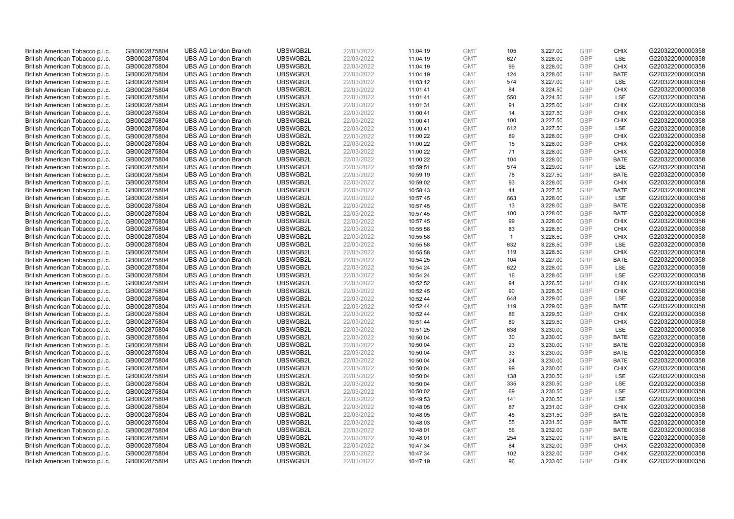| | | | | | | | | | | | |
|---|---|---|---|---|---|---|---|---|---|---|---|
| British American Tobacco p.l.c. | GB0002875804 | UBS AG London Branch | UBSWGB2L | 22/03/2022 | 11:04:19 | GMT | 105 | 3,227.00 | GBP | CHIX | G220322000000358 |
| British American Tobacco p.l.c. | GB0002875804 | UBS AG London Branch | UBSWGB2L | 22/03/2022 | 11:04:19 | GMT | 627 | 3,228.00 | GBP | LSE | G220322000000358 |
| British American Tobacco p.l.c. | GB0002875804 | UBS AG London Branch | UBSWGB2L | 22/03/2022 | 11:04:19 | GMT | 99 | 3,228.00 | GBP | CHIX | G220322000000358 |
| British American Tobacco p.l.c. | GB0002875804 | UBS AG London Branch | UBSWGB2L | 22/03/2022 | 11:04:19 | GMT | 124 | 3,228.00 | GBP | BATE | G220322000000358 |
| British American Tobacco p.l.c. | GB0002875804 | UBS AG London Branch | UBSWGB2L | 22/03/2022 | 11:03:12 | GMT | 574 | 3,227.00 | GBP | LSE | G220322000000358 |
| British American Tobacco p.l.c. | GB0002875804 | UBS AG London Branch | UBSWGB2L | 22/03/2022 | 11:01:41 | GMT | 84 | 3,224.50 | GBP | CHIX | G220322000000358 |
| British American Tobacco p.l.c. | GB0002875804 | UBS AG London Branch | UBSWGB2L | 22/03/2022 | 11:01:41 | GMT | 550 | 3,224.50 | GBP | LSE | G220322000000358 |
| British American Tobacco p.l.c. | GB0002875804 | UBS AG London Branch | UBSWGB2L | 22/03/2022 | 11:01:31 | GMT | 91 | 3,225.00 | GBP | CHIX | G220322000000358 |
| British American Tobacco p.l.c. | GB0002875804 | UBS AG London Branch | UBSWGB2L | 22/03/2022 | 11:00:41 | GMT | 14 | 3,227.50 | GBP | CHIX | G220322000000358 |
| British American Tobacco p.l.c. | GB0002875804 | UBS AG London Branch | UBSWGB2L | 22/03/2022 | 11:00:41 | GMT | 100 | 3,227.50 | GBP | CHIX | G220322000000358 |
| British American Tobacco p.l.c. | GB0002875804 | UBS AG London Branch | UBSWGB2L | 22/03/2022 | 11:00:41 | GMT | 612 | 3,227.50 | GBP | LSE | G220322000000358 |
| British American Tobacco p.l.c. | GB0002875804 | UBS AG London Branch | UBSWGB2L | 22/03/2022 | 11:00:22 | GMT | 89 | 3,228.00 | GBP | CHIX | G220322000000358 |
| British American Tobacco p.l.c. | GB0002875804 | UBS AG London Branch | UBSWGB2L | 22/03/2022 | 11:00:22 | GMT | 15 | 3,228.00 | GBP | CHIX | G220322000000358 |
| British American Tobacco p.l.c. | GB0002875804 | UBS AG London Branch | UBSWGB2L | 22/03/2022 | 11:00:22 | GMT | 71 | 3,228.00 | GBP | CHIX | G220322000000358 |
| British American Tobacco p.l.c. | GB0002875804 | UBS AG London Branch | UBSWGB2L | 22/03/2022 | 11:00:22 | GMT | 104 | 3,228.00 | GBP | BATE | G220322000000358 |
| British American Tobacco p.l.c. | GB0002875804 | UBS AG London Branch | UBSWGB2L | 22/03/2022 | 10:59:51 | GMT | 574 | 3,229.00 | GBP | LSE | G220322000000358 |
| British American Tobacco p.l.c. | GB0002875804 | UBS AG London Branch | UBSWGB2L | 22/03/2022 | 10:59:19 | GMT | 78 | 3,227.50 | GBP | BATE | G220322000000358 |
| British American Tobacco p.l.c. | GB0002875804 | UBS AG London Branch | UBSWGB2L | 22/03/2022 | 10:59:02 | GMT | 93 | 3,228.00 | GBP | CHIX | G220322000000358 |
| British American Tobacco p.l.c. | GB0002875804 | UBS AG London Branch | UBSWGB2L | 22/03/2022 | 10:58:43 | GMT | 44 | 3,227.50 | GBP | BATE | G220322000000358 |
| British American Tobacco p.l.c. | GB0002875804 | UBS AG London Branch | UBSWGB2L | 22/03/2022 | 10:57:45 | GMT | 663 | 3,228.00 | GBP | LSE | G220322000000358 |
| British American Tobacco p.l.c. | GB0002875804 | UBS AG London Branch | UBSWGB2L | 22/03/2022 | 10:57:45 | GMT | 13 | 3,228.00 | GBP | BATE | G220322000000358 |
| British American Tobacco p.l.c. | GB0002875804 | UBS AG London Branch | UBSWGB2L | 22/03/2022 | 10:57:45 | GMT | 100 | 3,228.00 | GBP | BATE | G220322000000358 |
| British American Tobacco p.l.c. | GB0002875804 | UBS AG London Branch | UBSWGB2L | 22/03/2022 | 10:57:45 | GMT | 99 | 3,228.00 | GBP | CHIX | G220322000000358 |
| British American Tobacco p.l.c. | GB0002875804 | UBS AG London Branch | UBSWGB2L | 22/03/2022 | 10:55:58 | GMT | 83 | 3,228.50 | GBP | CHIX | G220322000000358 |
| British American Tobacco p.l.c. | GB0002875804 | UBS AG London Branch | UBSWGB2L | 22/03/2022 | 10:55:58 | GMT | 1 | 3,228.50 | GBP | CHIX | G220322000000358 |
| British American Tobacco p.l.c. | GB0002875804 | UBS AG London Branch | UBSWGB2L | 22/03/2022 | 10:55:58 | GMT | 632 | 3,228.50 | GBP | LSE | G220322000000358 |
| British American Tobacco p.l.c. | GB0002875804 | UBS AG London Branch | UBSWGB2L | 22/03/2022 | 10:55:58 | GMT | 119 | 3,228.50 | GBP | CHIX | G220322000000358 |
| British American Tobacco p.l.c. | GB0002875804 | UBS AG London Branch | UBSWGB2L | 22/03/2022 | 10:54:25 | GMT | 104 | 3,227.00 | GBP | BATE | G220322000000358 |
| British American Tobacco p.l.c. | GB0002875804 | UBS AG London Branch | UBSWGB2L | 22/03/2022 | 10:54:24 | GMT | 622 | 3,228.00 | GBP | LSE | G220322000000358 |
| British American Tobacco p.l.c. | GB0002875804 | UBS AG London Branch | UBSWGB2L | 22/03/2022 | 10:54:24 | GMT | 16 | 3,228.00 | GBP | LSE | G220322000000358 |
| British American Tobacco p.l.c. | GB0002875804 | UBS AG London Branch | UBSWGB2L | 22/03/2022 | 10:52:52 | GMT | 94 | 3,226.50 | GBP | CHIX | G220322000000358 |
| British American Tobacco p.l.c. | GB0002875804 | UBS AG London Branch | UBSWGB2L | 22/03/2022 | 10:52:45 | GMT | 90 | 3,228.50 | GBP | CHIX | G220322000000358 |
| British American Tobacco p.l.c. | GB0002875804 | UBS AG London Branch | UBSWGB2L | 22/03/2022 | 10:52:44 | GMT | 648 | 3,229.00 | GBP | LSE | G220322000000358 |
| British American Tobacco p.l.c. | GB0002875804 | UBS AG London Branch | UBSWGB2L | 22/03/2022 | 10:52:44 | GMT | 119 | 3,229.00 | GBP | BATE | G220322000000358 |
| British American Tobacco p.l.c. | GB0002875804 | UBS AG London Branch | UBSWGB2L | 22/03/2022 | 10:52:44 | GMT | 86 | 3,229.50 | GBP | CHIX | G220322000000358 |
| British American Tobacco p.l.c. | GB0002875804 | UBS AG London Branch | UBSWGB2L | 22/03/2022 | 10:51:44 | GMT | 89 | 3,229.50 | GBP | CHIX | G220322000000358 |
| British American Tobacco p.l.c. | GB0002875804 | UBS AG London Branch | UBSWGB2L | 22/03/2022 | 10:51:25 | GMT | 638 | 3,230.00 | GBP | LSE | G220322000000358 |
| British American Tobacco p.l.c. | GB0002875804 | UBS AG London Branch | UBSWGB2L | 22/03/2022 | 10:50:04 | GMT | 30 | 3,230.00 | GBP | BATE | G220322000000358 |
| British American Tobacco p.l.c. | GB0002875804 | UBS AG London Branch | UBSWGB2L | 22/03/2022 | 10:50:04 | GMT | 23 | 3,230.00 | GBP | BATE | G220322000000358 |
| British American Tobacco p.l.c. | GB0002875804 | UBS AG London Branch | UBSWGB2L | 22/03/2022 | 10:50:04 | GMT | 33 | 3,230.00 | GBP | BATE | G220322000000358 |
| British American Tobacco p.l.c. | GB0002875804 | UBS AG London Branch | UBSWGB2L | 22/03/2022 | 10:50:04 | GMT | 24 | 3,230.00 | GBP | BATE | G220322000000358 |
| British American Tobacco p.l.c. | GB0002875804 | UBS AG London Branch | UBSWGB2L | 22/03/2022 | 10:50:04 | GMT | 99 | 3,230.00 | GBP | CHIX | G220322000000358 |
| British American Tobacco p.l.c. | GB0002875804 | UBS AG London Branch | UBSWGB2L | 22/03/2022 | 10:50:04 | GMT | 138 | 3,230.50 | GBP | LSE | G220322000000358 |
| British American Tobacco p.l.c. | GB0002875804 | UBS AG London Branch | UBSWGB2L | 22/03/2022 | 10:50:04 | GMT | 335 | 3,230.50 | GBP | LSE | G220322000000358 |
| British American Tobacco p.l.c. | GB0002875804 | UBS AG London Branch | UBSWGB2L | 22/03/2022 | 10:50:02 | GMT | 69 | 3,230.50 | GBP | LSE | G220322000000358 |
| British American Tobacco p.l.c. | GB0002875804 | UBS AG London Branch | UBSWGB2L | 22/03/2022 | 10:49:53 | GMT | 141 | 3,230.50 | GBP | LSE | G220322000000358 |
| British American Tobacco p.l.c. | GB0002875804 | UBS AG London Branch | UBSWGB2L | 22/03/2022 | 10:48:05 | GMT | 87 | 3,231.00 | GBP | CHIX | G220322000000358 |
| British American Tobacco p.l.c. | GB0002875804 | UBS AG London Branch | UBSWGB2L | 22/03/2022 | 10:48:05 | GMT | 45 | 3,231.50 | GBP | BATE | G220322000000358 |
| British American Tobacco p.l.c. | GB0002875804 | UBS AG London Branch | UBSWGB2L | 22/03/2022 | 10:48:03 | GMT | 55 | 3,231.50 | GBP | BATE | G220322000000358 |
| British American Tobacco p.l.c. | GB0002875804 | UBS AG London Branch | UBSWGB2L | 22/03/2022 | 10:48:01 | GMT | 56 | 3,232.00 | GBP | BATE | G220322000000358 |
| British American Tobacco p.l.c. | GB0002875804 | UBS AG London Branch | UBSWGB2L | 22/03/2022 | 10:48:01 | GMT | 254 | 3,232.00 | GBP | BATE | G220322000000358 |
| British American Tobacco p.l.c. | GB0002875804 | UBS AG London Branch | UBSWGB2L | 22/03/2022 | 10:47:34 | GMT | 84 | 3,232.00 | GBP | CHIX | G220322000000358 |
| British American Tobacco p.l.c. | GB0002875804 | UBS AG London Branch | UBSWGB2L | 22/03/2022 | 10:47:34 | GMT | 102 | 3,232.00 | GBP | CHIX | G220322000000358 |
| British American Tobacco p.l.c. | GB0002875804 | UBS AG London Branch | UBSWGB2L | 22/03/2022 | 10:47:19 | GMT | 96 | 3,233.00 | GBP | CHIX | G220322000000358 |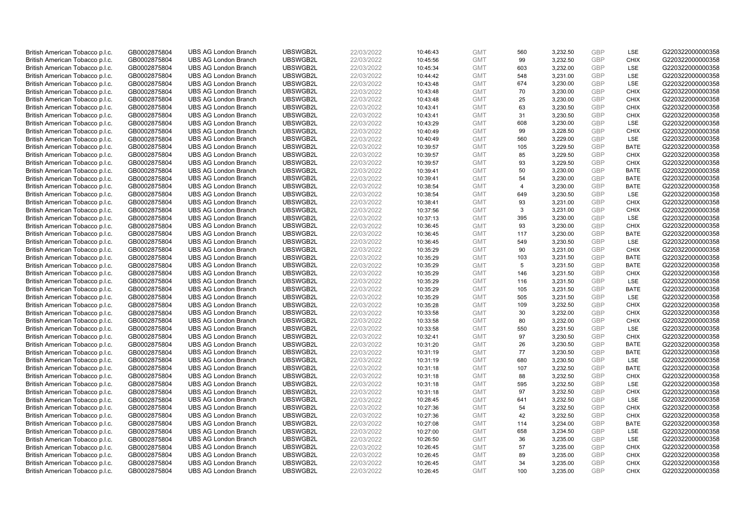| | | | | | | | | | | |
|---|---|---|---|---|---|---|---|---|---|---|
| British American Tobacco p.l.c. | GB0002875804 | UBS AG London Branch | UBSWGB2L | 22/03/2022 | 10:46:43 | GMT | 560 | 3,232.50 | GBP | LSE | G220322000000358 |
| British American Tobacco p.l.c. | GB0002875804 | UBS AG London Branch | UBSWGB2L | 22/03/2022 | 10:45:56 | GMT | 99 | 3,232.50 | GBP | CHIX | G220322000000358 |
| British American Tobacco p.l.c. | GB0002875804 | UBS AG London Branch | UBSWGB2L | 22/03/2022 | 10:45:34 | GMT | 603 | 3,232.00 | GBP | LSE | G220322000000358 |
| British American Tobacco p.l.c. | GB0002875804 | UBS AG London Branch | UBSWGB2L | 22/03/2022 | 10:44:42 | GMT | 548 | 3,231.00 | GBP | LSE | G220322000000358 |
| British American Tobacco p.l.c. | GB0002875804 | UBS AG London Branch | UBSWGB2L | 22/03/2022 | 10:43:48 | GMT | 674 | 3,230.00 | GBP | LSE | G220322000000358 |
| British American Tobacco p.l.c. | GB0002875804 | UBS AG London Branch | UBSWGB2L | 22/03/2022 | 10:43:48 | GMT | 70 | 3,230.00 | GBP | CHIX | G220322000000358 |
| British American Tobacco p.l.c. | GB0002875804 | UBS AG London Branch | UBSWGB2L | 22/03/2022 | 10:43:48 | GMT | 25 | 3,230.00 | GBP | CHIX | G220322000000358 |
| British American Tobacco p.l.c. | GB0002875804 | UBS AG London Branch | UBSWGB2L | 22/03/2022 | 10:43:41 | GMT | 63 | 3,230.50 | GBP | CHIX | G220322000000358 |
| British American Tobacco p.l.c. | GB0002875804 | UBS AG London Branch | UBSWGB2L | 22/03/2022 | 10:43:41 | GMT | 31 | 3,230.50 | GBP | CHIX | G220322000000358 |
| British American Tobacco p.l.c. | GB0002875804 | UBS AG London Branch | UBSWGB2L | 22/03/2022 | 10:43:29 | GMT | 608 | 3,230.00 | GBP | LSE | G220322000000358 |
| British American Tobacco p.l.c. | GB0002875804 | UBS AG London Branch | UBSWGB2L | 22/03/2022 | 10:40:49 | GMT | 99 | 3,228.50 | GBP | CHIX | G220322000000358 |
| British American Tobacco p.l.c. | GB0002875804 | UBS AG London Branch | UBSWGB2L | 22/03/2022 | 10:40:49 | GMT | 560 | 3,229.00 | GBP | LSE | G220322000000358 |
| British American Tobacco p.l.c. | GB0002875804 | UBS AG London Branch | UBSWGB2L | 22/03/2022 | 10:39:57 | GMT | 105 | 3,229.50 | GBP | BATE | G220322000000358 |
| British American Tobacco p.l.c. | GB0002875804 | UBS AG London Branch | UBSWGB2L | 22/03/2022 | 10:39:57 | GMT | 85 | 3,229.50 | GBP | CHIX | G220322000000358 |
| British American Tobacco p.l.c. | GB0002875804 | UBS AG London Branch | UBSWGB2L | 22/03/2022 | 10:39:57 | GMT | 93 | 3,229.50 | GBP | CHIX | G220322000000358 |
| British American Tobacco p.l.c. | GB0002875804 | UBS AG London Branch | UBSWGB2L | 22/03/2022 | 10:39:41 | GMT | 50 | 3,230.00 | GBP | BATE | G220322000000358 |
| British American Tobacco p.l.c. | GB0002875804 | UBS AG London Branch | UBSWGB2L | 22/03/2022 | 10:39:41 | GMT | 54 | 3,230.00 | GBP | BATE | G220322000000358 |
| British American Tobacco p.l.c. | GB0002875804 | UBS AG London Branch | UBSWGB2L | 22/03/2022 | 10:38:54 | GMT | 4 | 3,230.00 | GBP | BATE | G220322000000358 |
| British American Tobacco p.l.c. | GB0002875804 | UBS AG London Branch | UBSWGB2L | 22/03/2022 | 10:38:54 | GMT | 649 | 3,230.50 | GBP | LSE | G220322000000358 |
| British American Tobacco p.l.c. | GB0002875804 | UBS AG London Branch | UBSWGB2L | 22/03/2022 | 10:38:41 | GMT | 93 | 3,231.00 | GBP | CHIX | G220322000000358 |
| British American Tobacco p.l.c. | GB0002875804 | UBS AG London Branch | UBSWGB2L | 22/03/2022 | 10:37:56 | GMT | 3 | 3,231.00 | GBP | CHIX | G220322000000358 |
| British American Tobacco p.l.c. | GB0002875804 | UBS AG London Branch | UBSWGB2L | 22/03/2022 | 10:37:13 | GMT | 395 | 3,230.00 | GBP | LSE | G220322000000358 |
| British American Tobacco p.l.c. | GB0002875804 | UBS AG London Branch | UBSWGB2L | 22/03/2022 | 10:36:45 | GMT | 93 | 3,230.00 | GBP | CHIX | G220322000000358 |
| British American Tobacco p.l.c. | GB0002875804 | UBS AG London Branch | UBSWGB2L | 22/03/2022 | 10:36:45 | GMT | 117 | 3,230.00 | GBP | BATE | G220322000000358 |
| British American Tobacco p.l.c. | GB0002875804 | UBS AG London Branch | UBSWGB2L | 22/03/2022 | 10:36:45 | GMT | 549 | 3,230.50 | GBP | LSE | G220322000000358 |
| British American Tobacco p.l.c. | GB0002875804 | UBS AG London Branch | UBSWGB2L | 22/03/2022 | 10:35:29 | GMT | 90 | 3,231.00 | GBP | CHIX | G220322000000358 |
| British American Tobacco p.l.c. | GB0002875804 | UBS AG London Branch | UBSWGB2L | 22/03/2022 | 10:35:29 | GMT | 103 | 3,231.50 | GBP | BATE | G220322000000358 |
| British American Tobacco p.l.c. | GB0002875804 | UBS AG London Branch | UBSWGB2L | 22/03/2022 | 10:35:29 | GMT | 5 | 3,231.50 | GBP | BATE | G220322000000358 |
| British American Tobacco p.l.c. | GB0002875804 | UBS AG London Branch | UBSWGB2L | 22/03/2022 | 10:35:29 | GMT | 146 | 3,231.50 | GBP | CHIX | G220322000000358 |
| British American Tobacco p.l.c. | GB0002875804 | UBS AG London Branch | UBSWGB2L | 22/03/2022 | 10:35:29 | GMT | 116 | 3,231.50 | GBP | LSE | G220322000000358 |
| British American Tobacco p.l.c. | GB0002875804 | UBS AG London Branch | UBSWGB2L | 22/03/2022 | 10:35:29 | GMT | 105 | 3,231.50 | GBP | BATE | G220322000000358 |
| British American Tobacco p.l.c. | GB0002875804 | UBS AG London Branch | UBSWGB2L | 22/03/2022 | 10:35:29 | GMT | 505 | 3,231.50 | GBP | LSE | G220322000000358 |
| British American Tobacco p.l.c. | GB0002875804 | UBS AG London Branch | UBSWGB2L | 22/03/2022 | 10:35:28 | GMT | 109 | 3,232.50 | GBP | CHIX | G220322000000358 |
| British American Tobacco p.l.c. | GB0002875804 | UBS AG London Branch | UBSWGB2L | 22/03/2022 | 10:33:58 | GMT | 30 | 3,232.00 | GBP | CHIX | G220322000000358 |
| British American Tobacco p.l.c. | GB0002875804 | UBS AG London Branch | UBSWGB2L | 22/03/2022 | 10:33:58 | GMT | 80 | 3,232.00 | GBP | CHIX | G220322000000358 |
| British American Tobacco p.l.c. | GB0002875804 | UBS AG London Branch | UBSWGB2L | 22/03/2022 | 10:33:58 | GMT | 550 | 3,231.50 | GBP | LSE | G220322000000358 |
| British American Tobacco p.l.c. | GB0002875804 | UBS AG London Branch | UBSWGB2L | 22/03/2022 | 10:32:41 | GMT | 97 | 3,230.50 | GBP | CHIX | G220322000000358 |
| British American Tobacco p.l.c. | GB0002875804 | UBS AG London Branch | UBSWGB2L | 22/03/2022 | 10:31:20 | GMT | 26 | 3,230.50 | GBP | BATE | G220322000000358 |
| British American Tobacco p.l.c. | GB0002875804 | UBS AG London Branch | UBSWGB2L | 22/03/2022 | 10:31:19 | GMT | 77 | 3,230.50 | GBP | BATE | G220322000000358 |
| British American Tobacco p.l.c. | GB0002875804 | UBS AG London Branch | UBSWGB2L | 22/03/2022 | 10:31:19 | GMT | 680 | 3,230.50 | GBP | LSE | G220322000000358 |
| British American Tobacco p.l.c. | GB0002875804 | UBS AG London Branch | UBSWGB2L | 22/03/2022 | 10:31:18 | GMT | 107 | 3,232.50 | GBP | BATE | G220322000000358 |
| British American Tobacco p.l.c. | GB0002875804 | UBS AG London Branch | UBSWGB2L | 22/03/2022 | 10:31:18 | GMT | 88 | 3,232.50 | GBP | CHIX | G220322000000358 |
| British American Tobacco p.l.c. | GB0002875804 | UBS AG London Branch | UBSWGB2L | 22/03/2022 | 10:31:18 | GMT | 595 | 3,232.50 | GBP | LSE | G220322000000358 |
| British American Tobacco p.l.c. | GB0002875804 | UBS AG London Branch | UBSWGB2L | 22/03/2022 | 10:31:18 | GMT | 97 | 3,232.50 | GBP | CHIX | G220322000000358 |
| British American Tobacco p.l.c. | GB0002875804 | UBS AG London Branch | UBSWGB2L | 22/03/2022 | 10:28:45 | GMT | 641 | 3,232.50 | GBP | LSE | G220322000000358 |
| British American Tobacco p.l.c. | GB0002875804 | UBS AG London Branch | UBSWGB2L | 22/03/2022 | 10:27:36 | GMT | 54 | 3,232.50 | GBP | CHIX | G220322000000358 |
| British American Tobacco p.l.c. | GB0002875804 | UBS AG London Branch | UBSWGB2L | 22/03/2022 | 10:27:36 | GMT | 42 | 3,232.50 | GBP | CHIX | G220322000000358 |
| British American Tobacco p.l.c. | GB0002875804 | UBS AG London Branch | UBSWGB2L | 22/03/2022 | 10:27:08 | GMT | 114 | 3,234.00 | GBP | BATE | G220322000000358 |
| British American Tobacco p.l.c. | GB0002875804 | UBS AG London Branch | UBSWGB2L | 22/03/2022 | 10:27:00 | GMT | 658 | 3,234.50 | GBP | LSE | G220322000000358 |
| British American Tobacco p.l.c. | GB0002875804 | UBS AG London Branch | UBSWGB2L | 22/03/2022 | 10:26:50 | GMT | 36 | 3,235.00 | GBP | LSE | G220322000000358 |
| British American Tobacco p.l.c. | GB0002875804 | UBS AG London Branch | UBSWGB2L | 22/03/2022 | 10:26:45 | GMT | 57 | 3,235.00 | GBP | CHIX | G220322000000358 |
| British American Tobacco p.l.c. | GB0002875804 | UBS AG London Branch | UBSWGB2L | 22/03/2022 | 10:26:45 | GMT | 89 | 3,235.00 | GBP | CHIX | G220322000000358 |
| British American Tobacco p.l.c. | GB0002875804 | UBS AG London Branch | UBSWGB2L | 22/03/2022 | 10:26:45 | GMT | 34 | 3,235.00 | GBP | CHIX | G220322000000358 |
| British American Tobacco p.l.c. | GB0002875804 | UBS AG London Branch | UBSWGB2L | 22/03/2022 | 10:26:45 | GMT | 100 | 3,235.00 | GBP | CHIX | G220322000000358 |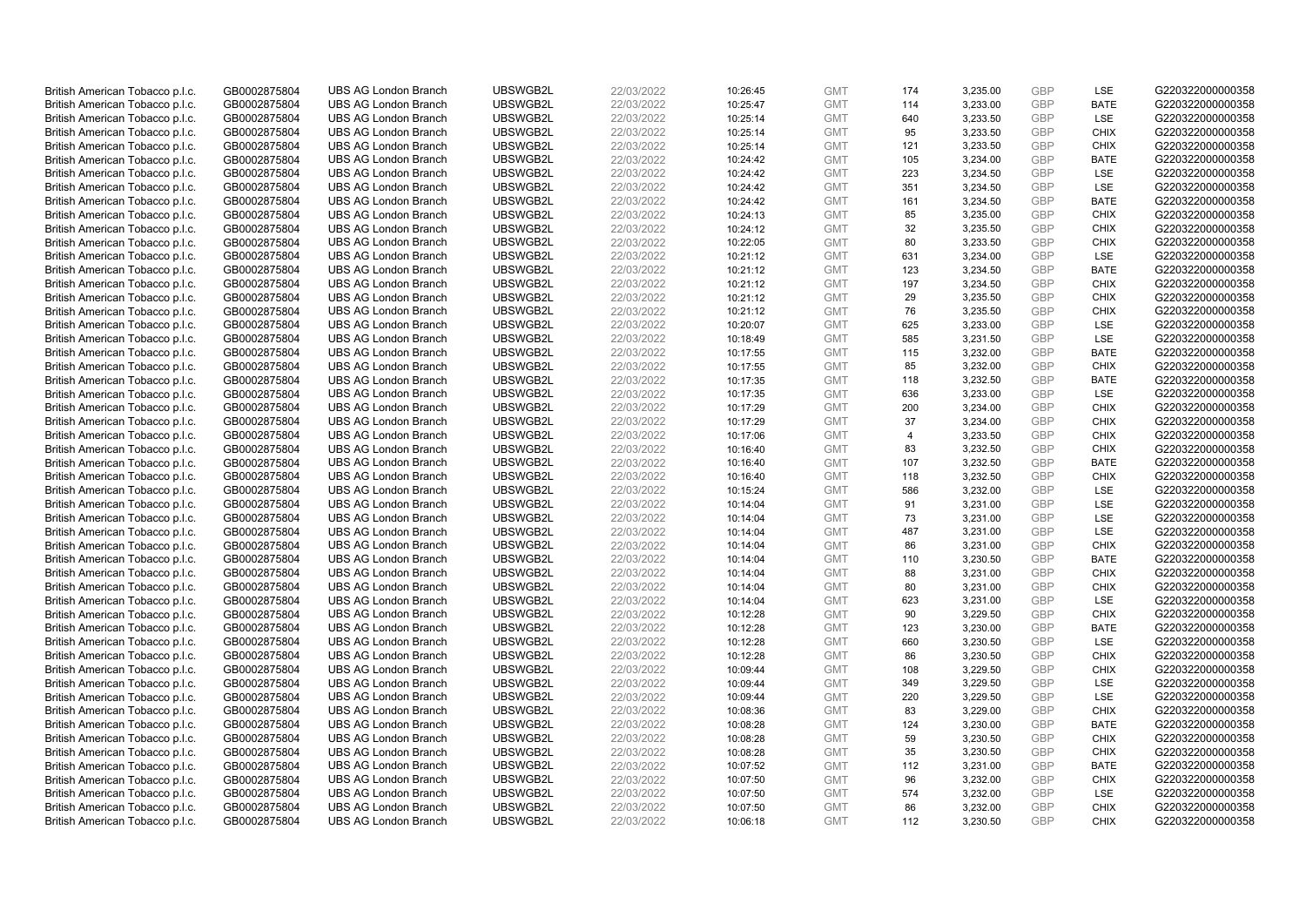| | | | | | | | | | | | |
|---|---|---|---|---|---|---|---|---|---|---|---|
| British American Tobacco p.l.c. | GB0002875804 | UBS AG London Branch | UBSWGB2L | 22/03/2022 | 10:26:45 | GMT | 174 | 3,235.00 | GBP | LSE | G220322000000358 |
| British American Tobacco p.l.c. | GB0002875804 | UBS AG London Branch | UBSWGB2L | 22/03/2022 | 10:25:47 | GMT | 114 | 3,233.00 | GBP | BATE | G220322000000358 |
| British American Tobacco p.l.c. | GB0002875804 | UBS AG London Branch | UBSWGB2L | 22/03/2022 | 10:25:14 | GMT | 640 | 3,233.50 | GBP | LSE | G220322000000358 |
| British American Tobacco p.l.c. | GB0002875804 | UBS AG London Branch | UBSWGB2L | 22/03/2022 | 10:25:14 | GMT | 95 | 3,233.50 | GBP | CHIX | G220322000000358 |
| British American Tobacco p.l.c. | GB0002875804 | UBS AG London Branch | UBSWGB2L | 22/03/2022 | 10:25:14 | GMT | 121 | 3,233.50 | GBP | CHIX | G220322000000358 |
| British American Tobacco p.l.c. | GB0002875804 | UBS AG London Branch | UBSWGB2L | 22/03/2022 | 10:24:42 | GMT | 105 | 3,234.00 | GBP | BATE | G220322000000358 |
| British American Tobacco p.l.c. | GB0002875804 | UBS AG London Branch | UBSWGB2L | 22/03/2022 | 10:24:42 | GMT | 223 | 3,234.50 | GBP | LSE | G220322000000358 |
| British American Tobacco p.l.c. | GB0002875804 | UBS AG London Branch | UBSWGB2L | 22/03/2022 | 10:24:42 | GMT | 351 | 3,234.50 | GBP | LSE | G220322000000358 |
| British American Tobacco p.l.c. | GB0002875804 | UBS AG London Branch | UBSWGB2L | 22/03/2022 | 10:24:42 | GMT | 161 | 3,234.50 | GBP | BATE | G220322000000358 |
| British American Tobacco p.l.c. | GB0002875804 | UBS AG London Branch | UBSWGB2L | 22/03/2022 | 10:24:13 | GMT | 85 | 3,235.00 | GBP | CHIX | G220322000000358 |
| British American Tobacco p.l.c. | GB0002875804 | UBS AG London Branch | UBSWGB2L | 22/03/2022 | 10:24:12 | GMT | 32 | 3,235.50 | GBP | CHIX | G220322000000358 |
| British American Tobacco p.l.c. | GB0002875804 | UBS AG London Branch | UBSWGB2L | 22/03/2022 | 10:22:05 | GMT | 80 | 3,233.50 | GBP | CHIX | G220322000000358 |
| British American Tobacco p.l.c. | GB0002875804 | UBS AG London Branch | UBSWGB2L | 22/03/2022 | 10:21:12 | GMT | 631 | 3,234.00 | GBP | LSE | G220322000000358 |
| British American Tobacco p.l.c. | GB0002875804 | UBS AG London Branch | UBSWGB2L | 22/03/2022 | 10:21:12 | GMT | 123 | 3,234.50 | GBP | BATE | G220322000000358 |
| British American Tobacco p.l.c. | GB0002875804 | UBS AG London Branch | UBSWGB2L | 22/03/2022 | 10:21:12 | GMT | 197 | 3,234.50 | GBP | CHIX | G220322000000358 |
| British American Tobacco p.l.c. | GB0002875804 | UBS AG London Branch | UBSWGB2L | 22/03/2022 | 10:21:12 | GMT | 29 | 3,235.50 | GBP | CHIX | G220322000000358 |
| British American Tobacco p.l.c. | GB0002875804 | UBS AG London Branch | UBSWGB2L | 22/03/2022 | 10:21:12 | GMT | 76 | 3,235.50 | GBP | CHIX | G220322000000358 |
| British American Tobacco p.l.c. | GB0002875804 | UBS AG London Branch | UBSWGB2L | 22/03/2022 | 10:20:07 | GMT | 625 | 3,233.00 | GBP | LSE | G220322000000358 |
| British American Tobacco p.l.c. | GB0002875804 | UBS AG London Branch | UBSWGB2L | 22/03/2022 | 10:18:49 | GMT | 585 | 3,231.50 | GBP | LSE | G220322000000358 |
| British American Tobacco p.l.c. | GB0002875804 | UBS AG London Branch | UBSWGB2L | 22/03/2022 | 10:17:55 | GMT | 115 | 3,232.00 | GBP | BATE | G220322000000358 |
| British American Tobacco p.l.c. | GB0002875804 | UBS AG London Branch | UBSWGB2L | 22/03/2022 | 10:17:55 | GMT | 85 | 3,232.00 | GBP | CHIX | G220322000000358 |
| British American Tobacco p.l.c. | GB0002875804 | UBS AG London Branch | UBSWGB2L | 22/03/2022 | 10:17:35 | GMT | 118 | 3,232.50 | GBP | BATE | G220322000000358 |
| British American Tobacco p.l.c. | GB0002875804 | UBS AG London Branch | UBSWGB2L | 22/03/2022 | 10:17:35 | GMT | 636 | 3,233.00 | GBP | LSE | G220322000000358 |
| British American Tobacco p.l.c. | GB0002875804 | UBS AG London Branch | UBSWGB2L | 22/03/2022 | 10:17:29 | GMT | 200 | 3,234.00 | GBP | CHIX | G220322000000358 |
| British American Tobacco p.l.c. | GB0002875804 | UBS AG London Branch | UBSWGB2L | 22/03/2022 | 10:17:29 | GMT | 37 | 3,234.00 | GBP | CHIX | G220322000000358 |
| British American Tobacco p.l.c. | GB0002875804 | UBS AG London Branch | UBSWGB2L | 22/03/2022 | 10:17:06 | GMT | 4 | 3,233.50 | GBP | CHIX | G220322000000358 |
| British American Tobacco p.l.c. | GB0002875804 | UBS AG London Branch | UBSWGB2L | 22/03/2022 | 10:16:40 | GMT | 83 | 3,232.50 | GBP | CHIX | G220322000000358 |
| British American Tobacco p.l.c. | GB0002875804 | UBS AG London Branch | UBSWGB2L | 22/03/2022 | 10:16:40 | GMT | 107 | 3,232.50 | GBP | BATE | G220322000000358 |
| British American Tobacco p.l.c. | GB0002875804 | UBS AG London Branch | UBSWGB2L | 22/03/2022 | 10:16:40 | GMT | 118 | 3,232.50 | GBP | CHIX | G220322000000358 |
| British American Tobacco p.l.c. | GB0002875804 | UBS AG London Branch | UBSWGB2L | 22/03/2022 | 10:15:24 | GMT | 586 | 3,232.00 | GBP | LSE | G220322000000358 |
| British American Tobacco p.l.c. | GB0002875804 | UBS AG London Branch | UBSWGB2L | 22/03/2022 | 10:14:04 | GMT | 91 | 3,231.00 | GBP | LSE | G220322000000358 |
| British American Tobacco p.l.c. | GB0002875804 | UBS AG London Branch | UBSWGB2L | 22/03/2022 | 10:14:04 | GMT | 73 | 3,231.00 | GBP | LSE | G220322000000358 |
| British American Tobacco p.l.c. | GB0002875804 | UBS AG London Branch | UBSWGB2L | 22/03/2022 | 10:14:04 | GMT | 487 | 3,231.00 | GBP | LSE | G220322000000358 |
| British American Tobacco p.l.c. | GB0002875804 | UBS AG London Branch | UBSWGB2L | 22/03/2022 | 10:14:04 | GMT | 86 | 3,231.00 | GBP | CHIX | G220322000000358 |
| British American Tobacco p.l.c. | GB0002875804 | UBS AG London Branch | UBSWGB2L | 22/03/2022 | 10:14:04 | GMT | 110 | 3,230.50 | GBP | BATE | G220322000000358 |
| British American Tobacco p.l.c. | GB0002875804 | UBS AG London Branch | UBSWGB2L | 22/03/2022 | 10:14:04 | GMT | 88 | 3,231.00 | GBP | CHIX | G220322000000358 |
| British American Tobacco p.l.c. | GB0002875804 | UBS AG London Branch | UBSWGB2L | 22/03/2022 | 10:14:04 | GMT | 80 | 3,231.00 | GBP | CHIX | G220322000000358 |
| British American Tobacco p.l.c. | GB0002875804 | UBS AG London Branch | UBSWGB2L | 22/03/2022 | 10:14:04 | GMT | 623 | 3,231.00 | GBP | LSE | G220322000000358 |
| British American Tobacco p.l.c. | GB0002875804 | UBS AG London Branch | UBSWGB2L | 22/03/2022 | 10:12:28 | GMT | 90 | 3,229.50 | GBP | CHIX | G220322000000358 |
| British American Tobacco p.l.c. | GB0002875804 | UBS AG London Branch | UBSWGB2L | 22/03/2022 | 10:12:28 | GMT | 123 | 3,230.00 | GBP | BATE | G220322000000358 |
| British American Tobacco p.l.c. | GB0002875804 | UBS AG London Branch | UBSWGB2L | 22/03/2022 | 10:12:28 | GMT | 660 | 3,230.50 | GBP | LSE | G220322000000358 |
| British American Tobacco p.l.c. | GB0002875804 | UBS AG London Branch | UBSWGB2L | 22/03/2022 | 10:12:28 | GMT | 86 | 3,230.50 | GBP | CHIX | G220322000000358 |
| British American Tobacco p.l.c. | GB0002875804 | UBS AG London Branch | UBSWGB2L | 22/03/2022 | 10:09:44 | GMT | 108 | 3,229.50 | GBP | CHIX | G220322000000358 |
| British American Tobacco p.l.c. | GB0002875804 | UBS AG London Branch | UBSWGB2L | 22/03/2022 | 10:09:44 | GMT | 349 | 3,229.50 | GBP | LSE | G220322000000358 |
| British American Tobacco p.l.c. | GB0002875804 | UBS AG London Branch | UBSWGB2L | 22/03/2022 | 10:09:44 | GMT | 220 | 3,229.50 | GBP | LSE | G220322000000358 |
| British American Tobacco p.l.c. | GB0002875804 | UBS AG London Branch | UBSWGB2L | 22/03/2022 | 10:08:36 | GMT | 83 | 3,229.00 | GBP | CHIX | G220322000000358 |
| British American Tobacco p.l.c. | GB0002875804 | UBS AG London Branch | UBSWGB2L | 22/03/2022 | 10:08:28 | GMT | 124 | 3,230.00 | GBP | BATE | G220322000000358 |
| British American Tobacco p.l.c. | GB0002875804 | UBS AG London Branch | UBSWGB2L | 22/03/2022 | 10:08:28 | GMT | 59 | 3,230.50 | GBP | CHIX | G220322000000358 |
| British American Tobacco p.l.c. | GB0002875804 | UBS AG London Branch | UBSWGB2L | 22/03/2022 | 10:08:28 | GMT | 35 | 3,230.50 | GBP | CHIX | G220322000000358 |
| British American Tobacco p.l.c. | GB0002875804 | UBS AG London Branch | UBSWGB2L | 22/03/2022 | 10:07:52 | GMT | 112 | 3,231.00 | GBP | BATE | G220322000000358 |
| British American Tobacco p.l.c. | GB0002875804 | UBS AG London Branch | UBSWGB2L | 22/03/2022 | 10:07:50 | GMT | 96 | 3,232.00 | GBP | CHIX | G220322000000358 |
| British American Tobacco p.l.c. | GB0002875804 | UBS AG London Branch | UBSWGB2L | 22/03/2022 | 10:07:50 | GMT | 574 | 3,232.00 | GBP | LSE | G220322000000358 |
| British American Tobacco p.l.c. | GB0002875804 | UBS AG London Branch | UBSWGB2L | 22/03/2022 | 10:07:50 | GMT | 86 | 3,232.00 | GBP | CHIX | G220322000000358 |
| British American Tobacco p.l.c. | GB0002875804 | UBS AG London Branch | UBSWGB2L | 22/03/2022 | 10:06:18 | GMT | 112 | 3,230.50 | GBP | CHIX | G220322000000358 |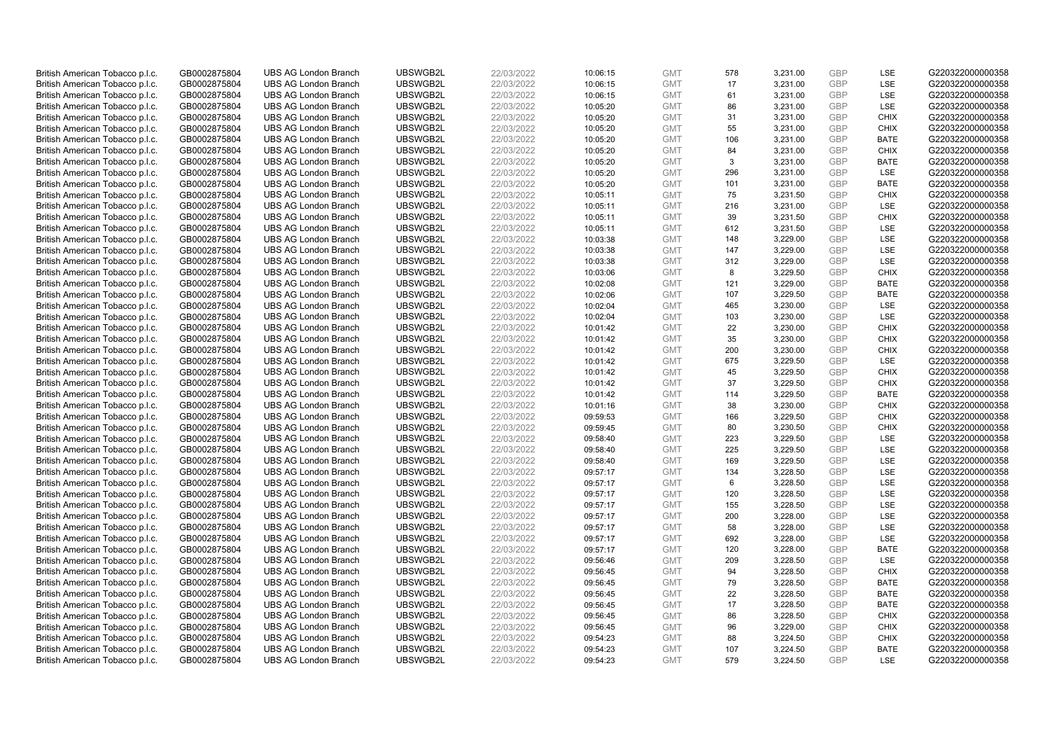| | | | | | | | | | | | |
|---|---|---|---|---|---|---|---|---|---|---|---|
| British American Tobacco p.l.c. | GB0002875804 | UBS AG London Branch | UBSWGB2L | 22/03/2022 | 10:06:15 | GMT | 578 | 3,231.00 | GBP | LSE | G220322000000358 |
| British American Tobacco p.l.c. | GB0002875804 | UBS AG London Branch | UBSWGB2L | 22/03/2022 | 10:06:15 | GMT | 17 | 3,231.00 | GBP | LSE | G220322000000358 |
| British American Tobacco p.l.c. | GB0002875804 | UBS AG London Branch | UBSWGB2L | 22/03/2022 | 10:06:15 | GMT | 61 | 3,231.00 | GBP | LSE | G220322000000358 |
| British American Tobacco p.l.c. | GB0002875804 | UBS AG London Branch | UBSWGB2L | 22/03/2022 | 10:05:20 | GMT | 86 | 3,231.00 | GBP | LSE | G220322000000358 |
| British American Tobacco p.l.c. | GB0002875804 | UBS AG London Branch | UBSWGB2L | 22/03/2022 | 10:05:20 | GMT | 31 | 3,231.00 | GBP | CHIX | G220322000000358 |
| British American Tobacco p.l.c. | GB0002875804 | UBS AG London Branch | UBSWGB2L | 22/03/2022 | 10:05:20 | GMT | 55 | 3,231.00 | GBP | CHIX | G220322000000358 |
| British American Tobacco p.l.c. | GB0002875804 | UBS AG London Branch | UBSWGB2L | 22/03/2022 | 10:05:20 | GMT | 106 | 3,231.00 | GBP | BATE | G220322000000358 |
| British American Tobacco p.l.c. | GB0002875804 | UBS AG London Branch | UBSWGB2L | 22/03/2022 | 10:05:20 | GMT | 84 | 3,231.00 | GBP | CHIX | G220322000000358 |
| British American Tobacco p.l.c. | GB0002875804 | UBS AG London Branch | UBSWGB2L | 22/03/2022 | 10:05:20 | GMT | 3 | 3,231.00 | GBP | BATE | G220322000000358 |
| British American Tobacco p.l.c. | GB0002875804 | UBS AG London Branch | UBSWGB2L | 22/03/2022 | 10:05:20 | GMT | 296 | 3,231.00 | GBP | LSE | G220322000000358 |
| British American Tobacco p.l.c. | GB0002875804 | UBS AG London Branch | UBSWGB2L | 22/03/2022 | 10:05:20 | GMT | 101 | 3,231.00 | GBP | BATE | G220322000000358 |
| British American Tobacco p.l.c. | GB0002875804 | UBS AG London Branch | UBSWGB2L | 22/03/2022 | 10:05:11 | GMT | 75 | 3,231.50 | GBP | CHIX | G220322000000358 |
| British American Tobacco p.l.c. | GB0002875804 | UBS AG London Branch | UBSWGB2L | 22/03/2022 | 10:05:11 | GMT | 216 | 3,231.00 | GBP | LSE | G220322000000358 |
| British American Tobacco p.l.c. | GB0002875804 | UBS AG London Branch | UBSWGB2L | 22/03/2022 | 10:05:11 | GMT | 39 | 3,231.50 | GBP | CHIX | G220322000000358 |
| British American Tobacco p.l.c. | GB0002875804 | UBS AG London Branch | UBSWGB2L | 22/03/2022 | 10:05:11 | GMT | 612 | 3,231.50 | GBP | LSE | G220322000000358 |
| British American Tobacco p.l.c. | GB0002875804 | UBS AG London Branch | UBSWGB2L | 22/03/2022 | 10:03:38 | GMT | 148 | 3,229.00 | GBP | LSE | G220322000000358 |
| British American Tobacco p.l.c. | GB0002875804 | UBS AG London Branch | UBSWGB2L | 22/03/2022 | 10:03:38 | GMT | 147 | 3,229.00 | GBP | LSE | G220322000000358 |
| British American Tobacco p.l.c. | GB0002875804 | UBS AG London Branch | UBSWGB2L | 22/03/2022 | 10:03:38 | GMT | 312 | 3,229.00 | GBP | LSE | G220322000000358 |
| British American Tobacco p.l.c. | GB0002875804 | UBS AG London Branch | UBSWGB2L | 22/03/2022 | 10:03:06 | GMT | 8 | 3,229.50 | GBP | CHIX | G220322000000358 |
| British American Tobacco p.l.c. | GB0002875804 | UBS AG London Branch | UBSWGB2L | 22/03/2022 | 10:02:08 | GMT | 121 | 3,229.00 | GBP | BATE | G220322000000358 |
| British American Tobacco p.l.c. | GB0002875804 | UBS AG London Branch | UBSWGB2L | 22/03/2022 | 10:02:06 | GMT | 107 | 3,229.50 | GBP | BATE | G220322000000358 |
| British American Tobacco p.l.c. | GB0002875804 | UBS AG London Branch | UBSWGB2L | 22/03/2022 | 10:02:04 | GMT | 465 | 3,230.00 | GBP | LSE | G220322000000358 |
| British American Tobacco p.l.c. | GB0002875804 | UBS AG London Branch | UBSWGB2L | 22/03/2022 | 10:02:04 | GMT | 103 | 3,230.00 | GBP | LSE | G220322000000358 |
| British American Tobacco p.l.c. | GB0002875804 | UBS AG London Branch | UBSWGB2L | 22/03/2022 | 10:01:42 | GMT | 22 | 3,230.00 | GBP | CHIX | G220322000000358 |
| British American Tobacco p.l.c. | GB0002875804 | UBS AG London Branch | UBSWGB2L | 22/03/2022 | 10:01:42 | GMT | 35 | 3,230.00 | GBP | CHIX | G220322000000358 |
| British American Tobacco p.l.c. | GB0002875804 | UBS AG London Branch | UBSWGB2L | 22/03/2022 | 10:01:42 | GMT | 200 | 3,230.00 | GBP | CHIX | G220322000000358 |
| British American Tobacco p.l.c. | GB0002875804 | UBS AG London Branch | UBSWGB2L | 22/03/2022 | 10:01:42 | GMT | 675 | 3,229.50 | GBP | LSE | G220322000000358 |
| British American Tobacco p.l.c. | GB0002875804 | UBS AG London Branch | UBSWGB2L | 22/03/2022 | 10:01:42 | GMT | 45 | 3,229.50 | GBP | CHIX | G220322000000358 |
| British American Tobacco p.l.c. | GB0002875804 | UBS AG London Branch | UBSWGB2L | 22/03/2022 | 10:01:42 | GMT | 37 | 3,229.50 | GBP | CHIX | G220322000000358 |
| British American Tobacco p.l.c. | GB0002875804 | UBS AG London Branch | UBSWGB2L | 22/03/2022 | 10:01:42 | GMT | 114 | 3,229.50 | GBP | BATE | G220322000000358 |
| British American Tobacco p.l.c. | GB0002875804 | UBS AG London Branch | UBSWGB2L | 22/03/2022 | 10:01:16 | GMT | 38 | 3,230.00 | GBP | CHIX | G220322000000358 |
| British American Tobacco p.l.c. | GB0002875804 | UBS AG London Branch | UBSWGB2L | 22/03/2022 | 09:59:53 | GMT | 166 | 3,229.50 | GBP | CHIX | G220322000000358 |
| British American Tobacco p.l.c. | GB0002875804 | UBS AG London Branch | UBSWGB2L | 22/03/2022 | 09:59:45 | GMT | 80 | 3,230.50 | GBP | CHIX | G220322000000358 |
| British American Tobacco p.l.c. | GB0002875804 | UBS AG London Branch | UBSWGB2L | 22/03/2022 | 09:58:40 | GMT | 223 | 3,229.50 | GBP | LSE | G220322000000358 |
| British American Tobacco p.l.c. | GB0002875804 | UBS AG London Branch | UBSWGB2L | 22/03/2022 | 09:58:40 | GMT | 225 | 3,229.50 | GBP | LSE | G220322000000358 |
| British American Tobacco p.l.c. | GB0002875804 | UBS AG London Branch | UBSWGB2L | 22/03/2022 | 09:58:40 | GMT | 169 | 3,229.50 | GBP | LSE | G220322000000358 |
| British American Tobacco p.l.c. | GB0002875804 | UBS AG London Branch | UBSWGB2L | 22/03/2022 | 09:57:17 | GMT | 134 | 3,228.50 | GBP | LSE | G220322000000358 |
| British American Tobacco p.l.c. | GB0002875804 | UBS AG London Branch | UBSWGB2L | 22/03/2022 | 09:57:17 | GMT | 6 | 3,228.50 | GBP | LSE | G220322000000358 |
| British American Tobacco p.l.c. | GB0002875804 | UBS AG London Branch | UBSWGB2L | 22/03/2022 | 09:57:17 | GMT | 120 | 3,228.50 | GBP | LSE | G220322000000358 |
| British American Tobacco p.l.c. | GB0002875804 | UBS AG London Branch | UBSWGB2L | 22/03/2022 | 09:57:17 | GMT | 155 | 3,228.50 | GBP | LSE | G220322000000358 |
| British American Tobacco p.l.c. | GB0002875804 | UBS AG London Branch | UBSWGB2L | 22/03/2022 | 09:57:17 | GMT | 200 | 3,228.00 | GBP | LSE | G220322000000358 |
| British American Tobacco p.l.c. | GB0002875804 | UBS AG London Branch | UBSWGB2L | 22/03/2022 | 09:57:17 | GMT | 58 | 3,228.00 | GBP | LSE | G220322000000358 |
| British American Tobacco p.l.c. | GB0002875804 | UBS AG London Branch | UBSWGB2L | 22/03/2022 | 09:57:17 | GMT | 692 | 3,228.00 | GBP | LSE | G220322000000358 |
| British American Tobacco p.l.c. | GB0002875804 | UBS AG London Branch | UBSWGB2L | 22/03/2022 | 09:57:17 | GMT | 120 | 3,228.00 | GBP | BATE | G220322000000358 |
| British American Tobacco p.l.c. | GB0002875804 | UBS AG London Branch | UBSWGB2L | 22/03/2022 | 09:56:46 | GMT | 209 | 3,228.50 | GBP | LSE | G220322000000358 |
| British American Tobacco p.l.c. | GB0002875804 | UBS AG London Branch | UBSWGB2L | 22/03/2022 | 09:56:45 | GMT | 94 | 3,228.50 | GBP | CHIX | G220322000000358 |
| British American Tobacco p.l.c. | GB0002875804 | UBS AG London Branch | UBSWGB2L | 22/03/2022 | 09:56:45 | GMT | 79 | 3,228.50 | GBP | BATE | G220322000000358 |
| British American Tobacco p.l.c. | GB0002875804 | UBS AG London Branch | UBSWGB2L | 22/03/2022 | 09:56:45 | GMT | 22 | 3,228.50 | GBP | BATE | G220322000000358 |
| British American Tobacco p.l.c. | GB0002875804 | UBS AG London Branch | UBSWGB2L | 22/03/2022 | 09:56:45 | GMT | 17 | 3,228.50 | GBP | BATE | G220322000000358 |
| British American Tobacco p.l.c. | GB0002875804 | UBS AG London Branch | UBSWGB2L | 22/03/2022 | 09:56:45 | GMT | 86 | 3,228.50 | GBP | CHIX | G220322000000358 |
| British American Tobacco p.l.c. | GB0002875804 | UBS AG London Branch | UBSWGB2L | 22/03/2022 | 09:56:45 | GMT | 96 | 3,229.00 | GBP | CHIX | G220322000000358 |
| British American Tobacco p.l.c. | GB0002875804 | UBS AG London Branch | UBSWGB2L | 22/03/2022 | 09:54:23 | GMT | 88 | 3,224.50 | GBP | CHIX | G220322000000358 |
| British American Tobacco p.l.c. | GB0002875804 | UBS AG London Branch | UBSWGB2L | 22/03/2022 | 09:54:23 | GMT | 107 | 3,224.50 | GBP | BATE | G220322000000358 |
| British American Tobacco p.l.c. | GB0002875804 | UBS AG London Branch | UBSWGB2L | 22/03/2022 | 09:54:23 | GMT | 579 | 3,224.50 | GBP | LSE | G220322000000358 |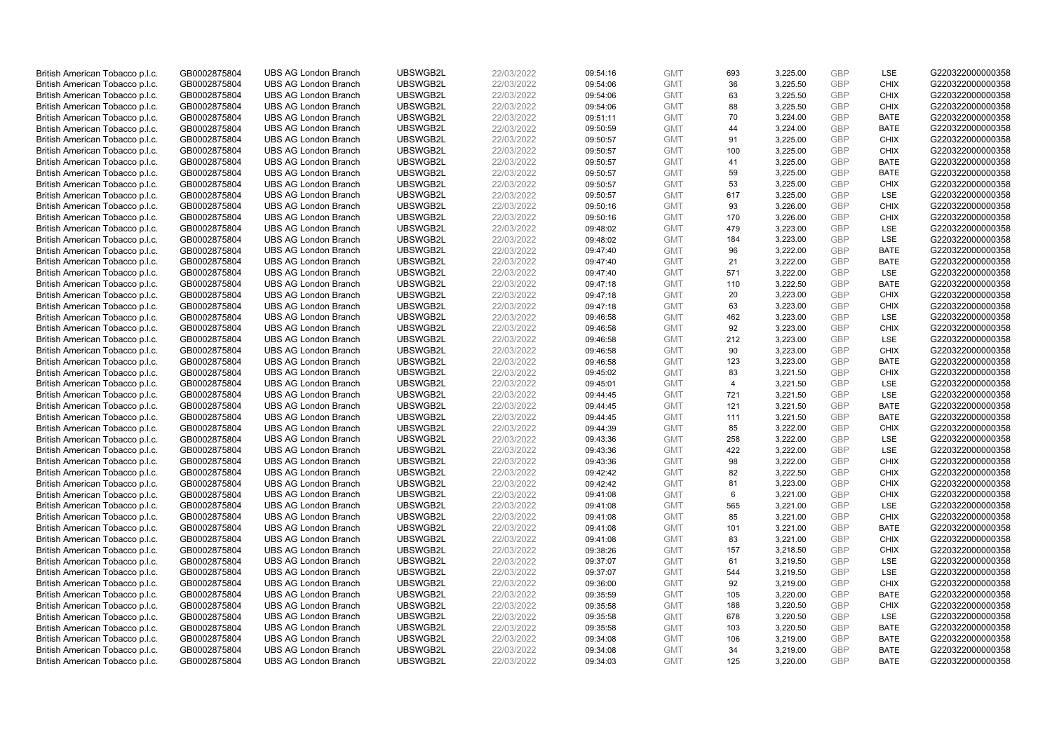| | | | | | | | | | | | |
|---|---|---|---|---|---|---|---|---|---|---|---|
| British American Tobacco p.l.c. | GB0002875804 | UBS AG London Branch | UBSWGB2L | 22/03/2022 | 09:54:16 | GMT | 693 | 3,225.00 | GBP | LSE | G220322000000358 |
| British American Tobacco p.l.c. | GB0002875804 | UBS AG London Branch | UBSWGB2L | 22/03/2022 | 09:54:06 | GMT | 36 | 3,225.50 | GBP | CHIX | G220322000000358 |
| British American Tobacco p.l.c. | GB0002875804 | UBS AG London Branch | UBSWGB2L | 22/03/2022 | 09:54:06 | GMT | 63 | 3,225.50 | GBP | CHIX | G220322000000358 |
| British American Tobacco p.l.c. | GB0002875804 | UBS AG London Branch | UBSWGB2L | 22/03/2022 | 09:54:06 | GMT | 88 | 3,225.50 | GBP | CHIX | G220322000000358 |
| British American Tobacco p.l.c. | GB0002875804 | UBS AG London Branch | UBSWGB2L | 22/03/2022 | 09:51:11 | GMT | 70 | 3,224.00 | GBP | BATE | G220322000000358 |
| British American Tobacco p.l.c. | GB0002875804 | UBS AG London Branch | UBSWGB2L | 22/03/2022 | 09:50:59 | GMT | 44 | 3,224.00 | GBP | BATE | G220322000000358 |
| British American Tobacco p.l.c. | GB0002875804 | UBS AG London Branch | UBSWGB2L | 22/03/2022 | 09:50:57 | GMT | 91 | 3,225.00 | GBP | CHIX | G220322000000358 |
| British American Tobacco p.l.c. | GB0002875804 | UBS AG London Branch | UBSWGB2L | 22/03/2022 | 09:50:57 | GMT | 100 | 3,225.00 | GBP | CHIX | G220322000000358 |
| British American Tobacco p.l.c. | GB0002875804 | UBS AG London Branch | UBSWGB2L | 22/03/2022 | 09:50:57 | GMT | 41 | 3,225.00 | GBP | BATE | G220322000000358 |
| British American Tobacco p.l.c. | GB0002875804 | UBS AG London Branch | UBSWGB2L | 22/03/2022 | 09:50:57 | GMT | 59 | 3,225.00 | GBP | BATE | G220322000000358 |
| British American Tobacco p.l.c. | GB0002875804 | UBS AG London Branch | UBSWGB2L | 22/03/2022 | 09:50:57 | GMT | 53 | 3,225.00 | GBP | CHIX | G220322000000358 |
| British American Tobacco p.l.c. | GB0002875804 | UBS AG London Branch | UBSWGB2L | 22/03/2022 | 09:50:57 | GMT | 617 | 3,225.00 | GBP | LSE | G220322000000358 |
| British American Tobacco p.l.c. | GB0002875804 | UBS AG London Branch | UBSWGB2L | 22/03/2022 | 09:50:16 | GMT | 93 | 3,226.00 | GBP | CHIX | G220322000000358 |
| British American Tobacco p.l.c. | GB0002875804 | UBS AG London Branch | UBSWGB2L | 22/03/2022 | 09:50:16 | GMT | 170 | 3,226.00 | GBP | CHIX | G220322000000358 |
| British American Tobacco p.l.c. | GB0002875804 | UBS AG London Branch | UBSWGB2L | 22/03/2022 | 09:48:02 | GMT | 479 | 3,223.00 | GBP | LSE | G220322000000358 |
| British American Tobacco p.l.c. | GB0002875804 | UBS AG London Branch | UBSWGB2L | 22/03/2022 | 09:48:02 | GMT | 184 | 3,223.00 | GBP | LSE | G220322000000358 |
| British American Tobacco p.l.c. | GB0002875804 | UBS AG London Branch | UBSWGB2L | 22/03/2022 | 09:47:40 | GMT | 96 | 3,222.00 | GBP | BATE | G220322000000358 |
| British American Tobacco p.l.c. | GB0002875804 | UBS AG London Branch | UBSWGB2L | 22/03/2022 | 09:47:40 | GMT | 21 | 3,222.00 | GBP | BATE | G220322000000358 |
| British American Tobacco p.l.c. | GB0002875804 | UBS AG London Branch | UBSWGB2L | 22/03/2022 | 09:47:40 | GMT | 571 | 3,222.00 | GBP | LSE | G220322000000358 |
| British American Tobacco p.l.c. | GB0002875804 | UBS AG London Branch | UBSWGB2L | 22/03/2022 | 09:47:18 | GMT | 110 | 3,222.50 | GBP | BATE | G220322000000358 |
| British American Tobacco p.l.c. | GB0002875804 | UBS AG London Branch | UBSWGB2L | 22/03/2022 | 09:47:18 | GMT | 20 | 3,223.00 | GBP | CHIX | G220322000000358 |
| British American Tobacco p.l.c. | GB0002875804 | UBS AG London Branch | UBSWGB2L | 22/03/2022 | 09:47:18 | GMT | 63 | 3,223.00 | GBP | CHIX | G220322000000358 |
| British American Tobacco p.l.c. | GB0002875804 | UBS AG London Branch | UBSWGB2L | 22/03/2022 | 09:46:58 | GMT | 462 | 3,223.00 | GBP | LSE | G220322000000358 |
| British American Tobacco p.l.c. | GB0002875804 | UBS AG London Branch | UBSWGB2L | 22/03/2022 | 09:46:58 | GMT | 92 | 3,223.00 | GBP | CHIX | G220322000000358 |
| British American Tobacco p.l.c. | GB0002875804 | UBS AG London Branch | UBSWGB2L | 22/03/2022 | 09:46:58 | GMT | 212 | 3,223.00 | GBP | LSE | G220322000000358 |
| British American Tobacco p.l.c. | GB0002875804 | UBS AG London Branch | UBSWGB2L | 22/03/2022 | 09:46:58 | GMT | 90 | 3,223.00 | GBP | CHIX | G220322000000358 |
| British American Tobacco p.l.c. | GB0002875804 | UBS AG London Branch | UBSWGB2L | 22/03/2022 | 09:46:58 | GMT | 123 | 3,223.00 | GBP | BATE | G220322000000358 |
| British American Tobacco p.l.c. | GB0002875804 | UBS AG London Branch | UBSWGB2L | 22/03/2022 | 09:45:02 | GMT | 83 | 3,221.50 | GBP | CHIX | G220322000000358 |
| British American Tobacco p.l.c. | GB0002875804 | UBS AG London Branch | UBSWGB2L | 22/03/2022 | 09:45:01 | GMT | 4 | 3,221.50 | GBP | LSE | G220322000000358 |
| British American Tobacco p.l.c. | GB0002875804 | UBS AG London Branch | UBSWGB2L | 22/03/2022 | 09:44:45 | GMT | 721 | 3,221.50 | GBP | LSE | G220322000000358 |
| British American Tobacco p.l.c. | GB0002875804 | UBS AG London Branch | UBSWGB2L | 22/03/2022 | 09:44:45 | GMT | 121 | 3,221.50 | GBP | BATE | G220322000000358 |
| British American Tobacco p.l.c. | GB0002875804 | UBS AG London Branch | UBSWGB2L | 22/03/2022 | 09:44:45 | GMT | 111 | 3,221.50 | GBP | BATE | G220322000000358 |
| British American Tobacco p.l.c. | GB0002875804 | UBS AG London Branch | UBSWGB2L | 22/03/2022 | 09:44:39 | GMT | 85 | 3,222.00 | GBP | CHIX | G220322000000358 |
| British American Tobacco p.l.c. | GB0002875804 | UBS AG London Branch | UBSWGB2L | 22/03/2022 | 09:43:36 | GMT | 258 | 3,222.00 | GBP | LSE | G220322000000358 |
| British American Tobacco p.l.c. | GB0002875804 | UBS AG London Branch | UBSWGB2L | 22/03/2022 | 09:43:36 | GMT | 422 | 3,222.00 | GBP | LSE | G220322000000358 |
| British American Tobacco p.l.c. | GB0002875804 | UBS AG London Branch | UBSWGB2L | 22/03/2022 | 09:43:36 | GMT | 98 | 3,222.00 | GBP | CHIX | G220322000000358 |
| British American Tobacco p.l.c. | GB0002875804 | UBS AG London Branch | UBSWGB2L | 22/03/2022 | 09:42:42 | GMT | 82 | 3,222.50 | GBP | CHIX | G220322000000358 |
| British American Tobacco p.l.c. | GB0002875804 | UBS AG London Branch | UBSWGB2L | 22/03/2022 | 09:42:42 | GMT | 81 | 3,223.00 | GBP | CHIX | G220322000000358 |
| British American Tobacco p.l.c. | GB0002875804 | UBS AG London Branch | UBSWGB2L | 22/03/2022 | 09:41:08 | GMT | 6 | 3,221.00 | GBP | CHIX | G220322000000358 |
| British American Tobacco p.l.c. | GB0002875804 | UBS AG London Branch | UBSWGB2L | 22/03/2022 | 09:41:08 | GMT | 565 | 3,221.00 | GBP | LSE | G220322000000358 |
| British American Tobacco p.l.c. | GB0002875804 | UBS AG London Branch | UBSWGB2L | 22/03/2022 | 09:41:08 | GMT | 85 | 3,221.00 | GBP | CHIX | G220322000000358 |
| British American Tobacco p.l.c. | GB0002875804 | UBS AG London Branch | UBSWGB2L | 22/03/2022 | 09:41:08 | GMT | 101 | 3,221.00 | GBP | BATE | G220322000000358 |
| British American Tobacco p.l.c. | GB0002875804 | UBS AG London Branch | UBSWGB2L | 22/03/2022 | 09:41:08 | GMT | 83 | 3,221.00 | GBP | CHIX | G220322000000358 |
| British American Tobacco p.l.c. | GB0002875804 | UBS AG London Branch | UBSWGB2L | 22/03/2022 | 09:38:26 | GMT | 157 | 3,218.50 | GBP | CHIX | G220322000000358 |
| British American Tobacco p.l.c. | GB0002875804 | UBS AG London Branch | UBSWGB2L | 22/03/2022 | 09:37:07 | GMT | 61 | 3,219.50 | GBP | LSE | G220322000000358 |
| British American Tobacco p.l.c. | GB0002875804 | UBS AG London Branch | UBSWGB2L | 22/03/2022 | 09:37:07 | GMT | 544 | 3,219.50 | GBP | LSE | G220322000000358 |
| British American Tobacco p.l.c. | GB0002875804 | UBS AG London Branch | UBSWGB2L | 22/03/2022 | 09:36:00 | GMT | 92 | 3,219.00 | GBP | CHIX | G220322000000358 |
| British American Tobacco p.l.c. | GB0002875804 | UBS AG London Branch | UBSWGB2L | 22/03/2022 | 09:35:59 | GMT | 105 | 3,220.00 | GBP | BATE | G220322000000358 |
| British American Tobacco p.l.c. | GB0002875804 | UBS AG London Branch | UBSWGB2L | 22/03/2022 | 09:35:58 | GMT | 188 | 3,220.50 | GBP | CHIX | G220322000000358 |
| British American Tobacco p.l.c. | GB0002875804 | UBS AG London Branch | UBSWGB2L | 22/03/2022 | 09:35:58 | GMT | 678 | 3,220.50 | GBP | LSE | G220322000000358 |
| British American Tobacco p.l.c. | GB0002875804 | UBS AG London Branch | UBSWGB2L | 22/03/2022 | 09:35:58 | GMT | 103 | 3,220.50 | GBP | BATE | G220322000000358 |
| British American Tobacco p.l.c. | GB0002875804 | UBS AG London Branch | UBSWGB2L | 22/03/2022 | 09:34:08 | GMT | 106 | 3,219.00 | GBP | BATE | G220322000000358 |
| British American Tobacco p.l.c. | GB0002875804 | UBS AG London Branch | UBSWGB2L | 22/03/2022 | 09:34:08 | GMT | 34 | 3,219.00 | GBP | BATE | G220322000000358 |
| British American Tobacco p.l.c. | GB0002875804 | UBS AG London Branch | UBSWGB2L | 22/03/2022 | 09:34:03 | GMT | 125 | 3,220.00 | GBP | BATE | G220322000000358 |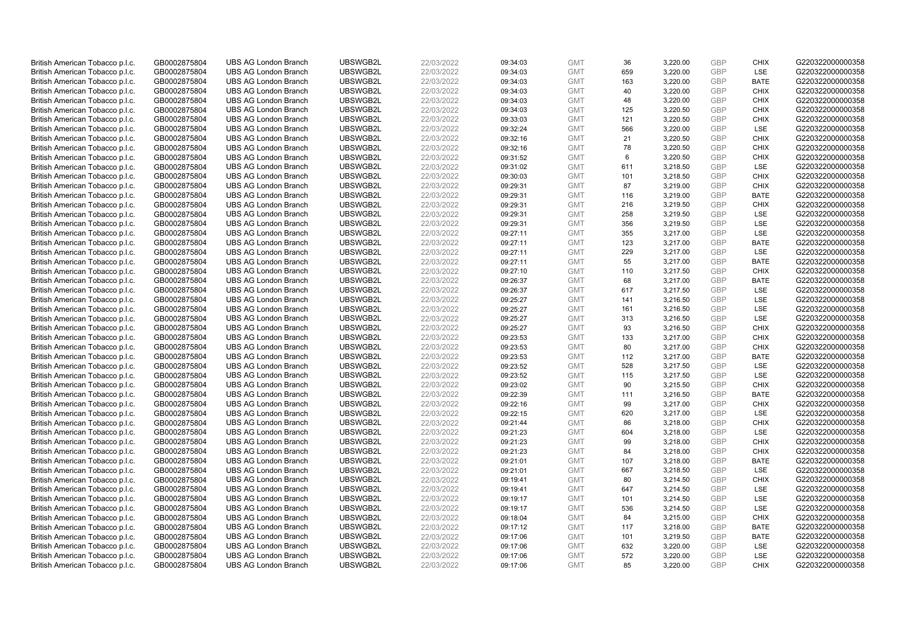| | | | | | | | | | | | |
|---|---|---|---|---|---|---|---|---|---|---|---|
| British American Tobacco p.l.c. | GB0002875804 | UBS AG London Branch | UBSWGB2L | 22/03/2022 | 09:34:03 | GMT | 36 | 3,220.00 | GBP | CHIX | G220322000000358 |
| British American Tobacco p.l.c. | GB0002875804 | UBS AG London Branch | UBSWGB2L | 22/03/2022 | 09:34:03 | GMT | 659 | 3,220.00 | GBP | LSE | G220322000000358 |
| British American Tobacco p.l.c. | GB0002875804 | UBS AG London Branch | UBSWGB2L | 22/03/2022 | 09:34:03 | GMT | 163 | 3,220.00 | GBP | BATE | G220322000000358 |
| British American Tobacco p.l.c. | GB0002875804 | UBS AG London Branch | UBSWGB2L | 22/03/2022 | 09:34:03 | GMT | 40 | 3,220.00 | GBP | CHIX | G220322000000358 |
| British American Tobacco p.l.c. | GB0002875804 | UBS AG London Branch | UBSWGB2L | 22/03/2022 | 09:34:03 | GMT | 48 | 3,220.00 | GBP | CHIX | G220322000000358 |
| British American Tobacco p.l.c. | GB0002875804 | UBS AG London Branch | UBSWGB2L | 22/03/2022 | 09:34:03 | GMT | 125 | 3,220.50 | GBP | CHIX | G220322000000358 |
| British American Tobacco p.l.c. | GB0002875804 | UBS AG London Branch | UBSWGB2L | 22/03/2022 | 09:33:03 | GMT | 121 | 3,220.50 | GBP | CHIX | G220322000000358 |
| British American Tobacco p.l.c. | GB0002875804 | UBS AG London Branch | UBSWGB2L | 22/03/2022 | 09:32:24 | GMT | 566 | 3,220.00 | GBP | LSE | G220322000000358 |
| British American Tobacco p.l.c. | GB0002875804 | UBS AG London Branch | UBSWGB2L | 22/03/2022 | 09:32:16 | GMT | 21 | 3,220.50 | GBP | CHIX | G220322000000358 |
| British American Tobacco p.l.c. | GB0002875804 | UBS AG London Branch | UBSWGB2L | 22/03/2022 | 09:32:16 | GMT | 78 | 3,220.50 | GBP | CHIX | G220322000000358 |
| British American Tobacco p.l.c. | GB0002875804 | UBS AG London Branch | UBSWGB2L | 22/03/2022 | 09:31:52 | GMT | 6 | 3,220.50 | GBP | CHIX | G220322000000358 |
| British American Tobacco p.l.c. | GB0002875804 | UBS AG London Branch | UBSWGB2L | 22/03/2022 | 09:31:02 | GMT | 611 | 3,218.50 | GBP | LSE | G220322000000358 |
| British American Tobacco p.l.c. | GB0002875804 | UBS AG London Branch | UBSWGB2L | 22/03/2022 | 09:30:03 | GMT | 101 | 3,218.50 | GBP | CHIX | G220322000000358 |
| British American Tobacco p.l.c. | GB0002875804 | UBS AG London Branch | UBSWGB2L | 22/03/2022 | 09:29:31 | GMT | 87 | 3,219.00 | GBP | CHIX | G220322000000358 |
| British American Tobacco p.l.c. | GB0002875804 | UBS AG London Branch | UBSWGB2L | 22/03/2022 | 09:29:31 | GMT | 116 | 3,219.00 | GBP | BATE | G220322000000358 |
| British American Tobacco p.l.c. | GB0002875804 | UBS AG London Branch | UBSWGB2L | 22/03/2022 | 09:29:31 | GMT | 216 | 3,219.50 | GBP | CHIX | G220322000000358 |
| British American Tobacco p.l.c. | GB0002875804 | UBS AG London Branch | UBSWGB2L | 22/03/2022 | 09:29:31 | GMT | 258 | 3,219.50 | GBP | LSE | G220322000000358 |
| British American Tobacco p.l.c. | GB0002875804 | UBS AG London Branch | UBSWGB2L | 22/03/2022 | 09:29:31 | GMT | 356 | 3,219.50 | GBP | LSE | G220322000000358 |
| British American Tobacco p.l.c. | GB0002875804 | UBS AG London Branch | UBSWGB2L | 22/03/2022 | 09:27:11 | GMT | 355 | 3,217.00 | GBP | LSE | G220322000000358 |
| British American Tobacco p.l.c. | GB0002875804 | UBS AG London Branch | UBSWGB2L | 22/03/2022 | 09:27:11 | GMT | 123 | 3,217.00 | GBP | BATE | G220322000000358 |
| British American Tobacco p.l.c. | GB0002875804 | UBS AG London Branch | UBSWGB2L | 22/03/2022 | 09:27:11 | GMT | 229 | 3,217.00 | GBP | LSE | G220322000000358 |
| British American Tobacco p.l.c. | GB0002875804 | UBS AG London Branch | UBSWGB2L | 22/03/2022 | 09:27:11 | GMT | 55 | 3,217.00 | GBP | BATE | G220322000000358 |
| British American Tobacco p.l.c. | GB0002875804 | UBS AG London Branch | UBSWGB2L | 22/03/2022 | 09:27:10 | GMT | 110 | 3,217.50 | GBP | CHIX | G220322000000358 |
| British American Tobacco p.l.c. | GB0002875804 | UBS AG London Branch | UBSWGB2L | 22/03/2022 | 09:26:37 | GMT | 68 | 3,217.00 | GBP | BATE | G220322000000358 |
| British American Tobacco p.l.c. | GB0002875804 | UBS AG London Branch | UBSWGB2L | 22/03/2022 | 09:26:37 | GMT | 617 | 3,217.50 | GBP | LSE | G220322000000358 |
| British American Tobacco p.l.c. | GB0002875804 | UBS AG London Branch | UBSWGB2L | 22/03/2022 | 09:25:27 | GMT | 141 | 3,216.50 | GBP | LSE | G220322000000358 |
| British American Tobacco p.l.c. | GB0002875804 | UBS AG London Branch | UBSWGB2L | 22/03/2022 | 09:25:27 | GMT | 161 | 3,216.50 | GBP | LSE | G220322000000358 |
| British American Tobacco p.l.c. | GB0002875804 | UBS AG London Branch | UBSWGB2L | 22/03/2022 | 09:25:27 | GMT | 313 | 3,216.50 | GBP | LSE | G220322000000358 |
| British American Tobacco p.l.c. | GB0002875804 | UBS AG London Branch | UBSWGB2L | 22/03/2022 | 09:25:27 | GMT | 93 | 3,216.50 | GBP | CHIX | G220322000000358 |
| British American Tobacco p.l.c. | GB0002875804 | UBS AG London Branch | UBSWGB2L | 22/03/2022 | 09:23:53 | GMT | 133 | 3,217.00 | GBP | CHIX | G220322000000358 |
| British American Tobacco p.l.c. | GB0002875804 | UBS AG London Branch | UBSWGB2L | 22/03/2022 | 09:23:53 | GMT | 80 | 3,217.00 | GBP | CHIX | G220322000000358 |
| British American Tobacco p.l.c. | GB0002875804 | UBS AG London Branch | UBSWGB2L | 22/03/2022 | 09:23:53 | GMT | 112 | 3,217.00 | GBP | BATE | G220322000000358 |
| British American Tobacco p.l.c. | GB0002875804 | UBS AG London Branch | UBSWGB2L | 22/03/2022 | 09:23:52 | GMT | 528 | 3,217.50 | GBP | LSE | G220322000000358 |
| British American Tobacco p.l.c. | GB0002875804 | UBS AG London Branch | UBSWGB2L | 22/03/2022 | 09:23:52 | GMT | 115 | 3,217.50 | GBP | LSE | G220322000000358 |
| British American Tobacco p.l.c. | GB0002875804 | UBS AG London Branch | UBSWGB2L | 22/03/2022 | 09:23:02 | GMT | 90 | 3,215.50 | GBP | CHIX | G220322000000358 |
| British American Tobacco p.l.c. | GB0002875804 | UBS AG London Branch | UBSWGB2L | 22/03/2022 | 09:22:39 | GMT | 111 | 3,216.50 | GBP | BATE | G220322000000358 |
| British American Tobacco p.l.c. | GB0002875804 | UBS AG London Branch | UBSWGB2L | 22/03/2022 | 09:22:16 | GMT | 99 | 3,217.00 | GBP | CHIX | G220322000000358 |
| British American Tobacco p.l.c. | GB0002875804 | UBS AG London Branch | UBSWGB2L | 22/03/2022 | 09:22:15 | GMT | 620 | 3,217.00 | GBP | LSE | G220322000000358 |
| British American Tobacco p.l.c. | GB0002875804 | UBS AG London Branch | UBSWGB2L | 22/03/2022 | 09:21:44 | GMT | 86 | 3,218.00 | GBP | CHIX | G220322000000358 |
| British American Tobacco p.l.c. | GB0002875804 | UBS AG London Branch | UBSWGB2L | 22/03/2022 | 09:21:23 | GMT | 604 | 3,218.00 | GBP | LSE | G220322000000358 |
| British American Tobacco p.l.c. | GB0002875804 | UBS AG London Branch | UBSWGB2L | 22/03/2022 | 09:21:23 | GMT | 99 | 3,218.00 | GBP | CHIX | G220322000000358 |
| British American Tobacco p.l.c. | GB0002875804 | UBS AG London Branch | UBSWGB2L | 22/03/2022 | 09:21:23 | GMT | 84 | 3,218.00 | GBP | CHIX | G220322000000358 |
| British American Tobacco p.l.c. | GB0002875804 | UBS AG London Branch | UBSWGB2L | 22/03/2022 | 09:21:01 | GMT | 107 | 3,218.00 | GBP | BATE | G220322000000358 |
| British American Tobacco p.l.c. | GB0002875804 | UBS AG London Branch | UBSWGB2L | 22/03/2022 | 09:21:01 | GMT | 667 | 3,218.50 | GBP | LSE | G220322000000358 |
| British American Tobacco p.l.c. | GB0002875804 | UBS AG London Branch | UBSWGB2L | 22/03/2022 | 09:19:41 | GMT | 80 | 3,214.50 | GBP | CHIX | G220322000000358 |
| British American Tobacco p.l.c. | GB0002875804 | UBS AG London Branch | UBSWGB2L | 22/03/2022 | 09:19:41 | GMT | 647 | 3,214.50 | GBP | LSE | G220322000000358 |
| British American Tobacco p.l.c. | GB0002875804 | UBS AG London Branch | UBSWGB2L | 22/03/2022 | 09:19:17 | GMT | 101 | 3,214.50 | GBP | LSE | G220322000000358 |
| British American Tobacco p.l.c. | GB0002875804 | UBS AG London Branch | UBSWGB2L | 22/03/2022 | 09:19:17 | GMT | 536 | 3,214.50 | GBP | LSE | G220322000000358 |
| British American Tobacco p.l.c. | GB0002875804 | UBS AG London Branch | UBSWGB2L | 22/03/2022 | 09:18:04 | GMT | 84 | 3,215.00 | GBP | CHIX | G220322000000358 |
| British American Tobacco p.l.c. | GB0002875804 | UBS AG London Branch | UBSWGB2L | 22/03/2022 | 09:17:12 | GMT | 117 | 3,218.00 | GBP | BATE | G220322000000358 |
| British American Tobacco p.l.c. | GB0002875804 | UBS AG London Branch | UBSWGB2L | 22/03/2022 | 09:17:06 | GMT | 101 | 3,219.50 | GBP | BATE | G220322000000358 |
| British American Tobacco p.l.c. | GB0002875804 | UBS AG London Branch | UBSWGB2L | 22/03/2022 | 09:17:06 | GMT | 632 | 3,220.00 | GBP | LSE | G220322000000358 |
| British American Tobacco p.l.c. | GB0002875804 | UBS AG London Branch | UBSWGB2L | 22/03/2022 | 09:17:06 | GMT | 572 | 3,220.00 | GBP | LSE | G220322000000358 |
| British American Tobacco p.l.c. | GB0002875804 | UBS AG London Branch | UBSWGB2L | 22/03/2022 | 09:17:06 | GMT | 85 | 3,220.00 | GBP | CHIX | G220322000000358 |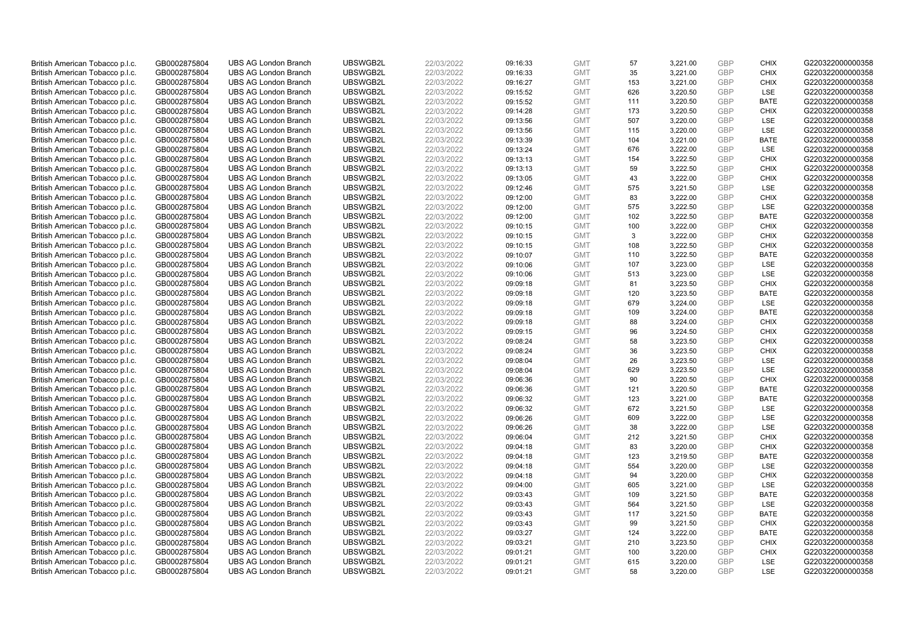| British American Tobacco p.l.c. | GB0002875804 | UBS AG London Branch | UBSWGB2L | 22/03/2022 | 09:16:33 | GMT | 57 | 3,221.00 | GBP | CHIX | G220322000000358 |
|---|---|---|---|---|---|---|---|---|---|---|---|
| British American Tobacco p.l.c. | GB0002875804 | UBS AG London Branch | UBSWGB2L | 22/03/2022 | 09:16:33 | GMT | 35 | 3,221.00 | GBP | CHIX | G220322000000358 |
| British American Tobacco p.l.c. | GB0002875804 | UBS AG London Branch | UBSWGB2L | 22/03/2022 | 09:16:27 | GMT | 153 | 3,221.00 | GBP | CHIX | G220322000000358 |
| British American Tobacco p.l.c. | GB0002875804 | UBS AG London Branch | UBSWGB2L | 22/03/2022 | 09:15:52 | GMT | 626 | 3,220.50 | GBP | LSE | G220322000000358 |
| British American Tobacco p.l.c. | GB0002875804 | UBS AG London Branch | UBSWGB2L | 22/03/2022 | 09:15:52 | GMT | 111 | 3,220.50 | GBP | BATE | G220322000000358 |
| British American Tobacco p.l.c. | GB0002875804 | UBS AG London Branch | UBSWGB2L | 22/03/2022 | 09:14:28 | GMT | 173 | 3,220.50 | GBP | CHIX | G220322000000358 |
| British American Tobacco p.l.c. | GB0002875804 | UBS AG London Branch | UBSWGB2L | 22/03/2022 | 09:13:56 | GMT | 507 | 3,220.00 | GBP | LSE | G220322000000358 |
| British American Tobacco p.l.c. | GB0002875804 | UBS AG London Branch | UBSWGB2L | 22/03/2022 | 09:13:56 | GMT | 115 | 3,220.00 | GBP | LSE | G220322000000358 |
| British American Tobacco p.l.c. | GB0002875804 | UBS AG London Branch | UBSWGB2L | 22/03/2022 | 09:13:39 | GMT | 104 | 3,221.00 | GBP | BATE | G220322000000358 |
| British American Tobacco p.l.c. | GB0002875804 | UBS AG London Branch | UBSWGB2L | 22/03/2022 | 09:13:24 | GMT | 676 | 3,222.00 | GBP | LSE | G220322000000358 |
| British American Tobacco p.l.c. | GB0002875804 | UBS AG London Branch | UBSWGB2L | 22/03/2022 | 09:13:13 | GMT | 154 | 3,222.50 | GBP | CHIX | G220322000000358 |
| British American Tobacco p.l.c. | GB0002875804 | UBS AG London Branch | UBSWGB2L | 22/03/2022 | 09:13:13 | GMT | 59 | 3,222.50 | GBP | CHIX | G220322000000358 |
| British American Tobacco p.l.c. | GB0002875804 | UBS AG London Branch | UBSWGB2L | 22/03/2022 | 09:13:05 | GMT | 43 | 3,222.00 | GBP | CHIX | G220322000000358 |
| British American Tobacco p.l.c. | GB0002875804 | UBS AG London Branch | UBSWGB2L | 22/03/2022 | 09:12:46 | GMT | 575 | 3,221.50 | GBP | LSE | G220322000000358 |
| British American Tobacco p.l.c. | GB0002875804 | UBS AG London Branch | UBSWGB2L | 22/03/2022 | 09:12:00 | GMT | 83 | 3,222.00 | GBP | CHIX | G220322000000358 |
| British American Tobacco p.l.c. | GB0002875804 | UBS AG London Branch | UBSWGB2L | 22/03/2022 | 09:12:00 | GMT | 575 | 3,222.50 | GBP | LSE | G220322000000358 |
| British American Tobacco p.l.c. | GB0002875804 | UBS AG London Branch | UBSWGB2L | 22/03/2022 | 09:12:00 | GMT | 102 | 3,222.50 | GBP | BATE | G220322000000358 |
| British American Tobacco p.l.c. | GB0002875804 | UBS AG London Branch | UBSWGB2L | 22/03/2022 | 09:10:15 | GMT | 100 | 3,222.00 | GBP | CHIX | G220322000000358 |
| British American Tobacco p.l.c. | GB0002875804 | UBS AG London Branch | UBSWGB2L | 22/03/2022 | 09:10:15 | GMT | 3 | 3,222.00 | GBP | CHIX | G220322000000358 |
| British American Tobacco p.l.c. | GB0002875804 | UBS AG London Branch | UBSWGB2L | 22/03/2022 | 09:10:15 | GMT | 108 | 3,222.50 | GBP | CHIX | G220322000000358 |
| British American Tobacco p.l.c. | GB0002875804 | UBS AG London Branch | UBSWGB2L | 22/03/2022 | 09:10:07 | GMT | 110 | 3,222.50 | GBP | BATE | G220322000000358 |
| British American Tobacco p.l.c. | GB0002875804 | UBS AG London Branch | UBSWGB2L | 22/03/2022 | 09:10:06 | GMT | 107 | 3,223.00 | GBP | LSE | G220322000000358 |
| British American Tobacco p.l.c. | GB0002875804 | UBS AG London Branch | UBSWGB2L | 22/03/2022 | 09:10:06 | GMT | 513 | 3,223.00 | GBP | LSE | G220322000000358 |
| British American Tobacco p.l.c. | GB0002875804 | UBS AG London Branch | UBSWGB2L | 22/03/2022 | 09:09:18 | GMT | 81 | 3,223.50 | GBP | CHIX | G220322000000358 |
| British American Tobacco p.l.c. | GB0002875804 | UBS AG London Branch | UBSWGB2L | 22/03/2022 | 09:09:18 | GMT | 120 | 3,223.50 | GBP | BATE | G220322000000358 |
| British American Tobacco p.l.c. | GB0002875804 | UBS AG London Branch | UBSWGB2L | 22/03/2022 | 09:09:18 | GMT | 679 | 3,224.00 | GBP | LSE | G220322000000358 |
| British American Tobacco p.l.c. | GB0002875804 | UBS AG London Branch | UBSWGB2L | 22/03/2022 | 09:09:18 | GMT | 109 | 3,224.00 | GBP | BATE | G220322000000358 |
| British American Tobacco p.l.c. | GB0002875804 | UBS AG London Branch | UBSWGB2L | 22/03/2022 | 09:09:18 | GMT | 88 | 3,224.00 | GBP | CHIX | G220322000000358 |
| British American Tobacco p.l.c. | GB0002875804 | UBS AG London Branch | UBSWGB2L | 22/03/2022 | 09:09:15 | GMT | 96 | 3,224.50 | GBP | CHIX | G220322000000358 |
| British American Tobacco p.l.c. | GB0002875804 | UBS AG London Branch | UBSWGB2L | 22/03/2022 | 09:08:24 | GMT | 58 | 3,223.50 | GBP | CHIX | G220322000000358 |
| British American Tobacco p.l.c. | GB0002875804 | UBS AG London Branch | UBSWGB2L | 22/03/2022 | 09:08:24 | GMT | 36 | 3,223.50 | GBP | CHIX | G220322000000358 |
| British American Tobacco p.l.c. | GB0002875804 | UBS AG London Branch | UBSWGB2L | 22/03/2022 | 09:08:04 | GMT | 26 | 3,223.50 | GBP | LSE | G220322000000358 |
| British American Tobacco p.l.c. | GB0002875804 | UBS AG London Branch | UBSWGB2L | 22/03/2022 | 09:08:04 | GMT | 629 | 3,223.50 | GBP | LSE | G220322000000358 |
| British American Tobacco p.l.c. | GB0002875804 | UBS AG London Branch | UBSWGB2L | 22/03/2022 | 09:06:36 | GMT | 90 | 3,220.50 | GBP | CHIX | G220322000000358 |
| British American Tobacco p.l.c. | GB0002875804 | UBS AG London Branch | UBSWGB2L | 22/03/2022 | 09:06:36 | GMT | 121 | 3,220.50 | GBP | BATE | G220322000000358 |
| British American Tobacco p.l.c. | GB0002875804 | UBS AG London Branch | UBSWGB2L | 22/03/2022 | 09:06:32 | GMT | 123 | 3,221.00 | GBP | BATE | G220322000000358 |
| British American Tobacco p.l.c. | GB0002875804 | UBS AG London Branch | UBSWGB2L | 22/03/2022 | 09:06:32 | GMT | 672 | 3,221.50 | GBP | LSE | G220322000000358 |
| British American Tobacco p.l.c. | GB0002875804 | UBS AG London Branch | UBSWGB2L | 22/03/2022 | 09:06:26 | GMT | 609 | 3,222.00 | GBP | LSE | G220322000000358 |
| British American Tobacco p.l.c. | GB0002875804 | UBS AG London Branch | UBSWGB2L | 22/03/2022 | 09:06:26 | GMT | 38 | 3,222.00 | GBP | LSE | G220322000000358 |
| British American Tobacco p.l.c. | GB0002875804 | UBS AG London Branch | UBSWGB2L | 22/03/2022 | 09:06:04 | GMT | 212 | 3,221.50 | GBP | CHIX | G220322000000358 |
| British American Tobacco p.l.c. | GB0002875804 | UBS AG London Branch | UBSWGB2L | 22/03/2022 | 09:04:18 | GMT | 83 | 3,220.00 | GBP | CHIX | G220322000000358 |
| British American Tobacco p.l.c. | GB0002875804 | UBS AG London Branch | UBSWGB2L | 22/03/2022 | 09:04:18 | GMT | 123 | 3,219.50 | GBP | BATE | G220322000000358 |
| British American Tobacco p.l.c. | GB0002875804 | UBS AG London Branch | UBSWGB2L | 22/03/2022 | 09:04:18 | GMT | 554 | 3,220.00 | GBP | LSE | G220322000000358 |
| British American Tobacco p.l.c. | GB0002875804 | UBS AG London Branch | UBSWGB2L | 22/03/2022 | 09:04:18 | GMT | 94 | 3,220.00 | GBP | CHIX | G220322000000358 |
| British American Tobacco p.l.c. | GB0002875804 | UBS AG London Branch | UBSWGB2L | 22/03/2022 | 09:04:00 | GMT | 605 | 3,221.00 | GBP | LSE | G220322000000358 |
| British American Tobacco p.l.c. | GB0002875804 | UBS AG London Branch | UBSWGB2L | 22/03/2022 | 09:03:43 | GMT | 109 | 3,221.50 | GBP | BATE | G220322000000358 |
| British American Tobacco p.l.c. | GB0002875804 | UBS AG London Branch | UBSWGB2L | 22/03/2022 | 09:03:43 | GMT | 564 | 3,221.50 | GBP | LSE | G220322000000358 |
| British American Tobacco p.l.c. | GB0002875804 | UBS AG London Branch | UBSWGB2L | 22/03/2022 | 09:03:43 | GMT | 117 | 3,221.50 | GBP | BATE | G220322000000358 |
| British American Tobacco p.l.c. | GB0002875804 | UBS AG London Branch | UBSWGB2L | 22/03/2022 | 09:03:43 | GMT | 99 | 3,221.50 | GBP | CHIX | G220322000000358 |
| British American Tobacco p.l.c. | GB0002875804 | UBS AG London Branch | UBSWGB2L | 22/03/2022 | 09:03:27 | GMT | 124 | 3,222.00 | GBP | BATE | G220322000000358 |
| British American Tobacco p.l.c. | GB0002875804 | UBS AG London Branch | UBSWGB2L | 22/03/2022 | 09:03:21 | GMT | 210 | 3,223.50 | GBP | CHIX | G220322000000358 |
| British American Tobacco p.l.c. | GB0002875804 | UBS AG London Branch | UBSWGB2L | 22/03/2022 | 09:01:21 | GMT | 100 | 3,220.00 | GBP | CHIX | G220322000000358 |
| British American Tobacco p.l.c. | GB0002875804 | UBS AG London Branch | UBSWGB2L | 22/03/2022 | 09:01:21 | GMT | 615 | 3,220.00 | GBP | LSE | G220322000000358 |
| British American Tobacco p.l.c. | GB0002875804 | UBS AG London Branch | UBSWGB2L | 22/03/2022 | 09:01:21 | GMT | 58 | 3,220.00 | GBP | LSE | G220322000000358 |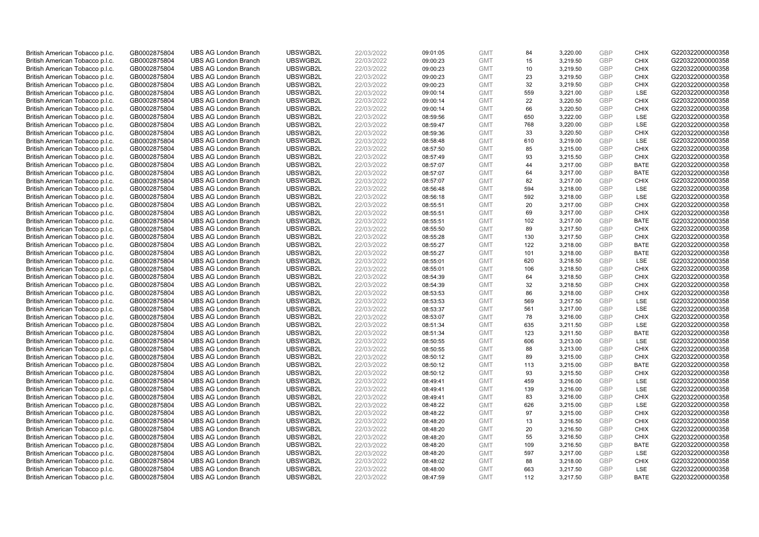| | | | | | | | | | | | |
|---|---|---|---|---|---|---|---|---|---|---|---|
| British American Tobacco p.l.c. | GB0002875804 | UBS AG London Branch | UBSWGB2L | 22/03/2022 | 09:01:05 | GMT | 84 | 3,220.00 | GBP | CHIX | G220322000000358 |
| British American Tobacco p.l.c. | GB0002875804 | UBS AG London Branch | UBSWGB2L | 22/03/2022 | 09:00:23 | GMT | 15 | 3,219.50 | GBP | CHIX | G220322000000358 |
| British American Tobacco p.l.c. | GB0002875804 | UBS AG London Branch | UBSWGB2L | 22/03/2022 | 09:00:23 | GMT | 10 | 3,219.50 | GBP | CHIX | G220322000000358 |
| British American Tobacco p.l.c. | GB0002875804 | UBS AG London Branch | UBSWGB2L | 22/03/2022 | 09:00:23 | GMT | 23 | 3,219.50 | GBP | CHIX | G220322000000358 |
| British American Tobacco p.l.c. | GB0002875804 | UBS AG London Branch | UBSWGB2L | 22/03/2022 | 09:00:23 | GMT | 32 | 3,219.50 | GBP | CHIX | G220322000000358 |
| British American Tobacco p.l.c. | GB0002875804 | UBS AG London Branch | UBSWGB2L | 22/03/2022 | 09:00:14 | GMT | 559 | 3,221.00 | GBP | LSE | G220322000000358 |
| British American Tobacco p.l.c. | GB0002875804 | UBS AG London Branch | UBSWGB2L | 22/03/2022 | 09:00:14 | GMT | 22 | 3,220.50 | GBP | CHIX | G220322000000358 |
| British American Tobacco p.l.c. | GB0002875804 | UBS AG London Branch | UBSWGB2L | 22/03/2022 | 09:00:14 | GMT | 66 | 3,220.50 | GBP | CHIX | G220322000000358 |
| British American Tobacco p.l.c. | GB0002875804 | UBS AG London Branch | UBSWGB2L | 22/03/2022 | 08:59:56 | GMT | 650 | 3,222.00 | GBP | LSE | G220322000000358 |
| British American Tobacco p.l.c. | GB0002875804 | UBS AG London Branch | UBSWGB2L | 22/03/2022 | 08:59:47 | GMT | 768 | 3,220.00 | GBP | LSE | G220322000000358 |
| British American Tobacco p.l.c. | GB0002875804 | UBS AG London Branch | UBSWGB2L | 22/03/2022 | 08:59:36 | GMT | 33 | 3,220.50 | GBP | CHIX | G220322000000358 |
| British American Tobacco p.l.c. | GB0002875804 | UBS AG London Branch | UBSWGB2L | 22/03/2022 | 08:58:48 | GMT | 610 | 3,219.00 | GBP | LSE | G220322000000358 |
| British American Tobacco p.l.c. | GB0002875804 | UBS AG London Branch | UBSWGB2L | 22/03/2022 | 08:57:50 | GMT | 85 | 3,215.00 | GBP | CHIX | G220322000000358 |
| British American Tobacco p.l.c. | GB0002875804 | UBS AG London Branch | UBSWGB2L | 22/03/2022 | 08:57:49 | GMT | 93 | 3,215.50 | GBP | CHIX | G220322000000358 |
| British American Tobacco p.l.c. | GB0002875804 | UBS AG London Branch | UBSWGB2L | 22/03/2022 | 08:57:07 | GMT | 44 | 3,217.00 | GBP | BATE | G220322000000358 |
| British American Tobacco p.l.c. | GB0002875804 | UBS AG London Branch | UBSWGB2L | 22/03/2022 | 08:57:07 | GMT | 64 | 3,217.00 | GBP | BATE | G220322000000358 |
| British American Tobacco p.l.c. | GB0002875804 | UBS AG London Branch | UBSWGB2L | 22/03/2022 | 08:57:07 | GMT | 82 | 3,217.00 | GBP | CHIX | G220322000000358 |
| British American Tobacco p.l.c. | GB0002875804 | UBS AG London Branch | UBSWGB2L | 22/03/2022 | 08:56:48 | GMT | 594 | 3,218.00 | GBP | LSE | G220322000000358 |
| British American Tobacco p.l.c. | GB0002875804 | UBS AG London Branch | UBSWGB2L | 22/03/2022 | 08:56:18 | GMT | 592 | 3,218.00 | GBP | LSE | G220322000000358 |
| British American Tobacco p.l.c. | GB0002875804 | UBS AG London Branch | UBSWGB2L | 22/03/2022 | 08:55:51 | GMT | 20 | 3,217.00 | GBP | CHIX | G220322000000358 |
| British American Tobacco p.l.c. | GB0002875804 | UBS AG London Branch | UBSWGB2L | 22/03/2022 | 08:55:51 | GMT | 69 | 3,217.00 | GBP | CHIX | G220322000000358 |
| British American Tobacco p.l.c. | GB0002875804 | UBS AG London Branch | UBSWGB2L | 22/03/2022 | 08:55:51 | GMT | 102 | 3,217.00 | GBP | BATE | G220322000000358 |
| British American Tobacco p.l.c. | GB0002875804 | UBS AG London Branch | UBSWGB2L | 22/03/2022 | 08:55:50 | GMT | 89 | 3,217.50 | GBP | CHIX | G220322000000358 |
| British American Tobacco p.l.c. | GB0002875804 | UBS AG London Branch | UBSWGB2L | 22/03/2022 | 08:55:28 | GMT | 130 | 3,217.50 | GBP | CHIX | G220322000000358 |
| British American Tobacco p.l.c. | GB0002875804 | UBS AG London Branch | UBSWGB2L | 22/03/2022 | 08:55:27 | GMT | 122 | 3,218.00 | GBP | BATE | G220322000000358 |
| British American Tobacco p.l.c. | GB0002875804 | UBS AG London Branch | UBSWGB2L | 22/03/2022 | 08:55:27 | GMT | 101 | 3,218.00 | GBP | BATE | G220322000000358 |
| British American Tobacco p.l.c. | GB0002875804 | UBS AG London Branch | UBSWGB2L | 22/03/2022 | 08:55:01 | GMT | 620 | 3,218.50 | GBP | LSE | G220322000000358 |
| British American Tobacco p.l.c. | GB0002875804 | UBS AG London Branch | UBSWGB2L | 22/03/2022 | 08:55:01 | GMT | 106 | 3,218.50 | GBP | CHIX | G220322000000358 |
| British American Tobacco p.l.c. | GB0002875804 | UBS AG London Branch | UBSWGB2L | 22/03/2022 | 08:54:39 | GMT | 64 | 3,218.50 | GBP | CHIX | G220322000000358 |
| British American Tobacco p.l.c. | GB0002875804 | UBS AG London Branch | UBSWGB2L | 22/03/2022 | 08:54:39 | GMT | 32 | 3,218.50 | GBP | CHIX | G220322000000358 |
| British American Tobacco p.l.c. | GB0002875804 | UBS AG London Branch | UBSWGB2L | 22/03/2022 | 08:53:53 | GMT | 86 | 3,218.00 | GBP | CHIX | G220322000000358 |
| British American Tobacco p.l.c. | GB0002875804 | UBS AG London Branch | UBSWGB2L | 22/03/2022 | 08:53:53 | GMT | 569 | 3,217.50 | GBP | LSE | G220322000000358 |
| British American Tobacco p.l.c. | GB0002875804 | UBS AG London Branch | UBSWGB2L | 22/03/2022 | 08:53:37 | GMT | 561 | 3,217.00 | GBP | LSE | G220322000000358 |
| British American Tobacco p.l.c. | GB0002875804 | UBS AG London Branch | UBSWGB2L | 22/03/2022 | 08:53:07 | GMT | 78 | 3,216.00 | GBP | CHIX | G220322000000358 |
| British American Tobacco p.l.c. | GB0002875804 | UBS AG London Branch | UBSWGB2L | 22/03/2022 | 08:51:34 | GMT | 635 | 3,211.50 | GBP | LSE | G220322000000358 |
| British American Tobacco p.l.c. | GB0002875804 | UBS AG London Branch | UBSWGB2L | 22/03/2022 | 08:51:34 | GMT | 123 | 3,211.50 | GBP | BATE | G220322000000358 |
| British American Tobacco p.l.c. | GB0002875804 | UBS AG London Branch | UBSWGB2L | 22/03/2022 | 08:50:55 | GMT | 606 | 3,213.00 | GBP | LSE | G220322000000358 |
| British American Tobacco p.l.c. | GB0002875804 | UBS AG London Branch | UBSWGB2L | 22/03/2022 | 08:50:55 | GMT | 88 | 3,213.00 | GBP | CHIX | G220322000000358 |
| British American Tobacco p.l.c. | GB0002875804 | UBS AG London Branch | UBSWGB2L | 22/03/2022 | 08:50:12 | GMT | 89 | 3,215.00 | GBP | CHIX | G220322000000358 |
| British American Tobacco p.l.c. | GB0002875804 | UBS AG London Branch | UBSWGB2L | 22/03/2022 | 08:50:12 | GMT | 113 | 3,215.00 | GBP | BATE | G220322000000358 |
| British American Tobacco p.l.c. | GB0002875804 | UBS AG London Branch | UBSWGB2L | 22/03/2022 | 08:50:12 | GMT | 93 | 3,215.50 | GBP | CHIX | G220322000000358 |
| British American Tobacco p.l.c. | GB0002875804 | UBS AG London Branch | UBSWGB2L | 22/03/2022 | 08:49:41 | GMT | 459 | 3,216.00 | GBP | LSE | G220322000000358 |
| British American Tobacco p.l.c. | GB0002875804 | UBS AG London Branch | UBSWGB2L | 22/03/2022 | 08:49:41 | GMT | 139 | 3,216.00 | GBP | LSE | G220322000000358 |
| British American Tobacco p.l.c. | GB0002875804 | UBS AG London Branch | UBSWGB2L | 22/03/2022 | 08:49:41 | GMT | 83 | 3,216.00 | GBP | CHIX | G220322000000358 |
| British American Tobacco p.l.c. | GB0002875804 | UBS AG London Branch | UBSWGB2L | 22/03/2022 | 08:48:22 | GMT | 626 | 3,215.00 | GBP | LSE | G220322000000358 |
| British American Tobacco p.l.c. | GB0002875804 | UBS AG London Branch | UBSWGB2L | 22/03/2022 | 08:48:22 | GMT | 97 | 3,215.00 | GBP | CHIX | G220322000000358 |
| British American Tobacco p.l.c. | GB0002875804 | UBS AG London Branch | UBSWGB2L | 22/03/2022 | 08:48:20 | GMT | 13 | 3,216.50 | GBP | CHIX | G220322000000358 |
| British American Tobacco p.l.c. | GB0002875804 | UBS AG London Branch | UBSWGB2L | 22/03/2022 | 08:48:20 | GMT | 20 | 3,216.50 | GBP | CHIX | G220322000000358 |
| British American Tobacco p.l.c. | GB0002875804 | UBS AG London Branch | UBSWGB2L | 22/03/2022 | 08:48:20 | GMT | 55 | 3,216.50 | GBP | CHIX | G220322000000358 |
| British American Tobacco p.l.c. | GB0002875804 | UBS AG London Branch | UBSWGB2L | 22/03/2022 | 08:48:20 | GMT | 109 | 3,216.50 | GBP | BATE | G220322000000358 |
| British American Tobacco p.l.c. | GB0002875804 | UBS AG London Branch | UBSWGB2L | 22/03/2022 | 08:48:20 | GMT | 597 | 3,217.00 | GBP | LSE | G220322000000358 |
| British American Tobacco p.l.c. | GB0002875804 | UBS AG London Branch | UBSWGB2L | 22/03/2022 | 08:48:02 | GMT | 88 | 3,218.00 | GBP | CHIX | G220322000000358 |
| British American Tobacco p.l.c. | GB0002875804 | UBS AG London Branch | UBSWGB2L | 22/03/2022 | 08:48:00 | GMT | 663 | 3,217.50 | GBP | LSE | G220322000000358 |
| British American Tobacco p.l.c. | GB0002875804 | UBS AG London Branch | UBSWGB2L | 22/03/2022 | 08:47:59 | GMT | 112 | 3,217.50 | GBP | BATE | G220322000000358 |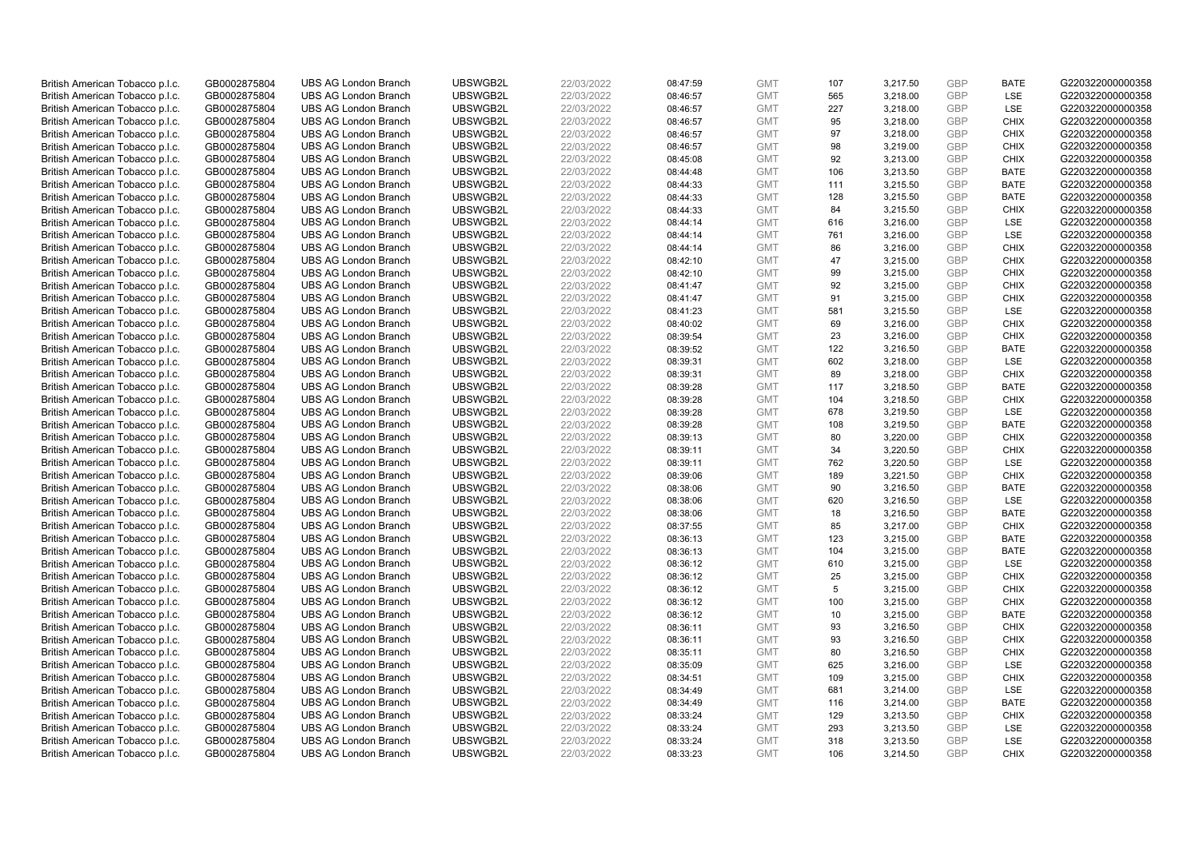| | | | | | | | | | | | |
|---|---|---|---|---|---|---|---|---|---|---|---|
| British American Tobacco p.l.c. | GB0002875804 | UBS AG London Branch | UBSWGB2L | 22/03/2022 | 08:47:59 | GMT | 107 | 3,217.50 | GBP | BATE | G220322000000358 |
| British American Tobacco p.l.c. | GB0002875804 | UBS AG London Branch | UBSWGB2L | 22/03/2022 | 08:46:57 | GMT | 565 | 3,218.00 | GBP | LSE | G220322000000358 |
| British American Tobacco p.l.c. | GB0002875804 | UBS AG London Branch | UBSWGB2L | 22/03/2022 | 08:46:57 | GMT | 227 | 3,218.00 | GBP | LSE | G220322000000358 |
| British American Tobacco p.l.c. | GB0002875804 | UBS AG London Branch | UBSWGB2L | 22/03/2022 | 08:46:57 | GMT | 95 | 3,218.00 | GBP | CHIX | G220322000000358 |
| British American Tobacco p.l.c. | GB0002875804 | UBS AG London Branch | UBSWGB2L | 22/03/2022 | 08:46:57 | GMT | 97 | 3,218.00 | GBP | CHIX | G220322000000358 |
| British American Tobacco p.l.c. | GB0002875804 | UBS AG London Branch | UBSWGB2L | 22/03/2022 | 08:46:57 | GMT | 98 | 3,219.00 | GBP | CHIX | G220322000000358 |
| British American Tobacco p.l.c. | GB0002875804 | UBS AG London Branch | UBSWGB2L | 22/03/2022 | 08:45:08 | GMT | 92 | 3,213.00 | GBP | CHIX | G220322000000358 |
| British American Tobacco p.l.c. | GB0002875804 | UBS AG London Branch | UBSWGB2L | 22/03/2022 | 08:44:48 | GMT | 106 | 3,213.50 | GBP | BATE | G220322000000358 |
| British American Tobacco p.l.c. | GB0002875804 | UBS AG London Branch | UBSWGB2L | 22/03/2022 | 08:44:33 | GMT | 111 | 3,215.50 | GBP | BATE | G220322000000358 |
| British American Tobacco p.l.c. | GB0002875804 | UBS AG London Branch | UBSWGB2L | 22/03/2022 | 08:44:33 | GMT | 128 | 3,215.50 | GBP | BATE | G220322000000358 |
| British American Tobacco p.l.c. | GB0002875804 | UBS AG London Branch | UBSWGB2L | 22/03/2022 | 08:44:33 | GMT | 84 | 3,215.50 | GBP | CHIX | G220322000000358 |
| British American Tobacco p.l.c. | GB0002875804 | UBS AG London Branch | UBSWGB2L | 22/03/2022 | 08:44:14 | GMT | 616 | 3,216.00 | GBP | LSE | G220322000000358 |
| British American Tobacco p.l.c. | GB0002875804 | UBS AG London Branch | UBSWGB2L | 22/03/2022 | 08:44:14 | GMT | 761 | 3,216.00 | GBP | LSE | G220322000000358 |
| British American Tobacco p.l.c. | GB0002875804 | UBS AG London Branch | UBSWGB2L | 22/03/2022 | 08:44:14 | GMT | 86 | 3,216.00 | GBP | CHIX | G220322000000358 |
| British American Tobacco p.l.c. | GB0002875804 | UBS AG London Branch | UBSWGB2L | 22/03/2022 | 08:42:10 | GMT | 47 | 3,215.00 | GBP | CHIX | G220322000000358 |
| British American Tobacco p.l.c. | GB0002875804 | UBS AG London Branch | UBSWGB2L | 22/03/2022 | 08:42:10 | GMT | 99 | 3,215.00 | GBP | CHIX | G220322000000358 |
| British American Tobacco p.l.c. | GB0002875804 | UBS AG London Branch | UBSWGB2L | 22/03/2022 | 08:41:47 | GMT | 92 | 3,215.00 | GBP | CHIX | G220322000000358 |
| British American Tobacco p.l.c. | GB0002875804 | UBS AG London Branch | UBSWGB2L | 22/03/2022 | 08:41:47 | GMT | 91 | 3,215.00 | GBP | CHIX | G220322000000358 |
| British American Tobacco p.l.c. | GB0002875804 | UBS AG London Branch | UBSWGB2L | 22/03/2022 | 08:41:23 | GMT | 581 | 3,215.50 | GBP | LSE | G220322000000358 |
| British American Tobacco p.l.c. | GB0002875804 | UBS AG London Branch | UBSWGB2L | 22/03/2022 | 08:40:02 | GMT | 69 | 3,216.00 | GBP | CHIX | G220322000000358 |
| British American Tobacco p.l.c. | GB0002875804 | UBS AG London Branch | UBSWGB2L | 22/03/2022 | 08:39:54 | GMT | 23 | 3,216.00 | GBP | CHIX | G220322000000358 |
| British American Tobacco p.l.c. | GB0002875804 | UBS AG London Branch | UBSWGB2L | 22/03/2022 | 08:39:52 | GMT | 122 | 3,216.50 | GBP | BATE | G220322000000358 |
| British American Tobacco p.l.c. | GB0002875804 | UBS AG London Branch | UBSWGB2L | 22/03/2022 | 08:39:31 | GMT | 602 | 3,218.00 | GBP | LSE | G220322000000358 |
| British American Tobacco p.l.c. | GB0002875804 | UBS AG London Branch | UBSWGB2L | 22/03/2022 | 08:39:31 | GMT | 89 | 3,218.00 | GBP | CHIX | G220322000000358 |
| British American Tobacco p.l.c. | GB0002875804 | UBS AG London Branch | UBSWGB2L | 22/03/2022 | 08:39:28 | GMT | 117 | 3,218.50 | GBP | BATE | G220322000000358 |
| British American Tobacco p.l.c. | GB0002875804 | UBS AG London Branch | UBSWGB2L | 22/03/2022 | 08:39:28 | GMT | 104 | 3,218.50 | GBP | CHIX | G220322000000358 |
| British American Tobacco p.l.c. | GB0002875804 | UBS AG London Branch | UBSWGB2L | 22/03/2022 | 08:39:28 | GMT | 678 | 3,219.50 | GBP | LSE | G220322000000358 |
| British American Tobacco p.l.c. | GB0002875804 | UBS AG London Branch | UBSWGB2L | 22/03/2022 | 08:39:28 | GMT | 108 | 3,219.50 | GBP | BATE | G220322000000358 |
| British American Tobacco p.l.c. | GB0002875804 | UBS AG London Branch | UBSWGB2L | 22/03/2022 | 08:39:13 | GMT | 80 | 3,220.00 | GBP | CHIX | G220322000000358 |
| British American Tobacco p.l.c. | GB0002875804 | UBS AG London Branch | UBSWGB2L | 22/03/2022 | 08:39:11 | GMT | 34 | 3,220.50 | GBP | CHIX | G220322000000358 |
| British American Tobacco p.l.c. | GB0002875804 | UBS AG London Branch | UBSWGB2L | 22/03/2022 | 08:39:11 | GMT | 762 | 3,220.50 | GBP | LSE | G220322000000358 |
| British American Tobacco p.l.c. | GB0002875804 | UBS AG London Branch | UBSWGB2L | 22/03/2022 | 08:39:06 | GMT | 189 | 3,221.50 | GBP | CHIX | G220322000000358 |
| British American Tobacco p.l.c. | GB0002875804 | UBS AG London Branch | UBSWGB2L | 22/03/2022 | 08:38:06 | GMT | 90 | 3,216.50 | GBP | BATE | G220322000000358 |
| British American Tobacco p.l.c. | GB0002875804 | UBS AG London Branch | UBSWGB2L | 22/03/2022 | 08:38:06 | GMT | 620 | 3,216.50 | GBP | LSE | G220322000000358 |
| British American Tobacco p.l.c. | GB0002875804 | UBS AG London Branch | UBSWGB2L | 22/03/2022 | 08:38:06 | GMT | 18 | 3,216.50 | GBP | BATE | G220322000000358 |
| British American Tobacco p.l.c. | GB0002875804 | UBS AG London Branch | UBSWGB2L | 22/03/2022 | 08:37:55 | GMT | 85 | 3,217.00 | GBP | CHIX | G220322000000358 |
| British American Tobacco p.l.c. | GB0002875804 | UBS AG London Branch | UBSWGB2L | 22/03/2022 | 08:36:13 | GMT | 123 | 3,215.00 | GBP | BATE | G220322000000358 |
| British American Tobacco p.l.c. | GB0002875804 | UBS AG London Branch | UBSWGB2L | 22/03/2022 | 08:36:13 | GMT | 104 | 3,215.00 | GBP | BATE | G220322000000358 |
| British American Tobacco p.l.c. | GB0002875804 | UBS AG London Branch | UBSWGB2L | 22/03/2022 | 08:36:12 | GMT | 610 | 3,215.00 | GBP | LSE | G220322000000358 |
| British American Tobacco p.l.c. | GB0002875804 | UBS AG London Branch | UBSWGB2L | 22/03/2022 | 08:36:12 | GMT | 25 | 3,215.00 | GBP | CHIX | G220322000000358 |
| British American Tobacco p.l.c. | GB0002875804 | UBS AG London Branch | UBSWGB2L | 22/03/2022 | 08:36:12 | GMT | 5 | 3,215.00 | GBP | CHIX | G220322000000358 |
| British American Tobacco p.l.c. | GB0002875804 | UBS AG London Branch | UBSWGB2L | 22/03/2022 | 08:36:12 | GMT | 100 | 3,215.00 | GBP | CHIX | G220322000000358 |
| British American Tobacco p.l.c. | GB0002875804 | UBS AG London Branch | UBSWGB2L | 22/03/2022 | 08:36:12 | GMT | 10 | 3,215.00 | GBP | BATE | G220322000000358 |
| British American Tobacco p.l.c. | GB0002875804 | UBS AG London Branch | UBSWGB2L | 22/03/2022 | 08:36:11 | GMT | 93 | 3,216.50 | GBP | CHIX | G220322000000358 |
| British American Tobacco p.l.c. | GB0002875804 | UBS AG London Branch | UBSWGB2L | 22/03/2022 | 08:36:11 | GMT | 93 | 3,216.50 | GBP | CHIX | G220322000000358 |
| British American Tobacco p.l.c. | GB0002875804 | UBS AG London Branch | UBSWGB2L | 22/03/2022 | 08:35:11 | GMT | 80 | 3,216.50 | GBP | CHIX | G220322000000358 |
| British American Tobacco p.l.c. | GB0002875804 | UBS AG London Branch | UBSWGB2L | 22/03/2022 | 08:35:09 | GMT | 625 | 3,216.00 | GBP | LSE | G220322000000358 |
| British American Tobacco p.l.c. | GB0002875804 | UBS AG London Branch | UBSWGB2L | 22/03/2022 | 08:34:51 | GMT | 109 | 3,215.00 | GBP | CHIX | G220322000000358 |
| British American Tobacco p.l.c. | GB0002875804 | UBS AG London Branch | UBSWGB2L | 22/03/2022 | 08:34:49 | GMT | 681 | 3,214.00 | GBP | LSE | G220322000000358 |
| British American Tobacco p.l.c. | GB0002875804 | UBS AG London Branch | UBSWGB2L | 22/03/2022 | 08:34:49 | GMT | 116 | 3,214.00 | GBP | BATE | G220322000000358 |
| British American Tobacco p.l.c. | GB0002875804 | UBS AG London Branch | UBSWGB2L | 22/03/2022 | 08:33:24 | GMT | 129 | 3,213.50 | GBP | CHIX | G220322000000358 |
| British American Tobacco p.l.c. | GB0002875804 | UBS AG London Branch | UBSWGB2L | 22/03/2022 | 08:33:24 | GMT | 293 | 3,213.50 | GBP | LSE | G220322000000358 |
| British American Tobacco p.l.c. | GB0002875804 | UBS AG London Branch | UBSWGB2L | 22/03/2022 | 08:33:24 | GMT | 318 | 3,213.50 | GBP | LSE | G220322000000358 |
| British American Tobacco p.l.c. | GB0002875804 | UBS AG London Branch | UBSWGB2L | 22/03/2022 | 08:33:23 | GMT | 106 | 3,214.50 | GBP | CHIX | G220322000000358 |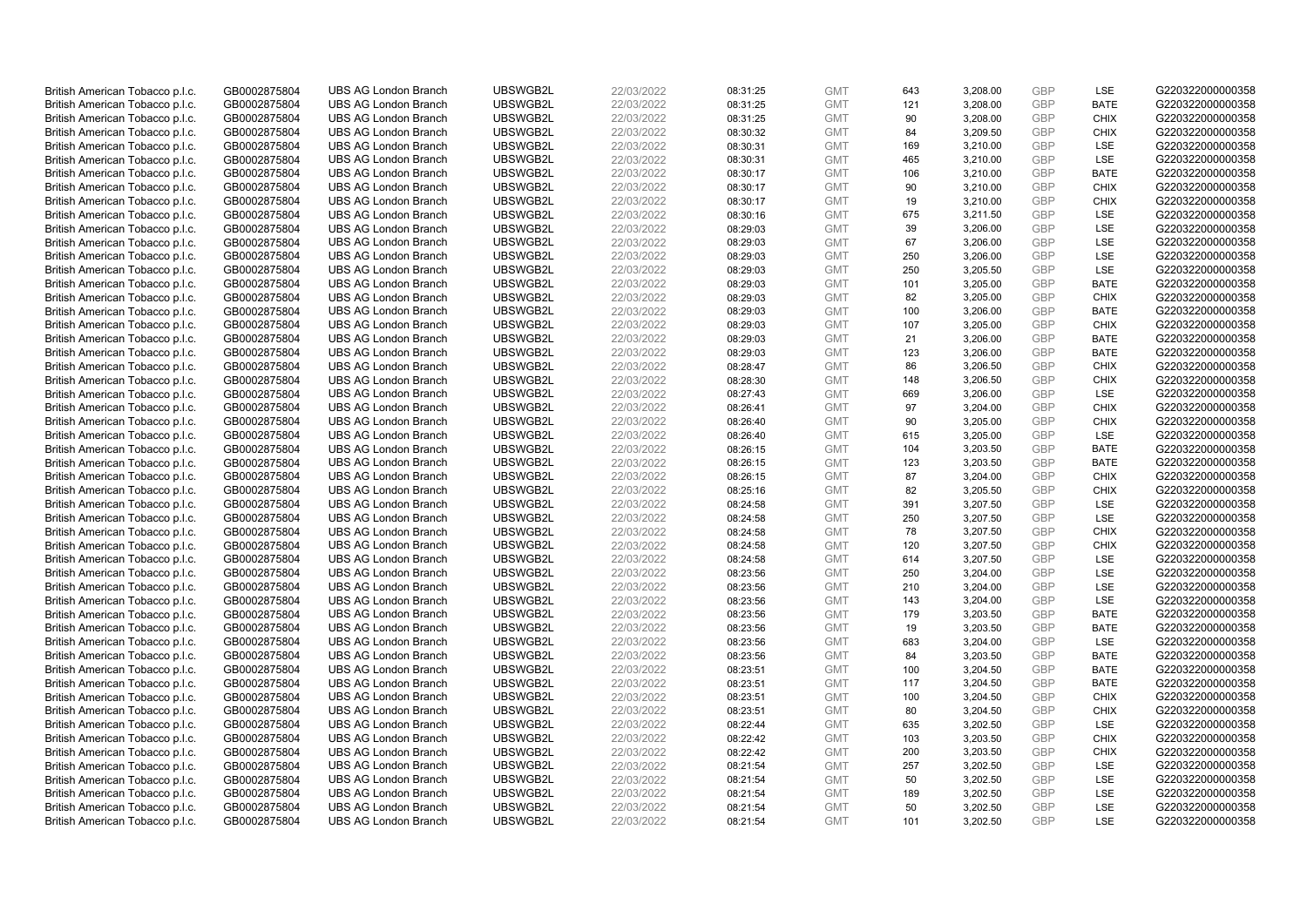| British American Tobacco p.l.c. | GB0002875804 | UBS AG London Branch | UBSWGB2L | 22/03/2022 | 08:31:25 | GMT | 643 | 3,208.00 | GBP | LSE | G220322000000358 |
|---|---|---|---|---|---|---|---|---|---|---|---|
| British American Tobacco p.l.c. | GB0002875804 | UBS AG London Branch | UBSWGB2L | 22/03/2022 | 08:31:25 | GMT | 121 | 3,208.00 | GBP | BATE | G220322000000358 |
| British American Tobacco p.l.c. | GB0002875804 | UBS AG London Branch | UBSWGB2L | 22/03/2022 | 08:31:25 | GMT | 90 | 3,208.00 | GBP | CHIX | G220322000000358 |
| British American Tobacco p.l.c. | GB0002875804 | UBS AG London Branch | UBSWGB2L | 22/03/2022 | 08:30:32 | GMT | 84 | 3,209.50 | GBP | CHIX | G220322000000358 |
| British American Tobacco p.l.c. | GB0002875804 | UBS AG London Branch | UBSWGB2L | 22/03/2022 | 08:30:31 | GMT | 169 | 3,210.00 | GBP | LSE | G220322000000358 |
| British American Tobacco p.l.c. | GB0002875804 | UBS AG London Branch | UBSWGB2L | 22/03/2022 | 08:30:31 | GMT | 465 | 3,210.00 | GBP | LSE | G220322000000358 |
| British American Tobacco p.l.c. | GB0002875804 | UBS AG London Branch | UBSWGB2L | 22/03/2022 | 08:30:17 | GMT | 106 | 3,210.00 | GBP | BATE | G220322000000358 |
| British American Tobacco p.l.c. | GB0002875804 | UBS AG London Branch | UBSWGB2L | 22/03/2022 | 08:30:17 | GMT | 90 | 3,210.00 | GBP | CHIX | G220322000000358 |
| British American Tobacco p.l.c. | GB0002875804 | UBS AG London Branch | UBSWGB2L | 22/03/2022 | 08:30:17 | GMT | 19 | 3,210.00 | GBP | CHIX | G220322000000358 |
| British American Tobacco p.l.c. | GB0002875804 | UBS AG London Branch | UBSWGB2L | 22/03/2022 | 08:30:16 | GMT | 675 | 3,211.50 | GBP | LSE | G220322000000358 |
| British American Tobacco p.l.c. | GB0002875804 | UBS AG London Branch | UBSWGB2L | 22/03/2022 | 08:29:03 | GMT | 39 | 3,206.00 | GBP | LSE | G220322000000358 |
| British American Tobacco p.l.c. | GB0002875804 | UBS AG London Branch | UBSWGB2L | 22/03/2022 | 08:29:03 | GMT | 67 | 3,206.00 | GBP | LSE | G220322000000358 |
| British American Tobacco p.l.c. | GB0002875804 | UBS AG London Branch | UBSWGB2L | 22/03/2022 | 08:29:03 | GMT | 250 | 3,206.00 | GBP | LSE | G220322000000358 |
| British American Tobacco p.l.c. | GB0002875804 | UBS AG London Branch | UBSWGB2L | 22/03/2022 | 08:29:03 | GMT | 250 | 3,205.50 | GBP | LSE | G220322000000358 |
| British American Tobacco p.l.c. | GB0002875804 | UBS AG London Branch | UBSWGB2L | 22/03/2022 | 08:29:03 | GMT | 101 | 3,205.00 | GBP | BATE | G220322000000358 |
| British American Tobacco p.l.c. | GB0002875804 | UBS AG London Branch | UBSWGB2L | 22/03/2022 | 08:29:03 | GMT | 82 | 3,205.00 | GBP | CHIX | G220322000000358 |
| British American Tobacco p.l.c. | GB0002875804 | UBS AG London Branch | UBSWGB2L | 22/03/2022 | 08:29:03 | GMT | 100 | 3,206.00 | GBP | BATE | G220322000000358 |
| British American Tobacco p.l.c. | GB0002875804 | UBS AG London Branch | UBSWGB2L | 22/03/2022 | 08:29:03 | GMT | 107 | 3,205.00 | GBP | CHIX | G220322000000358 |
| British American Tobacco p.l.c. | GB0002875804 | UBS AG London Branch | UBSWGB2L | 22/03/2022 | 08:29:03 | GMT | 21 | 3,206.00 | GBP | BATE | G220322000000358 |
| British American Tobacco p.l.c. | GB0002875804 | UBS AG London Branch | UBSWGB2L | 22/03/2022 | 08:29:03 | GMT | 123 | 3,206.00 | GBP | BATE | G220322000000358 |
| British American Tobacco p.l.c. | GB0002875804 | UBS AG London Branch | UBSWGB2L | 22/03/2022 | 08:28:47 | GMT | 86 | 3,206.50 | GBP | CHIX | G220322000000358 |
| British American Tobacco p.l.c. | GB0002875804 | UBS AG London Branch | UBSWGB2L | 22/03/2022 | 08:28:30 | GMT | 148 | 3,206.50 | GBP | CHIX | G220322000000358 |
| British American Tobacco p.l.c. | GB0002875804 | UBS AG London Branch | UBSWGB2L | 22/03/2022 | 08:27:43 | GMT | 669 | 3,206.00 | GBP | LSE | G220322000000358 |
| British American Tobacco p.l.c. | GB0002875804 | UBS AG London Branch | UBSWGB2L | 22/03/2022 | 08:26:41 | GMT | 97 | 3,204.00 | GBP | CHIX | G220322000000358 |
| British American Tobacco p.l.c. | GB0002875804 | UBS AG London Branch | UBSWGB2L | 22/03/2022 | 08:26:40 | GMT | 90 | 3,205.00 | GBP | CHIX | G220322000000358 |
| British American Tobacco p.l.c. | GB0002875804 | UBS AG London Branch | UBSWGB2L | 22/03/2022 | 08:26:40 | GMT | 615 | 3,205.00 | GBP | LSE | G220322000000358 |
| British American Tobacco p.l.c. | GB0002875804 | UBS AG London Branch | UBSWGB2L | 22/03/2022 | 08:26:15 | GMT | 104 | 3,203.50 | GBP | BATE | G220322000000358 |
| British American Tobacco p.l.c. | GB0002875804 | UBS AG London Branch | UBSWGB2L | 22/03/2022 | 08:26:15 | GMT | 123 | 3,203.50 | GBP | BATE | G220322000000358 |
| British American Tobacco p.l.c. | GB0002875804 | UBS AG London Branch | UBSWGB2L | 22/03/2022 | 08:26:15 | GMT | 87 | 3,204.00 | GBP | CHIX | G220322000000358 |
| British American Tobacco p.l.c. | GB0002875804 | UBS AG London Branch | UBSWGB2L | 22/03/2022 | 08:25:16 | GMT | 82 | 3,205.50 | GBP | CHIX | G220322000000358 |
| British American Tobacco p.l.c. | GB0002875804 | UBS AG London Branch | UBSWGB2L | 22/03/2022 | 08:24:58 | GMT | 391 | 3,207.50 | GBP | LSE | G220322000000358 |
| British American Tobacco p.l.c. | GB0002875804 | UBS AG London Branch | UBSWGB2L | 22/03/2022 | 08:24:58 | GMT | 250 | 3,207.50 | GBP | LSE | G220322000000358 |
| British American Tobacco p.l.c. | GB0002875804 | UBS AG London Branch | UBSWGB2L | 22/03/2022 | 08:24:58 | GMT | 78 | 3,207.50 | GBP | CHIX | G220322000000358 |
| British American Tobacco p.l.c. | GB0002875804 | UBS AG London Branch | UBSWGB2L | 22/03/2022 | 08:24:58 | GMT | 120 | 3,207.50 | GBP | CHIX | G220322000000358 |
| British American Tobacco p.l.c. | GB0002875804 | UBS AG London Branch | UBSWGB2L | 22/03/2022 | 08:24:58 | GMT | 614 | 3,207.50 | GBP | LSE | G220322000000358 |
| British American Tobacco p.l.c. | GB0002875804 | UBS AG London Branch | UBSWGB2L | 22/03/2022 | 08:23:56 | GMT | 250 | 3,204.00 | GBP | LSE | G220322000000358 |
| British American Tobacco p.l.c. | GB0002875804 | UBS AG London Branch | UBSWGB2L | 22/03/2022 | 08:23:56 | GMT | 210 | 3,204.00 | GBP | LSE | G220322000000358 |
| British American Tobacco p.l.c. | GB0002875804 | UBS AG London Branch | UBSWGB2L | 22/03/2022 | 08:23:56 | GMT | 143 | 3,204.00 | GBP | LSE | G220322000000358 |
| British American Tobacco p.l.c. | GB0002875804 | UBS AG London Branch | UBSWGB2L | 22/03/2022 | 08:23:56 | GMT | 179 | 3,203.50 | GBP | BATE | G220322000000358 |
| British American Tobacco p.l.c. | GB0002875804 | UBS AG London Branch | UBSWGB2L | 22/03/2022 | 08:23:56 | GMT | 19 | 3,203.50 | GBP | BATE | G220322000000358 |
| British American Tobacco p.l.c. | GB0002875804 | UBS AG London Branch | UBSWGB2L | 22/03/2022 | 08:23:56 | GMT | 683 | 3,204.00 | GBP | LSE | G220322000000358 |
| British American Tobacco p.l.c. | GB0002875804 | UBS AG London Branch | UBSWGB2L | 22/03/2022 | 08:23:56 | GMT | 84 | 3,203.50 | GBP | BATE | G220322000000358 |
| British American Tobacco p.l.c. | GB0002875804 | UBS AG London Branch | UBSWGB2L | 22/03/2022 | 08:23:51 | GMT | 100 | 3,204.50 | GBP | BATE | G220322000000358 |
| British American Tobacco p.l.c. | GB0002875804 | UBS AG London Branch | UBSWGB2L | 22/03/2022 | 08:23:51 | GMT | 117 | 3,204.50 | GBP | BATE | G220322000000358 |
| British American Tobacco p.l.c. | GB0002875804 | UBS AG London Branch | UBSWGB2L | 22/03/2022 | 08:23:51 | GMT | 100 | 3,204.50 | GBP | CHIX | G220322000000358 |
| British American Tobacco p.l.c. | GB0002875804 | UBS AG London Branch | UBSWGB2L | 22/03/2022 | 08:23:51 | GMT | 80 | 3,204.50 | GBP | CHIX | G220322000000358 |
| British American Tobacco p.l.c. | GB0002875804 | UBS AG London Branch | UBSWGB2L | 22/03/2022 | 08:22:44 | GMT | 635 | 3,202.50 | GBP | LSE | G220322000000358 |
| British American Tobacco p.l.c. | GB0002875804 | UBS AG London Branch | UBSWGB2L | 22/03/2022 | 08:22:42 | GMT | 103 | 3,203.50 | GBP | CHIX | G220322000000358 |
| British American Tobacco p.l.c. | GB0002875804 | UBS AG London Branch | UBSWGB2L | 22/03/2022 | 08:22:42 | GMT | 200 | 3,203.50 | GBP | CHIX | G220322000000358 |
| British American Tobacco p.l.c. | GB0002875804 | UBS AG London Branch | UBSWGB2L | 22/03/2022 | 08:21:54 | GMT | 257 | 3,202.50 | GBP | LSE | G220322000000358 |
| British American Tobacco p.l.c. | GB0002875804 | UBS AG London Branch | UBSWGB2L | 22/03/2022 | 08:21:54 | GMT | 50 | 3,202.50 | GBP | LSE | G220322000000358 |
| British American Tobacco p.l.c. | GB0002875804 | UBS AG London Branch | UBSWGB2L | 22/03/2022 | 08:21:54 | GMT | 189 | 3,202.50 | GBP | LSE | G220322000000358 |
| British American Tobacco p.l.c. | GB0002875804 | UBS AG London Branch | UBSWGB2L | 22/03/2022 | 08:21:54 | GMT | 50 | 3,202.50 | GBP | LSE | G220322000000358 |
| British American Tobacco p.l.c. | GB0002875804 | UBS AG London Branch | UBSWGB2L | 22/03/2022 | 08:21:54 | GMT | 101 | 3,202.50 | GBP | LSE | G220322000000358 |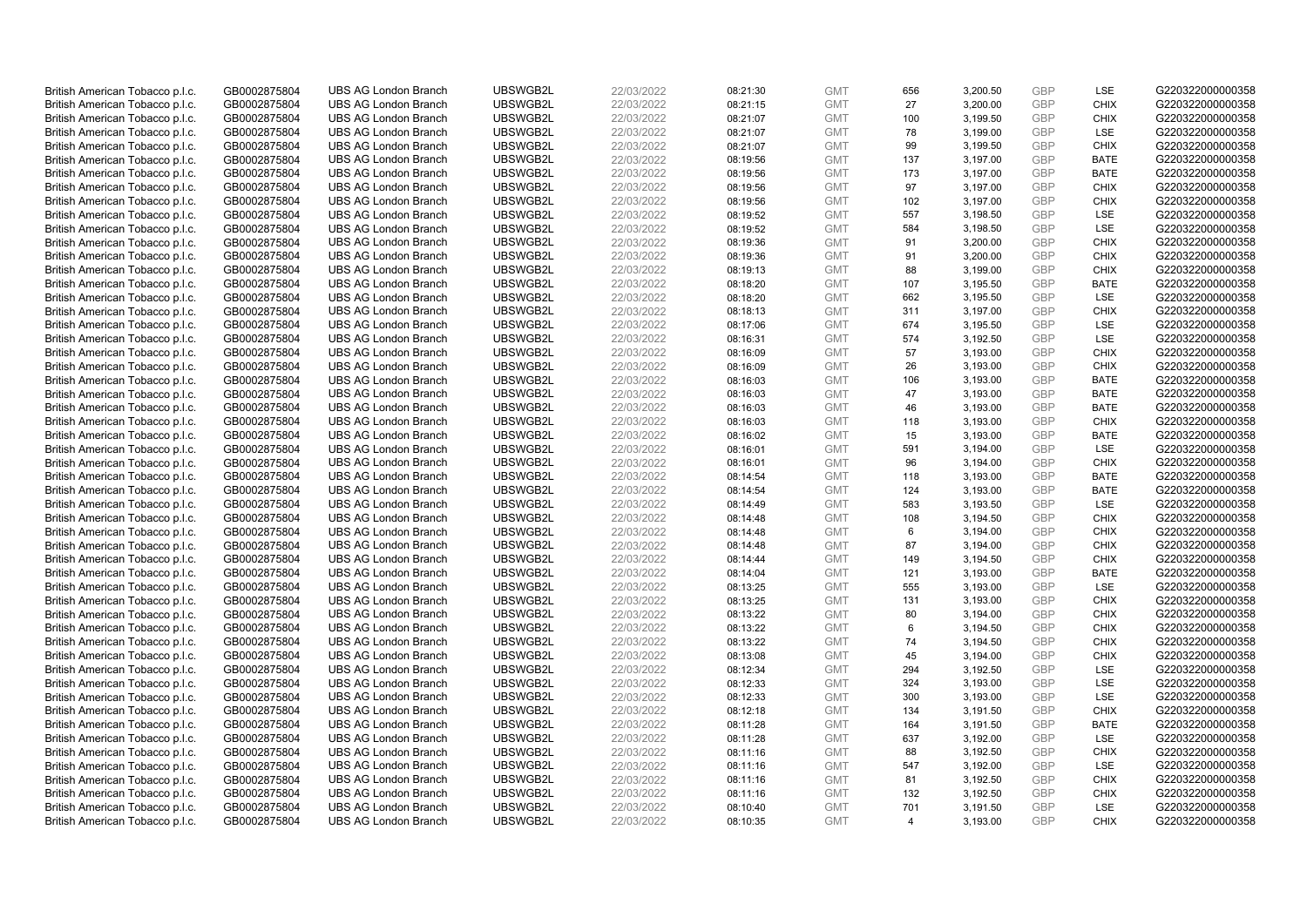| | | | | | | | | | | | |
|---|---|---|---|---|---|---|---|---|---|---|---|
| British American Tobacco p.l.c. | GB0002875804 | UBS AG London Branch | UBSWGB2L | 22/03/2022 | 08:21:30 | GMT | 656 | 3,200.50 | GBP | LSE | G220322000000358 |
| British American Tobacco p.l.c. | GB0002875804 | UBS AG London Branch | UBSWGB2L | 22/03/2022 | 08:21:15 | GMT | 27 | 3,200.00 | GBP | CHIX | G220322000000358 |
| British American Tobacco p.l.c. | GB0002875804 | UBS AG London Branch | UBSWGB2L | 22/03/2022 | 08:21:07 | GMT | 100 | 3,199.50 | GBP | CHIX | G220322000000358 |
| British American Tobacco p.l.c. | GB0002875804 | UBS AG London Branch | UBSWGB2L | 22/03/2022 | 08:21:07 | GMT | 78 | 3,199.00 | GBP | LSE | G220322000000358 |
| British American Tobacco p.l.c. | GB0002875804 | UBS AG London Branch | UBSWGB2L | 22/03/2022 | 08:21:07 | GMT | 99 | 3,199.50 | GBP | CHIX | G220322000000358 |
| British American Tobacco p.l.c. | GB0002875804 | UBS AG London Branch | UBSWGB2L | 22/03/2022 | 08:19:56 | GMT | 137 | 3,197.00 | GBP | BATE | G220322000000358 |
| British American Tobacco p.l.c. | GB0002875804 | UBS AG London Branch | UBSWGB2L | 22/03/2022 | 08:19:56 | GMT | 173 | 3,197.00 | GBP | BATE | G220322000000358 |
| British American Tobacco p.l.c. | GB0002875804 | UBS AG London Branch | UBSWGB2L | 22/03/2022 | 08:19:56 | GMT | 97 | 3,197.00 | GBP | CHIX | G220322000000358 |
| British American Tobacco p.l.c. | GB0002875804 | UBS AG London Branch | UBSWGB2L | 22/03/2022 | 08:19:56 | GMT | 102 | 3,197.00 | GBP | CHIX | G220322000000358 |
| British American Tobacco p.l.c. | GB0002875804 | UBS AG London Branch | UBSWGB2L | 22/03/2022 | 08:19:52 | GMT | 557 | 3,198.50 | GBP | LSE | G220322000000358 |
| British American Tobacco p.l.c. | GB0002875804 | UBS AG London Branch | UBSWGB2L | 22/03/2022 | 08:19:52 | GMT | 584 | 3,198.50 | GBP | LSE | G220322000000358 |
| British American Tobacco p.l.c. | GB0002875804 | UBS AG London Branch | UBSWGB2L | 22/03/2022 | 08:19:36 | GMT | 91 | 3,200.00 | GBP | CHIX | G220322000000358 |
| British American Tobacco p.l.c. | GB0002875804 | UBS AG London Branch | UBSWGB2L | 22/03/2022 | 08:19:36 | GMT | 91 | 3,200.00 | GBP | CHIX | G220322000000358 |
| British American Tobacco p.l.c. | GB0002875804 | UBS AG London Branch | UBSWGB2L | 22/03/2022 | 08:19:13 | GMT | 88 | 3,199.00 | GBP | CHIX | G220322000000358 |
| British American Tobacco p.l.c. | GB0002875804 | UBS AG London Branch | UBSWGB2L | 22/03/2022 | 08:18:20 | GMT | 107 | 3,195.50 | GBP | BATE | G220322000000358 |
| British American Tobacco p.l.c. | GB0002875804 | UBS AG London Branch | UBSWGB2L | 22/03/2022 | 08:18:20 | GMT | 662 | 3,195.50 | GBP | LSE | G220322000000358 |
| British American Tobacco p.l.c. | GB0002875804 | UBS AG London Branch | UBSWGB2L | 22/03/2022 | 08:18:13 | GMT | 311 | 3,197.00 | GBP | CHIX | G220322000000358 |
| British American Tobacco p.l.c. | GB0002875804 | UBS AG London Branch | UBSWGB2L | 22/03/2022 | 08:17:06 | GMT | 674 | 3,195.50 | GBP | LSE | G220322000000358 |
| British American Tobacco p.l.c. | GB0002875804 | UBS AG London Branch | UBSWGB2L | 22/03/2022 | 08:16:31 | GMT | 574 | 3,192.50 | GBP | LSE | G220322000000358 |
| British American Tobacco p.l.c. | GB0002875804 | UBS AG London Branch | UBSWGB2L | 22/03/2022 | 08:16:09 | GMT | 57 | 3,193.00 | GBP | CHIX | G220322000000358 |
| British American Tobacco p.l.c. | GB0002875804 | UBS AG London Branch | UBSWGB2L | 22/03/2022 | 08:16:09 | GMT | 26 | 3,193.00 | GBP | CHIX | G220322000000358 |
| British American Tobacco p.l.c. | GB0002875804 | UBS AG London Branch | UBSWGB2L | 22/03/2022 | 08:16:03 | GMT | 106 | 3,193.00 | GBP | BATE | G220322000000358 |
| British American Tobacco p.l.c. | GB0002875804 | UBS AG London Branch | UBSWGB2L | 22/03/2022 | 08:16:03 | GMT | 47 | 3,193.00 | GBP | BATE | G220322000000358 |
| British American Tobacco p.l.c. | GB0002875804 | UBS AG London Branch | UBSWGB2L | 22/03/2022 | 08:16:03 | GMT | 46 | 3,193.00 | GBP | BATE | G220322000000358 |
| British American Tobacco p.l.c. | GB0002875804 | UBS AG London Branch | UBSWGB2L | 22/03/2022 | 08:16:03 | GMT | 118 | 3,193.00 | GBP | CHIX | G220322000000358 |
| British American Tobacco p.l.c. | GB0002875804 | UBS AG London Branch | UBSWGB2L | 22/03/2022 | 08:16:02 | GMT | 15 | 3,193.00 | GBP | BATE | G220322000000358 |
| British American Tobacco p.l.c. | GB0002875804 | UBS AG London Branch | UBSWGB2L | 22/03/2022 | 08:16:01 | GMT | 591 | 3,194.00 | GBP | LSE | G220322000000358 |
| British American Tobacco p.l.c. | GB0002875804 | UBS AG London Branch | UBSWGB2L | 22/03/2022 | 08:16:01 | GMT | 96 | 3,194.00 | GBP | CHIX | G220322000000358 |
| British American Tobacco p.l.c. | GB0002875804 | UBS AG London Branch | UBSWGB2L | 22/03/2022 | 08:14:54 | GMT | 118 | 3,193.00 | GBP | BATE | G220322000000358 |
| British American Tobacco p.l.c. | GB0002875804 | UBS AG London Branch | UBSWGB2L | 22/03/2022 | 08:14:54 | GMT | 124 | 3,193.00 | GBP | BATE | G220322000000358 |
| British American Tobacco p.l.c. | GB0002875804 | UBS AG London Branch | UBSWGB2L | 22/03/2022 | 08:14:49 | GMT | 583 | 3,193.50 | GBP | LSE | G220322000000358 |
| British American Tobacco p.l.c. | GB0002875804 | UBS AG London Branch | UBSWGB2L | 22/03/2022 | 08:14:48 | GMT | 108 | 3,194.50 | GBP | CHIX | G220322000000358 |
| British American Tobacco p.l.c. | GB0002875804 | UBS AG London Branch | UBSWGB2L | 22/03/2022 | 08:14:48 | GMT | 6 | 3,194.00 | GBP | CHIX | G220322000000358 |
| British American Tobacco p.l.c. | GB0002875804 | UBS AG London Branch | UBSWGB2L | 22/03/2022 | 08:14:48 | GMT | 87 | 3,194.00 | GBP | CHIX | G220322000000358 |
| British American Tobacco p.l.c. | GB0002875804 | UBS AG London Branch | UBSWGB2L | 22/03/2022 | 08:14:44 | GMT | 149 | 3,194.50 | GBP | CHIX | G220322000000358 |
| British American Tobacco p.l.c. | GB0002875804 | UBS AG London Branch | UBSWGB2L | 22/03/2022 | 08:14:04 | GMT | 121 | 3,193.00 | GBP | BATE | G220322000000358 |
| British American Tobacco p.l.c. | GB0002875804 | UBS AG London Branch | UBSWGB2L | 22/03/2022 | 08:13:25 | GMT | 555 | 3,193.00 | GBP | LSE | G220322000000358 |
| British American Tobacco p.l.c. | GB0002875804 | UBS AG London Branch | UBSWGB2L | 22/03/2022 | 08:13:25 | GMT | 131 | 3,193.00 | GBP | CHIX | G220322000000358 |
| British American Tobacco p.l.c. | GB0002875804 | UBS AG London Branch | UBSWGB2L | 22/03/2022 | 08:13:22 | GMT | 80 | 3,194.00 | GBP | CHIX | G220322000000358 |
| British American Tobacco p.l.c. | GB0002875804 | UBS AG London Branch | UBSWGB2L | 22/03/2022 | 08:13:22 | GMT | 6 | 3,194.50 | GBP | CHIX | G220322000000358 |
| British American Tobacco p.l.c. | GB0002875804 | UBS AG London Branch | UBSWGB2L | 22/03/2022 | 08:13:22 | GMT | 74 | 3,194.50 | GBP | CHIX | G220322000000358 |
| British American Tobacco p.l.c. | GB0002875804 | UBS AG London Branch | UBSWGB2L | 22/03/2022 | 08:13:08 | GMT | 45 | 3,194.00 | GBP | CHIX | G220322000000358 |
| British American Tobacco p.l.c. | GB0002875804 | UBS AG London Branch | UBSWGB2L | 22/03/2022 | 08:12:34 | GMT | 294 | 3,192.50 | GBP | LSE | G220322000000358 |
| British American Tobacco p.l.c. | GB0002875804 | UBS AG London Branch | UBSWGB2L | 22/03/2022 | 08:12:33 | GMT | 324 | 3,193.00 | GBP | LSE | G220322000000358 |
| British American Tobacco p.l.c. | GB0002875804 | UBS AG London Branch | UBSWGB2L | 22/03/2022 | 08:12:33 | GMT | 300 | 3,193.00 | GBP | LSE | G220322000000358 |
| British American Tobacco p.l.c. | GB0002875804 | UBS AG London Branch | UBSWGB2L | 22/03/2022 | 08:12:18 | GMT | 134 | 3,191.50 | GBP | CHIX | G220322000000358 |
| British American Tobacco p.l.c. | GB0002875804 | UBS AG London Branch | UBSWGB2L | 22/03/2022 | 08:11:28 | GMT | 164 | 3,191.50 | GBP | BATE | G220322000000358 |
| British American Tobacco p.l.c. | GB0002875804 | UBS AG London Branch | UBSWGB2L | 22/03/2022 | 08:11:28 | GMT | 637 | 3,192.00 | GBP | LSE | G220322000000358 |
| British American Tobacco p.l.c. | GB0002875804 | UBS AG London Branch | UBSWGB2L | 22/03/2022 | 08:11:16 | GMT | 88 | 3,192.50 | GBP | CHIX | G220322000000358 |
| British American Tobacco p.l.c. | GB0002875804 | UBS AG London Branch | UBSWGB2L | 22/03/2022 | 08:11:16 | GMT | 547 | 3,192.00 | GBP | LSE | G220322000000358 |
| British American Tobacco p.l.c. | GB0002875804 | UBS AG London Branch | UBSWGB2L | 22/03/2022 | 08:11:16 | GMT | 81 | 3,192.50 | GBP | CHIX | G220322000000358 |
| British American Tobacco p.l.c. | GB0002875804 | UBS AG London Branch | UBSWGB2L | 22/03/2022 | 08:11:16 | GMT | 132 | 3,192.50 | GBP | CHIX | G220322000000358 |
| British American Tobacco p.l.c. | GB0002875804 | UBS AG London Branch | UBSWGB2L | 22/03/2022 | 08:10:40 | GMT | 701 | 3,191.50 | GBP | LSE | G220322000000358 |
| British American Tobacco p.l.c. | GB0002875804 | UBS AG London Branch | UBSWGB2L | 22/03/2022 | 08:10:35 | GMT | 4 | 3,193.00 | GBP | CHIX | G220322000000358 |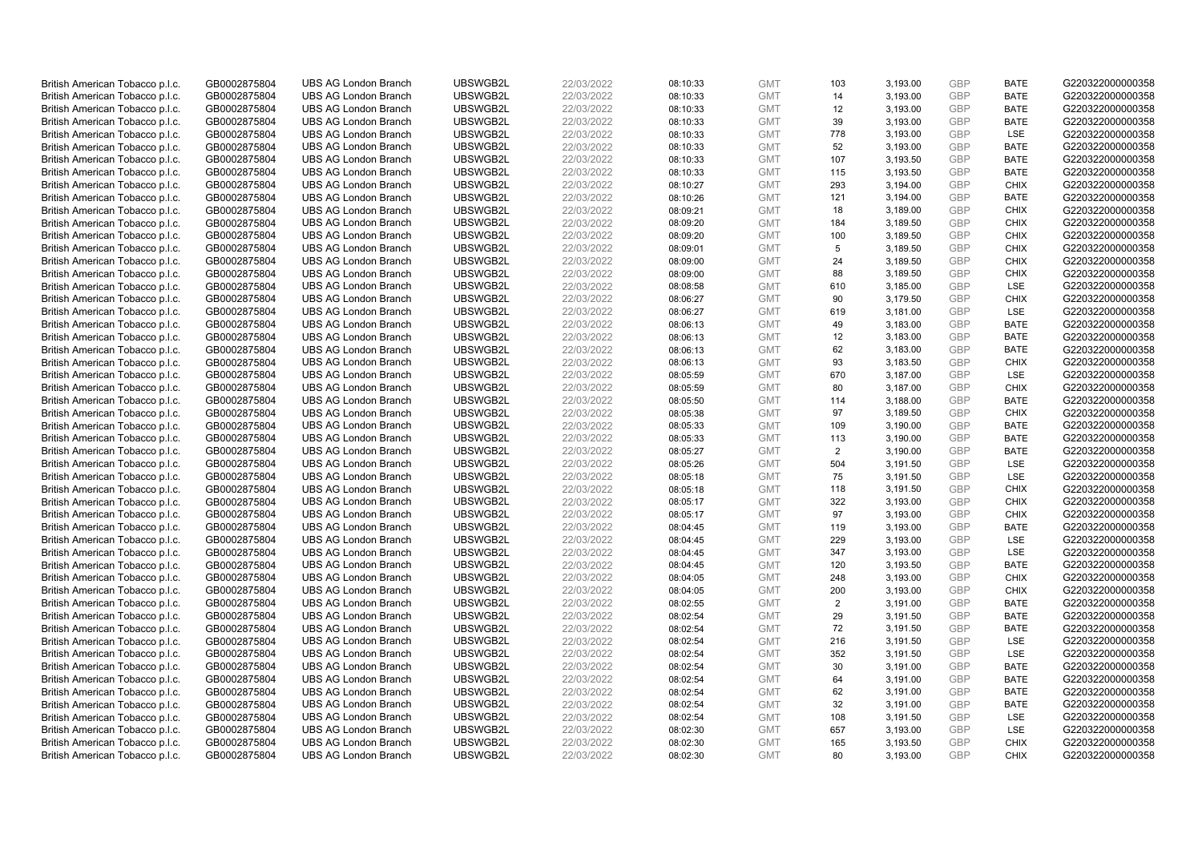| British American Tobacco p.l.c. | GB0002875804 | UBS AG London Branch | UBSWGB2L | 22/03/2022 | 08:10:33 | GMT | 103 | 3,193.00 | GBP | BATE | G220322000000358 |
|---|---|---|---|---|---|---|---|---|---|---|---|
| British American Tobacco p.l.c. | GB0002875804 | UBS AG London Branch | UBSWGB2L | 22/03/2022 | 08:10:33 | GMT | 14 | 3,193.00 | GBP | BATE | G220322000000358 |
| British American Tobacco p.l.c. | GB0002875804 | UBS AG London Branch | UBSWGB2L | 22/03/2022 | 08:10:33 | GMT | 12 | 3,193.00 | GBP | BATE | G220322000000358 |
| British American Tobacco p.l.c. | GB0002875804 | UBS AG London Branch | UBSWGB2L | 22/03/2022 | 08:10:33 | GMT | 39 | 3,193.00 | GBP | BATE | G220322000000358 |
| British American Tobacco p.l.c. | GB0002875804 | UBS AG London Branch | UBSWGB2L | 22/03/2022 | 08:10:33 | GMT | 778 | 3,193.00 | GBP | LSE | G220322000000358 |
| British American Tobacco p.l.c. | GB0002875804 | UBS AG London Branch | UBSWGB2L | 22/03/2022 | 08:10:33 | GMT | 52 | 3,193.00 | GBP | BATE | G220322000000358 |
| British American Tobacco p.l.c. | GB0002875804 | UBS AG London Branch | UBSWGB2L | 22/03/2022 | 08:10:33 | GMT | 107 | 3,193.50 | GBP | BATE | G220322000000358 |
| British American Tobacco p.l.c. | GB0002875804 | UBS AG London Branch | UBSWGB2L | 22/03/2022 | 08:10:33 | GMT | 115 | 3,193.50 | GBP | BATE | G220322000000358 |
| British American Tobacco p.l.c. | GB0002875804 | UBS AG London Branch | UBSWGB2L | 22/03/2022 | 08:10:27 | GMT | 293 | 3,194.00 | GBP | CHIX | G220322000000358 |
| British American Tobacco p.l.c. | GB0002875804 | UBS AG London Branch | UBSWGB2L | 22/03/2022 | 08:10:26 | GMT | 121 | 3,194.00 | GBP | BATE | G220322000000358 |
| British American Tobacco p.l.c. | GB0002875804 | UBS AG London Branch | UBSWGB2L | 22/03/2022 | 08:09:21 | GMT | 18 | 3,189.00 | GBP | CHIX | G220322000000358 |
| British American Tobacco p.l.c. | GB0002875804 | UBS AG London Branch | UBSWGB2L | 22/03/2022 | 08:09:20 | GMT | 184 | 3,189.50 | GBP | CHIX | G220322000000358 |
| British American Tobacco p.l.c. | GB0002875804 | UBS AG London Branch | UBSWGB2L | 22/03/2022 | 08:09:20 | GMT | 100 | 3,189.50 | GBP | CHIX | G220322000000358 |
| British American Tobacco p.l.c. | GB0002875804 | UBS AG London Branch | UBSWGB2L | 22/03/2022 | 08:09:01 | GMT | 5 | 3,189.50 | GBP | CHIX | G220322000000358 |
| British American Tobacco p.l.c. | GB0002875804 | UBS AG London Branch | UBSWGB2L | 22/03/2022 | 08:09:00 | GMT | 24 | 3,189.50 | GBP | CHIX | G220322000000358 |
| British American Tobacco p.l.c. | GB0002875804 | UBS AG London Branch | UBSWGB2L | 22/03/2022 | 08:09:00 | GMT | 88 | 3,189.50 | GBP | CHIX | G220322000000358 |
| British American Tobacco p.l.c. | GB0002875804 | UBS AG London Branch | UBSWGB2L | 22/03/2022 | 08:08:58 | GMT | 610 | 3,185.00 | GBP | LSE | G220322000000358 |
| British American Tobacco p.l.c. | GB0002875804 | UBS AG London Branch | UBSWGB2L | 22/03/2022 | 08:06:27 | GMT | 90 | 3,179.50 | GBP | CHIX | G220322000000358 |
| British American Tobacco p.l.c. | GB0002875804 | UBS AG London Branch | UBSWGB2L | 22/03/2022 | 08:06:27 | GMT | 619 | 3,181.00 | GBP | LSE | G220322000000358 |
| British American Tobacco p.l.c. | GB0002875804 | UBS AG London Branch | UBSWGB2L | 22/03/2022 | 08:06:13 | GMT | 49 | 3,183.00 | GBP | BATE | G220322000000358 |
| British American Tobacco p.l.c. | GB0002875804 | UBS AG London Branch | UBSWGB2L | 22/03/2022 | 08:06:13 | GMT | 12 | 3,183.00 | GBP | BATE | G220322000000358 |
| British American Tobacco p.l.c. | GB0002875804 | UBS AG London Branch | UBSWGB2L | 22/03/2022 | 08:06:13 | GMT | 62 | 3,183.00 | GBP | BATE | G220322000000358 |
| British American Tobacco p.l.c. | GB0002875804 | UBS AG London Branch | UBSWGB2L | 22/03/2022 | 08:06:13 | GMT | 93 | 3,183.50 | GBP | CHIX | G220322000000358 |
| British American Tobacco p.l.c. | GB0002875804 | UBS AG London Branch | UBSWGB2L | 22/03/2022 | 08:05:59 | GMT | 670 | 3,187.00 | GBP | LSE | G220322000000358 |
| British American Tobacco p.l.c. | GB0002875804 | UBS AG London Branch | UBSWGB2L | 22/03/2022 | 08:05:59 | GMT | 80 | 3,187.00 | GBP | CHIX | G220322000000358 |
| British American Tobacco p.l.c. | GB0002875804 | UBS AG London Branch | UBSWGB2L | 22/03/2022 | 08:05:50 | GMT | 114 | 3,188.00 | GBP | BATE | G220322000000358 |
| British American Tobacco p.l.c. | GB0002875804 | UBS AG London Branch | UBSWGB2L | 22/03/2022 | 08:05:38 | GMT | 97 | 3,189.50 | GBP | CHIX | G220322000000358 |
| British American Tobacco p.l.c. | GB0002875804 | UBS AG London Branch | UBSWGB2L | 22/03/2022 | 08:05:33 | GMT | 109 | 3,190.00 | GBP | BATE | G220322000000358 |
| British American Tobacco p.l.c. | GB0002875804 | UBS AG London Branch | UBSWGB2L | 22/03/2022 | 08:05:33 | GMT | 113 | 3,190.00 | GBP | BATE | G220322000000358 |
| British American Tobacco p.l.c. | GB0002875804 | UBS AG London Branch | UBSWGB2L | 22/03/2022 | 08:05:27 | GMT | 2 | 3,190.00 | GBP | BATE | G220322000000358 |
| British American Tobacco p.l.c. | GB0002875804 | UBS AG London Branch | UBSWGB2L | 22/03/2022 | 08:05:26 | GMT | 504 | 3,191.50 | GBP | LSE | G220322000000358 |
| British American Tobacco p.l.c. | GB0002875804 | UBS AG London Branch | UBSWGB2L | 22/03/2022 | 08:05:18 | GMT | 75 | 3,191.50 | GBP | LSE | G220322000000358 |
| British American Tobacco p.l.c. | GB0002875804 | UBS AG London Branch | UBSWGB2L | 22/03/2022 | 08:05:18 | GMT | 118 | 3,191.50 | GBP | CHIX | G220322000000358 |
| British American Tobacco p.l.c. | GB0002875804 | UBS AG London Branch | UBSWGB2L | 22/03/2022 | 08:05:17 | GMT | 322 | 3,193.00 | GBP | CHIX | G220322000000358 |
| British American Tobacco p.l.c. | GB0002875804 | UBS AG London Branch | UBSWGB2L | 22/03/2022 | 08:05:17 | GMT | 97 | 3,193.00 | GBP | CHIX | G220322000000358 |
| British American Tobacco p.l.c. | GB0002875804 | UBS AG London Branch | UBSWGB2L | 22/03/2022 | 08:04:45 | GMT | 119 | 3,193.00 | GBP | BATE | G220322000000358 |
| British American Tobacco p.l.c. | GB0002875804 | UBS AG London Branch | UBSWGB2L | 22/03/2022 | 08:04:45 | GMT | 229 | 3,193.00 | GBP | LSE | G220322000000358 |
| British American Tobacco p.l.c. | GB0002875804 | UBS AG London Branch | UBSWGB2L | 22/03/2022 | 08:04:45 | GMT | 347 | 3,193.00 | GBP | LSE | G220322000000358 |
| British American Tobacco p.l.c. | GB0002875804 | UBS AG London Branch | UBSWGB2L | 22/03/2022 | 08:04:45 | GMT | 120 | 3,193.50 | GBP | BATE | G220322000000358 |
| British American Tobacco p.l.c. | GB0002875804 | UBS AG London Branch | UBSWGB2L | 22/03/2022 | 08:04:05 | GMT | 248 | 3,193.00 | GBP | CHIX | G220322000000358 |
| British American Tobacco p.l.c. | GB0002875804 | UBS AG London Branch | UBSWGB2L | 22/03/2022 | 08:04:05 | GMT | 200 | 3,193.00 | GBP | CHIX | G220322000000358 |
| British American Tobacco p.l.c. | GB0002875804 | UBS AG London Branch | UBSWGB2L | 22/03/2022 | 08:02:55 | GMT | 2 | 3,191.00 | GBP | BATE | G220322000000358 |
| British American Tobacco p.l.c. | GB0002875804 | UBS AG London Branch | UBSWGB2L | 22/03/2022 | 08:02:54 | GMT | 29 | 3,191.50 | GBP | BATE | G220322000000358 |
| British American Tobacco p.l.c. | GB0002875804 | UBS AG London Branch | UBSWGB2L | 22/03/2022 | 08:02:54 | GMT | 72 | 3,191.50 | GBP | BATE | G220322000000358 |
| British American Tobacco p.l.c. | GB0002875804 | UBS AG London Branch | UBSWGB2L | 22/03/2022 | 08:02:54 | GMT | 216 | 3,191.50 | GBP | LSE | G220322000000358 |
| British American Tobacco p.l.c. | GB0002875804 | UBS AG London Branch | UBSWGB2L | 22/03/2022 | 08:02:54 | GMT | 352 | 3,191.50 | GBP | LSE | G220322000000358 |
| British American Tobacco p.l.c. | GB0002875804 | UBS AG London Branch | UBSWGB2L | 22/03/2022 | 08:02:54 | GMT | 30 | 3,191.00 | GBP | BATE | G220322000000358 |
| British American Tobacco p.l.c. | GB0002875804 | UBS AG London Branch | UBSWGB2L | 22/03/2022 | 08:02:54 | GMT | 64 | 3,191.00 | GBP | BATE | G220322000000358 |
| British American Tobacco p.l.c. | GB0002875804 | UBS AG London Branch | UBSWGB2L | 22/03/2022 | 08:02:54 | GMT | 62 | 3,191.00 | GBP | BATE | G220322000000358 |
| British American Tobacco p.l.c. | GB0002875804 | UBS AG London Branch | UBSWGB2L | 22/03/2022 | 08:02:54 | GMT | 32 | 3,191.00 | GBP | BATE | G220322000000358 |
| British American Tobacco p.l.c. | GB0002875804 | UBS AG London Branch | UBSWGB2L | 22/03/2022 | 08:02:54 | GMT | 108 | 3,191.50 | GBP | LSE | G220322000000358 |
| British American Tobacco p.l.c. | GB0002875804 | UBS AG London Branch | UBSWGB2L | 22/03/2022 | 08:02:30 | GMT | 657 | 3,193.00 | GBP | LSE | G220322000000358 |
| British American Tobacco p.l.c. | GB0002875804 | UBS AG London Branch | UBSWGB2L | 22/03/2022 | 08:02:30 | GMT | 165 | 3,193.50 | GBP | CHIX | G220322000000358 |
| British American Tobacco p.l.c. | GB0002875804 | UBS AG London Branch | UBSWGB2L | 22/03/2022 | 08:02:30 | GMT | 80 | 3,193.00 | GBP | CHIX | G220322000000358 |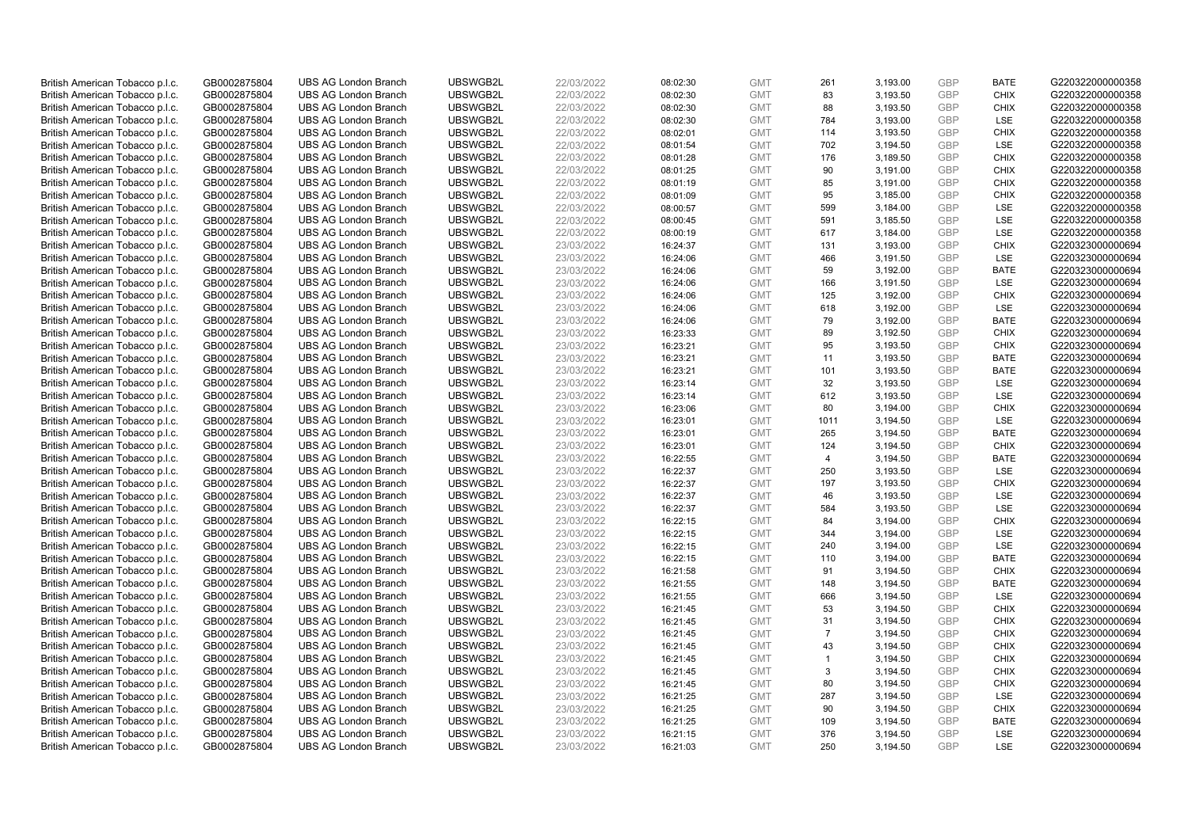| | | | | | | | | | | | |
|---|---|---|---|---|---|---|---|---|---|---|---|
| British American Tobacco p.l.c. | GB0002875804 | UBS AG London Branch | UBSWGB2L | 22/03/2022 | 08:02:30 | GMT | 261 | 3,193.00 | GBP | BATE | G220322000000358 |
| British American Tobacco p.l.c. | GB0002875804 | UBS AG London Branch | UBSWGB2L | 22/03/2022 | 08:02:30 | GMT | 83 | 3,193.50 | GBP | CHIX | G220322000000358 |
| British American Tobacco p.l.c. | GB0002875804 | UBS AG London Branch | UBSWGB2L | 22/03/2022 | 08:02:30 | GMT | 88 | 3,193.50 | GBP | CHIX | G220322000000358 |
| British American Tobacco p.l.c. | GB0002875804 | UBS AG London Branch | UBSWGB2L | 22/03/2022 | 08:02:30 | GMT | 784 | 3,193.00 | GBP | LSE | G220322000000358 |
| British American Tobacco p.l.c. | GB0002875804 | UBS AG London Branch | UBSWGB2L | 22/03/2022 | 08:02:01 | GMT | 114 | 3,193.50 | GBP | CHIX | G220322000000358 |
| British American Tobacco p.l.c. | GB0002875804 | UBS AG London Branch | UBSWGB2L | 22/03/2022 | 08:01:54 | GMT | 702 | 3,194.50 | GBP | LSE | G220322000000358 |
| British American Tobacco p.l.c. | GB0002875804 | UBS AG London Branch | UBSWGB2L | 22/03/2022 | 08:01:28 | GMT | 176 | 3,189.50 | GBP | CHIX | G220322000000358 |
| British American Tobacco p.l.c. | GB0002875804 | UBS AG London Branch | UBSWGB2L | 22/03/2022 | 08:01:25 | GMT | 90 | 3,191.00 | GBP | CHIX | G220322000000358 |
| British American Tobacco p.l.c. | GB0002875804 | UBS AG London Branch | UBSWGB2L | 22/03/2022 | 08:01:19 | GMT | 85 | 3,191.00 | GBP | CHIX | G220322000000358 |
| British American Tobacco p.l.c. | GB0002875804 | UBS AG London Branch | UBSWGB2L | 22/03/2022 | 08:01:09 | GMT | 95 | 3,185.00 | GBP | CHIX | G220322000000358 |
| British American Tobacco p.l.c. | GB0002875804 | UBS AG London Branch | UBSWGB2L | 22/03/2022 | 08:00:57 | GMT | 599 | 3,184.00 | GBP | LSE | G220322000000358 |
| British American Tobacco p.l.c. | GB0002875804 | UBS AG London Branch | UBSWGB2L | 22/03/2022 | 08:00:45 | GMT | 591 | 3,185.50 | GBP | LSE | G220322000000358 |
| British American Tobacco p.l.c. | GB0002875804 | UBS AG London Branch | UBSWGB2L | 22/03/2022 | 08:00:19 | GMT | 617 | 3,184.00 | GBP | LSE | G220322000000358 |
| British American Tobacco p.l.c. | GB0002875804 | UBS AG London Branch | UBSWGB2L | 23/03/2022 | 16:24:37 | GMT | 131 | 3,193.00 | GBP | CHIX | G220323000000694 |
| British American Tobacco p.l.c. | GB0002875804 | UBS AG London Branch | UBSWGB2L | 23/03/2022 | 16:24:06 | GMT | 466 | 3,191.50 | GBP | LSE | G220323000000694 |
| British American Tobacco p.l.c. | GB0002875804 | UBS AG London Branch | UBSWGB2L | 23/03/2022 | 16:24:06 | GMT | 59 | 3,192.00 | GBP | BATE | G220323000000694 |
| British American Tobacco p.l.c. | GB0002875804 | UBS AG London Branch | UBSWGB2L | 23/03/2022 | 16:24:06 | GMT | 166 | 3,191.50 | GBP | LSE | G220323000000694 |
| British American Tobacco p.l.c. | GB0002875804 | UBS AG London Branch | UBSWGB2L | 23/03/2022 | 16:24:06 | GMT | 125 | 3,192.00 | GBP | CHIX | G220323000000694 |
| British American Tobacco p.l.c. | GB0002875804 | UBS AG London Branch | UBSWGB2L | 23/03/2022 | 16:24:06 | GMT | 618 | 3,192.00 | GBP | LSE | G220323000000694 |
| British American Tobacco p.l.c. | GB0002875804 | UBS AG London Branch | UBSWGB2L | 23/03/2022 | 16:24:06 | GMT | 79 | 3,192.00 | GBP | BATE | G220323000000694 |
| British American Tobacco p.l.c. | GB0002875804 | UBS AG London Branch | UBSWGB2L | 23/03/2022 | 16:23:33 | GMT | 89 | 3,192.50 | GBP | CHIX | G220323000000694 |
| British American Tobacco p.l.c. | GB0002875804 | UBS AG London Branch | UBSWGB2L | 23/03/2022 | 16:23:21 | GMT | 95 | 3,193.50 | GBP | CHIX | G220323000000694 |
| British American Tobacco p.l.c. | GB0002875804 | UBS AG London Branch | UBSWGB2L | 23/03/2022 | 16:23:21 | GMT | 11 | 3,193.50 | GBP | BATE | G220323000000694 |
| British American Tobacco p.l.c. | GB0002875804 | UBS AG London Branch | UBSWGB2L | 23/03/2022 | 16:23:21 | GMT | 101 | 3,193.50 | GBP | BATE | G220323000000694 |
| British American Tobacco p.l.c. | GB0002875804 | UBS AG London Branch | UBSWGB2L | 23/03/2022 | 16:23:14 | GMT | 32 | 3,193.50 | GBP | LSE | G220323000000694 |
| British American Tobacco p.l.c. | GB0002875804 | UBS AG London Branch | UBSWGB2L | 23/03/2022 | 16:23:14 | GMT | 612 | 3,193.50 | GBP | LSE | G220323000000694 |
| British American Tobacco p.l.c. | GB0002875804 | UBS AG London Branch | UBSWGB2L | 23/03/2022 | 16:23:06 | GMT | 80 | 3,194.00 | GBP | CHIX | G220323000000694 |
| British American Tobacco p.l.c. | GB0002875804 | UBS AG London Branch | UBSWGB2L | 23/03/2022 | 16:23:01 | GMT | 1011 | 3,194.50 | GBP | LSE | G220323000000694 |
| British American Tobacco p.l.c. | GB0002875804 | UBS AG London Branch | UBSWGB2L | 23/03/2022 | 16:23:01 | GMT | 265 | 3,194.50 | GBP | BATE | G220323000000694 |
| British American Tobacco p.l.c. | GB0002875804 | UBS AG London Branch | UBSWGB2L | 23/03/2022 | 16:23:01 | GMT | 124 | 3,194.50 | GBP | CHIX | G220323000000694 |
| British American Tobacco p.l.c. | GB0002875804 | UBS AG London Branch | UBSWGB2L | 23/03/2022 | 16:22:55 | GMT | 4 | 3,194.50 | GBP | BATE | G220323000000694 |
| British American Tobacco p.l.c. | GB0002875804 | UBS AG London Branch | UBSWGB2L | 23/03/2022 | 16:22:37 | GMT | 250 | 3,193.50 | GBP | LSE | G220323000000694 |
| British American Tobacco p.l.c. | GB0002875804 | UBS AG London Branch | UBSWGB2L | 23/03/2022 | 16:22:37 | GMT | 197 | 3,193.50 | GBP | CHIX | G220323000000694 |
| British American Tobacco p.l.c. | GB0002875804 | UBS AG London Branch | UBSWGB2L | 23/03/2022 | 16:22:37 | GMT | 46 | 3,193.50 | GBP | LSE | G220323000000694 |
| British American Tobacco p.l.c. | GB0002875804 | UBS AG London Branch | UBSWGB2L | 23/03/2022 | 16:22:37 | GMT | 584 | 3,193.50 | GBP | LSE | G220323000000694 |
| British American Tobacco p.l.c. | GB0002875804 | UBS AG London Branch | UBSWGB2L | 23/03/2022 | 16:22:15 | GMT | 84 | 3,194.00 | GBP | CHIX | G220323000000694 |
| British American Tobacco p.l.c. | GB0002875804 | UBS AG London Branch | UBSWGB2L | 23/03/2022 | 16:22:15 | GMT | 344 | 3,194.00 | GBP | LSE | G220323000000694 |
| British American Tobacco p.l.c. | GB0002875804 | UBS AG London Branch | UBSWGB2L | 23/03/2022 | 16:22:15 | GMT | 240 | 3,194.00 | GBP | LSE | G220323000000694 |
| British American Tobacco p.l.c. | GB0002875804 | UBS AG London Branch | UBSWGB2L | 23/03/2022 | 16:22:15 | GMT | 110 | 3,194.00 | GBP | BATE | G220323000000694 |
| British American Tobacco p.l.c. | GB0002875804 | UBS AG London Branch | UBSWGB2L | 23/03/2022 | 16:21:58 | GMT | 91 | 3,194.50 | GBP | CHIX | G220323000000694 |
| British American Tobacco p.l.c. | GB0002875804 | UBS AG London Branch | UBSWGB2L | 23/03/2022 | 16:21:55 | GMT | 148 | 3,194.50 | GBP | BATE | G220323000000694 |
| British American Tobacco p.l.c. | GB0002875804 | UBS AG London Branch | UBSWGB2L | 23/03/2022 | 16:21:55 | GMT | 666 | 3,194.50 | GBP | LSE | G220323000000694 |
| British American Tobacco p.l.c. | GB0002875804 | UBS AG London Branch | UBSWGB2L | 23/03/2022 | 16:21:45 | GMT | 53 | 3,194.50 | GBP | CHIX | G220323000000694 |
| British American Tobacco p.l.c. | GB0002875804 | UBS AG London Branch | UBSWGB2L | 23/03/2022 | 16:21:45 | GMT | 31 | 3,194.50 | GBP | CHIX | G220323000000694 |
| British American Tobacco p.l.c. | GB0002875804 | UBS AG London Branch | UBSWGB2L | 23/03/2022 | 16:21:45 | GMT | 7 | 3,194.50 | GBP | CHIX | G220323000000694 |
| British American Tobacco p.l.c. | GB0002875804 | UBS AG London Branch | UBSWGB2L | 23/03/2022 | 16:21:45 | GMT | 43 | 3,194.50 | GBP | CHIX | G220323000000694 |
| British American Tobacco p.l.c. | GB0002875804 | UBS AG London Branch | UBSWGB2L | 23/03/2022 | 16:21:45 | GMT | 1 | 3,194.50 | GBP | CHIX | G220323000000694 |
| British American Tobacco p.l.c. | GB0002875804 | UBS AG London Branch | UBSWGB2L | 23/03/2022 | 16:21:45 | GMT | 3 | 3,194.50 | GBP | CHIX | G220323000000694 |
| British American Tobacco p.l.c. | GB0002875804 | UBS AG London Branch | UBSWGB2L | 23/03/2022 | 16:21:45 | GMT | 80 | 3,194.50 | GBP | CHIX | G220323000000694 |
| British American Tobacco p.l.c. | GB0002875804 | UBS AG London Branch | UBSWGB2L | 23/03/2022 | 16:21:25 | GMT | 287 | 3,194.50 | GBP | LSE | G220323000000694 |
| British American Tobacco p.l.c. | GB0002875804 | UBS AG London Branch | UBSWGB2L | 23/03/2022 | 16:21:25 | GMT | 90 | 3,194.50 | GBP | CHIX | G220323000000694 |
| British American Tobacco p.l.c. | GB0002875804 | UBS AG London Branch | UBSWGB2L | 23/03/2022 | 16:21:25 | GMT | 109 | 3,194.50 | GBP | BATE | G220323000000694 |
| British American Tobacco p.l.c. | GB0002875804 | UBS AG London Branch | UBSWGB2L | 23/03/2022 | 16:21:15 | GMT | 376 | 3,194.50 | GBP | LSE | G220323000000694 |
| British American Tobacco p.l.c. | GB0002875804 | UBS AG London Branch | UBSWGB2L | 23/03/2022 | 16:21:03 | GMT | 250 | 3,194.50 | GBP | LSE | G220323000000694 |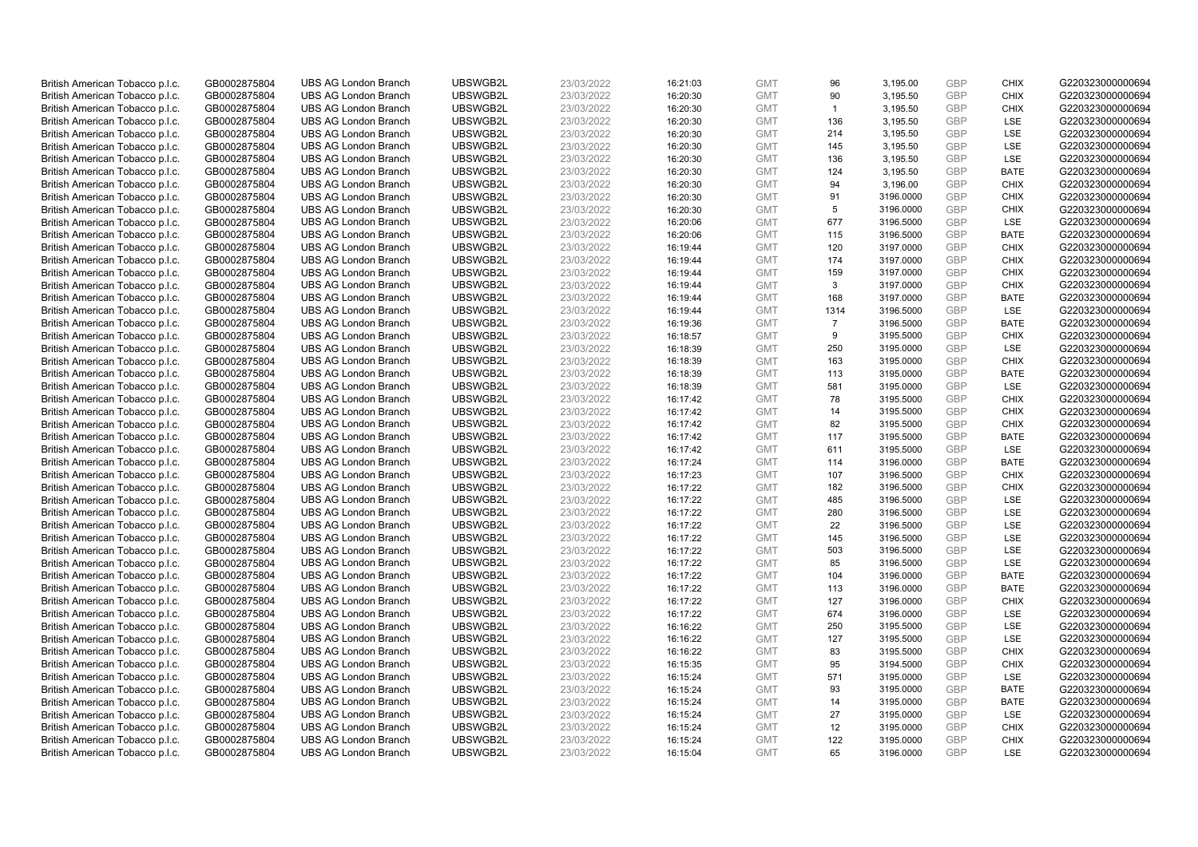| | | | | | | | | | | | |
|---|---|---|---|---|---|---|---|---|---|---|---|
| British American Tobacco p.l.c. | GB0002875804 | UBS AG London Branch | UBSWGB2L | 23/03/2022 | 16:21:03 | GMT | 96 | 3,195.00 | GBP | CHIX | G220323000000694 |
| British American Tobacco p.l.c. | GB0002875804 | UBS AG London Branch | UBSWGB2L | 23/03/2022 | 16:20:30 | GMT | 90 | 3,195.50 | GBP | CHIX | G220323000000694 |
| British American Tobacco p.l.c. | GB0002875804 | UBS AG London Branch | UBSWGB2L | 23/03/2022 | 16:20:30 | GMT | 1 | 3,195.50 | GBP | CHIX | G220323000000694 |
| British American Tobacco p.l.c. | GB0002875804 | UBS AG London Branch | UBSWGB2L | 23/03/2022 | 16:20:30 | GMT | 136 | 3,195.50 | GBP | LSE | G220323000000694 |
| British American Tobacco p.l.c. | GB0002875804 | UBS AG London Branch | UBSWGB2L | 23/03/2022 | 16:20:30 | GMT | 214 | 3,195.50 | GBP | LSE | G220323000000694 |
| British American Tobacco p.l.c. | GB0002875804 | UBS AG London Branch | UBSWGB2L | 23/03/2022 | 16:20:30 | GMT | 145 | 3,195.50 | GBP | LSE | G220323000000694 |
| British American Tobacco p.l.c. | GB0002875804 | UBS AG London Branch | UBSWGB2L | 23/03/2022 | 16:20:30 | GMT | 136 | 3,195.50 | GBP | LSE | G220323000000694 |
| British American Tobacco p.l.c. | GB0002875804 | UBS AG London Branch | UBSWGB2L | 23/03/2022 | 16:20:30 | GMT | 124 | 3,195.50 | GBP | BATE | G220323000000694 |
| British American Tobacco p.l.c. | GB0002875804 | UBS AG London Branch | UBSWGB2L | 23/03/2022 | 16:20:30 | GMT | 94 | 3,196.00 | GBP | CHIX | G220323000000694 |
| British American Tobacco p.l.c. | GB0002875804 | UBS AG London Branch | UBSWGB2L | 23/03/2022 | 16:20:30 | GMT | 91 | 3196.0000 | GBP | CHIX | G220323000000694 |
| British American Tobacco p.l.c. | GB0002875804 | UBS AG London Branch | UBSWGB2L | 23/03/2022 | 16:20:30 | GMT | 5 | 3196.0000 | GBP | CHIX | G220323000000694 |
| British American Tobacco p.l.c. | GB0002875804 | UBS AG London Branch | UBSWGB2L | 23/03/2022 | 16:20:06 | GMT | 677 | 3196.5000 | GBP | LSE | G220323000000694 |
| British American Tobacco p.l.c. | GB0002875804 | UBS AG London Branch | UBSWGB2L | 23/03/2022 | 16:20:06 | GMT | 115 | 3196.5000 | GBP | BATE | G220323000000694 |
| British American Tobacco p.l.c. | GB0002875804 | UBS AG London Branch | UBSWGB2L | 23/03/2022 | 16:19:44 | GMT | 120 | 3197.0000 | GBP | CHIX | G220323000000694 |
| British American Tobacco p.l.c. | GB0002875804 | UBS AG London Branch | UBSWGB2L | 23/03/2022 | 16:19:44 | GMT | 174 | 3197.0000 | GBP | CHIX | G220323000000694 |
| British American Tobacco p.l.c. | GB0002875804 | UBS AG London Branch | UBSWGB2L | 23/03/2022 | 16:19:44 | GMT | 159 | 3197.0000 | GBP | CHIX | G220323000000694 |
| British American Tobacco p.l.c. | GB0002875804 | UBS AG London Branch | UBSWGB2L | 23/03/2022 | 16:19:44 | GMT | 3 | 3197.0000 | GBP | CHIX | G220323000000694 |
| British American Tobacco p.l.c. | GB0002875804 | UBS AG London Branch | UBSWGB2L | 23/03/2022 | 16:19:44 | GMT | 168 | 3197.0000 | GBP | BATE | G220323000000694 |
| British American Tobacco p.l.c. | GB0002875804 | UBS AG London Branch | UBSWGB2L | 23/03/2022 | 16:19:44 | GMT | 1314 | 3196.5000 | GBP | LSE | G220323000000694 |
| British American Tobacco p.l.c. | GB0002875804 | UBS AG London Branch | UBSWGB2L | 23/03/2022 | 16:19:36 | GMT | 7 | 3196.5000 | GBP | BATE | G220323000000694 |
| British American Tobacco p.l.c. | GB0002875804 | UBS AG London Branch | UBSWGB2L | 23/03/2022 | 16:18:57 | GMT | 9 | 3195.5000 | GBP | CHIX | G220323000000694 |
| British American Tobacco p.l.c. | GB0002875804 | UBS AG London Branch | UBSWGB2L | 23/03/2022 | 16:18:39 | GMT | 250 | 3195.0000 | GBP | LSE | G220323000000694 |
| British American Tobacco p.l.c. | GB0002875804 | UBS AG London Branch | UBSWGB2L | 23/03/2022 | 16:18:39 | GMT | 163 | 3195.0000 | GBP | CHIX | G220323000000694 |
| British American Tobacco p.l.c. | GB0002875804 | UBS AG London Branch | UBSWGB2L | 23/03/2022 | 16:18:39 | GMT | 113 | 3195.0000 | GBP | BATE | G220323000000694 |
| British American Tobacco p.l.c. | GB0002875804 | UBS AG London Branch | UBSWGB2L | 23/03/2022 | 16:18:39 | GMT | 581 | 3195.0000 | GBP | LSE | G220323000000694 |
| British American Tobacco p.l.c. | GB0002875804 | UBS AG London Branch | UBSWGB2L | 23/03/2022 | 16:17:42 | GMT | 78 | 3195.5000 | GBP | CHIX | G220323000000694 |
| British American Tobacco p.l.c. | GB0002875804 | UBS AG London Branch | UBSWGB2L | 23/03/2022 | 16:17:42 | GMT | 14 | 3195.5000 | GBP | CHIX | G220323000000694 |
| British American Tobacco p.l.c. | GB0002875804 | UBS AG London Branch | UBSWGB2L | 23/03/2022 | 16:17:42 | GMT | 82 | 3195.5000 | GBP | CHIX | G220323000000694 |
| British American Tobacco p.l.c. | GB0002875804 | UBS AG London Branch | UBSWGB2L | 23/03/2022 | 16:17:42 | GMT | 117 | 3195.5000 | GBP | BATE | G220323000000694 |
| British American Tobacco p.l.c. | GB0002875804 | UBS AG London Branch | UBSWGB2L | 23/03/2022 | 16:17:42 | GMT | 611 | 3195.5000 | GBP | LSE | G220323000000694 |
| British American Tobacco p.l.c. | GB0002875804 | UBS AG London Branch | UBSWGB2L | 23/03/2022 | 16:17:24 | GMT | 114 | 3196.0000 | GBP | BATE | G220323000000694 |
| British American Tobacco p.l.c. | GB0002875804 | UBS AG London Branch | UBSWGB2L | 23/03/2022 | 16:17:23 | GMT | 107 | 3196.5000 | GBP | CHIX | G220323000000694 |
| British American Tobacco p.l.c. | GB0002875804 | UBS AG London Branch | UBSWGB2L | 23/03/2022 | 16:17:22 | GMT | 182 | 3196.5000 | GBP | CHIX | G220323000000694 |
| British American Tobacco p.l.c. | GB0002875804 | UBS AG London Branch | UBSWGB2L | 23/03/2022 | 16:17:22 | GMT | 485 | 3196.5000 | GBP | LSE | G220323000000694 |
| British American Tobacco p.l.c. | GB0002875804 | UBS AG London Branch | UBSWGB2L | 23/03/2022 | 16:17:22 | GMT | 280 | 3196.5000 | GBP | LSE | G220323000000694 |
| British American Tobacco p.l.c. | GB0002875804 | UBS AG London Branch | UBSWGB2L | 23/03/2022 | 16:17:22 | GMT | 22 | 3196.5000 | GBP | LSE | G220323000000694 |
| British American Tobacco p.l.c. | GB0002875804 | UBS AG London Branch | UBSWGB2L | 23/03/2022 | 16:17:22 | GMT | 145 | 3196.5000 | GBP | LSE | G220323000000694 |
| British American Tobacco p.l.c. | GB0002875804 | UBS AG London Branch | UBSWGB2L | 23/03/2022 | 16:17:22 | GMT | 503 | 3196.5000 | GBP | LSE | G220323000000694 |
| British American Tobacco p.l.c. | GB0002875804 | UBS AG London Branch | UBSWGB2L | 23/03/2022 | 16:17:22 | GMT | 85 | 3196.5000 | GBP | LSE | G220323000000694 |
| British American Tobacco p.l.c. | GB0002875804 | UBS AG London Branch | UBSWGB2L | 23/03/2022 | 16:17:22 | GMT | 104 | 3196.0000 | GBP | BATE | G220323000000694 |
| British American Tobacco p.l.c. | GB0002875804 | UBS AG London Branch | UBSWGB2L | 23/03/2022 | 16:17:22 | GMT | 113 | 3196.0000 | GBP | BATE | G220323000000694 |
| British American Tobacco p.l.c. | GB0002875804 | UBS AG London Branch | UBSWGB2L | 23/03/2022 | 16:17:22 | GMT | 127 | 3196.0000 | GBP | CHIX | G220323000000694 |
| British American Tobacco p.l.c. | GB0002875804 | UBS AG London Branch | UBSWGB2L | 23/03/2022 | 16:17:22 | GMT | 674 | 3196.0000 | GBP | LSE | G220323000000694 |
| British American Tobacco p.l.c. | GB0002875804 | UBS AG London Branch | UBSWGB2L | 23/03/2022 | 16:16:22 | GMT | 250 | 3195.5000 | GBP | LSE | G220323000000694 |
| British American Tobacco p.l.c. | GB0002875804 | UBS AG London Branch | UBSWGB2L | 23/03/2022 | 16:16:22 | GMT | 127 | 3195.5000 | GBP | LSE | G220323000000694 |
| British American Tobacco p.l.c. | GB0002875804 | UBS AG London Branch | UBSWGB2L | 23/03/2022 | 16:16:22 | GMT | 83 | 3195.5000 | GBP | CHIX | G220323000000694 |
| British American Tobacco p.l.c. | GB0002875804 | UBS AG London Branch | UBSWGB2L | 23/03/2022 | 16:15:35 | GMT | 95 | 3194.5000 | GBP | CHIX | G220323000000694 |
| British American Tobacco p.l.c. | GB0002875804 | UBS AG London Branch | UBSWGB2L | 23/03/2022 | 16:15:24 | GMT | 571 | 3195.0000 | GBP | LSE | G220323000000694 |
| British American Tobacco p.l.c. | GB0002875804 | UBS AG London Branch | UBSWGB2L | 23/03/2022 | 16:15:24 | GMT | 93 | 3195.0000 | GBP | BATE | G220323000000694 |
| British American Tobacco p.l.c. | GB0002875804 | UBS AG London Branch | UBSWGB2L | 23/03/2022 | 16:15:24 | GMT | 14 | 3195.0000 | GBP | BATE | G220323000000694 |
| British American Tobacco p.l.c. | GB0002875804 | UBS AG London Branch | UBSWGB2L | 23/03/2022 | 16:15:24 | GMT | 27 | 3195.0000 | GBP | LSE | G220323000000694 |
| British American Tobacco p.l.c. | GB0002875804 | UBS AG London Branch | UBSWGB2L | 23/03/2022 | 16:15:24 | GMT | 12 | 3195.0000 | GBP | CHIX | G220323000000694 |
| British American Tobacco p.l.c. | GB0002875804 | UBS AG London Branch | UBSWGB2L | 23/03/2022 | 16:15:24 | GMT | 122 | 3195.0000 | GBP | CHIX | G220323000000694 |
| British American Tobacco p.l.c. | GB0002875804 | UBS AG London Branch | UBSWGB2L | 23/03/2022 | 16:15:04 | GMT | 65 | 3196.0000 | GBP | LSE | G220323000000694 |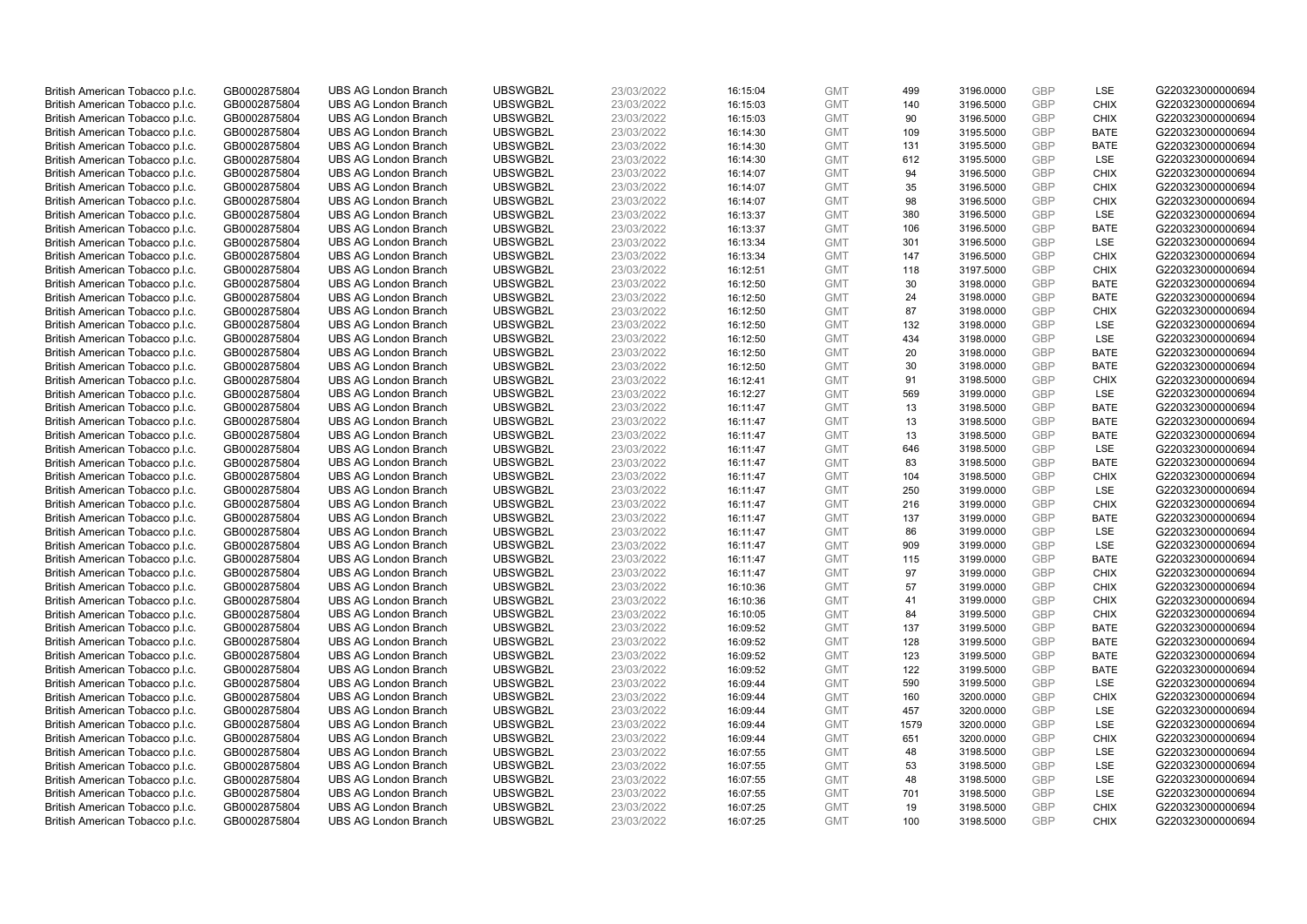| British American Tobacco p.l.c. | GB0002875804 | UBS AG London Branch | UBSWGB2L | 23/03/2022 | 16:15:04 | GMT | 499 | 3196.0000 | GBP | LSE | G220323000000694 |
|---|---|---|---|---|---|---|---|---|---|---|---|
| British American Tobacco p.l.c. | GB0002875804 | UBS AG London Branch | UBSWGB2L | 23/03/2022 | 16:15:03 | GMT | 140 | 3196.5000 | GBP | CHIX | G220323000000694 |
| British American Tobacco p.l.c. | GB0002875804 | UBS AG London Branch | UBSWGB2L | 23/03/2022 | 16:15:03 | GMT | 90 | 3196.5000 | GBP | CHIX | G220323000000694 |
| British American Tobacco p.l.c. | GB0002875804 | UBS AG London Branch | UBSWGB2L | 23/03/2022 | 16:14:30 | GMT | 109 | 3195.5000 | GBP | BATE | G220323000000694 |
| British American Tobacco p.l.c. | GB0002875804 | UBS AG London Branch | UBSWGB2L | 23/03/2022 | 16:14:30 | GMT | 131 | 3195.5000 | GBP | BATE | G220323000000694 |
| British American Tobacco p.l.c. | GB0002875804 | UBS AG London Branch | UBSWGB2L | 23/03/2022 | 16:14:30 | GMT | 612 | 3195.5000 | GBP | LSE | G220323000000694 |
| British American Tobacco p.l.c. | GB0002875804 | UBS AG London Branch | UBSWGB2L | 23/03/2022 | 16:14:07 | GMT | 94 | 3196.5000 | GBP | CHIX | G220323000000694 |
| British American Tobacco p.l.c. | GB0002875804 | UBS AG London Branch | UBSWGB2L | 23/03/2022 | 16:14:07 | GMT | 35 | 3196.5000 | GBP | CHIX | G220323000000694 |
| British American Tobacco p.l.c. | GB0002875804 | UBS AG London Branch | UBSWGB2L | 23/03/2022 | 16:14:07 | GMT | 98 | 3196.5000 | GBP | CHIX | G220323000000694 |
| British American Tobacco p.l.c. | GB0002875804 | UBS AG London Branch | UBSWGB2L | 23/03/2022 | 16:13:37 | GMT | 380 | 3196.5000 | GBP | LSE | G220323000000694 |
| British American Tobacco p.l.c. | GB0002875804 | UBS AG London Branch | UBSWGB2L | 23/03/2022 | 16:13:37 | GMT | 106 | 3196.5000 | GBP | BATE | G220323000000694 |
| British American Tobacco p.l.c. | GB0002875804 | UBS AG London Branch | UBSWGB2L | 23/03/2022 | 16:13:34 | GMT | 301 | 3196.5000 | GBP | LSE | G220323000000694 |
| British American Tobacco p.l.c. | GB0002875804 | UBS AG London Branch | UBSWGB2L | 23/03/2022 | 16:13:34 | GMT | 147 | 3196.5000 | GBP | CHIX | G220323000000694 |
| British American Tobacco p.l.c. | GB0002875804 | UBS AG London Branch | UBSWGB2L | 23/03/2022 | 16:12:51 | GMT | 118 | 3197.5000 | GBP | CHIX | G220323000000694 |
| British American Tobacco p.l.c. | GB0002875804 | UBS AG London Branch | UBSWGB2L | 23/03/2022 | 16:12:50 | GMT | 30 | 3198.0000 | GBP | BATE | G220323000000694 |
| British American Tobacco p.l.c. | GB0002875804 | UBS AG London Branch | UBSWGB2L | 23/03/2022 | 16:12:50 | GMT | 24 | 3198.0000 | GBP | BATE | G220323000000694 |
| British American Tobacco p.l.c. | GB0002875804 | UBS AG London Branch | UBSWGB2L | 23/03/2022 | 16:12:50 | GMT | 87 | 3198.0000 | GBP | CHIX | G220323000000694 |
| British American Tobacco p.l.c. | GB0002875804 | UBS AG London Branch | UBSWGB2L | 23/03/2022 | 16:12:50 | GMT | 132 | 3198.0000 | GBP | LSE | G220323000000694 |
| British American Tobacco p.l.c. | GB0002875804 | UBS AG London Branch | UBSWGB2L | 23/03/2022 | 16:12:50 | GMT | 434 | 3198.0000 | GBP | LSE | G220323000000694 |
| British American Tobacco p.l.c. | GB0002875804 | UBS AG London Branch | UBSWGB2L | 23/03/2022 | 16:12:50 | GMT | 20 | 3198.0000 | GBP | BATE | G220323000000694 |
| British American Tobacco p.l.c. | GB0002875804 | UBS AG London Branch | UBSWGB2L | 23/03/2022 | 16:12:50 | GMT | 30 | 3198.0000 | GBP | BATE | G220323000000694 |
| British American Tobacco p.l.c. | GB0002875804 | UBS AG London Branch | UBSWGB2L | 23/03/2022 | 16:12:41 | GMT | 91 | 3198.5000 | GBP | CHIX | G220323000000694 |
| British American Tobacco p.l.c. | GB0002875804 | UBS AG London Branch | UBSWGB2L | 23/03/2022 | 16:12:27 | GMT | 569 | 3199.0000 | GBP | LSE | G220323000000694 |
| British American Tobacco p.l.c. | GB0002875804 | UBS AG London Branch | UBSWGB2L | 23/03/2022 | 16:11:47 | GMT | 13 | 3198.5000 | GBP | BATE | G220323000000694 |
| British American Tobacco p.l.c. | GB0002875804 | UBS AG London Branch | UBSWGB2L | 23/03/2022 | 16:11:47 | GMT | 13 | 3198.5000 | GBP | BATE | G220323000000694 |
| British American Tobacco p.l.c. | GB0002875804 | UBS AG London Branch | UBSWGB2L | 23/03/2022 | 16:11:47 | GMT | 13 | 3198.5000 | GBP | BATE | G220323000000694 |
| British American Tobacco p.l.c. | GB0002875804 | UBS AG London Branch | UBSWGB2L | 23/03/2022 | 16:11:47 | GMT | 646 | 3198.5000 | GBP | LSE | G220323000000694 |
| British American Tobacco p.l.c. | GB0002875804 | UBS AG London Branch | UBSWGB2L | 23/03/2022 | 16:11:47 | GMT | 83 | 3198.5000 | GBP | BATE | G220323000000694 |
| British American Tobacco p.l.c. | GB0002875804 | UBS AG London Branch | UBSWGB2L | 23/03/2022 | 16:11:47 | GMT | 104 | 3198.5000 | GBP | CHIX | G220323000000694 |
| British American Tobacco p.l.c. | GB0002875804 | UBS AG London Branch | UBSWGB2L | 23/03/2022 | 16:11:47 | GMT | 250 | 3199.0000 | GBP | LSE | G220323000000694 |
| British American Tobacco p.l.c. | GB0002875804 | UBS AG London Branch | UBSWGB2L | 23/03/2022 | 16:11:47 | GMT | 216 | 3199.0000 | GBP | CHIX | G220323000000694 |
| British American Tobacco p.l.c. | GB0002875804 | UBS AG London Branch | UBSWGB2L | 23/03/2022 | 16:11:47 | GMT | 137 | 3199.0000 | GBP | BATE | G220323000000694 |
| British American Tobacco p.l.c. | GB0002875804 | UBS AG London Branch | UBSWGB2L | 23/03/2022 | 16:11:47 | GMT | 86 | 3199.0000 | GBP | LSE | G220323000000694 |
| British American Tobacco p.l.c. | GB0002875804 | UBS AG London Branch | UBSWGB2L | 23/03/2022 | 16:11:47 | GMT | 909 | 3199.0000 | GBP | LSE | G220323000000694 |
| British American Tobacco p.l.c. | GB0002875804 | UBS AG London Branch | UBSWGB2L | 23/03/2022 | 16:11:47 | GMT | 115 | 3199.0000 | GBP | BATE | G220323000000694 |
| British American Tobacco p.l.c. | GB0002875804 | UBS AG London Branch | UBSWGB2L | 23/03/2022 | 16:11:47 | GMT | 97 | 3199.0000 | GBP | CHIX | G220323000000694 |
| British American Tobacco p.l.c. | GB0002875804 | UBS AG London Branch | UBSWGB2L | 23/03/2022 | 16:10:36 | GMT | 57 | 3199.0000 | GBP | CHIX | G220323000000694 |
| British American Tobacco p.l.c. | GB0002875804 | UBS AG London Branch | UBSWGB2L | 23/03/2022 | 16:10:36 | GMT | 41 | 3199.0000 | GBP | CHIX | G220323000000694 |
| British American Tobacco p.l.c. | GB0002875804 | UBS AG London Branch | UBSWGB2L | 23/03/2022 | 16:10:05 | GMT | 84 | 3199.5000 | GBP | CHIX | G220323000000694 |
| British American Tobacco p.l.c. | GB0002875804 | UBS AG London Branch | UBSWGB2L | 23/03/2022 | 16:09:52 | GMT | 137 | 3199.5000 | GBP | BATE | G220323000000694 |
| British American Tobacco p.l.c. | GB0002875804 | UBS AG London Branch | UBSWGB2L | 23/03/2022 | 16:09:52 | GMT | 128 | 3199.5000 | GBP | BATE | G220323000000694 |
| British American Tobacco p.l.c. | GB0002875804 | UBS AG London Branch | UBSWGB2L | 23/03/2022 | 16:09:52 | GMT | 123 | 3199.5000 | GBP | BATE | G220323000000694 |
| British American Tobacco p.l.c. | GB0002875804 | UBS AG London Branch | UBSWGB2L | 23/03/2022 | 16:09:52 | GMT | 122 | 3199.5000 | GBP | BATE | G220323000000694 |
| British American Tobacco p.l.c. | GB0002875804 | UBS AG London Branch | UBSWGB2L | 23/03/2022 | 16:09:44 | GMT | 590 | 3199.5000 | GBP | LSE | G220323000000694 |
| British American Tobacco p.l.c. | GB0002875804 | UBS AG London Branch | UBSWGB2L | 23/03/2022 | 16:09:44 | GMT | 160 | 3200.0000 | GBP | CHIX | G220323000000694 |
| British American Tobacco p.l.c. | GB0002875804 | UBS AG London Branch | UBSWGB2L | 23/03/2022 | 16:09:44 | GMT | 457 | 3200.0000 | GBP | LSE | G220323000000694 |
| British American Tobacco p.l.c. | GB0002875804 | UBS AG London Branch | UBSWGB2L | 23/03/2022 | 16:09:44 | GMT | 1579 | 3200.0000 | GBP | LSE | G220323000000694 |
| British American Tobacco p.l.c. | GB0002875804 | UBS AG London Branch | UBSWGB2L | 23/03/2022 | 16:09:44 | GMT | 651 | 3200.0000 | GBP | CHIX | G220323000000694 |
| British American Tobacco p.l.c. | GB0002875804 | UBS AG London Branch | UBSWGB2L | 23/03/2022 | 16:07:55 | GMT | 48 | 3198.5000 | GBP | LSE | G220323000000694 |
| British American Tobacco p.l.c. | GB0002875804 | UBS AG London Branch | UBSWGB2L | 23/03/2022 | 16:07:55 | GMT | 53 | 3198.5000 | GBP | LSE | G220323000000694 |
| British American Tobacco p.l.c. | GB0002875804 | UBS AG London Branch | UBSWGB2L | 23/03/2022 | 16:07:55 | GMT | 48 | 3198.5000 | GBP | LSE | G220323000000694 |
| British American Tobacco p.l.c. | GB0002875804 | UBS AG London Branch | UBSWGB2L | 23/03/2022 | 16:07:55 | GMT | 701 | 3198.5000 | GBP | LSE | G220323000000694 |
| British American Tobacco p.l.c. | GB0002875804 | UBS AG London Branch | UBSWGB2L | 23/03/2022 | 16:07:25 | GMT | 19 | 3198.5000 | GBP | CHIX | G220323000000694 |
| British American Tobacco p.l.c. | GB0002875804 | UBS AG London Branch | UBSWGB2L | 23/03/2022 | 16:07:25 | GMT | 100 | 3198.5000 | GBP | CHIX | G220323000000694 |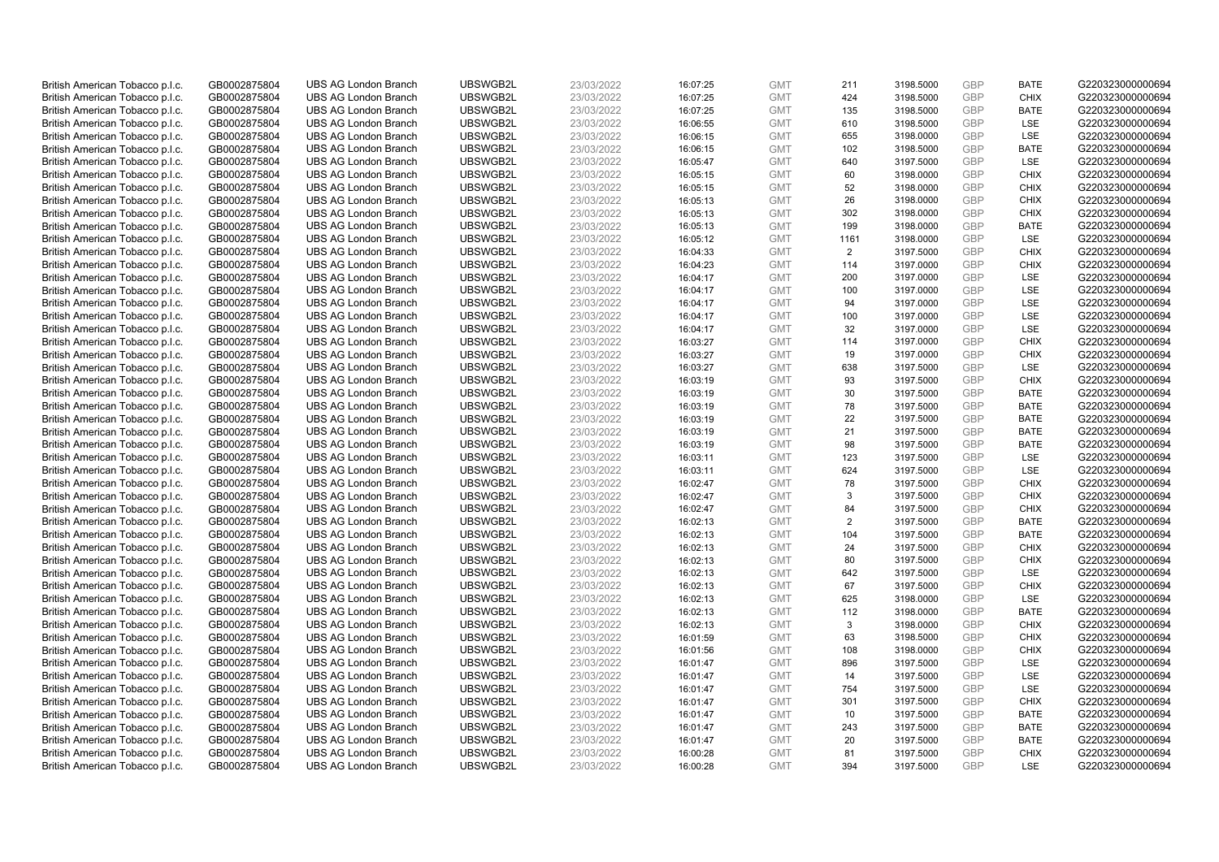| | | | | | | | | | | | |
|---|---|---|---|---|---|---|---|---|---|---|---|
| British American Tobacco p.l.c. | GB0002875804 | UBS AG London Branch | UBSWGB2L | 23/03/2022 | 16:07:25 | GMT | 211 | 3198.5000 | GBP | BATE | G220323000000694 |
| British American Tobacco p.l.c. | GB0002875804 | UBS AG London Branch | UBSWGB2L | 23/03/2022 | 16:07:25 | GMT | 424 | 3198.5000 | GBP | CHIX | G220323000000694 |
| British American Tobacco p.l.c. | GB0002875804 | UBS AG London Branch | UBSWGB2L | 23/03/2022 | 16:07:25 | GMT | 135 | 3198.5000 | GBP | BATE | G220323000000694 |
| British American Tobacco p.l.c. | GB0002875804 | UBS AG London Branch | UBSWGB2L | 23/03/2022 | 16:06:55 | GMT | 610 | 3198.5000 | GBP | LSE | G220323000000694 |
| British American Tobacco p.l.c. | GB0002875804 | UBS AG London Branch | UBSWGB2L | 23/03/2022 | 16:06:15 | GMT | 655 | 3198.0000 | GBP | LSE | G220323000000694 |
| British American Tobacco p.l.c. | GB0002875804 | UBS AG London Branch | UBSWGB2L | 23/03/2022 | 16:06:15 | GMT | 102 | 3198.5000 | GBP | BATE | G220323000000694 |
| British American Tobacco p.l.c. | GB0002875804 | UBS AG London Branch | UBSWGB2L | 23/03/2022 | 16:05:47 | GMT | 640 | 3197.5000 | GBP | LSE | G220323000000694 |
| British American Tobacco p.l.c. | GB0002875804 | UBS AG London Branch | UBSWGB2L | 23/03/2022 | 16:05:15 | GMT | 60 | 3198.0000 | GBP | CHIX | G220323000000694 |
| British American Tobacco p.l.c. | GB0002875804 | UBS AG London Branch | UBSWGB2L | 23/03/2022 | 16:05:15 | GMT | 52 | 3198.0000 | GBP | CHIX | G220323000000694 |
| British American Tobacco p.l.c. | GB0002875804 | UBS AG London Branch | UBSWGB2L | 23/03/2022 | 16:05:13 | GMT | 26 | 3198.0000 | GBP | CHIX | G220323000000694 |
| British American Tobacco p.l.c. | GB0002875804 | UBS AG London Branch | UBSWGB2L | 23/03/2022 | 16:05:13 | GMT | 302 | 3198.0000 | GBP | CHIX | G220323000000694 |
| British American Tobacco p.l.c. | GB0002875804 | UBS AG London Branch | UBSWGB2L | 23/03/2022 | 16:05:13 | GMT | 199 | 3198.0000 | GBP | BATE | G220323000000694 |
| British American Tobacco p.l.c. | GB0002875804 | UBS AG London Branch | UBSWGB2L | 23/03/2022 | 16:05:12 | GMT | 1161 | 3198.0000 | GBP | LSE | G220323000000694 |
| British American Tobacco p.l.c. | GB0002875804 | UBS AG London Branch | UBSWGB2L | 23/03/2022 | 16:04:33 | GMT | 2 | 3197.5000 | GBP | CHIX | G220323000000694 |
| British American Tobacco p.l.c. | GB0002875804 | UBS AG London Branch | UBSWGB2L | 23/03/2022 | 16:04:23 | GMT | 114 | 3197.0000 | GBP | CHIX | G220323000000694 |
| British American Tobacco p.l.c. | GB0002875804 | UBS AG London Branch | UBSWGB2L | 23/03/2022 | 16:04:17 | GMT | 200 | 3197.0000 | GBP | LSE | G220323000000694 |
| British American Tobacco p.l.c. | GB0002875804 | UBS AG London Branch | UBSWGB2L | 23/03/2022 | 16:04:17 | GMT | 100 | 3197.0000 | GBP | LSE | G220323000000694 |
| British American Tobacco p.l.c. | GB0002875804 | UBS AG London Branch | UBSWGB2L | 23/03/2022 | 16:04:17 | GMT | 94 | 3197.0000 | GBP | LSE | G220323000000694 |
| British American Tobacco p.l.c. | GB0002875804 | UBS AG London Branch | UBSWGB2L | 23/03/2022 | 16:04:17 | GMT | 100 | 3197.0000 | GBP | LSE | G220323000000694 |
| British American Tobacco p.l.c. | GB0002875804 | UBS AG London Branch | UBSWGB2L | 23/03/2022 | 16:04:17 | GMT | 32 | 3197.0000 | GBP | LSE | G220323000000694 |
| British American Tobacco p.l.c. | GB0002875804 | UBS AG London Branch | UBSWGB2L | 23/03/2022 | 16:03:27 | GMT | 114 | 3197.0000 | GBP | CHIX | G220323000000694 |
| British American Tobacco p.l.c. | GB0002875804 | UBS AG London Branch | UBSWGB2L | 23/03/2022 | 16:03:27 | GMT | 19 | 3197.0000 | GBP | CHIX | G220323000000694 |
| British American Tobacco p.l.c. | GB0002875804 | UBS AG London Branch | UBSWGB2L | 23/03/2022 | 16:03:27 | GMT | 638 | 3197.5000 | GBP | LSE | G220323000000694 |
| British American Tobacco p.l.c. | GB0002875804 | UBS AG London Branch | UBSWGB2L | 23/03/2022 | 16:03:19 | GMT | 93 | 3197.5000 | GBP | CHIX | G220323000000694 |
| British American Tobacco p.l.c. | GB0002875804 | UBS AG London Branch | UBSWGB2L | 23/03/2022 | 16:03:19 | GMT | 30 | 3197.5000 | GBP | BATE | G220323000000694 |
| British American Tobacco p.l.c. | GB0002875804 | UBS AG London Branch | UBSWGB2L | 23/03/2022 | 16:03:19 | GMT | 78 | 3197.5000 | GBP | BATE | G220323000000694 |
| British American Tobacco p.l.c. | GB0002875804 | UBS AG London Branch | UBSWGB2L | 23/03/2022 | 16:03:19 | GMT | 22 | 3197.5000 | GBP | BATE | G220323000000694 |
| British American Tobacco p.l.c. | GB0002875804 | UBS AG London Branch | UBSWGB2L | 23/03/2022 | 16:03:19 | GMT | 21 | 3197.5000 | GBP | BATE | G220323000000694 |
| British American Tobacco p.l.c. | GB0002875804 | UBS AG London Branch | UBSWGB2L | 23/03/2022 | 16:03:19 | GMT | 98 | 3197.5000 | GBP | BATE | G220323000000694 |
| British American Tobacco p.l.c. | GB0002875804 | UBS AG London Branch | UBSWGB2L | 23/03/2022 | 16:03:11 | GMT | 123 | 3197.5000 | GBP | LSE | G220323000000694 |
| British American Tobacco p.l.c. | GB0002875804 | UBS AG London Branch | UBSWGB2L | 23/03/2022 | 16:03:11 | GMT | 624 | 3197.5000 | GBP | LSE | G220323000000694 |
| British American Tobacco p.l.c. | GB0002875804 | UBS AG London Branch | UBSWGB2L | 23/03/2022 | 16:02:47 | GMT | 78 | 3197.5000 | GBP | CHIX | G220323000000694 |
| British American Tobacco p.l.c. | GB0002875804 | UBS AG London Branch | UBSWGB2L | 23/03/2022 | 16:02:47 | GMT | 3 | 3197.5000 | GBP | CHIX | G220323000000694 |
| British American Tobacco p.l.c. | GB0002875804 | UBS AG London Branch | UBSWGB2L | 23/03/2022 | 16:02:47 | GMT | 84 | 3197.5000 | GBP | CHIX | G220323000000694 |
| British American Tobacco p.l.c. | GB0002875804 | UBS AG London Branch | UBSWGB2L | 23/03/2022 | 16:02:13 | GMT | 2 | 3197.5000 | GBP | BATE | G220323000000694 |
| British American Tobacco p.l.c. | GB0002875804 | UBS AG London Branch | UBSWGB2L | 23/03/2022 | 16:02:13 | GMT | 104 | 3197.5000 | GBP | BATE | G220323000000694 |
| British American Tobacco p.l.c. | GB0002875804 | UBS AG London Branch | UBSWGB2L | 23/03/2022 | 16:02:13 | GMT | 24 | 3197.5000 | GBP | CHIX | G220323000000694 |
| British American Tobacco p.l.c. | GB0002875804 | UBS AG London Branch | UBSWGB2L | 23/03/2022 | 16:02:13 | GMT | 80 | 3197.5000 | GBP | CHIX | G220323000000694 |
| British American Tobacco p.l.c. | GB0002875804 | UBS AG London Branch | UBSWGB2L | 23/03/2022 | 16:02:13 | GMT | 642 | 3197.5000 | GBP | LSE | G220323000000694 |
| British American Tobacco p.l.c. | GB0002875804 | UBS AG London Branch | UBSWGB2L | 23/03/2022 | 16:02:13 | GMT | 67 | 3197.5000 | GBP | CHIX | G220323000000694 |
| British American Tobacco p.l.c. | GB0002875804 | UBS AG London Branch | UBSWGB2L | 23/03/2022 | 16:02:13 | GMT | 625 | 3198.0000 | GBP | LSE | G220323000000694 |
| British American Tobacco p.l.c. | GB0002875804 | UBS AG London Branch | UBSWGB2L | 23/03/2022 | 16:02:13 | GMT | 112 | 3198.0000 | GBP | BATE | G220323000000694 |
| British American Tobacco p.l.c. | GB0002875804 | UBS AG London Branch | UBSWGB2L | 23/03/2022 | 16:02:13 | GMT | 3 | 3198.0000 | GBP | CHIX | G220323000000694 |
| British American Tobacco p.l.c. | GB0002875804 | UBS AG London Branch | UBSWGB2L | 23/03/2022 | 16:01:59 | GMT | 63 | 3198.5000 | GBP | CHIX | G220323000000694 |
| British American Tobacco p.l.c. | GB0002875804 | UBS AG London Branch | UBSWGB2L | 23/03/2022 | 16:01:56 | GMT | 108 | 3198.0000 | GBP | CHIX | G220323000000694 |
| British American Tobacco p.l.c. | GB0002875804 | UBS AG London Branch | UBSWGB2L | 23/03/2022 | 16:01:47 | GMT | 896 | 3197.5000 | GBP | LSE | G220323000000694 |
| British American Tobacco p.l.c. | GB0002875804 | UBS AG London Branch | UBSWGB2L | 23/03/2022 | 16:01:47 | GMT | 14 | 3197.5000 | GBP | LSE | G220323000000694 |
| British American Tobacco p.l.c. | GB0002875804 | UBS AG London Branch | UBSWGB2L | 23/03/2022 | 16:01:47 | GMT | 754 | 3197.5000 | GBP | LSE | G220323000000694 |
| British American Tobacco p.l.c. | GB0002875804 | UBS AG London Branch | UBSWGB2L | 23/03/2022 | 16:01:47 | GMT | 301 | 3197.5000 | GBP | CHIX | G220323000000694 |
| British American Tobacco p.l.c. | GB0002875804 | UBS AG London Branch | UBSWGB2L | 23/03/2022 | 16:01:47 | GMT | 10 | 3197.5000 | GBP | BATE | G220323000000694 |
| British American Tobacco p.l.c. | GB0002875804 | UBS AG London Branch | UBSWGB2L | 23/03/2022 | 16:01:47 | GMT | 243 | 3197.5000 | GBP | BATE | G220323000000694 |
| British American Tobacco p.l.c. | GB0002875804 | UBS AG London Branch | UBSWGB2L | 23/03/2022 | 16:01:47 | GMT | 20 | 3197.5000 | GBP | BATE | G220323000000694 |
| British American Tobacco p.l.c. | GB0002875804 | UBS AG London Branch | UBSWGB2L | 23/03/2022 | 16:00:28 | GMT | 81 | 3197.5000 | GBP | CHIX | G220323000000694 |
| British American Tobacco p.l.c. | GB0002875804 | UBS AG London Branch | UBSWGB2L | 23/03/2022 | 16:00:28 | GMT | 394 | 3197.5000 | GBP | LSE | G220323000000694 |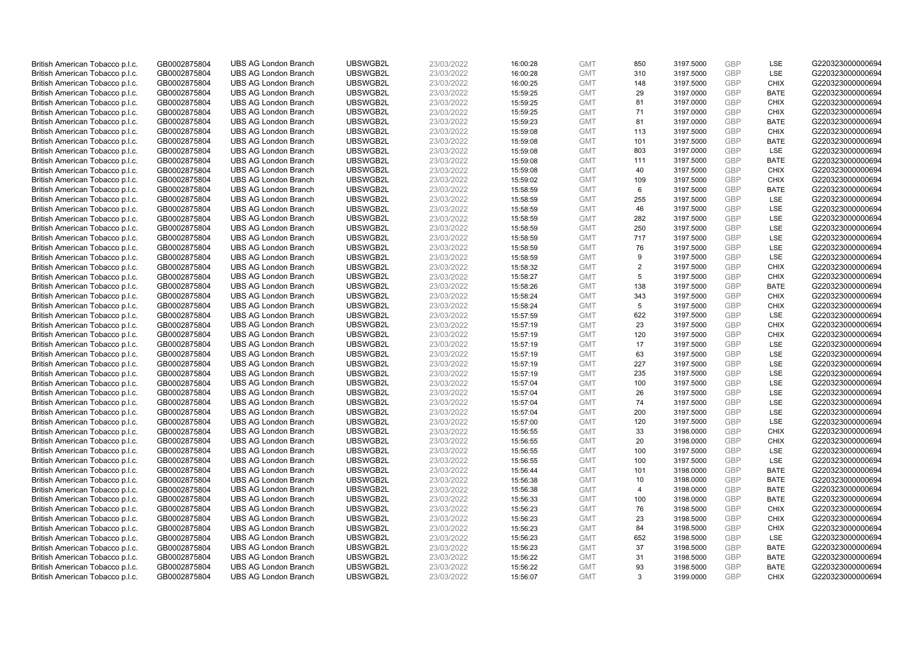| | | | | | | | | | | | |
|---|---|---|---|---|---|---|---|---|---|---|---|
| British American Tobacco p.l.c. | GB0002875804 | UBS AG London Branch | UBSWGB2L | 23/03/2022 | 16:00:28 | GMT | 850 | 3197.5000 | GBP | LSE | G220323000000694 |
| British American Tobacco p.l.c. | GB0002875804 | UBS AG London Branch | UBSWGB2L | 23/03/2022 | 16:00:28 | GMT | 310 | 3197.5000 | GBP | LSE | G220323000000694 |
| British American Tobacco p.l.c. | GB0002875804 | UBS AG London Branch | UBSWGB2L | 23/03/2022 | 16:00:25 | GMT | 148 | 3197.5000 | GBP | CHIX | G220323000000694 |
| British American Tobacco p.l.c. | GB0002875804 | UBS AG London Branch | UBSWGB2L | 23/03/2022 | 15:59:25 | GMT | 29 | 3197.0000 | GBP | BATE | G220323000000694 |
| British American Tobacco p.l.c. | GB0002875804 | UBS AG London Branch | UBSWGB2L | 23/03/2022 | 15:59:25 | GMT | 81 | 3197.0000 | GBP | CHIX | G220323000000694 |
| British American Tobacco p.l.c. | GB0002875804 | UBS AG London Branch | UBSWGB2L | 23/03/2022 | 15:59:25 | GMT | 71 | 3197.0000 | GBP | CHIX | G220323000000694 |
| British American Tobacco p.l.c. | GB0002875804 | UBS AG London Branch | UBSWGB2L | 23/03/2022 | 15:59:23 | GMT | 81 | 3197.0000 | GBP | BATE | G220323000000694 |
| British American Tobacco p.l.c. | GB0002875804 | UBS AG London Branch | UBSWGB2L | 23/03/2022 | 15:59:08 | GMT | 113 | 3197.5000 | GBP | CHIX | G220323000000694 |
| British American Tobacco p.l.c. | GB0002875804 | UBS AG London Branch | UBSWGB2L | 23/03/2022 | 15:59:08 | GMT | 101 | 3197.5000 | GBP | BATE | G220323000000694 |
| British American Tobacco p.l.c. | GB0002875804 | UBS AG London Branch | UBSWGB2L | 23/03/2022 | 15:59:08 | GMT | 803 | 3197.0000 | GBP | LSE | G220323000000694 |
| British American Tobacco p.l.c. | GB0002875804 | UBS AG London Branch | UBSWGB2L | 23/03/2022 | 15:59:08 | GMT | 111 | 3197.5000 | GBP | BATE | G220323000000694 |
| British American Tobacco p.l.c. | GB0002875804 | UBS AG London Branch | UBSWGB2L | 23/03/2022 | 15:59:08 | GMT | 40 | 3197.5000 | GBP | CHIX | G220323000000694 |
| British American Tobacco p.l.c. | GB0002875804 | UBS AG London Branch | UBSWGB2L | 23/03/2022 | 15:59:02 | GMT | 109 | 3197.5000 | GBP | CHIX | G220323000000694 |
| British American Tobacco p.l.c. | GB0002875804 | UBS AG London Branch | UBSWGB2L | 23/03/2022 | 15:58:59 | GMT | 6 | 3197.5000 | GBP | BATE | G220323000000694 |
| British American Tobacco p.l.c. | GB0002875804 | UBS AG London Branch | UBSWGB2L | 23/03/2022 | 15:58:59 | GMT | 255 | 3197.5000 | GBP | LSE | G220323000000694 |
| British American Tobacco p.l.c. | GB0002875804 | UBS AG London Branch | UBSWGB2L | 23/03/2022 | 15:58:59 | GMT | 46 | 3197.5000 | GBP | LSE | G220323000000694 |
| British American Tobacco p.l.c. | GB0002875804 | UBS AG London Branch | UBSWGB2L | 23/03/2022 | 15:58:59 | GMT | 282 | 3197.5000 | GBP | LSE | G220323000000694 |
| British American Tobacco p.l.c. | GB0002875804 | UBS AG London Branch | UBSWGB2L | 23/03/2022 | 15:58:59 | GMT | 250 | 3197.5000 | GBP | LSE | G220323000000694 |
| British American Tobacco p.l.c. | GB0002875804 | UBS AG London Branch | UBSWGB2L | 23/03/2022 | 15:58:59 | GMT | 717 | 3197.5000 | GBP | LSE | G220323000000694 |
| British American Tobacco p.l.c. | GB0002875804 | UBS AG London Branch | UBSWGB2L | 23/03/2022 | 15:58:59 | GMT | 76 | 3197.5000 | GBP | LSE | G220323000000694 |
| British American Tobacco p.l.c. | GB0002875804 | UBS AG London Branch | UBSWGB2L | 23/03/2022 | 15:58:59 | GMT | 9 | 3197.5000 | GBP | LSE | G220323000000694 |
| British American Tobacco p.l.c. | GB0002875804 | UBS AG London Branch | UBSWGB2L | 23/03/2022 | 15:58:32 | GMT | 2 | 3197.5000 | GBP | CHIX | G220323000000694 |
| British American Tobacco p.l.c. | GB0002875804 | UBS AG London Branch | UBSWGB2L | 23/03/2022 | 15:58:27 | GMT | 5 | 3197.5000 | GBP | CHIX | G220323000000694 |
| British American Tobacco p.l.c. | GB0002875804 | UBS AG London Branch | UBSWGB2L | 23/03/2022 | 15:58:26 | GMT | 138 | 3197.5000 | GBP | BATE | G220323000000694 |
| British American Tobacco p.l.c. | GB0002875804 | UBS AG London Branch | UBSWGB2L | 23/03/2022 | 15:58:24 | GMT | 343 | 3197.5000 | GBP | CHIX | G220323000000694 |
| British American Tobacco p.l.c. | GB0002875804 | UBS AG London Branch | UBSWGB2L | 23/03/2022 | 15:58:24 | GMT | 5 | 3197.5000 | GBP | CHIX | G220323000000694 |
| British American Tobacco p.l.c. | GB0002875804 | UBS AG London Branch | UBSWGB2L | 23/03/2022 | 15:57:59 | GMT | 622 | 3197.5000 | GBP | LSE | G220323000000694 |
| British American Tobacco p.l.c. | GB0002875804 | UBS AG London Branch | UBSWGB2L | 23/03/2022 | 15:57:19 | GMT | 23 | 3197.5000 | GBP | CHIX | G220323000000694 |
| British American Tobacco p.l.c. | GB0002875804 | UBS AG London Branch | UBSWGB2L | 23/03/2022 | 15:57:19 | GMT | 120 | 3197.5000 | GBP | CHIX | G220323000000694 |
| British American Tobacco p.l.c. | GB0002875804 | UBS AG London Branch | UBSWGB2L | 23/03/2022 | 15:57:19 | GMT | 17 | 3197.5000 | GBP | LSE | G220323000000694 |
| British American Tobacco p.l.c. | GB0002875804 | UBS AG London Branch | UBSWGB2L | 23/03/2022 | 15:57:19 | GMT | 63 | 3197.5000 | GBP | LSE | G220323000000694 |
| British American Tobacco p.l.c. | GB0002875804 | UBS AG London Branch | UBSWGB2L | 23/03/2022 | 15:57:19 | GMT | 227 | 3197.5000 | GBP | LSE | G220323000000694 |
| British American Tobacco p.l.c. | GB0002875804 | UBS AG London Branch | UBSWGB2L | 23/03/2022 | 15:57:19 | GMT | 235 | 3197.5000 | GBP | LSE | G220323000000694 |
| British American Tobacco p.l.c. | GB0002875804 | UBS AG London Branch | UBSWGB2L | 23/03/2022 | 15:57:04 | GMT | 100 | 3197.5000 | GBP | LSE | G220323000000694 |
| British American Tobacco p.l.c. | GB0002875804 | UBS AG London Branch | UBSWGB2L | 23/03/2022 | 15:57:04 | GMT | 26 | 3197.5000 | GBP | LSE | G220323000000694 |
| British American Tobacco p.l.c. | GB0002875804 | UBS AG London Branch | UBSWGB2L | 23/03/2022 | 15:57:04 | GMT | 74 | 3197.5000 | GBP | LSE | G220323000000694 |
| British American Tobacco p.l.c. | GB0002875804 | UBS AG London Branch | UBSWGB2L | 23/03/2022 | 15:57:04 | GMT | 200 | 3197.5000 | GBP | LSE | G220323000000694 |
| British American Tobacco p.l.c. | GB0002875804 | UBS AG London Branch | UBSWGB2L | 23/03/2022 | 15:57:00 | GMT | 120 | 3197.5000 | GBP | LSE | G220323000000694 |
| British American Tobacco p.l.c. | GB0002875804 | UBS AG London Branch | UBSWGB2L | 23/03/2022 | 15:56:55 | GMT | 33 | 3198.0000 | GBP | CHIX | G220323000000694 |
| British American Tobacco p.l.c. | GB0002875804 | UBS AG London Branch | UBSWGB2L | 23/03/2022 | 15:56:55 | GMT | 20 | 3198.0000 | GBP | CHIX | G220323000000694 |
| British American Tobacco p.l.c. | GB0002875804 | UBS AG London Branch | UBSWGB2L | 23/03/2022 | 15:56:55 | GMT | 100 | 3197.5000 | GBP | LSE | G220323000000694 |
| British American Tobacco p.l.c. | GB0002875804 | UBS AG London Branch | UBSWGB2L | 23/03/2022 | 15:56:55 | GMT | 100 | 3197.5000 | GBP | LSE | G220323000000694 |
| British American Tobacco p.l.c. | GB0002875804 | UBS AG London Branch | UBSWGB2L | 23/03/2022 | 15:56:44 | GMT | 101 | 3198.0000 | GBP | BATE | G220323000000694 |
| British American Tobacco p.l.c. | GB0002875804 | UBS AG London Branch | UBSWGB2L | 23/03/2022 | 15:56:38 | GMT | 10 | 3198.0000 | GBP | BATE | G220323000000694 |
| British American Tobacco p.l.c. | GB0002875804 | UBS AG London Branch | UBSWGB2L | 23/03/2022 | 15:56:38 | GMT | 4 | 3198.0000 | GBP | BATE | G220323000000694 |
| British American Tobacco p.l.c. | GB0002875804 | UBS AG London Branch | UBSWGB2L | 23/03/2022 | 15:56:33 | GMT | 100 | 3198.0000 | GBP | BATE | G220323000000694 |
| British American Tobacco p.l.c. | GB0002875804 | UBS AG London Branch | UBSWGB2L | 23/03/2022 | 15:56:23 | GMT | 76 | 3198.5000 | GBP | CHIX | G220323000000694 |
| British American Tobacco p.l.c. | GB0002875804 | UBS AG London Branch | UBSWGB2L | 23/03/2022 | 15:56:23 | GMT | 23 | 3198.5000 | GBP | CHIX | G220323000000694 |
| British American Tobacco p.l.c. | GB0002875804 | UBS AG London Branch | UBSWGB2L | 23/03/2022 | 15:56:23 | GMT | 84 | 3198.5000 | GBP | CHIX | G220323000000694 |
| British American Tobacco p.l.c. | GB0002875804 | UBS AG London Branch | UBSWGB2L | 23/03/2022 | 15:56:23 | GMT | 652 | 3198.5000 | GBP | LSE | G220323000000694 |
| British American Tobacco p.l.c. | GB0002875804 | UBS AG London Branch | UBSWGB2L | 23/03/2022 | 15:56:23 | GMT | 37 | 3198.5000 | GBP | BATE | G220323000000694 |
| British American Tobacco p.l.c. | GB0002875804 | UBS AG London Branch | UBSWGB2L | 23/03/2022 | 15:56:22 | GMT | 31 | 3198.5000 | GBP | BATE | G220323000000694 |
| British American Tobacco p.l.c. | GB0002875804 | UBS AG London Branch | UBSWGB2L | 23/03/2022 | 15:56:22 | GMT | 93 | 3198.5000 | GBP | BATE | G220323000000694 |
| British American Tobacco p.l.c. | GB0002875804 | UBS AG London Branch | UBSWGB2L | 23/03/2022 | 15:56:07 | GMT | 3 | 3199.0000 | GBP | CHIX | G220323000000694 |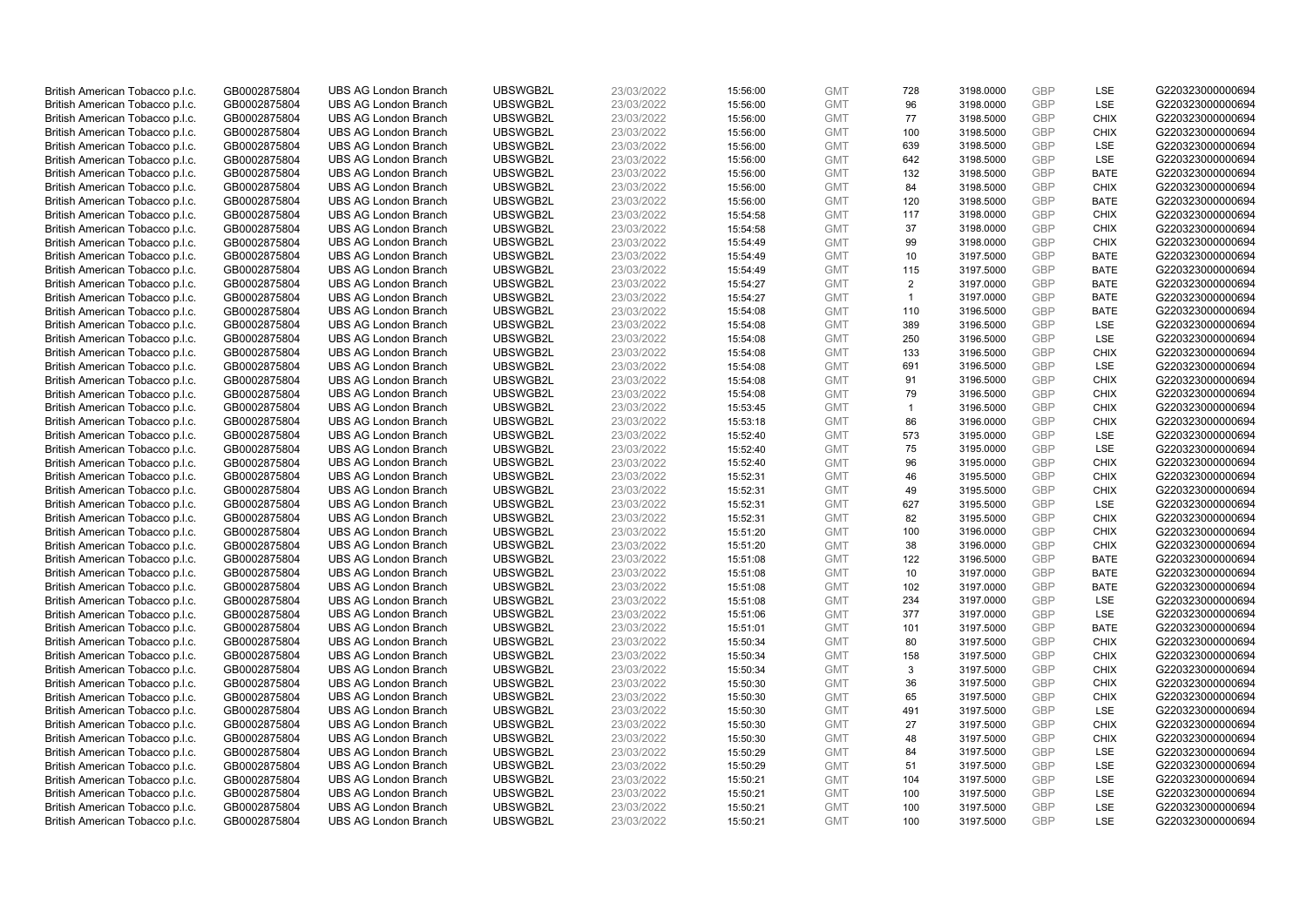| British American Tobacco p.l.c. | GB0002875804 | UBS AG London Branch | UBSWGB2L | 23/03/2022 | 15:56:00 | GMT | 728 | 3198.0000 | GBP | LSE | G220323000000694 |
|---|---|---|---|---|---|---|---|---|---|---|---|
| British American Tobacco p.l.c. | GB0002875804 | UBS AG London Branch | UBSWGB2L | 23/03/2022 | 15:56:00 | GMT | 96 | 3198.0000 | GBP | LSE | G220323000000694 |
| British American Tobacco p.l.c. | GB0002875804 | UBS AG London Branch | UBSWGB2L | 23/03/2022 | 15:56:00 | GMT | 77 | 3198.5000 | GBP | CHIX | G220323000000694 |
| British American Tobacco p.l.c. | GB0002875804 | UBS AG London Branch | UBSWGB2L | 23/03/2022 | 15:56:00 | GMT | 100 | 3198.5000 | GBP | CHIX | G220323000000694 |
| British American Tobacco p.l.c. | GB0002875804 | UBS AG London Branch | UBSWGB2L | 23/03/2022 | 15:56:00 | GMT | 639 | 3198.5000 | GBP | LSE | G220323000000694 |
| British American Tobacco p.l.c. | GB0002875804 | UBS AG London Branch | UBSWGB2L | 23/03/2022 | 15:56:00 | GMT | 642 | 3198.5000 | GBP | LSE | G220323000000694 |
| British American Tobacco p.l.c. | GB0002875804 | UBS AG London Branch | UBSWGB2L | 23/03/2022 | 15:56:00 | GMT | 132 | 3198.5000 | GBP | BATE | G220323000000694 |
| British American Tobacco p.l.c. | GB0002875804 | UBS AG London Branch | UBSWGB2L | 23/03/2022 | 15:56:00 | GMT | 84 | 3198.5000 | GBP | CHIX | G220323000000694 |
| British American Tobacco p.l.c. | GB0002875804 | UBS AG London Branch | UBSWGB2L | 23/03/2022 | 15:56:00 | GMT | 120 | 3198.5000 | GBP | BATE | G220323000000694 |
| British American Tobacco p.l.c. | GB0002875804 | UBS AG London Branch | UBSWGB2L | 23/03/2022 | 15:54:58 | GMT | 117 | 3198.0000 | GBP | CHIX | G220323000000694 |
| British American Tobacco p.l.c. | GB0002875804 | UBS AG London Branch | UBSWGB2L | 23/03/2022 | 15:54:58 | GMT | 37 | 3198.0000 | GBP | CHIX | G220323000000694 |
| British American Tobacco p.l.c. | GB0002875804 | UBS AG London Branch | UBSWGB2L | 23/03/2022 | 15:54:49 | GMT | 99 | 3198.0000 | GBP | CHIX | G220323000000694 |
| British American Tobacco p.l.c. | GB0002875804 | UBS AG London Branch | UBSWGB2L | 23/03/2022 | 15:54:49 | GMT | 10 | 3197.5000 | GBP | BATE | G220323000000694 |
| British American Tobacco p.l.c. | GB0002875804 | UBS AG London Branch | UBSWGB2L | 23/03/2022 | 15:54:49 | GMT | 115 | 3197.5000 | GBP | BATE | G220323000000694 |
| British American Tobacco p.l.c. | GB0002875804 | UBS AG London Branch | UBSWGB2L | 23/03/2022 | 15:54:27 | GMT | 2 | 3197.0000 | GBP | BATE | G220323000000694 |
| British American Tobacco p.l.c. | GB0002875804 | UBS AG London Branch | UBSWGB2L | 23/03/2022 | 15:54:27 | GMT | 1 | 3197.0000 | GBP | BATE | G220323000000694 |
| British American Tobacco p.l.c. | GB0002875804 | UBS AG London Branch | UBSWGB2L | 23/03/2022 | 15:54:08 | GMT | 110 | 3196.5000 | GBP | BATE | G220323000000694 |
| British American Tobacco p.l.c. | GB0002875804 | UBS AG London Branch | UBSWGB2L | 23/03/2022 | 15:54:08 | GMT | 389 | 3196.5000 | GBP | LSE | G220323000000694 |
| British American Tobacco p.l.c. | GB0002875804 | UBS AG London Branch | UBSWGB2L | 23/03/2022 | 15:54:08 | GMT | 250 | 3196.5000 | GBP | LSE | G220323000000694 |
| British American Tobacco p.l.c. | GB0002875804 | UBS AG London Branch | UBSWGB2L | 23/03/2022 | 15:54:08 | GMT | 133 | 3196.5000 | GBP | CHIX | G220323000000694 |
| British American Tobacco p.l.c. | GB0002875804 | UBS AG London Branch | UBSWGB2L | 23/03/2022 | 15:54:08 | GMT | 691 | 3196.5000 | GBP | LSE | G220323000000694 |
| British American Tobacco p.l.c. | GB0002875804 | UBS AG London Branch | UBSWGB2L | 23/03/2022 | 15:54:08 | GMT | 91 | 3196.5000 | GBP | CHIX | G220323000000694 |
| British American Tobacco p.l.c. | GB0002875804 | UBS AG London Branch | UBSWGB2L | 23/03/2022 | 15:54:08 | GMT | 79 | 3196.5000 | GBP | CHIX | G220323000000694 |
| British American Tobacco p.l.c. | GB0002875804 | UBS AG London Branch | UBSWGB2L | 23/03/2022 | 15:53:45 | GMT | 1 | 3196.5000 | GBP | CHIX | G220323000000694 |
| British American Tobacco p.l.c. | GB0002875804 | UBS AG London Branch | UBSWGB2L | 23/03/2022 | 15:53:18 | GMT | 86 | 3196.0000 | GBP | CHIX | G220323000000694 |
| British American Tobacco p.l.c. | GB0002875804 | UBS AG London Branch | UBSWGB2L | 23/03/2022 | 15:52:40 | GMT | 573 | 3195.0000 | GBP | LSE | G220323000000694 |
| British American Tobacco p.l.c. | GB0002875804 | UBS AG London Branch | UBSWGB2L | 23/03/2022 | 15:52:40 | GMT | 75 | 3195.0000 | GBP | LSE | G220323000000694 |
| British American Tobacco p.l.c. | GB0002875804 | UBS AG London Branch | UBSWGB2L | 23/03/2022 | 15:52:40 | GMT | 96 | 3195.0000 | GBP | CHIX | G220323000000694 |
| British American Tobacco p.l.c. | GB0002875804 | UBS AG London Branch | UBSWGB2L | 23/03/2022 | 15:52:31 | GMT | 46 | 3195.5000 | GBP | CHIX | G220323000000694 |
| British American Tobacco p.l.c. | GB0002875804 | UBS AG London Branch | UBSWGB2L | 23/03/2022 | 15:52:31 | GMT | 49 | 3195.5000 | GBP | CHIX | G220323000000694 |
| British American Tobacco p.l.c. | GB0002875804 | UBS AG London Branch | UBSWGB2L | 23/03/2022 | 15:52:31 | GMT | 627 | 3195.5000 | GBP | LSE | G220323000000694 |
| British American Tobacco p.l.c. | GB0002875804 | UBS AG London Branch | UBSWGB2L | 23/03/2022 | 15:52:31 | GMT | 82 | 3195.5000 | GBP | CHIX | G220323000000694 |
| British American Tobacco p.l.c. | GB0002875804 | UBS AG London Branch | UBSWGB2L | 23/03/2022 | 15:51:20 | GMT | 100 | 3196.0000 | GBP | CHIX | G220323000000694 |
| British American Tobacco p.l.c. | GB0002875804 | UBS AG London Branch | UBSWGB2L | 23/03/2022 | 15:51:20 | GMT | 38 | 3196.0000 | GBP | CHIX | G220323000000694 |
| British American Tobacco p.l.c. | GB0002875804 | UBS AG London Branch | UBSWGB2L | 23/03/2022 | 15:51:08 | GMT | 122 | 3196.5000 | GBP | BATE | G220323000000694 |
| British American Tobacco p.l.c. | GB0002875804 | UBS AG London Branch | UBSWGB2L | 23/03/2022 | 15:51:08 | GMT | 10 | 3197.0000 | GBP | BATE | G220323000000694 |
| British American Tobacco p.l.c. | GB0002875804 | UBS AG London Branch | UBSWGB2L | 23/03/2022 | 15:51:08 | GMT | 102 | 3197.0000 | GBP | BATE | G220323000000694 |
| British American Tobacco p.l.c. | GB0002875804 | UBS AG London Branch | UBSWGB2L | 23/03/2022 | 15:51:08 | GMT | 234 | 3197.0000 | GBP | LSE | G220323000000694 |
| British American Tobacco p.l.c. | GB0002875804 | UBS AG London Branch | UBSWGB2L | 23/03/2022 | 15:51:06 | GMT | 377 | 3197.0000 | GBP | LSE | G220323000000694 |
| British American Tobacco p.l.c. | GB0002875804 | UBS AG London Branch | UBSWGB2L | 23/03/2022 | 15:51:01 | GMT | 101 | 3197.5000 | GBP | BATE | G220323000000694 |
| British American Tobacco p.l.c. | GB0002875804 | UBS AG London Branch | UBSWGB2L | 23/03/2022 | 15:50:34 | GMT | 80 | 3197.5000 | GBP | CHIX | G220323000000694 |
| British American Tobacco p.l.c. | GB0002875804 | UBS AG London Branch | UBSWGB2L | 23/03/2022 | 15:50:34 | GMT | 158 | 3197.5000 | GBP | CHIX | G220323000000694 |
| British American Tobacco p.l.c. | GB0002875804 | UBS AG London Branch | UBSWGB2L | 23/03/2022 | 15:50:34 | GMT | 3 | 3197.5000 | GBP | CHIX | G220323000000694 |
| British American Tobacco p.l.c. | GB0002875804 | UBS AG London Branch | UBSWGB2L | 23/03/2022 | 15:50:30 | GMT | 36 | 3197.5000 | GBP | CHIX | G220323000000694 |
| British American Tobacco p.l.c. | GB0002875804 | UBS AG London Branch | UBSWGB2L | 23/03/2022 | 15:50:30 | GMT | 65 | 3197.5000 | GBP | CHIX | G220323000000694 |
| British American Tobacco p.l.c. | GB0002875804 | UBS AG London Branch | UBSWGB2L | 23/03/2022 | 15:50:30 | GMT | 491 | 3197.5000 | GBP | LSE | G220323000000694 |
| British American Tobacco p.l.c. | GB0002875804 | UBS AG London Branch | UBSWGB2L | 23/03/2022 | 15:50:30 | GMT | 27 | 3197.5000 | GBP | CHIX | G220323000000694 |
| British American Tobacco p.l.c. | GB0002875804 | UBS AG London Branch | UBSWGB2L | 23/03/2022 | 15:50:30 | GMT | 48 | 3197.5000 | GBP | CHIX | G220323000000694 |
| British American Tobacco p.l.c. | GB0002875804 | UBS AG London Branch | UBSWGB2L | 23/03/2022 | 15:50:29 | GMT | 84 | 3197.5000 | GBP | LSE | G220323000000694 |
| British American Tobacco p.l.c. | GB0002875804 | UBS AG London Branch | UBSWGB2L | 23/03/2022 | 15:50:29 | GMT | 51 | 3197.5000 | GBP | LSE | G220323000000694 |
| British American Tobacco p.l.c. | GB0002875804 | UBS AG London Branch | UBSWGB2L | 23/03/2022 | 15:50:21 | GMT | 104 | 3197.5000 | GBP | LSE | G220323000000694 |
| British American Tobacco p.l.c. | GB0002875804 | UBS AG London Branch | UBSWGB2L | 23/03/2022 | 15:50:21 | GMT | 100 | 3197.5000 | GBP | LSE | G220323000000694 |
| British American Tobacco p.l.c. | GB0002875804 | UBS AG London Branch | UBSWGB2L | 23/03/2022 | 15:50:21 | GMT | 100 | 3197.5000 | GBP | LSE | G220323000000694 |
| British American Tobacco p.l.c. | GB0002875804 | UBS AG London Branch | UBSWGB2L | 23/03/2022 | 15:50:21 | GMT | 100 | 3197.5000 | GBP | LSE | G220323000000694 |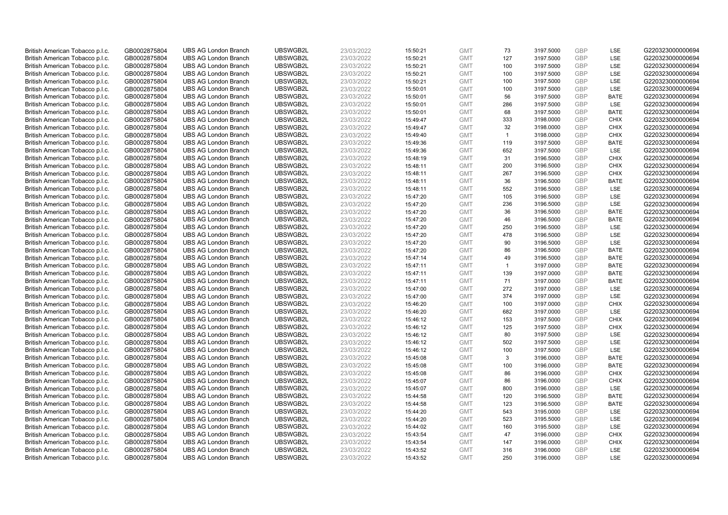| | | | | | | | | | | | |
|---|---|---|---|---|---|---|---|---|---|---|---|
| British American Tobacco p.l.c. | GB0002875804 | UBS AG London Branch | UBSWGB2L | 23/03/2022 | 15:50:21 | GMT | 73 | 3197.5000 | GBP | LSE | G220323000000694 |
| British American Tobacco p.l.c. | GB0002875804 | UBS AG London Branch | UBSWGB2L | 23/03/2022 | 15:50:21 | GMT | 127 | 3197.5000 | GBP | LSE | G220323000000694 |
| British American Tobacco p.l.c. | GB0002875804 | UBS AG London Branch | UBSWGB2L | 23/03/2022 | 15:50:21 | GMT | 100 | 3197.5000 | GBP | LSE | G220323000000694 |
| British American Tobacco p.l.c. | GB0002875804 | UBS AG London Branch | UBSWGB2L | 23/03/2022 | 15:50:21 | GMT | 100 | 3197.5000 | GBP | LSE | G220323000000694 |
| British American Tobacco p.l.c. | GB0002875804 | UBS AG London Branch | UBSWGB2L | 23/03/2022 | 15:50:21 | GMT | 100 | 3197.5000 | GBP | LSE | G220323000000694 |
| British American Tobacco p.l.c. | GB0002875804 | UBS AG London Branch | UBSWGB2L | 23/03/2022 | 15:50:01 | GMT | 100 | 3197.5000 | GBP | LSE | G220323000000694 |
| British American Tobacco p.l.c. | GB0002875804 | UBS AG London Branch | UBSWGB2L | 23/03/2022 | 15:50:01 | GMT | 56 | 3197.5000 | GBP | BATE | G220323000000694 |
| British American Tobacco p.l.c. | GB0002875804 | UBS AG London Branch | UBSWGB2L | 23/03/2022 | 15:50:01 | GMT | 286 | 3197.5000 | GBP | LSE | G220323000000694 |
| British American Tobacco p.l.c. | GB0002875804 | UBS AG London Branch | UBSWGB2L | 23/03/2022 | 15:50:01 | GMT | 68 | 3197.5000 | GBP | BATE | G220323000000694 |
| British American Tobacco p.l.c. | GB0002875804 | UBS AG London Branch | UBSWGB2L | 23/03/2022 | 15:49:47 | GMT | 333 | 3198.0000 | GBP | CHIX | G220323000000694 |
| British American Tobacco p.l.c. | GB0002875804 | UBS AG London Branch | UBSWGB2L | 23/03/2022 | 15:49:47 | GMT | 32 | 3198.0000 | GBP | CHIX | G220323000000694 |
| British American Tobacco p.l.c. | GB0002875804 | UBS AG London Branch | UBSWGB2L | 23/03/2022 | 15:49:40 | GMT | 1 | 3198.0000 | GBP | CHIX | G220323000000694 |
| British American Tobacco p.l.c. | GB0002875804 | UBS AG London Branch | UBSWGB2L | 23/03/2022 | 15:49:36 | GMT | 119 | 3197.5000 | GBP | BATE | G220323000000694 |
| British American Tobacco p.l.c. | GB0002875804 | UBS AG London Branch | UBSWGB2L | 23/03/2022 | 15:49:36 | GMT | 652 | 3197.5000 | GBP | LSE | G220323000000694 |
| British American Tobacco p.l.c. | GB0002875804 | UBS AG London Branch | UBSWGB2L | 23/03/2022 | 15:48:19 | GMT | 31 | 3196.5000 | GBP | CHIX | G220323000000694 |
| British American Tobacco p.l.c. | GB0002875804 | UBS AG London Branch | UBSWGB2L | 23/03/2022 | 15:48:11 | GMT | 200 | 3196.5000 | GBP | CHIX | G220323000000694 |
| British American Tobacco p.l.c. | GB0002875804 | UBS AG London Branch | UBSWGB2L | 23/03/2022 | 15:48:11 | GMT | 267 | 3196.5000 | GBP | CHIX | G220323000000694 |
| British American Tobacco p.l.c. | GB0002875804 | UBS AG London Branch | UBSWGB2L | 23/03/2022 | 15:48:11 | GMT | 36 | 3196.5000 | GBP | BATE | G220323000000694 |
| British American Tobacco p.l.c. | GB0002875804 | UBS AG London Branch | UBSWGB2L | 23/03/2022 | 15:48:11 | GMT | 552 | 3196.5000 | GBP | LSE | G220323000000694 |
| British American Tobacco p.l.c. | GB0002875804 | UBS AG London Branch | UBSWGB2L | 23/03/2022 | 15:47:20 | GMT | 105 | 3196.5000 | GBP | LSE | G220323000000694 |
| British American Tobacco p.l.c. | GB0002875804 | UBS AG London Branch | UBSWGB2L | 23/03/2022 | 15:47:20 | GMT | 236 | 3196.5000 | GBP | LSE | G220323000000694 |
| British American Tobacco p.l.c. | GB0002875804 | UBS AG London Branch | UBSWGB2L | 23/03/2022 | 15:47:20 | GMT | 36 | 3196.5000 | GBP | BATE | G220323000000694 |
| British American Tobacco p.l.c. | GB0002875804 | UBS AG London Branch | UBSWGB2L | 23/03/2022 | 15:47:20 | GMT | 46 | 3196.5000 | GBP | BATE | G220323000000694 |
| British American Tobacco p.l.c. | GB0002875804 | UBS AG London Branch | UBSWGB2L | 23/03/2022 | 15:47:20 | GMT | 250 | 3196.5000 | GBP | LSE | G220323000000694 |
| British American Tobacco p.l.c. | GB0002875804 | UBS AG London Branch | UBSWGB2L | 23/03/2022 | 15:47:20 | GMT | 478 | 3196.5000 | GBP | LSE | G220323000000694 |
| British American Tobacco p.l.c. | GB0002875804 | UBS AG London Branch | UBSWGB2L | 23/03/2022 | 15:47:20 | GMT | 90 | 3196.5000 | GBP | LSE | G220323000000694 |
| British American Tobacco p.l.c. | GB0002875804 | UBS AG London Branch | UBSWGB2L | 23/03/2022 | 15:47:20 | GMT | 86 | 3196.5000 | GBP | BATE | G220323000000694 |
| British American Tobacco p.l.c. | GB0002875804 | UBS AG London Branch | UBSWGB2L | 23/03/2022 | 15:47:14 | GMT | 49 | 3196.5000 | GBP | BATE | G220323000000694 |
| British American Tobacco p.l.c. | GB0002875804 | UBS AG London Branch | UBSWGB2L | 23/03/2022 | 15:47:11 | GMT | 1 | 3197.0000 | GBP | BATE | G220323000000694 |
| British American Tobacco p.l.c. | GB0002875804 | UBS AG London Branch | UBSWGB2L | 23/03/2022 | 15:47:11 | GMT | 139 | 3197.0000 | GBP | BATE | G220323000000694 |
| British American Tobacco p.l.c. | GB0002875804 | UBS AG London Branch | UBSWGB2L | 23/03/2022 | 15:47:11 | GMT | 71 | 3197.0000 | GBP | BATE | G220323000000694 |
| British American Tobacco p.l.c. | GB0002875804 | UBS AG London Branch | UBSWGB2L | 23/03/2022 | 15:47:00 | GMT | 272 | 3197.0000 | GBP | LSE | G220323000000694 |
| British American Tobacco p.l.c. | GB0002875804 | UBS AG London Branch | UBSWGB2L | 23/03/2022 | 15:47:00 | GMT | 374 | 3197.0000 | GBP | LSE | G220323000000694 |
| British American Tobacco p.l.c. | GB0002875804 | UBS AG London Branch | UBSWGB2L | 23/03/2022 | 15:46:20 | GMT | 100 | 3197.0000 | GBP | CHIX | G220323000000694 |
| British American Tobacco p.l.c. | GB0002875804 | UBS AG London Branch | UBSWGB2L | 23/03/2022 | 15:46:20 | GMT | 682 | 3197.0000 | GBP | LSE | G220323000000694 |
| British American Tobacco p.l.c. | GB0002875804 | UBS AG London Branch | UBSWGB2L | 23/03/2022 | 15:46:12 | GMT | 153 | 3197.5000 | GBP | CHIX | G220323000000694 |
| British American Tobacco p.l.c. | GB0002875804 | UBS AG London Branch | UBSWGB2L | 23/03/2022 | 15:46:12 | GMT | 125 | 3197.5000 | GBP | CHIX | G220323000000694 |
| British American Tobacco p.l.c. | GB0002875804 | UBS AG London Branch | UBSWGB2L | 23/03/2022 | 15:46:12 | GMT | 80 | 3197.5000 | GBP | LSE | G220323000000694 |
| British American Tobacco p.l.c. | GB0002875804 | UBS AG London Branch | UBSWGB2L | 23/03/2022 | 15:46:12 | GMT | 502 | 3197.5000 | GBP | LSE | G220323000000694 |
| British American Tobacco p.l.c. | GB0002875804 | UBS AG London Branch | UBSWGB2L | 23/03/2022 | 15:46:12 | GMT | 100 | 3197.5000 | GBP | LSE | G220323000000694 |
| British American Tobacco p.l.c. | GB0002875804 | UBS AG London Branch | UBSWGB2L | 23/03/2022 | 15:45:08 | GMT | 3 | 3196.0000 | GBP | BATE | G220323000000694 |
| British American Tobacco p.l.c. | GB0002875804 | UBS AG London Branch | UBSWGB2L | 23/03/2022 | 15:45:08 | GMT | 100 | 3196.0000 | GBP | BATE | G220323000000694 |
| British American Tobacco p.l.c. | GB0002875804 | UBS AG London Branch | UBSWGB2L | 23/03/2022 | 15:45:08 | GMT | 86 | 3196.0000 | GBP | CHIX | G220323000000694 |
| British American Tobacco p.l.c. | GB0002875804 | UBS AG London Branch | UBSWGB2L | 23/03/2022 | 15:45:07 | GMT | 86 | 3196.0000 | GBP | CHIX | G220323000000694 |
| British American Tobacco p.l.c. | GB0002875804 | UBS AG London Branch | UBSWGB2L | 23/03/2022 | 15:45:07 | GMT | 800 | 3196.0000 | GBP | LSE | G220323000000694 |
| British American Tobacco p.l.c. | GB0002875804 | UBS AG London Branch | UBSWGB2L | 23/03/2022 | 15:44:58 | GMT | 120 | 3196.5000 | GBP | BATE | G220323000000694 |
| British American Tobacco p.l.c. | GB0002875804 | UBS AG London Branch | UBSWGB2L | 23/03/2022 | 15:44:58 | GMT | 123 | 3196.5000 | GBP | BATE | G220323000000694 |
| British American Tobacco p.l.c. | GB0002875804 | UBS AG London Branch | UBSWGB2L | 23/03/2022 | 15:44:20 | GMT | 543 | 3195.0000 | GBP | LSE | G220323000000694 |
| British American Tobacco p.l.c. | GB0002875804 | UBS AG London Branch | UBSWGB2L | 23/03/2022 | 15:44:20 | GMT | 523 | 3195.5000 | GBP | LSE | G220323000000694 |
| British American Tobacco p.l.c. | GB0002875804 | UBS AG London Branch | UBSWGB2L | 23/03/2022 | 15:44:02 | GMT | 160 | 3195.5000 | GBP | LSE | G220323000000694 |
| British American Tobacco p.l.c. | GB0002875804 | UBS AG London Branch | UBSWGB2L | 23/03/2022 | 15:43:54 | GMT | 47 | 3196.0000 | GBP | CHIX | G220323000000694 |
| British American Tobacco p.l.c. | GB0002875804 | UBS AG London Branch | UBSWGB2L | 23/03/2022 | 15:43:54 | GMT | 147 | 3196.0000 | GBP | CHIX | G220323000000694 |
| British American Tobacco p.l.c. | GB0002875804 | UBS AG London Branch | UBSWGB2L | 23/03/2022 | 15:43:52 | GMT | 316 | 3196.0000 | GBP | LSE | G220323000000694 |
| British American Tobacco p.l.c. | GB0002875804 | UBS AG London Branch | UBSWGB2L | 23/03/2022 | 15:43:52 | GMT | 250 | 3196.0000 | GBP | LSE | G220323000000694 |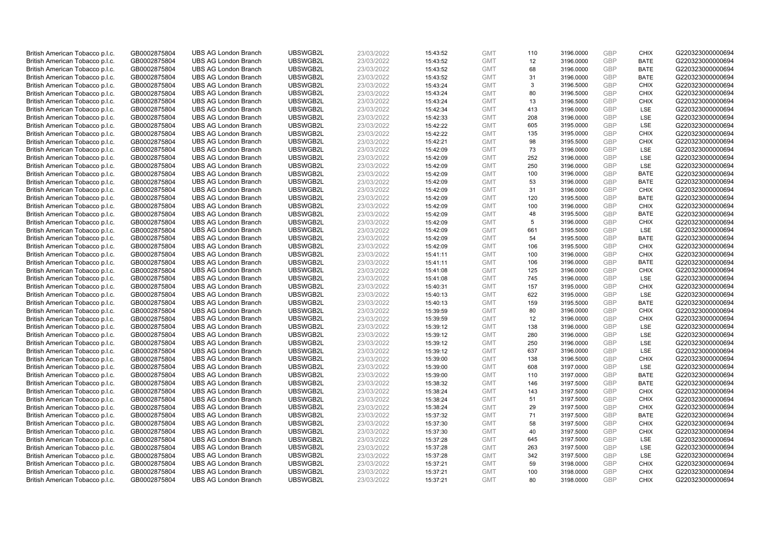| British American Tobacco p.l.c. | GB0002875804 | UBS AG London Branch | UBSWGB2L | 23/03/2022 | 15:43:52 | GMT | 110 | 3196.0000 | GBP | CHIX | G220323000000694 |
|---|---|---|---|---|---|---|---|---|---|---|---|
| British American Tobacco p.l.c. | GB0002875804 | UBS AG London Branch | UBSWGB2L | 23/03/2022 | 15:43:52 | GMT | 12 | 3196.0000 | GBP | BATE | G220323000000694 |
| British American Tobacco p.l.c. | GB0002875804 | UBS AG London Branch | UBSWGB2L | 23/03/2022 | 15:43:52 | GMT | 68 | 3196.0000 | GBP | BATE | G220323000000694 |
| British American Tobacco p.l.c. | GB0002875804 | UBS AG London Branch | UBSWGB2L | 23/03/2022 | 15:43:52 | GMT | 31 | 3196.0000 | GBP | BATE | G220323000000694 |
| British American Tobacco p.l.c. | GB0002875804 | UBS AG London Branch | UBSWGB2L | 23/03/2022 | 15:43:24 | GMT | 3 | 3196.5000 | GBP | CHIX | G220323000000694 |
| British American Tobacco p.l.c. | GB0002875804 | UBS AG London Branch | UBSWGB2L | 23/03/2022 | 15:43:24 | GMT | 80 | 3196.5000 | GBP | CHIX | G220323000000694 |
| British American Tobacco p.l.c. | GB0002875804 | UBS AG London Branch | UBSWGB2L | 23/03/2022 | 15:43:24 | GMT | 13 | 3196.5000 | GBP | CHIX | G220323000000694 |
| British American Tobacco p.l.c. | GB0002875804 | UBS AG London Branch | UBSWGB2L | 23/03/2022 | 15:42:34 | GMT | 413 | 3196.0000 | GBP | LSE | G220323000000694 |
| British American Tobacco p.l.c. | GB0002875804 | UBS AG London Branch | UBSWGB2L | 23/03/2022 | 15:42:33 | GMT | 208 | 3196.0000 | GBP | LSE | G220323000000694 |
| British American Tobacco p.l.c. | GB0002875804 | UBS AG London Branch | UBSWGB2L | 23/03/2022 | 15:42:22 | GMT | 605 | 3195.0000 | GBP | LSE | G220323000000694 |
| British American Tobacco p.l.c. | GB0002875804 | UBS AG London Branch | UBSWGB2L | 23/03/2022 | 15:42:22 | GMT | 135 | 3195.0000 | GBP | CHIX | G220323000000694 |
| British American Tobacco p.l.c. | GB0002875804 | UBS AG London Branch | UBSWGB2L | 23/03/2022 | 15:42:21 | GMT | 98 | 3195.5000 | GBP | CHIX | G220323000000694 |
| British American Tobacco p.l.c. | GB0002875804 | UBS AG London Branch | UBSWGB2L | 23/03/2022 | 15:42:09 | GMT | 73 | 3196.0000 | GBP | LSE | G220323000000694 |
| British American Tobacco p.l.c. | GB0002875804 | UBS AG London Branch | UBSWGB2L | 23/03/2022 | 15:42:09 | GMT | 252 | 3196.0000 | GBP | LSE | G220323000000694 |
| British American Tobacco p.l.c. | GB0002875804 | UBS AG London Branch | UBSWGB2L | 23/03/2022 | 15:42:09 | GMT | 250 | 3196.0000 | GBP | LSE | G220323000000694 |
| British American Tobacco p.l.c. | GB0002875804 | UBS AG London Branch | UBSWGB2L | 23/03/2022 | 15:42:09 | GMT | 100 | 3196.0000 | GBP | BATE | G220323000000694 |
| British American Tobacco p.l.c. | GB0002875804 | UBS AG London Branch | UBSWGB2L | 23/03/2022 | 15:42:09 | GMT | 53 | 3196.0000 | GBP | BATE | G220323000000694 |
| British American Tobacco p.l.c. | GB0002875804 | UBS AG London Branch | UBSWGB2L | 23/03/2022 | 15:42:09 | GMT | 31 | 3196.0000 | GBP | CHIX | G220323000000694 |
| British American Tobacco p.l.c. | GB0002875804 | UBS AG London Branch | UBSWGB2L | 23/03/2022 | 15:42:09 | GMT | 120 | 3195.5000 | GBP | BATE | G220323000000694 |
| British American Tobacco p.l.c. | GB0002875804 | UBS AG London Branch | UBSWGB2L | 23/03/2022 | 15:42:09 | GMT | 100 | 3196.0000 | GBP | CHIX | G220323000000694 |
| British American Tobacco p.l.c. | GB0002875804 | UBS AG London Branch | UBSWGB2L | 23/03/2022 | 15:42:09 | GMT | 48 | 3195.5000 | GBP | BATE | G220323000000694 |
| British American Tobacco p.l.c. | GB0002875804 | UBS AG London Branch | UBSWGB2L | 23/03/2022 | 15:42:09 | GMT | 5 | 3196.0000 | GBP | CHIX | G220323000000694 |
| British American Tobacco p.l.c. | GB0002875804 | UBS AG London Branch | UBSWGB2L | 23/03/2022 | 15:42:09 | GMT | 661 | 3195.5000 | GBP | LSE | G220323000000694 |
| British American Tobacco p.l.c. | GB0002875804 | UBS AG London Branch | UBSWGB2L | 23/03/2022 | 15:42:09 | GMT | 54 | 3195.5000 | GBP | BATE | G220323000000694 |
| British American Tobacco p.l.c. | GB0002875804 | UBS AG London Branch | UBSWGB2L | 23/03/2022 | 15:42:09 | GMT | 106 | 3195.5000 | GBP | CHIX | G220323000000694 |
| British American Tobacco p.l.c. | GB0002875804 | UBS AG London Branch | UBSWGB2L | 23/03/2022 | 15:41:11 | GMT | 100 | 3196.0000 | GBP | CHIX | G220323000000694 |
| British American Tobacco p.l.c. | GB0002875804 | UBS AG London Branch | UBSWGB2L | 23/03/2022 | 15:41:11 | GMT | 106 | 3196.0000 | GBP | BATE | G220323000000694 |
| British American Tobacco p.l.c. | GB0002875804 | UBS AG London Branch | UBSWGB2L | 23/03/2022 | 15:41:08 | GMT | 125 | 3196.0000 | GBP | CHIX | G220323000000694 |
| British American Tobacco p.l.c. | GB0002875804 | UBS AG London Branch | UBSWGB2L | 23/03/2022 | 15:41:08 | GMT | 745 | 3196.0000 | GBP | LSE | G220323000000694 |
| British American Tobacco p.l.c. | GB0002875804 | UBS AG London Branch | UBSWGB2L | 23/03/2022 | 15:40:31 | GMT | 157 | 3195.0000 | GBP | CHIX | G220323000000694 |
| British American Tobacco p.l.c. | GB0002875804 | UBS AG London Branch | UBSWGB2L | 23/03/2022 | 15:40:13 | GMT | 622 | 3195.0000 | GBP | LSE | G220323000000694 |
| British American Tobacco p.l.c. | GB0002875804 | UBS AG London Branch | UBSWGB2L | 23/03/2022 | 15:40:13 | GMT | 159 | 3195.5000 | GBP | BATE | G220323000000694 |
| British American Tobacco p.l.c. | GB0002875804 | UBS AG London Branch | UBSWGB2L | 23/03/2022 | 15:39:59 | GMT | 80 | 3196.0000 | GBP | CHIX | G220323000000694 |
| British American Tobacco p.l.c. | GB0002875804 | UBS AG London Branch | UBSWGB2L | 23/03/2022 | 15:39:59 | GMT | 12 | 3196.0000 | GBP | CHIX | G220323000000694 |
| British American Tobacco p.l.c. | GB0002875804 | UBS AG London Branch | UBSWGB2L | 23/03/2022 | 15:39:12 | GMT | 138 | 3196.0000 | GBP | LSE | G220323000000694 |
| British American Tobacco p.l.c. | GB0002875804 | UBS AG London Branch | UBSWGB2L | 23/03/2022 | 15:39:12 | GMT | 280 | 3196.0000 | GBP | LSE | G220323000000694 |
| British American Tobacco p.l.c. | GB0002875804 | UBS AG London Branch | UBSWGB2L | 23/03/2022 | 15:39:12 | GMT | 250 | 3196.0000 | GBP | LSE | G220323000000694 |
| British American Tobacco p.l.c. | GB0002875804 | UBS AG London Branch | UBSWGB2L | 23/03/2022 | 15:39:12 | GMT | 637 | 3196.0000 | GBP | LSE | G220323000000694 |
| British American Tobacco p.l.c. | GB0002875804 | UBS AG London Branch | UBSWGB2L | 23/03/2022 | 15:39:00 | GMT | 138 | 3196.5000 | GBP | CHIX | G220323000000694 |
| British American Tobacco p.l.c. | GB0002875804 | UBS AG London Branch | UBSWGB2L | 23/03/2022 | 15:39:00 | GMT | 608 | 3197.0000 | GBP | LSE | G220323000000694 |
| British American Tobacco p.l.c. | GB0002875804 | UBS AG London Branch | UBSWGB2L | 23/03/2022 | 15:39:00 | GMT | 110 | 3197.0000 | GBP | BATE | G220323000000694 |
| British American Tobacco p.l.c. | GB0002875804 | UBS AG London Branch | UBSWGB2L | 23/03/2022 | 15:38:32 | GMT | 146 | 3197.5000 | GBP | BATE | G220323000000694 |
| British American Tobacco p.l.c. | GB0002875804 | UBS AG London Branch | UBSWGB2L | 23/03/2022 | 15:38:24 | GMT | 143 | 3197.5000 | GBP | CHIX | G220323000000694 |
| British American Tobacco p.l.c. | GB0002875804 | UBS AG London Branch | UBSWGB2L | 23/03/2022 | 15:38:24 | GMT | 51 | 3197.5000 | GBP | CHIX | G220323000000694 |
| British American Tobacco p.l.c. | GB0002875804 | UBS AG London Branch | UBSWGB2L | 23/03/2022 | 15:38:24 | GMT | 29 | 3197.5000 | GBP | CHIX | G220323000000694 |
| British American Tobacco p.l.c. | GB0002875804 | UBS AG London Branch | UBSWGB2L | 23/03/2022 | 15:37:32 | GMT | 71 | 3197.5000 | GBP | BATE | G220323000000694 |
| British American Tobacco p.l.c. | GB0002875804 | UBS AG London Branch | UBSWGB2L | 23/03/2022 | 15:37:30 | GMT | 58 | 3197.5000 | GBP | CHIX | G220323000000694 |
| British American Tobacco p.l.c. | GB0002875804 | UBS AG London Branch | UBSWGB2L | 23/03/2022 | 15:37:30 | GMT | 40 | 3197.5000 | GBP | CHIX | G220323000000694 |
| British American Tobacco p.l.c. | GB0002875804 | UBS AG London Branch | UBSWGB2L | 23/03/2022 | 15:37:28 | GMT | 645 | 3197.5000 | GBP | LSE | G220323000000694 |
| British American Tobacco p.l.c. | GB0002875804 | UBS AG London Branch | UBSWGB2L | 23/03/2022 | 15:37:28 | GMT | 263 | 3197.5000 | GBP | LSE | G220323000000694 |
| British American Tobacco p.l.c. | GB0002875804 | UBS AG London Branch | UBSWGB2L | 23/03/2022 | 15:37:28 | GMT | 342 | 3197.5000 | GBP | LSE | G220323000000694 |
| British American Tobacco p.l.c. | GB0002875804 | UBS AG London Branch | UBSWGB2L | 23/03/2022 | 15:37:21 | GMT | 59 | 3198.0000 | GBP | CHIX | G220323000000694 |
| British American Tobacco p.l.c. | GB0002875804 | UBS AG London Branch | UBSWGB2L | 23/03/2022 | 15:37:21 | GMT | 100 | 3198.0000 | GBP | CHIX | G220323000000694 |
| British American Tobacco p.l.c. | GB0002875804 | UBS AG London Branch | UBSWGB2L | 23/03/2022 | 15:37:21 | GMT | 80 | 3198.0000 | GBP | CHIX | G220323000000694 |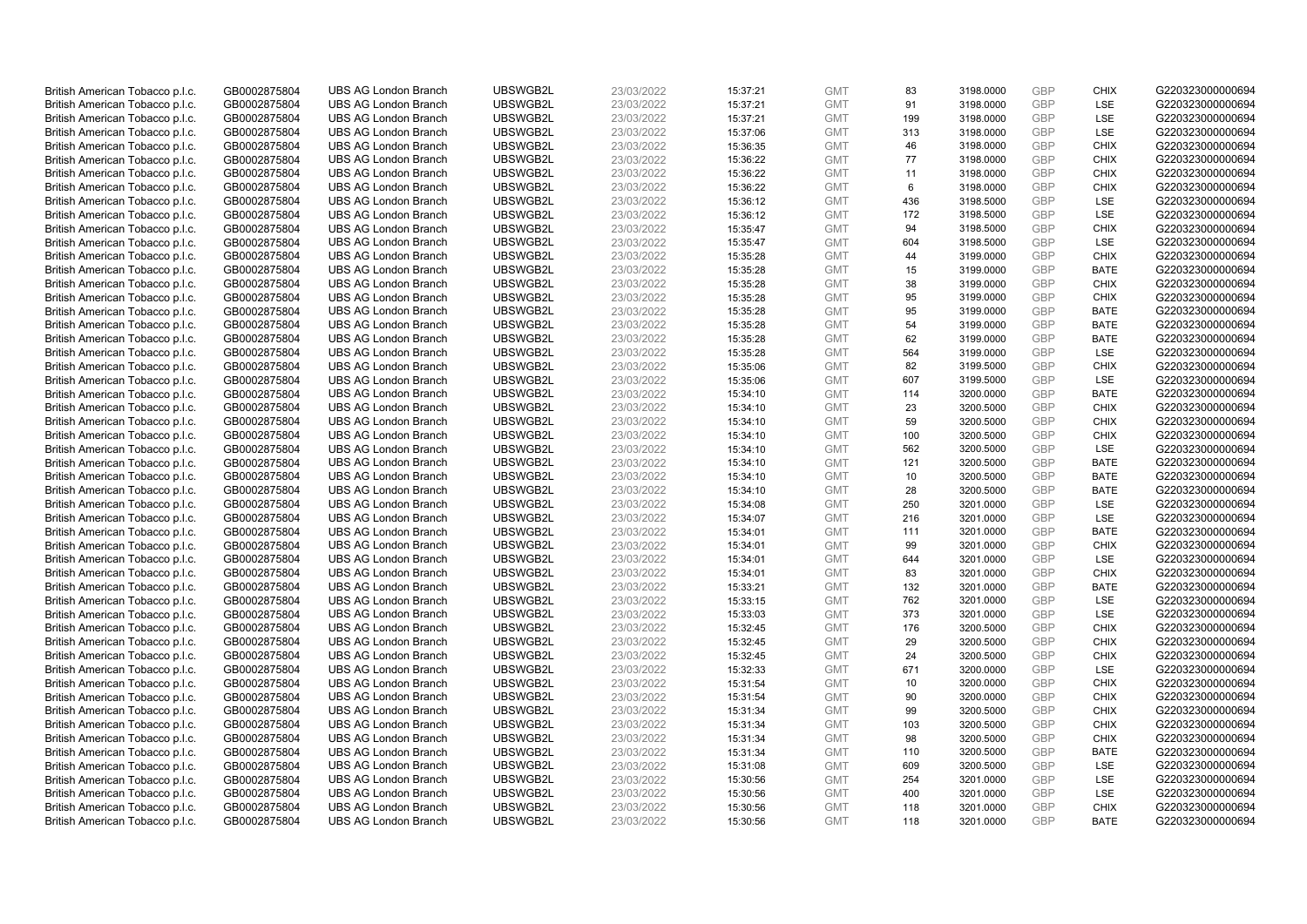| British American Tobacco p.l.c. | GB0002875804 | UBS AG London Branch | UBSWGB2L | 23/03/2022 | 15:37:21 | GMT | 83 | 3198.0000 | GBP | CHIX | G220323000000694 |
|---|---|---|---|---|---|---|---|---|---|---|---|
| British American Tobacco p.l.c. | GB0002875804 | UBS AG London Branch | UBSWGB2L | 23/03/2022 | 15:37:21 | GMT | 91 | 3198.0000 | GBP | LSE | G220323000000694 |
| British American Tobacco p.l.c. | GB0002875804 | UBS AG London Branch | UBSWGB2L | 23/03/2022 | 15:37:21 | GMT | 199 | 3198.0000 | GBP | LSE | G220323000000694 |
| British American Tobacco p.l.c. | GB0002875804 | UBS AG London Branch | UBSWGB2L | 23/03/2022 | 15:37:06 | GMT | 313 | 3198.0000 | GBP | LSE | G220323000000694 |
| British American Tobacco p.l.c. | GB0002875804 | UBS AG London Branch | UBSWGB2L | 23/03/2022 | 15:36:35 | GMT | 46 | 3198.0000 | GBP | CHIX | G220323000000694 |
| British American Tobacco p.l.c. | GB0002875804 | UBS AG London Branch | UBSWGB2L | 23/03/2022 | 15:36:22 | GMT | 77 | 3198.0000 | GBP | CHIX | G220323000000694 |
| British American Tobacco p.l.c. | GB0002875804 | UBS AG London Branch | UBSWGB2L | 23/03/2022 | 15:36:22 | GMT | 11 | 3198.0000 | GBP | CHIX | G220323000000694 |
| British American Tobacco p.l.c. | GB0002875804 | UBS AG London Branch | UBSWGB2L | 23/03/2022 | 15:36:22 | GMT | 6 | 3198.0000 | GBP | CHIX | G220323000000694 |
| British American Tobacco p.l.c. | GB0002875804 | UBS AG London Branch | UBSWGB2L | 23/03/2022 | 15:36:12 | GMT | 436 | 3198.5000 | GBP | LSE | G220323000000694 |
| British American Tobacco p.l.c. | GB0002875804 | UBS AG London Branch | UBSWGB2L | 23/03/2022 | 15:36:12 | GMT | 172 | 3198.5000 | GBP | LSE | G220323000000694 |
| British American Tobacco p.l.c. | GB0002875804 | UBS AG London Branch | UBSWGB2L | 23/03/2022 | 15:35:47 | GMT | 94 | 3198.5000 | GBP | CHIX | G220323000000694 |
| British American Tobacco p.l.c. | GB0002875804 | UBS AG London Branch | UBSWGB2L | 23/03/2022 | 15:35:47 | GMT | 604 | 3198.5000 | GBP | LSE | G220323000000694 |
| British American Tobacco p.l.c. | GB0002875804 | UBS AG London Branch | UBSWGB2L | 23/03/2022 | 15:35:28 | GMT | 44 | 3199.0000 | GBP | CHIX | G220323000000694 |
| British American Tobacco p.l.c. | GB0002875804 | UBS AG London Branch | UBSWGB2L | 23/03/2022 | 15:35:28 | GMT | 15 | 3199.0000 | GBP | BATE | G220323000000694 |
| British American Tobacco p.l.c. | GB0002875804 | UBS AG London Branch | UBSWGB2L | 23/03/2022 | 15:35:28 | GMT | 38 | 3199.0000 | GBP | CHIX | G220323000000694 |
| British American Tobacco p.l.c. | GB0002875804 | UBS AG London Branch | UBSWGB2L | 23/03/2022 | 15:35:28 | GMT | 95 | 3199.0000 | GBP | CHIX | G220323000000694 |
| British American Tobacco p.l.c. | GB0002875804 | UBS AG London Branch | UBSWGB2L | 23/03/2022 | 15:35:28 | GMT | 95 | 3199.0000 | GBP | BATE | G220323000000694 |
| British American Tobacco p.l.c. | GB0002875804 | UBS AG London Branch | UBSWGB2L | 23/03/2022 | 15:35:28 | GMT | 54 | 3199.0000 | GBP | BATE | G220323000000694 |
| British American Tobacco p.l.c. | GB0002875804 | UBS AG London Branch | UBSWGB2L | 23/03/2022 | 15:35:28 | GMT | 62 | 3199.0000 | GBP | BATE | G220323000000694 |
| British American Tobacco p.l.c. | GB0002875804 | UBS AG London Branch | UBSWGB2L | 23/03/2022 | 15:35:28 | GMT | 564 | 3199.0000 | GBP | LSE | G220323000000694 |
| British American Tobacco p.l.c. | GB0002875804 | UBS AG London Branch | UBSWGB2L | 23/03/2022 | 15:35:06 | GMT | 82 | 3199.5000 | GBP | CHIX | G220323000000694 |
| British American Tobacco p.l.c. | GB0002875804 | UBS AG London Branch | UBSWGB2L | 23/03/2022 | 15:35:06 | GMT | 607 | 3199.5000 | GBP | LSE | G220323000000694 |
| British American Tobacco p.l.c. | GB0002875804 | UBS AG London Branch | UBSWGB2L | 23/03/2022 | 15:34:10 | GMT | 114 | 3200.0000 | GBP | BATE | G220323000000694 |
| British American Tobacco p.l.c. | GB0002875804 | UBS AG London Branch | UBSWGB2L | 23/03/2022 | 15:34:10 | GMT | 23 | 3200.5000 | GBP | CHIX | G220323000000694 |
| British American Tobacco p.l.c. | GB0002875804 | UBS AG London Branch | UBSWGB2L | 23/03/2022 | 15:34:10 | GMT | 59 | 3200.5000 | GBP | CHIX | G220323000000694 |
| British American Tobacco p.l.c. | GB0002875804 | UBS AG London Branch | UBSWGB2L | 23/03/2022 | 15:34:10 | GMT | 100 | 3200.5000 | GBP | CHIX | G220323000000694 |
| British American Tobacco p.l.c. | GB0002875804 | UBS AG London Branch | UBSWGB2L | 23/03/2022 | 15:34:10 | GMT | 562 | 3200.5000 | GBP | LSE | G220323000000694 |
| British American Tobacco p.l.c. | GB0002875804 | UBS AG London Branch | UBSWGB2L | 23/03/2022 | 15:34:10 | GMT | 121 | 3200.5000 | GBP | BATE | G220323000000694 |
| British American Tobacco p.l.c. | GB0002875804 | UBS AG London Branch | UBSWGB2L | 23/03/2022 | 15:34:10 | GMT | 10 | 3200.5000 | GBP | BATE | G220323000000694 |
| British American Tobacco p.l.c. | GB0002875804 | UBS AG London Branch | UBSWGB2L | 23/03/2022 | 15:34:10 | GMT | 28 | 3200.5000 | GBP | BATE | G220323000000694 |
| British American Tobacco p.l.c. | GB0002875804 | UBS AG London Branch | UBSWGB2L | 23/03/2022 | 15:34:08 | GMT | 250 | 3201.0000 | GBP | LSE | G220323000000694 |
| British American Tobacco p.l.c. | GB0002875804 | UBS AG London Branch | UBSWGB2L | 23/03/2022 | 15:34:07 | GMT | 216 | 3201.0000 | GBP | LSE | G220323000000694 |
| British American Tobacco p.l.c. | GB0002875804 | UBS AG London Branch | UBSWGB2L | 23/03/2022 | 15:34:01 | GMT | 111 | 3201.0000 | GBP | BATE | G220323000000694 |
| British American Tobacco p.l.c. | GB0002875804 | UBS AG London Branch | UBSWGB2L | 23/03/2022 | 15:34:01 | GMT | 99 | 3201.0000 | GBP | CHIX | G220323000000694 |
| British American Tobacco p.l.c. | GB0002875804 | UBS AG London Branch | UBSWGB2L | 23/03/2022 | 15:34:01 | GMT | 644 | 3201.0000 | GBP | LSE | G220323000000694 |
| British American Tobacco p.l.c. | GB0002875804 | UBS AG London Branch | UBSWGB2L | 23/03/2022 | 15:34:01 | GMT | 83 | 3201.0000 | GBP | CHIX | G220323000000694 |
| British American Tobacco p.l.c. | GB0002875804 | UBS AG London Branch | UBSWGB2L | 23/03/2022 | 15:33:21 | GMT | 132 | 3201.0000 | GBP | BATE | G220323000000694 |
| British American Tobacco p.l.c. | GB0002875804 | UBS AG London Branch | UBSWGB2L | 23/03/2022 | 15:33:15 | GMT | 762 | 3201.0000 | GBP | LSE | G220323000000694 |
| British American Tobacco p.l.c. | GB0002875804 | UBS AG London Branch | UBSWGB2L | 23/03/2022 | 15:33:03 | GMT | 373 | 3201.0000 | GBP | LSE | G220323000000694 |
| British American Tobacco p.l.c. | GB0002875804 | UBS AG London Branch | UBSWGB2L | 23/03/2022 | 15:32:45 | GMT | 176 | 3200.5000 | GBP | CHIX | G220323000000694 |
| British American Tobacco p.l.c. | GB0002875804 | UBS AG London Branch | UBSWGB2L | 23/03/2022 | 15:32:45 | GMT | 29 | 3200.5000 | GBP | CHIX | G220323000000694 |
| British American Tobacco p.l.c. | GB0002875804 | UBS AG London Branch | UBSWGB2L | 23/03/2022 | 15:32:45 | GMT | 24 | 3200.5000 | GBP | CHIX | G220323000000694 |
| British American Tobacco p.l.c. | GB0002875804 | UBS AG London Branch | UBSWGB2L | 23/03/2022 | 15:32:33 | GMT | 671 | 3200.0000 | GBP | LSE | G220323000000694 |
| British American Tobacco p.l.c. | GB0002875804 | UBS AG London Branch | UBSWGB2L | 23/03/2022 | 15:31:54 | GMT | 10 | 3200.0000 | GBP | CHIX | G220323000000694 |
| British American Tobacco p.l.c. | GB0002875804 | UBS AG London Branch | UBSWGB2L | 23/03/2022 | 15:31:54 | GMT | 90 | 3200.0000 | GBP | CHIX | G220323000000694 |
| British American Tobacco p.l.c. | GB0002875804 | UBS AG London Branch | UBSWGB2L | 23/03/2022 | 15:31:34 | GMT | 99 | 3200.5000 | GBP | CHIX | G220323000000694 |
| British American Tobacco p.l.c. | GB0002875804 | UBS AG London Branch | UBSWGB2L | 23/03/2022 | 15:31:34 | GMT | 103 | 3200.5000 | GBP | CHIX | G220323000000694 |
| British American Tobacco p.l.c. | GB0002875804 | UBS AG London Branch | UBSWGB2L | 23/03/2022 | 15:31:34 | GMT | 98 | 3200.5000 | GBP | CHIX | G220323000000694 |
| British American Tobacco p.l.c. | GB0002875804 | UBS AG London Branch | UBSWGB2L | 23/03/2022 | 15:31:34 | GMT | 110 | 3200.5000 | GBP | BATE | G220323000000694 |
| British American Tobacco p.l.c. | GB0002875804 | UBS AG London Branch | UBSWGB2L | 23/03/2022 | 15:31:08 | GMT | 609 | 3200.5000 | GBP | LSE | G220323000000694 |
| British American Tobacco p.l.c. | GB0002875804 | UBS AG London Branch | UBSWGB2L | 23/03/2022 | 15:30:56 | GMT | 254 | 3201.0000 | GBP | LSE | G220323000000694 |
| British American Tobacco p.l.c. | GB0002875804 | UBS AG London Branch | UBSWGB2L | 23/03/2022 | 15:30:56 | GMT | 400 | 3201.0000 | GBP | LSE | G220323000000694 |
| British American Tobacco p.l.c. | GB0002875804 | UBS AG London Branch | UBSWGB2L | 23/03/2022 | 15:30:56 | GMT | 118 | 3201.0000 | GBP | CHIX | G220323000000694 |
| British American Tobacco p.l.c. | GB0002875804 | UBS AG London Branch | UBSWGB2L | 23/03/2022 | 15:30:56 | GMT | 118 | 3201.0000 | GBP | BATE | G220323000000694 |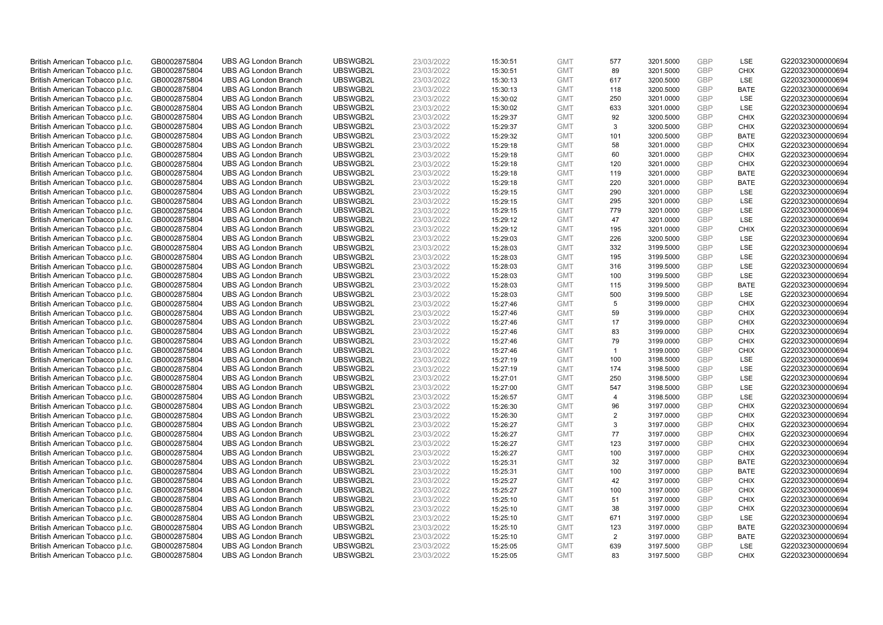| British American Tobacco p.l.c. | GB0002875804 | UBS AG London Branch | UBSWGB2L | 23/03/2022 | 15:30:51 | GMT | 577 | 3201.5000 | GBP | LSE | G220323000000694 |
|---|---|---|---|---|---|---|---|---|---|---|---|
| British American Tobacco p.l.c. | GB0002875804 | UBS AG London Branch | UBSWGB2L | 23/03/2022 | 15:30:51 | GMT | 89 | 3201.5000 | GBP | CHIX | G220323000000694 |
| British American Tobacco p.l.c. | GB0002875804 | UBS AG London Branch | UBSWGB2L | 23/03/2022 | 15:30:13 | GMT | 617 | 3200.5000 | GBP | LSE | G220323000000694 |
| British American Tobacco p.l.c. | GB0002875804 | UBS AG London Branch | UBSWGB2L | 23/03/2022 | 15:30:13 | GMT | 118 | 3200.5000 | GBP | BATE | G220323000000694 |
| British American Tobacco p.l.c. | GB0002875804 | UBS AG London Branch | UBSWGB2L | 23/03/2022 | 15:30:02 | GMT | 250 | 3201.0000 | GBP | LSE | G220323000000694 |
| British American Tobacco p.l.c. | GB0002875804 | UBS AG London Branch | UBSWGB2L | 23/03/2022 | 15:30:02 | GMT | 633 | 3201.0000 | GBP | LSE | G220323000000694 |
| British American Tobacco p.l.c. | GB0002875804 | UBS AG London Branch | UBSWGB2L | 23/03/2022 | 15:29:37 | GMT | 92 | 3200.5000 | GBP | CHIX | G220323000000694 |
| British American Tobacco p.l.c. | GB0002875804 | UBS AG London Branch | UBSWGB2L | 23/03/2022 | 15:29:37 | GMT | 3 | 3200.5000 | GBP | CHIX | G220323000000694 |
| British American Tobacco p.l.c. | GB0002875804 | UBS AG London Branch | UBSWGB2L | 23/03/2022 | 15:29:32 | GMT | 101 | 3200.5000 | GBP | BATE | G220323000000694 |
| British American Tobacco p.l.c. | GB0002875804 | UBS AG London Branch | UBSWGB2L | 23/03/2022 | 15:29:18 | GMT | 58 | 3201.0000 | GBP | CHIX | G220323000000694 |
| British American Tobacco p.l.c. | GB0002875804 | UBS AG London Branch | UBSWGB2L | 23/03/2022 | 15:29:18 | GMT | 60 | 3201.0000 | GBP | CHIX | G220323000000694 |
| British American Tobacco p.l.c. | GB0002875804 | UBS AG London Branch | UBSWGB2L | 23/03/2022 | 15:29:18 | GMT | 120 | 3201.0000 | GBP | CHIX | G220323000000694 |
| British American Tobacco p.l.c. | GB0002875804 | UBS AG London Branch | UBSWGB2L | 23/03/2022 | 15:29:18 | GMT | 119 | 3201.0000 | GBP | BATE | G220323000000694 |
| British American Tobacco p.l.c. | GB0002875804 | UBS AG London Branch | UBSWGB2L | 23/03/2022 | 15:29:18 | GMT | 220 | 3201.0000 | GBP | BATE | G220323000000694 |
| British American Tobacco p.l.c. | GB0002875804 | UBS AG London Branch | UBSWGB2L | 23/03/2022 | 15:29:15 | GMT | 290 | 3201.0000 | GBP | LSE | G220323000000694 |
| British American Tobacco p.l.c. | GB0002875804 | UBS AG London Branch | UBSWGB2L | 23/03/2022 | 15:29:15 | GMT | 295 | 3201.0000 | GBP | LSE | G220323000000694 |
| British American Tobacco p.l.c. | GB0002875804 | UBS AG London Branch | UBSWGB2L | 23/03/2022 | 15:29:15 | GMT | 779 | 3201.0000 | GBP | LSE | G220323000000694 |
| British American Tobacco p.l.c. | GB0002875804 | UBS AG London Branch | UBSWGB2L | 23/03/2022 | 15:29:12 | GMT | 47 | 3201.0000 | GBP | LSE | G220323000000694 |
| British American Tobacco p.l.c. | GB0002875804 | UBS AG London Branch | UBSWGB2L | 23/03/2022 | 15:29:12 | GMT | 195 | 3201.0000 | GBP | CHIX | G220323000000694 |
| British American Tobacco p.l.c. | GB0002875804 | UBS AG London Branch | UBSWGB2L | 23/03/2022 | 15:29:03 | GMT | 226 | 3200.5000 | GBP | LSE | G220323000000694 |
| British American Tobacco p.l.c. | GB0002875804 | UBS AG London Branch | UBSWGB2L | 23/03/2022 | 15:28:03 | GMT | 332 | 3199.5000 | GBP | LSE | G220323000000694 |
| British American Tobacco p.l.c. | GB0002875804 | UBS AG London Branch | UBSWGB2L | 23/03/2022 | 15:28:03 | GMT | 195 | 3199.5000 | GBP | LSE | G220323000000694 |
| British American Tobacco p.l.c. | GB0002875804 | UBS AG London Branch | UBSWGB2L | 23/03/2022 | 15:28:03 | GMT | 316 | 3199.5000 | GBP | LSE | G220323000000694 |
| British American Tobacco p.l.c. | GB0002875804 | UBS AG London Branch | UBSWGB2L | 23/03/2022 | 15:28:03 | GMT | 100 | 3199.5000 | GBP | LSE | G220323000000694 |
| British American Tobacco p.l.c. | GB0002875804 | UBS AG London Branch | UBSWGB2L | 23/03/2022 | 15:28:03 | GMT | 115 | 3199.5000 | GBP | BATE | G220323000000694 |
| British American Tobacco p.l.c. | GB0002875804 | UBS AG London Branch | UBSWGB2L | 23/03/2022 | 15:28:03 | GMT | 500 | 3199.5000 | GBP | LSE | G220323000000694 |
| British American Tobacco p.l.c. | GB0002875804 | UBS AG London Branch | UBSWGB2L | 23/03/2022 | 15:27:46 | GMT | 5 | 3199.0000 | GBP | CHIX | G220323000000694 |
| British American Tobacco p.l.c. | GB0002875804 | UBS AG London Branch | UBSWGB2L | 23/03/2022 | 15:27:46 | GMT | 59 | 3199.0000 | GBP | CHIX | G220323000000694 |
| British American Tobacco p.l.c. | GB0002875804 | UBS AG London Branch | UBSWGB2L | 23/03/2022 | 15:27:46 | GMT | 17 | 3199.0000 | GBP | CHIX | G220323000000694 |
| British American Tobacco p.l.c. | GB0002875804 | UBS AG London Branch | UBSWGB2L | 23/03/2022 | 15:27:46 | GMT | 83 | 3199.0000 | GBP | CHIX | G220323000000694 |
| British American Tobacco p.l.c. | GB0002875804 | UBS AG London Branch | UBSWGB2L | 23/03/2022 | 15:27:46 | GMT | 79 | 3199.0000 | GBP | CHIX | G220323000000694 |
| British American Tobacco p.l.c. | GB0002875804 | UBS AG London Branch | UBSWGB2L | 23/03/2022 | 15:27:46 | GMT | 1 | 3199.0000 | GBP | CHIX | G220323000000694 |
| British American Tobacco p.l.c. | GB0002875804 | UBS AG London Branch | UBSWGB2L | 23/03/2022 | 15:27:19 | GMT | 100 | 3198.5000 | GBP | LSE | G220323000000694 |
| British American Tobacco p.l.c. | GB0002875804 | UBS AG London Branch | UBSWGB2L | 23/03/2022 | 15:27:19 | GMT | 174 | 3198.5000 | GBP | LSE | G220323000000694 |
| British American Tobacco p.l.c. | GB0002875804 | UBS AG London Branch | UBSWGB2L | 23/03/2022 | 15:27:01 | GMT | 250 | 3198.5000 | GBP | LSE | G220323000000694 |
| British American Tobacco p.l.c. | GB0002875804 | UBS AG London Branch | UBSWGB2L | 23/03/2022 | 15:27:00 | GMT | 547 | 3198.5000 | GBP | LSE | G220323000000694 |
| British American Tobacco p.l.c. | GB0002875804 | UBS AG London Branch | UBSWGB2L | 23/03/2022 | 15:26:57 | GMT | 4 | 3198.5000 | GBP | LSE | G220323000000694 |
| British American Tobacco p.l.c. | GB0002875804 | UBS AG London Branch | UBSWGB2L | 23/03/2022 | 15:26:30 | GMT | 96 | 3197.0000 | GBP | CHIX | G220323000000694 |
| British American Tobacco p.l.c. | GB0002875804 | UBS AG London Branch | UBSWGB2L | 23/03/2022 | 15:26:30 | GMT | 2 | 3197.0000 | GBP | CHIX | G220323000000694 |
| British American Tobacco p.l.c. | GB0002875804 | UBS AG London Branch | UBSWGB2L | 23/03/2022 | 15:26:27 | GMT | 3 | 3197.0000 | GBP | CHIX | G220323000000694 |
| British American Tobacco p.l.c. | GB0002875804 | UBS AG London Branch | UBSWGB2L | 23/03/2022 | 15:26:27 | GMT | 77 | 3197.0000 | GBP | CHIX | G220323000000694 |
| British American Tobacco p.l.c. | GB0002875804 | UBS AG London Branch | UBSWGB2L | 23/03/2022 | 15:26:27 | GMT | 123 | 3197.0000 | GBP | CHIX | G220323000000694 |
| British American Tobacco p.l.c. | GB0002875804 | UBS AG London Branch | UBSWGB2L | 23/03/2022 | 15:26:27 | GMT | 100 | 3197.0000 | GBP | CHIX | G220323000000694 |
| British American Tobacco p.l.c. | GB0002875804 | UBS AG London Branch | UBSWGB2L | 23/03/2022 | 15:25:31 | GMT | 32 | 3197.0000 | GBP | BATE | G220323000000694 |
| British American Tobacco p.l.c. | GB0002875804 | UBS AG London Branch | UBSWGB2L | 23/03/2022 | 15:25:31 | GMT | 100 | 3197.0000 | GBP | BATE | G220323000000694 |
| British American Tobacco p.l.c. | GB0002875804 | UBS AG London Branch | UBSWGB2L | 23/03/2022 | 15:25:27 | GMT | 42 | 3197.0000 | GBP | CHIX | G220323000000694 |
| British American Tobacco p.l.c. | GB0002875804 | UBS AG London Branch | UBSWGB2L | 23/03/2022 | 15:25:27 | GMT | 100 | 3197.0000 | GBP | CHIX | G220323000000694 |
| British American Tobacco p.l.c. | GB0002875804 | UBS AG London Branch | UBSWGB2L | 23/03/2022 | 15:25:10 | GMT | 51 | 3197.0000 | GBP | CHIX | G220323000000694 |
| British American Tobacco p.l.c. | GB0002875804 | UBS AG London Branch | UBSWGB2L | 23/03/2022 | 15:25:10 | GMT | 38 | 3197.0000 | GBP | CHIX | G220323000000694 |
| British American Tobacco p.l.c. | GB0002875804 | UBS AG London Branch | UBSWGB2L | 23/03/2022 | 15:25:10 | GMT | 671 | 3197.0000 | GBP | LSE | G220323000000694 |
| British American Tobacco p.l.c. | GB0002875804 | UBS AG London Branch | UBSWGB2L | 23/03/2022 | 15:25:10 | GMT | 123 | 3197.0000 | GBP | BATE | G220323000000694 |
| British American Tobacco p.l.c. | GB0002875804 | UBS AG London Branch | UBSWGB2L | 23/03/2022 | 15:25:10 | GMT | 2 | 3197.0000 | GBP | BATE | G220323000000694 |
| British American Tobacco p.l.c. | GB0002875804 | UBS AG London Branch | UBSWGB2L | 23/03/2022 | 15:25:05 | GMT | 639 | 3197.5000 | GBP | LSE | G220323000000694 |
| British American Tobacco p.l.c. | GB0002875804 | UBS AG London Branch | UBSWGB2L | 23/03/2022 | 15:25:05 | GMT | 83 | 3197.5000 | GBP | CHIX | G220323000000694 |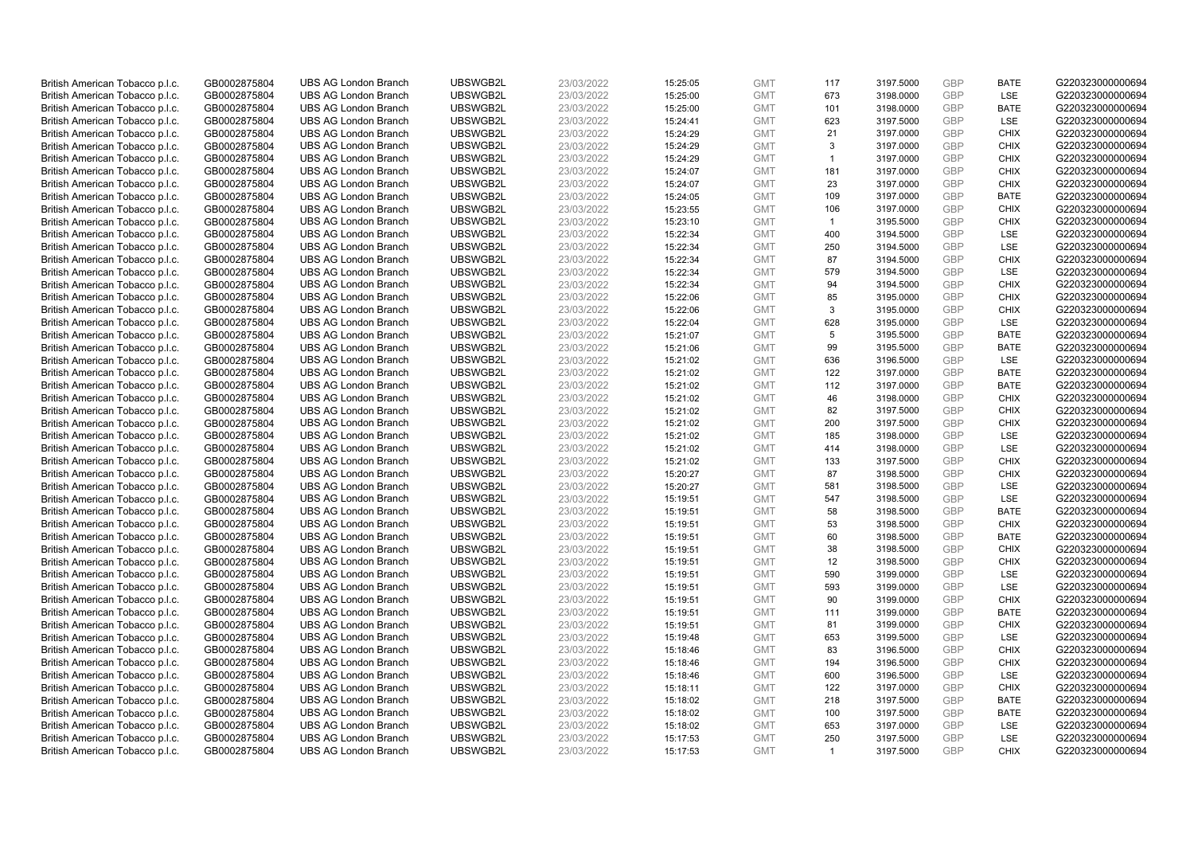| | | | | | | | | | | | |
|---|---|---|---|---|---|---|---|---|---|---|---|
| British American Tobacco p.l.c. | GB0002875804 | UBS AG London Branch | UBSWGB2L | 23/03/2022 | 15:25:05 | GMT | 117 | 3197.5000 | GBP | BATE | G220323000000694 |
| British American Tobacco p.l.c. | GB0002875804 | UBS AG London Branch | UBSWGB2L | 23/03/2022 | 15:25:00 | GMT | 673 | 3198.0000 | GBP | LSE | G220323000000694 |
| British American Tobacco p.l.c. | GB0002875804 | UBS AG London Branch | UBSWGB2L | 23/03/2022 | 15:25:00 | GMT | 101 | 3198.0000 | GBP | BATE | G220323000000694 |
| British American Tobacco p.l.c. | GB0002875804 | UBS AG London Branch | UBSWGB2L | 23/03/2022 | 15:24:41 | GMT | 623 | 3197.5000 | GBP | LSE | G220323000000694 |
| British American Tobacco p.l.c. | GB0002875804 | UBS AG London Branch | UBSWGB2L | 23/03/2022 | 15:24:29 | GMT | 21 | 3197.0000 | GBP | CHIX | G220323000000694 |
| British American Tobacco p.l.c. | GB0002875804 | UBS AG London Branch | UBSWGB2L | 23/03/2022 | 15:24:29 | GMT | 3 | 3197.0000 | GBP | CHIX | G220323000000694 |
| British American Tobacco p.l.c. | GB0002875804 | UBS AG London Branch | UBSWGB2L | 23/03/2022 | 15:24:29 | GMT | 1 | 3197.0000 | GBP | CHIX | G220323000000694 |
| British American Tobacco p.l.c. | GB0002875804 | UBS AG London Branch | UBSWGB2L | 23/03/2022 | 15:24:07 | GMT | 181 | 3197.0000 | GBP | CHIX | G220323000000694 |
| British American Tobacco p.l.c. | GB0002875804 | UBS AG London Branch | UBSWGB2L | 23/03/2022 | 15:24:07 | GMT | 23 | 3197.0000 | GBP | CHIX | G220323000000694 |
| British American Tobacco p.l.c. | GB0002875804 | UBS AG London Branch | UBSWGB2L | 23/03/2022 | 15:24:05 | GMT | 109 | 3197.0000 | GBP | BATE | G220323000000694 |
| British American Tobacco p.l.c. | GB0002875804 | UBS AG London Branch | UBSWGB2L | 23/03/2022 | 15:23:55 | GMT | 106 | 3197.0000 | GBP | CHIX | G220323000000694 |
| British American Tobacco p.l.c. | GB0002875804 | UBS AG London Branch | UBSWGB2L | 23/03/2022 | 15:23:10 | GMT | 1 | 3195.5000 | GBP | CHIX | G220323000000694 |
| British American Tobacco p.l.c. | GB0002875804 | UBS AG London Branch | UBSWGB2L | 23/03/2022 | 15:22:34 | GMT | 400 | 3194.5000 | GBP | LSE | G220323000000694 |
| British American Tobacco p.l.c. | GB0002875804 | UBS AG London Branch | UBSWGB2L | 23/03/2022 | 15:22:34 | GMT | 250 | 3194.5000 | GBP | LSE | G220323000000694 |
| British American Tobacco p.l.c. | GB0002875804 | UBS AG London Branch | UBSWGB2L | 23/03/2022 | 15:22:34 | GMT | 87 | 3194.5000 | GBP | CHIX | G220323000000694 |
| British American Tobacco p.l.c. | GB0002875804 | UBS AG London Branch | UBSWGB2L | 23/03/2022 | 15:22:34 | GMT | 579 | 3194.5000 | GBP | LSE | G220323000000694 |
| British American Tobacco p.l.c. | GB0002875804 | UBS AG London Branch | UBSWGB2L | 23/03/2022 | 15:22:34 | GMT | 94 | 3194.5000 | GBP | CHIX | G220323000000694 |
| British American Tobacco p.l.c. | GB0002875804 | UBS AG London Branch | UBSWGB2L | 23/03/2022 | 15:22:06 | GMT | 85 | 3195.0000 | GBP | CHIX | G220323000000694 |
| British American Tobacco p.l.c. | GB0002875804 | UBS AG London Branch | UBSWGB2L | 23/03/2022 | 15:22:06 | GMT | 3 | 3195.0000 | GBP | CHIX | G220323000000694 |
| British American Tobacco p.l.c. | GB0002875804 | UBS AG London Branch | UBSWGB2L | 23/03/2022 | 15:22:04 | GMT | 628 | 3195.0000 | GBP | LSE | G220323000000694 |
| British American Tobacco p.l.c. | GB0002875804 | UBS AG London Branch | UBSWGB2L | 23/03/2022 | 15:21:07 | GMT | 5 | 3195.5000 | GBP | BATE | G220323000000694 |
| British American Tobacco p.l.c. | GB0002875804 | UBS AG London Branch | UBSWGB2L | 23/03/2022 | 15:21:06 | GMT | 99 | 3195.5000 | GBP | BATE | G220323000000694 |
| British American Tobacco p.l.c. | GB0002875804 | UBS AG London Branch | UBSWGB2L | 23/03/2022 | 15:21:02 | GMT | 636 | 3196.5000 | GBP | LSE | G220323000000694 |
| British American Tobacco p.l.c. | GB0002875804 | UBS AG London Branch | UBSWGB2L | 23/03/2022 | 15:21:02 | GMT | 122 | 3197.0000 | GBP | BATE | G220323000000694 |
| British American Tobacco p.l.c. | GB0002875804 | UBS AG London Branch | UBSWGB2L | 23/03/2022 | 15:21:02 | GMT | 112 | 3197.0000 | GBP | BATE | G220323000000694 |
| British American Tobacco p.l.c. | GB0002875804 | UBS AG London Branch | UBSWGB2L | 23/03/2022 | 15:21:02 | GMT | 46 | 3198.0000 | GBP | CHIX | G220323000000694 |
| British American Tobacco p.l.c. | GB0002875804 | UBS AG London Branch | UBSWGB2L | 23/03/2022 | 15:21:02 | GMT | 82 | 3197.5000 | GBP | CHIX | G220323000000694 |
| British American Tobacco p.l.c. | GB0002875804 | UBS AG London Branch | UBSWGB2L | 23/03/2022 | 15:21:02 | GMT | 200 | 3197.5000 | GBP | CHIX | G220323000000694 |
| British American Tobacco p.l.c. | GB0002875804 | UBS AG London Branch | UBSWGB2L | 23/03/2022 | 15:21:02 | GMT | 185 | 3198.0000 | GBP | LSE | G220323000000694 |
| British American Tobacco p.l.c. | GB0002875804 | UBS AG London Branch | UBSWGB2L | 23/03/2022 | 15:21:02 | GMT | 414 | 3198.0000 | GBP | LSE | G220323000000694 |
| British American Tobacco p.l.c. | GB0002875804 | UBS AG London Branch | UBSWGB2L | 23/03/2022 | 15:21:02 | GMT | 133 | 3197.5000 | GBP | CHIX | G220323000000694 |
| British American Tobacco p.l.c. | GB0002875804 | UBS AG London Branch | UBSWGB2L | 23/03/2022 | 15:20:27 | GMT | 87 | 3198.5000 | GBP | CHIX | G220323000000694 |
| British American Tobacco p.l.c. | GB0002875804 | UBS AG London Branch | UBSWGB2L | 23/03/2022 | 15:20:27 | GMT | 581 | 3198.5000 | GBP | LSE | G220323000000694 |
| British American Tobacco p.l.c. | GB0002875804 | UBS AG London Branch | UBSWGB2L | 23/03/2022 | 15:19:51 | GMT | 547 | 3198.5000 | GBP | LSE | G220323000000694 |
| British American Tobacco p.l.c. | GB0002875804 | UBS AG London Branch | UBSWGB2L | 23/03/2022 | 15:19:51 | GMT | 58 | 3198.5000 | GBP | BATE | G220323000000694 |
| British American Tobacco p.l.c. | GB0002875804 | UBS AG London Branch | UBSWGB2L | 23/03/2022 | 15:19:51 | GMT | 53 | 3198.5000 | GBP | CHIX | G220323000000694 |
| British American Tobacco p.l.c. | GB0002875804 | UBS AG London Branch | UBSWGB2L | 23/03/2022 | 15:19:51 | GMT | 60 | 3198.5000 | GBP | BATE | G220323000000694 |
| British American Tobacco p.l.c. | GB0002875804 | UBS AG London Branch | UBSWGB2L | 23/03/2022 | 15:19:51 | GMT | 38 | 3198.5000 | GBP | CHIX | G220323000000694 |
| British American Tobacco p.l.c. | GB0002875804 | UBS AG London Branch | UBSWGB2L | 23/03/2022 | 15:19:51 | GMT | 12 | 3198.5000 | GBP | CHIX | G220323000000694 |
| British American Tobacco p.l.c. | GB0002875804 | UBS AG London Branch | UBSWGB2L | 23/03/2022 | 15:19:51 | GMT | 590 | 3199.0000 | GBP | LSE | G220323000000694 |
| British American Tobacco p.l.c. | GB0002875804 | UBS AG London Branch | UBSWGB2L | 23/03/2022 | 15:19:51 | GMT | 593 | 3199.0000 | GBP | LSE | G220323000000694 |
| British American Tobacco p.l.c. | GB0002875804 | UBS AG London Branch | UBSWGB2L | 23/03/2022 | 15:19:51 | GMT | 90 | 3199.0000 | GBP | CHIX | G220323000000694 |
| British American Tobacco p.l.c. | GB0002875804 | UBS AG London Branch | UBSWGB2L | 23/03/2022 | 15:19:51 | GMT | 111 | 3199.0000 | GBP | BATE | G220323000000694 |
| British American Tobacco p.l.c. | GB0002875804 | UBS AG London Branch | UBSWGB2L | 23/03/2022 | 15:19:51 | GMT | 81 | 3199.0000 | GBP | CHIX | G220323000000694 |
| British American Tobacco p.l.c. | GB0002875804 | UBS AG London Branch | UBSWGB2L | 23/03/2022 | 15:19:48 | GMT | 653 | 3199.5000 | GBP | LSE | G220323000000694 |
| British American Tobacco p.l.c. | GB0002875804 | UBS AG London Branch | UBSWGB2L | 23/03/2022 | 15:18:46 | GMT | 83 | 3196.5000 | GBP | CHIX | G220323000000694 |
| British American Tobacco p.l.c. | GB0002875804 | UBS AG London Branch | UBSWGB2L | 23/03/2022 | 15:18:46 | GMT | 194 | 3196.5000 | GBP | CHIX | G220323000000694 |
| British American Tobacco p.l.c. | GB0002875804 | UBS AG London Branch | UBSWGB2L | 23/03/2022 | 15:18:46 | GMT | 600 | 3196.5000 | GBP | LSE | G220323000000694 |
| British American Tobacco p.l.c. | GB0002875804 | UBS AG London Branch | UBSWGB2L | 23/03/2022 | 15:18:11 | GMT | 122 | 3197.0000 | GBP | CHIX | G220323000000694 |
| British American Tobacco p.l.c. | GB0002875804 | UBS AG London Branch | UBSWGB2L | 23/03/2022 | 15:18:02 | GMT | 218 | 3197.5000 | GBP | BATE | G220323000000694 |
| British American Tobacco p.l.c. | GB0002875804 | UBS AG London Branch | UBSWGB2L | 23/03/2022 | 15:18:02 | GMT | 100 | 3197.5000 | GBP | BATE | G220323000000694 |
| British American Tobacco p.l.c. | GB0002875804 | UBS AG London Branch | UBSWGB2L | 23/03/2022 | 15:18:02 | GMT | 653 | 3197.0000 | GBP | LSE | G220323000000694 |
| British American Tobacco p.l.c. | GB0002875804 | UBS AG London Branch | UBSWGB2L | 23/03/2022 | 15:17:53 | GMT | 250 | 3197.5000 | GBP | LSE | G220323000000694 |
| British American Tobacco p.l.c. | GB0002875804 | UBS AG London Branch | UBSWGB2L | 23/03/2022 | 15:17:53 | GMT | 1 | 3197.5000 | GBP | CHIX | G220323000000694 |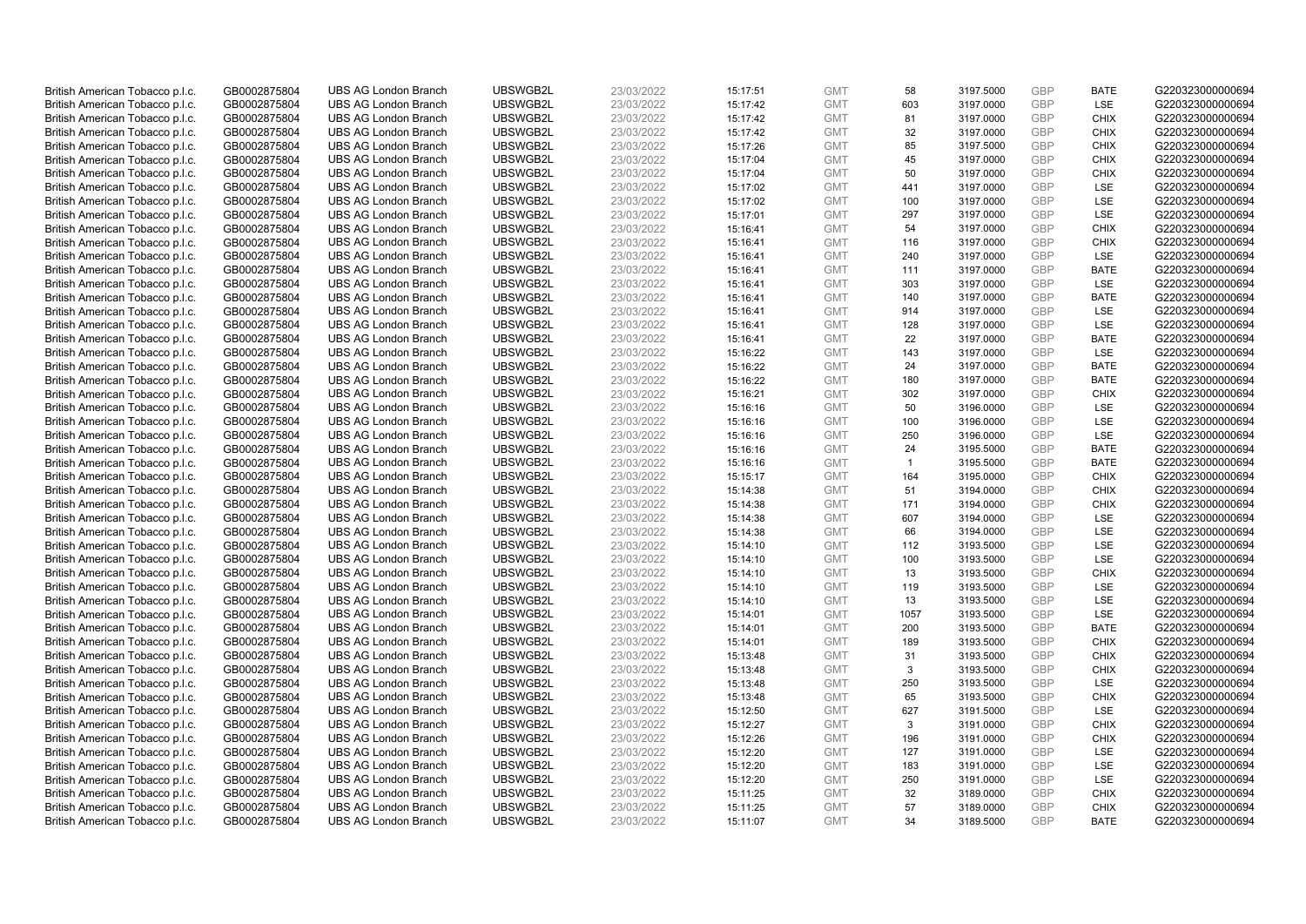| | | | | | | | | | | | |
|---|---|---|---|---|---|---|---|---|---|---|---|
| British American Tobacco p.l.c. | GB0002875804 | UBS AG London Branch | UBSWGB2L | 23/03/2022 | 15:17:51 | GMT | 58 | 3197.5000 | GBP | BATE | G220323000000694 |
| British American Tobacco p.l.c. | GB0002875804 | UBS AG London Branch | UBSWGB2L | 23/03/2022 | 15:17:42 | GMT | 603 | 3197.0000 | GBP | LSE | G220323000000694 |
| British American Tobacco p.l.c. | GB0002875804 | UBS AG London Branch | UBSWGB2L | 23/03/2022 | 15:17:42 | GMT | 81 | 3197.0000 | GBP | CHIX | G220323000000694 |
| British American Tobacco p.l.c. | GB0002875804 | UBS AG London Branch | UBSWGB2L | 23/03/2022 | 15:17:42 | GMT | 32 | 3197.0000 | GBP | CHIX | G220323000000694 |
| British American Tobacco p.l.c. | GB0002875804 | UBS AG London Branch | UBSWGB2L | 23/03/2022 | 15:17:26 | GMT | 85 | 3197.5000 | GBP | CHIX | G220323000000694 |
| British American Tobacco p.l.c. | GB0002875804 | UBS AG London Branch | UBSWGB2L | 23/03/2022 | 15:17:04 | GMT | 45 | 3197.0000 | GBP | CHIX | G220323000000694 |
| British American Tobacco p.l.c. | GB0002875804 | UBS AG London Branch | UBSWGB2L | 23/03/2022 | 15:17:04 | GMT | 50 | 3197.0000 | GBP | CHIX | G220323000000694 |
| British American Tobacco p.l.c. | GB0002875804 | UBS AG London Branch | UBSWGB2L | 23/03/2022 | 15:17:02 | GMT | 441 | 3197.0000 | GBP | LSE | G220323000000694 |
| British American Tobacco p.l.c. | GB0002875804 | UBS AG London Branch | UBSWGB2L | 23/03/2022 | 15:17:02 | GMT | 100 | 3197.0000 | GBP | LSE | G220323000000694 |
| British American Tobacco p.l.c. | GB0002875804 | UBS AG London Branch | UBSWGB2L | 23/03/2022 | 15:17:01 | GMT | 297 | 3197.0000 | GBP | LSE | G220323000000694 |
| British American Tobacco p.l.c. | GB0002875804 | UBS AG London Branch | UBSWGB2L | 23/03/2022 | 15:16:41 | GMT | 54 | 3197.0000 | GBP | CHIX | G220323000000694 |
| British American Tobacco p.l.c. | GB0002875804 | UBS AG London Branch | UBSWGB2L | 23/03/2022 | 15:16:41 | GMT | 116 | 3197.0000 | GBP | CHIX | G220323000000694 |
| British American Tobacco p.l.c. | GB0002875804 | UBS AG London Branch | UBSWGB2L | 23/03/2022 | 15:16:41 | GMT | 240 | 3197.0000 | GBP | LSE | G220323000000694 |
| British American Tobacco p.l.c. | GB0002875804 | UBS AG London Branch | UBSWGB2L | 23/03/2022 | 15:16:41 | GMT | 111 | 3197.0000 | GBP | BATE | G220323000000694 |
| British American Tobacco p.l.c. | GB0002875804 | UBS AG London Branch | UBSWGB2L | 23/03/2022 | 15:16:41 | GMT | 303 | 3197.0000 | GBP | LSE | G220323000000694 |
| British American Tobacco p.l.c. | GB0002875804 | UBS AG London Branch | UBSWGB2L | 23/03/2022 | 15:16:41 | GMT | 140 | 3197.0000 | GBP | BATE | G220323000000694 |
| British American Tobacco p.l.c. | GB0002875804 | UBS AG London Branch | UBSWGB2L | 23/03/2022 | 15:16:41 | GMT | 914 | 3197.0000 | GBP | LSE | G220323000000694 |
| British American Tobacco p.l.c. | GB0002875804 | UBS AG London Branch | UBSWGB2L | 23/03/2022 | 15:16:41 | GMT | 128 | 3197.0000 | GBP | LSE | G220323000000694 |
| British American Tobacco p.l.c. | GB0002875804 | UBS AG London Branch | UBSWGB2L | 23/03/2022 | 15:16:41 | GMT | 22 | 3197.0000 | GBP | BATE | G220323000000694 |
| British American Tobacco p.l.c. | GB0002875804 | UBS AG London Branch | UBSWGB2L | 23/03/2022 | 15:16:22 | GMT | 143 | 3197.0000 | GBP | LSE | G220323000000694 |
| British American Tobacco p.l.c. | GB0002875804 | UBS AG London Branch | UBSWGB2L | 23/03/2022 | 15:16:22 | GMT | 24 | 3197.0000 | GBP | BATE | G220323000000694 |
| British American Tobacco p.l.c. | GB0002875804 | UBS AG London Branch | UBSWGB2L | 23/03/2022 | 15:16:22 | GMT | 180 | 3197.0000 | GBP | BATE | G220323000000694 |
| British American Tobacco p.l.c. | GB0002875804 | UBS AG London Branch | UBSWGB2L | 23/03/2022 | 15:16:21 | GMT | 302 | 3197.0000 | GBP | CHIX | G220323000000694 |
| British American Tobacco p.l.c. | GB0002875804 | UBS AG London Branch | UBSWGB2L | 23/03/2022 | 15:16:16 | GMT | 50 | 3196.0000 | GBP | LSE | G220323000000694 |
| British American Tobacco p.l.c. | GB0002875804 | UBS AG London Branch | UBSWGB2L | 23/03/2022 | 15:16:16 | GMT | 100 | 3196.0000 | GBP | LSE | G220323000000694 |
| British American Tobacco p.l.c. | GB0002875804 | UBS AG London Branch | UBSWGB2L | 23/03/2022 | 15:16:16 | GMT | 250 | 3196.0000 | GBP | LSE | G220323000000694 |
| British American Tobacco p.l.c. | GB0002875804 | UBS AG London Branch | UBSWGB2L | 23/03/2022 | 15:16:16 | GMT | 24 | 3195.5000 | GBP | BATE | G220323000000694 |
| British American Tobacco p.l.c. | GB0002875804 | UBS AG London Branch | UBSWGB2L | 23/03/2022 | 15:16:16 | GMT | 1 | 3195.5000 | GBP | BATE | G220323000000694 |
| British American Tobacco p.l.c. | GB0002875804 | UBS AG London Branch | UBSWGB2L | 23/03/2022 | 15:15:17 | GMT | 164 | 3195.0000 | GBP | CHIX | G220323000000694 |
| British American Tobacco p.l.c. | GB0002875804 | UBS AG London Branch | UBSWGB2L | 23/03/2022 | 15:14:38 | GMT | 51 | 3194.0000 | GBP | CHIX | G220323000000694 |
| British American Tobacco p.l.c. | GB0002875804 | UBS AG London Branch | UBSWGB2L | 23/03/2022 | 15:14:38 | GMT | 171 | 3194.0000 | GBP | CHIX | G220323000000694 |
| British American Tobacco p.l.c. | GB0002875804 | UBS AG London Branch | UBSWGB2L | 23/03/2022 | 15:14:38 | GMT | 607 | 3194.0000 | GBP | LSE | G220323000000694 |
| British American Tobacco p.l.c. | GB0002875804 | UBS AG London Branch | UBSWGB2L | 23/03/2022 | 15:14:38 | GMT | 66 | 3194.0000 | GBP | LSE | G220323000000694 |
| British American Tobacco p.l.c. | GB0002875804 | UBS AG London Branch | UBSWGB2L | 23/03/2022 | 15:14:10 | GMT | 112 | 3193.5000 | GBP | LSE | G220323000000694 |
| British American Tobacco p.l.c. | GB0002875804 | UBS AG London Branch | UBSWGB2L | 23/03/2022 | 15:14:10 | GMT | 100 | 3193.5000 | GBP | LSE | G220323000000694 |
| British American Tobacco p.l.c. | GB0002875804 | UBS AG London Branch | UBSWGB2L | 23/03/2022 | 15:14:10 | GMT | 13 | 3193.5000 | GBP | CHIX | G220323000000694 |
| British American Tobacco p.l.c. | GB0002875804 | UBS AG London Branch | UBSWGB2L | 23/03/2022 | 15:14:10 | GMT | 119 | 3193.5000 | GBP | LSE | G220323000000694 |
| British American Tobacco p.l.c. | GB0002875804 | UBS AG London Branch | UBSWGB2L | 23/03/2022 | 15:14:10 | GMT | 13 | 3193.5000 | GBP | LSE | G220323000000694 |
| British American Tobacco p.l.c. | GB0002875804 | UBS AG London Branch | UBSWGB2L | 23/03/2022 | 15:14:01 | GMT | 1057 | 3193.5000 | GBP | LSE | G220323000000694 |
| British American Tobacco p.l.c. | GB0002875804 | UBS AG London Branch | UBSWGB2L | 23/03/2022 | 15:14:01 | GMT | 200 | 3193.5000 | GBP | BATE | G220323000000694 |
| British American Tobacco p.l.c. | GB0002875804 | UBS AG London Branch | UBSWGB2L | 23/03/2022 | 15:14:01 | GMT | 189 | 3193.5000 | GBP | CHIX | G220323000000694 |
| British American Tobacco p.l.c. | GB0002875804 | UBS AG London Branch | UBSWGB2L | 23/03/2022 | 15:13:48 | GMT | 31 | 3193.5000 | GBP | CHIX | G220323000000694 |
| British American Tobacco p.l.c. | GB0002875804 | UBS AG London Branch | UBSWGB2L | 23/03/2022 | 15:13:48 | GMT | 3 | 3193.5000 | GBP | CHIX | G220323000000694 |
| British American Tobacco p.l.c. | GB0002875804 | UBS AG London Branch | UBSWGB2L | 23/03/2022 | 15:13:48 | GMT | 250 | 3193.5000 | GBP | LSE | G220323000000694 |
| British American Tobacco p.l.c. | GB0002875804 | UBS AG London Branch | UBSWGB2L | 23/03/2022 | 15:13:48 | GMT | 65 | 3193.5000 | GBP | CHIX | G220323000000694 |
| British American Tobacco p.l.c. | GB0002875804 | UBS AG London Branch | UBSWGB2L | 23/03/2022 | 15:12:50 | GMT | 627 | 3191.5000 | GBP | LSE | G220323000000694 |
| British American Tobacco p.l.c. | GB0002875804 | UBS AG London Branch | UBSWGB2L | 23/03/2022 | 15:12:27 | GMT | 3 | 3191.0000 | GBP | CHIX | G220323000000694 |
| British American Tobacco p.l.c. | GB0002875804 | UBS AG London Branch | UBSWGB2L | 23/03/2022 | 15:12:26 | GMT | 196 | 3191.0000 | GBP | CHIX | G220323000000694 |
| British American Tobacco p.l.c. | GB0002875804 | UBS AG London Branch | UBSWGB2L | 23/03/2022 | 15:12:20 | GMT | 127 | 3191.0000 | GBP | LSE | G220323000000694 |
| British American Tobacco p.l.c. | GB0002875804 | UBS AG London Branch | UBSWGB2L | 23/03/2022 | 15:12:20 | GMT | 183 | 3191.0000 | GBP | LSE | G220323000000694 |
| British American Tobacco p.l.c. | GB0002875804 | UBS AG London Branch | UBSWGB2L | 23/03/2022 | 15:12:20 | GMT | 250 | 3191.0000 | GBP | LSE | G220323000000694 |
| British American Tobacco p.l.c. | GB0002875804 | UBS AG London Branch | UBSWGB2L | 23/03/2022 | 15:11:25 | GMT | 32 | 3189.0000 | GBP | CHIX | G220323000000694 |
| British American Tobacco p.l.c. | GB0002875804 | UBS AG London Branch | UBSWGB2L | 23/03/2022 | 15:11:25 | GMT | 57 | 3189.0000 | GBP | CHIX | G220323000000694 |
| British American Tobacco p.l.c. | GB0002875804 | UBS AG London Branch | UBSWGB2L | 23/03/2022 | 15:11:07 | GMT | 34 | 3189.5000 | GBP | BATE | G220323000000694 |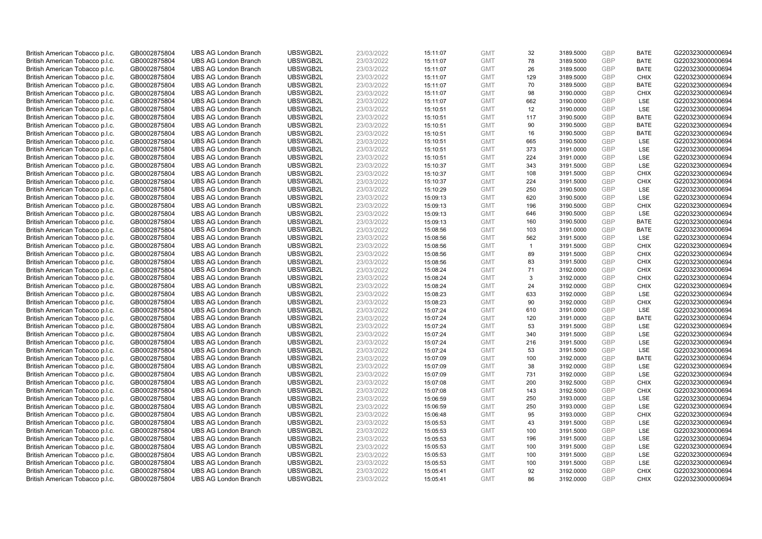| | | | | | | | | | | | |
|---|---|---|---|---|---|---|---|---|---|---|---|
| British American Tobacco p.l.c. | GB0002875804 | UBS AG London Branch | UBSWGB2L | 23/03/2022 | 15:11:07 | GMT | 32 | 3189.5000 | GBP | BATE | G220323000000694 |
| British American Tobacco p.l.c. | GB0002875804 | UBS AG London Branch | UBSWGB2L | 23/03/2022 | 15:11:07 | GMT | 78 | 3189.5000 | GBP | BATE | G220323000000694 |
| British American Tobacco p.l.c. | GB0002875804 | UBS AG London Branch | UBSWGB2L | 23/03/2022 | 15:11:07 | GMT | 26 | 3189.5000 | GBP | BATE | G220323000000694 |
| British American Tobacco p.l.c. | GB0002875804 | UBS AG London Branch | UBSWGB2L | 23/03/2022 | 15:11:07 | GMT | 129 | 3189.5000 | GBP | CHIX | G220323000000694 |
| British American Tobacco p.l.c. | GB0002875804 | UBS AG London Branch | UBSWGB2L | 23/03/2022 | 15:11:07 | GMT | 70 | 3189.5000 | GBP | BATE | G220323000000694 |
| British American Tobacco p.l.c. | GB0002875804 | UBS AG London Branch | UBSWGB2L | 23/03/2022 | 15:11:07 | GMT | 98 | 3190.0000 | GBP | CHIX | G220323000000694 |
| British American Tobacco p.l.c. | GB0002875804 | UBS AG London Branch | UBSWGB2L | 23/03/2022 | 15:11:07 | GMT | 662 | 3190.0000 | GBP | LSE | G220323000000694 |
| British American Tobacco p.l.c. | GB0002875804 | UBS AG London Branch | UBSWGB2L | 23/03/2022 | 15:10:51 | GMT | 12 | 3190.0000 | GBP | LSE | G220323000000694 |
| British American Tobacco p.l.c. | GB0002875804 | UBS AG London Branch | UBSWGB2L | 23/03/2022 | 15:10:51 | GMT | 117 | 3190.5000 | GBP | BATE | G220323000000694 |
| British American Tobacco p.l.c. | GB0002875804 | UBS AG London Branch | UBSWGB2L | 23/03/2022 | 15:10:51 | GMT | 90 | 3190.5000 | GBP | BATE | G220323000000694 |
| British American Tobacco p.l.c. | GB0002875804 | UBS AG London Branch | UBSWGB2L | 23/03/2022 | 15:10:51 | GMT | 16 | 3190.5000 | GBP | BATE | G220323000000694 |
| British American Tobacco p.l.c. | GB0002875804 | UBS AG London Branch | UBSWGB2L | 23/03/2022 | 15:10:51 | GMT | 665 | 3190.5000 | GBP | LSE | G220323000000694 |
| British American Tobacco p.l.c. | GB0002875804 | UBS AG London Branch | UBSWGB2L | 23/03/2022 | 15:10:51 | GMT | 373 | 3191.0000 | GBP | LSE | G220323000000694 |
| British American Tobacco p.l.c. | GB0002875804 | UBS AG London Branch | UBSWGB2L | 23/03/2022 | 15:10:51 | GMT | 224 | 3191.0000 | GBP | LSE | G220323000000694 |
| British American Tobacco p.l.c. | GB0002875804 | UBS AG London Branch | UBSWGB2L | 23/03/2022 | 15:10:37 | GMT | 343 | 3191.5000 | GBP | LSE | G220323000000694 |
| British American Tobacco p.l.c. | GB0002875804 | UBS AG London Branch | UBSWGB2L | 23/03/2022 | 15:10:37 | GMT | 108 | 3191.5000 | GBP | CHIX | G220323000000694 |
| British American Tobacco p.l.c. | GB0002875804 | UBS AG London Branch | UBSWGB2L | 23/03/2022 | 15:10:37 | GMT | 224 | 3191.5000 | GBP | CHIX | G220323000000694 |
| British American Tobacco p.l.c. | GB0002875804 | UBS AG London Branch | UBSWGB2L | 23/03/2022 | 15:10:29 | GMT | 250 | 3190.5000 | GBP | LSE | G220323000000694 |
| British American Tobacco p.l.c. | GB0002875804 | UBS AG London Branch | UBSWGB2L | 23/03/2022 | 15:09:13 | GMT | 620 | 3190.5000 | GBP | LSE | G220323000000694 |
| British American Tobacco p.l.c. | GB0002875804 | UBS AG London Branch | UBSWGB2L | 23/03/2022 | 15:09:13 | GMT | 196 | 3190.5000 | GBP | CHIX | G220323000000694 |
| British American Tobacco p.l.c. | GB0002875804 | UBS AG London Branch | UBSWGB2L | 23/03/2022 | 15:09:13 | GMT | 646 | 3190.5000 | GBP | LSE | G220323000000694 |
| British American Tobacco p.l.c. | GB0002875804 | UBS AG London Branch | UBSWGB2L | 23/03/2022 | 15:09:13 | GMT | 160 | 3190.5000 | GBP | BATE | G220323000000694 |
| British American Tobacco p.l.c. | GB0002875804 | UBS AG London Branch | UBSWGB2L | 23/03/2022 | 15:08:56 | GMT | 103 | 3191.0000 | GBP | BATE | G220323000000694 |
| British American Tobacco p.l.c. | GB0002875804 | UBS AG London Branch | UBSWGB2L | 23/03/2022 | 15:08:56 | GMT | 562 | 3191.5000 | GBP | LSE | G220323000000694 |
| British American Tobacco p.l.c. | GB0002875804 | UBS AG London Branch | UBSWGB2L | 23/03/2022 | 15:08:56 | GMT | 1 | 3191.5000 | GBP | CHIX | G220323000000694 |
| British American Tobacco p.l.c. | GB0002875804 | UBS AG London Branch | UBSWGB2L | 23/03/2022 | 15:08:56 | GMT | 89 | 3191.5000 | GBP | CHIX | G220323000000694 |
| British American Tobacco p.l.c. | GB0002875804 | UBS AG London Branch | UBSWGB2L | 23/03/2022 | 15:08:56 | GMT | 83 | 3191.5000 | GBP | CHIX | G220323000000694 |
| British American Tobacco p.l.c. | GB0002875804 | UBS AG London Branch | UBSWGB2L | 23/03/2022 | 15:08:24 | GMT | 71 | 3192.0000 | GBP | CHIX | G220323000000694 |
| British American Tobacco p.l.c. | GB0002875804 | UBS AG London Branch | UBSWGB2L | 23/03/2022 | 15:08:24 | GMT | 3 | 3192.0000 | GBP | CHIX | G220323000000694 |
| British American Tobacco p.l.c. | GB0002875804 | UBS AG London Branch | UBSWGB2L | 23/03/2022 | 15:08:24 | GMT | 24 | 3192.0000 | GBP | CHIX | G220323000000694 |
| British American Tobacco p.l.c. | GB0002875804 | UBS AG London Branch | UBSWGB2L | 23/03/2022 | 15:08:23 | GMT | 633 | 3192.0000 | GBP | LSE | G220323000000694 |
| British American Tobacco p.l.c. | GB0002875804 | UBS AG London Branch | UBSWGB2L | 23/03/2022 | 15:08:23 | GMT | 90 | 3192.0000 | GBP | CHIX | G220323000000694 |
| British American Tobacco p.l.c. | GB0002875804 | UBS AG London Branch | UBSWGB2L | 23/03/2022 | 15:07:24 | GMT | 610 | 3191.0000 | GBP | LSE | G220323000000694 |
| British American Tobacco p.l.c. | GB0002875804 | UBS AG London Branch | UBSWGB2L | 23/03/2022 | 15:07:24 | GMT | 120 | 3191.0000 | GBP | BATE | G220323000000694 |
| British American Tobacco p.l.c. | GB0002875804 | UBS AG London Branch | UBSWGB2L | 23/03/2022 | 15:07:24 | GMT | 53 | 3191.5000 | GBP | LSE | G220323000000694 |
| British American Tobacco p.l.c. | GB0002875804 | UBS AG London Branch | UBSWGB2L | 23/03/2022 | 15:07:24 | GMT | 340 | 3191.5000 | GBP | LSE | G220323000000694 |
| British American Tobacco p.l.c. | GB0002875804 | UBS AG London Branch | UBSWGB2L | 23/03/2022 | 15:07:24 | GMT | 216 | 3191.5000 | GBP | LSE | G220323000000694 |
| British American Tobacco p.l.c. | GB0002875804 | UBS AG London Branch | UBSWGB2L | 23/03/2022 | 15:07:24 | GMT | 53 | 3191.5000 | GBP | LSE | G220323000000694 |
| British American Tobacco p.l.c. | GB0002875804 | UBS AG London Branch | UBSWGB2L | 23/03/2022 | 15:07:09 | GMT | 100 | 3192.0000 | GBP | BATE | G220323000000694 |
| British American Tobacco p.l.c. | GB0002875804 | UBS AG London Branch | UBSWGB2L | 23/03/2022 | 15:07:09 | GMT | 38 | 3192.0000 | GBP | LSE | G220323000000694 |
| British American Tobacco p.l.c. | GB0002875804 | UBS AG London Branch | UBSWGB2L | 23/03/2022 | 15:07:09 | GMT | 731 | 3192.0000 | GBP | LSE | G220323000000694 |
| British American Tobacco p.l.c. | GB0002875804 | UBS AG London Branch | UBSWGB2L | 23/03/2022 | 15:07:08 | GMT | 200 | 3192.5000 | GBP | CHIX | G220323000000694 |
| British American Tobacco p.l.c. | GB0002875804 | UBS AG London Branch | UBSWGB2L | 23/03/2022 | 15:07:08 | GMT | 143 | 3192.5000 | GBP | CHIX | G220323000000694 |
| British American Tobacco p.l.c. | GB0002875804 | UBS AG London Branch | UBSWGB2L | 23/03/2022 | 15:06:59 | GMT | 250 | 3193.0000 | GBP | LSE | G220323000000694 |
| British American Tobacco p.l.c. | GB0002875804 | UBS AG London Branch | UBSWGB2L | 23/03/2022 | 15:06:59 | GMT | 250 | 3193.0000 | GBP | LSE | G220323000000694 |
| British American Tobacco p.l.c. | GB0002875804 | UBS AG London Branch | UBSWGB2L | 23/03/2022 | 15:06:48 | GMT | 95 | 3193.0000 | GBP | CHIX | G220323000000694 |
| British American Tobacco p.l.c. | GB0002875804 | UBS AG London Branch | UBSWGB2L | 23/03/2022 | 15:05:53 | GMT | 43 | 3191.5000 | GBP | LSE | G220323000000694 |
| British American Tobacco p.l.c. | GB0002875804 | UBS AG London Branch | UBSWGB2L | 23/03/2022 | 15:05:53 | GMT | 100 | 3191.5000 | GBP | LSE | G220323000000694 |
| British American Tobacco p.l.c. | GB0002875804 | UBS AG London Branch | UBSWGB2L | 23/03/2022 | 15:05:53 | GMT | 196 | 3191.5000 | GBP | LSE | G220323000000694 |
| British American Tobacco p.l.c. | GB0002875804 | UBS AG London Branch | UBSWGB2L | 23/03/2022 | 15:05:53 | GMT | 100 | 3191.5000 | GBP | LSE | G220323000000694 |
| British American Tobacco p.l.c. | GB0002875804 | UBS AG London Branch | UBSWGB2L | 23/03/2022 | 15:05:53 | GMT | 100 | 3191.5000 | GBP | LSE | G220323000000694 |
| British American Tobacco p.l.c. | GB0002875804 | UBS AG London Branch | UBSWGB2L | 23/03/2022 | 15:05:53 | GMT | 100 | 3191.5000 | GBP | LSE | G220323000000694 |
| British American Tobacco p.l.c. | GB0002875804 | UBS AG London Branch | UBSWGB2L | 23/03/2022 | 15:05:41 | GMT | 92 | 3192.0000 | GBP | CHIX | G220323000000694 |
| British American Tobacco p.l.c. | GB0002875804 | UBS AG London Branch | UBSWGB2L | 23/03/2022 | 15:05:41 | GMT | 86 | 3192.0000 | GBP | CHIX | G220323000000694 |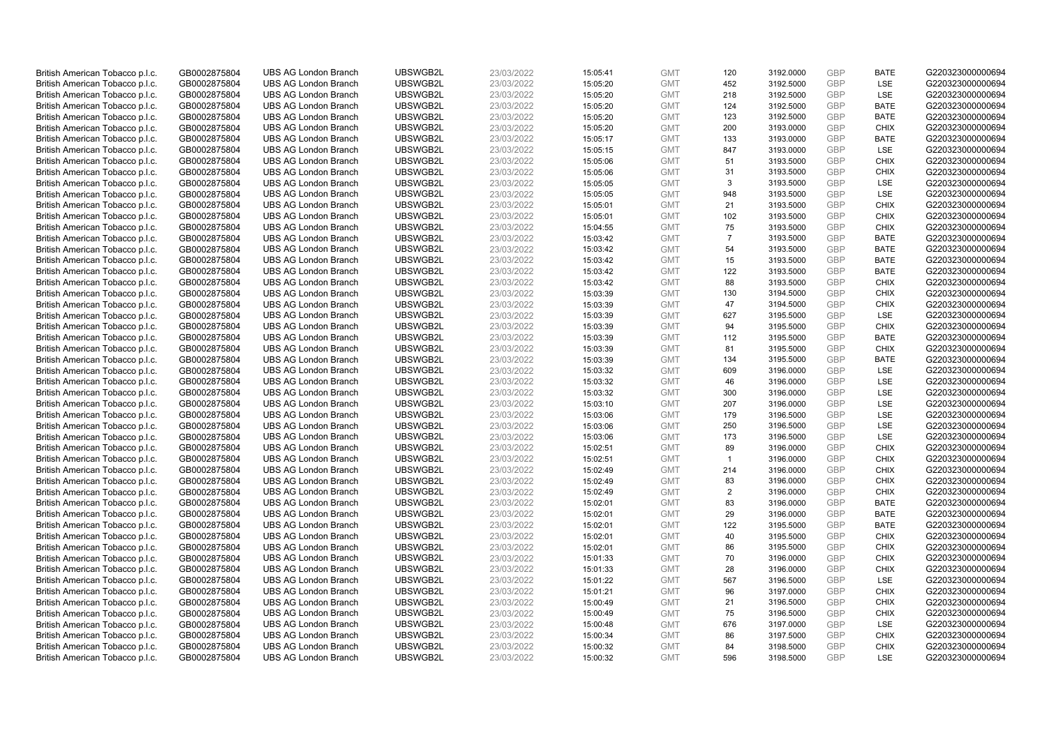| | | | | | | | | | | | |
|---|---|---|---|---|---|---|---|---|---|---|---|
| British American Tobacco p.l.c. | GB0002875804 | UBS AG London Branch | UBSWGB2L | 23/03/2022 | 15:05:41 | GMT | 120 | 3192.0000 | GBP | BATE | G220323000000694 |
| British American Tobacco p.l.c. | GB0002875804 | UBS AG London Branch | UBSWGB2L | 23/03/2022 | 15:05:20 | GMT | 452 | 3192.5000 | GBP | LSE | G220323000000694 |
| British American Tobacco p.l.c. | GB0002875804 | UBS AG London Branch | UBSWGB2L | 23/03/2022 | 15:05:20 | GMT | 218 | 3192.5000 | GBP | LSE | G220323000000694 |
| British American Tobacco p.l.c. | GB0002875804 | UBS AG London Branch | UBSWGB2L | 23/03/2022 | 15:05:20 | GMT | 124 | 3192.5000 | GBP | BATE | G220323000000694 |
| British American Tobacco p.l.c. | GB0002875804 | UBS AG London Branch | UBSWGB2L | 23/03/2022 | 15:05:20 | GMT | 123 | 3192.5000 | GBP | BATE | G220323000000694 |
| British American Tobacco p.l.c. | GB0002875804 | UBS AG London Branch | UBSWGB2L | 23/03/2022 | 15:05:20 | GMT | 200 | 3193.0000 | GBP | CHIX | G220323000000694 |
| British American Tobacco p.l.c. | GB0002875804 | UBS AG London Branch | UBSWGB2L | 23/03/2022 | 15:05:17 | GMT | 133 | 3193.0000 | GBP | BATE | G220323000000694 |
| British American Tobacco p.l.c. | GB0002875804 | UBS AG London Branch | UBSWGB2L | 23/03/2022 | 15:05:15 | GMT | 847 | 3193.0000 | GBP | LSE | G220323000000694 |
| British American Tobacco p.l.c. | GB0002875804 | UBS AG London Branch | UBSWGB2L | 23/03/2022 | 15:05:06 | GMT | 51 | 3193.5000 | GBP | CHIX | G220323000000694 |
| British American Tobacco p.l.c. | GB0002875804 | UBS AG London Branch | UBSWGB2L | 23/03/2022 | 15:05:06 | GMT | 31 | 3193.5000 | GBP | CHIX | G220323000000694 |
| British American Tobacco p.l.c. | GB0002875804 | UBS AG London Branch | UBSWGB2L | 23/03/2022 | 15:05:05 | GMT | 3 | 3193.5000 | GBP | LSE | G220323000000694 |
| British American Tobacco p.l.c. | GB0002875804 | UBS AG London Branch | UBSWGB2L | 23/03/2022 | 15:05:05 | GMT | 948 | 3193.5000 | GBP | LSE | G220323000000694 |
| British American Tobacco p.l.c. | GB0002875804 | UBS AG London Branch | UBSWGB2L | 23/03/2022 | 15:05:01 | GMT | 21 | 3193.5000 | GBP | CHIX | G220323000000694 |
| British American Tobacco p.l.c. | GB0002875804 | UBS AG London Branch | UBSWGB2L | 23/03/2022 | 15:05:01 | GMT | 102 | 3193.5000 | GBP | CHIX | G220323000000694 |
| British American Tobacco p.l.c. | GB0002875804 | UBS AG London Branch | UBSWGB2L | 23/03/2022 | 15:04:55 | GMT | 75 | 3193.5000 | GBP | CHIX | G220323000000694 |
| British American Tobacco p.l.c. | GB0002875804 | UBS AG London Branch | UBSWGB2L | 23/03/2022 | 15:03:42 | GMT | 7 | 3193.5000 | GBP | BATE | G220323000000694 |
| British American Tobacco p.l.c. | GB0002875804 | UBS AG London Branch | UBSWGB2L | 23/03/2022 | 15:03:42 | GMT | 54 | 3193.5000 | GBP | BATE | G220323000000694 |
| British American Tobacco p.l.c. | GB0002875804 | UBS AG London Branch | UBSWGB2L | 23/03/2022 | 15:03:42 | GMT | 15 | 3193.5000 | GBP | BATE | G220323000000694 |
| British American Tobacco p.l.c. | GB0002875804 | UBS AG London Branch | UBSWGB2L | 23/03/2022 | 15:03:42 | GMT | 122 | 3193.5000 | GBP | BATE | G220323000000694 |
| British American Tobacco p.l.c. | GB0002875804 | UBS AG London Branch | UBSWGB2L | 23/03/2022 | 15:03:42 | GMT | 88 | 3193.5000 | GBP | CHIX | G220323000000694 |
| British American Tobacco p.l.c. | GB0002875804 | UBS AG London Branch | UBSWGB2L | 23/03/2022 | 15:03:39 | GMT | 130 | 3194.5000 | GBP | CHIX | G220323000000694 |
| British American Tobacco p.l.c. | GB0002875804 | UBS AG London Branch | UBSWGB2L | 23/03/2022 | 15:03:39 | GMT | 47 | 3194.5000 | GBP | CHIX | G220323000000694 |
| British American Tobacco p.l.c. | GB0002875804 | UBS AG London Branch | UBSWGB2L | 23/03/2022 | 15:03:39 | GMT | 627 | 3195.5000 | GBP | LSE | G220323000000694 |
| British American Tobacco p.l.c. | GB0002875804 | UBS AG London Branch | UBSWGB2L | 23/03/2022 | 15:03:39 | GMT | 94 | 3195.5000 | GBP | CHIX | G220323000000694 |
| British American Tobacco p.l.c. | GB0002875804 | UBS AG London Branch | UBSWGB2L | 23/03/2022 | 15:03:39 | GMT | 112 | 3195.5000 | GBP | BATE | G220323000000694 |
| British American Tobacco p.l.c. | GB0002875804 | UBS AG London Branch | UBSWGB2L | 23/03/2022 | 15:03:39 | GMT | 81 | 3195.5000 | GBP | CHIX | G220323000000694 |
| British American Tobacco p.l.c. | GB0002875804 | UBS AG London Branch | UBSWGB2L | 23/03/2022 | 15:03:39 | GMT | 134 | 3195.5000 | GBP | BATE | G220323000000694 |
| British American Tobacco p.l.c. | GB0002875804 | UBS AG London Branch | UBSWGB2L | 23/03/2022 | 15:03:32 | GMT | 609 | 3196.0000 | GBP | LSE | G220323000000694 |
| British American Tobacco p.l.c. | GB0002875804 | UBS AG London Branch | UBSWGB2L | 23/03/2022 | 15:03:32 | GMT | 46 | 3196.0000 | GBP | LSE | G220323000000694 |
| British American Tobacco p.l.c. | GB0002875804 | UBS AG London Branch | UBSWGB2L | 23/03/2022 | 15:03:32 | GMT | 300 | 3196.0000 | GBP | LSE | G220323000000694 |
| British American Tobacco p.l.c. | GB0002875804 | UBS AG London Branch | UBSWGB2L | 23/03/2022 | 15:03:10 | GMT | 207 | 3196.0000 | GBP | LSE | G220323000000694 |
| British American Tobacco p.l.c. | GB0002875804 | UBS AG London Branch | UBSWGB2L | 23/03/2022 | 15:03:06 | GMT | 179 | 3196.5000 | GBP | LSE | G220323000000694 |
| British American Tobacco p.l.c. | GB0002875804 | UBS AG London Branch | UBSWGB2L | 23/03/2022 | 15:03:06 | GMT | 250 | 3196.5000 | GBP | LSE | G220323000000694 |
| British American Tobacco p.l.c. | GB0002875804 | UBS AG London Branch | UBSWGB2L | 23/03/2022 | 15:03:06 | GMT | 173 | 3196.5000 | GBP | LSE | G220323000000694 |
| British American Tobacco p.l.c. | GB0002875804 | UBS AG London Branch | UBSWGB2L | 23/03/2022 | 15:02:51 | GMT | 89 | 3196.0000 | GBP | CHIX | G220323000000694 |
| British American Tobacco p.l.c. | GB0002875804 | UBS AG London Branch | UBSWGB2L | 23/03/2022 | 15:02:51 | GMT | 1 | 3196.0000 | GBP | CHIX | G220323000000694 |
| British American Tobacco p.l.c. | GB0002875804 | UBS AG London Branch | UBSWGB2L | 23/03/2022 | 15:02:49 | GMT | 214 | 3196.0000 | GBP | CHIX | G220323000000694 |
| British American Tobacco p.l.c. | GB0002875804 | UBS AG London Branch | UBSWGB2L | 23/03/2022 | 15:02:49 | GMT | 83 | 3196.0000 | GBP | CHIX | G220323000000694 |
| British American Tobacco p.l.c. | GB0002875804 | UBS AG London Branch | UBSWGB2L | 23/03/2022 | 15:02:49 | GMT | 2 | 3196.0000 | GBP | CHIX | G220323000000694 |
| British American Tobacco p.l.c. | GB0002875804 | UBS AG London Branch | UBSWGB2L | 23/03/2022 | 15:02:01 | GMT | 83 | 3196.0000 | GBP | BATE | G220323000000694 |
| British American Tobacco p.l.c. | GB0002875804 | UBS AG London Branch | UBSWGB2L | 23/03/2022 | 15:02:01 | GMT | 29 | 3196.0000 | GBP | BATE | G220323000000694 |
| British American Tobacco p.l.c. | GB0002875804 | UBS AG London Branch | UBSWGB2L | 23/03/2022 | 15:02:01 | GMT | 122 | 3195.5000 | GBP | BATE | G220323000000694 |
| British American Tobacco p.l.c. | GB0002875804 | UBS AG London Branch | UBSWGB2L | 23/03/2022 | 15:02:01 | GMT | 40 | 3195.5000 | GBP | CHIX | G220323000000694 |
| British American Tobacco p.l.c. | GB0002875804 | UBS AG London Branch | UBSWGB2L | 23/03/2022 | 15:02:01 | GMT | 86 | 3195.5000 | GBP | CHIX | G220323000000694 |
| British American Tobacco p.l.c. | GB0002875804 | UBS AG London Branch | UBSWGB2L | 23/03/2022 | 15:01:33 | GMT | 70 | 3196.0000 | GBP | CHIX | G220323000000694 |
| British American Tobacco p.l.c. | GB0002875804 | UBS AG London Branch | UBSWGB2L | 23/03/2022 | 15:01:33 | GMT | 28 | 3196.0000 | GBP | CHIX | G220323000000694 |
| British American Tobacco p.l.c. | GB0002875804 | UBS AG London Branch | UBSWGB2L | 23/03/2022 | 15:01:22 | GMT | 567 | 3196.5000 | GBP | LSE | G220323000000694 |
| British American Tobacco p.l.c. | GB0002875804 | UBS AG London Branch | UBSWGB2L | 23/03/2022 | 15:01:21 | GMT | 96 | 3197.0000 | GBP | CHIX | G220323000000694 |
| British American Tobacco p.l.c. | GB0002875804 | UBS AG London Branch | UBSWGB2L | 23/03/2022 | 15:00:49 | GMT | 21 | 3196.5000 | GBP | CHIX | G220323000000694 |
| British American Tobacco p.l.c. | GB0002875804 | UBS AG London Branch | UBSWGB2L | 23/03/2022 | 15:00:49 | GMT | 75 | 3196.5000 | GBP | CHIX | G220323000000694 |
| British American Tobacco p.l.c. | GB0002875804 | UBS AG London Branch | UBSWGB2L | 23/03/2022 | 15:00:48 | GMT | 676 | 3197.0000 | GBP | LSE | G220323000000694 |
| British American Tobacco p.l.c. | GB0002875804 | UBS AG London Branch | UBSWGB2L | 23/03/2022 | 15:00:34 | GMT | 86 | 3197.5000 | GBP | CHIX | G220323000000694 |
| British American Tobacco p.l.c. | GB0002875804 | UBS AG London Branch | UBSWGB2L | 23/03/2022 | 15:00:32 | GMT | 84 | 3198.5000 | GBP | CHIX | G220323000000694 |
| British American Tobacco p.l.c. | GB0002875804 | UBS AG London Branch | UBSWGB2L | 23/03/2022 | 15:00:32 | GMT | 596 | 3198.5000 | GBP | LSE | G220323000000694 |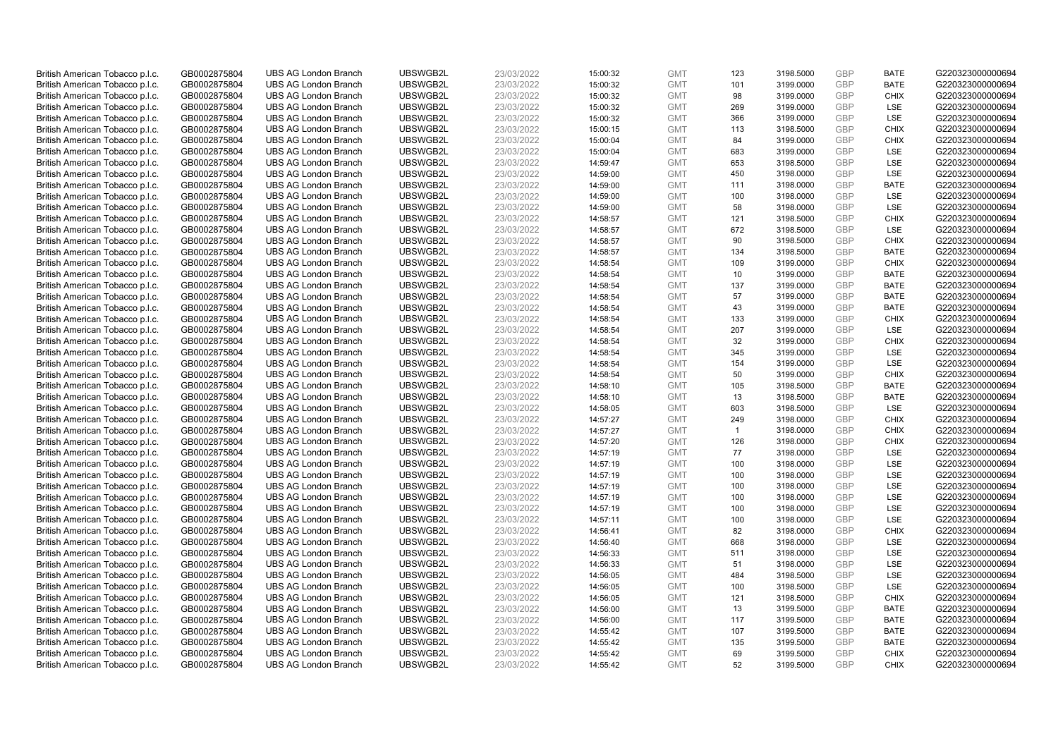| British American Tobacco p.l.c. | GB0002875804 | UBS AG London Branch | UBSWGB2L | 23/03/2022 | 15:00:32 | GMT | 123 | 3198.5000 | GBP | BATE | G220323000000694 |
|---|---|---|---|---|---|---|---|---|---|---|---|
| British American Tobacco p.l.c. | GB0002875804 | UBS AG London Branch | UBSWGB2L | 23/03/2022 | 15:00:32 | GMT | 101 | 3199.0000 | GBP | BATE | G220323000000694 |
| British American Tobacco p.l.c. | GB0002875804 | UBS AG London Branch | UBSWGB2L | 23/03/2022 | 15:00:32 | GMT | 98 | 3199.0000 | GBP | CHIX | G220323000000694 |
| British American Tobacco p.l.c. | GB0002875804 | UBS AG London Branch | UBSWGB2L | 23/03/2022 | 15:00:32 | GMT | 269 | 3199.0000 | GBP | LSE | G220323000000694 |
| British American Tobacco p.l.c. | GB0002875804 | UBS AG London Branch | UBSWGB2L | 23/03/2022 | 15:00:32 | GMT | 366 | 3199.0000 | GBP | LSE | G220323000000694 |
| British American Tobacco p.l.c. | GB0002875804 | UBS AG London Branch | UBSWGB2L | 23/03/2022 | 15:00:15 | GMT | 113 | 3198.5000 | GBP | CHIX | G220323000000694 |
| British American Tobacco p.l.c. | GB0002875804 | UBS AG London Branch | UBSWGB2L | 23/03/2022 | 15:00:04 | GMT | 84 | 3199.0000 | GBP | CHIX | G220323000000694 |
| British American Tobacco p.l.c. | GB0002875804 | UBS AG London Branch | UBSWGB2L | 23/03/2022 | 15:00:04 | GMT | 683 | 3199.0000 | GBP | LSE | G220323000000694 |
| British American Tobacco p.l.c. | GB0002875804 | UBS AG London Branch | UBSWGB2L | 23/03/2022 | 14:59:47 | GMT | 653 | 3198.5000 | GBP | LSE | G220323000000694 |
| British American Tobacco p.l.c. | GB0002875804 | UBS AG London Branch | UBSWGB2L | 23/03/2022 | 14:59:00 | GMT | 450 | 3198.0000 | GBP | LSE | G220323000000694 |
| British American Tobacco p.l.c. | GB0002875804 | UBS AG London Branch | UBSWGB2L | 23/03/2022 | 14:59:00 | GMT | 111 | 3198.0000 | GBP | BATE | G220323000000694 |
| British American Tobacco p.l.c. | GB0002875804 | UBS AG London Branch | UBSWGB2L | 23/03/2022 | 14:59:00 | GMT | 100 | 3198.0000 | GBP | LSE | G220323000000694 |
| British American Tobacco p.l.c. | GB0002875804 | UBS AG London Branch | UBSWGB2L | 23/03/2022 | 14:59:00 | GMT | 58 | 3198.0000 | GBP | LSE | G220323000000694 |
| British American Tobacco p.l.c. | GB0002875804 | UBS AG London Branch | UBSWGB2L | 23/03/2022 | 14:58:57 | GMT | 121 | 3198.5000 | GBP | CHIX | G220323000000694 |
| British American Tobacco p.l.c. | GB0002875804 | UBS AG London Branch | UBSWGB2L | 23/03/2022 | 14:58:57 | GMT | 672 | 3198.5000 | GBP | LSE | G220323000000694 |
| British American Tobacco p.l.c. | GB0002875804 | UBS AG London Branch | UBSWGB2L | 23/03/2022 | 14:58:57 | GMT | 90 | 3198.5000 | GBP | CHIX | G220323000000694 |
| British American Tobacco p.l.c. | GB0002875804 | UBS AG London Branch | UBSWGB2L | 23/03/2022 | 14:58:57 | GMT | 134 | 3198.5000 | GBP | BATE | G220323000000694 |
| British American Tobacco p.l.c. | GB0002875804 | UBS AG London Branch | UBSWGB2L | 23/03/2022 | 14:58:54 | GMT | 109 | 3199.0000 | GBP | CHIX | G220323000000694 |
| British American Tobacco p.l.c. | GB0002875804 | UBS AG London Branch | UBSWGB2L | 23/03/2022 | 14:58:54 | GMT | 10 | 3199.0000 | GBP | BATE | G220323000000694 |
| British American Tobacco p.l.c. | GB0002875804 | UBS AG London Branch | UBSWGB2L | 23/03/2022 | 14:58:54 | GMT | 137 | 3199.0000 | GBP | BATE | G220323000000694 |
| British American Tobacco p.l.c. | GB0002875804 | UBS AG London Branch | UBSWGB2L | 23/03/2022 | 14:58:54 | GMT | 57 | 3199.0000 | GBP | BATE | G220323000000694 |
| British American Tobacco p.l.c. | GB0002875804 | UBS AG London Branch | UBSWGB2L | 23/03/2022 | 14:58:54 | GMT | 43 | 3199.0000 | GBP | BATE | G220323000000694 |
| British American Tobacco p.l.c. | GB0002875804 | UBS AG London Branch | UBSWGB2L | 23/03/2022 | 14:58:54 | GMT | 133 | 3199.0000 | GBP | CHIX | G220323000000694 |
| British American Tobacco p.l.c. | GB0002875804 | UBS AG London Branch | UBSWGB2L | 23/03/2022 | 14:58:54 | GMT | 207 | 3199.0000 | GBP | LSE | G220323000000694 |
| British American Tobacco p.l.c. | GB0002875804 | UBS AG London Branch | UBSWGB2L | 23/03/2022 | 14:58:54 | GMT | 32 | 3199.0000 | GBP | CHIX | G220323000000694 |
| British American Tobacco p.l.c. | GB0002875804 | UBS AG London Branch | UBSWGB2L | 23/03/2022 | 14:58:54 | GMT | 345 | 3199.0000 | GBP | LSE | G220323000000694 |
| British American Tobacco p.l.c. | GB0002875804 | UBS AG London Branch | UBSWGB2L | 23/03/2022 | 14:58:54 | GMT | 154 | 3199.0000 | GBP | LSE | G220323000000694 |
| British American Tobacco p.l.c. | GB0002875804 | UBS AG London Branch | UBSWGB2L | 23/03/2022 | 14:58:54 | GMT | 50 | 3199.0000 | GBP | CHIX | G220323000000694 |
| British American Tobacco p.l.c. | GB0002875804 | UBS AG London Branch | UBSWGB2L | 23/03/2022 | 14:58:10 | GMT | 105 | 3198.5000 | GBP | BATE | G220323000000694 |
| British American Tobacco p.l.c. | GB0002875804 | UBS AG London Branch | UBSWGB2L | 23/03/2022 | 14:58:10 | GMT | 13 | 3198.5000 | GBP | BATE | G220323000000694 |
| British American Tobacco p.l.c. | GB0002875804 | UBS AG London Branch | UBSWGB2L | 23/03/2022 | 14:58:05 | GMT | 603 | 3198.5000 | GBP | LSE | G220323000000694 |
| British American Tobacco p.l.c. | GB0002875804 | UBS AG London Branch | UBSWGB2L | 23/03/2022 | 14:57:27 | GMT | 249 | 3198.0000 | GBP | CHIX | G220323000000694 |
| British American Tobacco p.l.c. | GB0002875804 | UBS AG London Branch | UBSWGB2L | 23/03/2022 | 14:57:27 | GMT | 1 | 3198.0000 | GBP | CHIX | G220323000000694 |
| British American Tobacco p.l.c. | GB0002875804 | UBS AG London Branch | UBSWGB2L | 23/03/2022 | 14:57:20 | GMT | 126 | 3198.0000 | GBP | CHIX | G220323000000694 |
| British American Tobacco p.l.c. | GB0002875804 | UBS AG London Branch | UBSWGB2L | 23/03/2022 | 14:57:19 | GMT | 77 | 3198.0000 | GBP | LSE | G220323000000694 |
| British American Tobacco p.l.c. | GB0002875804 | UBS AG London Branch | UBSWGB2L | 23/03/2022 | 14:57:19 | GMT | 100 | 3198.0000 | GBP | LSE | G220323000000694 |
| British American Tobacco p.l.c. | GB0002875804 | UBS AG London Branch | UBSWGB2L | 23/03/2022 | 14:57:19 | GMT | 100 | 3198.0000 | GBP | LSE | G220323000000694 |
| British American Tobacco p.l.c. | GB0002875804 | UBS AG London Branch | UBSWGB2L | 23/03/2022 | 14:57:19 | GMT | 100 | 3198.0000 | GBP | LSE | G220323000000694 |
| British American Tobacco p.l.c. | GB0002875804 | UBS AG London Branch | UBSWGB2L | 23/03/2022 | 14:57:19 | GMT | 100 | 3198.0000 | GBP | LSE | G220323000000694 |
| British American Tobacco p.l.c. | GB0002875804 | UBS AG London Branch | UBSWGB2L | 23/03/2022 | 14:57:19 | GMT | 100 | 3198.0000 | GBP | LSE | G220323000000694 |
| British American Tobacco p.l.c. | GB0002875804 | UBS AG London Branch | UBSWGB2L | 23/03/2022 | 14:57:11 | GMT | 100 | 3198.0000 | GBP | LSE | G220323000000694 |
| British American Tobacco p.l.c. | GB0002875804 | UBS AG London Branch | UBSWGB2L | 23/03/2022 | 14:56:41 | GMT | 82 | 3198.0000 | GBP | CHIX | G220323000000694 |
| British American Tobacco p.l.c. | GB0002875804 | UBS AG London Branch | UBSWGB2L | 23/03/2022 | 14:56:40 | GMT | 668 | 3198.0000 | GBP | LSE | G220323000000694 |
| British American Tobacco p.l.c. | GB0002875804 | UBS AG London Branch | UBSWGB2L | 23/03/2022 | 14:56:33 | GMT | 511 | 3198.0000 | GBP | LSE | G220323000000694 |
| British American Tobacco p.l.c. | GB0002875804 | UBS AG London Branch | UBSWGB2L | 23/03/2022 | 14:56:33 | GMT | 51 | 3198.0000 | GBP | LSE | G220323000000694 |
| British American Tobacco p.l.c. | GB0002875804 | UBS AG London Branch | UBSWGB2L | 23/03/2022 | 14:56:05 | GMT | 484 | 3198.5000 | GBP | LSE | G220323000000694 |
| British American Tobacco p.l.c. | GB0002875804 | UBS AG London Branch | UBSWGB2L | 23/03/2022 | 14:56:05 | GMT | 100 | 3198.5000 | GBP | LSE | G220323000000694 |
| British American Tobacco p.l.c. | GB0002875804 | UBS AG London Branch | UBSWGB2L | 23/03/2022 | 14:56:05 | GMT | 121 | 3198.5000 | GBP | CHIX | G220323000000694 |
| British American Tobacco p.l.c. | GB0002875804 | UBS AG London Branch | UBSWGB2L | 23/03/2022 | 14:56:00 | GMT | 13 | 3199.5000 | GBP | BATE | G220323000000694 |
| British American Tobacco p.l.c. | GB0002875804 | UBS AG London Branch | UBSWGB2L | 23/03/2022 | 14:56:00 | GMT | 117 | 3199.5000 | GBP | BATE | G220323000000694 |
| British American Tobacco p.l.c. | GB0002875804 | UBS AG London Branch | UBSWGB2L | 23/03/2022 | 14:55:42 | GMT | 107 | 3199.5000 | GBP | BATE | G220323000000694 |
| British American Tobacco p.l.c. | GB0002875804 | UBS AG London Branch | UBSWGB2L | 23/03/2022 | 14:55:42 | GMT | 135 | 3199.5000 | GBP | BATE | G220323000000694 |
| British American Tobacco p.l.c. | GB0002875804 | UBS AG London Branch | UBSWGB2L | 23/03/2022 | 14:55:42 | GMT | 69 | 3199.5000 | GBP | CHIX | G220323000000694 |
| British American Tobacco p.l.c. | GB0002875804 | UBS AG London Branch | UBSWGB2L | 23/03/2022 | 14:55:42 | GMT | 52 | 3199.5000 | GBP | CHIX | G220323000000694 |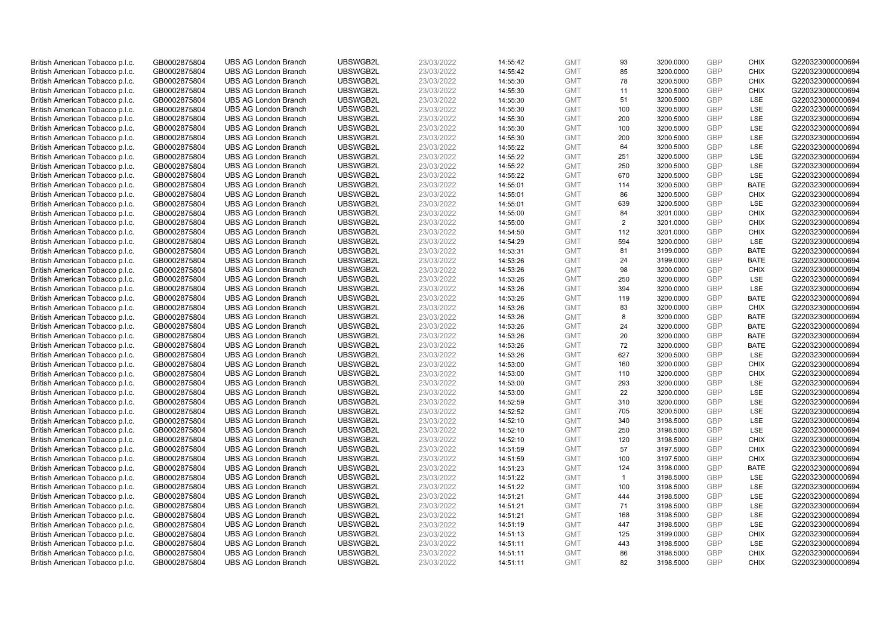| | | | | | | | | | | | |
|---|---|---|---|---|---|---|---|---|---|---|---|
| British American Tobacco p.l.c. | GB0002875804 | UBS AG London Branch | UBSWGB2L | 23/03/2022 | 14:55:42 | GMT | 93 | 3200.0000 | GBP | CHIX | G220323000000694 |
| British American Tobacco p.l.c. | GB0002875804 | UBS AG London Branch | UBSWGB2L | 23/03/2022 | 14:55:42 | GMT | 85 | 3200.0000 | GBP | CHIX | G220323000000694 |
| British American Tobacco p.l.c. | GB0002875804 | UBS AG London Branch | UBSWGB2L | 23/03/2022 | 14:55:30 | GMT | 78 | 3200.5000 | GBP | CHIX | G220323000000694 |
| British American Tobacco p.l.c. | GB0002875804 | UBS AG London Branch | UBSWGB2L | 23/03/2022 | 14:55:30 | GMT | 11 | 3200.5000 | GBP | CHIX | G220323000000694 |
| British American Tobacco p.l.c. | GB0002875804 | UBS AG London Branch | UBSWGB2L | 23/03/2022 | 14:55:30 | GMT | 51 | 3200.5000 | GBP | LSE | G220323000000694 |
| British American Tobacco p.l.c. | GB0002875804 | UBS AG London Branch | UBSWGB2L | 23/03/2022 | 14:55:30 | GMT | 100 | 3200.5000 | GBP | LSE | G220323000000694 |
| British American Tobacco p.l.c. | GB0002875804 | UBS AG London Branch | UBSWGB2L | 23/03/2022 | 14:55:30 | GMT | 200 | 3200.5000 | GBP | LSE | G220323000000694 |
| British American Tobacco p.l.c. | GB0002875804 | UBS AG London Branch | UBSWGB2L | 23/03/2022 | 14:55:30 | GMT | 100 | 3200.5000 | GBP | LSE | G220323000000694 |
| British American Tobacco p.l.c. | GB0002875804 | UBS AG London Branch | UBSWGB2L | 23/03/2022 | 14:55:30 | GMT | 200 | 3200.5000 | GBP | LSE | G220323000000694 |
| British American Tobacco p.l.c. | GB0002875804 | UBS AG London Branch | UBSWGB2L | 23/03/2022 | 14:55:22 | GMT | 64 | 3200.5000 | GBP | LSE | G220323000000694 |
| British American Tobacco p.l.c. | GB0002875804 | UBS AG London Branch | UBSWGB2L | 23/03/2022 | 14:55:22 | GMT | 251 | 3200.5000 | GBP | LSE | G220323000000694 |
| British American Tobacco p.l.c. | GB0002875804 | UBS AG London Branch | UBSWGB2L | 23/03/2022 | 14:55:22 | GMT | 250 | 3200.5000 | GBP | LSE | G220323000000694 |
| British American Tobacco p.l.c. | GB0002875804 | UBS AG London Branch | UBSWGB2L | 23/03/2022 | 14:55:22 | GMT | 670 | 3200.5000 | GBP | LSE | G220323000000694 |
| British American Tobacco p.l.c. | GB0002875804 | UBS AG London Branch | UBSWGB2L | 23/03/2022 | 14:55:01 | GMT | 114 | 3200.5000 | GBP | BATE | G220323000000694 |
| British American Tobacco p.l.c. | GB0002875804 | UBS AG London Branch | UBSWGB2L | 23/03/2022 | 14:55:01 | GMT | 86 | 3200.5000 | GBP | CHIX | G220323000000694 |
| British American Tobacco p.l.c. | GB0002875804 | UBS AG London Branch | UBSWGB2L | 23/03/2022 | 14:55:01 | GMT | 639 | 3200.5000 | GBP | LSE | G220323000000694 |
| British American Tobacco p.l.c. | GB0002875804 | UBS AG London Branch | UBSWGB2L | 23/03/2022 | 14:55:00 | GMT | 84 | 3201.0000 | GBP | CHIX | G220323000000694 |
| British American Tobacco p.l.c. | GB0002875804 | UBS AG London Branch | UBSWGB2L | 23/03/2022 | 14:55:00 | GMT | 2 | 3201.0000 | GBP | CHIX | G220323000000694 |
| British American Tobacco p.l.c. | GB0002875804 | UBS AG London Branch | UBSWGB2L | 23/03/2022 | 14:54:50 | GMT | 112 | 3201.0000 | GBP | CHIX | G220323000000694 |
| British American Tobacco p.l.c. | GB0002875804 | UBS AG London Branch | UBSWGB2L | 23/03/2022 | 14:54:29 | GMT | 594 | 3200.0000 | GBP | LSE | G220323000000694 |
| British American Tobacco p.l.c. | GB0002875804 | UBS AG London Branch | UBSWGB2L | 23/03/2022 | 14:53:31 | GMT | 81 | 3199.0000 | GBP | BATE | G220323000000694 |
| British American Tobacco p.l.c. | GB0002875804 | UBS AG London Branch | UBSWGB2L | 23/03/2022 | 14:53:26 | GMT | 24 | 3199.0000 | GBP | BATE | G220323000000694 |
| British American Tobacco p.l.c. | GB0002875804 | UBS AG London Branch | UBSWGB2L | 23/03/2022 | 14:53:26 | GMT | 98 | 3200.0000 | GBP | CHIX | G220323000000694 |
| British American Tobacco p.l.c. | GB0002875804 | UBS AG London Branch | UBSWGB2L | 23/03/2022 | 14:53:26 | GMT | 250 | 3200.0000 | GBP | LSE | G220323000000694 |
| British American Tobacco p.l.c. | GB0002875804 | UBS AG London Branch | UBSWGB2L | 23/03/2022 | 14:53:26 | GMT | 394 | 3200.0000 | GBP | LSE | G220323000000694 |
| British American Tobacco p.l.c. | GB0002875804 | UBS AG London Branch | UBSWGB2L | 23/03/2022 | 14:53:26 | GMT | 119 | 3200.0000 | GBP | BATE | G220323000000694 |
| British American Tobacco p.l.c. | GB0002875804 | UBS AG London Branch | UBSWGB2L | 23/03/2022 | 14:53:26 | GMT | 83 | 3200.0000 | GBP | CHIX | G220323000000694 |
| British American Tobacco p.l.c. | GB0002875804 | UBS AG London Branch | UBSWGB2L | 23/03/2022 | 14:53:26 | GMT | 8 | 3200.0000 | GBP | BATE | G220323000000694 |
| British American Tobacco p.l.c. | GB0002875804 | UBS AG London Branch | UBSWGB2L | 23/03/2022 | 14:53:26 | GMT | 24 | 3200.0000 | GBP | BATE | G220323000000694 |
| British American Tobacco p.l.c. | GB0002875804 | UBS AG London Branch | UBSWGB2L | 23/03/2022 | 14:53:26 | GMT | 20 | 3200.0000 | GBP | BATE | G220323000000694 |
| British American Tobacco p.l.c. | GB0002875804 | UBS AG London Branch | UBSWGB2L | 23/03/2022 | 14:53:26 | GMT | 72 | 3200.0000 | GBP | BATE | G220323000000694 |
| British American Tobacco p.l.c. | GB0002875804 | UBS AG London Branch | UBSWGB2L | 23/03/2022 | 14:53:26 | GMT | 627 | 3200.5000 | GBP | LSE | G220323000000694 |
| British American Tobacco p.l.c. | GB0002875804 | UBS AG London Branch | UBSWGB2L | 23/03/2022 | 14:53:00 | GMT | 160 | 3200.0000 | GBP | CHIX | G220323000000694 |
| British American Tobacco p.l.c. | GB0002875804 | UBS AG London Branch | UBSWGB2L | 23/03/2022 | 14:53:00 | GMT | 110 | 3200.0000 | GBP | CHIX | G220323000000694 |
| British American Tobacco p.l.c. | GB0002875804 | UBS AG London Branch | UBSWGB2L | 23/03/2022 | 14:53:00 | GMT | 293 | 3200.0000 | GBP | LSE | G220323000000694 |
| British American Tobacco p.l.c. | GB0002875804 | UBS AG London Branch | UBSWGB2L | 23/03/2022 | 14:53:00 | GMT | 22 | 3200.0000 | GBP | LSE | G220323000000694 |
| British American Tobacco p.l.c. | GB0002875804 | UBS AG London Branch | UBSWGB2L | 23/03/2022 | 14:52:59 | GMT | 310 | 3200.0000 | GBP | LSE | G220323000000694 |
| British American Tobacco p.l.c. | GB0002875804 | UBS AG London Branch | UBSWGB2L | 23/03/2022 | 14:52:52 | GMT | 705 | 3200.5000 | GBP | LSE | G220323000000694 |
| British American Tobacco p.l.c. | GB0002875804 | UBS AG London Branch | UBSWGB2L | 23/03/2022 | 14:52:10 | GMT | 340 | 3198.5000 | GBP | LSE | G220323000000694 |
| British American Tobacco p.l.c. | GB0002875804 | UBS AG London Branch | UBSWGB2L | 23/03/2022 | 14:52:10 | GMT | 250 | 3198.5000 | GBP | LSE | G220323000000694 |
| British American Tobacco p.l.c. | GB0002875804 | UBS AG London Branch | UBSWGB2L | 23/03/2022 | 14:52:10 | GMT | 120 | 3198.5000 | GBP | CHIX | G220323000000694 |
| British American Tobacco p.l.c. | GB0002875804 | UBS AG London Branch | UBSWGB2L | 23/03/2022 | 14:51:59 | GMT | 57 | 3197.5000 | GBP | CHIX | G220323000000694 |
| British American Tobacco p.l.c. | GB0002875804 | UBS AG London Branch | UBSWGB2L | 23/03/2022 | 14:51:59 | GMT | 100 | 3197.5000 | GBP | CHIX | G220323000000694 |
| British American Tobacco p.l.c. | GB0002875804 | UBS AG London Branch | UBSWGB2L | 23/03/2022 | 14:51:23 | GMT | 124 | 3198.0000 | GBP | BATE | G220323000000694 |
| British American Tobacco p.l.c. | GB0002875804 | UBS AG London Branch | UBSWGB2L | 23/03/2022 | 14:51:22 | GMT | 1 | 3198.5000 | GBP | LSE | G220323000000694 |
| British American Tobacco p.l.c. | GB0002875804 | UBS AG London Branch | UBSWGB2L | 23/03/2022 | 14:51:22 | GMT | 100 | 3198.5000 | GBP | LSE | G220323000000694 |
| British American Tobacco p.l.c. | GB0002875804 | UBS AG London Branch | UBSWGB2L | 23/03/2022 | 14:51:21 | GMT | 444 | 3198.5000 | GBP | LSE | G220323000000694 |
| British American Tobacco p.l.c. | GB0002875804 | UBS AG London Branch | UBSWGB2L | 23/03/2022 | 14:51:21 | GMT | 71 | 3198.5000 | GBP | LSE | G220323000000694 |
| British American Tobacco p.l.c. | GB0002875804 | UBS AG London Branch | UBSWGB2L | 23/03/2022 | 14:51:21 | GMT | 168 | 3198.5000 | GBP | LSE | G220323000000694 |
| British American Tobacco p.l.c. | GB0002875804 | UBS AG London Branch | UBSWGB2L | 23/03/2022 | 14:51:19 | GMT | 447 | 3198.5000 | GBP | LSE | G220323000000694 |
| British American Tobacco p.l.c. | GB0002875804 | UBS AG London Branch | UBSWGB2L | 23/03/2022 | 14:51:13 | GMT | 125 | 3199.0000 | GBP | CHIX | G220323000000694 |
| British American Tobacco p.l.c. | GB0002875804 | UBS AG London Branch | UBSWGB2L | 23/03/2022 | 14:51:11 | GMT | 443 | 3198.5000 | GBP | LSE | G220323000000694 |
| British American Tobacco p.l.c. | GB0002875804 | UBS AG London Branch | UBSWGB2L | 23/03/2022 | 14:51:11 | GMT | 86 | 3198.5000 | GBP | CHIX | G220323000000694 |
| British American Tobacco p.l.c. | GB0002875804 | UBS AG London Branch | UBSWGB2L | 23/03/2022 | 14:51:11 | GMT | 82 | 3198.5000 | GBP | CHIX | G220323000000694 |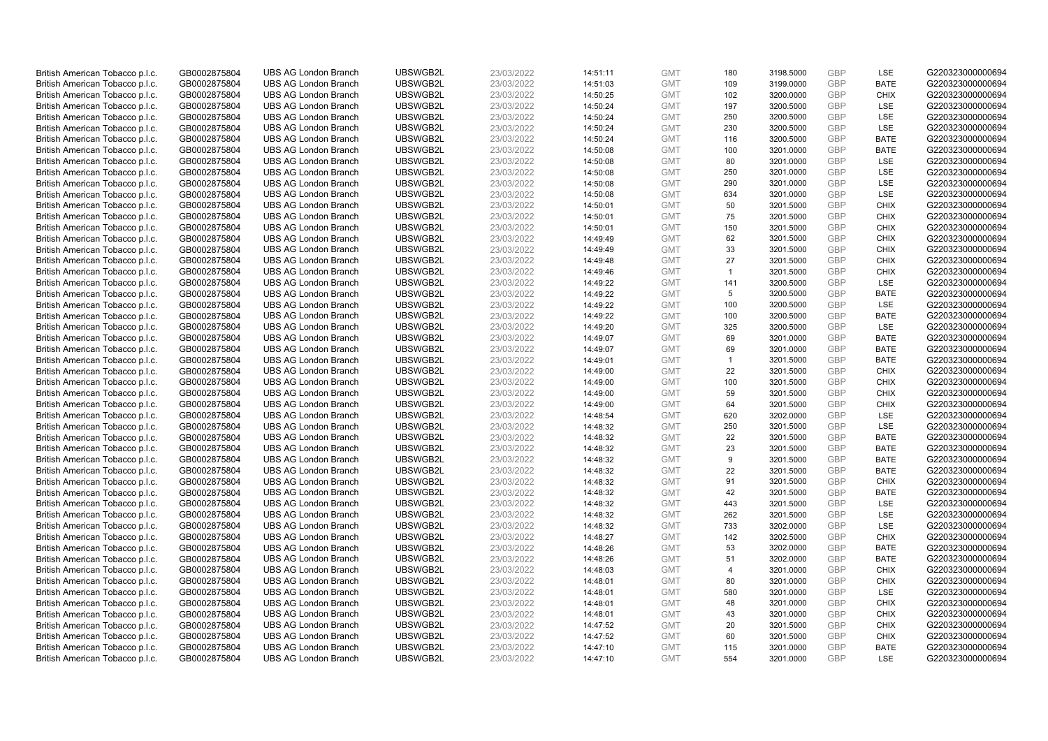| | | | | | | | | | | | |
|---|---|---|---|---|---|---|---|---|---|---|---|
| British American Tobacco p.l.c. | GB0002875804 | UBS AG London Branch | UBSWGB2L | 23/03/2022 | 14:51:11 | GMT | 180 | 3198.5000 | GBP | LSE | G220323000000694 |
| British American Tobacco p.l.c. | GB0002875804 | UBS AG London Branch | UBSWGB2L | 23/03/2022 | 14:51:03 | GMT | 109 | 3199.0000 | GBP | BATE | G220323000000694 |
| British American Tobacco p.l.c. | GB0002875804 | UBS AG London Branch | UBSWGB2L | 23/03/2022 | 14:50:25 | GMT | 102 | 3200.0000 | GBP | CHIX | G220323000000694 |
| British American Tobacco p.l.c. | GB0002875804 | UBS AG London Branch | UBSWGB2L | 23/03/2022 | 14:50:24 | GMT | 197 | 3200.5000 | GBP | LSE | G220323000000694 |
| British American Tobacco p.l.c. | GB0002875804 | UBS AG London Branch | UBSWGB2L | 23/03/2022 | 14:50:24 | GMT | 250 | 3200.5000 | GBP | LSE | G220323000000694 |
| British American Tobacco p.l.c. | GB0002875804 | UBS AG London Branch | UBSWGB2L | 23/03/2022 | 14:50:24 | GMT | 230 | 3200.5000 | GBP | LSE | G220323000000694 |
| British American Tobacco p.l.c. | GB0002875804 | UBS AG London Branch | UBSWGB2L | 23/03/2022 | 14:50:24 | GMT | 116 | 3200.5000 | GBP | BATE | G220323000000694 |
| British American Tobacco p.l.c. | GB0002875804 | UBS AG London Branch | UBSWGB2L | 23/03/2022 | 14:50:08 | GMT | 100 | 3201.0000 | GBP | BATE | G220323000000694 |
| British American Tobacco p.l.c. | GB0002875804 | UBS AG London Branch | UBSWGB2L | 23/03/2022 | 14:50:08 | GMT | 80 | 3201.0000 | GBP | LSE | G220323000000694 |
| British American Tobacco p.l.c. | GB0002875804 | UBS AG London Branch | UBSWGB2L | 23/03/2022 | 14:50:08 | GMT | 250 | 3201.0000 | GBP | LSE | G220323000000694 |
| British American Tobacco p.l.c. | GB0002875804 | UBS AG London Branch | UBSWGB2L | 23/03/2022 | 14:50:08 | GMT | 290 | 3201.0000 | GBP | LSE | G220323000000694 |
| British American Tobacco p.l.c. | GB0002875804 | UBS AG London Branch | UBSWGB2L | 23/03/2022 | 14:50:08 | GMT | 634 | 3201.0000 | GBP | LSE | G220323000000694 |
| British American Tobacco p.l.c. | GB0002875804 | UBS AG London Branch | UBSWGB2L | 23/03/2022 | 14:50:01 | GMT | 50 | 3201.5000 | GBP | CHIX | G220323000000694 |
| British American Tobacco p.l.c. | GB0002875804 | UBS AG London Branch | UBSWGB2L | 23/03/2022 | 14:50:01 | GMT | 75 | 3201.5000 | GBP | CHIX | G220323000000694 |
| British American Tobacco p.l.c. | GB0002875804 | UBS AG London Branch | UBSWGB2L | 23/03/2022 | 14:50:01 | GMT | 150 | 3201.5000 | GBP | CHIX | G220323000000694 |
| British American Tobacco p.l.c. | GB0002875804 | UBS AG London Branch | UBSWGB2L | 23/03/2022 | 14:49:49 | GMT | 62 | 3201.5000 | GBP | CHIX | G220323000000694 |
| British American Tobacco p.l.c. | GB0002875804 | UBS AG London Branch | UBSWGB2L | 23/03/2022 | 14:49:49 | GMT | 33 | 3201.5000 | GBP | CHIX | G220323000000694 |
| British American Tobacco p.l.c. | GB0002875804 | UBS AG London Branch | UBSWGB2L | 23/03/2022 | 14:49:48 | GMT | 27 | 3201.5000 | GBP | CHIX | G220323000000694 |
| British American Tobacco p.l.c. | GB0002875804 | UBS AG London Branch | UBSWGB2L | 23/03/2022 | 14:49:46 | GMT | 1 | 3201.5000 | GBP | CHIX | G220323000000694 |
| British American Tobacco p.l.c. | GB0002875804 | UBS AG London Branch | UBSWGB2L | 23/03/2022 | 14:49:22 | GMT | 141 | 3200.5000 | GBP | LSE | G220323000000694 |
| British American Tobacco p.l.c. | GB0002875804 | UBS AG London Branch | UBSWGB2L | 23/03/2022 | 14:49:22 | GMT | 5 | 3200.5000 | GBP | BATE | G220323000000694 |
| British American Tobacco p.l.c. | GB0002875804 | UBS AG London Branch | UBSWGB2L | 23/03/2022 | 14:49:22 | GMT | 100 | 3200.5000 | GBP | LSE | G220323000000694 |
| British American Tobacco p.l.c. | GB0002875804 | UBS AG London Branch | UBSWGB2L | 23/03/2022 | 14:49:22 | GMT | 100 | 3200.5000 | GBP | BATE | G220323000000694 |
| British American Tobacco p.l.c. | GB0002875804 | UBS AG London Branch | UBSWGB2L | 23/03/2022 | 14:49:20 | GMT | 325 | 3200.5000 | GBP | LSE | G220323000000694 |
| British American Tobacco p.l.c. | GB0002875804 | UBS AG London Branch | UBSWGB2L | 23/03/2022 | 14:49:07 | GMT | 69 | 3201.0000 | GBP | BATE | G220323000000694 |
| British American Tobacco p.l.c. | GB0002875804 | UBS AG London Branch | UBSWGB2L | 23/03/2022 | 14:49:07 | GMT | 69 | 3201.0000 | GBP | BATE | G220323000000694 |
| British American Tobacco p.l.c. | GB0002875804 | UBS AG London Branch | UBSWGB2L | 23/03/2022 | 14:49:01 | GMT | 1 | 3201.5000 | GBP | BATE | G220323000000694 |
| British American Tobacco p.l.c. | GB0002875804 | UBS AG London Branch | UBSWGB2L | 23/03/2022 | 14:49:00 | GMT | 22 | 3201.5000 | GBP | CHIX | G220323000000694 |
| British American Tobacco p.l.c. | GB0002875804 | UBS AG London Branch | UBSWGB2L | 23/03/2022 | 14:49:00 | GMT | 100 | 3201.5000 | GBP | CHIX | G220323000000694 |
| British American Tobacco p.l.c. | GB0002875804 | UBS AG London Branch | UBSWGB2L | 23/03/2022 | 14:49:00 | GMT | 59 | 3201.5000 | GBP | CHIX | G220323000000694 |
| British American Tobacco p.l.c. | GB0002875804 | UBS AG London Branch | UBSWGB2L | 23/03/2022 | 14:49:00 | GMT | 64 | 3201.5000 | GBP | CHIX | G220323000000694 |
| British American Tobacco p.l.c. | GB0002875804 | UBS AG London Branch | UBSWGB2L | 23/03/2022 | 14:48:54 | GMT | 620 | 3202.0000 | GBP | LSE | G220323000000694 |
| British American Tobacco p.l.c. | GB0002875804 | UBS AG London Branch | UBSWGB2L | 23/03/2022 | 14:48:32 | GMT | 250 | 3201.5000 | GBP | LSE | G220323000000694 |
| British American Tobacco p.l.c. | GB0002875804 | UBS AG London Branch | UBSWGB2L | 23/03/2022 | 14:48:32 | GMT | 22 | 3201.5000 | GBP | BATE | G220323000000694 |
| British American Tobacco p.l.c. | GB0002875804 | UBS AG London Branch | UBSWGB2L | 23/03/2022 | 14:48:32 | GMT | 23 | 3201.5000 | GBP | BATE | G220323000000694 |
| British American Tobacco p.l.c. | GB0002875804 | UBS AG London Branch | UBSWGB2L | 23/03/2022 | 14:48:32 | GMT | 9 | 3201.5000 | GBP | BATE | G220323000000694 |
| British American Tobacco p.l.c. | GB0002875804 | UBS AG London Branch | UBSWGB2L | 23/03/2022 | 14:48:32 | GMT | 22 | 3201.5000 | GBP | BATE | G220323000000694 |
| British American Tobacco p.l.c. | GB0002875804 | UBS AG London Branch | UBSWGB2L | 23/03/2022 | 14:48:32 | GMT | 91 | 3201.5000 | GBP | CHIX | G220323000000694 |
| British American Tobacco p.l.c. | GB0002875804 | UBS AG London Branch | UBSWGB2L | 23/03/2022 | 14:48:32 | GMT | 42 | 3201.5000 | GBP | BATE | G220323000000694 |
| British American Tobacco p.l.c. | GB0002875804 | UBS AG London Branch | UBSWGB2L | 23/03/2022 | 14:48:32 | GMT | 443 | 3201.5000 | GBP | LSE | G220323000000694 |
| British American Tobacco p.l.c. | GB0002875804 | UBS AG London Branch | UBSWGB2L | 23/03/2022 | 14:48:32 | GMT | 262 | 3201.5000 | GBP | LSE | G220323000000694 |
| British American Tobacco p.l.c. | GB0002875804 | UBS AG London Branch | UBSWGB2L | 23/03/2022 | 14:48:32 | GMT | 733 | 3202.0000 | GBP | LSE | G220323000000694 |
| British American Tobacco p.l.c. | GB0002875804 | UBS AG London Branch | UBSWGB2L | 23/03/2022 | 14:48:27 | GMT | 142 | 3202.5000 | GBP | CHIX | G220323000000694 |
| British American Tobacco p.l.c. | GB0002875804 | UBS AG London Branch | UBSWGB2L | 23/03/2022 | 14:48:26 | GMT | 53 | 3202.0000 | GBP | BATE | G220323000000694 |
| British American Tobacco p.l.c. | GB0002875804 | UBS AG London Branch | UBSWGB2L | 23/03/2022 | 14:48:26 | GMT | 51 | 3202.0000 | GBP | BATE | G220323000000694 |
| British American Tobacco p.l.c. | GB0002875804 | UBS AG London Branch | UBSWGB2L | 23/03/2022 | 14:48:03 | GMT | 4 | 3201.0000 | GBP | CHIX | G220323000000694 |
| British American Tobacco p.l.c. | GB0002875804 | UBS AG London Branch | UBSWGB2L | 23/03/2022 | 14:48:01 | GMT | 80 | 3201.0000 | GBP | CHIX | G220323000000694 |
| British American Tobacco p.l.c. | GB0002875804 | UBS AG London Branch | UBSWGB2L | 23/03/2022 | 14:48:01 | GMT | 580 | 3201.0000 | GBP | LSE | G220323000000694 |
| British American Tobacco p.l.c. | GB0002875804 | UBS AG London Branch | UBSWGB2L | 23/03/2022 | 14:48:01 | GMT | 48 | 3201.0000 | GBP | CHIX | G220323000000694 |
| British American Tobacco p.l.c. | GB0002875804 | UBS AG London Branch | UBSWGB2L | 23/03/2022 | 14:48:01 | GMT | 43 | 3201.0000 | GBP | CHIX | G220323000000694 |
| British American Tobacco p.l.c. | GB0002875804 | UBS AG London Branch | UBSWGB2L | 23/03/2022 | 14:47:52 | GMT | 20 | 3201.5000 | GBP | CHIX | G220323000000694 |
| British American Tobacco p.l.c. | GB0002875804 | UBS AG London Branch | UBSWGB2L | 23/03/2022 | 14:47:52 | GMT | 60 | 3201.5000 | GBP | CHIX | G220323000000694 |
| British American Tobacco p.l.c. | GB0002875804 | UBS AG London Branch | UBSWGB2L | 23/03/2022 | 14:47:10 | GMT | 115 | 3201.0000 | GBP | BATE | G220323000000694 |
| British American Tobacco p.l.c. | GB0002875804 | UBS AG London Branch | UBSWGB2L | 23/03/2022 | 14:47:10 | GMT | 554 | 3201.0000 | GBP | LSE | G220323000000694 |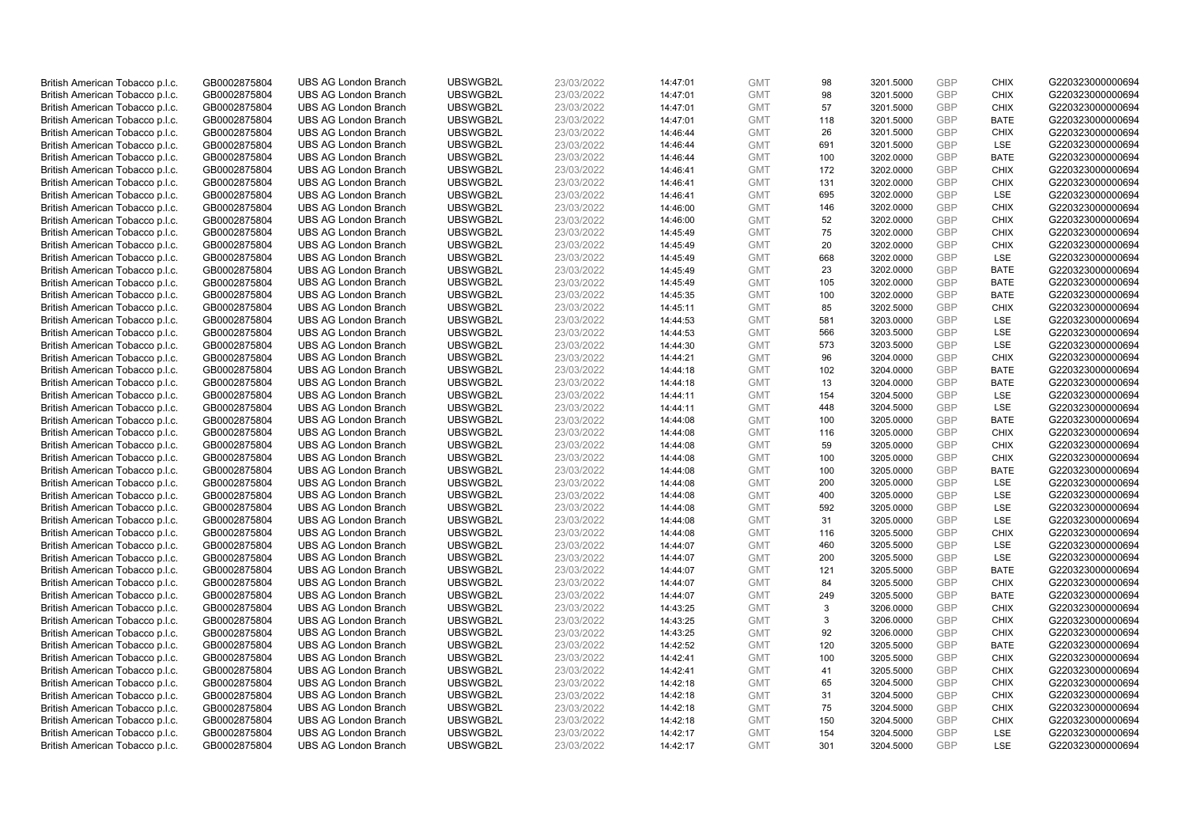| | | | | | | | | | | | |
|---|---|---|---|---|---|---|---|---|---|---|---|
| British American Tobacco p.l.c. | GB0002875804 | UBS AG London Branch | UBSWGB2L | 23/03/2022 | 14:47:01 | GMT | 98 | 3201.5000 | GBP | CHIX | G220323000000694 |
| British American Tobacco p.l.c. | GB0002875804 | UBS AG London Branch | UBSWGB2L | 23/03/2022 | 14:47:01 | GMT | 98 | 3201.5000 | GBP | CHIX | G220323000000694 |
| British American Tobacco p.l.c. | GB0002875804 | UBS AG London Branch | UBSWGB2L | 23/03/2022 | 14:47:01 | GMT | 57 | 3201.5000 | GBP | CHIX | G220323000000694 |
| British American Tobacco p.l.c. | GB0002875804 | UBS AG London Branch | UBSWGB2L | 23/03/2022 | 14:47:01 | GMT | 118 | 3201.5000 | GBP | BATE | G220323000000694 |
| British American Tobacco p.l.c. | GB0002875804 | UBS AG London Branch | UBSWGB2L | 23/03/2022 | 14:46:44 | GMT | 26 | 3201.5000 | GBP | CHIX | G220323000000694 |
| British American Tobacco p.l.c. | GB0002875804 | UBS AG London Branch | UBSWGB2L | 23/03/2022 | 14:46:44 | GMT | 691 | 3201.5000 | GBP | LSE | G220323000000694 |
| British American Tobacco p.l.c. | GB0002875804 | UBS AG London Branch | UBSWGB2L | 23/03/2022 | 14:46:44 | GMT | 100 | 3202.0000 | GBP | BATE | G220323000000694 |
| British American Tobacco p.l.c. | GB0002875804 | UBS AG London Branch | UBSWGB2L | 23/03/2022 | 14:46:41 | GMT | 172 | 3202.0000 | GBP | CHIX | G220323000000694 |
| British American Tobacco p.l.c. | GB0002875804 | UBS AG London Branch | UBSWGB2L | 23/03/2022 | 14:46:41 | GMT | 131 | 3202.0000 | GBP | CHIX | G220323000000694 |
| British American Tobacco p.l.c. | GB0002875804 | UBS AG London Branch | UBSWGB2L | 23/03/2022 | 14:46:41 | GMT | 695 | 3202.0000 | GBP | LSE | G220323000000694 |
| British American Tobacco p.l.c. | GB0002875804 | UBS AG London Branch | UBSWGB2L | 23/03/2022 | 14:46:00 | GMT | 146 | 3202.0000 | GBP | CHIX | G220323000000694 |
| British American Tobacco p.l.c. | GB0002875804 | UBS AG London Branch | UBSWGB2L | 23/03/2022 | 14:46:00 | GMT | 52 | 3202.0000 | GBP | CHIX | G220323000000694 |
| British American Tobacco p.l.c. | GB0002875804 | UBS AG London Branch | UBSWGB2L | 23/03/2022 | 14:45:49 | GMT | 75 | 3202.0000 | GBP | CHIX | G220323000000694 |
| British American Tobacco p.l.c. | GB0002875804 | UBS AG London Branch | UBSWGB2L | 23/03/2022 | 14:45:49 | GMT | 20 | 3202.0000 | GBP | CHIX | G220323000000694 |
| British American Tobacco p.l.c. | GB0002875804 | UBS AG London Branch | UBSWGB2L | 23/03/2022 | 14:45:49 | GMT | 668 | 3202.0000 | GBP | LSE | G220323000000694 |
| British American Tobacco p.l.c. | GB0002875804 | UBS AG London Branch | UBSWGB2L | 23/03/2022 | 14:45:49 | GMT | 23 | 3202.0000 | GBP | BATE | G220323000000694 |
| British American Tobacco p.l.c. | GB0002875804 | UBS AG London Branch | UBSWGB2L | 23/03/2022 | 14:45:49 | GMT | 105 | 3202.0000 | GBP | BATE | G220323000000694 |
| British American Tobacco p.l.c. | GB0002875804 | UBS AG London Branch | UBSWGB2L | 23/03/2022 | 14:45:35 | GMT | 100 | 3202.0000 | GBP | BATE | G220323000000694 |
| British American Tobacco p.l.c. | GB0002875804 | UBS AG London Branch | UBSWGB2L | 23/03/2022 | 14:45:11 | GMT | 85 | 3202.5000 | GBP | CHIX | G220323000000694 |
| British American Tobacco p.l.c. | GB0002875804 | UBS AG London Branch | UBSWGB2L | 23/03/2022 | 14:44:53 | GMT | 581 | 3203.0000 | GBP | LSE | G220323000000694 |
| British American Tobacco p.l.c. | GB0002875804 | UBS AG London Branch | UBSWGB2L | 23/03/2022 | 14:44:53 | GMT | 566 | 3203.5000 | GBP | LSE | G220323000000694 |
| British American Tobacco p.l.c. | GB0002875804 | UBS AG London Branch | UBSWGB2L | 23/03/2022 | 14:44:30 | GMT | 573 | 3203.5000 | GBP | LSE | G220323000000694 |
| British American Tobacco p.l.c. | GB0002875804 | UBS AG London Branch | UBSWGB2L | 23/03/2022 | 14:44:21 | GMT | 96 | 3204.0000 | GBP | CHIX | G220323000000694 |
| British American Tobacco p.l.c. | GB0002875804 | UBS AG London Branch | UBSWGB2L | 23/03/2022 | 14:44:18 | GMT | 102 | 3204.0000 | GBP | BATE | G220323000000694 |
| British American Tobacco p.l.c. | GB0002875804 | UBS AG London Branch | UBSWGB2L | 23/03/2022 | 14:44:18 | GMT | 13 | 3204.0000 | GBP | BATE | G220323000000694 |
| British American Tobacco p.l.c. | GB0002875804 | UBS AG London Branch | UBSWGB2L | 23/03/2022 | 14:44:11 | GMT | 154 | 3204.5000 | GBP | LSE | G220323000000694 |
| British American Tobacco p.l.c. | GB0002875804 | UBS AG London Branch | UBSWGB2L | 23/03/2022 | 14:44:11 | GMT | 448 | 3204.5000 | GBP | LSE | G220323000000694 |
| British American Tobacco p.l.c. | GB0002875804 | UBS AG London Branch | UBSWGB2L | 23/03/2022 | 14:44:08 | GMT | 100 | 3205.0000 | GBP | BATE | G220323000000694 |
| British American Tobacco p.l.c. | GB0002875804 | UBS AG London Branch | UBSWGB2L | 23/03/2022 | 14:44:08 | GMT | 116 | 3205.0000 | GBP | CHIX | G220323000000694 |
| British American Tobacco p.l.c. | GB0002875804 | UBS AG London Branch | UBSWGB2L | 23/03/2022 | 14:44:08 | GMT | 59 | 3205.0000 | GBP | CHIX | G220323000000694 |
| British American Tobacco p.l.c. | GB0002875804 | UBS AG London Branch | UBSWGB2L | 23/03/2022 | 14:44:08 | GMT | 100 | 3205.0000 | GBP | CHIX | G220323000000694 |
| British American Tobacco p.l.c. | GB0002875804 | UBS AG London Branch | UBSWGB2L | 23/03/2022 | 14:44:08 | GMT | 100 | 3205.0000 | GBP | BATE | G220323000000694 |
| British American Tobacco p.l.c. | GB0002875804 | UBS AG London Branch | UBSWGB2L | 23/03/2022 | 14:44:08 | GMT | 200 | 3205.0000 | GBP | LSE | G220323000000694 |
| British American Tobacco p.l.c. | GB0002875804 | UBS AG London Branch | UBSWGB2L | 23/03/2022 | 14:44:08 | GMT | 400 | 3205.0000 | GBP | LSE | G220323000000694 |
| British American Tobacco p.l.c. | GB0002875804 | UBS AG London Branch | UBSWGB2L | 23/03/2022 | 14:44:08 | GMT | 592 | 3205.0000 | GBP | LSE | G220323000000694 |
| British American Tobacco p.l.c. | GB0002875804 | UBS AG London Branch | UBSWGB2L | 23/03/2022 | 14:44:08 | GMT | 31 | 3205.0000 | GBP | LSE | G220323000000694 |
| British American Tobacco p.l.c. | GB0002875804 | UBS AG London Branch | UBSWGB2L | 23/03/2022 | 14:44:08 | GMT | 116 | 3205.5000 | GBP | CHIX | G220323000000694 |
| British American Tobacco p.l.c. | GB0002875804 | UBS AG London Branch | UBSWGB2L | 23/03/2022 | 14:44:07 | GMT | 460 | 3205.5000 | GBP | LSE | G220323000000694 |
| British American Tobacco p.l.c. | GB0002875804 | UBS AG London Branch | UBSWGB2L | 23/03/2022 | 14:44:07 | GMT | 200 | 3205.5000 | GBP | LSE | G220323000000694 |
| British American Tobacco p.l.c. | GB0002875804 | UBS AG London Branch | UBSWGB2L | 23/03/2022 | 14:44:07 | GMT | 121 | 3205.5000 | GBP | BATE | G220323000000694 |
| British American Tobacco p.l.c. | GB0002875804 | UBS AG London Branch | UBSWGB2L | 23/03/2022 | 14:44:07 | GMT | 84 | 3205.5000 | GBP | CHIX | G220323000000694 |
| British American Tobacco p.l.c. | GB0002875804 | UBS AG London Branch | UBSWGB2L | 23/03/2022 | 14:44:07 | GMT | 249 | 3205.5000 | GBP | BATE | G220323000000694 |
| British American Tobacco p.l.c. | GB0002875804 | UBS AG London Branch | UBSWGB2L | 23/03/2022 | 14:43:25 | GMT | 3 | 3206.0000 | GBP | CHIX | G220323000000694 |
| British American Tobacco p.l.c. | GB0002875804 | UBS AG London Branch | UBSWGB2L | 23/03/2022 | 14:43:25 | GMT | 3 | 3206.0000 | GBP | CHIX | G220323000000694 |
| British American Tobacco p.l.c. | GB0002875804 | UBS AG London Branch | UBSWGB2L | 23/03/2022 | 14:43:25 | GMT | 92 | 3206.0000 | GBP | CHIX | G220323000000694 |
| British American Tobacco p.l.c. | GB0002875804 | UBS AG London Branch | UBSWGB2L | 23/03/2022 | 14:42:52 | GMT | 120 | 3205.5000 | GBP | BATE | G220323000000694 |
| British American Tobacco p.l.c. | GB0002875804 | UBS AG London Branch | UBSWGB2L | 23/03/2022 | 14:42:41 | GMT | 100 | 3205.5000 | GBP | CHIX | G220323000000694 |
| British American Tobacco p.l.c. | GB0002875804 | UBS AG London Branch | UBSWGB2L | 23/03/2022 | 14:42:41 | GMT | 41 | 3205.5000 | GBP | CHIX | G220323000000694 |
| British American Tobacco p.l.c. | GB0002875804 | UBS AG London Branch | UBSWGB2L | 23/03/2022 | 14:42:18 | GMT | 65 | 3204.5000 | GBP | CHIX | G220323000000694 |
| British American Tobacco p.l.c. | GB0002875804 | UBS AG London Branch | UBSWGB2L | 23/03/2022 | 14:42:18 | GMT | 31 | 3204.5000 | GBP | CHIX | G220323000000694 |
| British American Tobacco p.l.c. | GB0002875804 | UBS AG London Branch | UBSWGB2L | 23/03/2022 | 14:42:18 | GMT | 75 | 3204.5000 | GBP | CHIX | G220323000000694 |
| British American Tobacco p.l.c. | GB0002875804 | UBS AG London Branch | UBSWGB2L | 23/03/2022 | 14:42:18 | GMT | 150 | 3204.5000 | GBP | CHIX | G220323000000694 |
| British American Tobacco p.l.c. | GB0002875804 | UBS AG London Branch | UBSWGB2L | 23/03/2022 | 14:42:17 | GMT | 154 | 3204.5000 | GBP | LSE | G220323000000694 |
| British American Tobacco p.l.c. | GB0002875804 | UBS AG London Branch | UBSWGB2L | 23/03/2022 | 14:42:17 | GMT | 301 | 3204.5000 | GBP | LSE | G220323000000694 |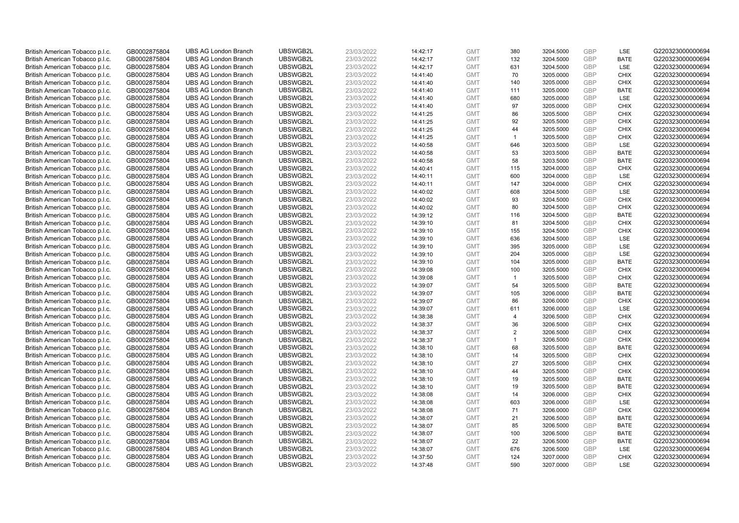| | | | | | | | | | | | |
|---|---|---|---|---|---|---|---|---|---|---|---|
| British American Tobacco p.l.c. | GB0002875804 | UBS AG London Branch | UBSWGB2L | 23/03/2022 | 14:42:17 | GMT | 380 | 3204.5000 | GBP | LSE | G220323000000694 |
| British American Tobacco p.l.c. | GB0002875804 | UBS AG London Branch | UBSWGB2L | 23/03/2022 | 14:42:17 | GMT | 132 | 3204.5000 | GBP | BATE | G220323000000694 |
| British American Tobacco p.l.c. | GB0002875804 | UBS AG London Branch | UBSWGB2L | 23/03/2022 | 14:42:17 | GMT | 631 | 3204.5000 | GBP | LSE | G220323000000694 |
| British American Tobacco p.l.c. | GB0002875804 | UBS AG London Branch | UBSWGB2L | 23/03/2022 | 14:41:40 | GMT | 70 | 3205.0000 | GBP | CHIX | G220323000000694 |
| British American Tobacco p.l.c. | GB0002875804 | UBS AG London Branch | UBSWGB2L | 23/03/2022 | 14:41:40 | GMT | 140 | 3205.0000 | GBP | CHIX | G220323000000694 |
| British American Tobacco p.l.c. | GB0002875804 | UBS AG London Branch | UBSWGB2L | 23/03/2022 | 14:41:40 | GMT | 111 | 3205.0000 | GBP | BATE | G220323000000694 |
| British American Tobacco p.l.c. | GB0002875804 | UBS AG London Branch | UBSWGB2L | 23/03/2022 | 14:41:40 | GMT | 680 | 3205.0000 | GBP | LSE | G220323000000694 |
| British American Tobacco p.l.c. | GB0002875804 | UBS AG London Branch | UBSWGB2L | 23/03/2022 | 14:41:40 | GMT | 97 | 3205.0000 | GBP | CHIX | G220323000000694 |
| British American Tobacco p.l.c. | GB0002875804 | UBS AG London Branch | UBSWGB2L | 23/03/2022 | 14:41:25 | GMT | 86 | 3205.5000 | GBP | CHIX | G220323000000694 |
| British American Tobacco p.l.c. | GB0002875804 | UBS AG London Branch | UBSWGB2L | 23/03/2022 | 14:41:25 | GMT | 92 | 3205.5000 | GBP | CHIX | G220323000000694 |
| British American Tobacco p.l.c. | GB0002875804 | UBS AG London Branch | UBSWGB2L | 23/03/2022 | 14:41:25 | GMT | 44 | 3205.5000 | GBP | CHIX | G220323000000694 |
| British American Tobacco p.l.c. | GB0002875804 | UBS AG London Branch | UBSWGB2L | 23/03/2022 | 14:41:25 | GMT | 1 | 3205.5000 | GBP | CHIX | G220323000000694 |
| British American Tobacco p.l.c. | GB0002875804 | UBS AG London Branch | UBSWGB2L | 23/03/2022 | 14:40:58 | GMT | 646 | 3203.5000 | GBP | LSE | G220323000000694 |
| British American Tobacco p.l.c. | GB0002875804 | UBS AG London Branch | UBSWGB2L | 23/03/2022 | 14:40:58 | GMT | 53 | 3203.5000 | GBP | BATE | G220323000000694 |
| British American Tobacco p.l.c. | GB0002875804 | UBS AG London Branch | UBSWGB2L | 23/03/2022 | 14:40:58 | GMT | 58 | 3203.5000 | GBP | BATE | G220323000000694 |
| British American Tobacco p.l.c. | GB0002875804 | UBS AG London Branch | UBSWGB2L | 23/03/2022 | 14:40:41 | GMT | 115 | 3204.0000 | GBP | CHIX | G220323000000694 |
| British American Tobacco p.l.c. | GB0002875804 | UBS AG London Branch | UBSWGB2L | 23/03/2022 | 14:40:11 | GMT | 600 | 3204.0000 | GBP | LSE | G220323000000694 |
| British American Tobacco p.l.c. | GB0002875804 | UBS AG London Branch | UBSWGB2L | 23/03/2022 | 14:40:11 | GMT | 147 | 3204.0000 | GBP | CHIX | G220323000000694 |
| British American Tobacco p.l.c. | GB0002875804 | UBS AG London Branch | UBSWGB2L | 23/03/2022 | 14:40:02 | GMT | 608 | 3204.5000 | GBP | LSE | G220323000000694 |
| British American Tobacco p.l.c. | GB0002875804 | UBS AG London Branch | UBSWGB2L | 23/03/2022 | 14:40:02 | GMT | 93 | 3204.5000 | GBP | CHIX | G220323000000694 |
| British American Tobacco p.l.c. | GB0002875804 | UBS AG London Branch | UBSWGB2L | 23/03/2022 | 14:40:02 | GMT | 80 | 3204.5000 | GBP | CHIX | G220323000000694 |
| British American Tobacco p.l.c. | GB0002875804 | UBS AG London Branch | UBSWGB2L | 23/03/2022 | 14:39:12 | GMT | 116 | 3204.5000 | GBP | BATE | G220323000000694 |
| British American Tobacco p.l.c. | GB0002875804 | UBS AG London Branch | UBSWGB2L | 23/03/2022 | 14:39:10 | GMT | 81 | 3204.5000 | GBP | CHIX | G220323000000694 |
| British American Tobacco p.l.c. | GB0002875804 | UBS AG London Branch | UBSWGB2L | 23/03/2022 | 14:39:10 | GMT | 155 | 3204.5000 | GBP | CHIX | G220323000000694 |
| British American Tobacco p.l.c. | GB0002875804 | UBS AG London Branch | UBSWGB2L | 23/03/2022 | 14:39:10 | GMT | 636 | 3204.5000 | GBP | LSE | G220323000000694 |
| British American Tobacco p.l.c. | GB0002875804 | UBS AG London Branch | UBSWGB2L | 23/03/2022 | 14:39:10 | GMT | 395 | 3205.0000 | GBP | LSE | G220323000000694 |
| British American Tobacco p.l.c. | GB0002875804 | UBS AG London Branch | UBSWGB2L | 23/03/2022 | 14:39:10 | GMT | 204 | 3205.0000 | GBP | LSE | G220323000000694 |
| British American Tobacco p.l.c. | GB0002875804 | UBS AG London Branch | UBSWGB2L | 23/03/2022 | 14:39:10 | GMT | 104 | 3205.0000 | GBP | BATE | G220323000000694 |
| British American Tobacco p.l.c. | GB0002875804 | UBS AG London Branch | UBSWGB2L | 23/03/2022 | 14:39:08 | GMT | 100 | 3205.5000 | GBP | CHIX | G220323000000694 |
| British American Tobacco p.l.c. | GB0002875804 | UBS AG London Branch | UBSWGB2L | 23/03/2022 | 14:39:08 | GMT | 1 | 3205.5000 | GBP | CHIX | G220323000000694 |
| British American Tobacco p.l.c. | GB0002875804 | UBS AG London Branch | UBSWGB2L | 23/03/2022 | 14:39:07 | GMT | 54 | 3205.5000 | GBP | BATE | G220323000000694 |
| British American Tobacco p.l.c. | GB0002875804 | UBS AG London Branch | UBSWGB2L | 23/03/2022 | 14:39:07 | GMT | 105 | 3206.0000 | GBP | BATE | G220323000000694 |
| British American Tobacco p.l.c. | GB0002875804 | UBS AG London Branch | UBSWGB2L | 23/03/2022 | 14:39:07 | GMT | 86 | 3206.0000 | GBP | CHIX | G220323000000694 |
| British American Tobacco p.l.c. | GB0002875804 | UBS AG London Branch | UBSWGB2L | 23/03/2022 | 14:39:07 | GMT | 611 | 3206.0000 | GBP | LSE | G220323000000694 |
| British American Tobacco p.l.c. | GB0002875804 | UBS AG London Branch | UBSWGB2L | 23/03/2022 | 14:38:38 | GMT | 4 | 3206.5000 | GBP | CHIX | G220323000000694 |
| British American Tobacco p.l.c. | GB0002875804 | UBS AG London Branch | UBSWGB2L | 23/03/2022 | 14:38:37 | GMT | 36 | 3206.5000 | GBP | CHIX | G220323000000694 |
| British American Tobacco p.l.c. | GB0002875804 | UBS AG London Branch | UBSWGB2L | 23/03/2022 | 14:38:37 | GMT | 2 | 3206.5000 | GBP | CHIX | G220323000000694 |
| British American Tobacco p.l.c. | GB0002875804 | UBS AG London Branch | UBSWGB2L | 23/03/2022 | 14:38:37 | GMT | 1 | 3206.5000 | GBP | CHIX | G220323000000694 |
| British American Tobacco p.l.c. | GB0002875804 | UBS AG London Branch | UBSWGB2L | 23/03/2022 | 14:38:10 | GMT | 68 | 3205.5000 | GBP | BATE | G220323000000694 |
| British American Tobacco p.l.c. | GB0002875804 | UBS AG London Branch | UBSWGB2L | 23/03/2022 | 14:38:10 | GMT | 14 | 3205.5000 | GBP | CHIX | G220323000000694 |
| British American Tobacco p.l.c. | GB0002875804 | UBS AG London Branch | UBSWGB2L | 23/03/2022 | 14:38:10 | GMT | 27 | 3205.5000 | GBP | CHIX | G220323000000694 |
| British American Tobacco p.l.c. | GB0002875804 | UBS AG London Branch | UBSWGB2L | 23/03/2022 | 14:38:10 | GMT | 44 | 3205.5000 | GBP | CHIX | G220323000000694 |
| British American Tobacco p.l.c. | GB0002875804 | UBS AG London Branch | UBSWGB2L | 23/03/2022 | 14:38:10 | GMT | 19 | 3205.5000 | GBP | BATE | G220323000000694 |
| British American Tobacco p.l.c. | GB0002875804 | UBS AG London Branch | UBSWGB2L | 23/03/2022 | 14:38:10 | GMT | 19 | 3205.5000 | GBP | BATE | G220323000000694 |
| British American Tobacco p.l.c. | GB0002875804 | UBS AG London Branch | UBSWGB2L | 23/03/2022 | 14:38:08 | GMT | 14 | 3206.0000 | GBP | CHIX | G220323000000694 |
| British American Tobacco p.l.c. | GB0002875804 | UBS AG London Branch | UBSWGB2L | 23/03/2022 | 14:38:08 | GMT | 603 | 3206.0000 | GBP | LSE | G220323000000694 |
| British American Tobacco p.l.c. | GB0002875804 | UBS AG London Branch | UBSWGB2L | 23/03/2022 | 14:38:08 | GMT | 71 | 3206.0000 | GBP | CHIX | G220323000000694 |
| British American Tobacco p.l.c. | GB0002875804 | UBS AG London Branch | UBSWGB2L | 23/03/2022 | 14:38:07 | GMT | 21 | 3206.5000 | GBP | BATE | G220323000000694 |
| British American Tobacco p.l.c. | GB0002875804 | UBS AG London Branch | UBSWGB2L | 23/03/2022 | 14:38:07 | GMT | 85 | 3206.5000 | GBP | BATE | G220323000000694 |
| British American Tobacco p.l.c. | GB0002875804 | UBS AG London Branch | UBSWGB2L | 23/03/2022 | 14:38:07 | GMT | 100 | 3206.5000 | GBP | BATE | G220323000000694 |
| British American Tobacco p.l.c. | GB0002875804 | UBS AG London Branch | UBSWGB2L | 23/03/2022 | 14:38:07 | GMT | 22 | 3206.5000 | GBP | BATE | G220323000000694 |
| British American Tobacco p.l.c. | GB0002875804 | UBS AG London Branch | UBSWGB2L | 23/03/2022 | 14:38:07 | GMT | 676 | 3206.5000 | GBP | LSE | G220323000000694 |
| British American Tobacco p.l.c. | GB0002875804 | UBS AG London Branch | UBSWGB2L | 23/03/2022 | 14:37:50 | GMT | 124 | 3207.0000 | GBP | CHIX | G220323000000694 |
| British American Tobacco p.l.c. | GB0002875804 | UBS AG London Branch | UBSWGB2L | 23/03/2022 | 14:37:48 | GMT | 590 | 3207.0000 | GBP | LSE | G220323000000694 |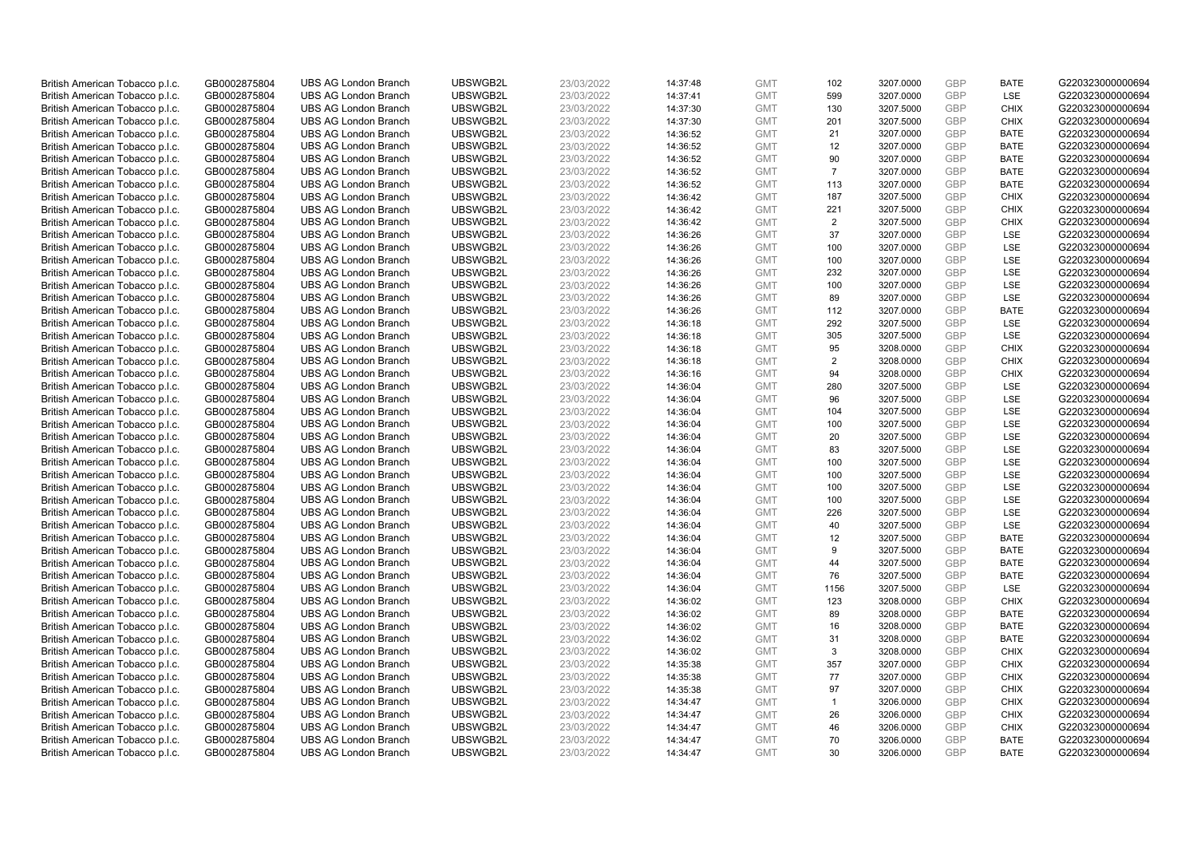| British American Tobacco p.l.c. | GB0002875804 | UBS AG London Branch | UBSWGB2L | 23/03/2022 | 14:37:48 | GMT | 102 | 3207.0000 | GBP | BATE | G220323000000694 |
|---|---|---|---|---|---|---|---|---|---|---|---|
| British American Tobacco p.l.c. | GB0002875804 | UBS AG London Branch | UBSWGB2L | 23/03/2022 | 14:37:41 | GMT | 599 | 3207.0000 | GBP | LSE | G220323000000694 |
| British American Tobacco p.l.c. | GB0002875804 | UBS AG London Branch | UBSWGB2L | 23/03/2022 | 14:37:30 | GMT | 130 | 3207.5000 | GBP | CHIX | G220323000000694 |
| British American Tobacco p.l.c. | GB0002875804 | UBS AG London Branch | UBSWGB2L | 23/03/2022 | 14:37:30 | GMT | 201 | 3207.5000 | GBP | CHIX | G220323000000694 |
| British American Tobacco p.l.c. | GB0002875804 | UBS AG London Branch | UBSWGB2L | 23/03/2022 | 14:36:52 | GMT | 21 | 3207.0000 | GBP | BATE | G220323000000694 |
| British American Tobacco p.l.c. | GB0002875804 | UBS AG London Branch | UBSWGB2L | 23/03/2022 | 14:36:52 | GMT | 12 | 3207.0000 | GBP | BATE | G220323000000694 |
| British American Tobacco p.l.c. | GB0002875804 | UBS AG London Branch | UBSWGB2L | 23/03/2022 | 14:36:52 | GMT | 90 | 3207.0000 | GBP | BATE | G220323000000694 |
| British American Tobacco p.l.c. | GB0002875804 | UBS AG London Branch | UBSWGB2L | 23/03/2022 | 14:36:52 | GMT | 7 | 3207.0000 | GBP | BATE | G220323000000694 |
| British American Tobacco p.l.c. | GB0002875804 | UBS AG London Branch | UBSWGB2L | 23/03/2022 | 14:36:52 | GMT | 113 | 3207.0000 | GBP | BATE | G220323000000694 |
| British American Tobacco p.l.c. | GB0002875804 | UBS AG London Branch | UBSWGB2L | 23/03/2022 | 14:36:42 | GMT | 187 | 3207.5000 | GBP | CHIX | G220323000000694 |
| British American Tobacco p.l.c. | GB0002875804 | UBS AG London Branch | UBSWGB2L | 23/03/2022 | 14:36:42 | GMT | 221 | 3207.5000 | GBP | CHIX | G220323000000694 |
| British American Tobacco p.l.c. | GB0002875804 | UBS AG London Branch | UBSWGB2L | 23/03/2022 | 14:36:42 | GMT | 2 | 3207.5000 | GBP | CHIX | G220323000000694 |
| British American Tobacco p.l.c. | GB0002875804 | UBS AG London Branch | UBSWGB2L | 23/03/2022 | 14:36:26 | GMT | 37 | 3207.0000 | GBP | LSE | G220323000000694 |
| British American Tobacco p.l.c. | GB0002875804 | UBS AG London Branch | UBSWGB2L | 23/03/2022 | 14:36:26 | GMT | 100 | 3207.0000 | GBP | LSE | G220323000000694 |
| British American Tobacco p.l.c. | GB0002875804 | UBS AG London Branch | UBSWGB2L | 23/03/2022 | 14:36:26 | GMT | 100 | 3207.0000 | GBP | LSE | G220323000000694 |
| British American Tobacco p.l.c. | GB0002875804 | UBS AG London Branch | UBSWGB2L | 23/03/2022 | 14:36:26 | GMT | 232 | 3207.0000 | GBP | LSE | G220323000000694 |
| British American Tobacco p.l.c. | GB0002875804 | UBS AG London Branch | UBSWGB2L | 23/03/2022 | 14:36:26 | GMT | 100 | 3207.0000 | GBP | LSE | G220323000000694 |
| British American Tobacco p.l.c. | GB0002875804 | UBS AG London Branch | UBSWGB2L | 23/03/2022 | 14:36:26 | GMT | 89 | 3207.0000 | GBP | LSE | G220323000000694 |
| British American Tobacco p.l.c. | GB0002875804 | UBS AG London Branch | UBSWGB2L | 23/03/2022 | 14:36:26 | GMT | 112 | 3207.0000 | GBP | BATE | G220323000000694 |
| British American Tobacco p.l.c. | GB0002875804 | UBS AG London Branch | UBSWGB2L | 23/03/2022 | 14:36:18 | GMT | 292 | 3207.5000 | GBP | LSE | G220323000000694 |
| British American Tobacco p.l.c. | GB0002875804 | UBS AG London Branch | UBSWGB2L | 23/03/2022 | 14:36:18 | GMT | 305 | 3207.5000 | GBP | LSE | G220323000000694 |
| British American Tobacco p.l.c. | GB0002875804 | UBS AG London Branch | UBSWGB2L | 23/03/2022 | 14:36:18 | GMT | 95 | 3208.0000 | GBP | CHIX | G220323000000694 |
| British American Tobacco p.l.c. | GB0002875804 | UBS AG London Branch | UBSWGB2L | 23/03/2022 | 14:36:18 | GMT | 2 | 3208.0000 | GBP | CHIX | G220323000000694 |
| British American Tobacco p.l.c. | GB0002875804 | UBS AG London Branch | UBSWGB2L | 23/03/2022 | 14:36:16 | GMT | 94 | 3208.0000 | GBP | CHIX | G220323000000694 |
| British American Tobacco p.l.c. | GB0002875804 | UBS AG London Branch | UBSWGB2L | 23/03/2022 | 14:36:04 | GMT | 280 | 3207.5000 | GBP | LSE | G220323000000694 |
| British American Tobacco p.l.c. | GB0002875804 | UBS AG London Branch | UBSWGB2L | 23/03/2022 | 14:36:04 | GMT | 96 | 3207.5000 | GBP | LSE | G220323000000694 |
| British American Tobacco p.l.c. | GB0002875804 | UBS AG London Branch | UBSWGB2L | 23/03/2022 | 14:36:04 | GMT | 104 | 3207.5000 | GBP | LSE | G220323000000694 |
| British American Tobacco p.l.c. | GB0002875804 | UBS AG London Branch | UBSWGB2L | 23/03/2022 | 14:36:04 | GMT | 100 | 3207.5000 | GBP | LSE | G220323000000694 |
| British American Tobacco p.l.c. | GB0002875804 | UBS AG London Branch | UBSWGB2L | 23/03/2022 | 14:36:04 | GMT | 20 | 3207.5000 | GBP | LSE | G220323000000694 |
| British American Tobacco p.l.c. | GB0002875804 | UBS AG London Branch | UBSWGB2L | 23/03/2022 | 14:36:04 | GMT | 83 | 3207.5000 | GBP | LSE | G220323000000694 |
| British American Tobacco p.l.c. | GB0002875804 | UBS AG London Branch | UBSWGB2L | 23/03/2022 | 14:36:04 | GMT | 100 | 3207.5000 | GBP | LSE | G220323000000694 |
| British American Tobacco p.l.c. | GB0002875804 | UBS AG London Branch | UBSWGB2L | 23/03/2022 | 14:36:04 | GMT | 100 | 3207.5000 | GBP | LSE | G220323000000694 |
| British American Tobacco p.l.c. | GB0002875804 | UBS AG London Branch | UBSWGB2L | 23/03/2022 | 14:36:04 | GMT | 100 | 3207.5000 | GBP | LSE | G220323000000694 |
| British American Tobacco p.l.c. | GB0002875804 | UBS AG London Branch | UBSWGB2L | 23/03/2022 | 14:36:04 | GMT | 100 | 3207.5000 | GBP | LSE | G220323000000694 |
| British American Tobacco p.l.c. | GB0002875804 | UBS AG London Branch | UBSWGB2L | 23/03/2022 | 14:36:04 | GMT | 226 | 3207.5000 | GBP | LSE | G220323000000694 |
| British American Tobacco p.l.c. | GB0002875804 | UBS AG London Branch | UBSWGB2L | 23/03/2022 | 14:36:04 | GMT | 40 | 3207.5000 | GBP | LSE | G220323000000694 |
| British American Tobacco p.l.c. | GB0002875804 | UBS AG London Branch | UBSWGB2L | 23/03/2022 | 14:36:04 | GMT | 12 | 3207.5000 | GBP | BATE | G220323000000694 |
| British American Tobacco p.l.c. | GB0002875804 | UBS AG London Branch | UBSWGB2L | 23/03/2022 | 14:36:04 | GMT | 9 | 3207.5000 | GBP | BATE | G220323000000694 |
| British American Tobacco p.l.c. | GB0002875804 | UBS AG London Branch | UBSWGB2L | 23/03/2022 | 14:36:04 | GMT | 44 | 3207.5000 | GBP | BATE | G220323000000694 |
| British American Tobacco p.l.c. | GB0002875804 | UBS AG London Branch | UBSWGB2L | 23/03/2022 | 14:36:04 | GMT | 76 | 3207.5000 | GBP | BATE | G220323000000694 |
| British American Tobacco p.l.c. | GB0002875804 | UBS AG London Branch | UBSWGB2L | 23/03/2022 | 14:36:04 | GMT | 1156 | 3207.5000 | GBP | LSE | G220323000000694 |
| British American Tobacco p.l.c. | GB0002875804 | UBS AG London Branch | UBSWGB2L | 23/03/2022 | 14:36:02 | GMT | 123 | 3208.0000 | GBP | CHIX | G220323000000694 |
| British American Tobacco p.l.c. | GB0002875804 | UBS AG London Branch | UBSWGB2L | 23/03/2022 | 14:36:02 | GMT | 89 | 3208.0000 | GBP | BATE | G220323000000694 |
| British American Tobacco p.l.c. | GB0002875804 | UBS AG London Branch | UBSWGB2L | 23/03/2022 | 14:36:02 | GMT | 16 | 3208.0000 | GBP | BATE | G220323000000694 |
| British American Tobacco p.l.c. | GB0002875804 | UBS AG London Branch | UBSWGB2L | 23/03/2022 | 14:36:02 | GMT | 31 | 3208.0000 | GBP | BATE | G220323000000694 |
| British American Tobacco p.l.c. | GB0002875804 | UBS AG London Branch | UBSWGB2L | 23/03/2022 | 14:36:02 | GMT | 3 | 3208.0000 | GBP | CHIX | G220323000000694 |
| British American Tobacco p.l.c. | GB0002875804 | UBS AG London Branch | UBSWGB2L | 23/03/2022 | 14:35:38 | GMT | 357 | 3207.0000 | GBP | CHIX | G220323000000694 |
| British American Tobacco p.l.c. | GB0002875804 | UBS AG London Branch | UBSWGB2L | 23/03/2022 | 14:35:38 | GMT | 77 | 3207.0000 | GBP | CHIX | G220323000000694 |
| British American Tobacco p.l.c. | GB0002875804 | UBS AG London Branch | UBSWGB2L | 23/03/2022 | 14:35:38 | GMT | 97 | 3207.0000 | GBP | CHIX | G220323000000694 |
| British American Tobacco p.l.c. | GB0002875804 | UBS AG London Branch | UBSWGB2L | 23/03/2022 | 14:34:47 | GMT | 1 | 3206.0000 | GBP | CHIX | G220323000000694 |
| British American Tobacco p.l.c. | GB0002875804 | UBS AG London Branch | UBSWGB2L | 23/03/2022 | 14:34:47 | GMT | 26 | 3206.0000 | GBP | CHIX | G220323000000694 |
| British American Tobacco p.l.c. | GB0002875804 | UBS AG London Branch | UBSWGB2L | 23/03/2022 | 14:34:47 | GMT | 46 | 3206.0000 | GBP | CHIX | G220323000000694 |
| British American Tobacco p.l.c. | GB0002875804 | UBS AG London Branch | UBSWGB2L | 23/03/2022 | 14:34:47 | GMT | 70 | 3206.0000 | GBP | BATE | G220323000000694 |
| British American Tobacco p.l.c. | GB0002875804 | UBS AG London Branch | UBSWGB2L | 23/03/2022 | 14:34:47 | GMT | 30 | 3206.0000 | GBP | BATE | G220323000000694 |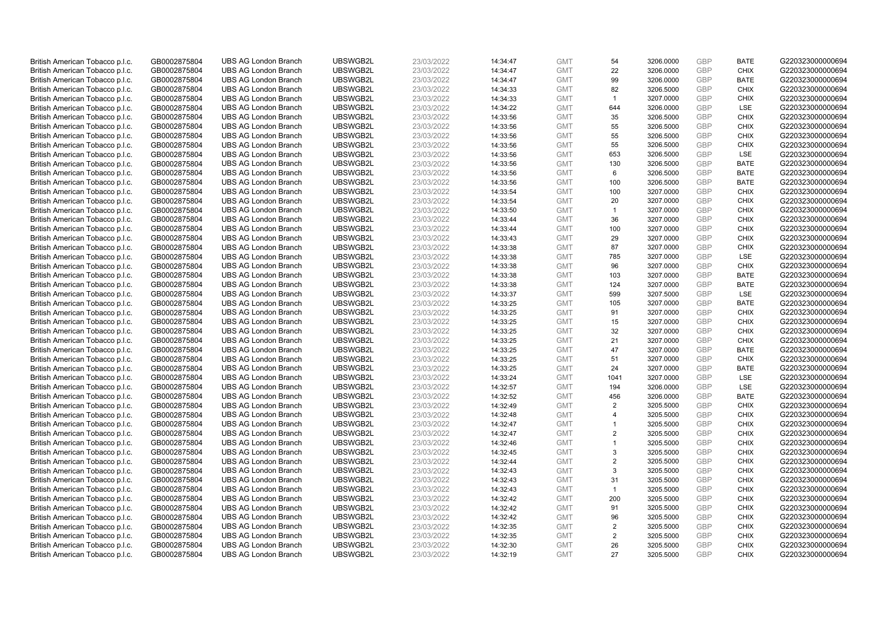| | | | | | | | | | | | |
|---|---|---|---|---|---|---|---|---|---|---|---|
| British American Tobacco p.l.c. | GB0002875804 | UBS AG London Branch | UBSWGB2L | 23/03/2022 | 14:34:47 | GMT | 54 | 3206.0000 | GBP | BATE | G220323000000694 |
| British American Tobacco p.l.c. | GB0002875804 | UBS AG London Branch | UBSWGB2L | 23/03/2022 | 14:34:47 | GMT | 22 | 3206.0000 | GBP | CHIX | G220323000000694 |
| British American Tobacco p.l.c. | GB0002875804 | UBS AG London Branch | UBSWGB2L | 23/03/2022 | 14:34:47 | GMT | 99 | 3206.0000 | GBP | BATE | G220323000000694 |
| British American Tobacco p.l.c. | GB0002875804 | UBS AG London Branch | UBSWGB2L | 23/03/2022 | 14:34:33 | GMT | 82 | 3206.5000 | GBP | CHIX | G220323000000694 |
| British American Tobacco p.l.c. | GB0002875804 | UBS AG London Branch | UBSWGB2L | 23/03/2022 | 14:34:33 | GMT | 1 | 3207.0000 | GBP | CHIX | G220323000000694 |
| British American Tobacco p.l.c. | GB0002875804 | UBS AG London Branch | UBSWGB2L | 23/03/2022 | 14:34:22 | GMT | 644 | 3206.0000 | GBP | LSE | G220323000000694 |
| British American Tobacco p.l.c. | GB0002875804 | UBS AG London Branch | UBSWGB2L | 23/03/2022 | 14:33:56 | GMT | 35 | 3206.5000 | GBP | CHIX | G220323000000694 |
| British American Tobacco p.l.c. | GB0002875804 | UBS AG London Branch | UBSWGB2L | 23/03/2022 | 14:33:56 | GMT | 55 | 3206.5000 | GBP | CHIX | G220323000000694 |
| British American Tobacco p.l.c. | GB0002875804 | UBS AG London Branch | UBSWGB2L | 23/03/2022 | 14:33:56 | GMT | 55 | 3206.5000 | GBP | CHIX | G220323000000694 |
| British American Tobacco p.l.c. | GB0002875804 | UBS AG London Branch | UBSWGB2L | 23/03/2022 | 14:33:56 | GMT | 55 | 3206.5000 | GBP | CHIX | G220323000000694 |
| British American Tobacco p.l.c. | GB0002875804 | UBS AG London Branch | UBSWGB2L | 23/03/2022 | 14:33:56 | GMT | 653 | 3206.5000 | GBP | LSE | G220323000000694 |
| British American Tobacco p.l.c. | GB0002875804 | UBS AG London Branch | UBSWGB2L | 23/03/2022 | 14:33:56 | GMT | 130 | 3206.5000 | GBP | BATE | G220323000000694 |
| British American Tobacco p.l.c. | GB0002875804 | UBS AG London Branch | UBSWGB2L | 23/03/2022 | 14:33:56 | GMT | 6 | 3206.5000 | GBP | BATE | G220323000000694 |
| British American Tobacco p.l.c. | GB0002875804 | UBS AG London Branch | UBSWGB2L | 23/03/2022 | 14:33:56 | GMT | 100 | 3206.5000 | GBP | BATE | G220323000000694 |
| British American Tobacco p.l.c. | GB0002875804 | UBS AG London Branch | UBSWGB2L | 23/03/2022 | 14:33:54 | GMT | 100 | 3207.0000 | GBP | CHIX | G220323000000694 |
| British American Tobacco p.l.c. | GB0002875804 | UBS AG London Branch | UBSWGB2L | 23/03/2022 | 14:33:54 | GMT | 20 | 3207.0000 | GBP | CHIX | G220323000000694 |
| British American Tobacco p.l.c. | GB0002875804 | UBS AG London Branch | UBSWGB2L | 23/03/2022 | 14:33:50 | GMT | 1 | 3207.0000 | GBP | CHIX | G220323000000694 |
| British American Tobacco p.l.c. | GB0002875804 | UBS AG London Branch | UBSWGB2L | 23/03/2022 | 14:33:44 | GMT | 36 | 3207.0000 | GBP | CHIX | G220323000000694 |
| British American Tobacco p.l.c. | GB0002875804 | UBS AG London Branch | UBSWGB2L | 23/03/2022 | 14:33:44 | GMT | 100 | 3207.0000 | GBP | CHIX | G220323000000694 |
| British American Tobacco p.l.c. | GB0002875804 | UBS AG London Branch | UBSWGB2L | 23/03/2022 | 14:33:43 | GMT | 29 | 3207.0000 | GBP | CHIX | G220323000000694 |
| British American Tobacco p.l.c. | GB0002875804 | UBS AG London Branch | UBSWGB2L | 23/03/2022 | 14:33:38 | GMT | 87 | 3207.0000 | GBP | CHIX | G220323000000694 |
| British American Tobacco p.l.c. | GB0002875804 | UBS AG London Branch | UBSWGB2L | 23/03/2022 | 14:33:38 | GMT | 785 | 3207.0000 | GBP | LSE | G220323000000694 |
| British American Tobacco p.l.c. | GB0002875804 | UBS AG London Branch | UBSWGB2L | 23/03/2022 | 14:33:38 | GMT | 96 | 3207.0000 | GBP | CHIX | G220323000000694 |
| British American Tobacco p.l.c. | GB0002875804 | UBS AG London Branch | UBSWGB2L | 23/03/2022 | 14:33:38 | GMT | 103 | 3207.0000 | GBP | BATE | G220323000000694 |
| British American Tobacco p.l.c. | GB0002875804 | UBS AG London Branch | UBSWGB2L | 23/03/2022 | 14:33:38 | GMT | 124 | 3207.0000 | GBP | BATE | G220323000000694 |
| British American Tobacco p.l.c. | GB0002875804 | UBS AG London Branch | UBSWGB2L | 23/03/2022 | 14:33:37 | GMT | 599 | 3207.5000 | GBP | LSE | G220323000000694 |
| British American Tobacco p.l.c. | GB0002875804 | UBS AG London Branch | UBSWGB2L | 23/03/2022 | 14:33:25 | GMT | 105 | 3207.0000 | GBP | BATE | G220323000000694 |
| British American Tobacco p.l.c. | GB0002875804 | UBS AG London Branch | UBSWGB2L | 23/03/2022 | 14:33:25 | GMT | 91 | 3207.0000 | GBP | CHIX | G220323000000694 |
| British American Tobacco p.l.c. | GB0002875804 | UBS AG London Branch | UBSWGB2L | 23/03/2022 | 14:33:25 | GMT | 15 | 3207.0000 | GBP | CHIX | G220323000000694 |
| British American Tobacco p.l.c. | GB0002875804 | UBS AG London Branch | UBSWGB2L | 23/03/2022 | 14:33:25 | GMT | 32 | 3207.0000 | GBP | CHIX | G220323000000694 |
| British American Tobacco p.l.c. | GB0002875804 | UBS AG London Branch | UBSWGB2L | 23/03/2022 | 14:33:25 | GMT | 21 | 3207.0000 | GBP | CHIX | G220323000000694 |
| British American Tobacco p.l.c. | GB0002875804 | UBS AG London Branch | UBSWGB2L | 23/03/2022 | 14:33:25 | GMT | 47 | 3207.0000 | GBP | BATE | G220323000000694 |
| British American Tobacco p.l.c. | GB0002875804 | UBS AG London Branch | UBSWGB2L | 23/03/2022 | 14:33:25 | GMT | 51 | 3207.0000 | GBP | CHIX | G220323000000694 |
| British American Tobacco p.l.c. | GB0002875804 | UBS AG London Branch | UBSWGB2L | 23/03/2022 | 14:33:25 | GMT | 24 | 3207.0000 | GBP | BATE | G220323000000694 |
| British American Tobacco p.l.c. | GB0002875804 | UBS AG London Branch | UBSWGB2L | 23/03/2022 | 14:33:24 | GMT | 1041 | 3207.0000 | GBP | LSE | G220323000000694 |
| British American Tobacco p.l.c. | GB0002875804 | UBS AG London Branch | UBSWGB2L | 23/03/2022 | 14:32:57 | GMT | 194 | 3206.0000 | GBP | LSE | G220323000000694 |
| British American Tobacco p.l.c. | GB0002875804 | UBS AG London Branch | UBSWGB2L | 23/03/2022 | 14:32:52 | GMT | 456 | 3206.0000 | GBP | BATE | G220323000000694 |
| British American Tobacco p.l.c. | GB0002875804 | UBS AG London Branch | UBSWGB2L | 23/03/2022 | 14:32:49 | GMT | 2 | 3205.5000 | GBP | CHIX | G220323000000694 |
| British American Tobacco p.l.c. | GB0002875804 | UBS AG London Branch | UBSWGB2L | 23/03/2022 | 14:32:48 | GMT | 4 | 3205.5000 | GBP | CHIX | G220323000000694 |
| British American Tobacco p.l.c. | GB0002875804 | UBS AG London Branch | UBSWGB2L | 23/03/2022 | 14:32:47 | GMT | 1 | 3205.5000 | GBP | CHIX | G220323000000694 |
| British American Tobacco p.l.c. | GB0002875804 | UBS AG London Branch | UBSWGB2L | 23/03/2022 | 14:32:47 | GMT | 2 | 3205.5000 | GBP | CHIX | G220323000000694 |
| British American Tobacco p.l.c. | GB0002875804 | UBS AG London Branch | UBSWGB2L | 23/03/2022 | 14:32:46 | GMT | 1 | 3205.5000 | GBP | CHIX | G220323000000694 |
| British American Tobacco p.l.c. | GB0002875804 | UBS AG London Branch | UBSWGB2L | 23/03/2022 | 14:32:45 | GMT | 3 | 3205.5000 | GBP | CHIX | G220323000000694 |
| British American Tobacco p.l.c. | GB0002875804 | UBS AG London Branch | UBSWGB2L | 23/03/2022 | 14:32:44 | GMT | 2 | 3205.5000 | GBP | CHIX | G220323000000694 |
| British American Tobacco p.l.c. | GB0002875804 | UBS AG London Branch | UBSWGB2L | 23/03/2022 | 14:32:43 | GMT | 3 | 3205.5000 | GBP | CHIX | G220323000000694 |
| British American Tobacco p.l.c. | GB0002875804 | UBS AG London Branch | UBSWGB2L | 23/03/2022 | 14:32:43 | GMT | 31 | 3205.5000 | GBP | CHIX | G220323000000694 |
| British American Tobacco p.l.c. | GB0002875804 | UBS AG London Branch | UBSWGB2L | 23/03/2022 | 14:32:43 | GMT | 1 | 3205.5000 | GBP | CHIX | G220323000000694 |
| British American Tobacco p.l.c. | GB0002875804 | UBS AG London Branch | UBSWGB2L | 23/03/2022 | 14:32:42 | GMT | 200 | 3205.5000 | GBP | CHIX | G220323000000694 |
| British American Tobacco p.l.c. | GB0002875804 | UBS AG London Branch | UBSWGB2L | 23/03/2022 | 14:32:42 | GMT | 91 | 3205.5000 | GBP | CHIX | G220323000000694 |
| British American Tobacco p.l.c. | GB0002875804 | UBS AG London Branch | UBSWGB2L | 23/03/2022 | 14:32:42 | GMT | 96 | 3205.5000 | GBP | CHIX | G220323000000694 |
| British American Tobacco p.l.c. | GB0002875804 | UBS AG London Branch | UBSWGB2L | 23/03/2022 | 14:32:35 | GMT | 2 | 3205.5000 | GBP | CHIX | G220323000000694 |
| British American Tobacco p.l.c. | GB0002875804 | UBS AG London Branch | UBSWGB2L | 23/03/2022 | 14:32:35 | GMT | 2 | 3205.5000 | GBP | CHIX | G220323000000694 |
| British American Tobacco p.l.c. | GB0002875804 | UBS AG London Branch | UBSWGB2L | 23/03/2022 | 14:32:30 | GMT | 26 | 3205.5000 | GBP | CHIX | G220323000000694 |
| British American Tobacco p.l.c. | GB0002875804 | UBS AG London Branch | UBSWGB2L | 23/03/2022 | 14:32:19 | GMT | 27 | 3205.5000 | GBP | CHIX | G220323000000694 |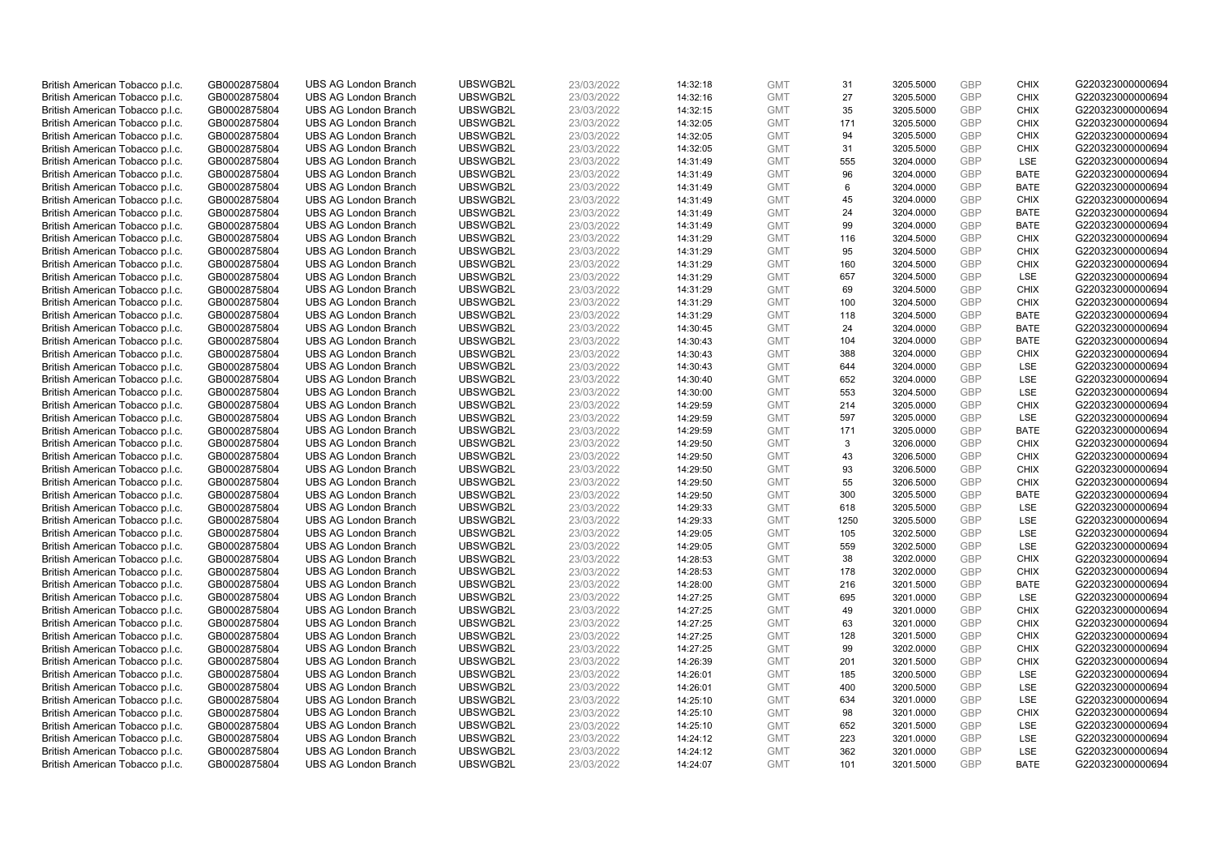| British American Tobacco p.l.c. | GB0002875804 | UBS AG London Branch | UBSWGB2L | 23/03/2022 | 14:32:18 | GMT | 31 | 3205.5000 | GBP | CHIX | G220323000000694 |
|---|---|---|---|---|---|---|---|---|---|---|---|
| British American Tobacco p.l.c. | GB0002875804 | UBS AG London Branch | UBSWGB2L | 23/03/2022 | 14:32:16 | GMT | 27 | 3205.5000 | GBP | CHIX | G220323000000694 |
| British American Tobacco p.l.c. | GB0002875804 | UBS AG London Branch | UBSWGB2L | 23/03/2022 | 14:32:15 | GMT | 35 | 3205.5000 | GBP | CHIX | G220323000000694 |
| British American Tobacco p.l.c. | GB0002875804 | UBS AG London Branch | UBSWGB2L | 23/03/2022 | 14:32:05 | GMT | 171 | 3205.5000 | GBP | CHIX | G220323000000694 |
| British American Tobacco p.l.c. | GB0002875804 | UBS AG London Branch | UBSWGB2L | 23/03/2022 | 14:32:05 | GMT | 94 | 3205.5000 | GBP | CHIX | G220323000000694 |
| British American Tobacco p.l.c. | GB0002875804 | UBS AG London Branch | UBSWGB2L | 23/03/2022 | 14:32:05 | GMT | 31 | 3205.5000 | GBP | CHIX | G220323000000694 |
| British American Tobacco p.l.c. | GB0002875804 | UBS AG London Branch | UBSWGB2L | 23/03/2022 | 14:31:49 | GMT | 555 | 3204.0000 | GBP | LSE | G220323000000694 |
| British American Tobacco p.l.c. | GB0002875804 | UBS AG London Branch | UBSWGB2L | 23/03/2022 | 14:31:49 | GMT | 96 | 3204.0000 | GBP | BATE | G220323000000694 |
| British American Tobacco p.l.c. | GB0002875804 | UBS AG London Branch | UBSWGB2L | 23/03/2022 | 14:31:49 | GMT | 6 | 3204.0000 | GBP | BATE | G220323000000694 |
| British American Tobacco p.l.c. | GB0002875804 | UBS AG London Branch | UBSWGB2L | 23/03/2022 | 14:31:49 | GMT | 45 | 3204.0000 | GBP | CHIX | G220323000000694 |
| British American Tobacco p.l.c. | GB0002875804 | UBS AG London Branch | UBSWGB2L | 23/03/2022 | 14:31:49 | GMT | 24 | 3204.0000 | GBP | BATE | G220323000000694 |
| British American Tobacco p.l.c. | GB0002875804 | UBS AG London Branch | UBSWGB2L | 23/03/2022 | 14:31:49 | GMT | 99 | 3204.0000 | GBP | BATE | G220323000000694 |
| British American Tobacco p.l.c. | GB0002875804 | UBS AG London Branch | UBSWGB2L | 23/03/2022 | 14:31:29 | GMT | 116 | 3204.5000 | GBP | CHIX | G220323000000694 |
| British American Tobacco p.l.c. | GB0002875804 | UBS AG London Branch | UBSWGB2L | 23/03/2022 | 14:31:29 | GMT | 95 | 3204.5000 | GBP | CHIX | G220323000000694 |
| British American Tobacco p.l.c. | GB0002875804 | UBS AG London Branch | UBSWGB2L | 23/03/2022 | 14:31:29 | GMT | 160 | 3204.5000 | GBP | CHIX | G220323000000694 |
| British American Tobacco p.l.c. | GB0002875804 | UBS AG London Branch | UBSWGB2L | 23/03/2022 | 14:31:29 | GMT | 657 | 3204.5000 | GBP | LSE | G220323000000694 |
| British American Tobacco p.l.c. | GB0002875804 | UBS AG London Branch | UBSWGB2L | 23/03/2022 | 14:31:29 | GMT | 69 | 3204.5000 | GBP | CHIX | G220323000000694 |
| British American Tobacco p.l.c. | GB0002875804 | UBS AG London Branch | UBSWGB2L | 23/03/2022 | 14:31:29 | GMT | 100 | 3204.5000 | GBP | CHIX | G220323000000694 |
| British American Tobacco p.l.c. | GB0002875804 | UBS AG London Branch | UBSWGB2L | 23/03/2022 | 14:31:29 | GMT | 118 | 3204.5000 | GBP | BATE | G220323000000694 |
| British American Tobacco p.l.c. | GB0002875804 | UBS AG London Branch | UBSWGB2L | 23/03/2022 | 14:30:45 | GMT | 24 | 3204.0000 | GBP | BATE | G220323000000694 |
| British American Tobacco p.l.c. | GB0002875804 | UBS AG London Branch | UBSWGB2L | 23/03/2022 | 14:30:43 | GMT | 104 | 3204.0000 | GBP | BATE | G220323000000694 |
| British American Tobacco p.l.c. | GB0002875804 | UBS AG London Branch | UBSWGB2L | 23/03/2022 | 14:30:43 | GMT | 388 | 3204.0000 | GBP | CHIX | G220323000000694 |
| British American Tobacco p.l.c. | GB0002875804 | UBS AG London Branch | UBSWGB2L | 23/03/2022 | 14:30:43 | GMT | 644 | 3204.0000 | GBP | LSE | G220323000000694 |
| British American Tobacco p.l.c. | GB0002875804 | UBS AG London Branch | UBSWGB2L | 23/03/2022 | 14:30:40 | GMT | 652 | 3204.0000 | GBP | LSE | G220323000000694 |
| British American Tobacco p.l.c. | GB0002875804 | UBS AG London Branch | UBSWGB2L | 23/03/2022 | 14:30:00 | GMT | 553 | 3204.5000 | GBP | LSE | G220323000000694 |
| British American Tobacco p.l.c. | GB0002875804 | UBS AG London Branch | UBSWGB2L | 23/03/2022 | 14:29:59 | GMT | 214 | 3205.0000 | GBP | CHIX | G220323000000694 |
| British American Tobacco p.l.c. | GB0002875804 | UBS AG London Branch | UBSWGB2L | 23/03/2022 | 14:29:59 | GMT | 597 | 3205.0000 | GBP | LSE | G220323000000694 |
| British American Tobacco p.l.c. | GB0002875804 | UBS AG London Branch | UBSWGB2L | 23/03/2022 | 14:29:59 | GMT | 171 | 3205.0000 | GBP | BATE | G220323000000694 |
| British American Tobacco p.l.c. | GB0002875804 | UBS AG London Branch | UBSWGB2L | 23/03/2022 | 14:29:50 | GMT | 3 | 3206.0000 | GBP | CHIX | G220323000000694 |
| British American Tobacco p.l.c. | GB0002875804 | UBS AG London Branch | UBSWGB2L | 23/03/2022 | 14:29:50 | GMT | 43 | 3206.5000 | GBP | CHIX | G220323000000694 |
| British American Tobacco p.l.c. | GB0002875804 | UBS AG London Branch | UBSWGB2L | 23/03/2022 | 14:29:50 | GMT | 93 | 3206.5000 | GBP | CHIX | G220323000000694 |
| British American Tobacco p.l.c. | GB0002875804 | UBS AG London Branch | UBSWGB2L | 23/03/2022 | 14:29:50 | GMT | 55 | 3206.5000 | GBP | CHIX | G220323000000694 |
| British American Tobacco p.l.c. | GB0002875804 | UBS AG London Branch | UBSWGB2L | 23/03/2022 | 14:29:50 | GMT | 300 | 3205.5000 | GBP | BATE | G220323000000694 |
| British American Tobacco p.l.c. | GB0002875804 | UBS AG London Branch | UBSWGB2L | 23/03/2022 | 14:29:33 | GMT | 618 | 3205.5000 | GBP | LSE | G220323000000694 |
| British American Tobacco p.l.c. | GB0002875804 | UBS AG London Branch | UBSWGB2L | 23/03/2022 | 14:29:33 | GMT | 1250 | 3205.5000 | GBP | LSE | G220323000000694 |
| British American Tobacco p.l.c. | GB0002875804 | UBS AG London Branch | UBSWGB2L | 23/03/2022 | 14:29:05 | GMT | 105 | 3202.5000 | GBP | LSE | G220323000000694 |
| British American Tobacco p.l.c. | GB0002875804 | UBS AG London Branch | UBSWGB2L | 23/03/2022 | 14:29:05 | GMT | 559 | 3202.5000 | GBP | LSE | G220323000000694 |
| British American Tobacco p.l.c. | GB0002875804 | UBS AG London Branch | UBSWGB2L | 23/03/2022 | 14:28:53 | GMT | 38 | 3202.0000 | GBP | CHIX | G220323000000694 |
| British American Tobacco p.l.c. | GB0002875804 | UBS AG London Branch | UBSWGB2L | 23/03/2022 | 14:28:53 | GMT | 178 | 3202.0000 | GBP | CHIX | G220323000000694 |
| British American Tobacco p.l.c. | GB0002875804 | UBS AG London Branch | UBSWGB2L | 23/03/2022 | 14:28:00 | GMT | 216 | 3201.5000 | GBP | BATE | G220323000000694 |
| British American Tobacco p.l.c. | GB0002875804 | UBS AG London Branch | UBSWGB2L | 23/03/2022 | 14:27:25 | GMT | 695 | 3201.0000 | GBP | LSE | G220323000000694 |
| British American Tobacco p.l.c. | GB0002875804 | UBS AG London Branch | UBSWGB2L | 23/03/2022 | 14:27:25 | GMT | 49 | 3201.0000 | GBP | CHIX | G220323000000694 |
| British American Tobacco p.l.c. | GB0002875804 | UBS AG London Branch | UBSWGB2L | 23/03/2022 | 14:27:25 | GMT | 63 | 3201.0000 | GBP | CHIX | G220323000000694 |
| British American Tobacco p.l.c. | GB0002875804 | UBS AG London Branch | UBSWGB2L | 23/03/2022 | 14:27:25 | GMT | 128 | 3201.5000 | GBP | CHIX | G220323000000694 |
| British American Tobacco p.l.c. | GB0002875804 | UBS AG London Branch | UBSWGB2L | 23/03/2022 | 14:27:25 | GMT | 99 | 3202.0000 | GBP | CHIX | G220323000000694 |
| British American Tobacco p.l.c. | GB0002875804 | UBS AG London Branch | UBSWGB2L | 23/03/2022 | 14:26:39 | GMT | 201 | 3201.5000 | GBP | CHIX | G220323000000694 |
| British American Tobacco p.l.c. | GB0002875804 | UBS AG London Branch | UBSWGB2L | 23/03/2022 | 14:26:01 | GMT | 185 | 3200.5000 | GBP | LSE | G220323000000694 |
| British American Tobacco p.l.c. | GB0002875804 | UBS AG London Branch | UBSWGB2L | 23/03/2022 | 14:26:01 | GMT | 400 | 3200.5000 | GBP | LSE | G220323000000694 |
| British American Tobacco p.l.c. | GB0002875804 | UBS AG London Branch | UBSWGB2L | 23/03/2022 | 14:25:10 | GMT | 634 | 3201.0000 | GBP | LSE | G220323000000694 |
| British American Tobacco p.l.c. | GB0002875804 | UBS AG London Branch | UBSWGB2L | 23/03/2022 | 14:25:10 | GMT | 98 | 3201.0000 | GBP | CHIX | G220323000000694 |
| British American Tobacco p.l.c. | GB0002875804 | UBS AG London Branch | UBSWGB2L | 23/03/2022 | 14:25:10 | GMT | 652 | 3201.5000 | GBP | LSE | G220323000000694 |
| British American Tobacco p.l.c. | GB0002875804 | UBS AG London Branch | UBSWGB2L | 23/03/2022 | 14:24:12 | GMT | 223 | 3201.0000 | GBP | LSE | G220323000000694 |
| British American Tobacco p.l.c. | GB0002875804 | UBS AG London Branch | UBSWGB2L | 23/03/2022 | 14:24:12 | GMT | 362 | 3201.0000 | GBP | LSE | G220323000000694 |
| British American Tobacco p.l.c. | GB0002875804 | UBS AG London Branch | UBSWGB2L | 23/03/2022 | 14:24:07 | GMT | 101 | 3201.5000 | GBP | BATE | G220323000000694 |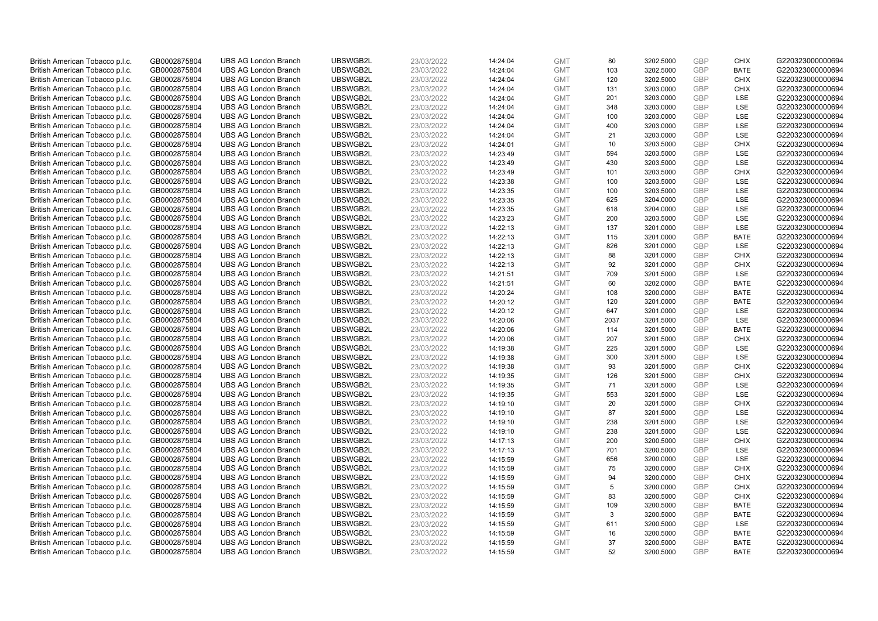| | | | | | | | | | | | |
|---|---|---|---|---|---|---|---|---|---|---|---|
| British American Tobacco p.l.c. | GB0002875804 | UBS AG London Branch | UBSWGB2L | 23/03/2022 | 14:24:04 | GMT | 80 | 3202.5000 | GBP | CHIX | G220323000000694 |
| British American Tobacco p.l.c. | GB0002875804 | UBS AG London Branch | UBSWGB2L | 23/03/2022 | 14:24:04 | GMT | 103 | 3202.5000 | GBP | BATE | G220323000000694 |
| British American Tobacco p.l.c. | GB0002875804 | UBS AG London Branch | UBSWGB2L | 23/03/2022 | 14:24:04 | GMT | 120 | 3202.5000 | GBP | CHIX | G220323000000694 |
| British American Tobacco p.l.c. | GB0002875804 | UBS AG London Branch | UBSWGB2L | 23/03/2022 | 14:24:04 | GMT | 131 | 3203.0000 | GBP | CHIX | G220323000000694 |
| British American Tobacco p.l.c. | GB0002875804 | UBS AG London Branch | UBSWGB2L | 23/03/2022 | 14:24:04 | GMT | 201 | 3203.0000 | GBP | LSE | G220323000000694 |
| British American Tobacco p.l.c. | GB0002875804 | UBS AG London Branch | UBSWGB2L | 23/03/2022 | 14:24:04 | GMT | 348 | 3203.0000 | GBP | LSE | G220323000000694 |
| British American Tobacco p.l.c. | GB0002875804 | UBS AG London Branch | UBSWGB2L | 23/03/2022 | 14:24:04 | GMT | 100 | 3203.0000 | GBP | LSE | G220323000000694 |
| British American Tobacco p.l.c. | GB0002875804 | UBS AG London Branch | UBSWGB2L | 23/03/2022 | 14:24:04 | GMT | 400 | 3203.0000 | GBP | LSE | G220323000000694 |
| British American Tobacco p.l.c. | GB0002875804 | UBS AG London Branch | UBSWGB2L | 23/03/2022 | 14:24:04 | GMT | 21 | 3203.0000 | GBP | LSE | G220323000000694 |
| British American Tobacco p.l.c. | GB0002875804 | UBS AG London Branch | UBSWGB2L | 23/03/2022 | 14:24:01 | GMT | 10 | 3203.5000 | GBP | CHIX | G220323000000694 |
| British American Tobacco p.l.c. | GB0002875804 | UBS AG London Branch | UBSWGB2L | 23/03/2022 | 14:23:49 | GMT | 594 | 3203.5000 | GBP | LSE | G220323000000694 |
| British American Tobacco p.l.c. | GB0002875804 | UBS AG London Branch | UBSWGB2L | 23/03/2022 | 14:23:49 | GMT | 430 | 3203.5000 | GBP | LSE | G220323000000694 |
| British American Tobacco p.l.c. | GB0002875804 | UBS AG London Branch | UBSWGB2L | 23/03/2022 | 14:23:49 | GMT | 101 | 3203.5000 | GBP | CHIX | G220323000000694 |
| British American Tobacco p.l.c. | GB0002875804 | UBS AG London Branch | UBSWGB2L | 23/03/2022 | 14:23:38 | GMT | 100 | 3203.5000 | GBP | LSE | G220323000000694 |
| British American Tobacco p.l.c. | GB0002875804 | UBS AG London Branch | UBSWGB2L | 23/03/2022 | 14:23:35 | GMT | 100 | 3203.5000 | GBP | LSE | G220323000000694 |
| British American Tobacco p.l.c. | GB0002875804 | UBS AG London Branch | UBSWGB2L | 23/03/2022 | 14:23:35 | GMT | 625 | 3204.0000 | GBP | LSE | G220323000000694 |
| British American Tobacco p.l.c. | GB0002875804 | UBS AG London Branch | UBSWGB2L | 23/03/2022 | 14:23:35 | GMT | 618 | 3204.0000 | GBP | LSE | G220323000000694 |
| British American Tobacco p.l.c. | GB0002875804 | UBS AG London Branch | UBSWGB2L | 23/03/2022 | 14:23:23 | GMT | 200 | 3203.5000 | GBP | LSE | G220323000000694 |
| British American Tobacco p.l.c. | GB0002875804 | UBS AG London Branch | UBSWGB2L | 23/03/2022 | 14:22:13 | GMT | 137 | 3201.0000 | GBP | LSE | G220323000000694 |
| British American Tobacco p.l.c. | GB0002875804 | UBS AG London Branch | UBSWGB2L | 23/03/2022 | 14:22:13 | GMT | 115 | 3201.0000 | GBP | BATE | G220323000000694 |
| British American Tobacco p.l.c. | GB0002875804 | UBS AG London Branch | UBSWGB2L | 23/03/2022 | 14:22:13 | GMT | 826 | 3201.0000 | GBP | LSE | G220323000000694 |
| British American Tobacco p.l.c. | GB0002875804 | UBS AG London Branch | UBSWGB2L | 23/03/2022 | 14:22:13 | GMT | 88 | 3201.0000 | GBP | CHIX | G220323000000694 |
| British American Tobacco p.l.c. | GB0002875804 | UBS AG London Branch | UBSWGB2L | 23/03/2022 | 14:22:13 | GMT | 92 | 3201.0000 | GBP | CHIX | G220323000000694 |
| British American Tobacco p.l.c. | GB0002875804 | UBS AG London Branch | UBSWGB2L | 23/03/2022 | 14:21:51 | GMT | 709 | 3201.5000 | GBP | LSE | G220323000000694 |
| British American Tobacco p.l.c. | GB0002875804 | UBS AG London Branch | UBSWGB2L | 23/03/2022 | 14:21:51 | GMT | 60 | 3202.0000 | GBP | BATE | G220323000000694 |
| British American Tobacco p.l.c. | GB0002875804 | UBS AG London Branch | UBSWGB2L | 23/03/2022 | 14:20:24 | GMT | 108 | 3200.0000 | GBP | BATE | G220323000000694 |
| British American Tobacco p.l.c. | GB0002875804 | UBS AG London Branch | UBSWGB2L | 23/03/2022 | 14:20:12 | GMT | 120 | 3201.0000 | GBP | BATE | G220323000000694 |
| British American Tobacco p.l.c. | GB0002875804 | UBS AG London Branch | UBSWGB2L | 23/03/2022 | 14:20:12 | GMT | 647 | 3201.0000 | GBP | LSE | G220323000000694 |
| British American Tobacco p.l.c. | GB0002875804 | UBS AG London Branch | UBSWGB2L | 23/03/2022 | 14:20:06 | GMT | 2037 | 3201.5000 | GBP | LSE | G220323000000694 |
| British American Tobacco p.l.c. | GB0002875804 | UBS AG London Branch | UBSWGB2L | 23/03/2022 | 14:20:06 | GMT | 114 | 3201.5000 | GBP | BATE | G220323000000694 |
| British American Tobacco p.l.c. | GB0002875804 | UBS AG London Branch | UBSWGB2L | 23/03/2022 | 14:20:06 | GMT | 207 | 3201.5000 | GBP | CHIX | G220323000000694 |
| British American Tobacco p.l.c. | GB0002875804 | UBS AG London Branch | UBSWGB2L | 23/03/2022 | 14:19:38 | GMT | 225 | 3201.5000 | GBP | LSE | G220323000000694 |
| British American Tobacco p.l.c. | GB0002875804 | UBS AG London Branch | UBSWGB2L | 23/03/2022 | 14:19:38 | GMT | 300 | 3201.5000 | GBP | LSE | G220323000000694 |
| British American Tobacco p.l.c. | GB0002875804 | UBS AG London Branch | UBSWGB2L | 23/03/2022 | 14:19:38 | GMT | 93 | 3201.5000 | GBP | CHIX | G220323000000694 |
| British American Tobacco p.l.c. | GB0002875804 | UBS AG London Branch | UBSWGB2L | 23/03/2022 | 14:19:35 | GMT | 126 | 3201.5000 | GBP | CHIX | G220323000000694 |
| British American Tobacco p.l.c. | GB0002875804 | UBS AG London Branch | UBSWGB2L | 23/03/2022 | 14:19:35 | GMT | 71 | 3201.5000 | GBP | LSE | G220323000000694 |
| British American Tobacco p.l.c. | GB0002875804 | UBS AG London Branch | UBSWGB2L | 23/03/2022 | 14:19:35 | GMT | 553 | 3201.5000 | GBP | LSE | G220323000000694 |
| British American Tobacco p.l.c. | GB0002875804 | UBS AG London Branch | UBSWGB2L | 23/03/2022 | 14:19:10 | GMT | 20 | 3201.5000 | GBP | CHIX | G220323000000694 |
| British American Tobacco p.l.c. | GB0002875804 | UBS AG London Branch | UBSWGB2L | 23/03/2022 | 14:19:10 | GMT | 87 | 3201.5000 | GBP | LSE | G220323000000694 |
| British American Tobacco p.l.c. | GB0002875804 | UBS AG London Branch | UBSWGB2L | 23/03/2022 | 14:19:10 | GMT | 238 | 3201.5000 | GBP | LSE | G220323000000694 |
| British American Tobacco p.l.c. | GB0002875804 | UBS AG London Branch | UBSWGB2L | 23/03/2022 | 14:19:10 | GMT | 238 | 3201.5000 | GBP | LSE | G220323000000694 |
| British American Tobacco p.l.c. | GB0002875804 | UBS AG London Branch | UBSWGB2L | 23/03/2022 | 14:17:13 | GMT | 200 | 3200.5000 | GBP | CHIX | G220323000000694 |
| British American Tobacco p.l.c. | GB0002875804 | UBS AG London Branch | UBSWGB2L | 23/03/2022 | 14:17:13 | GMT | 701 | 3200.5000 | GBP | LSE | G220323000000694 |
| British American Tobacco p.l.c. | GB0002875804 | UBS AG London Branch | UBSWGB2L | 23/03/2022 | 14:15:59 | GMT | 656 | 3200.0000 | GBP | LSE | G220323000000694 |
| British American Tobacco p.l.c. | GB0002875804 | UBS AG London Branch | UBSWGB2L | 23/03/2022 | 14:15:59 | GMT | 75 | 3200.0000 | GBP | CHIX | G220323000000694 |
| British American Tobacco p.l.c. | GB0002875804 | UBS AG London Branch | UBSWGB2L | 23/03/2022 | 14:15:59 | GMT | 94 | 3200.0000 | GBP | CHIX | G220323000000694 |
| British American Tobacco p.l.c. | GB0002875804 | UBS AG London Branch | UBSWGB2L | 23/03/2022 | 14:15:59 | GMT | 5 | 3200.0000 | GBP | CHIX | G220323000000694 |
| British American Tobacco p.l.c. | GB0002875804 | UBS AG London Branch | UBSWGB2L | 23/03/2022 | 14:15:59 | GMT | 83 | 3200.5000 | GBP | CHIX | G220323000000694 |
| British American Tobacco p.l.c. | GB0002875804 | UBS AG London Branch | UBSWGB2L | 23/03/2022 | 14:15:59 | GMT | 109 | 3200.5000 | GBP | BATE | G220323000000694 |
| British American Tobacco p.l.c. | GB0002875804 | UBS AG London Branch | UBSWGB2L | 23/03/2022 | 14:15:59 | GMT | 3 | 3200.5000 | GBP | BATE | G220323000000694 |
| British American Tobacco p.l.c. | GB0002875804 | UBS AG London Branch | UBSWGB2L | 23/03/2022 | 14:15:59 | GMT | 611 | 3200.5000 | GBP | LSE | G220323000000694 |
| British American Tobacco p.l.c. | GB0002875804 | UBS AG London Branch | UBSWGB2L | 23/03/2022 | 14:15:59 | GMT | 16 | 3200.5000 | GBP | BATE | G220323000000694 |
| British American Tobacco p.l.c. | GB0002875804 | UBS AG London Branch | UBSWGB2L | 23/03/2022 | 14:15:59 | GMT | 37 | 3200.5000 | GBP | BATE | G220323000000694 |
| British American Tobacco p.l.c. | GB0002875804 | UBS AG London Branch | UBSWGB2L | 23/03/2022 | 14:15:59 | GMT | 52 | 3200.5000 | GBP | BATE | G220323000000694 |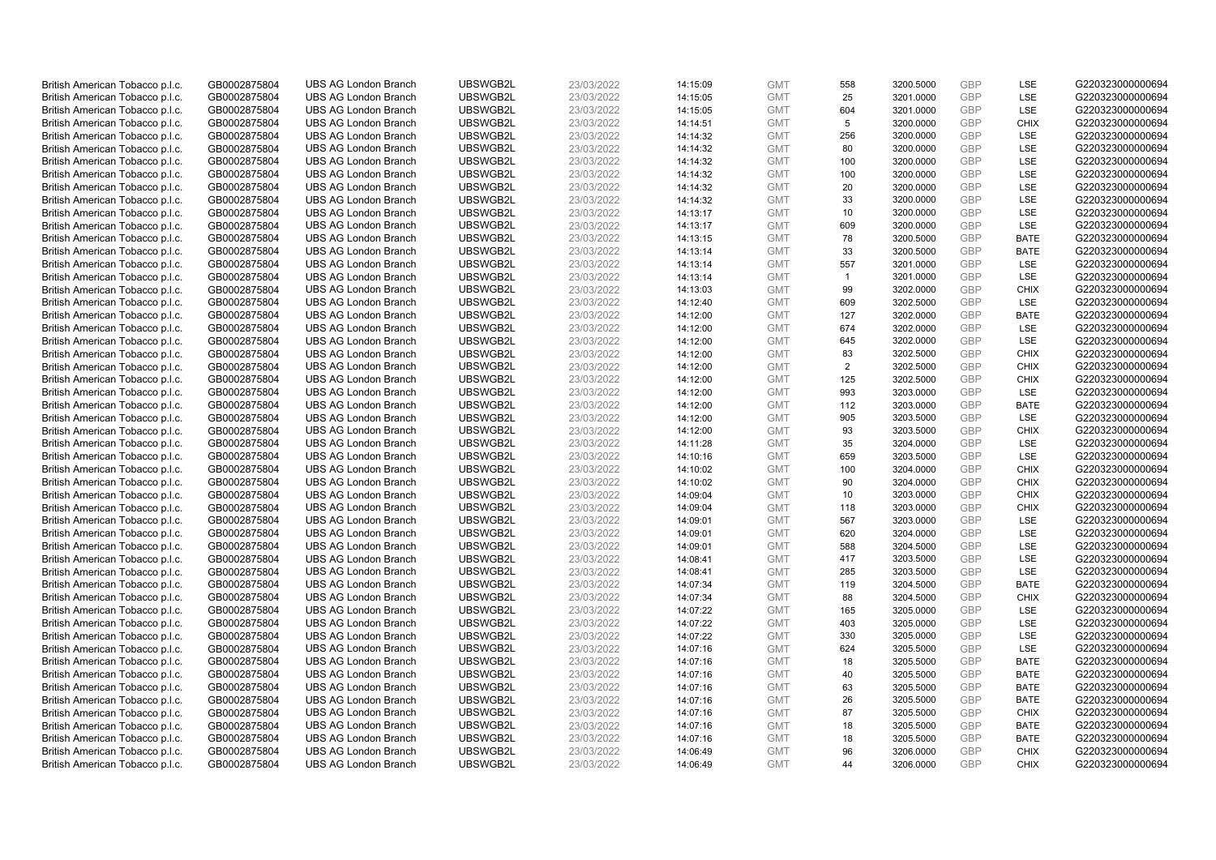| | | | | | | | | | | | |
|---|---|---|---|---|---|---|---|---|---|---|---|
| British American Tobacco p.l.c. | GB0002875804 | UBS AG London Branch | UBSWGB2L | 23/03/2022 | 14:15:09 | GMT | 558 | 3200.5000 | GBP | LSE | G220323000000694 |
| British American Tobacco p.l.c. | GB0002875804 | UBS AG London Branch | UBSWGB2L | 23/03/2022 | 14:15:05 | GMT | 25 | 3201.0000 | GBP | LSE | G220323000000694 |
| British American Tobacco p.l.c. | GB0002875804 | UBS AG London Branch | UBSWGB2L | 23/03/2022 | 14:15:05 | GMT | 604 | 3201.0000 | GBP | LSE | G220323000000694 |
| British American Tobacco p.l.c. | GB0002875804 | UBS AG London Branch | UBSWGB2L | 23/03/2022 | 14:14:51 | GMT | 5 | 3200.0000 | GBP | CHIX | G220323000000694 |
| British American Tobacco p.l.c. | GB0002875804 | UBS AG London Branch | UBSWGB2L | 23/03/2022 | 14:14:32 | GMT | 256 | 3200.0000 | GBP | LSE | G220323000000694 |
| British American Tobacco p.l.c. | GB0002875804 | UBS AG London Branch | UBSWGB2L | 23/03/2022 | 14:14:32 | GMT | 80 | 3200.0000 | GBP | LSE | G220323000000694 |
| British American Tobacco p.l.c. | GB0002875804 | UBS AG London Branch | UBSWGB2L | 23/03/2022 | 14:14:32 | GMT | 100 | 3200.0000 | GBP | LSE | G220323000000694 |
| British American Tobacco p.l.c. | GB0002875804 | UBS AG London Branch | UBSWGB2L | 23/03/2022 | 14:14:32 | GMT | 100 | 3200.0000 | GBP | LSE | G220323000000694 |
| British American Tobacco p.l.c. | GB0002875804 | UBS AG London Branch | UBSWGB2L | 23/03/2022 | 14:14:32 | GMT | 20 | 3200.0000 | GBP | LSE | G220323000000694 |
| British American Tobacco p.l.c. | GB0002875804 | UBS AG London Branch | UBSWGB2L | 23/03/2022 | 14:14:32 | GMT | 33 | 3200.0000 | GBP | LSE | G220323000000694 |
| British American Tobacco p.l.c. | GB0002875804 | UBS AG London Branch | UBSWGB2L | 23/03/2022 | 14:13:17 | GMT | 10 | 3200.0000 | GBP | LSE | G220323000000694 |
| British American Tobacco p.l.c. | GB0002875804 | UBS AG London Branch | UBSWGB2L | 23/03/2022 | 14:13:17 | GMT | 609 | 3200.0000 | GBP | LSE | G220323000000694 |
| British American Tobacco p.l.c. | GB0002875804 | UBS AG London Branch | UBSWGB2L | 23/03/2022 | 14:13:15 | GMT | 78 | 3200.5000 | GBP | BATE | G220323000000694 |
| British American Tobacco p.l.c. | GB0002875804 | UBS AG London Branch | UBSWGB2L | 23/03/2022 | 14:13:14 | GMT | 33 | 3200.5000 | GBP | BATE | G220323000000694 |
| British American Tobacco p.l.c. | GB0002875804 | UBS AG London Branch | UBSWGB2L | 23/03/2022 | 14:13:14 | GMT | 557 | 3201.0000 | GBP | LSE | G220323000000694 |
| British American Tobacco p.l.c. | GB0002875804 | UBS AG London Branch | UBSWGB2L | 23/03/2022 | 14:13:14 | GMT | 1 | 3201.0000 | GBP | LSE | G220323000000694 |
| British American Tobacco p.l.c. | GB0002875804 | UBS AG London Branch | UBSWGB2L | 23/03/2022 | 14:13:03 | GMT | 99 | 3202.0000 | GBP | CHIX | G220323000000694 |
| British American Tobacco p.l.c. | GB0002875804 | UBS AG London Branch | UBSWGB2L | 23/03/2022 | 14:12:40 | GMT | 609 | 3202.5000 | GBP | LSE | G220323000000694 |
| British American Tobacco p.l.c. | GB0002875804 | UBS AG London Branch | UBSWGB2L | 23/03/2022 | 14:12:00 | GMT | 127 | 3202.0000 | GBP | BATE | G220323000000694 |
| British American Tobacco p.l.c. | GB0002875804 | UBS AG London Branch | UBSWGB2L | 23/03/2022 | 14:12:00 | GMT | 674 | 3202.0000 | GBP | LSE | G220323000000694 |
| British American Tobacco p.l.c. | GB0002875804 | UBS AG London Branch | UBSWGB2L | 23/03/2022 | 14:12:00 | GMT | 645 | 3202.0000 | GBP | LSE | G220323000000694 |
| British American Tobacco p.l.c. | GB0002875804 | UBS AG London Branch | UBSWGB2L | 23/03/2022 | 14:12:00 | GMT | 83 | 3202.5000 | GBP | CHIX | G220323000000694 |
| British American Tobacco p.l.c. | GB0002875804 | UBS AG London Branch | UBSWGB2L | 23/03/2022 | 14:12:00 | GMT | 2 | 3202.5000 | GBP | CHIX | G220323000000694 |
| British American Tobacco p.l.c. | GB0002875804 | UBS AG London Branch | UBSWGB2L | 23/03/2022 | 14:12:00 | GMT | 125 | 3202.5000 | GBP | CHIX | G220323000000694 |
| British American Tobacco p.l.c. | GB0002875804 | UBS AG London Branch | UBSWGB2L | 23/03/2022 | 14:12:00 | GMT | 993 | 3203.0000 | GBP | LSE | G220323000000694 |
| British American Tobacco p.l.c. | GB0002875804 | UBS AG London Branch | UBSWGB2L | 23/03/2022 | 14:12:00 | GMT | 112 | 3203.0000 | GBP | BATE | G220323000000694 |
| British American Tobacco p.l.c. | GB0002875804 | UBS AG London Branch | UBSWGB2L | 23/03/2022 | 14:12:00 | GMT | 905 | 3203.5000 | GBP | LSE | G220323000000694 |
| British American Tobacco p.l.c. | GB0002875804 | UBS AG London Branch | UBSWGB2L | 23/03/2022 | 14:12:00 | GMT | 93 | 3203.5000 | GBP | CHIX | G220323000000694 |
| British American Tobacco p.l.c. | GB0002875804 | UBS AG London Branch | UBSWGB2L | 23/03/2022 | 14:11:28 | GMT | 35 | 3204.0000 | GBP | LSE | G220323000000694 |
| British American Tobacco p.l.c. | GB0002875804 | UBS AG London Branch | UBSWGB2L | 23/03/2022 | 14:10:16 | GMT | 659 | 3203.5000 | GBP | LSE | G220323000000694 |
| British American Tobacco p.l.c. | GB0002875804 | UBS AG London Branch | UBSWGB2L | 23/03/2022 | 14:10:02 | GMT | 100 | 3204.0000 | GBP | CHIX | G220323000000694 |
| British American Tobacco p.l.c. | GB0002875804 | UBS AG London Branch | UBSWGB2L | 23/03/2022 | 14:10:02 | GMT | 90 | 3204.0000 | GBP | CHIX | G220323000000694 |
| British American Tobacco p.l.c. | GB0002875804 | UBS AG London Branch | UBSWGB2L | 23/03/2022 | 14:09:04 | GMT | 10 | 3203.0000 | GBP | CHIX | G220323000000694 |
| British American Tobacco p.l.c. | GB0002875804 | UBS AG London Branch | UBSWGB2L | 23/03/2022 | 14:09:04 | GMT | 118 | 3203.0000 | GBP | CHIX | G220323000000694 |
| British American Tobacco p.l.c. | GB0002875804 | UBS AG London Branch | UBSWGB2L | 23/03/2022 | 14:09:01 | GMT | 567 | 3203.0000 | GBP | LSE | G220323000000694 |
| British American Tobacco p.l.c. | GB0002875804 | UBS AG London Branch | UBSWGB2L | 23/03/2022 | 14:09:01 | GMT | 620 | 3204.0000 | GBP | LSE | G220323000000694 |
| British American Tobacco p.l.c. | GB0002875804 | UBS AG London Branch | UBSWGB2L | 23/03/2022 | 14:09:01 | GMT | 588 | 3204.5000 | GBP | LSE | G220323000000694 |
| British American Tobacco p.l.c. | GB0002875804 | UBS AG London Branch | UBSWGB2L | 23/03/2022 | 14:08:41 | GMT | 417 | 3203.5000 | GBP | LSE | G220323000000694 |
| British American Tobacco p.l.c. | GB0002875804 | UBS AG London Branch | UBSWGB2L | 23/03/2022 | 14:08:41 | GMT | 285 | 3203.5000 | GBP | LSE | G220323000000694 |
| British American Tobacco p.l.c. | GB0002875804 | UBS AG London Branch | UBSWGB2L | 23/03/2022 | 14:07:34 | GMT | 119 | 3204.5000 | GBP | BATE | G220323000000694 |
| British American Tobacco p.l.c. | GB0002875804 | UBS AG London Branch | UBSWGB2L | 23/03/2022 | 14:07:34 | GMT | 88 | 3204.5000 | GBP | CHIX | G220323000000694 |
| British American Tobacco p.l.c. | GB0002875804 | UBS AG London Branch | UBSWGB2L | 23/03/2022 | 14:07:22 | GMT | 165 | 3205.0000 | GBP | LSE | G220323000000694 |
| British American Tobacco p.l.c. | GB0002875804 | UBS AG London Branch | UBSWGB2L | 23/03/2022 | 14:07:22 | GMT | 403 | 3205.0000 | GBP | LSE | G220323000000694 |
| British American Tobacco p.l.c. | GB0002875804 | UBS AG London Branch | UBSWGB2L | 23/03/2022 | 14:07:22 | GMT | 330 | 3205.0000 | GBP | LSE | G220323000000694 |
| British American Tobacco p.l.c. | GB0002875804 | UBS AG London Branch | UBSWGB2L | 23/03/2022 | 14:07:16 | GMT | 624 | 3205.5000 | GBP | LSE | G220323000000694 |
| British American Tobacco p.l.c. | GB0002875804 | UBS AG London Branch | UBSWGB2L | 23/03/2022 | 14:07:16 | GMT | 18 | 3205.5000 | GBP | BATE | G220323000000694 |
| British American Tobacco p.l.c. | GB0002875804 | UBS AG London Branch | UBSWGB2L | 23/03/2022 | 14:07:16 | GMT | 40 | 3205.5000 | GBP | BATE | G220323000000694 |
| British American Tobacco p.l.c. | GB0002875804 | UBS AG London Branch | UBSWGB2L | 23/03/2022 | 14:07:16 | GMT | 63 | 3205.5000 | GBP | BATE | G220323000000694 |
| British American Tobacco p.l.c. | GB0002875804 | UBS AG London Branch | UBSWGB2L | 23/03/2022 | 14:07:16 | GMT | 26 | 3205.5000 | GBP | BATE | G220323000000694 |
| British American Tobacco p.l.c. | GB0002875804 | UBS AG London Branch | UBSWGB2L | 23/03/2022 | 14:07:16 | GMT | 87 | 3205.5000 | GBP | CHIX | G220323000000694 |
| British American Tobacco p.l.c. | GB0002875804 | UBS AG London Branch | UBSWGB2L | 23/03/2022 | 14:07:16 | GMT | 18 | 3205.5000 | GBP | BATE | G220323000000694 |
| British American Tobacco p.l.c. | GB0002875804 | UBS AG London Branch | UBSWGB2L | 23/03/2022 | 14:07:16 | GMT | 18 | 3205.5000 | GBP | BATE | G220323000000694 |
| British American Tobacco p.l.c. | GB0002875804 | UBS AG London Branch | UBSWGB2L | 23/03/2022 | 14:06:49 | GMT | 96 | 3206.0000 | GBP | CHIX | G220323000000694 |
| British American Tobacco p.l.c. | GB0002875804 | UBS AG London Branch | UBSWGB2L | 23/03/2022 | 14:06:49 | GMT | 44 | 3206.0000 | GBP | CHIX | G220323000000694 |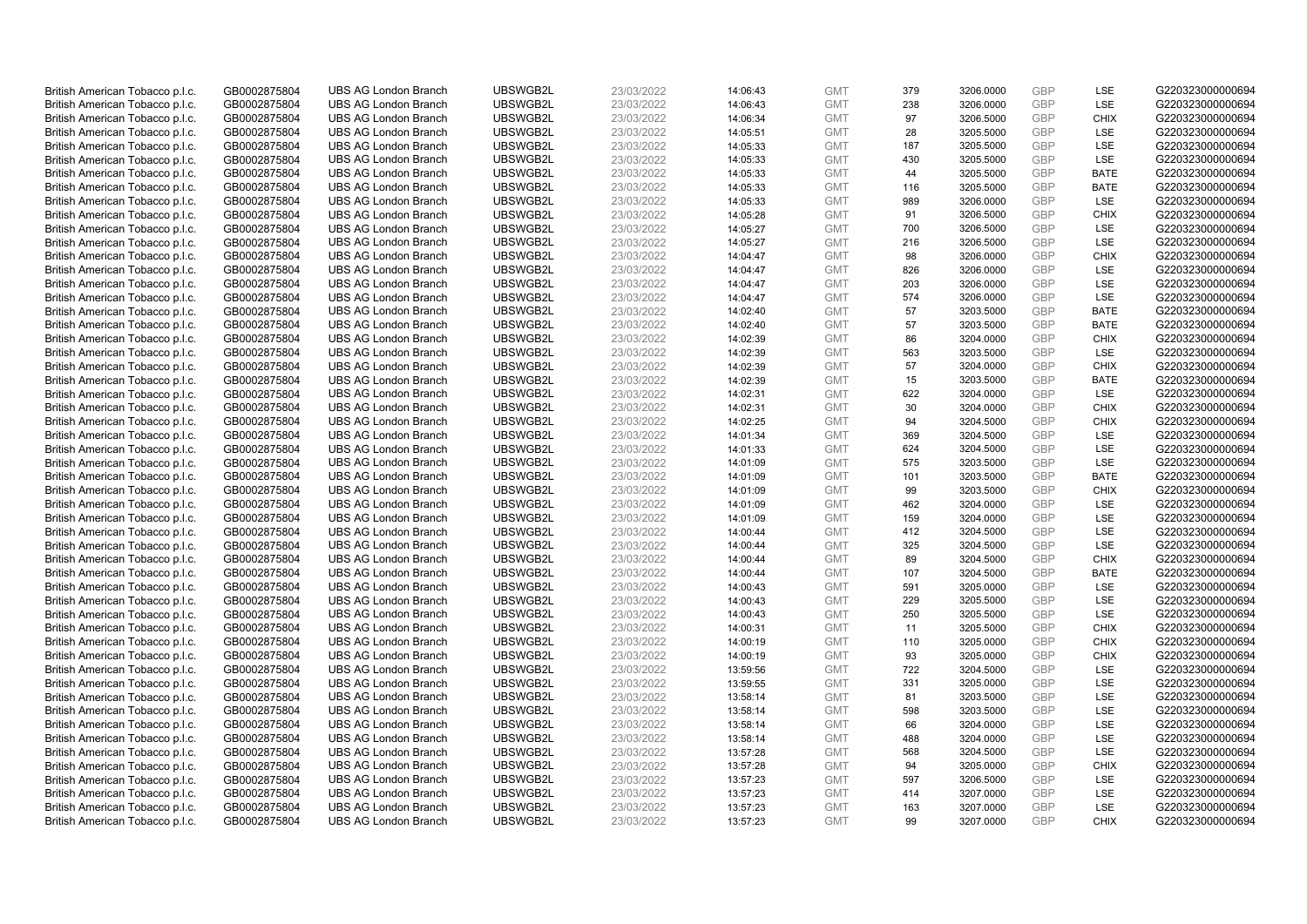| | | | | | | | | | | | |
|---|---|---|---|---|---|---|---|---|---|---|---|
| British American Tobacco p.l.c. | GB0002875804 | UBS AG London Branch | UBSWGB2L | 23/03/2022 | 14:06:43 | GMT | 379 | 3206.0000 | GBP | LSE | G220323000000694 |
| British American Tobacco p.l.c. | GB0002875804 | UBS AG London Branch | UBSWGB2L | 23/03/2022 | 14:06:43 | GMT | 238 | 3206.0000 | GBP | LSE | G220323000000694 |
| British American Tobacco p.l.c. | GB0002875804 | UBS AG London Branch | UBSWGB2L | 23/03/2022 | 14:06:34 | GMT | 97 | 3206.5000 | GBP | CHIX | G220323000000694 |
| British American Tobacco p.l.c. | GB0002875804 | UBS AG London Branch | UBSWGB2L | 23/03/2022 | 14:05:51 | GMT | 28 | 3205.5000 | GBP | LSE | G220323000000694 |
| British American Tobacco p.l.c. | GB0002875804 | UBS AG London Branch | UBSWGB2L | 23/03/2022 | 14:05:33 | GMT | 187 | 3205.5000 | GBP | LSE | G220323000000694 |
| British American Tobacco p.l.c. | GB0002875804 | UBS AG London Branch | UBSWGB2L | 23/03/2022 | 14:05:33 | GMT | 430 | 3205.5000 | GBP | LSE | G220323000000694 |
| British American Tobacco p.l.c. | GB0002875804 | UBS AG London Branch | UBSWGB2L | 23/03/2022 | 14:05:33 | GMT | 44 | 3205.5000 | GBP | BATE | G220323000000694 |
| British American Tobacco p.l.c. | GB0002875804 | UBS AG London Branch | UBSWGB2L | 23/03/2022 | 14:05:33 | GMT | 116 | 3205.5000 | GBP | BATE | G220323000000694 |
| British American Tobacco p.l.c. | GB0002875804 | UBS AG London Branch | UBSWGB2L | 23/03/2022 | 14:05:33 | GMT | 989 | 3206.0000 | GBP | LSE | G220323000000694 |
| British American Tobacco p.l.c. | GB0002875804 | UBS AG London Branch | UBSWGB2L | 23/03/2022 | 14:05:28 | GMT | 91 | 3206.5000 | GBP | CHIX | G220323000000694 |
| British American Tobacco p.l.c. | GB0002875804 | UBS AG London Branch | UBSWGB2L | 23/03/2022 | 14:05:27 | GMT | 700 | 3206.5000 | GBP | LSE | G220323000000694 |
| British American Tobacco p.l.c. | GB0002875804 | UBS AG London Branch | UBSWGB2L | 23/03/2022 | 14:05:27 | GMT | 216 | 3206.5000 | GBP | LSE | G220323000000694 |
| British American Tobacco p.l.c. | GB0002875804 | UBS AG London Branch | UBSWGB2L | 23/03/2022 | 14:04:47 | GMT | 98 | 3206.0000 | GBP | CHIX | G220323000000694 |
| British American Tobacco p.l.c. | GB0002875804 | UBS AG London Branch | UBSWGB2L | 23/03/2022 | 14:04:47 | GMT | 826 | 3206.0000 | GBP | LSE | G220323000000694 |
| British American Tobacco p.l.c. | GB0002875804 | UBS AG London Branch | UBSWGB2L | 23/03/2022 | 14:04:47 | GMT | 203 | 3206.0000 | GBP | LSE | G220323000000694 |
| British American Tobacco p.l.c. | GB0002875804 | UBS AG London Branch | UBSWGB2L | 23/03/2022 | 14:04:47 | GMT | 574 | 3206.0000 | GBP | LSE | G220323000000694 |
| British American Tobacco p.l.c. | GB0002875804 | UBS AG London Branch | UBSWGB2L | 23/03/2022 | 14:02:40 | GMT | 57 | 3203.5000 | GBP | BATE | G220323000000694 |
| British American Tobacco p.l.c. | GB0002875804 | UBS AG London Branch | UBSWGB2L | 23/03/2022 | 14:02:40 | GMT | 57 | 3203.5000 | GBP | BATE | G220323000000694 |
| British American Tobacco p.l.c. | GB0002875804 | UBS AG London Branch | UBSWGB2L | 23/03/2022 | 14:02:39 | GMT | 86 | 3204.0000 | GBP | CHIX | G220323000000694 |
| British American Tobacco p.l.c. | GB0002875804 | UBS AG London Branch | UBSWGB2L | 23/03/2022 | 14:02:39 | GMT | 563 | 3203.5000 | GBP | LSE | G220323000000694 |
| British American Tobacco p.l.c. | GB0002875804 | UBS AG London Branch | UBSWGB2L | 23/03/2022 | 14:02:39 | GMT | 57 | 3204.0000 | GBP | CHIX | G220323000000694 |
| British American Tobacco p.l.c. | GB0002875804 | UBS AG London Branch | UBSWGB2L | 23/03/2022 | 14:02:39 | GMT | 15 | 3203.5000 | GBP | BATE | G220323000000694 |
| British American Tobacco p.l.c. | GB0002875804 | UBS AG London Branch | UBSWGB2L | 23/03/2022 | 14:02:31 | GMT | 622 | 3204.0000 | GBP | LSE | G220323000000694 |
| British American Tobacco p.l.c. | GB0002875804 | UBS AG London Branch | UBSWGB2L | 23/03/2022 | 14:02:31 | GMT | 30 | 3204.0000 | GBP | CHIX | G220323000000694 |
| British American Tobacco p.l.c. | GB0002875804 | UBS AG London Branch | UBSWGB2L | 23/03/2022 | 14:02:25 | GMT | 94 | 3204.5000 | GBP | CHIX | G220323000000694 |
| British American Tobacco p.l.c. | GB0002875804 | UBS AG London Branch | UBSWGB2L | 23/03/2022 | 14:01:34 | GMT | 369 | 3204.5000 | GBP | LSE | G220323000000694 |
| British American Tobacco p.l.c. | GB0002875804 | UBS AG London Branch | UBSWGB2L | 23/03/2022 | 14:01:33 | GMT | 624 | 3204.5000 | GBP | LSE | G220323000000694 |
| British American Tobacco p.l.c. | GB0002875804 | UBS AG London Branch | UBSWGB2L | 23/03/2022 | 14:01:09 | GMT | 575 | 3203.5000 | GBP | LSE | G220323000000694 |
| British American Tobacco p.l.c. | GB0002875804 | UBS AG London Branch | UBSWGB2L | 23/03/2022 | 14:01:09 | GMT | 101 | 3203.5000 | GBP | BATE | G220323000000694 |
| British American Tobacco p.l.c. | GB0002875804 | UBS AG London Branch | UBSWGB2L | 23/03/2022 | 14:01:09 | GMT | 99 | 3203.5000 | GBP | CHIX | G220323000000694 |
| British American Tobacco p.l.c. | GB0002875804 | UBS AG London Branch | UBSWGB2L | 23/03/2022 | 14:01:09 | GMT | 462 | 3204.0000 | GBP | LSE | G220323000000694 |
| British American Tobacco p.l.c. | GB0002875804 | UBS AG London Branch | UBSWGB2L | 23/03/2022 | 14:01:09 | GMT | 159 | 3204.0000 | GBP | LSE | G220323000000694 |
| British American Tobacco p.l.c. | GB0002875804 | UBS AG London Branch | UBSWGB2L | 23/03/2022 | 14:00:44 | GMT | 412 | 3204.5000 | GBP | LSE | G220323000000694 |
| British American Tobacco p.l.c. | GB0002875804 | UBS AG London Branch | UBSWGB2L | 23/03/2022 | 14:00:44 | GMT | 325 | 3204.5000 | GBP | LSE | G220323000000694 |
| British American Tobacco p.l.c. | GB0002875804 | UBS AG London Branch | UBSWGB2L | 23/03/2022 | 14:00:44 | GMT | 89 | 3204.5000 | GBP | CHIX | G220323000000694 |
| British American Tobacco p.l.c. | GB0002875804 | UBS AG London Branch | UBSWGB2L | 23/03/2022 | 14:00:44 | GMT | 107 | 3204.5000 | GBP | BATE | G220323000000694 |
| British American Tobacco p.l.c. | GB0002875804 | UBS AG London Branch | UBSWGB2L | 23/03/2022 | 14:00:43 | GMT | 591 | 3205.0000 | GBP | LSE | G220323000000694 |
| British American Tobacco p.l.c. | GB0002875804 | UBS AG London Branch | UBSWGB2L | 23/03/2022 | 14:00:43 | GMT | 229 | 3205.5000 | GBP | LSE | G220323000000694 |
| British American Tobacco p.l.c. | GB0002875804 | UBS AG London Branch | UBSWGB2L | 23/03/2022 | 14:00:43 | GMT | 250 | 3205.5000 | GBP | LSE | G220323000000694 |
| British American Tobacco p.l.c. | GB0002875804 | UBS AG London Branch | UBSWGB2L | 23/03/2022 | 14:00:31 | GMT | 11 | 3205.5000 | GBP | CHIX | G220323000000694 |
| British American Tobacco p.l.c. | GB0002875804 | UBS AG London Branch | UBSWGB2L | 23/03/2022 | 14:00:19 | GMT | 110 | 3205.0000 | GBP | CHIX | G220323000000694 |
| British American Tobacco p.l.c. | GB0002875804 | UBS AG London Branch | UBSWGB2L | 23/03/2022 | 14:00:19 | GMT | 93 | 3205.0000 | GBP | CHIX | G220323000000694 |
| British American Tobacco p.l.c. | GB0002875804 | UBS AG London Branch | UBSWGB2L | 23/03/2022 | 13:59:56 | GMT | 722 | 3204.5000 | GBP | LSE | G220323000000694 |
| British American Tobacco p.l.c. | GB0002875804 | UBS AG London Branch | UBSWGB2L | 23/03/2022 | 13:59:55 | GMT | 331 | 3205.0000 | GBP | LSE | G220323000000694 |
| British American Tobacco p.l.c. | GB0002875804 | UBS AG London Branch | UBSWGB2L | 23/03/2022 | 13:58:14 | GMT | 81 | 3203.5000 | GBP | LSE | G220323000000694 |
| British American Tobacco p.l.c. | GB0002875804 | UBS AG London Branch | UBSWGB2L | 23/03/2022 | 13:58:14 | GMT | 598 | 3203.5000 | GBP | LSE | G220323000000694 |
| British American Tobacco p.l.c. | GB0002875804 | UBS AG London Branch | UBSWGB2L | 23/03/2022 | 13:58:14 | GMT | 66 | 3204.0000 | GBP | LSE | G220323000000694 |
| British American Tobacco p.l.c. | GB0002875804 | UBS AG London Branch | UBSWGB2L | 23/03/2022 | 13:58:14 | GMT | 488 | 3204.0000 | GBP | LSE | G220323000000694 |
| British American Tobacco p.l.c. | GB0002875804 | UBS AG London Branch | UBSWGB2L | 23/03/2022 | 13:57:28 | GMT | 568 | 3204.5000 | GBP | LSE | G220323000000694 |
| British American Tobacco p.l.c. | GB0002875804 | UBS AG London Branch | UBSWGB2L | 23/03/2022 | 13:57:28 | GMT | 94 | 3205.0000 | GBP | CHIX | G220323000000694 |
| British American Tobacco p.l.c. | GB0002875804 | UBS AG London Branch | UBSWGB2L | 23/03/2022 | 13:57:23 | GMT | 597 | 3206.5000 | GBP | LSE | G220323000000694 |
| British American Tobacco p.l.c. | GB0002875804 | UBS AG London Branch | UBSWGB2L | 23/03/2022 | 13:57:23 | GMT | 414 | 3207.0000 | GBP | LSE | G220323000000694 |
| British American Tobacco p.l.c. | GB0002875804 | UBS AG London Branch | UBSWGB2L | 23/03/2022 | 13:57:23 | GMT | 163 | 3207.0000 | GBP | LSE | G220323000000694 |
| British American Tobacco p.l.c. | GB0002875804 | UBS AG London Branch | UBSWGB2L | 23/03/2022 | 13:57:23 | GMT | 99 | 3207.0000 | GBP | CHIX | G220323000000694 |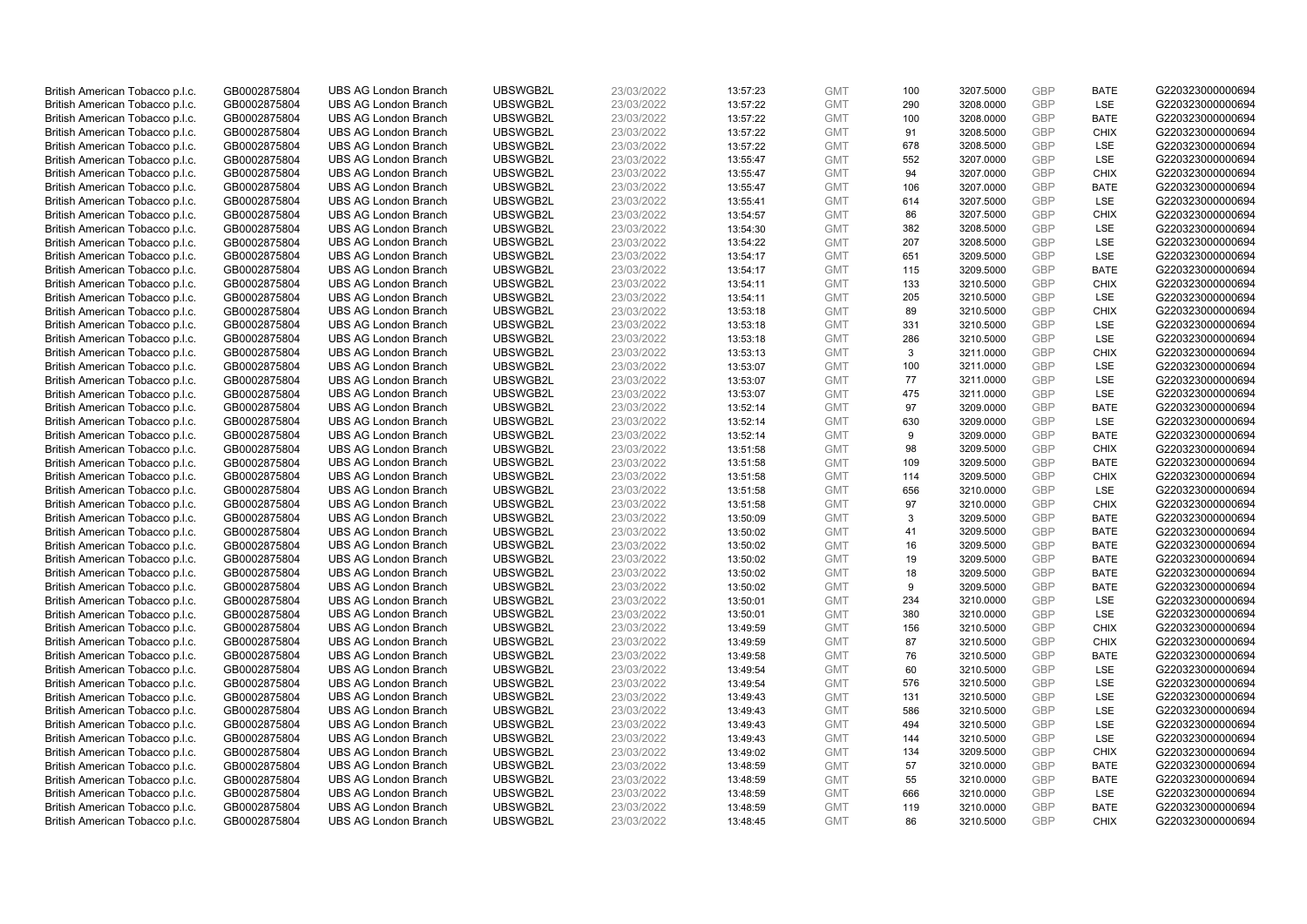| British American Tobacco p.l.c. | GB0002875804 | UBS AG London Branch | UBSWGB2L | 23/03/2022 | 13:57:23 | GMT | 100 | 3207.5000 | GBP | BATE | G220323000000694 |
|---|---|---|---|---|---|---|---|---|---|---|---|
| British American Tobacco p.l.c. | GB0002875804 | UBS AG London Branch | UBSWGB2L | 23/03/2022 | 13:57:22 | GMT | 290 | 3208.0000 | GBP | LSE | G220323000000694 |
| British American Tobacco p.l.c. | GB0002875804 | UBS AG London Branch | UBSWGB2L | 23/03/2022 | 13:57:22 | GMT | 100 | 3208.0000 | GBP | BATE | G220323000000694 |
| British American Tobacco p.l.c. | GB0002875804 | UBS AG London Branch | UBSWGB2L | 23/03/2022 | 13:57:22 | GMT | 91 | 3208.5000 | GBP | CHIX | G220323000000694 |
| British American Tobacco p.l.c. | GB0002875804 | UBS AG London Branch | UBSWGB2L | 23/03/2022 | 13:57:22 | GMT | 678 | 3208.5000 | GBP | LSE | G220323000000694 |
| British American Tobacco p.l.c. | GB0002875804 | UBS AG London Branch | UBSWGB2L | 23/03/2022 | 13:55:47 | GMT | 552 | 3207.0000 | GBP | LSE | G220323000000694 |
| British American Tobacco p.l.c. | GB0002875804 | UBS AG London Branch | UBSWGB2L | 23/03/2022 | 13:55:47 | GMT | 94 | 3207.0000 | GBP | CHIX | G220323000000694 |
| British American Tobacco p.l.c. | GB0002875804 | UBS AG London Branch | UBSWGB2L | 23/03/2022 | 13:55:47 | GMT | 106 | 3207.0000 | GBP | BATE | G220323000000694 |
| British American Tobacco p.l.c. | GB0002875804 | UBS AG London Branch | UBSWGB2L | 23/03/2022 | 13:55:41 | GMT | 614 | 3207.5000 | GBP | LSE | G220323000000694 |
| British American Tobacco p.l.c. | GB0002875804 | UBS AG London Branch | UBSWGB2L | 23/03/2022 | 13:54:57 | GMT | 86 | 3207.5000 | GBP | CHIX | G220323000000694 |
| British American Tobacco p.l.c. | GB0002875804 | UBS AG London Branch | UBSWGB2L | 23/03/2022 | 13:54:30 | GMT | 382 | 3208.5000 | GBP | LSE | G220323000000694 |
| British American Tobacco p.l.c. | GB0002875804 | UBS AG London Branch | UBSWGB2L | 23/03/2022 | 13:54:22 | GMT | 207 | 3208.5000 | GBP | LSE | G220323000000694 |
| British American Tobacco p.l.c. | GB0002875804 | UBS AG London Branch | UBSWGB2L | 23/03/2022 | 13:54:17 | GMT | 651 | 3209.5000 | GBP | LSE | G220323000000694 |
| British American Tobacco p.l.c. | GB0002875804 | UBS AG London Branch | UBSWGB2L | 23/03/2022 | 13:54:17 | GMT | 115 | 3209.5000 | GBP | BATE | G220323000000694 |
| British American Tobacco p.l.c. | GB0002875804 | UBS AG London Branch | UBSWGB2L | 23/03/2022 | 13:54:11 | GMT | 133 | 3210.5000 | GBP | CHIX | G220323000000694 |
| British American Tobacco p.l.c. | GB0002875804 | UBS AG London Branch | UBSWGB2L | 23/03/2022 | 13:54:11 | GMT | 205 | 3210.5000 | GBP | LSE | G220323000000694 |
| British American Tobacco p.l.c. | GB0002875804 | UBS AG London Branch | UBSWGB2L | 23/03/2022 | 13:53:18 | GMT | 89 | 3210.5000 | GBP | CHIX | G220323000000694 |
| British American Tobacco p.l.c. | GB0002875804 | UBS AG London Branch | UBSWGB2L | 23/03/2022 | 13:53:18 | GMT | 331 | 3210.5000 | GBP | LSE | G220323000000694 |
| British American Tobacco p.l.c. | GB0002875804 | UBS AG London Branch | UBSWGB2L | 23/03/2022 | 13:53:18 | GMT | 286 | 3210.5000 | GBP | LSE | G220323000000694 |
| British American Tobacco p.l.c. | GB0002875804 | UBS AG London Branch | UBSWGB2L | 23/03/2022 | 13:53:13 | GMT | 3 | 3211.0000 | GBP | CHIX | G220323000000694 |
| British American Tobacco p.l.c. | GB0002875804 | UBS AG London Branch | UBSWGB2L | 23/03/2022 | 13:53:07 | GMT | 100 | 3211.0000 | GBP | LSE | G220323000000694 |
| British American Tobacco p.l.c. | GB0002875804 | UBS AG London Branch | UBSWGB2L | 23/03/2022 | 13:53:07 | GMT | 77 | 3211.0000 | GBP | LSE | G220323000000694 |
| British American Tobacco p.l.c. | GB0002875804 | UBS AG London Branch | UBSWGB2L | 23/03/2022 | 13:53:07 | GMT | 475 | 3211.0000 | GBP | LSE | G220323000000694 |
| British American Tobacco p.l.c. | GB0002875804 | UBS AG London Branch | UBSWGB2L | 23/03/2022 | 13:52:14 | GMT | 97 | 3209.0000 | GBP | BATE | G220323000000694 |
| British American Tobacco p.l.c. | GB0002875804 | UBS AG London Branch | UBSWGB2L | 23/03/2022 | 13:52:14 | GMT | 630 | 3209.0000 | GBP | LSE | G220323000000694 |
| British American Tobacco p.l.c. | GB0002875804 | UBS AG London Branch | UBSWGB2L | 23/03/2022 | 13:52:14 | GMT | 9 | 3209.0000 | GBP | BATE | G220323000000694 |
| British American Tobacco p.l.c. | GB0002875804 | UBS AG London Branch | UBSWGB2L | 23/03/2022 | 13:51:58 | GMT | 98 | 3209.5000 | GBP | CHIX | G220323000000694 |
| British American Tobacco p.l.c. | GB0002875804 | UBS AG London Branch | UBSWGB2L | 23/03/2022 | 13:51:58 | GMT | 109 | 3209.5000 | GBP | BATE | G220323000000694 |
| British American Tobacco p.l.c. | GB0002875804 | UBS AG London Branch | UBSWGB2L | 23/03/2022 | 13:51:58 | GMT | 114 | 3209.5000 | GBP | CHIX | G220323000000694 |
| British American Tobacco p.l.c. | GB0002875804 | UBS AG London Branch | UBSWGB2L | 23/03/2022 | 13:51:58 | GMT | 656 | 3210.0000 | GBP | LSE | G220323000000694 |
| British American Tobacco p.l.c. | GB0002875804 | UBS AG London Branch | UBSWGB2L | 23/03/2022 | 13:51:58 | GMT | 97 | 3210.0000 | GBP | CHIX | G220323000000694 |
| British American Tobacco p.l.c. | GB0002875804 | UBS AG London Branch | UBSWGB2L | 23/03/2022 | 13:50:09 | GMT | 3 | 3209.5000 | GBP | BATE | G220323000000694 |
| British American Tobacco p.l.c. | GB0002875804 | UBS AG London Branch | UBSWGB2L | 23/03/2022 | 13:50:02 | GMT | 41 | 3209.5000 | GBP | BATE | G220323000000694 |
| British American Tobacco p.l.c. | GB0002875804 | UBS AG London Branch | UBSWGB2L | 23/03/2022 | 13:50:02 | GMT | 16 | 3209.5000 | GBP | BATE | G220323000000694 |
| British American Tobacco p.l.c. | GB0002875804 | UBS AG London Branch | UBSWGB2L | 23/03/2022 | 13:50:02 | GMT | 19 | 3209.5000 | GBP | BATE | G220323000000694 |
| British American Tobacco p.l.c. | GB0002875804 | UBS AG London Branch | UBSWGB2L | 23/03/2022 | 13:50:02 | GMT | 18 | 3209.5000 | GBP | BATE | G220323000000694 |
| British American Tobacco p.l.c. | GB0002875804 | UBS AG London Branch | UBSWGB2L | 23/03/2022 | 13:50:02 | GMT | 9 | 3209.5000 | GBP | BATE | G220323000000694 |
| British American Tobacco p.l.c. | GB0002875804 | UBS AG London Branch | UBSWGB2L | 23/03/2022 | 13:50:01 | GMT | 234 | 3210.0000 | GBP | LSE | G220323000000694 |
| British American Tobacco p.l.c. | GB0002875804 | UBS AG London Branch | UBSWGB2L | 23/03/2022 | 13:50:01 | GMT | 380 | 3210.0000 | GBP | LSE | G220323000000694 |
| British American Tobacco p.l.c. | GB0002875804 | UBS AG London Branch | UBSWGB2L | 23/03/2022 | 13:49:59 | GMT | 156 | 3210.5000 | GBP | CHIX | G220323000000694 |
| British American Tobacco p.l.c. | GB0002875804 | UBS AG London Branch | UBSWGB2L | 23/03/2022 | 13:49:59 | GMT | 87 | 3210.5000 | GBP | CHIX | G220323000000694 |
| British American Tobacco p.l.c. | GB0002875804 | UBS AG London Branch | UBSWGB2L | 23/03/2022 | 13:49:58 | GMT | 76 | 3210.5000 | GBP | BATE | G220323000000694 |
| British American Tobacco p.l.c. | GB0002875804 | UBS AG London Branch | UBSWGB2L | 23/03/2022 | 13:49:54 | GMT | 60 | 3210.5000 | GBP | LSE | G220323000000694 |
| British American Tobacco p.l.c. | GB0002875804 | UBS AG London Branch | UBSWGB2L | 23/03/2022 | 13:49:54 | GMT | 576 | 3210.5000 | GBP | LSE | G220323000000694 |
| British American Tobacco p.l.c. | GB0002875804 | UBS AG London Branch | UBSWGB2L | 23/03/2022 | 13:49:43 | GMT | 131 | 3210.5000 | GBP | LSE | G220323000000694 |
| British American Tobacco p.l.c. | GB0002875804 | UBS AG London Branch | UBSWGB2L | 23/03/2022 | 13:49:43 | GMT | 586 | 3210.5000 | GBP | LSE | G220323000000694 |
| British American Tobacco p.l.c. | GB0002875804 | UBS AG London Branch | UBSWGB2L | 23/03/2022 | 13:49:43 | GMT | 494 | 3210.5000 | GBP | LSE | G220323000000694 |
| British American Tobacco p.l.c. | GB0002875804 | UBS AG London Branch | UBSWGB2L | 23/03/2022 | 13:49:43 | GMT | 144 | 3210.5000 | GBP | LSE | G220323000000694 |
| British American Tobacco p.l.c. | GB0002875804 | UBS AG London Branch | UBSWGB2L | 23/03/2022 | 13:49:02 | GMT | 134 | 3209.5000 | GBP | CHIX | G220323000000694 |
| British American Tobacco p.l.c. | GB0002875804 | UBS AG London Branch | UBSWGB2L | 23/03/2022 | 13:48:59 | GMT | 57 | 3210.0000 | GBP | BATE | G220323000000694 |
| British American Tobacco p.l.c. | GB0002875804 | UBS AG London Branch | UBSWGB2L | 23/03/2022 | 13:48:59 | GMT | 55 | 3210.0000 | GBP | BATE | G220323000000694 |
| British American Tobacco p.l.c. | GB0002875804 | UBS AG London Branch | UBSWGB2L | 23/03/2022 | 13:48:59 | GMT | 666 | 3210.0000 | GBP | LSE | G220323000000694 |
| British American Tobacco p.l.c. | GB0002875804 | UBS AG London Branch | UBSWGB2L | 23/03/2022 | 13:48:59 | GMT | 119 | 3210.0000 | GBP | BATE | G220323000000694 |
| British American Tobacco p.l.c. | GB0002875804 | UBS AG London Branch | UBSWGB2L | 23/03/2022 | 13:48:45 | GMT | 86 | 3210.5000 | GBP | CHIX | G220323000000694 |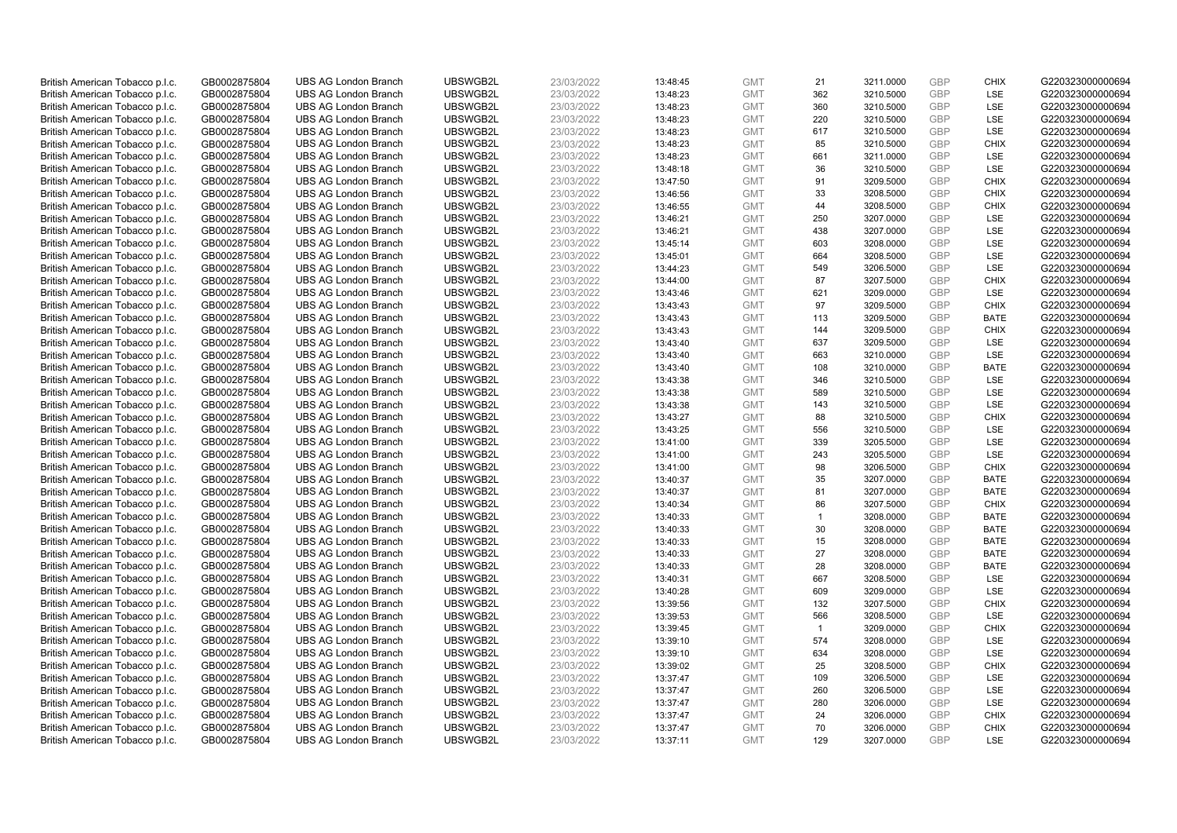| | | | | | | | | | | | |
|---|---|---|---|---|---|---|---|---|---|---|---|
| British American Tobacco p.l.c. | GB0002875804 | UBS AG London Branch | UBSWGB2L | 23/03/2022 | 13:48:45 | GMT | 21 | 3211.0000 | GBP | CHIX | G220323000000694 |
| British American Tobacco p.l.c. | GB0002875804 | UBS AG London Branch | UBSWGB2L | 23/03/2022 | 13:48:23 | GMT | 362 | 3210.5000 | GBP | LSE | G220323000000694 |
| British American Tobacco p.l.c. | GB0002875804 | UBS AG London Branch | UBSWGB2L | 23/03/2022 | 13:48:23 | GMT | 360 | 3210.5000 | GBP | LSE | G220323000000694 |
| British American Tobacco p.l.c. | GB0002875804 | UBS AG London Branch | UBSWGB2L | 23/03/2022 | 13:48:23 | GMT | 220 | 3210.5000 | GBP | LSE | G220323000000694 |
| British American Tobacco p.l.c. | GB0002875804 | UBS AG London Branch | UBSWGB2L | 23/03/2022 | 13:48:23 | GMT | 617 | 3210.5000 | GBP | LSE | G220323000000694 |
| British American Tobacco p.l.c. | GB0002875804 | UBS AG London Branch | UBSWGB2L | 23/03/2022 | 13:48:23 | GMT | 85 | 3210.5000 | GBP | CHIX | G220323000000694 |
| British American Tobacco p.l.c. | GB0002875804 | UBS AG London Branch | UBSWGB2L | 23/03/2022 | 13:48:23 | GMT | 661 | 3211.0000 | GBP | LSE | G220323000000694 |
| British American Tobacco p.l.c. | GB0002875804 | UBS AG London Branch | UBSWGB2L | 23/03/2022 | 13:48:18 | GMT | 36 | 3210.5000 | GBP | LSE | G220323000000694 |
| British American Tobacco p.l.c. | GB0002875804 | UBS AG London Branch | UBSWGB2L | 23/03/2022 | 13:47:50 | GMT | 91 | 3209.5000 | GBP | CHIX | G220323000000694 |
| British American Tobacco p.l.c. | GB0002875804 | UBS AG London Branch | UBSWGB2L | 23/03/2022 | 13:46:56 | GMT | 33 | 3208.5000 | GBP | CHIX | G220323000000694 |
| British American Tobacco p.l.c. | GB0002875804 | UBS AG London Branch | UBSWGB2L | 23/03/2022 | 13:46:55 | GMT | 44 | 3208.5000 | GBP | CHIX | G220323000000694 |
| British American Tobacco p.l.c. | GB0002875804 | UBS AG London Branch | UBSWGB2L | 23/03/2022 | 13:46:21 | GMT | 250 | 3207.0000 | GBP | LSE | G220323000000694 |
| British American Tobacco p.l.c. | GB0002875804 | UBS AG London Branch | UBSWGB2L | 23/03/2022 | 13:46:21 | GMT | 438 | 3207.0000 | GBP | LSE | G220323000000694 |
| British American Tobacco p.l.c. | GB0002875804 | UBS AG London Branch | UBSWGB2L | 23/03/2022 | 13:45:14 | GMT | 603 | 3208.0000 | GBP | LSE | G220323000000694 |
| British American Tobacco p.l.c. | GB0002875804 | UBS AG London Branch | UBSWGB2L | 23/03/2022 | 13:45:01 | GMT | 664 | 3208.5000 | GBP | LSE | G220323000000694 |
| British American Tobacco p.l.c. | GB0002875804 | UBS AG London Branch | UBSWGB2L | 23/03/2022 | 13:44:23 | GMT | 549 | 3206.5000 | GBP | LSE | G220323000000694 |
| British American Tobacco p.l.c. | GB0002875804 | UBS AG London Branch | UBSWGB2L | 23/03/2022 | 13:44:00 | GMT | 87 | 3207.5000 | GBP | CHIX | G220323000000694 |
| British American Tobacco p.l.c. | GB0002875804 | UBS AG London Branch | UBSWGB2L | 23/03/2022 | 13:43:46 | GMT | 621 | 3209.0000 | GBP | LSE | G220323000000694 |
| British American Tobacco p.l.c. | GB0002875804 | UBS AG London Branch | UBSWGB2L | 23/03/2022 | 13:43:43 | GMT | 97 | 3209.5000 | GBP | CHIX | G220323000000694 |
| British American Tobacco p.l.c. | GB0002875804 | UBS AG London Branch | UBSWGB2L | 23/03/2022 | 13:43:43 | GMT | 113 | 3209.5000 | GBP | BATE | G220323000000694 |
| British American Tobacco p.l.c. | GB0002875804 | UBS AG London Branch | UBSWGB2L | 23/03/2022 | 13:43:43 | GMT | 144 | 3209.5000 | GBP | CHIX | G220323000000694 |
| British American Tobacco p.l.c. | GB0002875804 | UBS AG London Branch | UBSWGB2L | 23/03/2022 | 13:43:40 | GMT | 637 | 3209.5000 | GBP | LSE | G220323000000694 |
| British American Tobacco p.l.c. | GB0002875804 | UBS AG London Branch | UBSWGB2L | 23/03/2022 | 13:43:40 | GMT | 663 | 3210.0000 | GBP | LSE | G220323000000694 |
| British American Tobacco p.l.c. | GB0002875804 | UBS AG London Branch | UBSWGB2L | 23/03/2022 | 13:43:40 | GMT | 108 | 3210.0000 | GBP | BATE | G220323000000694 |
| British American Tobacco p.l.c. | GB0002875804 | UBS AG London Branch | UBSWGB2L | 23/03/2022 | 13:43:38 | GMT | 346 | 3210.5000 | GBP | LSE | G220323000000694 |
| British American Tobacco p.l.c. | GB0002875804 | UBS AG London Branch | UBSWGB2L | 23/03/2022 | 13:43:38 | GMT | 589 | 3210.5000 | GBP | LSE | G220323000000694 |
| British American Tobacco p.l.c. | GB0002875804 | UBS AG London Branch | UBSWGB2L | 23/03/2022 | 13:43:38 | GMT | 143 | 3210.5000 | GBP | LSE | G220323000000694 |
| British American Tobacco p.l.c. | GB0002875804 | UBS AG London Branch | UBSWGB2L | 23/03/2022 | 13:43:27 | GMT | 88 | 3210.5000 | GBP | CHIX | G220323000000694 |
| British American Tobacco p.l.c. | GB0002875804 | UBS AG London Branch | UBSWGB2L | 23/03/2022 | 13:43:25 | GMT | 556 | 3210.5000 | GBP | LSE | G220323000000694 |
| British American Tobacco p.l.c. | GB0002875804 | UBS AG London Branch | UBSWGB2L | 23/03/2022 | 13:41:00 | GMT | 339 | 3205.5000 | GBP | LSE | G220323000000694 |
| British American Tobacco p.l.c. | GB0002875804 | UBS AG London Branch | UBSWGB2L | 23/03/2022 | 13:41:00 | GMT | 243 | 3205.5000 | GBP | LSE | G220323000000694 |
| British American Tobacco p.l.c. | GB0002875804 | UBS AG London Branch | UBSWGB2L | 23/03/2022 | 13:41:00 | GMT | 98 | 3206.5000 | GBP | CHIX | G220323000000694 |
| British American Tobacco p.l.c. | GB0002875804 | UBS AG London Branch | UBSWGB2L | 23/03/2022 | 13:40:37 | GMT | 35 | 3207.0000 | GBP | BATE | G220323000000694 |
| British American Tobacco p.l.c. | GB0002875804 | UBS AG London Branch | UBSWGB2L | 23/03/2022 | 13:40:37 | GMT | 81 | 3207.0000 | GBP | BATE | G220323000000694 |
| British American Tobacco p.l.c. | GB0002875804 | UBS AG London Branch | UBSWGB2L | 23/03/2022 | 13:40:34 | GMT | 86 | 3207.5000 | GBP | CHIX | G220323000000694 |
| British American Tobacco p.l.c. | GB0002875804 | UBS AG London Branch | UBSWGB2L | 23/03/2022 | 13:40:33 | GMT | 1 | 3208.0000 | GBP | BATE | G220323000000694 |
| British American Tobacco p.l.c. | GB0002875804 | UBS AG London Branch | UBSWGB2L | 23/03/2022 | 13:40:33 | GMT | 30 | 3208.0000 | GBP | BATE | G220323000000694 |
| British American Tobacco p.l.c. | GB0002875804 | UBS AG London Branch | UBSWGB2L | 23/03/2022 | 13:40:33 | GMT | 15 | 3208.0000 | GBP | BATE | G220323000000694 |
| British American Tobacco p.l.c. | GB0002875804 | UBS AG London Branch | UBSWGB2L | 23/03/2022 | 13:40:33 | GMT | 27 | 3208.0000 | GBP | BATE | G220323000000694 |
| British American Tobacco p.l.c. | GB0002875804 | UBS AG London Branch | UBSWGB2L | 23/03/2022 | 13:40:33 | GMT | 28 | 3208.0000 | GBP | BATE | G220323000000694 |
| British American Tobacco p.l.c. | GB0002875804 | UBS AG London Branch | UBSWGB2L | 23/03/2022 | 13:40:31 | GMT | 667 | 3208.5000 | GBP | LSE | G220323000000694 |
| British American Tobacco p.l.c. | GB0002875804 | UBS AG London Branch | UBSWGB2L | 23/03/2022 | 13:40:28 | GMT | 609 | 3209.0000 | GBP | LSE | G220323000000694 |
| British American Tobacco p.l.c. | GB0002875804 | UBS AG London Branch | UBSWGB2L | 23/03/2022 | 13:39:56 | GMT | 132 | 3207.5000 | GBP | CHIX | G220323000000694 |
| British American Tobacco p.l.c. | GB0002875804 | UBS AG London Branch | UBSWGB2L | 23/03/2022 | 13:39:53 | GMT | 566 | 3208.5000 | GBP | LSE | G220323000000694 |
| British American Tobacco p.l.c. | GB0002875804 | UBS AG London Branch | UBSWGB2L | 23/03/2022 | 13:39:45 | GMT | 1 | 3209.0000 | GBP | CHIX | G220323000000694 |
| British American Tobacco p.l.c. | GB0002875804 | UBS AG London Branch | UBSWGB2L | 23/03/2022 | 13:39:10 | GMT | 574 | 3208.0000 | GBP | LSE | G220323000000694 |
| British American Tobacco p.l.c. | GB0002875804 | UBS AG London Branch | UBSWGB2L | 23/03/2022 | 13:39:10 | GMT | 634 | 3208.0000 | GBP | LSE | G220323000000694 |
| British American Tobacco p.l.c. | GB0002875804 | UBS AG London Branch | UBSWGB2L | 23/03/2022 | 13:39:02 | GMT | 25 | 3208.5000 | GBP | CHIX | G220323000000694 |
| British American Tobacco p.l.c. | GB0002875804 | UBS AG London Branch | UBSWGB2L | 23/03/2022 | 13:37:47 | GMT | 109 | 3206.5000 | GBP | LSE | G220323000000694 |
| British American Tobacco p.l.c. | GB0002875804 | UBS AG London Branch | UBSWGB2L | 23/03/2022 | 13:37:47 | GMT | 260 | 3206.5000 | GBP | LSE | G220323000000694 |
| British American Tobacco p.l.c. | GB0002875804 | UBS AG London Branch | UBSWGB2L | 23/03/2022 | 13:37:47 | GMT | 280 | 3206.0000 | GBP | LSE | G220323000000694 |
| British American Tobacco p.l.c. | GB0002875804 | UBS AG London Branch | UBSWGB2L | 23/03/2022 | 13:37:47 | GMT | 24 | 3206.0000 | GBP | CHIX | G220323000000694 |
| British American Tobacco p.l.c. | GB0002875804 | UBS AG London Branch | UBSWGB2L | 23/03/2022 | 13:37:47 | GMT | 70 | 3206.0000 | GBP | CHIX | G220323000000694 |
| British American Tobacco p.l.c. | GB0002875804 | UBS AG London Branch | UBSWGB2L | 23/03/2022 | 13:37:11 | GMT | 129 | 3207.0000 | GBP | LSE | G220323000000694 |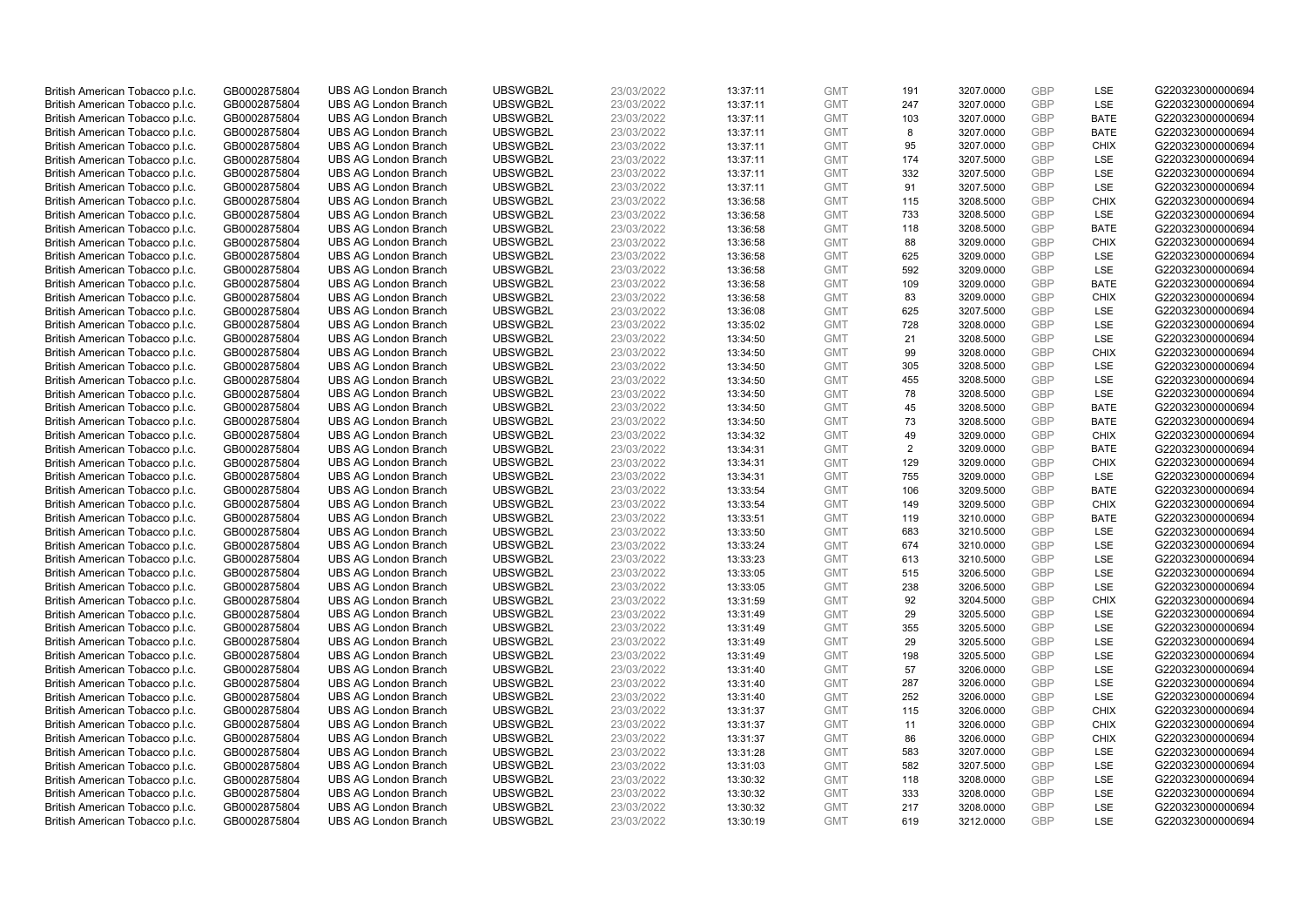| British American Tobacco p.l.c. | GB0002875804 | UBS AG London Branch | UBSWGB2L | 23/03/2022 | 13:37:11 | GMT | 191 | 3207.0000 | GBP | LSE | G220323000000694 |
|---|---|---|---|---|---|---|---|---|---|---|---|
| British American Tobacco p.l.c. | GB0002875804 | UBS AG London Branch | UBSWGB2L | 23/03/2022 | 13:37:11 | GMT | 247 | 3207.0000 | GBP | LSE | G220323000000694 |
| British American Tobacco p.l.c. | GB0002875804 | UBS AG London Branch | UBSWGB2L | 23/03/2022 | 13:37:11 | GMT | 103 | 3207.0000 | GBP | BATE | G220323000000694 |
| British American Tobacco p.l.c. | GB0002875804 | UBS AG London Branch | UBSWGB2L | 23/03/2022 | 13:37:11 | GMT | 8 | 3207.0000 | GBP | BATE | G220323000000694 |
| British American Tobacco p.l.c. | GB0002875804 | UBS AG London Branch | UBSWGB2L | 23/03/2022 | 13:37:11 | GMT | 95 | 3207.0000 | GBP | CHIX | G220323000000694 |
| British American Tobacco p.l.c. | GB0002875804 | UBS AG London Branch | UBSWGB2L | 23/03/2022 | 13:37:11 | GMT | 174 | 3207.5000 | GBP | LSE | G220323000000694 |
| British American Tobacco p.l.c. | GB0002875804 | UBS AG London Branch | UBSWGB2L | 23/03/2022 | 13:37:11 | GMT | 332 | 3207.5000 | GBP | LSE | G220323000000694 |
| British American Tobacco p.l.c. | GB0002875804 | UBS AG London Branch | UBSWGB2L | 23/03/2022 | 13:37:11 | GMT | 91 | 3207.5000 | GBP | LSE | G220323000000694 |
| British American Tobacco p.l.c. | GB0002875804 | UBS AG London Branch | UBSWGB2L | 23/03/2022 | 13:36:58 | GMT | 115 | 3208.5000 | GBP | CHIX | G220323000000694 |
| British American Tobacco p.l.c. | GB0002875804 | UBS AG London Branch | UBSWGB2L | 23/03/2022 | 13:36:58 | GMT | 733 | 3208.5000 | GBP | LSE | G220323000000694 |
| British American Tobacco p.l.c. | GB0002875804 | UBS AG London Branch | UBSWGB2L | 23/03/2022 | 13:36:58 | GMT | 118 | 3208.5000 | GBP | BATE | G220323000000694 |
| British American Tobacco p.l.c. | GB0002875804 | UBS AG London Branch | UBSWGB2L | 23/03/2022 | 13:36:58 | GMT | 88 | 3209.0000 | GBP | CHIX | G220323000000694 |
| British American Tobacco p.l.c. | GB0002875804 | UBS AG London Branch | UBSWGB2L | 23/03/2022 | 13:36:58 | GMT | 625 | 3209.0000 | GBP | LSE | G220323000000694 |
| British American Tobacco p.l.c. | GB0002875804 | UBS AG London Branch | UBSWGB2L | 23/03/2022 | 13:36:58 | GMT | 592 | 3209.0000 | GBP | LSE | G220323000000694 |
| British American Tobacco p.l.c. | GB0002875804 | UBS AG London Branch | UBSWGB2L | 23/03/2022 | 13:36:58 | GMT | 109 | 3209.0000 | GBP | BATE | G220323000000694 |
| British American Tobacco p.l.c. | GB0002875804 | UBS AG London Branch | UBSWGB2L | 23/03/2022 | 13:36:58 | GMT | 83 | 3209.0000 | GBP | CHIX | G220323000000694 |
| British American Tobacco p.l.c. | GB0002875804 | UBS AG London Branch | UBSWGB2L | 23/03/2022 | 13:36:08 | GMT | 625 | 3207.5000 | GBP | LSE | G220323000000694 |
| British American Tobacco p.l.c. | GB0002875804 | UBS AG London Branch | UBSWGB2L | 23/03/2022 | 13:35:02 | GMT | 728 | 3208.0000 | GBP | LSE | G220323000000694 |
| British American Tobacco p.l.c. | GB0002875804 | UBS AG London Branch | UBSWGB2L | 23/03/2022 | 13:34:50 | GMT | 21 | 3208.5000 | GBP | LSE | G220323000000694 |
| British American Tobacco p.l.c. | GB0002875804 | UBS AG London Branch | UBSWGB2L | 23/03/2022 | 13:34:50 | GMT | 99 | 3208.0000 | GBP | CHIX | G220323000000694 |
| British American Tobacco p.l.c. | GB0002875804 | UBS AG London Branch | UBSWGB2L | 23/03/2022 | 13:34:50 | GMT | 305 | 3208.5000 | GBP | LSE | G220323000000694 |
| British American Tobacco p.l.c. | GB0002875804 | UBS AG London Branch | UBSWGB2L | 23/03/2022 | 13:34:50 | GMT | 455 | 3208.5000 | GBP | LSE | G220323000000694 |
| British American Tobacco p.l.c. | GB0002875804 | UBS AG London Branch | UBSWGB2L | 23/03/2022 | 13:34:50 | GMT | 78 | 3208.5000 | GBP | LSE | G220323000000694 |
| British American Tobacco p.l.c. | GB0002875804 | UBS AG London Branch | UBSWGB2L | 23/03/2022 | 13:34:50 | GMT | 45 | 3208.5000 | GBP | BATE | G220323000000694 |
| British American Tobacco p.l.c. | GB0002875804 | UBS AG London Branch | UBSWGB2L | 23/03/2022 | 13:34:50 | GMT | 73 | 3208.5000 | GBP | BATE | G220323000000694 |
| British American Tobacco p.l.c. | GB0002875804 | UBS AG London Branch | UBSWGB2L | 23/03/2022 | 13:34:32 | GMT | 49 | 3209.0000 | GBP | CHIX | G220323000000694 |
| British American Tobacco p.l.c. | GB0002875804 | UBS AG London Branch | UBSWGB2L | 23/03/2022 | 13:34:31 | GMT | 2 | 3209.0000 | GBP | BATE | G220323000000694 |
| British American Tobacco p.l.c. | GB0002875804 | UBS AG London Branch | UBSWGB2L | 23/03/2022 | 13:34:31 | GMT | 129 | 3209.0000 | GBP | CHIX | G220323000000694 |
| British American Tobacco p.l.c. | GB0002875804 | UBS AG London Branch | UBSWGB2L | 23/03/2022 | 13:34:31 | GMT | 755 | 3209.0000 | GBP | LSE | G220323000000694 |
| British American Tobacco p.l.c. | GB0002875804 | UBS AG London Branch | UBSWGB2L | 23/03/2022 | 13:33:54 | GMT | 106 | 3209.5000 | GBP | BATE | G220323000000694 |
| British American Tobacco p.l.c. | GB0002875804 | UBS AG London Branch | UBSWGB2L | 23/03/2022 | 13:33:54 | GMT | 149 | 3209.5000 | GBP | CHIX | G220323000000694 |
| British American Tobacco p.l.c. | GB0002875804 | UBS AG London Branch | UBSWGB2L | 23/03/2022 | 13:33:51 | GMT | 119 | 3210.0000 | GBP | BATE | G220323000000694 |
| British American Tobacco p.l.c. | GB0002875804 | UBS AG London Branch | UBSWGB2L | 23/03/2022 | 13:33:50 | GMT | 683 | 3210.5000 | GBP | LSE | G220323000000694 |
| British American Tobacco p.l.c. | GB0002875804 | UBS AG London Branch | UBSWGB2L | 23/03/2022 | 13:33:24 | GMT | 674 | 3210.0000 | GBP | LSE | G220323000000694 |
| British American Tobacco p.l.c. | GB0002875804 | UBS AG London Branch | UBSWGB2L | 23/03/2022 | 13:33:23 | GMT | 613 | 3210.5000 | GBP | LSE | G220323000000694 |
| British American Tobacco p.l.c. | GB0002875804 | UBS AG London Branch | UBSWGB2L | 23/03/2022 | 13:33:05 | GMT | 515 | 3206.5000 | GBP | LSE | G220323000000694 |
| British American Tobacco p.l.c. | GB0002875804 | UBS AG London Branch | UBSWGB2L | 23/03/2022 | 13:33:05 | GMT | 238 | 3206.5000 | GBP | LSE | G220323000000694 |
| British American Tobacco p.l.c. | GB0002875804 | UBS AG London Branch | UBSWGB2L | 23/03/2022 | 13:31:59 | GMT | 92 | 3204.5000 | GBP | CHIX | G220323000000694 |
| British American Tobacco p.l.c. | GB0002875804 | UBS AG London Branch | UBSWGB2L | 23/03/2022 | 13:31:49 | GMT | 29 | 3205.5000 | GBP | LSE | G220323000000694 |
| British American Tobacco p.l.c. | GB0002875804 | UBS AG London Branch | UBSWGB2L | 23/03/2022 | 13:31:49 | GMT | 355 | 3205.5000 | GBP | LSE | G220323000000694 |
| British American Tobacco p.l.c. | GB0002875804 | UBS AG London Branch | UBSWGB2L | 23/03/2022 | 13:31:49 | GMT | 29 | 3205.5000 | GBP | LSE | G220323000000694 |
| British American Tobacco p.l.c. | GB0002875804 | UBS AG London Branch | UBSWGB2L | 23/03/2022 | 13:31:49 | GMT | 198 | 3205.5000 | GBP | LSE | G220323000000694 |
| British American Tobacco p.l.c. | GB0002875804 | UBS AG London Branch | UBSWGB2L | 23/03/2022 | 13:31:40 | GMT | 57 | 3206.0000 | GBP | LSE | G220323000000694 |
| British American Tobacco p.l.c. | GB0002875804 | UBS AG London Branch | UBSWGB2L | 23/03/2022 | 13:31:40 | GMT | 287 | 3206.0000 | GBP | LSE | G220323000000694 |
| British American Tobacco p.l.c. | GB0002875804 | UBS AG London Branch | UBSWGB2L | 23/03/2022 | 13:31:40 | GMT | 252 | 3206.0000 | GBP | LSE | G220323000000694 |
| British American Tobacco p.l.c. | GB0002875804 | UBS AG London Branch | UBSWGB2L | 23/03/2022 | 13:31:37 | GMT | 115 | 3206.0000 | GBP | CHIX | G220323000000694 |
| British American Tobacco p.l.c. | GB0002875804 | UBS AG London Branch | UBSWGB2L | 23/03/2022 | 13:31:37 | GMT | 11 | 3206.0000 | GBP | CHIX | G220323000000694 |
| British American Tobacco p.l.c. | GB0002875804 | UBS AG London Branch | UBSWGB2L | 23/03/2022 | 13:31:37 | GMT | 86 | 3206.0000 | GBP | CHIX | G220323000000694 |
| British American Tobacco p.l.c. | GB0002875804 | UBS AG London Branch | UBSWGB2L | 23/03/2022 | 13:31:28 | GMT | 583 | 3207.0000 | GBP | LSE | G220323000000694 |
| British American Tobacco p.l.c. | GB0002875804 | UBS AG London Branch | UBSWGB2L | 23/03/2022 | 13:31:03 | GMT | 582 | 3207.5000 | GBP | LSE | G220323000000694 |
| British American Tobacco p.l.c. | GB0002875804 | UBS AG London Branch | UBSWGB2L | 23/03/2022 | 13:30:32 | GMT | 118 | 3208.0000 | GBP | LSE | G220323000000694 |
| British American Tobacco p.l.c. | GB0002875804 | UBS AG London Branch | UBSWGB2L | 23/03/2022 | 13:30:32 | GMT | 333 | 3208.0000 | GBP | LSE | G220323000000694 |
| British American Tobacco p.l.c. | GB0002875804 | UBS AG London Branch | UBSWGB2L | 23/03/2022 | 13:30:32 | GMT | 217 | 3208.0000 | GBP | LSE | G220323000000694 |
| British American Tobacco p.l.c. | GB0002875804 | UBS AG London Branch | UBSWGB2L | 23/03/2022 | 13:30:19 | GMT | 619 | 3212.0000 | GBP | LSE | G220323000000694 |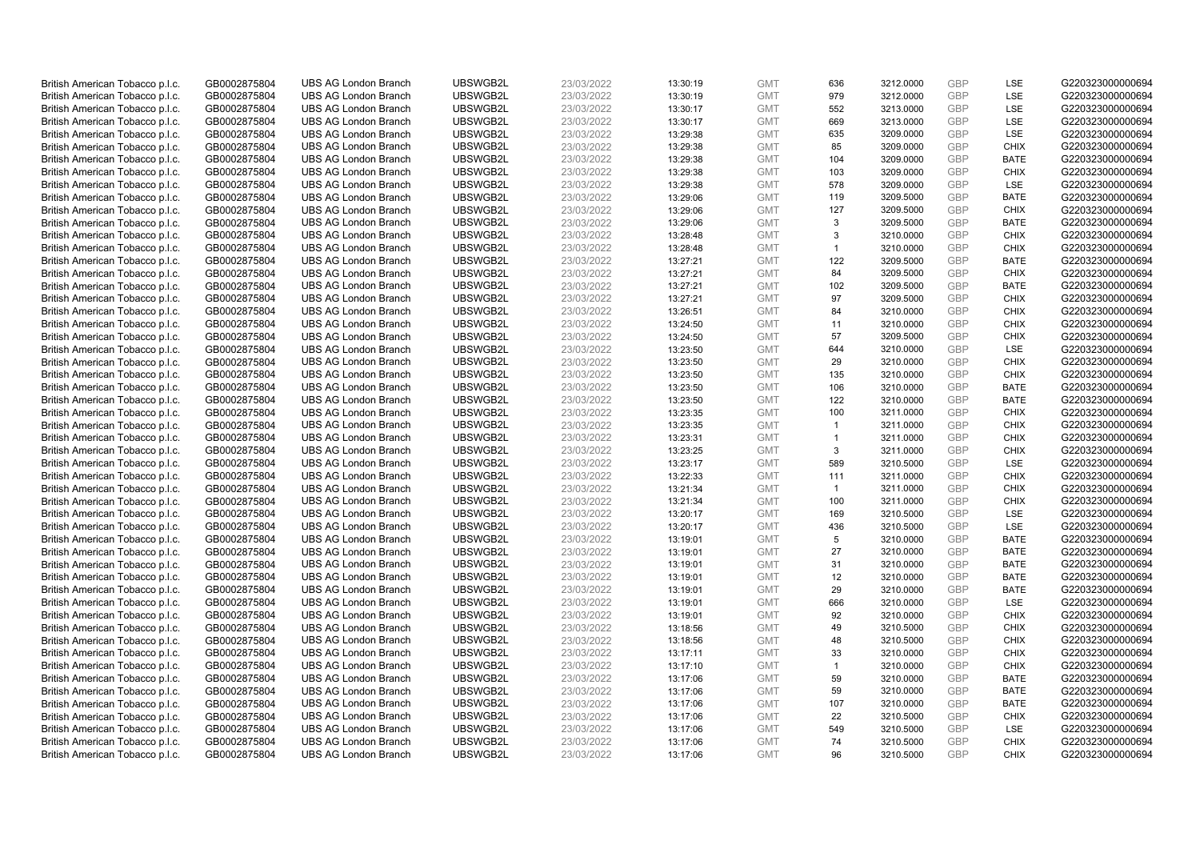| | | | | | | | | | | | |
|---|---|---|---|---|---|---|---|---|---|---|---|
| British American Tobacco p.l.c. | GB0002875804 | UBS AG London Branch | UBSWGB2L | 23/03/2022 | 13:30:19 | GMT | 636 | 3212.0000 | GBP | LSE | G220323000000694 |
| British American Tobacco p.l.c. | GB0002875804 | UBS AG London Branch | UBSWGB2L | 23/03/2022 | 13:30:19 | GMT | 979 | 3212.0000 | GBP | LSE | G220323000000694 |
| British American Tobacco p.l.c. | GB0002875804 | UBS AG London Branch | UBSWGB2L | 23/03/2022 | 13:30:17 | GMT | 552 | 3213.0000 | GBP | LSE | G220323000000694 |
| British American Tobacco p.l.c. | GB0002875804 | UBS AG London Branch | UBSWGB2L | 23/03/2022 | 13:30:17 | GMT | 669 | 3213.0000 | GBP | LSE | G220323000000694 |
| British American Tobacco p.l.c. | GB0002875804 | UBS AG London Branch | UBSWGB2L | 23/03/2022 | 13:29:38 | GMT | 635 | 3209.0000 | GBP | LSE | G220323000000694 |
| British American Tobacco p.l.c. | GB0002875804 | UBS AG London Branch | UBSWGB2L | 23/03/2022 | 13:29:38 | GMT | 85 | 3209.0000 | GBP | CHIX | G220323000000694 |
| British American Tobacco p.l.c. | GB0002875804 | UBS AG London Branch | UBSWGB2L | 23/03/2022 | 13:29:38 | GMT | 104 | 3209.0000 | GBP | BATE | G220323000000694 |
| British American Tobacco p.l.c. | GB0002875804 | UBS AG London Branch | UBSWGB2L | 23/03/2022 | 13:29:38 | GMT | 103 | 3209.0000 | GBP | CHIX | G220323000000694 |
| British American Tobacco p.l.c. | GB0002875804 | UBS AG London Branch | UBSWGB2L | 23/03/2022 | 13:29:38 | GMT | 578 | 3209.0000 | GBP | LSE | G220323000000694 |
| British American Tobacco p.l.c. | GB0002875804 | UBS AG London Branch | UBSWGB2L | 23/03/2022 | 13:29:06 | GMT | 119 | 3209.5000 | GBP | BATE | G220323000000694 |
| British American Tobacco p.l.c. | GB0002875804 | UBS AG London Branch | UBSWGB2L | 23/03/2022 | 13:29:06 | GMT | 127 | 3209.5000 | GBP | CHIX | G220323000000694 |
| British American Tobacco p.l.c. | GB0002875804 | UBS AG London Branch | UBSWGB2L | 23/03/2022 | 13:29:06 | GMT | 3 | 3209.5000 | GBP | BATE | G220323000000694 |
| British American Tobacco p.l.c. | GB0002875804 | UBS AG London Branch | UBSWGB2L | 23/03/2022 | 13:28:48 | GMT | 3 | 3210.0000 | GBP | CHIX | G220323000000694 |
| British American Tobacco p.l.c. | GB0002875804 | UBS AG London Branch | UBSWGB2L | 23/03/2022 | 13:28:48 | GMT | 1 | 3210.0000 | GBP | CHIX | G220323000000694 |
| British American Tobacco p.l.c. | GB0002875804 | UBS AG London Branch | UBSWGB2L | 23/03/2022 | 13:27:21 | GMT | 122 | 3209.5000 | GBP | BATE | G220323000000694 |
| British American Tobacco p.l.c. | GB0002875804 | UBS AG London Branch | UBSWGB2L | 23/03/2022 | 13:27:21 | GMT | 84 | 3209.5000 | GBP | CHIX | G220323000000694 |
| British American Tobacco p.l.c. | GB0002875804 | UBS AG London Branch | UBSWGB2L | 23/03/2022 | 13:27:21 | GMT | 102 | 3209.5000 | GBP | BATE | G220323000000694 |
| British American Tobacco p.l.c. | GB0002875804 | UBS AG London Branch | UBSWGB2L | 23/03/2022 | 13:27:21 | GMT | 97 | 3209.5000 | GBP | CHIX | G220323000000694 |
| British American Tobacco p.l.c. | GB0002875804 | UBS AG London Branch | UBSWGB2L | 23/03/2022 | 13:26:51 | GMT | 84 | 3210.0000 | GBP | CHIX | G220323000000694 |
| British American Tobacco p.l.c. | GB0002875804 | UBS AG London Branch | UBSWGB2L | 23/03/2022 | 13:24:50 | GMT | 11 | 3210.0000 | GBP | CHIX | G220323000000694 |
| British American Tobacco p.l.c. | GB0002875804 | UBS AG London Branch | UBSWGB2L | 23/03/2022 | 13:24:50 | GMT | 57 | 3209.5000 | GBP | CHIX | G220323000000694 |
| British American Tobacco p.l.c. | GB0002875804 | UBS AG London Branch | UBSWGB2L | 23/03/2022 | 13:23:50 | GMT | 644 | 3210.0000 | GBP | LSE | G220323000000694 |
| British American Tobacco p.l.c. | GB0002875804 | UBS AG London Branch | UBSWGB2L | 23/03/2022 | 13:23:50 | GMT | 29 | 3210.0000 | GBP | CHIX | G220323000000694 |
| British American Tobacco p.l.c. | GB0002875804 | UBS AG London Branch | UBSWGB2L | 23/03/2022 | 13:23:50 | GMT | 135 | 3210.0000 | GBP | CHIX | G220323000000694 |
| British American Tobacco p.l.c. | GB0002875804 | UBS AG London Branch | UBSWGB2L | 23/03/2022 | 13:23:50 | GMT | 106 | 3210.0000 | GBP | BATE | G220323000000694 |
| British American Tobacco p.l.c. | GB0002875804 | UBS AG London Branch | UBSWGB2L | 23/03/2022 | 13:23:50 | GMT | 122 | 3210.0000 | GBP | BATE | G220323000000694 |
| British American Tobacco p.l.c. | GB0002875804 | UBS AG London Branch | UBSWGB2L | 23/03/2022 | 13:23:35 | GMT | 100 | 3211.0000 | GBP | CHIX | G220323000000694 |
| British American Tobacco p.l.c. | GB0002875804 | UBS AG London Branch | UBSWGB2L | 23/03/2022 | 13:23:35 | GMT | 1 | 3211.0000 | GBP | CHIX | G220323000000694 |
| British American Tobacco p.l.c. | GB0002875804 | UBS AG London Branch | UBSWGB2L | 23/03/2022 | 13:23:31 | GMT | 1 | 3211.0000 | GBP | CHIX | G220323000000694 |
| British American Tobacco p.l.c. | GB0002875804 | UBS AG London Branch | UBSWGB2L | 23/03/2022 | 13:23:25 | GMT | 3 | 3211.0000 | GBP | CHIX | G220323000000694 |
| British American Tobacco p.l.c. | GB0002875804 | UBS AG London Branch | UBSWGB2L | 23/03/2022 | 13:23:17 | GMT | 589 | 3210.5000 | GBP | LSE | G220323000000694 |
| British American Tobacco p.l.c. | GB0002875804 | UBS AG London Branch | UBSWGB2L | 23/03/2022 | 13:22:33 | GMT | 111 | 3211.0000 | GBP | CHIX | G220323000000694 |
| British American Tobacco p.l.c. | GB0002875804 | UBS AG London Branch | UBSWGB2L | 23/03/2022 | 13:21:34 | GMT | 1 | 3211.0000 | GBP | CHIX | G220323000000694 |
| British American Tobacco p.l.c. | GB0002875804 | UBS AG London Branch | UBSWGB2L | 23/03/2022 | 13:21:34 | GMT | 100 | 3211.0000 | GBP | CHIX | G220323000000694 |
| British American Tobacco p.l.c. | GB0002875804 | UBS AG London Branch | UBSWGB2L | 23/03/2022 | 13:20:17 | GMT | 169 | 3210.5000 | GBP | LSE | G220323000000694 |
| British American Tobacco p.l.c. | GB0002875804 | UBS AG London Branch | UBSWGB2L | 23/03/2022 | 13:20:17 | GMT | 436 | 3210.5000 | GBP | LSE | G220323000000694 |
| British American Tobacco p.l.c. | GB0002875804 | UBS AG London Branch | UBSWGB2L | 23/03/2022 | 13:19:01 | GMT | 5 | 3210.0000 | GBP | BATE | G220323000000694 |
| British American Tobacco p.l.c. | GB0002875804 | UBS AG London Branch | UBSWGB2L | 23/03/2022 | 13:19:01 | GMT | 27 | 3210.0000 | GBP | BATE | G220323000000694 |
| British American Tobacco p.l.c. | GB0002875804 | UBS AG London Branch | UBSWGB2L | 23/03/2022 | 13:19:01 | GMT | 31 | 3210.0000 | GBP | BATE | G220323000000694 |
| British American Tobacco p.l.c. | GB0002875804 | UBS AG London Branch | UBSWGB2L | 23/03/2022 | 13:19:01 | GMT | 12 | 3210.0000 | GBP | BATE | G220323000000694 |
| British American Tobacco p.l.c. | GB0002875804 | UBS AG London Branch | UBSWGB2L | 23/03/2022 | 13:19:01 | GMT | 29 | 3210.0000 | GBP | BATE | G220323000000694 |
| British American Tobacco p.l.c. | GB0002875804 | UBS AG London Branch | UBSWGB2L | 23/03/2022 | 13:19:01 | GMT | 666 | 3210.0000 | GBP | LSE | G220323000000694 |
| British American Tobacco p.l.c. | GB0002875804 | UBS AG London Branch | UBSWGB2L | 23/03/2022 | 13:19:01 | GMT | 92 | 3210.0000 | GBP | CHIX | G220323000000694 |
| British American Tobacco p.l.c. | GB0002875804 | UBS AG London Branch | UBSWGB2L | 23/03/2022 | 13:18:56 | GMT | 49 | 3210.5000 | GBP | CHIX | G220323000000694 |
| British American Tobacco p.l.c. | GB0002875804 | UBS AG London Branch | UBSWGB2L | 23/03/2022 | 13:18:56 | GMT | 48 | 3210.5000 | GBP | CHIX | G220323000000694 |
| British American Tobacco p.l.c. | GB0002875804 | UBS AG London Branch | UBSWGB2L | 23/03/2022 | 13:17:11 | GMT | 33 | 3210.0000 | GBP | CHIX | G220323000000694 |
| British American Tobacco p.l.c. | GB0002875804 | UBS AG London Branch | UBSWGB2L | 23/03/2022 | 13:17:10 | GMT | 1 | 3210.0000 | GBP | CHIX | G220323000000694 |
| British American Tobacco p.l.c. | GB0002875804 | UBS AG London Branch | UBSWGB2L | 23/03/2022 | 13:17:06 | GMT | 59 | 3210.0000 | GBP | BATE | G220323000000694 |
| British American Tobacco p.l.c. | GB0002875804 | UBS AG London Branch | UBSWGB2L | 23/03/2022 | 13:17:06 | GMT | 59 | 3210.0000 | GBP | BATE | G220323000000694 |
| British American Tobacco p.l.c. | GB0002875804 | UBS AG London Branch | UBSWGB2L | 23/03/2022 | 13:17:06 | GMT | 107 | 3210.0000 | GBP | BATE | G220323000000694 |
| British American Tobacco p.l.c. | GB0002875804 | UBS AG London Branch | UBSWGB2L | 23/03/2022 | 13:17:06 | GMT | 22 | 3210.5000 | GBP | CHIX | G220323000000694 |
| British American Tobacco p.l.c. | GB0002875804 | UBS AG London Branch | UBSWGB2L | 23/03/2022 | 13:17:06 | GMT | 549 | 3210.5000 | GBP | LSE | G220323000000694 |
| British American Tobacco p.l.c. | GB0002875804 | UBS AG London Branch | UBSWGB2L | 23/03/2022 | 13:17:06 | GMT | 74 | 3210.5000 | GBP | CHIX | G220323000000694 |
| British American Tobacco p.l.c. | GB0002875804 | UBS AG London Branch | UBSWGB2L | 23/03/2022 | 13:17:06 | GMT | 96 | 3210.5000 | GBP | CHIX | G220323000000694 |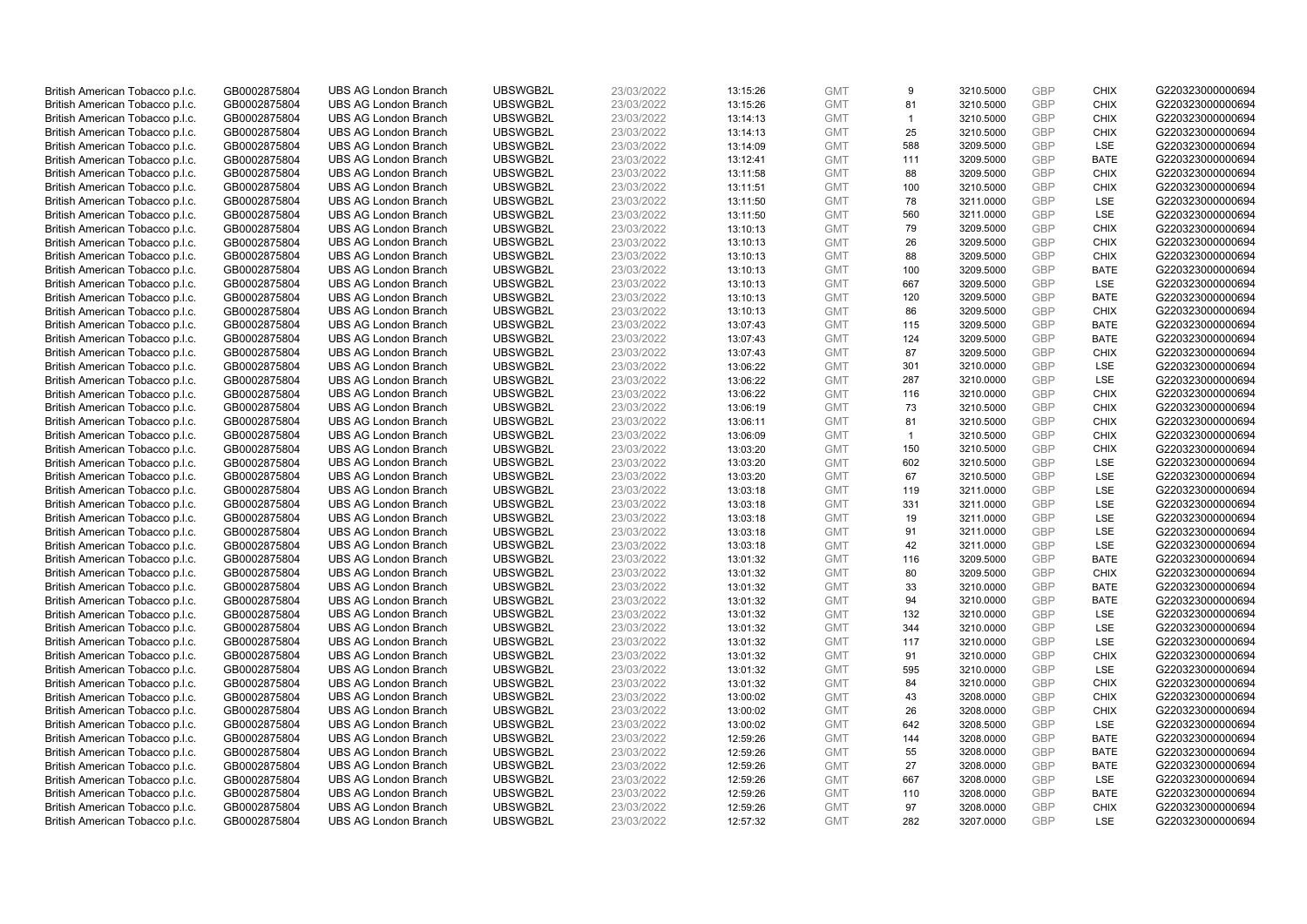| | | | | | | | | | | | |
|---|---|---|---|---|---|---|---|---|---|---|---|
| British American Tobacco p.l.c. | GB0002875804 | UBS AG London Branch | UBSWGB2L | 23/03/2022 | 13:15:26 | GMT | 9 | 3210.5000 | GBP | CHIX | G220323000000694 |
| British American Tobacco p.l.c. | GB0002875804 | UBS AG London Branch | UBSWGB2L | 23/03/2022 | 13:15:26 | GMT | 81 | 3210.5000 | GBP | CHIX | G220323000000694 |
| British American Tobacco p.l.c. | GB0002875804 | UBS AG London Branch | UBSWGB2L | 23/03/2022 | 13:14:13 | GMT | 1 | 3210.5000 | GBP | CHIX | G220323000000694 |
| British American Tobacco p.l.c. | GB0002875804 | UBS AG London Branch | UBSWGB2L | 23/03/2022 | 13:14:13 | GMT | 25 | 3210.5000 | GBP | CHIX | G220323000000694 |
| British American Tobacco p.l.c. | GB0002875804 | UBS AG London Branch | UBSWGB2L | 23/03/2022 | 13:14:09 | GMT | 588 | 3209.5000 | GBP | LSE | G220323000000694 |
| British American Tobacco p.l.c. | GB0002875804 | UBS AG London Branch | UBSWGB2L | 23/03/2022 | 13:12:41 | GMT | 111 | 3209.5000 | GBP | BATE | G220323000000694 |
| British American Tobacco p.l.c. | GB0002875804 | UBS AG London Branch | UBSWGB2L | 23/03/2022 | 13:11:58 | GMT | 88 | 3209.5000 | GBP | CHIX | G220323000000694 |
| British American Tobacco p.l.c. | GB0002875804 | UBS AG London Branch | UBSWGB2L | 23/03/2022 | 13:11:51 | GMT | 100 | 3210.5000 | GBP | CHIX | G220323000000694 |
| British American Tobacco p.l.c. | GB0002875804 | UBS AG London Branch | UBSWGB2L | 23/03/2022 | 13:11:50 | GMT | 78 | 3211.0000 | GBP | LSE | G220323000000694 |
| British American Tobacco p.l.c. | GB0002875804 | UBS AG London Branch | UBSWGB2L | 23/03/2022 | 13:11:50 | GMT | 560 | 3211.0000 | GBP | LSE | G220323000000694 |
| British American Tobacco p.l.c. | GB0002875804 | UBS AG London Branch | UBSWGB2L | 23/03/2022 | 13:10:13 | GMT | 79 | 3209.5000 | GBP | CHIX | G220323000000694 |
| British American Tobacco p.l.c. | GB0002875804 | UBS AG London Branch | UBSWGB2L | 23/03/2022 | 13:10:13 | GMT | 26 | 3209.5000 | GBP | CHIX | G220323000000694 |
| British American Tobacco p.l.c. | GB0002875804 | UBS AG London Branch | UBSWGB2L | 23/03/2022 | 13:10:13 | GMT | 88 | 3209.5000 | GBP | CHIX | G220323000000694 |
| British American Tobacco p.l.c. | GB0002875804 | UBS AG London Branch | UBSWGB2L | 23/03/2022 | 13:10:13 | GMT | 100 | 3209.5000 | GBP | BATE | G220323000000694 |
| British American Tobacco p.l.c. | GB0002875804 | UBS AG London Branch | UBSWGB2L | 23/03/2022 | 13:10:13 | GMT | 667 | 3209.5000 | GBP | LSE | G220323000000694 |
| British American Tobacco p.l.c. | GB0002875804 | UBS AG London Branch | UBSWGB2L | 23/03/2022 | 13:10:13 | GMT | 120 | 3209.5000 | GBP | BATE | G220323000000694 |
| British American Tobacco p.l.c. | GB0002875804 | UBS AG London Branch | UBSWGB2L | 23/03/2022 | 13:10:13 | GMT | 86 | 3209.5000 | GBP | CHIX | G220323000000694 |
| British American Tobacco p.l.c. | GB0002875804 | UBS AG London Branch | UBSWGB2L | 23/03/2022 | 13:07:43 | GMT | 115 | 3209.5000 | GBP | BATE | G220323000000694 |
| British American Tobacco p.l.c. | GB0002875804 | UBS AG London Branch | UBSWGB2L | 23/03/2022 | 13:07:43 | GMT | 124 | 3209.5000 | GBP | BATE | G220323000000694 |
| British American Tobacco p.l.c. | GB0002875804 | UBS AG London Branch | UBSWGB2L | 23/03/2022 | 13:07:43 | GMT | 87 | 3209.5000 | GBP | CHIX | G220323000000694 |
| British American Tobacco p.l.c. | GB0002875804 | UBS AG London Branch | UBSWGB2L | 23/03/2022 | 13:06:22 | GMT | 301 | 3210.0000 | GBP | LSE | G220323000000694 |
| British American Tobacco p.l.c. | GB0002875804 | UBS AG London Branch | UBSWGB2L | 23/03/2022 | 13:06:22 | GMT | 287 | 3210.0000 | GBP | LSE | G220323000000694 |
| British American Tobacco p.l.c. | GB0002875804 | UBS AG London Branch | UBSWGB2L | 23/03/2022 | 13:06:22 | GMT | 116 | 3210.0000 | GBP | CHIX | G220323000000694 |
| British American Tobacco p.l.c. | GB0002875804 | UBS AG London Branch | UBSWGB2L | 23/03/2022 | 13:06:19 | GMT | 73 | 3210.5000 | GBP | CHIX | G220323000000694 |
| British American Tobacco p.l.c. | GB0002875804 | UBS AG London Branch | UBSWGB2L | 23/03/2022 | 13:06:11 | GMT | 81 | 3210.5000 | GBP | CHIX | G220323000000694 |
| British American Tobacco p.l.c. | GB0002875804 | UBS AG London Branch | UBSWGB2L | 23/03/2022 | 13:06:09 | GMT | 1 | 3210.5000 | GBP | CHIX | G220323000000694 |
| British American Tobacco p.l.c. | GB0002875804 | UBS AG London Branch | UBSWGB2L | 23/03/2022 | 13:03:20 | GMT | 150 | 3210.5000 | GBP | CHIX | G220323000000694 |
| British American Tobacco p.l.c. | GB0002875804 | UBS AG London Branch | UBSWGB2L | 23/03/2022 | 13:03:20 | GMT | 602 | 3210.5000 | GBP | LSE | G220323000000694 |
| British American Tobacco p.l.c. | GB0002875804 | UBS AG London Branch | UBSWGB2L | 23/03/2022 | 13:03:20 | GMT | 67 | 3210.5000 | GBP | LSE | G220323000000694 |
| British American Tobacco p.l.c. | GB0002875804 | UBS AG London Branch | UBSWGB2L | 23/03/2022 | 13:03:18 | GMT | 119 | 3211.0000 | GBP | LSE | G220323000000694 |
| British American Tobacco p.l.c. | GB0002875804 | UBS AG London Branch | UBSWGB2L | 23/03/2022 | 13:03:18 | GMT | 331 | 3211.0000 | GBP | LSE | G220323000000694 |
| British American Tobacco p.l.c. | GB0002875804 | UBS AG London Branch | UBSWGB2L | 23/03/2022 | 13:03:18 | GMT | 19 | 3211.0000 | GBP | LSE | G220323000000694 |
| British American Tobacco p.l.c. | GB0002875804 | UBS AG London Branch | UBSWGB2L | 23/03/2022 | 13:03:18 | GMT | 91 | 3211.0000 | GBP | LSE | G220323000000694 |
| British American Tobacco p.l.c. | GB0002875804 | UBS AG London Branch | UBSWGB2L | 23/03/2022 | 13:03:18 | GMT | 42 | 3211.0000 | GBP | LSE | G220323000000694 |
| British American Tobacco p.l.c. | GB0002875804 | UBS AG London Branch | UBSWGB2L | 23/03/2022 | 13:01:32 | GMT | 116 | 3209.5000 | GBP | BATE | G220323000000694 |
| British American Tobacco p.l.c. | GB0002875804 | UBS AG London Branch | UBSWGB2L | 23/03/2022 | 13:01:32 | GMT | 80 | 3209.5000 | GBP | CHIX | G220323000000694 |
| British American Tobacco p.l.c. | GB0002875804 | UBS AG London Branch | UBSWGB2L | 23/03/2022 | 13:01:32 | GMT | 33 | 3210.0000 | GBP | BATE | G220323000000694 |
| British American Tobacco p.l.c. | GB0002875804 | UBS AG London Branch | UBSWGB2L | 23/03/2022 | 13:01:32 | GMT | 94 | 3210.0000 | GBP | BATE | G220323000000694 |
| British American Tobacco p.l.c. | GB0002875804 | UBS AG London Branch | UBSWGB2L | 23/03/2022 | 13:01:32 | GMT | 132 | 3210.0000 | GBP | LSE | G220323000000694 |
| British American Tobacco p.l.c. | GB0002875804 | UBS AG London Branch | UBSWGB2L | 23/03/2022 | 13:01:32 | GMT | 344 | 3210.0000 | GBP | LSE | G220323000000694 |
| British American Tobacco p.l.c. | GB0002875804 | UBS AG London Branch | UBSWGB2L | 23/03/2022 | 13:01:32 | GMT | 117 | 3210.0000 | GBP | LSE | G220323000000694 |
| British American Tobacco p.l.c. | GB0002875804 | UBS AG London Branch | UBSWGB2L | 23/03/2022 | 13:01:32 | GMT | 91 | 3210.0000 | GBP | CHIX | G220323000000694 |
| British American Tobacco p.l.c. | GB0002875804 | UBS AG London Branch | UBSWGB2L | 23/03/2022 | 13:01:32 | GMT | 595 | 3210.0000 | GBP | LSE | G220323000000694 |
| British American Tobacco p.l.c. | GB0002875804 | UBS AG London Branch | UBSWGB2L | 23/03/2022 | 13:01:32 | GMT | 84 | 3210.0000 | GBP | CHIX | G220323000000694 |
| British American Tobacco p.l.c. | GB0002875804 | UBS AG London Branch | UBSWGB2L | 23/03/2022 | 13:00:02 | GMT | 43 | 3208.0000 | GBP | CHIX | G220323000000694 |
| British American Tobacco p.l.c. | GB0002875804 | UBS AG London Branch | UBSWGB2L | 23/03/2022 | 13:00:02 | GMT | 26 | 3208.0000 | GBP | CHIX | G220323000000694 |
| British American Tobacco p.l.c. | GB0002875804 | UBS AG London Branch | UBSWGB2L | 23/03/2022 | 13:00:02 | GMT | 642 | 3208.5000 | GBP | LSE | G220323000000694 |
| British American Tobacco p.l.c. | GB0002875804 | UBS AG London Branch | UBSWGB2L | 23/03/2022 | 12:59:26 | GMT | 144 | 3208.0000 | GBP | BATE | G220323000000694 |
| British American Tobacco p.l.c. | GB0002875804 | UBS AG London Branch | UBSWGB2L | 23/03/2022 | 12:59:26 | GMT | 55 | 3208.0000 | GBP | BATE | G220323000000694 |
| British American Tobacco p.l.c. | GB0002875804 | UBS AG London Branch | UBSWGB2L | 23/03/2022 | 12:59:26 | GMT | 27 | 3208.0000 | GBP | BATE | G220323000000694 |
| British American Tobacco p.l.c. | GB0002875804 | UBS AG London Branch | UBSWGB2L | 23/03/2022 | 12:59:26 | GMT | 667 | 3208.0000 | GBP | LSE | G220323000000694 |
| British American Tobacco p.l.c. | GB0002875804 | UBS AG London Branch | UBSWGB2L | 23/03/2022 | 12:59:26 | GMT | 110 | 3208.0000 | GBP | BATE | G220323000000694 |
| British American Tobacco p.l.c. | GB0002875804 | UBS AG London Branch | UBSWGB2L | 23/03/2022 | 12:59:26 | GMT | 97 | 3208.0000 | GBP | CHIX | G220323000000694 |
| British American Tobacco p.l.c. | GB0002875804 | UBS AG London Branch | UBSWGB2L | 23/03/2022 | 12:57:32 | GMT | 282 | 3207.0000 | GBP | LSE | G220323000000694 |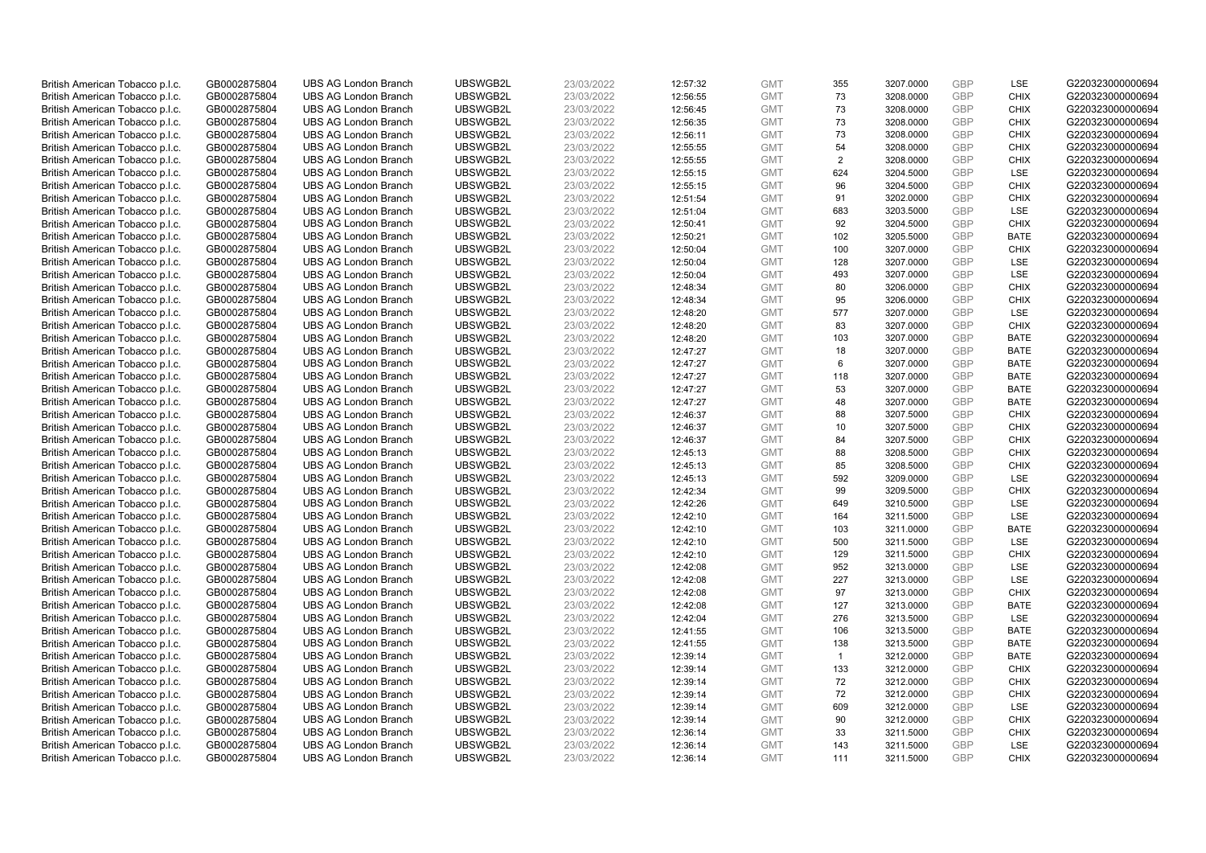| British American Tobacco p.l.c. | GB0002875804 | UBS AG London Branch | UBSWGB2L | 23/03/2022 | 12:57:32 | GMT | 355 | 3207.0000 | GBP | LSE | G220323000000694 |
|---|---|---|---|---|---|---|---|---|---|---|---|
| British American Tobacco p.l.c. | GB0002875804 | UBS AG London Branch | UBSWGB2L | 23/03/2022 | 12:56:55 | GMT | 73 | 3208.0000 | GBP | CHIX | G220323000000694 |
| British American Tobacco p.l.c. | GB0002875804 | UBS AG London Branch | UBSWGB2L | 23/03/2022 | 12:56:45 | GMT | 73 | 3208.0000 | GBP | CHIX | G220323000000694 |
| British American Tobacco p.l.c. | GB0002875804 | UBS AG London Branch | UBSWGB2L | 23/03/2022 | 12:56:35 | GMT | 73 | 3208.0000 | GBP | CHIX | G220323000000694 |
| British American Tobacco p.l.c. | GB0002875804 | UBS AG London Branch | UBSWGB2L | 23/03/2022 | 12:56:11 | GMT | 73 | 3208.0000 | GBP | CHIX | G220323000000694 |
| British American Tobacco p.l.c. | GB0002875804 | UBS AG London Branch | UBSWGB2L | 23/03/2022 | 12:55:55 | GMT | 54 | 3208.0000 | GBP | CHIX | G220323000000694 |
| British American Tobacco p.l.c. | GB0002875804 | UBS AG London Branch | UBSWGB2L | 23/03/2022 | 12:55:55 | GMT | 2 | 3208.0000 | GBP | CHIX | G220323000000694 |
| British American Tobacco p.l.c. | GB0002875804 | UBS AG London Branch | UBSWGB2L | 23/03/2022 | 12:55:15 | GMT | 624 | 3204.5000 | GBP | LSE | G220323000000694 |
| British American Tobacco p.l.c. | GB0002875804 | UBS AG London Branch | UBSWGB2L | 23/03/2022 | 12:55:15 | GMT | 96 | 3204.5000 | GBP | CHIX | G220323000000694 |
| British American Tobacco p.l.c. | GB0002875804 | UBS AG London Branch | UBSWGB2L | 23/03/2022 | 12:51:54 | GMT | 91 | 3202.0000 | GBP | CHIX | G220323000000694 |
| British American Tobacco p.l.c. | GB0002875804 | UBS AG London Branch | UBSWGB2L | 23/03/2022 | 12:51:04 | GMT | 683 | 3203.5000 | GBP | LSE | G220323000000694 |
| British American Tobacco p.l.c. | GB0002875804 | UBS AG London Branch | UBSWGB2L | 23/03/2022 | 12:50:41 | GMT | 92 | 3204.5000 | GBP | CHIX | G220323000000694 |
| British American Tobacco p.l.c. | GB0002875804 | UBS AG London Branch | UBSWGB2L | 23/03/2022 | 12:50:21 | GMT | 102 | 3205.5000 | GBP | BATE | G220323000000694 |
| British American Tobacco p.l.c. | GB0002875804 | UBS AG London Branch | UBSWGB2L | 23/03/2022 | 12:50:04 | GMT | 100 | 3207.0000 | GBP | CHIX | G220323000000694 |
| British American Tobacco p.l.c. | GB0002875804 | UBS AG London Branch | UBSWGB2L | 23/03/2022 | 12:50:04 | GMT | 128 | 3207.0000 | GBP | LSE | G220323000000694 |
| British American Tobacco p.l.c. | GB0002875804 | UBS AG London Branch | UBSWGB2L | 23/03/2022 | 12:50:04 | GMT | 493 | 3207.0000 | GBP | LSE | G220323000000694 |
| British American Tobacco p.l.c. | GB0002875804 | UBS AG London Branch | UBSWGB2L | 23/03/2022 | 12:48:34 | GMT | 80 | 3206.0000 | GBP | CHIX | G220323000000694 |
| British American Tobacco p.l.c. | GB0002875804 | UBS AG London Branch | UBSWGB2L | 23/03/2022 | 12:48:34 | GMT | 95 | 3206.0000 | GBP | CHIX | G220323000000694 |
| British American Tobacco p.l.c. | GB0002875804 | UBS AG London Branch | UBSWGB2L | 23/03/2022 | 12:48:20 | GMT | 577 | 3207.0000 | GBP | LSE | G220323000000694 |
| British American Tobacco p.l.c. | GB0002875804 | UBS AG London Branch | UBSWGB2L | 23/03/2022 | 12:48:20 | GMT | 83 | 3207.0000 | GBP | CHIX | G220323000000694 |
| British American Tobacco p.l.c. | GB0002875804 | UBS AG London Branch | UBSWGB2L | 23/03/2022 | 12:48:20 | GMT | 103 | 3207.0000 | GBP | BATE | G220323000000694 |
| British American Tobacco p.l.c. | GB0002875804 | UBS AG London Branch | UBSWGB2L | 23/03/2022 | 12:47:27 | GMT | 18 | 3207.0000 | GBP | BATE | G220323000000694 |
| British American Tobacco p.l.c. | GB0002875804 | UBS AG London Branch | UBSWGB2L | 23/03/2022 | 12:47:27 | GMT | 6 | 3207.0000 | GBP | BATE | G220323000000694 |
| British American Tobacco p.l.c. | GB0002875804 | UBS AG London Branch | UBSWGB2L | 23/03/2022 | 12:47:27 | GMT | 118 | 3207.0000 | GBP | BATE | G220323000000694 |
| British American Tobacco p.l.c. | GB0002875804 | UBS AG London Branch | UBSWGB2L | 23/03/2022 | 12:47:27 | GMT | 53 | 3207.0000 | GBP | BATE | G220323000000694 |
| British American Tobacco p.l.c. | GB0002875804 | UBS AG London Branch | UBSWGB2L | 23/03/2022 | 12:47:27 | GMT | 48 | 3207.0000 | GBP | BATE | G220323000000694 |
| British American Tobacco p.l.c. | GB0002875804 | UBS AG London Branch | UBSWGB2L | 23/03/2022 | 12:46:37 | GMT | 88 | 3207.5000 | GBP | CHIX | G220323000000694 |
| British American Tobacco p.l.c. | GB0002875804 | UBS AG London Branch | UBSWGB2L | 23/03/2022 | 12:46:37 | GMT | 10 | 3207.5000 | GBP | CHIX | G220323000000694 |
| British American Tobacco p.l.c. | GB0002875804 | UBS AG London Branch | UBSWGB2L | 23/03/2022 | 12:46:37 | GMT | 84 | 3207.5000 | GBP | CHIX | G220323000000694 |
| British American Tobacco p.l.c. | GB0002875804 | UBS AG London Branch | UBSWGB2L | 23/03/2022 | 12:45:13 | GMT | 88 | 3208.5000 | GBP | CHIX | G220323000000694 |
| British American Tobacco p.l.c. | GB0002875804 | UBS AG London Branch | UBSWGB2L | 23/03/2022 | 12:45:13 | GMT | 85 | 3208.5000 | GBP | CHIX | G220323000000694 |
| British American Tobacco p.l.c. | GB0002875804 | UBS AG London Branch | UBSWGB2L | 23/03/2022 | 12:45:13 | GMT | 592 | 3209.0000 | GBP | LSE | G220323000000694 |
| British American Tobacco p.l.c. | GB0002875804 | UBS AG London Branch | UBSWGB2L | 23/03/2022 | 12:42:34 | GMT | 99 | 3209.5000 | GBP | CHIX | G220323000000694 |
| British American Tobacco p.l.c. | GB0002875804 | UBS AG London Branch | UBSWGB2L | 23/03/2022 | 12:42:26 | GMT | 649 | 3210.5000 | GBP | LSE | G220323000000694 |
| British American Tobacco p.l.c. | GB0002875804 | UBS AG London Branch | UBSWGB2L | 23/03/2022 | 12:42:10 | GMT | 164 | 3211.5000 | GBP | LSE | G220323000000694 |
| British American Tobacco p.l.c. | GB0002875804 | UBS AG London Branch | UBSWGB2L | 23/03/2022 | 12:42:10 | GMT | 103 | 3211.0000 | GBP | BATE | G220323000000694 |
| British American Tobacco p.l.c. | GB0002875804 | UBS AG London Branch | UBSWGB2L | 23/03/2022 | 12:42:10 | GMT | 500 | 3211.5000 | GBP | LSE | G220323000000694 |
| British American Tobacco p.l.c. | GB0002875804 | UBS AG London Branch | UBSWGB2L | 23/03/2022 | 12:42:10 | GMT | 129 | 3211.5000 | GBP | CHIX | G220323000000694 |
| British American Tobacco p.l.c. | GB0002875804 | UBS AG London Branch | UBSWGB2L | 23/03/2022 | 12:42:08 | GMT | 952 | 3213.0000 | GBP | LSE | G220323000000694 |
| British American Tobacco p.l.c. | GB0002875804 | UBS AG London Branch | UBSWGB2L | 23/03/2022 | 12:42:08 | GMT | 227 | 3213.0000 | GBP | LSE | G220323000000694 |
| British American Tobacco p.l.c. | GB0002875804 | UBS AG London Branch | UBSWGB2L | 23/03/2022 | 12:42:08 | GMT | 97 | 3213.0000 | GBP | CHIX | G220323000000694 |
| British American Tobacco p.l.c. | GB0002875804 | UBS AG London Branch | UBSWGB2L | 23/03/2022 | 12:42:08 | GMT | 127 | 3213.0000 | GBP | BATE | G220323000000694 |
| British American Tobacco p.l.c. | GB0002875804 | UBS AG London Branch | UBSWGB2L | 23/03/2022 | 12:42:04 | GMT | 276 | 3213.5000 | GBP | LSE | G220323000000694 |
| British American Tobacco p.l.c. | GB0002875804 | UBS AG London Branch | UBSWGB2L | 23/03/2022 | 12:41:55 | GMT | 106 | 3213.5000 | GBP | BATE | G220323000000694 |
| British American Tobacco p.l.c. | GB0002875804 | UBS AG London Branch | UBSWGB2L | 23/03/2022 | 12:41:55 | GMT | 138 | 3213.5000 | GBP | BATE | G220323000000694 |
| British American Tobacco p.l.c. | GB0002875804 | UBS AG London Branch | UBSWGB2L | 23/03/2022 | 12:39:14 | GMT | 1 | 3212.0000 | GBP | BATE | G220323000000694 |
| British American Tobacco p.l.c. | GB0002875804 | UBS AG London Branch | UBSWGB2L | 23/03/2022 | 12:39:14 | GMT | 133 | 3212.0000 | GBP | CHIX | G220323000000694 |
| British American Tobacco p.l.c. | GB0002875804 | UBS AG London Branch | UBSWGB2L | 23/03/2022 | 12:39:14 | GMT | 72 | 3212.0000 | GBP | CHIX | G220323000000694 |
| British American Tobacco p.l.c. | GB0002875804 | UBS AG London Branch | UBSWGB2L | 23/03/2022 | 12:39:14 | GMT | 72 | 3212.0000 | GBP | CHIX | G220323000000694 |
| British American Tobacco p.l.c. | GB0002875804 | UBS AG London Branch | UBSWGB2L | 23/03/2022 | 12:39:14 | GMT | 609 | 3212.0000 | GBP | LSE | G220323000000694 |
| British American Tobacco p.l.c. | GB0002875804 | UBS AG London Branch | UBSWGB2L | 23/03/2022 | 12:39:14 | GMT | 90 | 3212.0000 | GBP | CHIX | G220323000000694 |
| British American Tobacco p.l.c. | GB0002875804 | UBS AG London Branch | UBSWGB2L | 23/03/2022 | 12:36:14 | GMT | 33 | 3211.5000 | GBP | CHIX | G220323000000694 |
| British American Tobacco p.l.c. | GB0002875804 | UBS AG London Branch | UBSWGB2L | 23/03/2022 | 12:36:14 | GMT | 143 | 3211.5000 | GBP | LSE | G220323000000694 |
| British American Tobacco p.l.c. | GB0002875804 | UBS AG London Branch | UBSWGB2L | 23/03/2022 | 12:36:14 | GMT | 111 | 3211.5000 | GBP | CHIX | G220323000000694 |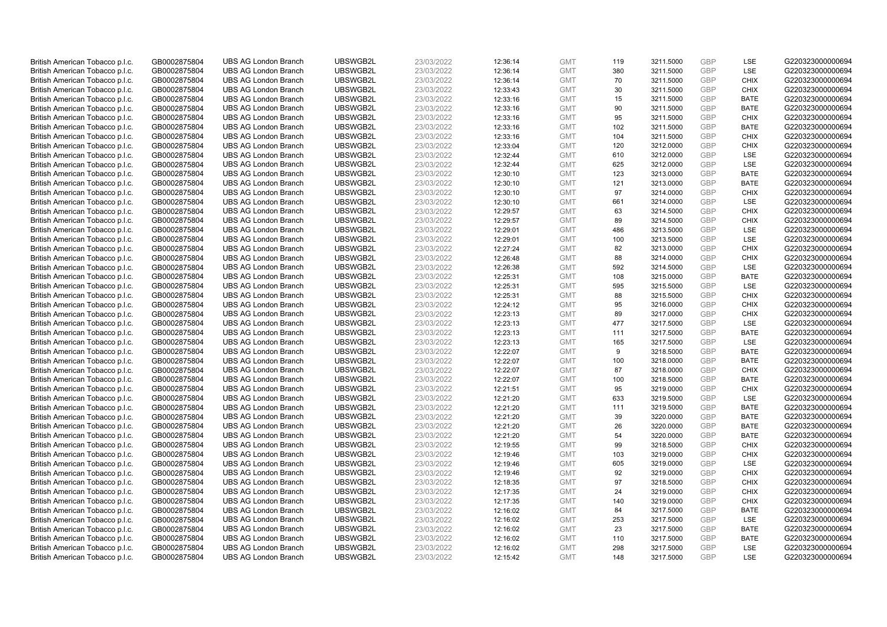| British American Tobacco p.l.c. | GB0002875804 | UBS AG London Branch | UBSWGB2L | 23/03/2022 | 12:36:14 | GMT | 119 | 3211.5000 | GBP | LSE | G220323000000694 |
|---|---|---|---|---|---|---|---|---|---|---|---|
| British American Tobacco p.l.c. | GB0002875804 | UBS AG London Branch | UBSWGB2L | 23/03/2022 | 12:36:14 | GMT | 380 | 3211.5000 | GBP | LSE | G220323000000694 |
| British American Tobacco p.l.c. | GB0002875804 | UBS AG London Branch | UBSWGB2L | 23/03/2022 | 12:36:14 | GMT | 70 | 3211.5000 | GBP | CHIX | G220323000000694 |
| British American Tobacco p.l.c. | GB0002875804 | UBS AG London Branch | UBSWGB2L | 23/03/2022 | 12:33:43 | GMT | 30 | 3211.5000 | GBP | CHIX | G220323000000694 |
| British American Tobacco p.l.c. | GB0002875804 | UBS AG London Branch | UBSWGB2L | 23/03/2022 | 12:33:16 | GMT | 15 | 3211.5000 | GBP | BATE | G220323000000694 |
| British American Tobacco p.l.c. | GB0002875804 | UBS AG London Branch | UBSWGB2L | 23/03/2022 | 12:33:16 | GMT | 90 | 3211.5000 | GBP | BATE | G220323000000694 |
| British American Tobacco p.l.c. | GB0002875804 | UBS AG London Branch | UBSWGB2L | 23/03/2022 | 12:33:16 | GMT | 95 | 3211.5000 | GBP | CHIX | G220323000000694 |
| British American Tobacco p.l.c. | GB0002875804 | UBS AG London Branch | UBSWGB2L | 23/03/2022 | 12:33:16 | GMT | 102 | 3211.5000 | GBP | BATE | G220323000000694 |
| British American Tobacco p.l.c. | GB0002875804 | UBS AG London Branch | UBSWGB2L | 23/03/2022 | 12:33:16 | GMT | 104 | 3211.5000 | GBP | CHIX | G220323000000694 |
| British American Tobacco p.l.c. | GB0002875804 | UBS AG London Branch | UBSWGB2L | 23/03/2022 | 12:33:04 | GMT | 120 | 3212.0000 | GBP | CHIX | G220323000000694 |
| British American Tobacco p.l.c. | GB0002875804 | UBS AG London Branch | UBSWGB2L | 23/03/2022 | 12:32:44 | GMT | 610 | 3212.0000 | GBP | LSE | G220323000000694 |
| British American Tobacco p.l.c. | GB0002875804 | UBS AG London Branch | UBSWGB2L | 23/03/2022 | 12:32:44 | GMT | 625 | 3212.0000 | GBP | LSE | G220323000000694 |
| British American Tobacco p.l.c. | GB0002875804 | UBS AG London Branch | UBSWGB2L | 23/03/2022 | 12:30:10 | GMT | 123 | 3213.0000 | GBP | BATE | G220323000000694 |
| British American Tobacco p.l.c. | GB0002875804 | UBS AG London Branch | UBSWGB2L | 23/03/2022 | 12:30:10 | GMT | 121 | 3213.0000 | GBP | BATE | G220323000000694 |
| British American Tobacco p.l.c. | GB0002875804 | UBS AG London Branch | UBSWGB2L | 23/03/2022 | 12:30:10 | GMT | 97 | 3214.0000 | GBP | CHIX | G220323000000694 |
| British American Tobacco p.l.c. | GB0002875804 | UBS AG London Branch | UBSWGB2L | 23/03/2022 | 12:30:10 | GMT | 661 | 3214.0000 | GBP | LSE | G220323000000694 |
| British American Tobacco p.l.c. | GB0002875804 | UBS AG London Branch | UBSWGB2L | 23/03/2022 | 12:29:57 | GMT | 63 | 3214.5000 | GBP | CHIX | G220323000000694 |
| British American Tobacco p.l.c. | GB0002875804 | UBS AG London Branch | UBSWGB2L | 23/03/2022 | 12:29:57 | GMT | 89 | 3214.5000 | GBP | CHIX | G220323000000694 |
| British American Tobacco p.l.c. | GB0002875804 | UBS AG London Branch | UBSWGB2L | 23/03/2022 | 12:29:01 | GMT | 486 | 3213.5000 | GBP | LSE | G220323000000694 |
| British American Tobacco p.l.c. | GB0002875804 | UBS AG London Branch | UBSWGB2L | 23/03/2022 | 12:29:01 | GMT | 100 | 3213.5000 | GBP | LSE | G220323000000694 |
| British American Tobacco p.l.c. | GB0002875804 | UBS AG London Branch | UBSWGB2L | 23/03/2022 | 12:27:24 | GMT | 82 | 3213.0000 | GBP | CHIX | G220323000000694 |
| British American Tobacco p.l.c. | GB0002875804 | UBS AG London Branch | UBSWGB2L | 23/03/2022 | 12:26:48 | GMT | 88 | 3214.0000 | GBP | CHIX | G220323000000694 |
| British American Tobacco p.l.c. | GB0002875804 | UBS AG London Branch | UBSWGB2L | 23/03/2022 | 12:26:38 | GMT | 592 | 3214.5000 | GBP | LSE | G220323000000694 |
| British American Tobacco p.l.c. | GB0002875804 | UBS AG London Branch | UBSWGB2L | 23/03/2022 | 12:25:31 | GMT | 108 | 3215.0000 | GBP | BATE | G220323000000694 |
| British American Tobacco p.l.c. | GB0002875804 | UBS AG London Branch | UBSWGB2L | 23/03/2022 | 12:25:31 | GMT | 595 | 3215.5000 | GBP | LSE | G220323000000694 |
| British American Tobacco p.l.c. | GB0002875804 | UBS AG London Branch | UBSWGB2L | 23/03/2022 | 12:25:31 | GMT | 88 | 3215.5000 | GBP | CHIX | G220323000000694 |
| British American Tobacco p.l.c. | GB0002875804 | UBS AG London Branch | UBSWGB2L | 23/03/2022 | 12:24:12 | GMT | 95 | 3216.0000 | GBP | CHIX | G220323000000694 |
| British American Tobacco p.l.c. | GB0002875804 | UBS AG London Branch | UBSWGB2L | 23/03/2022 | 12:23:13 | GMT | 89 | 3217.0000 | GBP | CHIX | G220323000000694 |
| British American Tobacco p.l.c. | GB0002875804 | UBS AG London Branch | UBSWGB2L | 23/03/2022 | 12:23:13 | GMT | 477 | 3217.5000 | GBP | LSE | G220323000000694 |
| British American Tobacco p.l.c. | GB0002875804 | UBS AG London Branch | UBSWGB2L | 23/03/2022 | 12:23:13 | GMT | 111 | 3217.5000 | GBP | BATE | G220323000000694 |
| British American Tobacco p.l.c. | GB0002875804 | UBS AG London Branch | UBSWGB2L | 23/03/2022 | 12:23:13 | GMT | 165 | 3217.5000 | GBP | LSE | G220323000000694 |
| British American Tobacco p.l.c. | GB0002875804 | UBS AG London Branch | UBSWGB2L | 23/03/2022 | 12:22:07 | GMT | 9 | 3218.5000 | GBP | BATE | G220323000000694 |
| British American Tobacco p.l.c. | GB0002875804 | UBS AG London Branch | UBSWGB2L | 23/03/2022 | 12:22:07 | GMT | 100 | 3218.0000 | GBP | BATE | G220323000000694 |
| British American Tobacco p.l.c. | GB0002875804 | UBS AG London Branch | UBSWGB2L | 23/03/2022 | 12:22:07 | GMT | 87 | 3218.0000 | GBP | CHIX | G220323000000694 |
| British American Tobacco p.l.c. | GB0002875804 | UBS AG London Branch | UBSWGB2L | 23/03/2022 | 12:22:07 | GMT | 100 | 3218.5000 | GBP | BATE | G220323000000694 |
| British American Tobacco p.l.c. | GB0002875804 | UBS AG London Branch | UBSWGB2L | 23/03/2022 | 12:21:51 | GMT | 95 | 3219.0000 | GBP | CHIX | G220323000000694 |
| British American Tobacco p.l.c. | GB0002875804 | UBS AG London Branch | UBSWGB2L | 23/03/2022 | 12:21:20 | GMT | 633 | 3219.5000 | GBP | LSE | G220323000000694 |
| British American Tobacco p.l.c. | GB0002875804 | UBS AG London Branch | UBSWGB2L | 23/03/2022 | 12:21:20 | GMT | 111 | 3219.5000 | GBP | BATE | G220323000000694 |
| British American Tobacco p.l.c. | GB0002875804 | UBS AG London Branch | UBSWGB2L | 23/03/2022 | 12:21:20 | GMT | 39 | 3220.0000 | GBP | BATE | G220323000000694 |
| British American Tobacco p.l.c. | GB0002875804 | UBS AG London Branch | UBSWGB2L | 23/03/2022 | 12:21:20 | GMT | 26 | 3220.0000 | GBP | BATE | G220323000000694 |
| British American Tobacco p.l.c. | GB0002875804 | UBS AG London Branch | UBSWGB2L | 23/03/2022 | 12:21:20 | GMT | 54 | 3220.0000 | GBP | BATE | G220323000000694 |
| British American Tobacco p.l.c. | GB0002875804 | UBS AG London Branch | UBSWGB2L | 23/03/2022 | 12:19:55 | GMT | 99 | 3218.5000 | GBP | CHIX | G220323000000694 |
| British American Tobacco p.l.c. | GB0002875804 | UBS AG London Branch | UBSWGB2L | 23/03/2022 | 12:19:46 | GMT | 103 | 3219.0000 | GBP | CHIX | G220323000000694 |
| British American Tobacco p.l.c. | GB0002875804 | UBS AG London Branch | UBSWGB2L | 23/03/2022 | 12:19:46 | GMT | 605 | 3219.0000 | GBP | LSE | G220323000000694 |
| British American Tobacco p.l.c. | GB0002875804 | UBS AG London Branch | UBSWGB2L | 23/03/2022 | 12:19:46 | GMT | 92 | 3219.0000 | GBP | CHIX | G220323000000694 |
| British American Tobacco p.l.c. | GB0002875804 | UBS AG London Branch | UBSWGB2L | 23/03/2022 | 12:18:35 | GMT | 97 | 3218.5000 | GBP | CHIX | G220323000000694 |
| British American Tobacco p.l.c. | GB0002875804 | UBS AG London Branch | UBSWGB2L | 23/03/2022 | 12:17:35 | GMT | 24 | 3219.0000 | GBP | CHIX | G220323000000694 |
| British American Tobacco p.l.c. | GB0002875804 | UBS AG London Branch | UBSWGB2L | 23/03/2022 | 12:17:35 | GMT | 140 | 3219.0000 | GBP | CHIX | G220323000000694 |
| British American Tobacco p.l.c. | GB0002875804 | UBS AG London Branch | UBSWGB2L | 23/03/2022 | 12:16:02 | GMT | 84 | 3217.5000 | GBP | BATE | G220323000000694 |
| British American Tobacco p.l.c. | GB0002875804 | UBS AG London Branch | UBSWGB2L | 23/03/2022 | 12:16:02 | GMT | 253 | 3217.5000 | GBP | LSE | G220323000000694 |
| British American Tobacco p.l.c. | GB0002875804 | UBS AG London Branch | UBSWGB2L | 23/03/2022 | 12:16:02 | GMT | 23 | 3217.5000 | GBP | BATE | G220323000000694 |
| British American Tobacco p.l.c. | GB0002875804 | UBS AG London Branch | UBSWGB2L | 23/03/2022 | 12:16:02 | GMT | 110 | 3217.5000 | GBP | BATE | G220323000000694 |
| British American Tobacco p.l.c. | GB0002875804 | UBS AG London Branch | UBSWGB2L | 23/03/2022 | 12:16:02 | GMT | 298 | 3217.5000 | GBP | LSE | G220323000000694 |
| British American Tobacco p.l.c. | GB0002875804 | UBS AG London Branch | UBSWGB2L | 23/03/2022 | 12:15:42 | GMT | 148 | 3217.5000 | GBP | LSE | G220323000000694 |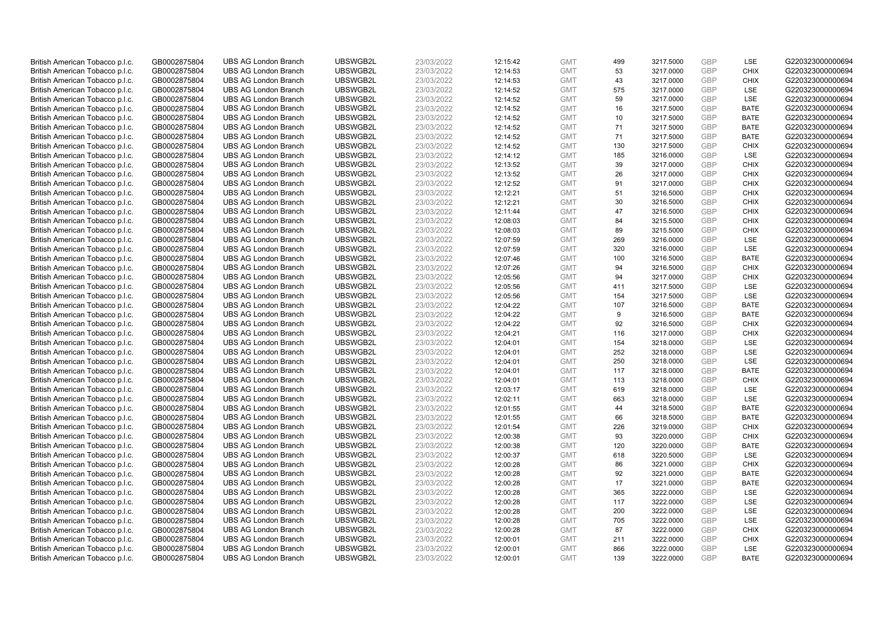| | | | | | | | | | | | |
|---|---|---|---|---|---|---|---|---|---|---|---|
| British American Tobacco p.l.c. | GB0002875804 | UBS AG London Branch | UBSWGB2L | 23/03/2022 | 12:15:42 | GMT | 499 | 3217.5000 | GBP | LSE | G220323000000694 |
| British American Tobacco p.l.c. | GB0002875804 | UBS AG London Branch | UBSWGB2L | 23/03/2022 | 12:14:53 | GMT | 53 | 3217.0000 | GBP | CHIX | G220323000000694 |
| British American Tobacco p.l.c. | GB0002875804 | UBS AG London Branch | UBSWGB2L | 23/03/2022 | 12:14:53 | GMT | 43 | 3217.0000 | GBP | CHIX | G220323000000694 |
| British American Tobacco p.l.c. | GB0002875804 | UBS AG London Branch | UBSWGB2L | 23/03/2022 | 12:14:52 | GMT | 575 | 3217.0000 | GBP | LSE | G220323000000694 |
| British American Tobacco p.l.c. | GB0002875804 | UBS AG London Branch | UBSWGB2L | 23/03/2022 | 12:14:52 | GMT | 59 | 3217.0000 | GBP | LSE | G220323000000694 |
| British American Tobacco p.l.c. | GB0002875804 | UBS AG London Branch | UBSWGB2L | 23/03/2022 | 12:14:52 | GMT | 16 | 3217.5000 | GBP | BATE | G220323000000694 |
| British American Tobacco p.l.c. | GB0002875804 | UBS AG London Branch | UBSWGB2L | 23/03/2022 | 12:14:52 | GMT | 10 | 3217.5000 | GBP | BATE | G220323000000694 |
| British American Tobacco p.l.c. | GB0002875804 | UBS AG London Branch | UBSWGB2L | 23/03/2022 | 12:14:52 | GMT | 71 | 3217.5000 | GBP | BATE | G220323000000694 |
| British American Tobacco p.l.c. | GB0002875804 | UBS AG London Branch | UBSWGB2L | 23/03/2022 | 12:14:52 | GMT | 71 | 3217.5000 | GBP | BATE | G220323000000694 |
| British American Tobacco p.l.c. | GB0002875804 | UBS AG London Branch | UBSWGB2L | 23/03/2022 | 12:14:52 | GMT | 130 | 3217.5000 | GBP | CHIX | G220323000000694 |
| British American Tobacco p.l.c. | GB0002875804 | UBS AG London Branch | UBSWGB2L | 23/03/2022 | 12:14:12 | GMT | 185 | 3216.0000 | GBP | LSE | G220323000000694 |
| British American Tobacco p.l.c. | GB0002875804 | UBS AG London Branch | UBSWGB2L | 23/03/2022 | 12:13:52 | GMT | 39 | 3217.0000 | GBP | CHIX | G220323000000694 |
| British American Tobacco p.l.c. | GB0002875804 | UBS AG London Branch | UBSWGB2L | 23/03/2022 | 12:13:52 | GMT | 26 | 3217.0000 | GBP | CHIX | G220323000000694 |
| British American Tobacco p.l.c. | GB0002875804 | UBS AG London Branch | UBSWGB2L | 23/03/2022 | 12:12:52 | GMT | 91 | 3217.0000 | GBP | CHIX | G220323000000694 |
| British American Tobacco p.l.c. | GB0002875804 | UBS AG London Branch | UBSWGB2L | 23/03/2022 | 12:12:21 | GMT | 51 | 3216.5000 | GBP | CHIX | G220323000000694 |
| British American Tobacco p.l.c. | GB0002875804 | UBS AG London Branch | UBSWGB2L | 23/03/2022 | 12:12:21 | GMT | 30 | 3216.5000 | GBP | CHIX | G220323000000694 |
| British American Tobacco p.l.c. | GB0002875804 | UBS AG London Branch | UBSWGB2L | 23/03/2022 | 12:11:44 | GMT | 47 | 3216.5000 | GBP | CHIX | G220323000000694 |
| British American Tobacco p.l.c. | GB0002875804 | UBS AG London Branch | UBSWGB2L | 23/03/2022 | 12:08:03 | GMT | 84 | 3215.5000 | GBP | CHIX | G220323000000694 |
| British American Tobacco p.l.c. | GB0002875804 | UBS AG London Branch | UBSWGB2L | 23/03/2022 | 12:08:03 | GMT | 89 | 3215.5000 | GBP | CHIX | G220323000000694 |
| British American Tobacco p.l.c. | GB0002875804 | UBS AG London Branch | UBSWGB2L | 23/03/2022 | 12:07:59 | GMT | 269 | 3216.0000 | GBP | LSE | G220323000000694 |
| British American Tobacco p.l.c. | GB0002875804 | UBS AG London Branch | UBSWGB2L | 23/03/2022 | 12:07:59 | GMT | 320 | 3216.0000 | GBP | LSE | G220323000000694 |
| British American Tobacco p.l.c. | GB0002875804 | UBS AG London Branch | UBSWGB2L | 23/03/2022 | 12:07:46 | GMT | 100 | 3216.5000 | GBP | BATE | G220323000000694 |
| British American Tobacco p.l.c. | GB0002875804 | UBS AG London Branch | UBSWGB2L | 23/03/2022 | 12:07:26 | GMT | 94 | 3216.5000 | GBP | CHIX | G220323000000694 |
| British American Tobacco p.l.c. | GB0002875804 | UBS AG London Branch | UBSWGB2L | 23/03/2022 | 12:05:56 | GMT | 94 | 3217.0000 | GBP | CHIX | G220323000000694 |
| British American Tobacco p.l.c. | GB0002875804 | UBS AG London Branch | UBSWGB2L | 23/03/2022 | 12:05:56 | GMT | 411 | 3217.5000 | GBP | LSE | G220323000000694 |
| British American Tobacco p.l.c. | GB0002875804 | UBS AG London Branch | UBSWGB2L | 23/03/2022 | 12:05:56 | GMT | 154 | 3217.5000 | GBP | LSE | G220323000000694 |
| British American Tobacco p.l.c. | GB0002875804 | UBS AG London Branch | UBSWGB2L | 23/03/2022 | 12:04:22 | GMT | 107 | 3216.5000 | GBP | BATE | G220323000000694 |
| British American Tobacco p.l.c. | GB0002875804 | UBS AG London Branch | UBSWGB2L | 23/03/2022 | 12:04:22 | GMT | 9 | 3216.5000 | GBP | BATE | G220323000000694 |
| British American Tobacco p.l.c. | GB0002875804 | UBS AG London Branch | UBSWGB2L | 23/03/2022 | 12:04:22 | GMT | 92 | 3216.5000 | GBP | CHIX | G220323000000694 |
| British American Tobacco p.l.c. | GB0002875804 | UBS AG London Branch | UBSWGB2L | 23/03/2022 | 12:04:21 | GMT | 116 | 3217.0000 | GBP | CHIX | G220323000000694 |
| British American Tobacco p.l.c. | GB0002875804 | UBS AG London Branch | UBSWGB2L | 23/03/2022 | 12:04:01 | GMT | 154 | 3218.0000 | GBP | LSE | G220323000000694 |
| British American Tobacco p.l.c. | GB0002875804 | UBS AG London Branch | UBSWGB2L | 23/03/2022 | 12:04:01 | GMT | 252 | 3218.0000 | GBP | LSE | G220323000000694 |
| British American Tobacco p.l.c. | GB0002875804 | UBS AG London Branch | UBSWGB2L | 23/03/2022 | 12:04:01 | GMT | 250 | 3218.0000 | GBP | LSE | G220323000000694 |
| British American Tobacco p.l.c. | GB0002875804 | UBS AG London Branch | UBSWGB2L | 23/03/2022 | 12:04:01 | GMT | 117 | 3218.0000 | GBP | BATE | G220323000000694 |
| British American Tobacco p.l.c. | GB0002875804 | UBS AG London Branch | UBSWGB2L | 23/03/2022 | 12:04:01 | GMT | 113 | 3218.0000 | GBP | CHIX | G220323000000694 |
| British American Tobacco p.l.c. | GB0002875804 | UBS AG London Branch | UBSWGB2L | 23/03/2022 | 12:03:17 | GMT | 619 | 3218.0000 | GBP | LSE | G220323000000694 |
| British American Tobacco p.l.c. | GB0002875804 | UBS AG London Branch | UBSWGB2L | 23/03/2022 | 12:02:11 | GMT | 663 | 3218.0000 | GBP | LSE | G220323000000694 |
| British American Tobacco p.l.c. | GB0002875804 | UBS AG London Branch | UBSWGB2L | 23/03/2022 | 12:01:55 | GMT | 44 | 3218.5000 | GBP | BATE | G220323000000694 |
| British American Tobacco p.l.c. | GB0002875804 | UBS AG London Branch | UBSWGB2L | 23/03/2022 | 12:01:55 | GMT | 66 | 3218.5000 | GBP | BATE | G220323000000694 |
| British American Tobacco p.l.c. | GB0002875804 | UBS AG London Branch | UBSWGB2L | 23/03/2022 | 12:01:54 | GMT | 226 | 3219.0000 | GBP | CHIX | G220323000000694 |
| British American Tobacco p.l.c. | GB0002875804 | UBS AG London Branch | UBSWGB2L | 23/03/2022 | 12:00:38 | GMT | 93 | 3220.0000 | GBP | CHIX | G220323000000694 |
| British American Tobacco p.l.c. | GB0002875804 | UBS AG London Branch | UBSWGB2L | 23/03/2022 | 12:00:38 | GMT | 120 | 3220.0000 | GBP | BATE | G220323000000694 |
| British American Tobacco p.l.c. | GB0002875804 | UBS AG London Branch | UBSWGB2L | 23/03/2022 | 12:00:37 | GMT | 618 | 3220.5000 | GBP | LSE | G220323000000694 |
| British American Tobacco p.l.c. | GB0002875804 | UBS AG London Branch | UBSWGB2L | 23/03/2022 | 12:00:28 | GMT | 86 | 3221.0000 | GBP | CHIX | G220323000000694 |
| British American Tobacco p.l.c. | GB0002875804 | UBS AG London Branch | UBSWGB2L | 23/03/2022 | 12:00:28 | GMT | 92 | 3221.0000 | GBP | BATE | G220323000000694 |
| British American Tobacco p.l.c. | GB0002875804 | UBS AG London Branch | UBSWGB2L | 23/03/2022 | 12:00:28 | GMT | 17 | 3221.0000 | GBP | BATE | G220323000000694 |
| British American Tobacco p.l.c. | GB0002875804 | UBS AG London Branch | UBSWGB2L | 23/03/2022 | 12:00:28 | GMT | 365 | 3222.0000 | GBP | LSE | G220323000000694 |
| British American Tobacco p.l.c. | GB0002875804 | UBS AG London Branch | UBSWGB2L | 23/03/2022 | 12:00:28 | GMT | 117 | 3222.0000 | GBP | LSE | G220323000000694 |
| British American Tobacco p.l.c. | GB0002875804 | UBS AG London Branch | UBSWGB2L | 23/03/2022 | 12:00:28 | GMT | 200 | 3222.0000 | GBP | LSE | G220323000000694 |
| British American Tobacco p.l.c. | GB0002875804 | UBS AG London Branch | UBSWGB2L | 23/03/2022 | 12:00:28 | GMT | 705 | 3222.0000 | GBP | LSE | G220323000000694 |
| British American Tobacco p.l.c. | GB0002875804 | UBS AG London Branch | UBSWGB2L | 23/03/2022 | 12:00:28 | GMT | 87 | 3222.0000 | GBP | CHIX | G220323000000694 |
| British American Tobacco p.l.c. | GB0002875804 | UBS AG London Branch | UBSWGB2L | 23/03/2022 | 12:00:01 | GMT | 211 | 3222.0000 | GBP | CHIX | G220323000000694 |
| British American Tobacco p.l.c. | GB0002875804 | UBS AG London Branch | UBSWGB2L | 23/03/2022 | 12:00:01 | GMT | 866 | 3222.0000 | GBP | LSE | G220323000000694 |
| British American Tobacco p.l.c. | GB0002875804 | UBS AG London Branch | UBSWGB2L | 23/03/2022 | 12:00:01 | GMT | 139 | 3222.0000 | GBP | BATE | G220323000000694 |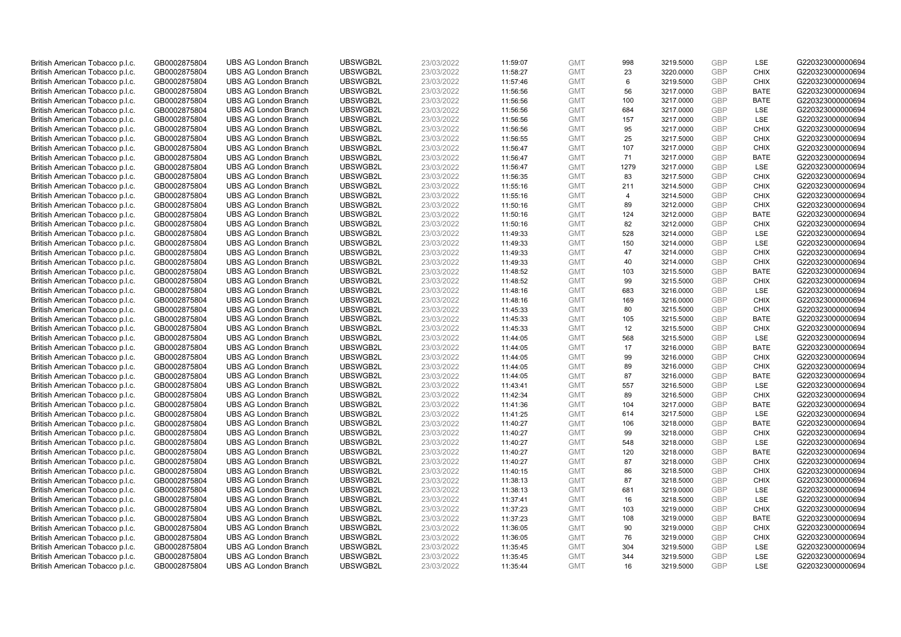| British American Tobacco p.l.c. | GB0002875804 | UBS AG London Branch | UBSWGB2L | 23/03/2022 | 11:59:07 | GMT | 998 | 3219.5000 | GBP | LSE | G220323000000694 |
|---|---|---|---|---|---|---|---|---|---|---|---|
| British American Tobacco p.l.c. | GB0002875804 | UBS AG London Branch | UBSWGB2L | 23/03/2022 | 11:58:27 | GMT | 23 | 3220.0000 | GBP | CHIX | G220323000000694 |
| British American Tobacco p.l.c. | GB0002875804 | UBS AG London Branch | UBSWGB2L | 23/03/2022 | 11:57:46 | GMT | 6 | 3219.5000 | GBP | CHIX | G220323000000694 |
| British American Tobacco p.l.c. | GB0002875804 | UBS AG London Branch | UBSWGB2L | 23/03/2022 | 11:56:56 | GMT | 56 | 3217.0000 | GBP | BATE | G220323000000694 |
| British American Tobacco p.l.c. | GB0002875804 | UBS AG London Branch | UBSWGB2L | 23/03/2022 | 11:56:56 | GMT | 100 | 3217.0000 | GBP | BATE | G220323000000694 |
| British American Tobacco p.l.c. | GB0002875804 | UBS AG London Branch | UBSWGB2L | 23/03/2022 | 11:56:56 | GMT | 684 | 3217.0000 | GBP | LSE | G220323000000694 |
| British American Tobacco p.l.c. | GB0002875804 | UBS AG London Branch | UBSWGB2L | 23/03/2022 | 11:56:56 | GMT | 157 | 3217.0000 | GBP | LSE | G220323000000694 |
| British American Tobacco p.l.c. | GB0002875804 | UBS AG London Branch | UBSWGB2L | 23/03/2022 | 11:56:56 | GMT | 95 | 3217.0000 | GBP | CHIX | G220323000000694 |
| British American Tobacco p.l.c. | GB0002875804 | UBS AG London Branch | UBSWGB2L | 23/03/2022 | 11:56:55 | GMT | 25 | 3217.5000 | GBP | CHIX | G220323000000694 |
| British American Tobacco p.l.c. | GB0002875804 | UBS AG London Branch | UBSWGB2L | 23/03/2022 | 11:56:47 | GMT | 107 | 3217.0000 | GBP | CHIX | G220323000000694 |
| British American Tobacco p.l.c. | GB0002875804 | UBS AG London Branch | UBSWGB2L | 23/03/2022 | 11:56:47 | GMT | 71 | 3217.0000 | GBP | BATE | G220323000000694 |
| British American Tobacco p.l.c. | GB0002875804 | UBS AG London Branch | UBSWGB2L | 23/03/2022 | 11:56:47 | GMT | 1279 | 3217.0000 | GBP | LSE | G220323000000694 |
| British American Tobacco p.l.c. | GB0002875804 | UBS AG London Branch | UBSWGB2L | 23/03/2022 | 11:56:35 | GMT | 83 | 3217.5000 | GBP | CHIX | G220323000000694 |
| British American Tobacco p.l.c. | GB0002875804 | UBS AG London Branch | UBSWGB2L | 23/03/2022 | 11:55:16 | GMT | 211 | 3214.5000 | GBP | CHIX | G220323000000694 |
| British American Tobacco p.l.c. | GB0002875804 | UBS AG London Branch | UBSWGB2L | 23/03/2022 | 11:55:16 | GMT | 4 | 3214.5000 | GBP | CHIX | G220323000000694 |
| British American Tobacco p.l.c. | GB0002875804 | UBS AG London Branch | UBSWGB2L | 23/03/2022 | 11:50:16 | GMT | 89 | 3212.0000 | GBP | CHIX | G220323000000694 |
| British American Tobacco p.l.c. | GB0002875804 | UBS AG London Branch | UBSWGB2L | 23/03/2022 | 11:50:16 | GMT | 124 | 3212.0000 | GBP | BATE | G220323000000694 |
| British American Tobacco p.l.c. | GB0002875804 | UBS AG London Branch | UBSWGB2L | 23/03/2022 | 11:50:16 | GMT | 82 | 3212.0000 | GBP | CHIX | G220323000000694 |
| British American Tobacco p.l.c. | GB0002875804 | UBS AG London Branch | UBSWGB2L | 23/03/2022 | 11:49:33 | GMT | 528 | 3214.0000 | GBP | LSE | G220323000000694 |
| British American Tobacco p.l.c. | GB0002875804 | UBS AG London Branch | UBSWGB2L | 23/03/2022 | 11:49:33 | GMT | 150 | 3214.0000 | GBP | LSE | G220323000000694 |
| British American Tobacco p.l.c. | GB0002875804 | UBS AG London Branch | UBSWGB2L | 23/03/2022 | 11:49:33 | GMT | 47 | 3214.0000 | GBP | CHIX | G220323000000694 |
| British American Tobacco p.l.c. | GB0002875804 | UBS AG London Branch | UBSWGB2L | 23/03/2022 | 11:49:33 | GMT | 40 | 3214.0000 | GBP | CHIX | G220323000000694 |
| British American Tobacco p.l.c. | GB0002875804 | UBS AG London Branch | UBSWGB2L | 23/03/2022 | 11:48:52 | GMT | 103 | 3215.5000 | GBP | BATE | G220323000000694 |
| British American Tobacco p.l.c. | GB0002875804 | UBS AG London Branch | UBSWGB2L | 23/03/2022 | 11:48:52 | GMT | 99 | 3215.5000 | GBP | CHIX | G220323000000694 |
| British American Tobacco p.l.c. | GB0002875804 | UBS AG London Branch | UBSWGB2L | 23/03/2022 | 11:48:16 | GMT | 683 | 3216.0000 | GBP | LSE | G220323000000694 |
| British American Tobacco p.l.c. | GB0002875804 | UBS AG London Branch | UBSWGB2L | 23/03/2022 | 11:48:16 | GMT | 169 | 3216.0000 | GBP | CHIX | G220323000000694 |
| British American Tobacco p.l.c. | GB0002875804 | UBS AG London Branch | UBSWGB2L | 23/03/2022 | 11:45:33 | GMT | 80 | 3215.5000 | GBP | CHIX | G220323000000694 |
| British American Tobacco p.l.c. | GB0002875804 | UBS AG London Branch | UBSWGB2L | 23/03/2022 | 11:45:33 | GMT | 105 | 3215.5000 | GBP | BATE | G220323000000694 |
| British American Tobacco p.l.c. | GB0002875804 | UBS AG London Branch | UBSWGB2L | 23/03/2022 | 11:45:33 | GMT | 12 | 3215.5000 | GBP | CHIX | G220323000000694 |
| British American Tobacco p.l.c. | GB0002875804 | UBS AG London Branch | UBSWGB2L | 23/03/2022 | 11:44:05 | GMT | 568 | 3215.5000 | GBP | LSE | G220323000000694 |
| British American Tobacco p.l.c. | GB0002875804 | UBS AG London Branch | UBSWGB2L | 23/03/2022 | 11:44:05 | GMT | 17 | 3216.0000 | GBP | BATE | G220323000000694 |
| British American Tobacco p.l.c. | GB0002875804 | UBS AG London Branch | UBSWGB2L | 23/03/2022 | 11:44:05 | GMT | 99 | 3216.0000 | GBP | CHIX | G220323000000694 |
| British American Tobacco p.l.c. | GB0002875804 | UBS AG London Branch | UBSWGB2L | 23/03/2022 | 11:44:05 | GMT | 89 | 3216.0000 | GBP | CHIX | G220323000000694 |
| British American Tobacco p.l.c. | GB0002875804 | UBS AG London Branch | UBSWGB2L | 23/03/2022 | 11:44:05 | GMT | 87 | 3216.0000 | GBP | BATE | G220323000000694 |
| British American Tobacco p.l.c. | GB0002875804 | UBS AG London Branch | UBSWGB2L | 23/03/2022 | 11:43:41 | GMT | 557 | 3216.5000 | GBP | LSE | G220323000000694 |
| British American Tobacco p.l.c. | GB0002875804 | UBS AG London Branch | UBSWGB2L | 23/03/2022 | 11:42:34 | GMT | 89 | 3216.5000 | GBP | CHIX | G220323000000694 |
| British American Tobacco p.l.c. | GB0002875804 | UBS AG London Branch | UBSWGB2L | 23/03/2022 | 11:41:36 | GMT | 104 | 3217.0000 | GBP | BATE | G220323000000694 |
| British American Tobacco p.l.c. | GB0002875804 | UBS AG London Branch | UBSWGB2L | 23/03/2022 | 11:41:25 | GMT | 614 | 3217.5000 | GBP | LSE | G220323000000694 |
| British American Tobacco p.l.c. | GB0002875804 | UBS AG London Branch | UBSWGB2L | 23/03/2022 | 11:40:27 | GMT | 106 | 3218.0000 | GBP | BATE | G220323000000694 |
| British American Tobacco p.l.c. | GB0002875804 | UBS AG London Branch | UBSWGB2L | 23/03/2022 | 11:40:27 | GMT | 99 | 3218.0000 | GBP | CHIX | G220323000000694 |
| British American Tobacco p.l.c. | GB0002875804 | UBS AG London Branch | UBSWGB2L | 23/03/2022 | 11:40:27 | GMT | 548 | 3218.0000 | GBP | LSE | G220323000000694 |
| British American Tobacco p.l.c. | GB0002875804 | UBS AG London Branch | UBSWGB2L | 23/03/2022 | 11:40:27 | GMT | 120 | 3218.0000 | GBP | BATE | G220323000000694 |
| British American Tobacco p.l.c. | GB0002875804 | UBS AG London Branch | UBSWGB2L | 23/03/2022 | 11:40:27 | GMT | 87 | 3218.0000 | GBP | CHIX | G220323000000694 |
| British American Tobacco p.l.c. | GB0002875804 | UBS AG London Branch | UBSWGB2L | 23/03/2022 | 11:40:15 | GMT | 86 | 3218.5000 | GBP | CHIX | G220323000000694 |
| British American Tobacco p.l.c. | GB0002875804 | UBS AG London Branch | UBSWGB2L | 23/03/2022 | 11:38:13 | GMT | 87 | 3218.5000 | GBP | CHIX | G220323000000694 |
| British American Tobacco p.l.c. | GB0002875804 | UBS AG London Branch | UBSWGB2L | 23/03/2022 | 11:38:13 | GMT | 681 | 3219.0000 | GBP | LSE | G220323000000694 |
| British American Tobacco p.l.c. | GB0002875804 | UBS AG London Branch | UBSWGB2L | 23/03/2022 | 11:37:41 | GMT | 16 | 3218.5000 | GBP | LSE | G220323000000694 |
| British American Tobacco p.l.c. | GB0002875804 | UBS AG London Branch | UBSWGB2L | 23/03/2022 | 11:37:23 | GMT | 103 | 3219.0000 | GBP | CHIX | G220323000000694 |
| British American Tobacco p.l.c. | GB0002875804 | UBS AG London Branch | UBSWGB2L | 23/03/2022 | 11:37:23 | GMT | 108 | 3219.0000 | GBP | BATE | G220323000000694 |
| British American Tobacco p.l.c. | GB0002875804 | UBS AG London Branch | UBSWGB2L | 23/03/2022 | 11:36:05 | GMT | 90 | 3219.0000 | GBP | CHIX | G220323000000694 |
| British American Tobacco p.l.c. | GB0002875804 | UBS AG London Branch | UBSWGB2L | 23/03/2022 | 11:36:05 | GMT | 76 | 3219.0000 | GBP | CHIX | G220323000000694 |
| British American Tobacco p.l.c. | GB0002875804 | UBS AG London Branch | UBSWGB2L | 23/03/2022 | 11:35:45 | GMT | 304 | 3219.5000 | GBP | LSE | G220323000000694 |
| British American Tobacco p.l.c. | GB0002875804 | UBS AG London Branch | UBSWGB2L | 23/03/2022 | 11:35:45 | GMT | 344 | 3219.5000 | GBP | LSE | G220323000000694 |
| British American Tobacco p.l.c. | GB0002875804 | UBS AG London Branch | UBSWGB2L | 23/03/2022 | 11:35:44 | GMT | 16 | 3219.5000 | GBP | LSE | G220323000000694 |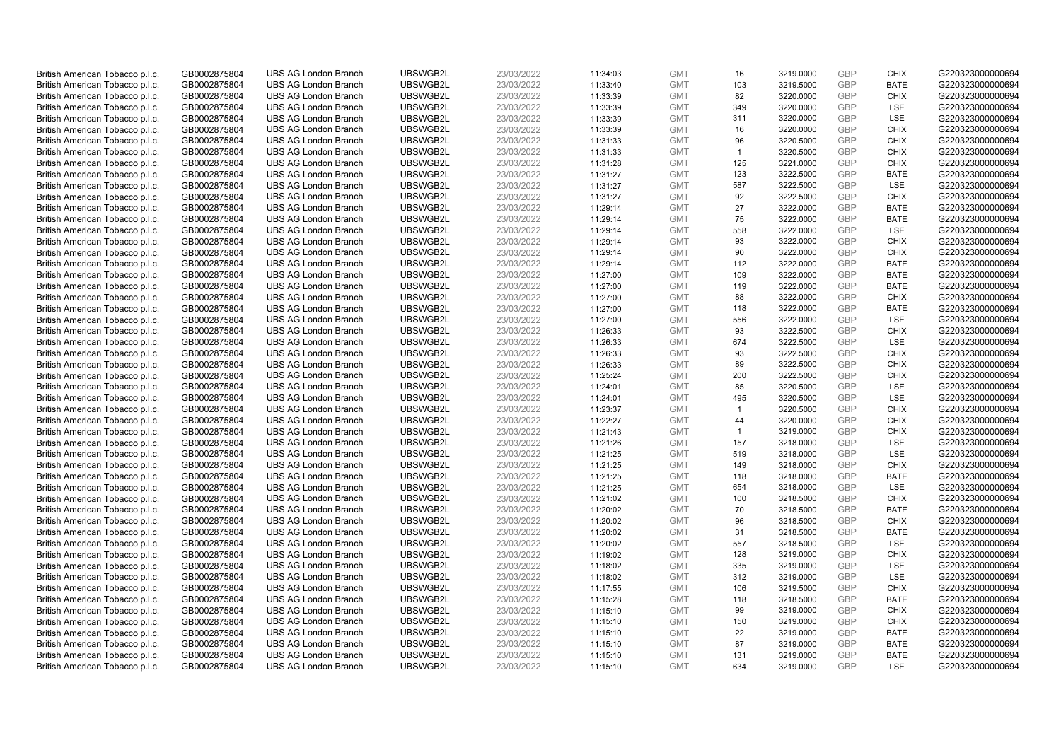| | | | | | | | | | | | |
|---|---|---|---|---|---|---|---|---|---|---|---|
| British American Tobacco p.l.c. | GB0002875804 | UBS AG London Branch | UBSWGB2L | 23/03/2022 | 11:34:03 | GMT | 16 | 3219.0000 | GBP | CHIX | G220323000000694 |
| British American Tobacco p.l.c. | GB0002875804 | UBS AG London Branch | UBSWGB2L | 23/03/2022 | 11:33:40 | GMT | 103 | 3219.5000 | GBP | BATE | G220323000000694 |
| British American Tobacco p.l.c. | GB0002875804 | UBS AG London Branch | UBSWGB2L | 23/03/2022 | 11:33:39 | GMT | 82 | 3220.0000 | GBP | CHIX | G220323000000694 |
| British American Tobacco p.l.c. | GB0002875804 | UBS AG London Branch | UBSWGB2L | 23/03/2022 | 11:33:39 | GMT | 349 | 3220.0000 | GBP | LSE | G220323000000694 |
| British American Tobacco p.l.c. | GB0002875804 | UBS AG London Branch | UBSWGB2L | 23/03/2022 | 11:33:39 | GMT | 311 | 3220.0000 | GBP | LSE | G220323000000694 |
| British American Tobacco p.l.c. | GB0002875804 | UBS AG London Branch | UBSWGB2L | 23/03/2022 | 11:33:39 | GMT | 16 | 3220.0000 | GBP | CHIX | G220323000000694 |
| British American Tobacco p.l.c. | GB0002875804 | UBS AG London Branch | UBSWGB2L | 23/03/2022 | 11:31:33 | GMT | 96 | 3220.5000 | GBP | CHIX | G220323000000694 |
| British American Tobacco p.l.c. | GB0002875804 | UBS AG London Branch | UBSWGB2L | 23/03/2022 | 11:31:33 | GMT | 1 | 3220.5000 | GBP | CHIX | G220323000000694 |
| British American Tobacco p.l.c. | GB0002875804 | UBS AG London Branch | UBSWGB2L | 23/03/2022 | 11:31:28 | GMT | 125 | 3221.0000 | GBP | CHIX | G220323000000694 |
| British American Tobacco p.l.c. | GB0002875804 | UBS AG London Branch | UBSWGB2L | 23/03/2022 | 11:31:27 | GMT | 123 | 3222.5000 | GBP | BATE | G220323000000694 |
| British American Tobacco p.l.c. | GB0002875804 | UBS AG London Branch | UBSWGB2L | 23/03/2022 | 11:31:27 | GMT | 587 | 3222.5000 | GBP | LSE | G220323000000694 |
| British American Tobacco p.l.c. | GB0002875804 | UBS AG London Branch | UBSWGB2L | 23/03/2022 | 11:31:27 | GMT | 92 | 3222.5000 | GBP | CHIX | G220323000000694 |
| British American Tobacco p.l.c. | GB0002875804 | UBS AG London Branch | UBSWGB2L | 23/03/2022 | 11:29:14 | GMT | 27 | 3222.0000 | GBP | BATE | G220323000000694 |
| British American Tobacco p.l.c. | GB0002875804 | UBS AG London Branch | UBSWGB2L | 23/03/2022 | 11:29:14 | GMT | 75 | 3222.0000 | GBP | BATE | G220323000000694 |
| British American Tobacco p.l.c. | GB0002875804 | UBS AG London Branch | UBSWGB2L | 23/03/2022 | 11:29:14 | GMT | 558 | 3222.0000 | GBP | LSE | G220323000000694 |
| British American Tobacco p.l.c. | GB0002875804 | UBS AG London Branch | UBSWGB2L | 23/03/2022 | 11:29:14 | GMT | 93 | 3222.0000 | GBP | CHIX | G220323000000694 |
| British American Tobacco p.l.c. | GB0002875804 | UBS AG London Branch | UBSWGB2L | 23/03/2022 | 11:29:14 | GMT | 90 | 3222.0000 | GBP | CHIX | G220323000000694 |
| British American Tobacco p.l.c. | GB0002875804 | UBS AG London Branch | UBSWGB2L | 23/03/2022 | 11:29:14 | GMT | 112 | 3222.0000 | GBP | BATE | G220323000000694 |
| British American Tobacco p.l.c. | GB0002875804 | UBS AG London Branch | UBSWGB2L | 23/03/2022 | 11:27:00 | GMT | 109 | 3222.0000 | GBP | BATE | G220323000000694 |
| British American Tobacco p.l.c. | GB0002875804 | UBS AG London Branch | UBSWGB2L | 23/03/2022 | 11:27:00 | GMT | 119 | 3222.0000 | GBP | BATE | G220323000000694 |
| British American Tobacco p.l.c. | GB0002875804 | UBS AG London Branch | UBSWGB2L | 23/03/2022 | 11:27:00 | GMT | 88 | 3222.0000 | GBP | CHIX | G220323000000694 |
| British American Tobacco p.l.c. | GB0002875804 | UBS AG London Branch | UBSWGB2L | 23/03/2022 | 11:27:00 | GMT | 118 | 3222.0000 | GBP | BATE | G220323000000694 |
| British American Tobacco p.l.c. | GB0002875804 | UBS AG London Branch | UBSWGB2L | 23/03/2022 | 11:27:00 | GMT | 556 | 3222.0000 | GBP | LSE | G220323000000694 |
| British American Tobacco p.l.c. | GB0002875804 | UBS AG London Branch | UBSWGB2L | 23/03/2022 | 11:26:33 | GMT | 93 | 3222.5000 | GBP | CHIX | G220323000000694 |
| British American Tobacco p.l.c. | GB0002875804 | UBS AG London Branch | UBSWGB2L | 23/03/2022 | 11:26:33 | GMT | 674 | 3222.5000 | GBP | LSE | G220323000000694 |
| British American Tobacco p.l.c. | GB0002875804 | UBS AG London Branch | UBSWGB2L | 23/03/2022 | 11:26:33 | GMT | 93 | 3222.5000 | GBP | CHIX | G220323000000694 |
| British American Tobacco p.l.c. | GB0002875804 | UBS AG London Branch | UBSWGB2L | 23/03/2022 | 11:26:33 | GMT | 89 | 3222.5000 | GBP | CHIX | G220323000000694 |
| British American Tobacco p.l.c. | GB0002875804 | UBS AG London Branch | UBSWGB2L | 23/03/2022 | 11:25:24 | GMT | 200 | 3222.5000 | GBP | CHIX | G220323000000694 |
| British American Tobacco p.l.c. | GB0002875804 | UBS AG London Branch | UBSWGB2L | 23/03/2022 | 11:24:01 | GMT | 85 | 3220.5000 | GBP | LSE | G220323000000694 |
| British American Tobacco p.l.c. | GB0002875804 | UBS AG London Branch | UBSWGB2L | 23/03/2022 | 11:24:01 | GMT | 495 | 3220.5000 | GBP | LSE | G220323000000694 |
| British American Tobacco p.l.c. | GB0002875804 | UBS AG London Branch | UBSWGB2L | 23/03/2022 | 11:23:37 | GMT | 1 | 3220.5000 | GBP | CHIX | G220323000000694 |
| British American Tobacco p.l.c. | GB0002875804 | UBS AG London Branch | UBSWGB2L | 23/03/2022 | 11:22:27 | GMT | 44 | 3220.0000 | GBP | CHIX | G220323000000694 |
| British American Tobacco p.l.c. | GB0002875804 | UBS AG London Branch | UBSWGB2L | 23/03/2022 | 11:21:43 | GMT | 1 | 3219.0000 | GBP | CHIX | G220323000000694 |
| British American Tobacco p.l.c. | GB0002875804 | UBS AG London Branch | UBSWGB2L | 23/03/2022 | 11:21:26 | GMT | 157 | 3218.0000 | GBP | LSE | G220323000000694 |
| British American Tobacco p.l.c. | GB0002875804 | UBS AG London Branch | UBSWGB2L | 23/03/2022 | 11:21:25 | GMT | 519 | 3218.0000 | GBP | LSE | G220323000000694 |
| British American Tobacco p.l.c. | GB0002875804 | UBS AG London Branch | UBSWGB2L | 23/03/2022 | 11:21:25 | GMT | 149 | 3218.0000 | GBP | CHIX | G220323000000694 |
| British American Tobacco p.l.c. | GB0002875804 | UBS AG London Branch | UBSWGB2L | 23/03/2022 | 11:21:25 | GMT | 118 | 3218.0000 | GBP | BATE | G220323000000694 |
| British American Tobacco p.l.c. | GB0002875804 | UBS AG London Branch | UBSWGB2L | 23/03/2022 | 11:21:25 | GMT | 654 | 3218.0000 | GBP | LSE | G220323000000694 |
| British American Tobacco p.l.c. | GB0002875804 | UBS AG London Branch | UBSWGB2L | 23/03/2022 | 11:21:02 | GMT | 100 | 3218.5000 | GBP | CHIX | G220323000000694 |
| British American Tobacco p.l.c. | GB0002875804 | UBS AG London Branch | UBSWGB2L | 23/03/2022 | 11:20:02 | GMT | 70 | 3218.5000 | GBP | BATE | G220323000000694 |
| British American Tobacco p.l.c. | GB0002875804 | UBS AG London Branch | UBSWGB2L | 23/03/2022 | 11:20:02 | GMT | 96 | 3218.5000 | GBP | CHIX | G220323000000694 |
| British American Tobacco p.l.c. | GB0002875804 | UBS AG London Branch | UBSWGB2L | 23/03/2022 | 11:20:02 | GMT | 31 | 3218.5000 | GBP | BATE | G220323000000694 |
| British American Tobacco p.l.c. | GB0002875804 | UBS AG London Branch | UBSWGB2L | 23/03/2022 | 11:20:02 | GMT | 557 | 3218.5000 | GBP | LSE | G220323000000694 |
| British American Tobacco p.l.c. | GB0002875804 | UBS AG London Branch | UBSWGB2L | 23/03/2022 | 11:19:02 | GMT | 128 | 3219.0000 | GBP | CHIX | G220323000000694 |
| British American Tobacco p.l.c. | GB0002875804 | UBS AG London Branch | UBSWGB2L | 23/03/2022 | 11:18:02 | GMT | 335 | 3219.0000 | GBP | LSE | G220323000000694 |
| British American Tobacco p.l.c. | GB0002875804 | UBS AG London Branch | UBSWGB2L | 23/03/2022 | 11:18:02 | GMT | 312 | 3219.0000 | GBP | LSE | G220323000000694 |
| British American Tobacco p.l.c. | GB0002875804 | UBS AG London Branch | UBSWGB2L | 23/03/2022 | 11:17:55 | GMT | 106 | 3219.5000 | GBP | CHIX | G220323000000694 |
| British American Tobacco p.l.c. | GB0002875804 | UBS AG London Branch | UBSWGB2L | 23/03/2022 | 11:15:28 | GMT | 118 | 3218.5000 | GBP | BATE | G220323000000694 |
| British American Tobacco p.l.c. | GB0002875804 | UBS AG London Branch | UBSWGB2L | 23/03/2022 | 11:15:10 | GMT | 99 | 3219.0000 | GBP | CHIX | G220323000000694 |
| British American Tobacco p.l.c. | GB0002875804 | UBS AG London Branch | UBSWGB2L | 23/03/2022 | 11:15:10 | GMT | 150 | 3219.0000 | GBP | CHIX | G220323000000694 |
| British American Tobacco p.l.c. | GB0002875804 | UBS AG London Branch | UBSWGB2L | 23/03/2022 | 11:15:10 | GMT | 22 | 3219.0000 | GBP | BATE | G220323000000694 |
| British American Tobacco p.l.c. | GB0002875804 | UBS AG London Branch | UBSWGB2L | 23/03/2022 | 11:15:10 | GMT | 87 | 3219.0000 | GBP | BATE | G220323000000694 |
| British American Tobacco p.l.c. | GB0002875804 | UBS AG London Branch | UBSWGB2L | 23/03/2022 | 11:15:10 | GMT | 131 | 3219.0000 | GBP | BATE | G220323000000694 |
| British American Tobacco p.l.c. | GB0002875804 | UBS AG London Branch | UBSWGB2L | 23/03/2022 | 11:15:10 | GMT | 634 | 3219.0000 | GBP | LSE | G220323000000694 |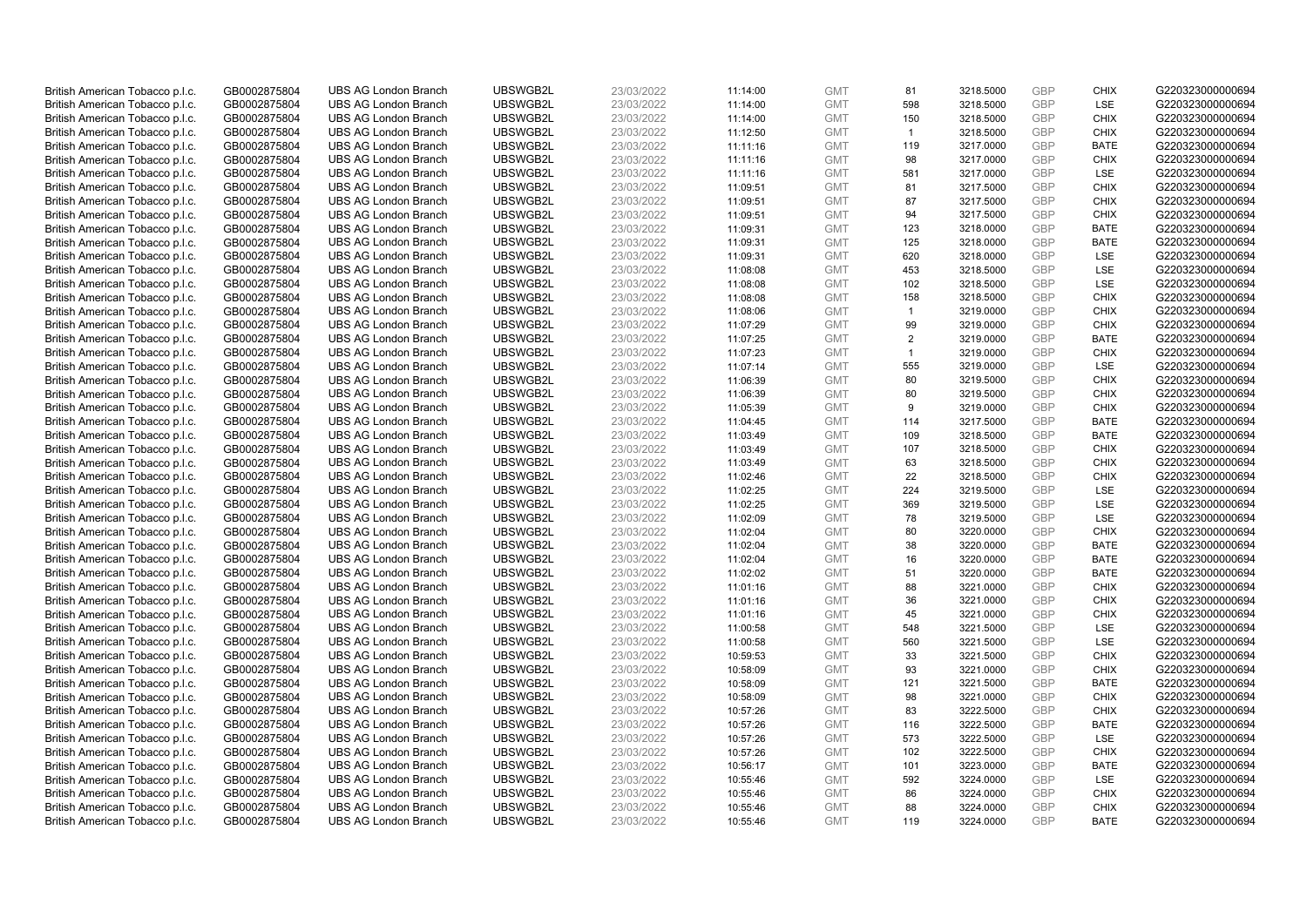| | | | | | | | | | | | |
|---|---|---|---|---|---|---|---|---|---|---|---|
| British American Tobacco p.l.c. | GB0002875804 | UBS AG London Branch | UBSWGB2L | 23/03/2022 | 11:14:00 | GMT | 81 | 3218.5000 | GBP | CHIX | G220323000000694 |
| British American Tobacco p.l.c. | GB0002875804 | UBS AG London Branch | UBSWGB2L | 23/03/2022 | 11:14:00 | GMT | 598 | 3218.5000 | GBP | LSE | G220323000000694 |
| British American Tobacco p.l.c. | GB0002875804 | UBS AG London Branch | UBSWGB2L | 23/03/2022 | 11:14:00 | GMT | 150 | 3218.5000 | GBP | CHIX | G220323000000694 |
| British American Tobacco p.l.c. | GB0002875804 | UBS AG London Branch | UBSWGB2L | 23/03/2022 | 11:12:50 | GMT | 1 | 3218.5000 | GBP | CHIX | G220323000000694 |
| British American Tobacco p.l.c. | GB0002875804 | UBS AG London Branch | UBSWGB2L | 23/03/2022 | 11:11:16 | GMT | 119 | 3217.0000 | GBP | BATE | G220323000000694 |
| British American Tobacco p.l.c. | GB0002875804 | UBS AG London Branch | UBSWGB2L | 23/03/2022 | 11:11:16 | GMT | 98 | 3217.0000 | GBP | CHIX | G220323000000694 |
| British American Tobacco p.l.c. | GB0002875804 | UBS AG London Branch | UBSWGB2L | 23/03/2022 | 11:11:16 | GMT | 581 | 3217.0000 | GBP | LSE | G220323000000694 |
| British American Tobacco p.l.c. | GB0002875804 | UBS AG London Branch | UBSWGB2L | 23/03/2022 | 11:09:51 | GMT | 81 | 3217.5000 | GBP | CHIX | G220323000000694 |
| British American Tobacco p.l.c. | GB0002875804 | UBS AG London Branch | UBSWGB2L | 23/03/2022 | 11:09:51 | GMT | 87 | 3217.5000 | GBP | CHIX | G220323000000694 |
| British American Tobacco p.l.c. | GB0002875804 | UBS AG London Branch | UBSWGB2L | 23/03/2022 | 11:09:51 | GMT | 94 | 3217.5000 | GBP | CHIX | G220323000000694 |
| British American Tobacco p.l.c. | GB0002875804 | UBS AG London Branch | UBSWGB2L | 23/03/2022 | 11:09:31 | GMT | 123 | 3218.0000 | GBP | BATE | G220323000000694 |
| British American Tobacco p.l.c. | GB0002875804 | UBS AG London Branch | UBSWGB2L | 23/03/2022 | 11:09:31 | GMT | 125 | 3218.0000 | GBP | BATE | G220323000000694 |
| British American Tobacco p.l.c. | GB0002875804 | UBS AG London Branch | UBSWGB2L | 23/03/2022 | 11:09:31 | GMT | 620 | 3218.0000 | GBP | LSE | G220323000000694 |
| British American Tobacco p.l.c. | GB0002875804 | UBS AG London Branch | UBSWGB2L | 23/03/2022 | 11:08:08 | GMT | 453 | 3218.5000 | GBP | LSE | G220323000000694 |
| British American Tobacco p.l.c. | GB0002875804 | UBS AG London Branch | UBSWGB2L | 23/03/2022 | 11:08:08 | GMT | 102 | 3218.5000 | GBP | LSE | G220323000000694 |
| British American Tobacco p.l.c. | GB0002875804 | UBS AG London Branch | UBSWGB2L | 23/03/2022 | 11:08:08 | GMT | 158 | 3218.5000 | GBP | CHIX | G220323000000694 |
| British American Tobacco p.l.c. | GB0002875804 | UBS AG London Branch | UBSWGB2L | 23/03/2022 | 11:08:06 | GMT | 1 | 3219.0000 | GBP | CHIX | G220323000000694 |
| British American Tobacco p.l.c. | GB0002875804 | UBS AG London Branch | UBSWGB2L | 23/03/2022 | 11:07:29 | GMT | 99 | 3219.0000 | GBP | CHIX | G220323000000694 |
| British American Tobacco p.l.c. | GB0002875804 | UBS AG London Branch | UBSWGB2L | 23/03/2022 | 11:07:25 | GMT | 2 | 3219.0000 | GBP | BATE | G220323000000694 |
| British American Tobacco p.l.c. | GB0002875804 | UBS AG London Branch | UBSWGB2L | 23/03/2022 | 11:07:23 | GMT | 1 | 3219.0000 | GBP | CHIX | G220323000000694 |
| British American Tobacco p.l.c. | GB0002875804 | UBS AG London Branch | UBSWGB2L | 23/03/2022 | 11:07:14 | GMT | 555 | 3219.0000 | GBP | LSE | G220323000000694 |
| British American Tobacco p.l.c. | GB0002875804 | UBS AG London Branch | UBSWGB2L | 23/03/2022 | 11:06:39 | GMT | 80 | 3219.5000 | GBP | CHIX | G220323000000694 |
| British American Tobacco p.l.c. | GB0002875804 | UBS AG London Branch | UBSWGB2L | 23/03/2022 | 11:06:39 | GMT | 80 | 3219.5000 | GBP | CHIX | G220323000000694 |
| British American Tobacco p.l.c. | GB0002875804 | UBS AG London Branch | UBSWGB2L | 23/03/2022 | 11:05:39 | GMT | 9 | 3219.0000 | GBP | CHIX | G220323000000694 |
| British American Tobacco p.l.c. | GB0002875804 | UBS AG London Branch | UBSWGB2L | 23/03/2022 | 11:04:45 | GMT | 114 | 3217.5000 | GBP | BATE | G220323000000694 |
| British American Tobacco p.l.c. | GB0002875804 | UBS AG London Branch | UBSWGB2L | 23/03/2022 | 11:03:49 | GMT | 109 | 3218.5000 | GBP | BATE | G220323000000694 |
| British American Tobacco p.l.c. | GB0002875804 | UBS AG London Branch | UBSWGB2L | 23/03/2022 | 11:03:49 | GMT | 107 | 3218.5000 | GBP | CHIX | G220323000000694 |
| British American Tobacco p.l.c. | GB0002875804 | UBS AG London Branch | UBSWGB2L | 23/03/2022 | 11:03:49 | GMT | 63 | 3218.5000 | GBP | CHIX | G220323000000694 |
| British American Tobacco p.l.c. | GB0002875804 | UBS AG London Branch | UBSWGB2L | 23/03/2022 | 11:02:46 | GMT | 22 | 3218.5000 | GBP | CHIX | G220323000000694 |
| British American Tobacco p.l.c. | GB0002875804 | UBS AG London Branch | UBSWGB2L | 23/03/2022 | 11:02:25 | GMT | 224 | 3219.5000 | GBP | LSE | G220323000000694 |
| British American Tobacco p.l.c. | GB0002875804 | UBS AG London Branch | UBSWGB2L | 23/03/2022 | 11:02:25 | GMT | 369 | 3219.5000 | GBP | LSE | G220323000000694 |
| British American Tobacco p.l.c. | GB0002875804 | UBS AG London Branch | UBSWGB2L | 23/03/2022 | 11:02:09 | GMT | 78 | 3219.5000 | GBP | LSE | G220323000000694 |
| British American Tobacco p.l.c. | GB0002875804 | UBS AG London Branch | UBSWGB2L | 23/03/2022 | 11:02:04 | GMT | 80 | 3220.0000 | GBP | CHIX | G220323000000694 |
| British American Tobacco p.l.c. | GB0002875804 | UBS AG London Branch | UBSWGB2L | 23/03/2022 | 11:02:04 | GMT | 38 | 3220.0000 | GBP | BATE | G220323000000694 |
| British American Tobacco p.l.c. | GB0002875804 | UBS AG London Branch | UBSWGB2L | 23/03/2022 | 11:02:04 | GMT | 16 | 3220.0000 | GBP | BATE | G220323000000694 |
| British American Tobacco p.l.c. | GB0002875804 | UBS AG London Branch | UBSWGB2L | 23/03/2022 | 11:02:02 | GMT | 51 | 3220.0000 | GBP | BATE | G220323000000694 |
| British American Tobacco p.l.c. | GB0002875804 | UBS AG London Branch | UBSWGB2L | 23/03/2022 | 11:01:16 | GMT | 88 | 3221.0000 | GBP | CHIX | G220323000000694 |
| British American Tobacco p.l.c. | GB0002875804 | UBS AG London Branch | UBSWGB2L | 23/03/2022 | 11:01:16 | GMT | 36 | 3221.0000 | GBP | CHIX | G220323000000694 |
| British American Tobacco p.l.c. | GB0002875804 | UBS AG London Branch | UBSWGB2L | 23/03/2022 | 11:01:16 | GMT | 45 | 3221.0000 | GBP | CHIX | G220323000000694 |
| British American Tobacco p.l.c. | GB0002875804 | UBS AG London Branch | UBSWGB2L | 23/03/2022 | 11:00:58 | GMT | 548 | 3221.5000 | GBP | LSE | G220323000000694 |
| British American Tobacco p.l.c. | GB0002875804 | UBS AG London Branch | UBSWGB2L | 23/03/2022 | 11:00:58 | GMT | 560 | 3221.5000 | GBP | LSE | G220323000000694 |
| British American Tobacco p.l.c. | GB0002875804 | UBS AG London Branch | UBSWGB2L | 23/03/2022 | 10:59:53 | GMT | 33 | 3221.5000 | GBP | CHIX | G220323000000694 |
| British American Tobacco p.l.c. | GB0002875804 | UBS AG London Branch | UBSWGB2L | 23/03/2022 | 10:58:09 | GMT | 93 | 3221.0000 | GBP | CHIX | G220323000000694 |
| British American Tobacco p.l.c. | GB0002875804 | UBS AG London Branch | UBSWGB2L | 23/03/2022 | 10:58:09 | GMT | 121 | 3221.5000 | GBP | BATE | G220323000000694 |
| British American Tobacco p.l.c. | GB0002875804 | UBS AG London Branch | UBSWGB2L | 23/03/2022 | 10:58:09 | GMT | 98 | 3221.0000 | GBP | CHIX | G220323000000694 |
| British American Tobacco p.l.c. | GB0002875804 | UBS AG London Branch | UBSWGB2L | 23/03/2022 | 10:57:26 | GMT | 83 | 3222.5000 | GBP | CHIX | G220323000000694 |
| British American Tobacco p.l.c. | GB0002875804 | UBS AG London Branch | UBSWGB2L | 23/03/2022 | 10:57:26 | GMT | 116 | 3222.5000 | GBP | BATE | G220323000000694 |
| British American Tobacco p.l.c. | GB0002875804 | UBS AG London Branch | UBSWGB2L | 23/03/2022 | 10:57:26 | GMT | 573 | 3222.5000 | GBP | LSE | G220323000000694 |
| British American Tobacco p.l.c. | GB0002875804 | UBS AG London Branch | UBSWGB2L | 23/03/2022 | 10:57:26 | GMT | 102 | 3222.5000 | GBP | CHIX | G220323000000694 |
| British American Tobacco p.l.c. | GB0002875804 | UBS AG London Branch | UBSWGB2L | 23/03/2022 | 10:56:17 | GMT | 101 | 3223.0000 | GBP | BATE | G220323000000694 |
| British American Tobacco p.l.c. | GB0002875804 | UBS AG London Branch | UBSWGB2L | 23/03/2022 | 10:55:46 | GMT | 592 | 3224.0000 | GBP | LSE | G220323000000694 |
| British American Tobacco p.l.c. | GB0002875804 | UBS AG London Branch | UBSWGB2L | 23/03/2022 | 10:55:46 | GMT | 86 | 3224.0000 | GBP | CHIX | G220323000000694 |
| British American Tobacco p.l.c. | GB0002875804 | UBS AG London Branch | UBSWGB2L | 23/03/2022 | 10:55:46 | GMT | 88 | 3224.0000 | GBP | CHIX | G220323000000694 |
| British American Tobacco p.l.c. | GB0002875804 | UBS AG London Branch | UBSWGB2L | 23/03/2022 | 10:55:46 | GMT | 119 | 3224.0000 | GBP | BATE | G220323000000694 |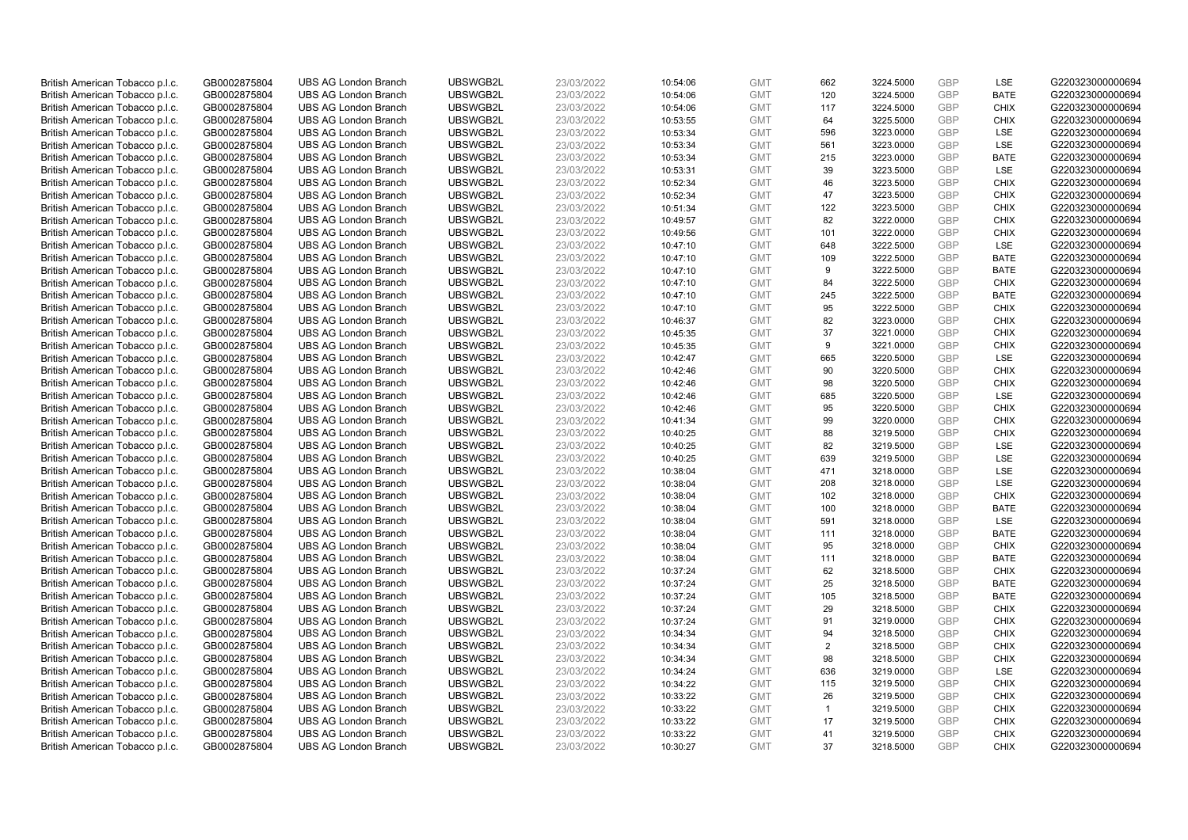| | | | | | | | | | | | |
|---|---|---|---|---|---|---|---|---|---|---|---|
| British American Tobacco p.l.c. | GB0002875804 | UBS AG London Branch | UBSWGB2L | 23/03/2022 | 10:54:06 | GMT | 662 | 3224.5000 | GBP | LSE | G220323000000694 |
| British American Tobacco p.l.c. | GB0002875804 | UBS AG London Branch | UBSWGB2L | 23/03/2022 | 10:54:06 | GMT | 120 | 3224.5000 | GBP | BATE | G220323000000694 |
| British American Tobacco p.l.c. | GB0002875804 | UBS AG London Branch | UBSWGB2L | 23/03/2022 | 10:54:06 | GMT | 117 | 3224.5000 | GBP | CHIX | G220323000000694 |
| British American Tobacco p.l.c. | GB0002875804 | UBS AG London Branch | UBSWGB2L | 23/03/2022 | 10:53:55 | GMT | 64 | 3225.5000 | GBP | CHIX | G220323000000694 |
| British American Tobacco p.l.c. | GB0002875804 | UBS AG London Branch | UBSWGB2L | 23/03/2022 | 10:53:34 | GMT | 596 | 3223.0000 | GBP | LSE | G220323000000694 |
| British American Tobacco p.l.c. | GB0002875804 | UBS AG London Branch | UBSWGB2L | 23/03/2022 | 10:53:34 | GMT | 561 | 3223.0000 | GBP | LSE | G220323000000694 |
| British American Tobacco p.l.c. | GB0002875804 | UBS AG London Branch | UBSWGB2L | 23/03/2022 | 10:53:34 | GMT | 215 | 3223.0000 | GBP | BATE | G220323000000694 |
| British American Tobacco p.l.c. | GB0002875804 | UBS AG London Branch | UBSWGB2L | 23/03/2022 | 10:53:31 | GMT | 39 | 3223.5000 | GBP | LSE | G220323000000694 |
| British American Tobacco p.l.c. | GB0002875804 | UBS AG London Branch | UBSWGB2L | 23/03/2022 | 10:52:34 | GMT | 46 | 3223.5000 | GBP | CHIX | G220323000000694 |
| British American Tobacco p.l.c. | GB0002875804 | UBS AG London Branch | UBSWGB2L | 23/03/2022 | 10:52:34 | GMT | 47 | 3223.5000 | GBP | CHIX | G220323000000694 |
| British American Tobacco p.l.c. | GB0002875804 | UBS AG London Branch | UBSWGB2L | 23/03/2022 | 10:51:34 | GMT | 122 | 3223.5000 | GBP | CHIX | G220323000000694 |
| British American Tobacco p.l.c. | GB0002875804 | UBS AG London Branch | UBSWGB2L | 23/03/2022 | 10:49:57 | GMT | 82 | 3222.0000 | GBP | CHIX | G220323000000694 |
| British American Tobacco p.l.c. | GB0002875804 | UBS AG London Branch | UBSWGB2L | 23/03/2022 | 10:49:56 | GMT | 101 | 3222.0000 | GBP | CHIX | G220323000000694 |
| British American Tobacco p.l.c. | GB0002875804 | UBS AG London Branch | UBSWGB2L | 23/03/2022 | 10:47:10 | GMT | 648 | 3222.5000 | GBP | LSE | G220323000000694 |
| British American Tobacco p.l.c. | GB0002875804 | UBS AG London Branch | UBSWGB2L | 23/03/2022 | 10:47:10 | GMT | 109 | 3222.5000 | GBP | BATE | G220323000000694 |
| British American Tobacco p.l.c. | GB0002875804 | UBS AG London Branch | UBSWGB2L | 23/03/2022 | 10:47:10 | GMT | 9 | 3222.5000 | GBP | BATE | G220323000000694 |
| British American Tobacco p.l.c. | GB0002875804 | UBS AG London Branch | UBSWGB2L | 23/03/2022 | 10:47:10 | GMT | 84 | 3222.5000 | GBP | CHIX | G220323000000694 |
| British American Tobacco p.l.c. | GB0002875804 | UBS AG London Branch | UBSWGB2L | 23/03/2022 | 10:47:10 | GMT | 245 | 3222.5000 | GBP | BATE | G220323000000694 |
| British American Tobacco p.l.c. | GB0002875804 | UBS AG London Branch | UBSWGB2L | 23/03/2022 | 10:47:10 | GMT | 95 | 3222.5000 | GBP | CHIX | G220323000000694 |
| British American Tobacco p.l.c. | GB0002875804 | UBS AG London Branch | UBSWGB2L | 23/03/2022 | 10:46:37 | GMT | 82 | 3223.0000 | GBP | CHIX | G220323000000694 |
| British American Tobacco p.l.c. | GB0002875804 | UBS AG London Branch | UBSWGB2L | 23/03/2022 | 10:45:35 | GMT | 37 | 3221.0000 | GBP | CHIX | G220323000000694 |
| British American Tobacco p.l.c. | GB0002875804 | UBS AG London Branch | UBSWGB2L | 23/03/2022 | 10:45:35 | GMT | 9 | 3221.0000 | GBP | CHIX | G220323000000694 |
| British American Tobacco p.l.c. | GB0002875804 | UBS AG London Branch | UBSWGB2L | 23/03/2022 | 10:42:47 | GMT | 665 | 3220.5000 | GBP | LSE | G220323000000694 |
| British American Tobacco p.l.c. | GB0002875804 | UBS AG London Branch | UBSWGB2L | 23/03/2022 | 10:42:46 | GMT | 90 | 3220.5000 | GBP | CHIX | G220323000000694 |
| British American Tobacco p.l.c. | GB0002875804 | UBS AG London Branch | UBSWGB2L | 23/03/2022 | 10:42:46 | GMT | 98 | 3220.5000 | GBP | CHIX | G220323000000694 |
| British American Tobacco p.l.c. | GB0002875804 | UBS AG London Branch | UBSWGB2L | 23/03/2022 | 10:42:46 | GMT | 685 | 3220.5000 | GBP | LSE | G220323000000694 |
| British American Tobacco p.l.c. | GB0002875804 | UBS AG London Branch | UBSWGB2L | 23/03/2022 | 10:42:46 | GMT | 95 | 3220.5000 | GBP | CHIX | G220323000000694 |
| British American Tobacco p.l.c. | GB0002875804 | UBS AG London Branch | UBSWGB2L | 23/03/2022 | 10:41:34 | GMT | 99 | 3220.0000 | GBP | CHIX | G220323000000694 |
| British American Tobacco p.l.c. | GB0002875804 | UBS AG London Branch | UBSWGB2L | 23/03/2022 | 10:40:25 | GMT | 88 | 3219.5000 | GBP | CHIX | G220323000000694 |
| British American Tobacco p.l.c. | GB0002875804 | UBS AG London Branch | UBSWGB2L | 23/03/2022 | 10:40:25 | GMT | 82 | 3219.5000 | GBP | LSE | G220323000000694 |
| British American Tobacco p.l.c. | GB0002875804 | UBS AG London Branch | UBSWGB2L | 23/03/2022 | 10:40:25 | GMT | 639 | 3219.5000 | GBP | LSE | G220323000000694 |
| British American Tobacco p.l.c. | GB0002875804 | UBS AG London Branch | UBSWGB2L | 23/03/2022 | 10:38:04 | GMT | 471 | 3218.0000 | GBP | LSE | G220323000000694 |
| British American Tobacco p.l.c. | GB0002875804 | UBS AG London Branch | UBSWGB2L | 23/03/2022 | 10:38:04 | GMT | 208 | 3218.0000 | GBP | LSE | G220323000000694 |
| British American Tobacco p.l.c. | GB0002875804 | UBS AG London Branch | UBSWGB2L | 23/03/2022 | 10:38:04 | GMT | 102 | 3218.0000 | GBP | CHIX | G220323000000694 |
| British American Tobacco p.l.c. | GB0002875804 | UBS AG London Branch | UBSWGB2L | 23/03/2022 | 10:38:04 | GMT | 100 | 3218.0000 | GBP | BATE | G220323000000694 |
| British American Tobacco p.l.c. | GB0002875804 | UBS AG London Branch | UBSWGB2L | 23/03/2022 | 10:38:04 | GMT | 591 | 3218.0000 | GBP | LSE | G220323000000694 |
| British American Tobacco p.l.c. | GB0002875804 | UBS AG London Branch | UBSWGB2L | 23/03/2022 | 10:38:04 | GMT | 111 | 3218.0000 | GBP | BATE | G220323000000694 |
| British American Tobacco p.l.c. | GB0002875804 | UBS AG London Branch | UBSWGB2L | 23/03/2022 | 10:38:04 | GMT | 95 | 3218.0000 | GBP | CHIX | G220323000000694 |
| British American Tobacco p.l.c. | GB0002875804 | UBS AG London Branch | UBSWGB2L | 23/03/2022 | 10:38:04 | GMT | 111 | 3218.0000 | GBP | BATE | G220323000000694 |
| British American Tobacco p.l.c. | GB0002875804 | UBS AG London Branch | UBSWGB2L | 23/03/2022 | 10:37:24 | GMT | 62 | 3218.5000 | GBP | CHIX | G220323000000694 |
| British American Tobacco p.l.c. | GB0002875804 | UBS AG London Branch | UBSWGB2L | 23/03/2022 | 10:37:24 | GMT | 25 | 3218.5000 | GBP | BATE | G220323000000694 |
| British American Tobacco p.l.c. | GB0002875804 | UBS AG London Branch | UBSWGB2L | 23/03/2022 | 10:37:24 | GMT | 105 | 3218.5000 | GBP | BATE | G220323000000694 |
| British American Tobacco p.l.c. | GB0002875804 | UBS AG London Branch | UBSWGB2L | 23/03/2022 | 10:37:24 | GMT | 29 | 3218.5000 | GBP | CHIX | G220323000000694 |
| British American Tobacco p.l.c. | GB0002875804 | UBS AG London Branch | UBSWGB2L | 23/03/2022 | 10:37:24 | GMT | 91 | 3219.0000 | GBP | CHIX | G220323000000694 |
| British American Tobacco p.l.c. | GB0002875804 | UBS AG London Branch | UBSWGB2L | 23/03/2022 | 10:34:34 | GMT | 94 | 3218.5000 | GBP | CHIX | G220323000000694 |
| British American Tobacco p.l.c. | GB0002875804 | UBS AG London Branch | UBSWGB2L | 23/03/2022 | 10:34:34 | GMT | 2 | 3218.5000 | GBP | CHIX | G220323000000694 |
| British American Tobacco p.l.c. | GB0002875804 | UBS AG London Branch | UBSWGB2L | 23/03/2022 | 10:34:34 | GMT | 98 | 3218.5000 | GBP | CHIX | G220323000000694 |
| British American Tobacco p.l.c. | GB0002875804 | UBS AG London Branch | UBSWGB2L | 23/03/2022 | 10:34:24 | GMT | 636 | 3219.0000 | GBP | LSE | G220323000000694 |
| British American Tobacco p.l.c. | GB0002875804 | UBS AG London Branch | UBSWGB2L | 23/03/2022 | 10:34:22 | GMT | 115 | 3219.5000 | GBP | CHIX | G220323000000694 |
| British American Tobacco p.l.c. | GB0002875804 | UBS AG London Branch | UBSWGB2L | 23/03/2022 | 10:33:22 | GMT | 26 | 3219.5000 | GBP | CHIX | G220323000000694 |
| British American Tobacco p.l.c. | GB0002875804 | UBS AG London Branch | UBSWGB2L | 23/03/2022 | 10:33:22 | GMT | 1 | 3219.5000 | GBP | CHIX | G220323000000694 |
| British American Tobacco p.l.c. | GB0002875804 | UBS AG London Branch | UBSWGB2L | 23/03/2022 | 10:33:22 | GMT | 17 | 3219.5000 | GBP | CHIX | G220323000000694 |
| British American Tobacco p.l.c. | GB0002875804 | UBS AG London Branch | UBSWGB2L | 23/03/2022 | 10:33:22 | GMT | 41 | 3219.5000 | GBP | CHIX | G220323000000694 |
| British American Tobacco p.l.c. | GB0002875804 | UBS AG London Branch | UBSWGB2L | 23/03/2022 | 10:30:27 | GMT | 37 | 3218.5000 | GBP | CHIX | G220323000000694 |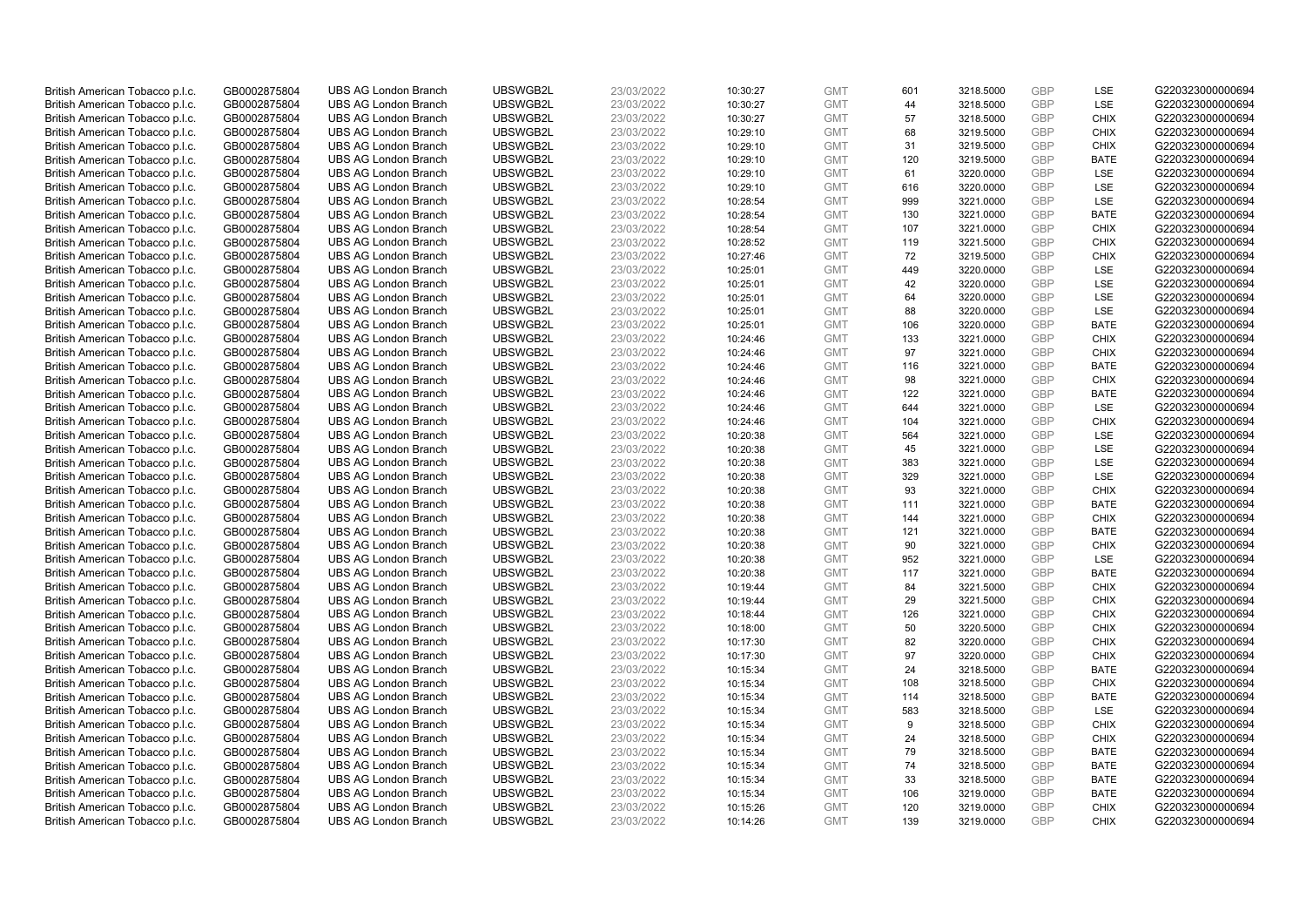| | | | | | | | | | | | |
|---|---|---|---|---|---|---|---|---|---|---|---|
| British American Tobacco p.l.c. | GB0002875804 | UBS AG London Branch | UBSWGB2L | 23/03/2022 | 10:30:27 | GMT | 601 | 3218.5000 | GBP | LSE | G220323000000694 |
| British American Tobacco p.l.c. | GB0002875804 | UBS AG London Branch | UBSWGB2L | 23/03/2022 | 10:30:27 | GMT | 44 | 3218.5000 | GBP | LSE | G220323000000694 |
| British American Tobacco p.l.c. | GB0002875804 | UBS AG London Branch | UBSWGB2L | 23/03/2022 | 10:30:27 | GMT | 57 | 3218.5000 | GBP | CHIX | G220323000000694 |
| British American Tobacco p.l.c. | GB0002875804 | UBS AG London Branch | UBSWGB2L | 23/03/2022 | 10:29:10 | GMT | 68 | 3219.5000 | GBP | CHIX | G220323000000694 |
| British American Tobacco p.l.c. | GB0002875804 | UBS AG London Branch | UBSWGB2L | 23/03/2022 | 10:29:10 | GMT | 31 | 3219.5000 | GBP | CHIX | G220323000000694 |
| British American Tobacco p.l.c. | GB0002875804 | UBS AG London Branch | UBSWGB2L | 23/03/2022 | 10:29:10 | GMT | 120 | 3219.5000 | GBP | BATE | G220323000000694 |
| British American Tobacco p.l.c. | GB0002875804 | UBS AG London Branch | UBSWGB2L | 23/03/2022 | 10:29:10 | GMT | 61 | 3220.0000 | GBP | LSE | G220323000000694 |
| British American Tobacco p.l.c. | GB0002875804 | UBS AG London Branch | UBSWGB2L | 23/03/2022 | 10:29:10 | GMT | 616 | 3220.0000 | GBP | LSE | G220323000000694 |
| British American Tobacco p.l.c. | GB0002875804 | UBS AG London Branch | UBSWGB2L | 23/03/2022 | 10:28:54 | GMT | 999 | 3221.0000 | GBP | LSE | G220323000000694 |
| British American Tobacco p.l.c. | GB0002875804 | UBS AG London Branch | UBSWGB2L | 23/03/2022 | 10:28:54 | GMT | 130 | 3221.0000 | GBP | BATE | G220323000000694 |
| British American Tobacco p.l.c. | GB0002875804 | UBS AG London Branch | UBSWGB2L | 23/03/2022 | 10:28:54 | GMT | 107 | 3221.0000 | GBP | CHIX | G220323000000694 |
| British American Tobacco p.l.c. | GB0002875804 | UBS AG London Branch | UBSWGB2L | 23/03/2022 | 10:28:52 | GMT | 119 | 3221.5000 | GBP | CHIX | G220323000000694 |
| British American Tobacco p.l.c. | GB0002875804 | UBS AG London Branch | UBSWGB2L | 23/03/2022 | 10:27:46 | GMT | 72 | 3219.5000 | GBP | CHIX | G220323000000694 |
| British American Tobacco p.l.c. | GB0002875804 | UBS AG London Branch | UBSWGB2L | 23/03/2022 | 10:25:01 | GMT | 449 | 3220.0000 | GBP | LSE | G220323000000694 |
| British American Tobacco p.l.c. | GB0002875804 | UBS AG London Branch | UBSWGB2L | 23/03/2022 | 10:25:01 | GMT | 42 | 3220.0000 | GBP | LSE | G220323000000694 |
| British American Tobacco p.l.c. | GB0002875804 | UBS AG London Branch | UBSWGB2L | 23/03/2022 | 10:25:01 | GMT | 64 | 3220.0000 | GBP | LSE | G220323000000694 |
| British American Tobacco p.l.c. | GB0002875804 | UBS AG London Branch | UBSWGB2L | 23/03/2022 | 10:25:01 | GMT | 88 | 3220.0000 | GBP | LSE | G220323000000694 |
| British American Tobacco p.l.c. | GB0002875804 | UBS AG London Branch | UBSWGB2L | 23/03/2022 | 10:25:01 | GMT | 106 | 3220.0000 | GBP | BATE | G220323000000694 |
| British American Tobacco p.l.c. | GB0002875804 | UBS AG London Branch | UBSWGB2L | 23/03/2022 | 10:24:46 | GMT | 133 | 3221.0000 | GBP | CHIX | G220323000000694 |
| British American Tobacco p.l.c. | GB0002875804 | UBS AG London Branch | UBSWGB2L | 23/03/2022 | 10:24:46 | GMT | 97 | 3221.0000 | GBP | CHIX | G220323000000694 |
| British American Tobacco p.l.c. | GB0002875804 | UBS AG London Branch | UBSWGB2L | 23/03/2022 | 10:24:46 | GMT | 116 | 3221.0000 | GBP | BATE | G220323000000694 |
| British American Tobacco p.l.c. | GB0002875804 | UBS AG London Branch | UBSWGB2L | 23/03/2022 | 10:24:46 | GMT | 98 | 3221.0000 | GBP | CHIX | G220323000000694 |
| British American Tobacco p.l.c. | GB0002875804 | UBS AG London Branch | UBSWGB2L | 23/03/2022 | 10:24:46 | GMT | 122 | 3221.0000 | GBP | BATE | G220323000000694 |
| British American Tobacco p.l.c. | GB0002875804 | UBS AG London Branch | UBSWGB2L | 23/03/2022 | 10:24:46 | GMT | 644 | 3221.0000 | GBP | LSE | G220323000000694 |
| British American Tobacco p.l.c. | GB0002875804 | UBS AG London Branch | UBSWGB2L | 23/03/2022 | 10:24:46 | GMT | 104 | 3221.0000 | GBP | CHIX | G220323000000694 |
| British American Tobacco p.l.c. | GB0002875804 | UBS AG London Branch | UBSWGB2L | 23/03/2022 | 10:20:38 | GMT | 564 | 3221.0000 | GBP | LSE | G220323000000694 |
| British American Tobacco p.l.c. | GB0002875804 | UBS AG London Branch | UBSWGB2L | 23/03/2022 | 10:20:38 | GMT | 45 | 3221.0000 | GBP | LSE | G220323000000694 |
| British American Tobacco p.l.c. | GB0002875804 | UBS AG London Branch | UBSWGB2L | 23/03/2022 | 10:20:38 | GMT | 383 | 3221.0000 | GBP | LSE | G220323000000694 |
| British American Tobacco p.l.c. | GB0002875804 | UBS AG London Branch | UBSWGB2L | 23/03/2022 | 10:20:38 | GMT | 329 | 3221.0000 | GBP | LSE | G220323000000694 |
| British American Tobacco p.l.c. | GB0002875804 | UBS AG London Branch | UBSWGB2L | 23/03/2022 | 10:20:38 | GMT | 93 | 3221.0000 | GBP | CHIX | G220323000000694 |
| British American Tobacco p.l.c. | GB0002875804 | UBS AG London Branch | UBSWGB2L | 23/03/2022 | 10:20:38 | GMT | 111 | 3221.0000 | GBP | BATE | G220323000000694 |
| British American Tobacco p.l.c. | GB0002875804 | UBS AG London Branch | UBSWGB2L | 23/03/2022 | 10:20:38 | GMT | 144 | 3221.0000 | GBP | CHIX | G220323000000694 |
| British American Tobacco p.l.c. | GB0002875804 | UBS AG London Branch | UBSWGB2L | 23/03/2022 | 10:20:38 | GMT | 121 | 3221.0000 | GBP | BATE | G220323000000694 |
| British American Tobacco p.l.c. | GB0002875804 | UBS AG London Branch | UBSWGB2L | 23/03/2022 | 10:20:38 | GMT | 90 | 3221.0000 | GBP | CHIX | G220323000000694 |
| British American Tobacco p.l.c. | GB0002875804 | UBS AG London Branch | UBSWGB2L | 23/03/2022 | 10:20:38 | GMT | 952 | 3221.0000 | GBP | LSE | G220323000000694 |
| British American Tobacco p.l.c. | GB0002875804 | UBS AG London Branch | UBSWGB2L | 23/03/2022 | 10:20:38 | GMT | 117 | 3221.0000 | GBP | BATE | G220323000000694 |
| British American Tobacco p.l.c. | GB0002875804 | UBS AG London Branch | UBSWGB2L | 23/03/2022 | 10:19:44 | GMT | 84 | 3221.5000 | GBP | CHIX | G220323000000694 |
| British American Tobacco p.l.c. | GB0002875804 | UBS AG London Branch | UBSWGB2L | 23/03/2022 | 10:19:44 | GMT | 29 | 3221.5000 | GBP | CHIX | G220323000000694 |
| British American Tobacco p.l.c. | GB0002875804 | UBS AG London Branch | UBSWGB2L | 23/03/2022 | 10:18:44 | GMT | 126 | 3221.0000 | GBP | CHIX | G220323000000694 |
| British American Tobacco p.l.c. | GB0002875804 | UBS AG London Branch | UBSWGB2L | 23/03/2022 | 10:18:00 | GMT | 50 | 3220.5000 | GBP | CHIX | G220323000000694 |
| British American Tobacco p.l.c. | GB0002875804 | UBS AG London Branch | UBSWGB2L | 23/03/2022 | 10:17:30 | GMT | 82 | 3220.0000 | GBP | CHIX | G220323000000694 |
| British American Tobacco p.l.c. | GB0002875804 | UBS AG London Branch | UBSWGB2L | 23/03/2022 | 10:17:30 | GMT | 97 | 3220.0000 | GBP | CHIX | G220323000000694 |
| British American Tobacco p.l.c. | GB0002875804 | UBS AG London Branch | UBSWGB2L | 23/03/2022 | 10:15:34 | GMT | 24 | 3218.5000 | GBP | BATE | G220323000000694 |
| British American Tobacco p.l.c. | GB0002875804 | UBS AG London Branch | UBSWGB2L | 23/03/2022 | 10:15:34 | GMT | 108 | 3218.5000 | GBP | CHIX | G220323000000694 |
| British American Tobacco p.l.c. | GB0002875804 | UBS AG London Branch | UBSWGB2L | 23/03/2022 | 10:15:34 | GMT | 114 | 3218.5000 | GBP | BATE | G220323000000694 |
| British American Tobacco p.l.c. | GB0002875804 | UBS AG London Branch | UBSWGB2L | 23/03/2022 | 10:15:34 | GMT | 583 | 3218.5000 | GBP | LSE | G220323000000694 |
| British American Tobacco p.l.c. | GB0002875804 | UBS AG London Branch | UBSWGB2L | 23/03/2022 | 10:15:34 | GMT | 9 | 3218.5000 | GBP | CHIX | G220323000000694 |
| British American Tobacco p.l.c. | GB0002875804 | UBS AG London Branch | UBSWGB2L | 23/03/2022 | 10:15:34 | GMT | 24 | 3218.5000 | GBP | CHIX | G220323000000694 |
| British American Tobacco p.l.c. | GB0002875804 | UBS AG London Branch | UBSWGB2L | 23/03/2022 | 10:15:34 | GMT | 79 | 3218.5000 | GBP | BATE | G220323000000694 |
| British American Tobacco p.l.c. | GB0002875804 | UBS AG London Branch | UBSWGB2L | 23/03/2022 | 10:15:34 | GMT | 74 | 3218.5000 | GBP | BATE | G220323000000694 |
| British American Tobacco p.l.c. | GB0002875804 | UBS AG London Branch | UBSWGB2L | 23/03/2022 | 10:15:34 | GMT | 33 | 3218.5000 | GBP | BATE | G220323000000694 |
| British American Tobacco p.l.c. | GB0002875804 | UBS AG London Branch | UBSWGB2L | 23/03/2022 | 10:15:34 | GMT | 106 | 3219.0000 | GBP | BATE | G220323000000694 |
| British American Tobacco p.l.c. | GB0002875804 | UBS AG London Branch | UBSWGB2L | 23/03/2022 | 10:15:26 | GMT | 120 | 3219.0000 | GBP | CHIX | G220323000000694 |
| British American Tobacco p.l.c. | GB0002875804 | UBS AG London Branch | UBSWGB2L | 23/03/2022 | 10:14:26 | GMT | 139 | 3219.0000 | GBP | CHIX | G220323000000694 |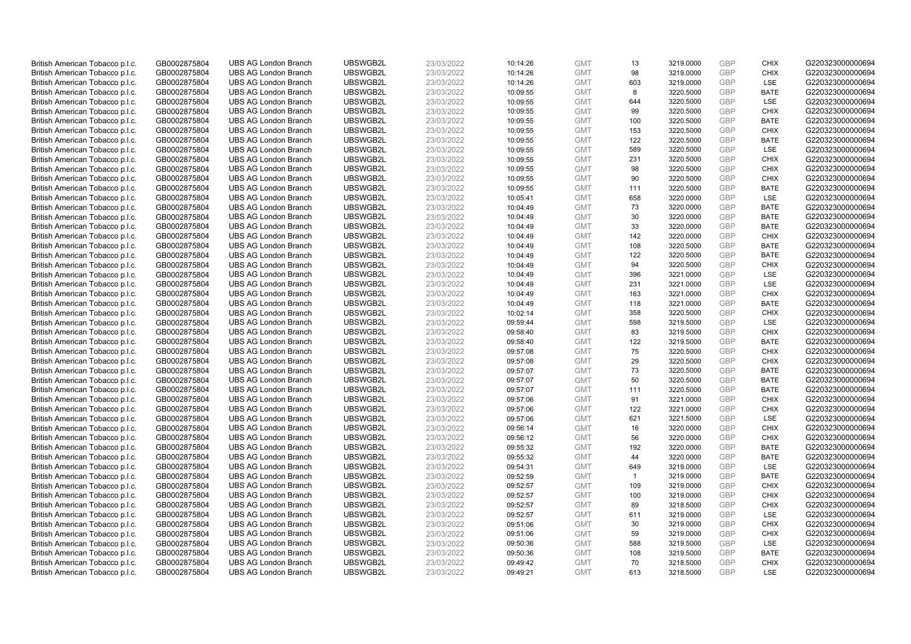| British American Tobacco p.l.c. | GB0002875804 | UBS AG London Branch | UBSWGB2L | 23/03/2022 | 10:14:26 | GMT | 13 | 3219.0000 | GBP | CHIX | G220323000000694 |
|---|---|---|---|---|---|---|---|---|---|---|---|
| British American Tobacco p.l.c. | GB0002875804 | UBS AG London Branch | UBSWGB2L | 23/03/2022 | 10:14:26 | GMT | 98 | 3219.0000 | GBP | CHIX | G220323000000694 |
| British American Tobacco p.l.c. | GB0002875804 | UBS AG London Branch | UBSWGB2L | 23/03/2022 | 10:14:26 | GMT | 603 | 3219.0000 | GBP | LSE | G220323000000694 |
| British American Tobacco p.l.c. | GB0002875804 | UBS AG London Branch | UBSWGB2L | 23/03/2022 | 10:09:55 | GMT | 8 | 3220.5000 | GBP | BATE | G220323000000694 |
| British American Tobacco p.l.c. | GB0002875804 | UBS AG London Branch | UBSWGB2L | 23/03/2022 | 10:09:55 | GMT | 644 | 3220.5000 | GBP | LSE | G220323000000694 |
| British American Tobacco p.l.c. | GB0002875804 | UBS AG London Branch | UBSWGB2L | 23/03/2022 | 10:09:55 | GMT | 99 | 3220.5000 | GBP | CHIX | G220323000000694 |
| British American Tobacco p.l.c. | GB0002875804 | UBS AG London Branch | UBSWGB2L | 23/03/2022 | 10:09:55 | GMT | 100 | 3220.5000 | GBP | BATE | G220323000000694 |
| British American Tobacco p.l.c. | GB0002875804 | UBS AG London Branch | UBSWGB2L | 23/03/2022 | 10:09:55 | GMT | 153 | 3220.5000 | GBP | CHIX | G220323000000694 |
| British American Tobacco p.l.c. | GB0002875804 | UBS AG London Branch | UBSWGB2L | 23/03/2022 | 10:09:55 | GMT | 122 | 3220.5000 | GBP | BATE | G220323000000694 |
| British American Tobacco p.l.c. | GB0002875804 | UBS AG London Branch | UBSWGB2L | 23/03/2022 | 10:09:55 | GMT | 589 | 3220.5000 | GBP | LSE | G220323000000694 |
| British American Tobacco p.l.c. | GB0002875804 | UBS AG London Branch | UBSWGB2L | 23/03/2022 | 10:09:55 | GMT | 231 | 3220.5000 | GBP | CHIX | G220323000000694 |
| British American Tobacco p.l.c. | GB0002875804 | UBS AG London Branch | UBSWGB2L | 23/03/2022 | 10:09:55 | GMT | 98 | 3220.5000 | GBP | CHIX | G220323000000694 |
| British American Tobacco p.l.c. | GB0002875804 | UBS AG London Branch | UBSWGB2L | 23/03/2022 | 10:09:55 | GMT | 90 | 3220.5000 | GBP | CHIX | G220323000000694 |
| British American Tobacco p.l.c. | GB0002875804 | UBS AG London Branch | UBSWGB2L | 23/03/2022 | 10:09:55 | GMT | 111 | 3220.5000 | GBP | BATE | G220323000000694 |
| British American Tobacco p.l.c. | GB0002875804 | UBS AG London Branch | UBSWGB2L | 23/03/2022 | 10:05:41 | GMT | 658 | 3220.0000 | GBP | LSE | G220323000000694 |
| British American Tobacco p.l.c. | GB0002875804 | UBS AG London Branch | UBSWGB2L | 23/03/2022 | 10:04:49 | GMT | 73 | 3220.0000 | GBP | BATE | G220323000000694 |
| British American Tobacco p.l.c. | GB0002875804 | UBS AG London Branch | UBSWGB2L | 23/03/2022 | 10:04:49 | GMT | 30 | 3220.0000 | GBP | BATE | G220323000000694 |
| British American Tobacco p.l.c. | GB0002875804 | UBS AG London Branch | UBSWGB2L | 23/03/2022 | 10:04:49 | GMT | 33 | 3220.0000 | GBP | BATE | G220323000000694 |
| British American Tobacco p.l.c. | GB0002875804 | UBS AG London Branch | UBSWGB2L | 23/03/2022 | 10:04:49 | GMT | 142 | 3220.0000 | GBP | CHIX | G220323000000694 |
| British American Tobacco p.l.c. | GB0002875804 | UBS AG London Branch | UBSWGB2L | 23/03/2022 | 10:04:49 | GMT | 108 | 3220.5000 | GBP | BATE | G220323000000694 |
| British American Tobacco p.l.c. | GB0002875804 | UBS AG London Branch | UBSWGB2L | 23/03/2022 | 10:04:49 | GMT | 122 | 3220.5000 | GBP | BATE | G220323000000694 |
| British American Tobacco p.l.c. | GB0002875804 | UBS AG London Branch | UBSWGB2L | 23/03/2022 | 10:04:49 | GMT | 94 | 3220.5000 | GBP | CHIX | G220323000000694 |
| British American Tobacco p.l.c. | GB0002875804 | UBS AG London Branch | UBSWGB2L | 23/03/2022 | 10:04:49 | GMT | 396 | 3221.0000 | GBP | LSE | G220323000000694 |
| British American Tobacco p.l.c. | GB0002875804 | UBS AG London Branch | UBSWGB2L | 23/03/2022 | 10:04:49 | GMT | 231 | 3221.0000 | GBP | LSE | G220323000000694 |
| British American Tobacco p.l.c. | GB0002875804 | UBS AG London Branch | UBSWGB2L | 23/03/2022 | 10:04:49 | GMT | 163 | 3221.0000 | GBP | CHIX | G220323000000694 |
| British American Tobacco p.l.c. | GB0002875804 | UBS AG London Branch | UBSWGB2L | 23/03/2022 | 10:04:49 | GMT | 118 | 3221.0000 | GBP | BATE | G220323000000694 |
| British American Tobacco p.l.c. | GB0002875804 | UBS AG London Branch | UBSWGB2L | 23/03/2022 | 10:02:14 | GMT | 358 | 3220.5000 | GBP | CHIX | G220323000000694 |
| British American Tobacco p.l.c. | GB0002875804 | UBS AG London Branch | UBSWGB2L | 23/03/2022 | 09:59:44 | GMT | 598 | 3219.5000 | GBP | LSE | G220323000000694 |
| British American Tobacco p.l.c. | GB0002875804 | UBS AG London Branch | UBSWGB2L | 23/03/2022 | 09:58:40 | GMT | 83 | 3219.5000 | GBP | CHIX | G220323000000694 |
| British American Tobacco p.l.c. | GB0002875804 | UBS AG London Branch | UBSWGB2L | 23/03/2022 | 09:58:40 | GMT | 122 | 3219.5000 | GBP | BATE | G220323000000694 |
| British American Tobacco p.l.c. | GB0002875804 | UBS AG London Branch | UBSWGB2L | 23/03/2022 | 09:57:08 | GMT | 75 | 3220.5000 | GBP | CHIX | G220323000000694 |
| British American Tobacco p.l.c. | GB0002875804 | UBS AG London Branch | UBSWGB2L | 23/03/2022 | 09:57:08 | GMT | 29 | 3220.5000 | GBP | CHIX | G220323000000694 |
| British American Tobacco p.l.c. | GB0002875804 | UBS AG London Branch | UBSWGB2L | 23/03/2022 | 09:57:07 | GMT | 73 | 3220.5000 | GBP | BATE | G220323000000694 |
| British American Tobacco p.l.c. | GB0002875804 | UBS AG London Branch | UBSWGB2L | 23/03/2022 | 09:57:07 | GMT | 50 | 3220.5000 | GBP | BATE | G220323000000694 |
| British American Tobacco p.l.c. | GB0002875804 | UBS AG London Branch | UBSWGB2L | 23/03/2022 | 09:57:07 | GMT | 111 | 3220.5000 | GBP | BATE | G220323000000694 |
| British American Tobacco p.l.c. | GB0002875804 | UBS AG London Branch | UBSWGB2L | 23/03/2022 | 09:57:06 | GMT | 91 | 3221.0000 | GBP | CHIX | G220323000000694 |
| British American Tobacco p.l.c. | GB0002875804 | UBS AG London Branch | UBSWGB2L | 23/03/2022 | 09:57:06 | GMT | 122 | 3221.0000 | GBP | CHIX | G220323000000694 |
| British American Tobacco p.l.c. | GB0002875804 | UBS AG London Branch | UBSWGB2L | 23/03/2022 | 09:57:06 | GMT | 621 | 3221.5000 | GBP | LSE | G220323000000694 |
| British American Tobacco p.l.c. | GB0002875804 | UBS AG London Branch | UBSWGB2L | 23/03/2022 | 09:56:14 | GMT | 16 | 3220.0000 | GBP | CHIX | G220323000000694 |
| British American Tobacco p.l.c. | GB0002875804 | UBS AG London Branch | UBSWGB2L | 23/03/2022 | 09:56:12 | GMT | 56 | 3220.0000 | GBP | CHIX | G220323000000694 |
| British American Tobacco p.l.c. | GB0002875804 | UBS AG London Branch | UBSWGB2L | 23/03/2022 | 09:55:32 | GMT | 192 | 3220.0000 | GBP | BATE | G220323000000694 |
| British American Tobacco p.l.c. | GB0002875804 | UBS AG London Branch | UBSWGB2L | 23/03/2022 | 09:55:32 | GMT | 44 | 3220.0000 | GBP | BATE | G220323000000694 |
| British American Tobacco p.l.c. | GB0002875804 | UBS AG London Branch | UBSWGB2L | 23/03/2022 | 09:54:31 | GMT | 649 | 3219.0000 | GBP | LSE | G220323000000694 |
| British American Tobacco p.l.c. | GB0002875804 | UBS AG London Branch | UBSWGB2L | 23/03/2022 | 09:52:59 | GMT | 1 | 3219.0000 | GBP | BATE | G220323000000694 |
| British American Tobacco p.l.c. | GB0002875804 | UBS AG London Branch | UBSWGB2L | 23/03/2022 | 09:52:57 | GMT | 109 | 3219.0000 | GBP | CHIX | G220323000000694 |
| British American Tobacco p.l.c. | GB0002875804 | UBS AG London Branch | UBSWGB2L | 23/03/2022 | 09:52:57 | GMT | 100 | 3219.0000 | GBP | CHIX | G220323000000694 |
| British American Tobacco p.l.c. | GB0002875804 | UBS AG London Branch | UBSWGB2L | 23/03/2022 | 09:52:57 | GMT | 89 | 3218.5000 | GBP | CHIX | G220323000000694 |
| British American Tobacco p.l.c. | GB0002875804 | UBS AG London Branch | UBSWGB2L | 23/03/2022 | 09:52:57 | GMT | 611 | 3219.0000 | GBP | LSE | G220323000000694 |
| British American Tobacco p.l.c. | GB0002875804 | UBS AG London Branch | UBSWGB2L | 23/03/2022 | 09:51:06 | GMT | 30 | 3219.0000 | GBP | CHIX | G220323000000694 |
| British American Tobacco p.l.c. | GB0002875804 | UBS AG London Branch | UBSWGB2L | 23/03/2022 | 09:51:06 | GMT | 59 | 3219.0000 | GBP | CHIX | G220323000000694 |
| British American Tobacco p.l.c. | GB0002875804 | UBS AG London Branch | UBSWGB2L | 23/03/2022 | 09:50:36 | GMT | 588 | 3219.5000 | GBP | LSE | G220323000000694 |
| British American Tobacco p.l.c. | GB0002875804 | UBS AG London Branch | UBSWGB2L | 23/03/2022 | 09:50:36 | GMT | 108 | 3219.5000 | GBP | BATE | G220323000000694 |
| British American Tobacco p.l.c. | GB0002875804 | UBS AG London Branch | UBSWGB2L | 23/03/2022 | 09:49:42 | GMT | 70 | 3218.5000 | GBP | CHIX | G220323000000694 |
| British American Tobacco p.l.c. | GB0002875804 | UBS AG London Branch | UBSWGB2L | 23/03/2022 | 09:49:21 | GMT | 613 | 3218.5000 | GBP | LSE | G220323000000694 |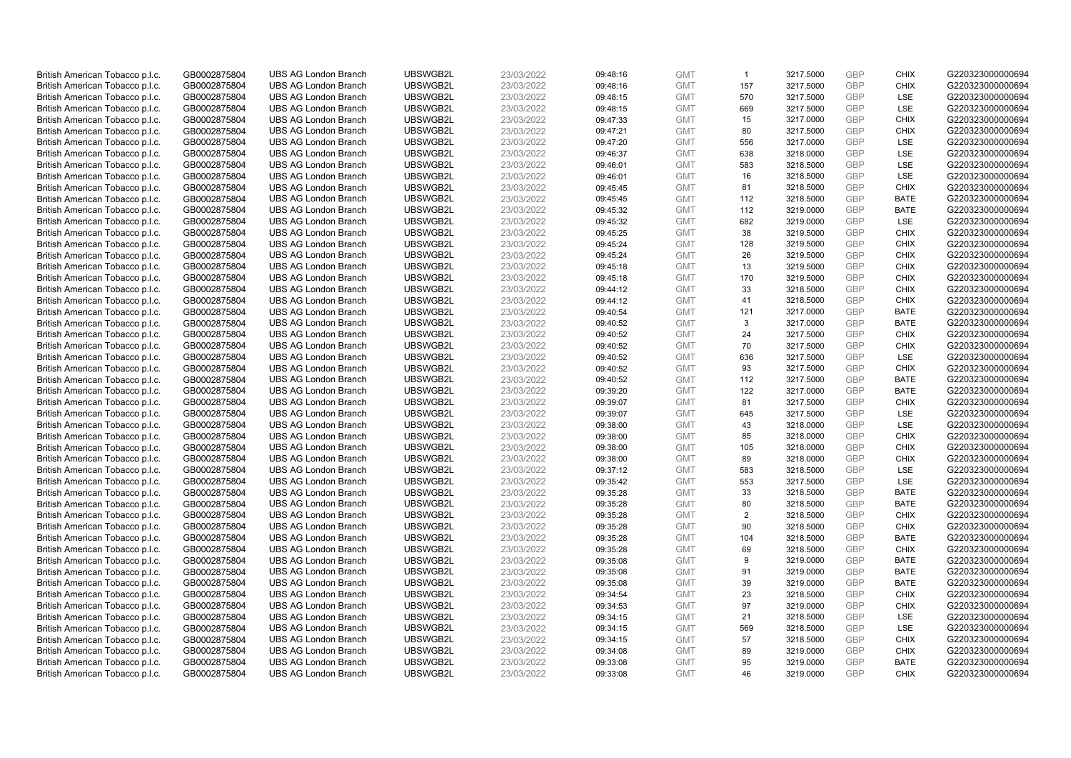| | | | | | | | | | | | |
|---|---|---|---|---|---|---|---|---|---|---|---|
| British American Tobacco p.l.c. | GB0002875804 | UBS AG London Branch | UBSWGB2L | 23/03/2022 | 09:48:16 | GMT | 1 | 3217.5000 | GBP | CHIX | G220323000000694 |
| British American Tobacco p.l.c. | GB0002875804 | UBS AG London Branch | UBSWGB2L | 23/03/2022 | 09:48:16 | GMT | 157 | 3217.5000 | GBP | CHIX | G220323000000694 |
| British American Tobacco p.l.c. | GB0002875804 | UBS AG London Branch | UBSWGB2L | 23/03/2022 | 09:48:15 | GMT | 570 | 3217.5000 | GBP | LSE | G220323000000694 |
| British American Tobacco p.l.c. | GB0002875804 | UBS AG London Branch | UBSWGB2L | 23/03/2022 | 09:48:15 | GMT | 669 | 3217.5000 | GBP | LSE | G220323000000694 |
| British American Tobacco p.l.c. | GB0002875804 | UBS AG London Branch | UBSWGB2L | 23/03/2022 | 09:47:33 | GMT | 15 | 3217.0000 | GBP | CHIX | G220323000000694 |
| British American Tobacco p.l.c. | GB0002875804 | UBS AG London Branch | UBSWGB2L | 23/03/2022 | 09:47:21 | GMT | 80 | 3217.5000 | GBP | CHIX | G220323000000694 |
| British American Tobacco p.l.c. | GB0002875804 | UBS AG London Branch | UBSWGB2L | 23/03/2022 | 09:47:20 | GMT | 556 | 3217.0000 | GBP | LSE | G220323000000694 |
| British American Tobacco p.l.c. | GB0002875804 | UBS AG London Branch | UBSWGB2L | 23/03/2022 | 09:46:37 | GMT | 638 | 3218.0000 | GBP | LSE | G220323000000694 |
| British American Tobacco p.l.c. | GB0002875804 | UBS AG London Branch | UBSWGB2L | 23/03/2022 | 09:46:01 | GMT | 583 | 3218.5000 | GBP | LSE | G220323000000694 |
| British American Tobacco p.l.c. | GB0002875804 | UBS AG London Branch | UBSWGB2L | 23/03/2022 | 09:46:01 | GMT | 16 | 3218.5000 | GBP | LSE | G220323000000694 |
| British American Tobacco p.l.c. | GB0002875804 | UBS AG London Branch | UBSWGB2L | 23/03/2022 | 09:45:45 | GMT | 81 | 3218.5000 | GBP | CHIX | G220323000000694 |
| British American Tobacco p.l.c. | GB0002875804 | UBS AG London Branch | UBSWGB2L | 23/03/2022 | 09:45:45 | GMT | 112 | 3218.5000 | GBP | BATE | G220323000000694 |
| British American Tobacco p.l.c. | GB0002875804 | UBS AG London Branch | UBSWGB2L | 23/03/2022 | 09:45:32 | GMT | 112 | 3219.0000 | GBP | BATE | G220323000000694 |
| British American Tobacco p.l.c. | GB0002875804 | UBS AG London Branch | UBSWGB2L | 23/03/2022 | 09:45:32 | GMT | 682 | 3219.0000 | GBP | LSE | G220323000000694 |
| British American Tobacco p.l.c. | GB0002875804 | UBS AG London Branch | UBSWGB2L | 23/03/2022 | 09:45:25 | GMT | 38 | 3219.5000 | GBP | CHIX | G220323000000694 |
| British American Tobacco p.l.c. | GB0002875804 | UBS AG London Branch | UBSWGB2L | 23/03/2022 | 09:45:24 | GMT | 128 | 3219.5000 | GBP | CHIX | G220323000000694 |
| British American Tobacco p.l.c. | GB0002875804 | UBS AG London Branch | UBSWGB2L | 23/03/2022 | 09:45:24 | GMT | 26 | 3219.5000 | GBP | CHIX | G220323000000694 |
| British American Tobacco p.l.c. | GB0002875804 | UBS AG London Branch | UBSWGB2L | 23/03/2022 | 09:45:18 | GMT | 13 | 3219.5000 | GBP | CHIX | G220323000000694 |
| British American Tobacco p.l.c. | GB0002875804 | UBS AG London Branch | UBSWGB2L | 23/03/2022 | 09:45:18 | GMT | 170 | 3219.5000 | GBP | CHIX | G220323000000694 |
| British American Tobacco p.l.c. | GB0002875804 | UBS AG London Branch | UBSWGB2L | 23/03/2022 | 09:44:12 | GMT | 33 | 3218.5000 | GBP | CHIX | G220323000000694 |
| British American Tobacco p.l.c. | GB0002875804 | UBS AG London Branch | UBSWGB2L | 23/03/2022 | 09:44:12 | GMT | 41 | 3218.5000 | GBP | CHIX | G220323000000694 |
| British American Tobacco p.l.c. | GB0002875804 | UBS AG London Branch | UBSWGB2L | 23/03/2022 | 09:40:54 | GMT | 121 | 3217.0000 | GBP | BATE | G220323000000694 |
| British American Tobacco p.l.c. | GB0002875804 | UBS AG London Branch | UBSWGB2L | 23/03/2022 | 09:40:52 | GMT | 3 | 3217.0000 | GBP | BATE | G220323000000694 |
| British American Tobacco p.l.c. | GB0002875804 | UBS AG London Branch | UBSWGB2L | 23/03/2022 | 09:40:52 | GMT | 24 | 3217.5000 | GBP | CHIX | G220323000000694 |
| British American Tobacco p.l.c. | GB0002875804 | UBS AG London Branch | UBSWGB2L | 23/03/2022 | 09:40:52 | GMT | 70 | 3217.5000 | GBP | CHIX | G220323000000694 |
| British American Tobacco p.l.c. | GB0002875804 | UBS AG London Branch | UBSWGB2L | 23/03/2022 | 09:40:52 | GMT | 636 | 3217.5000 | GBP | LSE | G220323000000694 |
| British American Tobacco p.l.c. | GB0002875804 | UBS AG London Branch | UBSWGB2L | 23/03/2022 | 09:40:52 | GMT | 93 | 3217.5000 | GBP | CHIX | G220323000000694 |
| British American Tobacco p.l.c. | GB0002875804 | UBS AG London Branch | UBSWGB2L | 23/03/2022 | 09:40:52 | GMT | 112 | 3217.5000 | GBP | BATE | G220323000000694 |
| British American Tobacco p.l.c. | GB0002875804 | UBS AG London Branch | UBSWGB2L | 23/03/2022 | 09:39:20 | GMT | 122 | 3217.0000 | GBP | BATE | G220323000000694 |
| British American Tobacco p.l.c. | GB0002875804 | UBS AG London Branch | UBSWGB2L | 23/03/2022 | 09:39:07 | GMT | 81 | 3217.5000 | GBP | CHIX | G220323000000694 |
| British American Tobacco p.l.c. | GB0002875804 | UBS AG London Branch | UBSWGB2L | 23/03/2022 | 09:39:07 | GMT | 645 | 3217.5000 | GBP | LSE | G220323000000694 |
| British American Tobacco p.l.c. | GB0002875804 | UBS AG London Branch | UBSWGB2L | 23/03/2022 | 09:38:00 | GMT | 43 | 3218.0000 | GBP | LSE | G220323000000694 |
| British American Tobacco p.l.c. | GB0002875804 | UBS AG London Branch | UBSWGB2L | 23/03/2022 | 09:38:00 | GMT | 85 | 3218.0000 | GBP | CHIX | G220323000000694 |
| British American Tobacco p.l.c. | GB0002875804 | UBS AG London Branch | UBSWGB2L | 23/03/2022 | 09:38:00 | GMT | 105 | 3218.0000 | GBP | CHIX | G220323000000694 |
| British American Tobacco p.l.c. | GB0002875804 | UBS AG London Branch | UBSWGB2L | 23/03/2022 | 09:38:00 | GMT | 89 | 3218.0000 | GBP | CHIX | G220323000000694 |
| British American Tobacco p.l.c. | GB0002875804 | UBS AG London Branch | UBSWGB2L | 23/03/2022 | 09:37:12 | GMT | 583 | 3218.5000 | GBP | LSE | G220323000000694 |
| British American Tobacco p.l.c. | GB0002875804 | UBS AG London Branch | UBSWGB2L | 23/03/2022 | 09:35:42 | GMT | 553 | 3217.5000 | GBP | LSE | G220323000000694 |
| British American Tobacco p.l.c. | GB0002875804 | UBS AG London Branch | UBSWGB2L | 23/03/2022 | 09:35:28 | GMT | 33 | 3218.5000 | GBP | BATE | G220323000000694 |
| British American Tobacco p.l.c. | GB0002875804 | UBS AG London Branch | UBSWGB2L | 23/03/2022 | 09:35:28 | GMT | 80 | 3218.5000 | GBP | BATE | G220323000000694 |
| British American Tobacco p.l.c. | GB0002875804 | UBS AG London Branch | UBSWGB2L | 23/03/2022 | 09:35:28 | GMT | 2 | 3218.5000 | GBP | CHIX | G220323000000694 |
| British American Tobacco p.l.c. | GB0002875804 | UBS AG London Branch | UBSWGB2L | 23/03/2022 | 09:35:28 | GMT | 90 | 3218.5000 | GBP | CHIX | G220323000000694 |
| British American Tobacco p.l.c. | GB0002875804 | UBS AG London Branch | UBSWGB2L | 23/03/2022 | 09:35:28 | GMT | 104 | 3218.5000 | GBP | BATE | G220323000000694 |
| British American Tobacco p.l.c. | GB0002875804 | UBS AG London Branch | UBSWGB2L | 23/03/2022 | 09:35:28 | GMT | 69 | 3218.5000 | GBP | CHIX | G220323000000694 |
| British American Tobacco p.l.c. | GB0002875804 | UBS AG London Branch | UBSWGB2L | 23/03/2022 | 09:35:08 | GMT | 9 | 3219.0000 | GBP | BATE | G220323000000694 |
| British American Tobacco p.l.c. | GB0002875804 | UBS AG London Branch | UBSWGB2L | 23/03/2022 | 09:35:08 | GMT | 91 | 3219.0000 | GBP | BATE | G220323000000694 |
| British American Tobacco p.l.c. | GB0002875804 | UBS AG London Branch | UBSWGB2L | 23/03/2022 | 09:35:08 | GMT | 39 | 3219.0000 | GBP | BATE | G220323000000694 |
| British American Tobacco p.l.c. | GB0002875804 | UBS AG London Branch | UBSWGB2L | 23/03/2022 | 09:34:54 | GMT | 23 | 3218.5000 | GBP | CHIX | G220323000000694 |
| British American Tobacco p.l.c. | GB0002875804 | UBS AG London Branch | UBSWGB2L | 23/03/2022 | 09:34:53 | GMT | 97 | 3219.0000 | GBP | CHIX | G220323000000694 |
| British American Tobacco p.l.c. | GB0002875804 | UBS AG London Branch | UBSWGB2L | 23/03/2022 | 09:34:15 | GMT | 21 | 3218.5000 | GBP | LSE | G220323000000694 |
| British American Tobacco p.l.c. | GB0002875804 | UBS AG London Branch | UBSWGB2L | 23/03/2022 | 09:34:15 | GMT | 569 | 3218.5000 | GBP | LSE | G220323000000694 |
| British American Tobacco p.l.c. | GB0002875804 | UBS AG London Branch | UBSWGB2L | 23/03/2022 | 09:34:15 | GMT | 57 | 3218.5000 | GBP | CHIX | G220323000000694 |
| British American Tobacco p.l.c. | GB0002875804 | UBS AG London Branch | UBSWGB2L | 23/03/2022 | 09:34:08 | GMT | 89 | 3219.0000 | GBP | CHIX | G220323000000694 |
| British American Tobacco p.l.c. | GB0002875804 | UBS AG London Branch | UBSWGB2L | 23/03/2022 | 09:33:08 | GMT | 95 | 3219.0000 | GBP | BATE | G220323000000694 |
| British American Tobacco p.l.c. | GB0002875804 | UBS AG London Branch | UBSWGB2L | 23/03/2022 | 09:33:08 | GMT | 46 | 3219.0000 | GBP | CHIX | G220323000000694 |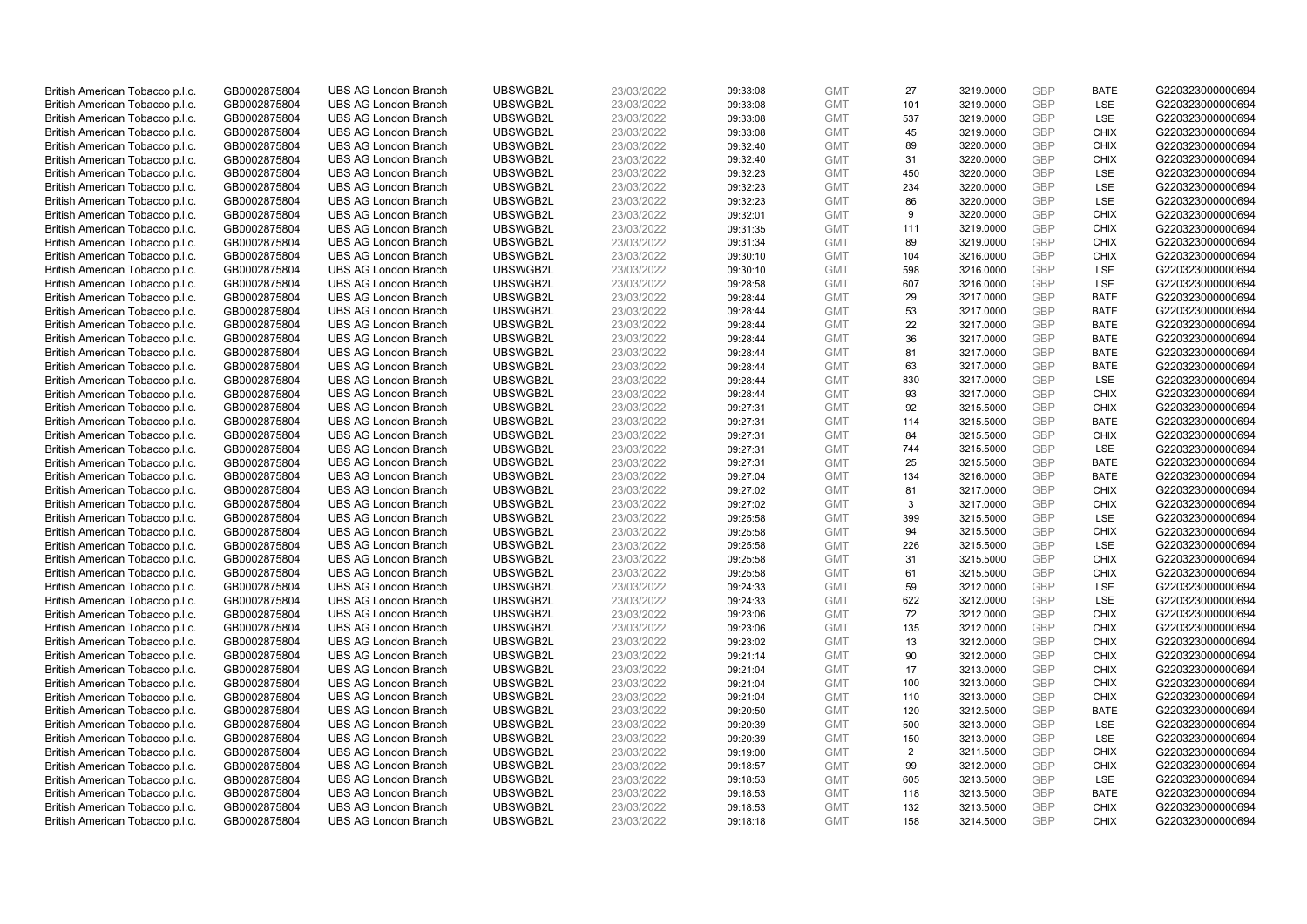| British American Tobacco p.l.c. | GB0002875804 | UBS AG London Branch | UBSWGB2L | 23/03/2022 | 09:33:08 | GMT | 27 | 3219.0000 | GBP | BATE | G220323000000694 |
|---|---|---|---|---|---|---|---|---|---|---|---|
| British American Tobacco p.l.c. | GB0002875804 | UBS AG London Branch | UBSWGB2L | 23/03/2022 | 09:33:08 | GMT | 101 | 3219.0000 | GBP | LSE | G220323000000694 |
| British American Tobacco p.l.c. | GB0002875804 | UBS AG London Branch | UBSWGB2L | 23/03/2022 | 09:33:08 | GMT | 537 | 3219.0000 | GBP | LSE | G220323000000694 |
| British American Tobacco p.l.c. | GB0002875804 | UBS AG London Branch | UBSWGB2L | 23/03/2022 | 09:33:08 | GMT | 45 | 3219.0000 | GBP | CHIX | G220323000000694 |
| British American Tobacco p.l.c. | GB0002875804 | UBS AG London Branch | UBSWGB2L | 23/03/2022 | 09:32:40 | GMT | 89 | 3220.0000 | GBP | CHIX | G220323000000694 |
| British American Tobacco p.l.c. | GB0002875804 | UBS AG London Branch | UBSWGB2L | 23/03/2022 | 09:32:40 | GMT | 31 | 3220.0000 | GBP | CHIX | G220323000000694 |
| British American Tobacco p.l.c. | GB0002875804 | UBS AG London Branch | UBSWGB2L | 23/03/2022 | 09:32:23 | GMT | 450 | 3220.0000 | GBP | LSE | G220323000000694 |
| British American Tobacco p.l.c. | GB0002875804 | UBS AG London Branch | UBSWGB2L | 23/03/2022 | 09:32:23 | GMT | 234 | 3220.0000 | GBP | LSE | G220323000000694 |
| British American Tobacco p.l.c. | GB0002875804 | UBS AG London Branch | UBSWGB2L | 23/03/2022 | 09:32:23 | GMT | 86 | 3220.0000 | GBP | LSE | G220323000000694 |
| British American Tobacco p.l.c. | GB0002875804 | UBS AG London Branch | UBSWGB2L | 23/03/2022 | 09:32:01 | GMT | 9 | 3220.0000 | GBP | CHIX | G220323000000694 |
| British American Tobacco p.l.c. | GB0002875804 | UBS AG London Branch | UBSWGB2L | 23/03/2022 | 09:31:35 | GMT | 111 | 3219.0000 | GBP | CHIX | G220323000000694 |
| British American Tobacco p.l.c. | GB0002875804 | UBS AG London Branch | UBSWGB2L | 23/03/2022 | 09:31:34 | GMT | 89 | 3219.0000 | GBP | CHIX | G220323000000694 |
| British American Tobacco p.l.c. | GB0002875804 | UBS AG London Branch | UBSWGB2L | 23/03/2022 | 09:30:10 | GMT | 104 | 3216.0000 | GBP | CHIX | G220323000000694 |
| British American Tobacco p.l.c. | GB0002875804 | UBS AG London Branch | UBSWGB2L | 23/03/2022 | 09:30:10 | GMT | 598 | 3216.0000 | GBP | LSE | G220323000000694 |
| British American Tobacco p.l.c. | GB0002875804 | UBS AG London Branch | UBSWGB2L | 23/03/2022 | 09:28:58 | GMT | 607 | 3216.0000 | GBP | LSE | G220323000000694 |
| British American Tobacco p.l.c. | GB0002875804 | UBS AG London Branch | UBSWGB2L | 23/03/2022 | 09:28:44 | GMT | 29 | 3217.0000 | GBP | BATE | G220323000000694 |
| British American Tobacco p.l.c. | GB0002875804 | UBS AG London Branch | UBSWGB2L | 23/03/2022 | 09:28:44 | GMT | 53 | 3217.0000 | GBP | BATE | G220323000000694 |
| British American Tobacco p.l.c. | GB0002875804 | UBS AG London Branch | UBSWGB2L | 23/03/2022 | 09:28:44 | GMT | 22 | 3217.0000 | GBP | BATE | G220323000000694 |
| British American Tobacco p.l.c. | GB0002875804 | UBS AG London Branch | UBSWGB2L | 23/03/2022 | 09:28:44 | GMT | 36 | 3217.0000 | GBP | BATE | G220323000000694 |
| British American Tobacco p.l.c. | GB0002875804 | UBS AG London Branch | UBSWGB2L | 23/03/2022 | 09:28:44 | GMT | 81 | 3217.0000 | GBP | BATE | G220323000000694 |
| British American Tobacco p.l.c. | GB0002875804 | UBS AG London Branch | UBSWGB2L | 23/03/2022 | 09:28:44 | GMT | 63 | 3217.0000 | GBP | BATE | G220323000000694 |
| British American Tobacco p.l.c. | GB0002875804 | UBS AG London Branch | UBSWGB2L | 23/03/2022 | 09:28:44 | GMT | 830 | 3217.0000 | GBP | LSE | G220323000000694 |
| British American Tobacco p.l.c. | GB0002875804 | UBS AG London Branch | UBSWGB2L | 23/03/2022 | 09:28:44 | GMT | 93 | 3217.0000 | GBP | CHIX | G220323000000694 |
| British American Tobacco p.l.c. | GB0002875804 | UBS AG London Branch | UBSWGB2L | 23/03/2022 | 09:27:31 | GMT | 92 | 3215.5000 | GBP | CHIX | G220323000000694 |
| British American Tobacco p.l.c. | GB0002875804 | UBS AG London Branch | UBSWGB2L | 23/03/2022 | 09:27:31 | GMT | 114 | 3215.5000 | GBP | BATE | G220323000000694 |
| British American Tobacco p.l.c. | GB0002875804 | UBS AG London Branch | UBSWGB2L | 23/03/2022 | 09:27:31 | GMT | 84 | 3215.5000 | GBP | CHIX | G220323000000694 |
| British American Tobacco p.l.c. | GB0002875804 | UBS AG London Branch | UBSWGB2L | 23/03/2022 | 09:27:31 | GMT | 744 | 3215.5000 | GBP | LSE | G220323000000694 |
| British American Tobacco p.l.c. | GB0002875804 | UBS AG London Branch | UBSWGB2L | 23/03/2022 | 09:27:31 | GMT | 25 | 3215.5000 | GBP | BATE | G220323000000694 |
| British American Tobacco p.l.c. | GB0002875804 | UBS AG London Branch | UBSWGB2L | 23/03/2022 | 09:27:04 | GMT | 134 | 3216.0000 | GBP | BATE | G220323000000694 |
| British American Tobacco p.l.c. | GB0002875804 | UBS AG London Branch | UBSWGB2L | 23/03/2022 | 09:27:02 | GMT | 81 | 3217.0000 | GBP | CHIX | G220323000000694 |
| British American Tobacco p.l.c. | GB0002875804 | UBS AG London Branch | UBSWGB2L | 23/03/2022 | 09:27:02 | GMT | 3 | 3217.0000 | GBP | CHIX | G220323000000694 |
| British American Tobacco p.l.c. | GB0002875804 | UBS AG London Branch | UBSWGB2L | 23/03/2022 | 09:25:58 | GMT | 399 | 3215.5000 | GBP | LSE | G220323000000694 |
| British American Tobacco p.l.c. | GB0002875804 | UBS AG London Branch | UBSWGB2L | 23/03/2022 | 09:25:58 | GMT | 94 | 3215.5000 | GBP | CHIX | G220323000000694 |
| British American Tobacco p.l.c. | GB0002875804 | UBS AG London Branch | UBSWGB2L | 23/03/2022 | 09:25:58 | GMT | 226 | 3215.5000 | GBP | LSE | G220323000000694 |
| British American Tobacco p.l.c. | GB0002875804 | UBS AG London Branch | UBSWGB2L | 23/03/2022 | 09:25:58 | GMT | 31 | 3215.5000 | GBP | CHIX | G220323000000694 |
| British American Tobacco p.l.c. | GB0002875804 | UBS AG London Branch | UBSWGB2L | 23/03/2022 | 09:25:58 | GMT | 61 | 3215.5000 | GBP | CHIX | G220323000000694 |
| British American Tobacco p.l.c. | GB0002875804 | UBS AG London Branch | UBSWGB2L | 23/03/2022 | 09:24:33 | GMT | 59 | 3212.0000 | GBP | LSE | G220323000000694 |
| British American Tobacco p.l.c. | GB0002875804 | UBS AG London Branch | UBSWGB2L | 23/03/2022 | 09:24:33 | GMT | 622 | 3212.0000 | GBP | LSE | G220323000000694 |
| British American Tobacco p.l.c. | GB0002875804 | UBS AG London Branch | UBSWGB2L | 23/03/2022 | 09:23:06 | GMT | 72 | 3212.0000 | GBP | CHIX | G220323000000694 |
| British American Tobacco p.l.c. | GB0002875804 | UBS AG London Branch | UBSWGB2L | 23/03/2022 | 09:23:06 | GMT | 135 | 3212.0000 | GBP | CHIX | G220323000000694 |
| British American Tobacco p.l.c. | GB0002875804 | UBS AG London Branch | UBSWGB2L | 23/03/2022 | 09:23:02 | GMT | 13 | 3212.0000 | GBP | CHIX | G220323000000694 |
| British American Tobacco p.l.c. | GB0002875804 | UBS AG London Branch | UBSWGB2L | 23/03/2022 | 09:21:14 | GMT | 90 | 3212.0000 | GBP | CHIX | G220323000000694 |
| British American Tobacco p.l.c. | GB0002875804 | UBS AG London Branch | UBSWGB2L | 23/03/2022 | 09:21:04 | GMT | 17 | 3213.0000 | GBP | CHIX | G220323000000694 |
| British American Tobacco p.l.c. | GB0002875804 | UBS AG London Branch | UBSWGB2L | 23/03/2022 | 09:21:04 | GMT | 100 | 3213.0000 | GBP | CHIX | G220323000000694 |
| British American Tobacco p.l.c. | GB0002875804 | UBS AG London Branch | UBSWGB2L | 23/03/2022 | 09:21:04 | GMT | 110 | 3213.0000 | GBP | CHIX | G220323000000694 |
| British American Tobacco p.l.c. | GB0002875804 | UBS AG London Branch | UBSWGB2L | 23/03/2022 | 09:20:50 | GMT | 120 | 3212.5000 | GBP | BATE | G220323000000694 |
| British American Tobacco p.l.c. | GB0002875804 | UBS AG London Branch | UBSWGB2L | 23/03/2022 | 09:20:39 | GMT | 500 | 3213.0000 | GBP | LSE | G220323000000694 |
| British American Tobacco p.l.c. | GB0002875804 | UBS AG London Branch | UBSWGB2L | 23/03/2022 | 09:20:39 | GMT | 150 | 3213.0000 | GBP | LSE | G220323000000694 |
| British American Tobacco p.l.c. | GB0002875804 | UBS AG London Branch | UBSWGB2L | 23/03/2022 | 09:19:00 | GMT | 2 | 3211.5000 | GBP | CHIX | G220323000000694 |
| British American Tobacco p.l.c. | GB0002875804 | UBS AG London Branch | UBSWGB2L | 23/03/2022 | 09:18:57 | GMT | 99 | 3212.0000 | GBP | CHIX | G220323000000694 |
| British American Tobacco p.l.c. | GB0002875804 | UBS AG London Branch | UBSWGB2L | 23/03/2022 | 09:18:53 | GMT | 605 | 3213.5000 | GBP | LSE | G220323000000694 |
| British American Tobacco p.l.c. | GB0002875804 | UBS AG London Branch | UBSWGB2L | 23/03/2022 | 09:18:53 | GMT | 118 | 3213.5000 | GBP | BATE | G220323000000694 |
| British American Tobacco p.l.c. | GB0002875804 | UBS AG London Branch | UBSWGB2L | 23/03/2022 | 09:18:53 | GMT | 132 | 3213.5000 | GBP | CHIX | G220323000000694 |
| British American Tobacco p.l.c. | GB0002875804 | UBS AG London Branch | UBSWGB2L | 23/03/2022 | 09:18:18 | GMT | 158 | 3214.5000 | GBP | CHIX | G220323000000694 |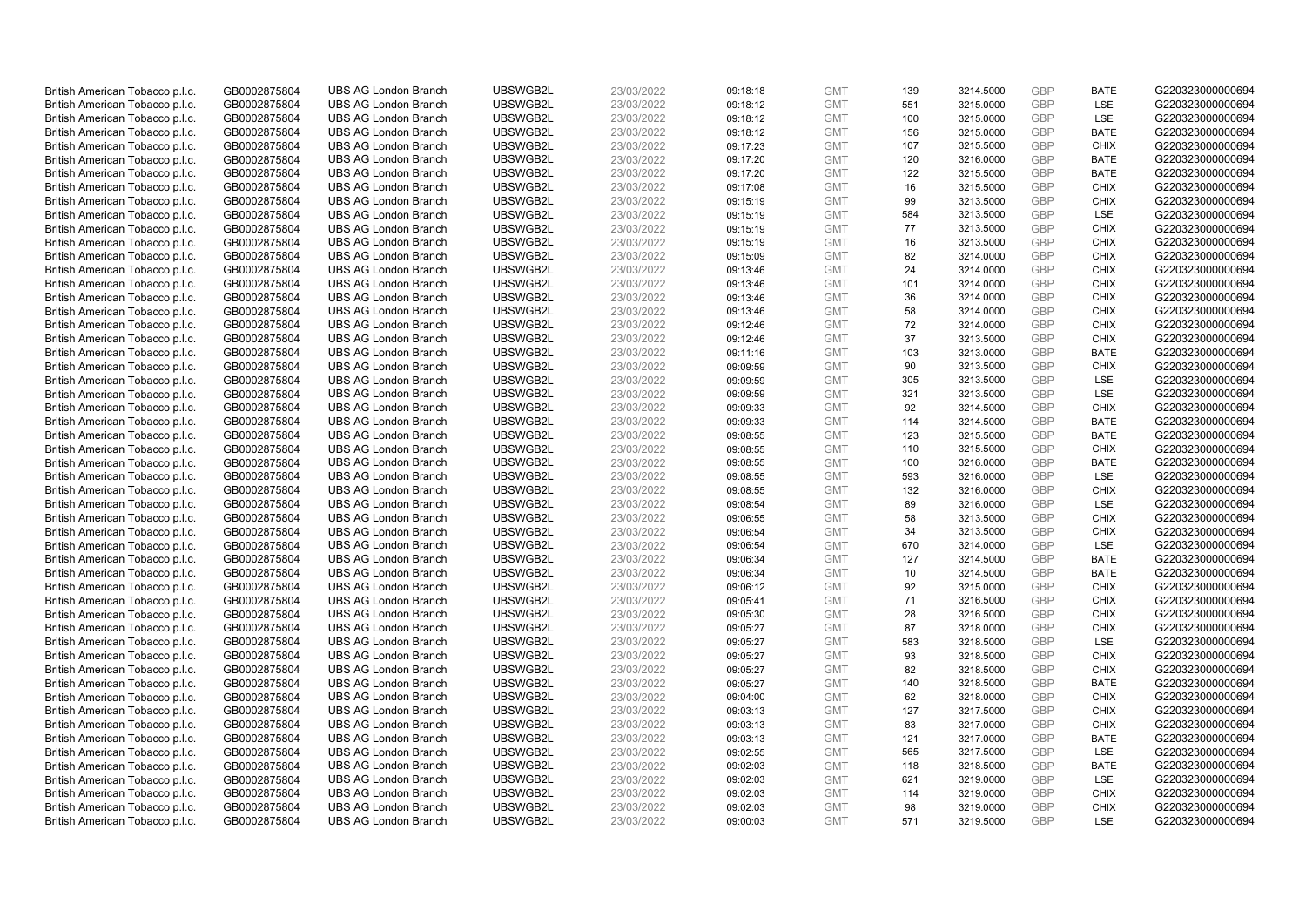| | | | | | | | | | | | |
|---|---|---|---|---|---|---|---|---|---|---|---|
| British American Tobacco p.l.c. | GB0002875804 | UBS AG London Branch | UBSWGB2L | 23/03/2022 | 09:18:18 | GMT | 139 | 3214.5000 | GBP | BATE | G220323000000694 |
| British American Tobacco p.l.c. | GB0002875804 | UBS AG London Branch | UBSWGB2L | 23/03/2022 | 09:18:12 | GMT | 551 | 3215.0000 | GBP | LSE | G220323000000694 |
| British American Tobacco p.l.c. | GB0002875804 | UBS AG London Branch | UBSWGB2L | 23/03/2022 | 09:18:12 | GMT | 100 | 3215.0000 | GBP | LSE | G220323000000694 |
| British American Tobacco p.l.c. | GB0002875804 | UBS AG London Branch | UBSWGB2L | 23/03/2022 | 09:18:12 | GMT | 156 | 3215.0000 | GBP | BATE | G220323000000694 |
| British American Tobacco p.l.c. | GB0002875804 | UBS AG London Branch | UBSWGB2L | 23/03/2022 | 09:17:23 | GMT | 107 | 3215.5000 | GBP | CHIX | G220323000000694 |
| British American Tobacco p.l.c. | GB0002875804 | UBS AG London Branch | UBSWGB2L | 23/03/2022 | 09:17:20 | GMT | 120 | 3216.0000 | GBP | BATE | G220323000000694 |
| British American Tobacco p.l.c. | GB0002875804 | UBS AG London Branch | UBSWGB2L | 23/03/2022 | 09:17:20 | GMT | 122 | 3215.5000 | GBP | BATE | G220323000000694 |
| British American Tobacco p.l.c. | GB0002875804 | UBS AG London Branch | UBSWGB2L | 23/03/2022 | 09:17:08 | GMT | 16 | 3215.5000 | GBP | CHIX | G220323000000694 |
| British American Tobacco p.l.c. | GB0002875804 | UBS AG London Branch | UBSWGB2L | 23/03/2022 | 09:15:19 | GMT | 99 | 3213.5000 | GBP | CHIX | G220323000000694 |
| British American Tobacco p.l.c. | GB0002875804 | UBS AG London Branch | UBSWGB2L | 23/03/2022 | 09:15:19 | GMT | 584 | 3213.5000 | GBP | LSE | G220323000000694 |
| British American Tobacco p.l.c. | GB0002875804 | UBS AG London Branch | UBSWGB2L | 23/03/2022 | 09:15:19 | GMT | 77 | 3213.5000 | GBP | CHIX | G220323000000694 |
| British American Tobacco p.l.c. | GB0002875804 | UBS AG London Branch | UBSWGB2L | 23/03/2022 | 09:15:19 | GMT | 16 | 3213.5000 | GBP | CHIX | G220323000000694 |
| British American Tobacco p.l.c. | GB0002875804 | UBS AG London Branch | UBSWGB2L | 23/03/2022 | 09:15:09 | GMT | 82 | 3214.0000 | GBP | CHIX | G220323000000694 |
| British American Tobacco p.l.c. | GB0002875804 | UBS AG London Branch | UBSWGB2L | 23/03/2022 | 09:13:46 | GMT | 24 | 3214.0000 | GBP | CHIX | G220323000000694 |
| British American Tobacco p.l.c. | GB0002875804 | UBS AG London Branch | UBSWGB2L | 23/03/2022 | 09:13:46 | GMT | 101 | 3214.0000 | GBP | CHIX | G220323000000694 |
| British American Tobacco p.l.c. | GB0002875804 | UBS AG London Branch | UBSWGB2L | 23/03/2022 | 09:13:46 | GMT | 36 | 3214.0000 | GBP | CHIX | G220323000000694 |
| British American Tobacco p.l.c. | GB0002875804 | UBS AG London Branch | UBSWGB2L | 23/03/2022 | 09:13:46 | GMT | 58 | 3214.0000 | GBP | CHIX | G220323000000694 |
| British American Tobacco p.l.c. | GB0002875804 | UBS AG London Branch | UBSWGB2L | 23/03/2022 | 09:12:46 | GMT | 72 | 3214.0000 | GBP | CHIX | G220323000000694 |
| British American Tobacco p.l.c. | GB0002875804 | UBS AG London Branch | UBSWGB2L | 23/03/2022 | 09:12:46 | GMT | 37 | 3213.5000 | GBP | CHIX | G220323000000694 |
| British American Tobacco p.l.c. | GB0002875804 | UBS AG London Branch | UBSWGB2L | 23/03/2022 | 09:11:16 | GMT | 103 | 3213.0000 | GBP | BATE | G220323000000694 |
| British American Tobacco p.l.c. | GB0002875804 | UBS AG London Branch | UBSWGB2L | 23/03/2022 | 09:09:59 | GMT | 90 | 3213.5000 | GBP | CHIX | G220323000000694 |
| British American Tobacco p.l.c. | GB0002875804 | UBS AG London Branch | UBSWGB2L | 23/03/2022 | 09:09:59 | GMT | 305 | 3213.5000 | GBP | LSE | G220323000000694 |
| British American Tobacco p.l.c. | GB0002875804 | UBS AG London Branch | UBSWGB2L | 23/03/2022 | 09:09:59 | GMT | 321 | 3213.5000 | GBP | LSE | G220323000000694 |
| British American Tobacco p.l.c. | GB0002875804 | UBS AG London Branch | UBSWGB2L | 23/03/2022 | 09:09:33 | GMT | 92 | 3214.5000 | GBP | CHIX | G220323000000694 |
| British American Tobacco p.l.c. | GB0002875804 | UBS AG London Branch | UBSWGB2L | 23/03/2022 | 09:09:33 | GMT | 114 | 3214.5000 | GBP | BATE | G220323000000694 |
| British American Tobacco p.l.c. | GB0002875804 | UBS AG London Branch | UBSWGB2L | 23/03/2022 | 09:08:55 | GMT | 123 | 3215.5000 | GBP | BATE | G220323000000694 |
| British American Tobacco p.l.c. | GB0002875804 | UBS AG London Branch | UBSWGB2L | 23/03/2022 | 09:08:55 | GMT | 110 | 3215.5000 | GBP | CHIX | G220323000000694 |
| British American Tobacco p.l.c. | GB0002875804 | UBS AG London Branch | UBSWGB2L | 23/03/2022 | 09:08:55 | GMT | 100 | 3216.0000 | GBP | BATE | G220323000000694 |
| British American Tobacco p.l.c. | GB0002875804 | UBS AG London Branch | UBSWGB2L | 23/03/2022 | 09:08:55 | GMT | 593 | 3216.0000 | GBP | LSE | G220323000000694 |
| British American Tobacco p.l.c. | GB0002875804 | UBS AG London Branch | UBSWGB2L | 23/03/2022 | 09:08:55 | GMT | 132 | 3216.0000 | GBP | CHIX | G220323000000694 |
| British American Tobacco p.l.c. | GB0002875804 | UBS AG London Branch | UBSWGB2L | 23/03/2022 | 09:08:54 | GMT | 89 | 3216.0000 | GBP | LSE | G220323000000694 |
| British American Tobacco p.l.c. | GB0002875804 | UBS AG London Branch | UBSWGB2L | 23/03/2022 | 09:06:55 | GMT | 58 | 3213.5000 | GBP | CHIX | G220323000000694 |
| British American Tobacco p.l.c. | GB0002875804 | UBS AG London Branch | UBSWGB2L | 23/03/2022 | 09:06:54 | GMT | 34 | 3213.5000 | GBP | CHIX | G220323000000694 |
| British American Tobacco p.l.c. | GB0002875804 | UBS AG London Branch | UBSWGB2L | 23/03/2022 | 09:06:54 | GMT | 670 | 3214.0000 | GBP | LSE | G220323000000694 |
| British American Tobacco p.l.c. | GB0002875804 | UBS AG London Branch | UBSWGB2L | 23/03/2022 | 09:06:34 | GMT | 127 | 3214.5000 | GBP | BATE | G220323000000694 |
| British American Tobacco p.l.c. | GB0002875804 | UBS AG London Branch | UBSWGB2L | 23/03/2022 | 09:06:34 | GMT | 10 | 3214.5000 | GBP | BATE | G220323000000694 |
| British American Tobacco p.l.c. | GB0002875804 | UBS AG London Branch | UBSWGB2L | 23/03/2022 | 09:06:12 | GMT | 92 | 3215.0000 | GBP | CHIX | G220323000000694 |
| British American Tobacco p.l.c. | GB0002875804 | UBS AG London Branch | UBSWGB2L | 23/03/2022 | 09:05:41 | GMT | 71 | 3216.5000 | GBP | CHIX | G220323000000694 |
| British American Tobacco p.l.c. | GB0002875804 | UBS AG London Branch | UBSWGB2L | 23/03/2022 | 09:05:30 | GMT | 28 | 3216.5000 | GBP | CHIX | G220323000000694 |
| British American Tobacco p.l.c. | GB0002875804 | UBS AG London Branch | UBSWGB2L | 23/03/2022 | 09:05:27 | GMT | 87 | 3218.0000 | GBP | CHIX | G220323000000694 |
| British American Tobacco p.l.c. | GB0002875804 | UBS AG London Branch | UBSWGB2L | 23/03/2022 | 09:05:27 | GMT | 583 | 3218.5000 | GBP | LSE | G220323000000694 |
| British American Tobacco p.l.c. | GB0002875804 | UBS AG London Branch | UBSWGB2L | 23/03/2022 | 09:05:27 | GMT | 93 | 3218.5000 | GBP | CHIX | G220323000000694 |
| British American Tobacco p.l.c. | GB0002875804 | UBS AG London Branch | UBSWGB2L | 23/03/2022 | 09:05:27 | GMT | 82 | 3218.5000 | GBP | CHIX | G220323000000694 |
| British American Tobacco p.l.c. | GB0002875804 | UBS AG London Branch | UBSWGB2L | 23/03/2022 | 09:05:27 | GMT | 140 | 3218.5000 | GBP | BATE | G220323000000694 |
| British American Tobacco p.l.c. | GB0002875804 | UBS AG London Branch | UBSWGB2L | 23/03/2022 | 09:04:00 | GMT | 62 | 3218.0000 | GBP | CHIX | G220323000000694 |
| British American Tobacco p.l.c. | GB0002875804 | UBS AG London Branch | UBSWGB2L | 23/03/2022 | 09:03:13 | GMT | 127 | 3217.5000 | GBP | CHIX | G220323000000694 |
| British American Tobacco p.l.c. | GB0002875804 | UBS AG London Branch | UBSWGB2L | 23/03/2022 | 09:03:13 | GMT | 83 | 3217.0000 | GBP | CHIX | G220323000000694 |
| British American Tobacco p.l.c. | GB0002875804 | UBS AG London Branch | UBSWGB2L | 23/03/2022 | 09:03:13 | GMT | 121 | 3217.0000 | GBP | BATE | G220323000000694 |
| British American Tobacco p.l.c. | GB0002875804 | UBS AG London Branch | UBSWGB2L | 23/03/2022 | 09:02:55 | GMT | 565 | 3217.5000 | GBP | LSE | G220323000000694 |
| British American Tobacco p.l.c. | GB0002875804 | UBS AG London Branch | UBSWGB2L | 23/03/2022 | 09:02:03 | GMT | 118 | 3218.5000 | GBP | BATE | G220323000000694 |
| British American Tobacco p.l.c. | GB0002875804 | UBS AG London Branch | UBSWGB2L | 23/03/2022 | 09:02:03 | GMT | 621 | 3219.0000 | GBP | LSE | G220323000000694 |
| British American Tobacco p.l.c. | GB0002875804 | UBS AG London Branch | UBSWGB2L | 23/03/2022 | 09:02:03 | GMT | 114 | 3219.0000 | GBP | CHIX | G220323000000694 |
| British American Tobacco p.l.c. | GB0002875804 | UBS AG London Branch | UBSWGB2L | 23/03/2022 | 09:02:03 | GMT | 98 | 3219.0000 | GBP | CHIX | G220323000000694 |
| British American Tobacco p.l.c. | GB0002875804 | UBS AG London Branch | UBSWGB2L | 23/03/2022 | 09:00:03 | GMT | 571 | 3219.5000 | GBP | LSE | G220323000000694 |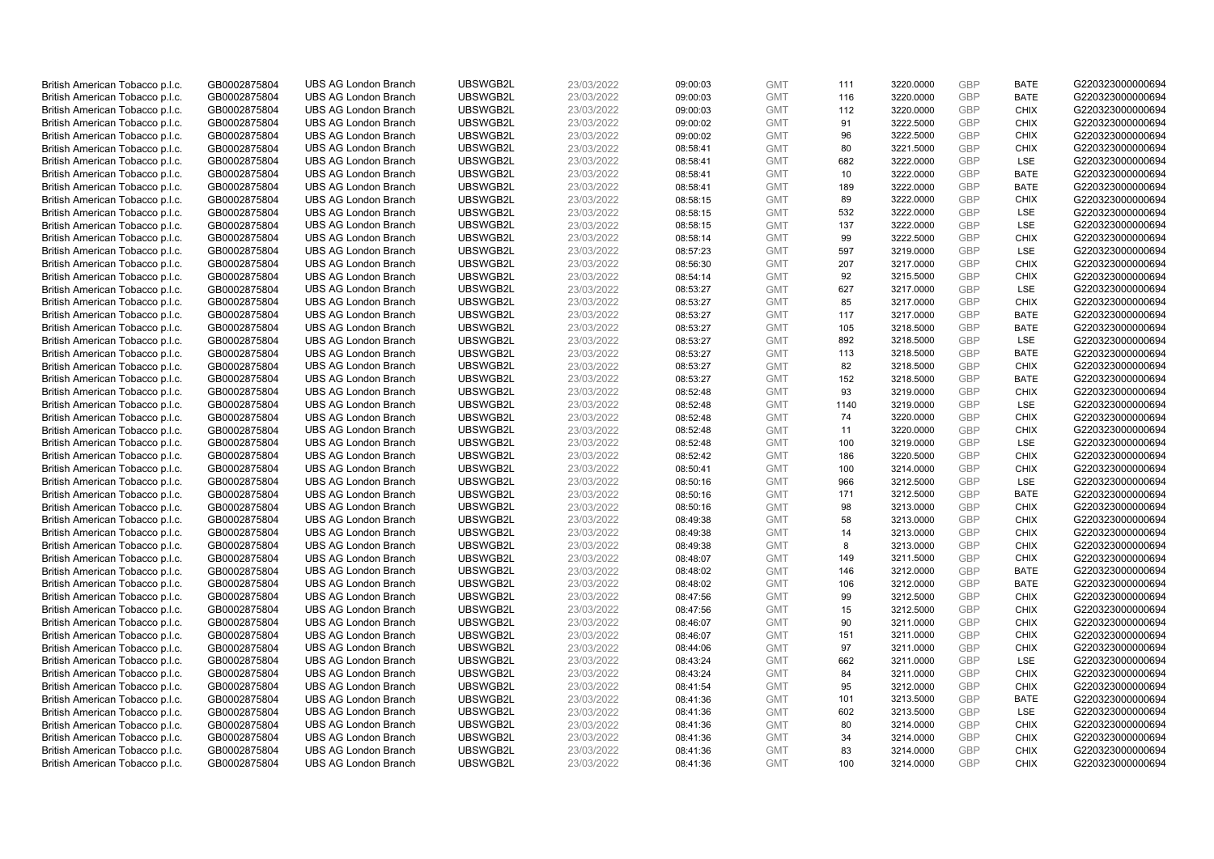| | | | | | | | | | | | |
|---|---|---|---|---|---|---|---|---|---|---|---|
| British American Tobacco p.l.c. | GB0002875804 | UBS AG London Branch | UBSWGB2L | 23/03/2022 | 09:00:03 | GMT | 111 | 3220.0000 | GBP | BATE | G220323000000694 |
| British American Tobacco p.l.c. | GB0002875804 | UBS AG London Branch | UBSWGB2L | 23/03/2022 | 09:00:03 | GMT | 116 | 3220.0000 | GBP | BATE | G220323000000694 |
| British American Tobacco p.l.c. | GB0002875804 | UBS AG London Branch | UBSWGB2L | 23/03/2022 | 09:00:03 | GMT | 112 | 3220.0000 | GBP | CHIX | G220323000000694 |
| British American Tobacco p.l.c. | GB0002875804 | UBS AG London Branch | UBSWGB2L | 23/03/2022 | 09:00:02 | GMT | 91 | 3222.5000 | GBP | CHIX | G220323000000694 |
| British American Tobacco p.l.c. | GB0002875804 | UBS AG London Branch | UBSWGB2L | 23/03/2022 | 09:00:02 | GMT | 96 | 3222.5000 | GBP | CHIX | G220323000000694 |
| British American Tobacco p.l.c. | GB0002875804 | UBS AG London Branch | UBSWGB2L | 23/03/2022 | 08:58:41 | GMT | 80 | 3221.5000 | GBP | CHIX | G220323000000694 |
| British American Tobacco p.l.c. | GB0002875804 | UBS AG London Branch | UBSWGB2L | 23/03/2022 | 08:58:41 | GMT | 682 | 3222.0000 | GBP | LSE | G220323000000694 |
| British American Tobacco p.l.c. | GB0002875804 | UBS AG London Branch | UBSWGB2L | 23/03/2022 | 08:58:41 | GMT | 10 | 3222.0000 | GBP | BATE | G220323000000694 |
| British American Tobacco p.l.c. | GB0002875804 | UBS AG London Branch | UBSWGB2L | 23/03/2022 | 08:58:41 | GMT | 189 | 3222.0000 | GBP | BATE | G220323000000694 |
| British American Tobacco p.l.c. | GB0002875804 | UBS AG London Branch | UBSWGB2L | 23/03/2022 | 08:58:15 | GMT | 89 | 3222.0000 | GBP | CHIX | G220323000000694 |
| British American Tobacco p.l.c. | GB0002875804 | UBS AG London Branch | UBSWGB2L | 23/03/2022 | 08:58:15 | GMT | 532 | 3222.0000 | GBP | LSE | G220323000000694 |
| British American Tobacco p.l.c. | GB0002875804 | UBS AG London Branch | UBSWGB2L | 23/03/2022 | 08:58:15 | GMT | 137 | 3222.0000 | GBP | LSE | G220323000000694 |
| British American Tobacco p.l.c. | GB0002875804 | UBS AG London Branch | UBSWGB2L | 23/03/2022 | 08:58:14 | GMT | 99 | 3222.5000 | GBP | CHIX | G220323000000694 |
| British American Tobacco p.l.c. | GB0002875804 | UBS AG London Branch | UBSWGB2L | 23/03/2022 | 08:57:23 | GMT | 597 | 3219.0000 | GBP | LSE | G220323000000694 |
| British American Tobacco p.l.c. | GB0002875804 | UBS AG London Branch | UBSWGB2L | 23/03/2022 | 08:56:30 | GMT | 207 | 3217.0000 | GBP | CHIX | G220323000000694 |
| British American Tobacco p.l.c. | GB0002875804 | UBS AG London Branch | UBSWGB2L | 23/03/2022 | 08:54:14 | GMT | 92 | 3215.5000 | GBP | CHIX | G220323000000694 |
| British American Tobacco p.l.c. | GB0002875804 | UBS AG London Branch | UBSWGB2L | 23/03/2022 | 08:53:27 | GMT | 627 | 3217.0000 | GBP | LSE | G220323000000694 |
| British American Tobacco p.l.c. | GB0002875804 | UBS AG London Branch | UBSWGB2L | 23/03/2022 | 08:53:27 | GMT | 85 | 3217.0000 | GBP | CHIX | G220323000000694 |
| British American Tobacco p.l.c. | GB0002875804 | UBS AG London Branch | UBSWGB2L | 23/03/2022 | 08:53:27 | GMT | 117 | 3217.0000 | GBP | BATE | G220323000000694 |
| British American Tobacco p.l.c. | GB0002875804 | UBS AG London Branch | UBSWGB2L | 23/03/2022 | 08:53:27 | GMT | 105 | 3218.5000 | GBP | BATE | G220323000000694 |
| British American Tobacco p.l.c. | GB0002875804 | UBS AG London Branch | UBSWGB2L | 23/03/2022 | 08:53:27 | GMT | 892 | 3218.5000 | GBP | LSE | G220323000000694 |
| British American Tobacco p.l.c. | GB0002875804 | UBS AG London Branch | UBSWGB2L | 23/03/2022 | 08:53:27 | GMT | 113 | 3218.5000 | GBP | BATE | G220323000000694 |
| British American Tobacco p.l.c. | GB0002875804 | UBS AG London Branch | UBSWGB2L | 23/03/2022 | 08:53:27 | GMT | 82 | 3218.5000 | GBP | CHIX | G220323000000694 |
| British American Tobacco p.l.c. | GB0002875804 | UBS AG London Branch | UBSWGB2L | 23/03/2022 | 08:53:27 | GMT | 152 | 3218.5000 | GBP | BATE | G220323000000694 |
| British American Tobacco p.l.c. | GB0002875804 | UBS AG London Branch | UBSWGB2L | 23/03/2022 | 08:52:48 | GMT | 93 | 3219.0000 | GBP | CHIX | G220323000000694 |
| British American Tobacco p.l.c. | GB0002875804 | UBS AG London Branch | UBSWGB2L | 23/03/2022 | 08:52:48 | GMT | 1140 | 3219.0000 | GBP | LSE | G220323000000694 |
| British American Tobacco p.l.c. | GB0002875804 | UBS AG London Branch | UBSWGB2L | 23/03/2022 | 08:52:48 | GMT | 74 | 3220.0000 | GBP | CHIX | G220323000000694 |
| British American Tobacco p.l.c. | GB0002875804 | UBS AG London Branch | UBSWGB2L | 23/03/2022 | 08:52:48 | GMT | 11 | 3220.0000 | GBP | CHIX | G220323000000694 |
| British American Tobacco p.l.c. | GB0002875804 | UBS AG London Branch | UBSWGB2L | 23/03/2022 | 08:52:48 | GMT | 100 | 3219.0000 | GBP | LSE | G220323000000694 |
| British American Tobacco p.l.c. | GB0002875804 | UBS AG London Branch | UBSWGB2L | 23/03/2022 | 08:52:42 | GMT | 186 | 3220.5000 | GBP | CHIX | G220323000000694 |
| British American Tobacco p.l.c. | GB0002875804 | UBS AG London Branch | UBSWGB2L | 23/03/2022 | 08:50:41 | GMT | 100 | 3214.0000 | GBP | CHIX | G220323000000694 |
| British American Tobacco p.l.c. | GB0002875804 | UBS AG London Branch | UBSWGB2L | 23/03/2022 | 08:50:16 | GMT | 966 | 3212.5000 | GBP | LSE | G220323000000694 |
| British American Tobacco p.l.c. | GB0002875804 | UBS AG London Branch | UBSWGB2L | 23/03/2022 | 08:50:16 | GMT | 171 | 3212.5000 | GBP | BATE | G220323000000694 |
| British American Tobacco p.l.c. | GB0002875804 | UBS AG London Branch | UBSWGB2L | 23/03/2022 | 08:50:16 | GMT | 98 | 3213.0000 | GBP | CHIX | G220323000000694 |
| British American Tobacco p.l.c. | GB0002875804 | UBS AG London Branch | UBSWGB2L | 23/03/2022 | 08:49:38 | GMT | 58 | 3213.0000 | GBP | CHIX | G220323000000694 |
| British American Tobacco p.l.c. | GB0002875804 | UBS AG London Branch | UBSWGB2L | 23/03/2022 | 08:49:38 | GMT | 14 | 3213.0000 | GBP | CHIX | G220323000000694 |
| British American Tobacco p.l.c. | GB0002875804 | UBS AG London Branch | UBSWGB2L | 23/03/2022 | 08:49:38 | GMT | 8 | 3213.0000 | GBP | CHIX | G220323000000694 |
| British American Tobacco p.l.c. | GB0002875804 | UBS AG London Branch | UBSWGB2L | 23/03/2022 | 08:48:07 | GMT | 149 | 3211.5000 | GBP | CHIX | G220323000000694 |
| British American Tobacco p.l.c. | GB0002875804 | UBS AG London Branch | UBSWGB2L | 23/03/2022 | 08:48:02 | GMT | 146 | 3212.0000 | GBP | BATE | G220323000000694 |
| British American Tobacco p.l.c. | GB0002875804 | UBS AG London Branch | UBSWGB2L | 23/03/2022 | 08:48:02 | GMT | 106 | 3212.0000 | GBP | BATE | G220323000000694 |
| British American Tobacco p.l.c. | GB0002875804 | UBS AG London Branch | UBSWGB2L | 23/03/2022 | 08:47:56 | GMT | 99 | 3212.5000 | GBP | CHIX | G220323000000694 |
| British American Tobacco p.l.c. | GB0002875804 | UBS AG London Branch | UBSWGB2L | 23/03/2022 | 08:47:56 | GMT | 15 | 3212.5000 | GBP | CHIX | G220323000000694 |
| British American Tobacco p.l.c. | GB0002875804 | UBS AG London Branch | UBSWGB2L | 23/03/2022 | 08:46:07 | GMT | 90 | 3211.0000 | GBP | CHIX | G220323000000694 |
| British American Tobacco p.l.c. | GB0002875804 | UBS AG London Branch | UBSWGB2L | 23/03/2022 | 08:46:07 | GMT | 151 | 3211.0000 | GBP | CHIX | G220323000000694 |
| British American Tobacco p.l.c. | GB0002875804 | UBS AG London Branch | UBSWGB2L | 23/03/2022 | 08:44:06 | GMT | 97 | 3211.0000 | GBP | CHIX | G220323000000694 |
| British American Tobacco p.l.c. | GB0002875804 | UBS AG London Branch | UBSWGB2L | 23/03/2022 | 08:43:24 | GMT | 662 | 3211.0000 | GBP | LSE | G220323000000694 |
| British American Tobacco p.l.c. | GB0002875804 | UBS AG London Branch | UBSWGB2L | 23/03/2022 | 08:43:24 | GMT | 84 | 3211.0000 | GBP | CHIX | G220323000000694 |
| British American Tobacco p.l.c. | GB0002875804 | UBS AG London Branch | UBSWGB2L | 23/03/2022 | 08:41:54 | GMT | 95 | 3212.0000 | GBP | CHIX | G220323000000694 |
| British American Tobacco p.l.c. | GB0002875804 | UBS AG London Branch | UBSWGB2L | 23/03/2022 | 08:41:36 | GMT | 101 | 3213.5000 | GBP | BATE | G220323000000694 |
| British American Tobacco p.l.c. | GB0002875804 | UBS AG London Branch | UBSWGB2L | 23/03/2022 | 08:41:36 | GMT | 602 | 3213.5000 | GBP | LSE | G220323000000694 |
| British American Tobacco p.l.c. | GB0002875804 | UBS AG London Branch | UBSWGB2L | 23/03/2022 | 08:41:36 | GMT | 80 | 3214.0000 | GBP | CHIX | G220323000000694 |
| British American Tobacco p.l.c. | GB0002875804 | UBS AG London Branch | UBSWGB2L | 23/03/2022 | 08:41:36 | GMT | 34 | 3214.0000 | GBP | CHIX | G220323000000694 |
| British American Tobacco p.l.c. | GB0002875804 | UBS AG London Branch | UBSWGB2L | 23/03/2022 | 08:41:36 | GMT | 83 | 3214.0000 | GBP | CHIX | G220323000000694 |
| British American Tobacco p.l.c. | GB0002875804 | UBS AG London Branch | UBSWGB2L | 23/03/2022 | 08:41:36 | GMT | 100 | 3214.0000 | GBP | CHIX | G220323000000694 |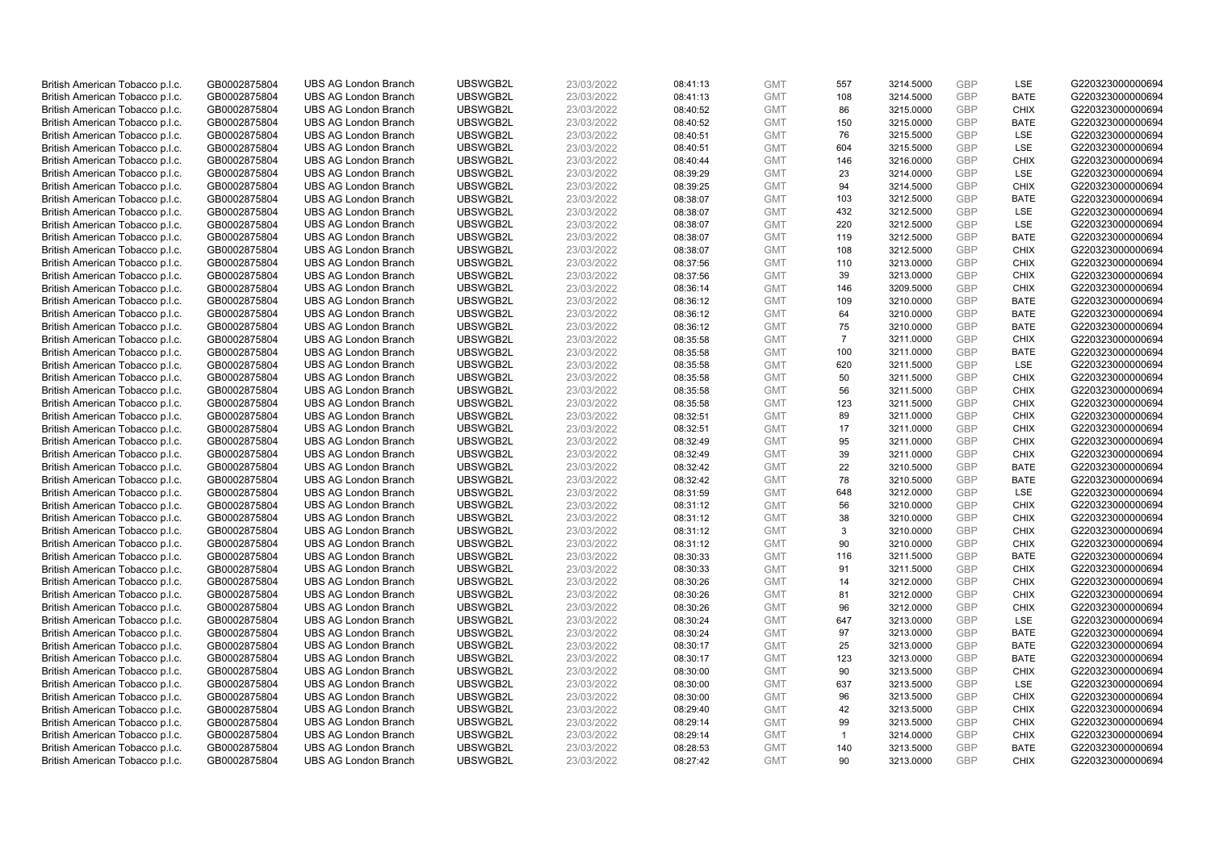| | | | | | | | | | | | |
|---|---|---|---|---|---|---|---|---|---|---|---|
| British American Tobacco p.l.c. | GB0002875804 | UBS AG London Branch | UBSWGB2L | 23/03/2022 | 08:41:13 | GMT | 557 | 3214.5000 | GBP | LSE | G220323000000694 |
| British American Tobacco p.l.c. | GB0002875804 | UBS AG London Branch | UBSWGB2L | 23/03/2022 | 08:41:13 | GMT | 108 | 3214.5000 | GBP | BATE | G220323000000694 |
| British American Tobacco p.l.c. | GB0002875804 | UBS AG London Branch | UBSWGB2L | 23/03/2022 | 08:40:52 | GMT | 86 | 3215.0000 | GBP | CHIX | G220323000000694 |
| British American Tobacco p.l.c. | GB0002875804 | UBS AG London Branch | UBSWGB2L | 23/03/2022 | 08:40:52 | GMT | 150 | 3215.0000 | GBP | BATE | G220323000000694 |
| British American Tobacco p.l.c. | GB0002875804 | UBS AG London Branch | UBSWGB2L | 23/03/2022 | 08:40:51 | GMT | 76 | 3215.5000 | GBP | LSE | G220323000000694 |
| British American Tobacco p.l.c. | GB0002875804 | UBS AG London Branch | UBSWGB2L | 23/03/2022 | 08:40:51 | GMT | 604 | 3215.5000 | GBP | LSE | G220323000000694 |
| British American Tobacco p.l.c. | GB0002875804 | UBS AG London Branch | UBSWGB2L | 23/03/2022 | 08:40:44 | GMT | 146 | 3216.0000 | GBP | CHIX | G220323000000694 |
| British American Tobacco p.l.c. | GB0002875804 | UBS AG London Branch | UBSWGB2L | 23/03/2022 | 08:39:29 | GMT | 23 | 3214.0000 | GBP | LSE | G220323000000694 |
| British American Tobacco p.l.c. | GB0002875804 | UBS AG London Branch | UBSWGB2L | 23/03/2022 | 08:39:25 | GMT | 94 | 3214.5000 | GBP | CHIX | G220323000000694 |
| British American Tobacco p.l.c. | GB0002875804 | UBS AG London Branch | UBSWGB2L | 23/03/2022 | 08:38:07 | GMT | 103 | 3212.5000 | GBP | BATE | G220323000000694 |
| British American Tobacco p.l.c. | GB0002875804 | UBS AG London Branch | UBSWGB2L | 23/03/2022 | 08:38:07 | GMT | 432 | 3212.5000 | GBP | LSE | G220323000000694 |
| British American Tobacco p.l.c. | GB0002875804 | UBS AG London Branch | UBSWGB2L | 23/03/2022 | 08:38:07 | GMT | 220 | 3212.5000 | GBP | LSE | G220323000000694 |
| British American Tobacco p.l.c. | GB0002875804 | UBS AG London Branch | UBSWGB2L | 23/03/2022 | 08:38:07 | GMT | 119 | 3212.5000 | GBP | BATE | G220323000000694 |
| British American Tobacco p.l.c. | GB0002875804 | UBS AG London Branch | UBSWGB2L | 23/03/2022 | 08:38:07 | GMT | 108 | 3212.5000 | GBP | CHIX | G220323000000694 |
| British American Tobacco p.l.c. | GB0002875804 | UBS AG London Branch | UBSWGB2L | 23/03/2022 | 08:37:56 | GMT | 110 | 3213.0000 | GBP | CHIX | G220323000000694 |
| British American Tobacco p.l.c. | GB0002875804 | UBS AG London Branch | UBSWGB2L | 23/03/2022 | 08:37:56 | GMT | 39 | 3213.0000 | GBP | CHIX | G220323000000694 |
| British American Tobacco p.l.c. | GB0002875804 | UBS AG London Branch | UBSWGB2L | 23/03/2022 | 08:36:14 | GMT | 146 | 3209.5000 | GBP | CHIX | G220323000000694 |
| British American Tobacco p.l.c. | GB0002875804 | UBS AG London Branch | UBSWGB2L | 23/03/2022 | 08:36:12 | GMT | 109 | 3210.0000 | GBP | BATE | G220323000000694 |
| British American Tobacco p.l.c. | GB0002875804 | UBS AG London Branch | UBSWGB2L | 23/03/2022 | 08:36:12 | GMT | 64 | 3210.0000 | GBP | BATE | G220323000000694 |
| British American Tobacco p.l.c. | GB0002875804 | UBS AG London Branch | UBSWGB2L | 23/03/2022 | 08:36:12 | GMT | 75 | 3210.0000 | GBP | BATE | G220323000000694 |
| British American Tobacco p.l.c. | GB0002875804 | UBS AG London Branch | UBSWGB2L | 23/03/2022 | 08:35:58 | GMT | 7 | 3211.0000 | GBP | CHIX | G220323000000694 |
| British American Tobacco p.l.c. | GB0002875804 | UBS AG London Branch | UBSWGB2L | 23/03/2022 | 08:35:58 | GMT | 100 | 3211.0000 | GBP | BATE | G220323000000694 |
| British American Tobacco p.l.c. | GB0002875804 | UBS AG London Branch | UBSWGB2L | 23/03/2022 | 08:35:58 | GMT | 620 | 3211.5000 | GBP | LSE | G220323000000694 |
| British American Tobacco p.l.c. | GB0002875804 | UBS AG London Branch | UBSWGB2L | 23/03/2022 | 08:35:58 | GMT | 50 | 3211.5000 | GBP | CHIX | G220323000000694 |
| British American Tobacco p.l.c. | GB0002875804 | UBS AG London Branch | UBSWGB2L | 23/03/2022 | 08:35:58 | GMT | 56 | 3211.5000 | GBP | CHIX | G220323000000694 |
| British American Tobacco p.l.c. | GB0002875804 | UBS AG London Branch | UBSWGB2L | 23/03/2022 | 08:35:58 | GMT | 123 | 3211.5000 | GBP | CHIX | G220323000000694 |
| British American Tobacco p.l.c. | GB0002875804 | UBS AG London Branch | UBSWGB2L | 23/03/2022 | 08:32:51 | GMT | 89 | 3211.0000 | GBP | CHIX | G220323000000694 |
| British American Tobacco p.l.c. | GB0002875804 | UBS AG London Branch | UBSWGB2L | 23/03/2022 | 08:32:51 | GMT | 17 | 3211.0000 | GBP | CHIX | G220323000000694 |
| British American Tobacco p.l.c. | GB0002875804 | UBS AG London Branch | UBSWGB2L | 23/03/2022 | 08:32:49 | GMT | 95 | 3211.0000 | GBP | CHIX | G220323000000694 |
| British American Tobacco p.l.c. | GB0002875804 | UBS AG London Branch | UBSWGB2L | 23/03/2022 | 08:32:49 | GMT | 39 | 3211.0000 | GBP | CHIX | G220323000000694 |
| British American Tobacco p.l.c. | GB0002875804 | UBS AG London Branch | UBSWGB2L | 23/03/2022 | 08:32:42 | GMT | 22 | 3210.5000 | GBP | BATE | G220323000000694 |
| British American Tobacco p.l.c. | GB0002875804 | UBS AG London Branch | UBSWGB2L | 23/03/2022 | 08:32:42 | GMT | 78 | 3210.5000 | GBP | BATE | G220323000000694 |
| British American Tobacco p.l.c. | GB0002875804 | UBS AG London Branch | UBSWGB2L | 23/03/2022 | 08:31:59 | GMT | 648 | 3212.0000 | GBP | LSE | G220323000000694 |
| British American Tobacco p.l.c. | GB0002875804 | UBS AG London Branch | UBSWGB2L | 23/03/2022 | 08:31:12 | GMT | 56 | 3210.0000 | GBP | CHIX | G220323000000694 |
| British American Tobacco p.l.c. | GB0002875804 | UBS AG London Branch | UBSWGB2L | 23/03/2022 | 08:31:12 | GMT | 38 | 3210.0000 | GBP | CHIX | G220323000000694 |
| British American Tobacco p.l.c. | GB0002875804 | UBS AG London Branch | UBSWGB2L | 23/03/2022 | 08:31:12 | GMT | 3 | 3210.0000 | GBP | CHIX | G220323000000694 |
| British American Tobacco p.l.c. | GB0002875804 | UBS AG London Branch | UBSWGB2L | 23/03/2022 | 08:31:12 | GMT | 90 | 3210.0000 | GBP | CHIX | G220323000000694 |
| British American Tobacco p.l.c. | GB0002875804 | UBS AG London Branch | UBSWGB2L | 23/03/2022 | 08:30:33 | GMT | 116 | 3211.5000 | GBP | BATE | G220323000000694 |
| British American Tobacco p.l.c. | GB0002875804 | UBS AG London Branch | UBSWGB2L | 23/03/2022 | 08:30:33 | GMT | 91 | 3211.5000 | GBP | CHIX | G220323000000694 |
| British American Tobacco p.l.c. | GB0002875804 | UBS AG London Branch | UBSWGB2L | 23/03/2022 | 08:30:26 | GMT | 14 | 3212.0000 | GBP | CHIX | G220323000000694 |
| British American Tobacco p.l.c. | GB0002875804 | UBS AG London Branch | UBSWGB2L | 23/03/2022 | 08:30:26 | GMT | 81 | 3212.0000 | GBP | CHIX | G220323000000694 |
| British American Tobacco p.l.c. | GB0002875804 | UBS AG London Branch | UBSWGB2L | 23/03/2022 | 08:30:26 | GMT | 96 | 3212.0000 | GBP | CHIX | G220323000000694 |
| British American Tobacco p.l.c. | GB0002875804 | UBS AG London Branch | UBSWGB2L | 23/03/2022 | 08:30:24 | GMT | 647 | 3213.0000 | GBP | LSE | G220323000000694 |
| British American Tobacco p.l.c. | GB0002875804 | UBS AG London Branch | UBSWGB2L | 23/03/2022 | 08:30:24 | GMT | 97 | 3213.0000 | GBP | BATE | G220323000000694 |
| British American Tobacco p.l.c. | GB0002875804 | UBS AG London Branch | UBSWGB2L | 23/03/2022 | 08:30:17 | GMT | 25 | 3213.0000 | GBP | BATE | G220323000000694 |
| British American Tobacco p.l.c. | GB0002875804 | UBS AG London Branch | UBSWGB2L | 23/03/2022 | 08:30:17 | GMT | 123 | 3213.0000 | GBP | BATE | G220323000000694 |
| British American Tobacco p.l.c. | GB0002875804 | UBS AG London Branch | UBSWGB2L | 23/03/2022 | 08:30:00 | GMT | 90 | 3213.5000 | GBP | CHIX | G220323000000694 |
| British American Tobacco p.l.c. | GB0002875804 | UBS AG London Branch | UBSWGB2L | 23/03/2022 | 08:30:00 | GMT | 637 | 3213.5000 | GBP | LSE | G220323000000694 |
| British American Tobacco p.l.c. | GB0002875804 | UBS AG London Branch | UBSWGB2L | 23/03/2022 | 08:30:00 | GMT | 96 | 3213.5000 | GBP | CHIX | G220323000000694 |
| British American Tobacco p.l.c. | GB0002875804 | UBS AG London Branch | UBSWGB2L | 23/03/2022 | 08:29:40 | GMT | 42 | 3213.5000 | GBP | CHIX | G220323000000694 |
| British American Tobacco p.l.c. | GB0002875804 | UBS AG London Branch | UBSWGB2L | 23/03/2022 | 08:29:14 | GMT | 99 | 3213.5000 | GBP | CHIX | G220323000000694 |
| British American Tobacco p.l.c. | GB0002875804 | UBS AG London Branch | UBSWGB2L | 23/03/2022 | 08:29:14 | GMT | 1 | 3214.0000 | GBP | CHIX | G220323000000694 |
| British American Tobacco p.l.c. | GB0002875804 | UBS AG London Branch | UBSWGB2L | 23/03/2022 | 08:28:53 | GMT | 140 | 3213.5000 | GBP | BATE | G220323000000694 |
| British American Tobacco p.l.c. | GB0002875804 | UBS AG London Branch | UBSWGB2L | 23/03/2022 | 08:27:42 | GMT | 90 | 3213.0000 | GBP | CHIX | G220323000000694 |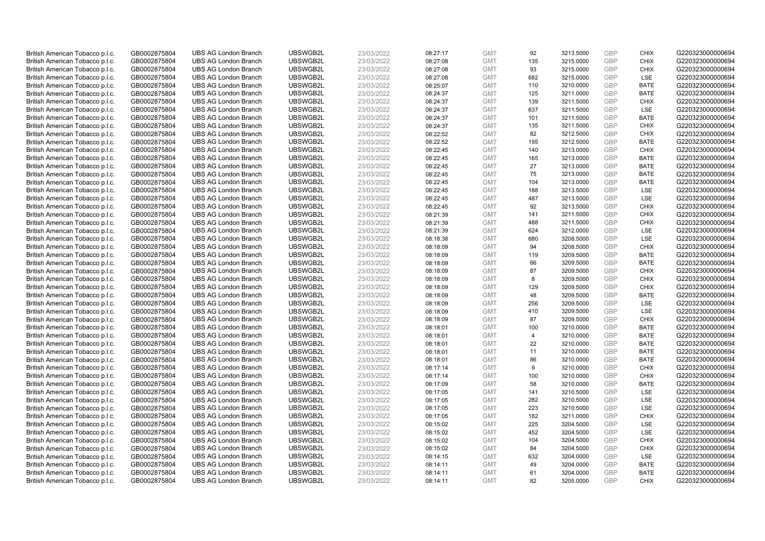| British American Tobacco p.l.c. | GB0002875804 | UBS AG London Branch | UBSWGB2L | 23/03/2022 | 08:27:17 | GMT | 92 | 3213.5000 | GBP | CHIX | G220323000000694 |
|---|---|---|---|---|---|---|---|---|---|---|---|
| British American Tobacco p.l.c. | GB0002875804 | UBS AG London Branch | UBSWGB2L | 23/03/2022 | 08:27:08 | GMT | 135 | 3215.0000 | GBP | CHIX | G220323000000694 |
| British American Tobacco p.l.c. | GB0002875804 | UBS AG London Branch | UBSWGB2L | 23/03/2022 | 08:27:08 | GMT | 93 | 3215.0000 | GBP | CHIX | G220323000000694 |
| British American Tobacco p.l.c. | GB0002875804 | UBS AG London Branch | UBSWGB2L | 23/03/2022 | 08:27:08 | GMT | 682 | 3215.0000 | GBP | LSE | G220323000000694 |
| British American Tobacco p.l.c. | GB0002875804 | UBS AG London Branch | UBSWGB2L | 23/03/2022 | 08:25:07 | GMT | 110 | 3210.0000 | GBP | BATE | G220323000000694 |
| British American Tobacco p.l.c. | GB0002875804 | UBS AG London Branch | UBSWGB2L | 23/03/2022 | 08:24:37 | GMT | 125 | 3211.0000 | GBP | BATE | G220323000000694 |
| British American Tobacco p.l.c. | GB0002875804 | UBS AG London Branch | UBSWGB2L | 23/03/2022 | 08:24:37 | GMT | 139 | 3211.5000 | GBP | CHIX | G220323000000694 |
| British American Tobacco p.l.c. | GB0002875804 | UBS AG London Branch | UBSWGB2L | 23/03/2022 | 08:24:37 | GMT | 637 | 3211.5000 | GBP | LSE | G220323000000694 |
| British American Tobacco p.l.c. | GB0002875804 | UBS AG London Branch | UBSWGB2L | 23/03/2022 | 08:24:37 | GMT | 101 | 3211.5000 | GBP | BATE | G220323000000694 |
| British American Tobacco p.l.c. | GB0002875804 | UBS AG London Branch | UBSWGB2L | 23/03/2022 | 08:24:37 | GMT | 135 | 3211.5000 | GBP | CHIX | G220323000000694 |
| British American Tobacco p.l.c. | GB0002875804 | UBS AG London Branch | UBSWGB2L | 23/03/2022 | 08:22:52 | GMT | 82 | 3212.5000 | GBP | CHIX | G220323000000694 |
| British American Tobacco p.l.c. | GB0002875804 | UBS AG London Branch | UBSWGB2L | 23/03/2022 | 08:22:52 | GMT | 195 | 3212.5000 | GBP | BATE | G220323000000694 |
| British American Tobacco p.l.c. | GB0002875804 | UBS AG London Branch | UBSWGB2L | 23/03/2022 | 08:22:45 | GMT | 140 | 3213.0000 | GBP | CHIX | G220323000000694 |
| British American Tobacco p.l.c. | GB0002875804 | UBS AG London Branch | UBSWGB2L | 23/03/2022 | 08:22:45 | GMT | 165 | 3213.0000 | GBP | BATE | G220323000000694 |
| British American Tobacco p.l.c. | GB0002875804 | UBS AG London Branch | UBSWGB2L | 23/03/2022 | 08:22:45 | GMT | 27 | 3213.0000 | GBP | BATE | G220323000000694 |
| British American Tobacco p.l.c. | GB0002875804 | UBS AG London Branch | UBSWGB2L | 23/03/2022 | 08:22:45 | GMT | 75 | 3213.0000 | GBP | BATE | G220323000000694 |
| British American Tobacco p.l.c. | GB0002875804 | UBS AG London Branch | UBSWGB2L | 23/03/2022 | 08:22:45 | GMT | 104 | 3213.0000 | GBP | BATE | G220323000000694 |
| British American Tobacco p.l.c. | GB0002875804 | UBS AG London Branch | UBSWGB2L | 23/03/2022 | 08:22:45 | GMT | 188 | 3213.5000 | GBP | LSE | G220323000000694 |
| British American Tobacco p.l.c. | GB0002875804 | UBS AG London Branch | UBSWGB2L | 23/03/2022 | 08:22:45 | GMT | 487 | 3213.5000 | GBP | LSE | G220323000000694 |
| British American Tobacco p.l.c. | GB0002875804 | UBS AG London Branch | UBSWGB2L | 23/03/2022 | 08:22:45 | GMT | 92 | 3213.5000 | GBP | CHIX | G220323000000694 |
| British American Tobacco p.l.c. | GB0002875804 | UBS AG London Branch | UBSWGB2L | 23/03/2022 | 08:21:39 | GMT | 141 | 3211.5000 | GBP | CHIX | G220323000000694 |
| British American Tobacco p.l.c. | GB0002875804 | UBS AG London Branch | UBSWGB2L | 23/03/2022 | 08:21:39 | GMT | 488 | 3211.5000 | GBP | CHIX | G220323000000694 |
| British American Tobacco p.l.c. | GB0002875804 | UBS AG London Branch | UBSWGB2L | 23/03/2022 | 08:21:39 | GMT | 624 | 3212.0000 | GBP | LSE | G220323000000694 |
| British American Tobacco p.l.c. | GB0002875804 | UBS AG London Branch | UBSWGB2L | 23/03/2022 | 08:18:38 | GMT | 680 | 3208.5000 | GBP | LSE | G220323000000694 |
| British American Tobacco p.l.c. | GB0002875804 | UBS AG London Branch | UBSWGB2L | 23/03/2022 | 08:18:09 | GMT | 94 | 3208.5000 | GBP | CHIX | G220323000000694 |
| British American Tobacco p.l.c. | GB0002875804 | UBS AG London Branch | UBSWGB2L | 23/03/2022 | 08:18:09 | GMT | 119 | 3209.5000 | GBP | BATE | G220323000000694 |
| British American Tobacco p.l.c. | GB0002875804 | UBS AG London Branch | UBSWGB2L | 23/03/2022 | 08:18:09 | GMT | 66 | 3209.5000 | GBP | BATE | G220323000000694 |
| British American Tobacco p.l.c. | GB0002875804 | UBS AG London Branch | UBSWGB2L | 23/03/2022 | 08:18:09 | GMT | 87 | 3209.5000 | GBP | CHIX | G220323000000694 |
| British American Tobacco p.l.c. | GB0002875804 | UBS AG London Branch | UBSWGB2L | 23/03/2022 | 08:18:09 | GMT | 8 | 3209.5000 | GBP | CHIX | G220323000000694 |
| British American Tobacco p.l.c. | GB0002875804 | UBS AG London Branch | UBSWGB2L | 23/03/2022 | 08:18:09 | GMT | 129 | 3209.5000 | GBP | CHIX | G220323000000694 |
| British American Tobacco p.l.c. | GB0002875804 | UBS AG London Branch | UBSWGB2L | 23/03/2022 | 08:18:09 | GMT | 48 | 3209.5000 | GBP | BATE | G220323000000694 |
| British American Tobacco p.l.c. | GB0002875804 | UBS AG London Branch | UBSWGB2L | 23/03/2022 | 08:18:09 | GMT | 256 | 3209.5000 | GBP | LSE | G220323000000694 |
| British American Tobacco p.l.c. | GB0002875804 | UBS AG London Branch | UBSWGB2L | 23/03/2022 | 08:18:09 | GMT | 410 | 3209.5000 | GBP | LSE | G220323000000694 |
| British American Tobacco p.l.c. | GB0002875804 | UBS AG London Branch | UBSWGB2L | 23/03/2022 | 08:18:09 | GMT | 87 | 3209.5000 | GBP | CHIX | G220323000000694 |
| British American Tobacco p.l.c. | GB0002875804 | UBS AG London Branch | UBSWGB2L | 23/03/2022 | 08:18:01 | GMT | 100 | 3210.0000 | GBP | BATE | G220323000000694 |
| British American Tobacco p.l.c. | GB0002875804 | UBS AG London Branch | UBSWGB2L | 23/03/2022 | 08:18:01 | GMT | 4 | 3210.0000 | GBP | BATE | G220323000000694 |
| British American Tobacco p.l.c. | GB0002875804 | UBS AG London Branch | UBSWGB2L | 23/03/2022 | 08:18:01 | GMT | 22 | 3210.0000 | GBP | BATE | G220323000000694 |
| British American Tobacco p.l.c. | GB0002875804 | UBS AG London Branch | UBSWGB2L | 23/03/2022 | 08:18:01 | GMT | 11 | 3210.0000 | GBP | BATE | G220323000000694 |
| British American Tobacco p.l.c. | GB0002875804 | UBS AG London Branch | UBSWGB2L | 23/03/2022 | 08:18:01 | GMT | 86 | 3210.0000 | GBP | BATE | G220323000000694 |
| British American Tobacco p.l.c. | GB0002875804 | UBS AG London Branch | UBSWGB2L | 23/03/2022 | 08:17:14 | GMT | 9 | 3210.0000 | GBP | CHIX | G220323000000694 |
| British American Tobacco p.l.c. | GB0002875804 | UBS AG London Branch | UBSWGB2L | 23/03/2022 | 08:17:14 | GMT | 100 | 3210.0000 | GBP | CHIX | G220323000000694 |
| British American Tobacco p.l.c. | GB0002875804 | UBS AG London Branch | UBSWGB2L | 23/03/2022 | 08:17:09 | GMT | 58 | 3210.0000 | GBP | BATE | G220323000000694 |
| British American Tobacco p.l.c. | GB0002875804 | UBS AG London Branch | UBSWGB2L | 23/03/2022 | 08:17:05 | GMT | 141 | 3210.5000 | GBP | LSE | G220323000000694 |
| British American Tobacco p.l.c. | GB0002875804 | UBS AG London Branch | UBSWGB2L | 23/03/2022 | 08:17:05 | GMT | 282 | 3210.5000 | GBP | LSE | G220323000000694 |
| British American Tobacco p.l.c. | GB0002875804 | UBS AG London Branch | UBSWGB2L | 23/03/2022 | 08:17:05 | GMT | 223 | 3210.5000 | GBP | LSE | G220323000000694 |
| British American Tobacco p.l.c. | GB0002875804 | UBS AG London Branch | UBSWGB2L | 23/03/2022 | 08:17:05 | GMT | 182 | 3211.0000 | GBP | CHIX | G220323000000694 |
| British American Tobacco p.l.c. | GB0002875804 | UBS AG London Branch | UBSWGB2L | 23/03/2022 | 08:15:02 | GMT | 225 | 3204.5000 | GBP | LSE | G220323000000694 |
| British American Tobacco p.l.c. | GB0002875804 | UBS AG London Branch | UBSWGB2L | 23/03/2022 | 08:15:02 | GMT | 452 | 3204.5000 | GBP | LSE | G220323000000694 |
| British American Tobacco p.l.c. | GB0002875804 | UBS AG London Branch | UBSWGB2L | 23/03/2022 | 08:15:02 | GMT | 104 | 3204.5000 | GBP | CHIX | G220323000000694 |
| British American Tobacco p.l.c. | GB0002875804 | UBS AG London Branch | UBSWGB2L | 23/03/2022 | 08:15:02 | GMT | 84 | 3204.5000 | GBP | CHIX | G220323000000694 |
| British American Tobacco p.l.c. | GB0002875804 | UBS AG London Branch | UBSWGB2L | 23/03/2022 | 08:14:15 | GMT | 632 | 3204.0000 | GBP | LSE | G220323000000694 |
| British American Tobacco p.l.c. | GB0002875804 | UBS AG London Branch | UBSWGB2L | 23/03/2022 | 08:14:11 | GMT | 49 | 3204.0000 | GBP | BATE | G220323000000694 |
| British American Tobacco p.l.c. | GB0002875804 | UBS AG London Branch | UBSWGB2L | 23/03/2022 | 08:14:11 | GMT | 61 | 3204.0000 | GBP | BATE | G220323000000694 |
| British American Tobacco p.l.c. | GB0002875804 | UBS AG London Branch | UBSWGB2L | 23/03/2022 | 08:14:11 | GMT | 82 | 3205.0000 | GBP | CHIX | G220323000000694 |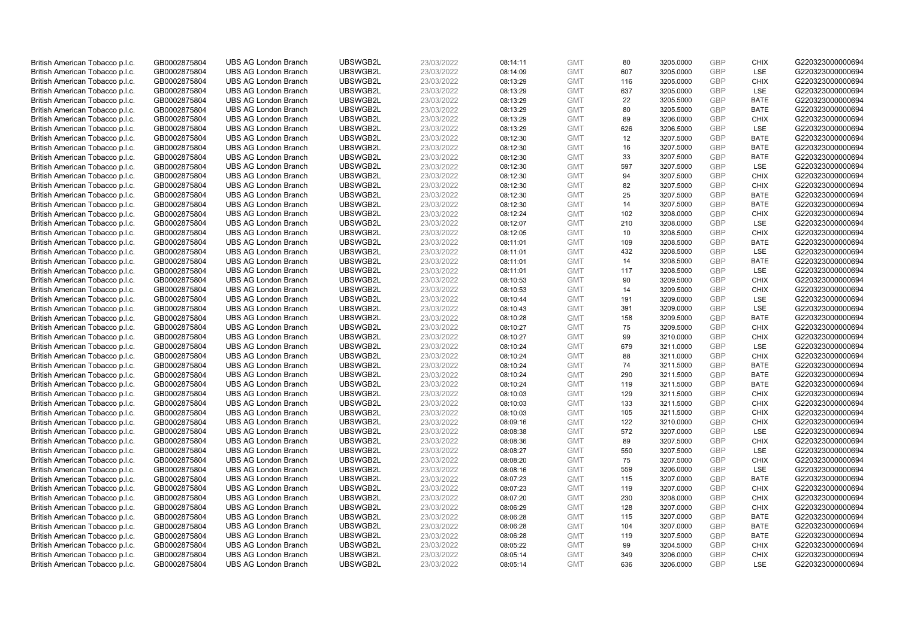| | | | | | | | | | | | |
|---|---|---|---|---|---|---|---|---|---|---|---|
| British American Tobacco p.l.c. | GB0002875804 | UBS AG London Branch | UBSWGB2L | 23/03/2022 | 08:14:11 | GMT | 80 | 3205.0000 | GBP | CHIX | G220323000000694 |
| British American Tobacco p.l.c. | GB0002875804 | UBS AG London Branch | UBSWGB2L | 23/03/2022 | 08:14:09 | GMT | 607 | 3205.0000 | GBP | LSE | G220323000000694 |
| British American Tobacco p.l.c. | GB0002875804 | UBS AG London Branch | UBSWGB2L | 23/03/2022 | 08:13:29 | GMT | 116 | 3205.0000 | GBP | CHIX | G220323000000694 |
| British American Tobacco p.l.c. | GB0002875804 | UBS AG London Branch | UBSWGB2L | 23/03/2022 | 08:13:29 | GMT | 637 | 3205.0000 | GBP | LSE | G220323000000694 |
| British American Tobacco p.l.c. | GB0002875804 | UBS AG London Branch | UBSWGB2L | 23/03/2022 | 08:13:29 | GMT | 22 | 3205.5000 | GBP | BATE | G220323000000694 |
| British American Tobacco p.l.c. | GB0002875804 | UBS AG London Branch | UBSWGB2L | 23/03/2022 | 08:13:29 | GMT | 80 | 3205.5000 | GBP | BATE | G220323000000694 |
| British American Tobacco p.l.c. | GB0002875804 | UBS AG London Branch | UBSWGB2L | 23/03/2022 | 08:13:29 | GMT | 89 | 3206.0000 | GBP | CHIX | G220323000000694 |
| British American Tobacco p.l.c. | GB0002875804 | UBS AG London Branch | UBSWGB2L | 23/03/2022 | 08:13:29 | GMT | 626 | 3206.5000 | GBP | LSE | G220323000000694 |
| British American Tobacco p.l.c. | GB0002875804 | UBS AG London Branch | UBSWGB2L | 23/03/2022 | 08:12:30 | GMT | 12 | 3207.5000 | GBP | BATE | G220323000000694 |
| British American Tobacco p.l.c. | GB0002875804 | UBS AG London Branch | UBSWGB2L | 23/03/2022 | 08:12:30 | GMT | 16 | 3207.5000 | GBP | BATE | G220323000000694 |
| British American Tobacco p.l.c. | GB0002875804 | UBS AG London Branch | UBSWGB2L | 23/03/2022 | 08:12:30 | GMT | 33 | 3207.5000 | GBP | BATE | G220323000000694 |
| British American Tobacco p.l.c. | GB0002875804 | UBS AG London Branch | UBSWGB2L | 23/03/2022 | 08:12:30 | GMT | 597 | 3207.5000 | GBP | LSE | G220323000000694 |
| British American Tobacco p.l.c. | GB0002875804 | UBS AG London Branch | UBSWGB2L | 23/03/2022 | 08:12:30 | GMT | 94 | 3207.5000 | GBP | CHIX | G220323000000694 |
| British American Tobacco p.l.c. | GB0002875804 | UBS AG London Branch | UBSWGB2L | 23/03/2022 | 08:12:30 | GMT | 82 | 3207.5000 | GBP | CHIX | G220323000000694 |
| British American Tobacco p.l.c. | GB0002875804 | UBS AG London Branch | UBSWGB2L | 23/03/2022 | 08:12:30 | GMT | 25 | 3207.5000 | GBP | BATE | G220323000000694 |
| British American Tobacco p.l.c. | GB0002875804 | UBS AG London Branch | UBSWGB2L | 23/03/2022 | 08:12:30 | GMT | 14 | 3207.5000 | GBP | BATE | G220323000000694 |
| British American Tobacco p.l.c. | GB0002875804 | UBS AG London Branch | UBSWGB2L | 23/03/2022 | 08:12:24 | GMT | 102 | 3208.0000 | GBP | CHIX | G220323000000694 |
| British American Tobacco p.l.c. | GB0002875804 | UBS AG London Branch | UBSWGB2L | 23/03/2022 | 08:12:07 | GMT | 210 | 3208.0000 | GBP | LSE | G220323000000694 |
| British American Tobacco p.l.c. | GB0002875804 | UBS AG London Branch | UBSWGB2L | 23/03/2022 | 08:12:05 | GMT | 10 | 3208.5000 | GBP | CHIX | G220323000000694 |
| British American Tobacco p.l.c. | GB0002875804 | UBS AG London Branch | UBSWGB2L | 23/03/2022 | 08:11:01 | GMT | 109 | 3208.5000 | GBP | BATE | G220323000000694 |
| British American Tobacco p.l.c. | GB0002875804 | UBS AG London Branch | UBSWGB2L | 23/03/2022 | 08:11:01 | GMT | 432 | 3208.5000 | GBP | LSE | G220323000000694 |
| British American Tobacco p.l.c. | GB0002875804 | UBS AG London Branch | UBSWGB2L | 23/03/2022 | 08:11:01 | GMT | 14 | 3208.5000 | GBP | BATE | G220323000000694 |
| British American Tobacco p.l.c. | GB0002875804 | UBS AG London Branch | UBSWGB2L | 23/03/2022 | 08:11:01 | GMT | 117 | 3208.5000 | GBP | LSE | G220323000000694 |
| British American Tobacco p.l.c. | GB0002875804 | UBS AG London Branch | UBSWGB2L | 23/03/2022 | 08:10:53 | GMT | 90 | 3209.5000 | GBP | CHIX | G220323000000694 |
| British American Tobacco p.l.c. | GB0002875804 | UBS AG London Branch | UBSWGB2L | 23/03/2022 | 08:10:53 | GMT | 14 | 3209.5000 | GBP | CHIX | G220323000000694 |
| British American Tobacco p.l.c. | GB0002875804 | UBS AG London Branch | UBSWGB2L | 23/03/2022 | 08:10:44 | GMT | 191 | 3209.0000 | GBP | LSE | G220323000000694 |
| British American Tobacco p.l.c. | GB0002875804 | UBS AG London Branch | UBSWGB2L | 23/03/2022 | 08:10:43 | GMT | 391 | 3209.0000 | GBP | LSE | G220323000000694 |
| British American Tobacco p.l.c. | GB0002875804 | UBS AG London Branch | UBSWGB2L | 23/03/2022 | 08:10:28 | GMT | 158 | 3209.5000 | GBP | BATE | G220323000000694 |
| British American Tobacco p.l.c. | GB0002875804 | UBS AG London Branch | UBSWGB2L | 23/03/2022 | 08:10:27 | GMT | 75 | 3209.5000 | GBP | CHIX | G220323000000694 |
| British American Tobacco p.l.c. | GB0002875804 | UBS AG London Branch | UBSWGB2L | 23/03/2022 | 08:10:27 | GMT | 99 | 3210.0000 | GBP | CHIX | G220323000000694 |
| British American Tobacco p.l.c. | GB0002875804 | UBS AG London Branch | UBSWGB2L | 23/03/2022 | 08:10:24 | GMT | 679 | 3211.0000 | GBP | LSE | G220323000000694 |
| British American Tobacco p.l.c. | GB0002875804 | UBS AG London Branch | UBSWGB2L | 23/03/2022 | 08:10:24 | GMT | 88 | 3211.0000 | GBP | CHIX | G220323000000694 |
| British American Tobacco p.l.c. | GB0002875804 | UBS AG London Branch | UBSWGB2L | 23/03/2022 | 08:10:24 | GMT | 74 | 3211.5000 | GBP | BATE | G220323000000694 |
| British American Tobacco p.l.c. | GB0002875804 | UBS AG London Branch | UBSWGB2L | 23/03/2022 | 08:10:24 | GMT | 290 | 3211.5000 | GBP | BATE | G220323000000694 |
| British American Tobacco p.l.c. | GB0002875804 | UBS AG London Branch | UBSWGB2L | 23/03/2022 | 08:10:24 | GMT | 119 | 3211.5000 | GBP | BATE | G220323000000694 |
| British American Tobacco p.l.c. | GB0002875804 | UBS AG London Branch | UBSWGB2L | 23/03/2022 | 08:10:03 | GMT | 129 | 3211.5000 | GBP | CHIX | G220323000000694 |
| British American Tobacco p.l.c. | GB0002875804 | UBS AG London Branch | UBSWGB2L | 23/03/2022 | 08:10:03 | GMT | 133 | 3211.5000 | GBP | CHIX | G220323000000694 |
| British American Tobacco p.l.c. | GB0002875804 | UBS AG London Branch | UBSWGB2L | 23/03/2022 | 08:10:03 | GMT | 105 | 3211.5000 | GBP | CHIX | G220323000000694 |
| British American Tobacco p.l.c. | GB0002875804 | UBS AG London Branch | UBSWGB2L | 23/03/2022 | 08:09:16 | GMT | 122 | 3210.0000 | GBP | CHIX | G220323000000694 |
| British American Tobacco p.l.c. | GB0002875804 | UBS AG London Branch | UBSWGB2L | 23/03/2022 | 08:08:38 | GMT | 572 | 3207.0000 | GBP | LSE | G220323000000694 |
| British American Tobacco p.l.c. | GB0002875804 | UBS AG London Branch | UBSWGB2L | 23/03/2022 | 08:08:36 | GMT | 89 | 3207.5000 | GBP | CHIX | G220323000000694 |
| British American Tobacco p.l.c. | GB0002875804 | UBS AG London Branch | UBSWGB2L | 23/03/2022 | 08:08:27 | GMT | 550 | 3207.5000 | GBP | LSE | G220323000000694 |
| British American Tobacco p.l.c. | GB0002875804 | UBS AG London Branch | UBSWGB2L | 23/03/2022 | 08:08:20 | GMT | 75 | 3207.5000 | GBP | CHIX | G220323000000694 |
| British American Tobacco p.l.c. | GB0002875804 | UBS AG London Branch | UBSWGB2L | 23/03/2022 | 08:08:16 | GMT | 559 | 3206.0000 | GBP | LSE | G220323000000694 |
| British American Tobacco p.l.c. | GB0002875804 | UBS AG London Branch | UBSWGB2L | 23/03/2022 | 08:07:23 | GMT | 115 | 3207.0000 | GBP | BATE | G220323000000694 |
| British American Tobacco p.l.c. | GB0002875804 | UBS AG London Branch | UBSWGB2L | 23/03/2022 | 08:07:23 | GMT | 119 | 3207.0000 | GBP | CHIX | G220323000000694 |
| British American Tobacco p.l.c. | GB0002875804 | UBS AG London Branch | UBSWGB2L | 23/03/2022 | 08:07:20 | GMT | 230 | 3208.0000 | GBP | CHIX | G220323000000694 |
| British American Tobacco p.l.c. | GB0002875804 | UBS AG London Branch | UBSWGB2L | 23/03/2022 | 08:06:29 | GMT | 128 | 3207.0000 | GBP | CHIX | G220323000000694 |
| British American Tobacco p.l.c. | GB0002875804 | UBS AG London Branch | UBSWGB2L | 23/03/2022 | 08:06:28 | GMT | 115 | 3207.0000 | GBP | BATE | G220323000000694 |
| British American Tobacco p.l.c. | GB0002875804 | UBS AG London Branch | UBSWGB2L | 23/03/2022 | 08:06:28 | GMT | 104 | 3207.0000 | GBP | BATE | G220323000000694 |
| British American Tobacco p.l.c. | GB0002875804 | UBS AG London Branch | UBSWGB2L | 23/03/2022 | 08:06:28 | GMT | 119 | 3207.5000 | GBP | BATE | G220323000000694 |
| British American Tobacco p.l.c. | GB0002875804 | UBS AG London Branch | UBSWGB2L | 23/03/2022 | 08:05:22 | GMT | 99 | 3204.5000 | GBP | CHIX | G220323000000694 |
| British American Tobacco p.l.c. | GB0002875804 | UBS AG London Branch | UBSWGB2L | 23/03/2022 | 08:05:14 | GMT | 349 | 3206.0000 | GBP | CHIX | G220323000000694 |
| British American Tobacco p.l.c. | GB0002875804 | UBS AG London Branch | UBSWGB2L | 23/03/2022 | 08:05:14 | GMT | 636 | 3206.0000 | GBP | LSE | G220323000000694 |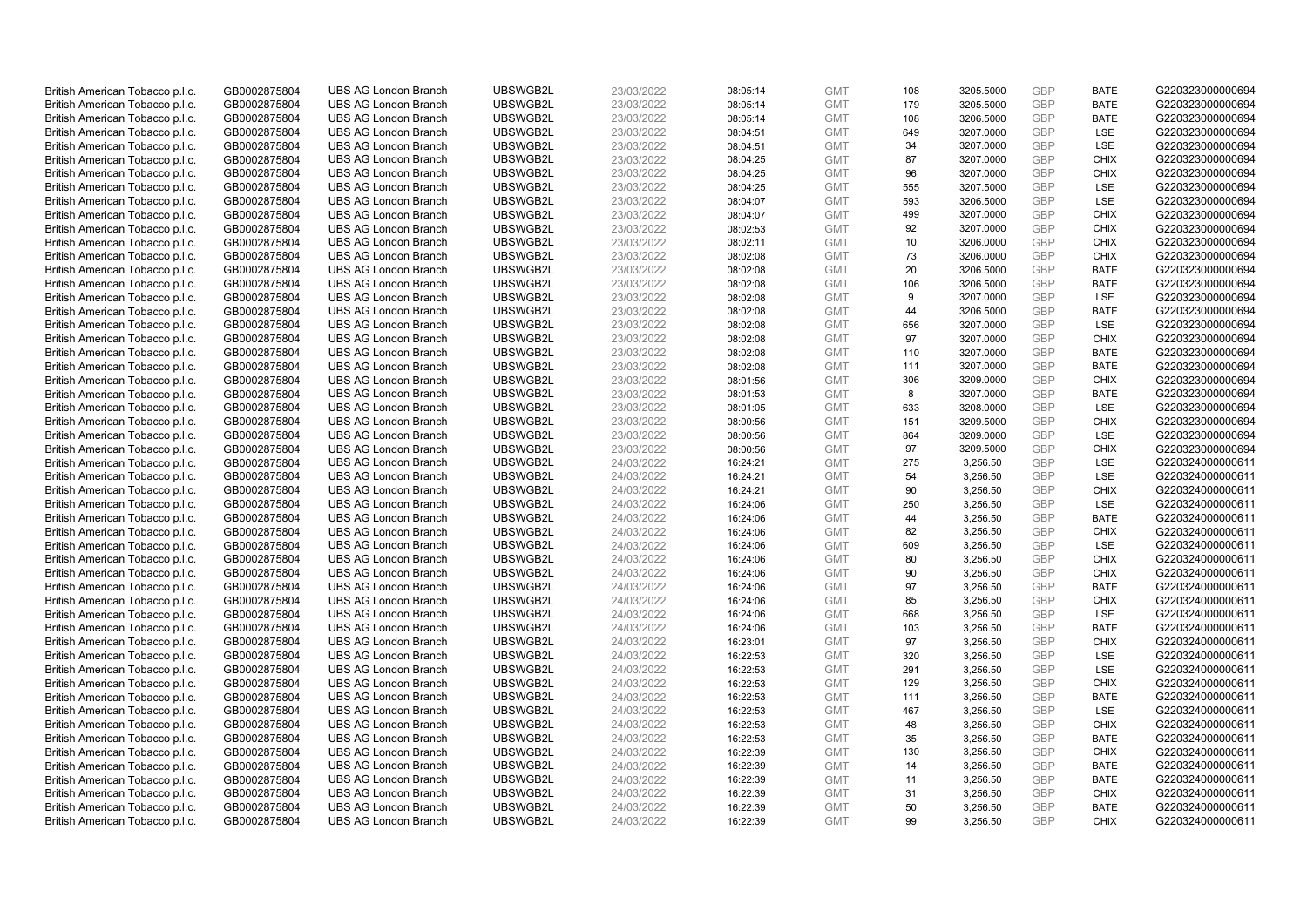| British American Tobacco p.l.c. | GB0002875804 | UBS AG London Branch | UBSWGB2L | 23/03/2022 | 08:05:14 | GMT | 108 | 3205.5000 | GBP | BATE | G220323000000694 |
|---|---|---|---|---|---|---|---|---|---|---|---|
| British American Tobacco p.l.c. | GB0002875804 | UBS AG London Branch | UBSWGB2L | 23/03/2022 | 08:05:14 | GMT | 179 | 3205.5000 | GBP | BATE | G220323000000694 |
| British American Tobacco p.l.c. | GB0002875804 | UBS AG London Branch | UBSWGB2L | 23/03/2022 | 08:05:14 | GMT | 108 | 3206.5000 | GBP | BATE | G220323000000694 |
| British American Tobacco p.l.c. | GB0002875804 | UBS AG London Branch | UBSWGB2L | 23/03/2022 | 08:04:51 | GMT | 649 | 3207.0000 | GBP | LSE | G220323000000694 |
| British American Tobacco p.l.c. | GB0002875804 | UBS AG London Branch | UBSWGB2L | 23/03/2022 | 08:04:51 | GMT | 34 | 3207.0000 | GBP | LSE | G220323000000694 |
| British American Tobacco p.l.c. | GB0002875804 | UBS AG London Branch | UBSWGB2L | 23/03/2022 | 08:04:25 | GMT | 87 | 3207.0000 | GBP | CHIX | G220323000000694 |
| British American Tobacco p.l.c. | GB0002875804 | UBS AG London Branch | UBSWGB2L | 23/03/2022 | 08:04:25 | GMT | 96 | 3207.0000 | GBP | CHIX | G220323000000694 |
| British American Tobacco p.l.c. | GB0002875804 | UBS AG London Branch | UBSWGB2L | 23/03/2022 | 08:04:25 | GMT | 555 | 3207.5000 | GBP | LSE | G220323000000694 |
| British American Tobacco p.l.c. | GB0002875804 | UBS AG London Branch | UBSWGB2L | 23/03/2022 | 08:04:07 | GMT | 593 | 3206.5000 | GBP | LSE | G220323000000694 |
| British American Tobacco p.l.c. | GB0002875804 | UBS AG London Branch | UBSWGB2L | 23/03/2022 | 08:04:07 | GMT | 499 | 3207.0000 | GBP | CHIX | G220323000000694 |
| British American Tobacco p.l.c. | GB0002875804 | UBS AG London Branch | UBSWGB2L | 23/03/2022 | 08:02:53 | GMT | 92 | 3207.0000 | GBP | CHIX | G220323000000694 |
| British American Tobacco p.l.c. | GB0002875804 | UBS AG London Branch | UBSWGB2L | 23/03/2022 | 08:02:11 | GMT | 10 | 3206.0000 | GBP | CHIX | G220323000000694 |
| British American Tobacco p.l.c. | GB0002875804 | UBS AG London Branch | UBSWGB2L | 23/03/2022 | 08:02:08 | GMT | 73 | 3206.0000 | GBP | CHIX | G220323000000694 |
| British American Tobacco p.l.c. | GB0002875804 | UBS AG London Branch | UBSWGB2L | 23/03/2022 | 08:02:08 | GMT | 20 | 3206.5000 | GBP | BATE | G220323000000694 |
| British American Tobacco p.l.c. | GB0002875804 | UBS AG London Branch | UBSWGB2L | 23/03/2022 | 08:02:08 | GMT | 106 | 3206.5000 | GBP | BATE | G220323000000694 |
| British American Tobacco p.l.c. | GB0002875804 | UBS AG London Branch | UBSWGB2L | 23/03/2022 | 08:02:08 | GMT | 9 | 3207.0000 | GBP | LSE | G220323000000694 |
| British American Tobacco p.l.c. | GB0002875804 | UBS AG London Branch | UBSWGB2L | 23/03/2022 | 08:02:08 | GMT | 44 | 3206.5000 | GBP | BATE | G220323000000694 |
| British American Tobacco p.l.c. | GB0002875804 | UBS AG London Branch | UBSWGB2L | 23/03/2022 | 08:02:08 | GMT | 656 | 3207.0000 | GBP | LSE | G220323000000694 |
| British American Tobacco p.l.c. | GB0002875804 | UBS AG London Branch | UBSWGB2L | 23/03/2022 | 08:02:08 | GMT | 97 | 3207.0000 | GBP | CHIX | G220323000000694 |
| British American Tobacco p.l.c. | GB0002875804 | UBS AG London Branch | UBSWGB2L | 23/03/2022 | 08:02:08 | GMT | 110 | 3207.0000 | GBP | BATE | G220323000000694 |
| British American Tobacco p.l.c. | GB0002875804 | UBS AG London Branch | UBSWGB2L | 23/03/2022 | 08:02:08 | GMT | 111 | 3207.0000 | GBP | BATE | G220323000000694 |
| British American Tobacco p.l.c. | GB0002875804 | UBS AG London Branch | UBSWGB2L | 23/03/2022 | 08:01:56 | GMT | 306 | 3209.0000 | GBP | CHIX | G220323000000694 |
| British American Tobacco p.l.c. | GB0002875804 | UBS AG London Branch | UBSWGB2L | 23/03/2022 | 08:01:53 | GMT | 8 | 3207.0000 | GBP | BATE | G220323000000694 |
| British American Tobacco p.l.c. | GB0002875804 | UBS AG London Branch | UBSWGB2L | 23/03/2022 | 08:01:05 | GMT | 633 | 3208.0000 | GBP | LSE | G220323000000694 |
| British American Tobacco p.l.c. | GB0002875804 | UBS AG London Branch | UBSWGB2L | 23/03/2022 | 08:00:56 | GMT | 151 | 3209.5000 | GBP | CHIX | G220323000000694 |
| British American Tobacco p.l.c. | GB0002875804 | UBS AG London Branch | UBSWGB2L | 23/03/2022 | 08:00:56 | GMT | 864 | 3209.0000 | GBP | LSE | G220323000000694 |
| British American Tobacco p.l.c. | GB0002875804 | UBS AG London Branch | UBSWGB2L | 23/03/2022 | 08:00:56 | GMT | 97 | 3209.5000 | GBP | CHIX | G220323000000694 |
| British American Tobacco p.l.c. | GB0002875804 | UBS AG London Branch | UBSWGB2L | 24/03/2022 | 16:24:21 | GMT | 275 | 3,256.50 | GBP | LSE | G220324000000611 |
| British American Tobacco p.l.c. | GB0002875804 | UBS AG London Branch | UBSWGB2L | 24/03/2022 | 16:24:21 | GMT | 54 | 3,256.50 | GBP | LSE | G220324000000611 |
| British American Tobacco p.l.c. | GB0002875804 | UBS AG London Branch | UBSWGB2L | 24/03/2022 | 16:24:21 | GMT | 90 | 3,256.50 | GBP | CHIX | G220324000000611 |
| British American Tobacco p.l.c. | GB0002875804 | UBS AG London Branch | UBSWGB2L | 24/03/2022 | 16:24:06 | GMT | 250 | 3,256.50 | GBP | LSE | G220324000000611 |
| British American Tobacco p.l.c. | GB0002875804 | UBS AG London Branch | UBSWGB2L | 24/03/2022 | 16:24:06 | GMT | 44 | 3,256.50 | GBP | BATE | G220324000000611 |
| British American Tobacco p.l.c. | GB0002875804 | UBS AG London Branch | UBSWGB2L | 24/03/2022 | 16:24:06 | GMT | 82 | 3,256.50 | GBP | CHIX | G220324000000611 |
| British American Tobacco p.l.c. | GB0002875804 | UBS AG London Branch | UBSWGB2L | 24/03/2022 | 16:24:06 | GMT | 609 | 3,256.50 | GBP | LSE | G220324000000611 |
| British American Tobacco p.l.c. | GB0002875804 | UBS AG London Branch | UBSWGB2L | 24/03/2022 | 16:24:06 | GMT | 80 | 3,256.50 | GBP | CHIX | G220324000000611 |
| British American Tobacco p.l.c. | GB0002875804 | UBS AG London Branch | UBSWGB2L | 24/03/2022 | 16:24:06 | GMT | 90 | 3,256.50 | GBP | CHIX | G220324000000611 |
| British American Tobacco p.l.c. | GB0002875804 | UBS AG London Branch | UBSWGB2L | 24/03/2022 | 16:24:06 | GMT | 97 | 3,256.50 | GBP | BATE | G220324000000611 |
| British American Tobacco p.l.c. | GB0002875804 | UBS AG London Branch | UBSWGB2L | 24/03/2022 | 16:24:06 | GMT | 85 | 3,256.50 | GBP | CHIX | G220324000000611 |
| British American Tobacco p.l.c. | GB0002875804 | UBS AG London Branch | UBSWGB2L | 24/03/2022 | 16:24:06 | GMT | 668 | 3,256.50 | GBP | LSE | G220324000000611 |
| British American Tobacco p.l.c. | GB0002875804 | UBS AG London Branch | UBSWGB2L | 24/03/2022 | 16:24:06 | GMT | 103 | 3,256.50 | GBP | BATE | G220324000000611 |
| British American Tobacco p.l.c. | GB0002875804 | UBS AG London Branch | UBSWGB2L | 24/03/2022 | 16:23:01 | GMT | 97 | 3,256.50 | GBP | CHIX | G220324000000611 |
| British American Tobacco p.l.c. | GB0002875804 | UBS AG London Branch | UBSWGB2L | 24/03/2022 | 16:22:53 | GMT | 320 | 3,256.50 | GBP | LSE | G220324000000611 |
| British American Tobacco p.l.c. | GB0002875804 | UBS AG London Branch | UBSWGB2L | 24/03/2022 | 16:22:53 | GMT | 291 | 3,256.50 | GBP | LSE | G220324000000611 |
| British American Tobacco p.l.c. | GB0002875804 | UBS AG London Branch | UBSWGB2L | 24/03/2022 | 16:22:53 | GMT | 129 | 3,256.50 | GBP | CHIX | G220324000000611 |
| British American Tobacco p.l.c. | GB0002875804 | UBS AG London Branch | UBSWGB2L | 24/03/2022 | 16:22:53 | GMT | 111 | 3,256.50 | GBP | BATE | G220324000000611 |
| British American Tobacco p.l.c. | GB0002875804 | UBS AG London Branch | UBSWGB2L | 24/03/2022 | 16:22:53 | GMT | 467 | 3,256.50 | GBP | LSE | G220324000000611 |
| British American Tobacco p.l.c. | GB0002875804 | UBS AG London Branch | UBSWGB2L | 24/03/2022 | 16:22:53 | GMT | 48 | 3,256.50 | GBP | CHIX | G220324000000611 |
| British American Tobacco p.l.c. | GB0002875804 | UBS AG London Branch | UBSWGB2L | 24/03/2022 | 16:22:53 | GMT | 35 | 3,256.50 | GBP | BATE | G220324000000611 |
| British American Tobacco p.l.c. | GB0002875804 | UBS AG London Branch | UBSWGB2L | 24/03/2022 | 16:22:39 | GMT | 130 | 3,256.50 | GBP | CHIX | G220324000000611 |
| British American Tobacco p.l.c. | GB0002875804 | UBS AG London Branch | UBSWGB2L | 24/03/2022 | 16:22:39 | GMT | 14 | 3,256.50 | GBP | BATE | G220324000000611 |
| British American Tobacco p.l.c. | GB0002875804 | UBS AG London Branch | UBSWGB2L | 24/03/2022 | 16:22:39 | GMT | 11 | 3,256.50 | GBP | BATE | G220324000000611 |
| British American Tobacco p.l.c. | GB0002875804 | UBS AG London Branch | UBSWGB2L | 24/03/2022 | 16:22:39 | GMT | 31 | 3,256.50 | GBP | CHIX | G220324000000611 |
| British American Tobacco p.l.c. | GB0002875804 | UBS AG London Branch | UBSWGB2L | 24/03/2022 | 16:22:39 | GMT | 50 | 3,256.50 | GBP | BATE | G220324000000611 |
| British American Tobacco p.l.c. | GB0002875804 | UBS AG London Branch | UBSWGB2L | 24/03/2022 | 16:22:39 | GMT | 99 | 3,256.50 | GBP | CHIX | G220324000000611 |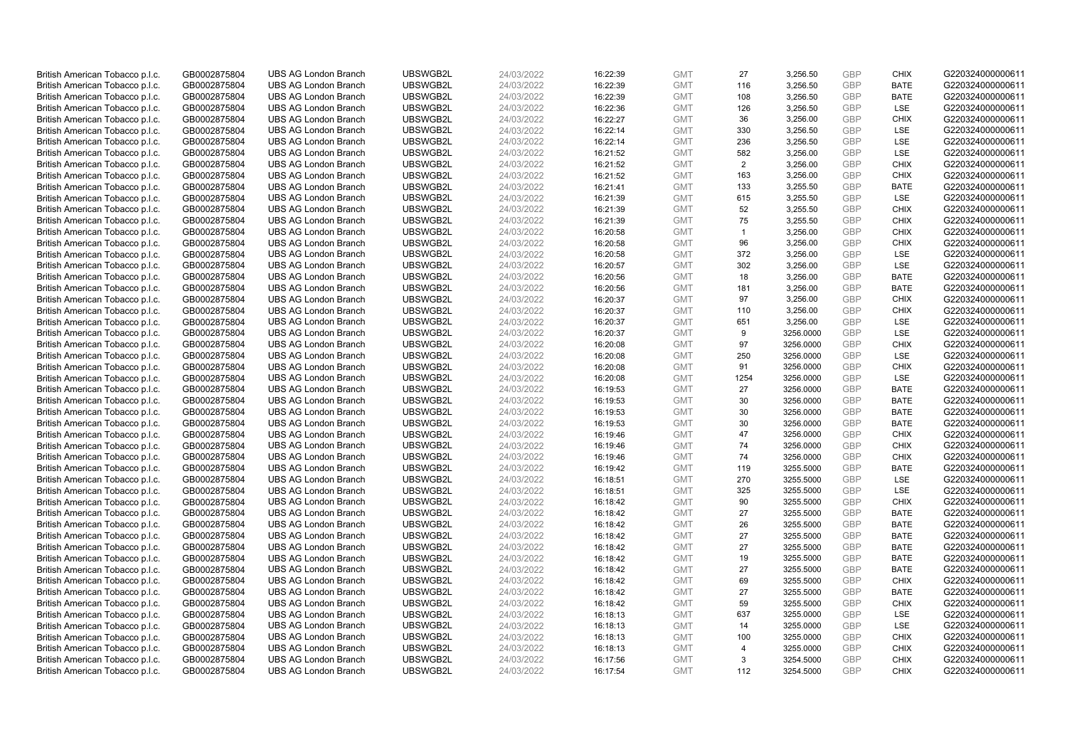| British American Tobacco p.l.c. | GB0002875804 | UBS AG London Branch | UBSWGB2L | 24/03/2022 | 16:22:39 | GMT | 27 | 3,256.50 | GBP | CHIX | G220324000000611 |
|---|---|---|---|---|---|---|---|---|---|---|---|
| British American Tobacco p.l.c. | GB0002875804 | UBS AG London Branch | UBSWGB2L | 24/03/2022 | 16:22:39 | GMT | 116 | 3,256.50 | GBP | BATE | G220324000000611 |
| British American Tobacco p.l.c. | GB0002875804 | UBS AG London Branch | UBSWGB2L | 24/03/2022 | 16:22:39 | GMT | 108 | 3,256.50 | GBP | BATE | G220324000000611 |
| British American Tobacco p.l.c. | GB0002875804 | UBS AG London Branch | UBSWGB2L | 24/03/2022 | 16:22:36 | GMT | 126 | 3,256.50 | GBP | LSE | G220324000000611 |
| British American Tobacco p.l.c. | GB0002875804 | UBS AG London Branch | UBSWGB2L | 24/03/2022 | 16:22:27 | GMT | 36 | 3,256.00 | GBP | CHIX | G220324000000611 |
| British American Tobacco p.l.c. | GB0002875804 | UBS AG London Branch | UBSWGB2L | 24/03/2022 | 16:22:14 | GMT | 330 | 3,256.50 | GBP | LSE | G220324000000611 |
| British American Tobacco p.l.c. | GB0002875804 | UBS AG London Branch | UBSWGB2L | 24/03/2022 | 16:22:14 | GMT | 236 | 3,256.50 | GBP | LSE | G220324000000611 |
| British American Tobacco p.l.c. | GB0002875804 | UBS AG London Branch | UBSWGB2L | 24/03/2022 | 16:21:52 | GMT | 582 | 3,256.00 | GBP | LSE | G220324000000611 |
| British American Tobacco p.l.c. | GB0002875804 | UBS AG London Branch | UBSWGB2L | 24/03/2022 | 16:21:52 | GMT | 2 | 3,256.00 | GBP | CHIX | G220324000000611 |
| British American Tobacco p.l.c. | GB0002875804 | UBS AG London Branch | UBSWGB2L | 24/03/2022 | 16:21:52 | GMT | 163 | 3,256.00 | GBP | CHIX | G220324000000611 |
| British American Tobacco p.l.c. | GB0002875804 | UBS AG London Branch | UBSWGB2L | 24/03/2022 | 16:21:41 | GMT | 133 | 3,255.50 | GBP | BATE | G220324000000611 |
| British American Tobacco p.l.c. | GB0002875804 | UBS AG London Branch | UBSWGB2L | 24/03/2022 | 16:21:39 | GMT | 615 | 3,255.50 | GBP | LSE | G220324000000611 |
| British American Tobacco p.l.c. | GB0002875804 | UBS AG London Branch | UBSWGB2L | 24/03/2022 | 16:21:39 | GMT | 52 | 3,255.50 | GBP | CHIX | G220324000000611 |
| British American Tobacco p.l.c. | GB0002875804 | UBS AG London Branch | UBSWGB2L | 24/03/2022 | 16:21:39 | GMT | 75 | 3,255.50 | GBP | CHIX | G220324000000611 |
| British American Tobacco p.l.c. | GB0002875804 | UBS AG London Branch | UBSWGB2L | 24/03/2022 | 16:20:58 | GMT | 1 | 3,256.00 | GBP | CHIX | G220324000000611 |
| British American Tobacco p.l.c. | GB0002875804 | UBS AG London Branch | UBSWGB2L | 24/03/2022 | 16:20:58 | GMT | 96 | 3,256.00 | GBP | CHIX | G220324000000611 |
| British American Tobacco p.l.c. | GB0002875804 | UBS AG London Branch | UBSWGB2L | 24/03/2022 | 16:20:58 | GMT | 372 | 3,256.00 | GBP | LSE | G220324000000611 |
| British American Tobacco p.l.c. | GB0002875804 | UBS AG London Branch | UBSWGB2L | 24/03/2022 | 16:20:57 | GMT | 302 | 3,256.00 | GBP | LSE | G220324000000611 |
| British American Tobacco p.l.c. | GB0002875804 | UBS AG London Branch | UBSWGB2L | 24/03/2022 | 16:20:56 | GMT | 18 | 3,256.00 | GBP | BATE | G220324000000611 |
| British American Tobacco p.l.c. | GB0002875804 | UBS AG London Branch | UBSWGB2L | 24/03/2022 | 16:20:56 | GMT | 181 | 3,256.00 | GBP | BATE | G220324000000611 |
| British American Tobacco p.l.c. | GB0002875804 | UBS AG London Branch | UBSWGB2L | 24/03/2022 | 16:20:37 | GMT | 97 | 3,256.00 | GBP | CHIX | G220324000000611 |
| British American Tobacco p.l.c. | GB0002875804 | UBS AG London Branch | UBSWGB2L | 24/03/2022 | 16:20:37 | GMT | 110 | 3,256.00 | GBP | CHIX | G220324000000611 |
| British American Tobacco p.l.c. | GB0002875804 | UBS AG London Branch | UBSWGB2L | 24/03/2022 | 16:20:37 | GMT | 651 | 3,256.00 | GBP | LSE | G220324000000611 |
| British American Tobacco p.l.c. | GB0002875804 | UBS AG London Branch | UBSWGB2L | 24/03/2022 | 16:20:37 | GMT | 9 | 3256.0000 | GBP | LSE | G220324000000611 |
| British American Tobacco p.l.c. | GB0002875804 | UBS AG London Branch | UBSWGB2L | 24/03/2022 | 16:20:08 | GMT | 97 | 3256.0000 | GBP | CHIX | G220324000000611 |
| British American Tobacco p.l.c. | GB0002875804 | UBS AG London Branch | UBSWGB2L | 24/03/2022 | 16:20:08 | GMT | 250 | 3256.0000 | GBP | LSE | G220324000000611 |
| British American Tobacco p.l.c. | GB0002875804 | UBS AG London Branch | UBSWGB2L | 24/03/2022 | 16:20:08 | GMT | 91 | 3256.0000 | GBP | CHIX | G220324000000611 |
| British American Tobacco p.l.c. | GB0002875804 | UBS AG London Branch | UBSWGB2L | 24/03/2022 | 16:20:08 | GMT | 1254 | 3256.0000 | GBP | LSE | G220324000000611 |
| British American Tobacco p.l.c. | GB0002875804 | UBS AG London Branch | UBSWGB2L | 24/03/2022 | 16:19:53 | GMT | 27 | 3256.0000 | GBP | BATE | G220324000000611 |
| British American Tobacco p.l.c. | GB0002875804 | UBS AG London Branch | UBSWGB2L | 24/03/2022 | 16:19:53 | GMT | 30 | 3256.0000 | GBP | BATE | G220324000000611 |
| British American Tobacco p.l.c. | GB0002875804 | UBS AG London Branch | UBSWGB2L | 24/03/2022 | 16:19:53 | GMT | 30 | 3256.0000 | GBP | BATE | G220324000000611 |
| British American Tobacco p.l.c. | GB0002875804 | UBS AG London Branch | UBSWGB2L | 24/03/2022 | 16:19:53 | GMT | 30 | 3256.0000 | GBP | BATE | G220324000000611 |
| British American Tobacco p.l.c. | GB0002875804 | UBS AG London Branch | UBSWGB2L | 24/03/2022 | 16:19:46 | GMT | 47 | 3256.0000 | GBP | CHIX | G220324000000611 |
| British American Tobacco p.l.c. | GB0002875804 | UBS AG London Branch | UBSWGB2L | 24/03/2022 | 16:19:46 | GMT | 74 | 3256.0000 | GBP | CHIX | G220324000000611 |
| British American Tobacco p.l.c. | GB0002875804 | UBS AG London Branch | UBSWGB2L | 24/03/2022 | 16:19:46 | GMT | 74 | 3256.0000 | GBP | CHIX | G220324000000611 |
| British American Tobacco p.l.c. | GB0002875804 | UBS AG London Branch | UBSWGB2L | 24/03/2022 | 16:19:42 | GMT | 119 | 3255.5000 | GBP | BATE | G220324000000611 |
| British American Tobacco p.l.c. | GB0002875804 | UBS AG London Branch | UBSWGB2L | 24/03/2022 | 16:18:51 | GMT | 270 | 3255.5000 | GBP | LSE | G220324000000611 |
| British American Tobacco p.l.c. | GB0002875804 | UBS AG London Branch | UBSWGB2L | 24/03/2022 | 16:18:51 | GMT | 325 | 3255.5000 | GBP | LSE | G220324000000611 |
| British American Tobacco p.l.c. | GB0002875804 | UBS AG London Branch | UBSWGB2L | 24/03/2022 | 16:18:42 | GMT | 90 | 3255.5000 | GBP | CHIX | G220324000000611 |
| British American Tobacco p.l.c. | GB0002875804 | UBS AG London Branch | UBSWGB2L | 24/03/2022 | 16:18:42 | GMT | 27 | 3255.5000 | GBP | BATE | G220324000000611 |
| British American Tobacco p.l.c. | GB0002875804 | UBS AG London Branch | UBSWGB2L | 24/03/2022 | 16:18:42 | GMT | 26 | 3255.5000 | GBP | BATE | G220324000000611 |
| British American Tobacco p.l.c. | GB0002875804 | UBS AG London Branch | UBSWGB2L | 24/03/2022 | 16:18:42 | GMT | 27 | 3255.5000 | GBP | BATE | G220324000000611 |
| British American Tobacco p.l.c. | GB0002875804 | UBS AG London Branch | UBSWGB2L | 24/03/2022 | 16:18:42 | GMT | 27 | 3255.5000 | GBP | BATE | G220324000000611 |
| British American Tobacco p.l.c. | GB0002875804 | UBS AG London Branch | UBSWGB2L | 24/03/2022 | 16:18:42 | GMT | 19 | 3255.5000 | GBP | BATE | G220324000000611 |
| British American Tobacco p.l.c. | GB0002875804 | UBS AG London Branch | UBSWGB2L | 24/03/2022 | 16:18:42 | GMT | 27 | 3255.5000 | GBP | BATE | G220324000000611 |
| British American Tobacco p.l.c. | GB0002875804 | UBS AG London Branch | UBSWGB2L | 24/03/2022 | 16:18:42 | GMT | 69 | 3255.5000 | GBP | CHIX | G220324000000611 |
| British American Tobacco p.l.c. | GB0002875804 | UBS AG London Branch | UBSWGB2L | 24/03/2022 | 16:18:42 | GMT | 27 | 3255.5000 | GBP | BATE | G220324000000611 |
| British American Tobacco p.l.c. | GB0002875804 | UBS AG London Branch | UBSWGB2L | 24/03/2022 | 16:18:42 | GMT | 59 | 3255.5000 | GBP | CHIX | G220324000000611 |
| British American Tobacco p.l.c. | GB0002875804 | UBS AG London Branch | UBSWGB2L | 24/03/2022 | 16:18:13 | GMT | 637 | 3255.0000 | GBP | LSE | G220324000000611 |
| British American Tobacco p.l.c. | GB0002875804 | UBS AG London Branch | UBSWGB2L | 24/03/2022 | 16:18:13 | GMT | 14 | 3255.0000 | GBP | LSE | G220324000000611 |
| British American Tobacco p.l.c. | GB0002875804 | UBS AG London Branch | UBSWGB2L | 24/03/2022 | 16:18:13 | GMT | 100 | 3255.0000 | GBP | CHIX | G220324000000611 |
| British American Tobacco p.l.c. | GB0002875804 | UBS AG London Branch | UBSWGB2L | 24/03/2022 | 16:18:13 | GMT | 4 | 3255.0000 | GBP | CHIX | G220324000000611 |
| British American Tobacco p.l.c. | GB0002875804 | UBS AG London Branch | UBSWGB2L | 24/03/2022 | 16:17:56 | GMT | 3 | 3254.5000 | GBP | CHIX | G220324000000611 |
| British American Tobacco p.l.c. | GB0002875804 | UBS AG London Branch | UBSWGB2L | 24/03/2022 | 16:17:54 | GMT | 112 | 3254.5000 | GBP | CHIX | G220324000000611 |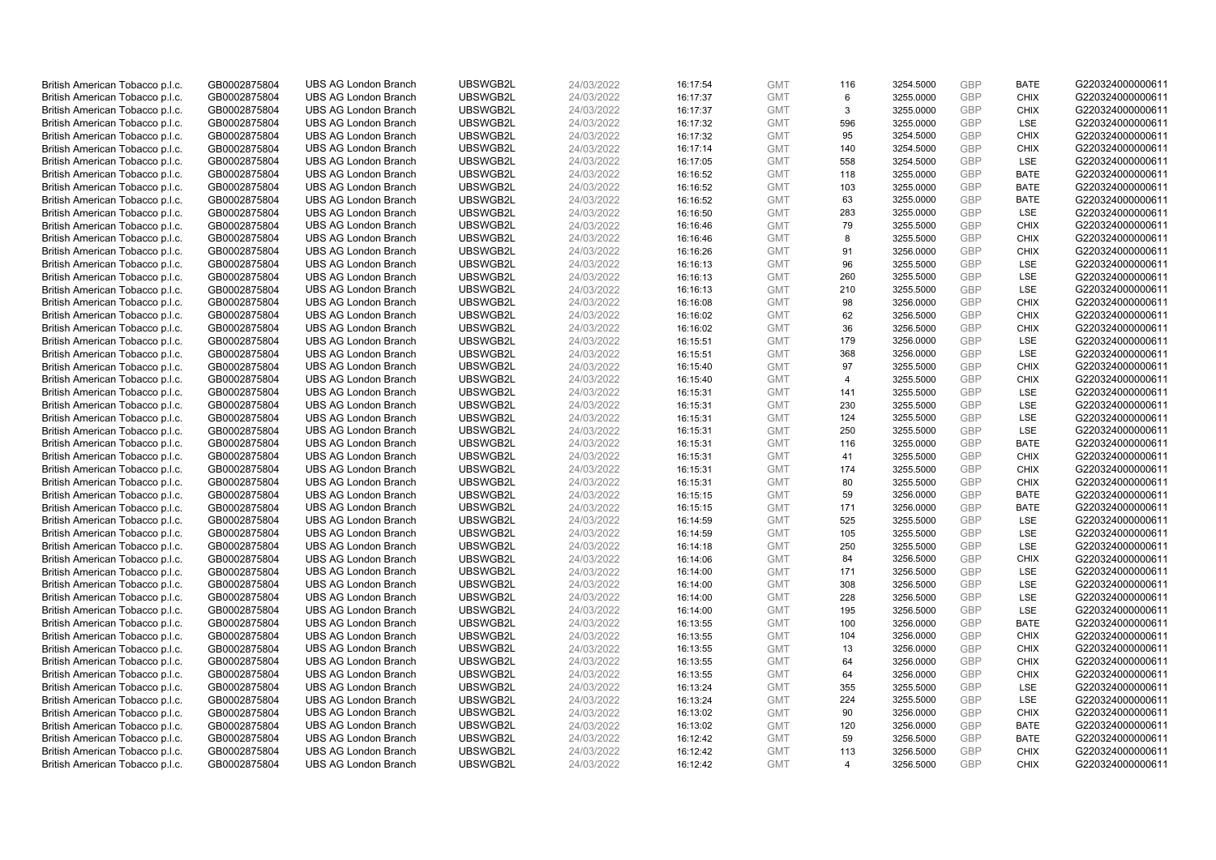| | | | | | | | | | | | |
|---|---|---|---|---|---|---|---|---|---|---|---|
| British American Tobacco p.l.c. | GB0002875804 | UBS AG London Branch | UBSWGB2L | 24/03/2022 | 16:17:54 | GMT | 116 | 3254.5000 | GBP | BATE | G220324000000611 |
| British American Tobacco p.l.c. | GB0002875804 | UBS AG London Branch | UBSWGB2L | 24/03/2022 | 16:17:37 | GMT | 6 | 3255.0000 | GBP | CHIX | G220324000000611 |
| British American Tobacco p.l.c. | GB0002875804 | UBS AG London Branch | UBSWGB2L | 24/03/2022 | 16:17:37 | GMT | 3 | 3255.0000 | GBP | CHIX | G220324000000611 |
| British American Tobacco p.l.c. | GB0002875804 | UBS AG London Branch | UBSWGB2L | 24/03/2022 | 16:17:32 | GMT | 596 | 3255.0000 | GBP | LSE | G220324000000611 |
| British American Tobacco p.l.c. | GB0002875804 | UBS AG London Branch | UBSWGB2L | 24/03/2022 | 16:17:32 | GMT | 95 | 3254.5000 | GBP | CHIX | G220324000000611 |
| British American Tobacco p.l.c. | GB0002875804 | UBS AG London Branch | UBSWGB2L | 24/03/2022 | 16:17:14 | GMT | 140 | 3254.5000 | GBP | CHIX | G220324000000611 |
| British American Tobacco p.l.c. | GB0002875804 | UBS AG London Branch | UBSWGB2L | 24/03/2022 | 16:17:05 | GMT | 558 | 3254.5000 | GBP | LSE | G220324000000611 |
| British American Tobacco p.l.c. | GB0002875804 | UBS AG London Branch | UBSWGB2L | 24/03/2022 | 16:16:52 | GMT | 118 | 3255.0000 | GBP | BATE | G220324000000611 |
| British American Tobacco p.l.c. | GB0002875804 | UBS AG London Branch | UBSWGB2L | 24/03/2022 | 16:16:52 | GMT | 103 | 3255.0000 | GBP | BATE | G220324000000611 |
| British American Tobacco p.l.c. | GB0002875804 | UBS AG London Branch | UBSWGB2L | 24/03/2022 | 16:16:52 | GMT | 63 | 3255.0000 | GBP | BATE | G220324000000611 |
| British American Tobacco p.l.c. | GB0002875804 | UBS AG London Branch | UBSWGB2L | 24/03/2022 | 16:16:50 | GMT | 283 | 3255.0000 | GBP | LSE | G220324000000611 |
| British American Tobacco p.l.c. | GB0002875804 | UBS AG London Branch | UBSWGB2L | 24/03/2022 | 16:16:46 | GMT | 79 | 3255.5000 | GBP | CHIX | G220324000000611 |
| British American Tobacco p.l.c. | GB0002875804 | UBS AG London Branch | UBSWGB2L | 24/03/2022 | 16:16:46 | GMT | 8 | 3255.5000 | GBP | CHIX | G220324000000611 |
| British American Tobacco p.l.c. | GB0002875804 | UBS AG London Branch | UBSWGB2L | 24/03/2022 | 16:16:26 | GMT | 91 | 3256.0000 | GBP | CHIX | G220324000000611 |
| British American Tobacco p.l.c. | GB0002875804 | UBS AG London Branch | UBSWGB2L | 24/03/2022 | 16:16:13 | GMT | 96 | 3255.5000 | GBP | LSE | G220324000000611 |
| British American Tobacco p.l.c. | GB0002875804 | UBS AG London Branch | UBSWGB2L | 24/03/2022 | 16:16:13 | GMT | 260 | 3255.5000 | GBP | LSE | G220324000000611 |
| British American Tobacco p.l.c. | GB0002875804 | UBS AG London Branch | UBSWGB2L | 24/03/2022 | 16:16:13 | GMT | 210 | 3255.5000 | GBP | LSE | G220324000000611 |
| British American Tobacco p.l.c. | GB0002875804 | UBS AG London Branch | UBSWGB2L | 24/03/2022 | 16:16:08 | GMT | 98 | 3256.0000 | GBP | CHIX | G220324000000611 |
| British American Tobacco p.l.c. | GB0002875804 | UBS AG London Branch | UBSWGB2L | 24/03/2022 | 16:16:02 | GMT | 62 | 3256.5000 | GBP | CHIX | G220324000000611 |
| British American Tobacco p.l.c. | GB0002875804 | UBS AG London Branch | UBSWGB2L | 24/03/2022 | 16:16:02 | GMT | 36 | 3256.5000 | GBP | CHIX | G220324000000611 |
| British American Tobacco p.l.c. | GB0002875804 | UBS AG London Branch | UBSWGB2L | 24/03/2022 | 16:15:51 | GMT | 179 | 3256.0000 | GBP | LSE | G220324000000611 |
| British American Tobacco p.l.c. | GB0002875804 | UBS AG London Branch | UBSWGB2L | 24/03/2022 | 16:15:51 | GMT | 368 | 3256.0000 | GBP | LSE | G220324000000611 |
| British American Tobacco p.l.c. | GB0002875804 | UBS AG London Branch | UBSWGB2L | 24/03/2022 | 16:15:40 | GMT | 97 | 3255.5000 | GBP | CHIX | G220324000000611 |
| British American Tobacco p.l.c. | GB0002875804 | UBS AG London Branch | UBSWGB2L | 24/03/2022 | 16:15:40 | GMT | 4 | 3255.5000 | GBP | CHIX | G220324000000611 |
| British American Tobacco p.l.c. | GB0002875804 | UBS AG London Branch | UBSWGB2L | 24/03/2022 | 16:15:31 | GMT | 141 | 3255.5000 | GBP | LSE | G220324000000611 |
| British American Tobacco p.l.c. | GB0002875804 | UBS AG London Branch | UBSWGB2L | 24/03/2022 | 16:15:31 | GMT | 230 | 3255.5000 | GBP | LSE | G220324000000611 |
| British American Tobacco p.l.c. | GB0002875804 | UBS AG London Branch | UBSWGB2L | 24/03/2022 | 16:15:31 | GMT | 124 | 3255.5000 | GBP | LSE | G220324000000611 |
| British American Tobacco p.l.c. | GB0002875804 | UBS AG London Branch | UBSWGB2L | 24/03/2022 | 16:15:31 | GMT | 250 | 3255.5000 | GBP | LSE | G220324000000611 |
| British American Tobacco p.l.c. | GB0002875804 | UBS AG London Branch | UBSWGB2L | 24/03/2022 | 16:15:31 | GMT | 116 | 3255.0000 | GBP | BATE | G220324000000611 |
| British American Tobacco p.l.c. | GB0002875804 | UBS AG London Branch | UBSWGB2L | 24/03/2022 | 16:15:31 | GMT | 41 | 3255.5000 | GBP | CHIX | G220324000000611 |
| British American Tobacco p.l.c. | GB0002875804 | UBS AG London Branch | UBSWGB2L | 24/03/2022 | 16:15:31 | GMT | 174 | 3255.5000 | GBP | CHIX | G220324000000611 |
| British American Tobacco p.l.c. | GB0002875804 | UBS AG London Branch | UBSWGB2L | 24/03/2022 | 16:15:31 | GMT | 80 | 3255.5000 | GBP | CHIX | G220324000000611 |
| British American Tobacco p.l.c. | GB0002875804 | UBS AG London Branch | UBSWGB2L | 24/03/2022 | 16:15:15 | GMT | 59 | 3256.0000 | GBP | BATE | G220324000000611 |
| British American Tobacco p.l.c. | GB0002875804 | UBS AG London Branch | UBSWGB2L | 24/03/2022 | 16:15:15 | GMT | 171 | 3256.0000 | GBP | BATE | G220324000000611 |
| British American Tobacco p.l.c. | GB0002875804 | UBS AG London Branch | UBSWGB2L | 24/03/2022 | 16:14:59 | GMT | 525 | 3255.5000 | GBP | LSE | G220324000000611 |
| British American Tobacco p.l.c. | GB0002875804 | UBS AG London Branch | UBSWGB2L | 24/03/2022 | 16:14:59 | GMT | 105 | 3255.5000 | GBP | LSE | G220324000000611 |
| British American Tobacco p.l.c. | GB0002875804 | UBS AG London Branch | UBSWGB2L | 24/03/2022 | 16:14:18 | GMT | 250 | 3255.5000 | GBP | LSE | G220324000000611 |
| British American Tobacco p.l.c. | GB0002875804 | UBS AG London Branch | UBSWGB2L | 24/03/2022 | 16:14:06 | GMT | 84 | 3256.5000 | GBP | CHIX | G220324000000611 |
| British American Tobacco p.l.c. | GB0002875804 | UBS AG London Branch | UBSWGB2L | 24/03/2022 | 16:14:00 | GMT | 171 | 3256.5000 | GBP | LSE | G220324000000611 |
| British American Tobacco p.l.c. | GB0002875804 | UBS AG London Branch | UBSWGB2L | 24/03/2022 | 16:14:00 | GMT | 308 | 3256.5000 | GBP | LSE | G220324000000611 |
| British American Tobacco p.l.c. | GB0002875804 | UBS AG London Branch | UBSWGB2L | 24/03/2022 | 16:14:00 | GMT | 228 | 3256.5000 | GBP | LSE | G220324000000611 |
| British American Tobacco p.l.c. | GB0002875804 | UBS AG London Branch | UBSWGB2L | 24/03/2022 | 16:14:00 | GMT | 195 | 3256.5000 | GBP | LSE | G220324000000611 |
| British American Tobacco p.l.c. | GB0002875804 | UBS AG London Branch | UBSWGB2L | 24/03/2022 | 16:13:55 | GMT | 100 | 3256.0000 | GBP | BATE | G220324000000611 |
| British American Tobacco p.l.c. | GB0002875804 | UBS AG London Branch | UBSWGB2L | 24/03/2022 | 16:13:55 | GMT | 104 | 3256.0000 | GBP | CHIX | G220324000000611 |
| British American Tobacco p.l.c. | GB0002875804 | UBS AG London Branch | UBSWGB2L | 24/03/2022 | 16:13:55 | GMT | 13 | 3256.0000 | GBP | CHIX | G220324000000611 |
| British American Tobacco p.l.c. | GB0002875804 | UBS AG London Branch | UBSWGB2L | 24/03/2022 | 16:13:55 | GMT | 64 | 3256.0000 | GBP | CHIX | G220324000000611 |
| British American Tobacco p.l.c. | GB0002875804 | UBS AG London Branch | UBSWGB2L | 24/03/2022 | 16:13:55 | GMT | 64 | 3256.0000 | GBP | CHIX | G220324000000611 |
| British American Tobacco p.l.c. | GB0002875804 | UBS AG London Branch | UBSWGB2L | 24/03/2022 | 16:13:24 | GMT | 355 | 3255.5000 | GBP | LSE | G220324000000611 |
| British American Tobacco p.l.c. | GB0002875804 | UBS AG London Branch | UBSWGB2L | 24/03/2022 | 16:13:24 | GMT | 224 | 3255.5000 | GBP | LSE | G220324000000611 |
| British American Tobacco p.l.c. | GB0002875804 | UBS AG London Branch | UBSWGB2L | 24/03/2022 | 16:13:02 | GMT | 90 | 3256.0000 | GBP | CHIX | G220324000000611 |
| British American Tobacco p.l.c. | GB0002875804 | UBS AG London Branch | UBSWGB2L | 24/03/2022 | 16:13:02 | GMT | 120 | 3256.0000 | GBP | BATE | G220324000000611 |
| British American Tobacco p.l.c. | GB0002875804 | UBS AG London Branch | UBSWGB2L | 24/03/2022 | 16:12:42 | GMT | 59 | 3256.5000 | GBP | BATE | G220324000000611 |
| British American Tobacco p.l.c. | GB0002875804 | UBS AG London Branch | UBSWGB2L | 24/03/2022 | 16:12:42 | GMT | 113 | 3256.5000 | GBP | CHIX | G220324000000611 |
| British American Tobacco p.l.c. | GB0002875804 | UBS AG London Branch | UBSWGB2L | 24/03/2022 | 16:12:42 | GMT | 4 | 3256.5000 | GBP | CHIX | G220324000000611 |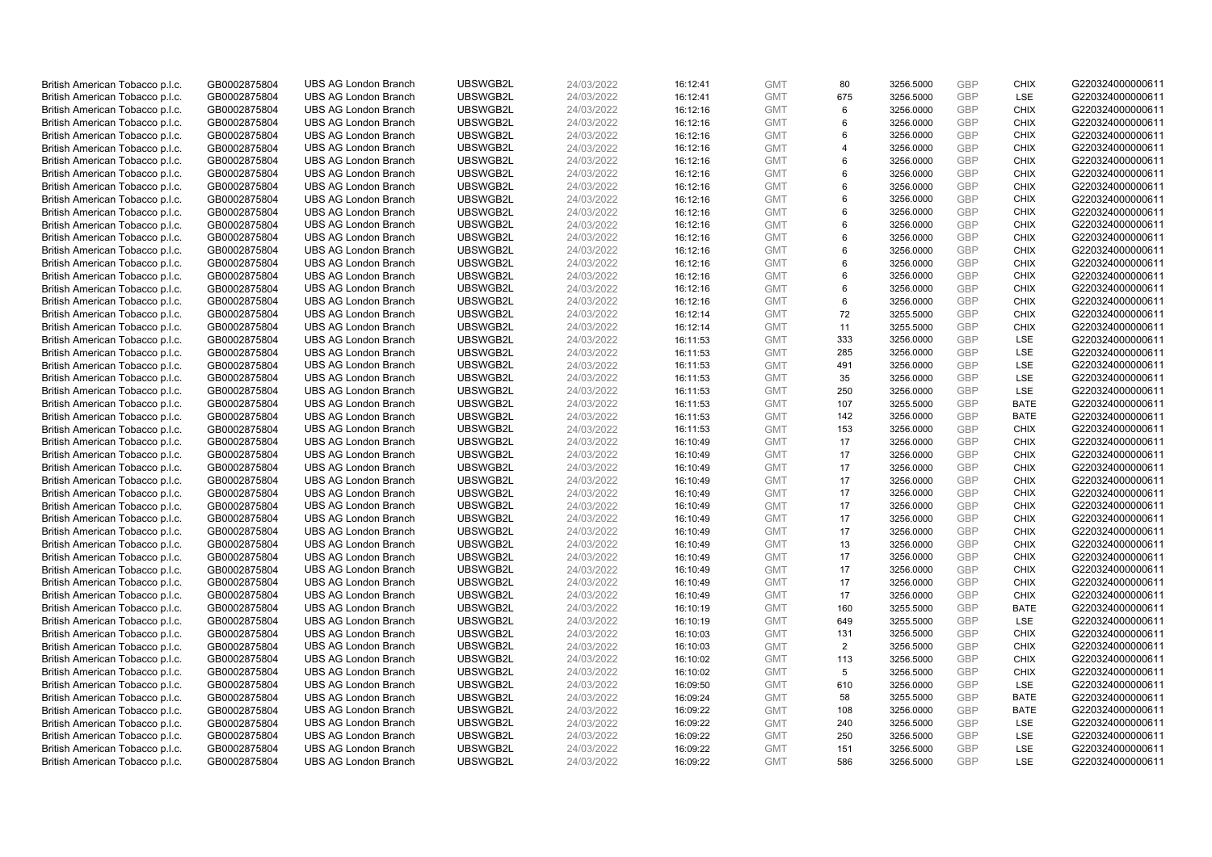| British American Tobacco p.l.c. | GB0002875804 | UBS AG London Branch | UBSWGB2L | 24/03/2022 | 16:12:41 | GMT | 80 | 3256.5000 | GBP | CHIX | G220324000000611 |
|---|---|---|---|---|---|---|---|---|---|---|---|
| British American Tobacco p.l.c. | GB0002875804 | UBS AG London Branch | UBSWGB2L | 24/03/2022 | 16:12:41 | GMT | 675 | 3256.5000 | GBP | LSE | G220324000000611 |
| British American Tobacco p.l.c. | GB0002875804 | UBS AG London Branch | UBSWGB2L | 24/03/2022 | 16:12:16 | GMT | 6 | 3256.0000 | GBP | CHIX | G220324000000611 |
| British American Tobacco p.l.c. | GB0002875804 | UBS AG London Branch | UBSWGB2L | 24/03/2022 | 16:12:16 | GMT | 6 | 3256.0000 | GBP | CHIX | G220324000000611 |
| British American Tobacco p.l.c. | GB0002875804 | UBS AG London Branch | UBSWGB2L | 24/03/2022 | 16:12:16 | GMT | 6 | 3256.0000 | GBP | CHIX | G220324000000611 |
| British American Tobacco p.l.c. | GB0002875804 | UBS AG London Branch | UBSWGB2L | 24/03/2022 | 16:12:16 | GMT | 4 | 3256.0000 | GBP | CHIX | G220324000000611 |
| British American Tobacco p.l.c. | GB0002875804 | UBS AG London Branch | UBSWGB2L | 24/03/2022 | 16:12:16 | GMT | 6 | 3256.0000 | GBP | CHIX | G220324000000611 |
| British American Tobacco p.l.c. | GB0002875804 | UBS AG London Branch | UBSWGB2L | 24/03/2022 | 16:12:16 | GMT | 6 | 3256.0000 | GBP | CHIX | G220324000000611 |
| British American Tobacco p.l.c. | GB0002875804 | UBS AG London Branch | UBSWGB2L | 24/03/2022 | 16:12:16 | GMT | 6 | 3256.0000 | GBP | CHIX | G220324000000611 |
| British American Tobacco p.l.c. | GB0002875804 | UBS AG London Branch | UBSWGB2L | 24/03/2022 | 16:12:16 | GMT | 6 | 3256.0000 | GBP | CHIX | G220324000000611 |
| British American Tobacco p.l.c. | GB0002875804 | UBS AG London Branch | UBSWGB2L | 24/03/2022 | 16:12:16 | GMT | 6 | 3256.0000 | GBP | CHIX | G220324000000611 |
| British American Tobacco p.l.c. | GB0002875804 | UBS AG London Branch | UBSWGB2L | 24/03/2022 | 16:12:16 | GMT | 6 | 3256.0000 | GBP | CHIX | G220324000000611 |
| British American Tobacco p.l.c. | GB0002875804 | UBS AG London Branch | UBSWGB2L | 24/03/2022 | 16:12:16 | GMT | 6 | 3256.0000 | GBP | CHIX | G220324000000611 |
| British American Tobacco p.l.c. | GB0002875804 | UBS AG London Branch | UBSWGB2L | 24/03/2022 | 16:12:16 | GMT | 6 | 3256.0000 | GBP | CHIX | G220324000000611 |
| British American Tobacco p.l.c. | GB0002875804 | UBS AG London Branch | UBSWGB2L | 24/03/2022 | 16:12:16 | GMT | 6 | 3256.0000 | GBP | CHIX | G220324000000611 |
| British American Tobacco p.l.c. | GB0002875804 | UBS AG London Branch | UBSWGB2L | 24/03/2022 | 16:12:16 | GMT | 6 | 3256.0000 | GBP | CHIX | G220324000000611 |
| British American Tobacco p.l.c. | GB0002875804 | UBS AG London Branch | UBSWGB2L | 24/03/2022 | 16:12:16 | GMT | 6 | 3256.0000 | GBP | CHIX | G220324000000611 |
| British American Tobacco p.l.c. | GB0002875804 | UBS AG London Branch | UBSWGB2L | 24/03/2022 | 16:12:16 | GMT | 6 | 3256.0000 | GBP | CHIX | G220324000000611 |
| British American Tobacco p.l.c. | GB0002875804 | UBS AG London Branch | UBSWGB2L | 24/03/2022 | 16:12:14 | GMT | 72 | 3255.5000 | GBP | CHIX | G220324000000611 |
| British American Tobacco p.l.c. | GB0002875804 | UBS AG London Branch | UBSWGB2L | 24/03/2022 | 16:12:14 | GMT | 11 | 3255.5000 | GBP | CHIX | G220324000000611 |
| British American Tobacco p.l.c. | GB0002875804 | UBS AG London Branch | UBSWGB2L | 24/03/2022 | 16:11:53 | GMT | 333 | 3256.0000 | GBP | LSE | G220324000000611 |
| British American Tobacco p.l.c. | GB0002875804 | UBS AG London Branch | UBSWGB2L | 24/03/2022 | 16:11:53 | GMT | 285 | 3256.0000 | GBP | LSE | G220324000000611 |
| British American Tobacco p.l.c. | GB0002875804 | UBS AG London Branch | UBSWGB2L | 24/03/2022 | 16:11:53 | GMT | 491 | 3256.0000 | GBP | LSE | G220324000000611 |
| British American Tobacco p.l.c. | GB0002875804 | UBS AG London Branch | UBSWGB2L | 24/03/2022 | 16:11:53 | GMT | 35 | 3256.0000 | GBP | LSE | G220324000000611 |
| British American Tobacco p.l.c. | GB0002875804 | UBS AG London Branch | UBSWGB2L | 24/03/2022 | 16:11:53 | GMT | 250 | 3256.0000 | GBP | LSE | G220324000000611 |
| British American Tobacco p.l.c. | GB0002875804 | UBS AG London Branch | UBSWGB2L | 24/03/2022 | 16:11:53 | GMT | 107 | 3255.5000 | GBP | BATE | G220324000000611 |
| British American Tobacco p.l.c. | GB0002875804 | UBS AG London Branch | UBSWGB2L | 24/03/2022 | 16:11:53 | GMT | 142 | 3256.0000 | GBP | BATE | G220324000000611 |
| British American Tobacco p.l.c. | GB0002875804 | UBS AG London Branch | UBSWGB2L | 24/03/2022 | 16:11:53 | GMT | 153 | 3256.0000 | GBP | CHIX | G220324000000611 |
| British American Tobacco p.l.c. | GB0002875804 | UBS AG London Branch | UBSWGB2L | 24/03/2022 | 16:10:49 | GMT | 17 | 3256.0000 | GBP | CHIX | G220324000000611 |
| British American Tobacco p.l.c. | GB0002875804 | UBS AG London Branch | UBSWGB2L | 24/03/2022 | 16:10:49 | GMT | 17 | 3256.0000 | GBP | CHIX | G220324000000611 |
| British American Tobacco p.l.c. | GB0002875804 | UBS AG London Branch | UBSWGB2L | 24/03/2022 | 16:10:49 | GMT | 17 | 3256.0000 | GBP | CHIX | G220324000000611 |
| British American Tobacco p.l.c. | GB0002875804 | UBS AG London Branch | UBSWGB2L | 24/03/2022 | 16:10:49 | GMT | 17 | 3256.0000 | GBP | CHIX | G220324000000611 |
| British American Tobacco p.l.c. | GB0002875804 | UBS AG London Branch | UBSWGB2L | 24/03/2022 | 16:10:49 | GMT | 17 | 3256.0000 | GBP | CHIX | G220324000000611 |
| British American Tobacco p.l.c. | GB0002875804 | UBS AG London Branch | UBSWGB2L | 24/03/2022 | 16:10:49 | GMT | 17 | 3256.0000 | GBP | CHIX | G220324000000611 |
| British American Tobacco p.l.c. | GB0002875804 | UBS AG London Branch | UBSWGB2L | 24/03/2022 | 16:10:49 | GMT | 17 | 3256.0000 | GBP | CHIX | G220324000000611 |
| British American Tobacco p.l.c. | GB0002875804 | UBS AG London Branch | UBSWGB2L | 24/03/2022 | 16:10:49 | GMT | 17 | 3256.0000 | GBP | CHIX | G220324000000611 |
| British American Tobacco p.l.c. | GB0002875804 | UBS AG London Branch | UBSWGB2L | 24/03/2022 | 16:10:49 | GMT | 13 | 3256.0000 | GBP | CHIX | G220324000000611 |
| British American Tobacco p.l.c. | GB0002875804 | UBS AG London Branch | UBSWGB2L | 24/03/2022 | 16:10:49 | GMT | 17 | 3256.0000 | GBP | CHIX | G220324000000611 |
| British American Tobacco p.l.c. | GB0002875804 | UBS AG London Branch | UBSWGB2L | 24/03/2022 | 16:10:49 | GMT | 17 | 3256.0000 | GBP | CHIX | G220324000000611 |
| British American Tobacco p.l.c. | GB0002875804 | UBS AG London Branch | UBSWGB2L | 24/03/2022 | 16:10:49 | GMT | 17 | 3256.0000 | GBP | CHIX | G220324000000611 |
| British American Tobacco p.l.c. | GB0002875804 | UBS AG London Branch | UBSWGB2L | 24/03/2022 | 16:10:49 | GMT | 17 | 3256.0000 | GBP | CHIX | G220324000000611 |
| British American Tobacco p.l.c. | GB0002875804 | UBS AG London Branch | UBSWGB2L | 24/03/2022 | 16:10:19 | GMT | 160 | 3255.5000 | GBP | BATE | G220324000000611 |
| British American Tobacco p.l.c. | GB0002875804 | UBS AG London Branch | UBSWGB2L | 24/03/2022 | 16:10:19 | GMT | 649 | 3255.5000 | GBP | LSE | G220324000000611 |
| British American Tobacco p.l.c. | GB0002875804 | UBS AG London Branch | UBSWGB2L | 24/03/2022 | 16:10:03 | GMT | 131 | 3256.5000 | GBP | CHIX | G220324000000611 |
| British American Tobacco p.l.c. | GB0002875804 | UBS AG London Branch | UBSWGB2L | 24/03/2022 | 16:10:03 | GMT | 2 | 3256.5000 | GBP | CHIX | G220324000000611 |
| British American Tobacco p.l.c. | GB0002875804 | UBS AG London Branch | UBSWGB2L | 24/03/2022 | 16:10:02 | GMT | 113 | 3256.5000 | GBP | CHIX | G220324000000611 |
| British American Tobacco p.l.c. | GB0002875804 | UBS AG London Branch | UBSWGB2L | 24/03/2022 | 16:10:02 | GMT | 5 | 3256.5000 | GBP | CHIX | G220324000000611 |
| British American Tobacco p.l.c. | GB0002875804 | UBS AG London Branch | UBSWGB2L | 24/03/2022 | 16:09:50 | GMT | 610 | 3256.0000 | GBP | LSE | G220324000000611 |
| British American Tobacco p.l.c. | GB0002875804 | UBS AG London Branch | UBSWGB2L | 24/03/2022 | 16:09:24 | GMT | 58 | 3255.5000 | GBP | BATE | G220324000000611 |
| British American Tobacco p.l.c. | GB0002875804 | UBS AG London Branch | UBSWGB2L | 24/03/2022 | 16:09:22 | GMT | 108 | 3256.0000 | GBP | BATE | G220324000000611 |
| British American Tobacco p.l.c. | GB0002875804 | UBS AG London Branch | UBSWGB2L | 24/03/2022 | 16:09:22 | GMT | 240 | 3256.5000 | GBP | LSE | G220324000000611 |
| British American Tobacco p.l.c. | GB0002875804 | UBS AG London Branch | UBSWGB2L | 24/03/2022 | 16:09:22 | GMT | 250 | 3256.5000 | GBP | LSE | G220324000000611 |
| British American Tobacco p.l.c. | GB0002875804 | UBS AG London Branch | UBSWGB2L | 24/03/2022 | 16:09:22 | GMT | 151 | 3256.5000 | GBP | LSE | G220324000000611 |
| British American Tobacco p.l.c. | GB0002875804 | UBS AG London Branch | UBSWGB2L | 24/03/2022 | 16:09:22 | GMT | 586 | 3256.5000 | GBP | LSE | G220324000000611 |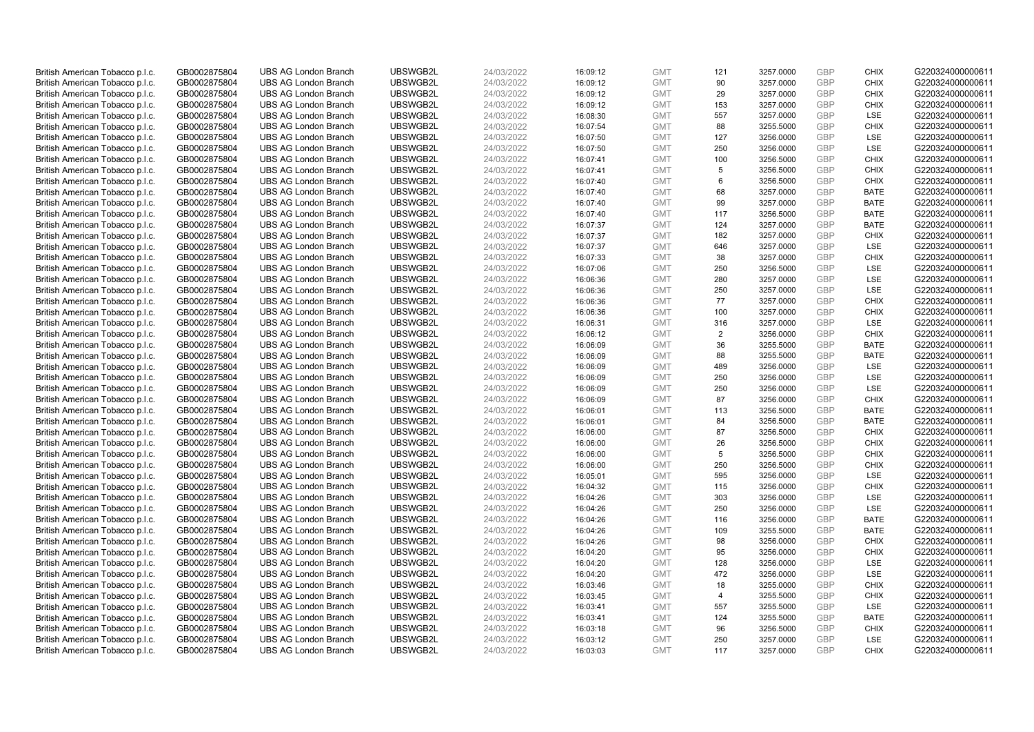| | | | | | | | | | | | |
|---|---|---|---|---|---|---|---|---|---|---|---|
| British American Tobacco p.l.c. | GB0002875804 | UBS AG London Branch | UBSWGB2L | 24/03/2022 | 16:09:12 | GMT | 121 | 3257.0000 | GBP | CHIX | G220324000000611 |
| British American Tobacco p.l.c. | GB0002875804 | UBS AG London Branch | UBSWGB2L | 24/03/2022 | 16:09:12 | GMT | 90 | 3257.0000 | GBP | CHIX | G220324000000611 |
| British American Tobacco p.l.c. | GB0002875804 | UBS AG London Branch | UBSWGB2L | 24/03/2022 | 16:09:12 | GMT | 29 | 3257.0000 | GBP | CHIX | G220324000000611 |
| British American Tobacco p.l.c. | GB0002875804 | UBS AG London Branch | UBSWGB2L | 24/03/2022 | 16:09:12 | GMT | 153 | 3257.0000 | GBP | CHIX | G220324000000611 |
| British American Tobacco p.l.c. | GB0002875804 | UBS AG London Branch | UBSWGB2L | 24/03/2022 | 16:08:30 | GMT | 557 | 3257.0000 | GBP | LSE | G220324000000611 |
| British American Tobacco p.l.c. | GB0002875804 | UBS AG London Branch | UBSWGB2L | 24/03/2022 | 16:07:54 | GMT | 88 | 3255.5000 | GBP | CHIX | G220324000000611 |
| British American Tobacco p.l.c. | GB0002875804 | UBS AG London Branch | UBSWGB2L | 24/03/2022 | 16:07:50 | GMT | 127 | 3256.0000 | GBP | LSE | G220324000000611 |
| British American Tobacco p.l.c. | GB0002875804 | UBS AG London Branch | UBSWGB2L | 24/03/2022 | 16:07:50 | GMT | 250 | 3256.0000 | GBP | LSE | G220324000000611 |
| British American Tobacco p.l.c. | GB0002875804 | UBS AG London Branch | UBSWGB2L | 24/03/2022 | 16:07:41 | GMT | 100 | 3256.5000 | GBP | CHIX | G220324000000611 |
| British American Tobacco p.l.c. | GB0002875804 | UBS AG London Branch | UBSWGB2L | 24/03/2022 | 16:07:41 | GMT | 5 | 3256.5000 | GBP | CHIX | G220324000000611 |
| British American Tobacco p.l.c. | GB0002875804 | UBS AG London Branch | UBSWGB2L | 24/03/2022 | 16:07:40 | GMT | 6 | 3256.5000 | GBP | CHIX | G220324000000611 |
| British American Tobacco p.l.c. | GB0002875804 | UBS AG London Branch | UBSWGB2L | 24/03/2022 | 16:07:40 | GMT | 68 | 3257.0000 | GBP | BATE | G220324000000611 |
| British American Tobacco p.l.c. | GB0002875804 | UBS AG London Branch | UBSWGB2L | 24/03/2022 | 16:07:40 | GMT | 99 | 3257.0000 | GBP | BATE | G220324000000611 |
| British American Tobacco p.l.c. | GB0002875804 | UBS AG London Branch | UBSWGB2L | 24/03/2022 | 16:07:40 | GMT | 117 | 3256.5000 | GBP | BATE | G220324000000611 |
| British American Tobacco p.l.c. | GB0002875804 | UBS AG London Branch | UBSWGB2L | 24/03/2022 | 16:07:37 | GMT | 124 | 3257.0000 | GBP | BATE | G220324000000611 |
| British American Tobacco p.l.c. | GB0002875804 | UBS AG London Branch | UBSWGB2L | 24/03/2022 | 16:07:37 | GMT | 182 | 3257.0000 | GBP | CHIX | G220324000000611 |
| British American Tobacco p.l.c. | GB0002875804 | UBS AG London Branch | UBSWGB2L | 24/03/2022 | 16:07:37 | GMT | 646 | 3257.0000 | GBP | LSE | G220324000000611 |
| British American Tobacco p.l.c. | GB0002875804 | UBS AG London Branch | UBSWGB2L | 24/03/2022 | 16:07:33 | GMT | 38 | 3257.0000 | GBP | CHIX | G220324000000611 |
| British American Tobacco p.l.c. | GB0002875804 | UBS AG London Branch | UBSWGB2L | 24/03/2022 | 16:07:06 | GMT | 250 | 3256.5000 | GBP | LSE | G220324000000611 |
| British American Tobacco p.l.c. | GB0002875804 | UBS AG London Branch | UBSWGB2L | 24/03/2022 | 16:06:36 | GMT | 280 | 3257.0000 | GBP | LSE | G220324000000611 |
| British American Tobacco p.l.c. | GB0002875804 | UBS AG London Branch | UBSWGB2L | 24/03/2022 | 16:06:36 | GMT | 250 | 3257.0000 | GBP | LSE | G220324000000611 |
| British American Tobacco p.l.c. | GB0002875804 | UBS AG London Branch | UBSWGB2L | 24/03/2022 | 16:06:36 | GMT | 77 | 3257.0000 | GBP | CHIX | G220324000000611 |
| British American Tobacco p.l.c. | GB0002875804 | UBS AG London Branch | UBSWGB2L | 24/03/2022 | 16:06:36 | GMT | 100 | 3257.0000 | GBP | CHIX | G220324000000611 |
| British American Tobacco p.l.c. | GB0002875804 | UBS AG London Branch | UBSWGB2L | 24/03/2022 | 16:06:31 | GMT | 316 | 3257.0000 | GBP | LSE | G220324000000611 |
| British American Tobacco p.l.c. | GB0002875804 | UBS AG London Branch | UBSWGB2L | 24/03/2022 | 16:06:12 | GMT | 2 | 3256.0000 | GBP | CHIX | G220324000000611 |
| British American Tobacco p.l.c. | GB0002875804 | UBS AG London Branch | UBSWGB2L | 24/03/2022 | 16:06:09 | GMT | 36 | 3255.5000 | GBP | BATE | G220324000000611 |
| British American Tobacco p.l.c. | GB0002875804 | UBS AG London Branch | UBSWGB2L | 24/03/2022 | 16:06:09 | GMT | 88 | 3255.5000 | GBP | BATE | G220324000000611 |
| British American Tobacco p.l.c. | GB0002875804 | UBS AG London Branch | UBSWGB2L | 24/03/2022 | 16:06:09 | GMT | 489 | 3256.0000 | GBP | LSE | G220324000000611 |
| British American Tobacco p.l.c. | GB0002875804 | UBS AG London Branch | UBSWGB2L | 24/03/2022 | 16:06:09 | GMT | 250 | 3256.0000 | GBP | LSE | G220324000000611 |
| British American Tobacco p.l.c. | GB0002875804 | UBS AG London Branch | UBSWGB2L | 24/03/2022 | 16:06:09 | GMT | 250 | 3256.0000 | GBP | LSE | G220324000000611 |
| British American Tobacco p.l.c. | GB0002875804 | UBS AG London Branch | UBSWGB2L | 24/03/2022 | 16:06:09 | GMT | 87 | 3256.0000 | GBP | CHIX | G220324000000611 |
| British American Tobacco p.l.c. | GB0002875804 | UBS AG London Branch | UBSWGB2L | 24/03/2022 | 16:06:01 | GMT | 113 | 3256.5000 | GBP | BATE | G220324000000611 |
| British American Tobacco p.l.c. | GB0002875804 | UBS AG London Branch | UBSWGB2L | 24/03/2022 | 16:06:01 | GMT | 84 | 3256.5000 | GBP | BATE | G220324000000611 |
| British American Tobacco p.l.c. | GB0002875804 | UBS AG London Branch | UBSWGB2L | 24/03/2022 | 16:06:00 | GMT | 87 | 3256.5000 | GBP | CHIX | G220324000000611 |
| British American Tobacco p.l.c. | GB0002875804 | UBS AG London Branch | UBSWGB2L | 24/03/2022 | 16:06:00 | GMT | 26 | 3256.5000 | GBP | CHIX | G220324000000611 |
| British American Tobacco p.l.c. | GB0002875804 | UBS AG London Branch | UBSWGB2L | 24/03/2022 | 16:06:00 | GMT | 5 | 3256.5000 | GBP | CHIX | G220324000000611 |
| British American Tobacco p.l.c. | GB0002875804 | UBS AG London Branch | UBSWGB2L | 24/03/2022 | 16:06:00 | GMT | 250 | 3256.5000 | GBP | CHIX | G220324000000611 |
| British American Tobacco p.l.c. | GB0002875804 | UBS AG London Branch | UBSWGB2L | 24/03/2022 | 16:05:01 | GMT | 595 | 3256.0000 | GBP | LSE | G220324000000611 |
| British American Tobacco p.l.c. | GB0002875804 | UBS AG London Branch | UBSWGB2L | 24/03/2022 | 16:04:32 | GMT | 115 | 3256.0000 | GBP | CHIX | G220324000000611 |
| British American Tobacco p.l.c. | GB0002875804 | UBS AG London Branch | UBSWGB2L | 24/03/2022 | 16:04:26 | GMT | 303 | 3256.0000 | GBP | LSE | G220324000000611 |
| British American Tobacco p.l.c. | GB0002875804 | UBS AG London Branch | UBSWGB2L | 24/03/2022 | 16:04:26 | GMT | 250 | 3256.0000 | GBP | LSE | G220324000000611 |
| British American Tobacco p.l.c. | GB0002875804 | UBS AG London Branch | UBSWGB2L | 24/03/2022 | 16:04:26 | GMT | 116 | 3256.0000 | GBP | BATE | G220324000000611 |
| British American Tobacco p.l.c. | GB0002875804 | UBS AG London Branch | UBSWGB2L | 24/03/2022 | 16:04:26 | GMT | 109 | 3255.5000 | GBP | BATE | G220324000000611 |
| British American Tobacco p.l.c. | GB0002875804 | UBS AG London Branch | UBSWGB2L | 24/03/2022 | 16:04:26 | GMT | 98 | 3256.0000 | GBP | CHIX | G220324000000611 |
| British American Tobacco p.l.c. | GB0002875804 | UBS AG London Branch | UBSWGB2L | 24/03/2022 | 16:04:20 | GMT | 95 | 3256.0000 | GBP | CHIX | G220324000000611 |
| British American Tobacco p.l.c. | GB0002875804 | UBS AG London Branch | UBSWGB2L | 24/03/2022 | 16:04:20 | GMT | 128 | 3256.0000 | GBP | LSE | G220324000000611 |
| British American Tobacco p.l.c. | GB0002875804 | UBS AG London Branch | UBSWGB2L | 24/03/2022 | 16:04:20 | GMT | 472 | 3256.0000 | GBP | LSE | G220324000000611 |
| British American Tobacco p.l.c. | GB0002875804 | UBS AG London Branch | UBSWGB2L | 24/03/2022 | 16:03:46 | GMT | 18 | 3255.0000 | GBP | CHIX | G220324000000611 |
| British American Tobacco p.l.c. | GB0002875804 | UBS AG London Branch | UBSWGB2L | 24/03/2022 | 16:03:45 | GMT | 4 | 3255.5000 | GBP | CHIX | G220324000000611 |
| British American Tobacco p.l.c. | GB0002875804 | UBS AG London Branch | UBSWGB2L | 24/03/2022 | 16:03:41 | GMT | 557 | 3255.5000 | GBP | LSE | G220324000000611 |
| British American Tobacco p.l.c. | GB0002875804 | UBS AG London Branch | UBSWGB2L | 24/03/2022 | 16:03:41 | GMT | 124 | 3255.5000 | GBP | BATE | G220324000000611 |
| British American Tobacco p.l.c. | GB0002875804 | UBS AG London Branch | UBSWGB2L | 24/03/2022 | 16:03:18 | GMT | 96 | 3256.5000 | GBP | CHIX | G220324000000611 |
| British American Tobacco p.l.c. | GB0002875804 | UBS AG London Branch | UBSWGB2L | 24/03/2022 | 16:03:12 | GMT | 250 | 3257.0000 | GBP | LSE | G220324000000611 |
| British American Tobacco p.l.c. | GB0002875804 | UBS AG London Branch | UBSWGB2L | 24/03/2022 | 16:03:03 | GMT | 117 | 3257.0000 | GBP | CHIX | G220324000000611 |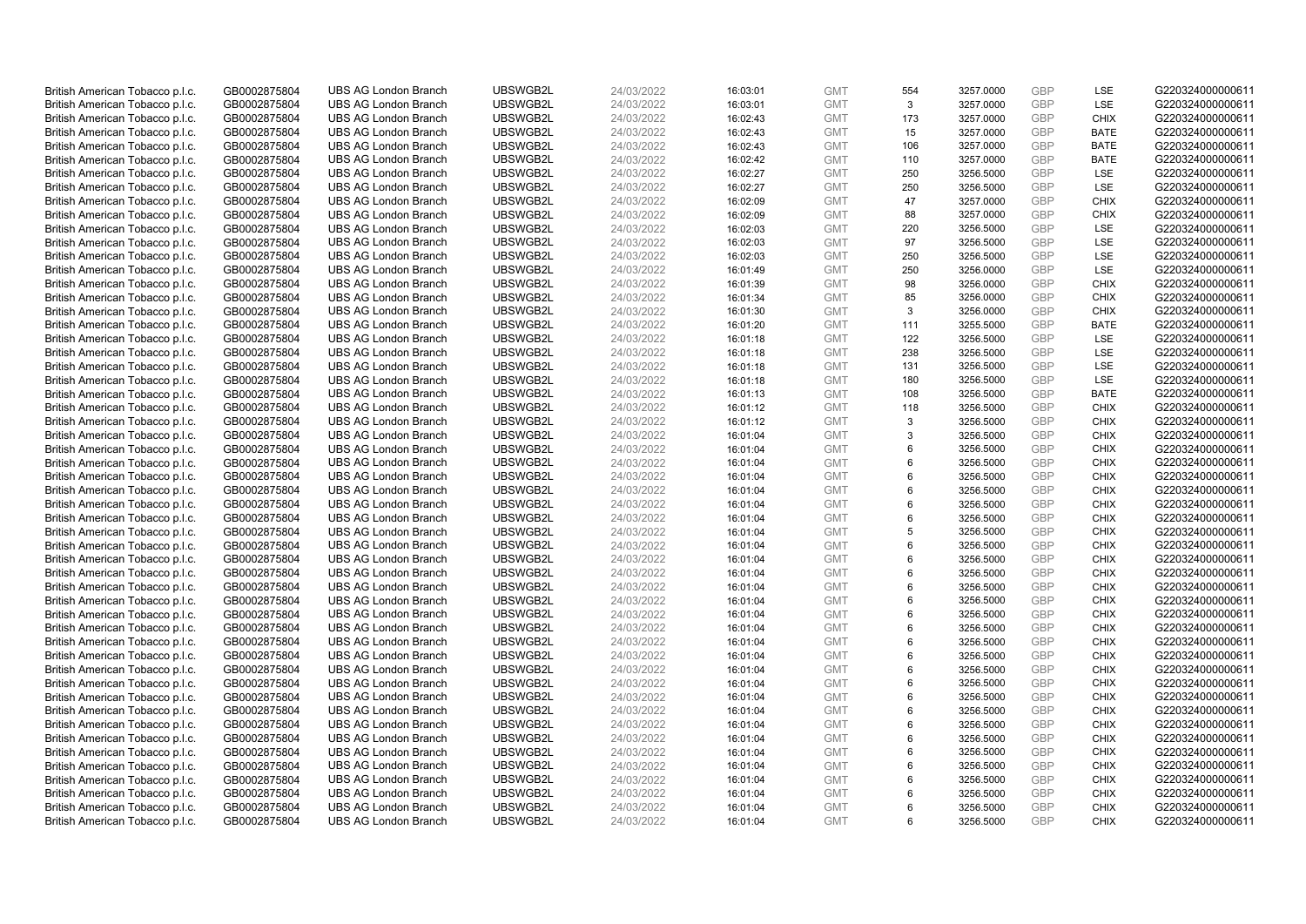| | | | | | | | | | | | |
|---|---|---|---|---|---|---|---|---|---|---|---|
| British American Tobacco p.l.c. | GB0002875804 | UBS AG London Branch | UBSWGB2L | 24/03/2022 | 16:03:01 | GMT | 554 | 3257.0000 | GBP | LSE | G220324000000611 |
| British American Tobacco p.l.c. | GB0002875804 | UBS AG London Branch | UBSWGB2L | 24/03/2022 | 16:03:01 | GMT | 3 | 3257.0000 | GBP | LSE | G220324000000611 |
| British American Tobacco p.l.c. | GB0002875804 | UBS AG London Branch | UBSWGB2L | 24/03/2022 | 16:02:43 | GMT | 173 | 3257.0000 | GBP | CHIX | G220324000000611 |
| British American Tobacco p.l.c. | GB0002875804 | UBS AG London Branch | UBSWGB2L | 24/03/2022 | 16:02:43 | GMT | 15 | 3257.0000 | GBP | BATE | G220324000000611 |
| British American Tobacco p.l.c. | GB0002875804 | UBS AG London Branch | UBSWGB2L | 24/03/2022 | 16:02:43 | GMT | 106 | 3257.0000 | GBP | BATE | G220324000000611 |
| British American Tobacco p.l.c. | GB0002875804 | UBS AG London Branch | UBSWGB2L | 24/03/2022 | 16:02:42 | GMT | 110 | 3257.0000 | GBP | BATE | G220324000000611 |
| British American Tobacco p.l.c. | GB0002875804 | UBS AG London Branch | UBSWGB2L | 24/03/2022 | 16:02:27 | GMT | 250 | 3256.5000 | GBP | LSE | G220324000000611 |
| British American Tobacco p.l.c. | GB0002875804 | UBS AG London Branch | UBSWGB2L | 24/03/2022 | 16:02:27 | GMT | 250 | 3256.5000 | GBP | LSE | G220324000000611 |
| British American Tobacco p.l.c. | GB0002875804 | UBS AG London Branch | UBSWGB2L | 24/03/2022 | 16:02:09 | GMT | 47 | 3257.0000 | GBP | CHIX | G220324000000611 |
| British American Tobacco p.l.c. | GB0002875804 | UBS AG London Branch | UBSWGB2L | 24/03/2022 | 16:02:09 | GMT | 88 | 3257.0000 | GBP | CHIX | G220324000000611 |
| British American Tobacco p.l.c. | GB0002875804 | UBS AG London Branch | UBSWGB2L | 24/03/2022 | 16:02:03 | GMT | 220 | 3256.5000 | GBP | LSE | G220324000000611 |
| British American Tobacco p.l.c. | GB0002875804 | UBS AG London Branch | UBSWGB2L | 24/03/2022 | 16:02:03 | GMT | 97 | 3256.5000 | GBP | LSE | G220324000000611 |
| British American Tobacco p.l.c. | GB0002875804 | UBS AG London Branch | UBSWGB2L | 24/03/2022 | 16:02:03 | GMT | 250 | 3256.5000 | GBP | LSE | G220324000000611 |
| British American Tobacco p.l.c. | GB0002875804 | UBS AG London Branch | UBSWGB2L | 24/03/2022 | 16:01:49 | GMT | 250 | 3256.0000 | GBP | LSE | G220324000000611 |
| British American Tobacco p.l.c. | GB0002875804 | UBS AG London Branch | UBSWGB2L | 24/03/2022 | 16:01:39 | GMT | 98 | 3256.0000 | GBP | CHIX | G220324000000611 |
| British American Tobacco p.l.c. | GB0002875804 | UBS AG London Branch | UBSWGB2L | 24/03/2022 | 16:01:34 | GMT | 85 | 3256.0000 | GBP | CHIX | G220324000000611 |
| British American Tobacco p.l.c. | GB0002875804 | UBS AG London Branch | UBSWGB2L | 24/03/2022 | 16:01:30 | GMT | 3 | 3256.0000 | GBP | CHIX | G220324000000611 |
| British American Tobacco p.l.c. | GB0002875804 | UBS AG London Branch | UBSWGB2L | 24/03/2022 | 16:01:20 | GMT | 111 | 3255.5000 | GBP | BATE | G220324000000611 |
| British American Tobacco p.l.c. | GB0002875804 | UBS AG London Branch | UBSWGB2L | 24/03/2022 | 16:01:18 | GMT | 122 | 3256.5000 | GBP | LSE | G220324000000611 |
| British American Tobacco p.l.c. | GB0002875804 | UBS AG London Branch | UBSWGB2L | 24/03/2022 | 16:01:18 | GMT | 238 | 3256.5000 | GBP | LSE | G220324000000611 |
| British American Tobacco p.l.c. | GB0002875804 | UBS AG London Branch | UBSWGB2L | 24/03/2022 | 16:01:18 | GMT | 131 | 3256.5000 | GBP | LSE | G220324000000611 |
| British American Tobacco p.l.c. | GB0002875804 | UBS AG London Branch | UBSWGB2L | 24/03/2022 | 16:01:18 | GMT | 180 | 3256.5000 | GBP | LSE | G220324000000611 |
| British American Tobacco p.l.c. | GB0002875804 | UBS AG London Branch | UBSWGB2L | 24/03/2022 | 16:01:13 | GMT | 108 | 3256.5000 | GBP | BATE | G220324000000611 |
| British American Tobacco p.l.c. | GB0002875804 | UBS AG London Branch | UBSWGB2L | 24/03/2022 | 16:01:12 | GMT | 118 | 3256.5000 | GBP | CHIX | G220324000000611 |
| British American Tobacco p.l.c. | GB0002875804 | UBS AG London Branch | UBSWGB2L | 24/03/2022 | 16:01:12 | GMT | 3 | 3256.5000 | GBP | CHIX | G220324000000611 |
| British American Tobacco p.l.c. | GB0002875804 | UBS AG London Branch | UBSWGB2L | 24/03/2022 | 16:01:04 | GMT | 3 | 3256.5000 | GBP | CHIX | G220324000000611 |
| British American Tobacco p.l.c. | GB0002875804 | UBS AG London Branch | UBSWGB2L | 24/03/2022 | 16:01:04 | GMT | 6 | 3256.5000 | GBP | CHIX | G220324000000611 |
| British American Tobacco p.l.c. | GB0002875804 | UBS AG London Branch | UBSWGB2L | 24/03/2022 | 16:01:04 | GMT | 6 | 3256.5000 | GBP | CHIX | G220324000000611 |
| British American Tobacco p.l.c. | GB0002875804 | UBS AG London Branch | UBSWGB2L | 24/03/2022 | 16:01:04 | GMT | 6 | 3256.5000 | GBP | CHIX | G220324000000611 |
| British American Tobacco p.l.c. | GB0002875804 | UBS AG London Branch | UBSWGB2L | 24/03/2022 | 16:01:04 | GMT | 6 | 3256.5000 | GBP | CHIX | G220324000000611 |
| British American Tobacco p.l.c. | GB0002875804 | UBS AG London Branch | UBSWGB2L | 24/03/2022 | 16:01:04 | GMT | 6 | 3256.5000 | GBP | CHIX | G220324000000611 |
| British American Tobacco p.l.c. | GB0002875804 | UBS AG London Branch | UBSWGB2L | 24/03/2022 | 16:01:04 | GMT | 6 | 3256.5000 | GBP | CHIX | G220324000000611 |
| British American Tobacco p.l.c. | GB0002875804 | UBS AG London Branch | UBSWGB2L | 24/03/2022 | 16:01:04 | GMT | 5 | 3256.5000 | GBP | CHIX | G220324000000611 |
| British American Tobacco p.l.c. | GB0002875804 | UBS AG London Branch | UBSWGB2L | 24/03/2022 | 16:01:04 | GMT | 6 | 3256.5000 | GBP | CHIX | G220324000000611 |
| British American Tobacco p.l.c. | GB0002875804 | UBS AG London Branch | UBSWGB2L | 24/03/2022 | 16:01:04 | GMT | 6 | 3256.5000 | GBP | CHIX | G220324000000611 |
| British American Tobacco p.l.c. | GB0002875804 | UBS AG London Branch | UBSWGB2L | 24/03/2022 | 16:01:04 | GMT | 6 | 3256.5000 | GBP | CHIX | G220324000000611 |
| British American Tobacco p.l.c. | GB0002875804 | UBS AG London Branch | UBSWGB2L | 24/03/2022 | 16:01:04 | GMT | 6 | 3256.5000 | GBP | CHIX | G220324000000611 |
| British American Tobacco p.l.c. | GB0002875804 | UBS AG London Branch | UBSWGB2L | 24/03/2022 | 16:01:04 | GMT | 6 | 3256.5000 | GBP | CHIX | G220324000000611 |
| British American Tobacco p.l.c. | GB0002875804 | UBS AG London Branch | UBSWGB2L | 24/03/2022 | 16:01:04 | GMT | 6 | 3256.5000 | GBP | CHIX | G220324000000611 |
| British American Tobacco p.l.c. | GB0002875804 | UBS AG London Branch | UBSWGB2L | 24/03/2022 | 16:01:04 | GMT | 6 | 3256.5000 | GBP | CHIX | G220324000000611 |
| British American Tobacco p.l.c. | GB0002875804 | UBS AG London Branch | UBSWGB2L | 24/03/2022 | 16:01:04 | GMT | 6 | 3256.5000 | GBP | CHIX | G220324000000611 |
| British American Tobacco p.l.c. | GB0002875804 | UBS AG London Branch | UBSWGB2L | 24/03/2022 | 16:01:04 | GMT | 6 | 3256.5000 | GBP | CHIX | G220324000000611 |
| British American Tobacco p.l.c. | GB0002875804 | UBS AG London Branch | UBSWGB2L | 24/03/2022 | 16:01:04 | GMT | 6 | 3256.5000 | GBP | CHIX | G220324000000611 |
| British American Tobacco p.l.c. | GB0002875804 | UBS AG London Branch | UBSWGB2L | 24/03/2022 | 16:01:04 | GMT | 6 | 3256.5000 | GBP | CHIX | G220324000000611 |
| British American Tobacco p.l.c. | GB0002875804 | UBS AG London Branch | UBSWGB2L | 24/03/2022 | 16:01:04 | GMT | 6 | 3256.5000 | GBP | CHIX | G220324000000611 |
| British American Tobacco p.l.c. | GB0002875804 | UBS AG London Branch | UBSWGB2L | 24/03/2022 | 16:01:04 | GMT | 6 | 3256.5000 | GBP | CHIX | G220324000000611 |
| British American Tobacco p.l.c. | GB0002875804 | UBS AG London Branch | UBSWGB2L | 24/03/2022 | 16:01:04 | GMT | 6 | 3256.5000 | GBP | CHIX | G220324000000611 |
| British American Tobacco p.l.c. | GB0002875804 | UBS AG London Branch | UBSWGB2L | 24/03/2022 | 16:01:04 | GMT | 6 | 3256.5000 | GBP | CHIX | G220324000000611 |
| British American Tobacco p.l.c. | GB0002875804 | UBS AG London Branch | UBSWGB2L | 24/03/2022 | 16:01:04 | GMT | 6 | 3256.5000 | GBP | CHIX | G220324000000611 |
| British American Tobacco p.l.c. | GB0002875804 | UBS AG London Branch | UBSWGB2L | 24/03/2022 | 16:01:04 | GMT | 6 | 3256.5000 | GBP | CHIX | G220324000000611 |
| British American Tobacco p.l.c. | GB0002875804 | UBS AG London Branch | UBSWGB2L | 24/03/2022 | 16:01:04 | GMT | 6 | 3256.5000 | GBP | CHIX | G220324000000611 |
| British American Tobacco p.l.c. | GB0002875804 | UBS AG London Branch | UBSWGB2L | 24/03/2022 | 16:01:04 | GMT | 6 | 3256.5000 | GBP | CHIX | G220324000000611 |
| British American Tobacco p.l.c. | GB0002875804 | UBS AG London Branch | UBSWGB2L | 24/03/2022 | 16:01:04 | GMT | 6 | 3256.5000 | GBP | CHIX | G220324000000611 |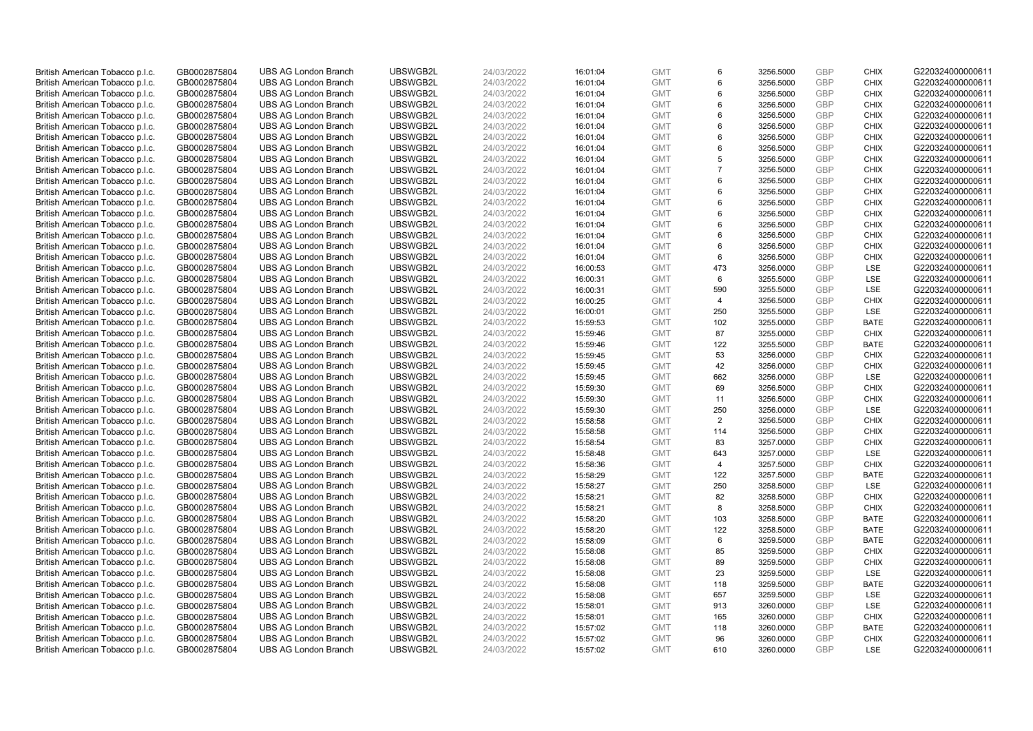| British American Tobacco p.l.c. | GB0002875804 | UBS AG London Branch | UBSWGB2L | 24/03/2022 | 16:01:04 | GMT | 6 | 3256.5000 | GBP | CHIX | G220324000000611 |
|---|---|---|---|---|---|---|---|---|---|---|---|
| British American Tobacco p.l.c. | GB0002875804 | UBS AG London Branch | UBSWGB2L | 24/03/2022 | 16:01:04 | GMT | 6 | 3256.5000 | GBP | CHIX | G220324000000611 |
| British American Tobacco p.l.c. | GB0002875804 | UBS AG London Branch | UBSWGB2L | 24/03/2022 | 16:01:04 | GMT | 6 | 3256.5000 | GBP | CHIX | G220324000000611 |
| British American Tobacco p.l.c. | GB0002875804 | UBS AG London Branch | UBSWGB2L | 24/03/2022 | 16:01:04 | GMT | 6 | 3256.5000 | GBP | CHIX | G220324000000611 |
| British American Tobacco p.l.c. | GB0002875804 | UBS AG London Branch | UBSWGB2L | 24/03/2022 | 16:01:04 | GMT | 6 | 3256.5000 | GBP | CHIX | G220324000000611 |
| British American Tobacco p.l.c. | GB0002875804 | UBS AG London Branch | UBSWGB2L | 24/03/2022 | 16:01:04 | GMT | 6 | 3256.5000 | GBP | CHIX | G220324000000611 |
| British American Tobacco p.l.c. | GB0002875804 | UBS AG London Branch | UBSWGB2L | 24/03/2022 | 16:01:04 | GMT | 6 | 3256.5000 | GBP | CHIX | G220324000000611 |
| British American Tobacco p.l.c. | GB0002875804 | UBS AG London Branch | UBSWGB2L | 24/03/2022 | 16:01:04 | GMT | 6 | 3256.5000 | GBP | CHIX | G220324000000611 |
| British American Tobacco p.l.c. | GB0002875804 | UBS AG London Branch | UBSWGB2L | 24/03/2022 | 16:01:04 | GMT | 5 | 3256.5000 | GBP | CHIX | G220324000000611 |
| British American Tobacco p.l.c. | GB0002875804 | UBS AG London Branch | UBSWGB2L | 24/03/2022 | 16:01:04 | GMT | 7 | 3256.5000 | GBP | CHIX | G220324000000611 |
| British American Tobacco p.l.c. | GB0002875804 | UBS AG London Branch | UBSWGB2L | 24/03/2022 | 16:01:04 | GMT | 6 | 3256.5000 | GBP | CHIX | G220324000000611 |
| British American Tobacco p.l.c. | GB0002875804 | UBS AG London Branch | UBSWGB2L | 24/03/2022 | 16:01:04 | GMT | 6 | 3256.5000 | GBP | CHIX | G220324000000611 |
| British American Tobacco p.l.c. | GB0002875804 | UBS AG London Branch | UBSWGB2L | 24/03/2022 | 16:01:04 | GMT | 6 | 3256.5000 | GBP | CHIX | G220324000000611 |
| British American Tobacco p.l.c. | GB0002875804 | UBS AG London Branch | UBSWGB2L | 24/03/2022 | 16:01:04 | GMT | 6 | 3256.5000 | GBP | CHIX | G220324000000611 |
| British American Tobacco p.l.c. | GB0002875804 | UBS AG London Branch | UBSWGB2L | 24/03/2022 | 16:01:04 | GMT | 6 | 3256.5000 | GBP | CHIX | G220324000000611 |
| British American Tobacco p.l.c. | GB0002875804 | UBS AG London Branch | UBSWGB2L | 24/03/2022 | 16:01:04 | GMT | 6 | 3256.5000 | GBP | CHIX | G220324000000611 |
| British American Tobacco p.l.c. | GB0002875804 | UBS AG London Branch | UBSWGB2L | 24/03/2022 | 16:01:04 | GMT | 6 | 3256.5000 | GBP | CHIX | G220324000000611 |
| British American Tobacco p.l.c. | GB0002875804 | UBS AG London Branch | UBSWGB2L | 24/03/2022 | 16:01:04 | GMT | 6 | 3256.5000 | GBP | CHIX | G220324000000611 |
| British American Tobacco p.l.c. | GB0002875804 | UBS AG London Branch | UBSWGB2L | 24/03/2022 | 16:00:53 | GMT | 473 | 3256.0000 | GBP | LSE | G220324000000611 |
| British American Tobacco p.l.c. | GB0002875804 | UBS AG London Branch | UBSWGB2L | 24/03/2022 | 16:00:31 | GMT | 6 | 3255.5000 | GBP | LSE | G220324000000611 |
| British American Tobacco p.l.c. | GB0002875804 | UBS AG London Branch | UBSWGB2L | 24/03/2022 | 16:00:31 | GMT | 590 | 3255.5000 | GBP | LSE | G220324000000611 |
| British American Tobacco p.l.c. | GB0002875804 | UBS AG London Branch | UBSWGB2L | 24/03/2022 | 16:00:25 | GMT | 4 | 3256.5000 | GBP | CHIX | G220324000000611 |
| British American Tobacco p.l.c. | GB0002875804 | UBS AG London Branch | UBSWGB2L | 24/03/2022 | 16:00:01 | GMT | 250 | 3255.5000 | GBP | LSE | G220324000000611 |
| British American Tobacco p.l.c. | GB0002875804 | UBS AG London Branch | UBSWGB2L | 24/03/2022 | 15:59:53 | GMT | 102 | 3255.0000 | GBP | BATE | G220324000000611 |
| British American Tobacco p.l.c. | GB0002875804 | UBS AG London Branch | UBSWGB2L | 24/03/2022 | 15:59:46 | GMT | 87 | 3255.0000 | GBP | CHIX | G220324000000611 |
| British American Tobacco p.l.c. | GB0002875804 | UBS AG London Branch | UBSWGB2L | 24/03/2022 | 15:59:46 | GMT | 122 | 3255.5000 | GBP | BATE | G220324000000611 |
| British American Tobacco p.l.c. | GB0002875804 | UBS AG London Branch | UBSWGB2L | 24/03/2022 | 15:59:45 | GMT | 53 | 3256.0000 | GBP | CHIX | G220324000000611 |
| British American Tobacco p.l.c. | GB0002875804 | UBS AG London Branch | UBSWGB2L | 24/03/2022 | 15:59:45 | GMT | 42 | 3256.0000 | GBP | CHIX | G220324000000611 |
| British American Tobacco p.l.c. | GB0002875804 | UBS AG London Branch | UBSWGB2L | 24/03/2022 | 15:59:45 | GMT | 662 | 3256.0000 | GBP | LSE | G220324000000611 |
| British American Tobacco p.l.c. | GB0002875804 | UBS AG London Branch | UBSWGB2L | 24/03/2022 | 15:59:30 | GMT | 69 | 3256.5000 | GBP | CHIX | G220324000000611 |
| British American Tobacco p.l.c. | GB0002875804 | UBS AG London Branch | UBSWGB2L | 24/03/2022 | 15:59:30 | GMT | 11 | 3256.5000 | GBP | CHIX | G220324000000611 |
| British American Tobacco p.l.c. | GB0002875804 | UBS AG London Branch | UBSWGB2L | 24/03/2022 | 15:59:30 | GMT | 250 | 3256.0000 | GBP | LSE | G220324000000611 |
| British American Tobacco p.l.c. | GB0002875804 | UBS AG London Branch | UBSWGB2L | 24/03/2022 | 15:58:58 | GMT | 2 | 3256.5000 | GBP | CHIX | G220324000000611 |
| British American Tobacco p.l.c. | GB0002875804 | UBS AG London Branch | UBSWGB2L | 24/03/2022 | 15:58:58 | GMT | 114 | 3256.5000 | GBP | CHIX | G220324000000611 |
| British American Tobacco p.l.c. | GB0002875804 | UBS AG London Branch | UBSWGB2L | 24/03/2022 | 15:58:54 | GMT | 83 | 3257.0000 | GBP | CHIX | G220324000000611 |
| British American Tobacco p.l.c. | GB0002875804 | UBS AG London Branch | UBSWGB2L | 24/03/2022 | 15:58:48 | GMT | 643 | 3257.0000 | GBP | LSE | G220324000000611 |
| British American Tobacco p.l.c. | GB0002875804 | UBS AG London Branch | UBSWGB2L | 24/03/2022 | 15:58:36 | GMT | 4 | 3257.5000 | GBP | CHIX | G220324000000611 |
| British American Tobacco p.l.c. | GB0002875804 | UBS AG London Branch | UBSWGB2L | 24/03/2022 | 15:58:29 | GMT | 122 | 3257.5000 | GBP | BATE | G220324000000611 |
| British American Tobacco p.l.c. | GB0002875804 | UBS AG London Branch | UBSWGB2L | 24/03/2022 | 15:58:27 | GMT | 250 | 3258.5000 | GBP | LSE | G220324000000611 |
| British American Tobacco p.l.c. | GB0002875804 | UBS AG London Branch | UBSWGB2L | 24/03/2022 | 15:58:21 | GMT | 82 | 3258.5000 | GBP | CHIX | G220324000000611 |
| British American Tobacco p.l.c. | GB0002875804 | UBS AG London Branch | UBSWGB2L | 24/03/2022 | 15:58:21 | GMT | 8 | 3258.5000 | GBP | CHIX | G220324000000611 |
| British American Tobacco p.l.c. | GB0002875804 | UBS AG London Branch | UBSWGB2L | 24/03/2022 | 15:58:20 | GMT | 103 | 3258.5000 | GBP | BATE | G220324000000611 |
| British American Tobacco p.l.c. | GB0002875804 | UBS AG London Branch | UBSWGB2L | 24/03/2022 | 15:58:20 | GMT | 122 | 3258.5000 | GBP | BATE | G220324000000611 |
| British American Tobacco p.l.c. | GB0002875804 | UBS AG London Branch | UBSWGB2L | 24/03/2022 | 15:58:09 | GMT | 6 | 3259.5000 | GBP | BATE | G220324000000611 |
| British American Tobacco p.l.c. | GB0002875804 | UBS AG London Branch | UBSWGB2L | 24/03/2022 | 15:58:08 | GMT | 85 | 3259.5000 | GBP | CHIX | G220324000000611 |
| British American Tobacco p.l.c. | GB0002875804 | UBS AG London Branch | UBSWGB2L | 24/03/2022 | 15:58:08 | GMT | 89 | 3259.5000 | GBP | CHIX | G220324000000611 |
| British American Tobacco p.l.c. | GB0002875804 | UBS AG London Branch | UBSWGB2L | 24/03/2022 | 15:58:08 | GMT | 23 | 3259.5000 | GBP | LSE | G220324000000611 |
| British American Tobacco p.l.c. | GB0002875804 | UBS AG London Branch | UBSWGB2L | 24/03/2022 | 15:58:08 | GMT | 118 | 3259.5000 | GBP | BATE | G220324000000611 |
| British American Tobacco p.l.c. | GB0002875804 | UBS AG London Branch | UBSWGB2L | 24/03/2022 | 15:58:08 | GMT | 657 | 3259.5000 | GBP | LSE | G220324000000611 |
| British American Tobacco p.l.c. | GB0002875804 | UBS AG London Branch | UBSWGB2L | 24/03/2022 | 15:58:01 | GMT | 913 | 3260.0000 | GBP | LSE | G220324000000611 |
| British American Tobacco p.l.c. | GB0002875804 | UBS AG London Branch | UBSWGB2L | 24/03/2022 | 15:58:01 | GMT | 165 | 3260.0000 | GBP | CHIX | G220324000000611 |
| British American Tobacco p.l.c. | GB0002875804 | UBS AG London Branch | UBSWGB2L | 24/03/2022 | 15:57:02 | GMT | 118 | 3260.0000 | GBP | BATE | G220324000000611 |
| British American Tobacco p.l.c. | GB0002875804 | UBS AG London Branch | UBSWGB2L | 24/03/2022 | 15:57:02 | GMT | 96 | 3260.0000 | GBP | CHIX | G220324000000611 |
| British American Tobacco p.l.c. | GB0002875804 | UBS AG London Branch | UBSWGB2L | 24/03/2022 | 15:57:02 | GMT | 610 | 3260.0000 | GBP | LSE | G220324000000611 |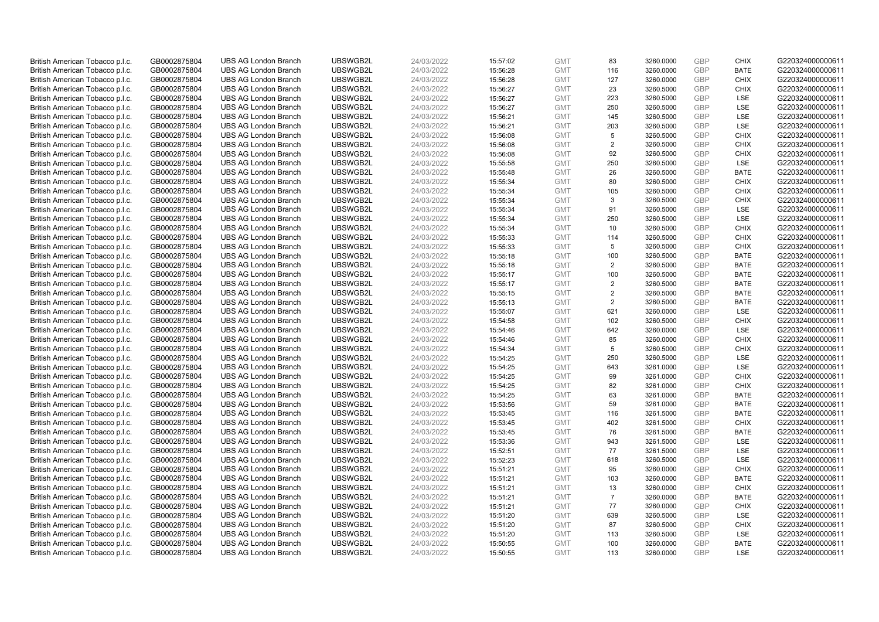| | | | | | | | | | | | |
|---|---|---|---|---|---|---|---|---|---|---|---|
| British American Tobacco p.l.c. | GB0002875804 | UBS AG London Branch | UBSWGB2L | 24/03/2022 | 15:57:02 | GMT | 83 | 3260.0000 | GBP | CHIX | G220324000000611 |
| British American Tobacco p.l.c. | GB0002875804 | UBS AG London Branch | UBSWGB2L | 24/03/2022 | 15:56:28 | GMT | 116 | 3260.0000 | GBP | BATE | G220324000000611 |
| British American Tobacco p.l.c. | GB0002875804 | UBS AG London Branch | UBSWGB2L | 24/03/2022 | 15:56:28 | GMT | 127 | 3260.0000 | GBP | CHIX | G220324000000611 |
| British American Tobacco p.l.c. | GB0002875804 | UBS AG London Branch | UBSWGB2L | 24/03/2022 | 15:56:27 | GMT | 23 | 3260.5000 | GBP | CHIX | G220324000000611 |
| British American Tobacco p.l.c. | GB0002875804 | UBS AG London Branch | UBSWGB2L | 24/03/2022 | 15:56:27 | GMT | 223 | 3260.5000 | GBP | LSE | G220324000000611 |
| British American Tobacco p.l.c. | GB0002875804 | UBS AG London Branch | UBSWGB2L | 24/03/2022 | 15:56:27 | GMT | 250 | 3260.5000 | GBP | LSE | G220324000000611 |
| British American Tobacco p.l.c. | GB0002875804 | UBS AG London Branch | UBSWGB2L | 24/03/2022 | 15:56:21 | GMT | 145 | 3260.5000 | GBP | LSE | G220324000000611 |
| British American Tobacco p.l.c. | GB0002875804 | UBS AG London Branch | UBSWGB2L | 24/03/2022 | 15:56:21 | GMT | 203 | 3260.5000 | GBP | LSE | G220324000000611 |
| British American Tobacco p.l.c. | GB0002875804 | UBS AG London Branch | UBSWGB2L | 24/03/2022 | 15:56:08 | GMT | 5 | 3260.5000 | GBP | CHIX | G220324000000611 |
| British American Tobacco p.l.c. | GB0002875804 | UBS AG London Branch | UBSWGB2L | 24/03/2022 | 15:56:08 | GMT | 2 | 3260.5000 | GBP | CHIX | G220324000000611 |
| British American Tobacco p.l.c. | GB0002875804 | UBS AG London Branch | UBSWGB2L | 24/03/2022 | 15:56:08 | GMT | 92 | 3260.5000 | GBP | CHIX | G220324000000611 |
| British American Tobacco p.l.c. | GB0002875804 | UBS AG London Branch | UBSWGB2L | 24/03/2022 | 15:55:58 | GMT | 250 | 3260.5000 | GBP | LSE | G220324000000611 |
| British American Tobacco p.l.c. | GB0002875804 | UBS AG London Branch | UBSWGB2L | 24/03/2022 | 15:55:48 | GMT | 26 | 3260.5000 | GBP | BATE | G220324000000611 |
| British American Tobacco p.l.c. | GB0002875804 | UBS AG London Branch | UBSWGB2L | 24/03/2022 | 15:55:34 | GMT | 80 | 3260.5000 | GBP | CHIX | G220324000000611 |
| British American Tobacco p.l.c. | GB0002875804 | UBS AG London Branch | UBSWGB2L | 24/03/2022 | 15:55:34 | GMT | 105 | 3260.5000 | GBP | CHIX | G220324000000611 |
| British American Tobacco p.l.c. | GB0002875804 | UBS AG London Branch | UBSWGB2L | 24/03/2022 | 15:55:34 | GMT | 3 | 3260.5000 | GBP | CHIX | G220324000000611 |
| British American Tobacco p.l.c. | GB0002875804 | UBS AG London Branch | UBSWGB2L | 24/03/2022 | 15:55:34 | GMT | 91 | 3260.5000 | GBP | LSE | G220324000000611 |
| British American Tobacco p.l.c. | GB0002875804 | UBS AG London Branch | UBSWGB2L | 24/03/2022 | 15:55:34 | GMT | 250 | 3260.5000 | GBP | LSE | G220324000000611 |
| British American Tobacco p.l.c. | GB0002875804 | UBS AG London Branch | UBSWGB2L | 24/03/2022 | 15:55:34 | GMT | 10 | 3260.5000 | GBP | CHIX | G220324000000611 |
| British American Tobacco p.l.c. | GB0002875804 | UBS AG London Branch | UBSWGB2L | 24/03/2022 | 15:55:33 | GMT | 114 | 3260.5000 | GBP | CHIX | G220324000000611 |
| British American Tobacco p.l.c. | GB0002875804 | UBS AG London Branch | UBSWGB2L | 24/03/2022 | 15:55:33 | GMT | 5 | 3260.5000 | GBP | CHIX | G220324000000611 |
| British American Tobacco p.l.c. | GB0002875804 | UBS AG London Branch | UBSWGB2L | 24/03/2022 | 15:55:18 | GMT | 100 | 3260.5000 | GBP | BATE | G220324000000611 |
| British American Tobacco p.l.c. | GB0002875804 | UBS AG London Branch | UBSWGB2L | 24/03/2022 | 15:55:18 | GMT | 2 | 3260.5000 | GBP | BATE | G220324000000611 |
| British American Tobacco p.l.c. | GB0002875804 | UBS AG London Branch | UBSWGB2L | 24/03/2022 | 15:55:17 | GMT | 100 | 3260.5000 | GBP | BATE | G220324000000611 |
| British American Tobacco p.l.c. | GB0002875804 | UBS AG London Branch | UBSWGB2L | 24/03/2022 | 15:55:17 | GMT | 2 | 3260.5000 | GBP | BATE | G220324000000611 |
| British American Tobacco p.l.c. | GB0002875804 | UBS AG London Branch | UBSWGB2L | 24/03/2022 | 15:55:15 | GMT | 2 | 3260.5000 | GBP | BATE | G220324000000611 |
| British American Tobacco p.l.c. | GB0002875804 | UBS AG London Branch | UBSWGB2L | 24/03/2022 | 15:55:13 | GMT | 2 | 3260.5000 | GBP | BATE | G220324000000611 |
| British American Tobacco p.l.c. | GB0002875804 | UBS AG London Branch | UBSWGB2L | 24/03/2022 | 15:55:07 | GMT | 621 | 3260.0000 | GBP | LSE | G220324000000611 |
| British American Tobacco p.l.c. | GB0002875804 | UBS AG London Branch | UBSWGB2L | 24/03/2022 | 15:54:58 | GMT | 102 | 3260.5000 | GBP | CHIX | G220324000000611 |
| British American Tobacco p.l.c. | GB0002875804 | UBS AG London Branch | UBSWGB2L | 24/03/2022 | 15:54:46 | GMT | 642 | 3260.0000 | GBP | LSE | G220324000000611 |
| British American Tobacco p.l.c. | GB0002875804 | UBS AG London Branch | UBSWGB2L | 24/03/2022 | 15:54:46 | GMT | 85 | 3260.0000 | GBP | CHIX | G220324000000611 |
| British American Tobacco p.l.c. | GB0002875804 | UBS AG London Branch | UBSWGB2L | 24/03/2022 | 15:54:34 | GMT | 5 | 3260.5000 | GBP | CHIX | G220324000000611 |
| British American Tobacco p.l.c. | GB0002875804 | UBS AG London Branch | UBSWGB2L | 24/03/2022 | 15:54:25 | GMT | 250 | 3260.5000 | GBP | LSE | G220324000000611 |
| British American Tobacco p.l.c. | GB0002875804 | UBS AG London Branch | UBSWGB2L | 24/03/2022 | 15:54:25 | GMT | 643 | 3261.0000 | GBP | LSE | G220324000000611 |
| British American Tobacco p.l.c. | GB0002875804 | UBS AG London Branch | UBSWGB2L | 24/03/2022 | 15:54:25 | GMT | 99 | 3261.0000 | GBP | CHIX | G220324000000611 |
| British American Tobacco p.l.c. | GB0002875804 | UBS AG London Branch | UBSWGB2L | 24/03/2022 | 15:54:25 | GMT | 82 | 3261.0000 | GBP | CHIX | G220324000000611 |
| British American Tobacco p.l.c. | GB0002875804 | UBS AG London Branch | UBSWGB2L | 24/03/2022 | 15:54:25 | GMT | 63 | 3261.0000 | GBP | BATE | G220324000000611 |
| British American Tobacco p.l.c. | GB0002875804 | UBS AG London Branch | UBSWGB2L | 24/03/2022 | 15:53:56 | GMT | 59 | 3261.0000 | GBP | BATE | G220324000000611 |
| British American Tobacco p.l.c. | GB0002875804 | UBS AG London Branch | UBSWGB2L | 24/03/2022 | 15:53:45 | GMT | 116 | 3261.5000 | GBP | BATE | G220324000000611 |
| British American Tobacco p.l.c. | GB0002875804 | UBS AG London Branch | UBSWGB2L | 24/03/2022 | 15:53:45 | GMT | 402 | 3261.5000 | GBP | CHIX | G220324000000611 |
| British American Tobacco p.l.c. | GB0002875804 | UBS AG London Branch | UBSWGB2L | 24/03/2022 | 15:53:45 | GMT | 76 | 3261.5000 | GBP | BATE | G220324000000611 |
| British American Tobacco p.l.c. | GB0002875804 | UBS AG London Branch | UBSWGB2L | 24/03/2022 | 15:53:36 | GMT | 943 | 3261.5000 | GBP | LSE | G220324000000611 |
| British American Tobacco p.l.c. | GB0002875804 | UBS AG London Branch | UBSWGB2L | 24/03/2022 | 15:52:51 | GMT | 77 | 3261.5000 | GBP | LSE | G220324000000611 |
| British American Tobacco p.l.c. | GB0002875804 | UBS AG London Branch | UBSWGB2L | 24/03/2022 | 15:52:23 | GMT | 618 | 3260.5000 | GBP | LSE | G220324000000611 |
| British American Tobacco p.l.c. | GB0002875804 | UBS AG London Branch | UBSWGB2L | 24/03/2022 | 15:51:21 | GMT | 95 | 3260.0000 | GBP | CHIX | G220324000000611 |
| British American Tobacco p.l.c. | GB0002875804 | UBS AG London Branch | UBSWGB2L | 24/03/2022 | 15:51:21 | GMT | 103 | 3260.0000 | GBP | BATE | G220324000000611 |
| British American Tobacco p.l.c. | GB0002875804 | UBS AG London Branch | UBSWGB2L | 24/03/2022 | 15:51:21 | GMT | 13 | 3260.0000 | GBP | CHIX | G220324000000611 |
| British American Tobacco p.l.c. | GB0002875804 | UBS AG London Branch | UBSWGB2L | 24/03/2022 | 15:51:21 | GMT | 7 | 3260.0000 | GBP | BATE | G220324000000611 |
| British American Tobacco p.l.c. | GB0002875804 | UBS AG London Branch | UBSWGB2L | 24/03/2022 | 15:51:21 | GMT | 77 | 3260.0000 | GBP | CHIX | G220324000000611 |
| British American Tobacco p.l.c. | GB0002875804 | UBS AG London Branch | UBSWGB2L | 24/03/2022 | 15:51:20 | GMT | 639 | 3260.5000 | GBP | LSE | G220324000000611 |
| British American Tobacco p.l.c. | GB0002875804 | UBS AG London Branch | UBSWGB2L | 24/03/2022 | 15:51:20 | GMT | 87 | 3260.5000 | GBP | CHIX | G220324000000611 |
| British American Tobacco p.l.c. | GB0002875804 | UBS AG London Branch | UBSWGB2L | 24/03/2022 | 15:51:20 | GMT | 113 | 3260.5000 | GBP | LSE | G220324000000611 |
| British American Tobacco p.l.c. | GB0002875804 | UBS AG London Branch | UBSWGB2L | 24/03/2022 | 15:50:55 | GMT | 100 | 3260.0000 | GBP | BATE | G220324000000611 |
| British American Tobacco p.l.c. | GB0002875804 | UBS AG London Branch | UBSWGB2L | 24/03/2022 | 15:50:55 | GMT | 113 | 3260.0000 | GBP | LSE | G220324000000611 |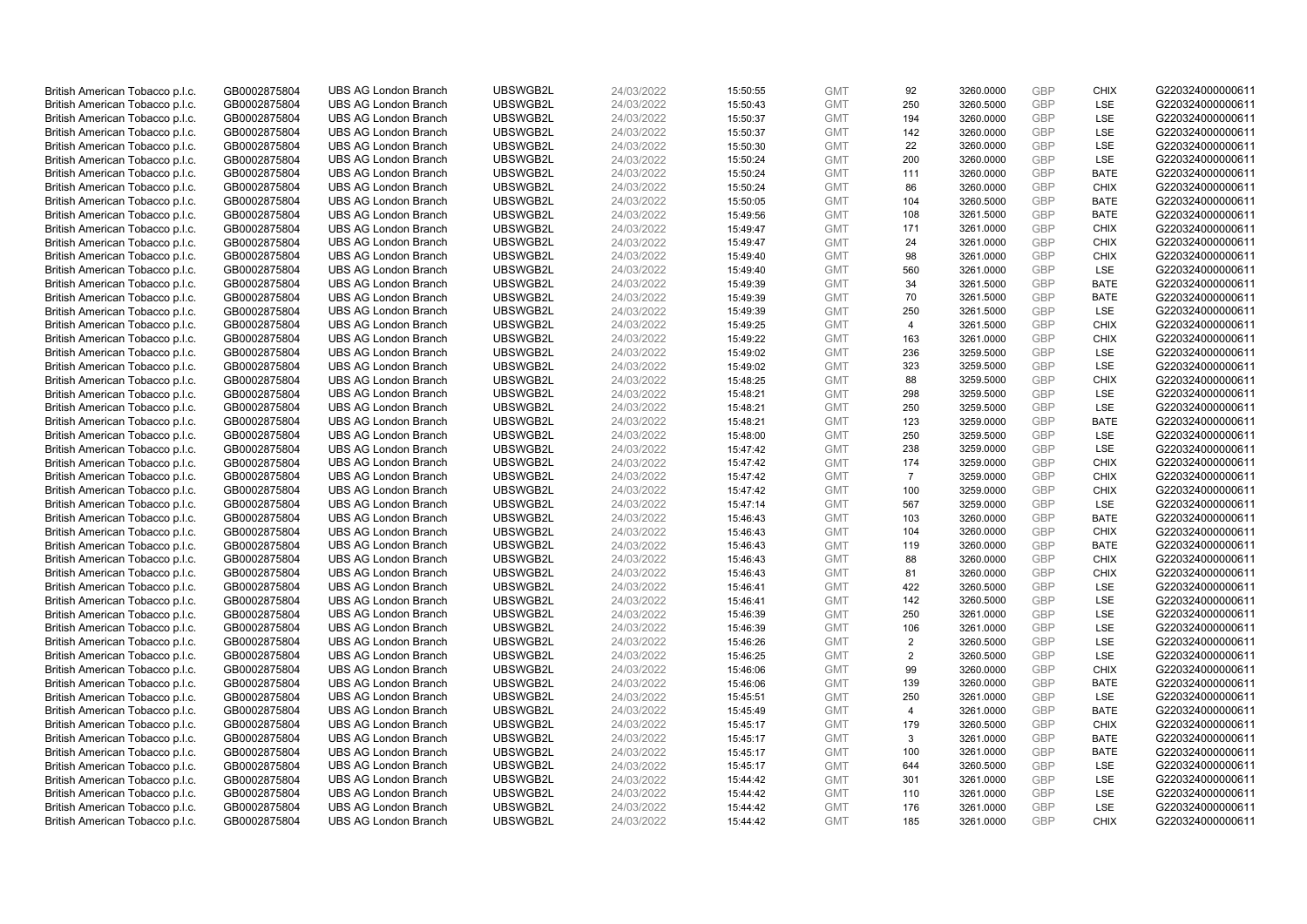| British American Tobacco p.l.c. | GB0002875804 | UBS AG London Branch | UBSWGB2L | 24/03/2022 | 15:50:55 | GMT | 92 | 3260.0000 | GBP | CHIX | G220324000000611 |
|---|---|---|---|---|---|---|---|---|---|---|---|
| British American Tobacco p.l.c. | GB0002875804 | UBS AG London Branch | UBSWGB2L | 24/03/2022 | 15:50:43 | GMT | 250 | 3260.5000 | GBP | LSE | G220324000000611 |
| British American Tobacco p.l.c. | GB0002875804 | UBS AG London Branch | UBSWGB2L | 24/03/2022 | 15:50:37 | GMT | 194 | 3260.0000 | GBP | LSE | G220324000000611 |
| British American Tobacco p.l.c. | GB0002875804 | UBS AG London Branch | UBSWGB2L | 24/03/2022 | 15:50:37 | GMT | 142 | 3260.0000 | GBP | LSE | G220324000000611 |
| British American Tobacco p.l.c. | GB0002875804 | UBS AG London Branch | UBSWGB2L | 24/03/2022 | 15:50:30 | GMT | 22 | 3260.0000 | GBP | LSE | G220324000000611 |
| British American Tobacco p.l.c. | GB0002875804 | UBS AG London Branch | UBSWGB2L | 24/03/2022 | 15:50:24 | GMT | 200 | 3260.0000 | GBP | LSE | G220324000000611 |
| British American Tobacco p.l.c. | GB0002875804 | UBS AG London Branch | UBSWGB2L | 24/03/2022 | 15:50:24 | GMT | 111 | 3260.0000 | GBP | BATE | G220324000000611 |
| British American Tobacco p.l.c. | GB0002875804 | UBS AG London Branch | UBSWGB2L | 24/03/2022 | 15:50:24 | GMT | 86 | 3260.0000 | GBP | CHIX | G220324000000611 |
| British American Tobacco p.l.c. | GB0002875804 | UBS AG London Branch | UBSWGB2L | 24/03/2022 | 15:50:05 | GMT | 104 | 3260.5000 | GBP | BATE | G220324000000611 |
| British American Tobacco p.l.c. | GB0002875804 | UBS AG London Branch | UBSWGB2L | 24/03/2022 | 15:49:56 | GMT | 108 | 3261.5000 | GBP | BATE | G220324000000611 |
| British American Tobacco p.l.c. | GB0002875804 | UBS AG London Branch | UBSWGB2L | 24/03/2022 | 15:49:47 | GMT | 171 | 3261.0000 | GBP | CHIX | G220324000000611 |
| British American Tobacco p.l.c. | GB0002875804 | UBS AG London Branch | UBSWGB2L | 24/03/2022 | 15:49:47 | GMT | 24 | 3261.0000 | GBP | CHIX | G220324000000611 |
| British American Tobacco p.l.c. | GB0002875804 | UBS AG London Branch | UBSWGB2L | 24/03/2022 | 15:49:40 | GMT | 98 | 3261.0000 | GBP | CHIX | G220324000000611 |
| British American Tobacco p.l.c. | GB0002875804 | UBS AG London Branch | UBSWGB2L | 24/03/2022 | 15:49:40 | GMT | 560 | 3261.0000 | GBP | LSE | G220324000000611 |
| British American Tobacco p.l.c. | GB0002875804 | UBS AG London Branch | UBSWGB2L | 24/03/2022 | 15:49:39 | GMT | 34 | 3261.5000 | GBP | BATE | G220324000000611 |
| British American Tobacco p.l.c. | GB0002875804 | UBS AG London Branch | UBSWGB2L | 24/03/2022 | 15:49:39 | GMT | 70 | 3261.5000 | GBP | BATE | G220324000000611 |
| British American Tobacco p.l.c. | GB0002875804 | UBS AG London Branch | UBSWGB2L | 24/03/2022 | 15:49:39 | GMT | 250 | 3261.5000 | GBP | LSE | G220324000000611 |
| British American Tobacco p.l.c. | GB0002875804 | UBS AG London Branch | UBSWGB2L | 24/03/2022 | 15:49:25 | GMT | 4 | 3261.5000 | GBP | CHIX | G220324000000611 |
| British American Tobacco p.l.c. | GB0002875804 | UBS AG London Branch | UBSWGB2L | 24/03/2022 | 15:49:22 | GMT | 163 | 3261.0000 | GBP | CHIX | G220324000000611 |
| British American Tobacco p.l.c. | GB0002875804 | UBS AG London Branch | UBSWGB2L | 24/03/2022 | 15:49:02 | GMT | 236 | 3259.5000 | GBP | LSE | G220324000000611 |
| British American Tobacco p.l.c. | GB0002875804 | UBS AG London Branch | UBSWGB2L | 24/03/2022 | 15:49:02 | GMT | 323 | 3259.5000 | GBP | LSE | G220324000000611 |
| British American Tobacco p.l.c. | GB0002875804 | UBS AG London Branch | UBSWGB2L | 24/03/2022 | 15:48:25 | GMT | 88 | 3259.5000 | GBP | CHIX | G220324000000611 |
| British American Tobacco p.l.c. | GB0002875804 | UBS AG London Branch | UBSWGB2L | 24/03/2022 | 15:48:21 | GMT | 298 | 3259.5000 | GBP | LSE | G220324000000611 |
| British American Tobacco p.l.c. | GB0002875804 | UBS AG London Branch | UBSWGB2L | 24/03/2022 | 15:48:21 | GMT | 250 | 3259.5000 | GBP | LSE | G220324000000611 |
| British American Tobacco p.l.c. | GB0002875804 | UBS AG London Branch | UBSWGB2L | 24/03/2022 | 15:48:21 | GMT | 123 | 3259.0000 | GBP | BATE | G220324000000611 |
| British American Tobacco p.l.c. | GB0002875804 | UBS AG London Branch | UBSWGB2L | 24/03/2022 | 15:48:00 | GMT | 250 | 3259.5000 | GBP | LSE | G220324000000611 |
| British American Tobacco p.l.c. | GB0002875804 | UBS AG London Branch | UBSWGB2L | 24/03/2022 | 15:47:42 | GMT | 238 | 3259.0000 | GBP | LSE | G220324000000611 |
| British American Tobacco p.l.c. | GB0002875804 | UBS AG London Branch | UBSWGB2L | 24/03/2022 | 15:47:42 | GMT | 174 | 3259.0000 | GBP | CHIX | G220324000000611 |
| British American Tobacco p.l.c. | GB0002875804 | UBS AG London Branch | UBSWGB2L | 24/03/2022 | 15:47:42 | GMT | 7 | 3259.0000 | GBP | CHIX | G220324000000611 |
| British American Tobacco p.l.c. | GB0002875804 | UBS AG London Branch | UBSWGB2L | 24/03/2022 | 15:47:42 | GMT | 100 | 3259.0000 | GBP | CHIX | G220324000000611 |
| British American Tobacco p.l.c. | GB0002875804 | UBS AG London Branch | UBSWGB2L | 24/03/2022 | 15:47:14 | GMT | 567 | 3259.0000 | GBP | LSE | G220324000000611 |
| British American Tobacco p.l.c. | GB0002875804 | UBS AG London Branch | UBSWGB2L | 24/03/2022 | 15:46:43 | GMT | 103 | 3260.0000 | GBP | BATE | G220324000000611 |
| British American Tobacco p.l.c. | GB0002875804 | UBS AG London Branch | UBSWGB2L | 24/03/2022 | 15:46:43 | GMT | 104 | 3260.0000 | GBP | CHIX | G220324000000611 |
| British American Tobacco p.l.c. | GB0002875804 | UBS AG London Branch | UBSWGB2L | 24/03/2022 | 15:46:43 | GMT | 119 | 3260.0000 | GBP | BATE | G220324000000611 |
| British American Tobacco p.l.c. | GB0002875804 | UBS AG London Branch | UBSWGB2L | 24/03/2022 | 15:46:43 | GMT | 88 | 3260.0000 | GBP | CHIX | G220324000000611 |
| British American Tobacco p.l.c. | GB0002875804 | UBS AG London Branch | UBSWGB2L | 24/03/2022 | 15:46:43 | GMT | 81 | 3260.0000 | GBP | CHIX | G220324000000611 |
| British American Tobacco p.l.c. | GB0002875804 | UBS AG London Branch | UBSWGB2L | 24/03/2022 | 15:46:41 | GMT | 422 | 3260.5000 | GBP | LSE | G220324000000611 |
| British American Tobacco p.l.c. | GB0002875804 | UBS AG London Branch | UBSWGB2L | 24/03/2022 | 15:46:41 | GMT | 142 | 3260.5000 | GBP | LSE | G220324000000611 |
| British American Tobacco p.l.c. | GB0002875804 | UBS AG London Branch | UBSWGB2L | 24/03/2022 | 15:46:39 | GMT | 250 | 3261.0000 | GBP | LSE | G220324000000611 |
| British American Tobacco p.l.c. | GB0002875804 | UBS AG London Branch | UBSWGB2L | 24/03/2022 | 15:46:39 | GMT | 106 | 3261.0000 | GBP | LSE | G220324000000611 |
| British American Tobacco p.l.c. | GB0002875804 | UBS AG London Branch | UBSWGB2L | 24/03/2022 | 15:46:26 | GMT | 2 | 3260.5000 | GBP | LSE | G220324000000611 |
| British American Tobacco p.l.c. | GB0002875804 | UBS AG London Branch | UBSWGB2L | 24/03/2022 | 15:46:25 | GMT | 2 | 3260.5000 | GBP | LSE | G220324000000611 |
| British American Tobacco p.l.c. | GB0002875804 | UBS AG London Branch | UBSWGB2L | 24/03/2022 | 15:46:06 | GMT | 99 | 3260.0000 | GBP | CHIX | G220324000000611 |
| British American Tobacco p.l.c. | GB0002875804 | UBS AG London Branch | UBSWGB2L | 24/03/2022 | 15:46:06 | GMT | 139 | 3260.0000 | GBP | BATE | G220324000000611 |
| British American Tobacco p.l.c. | GB0002875804 | UBS AG London Branch | UBSWGB2L | 24/03/2022 | 15:45:51 | GMT | 250 | 3261.0000 | GBP | LSE | G220324000000611 |
| British American Tobacco p.l.c. | GB0002875804 | UBS AG London Branch | UBSWGB2L | 24/03/2022 | 15:45:49 | GMT | 4 | 3261.0000 | GBP | BATE | G220324000000611 |
| British American Tobacco p.l.c. | GB0002875804 | UBS AG London Branch | UBSWGB2L | 24/03/2022 | 15:45:17 | GMT | 179 | 3260.5000 | GBP | CHIX | G220324000000611 |
| British American Tobacco p.l.c. | GB0002875804 | UBS AG London Branch | UBSWGB2L | 24/03/2022 | 15:45:17 | GMT | 3 | 3261.0000 | GBP | BATE | G220324000000611 |
| British American Tobacco p.l.c. | GB0002875804 | UBS AG London Branch | UBSWGB2L | 24/03/2022 | 15:45:17 | GMT | 100 | 3261.0000 | GBP | BATE | G220324000000611 |
| British American Tobacco p.l.c. | GB0002875804 | UBS AG London Branch | UBSWGB2L | 24/03/2022 | 15:45:17 | GMT | 644 | 3260.5000 | GBP | LSE | G220324000000611 |
| British American Tobacco p.l.c. | GB0002875804 | UBS AG London Branch | UBSWGB2L | 24/03/2022 | 15:44:42 | GMT | 301 | 3261.0000 | GBP | LSE | G220324000000611 |
| British American Tobacco p.l.c. | GB0002875804 | UBS AG London Branch | UBSWGB2L | 24/03/2022 | 15:44:42 | GMT | 110 | 3261.0000 | GBP | LSE | G220324000000611 |
| British American Tobacco p.l.c. | GB0002875804 | UBS AG London Branch | UBSWGB2L | 24/03/2022 | 15:44:42 | GMT | 176 | 3261.0000 | GBP | LSE | G220324000000611 |
| British American Tobacco p.l.c. | GB0002875804 | UBS AG London Branch | UBSWGB2L | 24/03/2022 | 15:44:42 | GMT | 185 | 3261.0000 | GBP | CHIX | G220324000000611 |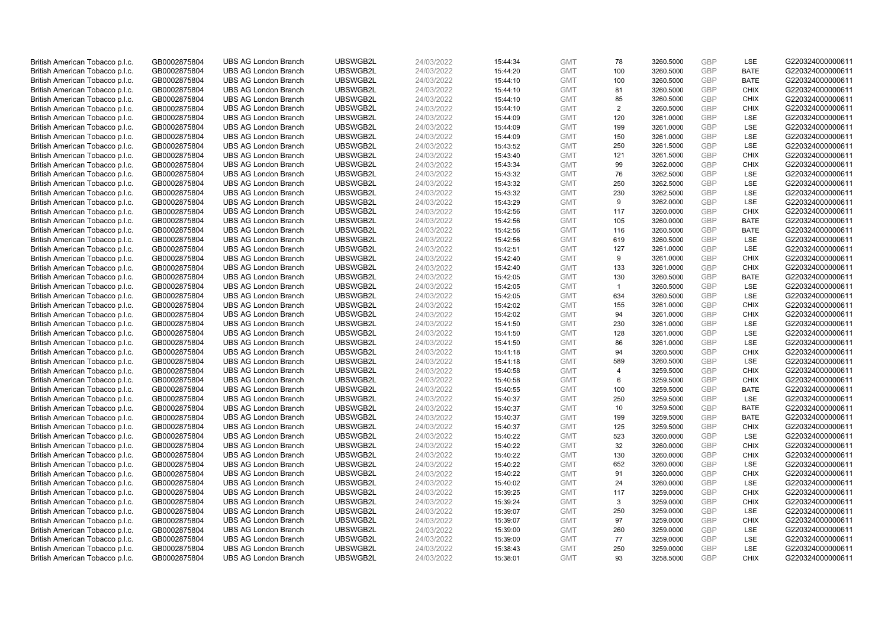| | | | | | | | | | | | |
|---|---|---|---|---|---|---|---|---|---|---|---|
| British American Tobacco p.l.c. | GB0002875804 | UBS AG London Branch | UBSWGB2L | 24/03/2022 | 15:44:34 | GMT | 78 | 3260.5000 | GBP | LSE | G220324000000611 |
| British American Tobacco p.l.c. | GB0002875804 | UBS AG London Branch | UBSWGB2L | 24/03/2022 | 15:44:20 | GMT | 100 | 3260.5000 | GBP | BATE | G220324000000611 |
| British American Tobacco p.l.c. | GB0002875804 | UBS AG London Branch | UBSWGB2L | 24/03/2022 | 15:44:10 | GMT | 100 | 3260.5000 | GBP | BATE | G220324000000611 |
| British American Tobacco p.l.c. | GB0002875804 | UBS AG London Branch | UBSWGB2L | 24/03/2022 | 15:44:10 | GMT | 81 | 3260.5000 | GBP | CHIX | G220324000000611 |
| British American Tobacco p.l.c. | GB0002875804 | UBS AG London Branch | UBSWGB2L | 24/03/2022 | 15:44:10 | GMT | 85 | 3260.5000 | GBP | CHIX | G220324000000611 |
| British American Tobacco p.l.c. | GB0002875804 | UBS AG London Branch | UBSWGB2L | 24/03/2022 | 15:44:10 | GMT | 2 | 3260.5000 | GBP | CHIX | G220324000000611 |
| British American Tobacco p.l.c. | GB0002875804 | UBS AG London Branch | UBSWGB2L | 24/03/2022 | 15:44:09 | GMT | 120 | 3261.0000 | GBP | LSE | G220324000000611 |
| British American Tobacco p.l.c. | GB0002875804 | UBS AG London Branch | UBSWGB2L | 24/03/2022 | 15:44:09 | GMT | 199 | 3261.0000 | GBP | LSE | G220324000000611 |
| British American Tobacco p.l.c. | GB0002875804 | UBS AG London Branch | UBSWGB2L | 24/03/2022 | 15:44:09 | GMT | 150 | 3261.0000 | GBP | LSE | G220324000000611 |
| British American Tobacco p.l.c. | GB0002875804 | UBS AG London Branch | UBSWGB2L | 24/03/2022 | 15:43:52 | GMT | 250 | 3261.5000 | GBP | LSE | G220324000000611 |
| British American Tobacco p.l.c. | GB0002875804 | UBS AG London Branch | UBSWGB2L | 24/03/2022 | 15:43:40 | GMT | 121 | 3261.5000 | GBP | CHIX | G220324000000611 |
| British American Tobacco p.l.c. | GB0002875804 | UBS AG London Branch | UBSWGB2L | 24/03/2022 | 15:43:34 | GMT | 99 | 3262.0000 | GBP | CHIX | G220324000000611 |
| British American Tobacco p.l.c. | GB0002875804 | UBS AG London Branch | UBSWGB2L | 24/03/2022 | 15:43:32 | GMT | 76 | 3262.5000 | GBP | LSE | G220324000000611 |
| British American Tobacco p.l.c. | GB0002875804 | UBS AG London Branch | UBSWGB2L | 24/03/2022 | 15:43:32 | GMT | 250 | 3262.5000 | GBP | LSE | G220324000000611 |
| British American Tobacco p.l.c. | GB0002875804 | UBS AG London Branch | UBSWGB2L | 24/03/2022 | 15:43:32 | GMT | 230 | 3262.5000 | GBP | LSE | G220324000000611 |
| British American Tobacco p.l.c. | GB0002875804 | UBS AG London Branch | UBSWGB2L | 24/03/2022 | 15:43:29 | GMT | 9 | 3262.0000 | GBP | LSE | G220324000000611 |
| British American Tobacco p.l.c. | GB0002875804 | UBS AG London Branch | UBSWGB2L | 24/03/2022 | 15:42:56 | GMT | 117 | 3260.0000 | GBP | CHIX | G220324000000611 |
| British American Tobacco p.l.c. | GB0002875804 | UBS AG London Branch | UBSWGB2L | 24/03/2022 | 15:42:56 | GMT | 105 | 3260.0000 | GBP | BATE | G220324000000611 |
| British American Tobacco p.l.c. | GB0002875804 | UBS AG London Branch | UBSWGB2L | 24/03/2022 | 15:42:56 | GMT | 116 | 3260.5000 | GBP | BATE | G220324000000611 |
| British American Tobacco p.l.c. | GB0002875804 | UBS AG London Branch | UBSWGB2L | 24/03/2022 | 15:42:56 | GMT | 619 | 3260.5000 | GBP | LSE | G220324000000611 |
| British American Tobacco p.l.c. | GB0002875804 | UBS AG London Branch | UBSWGB2L | 24/03/2022 | 15:42:51 | GMT | 127 | 3261.0000 | GBP | LSE | G220324000000611 |
| British American Tobacco p.l.c. | GB0002875804 | UBS AG London Branch | UBSWGB2L | 24/03/2022 | 15:42:40 | GMT | 9 | 3261.0000 | GBP | CHIX | G220324000000611 |
| British American Tobacco p.l.c. | GB0002875804 | UBS AG London Branch | UBSWGB2L | 24/03/2022 | 15:42:40 | GMT | 133 | 3261.0000 | GBP | CHIX | G220324000000611 |
| British American Tobacco p.l.c. | GB0002875804 | UBS AG London Branch | UBSWGB2L | 24/03/2022 | 15:42:05 | GMT | 130 | 3260.5000 | GBP | BATE | G220324000000611 |
| British American Tobacco p.l.c. | GB0002875804 | UBS AG London Branch | UBSWGB2L | 24/03/2022 | 15:42:05 | GMT | 1 | 3260.5000 | GBP | LSE | G220324000000611 |
| British American Tobacco p.l.c. | GB0002875804 | UBS AG London Branch | UBSWGB2L | 24/03/2022 | 15:42:05 | GMT | 634 | 3260.5000 | GBP | LSE | G220324000000611 |
| British American Tobacco p.l.c. | GB0002875804 | UBS AG London Branch | UBSWGB2L | 24/03/2022 | 15:42:02 | GMT | 155 | 3261.0000 | GBP | CHIX | G220324000000611 |
| British American Tobacco p.l.c. | GB0002875804 | UBS AG London Branch | UBSWGB2L | 24/03/2022 | 15:42:02 | GMT | 94 | 3261.0000 | GBP | CHIX | G220324000000611 |
| British American Tobacco p.l.c. | GB0002875804 | UBS AG London Branch | UBSWGB2L | 24/03/2022 | 15:41:50 | GMT | 230 | 3261.0000 | GBP | LSE | G220324000000611 |
| British American Tobacco p.l.c. | GB0002875804 | UBS AG London Branch | UBSWGB2L | 24/03/2022 | 15:41:50 | GMT | 128 | 3261.0000 | GBP | LSE | G220324000000611 |
| British American Tobacco p.l.c. | GB0002875804 | UBS AG London Branch | UBSWGB2L | 24/03/2022 | 15:41:50 | GMT | 86 | 3261.0000 | GBP | LSE | G220324000000611 |
| British American Tobacco p.l.c. | GB0002875804 | UBS AG London Branch | UBSWGB2L | 24/03/2022 | 15:41:18 | GMT | 94 | 3260.5000 | GBP | CHIX | G220324000000611 |
| British American Tobacco p.l.c. | GB0002875804 | UBS AG London Branch | UBSWGB2L | 24/03/2022 | 15:41:18 | GMT | 589 | 3260.5000 | GBP | LSE | G220324000000611 |
| British American Tobacco p.l.c. | GB0002875804 | UBS AG London Branch | UBSWGB2L | 24/03/2022 | 15:40:58 | GMT | 4 | 3259.5000 | GBP | CHIX | G220324000000611 |
| British American Tobacco p.l.c. | GB0002875804 | UBS AG London Branch | UBSWGB2L | 24/03/2022 | 15:40:58 | GMT | 6 | 3259.5000 | GBP | CHIX | G220324000000611 |
| British American Tobacco p.l.c. | GB0002875804 | UBS AG London Branch | UBSWGB2L | 24/03/2022 | 15:40:55 | GMT | 100 | 3259.5000 | GBP | BATE | G220324000000611 |
| British American Tobacco p.l.c. | GB0002875804 | UBS AG London Branch | UBSWGB2L | 24/03/2022 | 15:40:37 | GMT | 250 | 3259.5000 | GBP | LSE | G220324000000611 |
| British American Tobacco p.l.c. | GB0002875804 | UBS AG London Branch | UBSWGB2L | 24/03/2022 | 15:40:37 | GMT | 10 | 3259.5000 | GBP | BATE | G220324000000611 |
| British American Tobacco p.l.c. | GB0002875804 | UBS AG London Branch | UBSWGB2L | 24/03/2022 | 15:40:37 | GMT | 199 | 3259.5000 | GBP | BATE | G220324000000611 |
| British American Tobacco p.l.c. | GB0002875804 | UBS AG London Branch | UBSWGB2L | 24/03/2022 | 15:40:37 | GMT | 125 | 3259.5000 | GBP | CHIX | G220324000000611 |
| British American Tobacco p.l.c. | GB0002875804 | UBS AG London Branch | UBSWGB2L | 24/03/2022 | 15:40:22 | GMT | 523 | 3260.0000 | GBP | LSE | G220324000000611 |
| British American Tobacco p.l.c. | GB0002875804 | UBS AG London Branch | UBSWGB2L | 24/03/2022 | 15:40:22 | GMT | 32 | 3260.0000 | GBP | CHIX | G220324000000611 |
| British American Tobacco p.l.c. | GB0002875804 | UBS AG London Branch | UBSWGB2L | 24/03/2022 | 15:40:22 | GMT | 130 | 3260.0000 | GBP | CHIX | G220324000000611 |
| British American Tobacco p.l.c. | GB0002875804 | UBS AG London Branch | UBSWGB2L | 24/03/2022 | 15:40:22 | GMT | 652 | 3260.0000 | GBP | LSE | G220324000000611 |
| British American Tobacco p.l.c. | GB0002875804 | UBS AG London Branch | UBSWGB2L | 24/03/2022 | 15:40:22 | GMT | 91 | 3260.0000 | GBP | CHIX | G220324000000611 |
| British American Tobacco p.l.c. | GB0002875804 | UBS AG London Branch | UBSWGB2L | 24/03/2022 | 15:40:02 | GMT | 24 | 3260.0000 | GBP | LSE | G220324000000611 |
| British American Tobacco p.l.c. | GB0002875804 | UBS AG London Branch | UBSWGB2L | 24/03/2022 | 15:39:25 | GMT | 117 | 3259.0000 | GBP | CHIX | G220324000000611 |
| British American Tobacco p.l.c. | GB0002875804 | UBS AG London Branch | UBSWGB2L | 24/03/2022 | 15:39:24 | GMT | 3 | 3259.0000 | GBP | CHIX | G220324000000611 |
| British American Tobacco p.l.c. | GB0002875804 | UBS AG London Branch | UBSWGB2L | 24/03/2022 | 15:39:07 | GMT | 250 | 3259.0000 | GBP | LSE | G220324000000611 |
| British American Tobacco p.l.c. | GB0002875804 | UBS AG London Branch | UBSWGB2L | 24/03/2022 | 15:39:07 | GMT | 97 | 3259.0000 | GBP | CHIX | G220324000000611 |
| British American Tobacco p.l.c. | GB0002875804 | UBS AG London Branch | UBSWGB2L | 24/03/2022 | 15:39:00 | GMT | 260 | 3259.0000 | GBP | LSE | G220324000000611 |
| British American Tobacco p.l.c. | GB0002875804 | UBS AG London Branch | UBSWGB2L | 24/03/2022 | 15:39:00 | GMT | 77 | 3259.0000 | GBP | LSE | G220324000000611 |
| British American Tobacco p.l.c. | GB0002875804 | UBS AG London Branch | UBSWGB2L | 24/03/2022 | 15:38:43 | GMT | 250 | 3259.0000 | GBP | LSE | G220324000000611 |
| British American Tobacco p.l.c. | GB0002875804 | UBS AG London Branch | UBSWGB2L | 24/03/2022 | 15:38:01 | GMT | 93 | 3258.5000 | GBP | CHIX | G220324000000611 |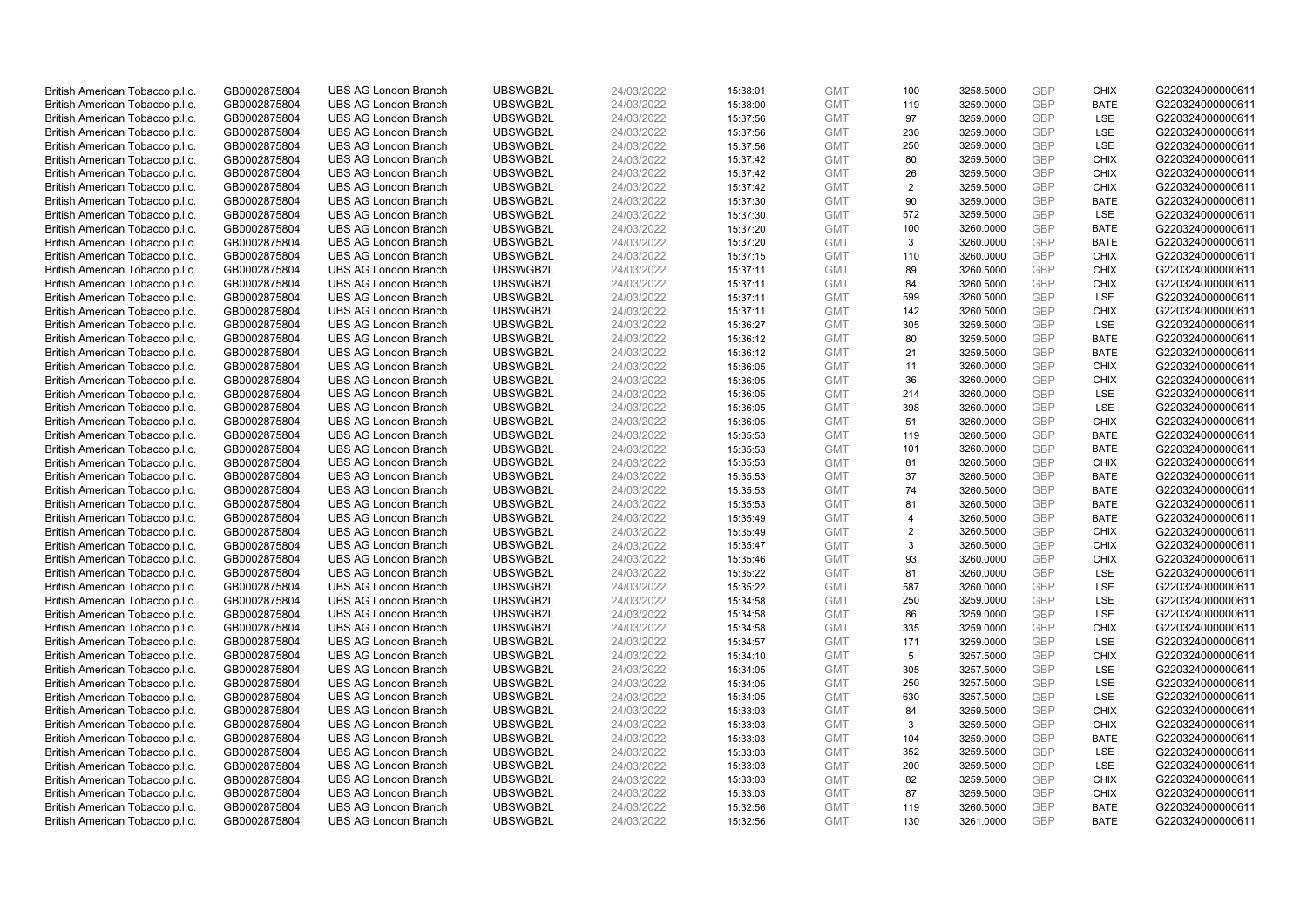| British American Tobacco p.l.c. | GB0002875804 | UBS AG London Branch | UBSWGB2L | 24/03/2022 | 15:38:01 | GMT | 100 | 3258.5000 | GBP | CHIX | G220324000000611 |
|---|---|---|---|---|---|---|---|---|---|---|---|
| British American Tobacco p.l.c. | GB0002875804 | UBS AG London Branch | UBSWGB2L | 24/03/2022 | 15:38:00 | GMT | 119 | 3259.0000 | GBP | BATE | G220324000000611 |
| British American Tobacco p.l.c. | GB0002875804 | UBS AG London Branch | UBSWGB2L | 24/03/2022 | 15:37:56 | GMT | 97 | 3259.0000 | GBP | LSE | G220324000000611 |
| British American Tobacco p.l.c. | GB0002875804 | UBS AG London Branch | UBSWGB2L | 24/03/2022 | 15:37:56 | GMT | 230 | 3259.0000 | GBP | LSE | G220324000000611 |
| British American Tobacco p.l.c. | GB0002875804 | UBS AG London Branch | UBSWGB2L | 24/03/2022 | 15:37:56 | GMT | 250 | 3259.0000 | GBP | LSE | G220324000000611 |
| British American Tobacco p.l.c. | GB0002875804 | UBS AG London Branch | UBSWGB2L | 24/03/2022 | 15:37:42 | GMT | 80 | 3259.5000 | GBP | CHIX | G220324000000611 |
| British American Tobacco p.l.c. | GB0002875804 | UBS AG London Branch | UBSWGB2L | 24/03/2022 | 15:37:42 | GMT | 26 | 3259.5000 | GBP | CHIX | G220324000000611 |
| British American Tobacco p.l.c. | GB0002875804 | UBS AG London Branch | UBSWGB2L | 24/03/2022 | 15:37:42 | GMT | 2 | 3259.5000 | GBP | CHIX | G220324000000611 |
| British American Tobacco p.l.c. | GB0002875804 | UBS AG London Branch | UBSWGB2L | 24/03/2022 | 15:37:30 | GMT | 90 | 3259.0000 | GBP | BATE | G220324000000611 |
| British American Tobacco p.l.c. | GB0002875804 | UBS AG London Branch | UBSWGB2L | 24/03/2022 | 15:37:30 | GMT | 572 | 3259.5000 | GBP | LSE | G220324000000611 |
| British American Tobacco p.l.c. | GB0002875804 | UBS AG London Branch | UBSWGB2L | 24/03/2022 | 15:37:20 | GMT | 100 | 3260.0000 | GBP | BATE | G220324000000611 |
| British American Tobacco p.l.c. | GB0002875804 | UBS AG London Branch | UBSWGB2L | 24/03/2022 | 15:37:20 | GMT | 3 | 3260.0000 | GBP | BATE | G220324000000611 |
| British American Tobacco p.l.c. | GB0002875804 | UBS AG London Branch | UBSWGB2L | 24/03/2022 | 15:37:15 | GMT | 110 | 3260.0000 | GBP | CHIX | G220324000000611 |
| British American Tobacco p.l.c. | GB0002875804 | UBS AG London Branch | UBSWGB2L | 24/03/2022 | 15:37:11 | GMT | 89 | 3260.5000 | GBP | CHIX | G220324000000611 |
| British American Tobacco p.l.c. | GB0002875804 | UBS AG London Branch | UBSWGB2L | 24/03/2022 | 15:37:11 | GMT | 84 | 3260.5000 | GBP | CHIX | G220324000000611 |
| British American Tobacco p.l.c. | GB0002875804 | UBS AG London Branch | UBSWGB2L | 24/03/2022 | 15:37:11 | GMT | 599 | 3260.5000 | GBP | LSE | G220324000000611 |
| British American Tobacco p.l.c. | GB0002875804 | UBS AG London Branch | UBSWGB2L | 24/03/2022 | 15:37:11 | GMT | 142 | 3260.5000 | GBP | CHIX | G220324000000611 |
| British American Tobacco p.l.c. | GB0002875804 | UBS AG London Branch | UBSWGB2L | 24/03/2022 | 15:36:27 | GMT | 305 | 3259.5000 | GBP | LSE | G220324000000611 |
| British American Tobacco p.l.c. | GB0002875804 | UBS AG London Branch | UBSWGB2L | 24/03/2022 | 15:36:12 | GMT | 80 | 3259.5000 | GBP | BATE | G220324000000611 |
| British American Tobacco p.l.c. | GB0002875804 | UBS AG London Branch | UBSWGB2L | 24/03/2022 | 15:36:12 | GMT | 21 | 3259.5000 | GBP | BATE | G220324000000611 |
| British American Tobacco p.l.c. | GB0002875804 | UBS AG London Branch | UBSWGB2L | 24/03/2022 | 15:36:05 | GMT | 11 | 3260.0000 | GBP | CHIX | G220324000000611 |
| British American Tobacco p.l.c. | GB0002875804 | UBS AG London Branch | UBSWGB2L | 24/03/2022 | 15:36:05 | GMT | 36 | 3260.0000 | GBP | CHIX | G220324000000611 |
| British American Tobacco p.l.c. | GB0002875804 | UBS AG London Branch | UBSWGB2L | 24/03/2022 | 15:36:05 | GMT | 214 | 3260.0000 | GBP | LSE | G220324000000611 |
| British American Tobacco p.l.c. | GB0002875804 | UBS AG London Branch | UBSWGB2L | 24/03/2022 | 15:36:05 | GMT | 398 | 3260.0000 | GBP | LSE | G220324000000611 |
| British American Tobacco p.l.c. | GB0002875804 | UBS AG London Branch | UBSWGB2L | 24/03/2022 | 15:36:05 | GMT | 51 | 3260.0000 | GBP | CHIX | G220324000000611 |
| British American Tobacco p.l.c. | GB0002875804 | UBS AG London Branch | UBSWGB2L | 24/03/2022 | 15:35:53 | GMT | 119 | 3260.5000 | GBP | BATE | G220324000000611 |
| British American Tobacco p.l.c. | GB0002875804 | UBS AG London Branch | UBSWGB2L | 24/03/2022 | 15:35:53 | GMT | 101 | 3260.0000 | GBP | BATE | G220324000000611 |
| British American Tobacco p.l.c. | GB0002875804 | UBS AG London Branch | UBSWGB2L | 24/03/2022 | 15:35:53 | GMT | 81 | 3260.5000 | GBP | CHIX | G220324000000611 |
| British American Tobacco p.l.c. | GB0002875804 | UBS AG London Branch | UBSWGB2L | 24/03/2022 | 15:35:53 | GMT | 37 | 3260.5000 | GBP | BATE | G220324000000611 |
| British American Tobacco p.l.c. | GB0002875804 | UBS AG London Branch | UBSWGB2L | 24/03/2022 | 15:35:53 | GMT | 74 | 3260.5000 | GBP | BATE | G220324000000611 |
| British American Tobacco p.l.c. | GB0002875804 | UBS AG London Branch | UBSWGB2L | 24/03/2022 | 15:35:53 | GMT | 81 | 3260.5000 | GBP | BATE | G220324000000611 |
| British American Tobacco p.l.c. | GB0002875804 | UBS AG London Branch | UBSWGB2L | 24/03/2022 | 15:35:49 | GMT | 4 | 3260.5000 | GBP | BATE | G220324000000611 |
| British American Tobacco p.l.c. | GB0002875804 | UBS AG London Branch | UBSWGB2L | 24/03/2022 | 15:35:49 | GMT | 2 | 3260.5000 | GBP | CHIX | G220324000000611 |
| British American Tobacco p.l.c. | GB0002875804 | UBS AG London Branch | UBSWGB2L | 24/03/2022 | 15:35:47 | GMT | 3 | 3260.5000 | GBP | CHIX | G220324000000611 |
| British American Tobacco p.l.c. | GB0002875804 | UBS AG London Branch | UBSWGB2L | 24/03/2022 | 15:35:46 | GMT | 93 | 3260.0000 | GBP | CHIX | G220324000000611 |
| British American Tobacco p.l.c. | GB0002875804 | UBS AG London Branch | UBSWGB2L | 24/03/2022 | 15:35:22 | GMT | 81 | 3260.0000 | GBP | LSE | G220324000000611 |
| British American Tobacco p.l.c. | GB0002875804 | UBS AG London Branch | UBSWGB2L | 24/03/2022 | 15:35:22 | GMT | 587 | 3260.0000 | GBP | LSE | G220324000000611 |
| British American Tobacco p.l.c. | GB0002875804 | UBS AG London Branch | UBSWGB2L | 24/03/2022 | 15:34:58 | GMT | 250 | 3259.0000 | GBP | LSE | G220324000000611 |
| British American Tobacco p.l.c. | GB0002875804 | UBS AG London Branch | UBSWGB2L | 24/03/2022 | 15:34:58 | GMT | 86 | 3259.0000 | GBP | LSE | G220324000000611 |
| British American Tobacco p.l.c. | GB0002875804 | UBS AG London Branch | UBSWGB2L | 24/03/2022 | 15:34:58 | GMT | 335 | 3259.0000 | GBP | CHIX | G220324000000611 |
| British American Tobacco p.l.c. | GB0002875804 | UBS AG London Branch | UBSWGB2L | 24/03/2022 | 15:34:57 | GMT | 171 | 3259.0000 | GBP | LSE | G220324000000611 |
| British American Tobacco p.l.c. | GB0002875804 | UBS AG London Branch | UBSWGB2L | 24/03/2022 | 15:34:10 | GMT | 5 | 3257.5000 | GBP | CHIX | G220324000000611 |
| British American Tobacco p.l.c. | GB0002875804 | UBS AG London Branch | UBSWGB2L | 24/03/2022 | 15:34:05 | GMT | 305 | 3257.5000 | GBP | LSE | G220324000000611 |
| British American Tobacco p.l.c. | GB0002875804 | UBS AG London Branch | UBSWGB2L | 24/03/2022 | 15:34:05 | GMT | 250 | 3257.5000 | GBP | LSE | G220324000000611 |
| British American Tobacco p.l.c. | GB0002875804 | UBS AG London Branch | UBSWGB2L | 24/03/2022 | 15:34:05 | GMT | 630 | 3257.5000 | GBP | LSE | G220324000000611 |
| British American Tobacco p.l.c. | GB0002875804 | UBS AG London Branch | UBSWGB2L | 24/03/2022 | 15:33:03 | GMT | 84 | 3259.5000 | GBP | CHIX | G220324000000611 |
| British American Tobacco p.l.c. | GB0002875804 | UBS AG London Branch | UBSWGB2L | 24/03/2022 | 15:33:03 | GMT | 3 | 3259.5000 | GBP | CHIX | G220324000000611 |
| British American Tobacco p.l.c. | GB0002875804 | UBS AG London Branch | UBSWGB2L | 24/03/2022 | 15:33:03 | GMT | 104 | 3259.0000 | GBP | BATE | G220324000000611 |
| British American Tobacco p.l.c. | GB0002875804 | UBS AG London Branch | UBSWGB2L | 24/03/2022 | 15:33:03 | GMT | 352 | 3259.5000 | GBP | LSE | G220324000000611 |
| British American Tobacco p.l.c. | GB0002875804 | UBS AG London Branch | UBSWGB2L | 24/03/2022 | 15:33:03 | GMT | 200 | 3259.5000 | GBP | LSE | G220324000000611 |
| British American Tobacco p.l.c. | GB0002875804 | UBS AG London Branch | UBSWGB2L | 24/03/2022 | 15:33:03 | GMT | 82 | 3259.5000 | GBP | CHIX | G220324000000611 |
| British American Tobacco p.l.c. | GB0002875804 | UBS AG London Branch | UBSWGB2L | 24/03/2022 | 15:33:03 | GMT | 87 | 3259.5000 | GBP | CHIX | G220324000000611 |
| British American Tobacco p.l.c. | GB0002875804 | UBS AG London Branch | UBSWGB2L | 24/03/2022 | 15:32:56 | GMT | 119 | 3260.5000 | GBP | BATE | G220324000000611 |
| British American Tobacco p.l.c. | GB0002875804 | UBS AG London Branch | UBSWGB2L | 24/03/2022 | 15:32:56 | GMT | 130 | 3261.0000 | GBP | BATE | G220324000000611 |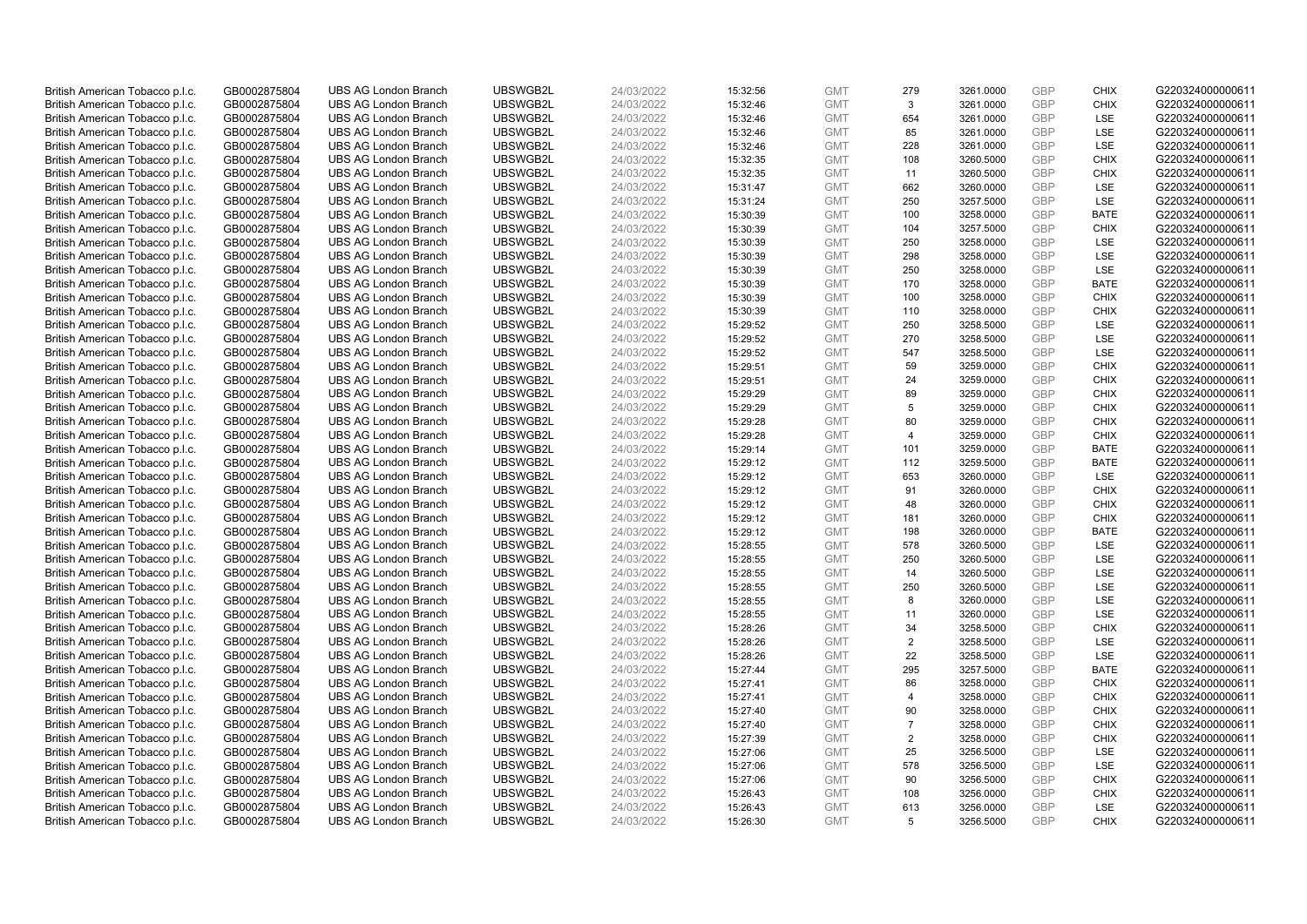| | | | | | | | | | | | |
|---|---|---|---|---|---|---|---|---|---|---|---|
| British American Tobacco p.l.c. | GB0002875804 | UBS AG London Branch | UBSWGB2L | 24/03/2022 | 15:32:56 | GMT | 279 | 3261.0000 | GBP | CHIX | G220324000000611 |
| British American Tobacco p.l.c. | GB0002875804 | UBS AG London Branch | UBSWGB2L | 24/03/2022 | 15:32:46 | GMT | 3 | 3261.0000 | GBP | CHIX | G220324000000611 |
| British American Tobacco p.l.c. | GB0002875804 | UBS AG London Branch | UBSWGB2L | 24/03/2022 | 15:32:46 | GMT | 654 | 3261.0000 | GBP | LSE | G220324000000611 |
| British American Tobacco p.l.c. | GB0002875804 | UBS AG London Branch | UBSWGB2L | 24/03/2022 | 15:32:46 | GMT | 85 | 3261.0000 | GBP | LSE | G220324000000611 |
| British American Tobacco p.l.c. | GB0002875804 | UBS AG London Branch | UBSWGB2L | 24/03/2022 | 15:32:46 | GMT | 228 | 3261.0000 | GBP | LSE | G220324000000611 |
| British American Tobacco p.l.c. | GB0002875804 | UBS AG London Branch | UBSWGB2L | 24/03/2022 | 15:32:35 | GMT | 108 | 3260.5000 | GBP | CHIX | G220324000000611 |
| British American Tobacco p.l.c. | GB0002875804 | UBS AG London Branch | UBSWGB2L | 24/03/2022 | 15:32:35 | GMT | 11 | 3260.5000 | GBP | CHIX | G220324000000611 |
| British American Tobacco p.l.c. | GB0002875804 | UBS AG London Branch | UBSWGB2L | 24/03/2022 | 15:31:47 | GMT | 662 | 3260.0000 | GBP | LSE | G220324000000611 |
| British American Tobacco p.l.c. | GB0002875804 | UBS AG London Branch | UBSWGB2L | 24/03/2022 | 15:31:24 | GMT | 250 | 3257.5000 | GBP | LSE | G220324000000611 |
| British American Tobacco p.l.c. | GB0002875804 | UBS AG London Branch | UBSWGB2L | 24/03/2022 | 15:30:39 | GMT | 100 | 3258.0000 | GBP | BATE | G220324000000611 |
| British American Tobacco p.l.c. | GB0002875804 | UBS AG London Branch | UBSWGB2L | 24/03/2022 | 15:30:39 | GMT | 104 | 3257.5000 | GBP | CHIX | G220324000000611 |
| British American Tobacco p.l.c. | GB0002875804 | UBS AG London Branch | UBSWGB2L | 24/03/2022 | 15:30:39 | GMT | 250 | 3258.0000 | GBP | LSE | G220324000000611 |
| British American Tobacco p.l.c. | GB0002875804 | UBS AG London Branch | UBSWGB2L | 24/03/2022 | 15:30:39 | GMT | 298 | 3258.0000 | GBP | LSE | G220324000000611 |
| British American Tobacco p.l.c. | GB0002875804 | UBS AG London Branch | UBSWGB2L | 24/03/2022 | 15:30:39 | GMT | 250 | 3258.0000 | GBP | LSE | G220324000000611 |
| British American Tobacco p.l.c. | GB0002875804 | UBS AG London Branch | UBSWGB2L | 24/03/2022 | 15:30:39 | GMT | 170 | 3258.0000 | GBP | BATE | G220324000000611 |
| British American Tobacco p.l.c. | GB0002875804 | UBS AG London Branch | UBSWGB2L | 24/03/2022 | 15:30:39 | GMT | 100 | 3258.0000 | GBP | CHIX | G220324000000611 |
| British American Tobacco p.l.c. | GB0002875804 | UBS AG London Branch | UBSWGB2L | 24/03/2022 | 15:30:39 | GMT | 110 | 3258.0000 | GBP | CHIX | G220324000000611 |
| British American Tobacco p.l.c. | GB0002875804 | UBS AG London Branch | UBSWGB2L | 24/03/2022 | 15:29:52 | GMT | 250 | 3258.5000 | GBP | LSE | G220324000000611 |
| British American Tobacco p.l.c. | GB0002875804 | UBS AG London Branch | UBSWGB2L | 24/03/2022 | 15:29:52 | GMT | 270 | 3258.5000 | GBP | LSE | G220324000000611 |
| British American Tobacco p.l.c. | GB0002875804 | UBS AG London Branch | UBSWGB2L | 24/03/2022 | 15:29:52 | GMT | 547 | 3258.5000 | GBP | LSE | G220324000000611 |
| British American Tobacco p.l.c. | GB0002875804 | UBS AG London Branch | UBSWGB2L | 24/03/2022 | 15:29:51 | GMT | 59 | 3259.0000 | GBP | CHIX | G220324000000611 |
| British American Tobacco p.l.c. | GB0002875804 | UBS AG London Branch | UBSWGB2L | 24/03/2022 | 15:29:51 | GMT | 24 | 3259.0000 | GBP | CHIX | G220324000000611 |
| British American Tobacco p.l.c. | GB0002875804 | UBS AG London Branch | UBSWGB2L | 24/03/2022 | 15:29:29 | GMT | 89 | 3259.0000 | GBP | CHIX | G220324000000611 |
| British American Tobacco p.l.c. | GB0002875804 | UBS AG London Branch | UBSWGB2L | 24/03/2022 | 15:29:29 | GMT | 5 | 3259.0000 | GBP | CHIX | G220324000000611 |
| British American Tobacco p.l.c. | GB0002875804 | UBS AG London Branch | UBSWGB2L | 24/03/2022 | 15:29:28 | GMT | 80 | 3259.0000 | GBP | CHIX | G220324000000611 |
| British American Tobacco p.l.c. | GB0002875804 | UBS AG London Branch | UBSWGB2L | 24/03/2022 | 15:29:28 | GMT | 4 | 3259.0000 | GBP | CHIX | G220324000000611 |
| British American Tobacco p.l.c. | GB0002875804 | UBS AG London Branch | UBSWGB2L | 24/03/2022 | 15:29:14 | GMT | 101 | 3259.0000 | GBP | BATE | G220324000000611 |
| British American Tobacco p.l.c. | GB0002875804 | UBS AG London Branch | UBSWGB2L | 24/03/2022 | 15:29:12 | GMT | 112 | 3259.5000 | GBP | BATE | G220324000000611 |
| British American Tobacco p.l.c. | GB0002875804 | UBS AG London Branch | UBSWGB2L | 24/03/2022 | 15:29:12 | GMT | 653 | 3260.0000 | GBP | LSE | G220324000000611 |
| British American Tobacco p.l.c. | GB0002875804 | UBS AG London Branch | UBSWGB2L | 24/03/2022 | 15:29:12 | GMT | 91 | 3260.0000 | GBP | CHIX | G220324000000611 |
| British American Tobacco p.l.c. | GB0002875804 | UBS AG London Branch | UBSWGB2L | 24/03/2022 | 15:29:12 | GMT | 48 | 3260.0000 | GBP | CHIX | G220324000000611 |
| British American Tobacco p.l.c. | GB0002875804 | UBS AG London Branch | UBSWGB2L | 24/03/2022 | 15:29:12 | GMT | 181 | 3260.0000 | GBP | CHIX | G220324000000611 |
| British American Tobacco p.l.c. | GB0002875804 | UBS AG London Branch | UBSWGB2L | 24/03/2022 | 15:29:12 | GMT | 198 | 3260.0000 | GBP | BATE | G220324000000611 |
| British American Tobacco p.l.c. | GB0002875804 | UBS AG London Branch | UBSWGB2L | 24/03/2022 | 15:28:55 | GMT | 578 | 3260.5000 | GBP | LSE | G220324000000611 |
| British American Tobacco p.l.c. | GB0002875804 | UBS AG London Branch | UBSWGB2L | 24/03/2022 | 15:28:55 | GMT | 250 | 3260.5000 | GBP | LSE | G220324000000611 |
| British American Tobacco p.l.c. | GB0002875804 | UBS AG London Branch | UBSWGB2L | 24/03/2022 | 15:28:55 | GMT | 14 | 3260.5000 | GBP | LSE | G220324000000611 |
| British American Tobacco p.l.c. | GB0002875804 | UBS AG London Branch | UBSWGB2L | 24/03/2022 | 15:28:55 | GMT | 250 | 3260.5000 | GBP | LSE | G220324000000611 |
| British American Tobacco p.l.c. | GB0002875804 | UBS AG London Branch | UBSWGB2L | 24/03/2022 | 15:28:55 | GMT | 8 | 3260.0000 | GBP | LSE | G220324000000611 |
| British American Tobacco p.l.c. | GB0002875804 | UBS AG London Branch | UBSWGB2L | 24/03/2022 | 15:28:55 | GMT | 11 | 3260.0000 | GBP | LSE | G220324000000611 |
| British American Tobacco p.l.c. | GB0002875804 | UBS AG London Branch | UBSWGB2L | 24/03/2022 | 15:28:26 | GMT | 34 | 3258.5000 | GBP | CHIX | G220324000000611 |
| British American Tobacco p.l.c. | GB0002875804 | UBS AG London Branch | UBSWGB2L | 24/03/2022 | 15:28:26 | GMT | 2 | 3258.5000 | GBP | LSE | G220324000000611 |
| British American Tobacco p.l.c. | GB0002875804 | UBS AG London Branch | UBSWGB2L | 24/03/2022 | 15:28:26 | GMT | 22 | 3258.5000 | GBP | LSE | G220324000000611 |
| British American Tobacco p.l.c. | GB0002875804 | UBS AG London Branch | UBSWGB2L | 24/03/2022 | 15:27:44 | GMT | 295 | 3257.5000 | GBP | BATE | G220324000000611 |
| British American Tobacco p.l.c. | GB0002875804 | UBS AG London Branch | UBSWGB2L | 24/03/2022 | 15:27:41 | GMT | 86 | 3258.0000 | GBP | CHIX | G220324000000611 |
| British American Tobacco p.l.c. | GB0002875804 | UBS AG London Branch | UBSWGB2L | 24/03/2022 | 15:27:41 | GMT | 4 | 3258.0000 | GBP | CHIX | G220324000000611 |
| British American Tobacco p.l.c. | GB0002875804 | UBS AG London Branch | UBSWGB2L | 24/03/2022 | 15:27:40 | GMT | 90 | 3258.0000 | GBP | CHIX | G220324000000611 |
| British American Tobacco p.l.c. | GB0002875804 | UBS AG London Branch | UBSWGB2L | 24/03/2022 | 15:27:40 | GMT | 7 | 3258.0000 | GBP | CHIX | G220324000000611 |
| British American Tobacco p.l.c. | GB0002875804 | UBS AG London Branch | UBSWGB2L | 24/03/2022 | 15:27:39 | GMT | 2 | 3258.0000 | GBP | CHIX | G220324000000611 |
| British American Tobacco p.l.c. | GB0002875804 | UBS AG London Branch | UBSWGB2L | 24/03/2022 | 15:27:06 | GMT | 25 | 3256.5000 | GBP | LSE | G220324000000611 |
| British American Tobacco p.l.c. | GB0002875804 | UBS AG London Branch | UBSWGB2L | 24/03/2022 | 15:27:06 | GMT | 578 | 3256.5000 | GBP | LSE | G220324000000611 |
| British American Tobacco p.l.c. | GB0002875804 | UBS AG London Branch | UBSWGB2L | 24/03/2022 | 15:27:06 | GMT | 90 | 3256.5000 | GBP | CHIX | G220324000000611 |
| British American Tobacco p.l.c. | GB0002875804 | UBS AG London Branch | UBSWGB2L | 24/03/2022 | 15:26:43 | GMT | 108 | 3256.0000 | GBP | CHIX | G220324000000611 |
| British American Tobacco p.l.c. | GB0002875804 | UBS AG London Branch | UBSWGB2L | 24/03/2022 | 15:26:43 | GMT | 613 | 3256.0000 | GBP | LSE | G220324000000611 |
| British American Tobacco p.l.c. | GB0002875804 | UBS AG London Branch | UBSWGB2L | 24/03/2022 | 15:26:30 | GMT | 5 | 3256.5000 | GBP | CHIX | G220324000000611 |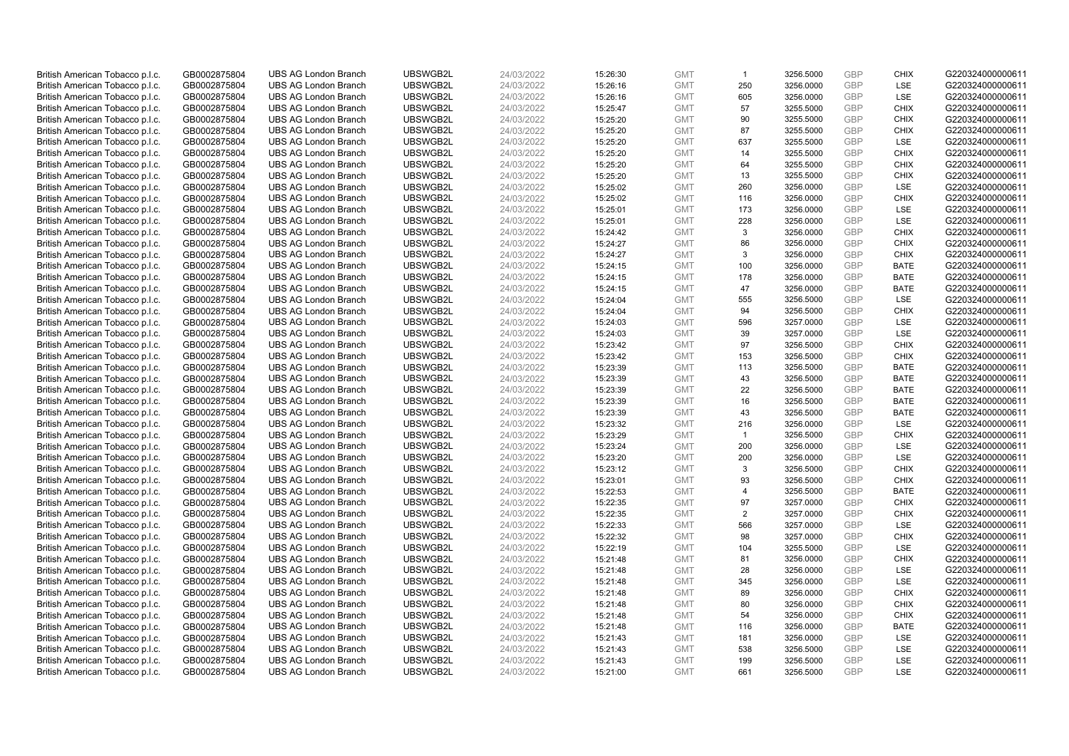| | | | | | | | | | | | |
|---|---|---|---|---|---|---|---|---|---|---|---|
| British American Tobacco p.l.c. | GB0002875804 | UBS AG London Branch | UBSWGB2L | 24/03/2022 | 15:26:30 | GMT | 1 | 3256.5000 | GBP | CHIX | G220324000000611 |
| British American Tobacco p.l.c. | GB0002875804 | UBS AG London Branch | UBSWGB2L | 24/03/2022 | 15:26:16 | GMT | 250 | 3256.0000 | GBP | LSE | G220324000000611 |
| British American Tobacco p.l.c. | GB0002875804 | UBS AG London Branch | UBSWGB2L | 24/03/2022 | 15:26:16 | GMT | 605 | 3256.0000 | GBP | LSE | G220324000000611 |
| British American Tobacco p.l.c. | GB0002875804 | UBS AG London Branch | UBSWGB2L | 24/03/2022 | 15:25:47 | GMT | 57 | 3255.5000 | GBP | CHIX | G220324000000611 |
| British American Tobacco p.l.c. | GB0002875804 | UBS AG London Branch | UBSWGB2L | 24/03/2022 | 15:25:20 | GMT | 90 | 3255.5000 | GBP | CHIX | G220324000000611 |
| British American Tobacco p.l.c. | GB0002875804 | UBS AG London Branch | UBSWGB2L | 24/03/2022 | 15:25:20 | GMT | 87 | 3255.5000 | GBP | CHIX | G220324000000611 |
| British American Tobacco p.l.c. | GB0002875804 | UBS AG London Branch | UBSWGB2L | 24/03/2022 | 15:25:20 | GMT | 637 | 3255.5000 | GBP | LSE | G220324000000611 |
| British American Tobacco p.l.c. | GB0002875804 | UBS AG London Branch | UBSWGB2L | 24/03/2022 | 15:25:20 | GMT | 14 | 3255.5000 | GBP | CHIX | G220324000000611 |
| British American Tobacco p.l.c. | GB0002875804 | UBS AG London Branch | UBSWGB2L | 24/03/2022 | 15:25:20 | GMT | 64 | 3255.5000 | GBP | CHIX | G220324000000611 |
| British American Tobacco p.l.c. | GB0002875804 | UBS AG London Branch | UBSWGB2L | 24/03/2022 | 15:25:20 | GMT | 13 | 3255.5000 | GBP | CHIX | G220324000000611 |
| British American Tobacco p.l.c. | GB0002875804 | UBS AG London Branch | UBSWGB2L | 24/03/2022 | 15:25:02 | GMT | 260 | 3256.0000 | GBP | LSE | G220324000000611 |
| British American Tobacco p.l.c. | GB0002875804 | UBS AG London Branch | UBSWGB2L | 24/03/2022 | 15:25:02 | GMT | 116 | 3256.0000 | GBP | CHIX | G220324000000611 |
| British American Tobacco p.l.c. | GB0002875804 | UBS AG London Branch | UBSWGB2L | 24/03/2022 | 15:25:01 | GMT | 173 | 3256.0000 | GBP | LSE | G220324000000611 |
| British American Tobacco p.l.c. | GB0002875804 | UBS AG London Branch | UBSWGB2L | 24/03/2022 | 15:25:01 | GMT | 228 | 3256.0000 | GBP | LSE | G220324000000611 |
| British American Tobacco p.l.c. | GB0002875804 | UBS AG London Branch | UBSWGB2L | 24/03/2022 | 15:24:42 | GMT | 3 | 3256.0000 | GBP | CHIX | G220324000000611 |
| British American Tobacco p.l.c. | GB0002875804 | UBS AG London Branch | UBSWGB2L | 24/03/2022 | 15:24:27 | GMT | 86 | 3256.0000 | GBP | CHIX | G220324000000611 |
| British American Tobacco p.l.c. | GB0002875804 | UBS AG London Branch | UBSWGB2L | 24/03/2022 | 15:24:27 | GMT | 3 | 3256.0000 | GBP | CHIX | G220324000000611 |
| British American Tobacco p.l.c. | GB0002875804 | UBS AG London Branch | UBSWGB2L | 24/03/2022 | 15:24:15 | GMT | 100 | 3256.0000 | GBP | BATE | G220324000000611 |
| British American Tobacco p.l.c. | GB0002875804 | UBS AG London Branch | UBSWGB2L | 24/03/2022 | 15:24:15 | GMT | 178 | 3256.0000 | GBP | BATE | G220324000000611 |
| British American Tobacco p.l.c. | GB0002875804 | UBS AG London Branch | UBSWGB2L | 24/03/2022 | 15:24:15 | GMT | 47 | 3256.0000 | GBP | BATE | G220324000000611 |
| British American Tobacco p.l.c. | GB0002875804 | UBS AG London Branch | UBSWGB2L | 24/03/2022 | 15:24:04 | GMT | 555 | 3256.5000 | GBP | LSE | G220324000000611 |
| British American Tobacco p.l.c. | GB0002875804 | UBS AG London Branch | UBSWGB2L | 24/03/2022 | 15:24:04 | GMT | 94 | 3256.5000 | GBP | CHIX | G220324000000611 |
| British American Tobacco p.l.c. | GB0002875804 | UBS AG London Branch | UBSWGB2L | 24/03/2022 | 15:24:03 | GMT | 596 | 3257.0000 | GBP | LSE | G220324000000611 |
| British American Tobacco p.l.c. | GB0002875804 | UBS AG London Branch | UBSWGB2L | 24/03/2022 | 15:24:03 | GMT | 39 | 3257.0000 | GBP | LSE | G220324000000611 |
| British American Tobacco p.l.c. | GB0002875804 | UBS AG London Branch | UBSWGB2L | 24/03/2022 | 15:23:42 | GMT | 97 | 3256.5000 | GBP | CHIX | G220324000000611 |
| British American Tobacco p.l.c. | GB0002875804 | UBS AG London Branch | UBSWGB2L | 24/03/2022 | 15:23:42 | GMT | 153 | 3256.5000 | GBP | CHIX | G220324000000611 |
| British American Tobacco p.l.c. | GB0002875804 | UBS AG London Branch | UBSWGB2L | 24/03/2022 | 15:23:39 | GMT | 113 | 3256.5000 | GBP | BATE | G220324000000611 |
| British American Tobacco p.l.c. | GB0002875804 | UBS AG London Branch | UBSWGB2L | 24/03/2022 | 15:23:39 | GMT | 43 | 3256.5000 | GBP | BATE | G220324000000611 |
| British American Tobacco p.l.c. | GB0002875804 | UBS AG London Branch | UBSWGB2L | 24/03/2022 | 15:23:39 | GMT | 22 | 3256.5000 | GBP | BATE | G220324000000611 |
| British American Tobacco p.l.c. | GB0002875804 | UBS AG London Branch | UBSWGB2L | 24/03/2022 | 15:23:39 | GMT | 16 | 3256.5000 | GBP | BATE | G220324000000611 |
| British American Tobacco p.l.c. | GB0002875804 | UBS AG London Branch | UBSWGB2L | 24/03/2022 | 15:23:39 | GMT | 43 | 3256.5000 | GBP | BATE | G220324000000611 |
| British American Tobacco p.l.c. | GB0002875804 | UBS AG London Branch | UBSWGB2L | 24/03/2022 | 15:23:32 | GMT | 216 | 3256.0000 | GBP | LSE | G220324000000611 |
| British American Tobacco p.l.c. | GB0002875804 | UBS AG London Branch | UBSWGB2L | 24/03/2022 | 15:23:29 | GMT | 1 | 3256.5000 | GBP | CHIX | G220324000000611 |
| British American Tobacco p.l.c. | GB0002875804 | UBS AG London Branch | UBSWGB2L | 24/03/2022 | 15:23:24 | GMT | 200 | 3256.0000 | GBP | LSE | G220324000000611 |
| British American Tobacco p.l.c. | GB0002875804 | UBS AG London Branch | UBSWGB2L | 24/03/2022 | 15:23:20 | GMT | 200 | 3256.0000 | GBP | LSE | G220324000000611 |
| British American Tobacco p.l.c. | GB0002875804 | UBS AG London Branch | UBSWGB2L | 24/03/2022 | 15:23:12 | GMT | 3 | 3256.5000 | GBP | CHIX | G220324000000611 |
| British American Tobacco p.l.c. | GB0002875804 | UBS AG London Branch | UBSWGB2L | 24/03/2022 | 15:23:01 | GMT | 93 | 3256.5000 | GBP | CHIX | G220324000000611 |
| British American Tobacco p.l.c. | GB0002875804 | UBS AG London Branch | UBSWGB2L | 24/03/2022 | 15:22:53 | GMT | 4 | 3256.5000 | GBP | BATE | G220324000000611 |
| British American Tobacco p.l.c. | GB0002875804 | UBS AG London Branch | UBSWGB2L | 24/03/2022 | 15:22:35 | GMT | 97 | 3257.0000 | GBP | CHIX | G220324000000611 |
| British American Tobacco p.l.c. | GB0002875804 | UBS AG London Branch | UBSWGB2L | 24/03/2022 | 15:22:35 | GMT | 2 | 3257.0000 | GBP | CHIX | G220324000000611 |
| British American Tobacco p.l.c. | GB0002875804 | UBS AG London Branch | UBSWGB2L | 24/03/2022 | 15:22:33 | GMT | 566 | 3257.0000 | GBP | LSE | G220324000000611 |
| British American Tobacco p.l.c. | GB0002875804 | UBS AG London Branch | UBSWGB2L | 24/03/2022 | 15:22:32 | GMT | 98 | 3257.0000 | GBP | CHIX | G220324000000611 |
| British American Tobacco p.l.c. | GB0002875804 | UBS AG London Branch | UBSWGB2L | 24/03/2022 | 15:22:19 | GMT | 104 | 3255.5000 | GBP | LSE | G220324000000611 |
| British American Tobacco p.l.c. | GB0002875804 | UBS AG London Branch | UBSWGB2L | 24/03/2022 | 15:21:48 | GMT | 81 | 3256.0000 | GBP | CHIX | G220324000000611 |
| British American Tobacco p.l.c. | GB0002875804 | UBS AG London Branch | UBSWGB2L | 24/03/2022 | 15:21:48 | GMT | 28 | 3256.0000 | GBP | LSE | G220324000000611 |
| British American Tobacco p.l.c. | GB0002875804 | UBS AG London Branch | UBSWGB2L | 24/03/2022 | 15:21:48 | GMT | 345 | 3256.0000 | GBP | LSE | G220324000000611 |
| British American Tobacco p.l.c. | GB0002875804 | UBS AG London Branch | UBSWGB2L | 24/03/2022 | 15:21:48 | GMT | 89 | 3256.0000 | GBP | CHIX | G220324000000611 |
| British American Tobacco p.l.c. | GB0002875804 | UBS AG London Branch | UBSWGB2L | 24/03/2022 | 15:21:48 | GMT | 80 | 3256.0000 | GBP | CHIX | G220324000000611 |
| British American Tobacco p.l.c. | GB0002875804 | UBS AG London Branch | UBSWGB2L | 24/03/2022 | 15:21:48 | GMT | 54 | 3256.0000 | GBP | CHIX | G220324000000611 |
| British American Tobacco p.l.c. | GB0002875804 | UBS AG London Branch | UBSWGB2L | 24/03/2022 | 15:21:48 | GMT | 116 | 3256.0000 | GBP | BATE | G220324000000611 |
| British American Tobacco p.l.c. | GB0002875804 | UBS AG London Branch | UBSWGB2L | 24/03/2022 | 15:21:43 | GMT | 181 | 3256.0000 | GBP | LSE | G220324000000611 |
| British American Tobacco p.l.c. | GB0002875804 | UBS AG London Branch | UBSWGB2L | 24/03/2022 | 15:21:43 | GMT | 538 | 3256.5000 | GBP | LSE | G220324000000611 |
| British American Tobacco p.l.c. | GB0002875804 | UBS AG London Branch | UBSWGB2L | 24/03/2022 | 15:21:43 | GMT | 199 | 3256.5000 | GBP | LSE | G220324000000611 |
| British American Tobacco p.l.c. | GB0002875804 | UBS AG London Branch | UBSWGB2L | 24/03/2022 | 15:21:00 | GMT | 661 | 3256.5000 | GBP | LSE | G220324000000611 |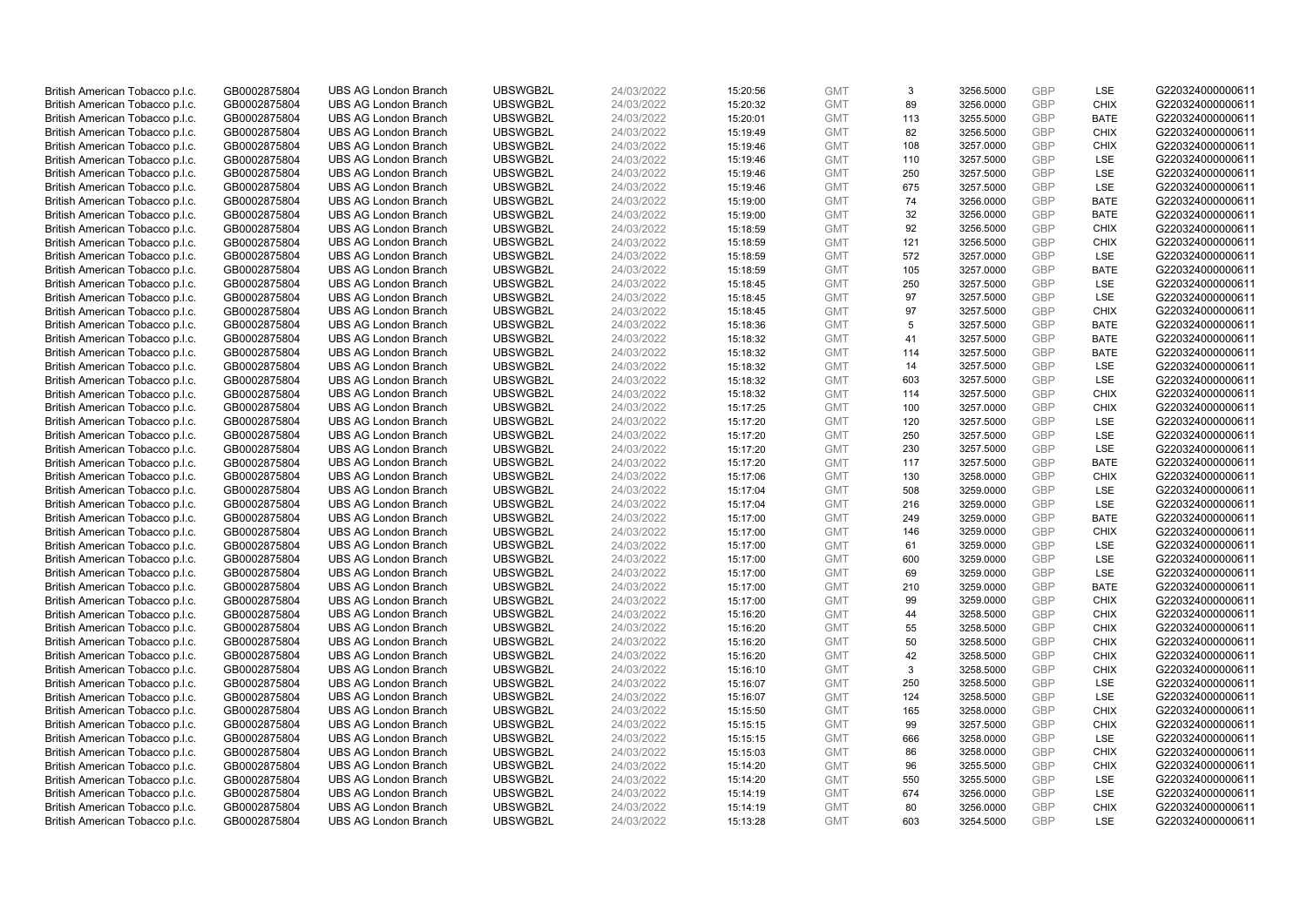| | | | | | | | | | | | |
|---|---|---|---|---|---|---|---|---|---|---|---|
| British American Tobacco p.l.c. | GB0002875804 | UBS AG London Branch | UBSWGB2L | 24/03/2022 | 15:20:56 | GMT | 3 | 3256.5000 | GBP | LSE | G220324000000611 |
| British American Tobacco p.l.c. | GB0002875804 | UBS AG London Branch | UBSWGB2L | 24/03/2022 | 15:20:32 | GMT | 89 | 3256.0000 | GBP | CHIX | G220324000000611 |
| British American Tobacco p.l.c. | GB0002875804 | UBS AG London Branch | UBSWGB2L | 24/03/2022 | 15:20:01 | GMT | 113 | 3255.5000 | GBP | BATE | G220324000000611 |
| British American Tobacco p.l.c. | GB0002875804 | UBS AG London Branch | UBSWGB2L | 24/03/2022 | 15:19:49 | GMT | 82 | 3256.5000 | GBP | CHIX | G220324000000611 |
| British American Tobacco p.l.c. | GB0002875804 | UBS AG London Branch | UBSWGB2L | 24/03/2022 | 15:19:46 | GMT | 108 | 3257.0000 | GBP | CHIX | G220324000000611 |
| British American Tobacco p.l.c. | GB0002875804 | UBS AG London Branch | UBSWGB2L | 24/03/2022 | 15:19:46 | GMT | 110 | 3257.5000 | GBP | LSE | G220324000000611 |
| British American Tobacco p.l.c. | GB0002875804 | UBS AG London Branch | UBSWGB2L | 24/03/2022 | 15:19:46 | GMT | 250 | 3257.5000 | GBP | LSE | G220324000000611 |
| British American Tobacco p.l.c. | GB0002875804 | UBS AG London Branch | UBSWGB2L | 24/03/2022 | 15:19:46 | GMT | 675 | 3257.5000 | GBP | LSE | G220324000000611 |
| British American Tobacco p.l.c. | GB0002875804 | UBS AG London Branch | UBSWGB2L | 24/03/2022 | 15:19:00 | GMT | 74 | 3256.0000 | GBP | BATE | G220324000000611 |
| British American Tobacco p.l.c. | GB0002875804 | UBS AG London Branch | UBSWGB2L | 24/03/2022 | 15:19:00 | GMT | 32 | 3256.0000 | GBP | BATE | G220324000000611 |
| British American Tobacco p.l.c. | GB0002875804 | UBS AG London Branch | UBSWGB2L | 24/03/2022 | 15:18:59 | GMT | 92 | 3256.5000 | GBP | CHIX | G220324000000611 |
| British American Tobacco p.l.c. | GB0002875804 | UBS AG London Branch | UBSWGB2L | 24/03/2022 | 15:18:59 | GMT | 121 | 3256.5000 | GBP | CHIX | G220324000000611 |
| British American Tobacco p.l.c. | GB0002875804 | UBS AG London Branch | UBSWGB2L | 24/03/2022 | 15:18:59 | GMT | 572 | 3257.0000 | GBP | LSE | G220324000000611 |
| British American Tobacco p.l.c. | GB0002875804 | UBS AG London Branch | UBSWGB2L | 24/03/2022 | 15:18:59 | GMT | 105 | 3257.0000 | GBP | BATE | G220324000000611 |
| British American Tobacco p.l.c. | GB0002875804 | UBS AG London Branch | UBSWGB2L | 24/03/2022 | 15:18:45 | GMT | 250 | 3257.5000 | GBP | LSE | G220324000000611 |
| British American Tobacco p.l.c. | GB0002875804 | UBS AG London Branch | UBSWGB2L | 24/03/2022 | 15:18:45 | GMT | 97 | 3257.5000 | GBP | LSE | G220324000000611 |
| British American Tobacco p.l.c. | GB0002875804 | UBS AG London Branch | UBSWGB2L | 24/03/2022 | 15:18:45 | GMT | 97 | 3257.5000 | GBP | CHIX | G220324000000611 |
| British American Tobacco p.l.c. | GB0002875804 | UBS AG London Branch | UBSWGB2L | 24/03/2022 | 15:18:36 | GMT | 5 | 3257.5000 | GBP | BATE | G220324000000611 |
| British American Tobacco p.l.c. | GB0002875804 | UBS AG London Branch | UBSWGB2L | 24/03/2022 | 15:18:32 | GMT | 41 | 3257.5000 | GBP | BATE | G220324000000611 |
| British American Tobacco p.l.c. | GB0002875804 | UBS AG London Branch | UBSWGB2L | 24/03/2022 | 15:18:32 | GMT | 114 | 3257.5000 | GBP | BATE | G220324000000611 |
| British American Tobacco p.l.c. | GB0002875804 | UBS AG London Branch | UBSWGB2L | 24/03/2022 | 15:18:32 | GMT | 14 | 3257.5000 | GBP | LSE | G220324000000611 |
| British American Tobacco p.l.c. | GB0002875804 | UBS AG London Branch | UBSWGB2L | 24/03/2022 | 15:18:32 | GMT | 603 | 3257.5000 | GBP | LSE | G220324000000611 |
| British American Tobacco p.l.c. | GB0002875804 | UBS AG London Branch | UBSWGB2L | 24/03/2022 | 15:18:32 | GMT | 114 | 3257.5000 | GBP | CHIX | G220324000000611 |
| British American Tobacco p.l.c. | GB0002875804 | UBS AG London Branch | UBSWGB2L | 24/03/2022 | 15:17:25 | GMT | 100 | 3257.0000 | GBP | CHIX | G220324000000611 |
| British American Tobacco p.l.c. | GB0002875804 | UBS AG London Branch | UBSWGB2L | 24/03/2022 | 15:17:20 | GMT | 120 | 3257.5000 | GBP | LSE | G220324000000611 |
| British American Tobacco p.l.c. | GB0002875804 | UBS AG London Branch | UBSWGB2L | 24/03/2022 | 15:17:20 | GMT | 250 | 3257.5000 | GBP | LSE | G220324000000611 |
| British American Tobacco p.l.c. | GB0002875804 | UBS AG London Branch | UBSWGB2L | 24/03/2022 | 15:17:20 | GMT | 230 | 3257.5000 | GBP | LSE | G220324000000611 |
| British American Tobacco p.l.c. | GB0002875804 | UBS AG London Branch | UBSWGB2L | 24/03/2022 | 15:17:20 | GMT | 117 | 3257.5000 | GBP | BATE | G220324000000611 |
| British American Tobacco p.l.c. | GB0002875804 | UBS AG London Branch | UBSWGB2L | 24/03/2022 | 15:17:06 | GMT | 130 | 3258.0000 | GBP | CHIX | G220324000000611 |
| British American Tobacco p.l.c. | GB0002875804 | UBS AG London Branch | UBSWGB2L | 24/03/2022 | 15:17:04 | GMT | 508 | 3259.0000 | GBP | LSE | G220324000000611 |
| British American Tobacco p.l.c. | GB0002875804 | UBS AG London Branch | UBSWGB2L | 24/03/2022 | 15:17:04 | GMT | 216 | 3259.0000 | GBP | LSE | G220324000000611 |
| British American Tobacco p.l.c. | GB0002875804 | UBS AG London Branch | UBSWGB2L | 24/03/2022 | 15:17:00 | GMT | 249 | 3259.0000 | GBP | BATE | G220324000000611 |
| British American Tobacco p.l.c. | GB0002875804 | UBS AG London Branch | UBSWGB2L | 24/03/2022 | 15:17:00 | GMT | 146 | 3259.0000 | GBP | CHIX | G220324000000611 |
| British American Tobacco p.l.c. | GB0002875804 | UBS AG London Branch | UBSWGB2L | 24/03/2022 | 15:17:00 | GMT | 61 | 3259.0000 | GBP | LSE | G220324000000611 |
| British American Tobacco p.l.c. | GB0002875804 | UBS AG London Branch | UBSWGB2L | 24/03/2022 | 15:17:00 | GMT | 600 | 3259.0000 | GBP | LSE | G220324000000611 |
| British American Tobacco p.l.c. | GB0002875804 | UBS AG London Branch | UBSWGB2L | 24/03/2022 | 15:17:00 | GMT | 69 | 3259.0000 | GBP | LSE | G220324000000611 |
| British American Tobacco p.l.c. | GB0002875804 | UBS AG London Branch | UBSWGB2L | 24/03/2022 | 15:17:00 | GMT | 210 | 3259.0000 | GBP | BATE | G220324000000611 |
| British American Tobacco p.l.c. | GB0002875804 | UBS AG London Branch | UBSWGB2L | 24/03/2022 | 15:17:00 | GMT | 99 | 3259.0000 | GBP | CHIX | G220324000000611 |
| British American Tobacco p.l.c. | GB0002875804 | UBS AG London Branch | UBSWGB2L | 24/03/2022 | 15:16:20 | GMT | 44 | 3258.5000 | GBP | CHIX | G220324000000611 |
| British American Tobacco p.l.c. | GB0002875804 | UBS AG London Branch | UBSWGB2L | 24/03/2022 | 15:16:20 | GMT | 55 | 3258.5000 | GBP | CHIX | G220324000000611 |
| British American Tobacco p.l.c. | GB0002875804 | UBS AG London Branch | UBSWGB2L | 24/03/2022 | 15:16:20 | GMT | 50 | 3258.5000 | GBP | CHIX | G220324000000611 |
| British American Tobacco p.l.c. | GB0002875804 | UBS AG London Branch | UBSWGB2L | 24/03/2022 | 15:16:20 | GMT | 42 | 3258.5000 | GBP | CHIX | G220324000000611 |
| British American Tobacco p.l.c. | GB0002875804 | UBS AG London Branch | UBSWGB2L | 24/03/2022 | 15:16:10 | GMT | 3 | 3258.5000 | GBP | CHIX | G220324000000611 |
| British American Tobacco p.l.c. | GB0002875804 | UBS AG London Branch | UBSWGB2L | 24/03/2022 | 15:16:07 | GMT | 250 | 3258.5000 | GBP | LSE | G220324000000611 |
| British American Tobacco p.l.c. | GB0002875804 | UBS AG London Branch | UBSWGB2L | 24/03/2022 | 15:16:07 | GMT | 124 | 3258.5000 | GBP | LSE | G220324000000611 |
| British American Tobacco p.l.c. | GB0002875804 | UBS AG London Branch | UBSWGB2L | 24/03/2022 | 15:15:50 | GMT | 165 | 3258.0000 | GBP | CHIX | G220324000000611 |
| British American Tobacco p.l.c. | GB0002875804 | UBS AG London Branch | UBSWGB2L | 24/03/2022 | 15:15:15 | GMT | 99 | 3257.5000 | GBP | CHIX | G220324000000611 |
| British American Tobacco p.l.c. | GB0002875804 | UBS AG London Branch | UBSWGB2L | 24/03/2022 | 15:15:15 | GMT | 666 | 3258.0000 | GBP | LSE | G220324000000611 |
| British American Tobacco p.l.c. | GB0002875804 | UBS AG London Branch | UBSWGB2L | 24/03/2022 | 15:15:03 | GMT | 86 | 3258.0000 | GBP | CHIX | G220324000000611 |
| British American Tobacco p.l.c. | GB0002875804 | UBS AG London Branch | UBSWGB2L | 24/03/2022 | 15:14:20 | GMT | 96 | 3255.5000 | GBP | CHIX | G220324000000611 |
| British American Tobacco p.l.c. | GB0002875804 | UBS AG London Branch | UBSWGB2L | 24/03/2022 | 15:14:20 | GMT | 550 | 3255.5000 | GBP | LSE | G220324000000611 |
| British American Tobacco p.l.c. | GB0002875804 | UBS AG London Branch | UBSWGB2L | 24/03/2022 | 15:14:19 | GMT | 674 | 3256.0000 | GBP | LSE | G220324000000611 |
| British American Tobacco p.l.c. | GB0002875804 | UBS AG London Branch | UBSWGB2L | 24/03/2022 | 15:14:19 | GMT | 80 | 3256.0000 | GBP | CHIX | G220324000000611 |
| British American Tobacco p.l.c. | GB0002875804 | UBS AG London Branch | UBSWGB2L | 24/03/2022 | 15:13:28 | GMT | 603 | 3254.5000 | GBP | LSE | G220324000000611 |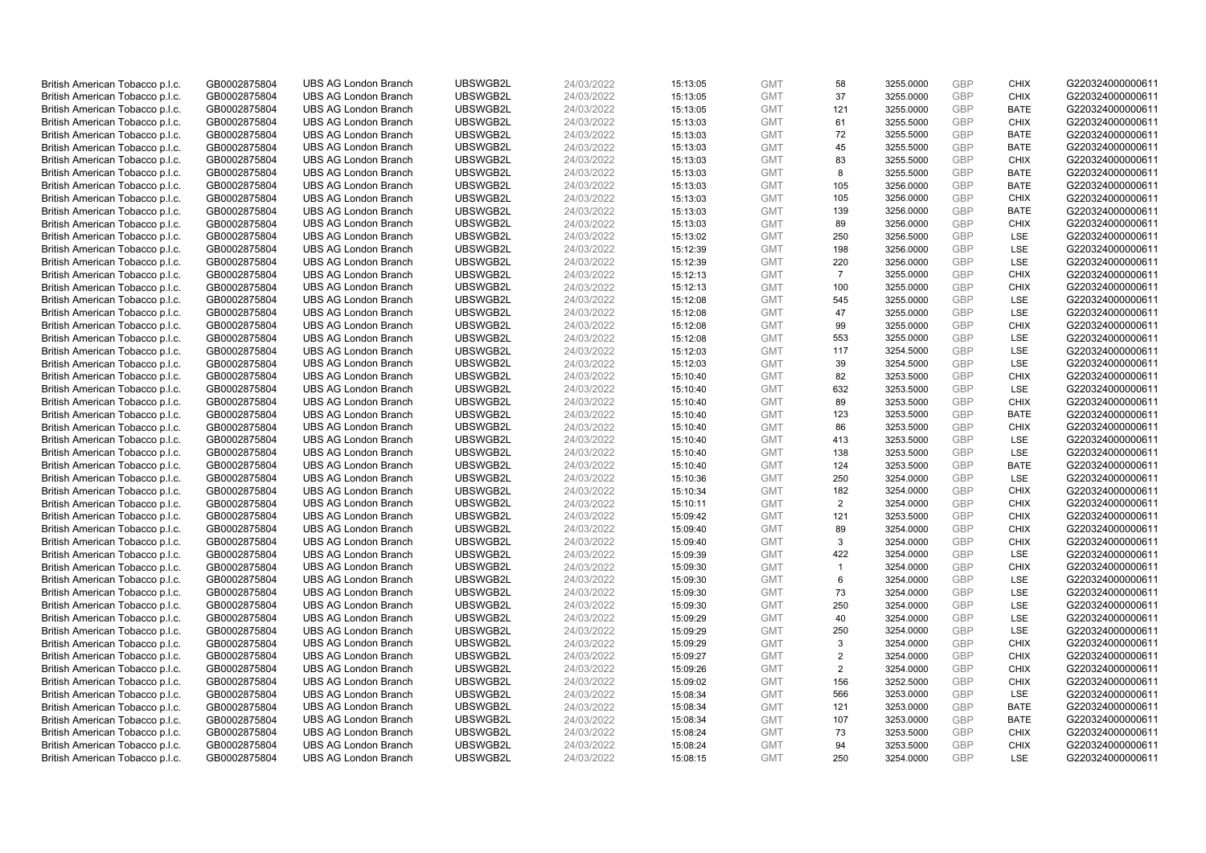| | | | | | | | | | | | |
|---|---|---|---|---|---|---|---|---|---|---|---|
| British American Tobacco p.l.c. | GB0002875804 | UBS AG London Branch | UBSWGB2L | 24/03/2022 | 15:13:05 | GMT | 58 | 3255.0000 | GBP | CHIX | G220324000000611 |
| British American Tobacco p.l.c. | GB0002875804 | UBS AG London Branch | UBSWGB2L | 24/03/2022 | 15:13:05 | GMT | 37 | 3255.0000 | GBP | CHIX | G220324000000611 |
| British American Tobacco p.l.c. | GB0002875804 | UBS AG London Branch | UBSWGB2L | 24/03/2022 | 15:13:05 | GMT | 121 | 3255.0000 | GBP | BATE | G220324000000611 |
| British American Tobacco p.l.c. | GB0002875804 | UBS AG London Branch | UBSWGB2L | 24/03/2022 | 15:13:03 | GMT | 61 | 3255.5000 | GBP | CHIX | G220324000000611 |
| British American Tobacco p.l.c. | GB0002875804 | UBS AG London Branch | UBSWGB2L | 24/03/2022 | 15:13:03 | GMT | 72 | 3255.5000 | GBP | BATE | G220324000000611 |
| British American Tobacco p.l.c. | GB0002875804 | UBS AG London Branch | UBSWGB2L | 24/03/2022 | 15:13:03 | GMT | 45 | 3255.5000 | GBP | BATE | G220324000000611 |
| British American Tobacco p.l.c. | GB0002875804 | UBS AG London Branch | UBSWGB2L | 24/03/2022 | 15:13:03 | GMT | 83 | 3255.5000 | GBP | CHIX | G220324000000611 |
| British American Tobacco p.l.c. | GB0002875804 | UBS AG London Branch | UBSWGB2L | 24/03/2022 | 15:13:03 | GMT | 8 | 3255.5000 | GBP | BATE | G220324000000611 |
| British American Tobacco p.l.c. | GB0002875804 | UBS AG London Branch | UBSWGB2L | 24/03/2022 | 15:13:03 | GMT | 105 | 3256.0000 | GBP | BATE | G220324000000611 |
| British American Tobacco p.l.c. | GB0002875804 | UBS AG London Branch | UBSWGB2L | 24/03/2022 | 15:13:03 | GMT | 105 | 3256.0000 | GBP | CHIX | G220324000000611 |
| British American Tobacco p.l.c. | GB0002875804 | UBS AG London Branch | UBSWGB2L | 24/03/2022 | 15:13:03 | GMT | 139 | 3256.0000 | GBP | BATE | G220324000000611 |
| British American Tobacco p.l.c. | GB0002875804 | UBS AG London Branch | UBSWGB2L | 24/03/2022 | 15:13:03 | GMT | 89 | 3256.0000 | GBP | CHIX | G220324000000611 |
| British American Tobacco p.l.c. | GB0002875804 | UBS AG London Branch | UBSWGB2L | 24/03/2022 | 15:13:02 | GMT | 250 | 3256.5000 | GBP | LSE | G220324000000611 |
| British American Tobacco p.l.c. | GB0002875804 | UBS AG London Branch | UBSWGB2L | 24/03/2022 | 15:12:39 | GMT | 198 | 3256.0000 | GBP | LSE | G220324000000611 |
| British American Tobacco p.l.c. | GB0002875804 | UBS AG London Branch | UBSWGB2L | 24/03/2022 | 15:12:39 | GMT | 220 | 3256.0000 | GBP | LSE | G220324000000611 |
| British American Tobacco p.l.c. | GB0002875804 | UBS AG London Branch | UBSWGB2L | 24/03/2022 | 15:12:13 | GMT | 7 | 3255.0000 | GBP | CHIX | G220324000000611 |
| British American Tobacco p.l.c. | GB0002875804 | UBS AG London Branch | UBSWGB2L | 24/03/2022 | 15:12:13 | GMT | 100 | 3255.0000 | GBP | CHIX | G220324000000611 |
| British American Tobacco p.l.c. | GB0002875804 | UBS AG London Branch | UBSWGB2L | 24/03/2022 | 15:12:08 | GMT | 545 | 3255.0000 | GBP | LSE | G220324000000611 |
| British American Tobacco p.l.c. | GB0002875804 | UBS AG London Branch | UBSWGB2L | 24/03/2022 | 15:12:08 | GMT | 47 | 3255.0000 | GBP | LSE | G220324000000611 |
| British American Tobacco p.l.c. | GB0002875804 | UBS AG London Branch | UBSWGB2L | 24/03/2022 | 15:12:08 | GMT | 99 | 3255.0000 | GBP | CHIX | G220324000000611 |
| British American Tobacco p.l.c. | GB0002875804 | UBS AG London Branch | UBSWGB2L | 24/03/2022 | 15:12:08 | GMT | 553 | 3255.0000 | GBP | LSE | G220324000000611 |
| British American Tobacco p.l.c. | GB0002875804 | UBS AG London Branch | UBSWGB2L | 24/03/2022 | 15:12:03 | GMT | 117 | 3254.5000 | GBP | LSE | G220324000000611 |
| British American Tobacco p.l.c. | GB0002875804 | UBS AG London Branch | UBSWGB2L | 24/03/2022 | 15:12:03 | GMT | 39 | 3254.5000 | GBP | LSE | G220324000000611 |
| British American Tobacco p.l.c. | GB0002875804 | UBS AG London Branch | UBSWGB2L | 24/03/2022 | 15:10:40 | GMT | 82 | 3253.5000 | GBP | CHIX | G220324000000611 |
| British American Tobacco p.l.c. | GB0002875804 | UBS AG London Branch | UBSWGB2L | 24/03/2022 | 15:10:40 | GMT | 632 | 3253.5000 | GBP | LSE | G220324000000611 |
| British American Tobacco p.l.c. | GB0002875804 | UBS AG London Branch | UBSWGB2L | 24/03/2022 | 15:10:40 | GMT | 89 | 3253.5000 | GBP | CHIX | G220324000000611 |
| British American Tobacco p.l.c. | GB0002875804 | UBS AG London Branch | UBSWGB2L | 24/03/2022 | 15:10:40 | GMT | 123 | 3253.5000 | GBP | BATE | G220324000000611 |
| British American Tobacco p.l.c. | GB0002875804 | UBS AG London Branch | UBSWGB2L | 24/03/2022 | 15:10:40 | GMT | 86 | 3253.5000 | GBP | CHIX | G220324000000611 |
| British American Tobacco p.l.c. | GB0002875804 | UBS AG London Branch | UBSWGB2L | 24/03/2022 | 15:10:40 | GMT | 413 | 3253.5000 | GBP | LSE | G220324000000611 |
| British American Tobacco p.l.c. | GB0002875804 | UBS AG London Branch | UBSWGB2L | 24/03/2022 | 15:10:40 | GMT | 138 | 3253.5000 | GBP | LSE | G220324000000611 |
| British American Tobacco p.l.c. | GB0002875804 | UBS AG London Branch | UBSWGB2L | 24/03/2022 | 15:10:40 | GMT | 124 | 3253.5000 | GBP | BATE | G220324000000611 |
| British American Tobacco p.l.c. | GB0002875804 | UBS AG London Branch | UBSWGB2L | 24/03/2022 | 15:10:36 | GMT | 250 | 3254.0000 | GBP | LSE | G220324000000611 |
| British American Tobacco p.l.c. | GB0002875804 | UBS AG London Branch | UBSWGB2L | 24/03/2022 | 15:10:34 | GMT | 182 | 3254.0000 | GBP | CHIX | G220324000000611 |
| British American Tobacco p.l.c. | GB0002875804 | UBS AG London Branch | UBSWGB2L | 24/03/2022 | 15:10:11 | GMT | 2 | 3254.0000 | GBP | CHIX | G220324000000611 |
| British American Tobacco p.l.c. | GB0002875804 | UBS AG London Branch | UBSWGB2L | 24/03/2022 | 15:09:42 | GMT | 121 | 3253.5000 | GBP | CHIX | G220324000000611 |
| British American Tobacco p.l.c. | GB0002875804 | UBS AG London Branch | UBSWGB2L | 24/03/2022 | 15:09:40 | GMT | 89 | 3254.0000 | GBP | CHIX | G220324000000611 |
| British American Tobacco p.l.c. | GB0002875804 | UBS AG London Branch | UBSWGB2L | 24/03/2022 | 15:09:40 | GMT | 3 | 3254.0000 | GBP | CHIX | G220324000000611 |
| British American Tobacco p.l.c. | GB0002875804 | UBS AG London Branch | UBSWGB2L | 24/03/2022 | 15:09:39 | GMT | 422 | 3254.0000 | GBP | LSE | G220324000000611 |
| British American Tobacco p.l.c. | GB0002875804 | UBS AG London Branch | UBSWGB2L | 24/03/2022 | 15:09:30 | GMT | 1 | 3254.0000 | GBP | CHIX | G220324000000611 |
| British American Tobacco p.l.c. | GB0002875804 | UBS AG London Branch | UBSWGB2L | 24/03/2022 | 15:09:30 | GMT | 6 | 3254.0000 | GBP | LSE | G220324000000611 |
| British American Tobacco p.l.c. | GB0002875804 | UBS AG London Branch | UBSWGB2L | 24/03/2022 | 15:09:30 | GMT | 73 | 3254.0000 | GBP | LSE | G220324000000611 |
| British American Tobacco p.l.c. | GB0002875804 | UBS AG London Branch | UBSWGB2L | 24/03/2022 | 15:09:30 | GMT | 250 | 3254.0000 | GBP | LSE | G220324000000611 |
| British American Tobacco p.l.c. | GB0002875804 | UBS AG London Branch | UBSWGB2L | 24/03/2022 | 15:09:29 | GMT | 40 | 3254.0000 | GBP | LSE | G220324000000611 |
| British American Tobacco p.l.c. | GB0002875804 | UBS AG London Branch | UBSWGB2L | 24/03/2022 | 15:09:29 | GMT | 250 | 3254.0000 | GBP | LSE | G220324000000611 |
| British American Tobacco p.l.c. | GB0002875804 | UBS AG London Branch | UBSWGB2L | 24/03/2022 | 15:09:29 | GMT | 3 | 3254.0000 | GBP | CHIX | G220324000000611 |
| British American Tobacco p.l.c. | GB0002875804 | UBS AG London Branch | UBSWGB2L | 24/03/2022 | 15:09:27 | GMT | 2 | 3254.0000 | GBP | CHIX | G220324000000611 |
| British American Tobacco p.l.c. | GB0002875804 | UBS AG London Branch | UBSWGB2L | 24/03/2022 | 15:09:26 | GMT | 2 | 3254.0000 | GBP | CHIX | G220324000000611 |
| British American Tobacco p.l.c. | GB0002875804 | UBS AG London Branch | UBSWGB2L | 24/03/2022 | 15:09:02 | GMT | 156 | 3252.5000 | GBP | CHIX | G220324000000611 |
| British American Tobacco p.l.c. | GB0002875804 | UBS AG London Branch | UBSWGB2L | 24/03/2022 | 15:08:34 | GMT | 566 | 3253.0000 | GBP | LSE | G220324000000611 |
| British American Tobacco p.l.c. | GB0002875804 | UBS AG London Branch | UBSWGB2L | 24/03/2022 | 15:08:34 | GMT | 121 | 3253.0000 | GBP | BATE | G220324000000611 |
| British American Tobacco p.l.c. | GB0002875804 | UBS AG London Branch | UBSWGB2L | 24/03/2022 | 15:08:34 | GMT | 107 | 3253.0000 | GBP | BATE | G220324000000611 |
| British American Tobacco p.l.c. | GB0002875804 | UBS AG London Branch | UBSWGB2L | 24/03/2022 | 15:08:24 | GMT | 73 | 3253.5000 | GBP | CHIX | G220324000000611 |
| British American Tobacco p.l.c. | GB0002875804 | UBS AG London Branch | UBSWGB2L | 24/03/2022 | 15:08:24 | GMT | 94 | 3253.5000 | GBP | CHIX | G220324000000611 |
| British American Tobacco p.l.c. | GB0002875804 | UBS AG London Branch | UBSWGB2L | 24/03/2022 | 15:08:15 | GMT | 250 | 3254.0000 | GBP | LSE | G220324000000611 |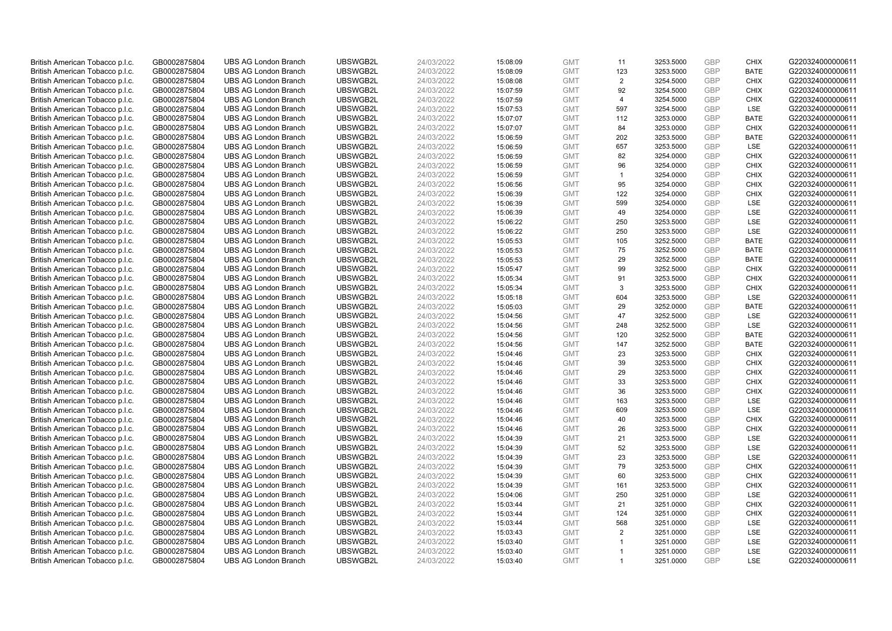| | | | | | | | | | | | |
|---|---|---|---|---|---|---|---|---|---|---|---|
| British American Tobacco p.l.c. | GB0002875804 | UBS AG London Branch | UBSWGB2L | 24/03/2022 | 15:08:09 | GMT | 11 | 3253.5000 | GBP | CHIX | G220324000000611 |
| British American Tobacco p.l.c. | GB0002875804 | UBS AG London Branch | UBSWGB2L | 24/03/2022 | 15:08:09 | GMT | 123 | 3253.5000 | GBP | BATE | G220324000000611 |
| British American Tobacco p.l.c. | GB0002875804 | UBS AG London Branch | UBSWGB2L | 24/03/2022 | 15:08:08 | GMT | 2 | 3254.5000 | GBP | CHIX | G220324000000611 |
| British American Tobacco p.l.c. | GB0002875804 | UBS AG London Branch | UBSWGB2L | 24/03/2022 | 15:07:59 | GMT | 92 | 3254.5000 | GBP | CHIX | G220324000000611 |
| British American Tobacco p.l.c. | GB0002875804 | UBS AG London Branch | UBSWGB2L | 24/03/2022 | 15:07:59 | GMT | 4 | 3254.5000 | GBP | CHIX | G220324000000611 |
| British American Tobacco p.l.c. | GB0002875804 | UBS AG London Branch | UBSWGB2L | 24/03/2022 | 15:07:53 | GMT | 597 | 3254.5000 | GBP | LSE | G220324000000611 |
| British American Tobacco p.l.c. | GB0002875804 | UBS AG London Branch | UBSWGB2L | 24/03/2022 | 15:07:07 | GMT | 112 | 3253.0000 | GBP | BATE | G220324000000611 |
| British American Tobacco p.l.c. | GB0002875804 | UBS AG London Branch | UBSWGB2L | 24/03/2022 | 15:07:07 | GMT | 84 | 3253.0000 | GBP | CHIX | G220324000000611 |
| British American Tobacco p.l.c. | GB0002875804 | UBS AG London Branch | UBSWGB2L | 24/03/2022 | 15:06:59 | GMT | 202 | 3253.5000 | GBP | BATE | G220324000000611 |
| British American Tobacco p.l.c. | GB0002875804 | UBS AG London Branch | UBSWGB2L | 24/03/2022 | 15:06:59 | GMT | 657 | 3253.5000 | GBP | LSE | G220324000000611 |
| British American Tobacco p.l.c. | GB0002875804 | UBS AG London Branch | UBSWGB2L | 24/03/2022 | 15:06:59 | GMT | 82 | 3254.0000 | GBP | CHIX | G220324000000611 |
| British American Tobacco p.l.c. | GB0002875804 | UBS AG London Branch | UBSWGB2L | 24/03/2022 | 15:06:59 | GMT | 96 | 3254.0000 | GBP | CHIX | G220324000000611 |
| British American Tobacco p.l.c. | GB0002875804 | UBS AG London Branch | UBSWGB2L | 24/03/2022 | 15:06:59 | GMT | 1 | 3254.0000 | GBP | CHIX | G220324000000611 |
| British American Tobacco p.l.c. | GB0002875804 | UBS AG London Branch | UBSWGB2L | 24/03/2022 | 15:06:56 | GMT | 95 | 3254.0000 | GBP | CHIX | G220324000000611 |
| British American Tobacco p.l.c. | GB0002875804 | UBS AG London Branch | UBSWGB2L | 24/03/2022 | 15:06:39 | GMT | 122 | 3254.0000 | GBP | CHIX | G220324000000611 |
| British American Tobacco p.l.c. | GB0002875804 | UBS AG London Branch | UBSWGB2L | 24/03/2022 | 15:06:39 | GMT | 599 | 3254.0000 | GBP | LSE | G220324000000611 |
| British American Tobacco p.l.c. | GB0002875804 | UBS AG London Branch | UBSWGB2L | 24/03/2022 | 15:06:39 | GMT | 49 | 3254.0000 | GBP | LSE | G220324000000611 |
| British American Tobacco p.l.c. | GB0002875804 | UBS AG London Branch | UBSWGB2L | 24/03/2022 | 15:06:22 | GMT | 250 | 3253.5000 | GBP | LSE | G220324000000611 |
| British American Tobacco p.l.c. | GB0002875804 | UBS AG London Branch | UBSWGB2L | 24/03/2022 | 15:06:22 | GMT | 250 | 3253.5000 | GBP | LSE | G220324000000611 |
| British American Tobacco p.l.c. | GB0002875804 | UBS AG London Branch | UBSWGB2L | 24/03/2022 | 15:05:53 | GMT | 105 | 3252.5000 | GBP | BATE | G220324000000611 |
| British American Tobacco p.l.c. | GB0002875804 | UBS AG London Branch | UBSWGB2L | 24/03/2022 | 15:05:53 | GMT | 75 | 3252.5000 | GBP | BATE | G220324000000611 |
| British American Tobacco p.l.c. | GB0002875804 | UBS AG London Branch | UBSWGB2L | 24/03/2022 | 15:05:53 | GMT | 29 | 3252.5000 | GBP | BATE | G220324000000611 |
| British American Tobacco p.l.c. | GB0002875804 | UBS AG London Branch | UBSWGB2L | 24/03/2022 | 15:05:47 | GMT | 99 | 3252.5000 | GBP | CHIX | G220324000000611 |
| British American Tobacco p.l.c. | GB0002875804 | UBS AG London Branch | UBSWGB2L | 24/03/2022 | 15:05:34 | GMT | 91 | 3253.5000 | GBP | CHIX | G220324000000611 |
| British American Tobacco p.l.c. | GB0002875804 | UBS AG London Branch | UBSWGB2L | 24/03/2022 | 15:05:34 | GMT | 3 | 3253.5000 | GBP | CHIX | G220324000000611 |
| British American Tobacco p.l.c. | GB0002875804 | UBS AG London Branch | UBSWGB2L | 24/03/2022 | 15:05:18 | GMT | 604 | 3253.5000 | GBP | LSE | G220324000000611 |
| British American Tobacco p.l.c. | GB0002875804 | UBS AG London Branch | UBSWGB2L | 24/03/2022 | 15:05:03 | GMT | 29 | 3252.0000 | GBP | BATE | G220324000000611 |
| British American Tobacco p.l.c. | GB0002875804 | UBS AG London Branch | UBSWGB2L | 24/03/2022 | 15:04:56 | GMT | 47 | 3252.5000 | GBP | LSE | G220324000000611 |
| British American Tobacco p.l.c. | GB0002875804 | UBS AG London Branch | UBSWGB2L | 24/03/2022 | 15:04:56 | GMT | 248 | 3252.5000 | GBP | LSE | G220324000000611 |
| British American Tobacco p.l.c. | GB0002875804 | UBS AG London Branch | UBSWGB2L | 24/03/2022 | 15:04:56 | GMT | 120 | 3252.5000 | GBP | BATE | G220324000000611 |
| British American Tobacco p.l.c. | GB0002875804 | UBS AG London Branch | UBSWGB2L | 24/03/2022 | 15:04:56 | GMT | 147 | 3252.5000 | GBP | BATE | G220324000000611 |
| British American Tobacco p.l.c. | GB0002875804 | UBS AG London Branch | UBSWGB2L | 24/03/2022 | 15:04:46 | GMT | 23 | 3253.5000 | GBP | CHIX | G220324000000611 |
| British American Tobacco p.l.c. | GB0002875804 | UBS AG London Branch | UBSWGB2L | 24/03/2022 | 15:04:46 | GMT | 39 | 3253.5000 | GBP | CHIX | G220324000000611 |
| British American Tobacco p.l.c. | GB0002875804 | UBS AG London Branch | UBSWGB2L | 24/03/2022 | 15:04:46 | GMT | 29 | 3253.5000 | GBP | CHIX | G220324000000611 |
| British American Tobacco p.l.c. | GB0002875804 | UBS AG London Branch | UBSWGB2L | 24/03/2022 | 15:04:46 | GMT | 33 | 3253.5000 | GBP | CHIX | G220324000000611 |
| British American Tobacco p.l.c. | GB0002875804 | UBS AG London Branch | UBSWGB2L | 24/03/2022 | 15:04:46 | GMT | 36 | 3253.5000 | GBP | CHIX | G220324000000611 |
| British American Tobacco p.l.c. | GB0002875804 | UBS AG London Branch | UBSWGB2L | 24/03/2022 | 15:04:46 | GMT | 163 | 3253.5000 | GBP | LSE | G220324000000611 |
| British American Tobacco p.l.c. | GB0002875804 | UBS AG London Branch | UBSWGB2L | 24/03/2022 | 15:04:46 | GMT | 609 | 3253.5000 | GBP | LSE | G220324000000611 |
| British American Tobacco p.l.c. | GB0002875804 | UBS AG London Branch | UBSWGB2L | 24/03/2022 | 15:04:46 | GMT | 40 | 3253.5000 | GBP | CHIX | G220324000000611 |
| British American Tobacco p.l.c. | GB0002875804 | UBS AG London Branch | UBSWGB2L | 24/03/2022 | 15:04:46 | GMT | 26 | 3253.5000 | GBP | CHIX | G220324000000611 |
| British American Tobacco p.l.c. | GB0002875804 | UBS AG London Branch | UBSWGB2L | 24/03/2022 | 15:04:39 | GMT | 21 | 3253.5000 | GBP | LSE | G220324000000611 |
| British American Tobacco p.l.c. | GB0002875804 | UBS AG London Branch | UBSWGB2L | 24/03/2022 | 15:04:39 | GMT | 52 | 3253.5000 | GBP | LSE | G220324000000611 |
| British American Tobacco p.l.c. | GB0002875804 | UBS AG London Branch | UBSWGB2L | 24/03/2022 | 15:04:39 | GMT | 23 | 3253.5000 | GBP | LSE | G220324000000611 |
| British American Tobacco p.l.c. | GB0002875804 | UBS AG London Branch | UBSWGB2L | 24/03/2022 | 15:04:39 | GMT | 79 | 3253.5000 | GBP | CHIX | G220324000000611 |
| British American Tobacco p.l.c. | GB0002875804 | UBS AG London Branch | UBSWGB2L | 24/03/2022 | 15:04:39 | GMT | 60 | 3253.5000 | GBP | CHIX | G220324000000611 |
| British American Tobacco p.l.c. | GB0002875804 | UBS AG London Branch | UBSWGB2L | 24/03/2022 | 15:04:39 | GMT | 161 | 3253.5000 | GBP | CHIX | G220324000000611 |
| British American Tobacco p.l.c. | GB0002875804 | UBS AG London Branch | UBSWGB2L | 24/03/2022 | 15:04:06 | GMT | 250 | 3251.0000 | GBP | LSE | G220324000000611 |
| British American Tobacco p.l.c. | GB0002875804 | UBS AG London Branch | UBSWGB2L | 24/03/2022 | 15:03:44 | GMT | 21 | 3251.0000 | GBP | CHIX | G220324000000611 |
| British American Tobacco p.l.c. | GB0002875804 | UBS AG London Branch | UBSWGB2L | 24/03/2022 | 15:03:44 | GMT | 124 | 3251.0000 | GBP | CHIX | G220324000000611 |
| British American Tobacco p.l.c. | GB0002875804 | UBS AG London Branch | UBSWGB2L | 24/03/2022 | 15:03:44 | GMT | 568 | 3251.0000 | GBP | LSE | G220324000000611 |
| British American Tobacco p.l.c. | GB0002875804 | UBS AG London Branch | UBSWGB2L | 24/03/2022 | 15:03:43 | GMT | 2 | 3251.0000 | GBP | LSE | G220324000000611 |
| British American Tobacco p.l.c. | GB0002875804 | UBS AG London Branch | UBSWGB2L | 24/03/2022 | 15:03:40 | GMT | 1 | 3251.0000 | GBP | LSE | G220324000000611 |
| British American Tobacco p.l.c. | GB0002875804 | UBS AG London Branch | UBSWGB2L | 24/03/2022 | 15:03:40 | GMT | 1 | 3251.0000 | GBP | LSE | G220324000000611 |
| British American Tobacco p.l.c. | GB0002875804 | UBS AG London Branch | UBSWGB2L | 24/03/2022 | 15:03:40 | GMT | 1 | 3251.0000 | GBP | LSE | G220324000000611 |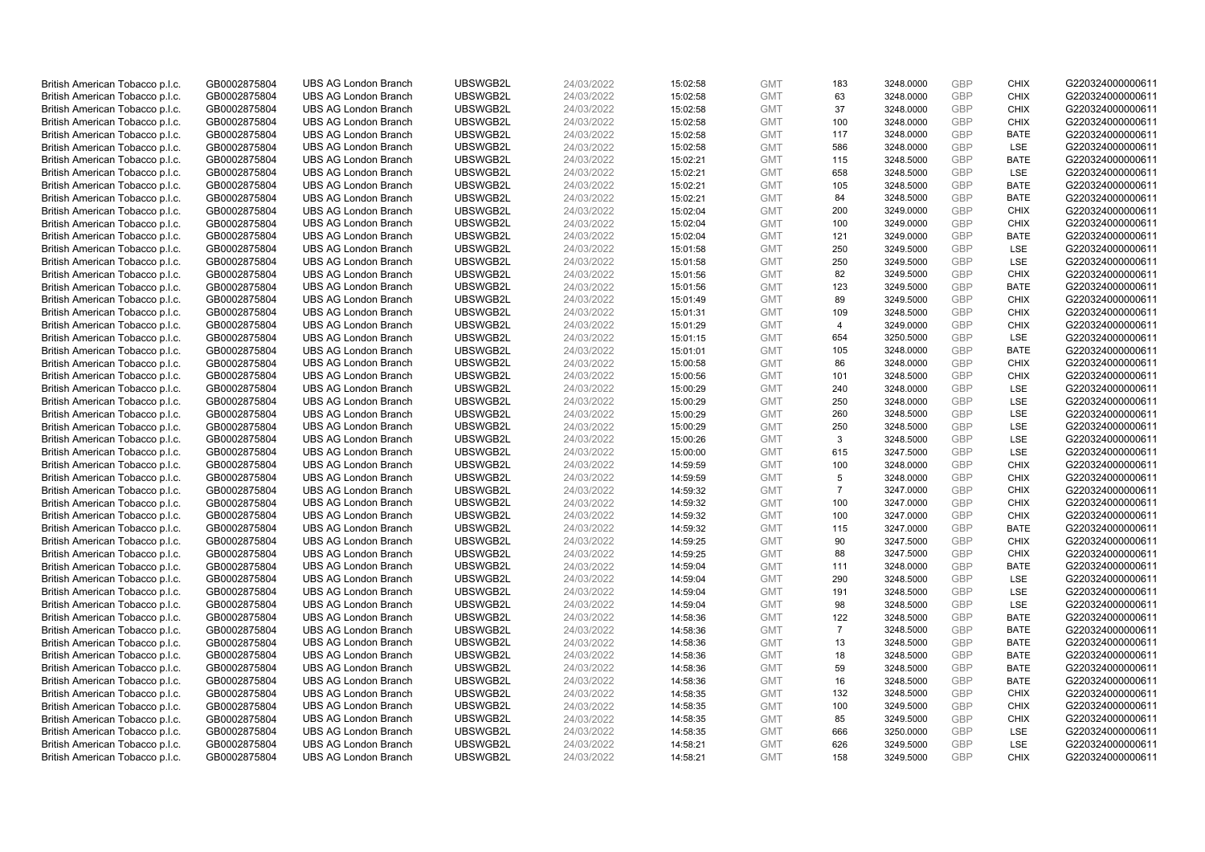| | | | | | | | | | | | |
|---|---|---|---|---|---|---|---|---|---|---|---|
| British American Tobacco p.l.c. | GB0002875804 | UBS AG London Branch | UBSWGB2L | 24/03/2022 | 15:02:58 | GMT | 183 | 3248.0000 | GBP | CHIX | G220324000000611 |
| British American Tobacco p.l.c. | GB0002875804 | UBS AG London Branch | UBSWGB2L | 24/03/2022 | 15:02:58 | GMT | 63 | 3248.0000 | GBP | CHIX | G220324000000611 |
| British American Tobacco p.l.c. | GB0002875804 | UBS AG London Branch | UBSWGB2L | 24/03/2022 | 15:02:58 | GMT | 37 | 3248.0000 | GBP | CHIX | G220324000000611 |
| British American Tobacco p.l.c. | GB0002875804 | UBS AG London Branch | UBSWGB2L | 24/03/2022 | 15:02:58 | GMT | 100 | 3248.0000 | GBP | CHIX | G220324000000611 |
| British American Tobacco p.l.c. | GB0002875804 | UBS AG London Branch | UBSWGB2L | 24/03/2022 | 15:02:58 | GMT | 117 | 3248.0000 | GBP | BATE | G220324000000611 |
| British American Tobacco p.l.c. | GB0002875804 | UBS AG London Branch | UBSWGB2L | 24/03/2022 | 15:02:58 | GMT | 586 | 3248.0000 | GBP | LSE | G220324000000611 |
| British American Tobacco p.l.c. | GB0002875804 | UBS AG London Branch | UBSWGB2L | 24/03/2022 | 15:02:21 | GMT | 115 | 3248.5000 | GBP | BATE | G220324000000611 |
| British American Tobacco p.l.c. | GB0002875804 | UBS AG London Branch | UBSWGB2L | 24/03/2022 | 15:02:21 | GMT | 658 | 3248.5000 | GBP | LSE | G220324000000611 |
| British American Tobacco p.l.c. | GB0002875804 | UBS AG London Branch | UBSWGB2L | 24/03/2022 | 15:02:21 | GMT | 105 | 3248.5000 | GBP | BATE | G220324000000611 |
| British American Tobacco p.l.c. | GB0002875804 | UBS AG London Branch | UBSWGB2L | 24/03/2022 | 15:02:21 | GMT | 84 | 3248.5000 | GBP | BATE | G220324000000611 |
| British American Tobacco p.l.c. | GB0002875804 | UBS AG London Branch | UBSWGB2L | 24/03/2022 | 15:02:04 | GMT | 200 | 3249.0000 | GBP | CHIX | G220324000000611 |
| British American Tobacco p.l.c. | GB0002875804 | UBS AG London Branch | UBSWGB2L | 24/03/2022 | 15:02:04 | GMT | 100 | 3249.0000 | GBP | CHIX | G220324000000611 |
| British American Tobacco p.l.c. | GB0002875804 | UBS AG London Branch | UBSWGB2L | 24/03/2022 | 15:02:04 | GMT | 121 | 3249.0000 | GBP | BATE | G220324000000611 |
| British American Tobacco p.l.c. | GB0002875804 | UBS AG London Branch | UBSWGB2L | 24/03/2022 | 15:01:58 | GMT | 250 | 3249.5000 | GBP | LSE | G220324000000611 |
| British American Tobacco p.l.c. | GB0002875804 | UBS AG London Branch | UBSWGB2L | 24/03/2022 | 15:01:58 | GMT | 250 | 3249.5000 | GBP | LSE | G220324000000611 |
| British American Tobacco p.l.c. | GB0002875804 | UBS AG London Branch | UBSWGB2L | 24/03/2022 | 15:01:56 | GMT | 82 | 3249.5000 | GBP | CHIX | G220324000000611 |
| British American Tobacco p.l.c. | GB0002875804 | UBS AG London Branch | UBSWGB2L | 24/03/2022 | 15:01:56 | GMT | 123 | 3249.5000 | GBP | BATE | G220324000000611 |
| British American Tobacco p.l.c. | GB0002875804 | UBS AG London Branch | UBSWGB2L | 24/03/2022 | 15:01:49 | GMT | 89 | 3249.5000 | GBP | CHIX | G220324000000611 |
| British American Tobacco p.l.c. | GB0002875804 | UBS AG London Branch | UBSWGB2L | 24/03/2022 | 15:01:31 | GMT | 109 | 3248.5000 | GBP | CHIX | G220324000000611 |
| British American Tobacco p.l.c. | GB0002875804 | UBS AG London Branch | UBSWGB2L | 24/03/2022 | 15:01:29 | GMT | 4 | 3249.0000 | GBP | CHIX | G220324000000611 |
| British American Tobacco p.l.c. | GB0002875804 | UBS AG London Branch | UBSWGB2L | 24/03/2022 | 15:01:15 | GMT | 654 | 3250.5000 | GBP | LSE | G220324000000611 |
| British American Tobacco p.l.c. | GB0002875804 | UBS AG London Branch | UBSWGB2L | 24/03/2022 | 15:01:01 | GMT | 105 | 3248.0000 | GBP | BATE | G220324000000611 |
| British American Tobacco p.l.c. | GB0002875804 | UBS AG London Branch | UBSWGB2L | 24/03/2022 | 15:00:58 | GMT | 86 | 3248.0000 | GBP | CHIX | G220324000000611 |
| British American Tobacco p.l.c. | GB0002875804 | UBS AG London Branch | UBSWGB2L | 24/03/2022 | 15:00:56 | GMT | 101 | 3248.5000 | GBP | CHIX | G220324000000611 |
| British American Tobacco p.l.c. | GB0002875804 | UBS AG London Branch | UBSWGB2L | 24/03/2022 | 15:00:29 | GMT | 240 | 3248.0000 | GBP | LSE | G220324000000611 |
| British American Tobacco p.l.c. | GB0002875804 | UBS AG London Branch | UBSWGB2L | 24/03/2022 | 15:00:29 | GMT | 250 | 3248.0000 | GBP | LSE | G220324000000611 |
| British American Tobacco p.l.c. | GB0002875804 | UBS AG London Branch | UBSWGB2L | 24/03/2022 | 15:00:29 | GMT | 260 | 3248.5000 | GBP | LSE | G220324000000611 |
| British American Tobacco p.l.c. | GB0002875804 | UBS AG London Branch | UBSWGB2L | 24/03/2022 | 15:00:29 | GMT | 250 | 3248.5000 | GBP | LSE | G220324000000611 |
| British American Tobacco p.l.c. | GB0002875804 | UBS AG London Branch | UBSWGB2L | 24/03/2022 | 15:00:26 | GMT | 3 | 3248.5000 | GBP | LSE | G220324000000611 |
| British American Tobacco p.l.c. | GB0002875804 | UBS AG London Branch | UBSWGB2L | 24/03/2022 | 15:00:00 | GMT | 615 | 3247.5000 | GBP | LSE | G220324000000611 |
| British American Tobacco p.l.c. | GB0002875804 | UBS AG London Branch | UBSWGB2L | 24/03/2022 | 14:59:59 | GMT | 100 | 3248.0000 | GBP | CHIX | G220324000000611 |
| British American Tobacco p.l.c. | GB0002875804 | UBS AG London Branch | UBSWGB2L | 24/03/2022 | 14:59:59 | GMT | 5 | 3248.0000 | GBP | CHIX | G220324000000611 |
| British American Tobacco p.l.c. | GB0002875804 | UBS AG London Branch | UBSWGB2L | 24/03/2022 | 14:59:32 | GMT | 7 | 3247.0000 | GBP | CHIX | G220324000000611 |
| British American Tobacco p.l.c. | GB0002875804 | UBS AG London Branch | UBSWGB2L | 24/03/2022 | 14:59:32 | GMT | 100 | 3247.0000 | GBP | CHIX | G220324000000611 |
| British American Tobacco p.l.c. | GB0002875804 | UBS AG London Branch | UBSWGB2L | 24/03/2022 | 14:59:32 | GMT | 100 | 3247.0000 | GBP | CHIX | G220324000000611 |
| British American Tobacco p.l.c. | GB0002875804 | UBS AG London Branch | UBSWGB2L | 24/03/2022 | 14:59:32 | GMT | 115 | 3247.0000 | GBP | BATE | G220324000000611 |
| British American Tobacco p.l.c. | GB0002875804 | UBS AG London Branch | UBSWGB2L | 24/03/2022 | 14:59:25 | GMT | 90 | 3247.5000 | GBP | CHIX | G220324000000611 |
| British American Tobacco p.l.c. | GB0002875804 | UBS AG London Branch | UBSWGB2L | 24/03/2022 | 14:59:25 | GMT | 88 | 3247.5000 | GBP | CHIX | G220324000000611 |
| British American Tobacco p.l.c. | GB0002875804 | UBS AG London Branch | UBSWGB2L | 24/03/2022 | 14:59:04 | GMT | 111 | 3248.0000 | GBP | BATE | G220324000000611 |
| British American Tobacco p.l.c. | GB0002875804 | UBS AG London Branch | UBSWGB2L | 24/03/2022 | 14:59:04 | GMT | 290 | 3248.5000 | GBP | LSE | G220324000000611 |
| British American Tobacco p.l.c. | GB0002875804 | UBS AG London Branch | UBSWGB2L | 24/03/2022 | 14:59:04 | GMT | 191 | 3248.5000 | GBP | LSE | G220324000000611 |
| British American Tobacco p.l.c. | GB0002875804 | UBS AG London Branch | UBSWGB2L | 24/03/2022 | 14:59:04 | GMT | 98 | 3248.5000 | GBP | LSE | G220324000000611 |
| British American Tobacco p.l.c. | GB0002875804 | UBS AG London Branch | UBSWGB2L | 24/03/2022 | 14:58:36 | GMT | 122 | 3248.5000 | GBP | BATE | G220324000000611 |
| British American Tobacco p.l.c. | GB0002875804 | UBS AG London Branch | UBSWGB2L | 24/03/2022 | 14:58:36 | GMT | 7 | 3248.5000 | GBP | BATE | G220324000000611 |
| British American Tobacco p.l.c. | GB0002875804 | UBS AG London Branch | UBSWGB2L | 24/03/2022 | 14:58:36 | GMT | 13 | 3248.5000 | GBP | BATE | G220324000000611 |
| British American Tobacco p.l.c. | GB0002875804 | UBS AG London Branch | UBSWGB2L | 24/03/2022 | 14:58:36 | GMT | 18 | 3248.5000 | GBP | BATE | G220324000000611 |
| British American Tobacco p.l.c. | GB0002875804 | UBS AG London Branch | UBSWGB2L | 24/03/2022 | 14:58:36 | GMT | 59 | 3248.5000 | GBP | BATE | G220324000000611 |
| British American Tobacco p.l.c. | GB0002875804 | UBS AG London Branch | UBSWGB2L | 24/03/2022 | 14:58:36 | GMT | 16 | 3248.5000 | GBP | BATE | G220324000000611 |
| British American Tobacco p.l.c. | GB0002875804 | UBS AG London Branch | UBSWGB2L | 24/03/2022 | 14:58:35 | GMT | 132 | 3248.5000 | GBP | CHIX | G220324000000611 |
| British American Tobacco p.l.c. | GB0002875804 | UBS AG London Branch | UBSWGB2L | 24/03/2022 | 14:58:35 | GMT | 100 | 3249.5000 | GBP | CHIX | G220324000000611 |
| British American Tobacco p.l.c. | GB0002875804 | UBS AG London Branch | UBSWGB2L | 24/03/2022 | 14:58:35 | GMT | 85 | 3249.5000 | GBP | CHIX | G220324000000611 |
| British American Tobacco p.l.c. | GB0002875804 | UBS AG London Branch | UBSWGB2L | 24/03/2022 | 14:58:35 | GMT | 666 | 3250.0000 | GBP | LSE | G220324000000611 |
| British American Tobacco p.l.c. | GB0002875804 | UBS AG London Branch | UBSWGB2L | 24/03/2022 | 14:58:21 | GMT | 626 | 3249.5000 | GBP | LSE | G220324000000611 |
| British American Tobacco p.l.c. | GB0002875804 | UBS AG London Branch | UBSWGB2L | 24/03/2022 | 14:58:21 | GMT | 158 | 3249.5000 | GBP | CHIX | G220324000000611 |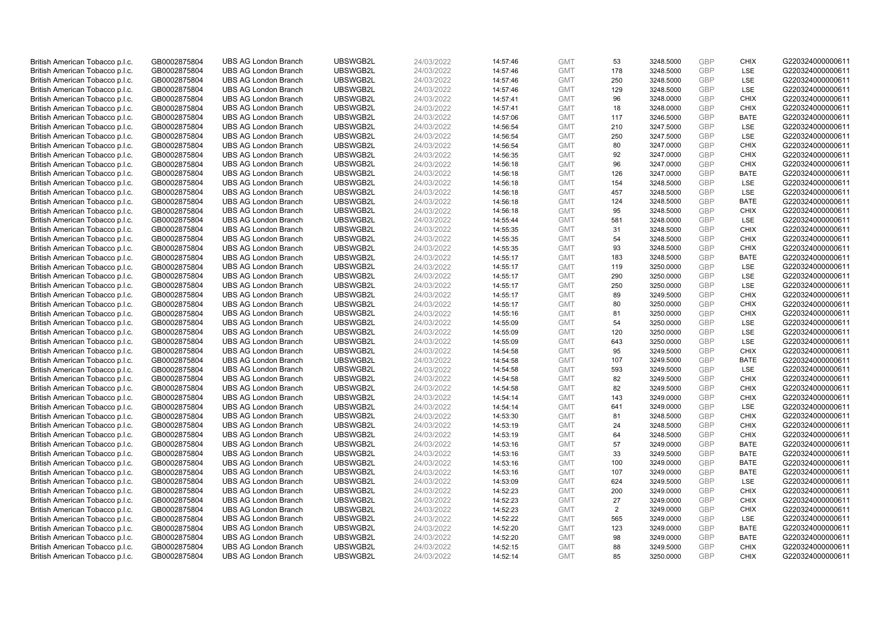| British American Tobacco p.l.c. | GB0002875804 | UBS AG London Branch | UBSWGB2L | 24/03/2022 | 14:57:46 | GMT | 53 | 3248.5000 | GBP | CHIX | G220324000000611 |
|---|---|---|---|---|---|---|---|---|---|---|---|
| British American Tobacco p.l.c. | GB0002875804 | UBS AG London Branch | UBSWGB2L | 24/03/2022 | 14:57:46 | GMT | 178 | 3248.5000 | GBP | LSE | G220324000000611 |
| British American Tobacco p.l.c. | GB0002875804 | UBS AG London Branch | UBSWGB2L | 24/03/2022 | 14:57:46 | GMT | 250 | 3248.5000 | GBP | LSE | G220324000000611 |
| British American Tobacco p.l.c. | GB0002875804 | UBS AG London Branch | UBSWGB2L | 24/03/2022 | 14:57:46 | GMT | 129 | 3248.5000 | GBP | LSE | G220324000000611 |
| British American Tobacco p.l.c. | GB0002875804 | UBS AG London Branch | UBSWGB2L | 24/03/2022 | 14:57:41 | GMT | 96 | 3248.0000 | GBP | CHIX | G220324000000611 |
| British American Tobacco p.l.c. | GB0002875804 | UBS AG London Branch | UBSWGB2L | 24/03/2022 | 14:57:41 | GMT | 18 | 3248.0000 | GBP | CHIX | G220324000000611 |
| British American Tobacco p.l.c. | GB0002875804 | UBS AG London Branch | UBSWGB2L | 24/03/2022 | 14:57:06 | GMT | 117 | 3246.5000 | GBP | BATE | G220324000000611 |
| British American Tobacco p.l.c. | GB0002875804 | UBS AG London Branch | UBSWGB2L | 24/03/2022 | 14:56:54 | GMT | 210 | 3247.5000 | GBP | LSE | G220324000000611 |
| British American Tobacco p.l.c. | GB0002875804 | UBS AG London Branch | UBSWGB2L | 24/03/2022 | 14:56:54 | GMT | 250 | 3247.5000 | GBP | LSE | G220324000000611 |
| British American Tobacco p.l.c. | GB0002875804 | UBS AG London Branch | UBSWGB2L | 24/03/2022 | 14:56:54 | GMT | 80 | 3247.0000 | GBP | CHIX | G220324000000611 |
| British American Tobacco p.l.c. | GB0002875804 | UBS AG London Branch | UBSWGB2L | 24/03/2022 | 14:56:35 | GMT | 92 | 3247.0000 | GBP | CHIX | G220324000000611 |
| British American Tobacco p.l.c. | GB0002875804 | UBS AG London Branch | UBSWGB2L | 24/03/2022 | 14:56:18 | GMT | 96 | 3247.0000 | GBP | CHIX | G220324000000611 |
| British American Tobacco p.l.c. | GB0002875804 | UBS AG London Branch | UBSWGB2L | 24/03/2022 | 14:56:18 | GMT | 126 | 3247.0000 | GBP | BATE | G220324000000611 |
| British American Tobacco p.l.c. | GB0002875804 | UBS AG London Branch | UBSWGB2L | 24/03/2022 | 14:56:18 | GMT | 154 | 3248.5000 | GBP | LSE | G220324000000611 |
| British American Tobacco p.l.c. | GB0002875804 | UBS AG London Branch | UBSWGB2L | 24/03/2022 | 14:56:18 | GMT | 457 | 3248.5000 | GBP | LSE | G220324000000611 |
| British American Tobacco p.l.c. | GB0002875804 | UBS AG London Branch | UBSWGB2L | 24/03/2022 | 14:56:18 | GMT | 124 | 3248.5000 | GBP | BATE | G220324000000611 |
| British American Tobacco p.l.c. | GB0002875804 | UBS AG London Branch | UBSWGB2L | 24/03/2022 | 14:56:18 | GMT | 95 | 3248.5000 | GBP | CHIX | G220324000000611 |
| British American Tobacco p.l.c. | GB0002875804 | UBS AG London Branch | UBSWGB2L | 24/03/2022 | 14:55:44 | GMT | 581 | 3248.0000 | GBP | LSE | G220324000000611 |
| British American Tobacco p.l.c. | GB0002875804 | UBS AG London Branch | UBSWGB2L | 24/03/2022 | 14:55:35 | GMT | 31 | 3248.5000 | GBP | CHIX | G220324000000611 |
| British American Tobacco p.l.c. | GB0002875804 | UBS AG London Branch | UBSWGB2L | 24/03/2022 | 14:55:35 | GMT | 54 | 3248.5000 | GBP | CHIX | G220324000000611 |
| British American Tobacco p.l.c. | GB0002875804 | UBS AG London Branch | UBSWGB2L | 24/03/2022 | 14:55:35 | GMT | 93 | 3248.5000 | GBP | CHIX | G220324000000611 |
| British American Tobacco p.l.c. | GB0002875804 | UBS AG London Branch | UBSWGB2L | 24/03/2022 | 14:55:17 | GMT | 183 | 3248.5000 | GBP | BATE | G220324000000611 |
| British American Tobacco p.l.c. | GB0002875804 | UBS AG London Branch | UBSWGB2L | 24/03/2022 | 14:55:17 | GMT | 119 | 3250.0000 | GBP | LSE | G220324000000611 |
| British American Tobacco p.l.c. | GB0002875804 | UBS AG London Branch | UBSWGB2L | 24/03/2022 | 14:55:17 | GMT | 290 | 3250.0000 | GBP | LSE | G220324000000611 |
| British American Tobacco p.l.c. | GB0002875804 | UBS AG London Branch | UBSWGB2L | 24/03/2022 | 14:55:17 | GMT | 250 | 3250.0000 | GBP | LSE | G220324000000611 |
| British American Tobacco p.l.c. | GB0002875804 | UBS AG London Branch | UBSWGB2L | 24/03/2022 | 14:55:17 | GMT | 89 | 3249.5000 | GBP | CHIX | G220324000000611 |
| British American Tobacco p.l.c. | GB0002875804 | UBS AG London Branch | UBSWGB2L | 24/03/2022 | 14:55:17 | GMT | 80 | 3250.0000 | GBP | CHIX | G220324000000611 |
| British American Tobacco p.l.c. | GB0002875804 | UBS AG London Branch | UBSWGB2L | 24/03/2022 | 14:55:16 | GMT | 81 | 3250.0000 | GBP | CHIX | G220324000000611 |
| British American Tobacco p.l.c. | GB0002875804 | UBS AG London Branch | UBSWGB2L | 24/03/2022 | 14:55:09 | GMT | 54 | 3250.0000 | GBP | LSE | G220324000000611 |
| British American Tobacco p.l.c. | GB0002875804 | UBS AG London Branch | UBSWGB2L | 24/03/2022 | 14:55:09 | GMT | 120 | 3250.0000 | GBP | LSE | G220324000000611 |
| British American Tobacco p.l.c. | GB0002875804 | UBS AG London Branch | UBSWGB2L | 24/03/2022 | 14:55:09 | GMT | 643 | 3250.0000 | GBP | LSE | G220324000000611 |
| British American Tobacco p.l.c. | GB0002875804 | UBS AG London Branch | UBSWGB2L | 24/03/2022 | 14:54:58 | GMT | 95 | 3249.5000 | GBP | CHIX | G220324000000611 |
| British American Tobacco p.l.c. | GB0002875804 | UBS AG London Branch | UBSWGB2L | 24/03/2022 | 14:54:58 | GMT | 107 | 3249.5000 | GBP | BATE | G220324000000611 |
| British American Tobacco p.l.c. | GB0002875804 | UBS AG London Branch | UBSWGB2L | 24/03/2022 | 14:54:58 | GMT | 593 | 3249.5000 | GBP | LSE | G220324000000611 |
| British American Tobacco p.l.c. | GB0002875804 | UBS AG London Branch | UBSWGB2L | 24/03/2022 | 14:54:58 | GMT | 82 | 3249.5000 | GBP | CHIX | G220324000000611 |
| British American Tobacco p.l.c. | GB0002875804 | UBS AG London Branch | UBSWGB2L | 24/03/2022 | 14:54:58 | GMT | 82 | 3249.5000 | GBP | CHIX | G220324000000611 |
| British American Tobacco p.l.c. | GB0002875804 | UBS AG London Branch | UBSWGB2L | 24/03/2022 | 14:54:14 | GMT | 143 | 3249.0000 | GBP | CHIX | G220324000000611 |
| British American Tobacco p.l.c. | GB0002875804 | UBS AG London Branch | UBSWGB2L | 24/03/2022 | 14:54:14 | GMT | 641 | 3249.0000 | GBP | LSE | G220324000000611 |
| British American Tobacco p.l.c. | GB0002875804 | UBS AG London Branch | UBSWGB2L | 24/03/2022 | 14:53:30 | GMT | 81 | 3248.5000 | GBP | CHIX | G220324000000611 |
| British American Tobacco p.l.c. | GB0002875804 | UBS AG London Branch | UBSWGB2L | 24/03/2022 | 14:53:19 | GMT | 24 | 3248.5000 | GBP | CHIX | G220324000000611 |
| British American Tobacco p.l.c. | GB0002875804 | UBS AG London Branch | UBSWGB2L | 24/03/2022 | 14:53:19 | GMT | 64 | 3248.5000 | GBP | CHIX | G220324000000611 |
| British American Tobacco p.l.c. | GB0002875804 | UBS AG London Branch | UBSWGB2L | 24/03/2022 | 14:53:16 | GMT | 57 | 3249.0000 | GBP | BATE | G220324000000611 |
| British American Tobacco p.l.c. | GB0002875804 | UBS AG London Branch | UBSWGB2L | 24/03/2022 | 14:53:16 | GMT | 33 | 3249.5000 | GBP | BATE | G220324000000611 |
| British American Tobacco p.l.c. | GB0002875804 | UBS AG London Branch | UBSWGB2L | 24/03/2022 | 14:53:16 | GMT | 100 | 3249.0000 | GBP | BATE | G220324000000611 |
| British American Tobacco p.l.c. | GB0002875804 | UBS AG London Branch | UBSWGB2L | 24/03/2022 | 14:53:16 | GMT | 107 | 3249.0000 | GBP | BATE | G220324000000611 |
| British American Tobacco p.l.c. | GB0002875804 | UBS AG London Branch | UBSWGB2L | 24/03/2022 | 14:53:09 | GMT | 624 | 3249.5000 | GBP | LSE | G220324000000611 |
| British American Tobacco p.l.c. | GB0002875804 | UBS AG London Branch | UBSWGB2L | 24/03/2022 | 14:52:23 | GMT | 200 | 3249.0000 | GBP | CHIX | G220324000000611 |
| British American Tobacco p.l.c. | GB0002875804 | UBS AG London Branch | UBSWGB2L | 24/03/2022 | 14:52:23 | GMT | 27 | 3249.0000 | GBP | CHIX | G220324000000611 |
| British American Tobacco p.l.c. | GB0002875804 | UBS AG London Branch | UBSWGB2L | 24/03/2022 | 14:52:23 | GMT | 2 | 3249.0000 | GBP | CHIX | G220324000000611 |
| British American Tobacco p.l.c. | GB0002875804 | UBS AG London Branch | UBSWGB2L | 24/03/2022 | 14:52:22 | GMT | 565 | 3249.0000 | GBP | LSE | G220324000000611 |
| British American Tobacco p.l.c. | GB0002875804 | UBS AG London Branch | UBSWGB2L | 24/03/2022 | 14:52:20 | GMT | 123 | 3249.0000 | GBP | BATE | G220324000000611 |
| British American Tobacco p.l.c. | GB0002875804 | UBS AG London Branch | UBSWGB2L | 24/03/2022 | 14:52:20 | GMT | 98 | 3249.0000 | GBP | BATE | G220324000000611 |
| British American Tobacco p.l.c. | GB0002875804 | UBS AG London Branch | UBSWGB2L | 24/03/2022 | 14:52:15 | GMT | 88 | 3249.5000 | GBP | CHIX | G220324000000611 |
| British American Tobacco p.l.c. | GB0002875804 | UBS AG London Branch | UBSWGB2L | 24/03/2022 | 14:52:14 | GMT | 85 | 3250.0000 | GBP | CHIX | G220324000000611 |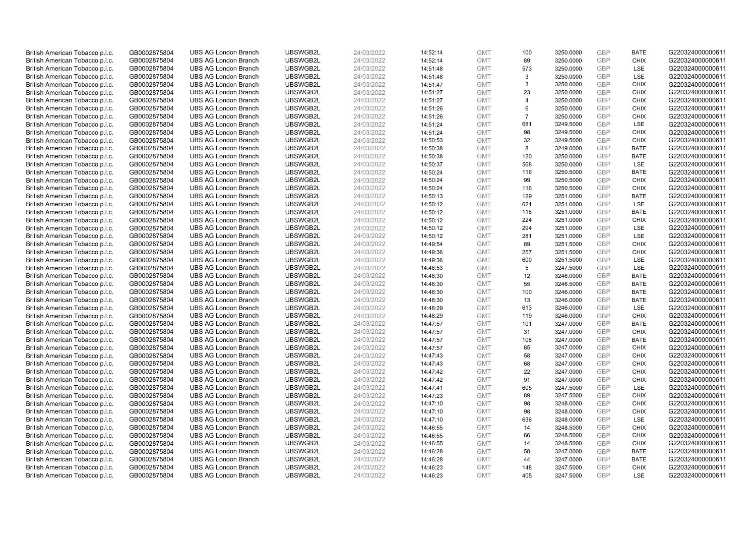| | | | | | | | | | | | |
|---|---|---|---|---|---|---|---|---|---|---|---|
| British American Tobacco p.l.c. | GB0002875804 | UBS AG London Branch | UBSWGB2L | 24/03/2022 | 14:52:14 | GMT | 100 | 3250.0000 | GBP | BATE | G220324000000611 |
| British American Tobacco p.l.c. | GB0002875804 | UBS AG London Branch | UBSWGB2L | 24/03/2022 | 14:52:14 | GMT | 89 | 3250.0000 | GBP | CHIX | G220324000000611 |
| British American Tobacco p.l.c. | GB0002875804 | UBS AG London Branch | UBSWGB2L | 24/03/2022 | 14:51:48 | GMT | 573 | 3250.0000 | GBP | LSE | G220324000000611 |
| British American Tobacco p.l.c. | GB0002875804 | UBS AG London Branch | UBSWGB2L | 24/03/2022 | 14:51:48 | GMT | 3 | 3250.0000 | GBP | LSE | G220324000000611 |
| British American Tobacco p.l.c. | GB0002875804 | UBS AG London Branch | UBSWGB2L | 24/03/2022 | 14:51:47 | GMT | 3 | 3250.0000 | GBP | CHIX | G220324000000611 |
| British American Tobacco p.l.c. | GB0002875804 | UBS AG London Branch | UBSWGB2L | 24/03/2022 | 14:51:27 | GMT | 23 | 3250.0000 | GBP | CHIX | G220324000000611 |
| British American Tobacco p.l.c. | GB0002875804 | UBS AG London Branch | UBSWGB2L | 24/03/2022 | 14:51:27 | GMT | 4 | 3250.0000 | GBP | CHIX | G220324000000611 |
| British American Tobacco p.l.c. | GB0002875804 | UBS AG London Branch | UBSWGB2L | 24/03/2022 | 14:51:26 | GMT | 6 | 3250.0000 | GBP | CHIX | G220324000000611 |
| British American Tobacco p.l.c. | GB0002875804 | UBS AG London Branch | UBSWGB2L | 24/03/2022 | 14:51:26 | GMT | 7 | 3250.0000 | GBP | CHIX | G220324000000611 |
| British American Tobacco p.l.c. | GB0002875804 | UBS AG London Branch | UBSWGB2L | 24/03/2022 | 14:51:24 | GMT | 681 | 3249.5000 | GBP | LSE | G220324000000611 |
| British American Tobacco p.l.c. | GB0002875804 | UBS AG London Branch | UBSWGB2L | 24/03/2022 | 14:51:24 | GMT | 98 | 3249.5000 | GBP | CHIX | G220324000000611 |
| British American Tobacco p.l.c. | GB0002875804 | UBS AG London Branch | UBSWGB2L | 24/03/2022 | 14:50:53 | GMT | 32 | 3249.5000 | GBP | CHIX | G220324000000611 |
| British American Tobacco p.l.c. | GB0002875804 | UBS AG London Branch | UBSWGB2L | 24/03/2022 | 14:50:38 | GMT | 8 | 3249.0000 | GBP | BATE | G220324000000611 |
| British American Tobacco p.l.c. | GB0002875804 | UBS AG London Branch | UBSWGB2L | 24/03/2022 | 14:50:38 | GMT | 120 | 3250.0000 | GBP | BATE | G220324000000611 |
| British American Tobacco p.l.c. | GB0002875804 | UBS AG London Branch | UBSWGB2L | 24/03/2022 | 14:50:37 | GMT | 568 | 3250.0000 | GBP | LSE | G220324000000611 |
| British American Tobacco p.l.c. | GB0002875804 | UBS AG London Branch | UBSWGB2L | 24/03/2022 | 14:50:24 | GMT | 116 | 3250.5000 | GBP | BATE | G220324000000611 |
| British American Tobacco p.l.c. | GB0002875804 | UBS AG London Branch | UBSWGB2L | 24/03/2022 | 14:50:24 | GMT | 99 | 3250.5000 | GBP | CHIX | G220324000000611 |
| British American Tobacco p.l.c. | GB0002875804 | UBS AG London Branch | UBSWGB2L | 24/03/2022 | 14:50:24 | GMT | 116 | 3250.5000 | GBP | CHIX | G220324000000611 |
| British American Tobacco p.l.c. | GB0002875804 | UBS AG London Branch | UBSWGB2L | 24/03/2022 | 14:50:13 | GMT | 129 | 3251.0000 | GBP | BATE | G220324000000611 |
| British American Tobacco p.l.c. | GB0002875804 | UBS AG London Branch | UBSWGB2L | 24/03/2022 | 14:50:12 | GMT | 621 | 3251.0000 | GBP | LSE | G220324000000611 |
| British American Tobacco p.l.c. | GB0002875804 | UBS AG London Branch | UBSWGB2L | 24/03/2022 | 14:50:12 | GMT | 118 | 3251.0000 | GBP | BATE | G220324000000611 |
| British American Tobacco p.l.c. | GB0002875804 | UBS AG London Branch | UBSWGB2L | 24/03/2022 | 14:50:12 | GMT | 224 | 3251.0000 | GBP | CHIX | G220324000000611 |
| British American Tobacco p.l.c. | GB0002875804 | UBS AG London Branch | UBSWGB2L | 24/03/2022 | 14:50:12 | GMT | 294 | 3251.0000 | GBP | LSE | G220324000000611 |
| British American Tobacco p.l.c. | GB0002875804 | UBS AG London Branch | UBSWGB2L | 24/03/2022 | 14:50:12 | GMT | 281 | 3251.0000 | GBP | LSE | G220324000000611 |
| British American Tobacco p.l.c. | GB0002875804 | UBS AG London Branch | UBSWGB2L | 24/03/2022 | 14:49:54 | GMT | 89 | 3251.5000 | GBP | CHIX | G220324000000611 |
| British American Tobacco p.l.c. | GB0002875804 | UBS AG London Branch | UBSWGB2L | 24/03/2022 | 14:49:36 | GMT | 257 | 3251.5000 | GBP | CHIX | G220324000000611 |
| British American Tobacco p.l.c. | GB0002875804 | UBS AG London Branch | UBSWGB2L | 24/03/2022 | 14:49:36 | GMT | 600 | 3251.5000 | GBP | LSE | G220324000000611 |
| British American Tobacco p.l.c. | GB0002875804 | UBS AG London Branch | UBSWGB2L | 24/03/2022 | 14:48:53 | GMT | 5 | 3247.5000 | GBP | LSE | G220324000000611 |
| British American Tobacco p.l.c. | GB0002875804 | UBS AG London Branch | UBSWGB2L | 24/03/2022 | 14:48:30 | GMT | 12 | 3246.0000 | GBP | BATE | G220324000000611 |
| British American Tobacco p.l.c. | GB0002875804 | UBS AG London Branch | UBSWGB2L | 24/03/2022 | 14:48:30 | GMT | 55 | 3246.5000 | GBP | BATE | G220324000000611 |
| British American Tobacco p.l.c. | GB0002875804 | UBS AG London Branch | UBSWGB2L | 24/03/2022 | 14:48:30 | GMT | 100 | 3246.0000 | GBP | BATE | G220324000000611 |
| British American Tobacco p.l.c. | GB0002875804 | UBS AG London Branch | UBSWGB2L | 24/03/2022 | 14:48:30 | GMT | 13 | 3246.0000 | GBP | BATE | G220324000000611 |
| British American Tobacco p.l.c. | GB0002875804 | UBS AG London Branch | UBSWGB2L | 24/03/2022 | 14:48:29 | GMT | 613 | 3246.0000 | GBP | LSE | G220324000000611 |
| British American Tobacco p.l.c. | GB0002875804 | UBS AG London Branch | UBSWGB2L | 24/03/2022 | 14:48:29 | GMT | 119 | 3246.0000 | GBP | CHIX | G220324000000611 |
| British American Tobacco p.l.c. | GB0002875804 | UBS AG London Branch | UBSWGB2L | 24/03/2022 | 14:47:57 | GMT | 101 | 3247.0000 | GBP | BATE | G220324000000611 |
| British American Tobacco p.l.c. | GB0002875804 | UBS AG London Branch | UBSWGB2L | 24/03/2022 | 14:47:57 | GMT | 31 | 3247.0000 | GBP | CHIX | G220324000000611 |
| British American Tobacco p.l.c. | GB0002875804 | UBS AG London Branch | UBSWGB2L | 24/03/2022 | 14:47:57 | GMT | 108 | 3247.0000 | GBP | BATE | G220324000000611 |
| British American Tobacco p.l.c. | GB0002875804 | UBS AG London Branch | UBSWGB2L | 24/03/2022 | 14:47:57 | GMT | 85 | 3247.0000 | GBP | CHIX | G220324000000611 |
| British American Tobacco p.l.c. | GB0002875804 | UBS AG London Branch | UBSWGB2L | 24/03/2022 | 14:47:43 | GMT | 58 | 3247.0000 | GBP | CHIX | G220324000000611 |
| British American Tobacco p.l.c. | GB0002875804 | UBS AG London Branch | UBSWGB2L | 24/03/2022 | 14:47:43 | GMT | 68 | 3247.0000 | GBP | CHIX | G220324000000611 |
| British American Tobacco p.l.c. | GB0002875804 | UBS AG London Branch | UBSWGB2L | 24/03/2022 | 14:47:42 | GMT | 22 | 3247.0000 | GBP | CHIX | G220324000000611 |
| British American Tobacco p.l.c. | GB0002875804 | UBS AG London Branch | UBSWGB2L | 24/03/2022 | 14:47:42 | GMT | 91 | 3247.0000 | GBP | CHIX | G220324000000611 |
| British American Tobacco p.l.c. | GB0002875804 | UBS AG London Branch | UBSWGB2L | 24/03/2022 | 14:47:41 | GMT | 605 | 3247.5000 | GBP | LSE | G220324000000611 |
| British American Tobacco p.l.c. | GB0002875804 | UBS AG London Branch | UBSWGB2L | 24/03/2022 | 14:47:23 | GMT | 89 | 3247.5000 | GBP | CHIX | G220324000000611 |
| British American Tobacco p.l.c. | GB0002875804 | UBS AG London Branch | UBSWGB2L | 24/03/2022 | 14:47:10 | GMT | 98 | 3248.0000 | GBP | CHIX | G220324000000611 |
| British American Tobacco p.l.c. | GB0002875804 | UBS AG London Branch | UBSWGB2L | 24/03/2022 | 14:47:10 | GMT | 98 | 3248.0000 | GBP | CHIX | G220324000000611 |
| British American Tobacco p.l.c. | GB0002875804 | UBS AG London Branch | UBSWGB2L | 24/03/2022 | 14:47:10 | GMT | 636 | 3248.0000 | GBP | LSE | G220324000000611 |
| British American Tobacco p.l.c. | GB0002875804 | UBS AG London Branch | UBSWGB2L | 24/03/2022 | 14:46:55 | GMT | 14 | 3248.5000 | GBP | CHIX | G220324000000611 |
| British American Tobacco p.l.c. | GB0002875804 | UBS AG London Branch | UBSWGB2L | 24/03/2022 | 14:46:55 | GMT | 66 | 3248.5000 | GBP | CHIX | G220324000000611 |
| British American Tobacco p.l.c. | GB0002875804 | UBS AG London Branch | UBSWGB2L | 24/03/2022 | 14:46:55 | GMT | 14 | 3248.5000 | GBP | CHIX | G220324000000611 |
| British American Tobacco p.l.c. | GB0002875804 | UBS AG London Branch | UBSWGB2L | 24/03/2022 | 14:46:28 | GMT | 58 | 3247.0000 | GBP | BATE | G220324000000611 |
| British American Tobacco p.l.c. | GB0002875804 | UBS AG London Branch | UBSWGB2L | 24/03/2022 | 14:46:28 | GMT | 44 | 3247.0000 | GBP | BATE | G220324000000611 |
| British American Tobacco p.l.c. | GB0002875804 | UBS AG London Branch | UBSWGB2L | 24/03/2022 | 14:46:23 | GMT | 148 | 3247.5000 | GBP | CHIX | G220324000000611 |
| British American Tobacco p.l.c. | GB0002875804 | UBS AG London Branch | UBSWGB2L | 24/03/2022 | 14:46:23 | GMT | 405 | 3247.5000 | GBP | LSE | G220324000000611 |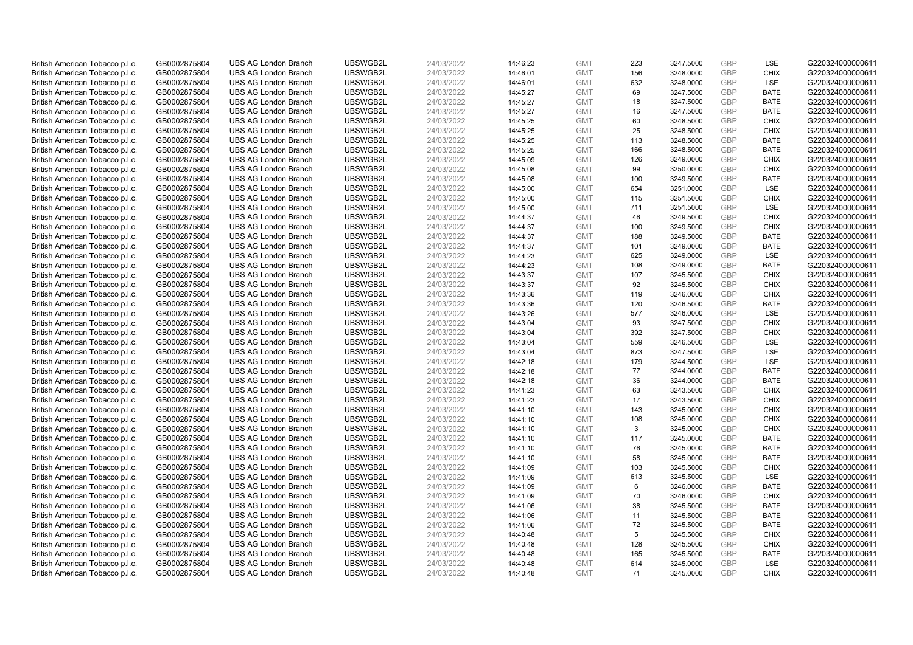| British American Tobacco p.l.c. | GB0002875804 | UBS AG London Branch | UBSWGB2L | 24/03/2022 | 14:46:23 | GMT | 223 | 3247.5000 | GBP | LSE | G220324000000611 |
|---|---|---|---|---|---|---|---|---|---|---|---|
| British American Tobacco p.l.c. | GB0002875804 | UBS AG London Branch | UBSWGB2L | 24/03/2022 | 14:46:01 | GMT | 156 | 3248.0000 | GBP | CHIX | G220324000000611 |
| British American Tobacco p.l.c. | GB0002875804 | UBS AG London Branch | UBSWGB2L | 24/03/2022 | 14:46:01 | GMT | 632 | 3248.0000 | GBP | LSE | G220324000000611 |
| British American Tobacco p.l.c. | GB0002875804 | UBS AG London Branch | UBSWGB2L | 24/03/2022 | 14:45:27 | GMT | 69 | 3247.5000 | GBP | BATE | G220324000000611 |
| British American Tobacco p.l.c. | GB0002875804 | UBS AG London Branch | UBSWGB2L | 24/03/2022 | 14:45:27 | GMT | 18 | 3247.5000 | GBP | BATE | G220324000000611 |
| British American Tobacco p.l.c. | GB0002875804 | UBS AG London Branch | UBSWGB2L | 24/03/2022 | 14:45:27 | GMT | 16 | 3247.5000 | GBP | BATE | G220324000000611 |
| British American Tobacco p.l.c. | GB0002875804 | UBS AG London Branch | UBSWGB2L | 24/03/2022 | 14:45:25 | GMT | 60 | 3248.5000 | GBP | CHIX | G220324000000611 |
| British American Tobacco p.l.c. | GB0002875804 | UBS AG London Branch | UBSWGB2L | 24/03/2022 | 14:45:25 | GMT | 25 | 3248.5000 | GBP | CHIX | G220324000000611 |
| British American Tobacco p.l.c. | GB0002875804 | UBS AG London Branch | UBSWGB2L | 24/03/2022 | 14:45:25 | GMT | 113 | 3248.5000 | GBP | BATE | G220324000000611 |
| British American Tobacco p.l.c. | GB0002875804 | UBS AG London Branch | UBSWGB2L | 24/03/2022 | 14:45:25 | GMT | 166 | 3248.5000 | GBP | BATE | G220324000000611 |
| British American Tobacco p.l.c. | GB0002875804 | UBS AG London Branch | UBSWGB2L | 24/03/2022 | 14:45:09 | GMT | 126 | 3249.0000 | GBP | CHIX | G220324000000611 |
| British American Tobacco p.l.c. | GB0002875804 | UBS AG London Branch | UBSWGB2L | 24/03/2022 | 14:45:08 | GMT | 99 | 3250.0000 | GBP | CHIX | G220324000000611 |
| British American Tobacco p.l.c. | GB0002875804 | UBS AG London Branch | UBSWGB2L | 24/03/2022 | 14:45:08 | GMT | 100 | 3249.5000 | GBP | BATE | G220324000000611 |
| British American Tobacco p.l.c. | GB0002875804 | UBS AG London Branch | UBSWGB2L | 24/03/2022 | 14:45:00 | GMT | 654 | 3251.0000 | GBP | LSE | G220324000000611 |
| British American Tobacco p.l.c. | GB0002875804 | UBS AG London Branch | UBSWGB2L | 24/03/2022 | 14:45:00 | GMT | 115 | 3251.5000 | GBP | CHIX | G220324000000611 |
| British American Tobacco p.l.c. | GB0002875804 | UBS AG London Branch | UBSWGB2L | 24/03/2022 | 14:45:00 | GMT | 711 | 3251.5000 | GBP | LSE | G220324000000611 |
| British American Tobacco p.l.c. | GB0002875804 | UBS AG London Branch | UBSWGB2L | 24/03/2022 | 14:44:37 | GMT | 46 | 3249.5000 | GBP | CHIX | G220324000000611 |
| British American Tobacco p.l.c. | GB0002875804 | UBS AG London Branch | UBSWGB2L | 24/03/2022 | 14:44:37 | GMT | 100 | 3249.5000 | GBP | CHIX | G220324000000611 |
| British American Tobacco p.l.c. | GB0002875804 | UBS AG London Branch | UBSWGB2L | 24/03/2022 | 14:44:37 | GMT | 188 | 3249.5000 | GBP | BATE | G220324000000611 |
| British American Tobacco p.l.c. | GB0002875804 | UBS AG London Branch | UBSWGB2L | 24/03/2022 | 14:44:37 | GMT | 101 | 3249.0000 | GBP | BATE | G220324000000611 |
| British American Tobacco p.l.c. | GB0002875804 | UBS AG London Branch | UBSWGB2L | 24/03/2022 | 14:44:23 | GMT | 625 | 3249.0000 | GBP | LSE | G220324000000611 |
| British American Tobacco p.l.c. | GB0002875804 | UBS AG London Branch | UBSWGB2L | 24/03/2022 | 14:44:23 | GMT | 108 | 3249.0000 | GBP | BATE | G220324000000611 |
| British American Tobacco p.l.c. | GB0002875804 | UBS AG London Branch | UBSWGB2L | 24/03/2022 | 14:43:37 | GMT | 107 | 3245.5000 | GBP | CHIX | G220324000000611 |
| British American Tobacco p.l.c. | GB0002875804 | UBS AG London Branch | UBSWGB2L | 24/03/2022 | 14:43:37 | GMT | 92 | 3245.5000 | GBP | CHIX | G220324000000611 |
| British American Tobacco p.l.c. | GB0002875804 | UBS AG London Branch | UBSWGB2L | 24/03/2022 | 14:43:36 | GMT | 119 | 3246.0000 | GBP | CHIX | G220324000000611 |
| British American Tobacco p.l.c. | GB0002875804 | UBS AG London Branch | UBSWGB2L | 24/03/2022 | 14:43:36 | GMT | 120 | 3246.5000 | GBP | BATE | G220324000000611 |
| British American Tobacco p.l.c. | GB0002875804 | UBS AG London Branch | UBSWGB2L | 24/03/2022 | 14:43:26 | GMT | 577 | 3246.0000 | GBP | LSE | G220324000000611 |
| British American Tobacco p.l.c. | GB0002875804 | UBS AG London Branch | UBSWGB2L | 24/03/2022 | 14:43:04 | GMT | 93 | 3247.5000 | GBP | CHIX | G220324000000611 |
| British American Tobacco p.l.c. | GB0002875804 | UBS AG London Branch | UBSWGB2L | 24/03/2022 | 14:43:04 | GMT | 392 | 3247.5000 | GBP | CHIX | G220324000000611 |
| British American Tobacco p.l.c. | GB0002875804 | UBS AG London Branch | UBSWGB2L | 24/03/2022 | 14:43:04 | GMT | 559 | 3246.5000 | GBP | LSE | G220324000000611 |
| British American Tobacco p.l.c. | GB0002875804 | UBS AG London Branch | UBSWGB2L | 24/03/2022 | 14:43:04 | GMT | 873 | 3247.5000 | GBP | LSE | G220324000000611 |
| British American Tobacco p.l.c. | GB0002875804 | UBS AG London Branch | UBSWGB2L | 24/03/2022 | 14:42:18 | GMT | 179 | 3244.5000 | GBP | LSE | G220324000000611 |
| British American Tobacco p.l.c. | GB0002875804 | UBS AG London Branch | UBSWGB2L | 24/03/2022 | 14:42:18 | GMT | 77 | 3244.0000 | GBP | BATE | G220324000000611 |
| British American Tobacco p.l.c. | GB0002875804 | UBS AG London Branch | UBSWGB2L | 24/03/2022 | 14:42:18 | GMT | 36 | 3244.0000 | GBP | BATE | G220324000000611 |
| British American Tobacco p.l.c. | GB0002875804 | UBS AG London Branch | UBSWGB2L | 24/03/2022 | 14:41:23 | GMT | 63 | 3243.5000 | GBP | CHIX | G220324000000611 |
| British American Tobacco p.l.c. | GB0002875804 | UBS AG London Branch | UBSWGB2L | 24/03/2022 | 14:41:23 | GMT | 17 | 3243.5000 | GBP | CHIX | G220324000000611 |
| British American Tobacco p.l.c. | GB0002875804 | UBS AG London Branch | UBSWGB2L | 24/03/2022 | 14:41:10 | GMT | 143 | 3245.0000 | GBP | CHIX | G220324000000611 |
| British American Tobacco p.l.c. | GB0002875804 | UBS AG London Branch | UBSWGB2L | 24/03/2022 | 14:41:10 | GMT | 108 | 3245.0000 | GBP | CHIX | G220324000000611 |
| British American Tobacco p.l.c. | GB0002875804 | UBS AG London Branch | UBSWGB2L | 24/03/2022 | 14:41:10 | GMT | 3 | 3245.0000 | GBP | CHIX | G220324000000611 |
| British American Tobacco p.l.c. | GB0002875804 | UBS AG London Branch | UBSWGB2L | 24/03/2022 | 14:41:10 | GMT | 117 | 3245.0000 | GBP | BATE | G220324000000611 |
| British American Tobacco p.l.c. | GB0002875804 | UBS AG London Branch | UBSWGB2L | 24/03/2022 | 14:41:10 | GMT | 76 | 3245.0000 | GBP | BATE | G220324000000611 |
| British American Tobacco p.l.c. | GB0002875804 | UBS AG London Branch | UBSWGB2L | 24/03/2022 | 14:41:10 | GMT | 58 | 3245.0000 | GBP | BATE | G220324000000611 |
| British American Tobacco p.l.c. | GB0002875804 | UBS AG London Branch | UBSWGB2L | 24/03/2022 | 14:41:09 | GMT | 103 | 3245.5000 | GBP | CHIX | G220324000000611 |
| British American Tobacco p.l.c. | GB0002875804 | UBS AG London Branch | UBSWGB2L | 24/03/2022 | 14:41:09 | GMT | 613 | 3245.5000 | GBP | LSE | G220324000000611 |
| British American Tobacco p.l.c. | GB0002875804 | UBS AG London Branch | UBSWGB2L | 24/03/2022 | 14:41:09 | GMT | 6 | 3246.0000 | GBP | BATE | G220324000000611 |
| British American Tobacco p.l.c. | GB0002875804 | UBS AG London Branch | UBSWGB2L | 24/03/2022 | 14:41:09 | GMT | 70 | 3246.0000 | GBP | CHIX | G220324000000611 |
| British American Tobacco p.l.c. | GB0002875804 | UBS AG London Branch | UBSWGB2L | 24/03/2022 | 14:41:06 | GMT | 38 | 3245.5000 | GBP | BATE | G220324000000611 |
| British American Tobacco p.l.c. | GB0002875804 | UBS AG London Branch | UBSWGB2L | 24/03/2022 | 14:41:06 | GMT | 11 | 3245.5000 | GBP | BATE | G220324000000611 |
| British American Tobacco p.l.c. | GB0002875804 | UBS AG London Branch | UBSWGB2L | 24/03/2022 | 14:41:06 | GMT | 72 | 3245.5000 | GBP | BATE | G220324000000611 |
| British American Tobacco p.l.c. | GB0002875804 | UBS AG London Branch | UBSWGB2L | 24/03/2022 | 14:40:48 | GMT | 5 | 3245.5000 | GBP | CHIX | G220324000000611 |
| British American Tobacco p.l.c. | GB0002875804 | UBS AG London Branch | UBSWGB2L | 24/03/2022 | 14:40:48 | GMT | 128 | 3245.5000 | GBP | CHIX | G220324000000611 |
| British American Tobacco p.l.c. | GB0002875804 | UBS AG London Branch | UBSWGB2L | 24/03/2022 | 14:40:48 | GMT | 165 | 3245.5000 | GBP | BATE | G220324000000611 |
| British American Tobacco p.l.c. | GB0002875804 | UBS AG London Branch | UBSWGB2L | 24/03/2022 | 14:40:48 | GMT | 614 | 3245.0000 | GBP | LSE | G220324000000611 |
| British American Tobacco p.l.c. | GB0002875804 | UBS AG London Branch | UBSWGB2L | 24/03/2022 | 14:40:48 | GMT | 71 | 3245.0000 | GBP | CHIX | G220324000000611 |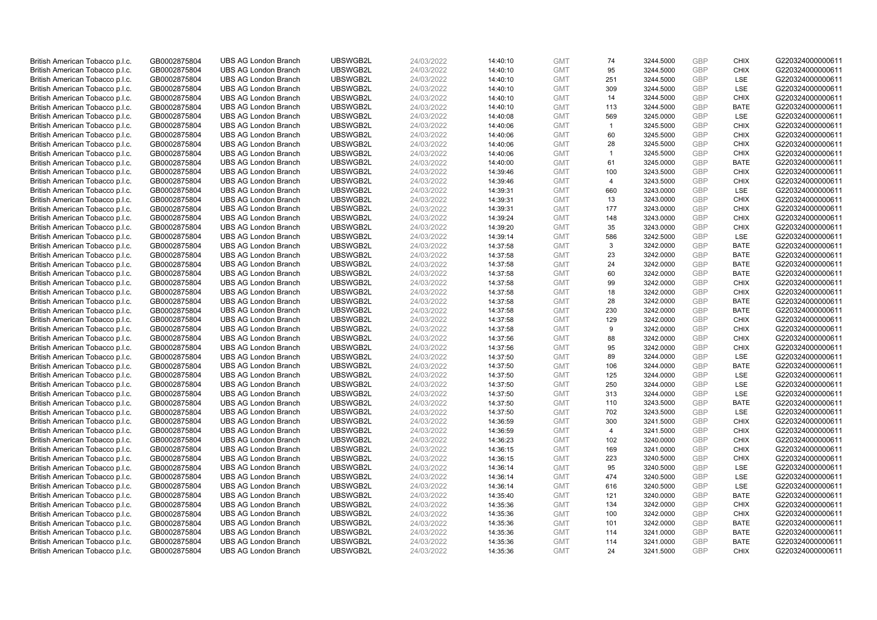| British American Tobacco p.l.c. | GB0002875804 | UBS AG London Branch | UBSWGB2L | 24/03/2022 | 14:40:10 | GMT | 74 | 3244.5000 | GBP | CHIX | G220324000000611 |
|---|---|---|---|---|---|---|---|---|---|---|---|
| British American Tobacco p.l.c. | GB0002875804 | UBS AG London Branch | UBSWGB2L | 24/03/2022 | 14:40:10 | GMT | 95 | 3244.5000 | GBP | CHIX | G220324000000611 |
| British American Tobacco p.l.c. | GB0002875804 | UBS AG London Branch | UBSWGB2L | 24/03/2022 | 14:40:10 | GMT | 251 | 3244.5000 | GBP | LSE | G220324000000611 |
| British American Tobacco p.l.c. | GB0002875804 | UBS AG London Branch | UBSWGB2L | 24/03/2022 | 14:40:10 | GMT | 309 | 3244.5000 | GBP | LSE | G220324000000611 |
| British American Tobacco p.l.c. | GB0002875804 | UBS AG London Branch | UBSWGB2L | 24/03/2022 | 14:40:10 | GMT | 14 | 3244.5000 | GBP | CHIX | G220324000000611 |
| British American Tobacco p.l.c. | GB0002875804 | UBS AG London Branch | UBSWGB2L | 24/03/2022 | 14:40:10 | GMT | 113 | 3244.5000 | GBP | BATE | G220324000000611 |
| British American Tobacco p.l.c. | GB0002875804 | UBS AG London Branch | UBSWGB2L | 24/03/2022 | 14:40:08 | GMT | 569 | 3245.0000 | GBP | LSE | G220324000000611 |
| British American Tobacco p.l.c. | GB0002875804 | UBS AG London Branch | UBSWGB2L | 24/03/2022 | 14:40:06 | GMT | 1 | 3245.5000 | GBP | CHIX | G220324000000611 |
| British American Tobacco p.l.c. | GB0002875804 | UBS AG London Branch | UBSWGB2L | 24/03/2022 | 14:40:06 | GMT | 60 | 3245.5000 | GBP | CHIX | G220324000000611 |
| British American Tobacco p.l.c. | GB0002875804 | UBS AG London Branch | UBSWGB2L | 24/03/2022 | 14:40:06 | GMT | 28 | 3245.5000 | GBP | CHIX | G220324000000611 |
| British American Tobacco p.l.c. | GB0002875804 | UBS AG London Branch | UBSWGB2L | 24/03/2022 | 14:40:06 | GMT | 1 | 3245.5000 | GBP | CHIX | G220324000000611 |
| British American Tobacco p.l.c. | GB0002875804 | UBS AG London Branch | UBSWGB2L | 24/03/2022 | 14:40:00 | GMT | 61 | 3245.0000 | GBP | BATE | G220324000000611 |
| British American Tobacco p.l.c. | GB0002875804 | UBS AG London Branch | UBSWGB2L | 24/03/2022 | 14:39:46 | GMT | 100 | 3243.5000 | GBP | CHIX | G220324000000611 |
| British American Tobacco p.l.c. | GB0002875804 | UBS AG London Branch | UBSWGB2L | 24/03/2022 | 14:39:46 | GMT | 4 | 3243.5000 | GBP | CHIX | G220324000000611 |
| British American Tobacco p.l.c. | GB0002875804 | UBS AG London Branch | UBSWGB2L | 24/03/2022 | 14:39:31 | GMT | 660 | 3243.0000 | GBP | LSE | G220324000000611 |
| British American Tobacco p.l.c. | GB0002875804 | UBS AG London Branch | UBSWGB2L | 24/03/2022 | 14:39:31 | GMT | 13 | 3243.0000 | GBP | CHIX | G220324000000611 |
| British American Tobacco p.l.c. | GB0002875804 | UBS AG London Branch | UBSWGB2L | 24/03/2022 | 14:39:31 | GMT | 177 | 3243.0000 | GBP | CHIX | G220324000000611 |
| British American Tobacco p.l.c. | GB0002875804 | UBS AG London Branch | UBSWGB2L | 24/03/2022 | 14:39:24 | GMT | 148 | 3243.0000 | GBP | CHIX | G220324000000611 |
| British American Tobacco p.l.c. | GB0002875804 | UBS AG London Branch | UBSWGB2L | 24/03/2022 | 14:39:20 | GMT | 35 | 3243.0000 | GBP | CHIX | G220324000000611 |
| British American Tobacco p.l.c. | GB0002875804 | UBS AG London Branch | UBSWGB2L | 24/03/2022 | 14:39:14 | GMT | 586 | 3242.5000 | GBP | LSE | G220324000000611 |
| British American Tobacco p.l.c. | GB0002875804 | UBS AG London Branch | UBSWGB2L | 24/03/2022 | 14:37:58 | GMT | 3 | 3242.0000 | GBP | BATE | G220324000000611 |
| British American Tobacco p.l.c. | GB0002875804 | UBS AG London Branch | UBSWGB2L | 24/03/2022 | 14:37:58 | GMT | 23 | 3242.0000 | GBP | BATE | G220324000000611 |
| British American Tobacco p.l.c. | GB0002875804 | UBS AG London Branch | UBSWGB2L | 24/03/2022 | 14:37:58 | GMT | 24 | 3242.0000 | GBP | BATE | G220324000000611 |
| British American Tobacco p.l.c. | GB0002875804 | UBS AG London Branch | UBSWGB2L | 24/03/2022 | 14:37:58 | GMT | 60 | 3242.0000 | GBP | BATE | G220324000000611 |
| British American Tobacco p.l.c. | GB0002875804 | UBS AG London Branch | UBSWGB2L | 24/03/2022 | 14:37:58 | GMT | 99 | 3242.0000 | GBP | CHIX | G220324000000611 |
| British American Tobacco p.l.c. | GB0002875804 | UBS AG London Branch | UBSWGB2L | 24/03/2022 | 14:37:58 | GMT | 18 | 3242.0000 | GBP | CHIX | G220324000000611 |
| British American Tobacco p.l.c. | GB0002875804 | UBS AG London Branch | UBSWGB2L | 24/03/2022 | 14:37:58 | GMT | 28 | 3242.0000 | GBP | BATE | G220324000000611 |
| British American Tobacco p.l.c. | GB0002875804 | UBS AG London Branch | UBSWGB2L | 24/03/2022 | 14:37:58 | GMT | 230 | 3242.0000 | GBP | BATE | G220324000000611 |
| British American Tobacco p.l.c. | GB0002875804 | UBS AG London Branch | UBSWGB2L | 24/03/2022 | 14:37:58 | GMT | 129 | 3242.0000 | GBP | CHIX | G220324000000611 |
| British American Tobacco p.l.c. | GB0002875804 | UBS AG London Branch | UBSWGB2L | 24/03/2022 | 14:37:58 | GMT | 9 | 3242.0000 | GBP | CHIX | G220324000000611 |
| British American Tobacco p.l.c. | GB0002875804 | UBS AG London Branch | UBSWGB2L | 24/03/2022 | 14:37:56 | GMT | 88 | 3242.0000 | GBP | CHIX | G220324000000611 |
| British American Tobacco p.l.c. | GB0002875804 | UBS AG London Branch | UBSWGB2L | 24/03/2022 | 14:37:56 | GMT | 95 | 3242.0000 | GBP | CHIX | G220324000000611 |
| British American Tobacco p.l.c. | GB0002875804 | UBS AG London Branch | UBSWGB2L | 24/03/2022 | 14:37:50 | GMT | 89 | 3244.0000 | GBP | LSE | G220324000000611 |
| British American Tobacco p.l.c. | GB0002875804 | UBS AG London Branch | UBSWGB2L | 24/03/2022 | 14:37:50 | GMT | 106 | 3244.0000 | GBP | BATE | G220324000000611 |
| British American Tobacco p.l.c. | GB0002875804 | UBS AG London Branch | UBSWGB2L | 24/03/2022 | 14:37:50 | GMT | 125 | 3244.0000 | GBP | LSE | G220324000000611 |
| British American Tobacco p.l.c. | GB0002875804 | UBS AG London Branch | UBSWGB2L | 24/03/2022 | 14:37:50 | GMT | 250 | 3244.0000 | GBP | LSE | G220324000000611 |
| British American Tobacco p.l.c. | GB0002875804 | UBS AG London Branch | UBSWGB2L | 24/03/2022 | 14:37:50 | GMT | 313 | 3244.0000 | GBP | LSE | G220324000000611 |
| British American Tobacco p.l.c. | GB0002875804 | UBS AG London Branch | UBSWGB2L | 24/03/2022 | 14:37:50 | GMT | 110 | 3243.5000 | GBP | BATE | G220324000000611 |
| British American Tobacco p.l.c. | GB0002875804 | UBS AG London Branch | UBSWGB2L | 24/03/2022 | 14:37:50 | GMT | 702 | 3243.5000 | GBP | LSE | G220324000000611 |
| British American Tobacco p.l.c. | GB0002875804 | UBS AG London Branch | UBSWGB2L | 24/03/2022 | 14:36:59 | GMT | 300 | 3241.5000 | GBP | CHIX | G220324000000611 |
| British American Tobacco p.l.c. | GB0002875804 | UBS AG London Branch | UBSWGB2L | 24/03/2022 | 14:36:59 | GMT | 4 | 3241.5000 | GBP | CHIX | G220324000000611 |
| British American Tobacco p.l.c. | GB0002875804 | UBS AG London Branch | UBSWGB2L | 24/03/2022 | 14:36:23 | GMT | 102 | 3240.0000 | GBP | CHIX | G220324000000611 |
| British American Tobacco p.l.c. | GB0002875804 | UBS AG London Branch | UBSWGB2L | 24/03/2022 | 14:36:15 | GMT | 169 | 3241.0000 | GBP | CHIX | G220324000000611 |
| British American Tobacco p.l.c. | GB0002875804 | UBS AG London Branch | UBSWGB2L | 24/03/2022 | 14:36:15 | GMT | 223 | 3240.5000 | GBP | CHIX | G220324000000611 |
| British American Tobacco p.l.c. | GB0002875804 | UBS AG London Branch | UBSWGB2L | 24/03/2022 | 14:36:14 | GMT | 95 | 3240.5000 | GBP | LSE | G220324000000611 |
| British American Tobacco p.l.c. | GB0002875804 | UBS AG London Branch | UBSWGB2L | 24/03/2022 | 14:36:14 | GMT | 474 | 3240.5000 | GBP | LSE | G220324000000611 |
| British American Tobacco p.l.c. | GB0002875804 | UBS AG London Branch | UBSWGB2L | 24/03/2022 | 14:36:14 | GMT | 616 | 3240.5000 | GBP | LSE | G220324000000611 |
| British American Tobacco p.l.c. | GB0002875804 | UBS AG London Branch | UBSWGB2L | 24/03/2022 | 14:35:40 | GMT | 121 | 3240.0000 | GBP | BATE | G220324000000611 |
| British American Tobacco p.l.c. | GB0002875804 | UBS AG London Branch | UBSWGB2L | 24/03/2022 | 14:35:36 | GMT | 134 | 3242.0000 | GBP | CHIX | G220324000000611 |
| British American Tobacco p.l.c. | GB0002875804 | UBS AG London Branch | UBSWGB2L | 24/03/2022 | 14:35:36 | GMT | 100 | 3242.0000 | GBP | CHIX | G220324000000611 |
| British American Tobacco p.l.c. | GB0002875804 | UBS AG London Branch | UBSWGB2L | 24/03/2022 | 14:35:36 | GMT | 101 | 3242.0000 | GBP | BATE | G220324000000611 |
| British American Tobacco p.l.c. | GB0002875804 | UBS AG London Branch | UBSWGB2L | 24/03/2022 | 14:35:36 | GMT | 114 | 3241.0000 | GBP | BATE | G220324000000611 |
| British American Tobacco p.l.c. | GB0002875804 | UBS AG London Branch | UBSWGB2L | 24/03/2022 | 14:35:36 | GMT | 114 | 3241.0000 | GBP | BATE | G220324000000611 |
| British American Tobacco p.l.c. | GB0002875804 | UBS AG London Branch | UBSWGB2L | 24/03/2022 | 14:35:36 | GMT | 24 | 3241.5000 | GBP | CHIX | G220324000000611 |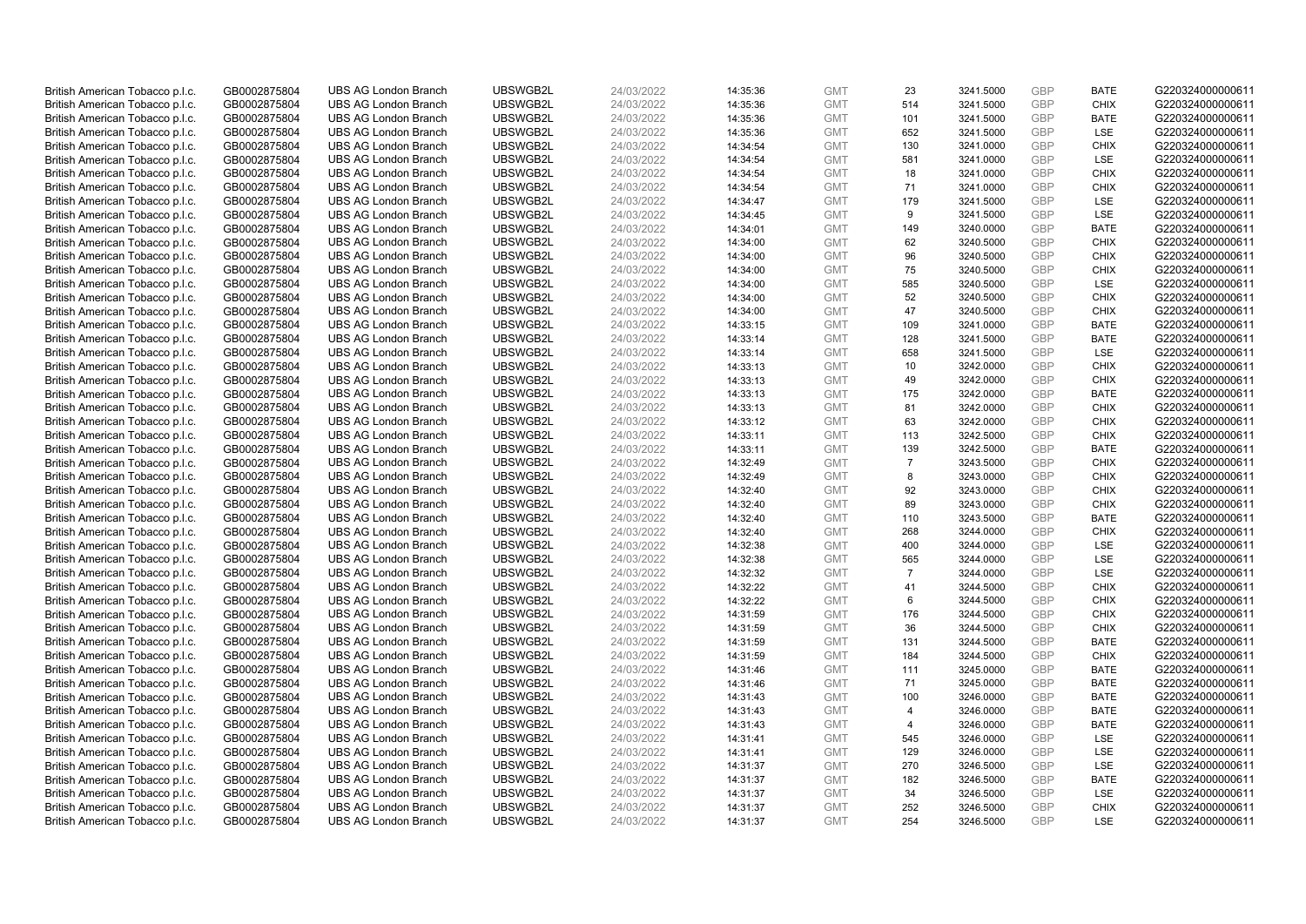| British American Tobacco p.l.c. | GB0002875804 | UBS AG London Branch | UBSWGB2L | 24/03/2022 | 14:35:36 | GMT | 23 | 3241.5000 | GBP | BATE | G220324000000611 |
|---|---|---|---|---|---|---|---|---|---|---|---|
| British American Tobacco p.l.c. | GB0002875804 | UBS AG London Branch | UBSWGB2L | 24/03/2022 | 14:35:36 | GMT | 514 | 3241.5000 | GBP | CHIX | G220324000000611 |
| British American Tobacco p.l.c. | GB0002875804 | UBS AG London Branch | UBSWGB2L | 24/03/2022 | 14:35:36 | GMT | 101 | 3241.5000 | GBP | BATE | G220324000000611 |
| British American Tobacco p.l.c. | GB0002875804 | UBS AG London Branch | UBSWGB2L | 24/03/2022 | 14:35:36 | GMT | 652 | 3241.5000 | GBP | LSE | G220324000000611 |
| British American Tobacco p.l.c. | GB0002875804 | UBS AG London Branch | UBSWGB2L | 24/03/2022 | 14:34:54 | GMT | 130 | 3241.0000 | GBP | CHIX | G220324000000611 |
| British American Tobacco p.l.c. | GB0002875804 | UBS AG London Branch | UBSWGB2L | 24/03/2022 | 14:34:54 | GMT | 581 | 3241.0000 | GBP | LSE | G220324000000611 |
| British American Tobacco p.l.c. | GB0002875804 | UBS AG London Branch | UBSWGB2L | 24/03/2022 | 14:34:54 | GMT | 18 | 3241.0000 | GBP | CHIX | G220324000000611 |
| British American Tobacco p.l.c. | GB0002875804 | UBS AG London Branch | UBSWGB2L | 24/03/2022 | 14:34:54 | GMT | 71 | 3241.0000 | GBP | CHIX | G220324000000611 |
| British American Tobacco p.l.c. | GB0002875804 | UBS AG London Branch | UBSWGB2L | 24/03/2022 | 14:34:47 | GMT | 179 | 3241.5000 | GBP | LSE | G220324000000611 |
| British American Tobacco p.l.c. | GB0002875804 | UBS AG London Branch | UBSWGB2L | 24/03/2022 | 14:34:45 | GMT | 9 | 3241.5000 | GBP | LSE | G220324000000611 |
| British American Tobacco p.l.c. | GB0002875804 | UBS AG London Branch | UBSWGB2L | 24/03/2022 | 14:34:01 | GMT | 149 | 3240.0000 | GBP | BATE | G220324000000611 |
| British American Tobacco p.l.c. | GB0002875804 | UBS AG London Branch | UBSWGB2L | 24/03/2022 | 14:34:00 | GMT | 62 | 3240.5000 | GBP | CHIX | G220324000000611 |
| British American Tobacco p.l.c. | GB0002875804 | UBS AG London Branch | UBSWGB2L | 24/03/2022 | 14:34:00 | GMT | 96 | 3240.5000 | GBP | CHIX | G220324000000611 |
| British American Tobacco p.l.c. | GB0002875804 | UBS AG London Branch | UBSWGB2L | 24/03/2022 | 14:34:00 | GMT | 75 | 3240.5000 | GBP | CHIX | G220324000000611 |
| British American Tobacco p.l.c. | GB0002875804 | UBS AG London Branch | UBSWGB2L | 24/03/2022 | 14:34:00 | GMT | 585 | 3240.5000 | GBP | LSE | G220324000000611 |
| British American Tobacco p.l.c. | GB0002875804 | UBS AG London Branch | UBSWGB2L | 24/03/2022 | 14:34:00 | GMT | 52 | 3240.5000 | GBP | CHIX | G220324000000611 |
| British American Tobacco p.l.c. | GB0002875804 | UBS AG London Branch | UBSWGB2L | 24/03/2022 | 14:34:00 | GMT | 47 | 3240.5000 | GBP | CHIX | G220324000000611 |
| British American Tobacco p.l.c. | GB0002875804 | UBS AG London Branch | UBSWGB2L | 24/03/2022 | 14:33:15 | GMT | 109 | 3241.0000 | GBP | BATE | G220324000000611 |
| British American Tobacco p.l.c. | GB0002875804 | UBS AG London Branch | UBSWGB2L | 24/03/2022 | 14:33:14 | GMT | 128 | 3241.5000 | GBP | BATE | G220324000000611 |
| British American Tobacco p.l.c. | GB0002875804 | UBS AG London Branch | UBSWGB2L | 24/03/2022 | 14:33:14 | GMT | 658 | 3241.5000 | GBP | LSE | G220324000000611 |
| British American Tobacco p.l.c. | GB0002875804 | UBS AG London Branch | UBSWGB2L | 24/03/2022 | 14:33:13 | GMT | 10 | 3242.0000 | GBP | CHIX | G220324000000611 |
| British American Tobacco p.l.c. | GB0002875804 | UBS AG London Branch | UBSWGB2L | 24/03/2022 | 14:33:13 | GMT | 49 | 3242.0000 | GBP | CHIX | G220324000000611 |
| British American Tobacco p.l.c. | GB0002875804 | UBS AG London Branch | UBSWGB2L | 24/03/2022 | 14:33:13 | GMT | 175 | 3242.0000 | GBP | BATE | G220324000000611 |
| British American Tobacco p.l.c. | GB0002875804 | UBS AG London Branch | UBSWGB2L | 24/03/2022 | 14:33:13 | GMT | 81 | 3242.0000 | GBP | CHIX | G220324000000611 |
| British American Tobacco p.l.c. | GB0002875804 | UBS AG London Branch | UBSWGB2L | 24/03/2022 | 14:33:12 | GMT | 63 | 3242.0000 | GBP | CHIX | G220324000000611 |
| British American Tobacco p.l.c. | GB0002875804 | UBS AG London Branch | UBSWGB2L | 24/03/2022 | 14:33:11 | GMT | 113 | 3242.5000 | GBP | CHIX | G220324000000611 |
| British American Tobacco p.l.c. | GB0002875804 | UBS AG London Branch | UBSWGB2L | 24/03/2022 | 14:33:11 | GMT | 139 | 3242.5000 | GBP | BATE | G220324000000611 |
| British American Tobacco p.l.c. | GB0002875804 | UBS AG London Branch | UBSWGB2L | 24/03/2022 | 14:32:49 | GMT | 7 | 3243.5000 | GBP | CHIX | G220324000000611 |
| British American Tobacco p.l.c. | GB0002875804 | UBS AG London Branch | UBSWGB2L | 24/03/2022 | 14:32:49 | GMT | 8 | 3243.0000 | GBP | CHIX | G220324000000611 |
| British American Tobacco p.l.c. | GB0002875804 | UBS AG London Branch | UBSWGB2L | 24/03/2022 | 14:32:40 | GMT | 92 | 3243.0000 | GBP | CHIX | G220324000000611 |
| British American Tobacco p.l.c. | GB0002875804 | UBS AG London Branch | UBSWGB2L | 24/03/2022 | 14:32:40 | GMT | 89 | 3243.0000 | GBP | CHIX | G220324000000611 |
| British American Tobacco p.l.c. | GB0002875804 | UBS AG London Branch | UBSWGB2L | 24/03/2022 | 14:32:40 | GMT | 110 | 3243.5000 | GBP | BATE | G220324000000611 |
| British American Tobacco p.l.c. | GB0002875804 | UBS AG London Branch | UBSWGB2L | 24/03/2022 | 14:32:40 | GMT | 268 | 3244.0000 | GBP | CHIX | G220324000000611 |
| British American Tobacco p.l.c. | GB0002875804 | UBS AG London Branch | UBSWGB2L | 24/03/2022 | 14:32:38 | GMT | 400 | 3244.0000 | GBP | LSE | G220324000000611 |
| British American Tobacco p.l.c. | GB0002875804 | UBS AG London Branch | UBSWGB2L | 24/03/2022 | 14:32:38 | GMT | 565 | 3244.0000 | GBP | LSE | G220324000000611 |
| British American Tobacco p.l.c. | GB0002875804 | UBS AG London Branch | UBSWGB2L | 24/03/2022 | 14:32:32 | GMT | 7 | 3244.0000 | GBP | LSE | G220324000000611 |
| British American Tobacco p.l.c. | GB0002875804 | UBS AG London Branch | UBSWGB2L | 24/03/2022 | 14:32:22 | GMT | 41 | 3244.5000 | GBP | CHIX | G220324000000611 |
| British American Tobacco p.l.c. | GB0002875804 | UBS AG London Branch | UBSWGB2L | 24/03/2022 | 14:32:22 | GMT | 6 | 3244.5000 | GBP | CHIX | G220324000000611 |
| British American Tobacco p.l.c. | GB0002875804 | UBS AG London Branch | UBSWGB2L | 24/03/2022 | 14:31:59 | GMT | 176 | 3244.5000 | GBP | CHIX | G220324000000611 |
| British American Tobacco p.l.c. | GB0002875804 | UBS AG London Branch | UBSWGB2L | 24/03/2022 | 14:31:59 | GMT | 36 | 3244.5000 | GBP | CHIX | G220324000000611 |
| British American Tobacco p.l.c. | GB0002875804 | UBS AG London Branch | UBSWGB2L | 24/03/2022 | 14:31:59 | GMT | 131 | 3244.5000 | GBP | BATE | G220324000000611 |
| British American Tobacco p.l.c. | GB0002875804 | UBS AG London Branch | UBSWGB2L | 24/03/2022 | 14:31:59 | GMT | 184 | 3244.5000 | GBP | CHIX | G220324000000611 |
| British American Tobacco p.l.c. | GB0002875804 | UBS AG London Branch | UBSWGB2L | 24/03/2022 | 14:31:46 | GMT | 111 | 3245.0000 | GBP | BATE | G220324000000611 |
| British American Tobacco p.l.c. | GB0002875804 | UBS AG London Branch | UBSWGB2L | 24/03/2022 | 14:31:46 | GMT | 71 | 3245.0000 | GBP | BATE | G220324000000611 |
| British American Tobacco p.l.c. | GB0002875804 | UBS AG London Branch | UBSWGB2L | 24/03/2022 | 14:31:43 | GMT | 100 | 3246.0000 | GBP | BATE | G220324000000611 |
| British American Tobacco p.l.c. | GB0002875804 | UBS AG London Branch | UBSWGB2L | 24/03/2022 | 14:31:43 | GMT | 4 | 3246.0000 | GBP | BATE | G220324000000611 |
| British American Tobacco p.l.c. | GB0002875804 | UBS AG London Branch | UBSWGB2L | 24/03/2022 | 14:31:43 | GMT | 4 | 3246.0000 | GBP | BATE | G220324000000611 |
| British American Tobacco p.l.c. | GB0002875804 | UBS AG London Branch | UBSWGB2L | 24/03/2022 | 14:31:41 | GMT | 545 | 3246.0000 | GBP | LSE | G220324000000611 |
| British American Tobacco p.l.c. | GB0002875804 | UBS AG London Branch | UBSWGB2L | 24/03/2022 | 14:31:41 | GMT | 129 | 3246.0000 | GBP | LSE | G220324000000611 |
| British American Tobacco p.l.c. | GB0002875804 | UBS AG London Branch | UBSWGB2L | 24/03/2022 | 14:31:37 | GMT | 270 | 3246.5000 | GBP | LSE | G220324000000611 |
| British American Tobacco p.l.c. | GB0002875804 | UBS AG London Branch | UBSWGB2L | 24/03/2022 | 14:31:37 | GMT | 182 | 3246.5000 | GBP | BATE | G220324000000611 |
| British American Tobacco p.l.c. | GB0002875804 | UBS AG London Branch | UBSWGB2L | 24/03/2022 | 14:31:37 | GMT | 34 | 3246.5000 | GBP | LSE | G220324000000611 |
| British American Tobacco p.l.c. | GB0002875804 | UBS AG London Branch | UBSWGB2L | 24/03/2022 | 14:31:37 | GMT | 252 | 3246.5000 | GBP | CHIX | G220324000000611 |
| British American Tobacco p.l.c. | GB0002875804 | UBS AG London Branch | UBSWGB2L | 24/03/2022 | 14:31:37 | GMT | 254 | 3246.5000 | GBP | LSE | G220324000000611 |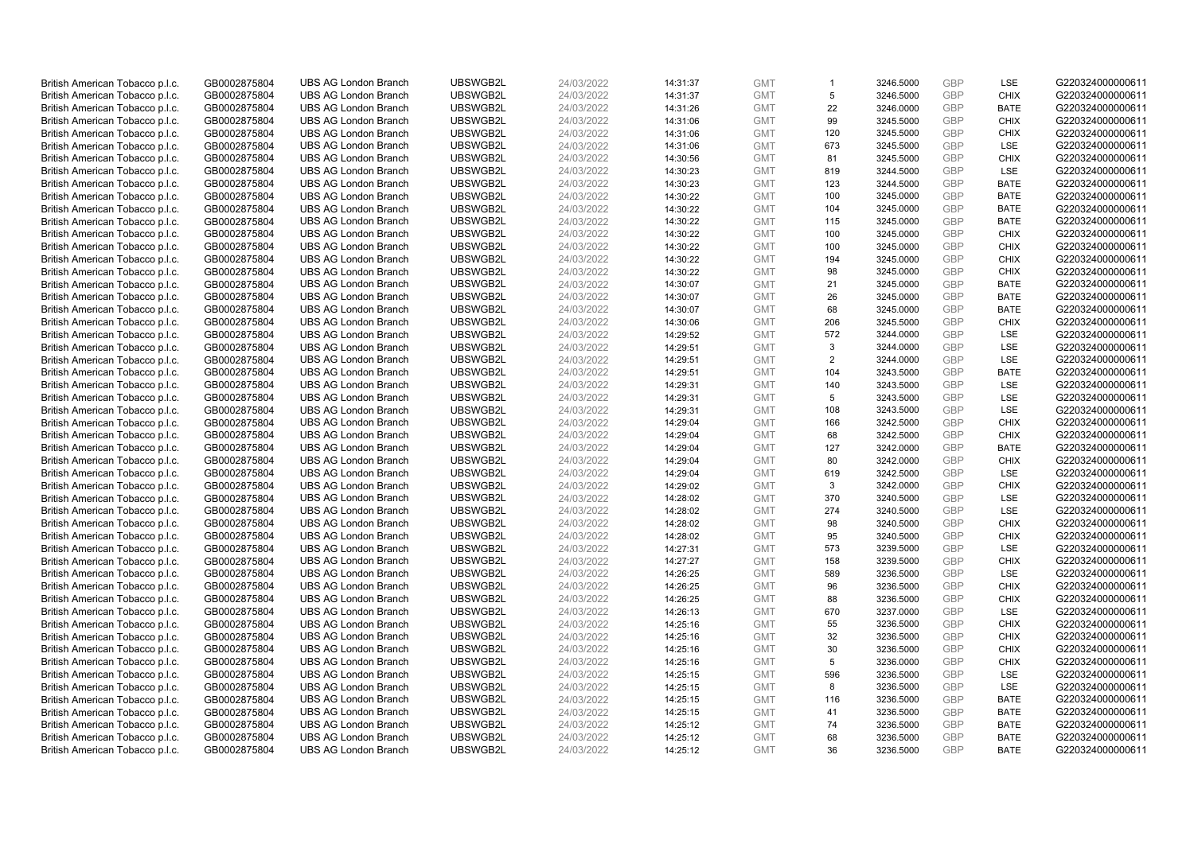| British American Tobacco p.l.c. | GB0002875804 | UBS AG London Branch | UBSWGB2L | 24/03/2022 | 14:31:37 | GMT | 1 | 3246.5000 | GBP | LSE | G220324000000611 |
|---|---|---|---|---|---|---|---|---|---|---|---|
| British American Tobacco p.l.c. | GB0002875804 | UBS AG London Branch | UBSWGB2L | 24/03/2022 | 14:31:37 | GMT | 5 | 3246.5000 | GBP | CHIX | G220324000000611 |
| British American Tobacco p.l.c. | GB0002875804 | UBS AG London Branch | UBSWGB2L | 24/03/2022 | 14:31:26 | GMT | 22 | 3246.0000 | GBP | BATE | G220324000000611 |
| British American Tobacco p.l.c. | GB0002875804 | UBS AG London Branch | UBSWGB2L | 24/03/2022 | 14:31:06 | GMT | 99 | 3245.5000 | GBP | CHIX | G220324000000611 |
| British American Tobacco p.l.c. | GB0002875804 | UBS AG London Branch | UBSWGB2L | 24/03/2022 | 14:31:06 | GMT | 120 | 3245.5000 | GBP | CHIX | G220324000000611 |
| British American Tobacco p.l.c. | GB0002875804 | UBS AG London Branch | UBSWGB2L | 24/03/2022 | 14:31:06 | GMT | 673 | 3245.5000 | GBP | LSE | G220324000000611 |
| British American Tobacco p.l.c. | GB0002875804 | UBS AG London Branch | UBSWGB2L | 24/03/2022 | 14:30:56 | GMT | 81 | 3245.5000 | GBP | CHIX | G220324000000611 |
| British American Tobacco p.l.c. | GB0002875804 | UBS AG London Branch | UBSWGB2L | 24/03/2022 | 14:30:23 | GMT | 819 | 3244.5000 | GBP | LSE | G220324000000611 |
| British American Tobacco p.l.c. | GB0002875804 | UBS AG London Branch | UBSWGB2L | 24/03/2022 | 14:30:23 | GMT | 123 | 3244.5000 | GBP | BATE | G220324000000611 |
| British American Tobacco p.l.c. | GB0002875804 | UBS AG London Branch | UBSWGB2L | 24/03/2022 | 14:30:22 | GMT | 100 | 3245.0000 | GBP | BATE | G220324000000611 |
| British American Tobacco p.l.c. | GB0002875804 | UBS AG London Branch | UBSWGB2L | 24/03/2022 | 14:30:22 | GMT | 104 | 3245.0000 | GBP | BATE | G220324000000611 |
| British American Tobacco p.l.c. | GB0002875804 | UBS AG London Branch | UBSWGB2L | 24/03/2022 | 14:30:22 | GMT | 115 | 3245.0000 | GBP | BATE | G220324000000611 |
| British American Tobacco p.l.c. | GB0002875804 | UBS AG London Branch | UBSWGB2L | 24/03/2022 | 14:30:22 | GMT | 100 | 3245.0000 | GBP | CHIX | G220324000000611 |
| British American Tobacco p.l.c. | GB0002875804 | UBS AG London Branch | UBSWGB2L | 24/03/2022 | 14:30:22 | GMT | 100 | 3245.0000 | GBP | CHIX | G220324000000611 |
| British American Tobacco p.l.c. | GB0002875804 | UBS AG London Branch | UBSWGB2L | 24/03/2022 | 14:30:22 | GMT | 194 | 3245.0000 | GBP | CHIX | G220324000000611 |
| British American Tobacco p.l.c. | GB0002875804 | UBS AG London Branch | UBSWGB2L | 24/03/2022 | 14:30:22 | GMT | 98 | 3245.0000 | GBP | CHIX | G220324000000611 |
| British American Tobacco p.l.c. | GB0002875804 | UBS AG London Branch | UBSWGB2L | 24/03/2022 | 14:30:07 | GMT | 21 | 3245.0000 | GBP | BATE | G220324000000611 |
| British American Tobacco p.l.c. | GB0002875804 | UBS AG London Branch | UBSWGB2L | 24/03/2022 | 14:30:07 | GMT | 26 | 3245.0000 | GBP | BATE | G220324000000611 |
| British American Tobacco p.l.c. | GB0002875804 | UBS AG London Branch | UBSWGB2L | 24/03/2022 | 14:30:07 | GMT | 68 | 3245.0000 | GBP | BATE | G220324000000611 |
| British American Tobacco p.l.c. | GB0002875804 | UBS AG London Branch | UBSWGB2L | 24/03/2022 | 14:30:06 | GMT | 206 | 3245.5000 | GBP | CHIX | G220324000000611 |
| British American Tobacco p.l.c. | GB0002875804 | UBS AG London Branch | UBSWGB2L | 24/03/2022 | 14:29:52 | GMT | 572 | 3244.0000 | GBP | LSE | G220324000000611 |
| British American Tobacco p.l.c. | GB0002875804 | UBS AG London Branch | UBSWGB2L | 24/03/2022 | 14:29:51 | GMT | 3 | 3244.0000 | GBP | LSE | G220324000000611 |
| British American Tobacco p.l.c. | GB0002875804 | UBS AG London Branch | UBSWGB2L | 24/03/2022 | 14:29:51 | GMT | 2 | 3244.0000 | GBP | LSE | G220324000000611 |
| British American Tobacco p.l.c. | GB0002875804 | UBS AG London Branch | UBSWGB2L | 24/03/2022 | 14:29:51 | GMT | 104 | 3243.5000 | GBP | BATE | G220324000000611 |
| British American Tobacco p.l.c. | GB0002875804 | UBS AG London Branch | UBSWGB2L | 24/03/2022 | 14:29:31 | GMT | 140 | 3243.5000 | GBP | LSE | G220324000000611 |
| British American Tobacco p.l.c. | GB0002875804 | UBS AG London Branch | UBSWGB2L | 24/03/2022 | 14:29:31 | GMT | 5 | 3243.5000 | GBP | LSE | G220324000000611 |
| British American Tobacco p.l.c. | GB0002875804 | UBS AG London Branch | UBSWGB2L | 24/03/2022 | 14:29:31 | GMT | 108 | 3243.5000 | GBP | LSE | G220324000000611 |
| British American Tobacco p.l.c. | GB0002875804 | UBS AG London Branch | UBSWGB2L | 24/03/2022 | 14:29:04 | GMT | 166 | 3242.5000 | GBP | CHIX | G220324000000611 |
| British American Tobacco p.l.c. | GB0002875804 | UBS AG London Branch | UBSWGB2L | 24/03/2022 | 14:29:04 | GMT | 68 | 3242.5000 | GBP | CHIX | G220324000000611 |
| British American Tobacco p.l.c. | GB0002875804 | UBS AG London Branch | UBSWGB2L | 24/03/2022 | 14:29:04 | GMT | 127 | 3242.0000 | GBP | BATE | G220324000000611 |
| British American Tobacco p.l.c. | GB0002875804 | UBS AG London Branch | UBSWGB2L | 24/03/2022 | 14:29:04 | GMT | 80 | 3242.0000 | GBP | CHIX | G220324000000611 |
| British American Tobacco p.l.c. | GB0002875804 | UBS AG London Branch | UBSWGB2L | 24/03/2022 | 14:29:04 | GMT | 619 | 3242.5000 | GBP | LSE | G220324000000611 |
| British American Tobacco p.l.c. | GB0002875804 | UBS AG London Branch | UBSWGB2L | 24/03/2022 | 14:29:02 | GMT | 3 | 3242.0000 | GBP | CHIX | G220324000000611 |
| British American Tobacco p.l.c. | GB0002875804 | UBS AG London Branch | UBSWGB2L | 24/03/2022 | 14:28:02 | GMT | 370 | 3240.5000 | GBP | LSE | G220324000000611 |
| British American Tobacco p.l.c. | GB0002875804 | UBS AG London Branch | UBSWGB2L | 24/03/2022 | 14:28:02 | GMT | 274 | 3240.5000 | GBP | LSE | G220324000000611 |
| British American Tobacco p.l.c. | GB0002875804 | UBS AG London Branch | UBSWGB2L | 24/03/2022 | 14:28:02 | GMT | 98 | 3240.5000 | GBP | CHIX | G220324000000611 |
| British American Tobacco p.l.c. | GB0002875804 | UBS AG London Branch | UBSWGB2L | 24/03/2022 | 14:28:02 | GMT | 95 | 3240.5000 | GBP | CHIX | G220324000000611 |
| British American Tobacco p.l.c. | GB0002875804 | UBS AG London Branch | UBSWGB2L | 24/03/2022 | 14:27:31 | GMT | 573 | 3239.5000 | GBP | LSE | G220324000000611 |
| British American Tobacco p.l.c. | GB0002875804 | UBS AG London Branch | UBSWGB2L | 24/03/2022 | 14:27:27 | GMT | 158 | 3239.5000 | GBP | CHIX | G220324000000611 |
| British American Tobacco p.l.c. | GB0002875804 | UBS AG London Branch | UBSWGB2L | 24/03/2022 | 14:26:25 | GMT | 589 | 3236.5000 | GBP | LSE | G220324000000611 |
| British American Tobacco p.l.c. | GB0002875804 | UBS AG London Branch | UBSWGB2L | 24/03/2022 | 14:26:25 | GMT | 96 | 3236.5000 | GBP | CHIX | G220324000000611 |
| British American Tobacco p.l.c. | GB0002875804 | UBS AG London Branch | UBSWGB2L | 24/03/2022 | 14:26:25 | GMT | 88 | 3236.5000 | GBP | CHIX | G220324000000611 |
| British American Tobacco p.l.c. | GB0002875804 | UBS AG London Branch | UBSWGB2L | 24/03/2022 | 14:26:13 | GMT | 670 | 3237.0000 | GBP | LSE | G220324000000611 |
| British American Tobacco p.l.c. | GB0002875804 | UBS AG London Branch | UBSWGB2L | 24/03/2022 | 14:25:16 | GMT | 55 | 3236.5000 | GBP | CHIX | G220324000000611 |
| British American Tobacco p.l.c. | GB0002875804 | UBS AG London Branch | UBSWGB2L | 24/03/2022 | 14:25:16 | GMT | 32 | 3236.5000 | GBP | CHIX | G220324000000611 |
| British American Tobacco p.l.c. | GB0002875804 | UBS AG London Branch | UBSWGB2L | 24/03/2022 | 14:25:16 | GMT | 30 | 3236.5000 | GBP | CHIX | G220324000000611 |
| British American Tobacco p.l.c. | GB0002875804 | UBS AG London Branch | UBSWGB2L | 24/03/2022 | 14:25:16 | GMT | 5 | 3236.0000 | GBP | CHIX | G220324000000611 |
| British American Tobacco p.l.c. | GB0002875804 | UBS AG London Branch | UBSWGB2L | 24/03/2022 | 14:25:15 | GMT | 596 | 3236.5000 | GBP | LSE | G220324000000611 |
| British American Tobacco p.l.c. | GB0002875804 | UBS AG London Branch | UBSWGB2L | 24/03/2022 | 14:25:15 | GMT | 8 | 3236.5000 | GBP | LSE | G220324000000611 |
| British American Tobacco p.l.c. | GB0002875804 | UBS AG London Branch | UBSWGB2L | 24/03/2022 | 14:25:15 | GMT | 116 | 3236.5000 | GBP | BATE | G220324000000611 |
| British American Tobacco p.l.c. | GB0002875804 | UBS AG London Branch | UBSWGB2L | 24/03/2022 | 14:25:15 | GMT | 41 | 3236.5000 | GBP | BATE | G220324000000611 |
| British American Tobacco p.l.c. | GB0002875804 | UBS AG London Branch | UBSWGB2L | 24/03/2022 | 14:25:12 | GMT | 74 | 3236.5000 | GBP | BATE | G220324000000611 |
| British American Tobacco p.l.c. | GB0002875804 | UBS AG London Branch | UBSWGB2L | 24/03/2022 | 14:25:12 | GMT | 68 | 3236.5000 | GBP | BATE | G220324000000611 |
| British American Tobacco p.l.c. | GB0002875804 | UBS AG London Branch | UBSWGB2L | 24/03/2022 | 14:25:12 | GMT | 36 | 3236.5000 | GBP | BATE | G220324000000611 |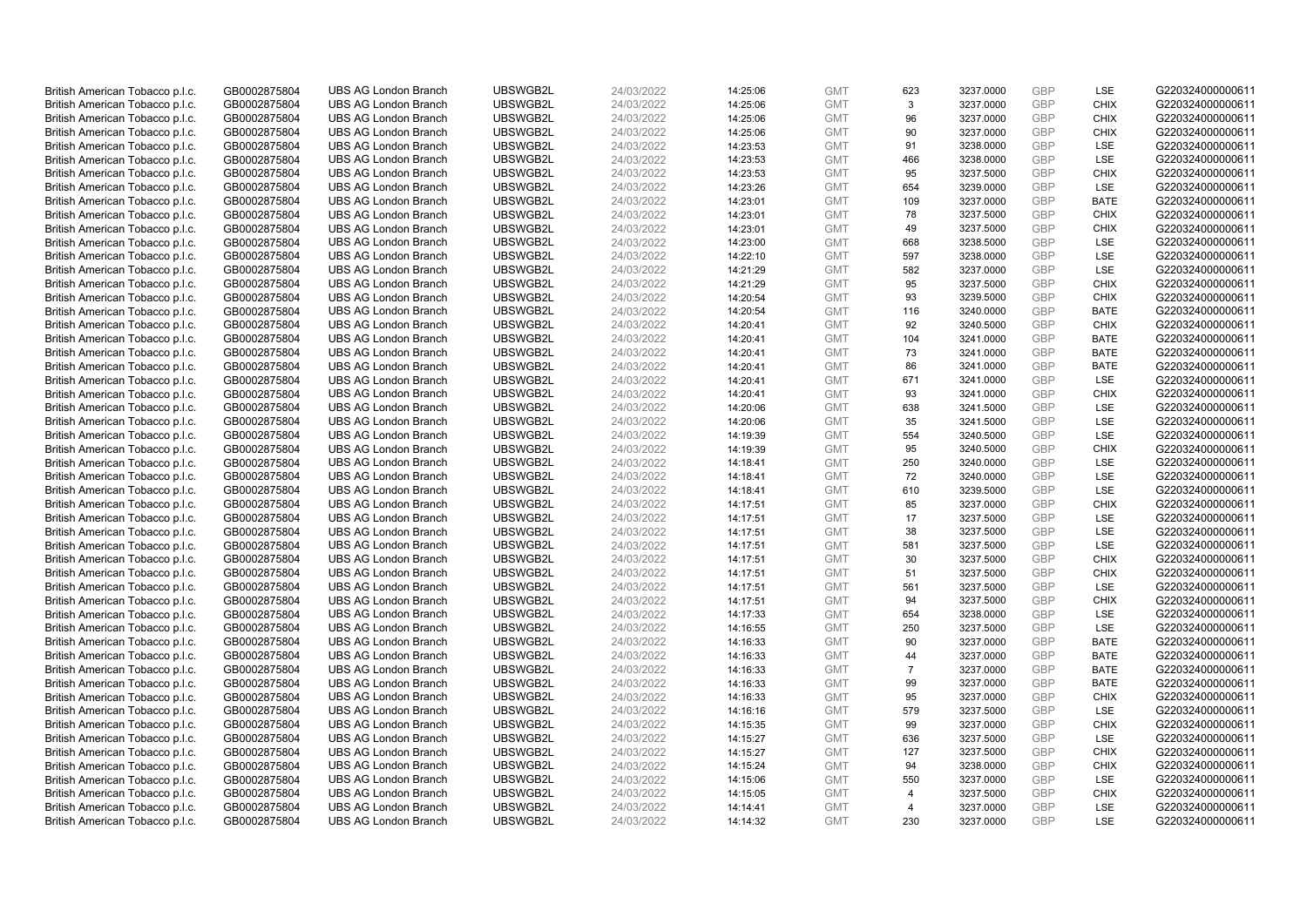| British American Tobacco p.l.c. | GB0002875804 | UBS AG London Branch | UBSWGB2L | 24/03/2022 | 14:25:06 | GMT | 623 | 3237.0000 | GBP | LSE | G220324000000611 |
|---|---|---|---|---|---|---|---|---|---|---|---|
| British American Tobacco p.l.c. | GB0002875804 | UBS AG London Branch | UBSWGB2L | 24/03/2022 | 14:25:06 | GMT | 3 | 3237.0000 | GBP | CHIX | G220324000000611 |
| British American Tobacco p.l.c. | GB0002875804 | UBS AG London Branch | UBSWGB2L | 24/03/2022 | 14:25:06 | GMT | 96 | 3237.0000 | GBP | CHIX | G220324000000611 |
| British American Tobacco p.l.c. | GB0002875804 | UBS AG London Branch | UBSWGB2L | 24/03/2022 | 14:25:06 | GMT | 90 | 3237.0000 | GBP | CHIX | G220324000000611 |
| British American Tobacco p.l.c. | GB0002875804 | UBS AG London Branch | UBSWGB2L | 24/03/2022 | 14:23:53 | GMT | 91 | 3238.0000 | GBP | LSE | G220324000000611 |
| British American Tobacco p.l.c. | GB0002875804 | UBS AG London Branch | UBSWGB2L | 24/03/2022 | 14:23:53 | GMT | 466 | 3238.0000 | GBP | LSE | G220324000000611 |
| British American Tobacco p.l.c. | GB0002875804 | UBS AG London Branch | UBSWGB2L | 24/03/2022 | 14:23:53 | GMT | 95 | 3237.5000 | GBP | CHIX | G220324000000611 |
| British American Tobacco p.l.c. | GB0002875804 | UBS AG London Branch | UBSWGB2L | 24/03/2022 | 14:23:26 | GMT | 654 | 3239.0000 | GBP | LSE | G220324000000611 |
| British American Tobacco p.l.c. | GB0002875804 | UBS AG London Branch | UBSWGB2L | 24/03/2022 | 14:23:01 | GMT | 109 | 3237.0000 | GBP | BATE | G220324000000611 |
| British American Tobacco p.l.c. | GB0002875804 | UBS AG London Branch | UBSWGB2L | 24/03/2022 | 14:23:01 | GMT | 78 | 3237.5000 | GBP | CHIX | G220324000000611 |
| British American Tobacco p.l.c. | GB0002875804 | UBS AG London Branch | UBSWGB2L | 24/03/2022 | 14:23:01 | GMT | 49 | 3237.5000 | GBP | CHIX | G220324000000611 |
| British American Tobacco p.l.c. | GB0002875804 | UBS AG London Branch | UBSWGB2L | 24/03/2022 | 14:23:00 | GMT | 668 | 3238.5000 | GBP | LSE | G220324000000611 |
| British American Tobacco p.l.c. | GB0002875804 | UBS AG London Branch | UBSWGB2L | 24/03/2022 | 14:22:10 | GMT | 597 | 3238.0000 | GBP | LSE | G220324000000611 |
| British American Tobacco p.l.c. | GB0002875804 | UBS AG London Branch | UBSWGB2L | 24/03/2022 | 14:21:29 | GMT | 582 | 3237.0000 | GBP | LSE | G220324000000611 |
| British American Tobacco p.l.c. | GB0002875804 | UBS AG London Branch | UBSWGB2L | 24/03/2022 | 14:21:29 | GMT | 95 | 3237.5000 | GBP | CHIX | G220324000000611 |
| British American Tobacco p.l.c. | GB0002875804 | UBS AG London Branch | UBSWGB2L | 24/03/2022 | 14:20:54 | GMT | 93 | 3239.5000 | GBP | CHIX | G220324000000611 |
| British American Tobacco p.l.c. | GB0002875804 | UBS AG London Branch | UBSWGB2L | 24/03/2022 | 14:20:54 | GMT | 116 | 3240.0000 | GBP | BATE | G220324000000611 |
| British American Tobacco p.l.c. | GB0002875804 | UBS AG London Branch | UBSWGB2L | 24/03/2022 | 14:20:41 | GMT | 92 | 3240.5000 | GBP | CHIX | G220324000000611 |
| British American Tobacco p.l.c. | GB0002875804 | UBS AG London Branch | UBSWGB2L | 24/03/2022 | 14:20:41 | GMT | 104 | 3241.0000 | GBP | BATE | G220324000000611 |
| British American Tobacco p.l.c. | GB0002875804 | UBS AG London Branch | UBSWGB2L | 24/03/2022 | 14:20:41 | GMT | 73 | 3241.0000 | GBP | BATE | G220324000000611 |
| British American Tobacco p.l.c. | GB0002875804 | UBS AG London Branch | UBSWGB2L | 24/03/2022 | 14:20:41 | GMT | 86 | 3241.0000 | GBP | BATE | G220324000000611 |
| British American Tobacco p.l.c. | GB0002875804 | UBS AG London Branch | UBSWGB2L | 24/03/2022 | 14:20:41 | GMT | 671 | 3241.0000 | GBP | LSE | G220324000000611 |
| British American Tobacco p.l.c. | GB0002875804 | UBS AG London Branch | UBSWGB2L | 24/03/2022 | 14:20:41 | GMT | 93 | 3241.0000 | GBP | CHIX | G220324000000611 |
| British American Tobacco p.l.c. | GB0002875804 | UBS AG London Branch | UBSWGB2L | 24/03/2022 | 14:20:06 | GMT | 638 | 3241.5000 | GBP | LSE | G220324000000611 |
| British American Tobacco p.l.c. | GB0002875804 | UBS AG London Branch | UBSWGB2L | 24/03/2022 | 14:20:06 | GMT | 35 | 3241.5000 | GBP | LSE | G220324000000611 |
| British American Tobacco p.l.c. | GB0002875804 | UBS AG London Branch | UBSWGB2L | 24/03/2022 | 14:19:39 | GMT | 554 | 3240.5000 | GBP | LSE | G220324000000611 |
| British American Tobacco p.l.c. | GB0002875804 | UBS AG London Branch | UBSWGB2L | 24/03/2022 | 14:19:39 | GMT | 95 | 3240.5000 | GBP | CHIX | G220324000000611 |
| British American Tobacco p.l.c. | GB0002875804 | UBS AG London Branch | UBSWGB2L | 24/03/2022 | 14:18:41 | GMT | 250 | 3240.0000 | GBP | LSE | G220324000000611 |
| British American Tobacco p.l.c. | GB0002875804 | UBS AG London Branch | UBSWGB2L | 24/03/2022 | 14:18:41 | GMT | 72 | 3240.0000 | GBP | LSE | G220324000000611 |
| British American Tobacco p.l.c. | GB0002875804 | UBS AG London Branch | UBSWGB2L | 24/03/2022 | 14:18:41 | GMT | 610 | 3239.5000 | GBP | LSE | G220324000000611 |
| British American Tobacco p.l.c. | GB0002875804 | UBS AG London Branch | UBSWGB2L | 24/03/2022 | 14:17:51 | GMT | 85 | 3237.0000 | GBP | CHIX | G220324000000611 |
| British American Tobacco p.l.c. | GB0002875804 | UBS AG London Branch | UBSWGB2L | 24/03/2022 | 14:17:51 | GMT | 17 | 3237.5000 | GBP | LSE | G220324000000611 |
| British American Tobacco p.l.c. | GB0002875804 | UBS AG London Branch | UBSWGB2L | 24/03/2022 | 14:17:51 | GMT | 38 | 3237.5000 | GBP | LSE | G220324000000611 |
| British American Tobacco p.l.c. | GB0002875804 | UBS AG London Branch | UBSWGB2L | 24/03/2022 | 14:17:51 | GMT | 581 | 3237.5000 | GBP | LSE | G220324000000611 |
| British American Tobacco p.l.c. | GB0002875804 | UBS AG London Branch | UBSWGB2L | 24/03/2022 | 14:17:51 | GMT | 30 | 3237.5000 | GBP | CHIX | G220324000000611 |
| British American Tobacco p.l.c. | GB0002875804 | UBS AG London Branch | UBSWGB2L | 24/03/2022 | 14:17:51 | GMT | 51 | 3237.5000 | GBP | CHIX | G220324000000611 |
| British American Tobacco p.l.c. | GB0002875804 | UBS AG London Branch | UBSWGB2L | 24/03/2022 | 14:17:51 | GMT | 561 | 3237.5000 | GBP | LSE | G220324000000611 |
| British American Tobacco p.l.c. | GB0002875804 | UBS AG London Branch | UBSWGB2L | 24/03/2022 | 14:17:51 | GMT | 94 | 3237.5000 | GBP | CHIX | G220324000000611 |
| British American Tobacco p.l.c. | GB0002875804 | UBS AG London Branch | UBSWGB2L | 24/03/2022 | 14:17:33 | GMT | 654 | 3238.0000 | GBP | LSE | G220324000000611 |
| British American Tobacco p.l.c. | GB0002875804 | UBS AG London Branch | UBSWGB2L | 24/03/2022 | 14:16:55 | GMT | 250 | 3237.5000 | GBP | LSE | G220324000000611 |
| British American Tobacco p.l.c. | GB0002875804 | UBS AG London Branch | UBSWGB2L | 24/03/2022 | 14:16:33 | GMT | 90 | 3237.0000 | GBP | BATE | G220324000000611 |
| British American Tobacco p.l.c. | GB0002875804 | UBS AG London Branch | UBSWGB2L | 24/03/2022 | 14:16:33 | GMT | 44 | 3237.0000 | GBP | BATE | G220324000000611 |
| British American Tobacco p.l.c. | GB0002875804 | UBS AG London Branch | UBSWGB2L | 24/03/2022 | 14:16:33 | GMT | 7 | 3237.0000 | GBP | BATE | G220324000000611 |
| British American Tobacco p.l.c. | GB0002875804 | UBS AG London Branch | UBSWGB2L | 24/03/2022 | 14:16:33 | GMT | 99 | 3237.0000 | GBP | BATE | G220324000000611 |
| British American Tobacco p.l.c. | GB0002875804 | UBS AG London Branch | UBSWGB2L | 24/03/2022 | 14:16:33 | GMT | 95 | 3237.0000 | GBP | CHIX | G220324000000611 |
| British American Tobacco p.l.c. | GB0002875804 | UBS AG London Branch | UBSWGB2L | 24/03/2022 | 14:16:16 | GMT | 579 | 3237.5000 | GBP | LSE | G220324000000611 |
| British American Tobacco p.l.c. | GB0002875804 | UBS AG London Branch | UBSWGB2L | 24/03/2022 | 14:15:35 | GMT | 99 | 3237.0000 | GBP | CHIX | G220324000000611 |
| British American Tobacco p.l.c. | GB0002875804 | UBS AG London Branch | UBSWGB2L | 24/03/2022 | 14:15:27 | GMT | 636 | 3237.5000 | GBP | LSE | G220324000000611 |
| British American Tobacco p.l.c. | GB0002875804 | UBS AG London Branch | UBSWGB2L | 24/03/2022 | 14:15:27 | GMT | 127 | 3237.5000 | GBP | CHIX | G220324000000611 |
| British American Tobacco p.l.c. | GB0002875804 | UBS AG London Branch | UBSWGB2L | 24/03/2022 | 14:15:24 | GMT | 94 | 3238.0000 | GBP | CHIX | G220324000000611 |
| British American Tobacco p.l.c. | GB0002875804 | UBS AG London Branch | UBSWGB2L | 24/03/2022 | 14:15:06 | GMT | 550 | 3237.0000 | GBP | LSE | G220324000000611 |
| British American Tobacco p.l.c. | GB0002875804 | UBS AG London Branch | UBSWGB2L | 24/03/2022 | 14:15:05 | GMT | 4 | 3237.5000 | GBP | CHIX | G220324000000611 |
| British American Tobacco p.l.c. | GB0002875804 | UBS AG London Branch | UBSWGB2L | 24/03/2022 | 14:14:41 | GMT | 4 | 3237.0000 | GBP | LSE | G220324000000611 |
| British American Tobacco p.l.c. | GB0002875804 | UBS AG London Branch | UBSWGB2L | 24/03/2022 | 14:14:32 | GMT | 230 | 3237.0000 | GBP | LSE | G220324000000611 |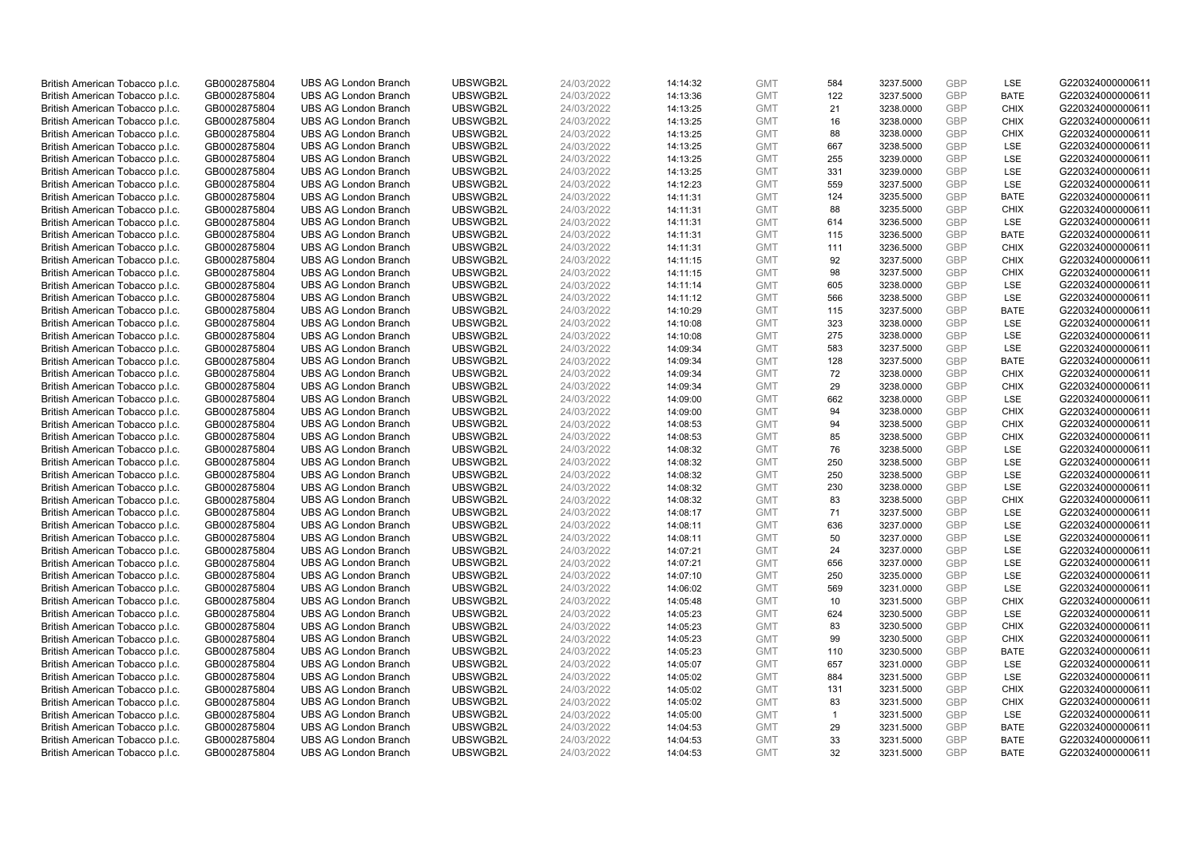| | | | | | | | | | | | |
|---|---|---|---|---|---|---|---|---|---|---|---|
| British American Tobacco p.l.c. | GB0002875804 | UBS AG London Branch | UBSWGB2L | 24/03/2022 | 14:14:32 | GMT | 584 | 3237.5000 | GBP | LSE | G220324000000611 |
| British American Tobacco p.l.c. | GB0002875804 | UBS AG London Branch | UBSWGB2L | 24/03/2022 | 14:13:36 | GMT | 122 | 3237.5000 | GBP | BATE | G220324000000611 |
| British American Tobacco p.l.c. | GB0002875804 | UBS AG London Branch | UBSWGB2L | 24/03/2022 | 14:13:25 | GMT | 21 | 3238.0000 | GBP | CHIX | G220324000000611 |
| British American Tobacco p.l.c. | GB0002875804 | UBS AG London Branch | UBSWGB2L | 24/03/2022 | 14:13:25 | GMT | 16 | 3238.0000 | GBP | CHIX | G220324000000611 |
| British American Tobacco p.l.c. | GB0002875804 | UBS AG London Branch | UBSWGB2L | 24/03/2022 | 14:13:25 | GMT | 88 | 3238.0000 | GBP | CHIX | G220324000000611 |
| British American Tobacco p.l.c. | GB0002875804 | UBS AG London Branch | UBSWGB2L | 24/03/2022 | 14:13:25 | GMT | 667 | 3238.5000 | GBP | LSE | G220324000000611 |
| British American Tobacco p.l.c. | GB0002875804 | UBS AG London Branch | UBSWGB2L | 24/03/2022 | 14:13:25 | GMT | 255 | 3239.0000 | GBP | LSE | G220324000000611 |
| British American Tobacco p.l.c. | GB0002875804 | UBS AG London Branch | UBSWGB2L | 24/03/2022 | 14:13:25 | GMT | 331 | 3239.0000 | GBP | LSE | G220324000000611 |
| British American Tobacco p.l.c. | GB0002875804 | UBS AG London Branch | UBSWGB2L | 24/03/2022 | 14:12:23 | GMT | 559 | 3237.5000 | GBP | LSE | G220324000000611 |
| British American Tobacco p.l.c. | GB0002875804 | UBS AG London Branch | UBSWGB2L | 24/03/2022 | 14:11:31 | GMT | 124 | 3235.5000 | GBP | BATE | G220324000000611 |
| British American Tobacco p.l.c. | GB0002875804 | UBS AG London Branch | UBSWGB2L | 24/03/2022 | 14:11:31 | GMT | 88 | 3235.5000 | GBP | CHIX | G220324000000611 |
| British American Tobacco p.l.c. | GB0002875804 | UBS AG London Branch | UBSWGB2L | 24/03/2022 | 14:11:31 | GMT | 614 | 3236.5000 | GBP | LSE | G220324000000611 |
| British American Tobacco p.l.c. | GB0002875804 | UBS AG London Branch | UBSWGB2L | 24/03/2022 | 14:11:31 | GMT | 115 | 3236.5000 | GBP | BATE | G220324000000611 |
| British American Tobacco p.l.c. | GB0002875804 | UBS AG London Branch | UBSWGB2L | 24/03/2022 | 14:11:31 | GMT | 111 | 3236.5000 | GBP | CHIX | G220324000000611 |
| British American Tobacco p.l.c. | GB0002875804 | UBS AG London Branch | UBSWGB2L | 24/03/2022 | 14:11:15 | GMT | 92 | 3237.5000 | GBP | CHIX | G220324000000611 |
| British American Tobacco p.l.c. | GB0002875804 | UBS AG London Branch | UBSWGB2L | 24/03/2022 | 14:11:15 | GMT | 98 | 3237.5000 | GBP | CHIX | G220324000000611 |
| British American Tobacco p.l.c. | GB0002875804 | UBS AG London Branch | UBSWGB2L | 24/03/2022 | 14:11:14 | GMT | 605 | 3238.0000 | GBP | LSE | G220324000000611 |
| British American Tobacco p.l.c. | GB0002875804 | UBS AG London Branch | UBSWGB2L | 24/03/2022 | 14:11:12 | GMT | 566 | 3238.5000 | GBP | LSE | G220324000000611 |
| British American Tobacco p.l.c. | GB0002875804 | UBS AG London Branch | UBSWGB2L | 24/03/2022 | 14:10:29 | GMT | 115 | 3237.5000 | GBP | BATE | G220324000000611 |
| British American Tobacco p.l.c. | GB0002875804 | UBS AG London Branch | UBSWGB2L | 24/03/2022 | 14:10:08 | GMT | 323 | 3238.0000 | GBP | LSE | G220324000000611 |
| British American Tobacco p.l.c. | GB0002875804 | UBS AG London Branch | UBSWGB2L | 24/03/2022 | 14:10:08 | GMT | 275 | 3238.0000 | GBP | LSE | G220324000000611 |
| British American Tobacco p.l.c. | GB0002875804 | UBS AG London Branch | UBSWGB2L | 24/03/2022 | 14:09:34 | GMT | 583 | 3237.5000 | GBP | LSE | G220324000000611 |
| British American Tobacco p.l.c. | GB0002875804 | UBS AG London Branch | UBSWGB2L | 24/03/2022 | 14:09:34 | GMT | 128 | 3237.5000 | GBP | BATE | G220324000000611 |
| British American Tobacco p.l.c. | GB0002875804 | UBS AG London Branch | UBSWGB2L | 24/03/2022 | 14:09:34 | GMT | 72 | 3238.0000 | GBP | CHIX | G220324000000611 |
| British American Tobacco p.l.c. | GB0002875804 | UBS AG London Branch | UBSWGB2L | 24/03/2022 | 14:09:34 | GMT | 29 | 3238.0000 | GBP | CHIX | G220324000000611 |
| British American Tobacco p.l.c. | GB0002875804 | UBS AG London Branch | UBSWGB2L | 24/03/2022 | 14:09:00 | GMT | 662 | 3238.0000 | GBP | LSE | G220324000000611 |
| British American Tobacco p.l.c. | GB0002875804 | UBS AG London Branch | UBSWGB2L | 24/03/2022 | 14:09:00 | GMT | 94 | 3238.0000 | GBP | CHIX | G220324000000611 |
| British American Tobacco p.l.c. | GB0002875804 | UBS AG London Branch | UBSWGB2L | 24/03/2022 | 14:08:53 | GMT | 94 | 3238.5000 | GBP | CHIX | G220324000000611 |
| British American Tobacco p.l.c. | GB0002875804 | UBS AG London Branch | UBSWGB2L | 24/03/2022 | 14:08:53 | GMT | 85 | 3238.5000 | GBP | CHIX | G220324000000611 |
| British American Tobacco p.l.c. | GB0002875804 | UBS AG London Branch | UBSWGB2L | 24/03/2022 | 14:08:32 | GMT | 76 | 3238.5000 | GBP | LSE | G220324000000611 |
| British American Tobacco p.l.c. | GB0002875804 | UBS AG London Branch | UBSWGB2L | 24/03/2022 | 14:08:32 | GMT | 250 | 3238.5000 | GBP | LSE | G220324000000611 |
| British American Tobacco p.l.c. | GB0002875804 | UBS AG London Branch | UBSWGB2L | 24/03/2022 | 14:08:32 | GMT | 250 | 3238.5000 | GBP | LSE | G220324000000611 |
| British American Tobacco p.l.c. | GB0002875804 | UBS AG London Branch | UBSWGB2L | 24/03/2022 | 14:08:32 | GMT | 230 | 3238.0000 | GBP | LSE | G220324000000611 |
| British American Tobacco p.l.c. | GB0002875804 | UBS AG London Branch | UBSWGB2L | 24/03/2022 | 14:08:32 | GMT | 83 | 3238.5000 | GBP | CHIX | G220324000000611 |
| British American Tobacco p.l.c. | GB0002875804 | UBS AG London Branch | UBSWGB2L | 24/03/2022 | 14:08:17 | GMT | 71 | 3237.5000 | GBP | LSE | G220324000000611 |
| British American Tobacco p.l.c. | GB0002875804 | UBS AG London Branch | UBSWGB2L | 24/03/2022 | 14:08:11 | GMT | 636 | 3237.0000 | GBP | LSE | G220324000000611 |
| British American Tobacco p.l.c. | GB0002875804 | UBS AG London Branch | UBSWGB2L | 24/03/2022 | 14:08:11 | GMT | 50 | 3237.0000 | GBP | LSE | G220324000000611 |
| British American Tobacco p.l.c. | GB0002875804 | UBS AG London Branch | UBSWGB2L | 24/03/2022 | 14:07:21 | GMT | 24 | 3237.0000 | GBP | LSE | G220324000000611 |
| British American Tobacco p.l.c. | GB0002875804 | UBS AG London Branch | UBSWGB2L | 24/03/2022 | 14:07:21 | GMT | 656 | 3237.0000 | GBP | LSE | G220324000000611 |
| British American Tobacco p.l.c. | GB0002875804 | UBS AG London Branch | UBSWGB2L | 24/03/2022 | 14:07:10 | GMT | 250 | 3235.0000 | GBP | LSE | G220324000000611 |
| British American Tobacco p.l.c. | GB0002875804 | UBS AG London Branch | UBSWGB2L | 24/03/2022 | 14:06:02 | GMT | 569 | 3231.0000 | GBP | LSE | G220324000000611 |
| British American Tobacco p.l.c. | GB0002875804 | UBS AG London Branch | UBSWGB2L | 24/03/2022 | 14:05:48 | GMT | 10 | 3231.5000 | GBP | CHIX | G220324000000611 |
| British American Tobacco p.l.c. | GB0002875804 | UBS AG London Branch | UBSWGB2L | 24/03/2022 | 14:05:23 | GMT | 624 | 3230.5000 | GBP | LSE | G220324000000611 |
| British American Tobacco p.l.c. | GB0002875804 | UBS AG London Branch | UBSWGB2L | 24/03/2022 | 14:05:23 | GMT | 83 | 3230.5000 | GBP | CHIX | G220324000000611 |
| British American Tobacco p.l.c. | GB0002875804 | UBS AG London Branch | UBSWGB2L | 24/03/2022 | 14:05:23 | GMT | 99 | 3230.5000 | GBP | CHIX | G220324000000611 |
| British American Tobacco p.l.c. | GB0002875804 | UBS AG London Branch | UBSWGB2L | 24/03/2022 | 14:05:23 | GMT | 110 | 3230.5000 | GBP | BATE | G220324000000611 |
| British American Tobacco p.l.c. | GB0002875804 | UBS AG London Branch | UBSWGB2L | 24/03/2022 | 14:05:07 | GMT | 657 | 3231.0000 | GBP | LSE | G220324000000611 |
| British American Tobacco p.l.c. | GB0002875804 | UBS AG London Branch | UBSWGB2L | 24/03/2022 | 14:05:02 | GMT | 884 | 3231.5000 | GBP | LSE | G220324000000611 |
| British American Tobacco p.l.c. | GB0002875804 | UBS AG London Branch | UBSWGB2L | 24/03/2022 | 14:05:02 | GMT | 131 | 3231.5000 | GBP | CHIX | G220324000000611 |
| British American Tobacco p.l.c. | GB0002875804 | UBS AG London Branch | UBSWGB2L | 24/03/2022 | 14:05:02 | GMT | 83 | 3231.5000 | GBP | CHIX | G220324000000611 |
| British American Tobacco p.l.c. | GB0002875804 | UBS AG London Branch | UBSWGB2L | 24/03/2022 | 14:05:00 | GMT | 1 | 3231.5000 | GBP | LSE | G220324000000611 |
| British American Tobacco p.l.c. | GB0002875804 | UBS AG London Branch | UBSWGB2L | 24/03/2022 | 14:04:53 | GMT | 29 | 3231.5000 | GBP | BATE | G220324000000611 |
| British American Tobacco p.l.c. | GB0002875804 | UBS AG London Branch | UBSWGB2L | 24/03/2022 | 14:04:53 | GMT | 33 | 3231.5000 | GBP | BATE | G220324000000611 |
| British American Tobacco p.l.c. | GB0002875804 | UBS AG London Branch | UBSWGB2L | 24/03/2022 | 14:04:53 | GMT | 32 | 3231.5000 | GBP | BATE | G220324000000611 |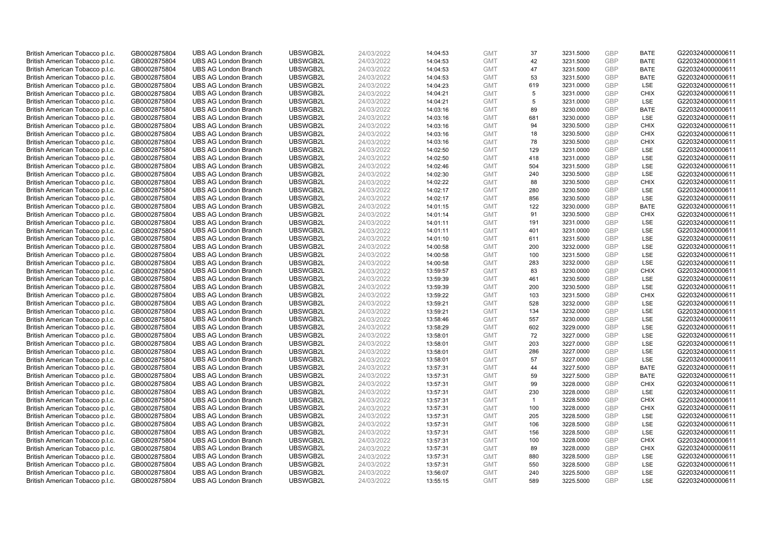| British American Tobacco p.l.c. | GB0002875804 | UBS AG London Branch | UBSWGB2L | 24/03/2022 | 14:04:53 | GMT | 37 | 3231.5000 | GBP | BATE | G220324000000611 |
|---|---|---|---|---|---|---|---|---|---|---|---|
| British American Tobacco p.l.c. | GB0002875804 | UBS AG London Branch | UBSWGB2L | 24/03/2022 | 14:04:53 | GMT | 42 | 3231.5000 | GBP | BATE | G220324000000611 |
| British American Tobacco p.l.c. | GB0002875804 | UBS AG London Branch | UBSWGB2L | 24/03/2022 | 14:04:53 | GMT | 47 | 3231.5000 | GBP | BATE | G220324000000611 |
| British American Tobacco p.l.c. | GB0002875804 | UBS AG London Branch | UBSWGB2L | 24/03/2022 | 14:04:53 | GMT | 53 | 3231.5000 | GBP | BATE | G220324000000611 |
| British American Tobacco p.l.c. | GB0002875804 | UBS AG London Branch | UBSWGB2L | 24/03/2022 | 14:04:23 | GMT | 619 | 3231.0000 | GBP | LSE | G220324000000611 |
| British American Tobacco p.l.c. | GB0002875804 | UBS AG London Branch | UBSWGB2L | 24/03/2022 | 14:04:21 | GMT | 5 | 3231.0000 | GBP | CHIX | G220324000000611 |
| British American Tobacco p.l.c. | GB0002875804 | UBS AG London Branch | UBSWGB2L | 24/03/2022 | 14:04:21 | GMT | 5 | 3231.0000 | GBP | LSE | G220324000000611 |
| British American Tobacco p.l.c. | GB0002875804 | UBS AG London Branch | UBSWGB2L | 24/03/2022 | 14:03:16 | GMT | 89 | 3230.0000 | GBP | BATE | G220324000000611 |
| British American Tobacco p.l.c. | GB0002875804 | UBS AG London Branch | UBSWGB2L | 24/03/2022 | 14:03:16 | GMT | 681 | 3230.0000 | GBP | LSE | G220324000000611 |
| British American Tobacco p.l.c. | GB0002875804 | UBS AG London Branch | UBSWGB2L | 24/03/2022 | 14:03:16 | GMT | 94 | 3230.5000 | GBP | CHIX | G220324000000611 |
| British American Tobacco p.l.c. | GB0002875804 | UBS AG London Branch | UBSWGB2L | 24/03/2022 | 14:03:16 | GMT | 18 | 3230.5000 | GBP | CHIX | G220324000000611 |
| British American Tobacco p.l.c. | GB0002875804 | UBS AG London Branch | UBSWGB2L | 24/03/2022 | 14:03:16 | GMT | 78 | 3230.5000 | GBP | CHIX | G220324000000611 |
| British American Tobacco p.l.c. | GB0002875804 | UBS AG London Branch | UBSWGB2L | 24/03/2022 | 14:02:50 | GMT | 129 | 3231.0000 | GBP | LSE | G220324000000611 |
| British American Tobacco p.l.c. | GB0002875804 | UBS AG London Branch | UBSWGB2L | 24/03/2022 | 14:02:50 | GMT | 418 | 3231.0000 | GBP | LSE | G220324000000611 |
| British American Tobacco p.l.c. | GB0002875804 | UBS AG London Branch | UBSWGB2L | 24/03/2022 | 14:02:46 | GMT | 504 | 3231.5000 | GBP | LSE | G220324000000611 |
| British American Tobacco p.l.c. | GB0002875804 | UBS AG London Branch | UBSWGB2L | 24/03/2022 | 14:02:30 | GMT | 240 | 3230.5000 | GBP | LSE | G220324000000611 |
| British American Tobacco p.l.c. | GB0002875804 | UBS AG London Branch | UBSWGB2L | 24/03/2022 | 14:02:22 | GMT | 88 | 3230.5000 | GBP | CHIX | G220324000000611 |
| British American Tobacco p.l.c. | GB0002875804 | UBS AG London Branch | UBSWGB2L | 24/03/2022 | 14:02:17 | GMT | 280 | 3230.5000 | GBP | LSE | G220324000000611 |
| British American Tobacco p.l.c. | GB0002875804 | UBS AG London Branch | UBSWGB2L | 24/03/2022 | 14:02:17 | GMT | 856 | 3230.5000 | GBP | LSE | G220324000000611 |
| British American Tobacco p.l.c. | GB0002875804 | UBS AG London Branch | UBSWGB2L | 24/03/2022 | 14:01:15 | GMT | 122 | 3230.0000 | GBP | BATE | G220324000000611 |
| British American Tobacco p.l.c. | GB0002875804 | UBS AG London Branch | UBSWGB2L | 24/03/2022 | 14:01:14 | GMT | 91 | 3230.5000 | GBP | CHIX | G220324000000611 |
| British American Tobacco p.l.c. | GB0002875804 | UBS AG London Branch | UBSWGB2L | 24/03/2022 | 14:01:11 | GMT | 191 | 3231.0000 | GBP | LSE | G220324000000611 |
| British American Tobacco p.l.c. | GB0002875804 | UBS AG London Branch | UBSWGB2L | 24/03/2022 | 14:01:11 | GMT | 401 | 3231.0000 | GBP | LSE | G220324000000611 |
| British American Tobacco p.l.c. | GB0002875804 | UBS AG London Branch | UBSWGB2L | 24/03/2022 | 14:01:10 | GMT | 611 | 3231.5000 | GBP | LSE | G220324000000611 |
| British American Tobacco p.l.c. | GB0002875804 | UBS AG London Branch | UBSWGB2L | 24/03/2022 | 14:00:58 | GMT | 200 | 3232.0000 | GBP | LSE | G220324000000611 |
| British American Tobacco p.l.c. | GB0002875804 | UBS AG London Branch | UBSWGB2L | 24/03/2022 | 14:00:58 | GMT | 100 | 3231.5000 | GBP | LSE | G220324000000611 |
| British American Tobacco p.l.c. | GB0002875804 | UBS AG London Branch | UBSWGB2L | 24/03/2022 | 14:00:58 | GMT | 283 | 3232.0000 | GBP | LSE | G220324000000611 |
| British American Tobacco p.l.c. | GB0002875804 | UBS AG London Branch | UBSWGB2L | 24/03/2022 | 13:59:57 | GMT | 83 | 3230.0000 | GBP | CHIX | G220324000000611 |
| British American Tobacco p.l.c. | GB0002875804 | UBS AG London Branch | UBSWGB2L | 24/03/2022 | 13:59:39 | GMT | 461 | 3230.5000 | GBP | LSE | G220324000000611 |
| British American Tobacco p.l.c. | GB0002875804 | UBS AG London Branch | UBSWGB2L | 24/03/2022 | 13:59:39 | GMT | 200 | 3230.5000 | GBP | LSE | G220324000000611 |
| British American Tobacco p.l.c. | GB0002875804 | UBS AG London Branch | UBSWGB2L | 24/03/2022 | 13:59:22 | GMT | 103 | 3231.5000 | GBP | CHIX | G220324000000611 |
| British American Tobacco p.l.c. | GB0002875804 | UBS AG London Branch | UBSWGB2L | 24/03/2022 | 13:59:21 | GMT | 528 | 3232.0000 | GBP | LSE | G220324000000611 |
| British American Tobacco p.l.c. | GB0002875804 | UBS AG London Branch | UBSWGB2L | 24/03/2022 | 13:59:21 | GMT | 134 | 3232.0000 | GBP | LSE | G220324000000611 |
| British American Tobacco p.l.c. | GB0002875804 | UBS AG London Branch | UBSWGB2L | 24/03/2022 | 13:58:46 | GMT | 557 | 3230.0000 | GBP | LSE | G220324000000611 |
| British American Tobacco p.l.c. | GB0002875804 | UBS AG London Branch | UBSWGB2L | 24/03/2022 | 13:58:29 | GMT | 602 | 3229.0000 | GBP | LSE | G220324000000611 |
| British American Tobacco p.l.c. | GB0002875804 | UBS AG London Branch | UBSWGB2L | 24/03/2022 | 13:58:01 | GMT | 72 | 3227.0000 | GBP | LSE | G220324000000611 |
| British American Tobacco p.l.c. | GB0002875804 | UBS AG London Branch | UBSWGB2L | 24/03/2022 | 13:58:01 | GMT | 203 | 3227.0000 | GBP | LSE | G220324000000611 |
| British American Tobacco p.l.c. | GB0002875804 | UBS AG London Branch | UBSWGB2L | 24/03/2022 | 13:58:01 | GMT | 286 | 3227.0000 | GBP | LSE | G220324000000611 |
| British American Tobacco p.l.c. | GB0002875804 | UBS AG London Branch | UBSWGB2L | 24/03/2022 | 13:58:01 | GMT | 57 | 3227.0000 | GBP | LSE | G220324000000611 |
| British American Tobacco p.l.c. | GB0002875804 | UBS AG London Branch | UBSWGB2L | 24/03/2022 | 13:57:31 | GMT | 44 | 3227.5000 | GBP | BATE | G220324000000611 |
| British American Tobacco p.l.c. | GB0002875804 | UBS AG London Branch | UBSWGB2L | 24/03/2022 | 13:57:31 | GMT | 59 | 3227.5000 | GBP | BATE | G220324000000611 |
| British American Tobacco p.l.c. | GB0002875804 | UBS AG London Branch | UBSWGB2L | 24/03/2022 | 13:57:31 | GMT | 99 | 3228.0000 | GBP | CHIX | G220324000000611 |
| British American Tobacco p.l.c. | GB0002875804 | UBS AG London Branch | UBSWGB2L | 24/03/2022 | 13:57:31 | GMT | 230 | 3228.0000 | GBP | LSE | G220324000000611 |
| British American Tobacco p.l.c. | GB0002875804 | UBS AG London Branch | UBSWGB2L | 24/03/2022 | 13:57:31 | GMT | 1 | 3228.5000 | GBP | CHIX | G220324000000611 |
| British American Tobacco p.l.c. | GB0002875804 | UBS AG London Branch | UBSWGB2L | 24/03/2022 | 13:57:31 | GMT | 100 | 3228.0000 | GBP | CHIX | G220324000000611 |
| British American Tobacco p.l.c. | GB0002875804 | UBS AG London Branch | UBSWGB2L | 24/03/2022 | 13:57:31 | GMT | 205 | 3228.5000 | GBP | LSE | G220324000000611 |
| British American Tobacco p.l.c. | GB0002875804 | UBS AG London Branch | UBSWGB2L | 24/03/2022 | 13:57:31 | GMT | 106 | 3228.5000 | GBP | LSE | G220324000000611 |
| British American Tobacco p.l.c. | GB0002875804 | UBS AG London Branch | UBSWGB2L | 24/03/2022 | 13:57:31 | GMT | 156 | 3228.5000 | GBP | LSE | G220324000000611 |
| British American Tobacco p.l.c. | GB0002875804 | UBS AG London Branch | UBSWGB2L | 24/03/2022 | 13:57:31 | GMT | 100 | 3228.0000 | GBP | CHIX | G220324000000611 |
| British American Tobacco p.l.c. | GB0002875804 | UBS AG London Branch | UBSWGB2L | 24/03/2022 | 13:57:31 | GMT | 89 | 3228.0000 | GBP | CHIX | G220324000000611 |
| British American Tobacco p.l.c. | GB0002875804 | UBS AG London Branch | UBSWGB2L | 24/03/2022 | 13:57:31 | GMT | 880 | 3228.5000 | GBP | LSE | G220324000000611 |
| British American Tobacco p.l.c. | GB0002875804 | UBS AG London Branch | UBSWGB2L | 24/03/2022 | 13:57:31 | GMT | 550 | 3228.5000 | GBP | LSE | G220324000000611 |
| British American Tobacco p.l.c. | GB0002875804 | UBS AG London Branch | UBSWGB2L | 24/03/2022 | 13:56:07 | GMT | 240 | 3225.5000 | GBP | LSE | G220324000000611 |
| British American Tobacco p.l.c. | GB0002875804 | UBS AG London Branch | UBSWGB2L | 24/03/2022 | 13:55:15 | GMT | 589 | 3225.5000 | GBP | LSE | G220324000000611 |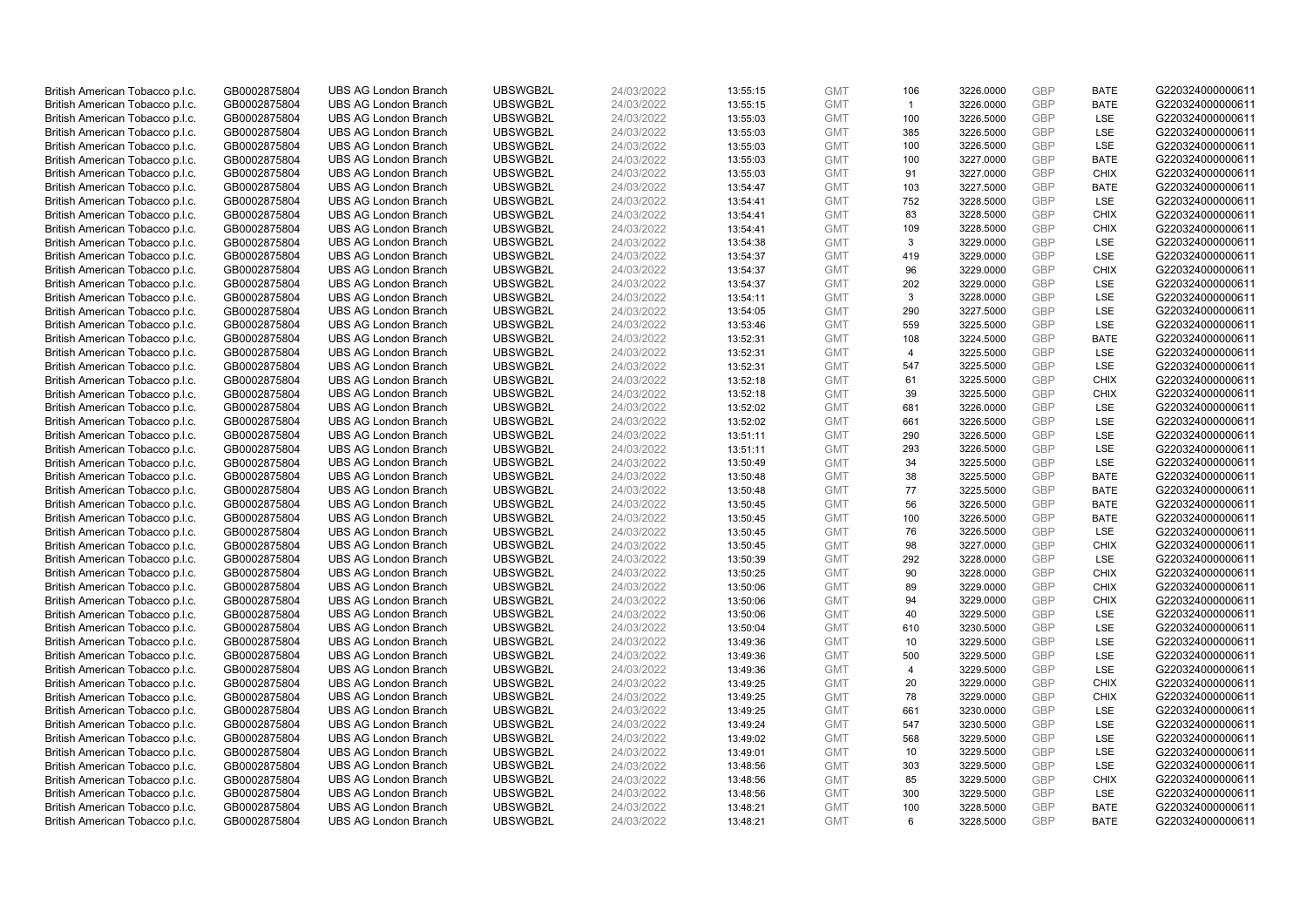| | | | | | | | | | | | |
|---|---|---|---|---|---|---|---|---|---|---|---|
| British American Tobacco p.l.c. | GB0002875804 | UBS AG London Branch | UBSWGB2L | 24/03/2022 | 13:55:15 | GMT | 106 | 3226.0000 | GBP | BATE | G220324000000611 |
| British American Tobacco p.l.c. | GB0002875804 | UBS AG London Branch | UBSWGB2L | 24/03/2022 | 13:55:15 | GMT | 1 | 3226.0000 | GBP | BATE | G220324000000611 |
| British American Tobacco p.l.c. | GB0002875804 | UBS AG London Branch | UBSWGB2L | 24/03/2022 | 13:55:03 | GMT | 100 | 3226.5000 | GBP | LSE | G220324000000611 |
| British American Tobacco p.l.c. | GB0002875804 | UBS AG London Branch | UBSWGB2L | 24/03/2022 | 13:55:03 | GMT | 385 | 3226.5000 | GBP | LSE | G220324000000611 |
| British American Tobacco p.l.c. | GB0002875804 | UBS AG London Branch | UBSWGB2L | 24/03/2022 | 13:55:03 | GMT | 100 | 3226.5000 | GBP | LSE | G220324000000611 |
| British American Tobacco p.l.c. | GB0002875804 | UBS AG London Branch | UBSWGB2L | 24/03/2022 | 13:55:03 | GMT | 100 | 3227.0000 | GBP | BATE | G220324000000611 |
| British American Tobacco p.l.c. | GB0002875804 | UBS AG London Branch | UBSWGB2L | 24/03/2022 | 13:55:03 | GMT | 91 | 3227.0000 | GBP | CHIX | G220324000000611 |
| British American Tobacco p.l.c. | GB0002875804 | UBS AG London Branch | UBSWGB2L | 24/03/2022 | 13:54:47 | GMT | 103 | 3227.5000 | GBP | BATE | G220324000000611 |
| British American Tobacco p.l.c. | GB0002875804 | UBS AG London Branch | UBSWGB2L | 24/03/2022 | 13:54:41 | GMT | 752 | 3228.5000 | GBP | LSE | G220324000000611 |
| British American Tobacco p.l.c. | GB0002875804 | UBS AG London Branch | UBSWGB2L | 24/03/2022 | 13:54:41 | GMT | 83 | 3228.5000 | GBP | CHIX | G220324000000611 |
| British American Tobacco p.l.c. | GB0002875804 | UBS AG London Branch | UBSWGB2L | 24/03/2022 | 13:54:41 | GMT | 109 | 3228.5000 | GBP | CHIX | G220324000000611 |
| British American Tobacco p.l.c. | GB0002875804 | UBS AG London Branch | UBSWGB2L | 24/03/2022 | 13:54:38 | GMT | 3 | 3229.0000 | GBP | LSE | G220324000000611 |
| British American Tobacco p.l.c. | GB0002875804 | UBS AG London Branch | UBSWGB2L | 24/03/2022 | 13:54:37 | GMT | 419 | 3229.0000 | GBP | LSE | G220324000000611 |
| British American Tobacco p.l.c. | GB0002875804 | UBS AG London Branch | UBSWGB2L | 24/03/2022 | 13:54:37 | GMT | 96 | 3229.0000 | GBP | CHIX | G220324000000611 |
| British American Tobacco p.l.c. | GB0002875804 | UBS AG London Branch | UBSWGB2L | 24/03/2022 | 13:54:37 | GMT | 202 | 3229.0000 | GBP | LSE | G220324000000611 |
| British American Tobacco p.l.c. | GB0002875804 | UBS AG London Branch | UBSWGB2L | 24/03/2022 | 13:54:11 | GMT | 3 | 3228.0000 | GBP | LSE | G220324000000611 |
| British American Tobacco p.l.c. | GB0002875804 | UBS AG London Branch | UBSWGB2L | 24/03/2022 | 13:54:05 | GMT | 290 | 3227.5000 | GBP | LSE | G220324000000611 |
| British American Tobacco p.l.c. | GB0002875804 | UBS AG London Branch | UBSWGB2L | 24/03/2022 | 13:53:46 | GMT | 559 | 3225.5000 | GBP | LSE | G220324000000611 |
| British American Tobacco p.l.c. | GB0002875804 | UBS AG London Branch | UBSWGB2L | 24/03/2022 | 13:52:31 | GMT | 108 | 3224.5000 | GBP | BATE | G220324000000611 |
| British American Tobacco p.l.c. | GB0002875804 | UBS AG London Branch | UBSWGB2L | 24/03/2022 | 13:52:31 | GMT | 4 | 3225.5000 | GBP | LSE | G220324000000611 |
| British American Tobacco p.l.c. | GB0002875804 | UBS AG London Branch | UBSWGB2L | 24/03/2022 | 13:52:31 | GMT | 547 | 3225.5000 | GBP | LSE | G220324000000611 |
| British American Tobacco p.l.c. | GB0002875804 | UBS AG London Branch | UBSWGB2L | 24/03/2022 | 13:52:18 | GMT | 61 | 3225.5000 | GBP | CHIX | G220324000000611 |
| British American Tobacco p.l.c. | GB0002875804 | UBS AG London Branch | UBSWGB2L | 24/03/2022 | 13:52:18 | GMT | 39 | 3225.5000 | GBP | CHIX | G220324000000611 |
| British American Tobacco p.l.c. | GB0002875804 | UBS AG London Branch | UBSWGB2L | 24/03/2022 | 13:52:02 | GMT | 681 | 3226.0000 | GBP | LSE | G220324000000611 |
| British American Tobacco p.l.c. | GB0002875804 | UBS AG London Branch | UBSWGB2L | 24/03/2022 | 13:52:02 | GMT | 661 | 3226.5000 | GBP | LSE | G220324000000611 |
| British American Tobacco p.l.c. | GB0002875804 | UBS AG London Branch | UBSWGB2L | 24/03/2022 | 13:51:11 | GMT | 290 | 3226.5000 | GBP | LSE | G220324000000611 |
| British American Tobacco p.l.c. | GB0002875804 | UBS AG London Branch | UBSWGB2L | 24/03/2022 | 13:51:11 | GMT | 293 | 3226.5000 | GBP | LSE | G220324000000611 |
| British American Tobacco p.l.c. | GB0002875804 | UBS AG London Branch | UBSWGB2L | 24/03/2022 | 13:50:49 | GMT | 34 | 3225.5000 | GBP | LSE | G220324000000611 |
| British American Tobacco p.l.c. | GB0002875804 | UBS AG London Branch | UBSWGB2L | 24/03/2022 | 13:50:48 | GMT | 38 | 3225.5000 | GBP | BATE | G220324000000611 |
| British American Tobacco p.l.c. | GB0002875804 | UBS AG London Branch | UBSWGB2L | 24/03/2022 | 13:50:48 | GMT | 77 | 3225.5000 | GBP | BATE | G220324000000611 |
| British American Tobacco p.l.c. | GB0002875804 | UBS AG London Branch | UBSWGB2L | 24/03/2022 | 13:50:45 | GMT | 56 | 3226.5000 | GBP | BATE | G220324000000611 |
| British American Tobacco p.l.c. | GB0002875804 | UBS AG London Branch | UBSWGB2L | 24/03/2022 | 13:50:45 | GMT | 100 | 3226.5000 | GBP | BATE | G220324000000611 |
| British American Tobacco p.l.c. | GB0002875804 | UBS AG London Branch | UBSWGB2L | 24/03/2022 | 13:50:45 | GMT | 76 | 3226.5000 | GBP | LSE | G220324000000611 |
| British American Tobacco p.l.c. | GB0002875804 | UBS AG London Branch | UBSWGB2L | 24/03/2022 | 13:50:45 | GMT | 98 | 3227.0000 | GBP | CHIX | G220324000000611 |
| British American Tobacco p.l.c. | GB0002875804 | UBS AG London Branch | UBSWGB2L | 24/03/2022 | 13:50:39 | GMT | 292 | 3228.0000 | GBP | LSE | G220324000000611 |
| British American Tobacco p.l.c. | GB0002875804 | UBS AG London Branch | UBSWGB2L | 24/03/2022 | 13:50:25 | GMT | 90 | 3228.0000 | GBP | CHIX | G220324000000611 |
| British American Tobacco p.l.c. | GB0002875804 | UBS AG London Branch | UBSWGB2L | 24/03/2022 | 13:50:06 | GMT | 89 | 3229.0000 | GBP | CHIX | G220324000000611 |
| British American Tobacco p.l.c. | GB0002875804 | UBS AG London Branch | UBSWGB2L | 24/03/2022 | 13:50:06 | GMT | 94 | 3229.0000 | GBP | CHIX | G220324000000611 |
| British American Tobacco p.l.c. | GB0002875804 | UBS AG London Branch | UBSWGB2L | 24/03/2022 | 13:50:06 | GMT | 40 | 3229.5000 | GBP | LSE | G220324000000611 |
| British American Tobacco p.l.c. | GB0002875804 | UBS AG London Branch | UBSWGB2L | 24/03/2022 | 13:50:04 | GMT | 610 | 3230.5000 | GBP | LSE | G220324000000611 |
| British American Tobacco p.l.c. | GB0002875804 | UBS AG London Branch | UBSWGB2L | 24/03/2022 | 13:49:36 | GMT | 10 | 3229.5000 | GBP | LSE | G220324000000611 |
| British American Tobacco p.l.c. | GB0002875804 | UBS AG London Branch | UBSWGB2L | 24/03/2022 | 13:49:36 | GMT | 500 | 3229.5000 | GBP | LSE | G220324000000611 |
| British American Tobacco p.l.c. | GB0002875804 | UBS AG London Branch | UBSWGB2L | 24/03/2022 | 13:49:36 | GMT | 4 | 3229.5000 | GBP | LSE | G220324000000611 |
| British American Tobacco p.l.c. | GB0002875804 | UBS AG London Branch | UBSWGB2L | 24/03/2022 | 13:49:25 | GMT | 20 | 3229.0000 | GBP | CHIX | G220324000000611 |
| British American Tobacco p.l.c. | GB0002875804 | UBS AG London Branch | UBSWGB2L | 24/03/2022 | 13:49:25 | GMT | 78 | 3229.0000 | GBP | CHIX | G220324000000611 |
| British American Tobacco p.l.c. | GB0002875804 | UBS AG London Branch | UBSWGB2L | 24/03/2022 | 13:49:25 | GMT | 661 | 3230.0000 | GBP | LSE | G220324000000611 |
| British American Tobacco p.l.c. | GB0002875804 | UBS AG London Branch | UBSWGB2L | 24/03/2022 | 13:49:24 | GMT | 547 | 3230.5000 | GBP | LSE | G220324000000611 |
| British American Tobacco p.l.c. | GB0002875804 | UBS AG London Branch | UBSWGB2L | 24/03/2022 | 13:49:02 | GMT | 568 | 3229.5000 | GBP | LSE | G220324000000611 |
| British American Tobacco p.l.c. | GB0002875804 | UBS AG London Branch | UBSWGB2L | 24/03/2022 | 13:49:01 | GMT | 10 | 3229.5000 | GBP | LSE | G220324000000611 |
| British American Tobacco p.l.c. | GB0002875804 | UBS AG London Branch | UBSWGB2L | 24/03/2022 | 13:48:56 | GMT | 303 | 3229.5000 | GBP | LSE | G220324000000611 |
| British American Tobacco p.l.c. | GB0002875804 | UBS AG London Branch | UBSWGB2L | 24/03/2022 | 13:48:56 | GMT | 85 | 3229.5000 | GBP | CHIX | G220324000000611 |
| British American Tobacco p.l.c. | GB0002875804 | UBS AG London Branch | UBSWGB2L | 24/03/2022 | 13:48:56 | GMT | 300 | 3229.5000 | GBP | LSE | G220324000000611 |
| British American Tobacco p.l.c. | GB0002875804 | UBS AG London Branch | UBSWGB2L | 24/03/2022 | 13:48:21 | GMT | 100 | 3228.5000 | GBP | BATE | G220324000000611 |
| British American Tobacco p.l.c. | GB0002875804 | UBS AG London Branch | UBSWGB2L | 24/03/2022 | 13:48:21 | GMT | 6 | 3228.5000 | GBP | BATE | G220324000000611 |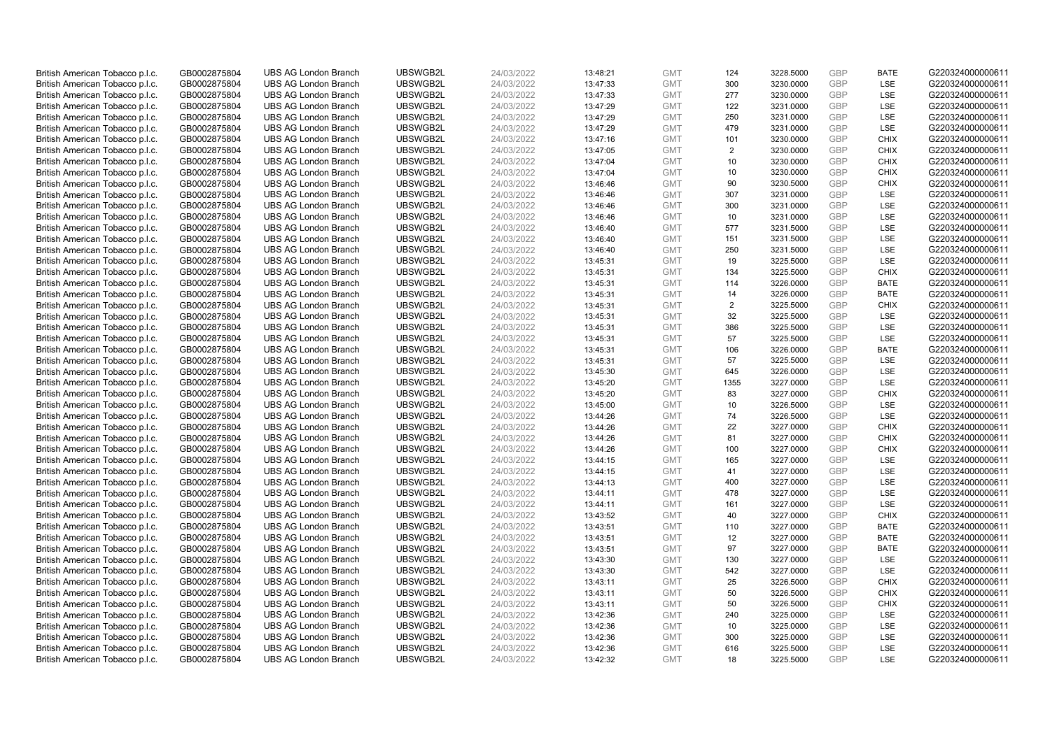| | | | | | | | | | | | |
|---|---|---|---|---|---|---|---|---|---|---|---|
| British American Tobacco p.l.c. | GB0002875804 | UBS AG London Branch | UBSWGB2L | 24/03/2022 | 13:48:21 | GMT | 124 | 3228.5000 | GBP | BATE | G220324000000611 |
| British American Tobacco p.l.c. | GB0002875804 | UBS AG London Branch | UBSWGB2L | 24/03/2022 | 13:47:33 | GMT | 300 | 3230.0000 | GBP | LSE | G220324000000611 |
| British American Tobacco p.l.c. | GB0002875804 | UBS AG London Branch | UBSWGB2L | 24/03/2022 | 13:47:33 | GMT | 277 | 3230.0000 | GBP | LSE | G220324000000611 |
| British American Tobacco p.l.c. | GB0002875804 | UBS AG London Branch | UBSWGB2L | 24/03/2022 | 13:47:29 | GMT | 122 | 3231.0000 | GBP | LSE | G220324000000611 |
| British American Tobacco p.l.c. | GB0002875804 | UBS AG London Branch | UBSWGB2L | 24/03/2022 | 13:47:29 | GMT | 250 | 3231.0000 | GBP | LSE | G220324000000611 |
| British American Tobacco p.l.c. | GB0002875804 | UBS AG London Branch | UBSWGB2L | 24/03/2022 | 13:47:29 | GMT | 479 | 3231.0000 | GBP | LSE | G220324000000611 |
| British American Tobacco p.l.c. | GB0002875804 | UBS AG London Branch | UBSWGB2L | 24/03/2022 | 13:47:16 | GMT | 101 | 3230.0000 | GBP | CHIX | G220324000000611 |
| British American Tobacco p.l.c. | GB0002875804 | UBS AG London Branch | UBSWGB2L | 24/03/2022 | 13:47:05 | GMT | 2 | 3230.0000 | GBP | CHIX | G220324000000611 |
| British American Tobacco p.l.c. | GB0002875804 | UBS AG London Branch | UBSWGB2L | 24/03/2022 | 13:47:04 | GMT | 10 | 3230.0000 | GBP | CHIX | G220324000000611 |
| British American Tobacco p.l.c. | GB0002875804 | UBS AG London Branch | UBSWGB2L | 24/03/2022 | 13:47:04 | GMT | 10 | 3230.0000 | GBP | CHIX | G220324000000611 |
| British American Tobacco p.l.c. | GB0002875804 | UBS AG London Branch | UBSWGB2L | 24/03/2022 | 13:46:46 | GMT | 90 | 3230.5000 | GBP | CHIX | G220324000000611 |
| British American Tobacco p.l.c. | GB0002875804 | UBS AG London Branch | UBSWGB2L | 24/03/2022 | 13:46:46 | GMT | 307 | 3231.0000 | GBP | LSE | G220324000000611 |
| British American Tobacco p.l.c. | GB0002875804 | UBS AG London Branch | UBSWGB2L | 24/03/2022 | 13:46:46 | GMT | 300 | 3231.0000 | GBP | LSE | G220324000000611 |
| British American Tobacco p.l.c. | GB0002875804 | UBS AG London Branch | UBSWGB2L | 24/03/2022 | 13:46:46 | GMT | 10 | 3231.0000 | GBP | LSE | G220324000000611 |
| British American Tobacco p.l.c. | GB0002875804 | UBS AG London Branch | UBSWGB2L | 24/03/2022 | 13:46:40 | GMT | 577 | 3231.5000 | GBP | LSE | G220324000000611 |
| British American Tobacco p.l.c. | GB0002875804 | UBS AG London Branch | UBSWGB2L | 24/03/2022 | 13:46:40 | GMT | 151 | 3231.5000 | GBP | LSE | G220324000000611 |
| British American Tobacco p.l.c. | GB0002875804 | UBS AG London Branch | UBSWGB2L | 24/03/2022 | 13:46:40 | GMT | 250 | 3231.5000 | GBP | LSE | G220324000000611 |
| British American Tobacco p.l.c. | GB0002875804 | UBS AG London Branch | UBSWGB2L | 24/03/2022 | 13:45:31 | GMT | 19 | 3225.5000 | GBP | LSE | G220324000000611 |
| British American Tobacco p.l.c. | GB0002875804 | UBS AG London Branch | UBSWGB2L | 24/03/2022 | 13:45:31 | GMT | 134 | 3225.5000 | GBP | CHIX | G220324000000611 |
| British American Tobacco p.l.c. | GB0002875804 | UBS AG London Branch | UBSWGB2L | 24/03/2022 | 13:45:31 | GMT | 114 | 3226.0000 | GBP | BATE | G220324000000611 |
| British American Tobacco p.l.c. | GB0002875804 | UBS AG London Branch | UBSWGB2L | 24/03/2022 | 13:45:31 | GMT | 14 | 3226.0000 | GBP | BATE | G220324000000611 |
| British American Tobacco p.l.c. | GB0002875804 | UBS AG London Branch | UBSWGB2L | 24/03/2022 | 13:45:31 | GMT | 2 | 3225.5000 | GBP | CHIX | G220324000000611 |
| British American Tobacco p.l.c. | GB0002875804 | UBS AG London Branch | UBSWGB2L | 24/03/2022 | 13:45:31 | GMT | 32 | 3225.5000 | GBP | LSE | G220324000000611 |
| British American Tobacco p.l.c. | GB0002875804 | UBS AG London Branch | UBSWGB2L | 24/03/2022 | 13:45:31 | GMT | 386 | 3225.5000 | GBP | LSE | G220324000000611 |
| British American Tobacco p.l.c. | GB0002875804 | UBS AG London Branch | UBSWGB2L | 24/03/2022 | 13:45:31 | GMT | 57 | 3225.5000 | GBP | LSE | G220324000000611 |
| British American Tobacco p.l.c. | GB0002875804 | UBS AG London Branch | UBSWGB2L | 24/03/2022 | 13:45:31 | GMT | 106 | 3226.0000 | GBP | BATE | G220324000000611 |
| British American Tobacco p.l.c. | GB0002875804 | UBS AG London Branch | UBSWGB2L | 24/03/2022 | 13:45:31 | GMT | 57 | 3225.5000 | GBP | LSE | G220324000000611 |
| British American Tobacco p.l.c. | GB0002875804 | UBS AG London Branch | UBSWGB2L | 24/03/2022 | 13:45:30 | GMT | 645 | 3226.0000 | GBP | LSE | G220324000000611 |
| British American Tobacco p.l.c. | GB0002875804 | UBS AG London Branch | UBSWGB2L | 24/03/2022 | 13:45:20 | GMT | 1355 | 3227.0000 | GBP | LSE | G220324000000611 |
| British American Tobacco p.l.c. | GB0002875804 | UBS AG London Branch | UBSWGB2L | 24/03/2022 | 13:45:20 | GMT | 83 | 3227.0000 | GBP | CHIX | G220324000000611 |
| British American Tobacco p.l.c. | GB0002875804 | UBS AG London Branch | UBSWGB2L | 24/03/2022 | 13:45:00 | GMT | 10 | 3226.5000 | GBP | LSE | G220324000000611 |
| British American Tobacco p.l.c. | GB0002875804 | UBS AG London Branch | UBSWGB2L | 24/03/2022 | 13:44:26 | GMT | 74 | 3226.5000 | GBP | LSE | G220324000000611 |
| British American Tobacco p.l.c. | GB0002875804 | UBS AG London Branch | UBSWGB2L | 24/03/2022 | 13:44:26 | GMT | 22 | 3227.0000 | GBP | CHIX | G220324000000611 |
| British American Tobacco p.l.c. | GB0002875804 | UBS AG London Branch | UBSWGB2L | 24/03/2022 | 13:44:26 | GMT | 81 | 3227.0000 | GBP | CHIX | G220324000000611 |
| British American Tobacco p.l.c. | GB0002875804 | UBS AG London Branch | UBSWGB2L | 24/03/2022 | 13:44:26 | GMT | 100 | 3227.0000 | GBP | CHIX | G220324000000611 |
| British American Tobacco p.l.c. | GB0002875804 | UBS AG London Branch | UBSWGB2L | 24/03/2022 | 13:44:15 | GMT | 165 | 3227.0000 | GBP | LSE | G220324000000611 |
| British American Tobacco p.l.c. | GB0002875804 | UBS AG London Branch | UBSWGB2L | 24/03/2022 | 13:44:15 | GMT | 41 | 3227.0000 | GBP | LSE | G220324000000611 |
| British American Tobacco p.l.c. | GB0002875804 | UBS AG London Branch | UBSWGB2L | 24/03/2022 | 13:44:13 | GMT | 400 | 3227.0000 | GBP | LSE | G220324000000611 |
| British American Tobacco p.l.c. | GB0002875804 | UBS AG London Branch | UBSWGB2L | 24/03/2022 | 13:44:11 | GMT | 478 | 3227.0000 | GBP | LSE | G220324000000611 |
| British American Tobacco p.l.c. | GB0002875804 | UBS AG London Branch | UBSWGB2L | 24/03/2022 | 13:44:11 | GMT | 161 | 3227.0000 | GBP | LSE | G220324000000611 |
| British American Tobacco p.l.c. | GB0002875804 | UBS AG London Branch | UBSWGB2L | 24/03/2022 | 13:43:52 | GMT | 40 | 3227.0000 | GBP | CHIX | G220324000000611 |
| British American Tobacco p.l.c. | GB0002875804 | UBS AG London Branch | UBSWGB2L | 24/03/2022 | 13:43:51 | GMT | 110 | 3227.0000 | GBP | BATE | G220324000000611 |
| British American Tobacco p.l.c. | GB0002875804 | UBS AG London Branch | UBSWGB2L | 24/03/2022 | 13:43:51 | GMT | 12 | 3227.0000 | GBP | BATE | G220324000000611 |
| British American Tobacco p.l.c. | GB0002875804 | UBS AG London Branch | UBSWGB2L | 24/03/2022 | 13:43:51 | GMT | 97 | 3227.0000 | GBP | BATE | G220324000000611 |
| British American Tobacco p.l.c. | GB0002875804 | UBS AG London Branch | UBSWGB2L | 24/03/2022 | 13:43:30 | GMT | 130 | 3227.0000 | GBP | LSE | G220324000000611 |
| British American Tobacco p.l.c. | GB0002875804 | UBS AG London Branch | UBSWGB2L | 24/03/2022 | 13:43:30 | GMT | 542 | 3227.0000 | GBP | LSE | G220324000000611 |
| British American Tobacco p.l.c. | GB0002875804 | UBS AG London Branch | UBSWGB2L | 24/03/2022 | 13:43:11 | GMT | 25 | 3226.5000 | GBP | CHIX | G220324000000611 |
| British American Tobacco p.l.c. | GB0002875804 | UBS AG London Branch | UBSWGB2L | 24/03/2022 | 13:43:11 | GMT | 50 | 3226.5000 | GBP | CHIX | G220324000000611 |
| British American Tobacco p.l.c. | GB0002875804 | UBS AG London Branch | UBSWGB2L | 24/03/2022 | 13:43:11 | GMT | 50 | 3226.5000 | GBP | CHIX | G220324000000611 |
| British American Tobacco p.l.c. | GB0002875804 | UBS AG London Branch | UBSWGB2L | 24/03/2022 | 13:42:36 | GMT | 240 | 3225.0000 | GBP | LSE | G220324000000611 |
| British American Tobacco p.l.c. | GB0002875804 | UBS AG London Branch | UBSWGB2L | 24/03/2022 | 13:42:36 | GMT | 10 | 3225.0000 | GBP | LSE | G220324000000611 |
| British American Tobacco p.l.c. | GB0002875804 | UBS AG London Branch | UBSWGB2L | 24/03/2022 | 13:42:36 | GMT | 300 | 3225.0000 | GBP | LSE | G220324000000611 |
| British American Tobacco p.l.c. | GB0002875804 | UBS AG London Branch | UBSWGB2L | 24/03/2022 | 13:42:36 | GMT | 616 | 3225.5000 | GBP | LSE | G220324000000611 |
| British American Tobacco p.l.c. | GB0002875804 | UBS AG London Branch | UBSWGB2L | 24/03/2022 | 13:42:32 | GMT | 18 | 3225.5000 | GBP | LSE | G220324000000611 |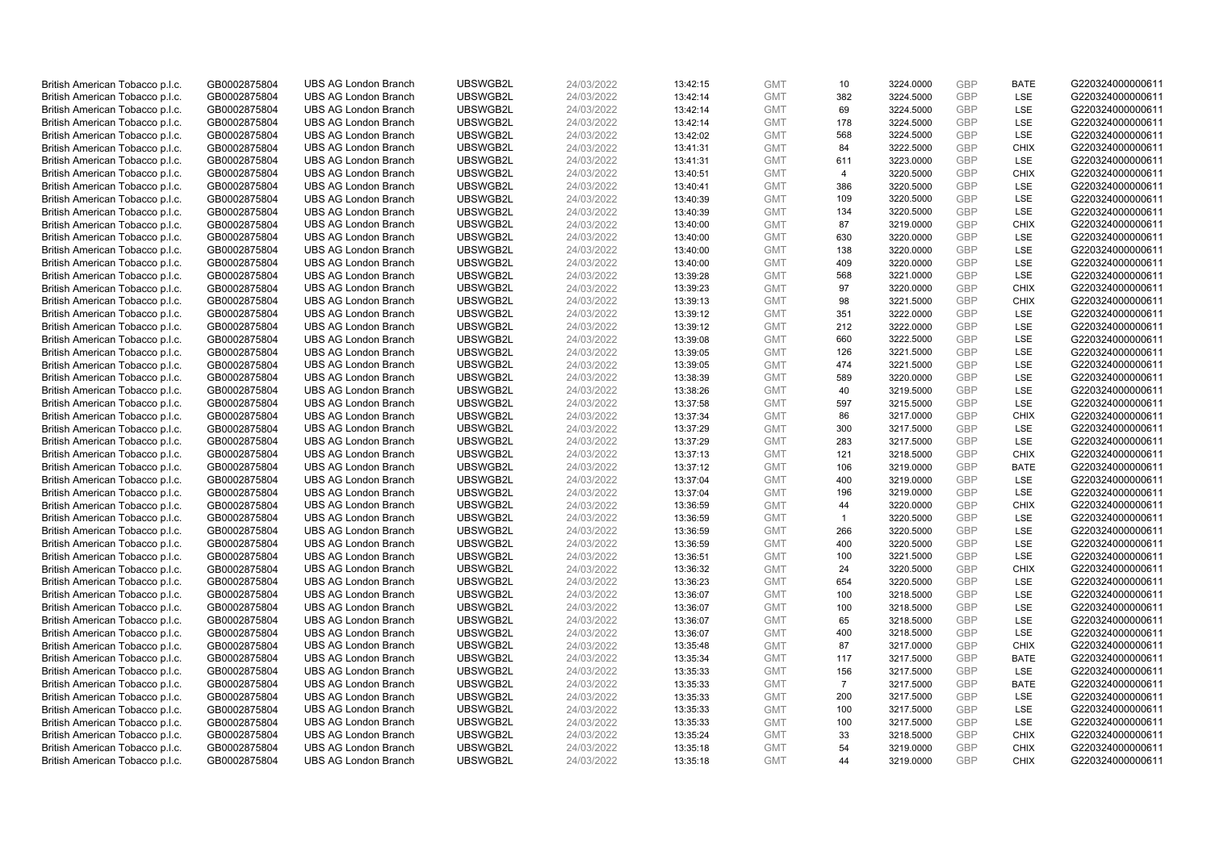| British American Tobacco p.l.c. | GB0002875804 | UBS AG London Branch | UBSWGB2L | 24/03/2022 | 13:42:15 | GMT | 10 | 3224.0000 | GBP | BATE | G220324000000611 |
|---|---|---|---|---|---|---|---|---|---|---|---|
| British American Tobacco p.l.c. | GB0002875804 | UBS AG London Branch | UBSWGB2L | 24/03/2022 | 13:42:14 | GMT | 382 | 3224.5000 | GBP | LSE | G220324000000611 |
| British American Tobacco p.l.c. | GB0002875804 | UBS AG London Branch | UBSWGB2L | 24/03/2022 | 13:42:14 | GMT | 69 | 3224.5000 | GBP | LSE | G220324000000611 |
| British American Tobacco p.l.c. | GB0002875804 | UBS AG London Branch | UBSWGB2L | 24/03/2022 | 13:42:14 | GMT | 178 | 3224.5000 | GBP | LSE | G220324000000611 |
| British American Tobacco p.l.c. | GB0002875804 | UBS AG London Branch | UBSWGB2L | 24/03/2022 | 13:42:02 | GMT | 568 | 3224.5000 | GBP | LSE | G220324000000611 |
| British American Tobacco p.l.c. | GB0002875804 | UBS AG London Branch | UBSWGB2L | 24/03/2022 | 13:41:31 | GMT | 84 | 3222.5000 | GBP | CHIX | G220324000000611 |
| British American Tobacco p.l.c. | GB0002875804 | UBS AG London Branch | UBSWGB2L | 24/03/2022 | 13:41:31 | GMT | 611 | 3223.0000 | GBP | LSE | G220324000000611 |
| British American Tobacco p.l.c. | GB0002875804 | UBS AG London Branch | UBSWGB2L | 24/03/2022 | 13:40:51 | GMT | 4 | 3220.5000 | GBP | CHIX | G220324000000611 |
| British American Tobacco p.l.c. | GB0002875804 | UBS AG London Branch | UBSWGB2L | 24/03/2022 | 13:40:41 | GMT | 386 | 3220.5000 | GBP | LSE | G220324000000611 |
| British American Tobacco p.l.c. | GB0002875804 | UBS AG London Branch | UBSWGB2L | 24/03/2022 | 13:40:39 | GMT | 109 | 3220.5000 | GBP | LSE | G220324000000611 |
| British American Tobacco p.l.c. | GB0002875804 | UBS AG London Branch | UBSWGB2L | 24/03/2022 | 13:40:39 | GMT | 134 | 3220.5000 | GBP | LSE | G220324000000611 |
| British American Tobacco p.l.c. | GB0002875804 | UBS AG London Branch | UBSWGB2L | 24/03/2022 | 13:40:00 | GMT | 87 | 3219.0000 | GBP | CHIX | G220324000000611 |
| British American Tobacco p.l.c. | GB0002875804 | UBS AG London Branch | UBSWGB2L | 24/03/2022 | 13:40:00 | GMT | 630 | 3220.0000 | GBP | LSE | G220324000000611 |
| British American Tobacco p.l.c. | GB0002875804 | UBS AG London Branch | UBSWGB2L | 24/03/2022 | 13:40:00 | GMT | 138 | 3220.0000 | GBP | LSE | G220324000000611 |
| British American Tobacco p.l.c. | GB0002875804 | UBS AG London Branch | UBSWGB2L | 24/03/2022 | 13:40:00 | GMT | 409 | 3220.0000 | GBP | LSE | G220324000000611 |
| British American Tobacco p.l.c. | GB0002875804 | UBS AG London Branch | UBSWGB2L | 24/03/2022 | 13:39:28 | GMT | 568 | 3221.0000 | GBP | LSE | G220324000000611 |
| British American Tobacco p.l.c. | GB0002875804 | UBS AG London Branch | UBSWGB2L | 24/03/2022 | 13:39:23 | GMT | 97 | 3220.0000 | GBP | CHIX | G220324000000611 |
| British American Tobacco p.l.c. | GB0002875804 | UBS AG London Branch | UBSWGB2L | 24/03/2022 | 13:39:13 | GMT | 98 | 3221.5000 | GBP | CHIX | G220324000000611 |
| British American Tobacco p.l.c. | GB0002875804 | UBS AG London Branch | UBSWGB2L | 24/03/2022 | 13:39:12 | GMT | 351 | 3222.0000 | GBP | LSE | G220324000000611 |
| British American Tobacco p.l.c. | GB0002875804 | UBS AG London Branch | UBSWGB2L | 24/03/2022 | 13:39:12 | GMT | 212 | 3222.0000 | GBP | LSE | G220324000000611 |
| British American Tobacco p.l.c. | GB0002875804 | UBS AG London Branch | UBSWGB2L | 24/03/2022 | 13:39:08 | GMT | 660 | 3222.5000 | GBP | LSE | G220324000000611 |
| British American Tobacco p.l.c. | GB0002875804 | UBS AG London Branch | UBSWGB2L | 24/03/2022 | 13:39:05 | GMT | 126 | 3221.5000 | GBP | LSE | G220324000000611 |
| British American Tobacco p.l.c. | GB0002875804 | UBS AG London Branch | UBSWGB2L | 24/03/2022 | 13:39:05 | GMT | 474 | 3221.5000 | GBP | LSE | G220324000000611 |
| British American Tobacco p.l.c. | GB0002875804 | UBS AG London Branch | UBSWGB2L | 24/03/2022 | 13:38:39 | GMT | 589 | 3220.0000 | GBP | LSE | G220324000000611 |
| British American Tobacco p.l.c. | GB0002875804 | UBS AG London Branch | UBSWGB2L | 24/03/2022 | 13:38:26 | GMT | 40 | 3219.5000 | GBP | LSE | G220324000000611 |
| British American Tobacco p.l.c. | GB0002875804 | UBS AG London Branch | UBSWGB2L | 24/03/2022 | 13:37:58 | GMT | 597 | 3215.5000 | GBP | LSE | G220324000000611 |
| British American Tobacco p.l.c. | GB0002875804 | UBS AG London Branch | UBSWGB2L | 24/03/2022 | 13:37:34 | GMT | 86 | 3217.0000 | GBP | CHIX | G220324000000611 |
| British American Tobacco p.l.c. | GB0002875804 | UBS AG London Branch | UBSWGB2L | 24/03/2022 | 13:37:29 | GMT | 300 | 3217.5000 | GBP | LSE | G220324000000611 |
| British American Tobacco p.l.c. | GB0002875804 | UBS AG London Branch | UBSWGB2L | 24/03/2022 | 13:37:29 | GMT | 283 | 3217.5000 | GBP | LSE | G220324000000611 |
| British American Tobacco p.l.c. | GB0002875804 | UBS AG London Branch | UBSWGB2L | 24/03/2022 | 13:37:13 | GMT | 121 | 3218.5000 | GBP | CHIX | G220324000000611 |
| British American Tobacco p.l.c. | GB0002875804 | UBS AG London Branch | UBSWGB2L | 24/03/2022 | 13:37:12 | GMT | 106 | 3219.0000 | GBP | BATE | G220324000000611 |
| British American Tobacco p.l.c. | GB0002875804 | UBS AG London Branch | UBSWGB2L | 24/03/2022 | 13:37:04 | GMT | 400 | 3219.0000 | GBP | LSE | G220324000000611 |
| British American Tobacco p.l.c. | GB0002875804 | UBS AG London Branch | UBSWGB2L | 24/03/2022 | 13:37:04 | GMT | 196 | 3219.0000 | GBP | LSE | G220324000000611 |
| British American Tobacco p.l.c. | GB0002875804 | UBS AG London Branch | UBSWGB2L | 24/03/2022 | 13:36:59 | GMT | 44 | 3220.0000 | GBP | CHIX | G220324000000611 |
| British American Tobacco p.l.c. | GB0002875804 | UBS AG London Branch | UBSWGB2L | 24/03/2022 | 13:36:59 | GMT | 1 | 3220.5000 | GBP | LSE | G220324000000611 |
| British American Tobacco p.l.c. | GB0002875804 | UBS AG London Branch | UBSWGB2L | 24/03/2022 | 13:36:59 | GMT | 266 | 3220.5000 | GBP | LSE | G220324000000611 |
| British American Tobacco p.l.c. | GB0002875804 | UBS AG London Branch | UBSWGB2L | 24/03/2022 | 13:36:59 | GMT | 400 | 3220.5000 | GBP | LSE | G220324000000611 |
| British American Tobacco p.l.c. | GB0002875804 | UBS AG London Branch | UBSWGB2L | 24/03/2022 | 13:36:51 | GMT | 100 | 3221.5000 | GBP | LSE | G220324000000611 |
| British American Tobacco p.l.c. | GB0002875804 | UBS AG London Branch | UBSWGB2L | 24/03/2022 | 13:36:32 | GMT | 24 | 3220.5000 | GBP | CHIX | G220324000000611 |
| British American Tobacco p.l.c. | GB0002875804 | UBS AG London Branch | UBSWGB2L | 24/03/2022 | 13:36:23 | GMT | 654 | 3220.5000 | GBP | LSE | G220324000000611 |
| British American Tobacco p.l.c. | GB0002875804 | UBS AG London Branch | UBSWGB2L | 24/03/2022 | 13:36:07 | GMT | 100 | 3218.5000 | GBP | LSE | G220324000000611 |
| British American Tobacco p.l.c. | GB0002875804 | UBS AG London Branch | UBSWGB2L | 24/03/2022 | 13:36:07 | GMT | 100 | 3218.5000 | GBP | LSE | G220324000000611 |
| British American Tobacco p.l.c. | GB0002875804 | UBS AG London Branch | UBSWGB2L | 24/03/2022 | 13:36:07 | GMT | 65 | 3218.5000 | GBP | LSE | G220324000000611 |
| British American Tobacco p.l.c. | GB0002875804 | UBS AG London Branch | UBSWGB2L | 24/03/2022 | 13:36:07 | GMT | 400 | 3218.5000 | GBP | LSE | G220324000000611 |
| British American Tobacco p.l.c. | GB0002875804 | UBS AG London Branch | UBSWGB2L | 24/03/2022 | 13:35:48 | GMT | 87 | 3217.0000 | GBP | CHIX | G220324000000611 |
| British American Tobacco p.l.c. | GB0002875804 | UBS AG London Branch | UBSWGB2L | 24/03/2022 | 13:35:34 | GMT | 117 | 3217.5000 | GBP | BATE | G220324000000611 |
| British American Tobacco p.l.c. | GB0002875804 | UBS AG London Branch | UBSWGB2L | 24/03/2022 | 13:35:33 | GMT | 156 | 3217.5000 | GBP | LSE | G220324000000611 |
| British American Tobacco p.l.c. | GB0002875804 | UBS AG London Branch | UBSWGB2L | 24/03/2022 | 13:35:33 | GMT | 7 | 3217.5000 | GBP | BATE | G220324000000611 |
| British American Tobacco p.l.c. | GB0002875804 | UBS AG London Branch | UBSWGB2L | 24/03/2022 | 13:35:33 | GMT | 200 | 3217.5000 | GBP | LSE | G220324000000611 |
| British American Tobacco p.l.c. | GB0002875804 | UBS AG London Branch | UBSWGB2L | 24/03/2022 | 13:35:33 | GMT | 100 | 3217.5000 | GBP | LSE | G220324000000611 |
| British American Tobacco p.l.c. | GB0002875804 | UBS AG London Branch | UBSWGB2L | 24/03/2022 | 13:35:33 | GMT | 100 | 3217.5000 | GBP | LSE | G220324000000611 |
| British American Tobacco p.l.c. | GB0002875804 | UBS AG London Branch | UBSWGB2L | 24/03/2022 | 13:35:24 | GMT | 33 | 3218.5000 | GBP | CHIX | G220324000000611 |
| British American Tobacco p.l.c. | GB0002875804 | UBS AG London Branch | UBSWGB2L | 24/03/2022 | 13:35:18 | GMT | 54 | 3219.0000 | GBP | CHIX | G220324000000611 |
| British American Tobacco p.l.c. | GB0002875804 | UBS AG London Branch | UBSWGB2L | 24/03/2022 | 13:35:18 | GMT | 44 | 3219.0000 | GBP | CHIX | G220324000000611 |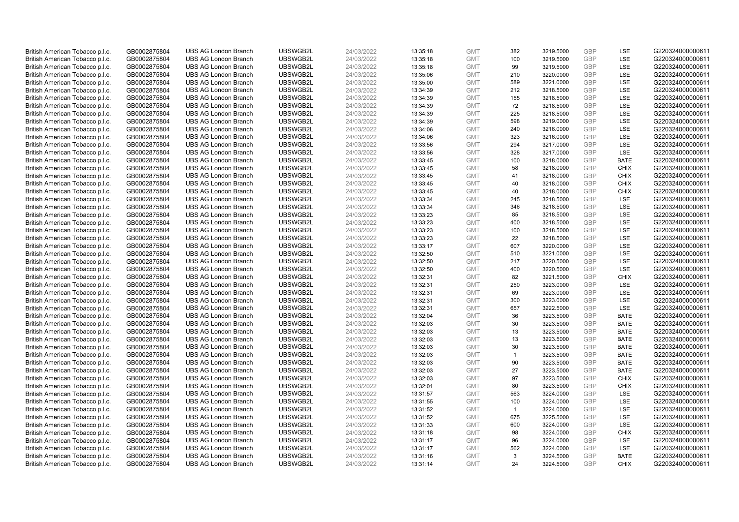| | | | | | | | | | | | |
|---|---|---|---|---|---|---|---|---|---|---|---|
| British American Tobacco p.l.c. | GB0002875804 | UBS AG London Branch | UBSWGB2L | 24/03/2022 | 13:35:18 | GMT | 382 | 3219.5000 | GBP | LSE | G220324000000611 |
| British American Tobacco p.l.c. | GB0002875804 | UBS AG London Branch | UBSWGB2L | 24/03/2022 | 13:35:18 | GMT | 100 | 3219.5000 | GBP | LSE | G220324000000611 |
| British American Tobacco p.l.c. | GB0002875804 | UBS AG London Branch | UBSWGB2L | 24/03/2022 | 13:35:18 | GMT | 99 | 3219.5000 | GBP | LSE | G220324000000611 |
| British American Tobacco p.l.c. | GB0002875804 | UBS AG London Branch | UBSWGB2L | 24/03/2022 | 13:35:06 | GMT | 210 | 3220.0000 | GBP | LSE | G220324000000611 |
| British American Tobacco p.l.c. | GB0002875804 | UBS AG London Branch | UBSWGB2L | 24/03/2022 | 13:35:00 | GMT | 589 | 3221.0000 | GBP | LSE | G220324000000611 |
| British American Tobacco p.l.c. | GB0002875804 | UBS AG London Branch | UBSWGB2L | 24/03/2022 | 13:34:39 | GMT | 212 | 3218.5000 | GBP | LSE | G220324000000611 |
| British American Tobacco p.l.c. | GB0002875804 | UBS AG London Branch | UBSWGB2L | 24/03/2022 | 13:34:39 | GMT | 155 | 3218.5000 | GBP | LSE | G220324000000611 |
| British American Tobacco p.l.c. | GB0002875804 | UBS AG London Branch | UBSWGB2L | 24/03/2022 | 13:34:39 | GMT | 72 | 3218.5000 | GBP | LSE | G220324000000611 |
| British American Tobacco p.l.c. | GB0002875804 | UBS AG London Branch | UBSWGB2L | 24/03/2022 | 13:34:39 | GMT | 225 | 3218.5000 | GBP | LSE | G220324000000611 |
| British American Tobacco p.l.c. | GB0002875804 | UBS AG London Branch | UBSWGB2L | 24/03/2022 | 13:34:39 | GMT | 598 | 3219.0000 | GBP | LSE | G220324000000611 |
| British American Tobacco p.l.c. | GB0002875804 | UBS AG London Branch | UBSWGB2L | 24/03/2022 | 13:34:06 | GMT | 240 | 3216.0000 | GBP | LSE | G220324000000611 |
| British American Tobacco p.l.c. | GB0002875804 | UBS AG London Branch | UBSWGB2L | 24/03/2022 | 13:34:06 | GMT | 323 | 3216.0000 | GBP | LSE | G220324000000611 |
| British American Tobacco p.l.c. | GB0002875804 | UBS AG London Branch | UBSWGB2L | 24/03/2022 | 13:33:56 | GMT | 294 | 3217.0000 | GBP | LSE | G220324000000611 |
| British American Tobacco p.l.c. | GB0002875804 | UBS AG London Branch | UBSWGB2L | 24/03/2022 | 13:33:56 | GMT | 328 | 3217.0000 | GBP | LSE | G220324000000611 |
| British American Tobacco p.l.c. | GB0002875804 | UBS AG London Branch | UBSWGB2L | 24/03/2022 | 13:33:45 | GMT | 100 | 3218.0000 | GBP | BATE | G220324000000611 |
| British American Tobacco p.l.c. | GB0002875804 | UBS AG London Branch | UBSWGB2L | 24/03/2022 | 13:33:45 | GMT | 58 | 3218.0000 | GBP | CHIX | G220324000000611 |
| British American Tobacco p.l.c. | GB0002875804 | UBS AG London Branch | UBSWGB2L | 24/03/2022 | 13:33:45 | GMT | 41 | 3218.0000 | GBP | CHIX | G220324000000611 |
| British American Tobacco p.l.c. | GB0002875804 | UBS AG London Branch | UBSWGB2L | 24/03/2022 | 13:33:45 | GMT | 40 | 3218.0000 | GBP | CHIX | G220324000000611 |
| British American Tobacco p.l.c. | GB0002875804 | UBS AG London Branch | UBSWGB2L | 24/03/2022 | 13:33:45 | GMT | 40 | 3218.0000 | GBP | CHIX | G220324000000611 |
| British American Tobacco p.l.c. | GB0002875804 | UBS AG London Branch | UBSWGB2L | 24/03/2022 | 13:33:34 | GMT | 245 | 3218.5000 | GBP | LSE | G220324000000611 |
| British American Tobacco p.l.c. | GB0002875804 | UBS AG London Branch | UBSWGB2L | 24/03/2022 | 13:33:34 | GMT | 346 | 3218.5000 | GBP | LSE | G220324000000611 |
| British American Tobacco p.l.c. | GB0002875804 | UBS AG London Branch | UBSWGB2L | 24/03/2022 | 13:33:23 | GMT | 85 | 3218.5000 | GBP | LSE | G220324000000611 |
| British American Tobacco p.l.c. | GB0002875804 | UBS AG London Branch | UBSWGB2L | 24/03/2022 | 13:33:23 | GMT | 400 | 3218.5000 | GBP | LSE | G220324000000611 |
| British American Tobacco p.l.c. | GB0002875804 | UBS AG London Branch | UBSWGB2L | 24/03/2022 | 13:33:23 | GMT | 100 | 3218.5000 | GBP | LSE | G220324000000611 |
| British American Tobacco p.l.c. | GB0002875804 | UBS AG London Branch | UBSWGB2L | 24/03/2022 | 13:33:23 | GMT | 22 | 3218.5000 | GBP | LSE | G220324000000611 |
| British American Tobacco p.l.c. | GB0002875804 | UBS AG London Branch | UBSWGB2L | 24/03/2022 | 13:33:17 | GMT | 607 | 3220.0000 | GBP | LSE | G220324000000611 |
| British American Tobacco p.l.c. | GB0002875804 | UBS AG London Branch | UBSWGB2L | 24/03/2022 | 13:32:50 | GMT | 510 | 3221.0000 | GBP | LSE | G220324000000611 |
| British American Tobacco p.l.c. | GB0002875804 | UBS AG London Branch | UBSWGB2L | 24/03/2022 | 13:32:50 | GMT | 217 | 3220.5000 | GBP | LSE | G220324000000611 |
| British American Tobacco p.l.c. | GB0002875804 | UBS AG London Branch | UBSWGB2L | 24/03/2022 | 13:32:50 | GMT | 400 | 3220.5000 | GBP | LSE | G220324000000611 |
| British American Tobacco p.l.c. | GB0002875804 | UBS AG London Branch | UBSWGB2L | 24/03/2022 | 13:32:31 | GMT | 82 | 3221.5000 | GBP | CHIX | G220324000000611 |
| British American Tobacco p.l.c. | GB0002875804 | UBS AG London Branch | UBSWGB2L | 24/03/2022 | 13:32:31 | GMT | 250 | 3223.0000 | GBP | LSE | G220324000000611 |
| British American Tobacco p.l.c. | GB0002875804 | UBS AG London Branch | UBSWGB2L | 24/03/2022 | 13:32:31 | GMT | 69 | 3223.0000 | GBP | LSE | G220324000000611 |
| British American Tobacco p.l.c. | GB0002875804 | UBS AG London Branch | UBSWGB2L | 24/03/2022 | 13:32:31 | GMT | 300 | 3223.0000 | GBP | LSE | G220324000000611 |
| British American Tobacco p.l.c. | GB0002875804 | UBS AG London Branch | UBSWGB2L | 24/03/2022 | 13:32:31 | GMT | 657 | 3222.5000 | GBP | LSE | G220324000000611 |
| British American Tobacco p.l.c. | GB0002875804 | UBS AG London Branch | UBSWGB2L | 24/03/2022 | 13:32:04 | GMT | 36 | 3223.5000 | GBP | BATE | G220324000000611 |
| British American Tobacco p.l.c. | GB0002875804 | UBS AG London Branch | UBSWGB2L | 24/03/2022 | 13:32:03 | GMT | 30 | 3223.5000 | GBP | BATE | G220324000000611 |
| British American Tobacco p.l.c. | GB0002875804 | UBS AG London Branch | UBSWGB2L | 24/03/2022 | 13:32:03 | GMT | 13 | 3223.5000 | GBP | BATE | G220324000000611 |
| British American Tobacco p.l.c. | GB0002875804 | UBS AG London Branch | UBSWGB2L | 24/03/2022 | 13:32:03 | GMT | 13 | 3223.5000 | GBP | BATE | G220324000000611 |
| British American Tobacco p.l.c. | GB0002875804 | UBS AG London Branch | UBSWGB2L | 24/03/2022 | 13:32:03 | GMT | 30 | 3223.5000 | GBP | BATE | G220324000000611 |
| British American Tobacco p.l.c. | GB0002875804 | UBS AG London Branch | UBSWGB2L | 24/03/2022 | 13:32:03 | GMT | 1 | 3223.5000 | GBP | BATE | G220324000000611 |
| British American Tobacco p.l.c. | GB0002875804 | UBS AG London Branch | UBSWGB2L | 24/03/2022 | 13:32:03 | GMT | 90 | 3223.5000 | GBP | BATE | G220324000000611 |
| British American Tobacco p.l.c. | GB0002875804 | UBS AG London Branch | UBSWGB2L | 24/03/2022 | 13:32:03 | GMT | 27 | 3223.5000 | GBP | BATE | G220324000000611 |
| British American Tobacco p.l.c. | GB0002875804 | UBS AG London Branch | UBSWGB2L | 24/03/2022 | 13:32:03 | GMT | 97 | 3223.5000 | GBP | CHIX | G220324000000611 |
| British American Tobacco p.l.c. | GB0002875804 | UBS AG London Branch | UBSWGB2L | 24/03/2022 | 13:32:01 | GMT | 80 | 3223.5000 | GBP | CHIX | G220324000000611 |
| British American Tobacco p.l.c. | GB0002875804 | UBS AG London Branch | UBSWGB2L | 24/03/2022 | 13:31:57 | GMT | 563 | 3224.0000 | GBP | LSE | G220324000000611 |
| British American Tobacco p.l.c. | GB0002875804 | UBS AG London Branch | UBSWGB2L | 24/03/2022 | 13:31:55 | GMT | 100 | 3224.0000 | GBP | LSE | G220324000000611 |
| British American Tobacco p.l.c. | GB0002875804 | UBS AG London Branch | UBSWGB2L | 24/03/2022 | 13:31:52 | GMT | 1 | 3224.0000 | GBP | LSE | G220324000000611 |
| British American Tobacco p.l.c. | GB0002875804 | UBS AG London Branch | UBSWGB2L | 24/03/2022 | 13:31:52 | GMT | 675 | 3225.5000 | GBP | LSE | G220324000000611 |
| British American Tobacco p.l.c. | GB0002875804 | UBS AG London Branch | UBSWGB2L | 24/03/2022 | 13:31:33 | GMT | 600 | 3224.0000 | GBP | LSE | G220324000000611 |
| British American Tobacco p.l.c. | GB0002875804 | UBS AG London Branch | UBSWGB2L | 24/03/2022 | 13:31:18 | GMT | 98 | 3224.0000 | GBP | CHIX | G220324000000611 |
| British American Tobacco p.l.c. | GB0002875804 | UBS AG London Branch | UBSWGB2L | 24/03/2022 | 13:31:17 | GMT | 96 | 3224.0000 | GBP | LSE | G220324000000611 |
| British American Tobacco p.l.c. | GB0002875804 | UBS AG London Branch | UBSWGB2L | 24/03/2022 | 13:31:17 | GMT | 562 | 3224.0000 | GBP | LSE | G220324000000611 |
| British American Tobacco p.l.c. | GB0002875804 | UBS AG London Branch | UBSWGB2L | 24/03/2022 | 13:31:16 | GMT | 3 | 3224.5000 | GBP | BATE | G220324000000611 |
| British American Tobacco p.l.c. | GB0002875804 | UBS AG London Branch | UBSWGB2L | 24/03/2022 | 13:31:14 | GMT | 24 | 3224.5000 | GBP | CHIX | G220324000000611 |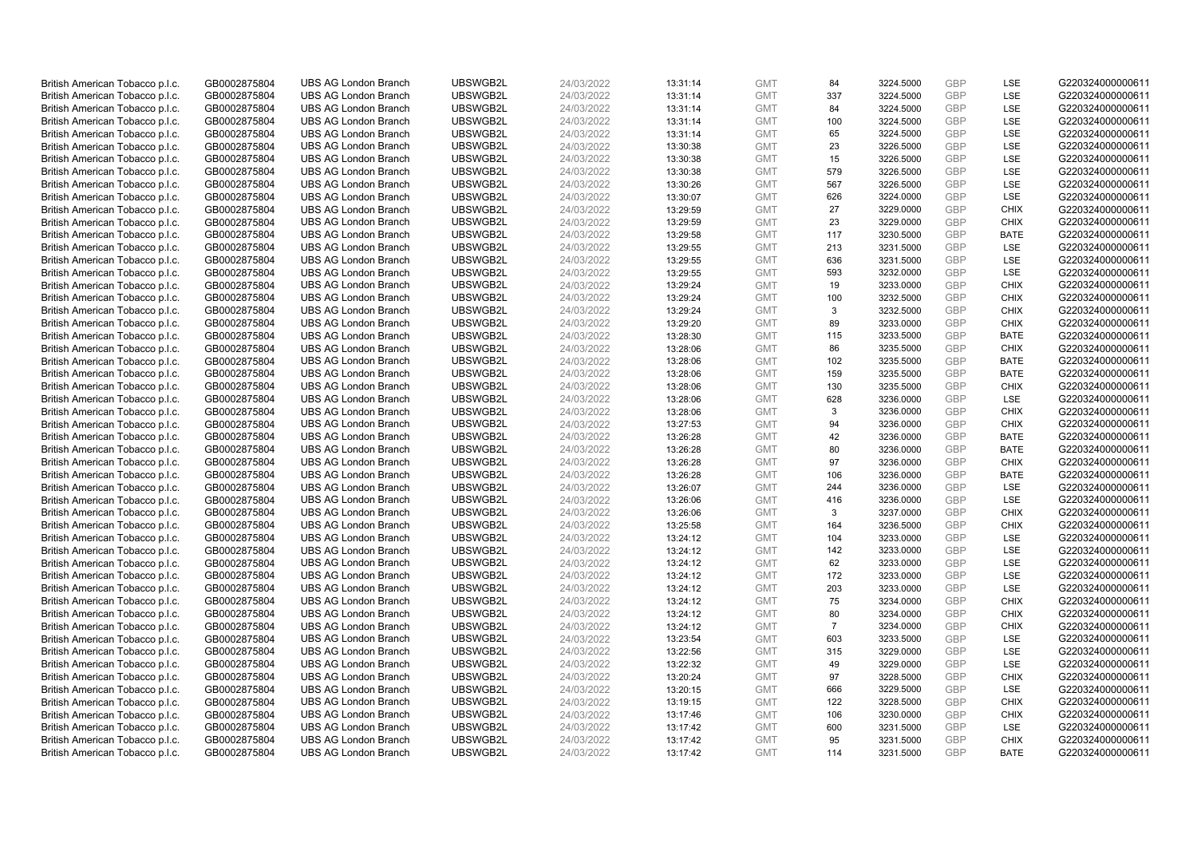| | | | | | | | | | | | |
|---|---|---|---|---|---|---|---|---|---|---|---|
| British American Tobacco p.l.c. | GB0002875804 | UBS AG London Branch | UBSWGB2L | 24/03/2022 | 13:31:14 | GMT | 84 | 3224.5000 | GBP | LSE | G220324000000611 |
| British American Tobacco p.l.c. | GB0002875804 | UBS AG London Branch | UBSWGB2L | 24/03/2022 | 13:31:14 | GMT | 337 | 3224.5000 | GBP | LSE | G220324000000611 |
| British American Tobacco p.l.c. | GB0002875804 | UBS AG London Branch | UBSWGB2L | 24/03/2022 | 13:31:14 | GMT | 84 | 3224.5000 | GBP | LSE | G220324000000611 |
| British American Tobacco p.l.c. | GB0002875804 | UBS AG London Branch | UBSWGB2L | 24/03/2022 | 13:31:14 | GMT | 100 | 3224.5000 | GBP | LSE | G220324000000611 |
| British American Tobacco p.l.c. | GB0002875804 | UBS AG London Branch | UBSWGB2L | 24/03/2022 | 13:31:14 | GMT | 65 | 3224.5000 | GBP | LSE | G220324000000611 |
| British American Tobacco p.l.c. | GB0002875804 | UBS AG London Branch | UBSWGB2L | 24/03/2022 | 13:30:38 | GMT | 23 | 3226.5000 | GBP | LSE | G220324000000611 |
| British American Tobacco p.l.c. | GB0002875804 | UBS AG London Branch | UBSWGB2L | 24/03/2022 | 13:30:38 | GMT | 15 | 3226.5000 | GBP | LSE | G220324000000611 |
| British American Tobacco p.l.c. | GB0002875804 | UBS AG London Branch | UBSWGB2L | 24/03/2022 | 13:30:38 | GMT | 579 | 3226.5000 | GBP | LSE | G220324000000611 |
| British American Tobacco p.l.c. | GB0002875804 | UBS AG London Branch | UBSWGB2L | 24/03/2022 | 13:30:26 | GMT | 567 | 3226.5000 | GBP | LSE | G220324000000611 |
| British American Tobacco p.l.c. | GB0002875804 | UBS AG London Branch | UBSWGB2L | 24/03/2022 | 13:30:07 | GMT | 626 | 3224.0000 | GBP | LSE | G220324000000611 |
| British American Tobacco p.l.c. | GB0002875804 | UBS AG London Branch | UBSWGB2L | 24/03/2022 | 13:29:59 | GMT | 27 | 3229.0000 | GBP | CHIX | G220324000000611 |
| British American Tobacco p.l.c. | GB0002875804 | UBS AG London Branch | UBSWGB2L | 24/03/2022 | 13:29:59 | GMT | 23 | 3229.0000 | GBP | CHIX | G220324000000611 |
| British American Tobacco p.l.c. | GB0002875804 | UBS AG London Branch | UBSWGB2L | 24/03/2022 | 13:29:58 | GMT | 117 | 3230.5000 | GBP | BATE | G220324000000611 |
| British American Tobacco p.l.c. | GB0002875804 | UBS AG London Branch | UBSWGB2L | 24/03/2022 | 13:29:55 | GMT | 213 | 3231.5000 | GBP | LSE | G220324000000611 |
| British American Tobacco p.l.c. | GB0002875804 | UBS AG London Branch | UBSWGB2L | 24/03/2022 | 13:29:55 | GMT | 636 | 3231.5000 | GBP | LSE | G220324000000611 |
| British American Tobacco p.l.c. | GB0002875804 | UBS AG London Branch | UBSWGB2L | 24/03/2022 | 13:29:55 | GMT | 593 | 3232.0000 | GBP | LSE | G220324000000611 |
| British American Tobacco p.l.c. | GB0002875804 | UBS AG London Branch | UBSWGB2L | 24/03/2022 | 13:29:24 | GMT | 19 | 3233.0000 | GBP | CHIX | G220324000000611 |
| British American Tobacco p.l.c. | GB0002875804 | UBS AG London Branch | UBSWGB2L | 24/03/2022 | 13:29:24 | GMT | 100 | 3232.5000 | GBP | CHIX | G220324000000611 |
| British American Tobacco p.l.c. | GB0002875804 | UBS AG London Branch | UBSWGB2L | 24/03/2022 | 13:29:24 | GMT | 3 | 3232.5000 | GBP | CHIX | G220324000000611 |
| British American Tobacco p.l.c. | GB0002875804 | UBS AG London Branch | UBSWGB2L | 24/03/2022 | 13:29:20 | GMT | 89 | 3233.0000 | GBP | CHIX | G220324000000611 |
| British American Tobacco p.l.c. | GB0002875804 | UBS AG London Branch | UBSWGB2L | 24/03/2022 | 13:28:30 | GMT | 115 | 3233.5000 | GBP | BATE | G220324000000611 |
| British American Tobacco p.l.c. | GB0002875804 | UBS AG London Branch | UBSWGB2L | 24/03/2022 | 13:28:06 | GMT | 86 | 3235.5000 | GBP | CHIX | G220324000000611 |
| British American Tobacco p.l.c. | GB0002875804 | UBS AG London Branch | UBSWGB2L | 24/03/2022 | 13:28:06 | GMT | 102 | 3235.5000 | GBP | BATE | G220324000000611 |
| British American Tobacco p.l.c. | GB0002875804 | UBS AG London Branch | UBSWGB2L | 24/03/2022 | 13:28:06 | GMT | 159 | 3235.5000 | GBP | BATE | G220324000000611 |
| British American Tobacco p.l.c. | GB0002875804 | UBS AG London Branch | UBSWGB2L | 24/03/2022 | 13:28:06 | GMT | 130 | 3235.5000 | GBP | CHIX | G220324000000611 |
| British American Tobacco p.l.c. | GB0002875804 | UBS AG London Branch | UBSWGB2L | 24/03/2022 | 13:28:06 | GMT | 628 | 3236.0000 | GBP | LSE | G220324000000611 |
| British American Tobacco p.l.c. | GB0002875804 | UBS AG London Branch | UBSWGB2L | 24/03/2022 | 13:28:06 | GMT | 3 | 3236.0000 | GBP | CHIX | G220324000000611 |
| British American Tobacco p.l.c. | GB0002875804 | UBS AG London Branch | UBSWGB2L | 24/03/2022 | 13:27:53 | GMT | 94 | 3236.0000 | GBP | CHIX | G220324000000611 |
| British American Tobacco p.l.c. | GB0002875804 | UBS AG London Branch | UBSWGB2L | 24/03/2022 | 13:26:28 | GMT | 42 | 3236.0000 | GBP | BATE | G220324000000611 |
| British American Tobacco p.l.c. | GB0002875804 | UBS AG London Branch | UBSWGB2L | 24/03/2022 | 13:26:28 | GMT | 80 | 3236.0000 | GBP | BATE | G220324000000611 |
| British American Tobacco p.l.c. | GB0002875804 | UBS AG London Branch | UBSWGB2L | 24/03/2022 | 13:26:28 | GMT | 97 | 3236.0000 | GBP | CHIX | G220324000000611 |
| British American Tobacco p.l.c. | GB0002875804 | UBS AG London Branch | UBSWGB2L | 24/03/2022 | 13:26:28 | GMT | 106 | 3236.0000 | GBP | BATE | G220324000000611 |
| British American Tobacco p.l.c. | GB0002875804 | UBS AG London Branch | UBSWGB2L | 24/03/2022 | 13:26:07 | GMT | 244 | 3236.0000 | GBP | LSE | G220324000000611 |
| British American Tobacco p.l.c. | GB0002875804 | UBS AG London Branch | UBSWGB2L | 24/03/2022 | 13:26:06 | GMT | 416 | 3236.0000 | GBP | LSE | G220324000000611 |
| British American Tobacco p.l.c. | GB0002875804 | UBS AG London Branch | UBSWGB2L | 24/03/2022 | 13:26:06 | GMT | 3 | 3237.0000 | GBP | CHIX | G220324000000611 |
| British American Tobacco p.l.c. | GB0002875804 | UBS AG London Branch | UBSWGB2L | 24/03/2022 | 13:25:58 | GMT | 164 | 3236.5000 | GBP | CHIX | G220324000000611 |
| British American Tobacco p.l.c. | GB0002875804 | UBS AG London Branch | UBSWGB2L | 24/03/2022 | 13:24:12 | GMT | 104 | 3233.0000 | GBP | LSE | G220324000000611 |
| British American Tobacco p.l.c. | GB0002875804 | UBS AG London Branch | UBSWGB2L | 24/03/2022 | 13:24:12 | GMT | 142 | 3233.0000 | GBP | LSE | G220324000000611 |
| British American Tobacco p.l.c. | GB0002875804 | UBS AG London Branch | UBSWGB2L | 24/03/2022 | 13:24:12 | GMT | 62 | 3233.0000 | GBP | LSE | G220324000000611 |
| British American Tobacco p.l.c. | GB0002875804 | UBS AG London Branch | UBSWGB2L | 24/03/2022 | 13:24:12 | GMT | 172 | 3233.0000 | GBP | LSE | G220324000000611 |
| British American Tobacco p.l.c. | GB0002875804 | UBS AG London Branch | UBSWGB2L | 24/03/2022 | 13:24:12 | GMT | 203 | 3233.0000 | GBP | LSE | G220324000000611 |
| British American Tobacco p.l.c. | GB0002875804 | UBS AG London Branch | UBSWGB2L | 24/03/2022 | 13:24:12 | GMT | 75 | 3234.0000 | GBP | CHIX | G220324000000611 |
| British American Tobacco p.l.c. | GB0002875804 | UBS AG London Branch | UBSWGB2L | 24/03/2022 | 13:24:12 | GMT | 80 | 3234.0000 | GBP | CHIX | G220324000000611 |
| British American Tobacco p.l.c. | GB0002875804 | UBS AG London Branch | UBSWGB2L | 24/03/2022 | 13:24:12 | GMT | 7 | 3234.0000 | GBP | CHIX | G220324000000611 |
| British American Tobacco p.l.c. | GB0002875804 | UBS AG London Branch | UBSWGB2L | 24/03/2022 | 13:23:54 | GMT | 603 | 3233.5000 | GBP | LSE | G220324000000611 |
| British American Tobacco p.l.c. | GB0002875804 | UBS AG London Branch | UBSWGB2L | 24/03/2022 | 13:22:56 | GMT | 315 | 3229.0000 | GBP | LSE | G220324000000611 |
| British American Tobacco p.l.c. | GB0002875804 | UBS AG London Branch | UBSWGB2L | 24/03/2022 | 13:22:32 | GMT | 49 | 3229.0000 | GBP | LSE | G220324000000611 |
| British American Tobacco p.l.c. | GB0002875804 | UBS AG London Branch | UBSWGB2L | 24/03/2022 | 13:20:24 | GMT | 97 | 3228.5000 | GBP | CHIX | G220324000000611 |
| British American Tobacco p.l.c. | GB0002875804 | UBS AG London Branch | UBSWGB2L | 24/03/2022 | 13:20:15 | GMT | 666 | 3229.5000 | GBP | LSE | G220324000000611 |
| British American Tobacco p.l.c. | GB0002875804 | UBS AG London Branch | UBSWGB2L | 24/03/2022 | 13:19:15 | GMT | 122 | 3228.5000 | GBP | CHIX | G220324000000611 |
| British American Tobacco p.l.c. | GB0002875804 | UBS AG London Branch | UBSWGB2L | 24/03/2022 | 13:17:46 | GMT | 106 | 3230.0000 | GBP | CHIX | G220324000000611 |
| British American Tobacco p.l.c. | GB0002875804 | UBS AG London Branch | UBSWGB2L | 24/03/2022 | 13:17:42 | GMT | 600 | 3231.5000 | GBP | LSE | G220324000000611 |
| British American Tobacco p.l.c. | GB0002875804 | UBS AG London Branch | UBSWGB2L | 24/03/2022 | 13:17:42 | GMT | 95 | 3231.5000 | GBP | CHIX | G220324000000611 |
| British American Tobacco p.l.c. | GB0002875804 | UBS AG London Branch | UBSWGB2L | 24/03/2022 | 13:17:42 | GMT | 114 | 3231.5000 | GBP | BATE | G220324000000611 |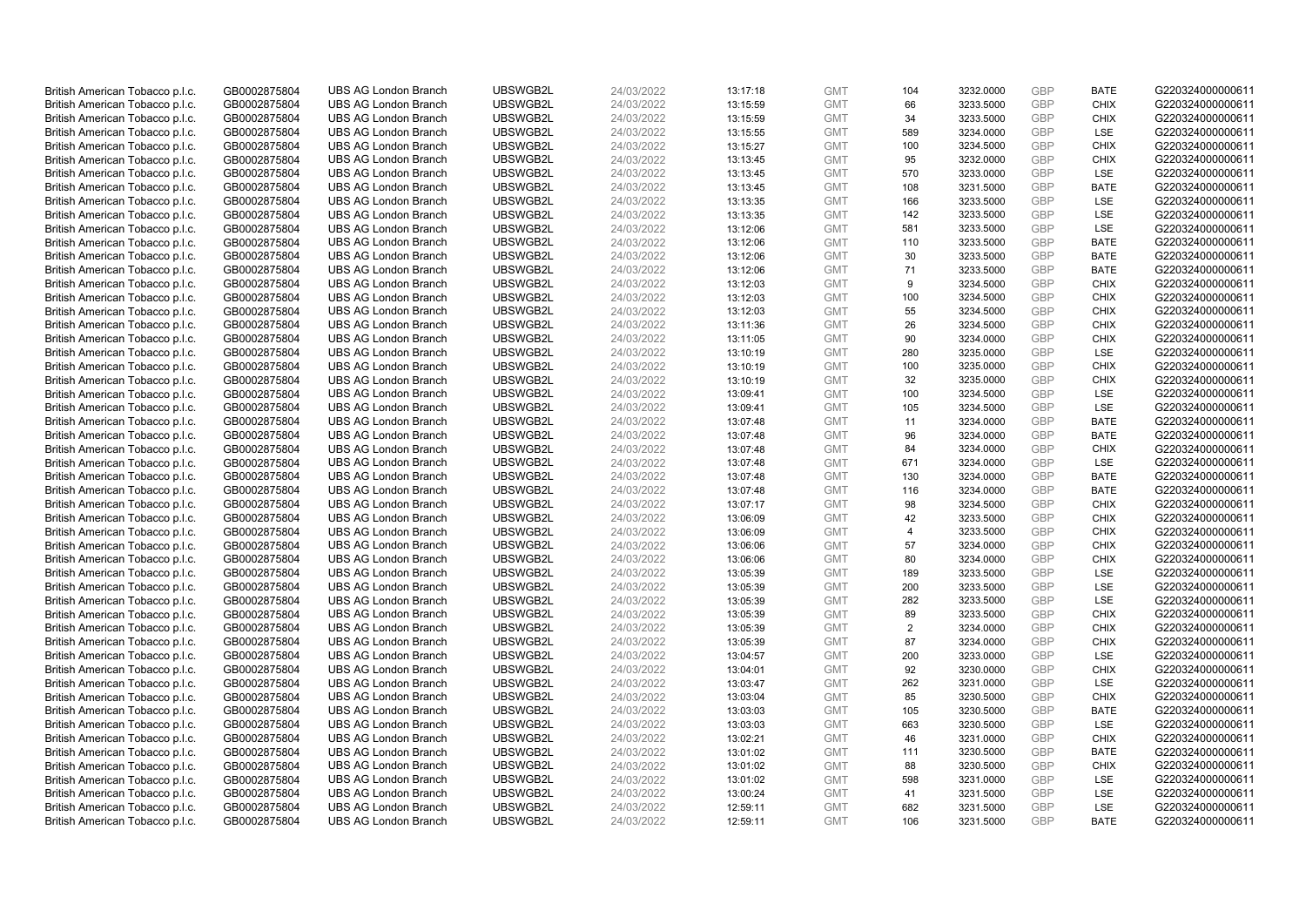| | | | | | | | | | | | |
|---|---|---|---|---|---|---|---|---|---|---|---|
| British American Tobacco p.l.c. | GB0002875804 | UBS AG London Branch | UBSWGB2L | 24/03/2022 | 13:17:18 | GMT | 104 | 3232.0000 | GBP | BATE | G220324000000611 |
| British American Tobacco p.l.c. | GB0002875804 | UBS AG London Branch | UBSWGB2L | 24/03/2022 | 13:15:59 | GMT | 66 | 3233.5000 | GBP | CHIX | G220324000000611 |
| British American Tobacco p.l.c. | GB0002875804 | UBS AG London Branch | UBSWGB2L | 24/03/2022 | 13:15:59 | GMT | 34 | 3233.5000 | GBP | CHIX | G220324000000611 |
| British American Tobacco p.l.c. | GB0002875804 | UBS AG London Branch | UBSWGB2L | 24/03/2022 | 13:15:55 | GMT | 589 | 3234.0000 | GBP | LSE | G220324000000611 |
| British American Tobacco p.l.c. | GB0002875804 | UBS AG London Branch | UBSWGB2L | 24/03/2022 | 13:15:27 | GMT | 100 | 3234.5000 | GBP | CHIX | G220324000000611 |
| British American Tobacco p.l.c. | GB0002875804 | UBS AG London Branch | UBSWGB2L | 24/03/2022 | 13:13:45 | GMT | 95 | 3232.0000 | GBP | CHIX | G220324000000611 |
| British American Tobacco p.l.c. | GB0002875804 | UBS AG London Branch | UBSWGB2L | 24/03/2022 | 13:13:45 | GMT | 570 | 3233.0000 | GBP | LSE | G220324000000611 |
| British American Tobacco p.l.c. | GB0002875804 | UBS AG London Branch | UBSWGB2L | 24/03/2022 | 13:13:45 | GMT | 108 | 3231.5000 | GBP | BATE | G220324000000611 |
| British American Tobacco p.l.c. | GB0002875804 | UBS AG London Branch | UBSWGB2L | 24/03/2022 | 13:13:35 | GMT | 166 | 3233.5000 | GBP | LSE | G220324000000611 |
| British American Tobacco p.l.c. | GB0002875804 | UBS AG London Branch | UBSWGB2L | 24/03/2022 | 13:13:35 | GMT | 142 | 3233.5000 | GBP | LSE | G220324000000611 |
| British American Tobacco p.l.c. | GB0002875804 | UBS AG London Branch | UBSWGB2L | 24/03/2022 | 13:12:06 | GMT | 581 | 3233.5000 | GBP | LSE | G220324000000611 |
| British American Tobacco p.l.c. | GB0002875804 | UBS AG London Branch | UBSWGB2L | 24/03/2022 | 13:12:06 | GMT | 110 | 3233.5000 | GBP | BATE | G220324000000611 |
| British American Tobacco p.l.c. | GB0002875804 | UBS AG London Branch | UBSWGB2L | 24/03/2022 | 13:12:06 | GMT | 30 | 3233.5000 | GBP | BATE | G220324000000611 |
| British American Tobacco p.l.c. | GB0002875804 | UBS AG London Branch | UBSWGB2L | 24/03/2022 | 13:12:06 | GMT | 71 | 3233.5000 | GBP | BATE | G220324000000611 |
| British American Tobacco p.l.c. | GB0002875804 | UBS AG London Branch | UBSWGB2L | 24/03/2022 | 13:12:03 | GMT | 9 | 3234.5000 | GBP | CHIX | G220324000000611 |
| British American Tobacco p.l.c. | GB0002875804 | UBS AG London Branch | UBSWGB2L | 24/03/2022 | 13:12:03 | GMT | 100 | 3234.5000 | GBP | CHIX | G220324000000611 |
| British American Tobacco p.l.c. | GB0002875804 | UBS AG London Branch | UBSWGB2L | 24/03/2022 | 13:12:03 | GMT | 55 | 3234.5000 | GBP | CHIX | G220324000000611 |
| British American Tobacco p.l.c. | GB0002875804 | UBS AG London Branch | UBSWGB2L | 24/03/2022 | 13:11:36 | GMT | 26 | 3234.5000 | GBP | CHIX | G220324000000611 |
| British American Tobacco p.l.c. | GB0002875804 | UBS AG London Branch | UBSWGB2L | 24/03/2022 | 13:11:05 | GMT | 90 | 3234.0000 | GBP | CHIX | G220324000000611 |
| British American Tobacco p.l.c. | GB0002875804 | UBS AG London Branch | UBSWGB2L | 24/03/2022 | 13:10:19 | GMT | 280 | 3235.0000 | GBP | LSE | G220324000000611 |
| British American Tobacco p.l.c. | GB0002875804 | UBS AG London Branch | UBSWGB2L | 24/03/2022 | 13:10:19 | GMT | 100 | 3235.0000 | GBP | CHIX | G220324000000611 |
| British American Tobacco p.l.c. | GB0002875804 | UBS AG London Branch | UBSWGB2L | 24/03/2022 | 13:10:19 | GMT | 32 | 3235.0000 | GBP | CHIX | G220324000000611 |
| British American Tobacco p.l.c. | GB0002875804 | UBS AG London Branch | UBSWGB2L | 24/03/2022 | 13:09:41 | GMT | 100 | 3234.5000 | GBP | LSE | G220324000000611 |
| British American Tobacco p.l.c. | GB0002875804 | UBS AG London Branch | UBSWGB2L | 24/03/2022 | 13:09:41 | GMT | 105 | 3234.5000 | GBP | LSE | G220324000000611 |
| British American Tobacco p.l.c. | GB0002875804 | UBS AG London Branch | UBSWGB2L | 24/03/2022 | 13:07:48 | GMT | 11 | 3234.0000 | GBP | BATE | G220324000000611 |
| British American Tobacco p.l.c. | GB0002875804 | UBS AG London Branch | UBSWGB2L | 24/03/2022 | 13:07:48 | GMT | 96 | 3234.0000 | GBP | BATE | G220324000000611 |
| British American Tobacco p.l.c. | GB0002875804 | UBS AG London Branch | UBSWGB2L | 24/03/2022 | 13:07:48 | GMT | 84 | 3234.0000 | GBP | CHIX | G220324000000611 |
| British American Tobacco p.l.c. | GB0002875804 | UBS AG London Branch | UBSWGB2L | 24/03/2022 | 13:07:48 | GMT | 671 | 3234.0000 | GBP | LSE | G220324000000611 |
| British American Tobacco p.l.c. | GB0002875804 | UBS AG London Branch | UBSWGB2L | 24/03/2022 | 13:07:48 | GMT | 130 | 3234.0000 | GBP | BATE | G220324000000611 |
| British American Tobacco p.l.c. | GB0002875804 | UBS AG London Branch | UBSWGB2L | 24/03/2022 | 13:07:48 | GMT | 116 | 3234.0000 | GBP | BATE | G220324000000611 |
| British American Tobacco p.l.c. | GB0002875804 | UBS AG London Branch | UBSWGB2L | 24/03/2022 | 13:07:17 | GMT | 98 | 3234.5000 | GBP | CHIX | G220324000000611 |
| British American Tobacco p.l.c. | GB0002875804 | UBS AG London Branch | UBSWGB2L | 24/03/2022 | 13:06:09 | GMT | 42 | 3233.5000 | GBP | CHIX | G220324000000611 |
| British American Tobacco p.l.c. | GB0002875804 | UBS AG London Branch | UBSWGB2L | 24/03/2022 | 13:06:09 | GMT | 4 | 3233.5000 | GBP | CHIX | G220324000000611 |
| British American Tobacco p.l.c. | GB0002875804 | UBS AG London Branch | UBSWGB2L | 24/03/2022 | 13:06:06 | GMT | 57 | 3234.0000 | GBP | CHIX | G220324000000611 |
| British American Tobacco p.l.c. | GB0002875804 | UBS AG London Branch | UBSWGB2L | 24/03/2022 | 13:06:06 | GMT | 80 | 3234.0000 | GBP | CHIX | G220324000000611 |
| British American Tobacco p.l.c. | GB0002875804 | UBS AG London Branch | UBSWGB2L | 24/03/2022 | 13:05:39 | GMT | 189 | 3233.5000 | GBP | LSE | G220324000000611 |
| British American Tobacco p.l.c. | GB0002875804 | UBS AG London Branch | UBSWGB2L | 24/03/2022 | 13:05:39 | GMT | 200 | 3233.5000 | GBP | LSE | G220324000000611 |
| British American Tobacco p.l.c. | GB0002875804 | UBS AG London Branch | UBSWGB2L | 24/03/2022 | 13:05:39 | GMT | 282 | 3233.5000 | GBP | LSE | G220324000000611 |
| British American Tobacco p.l.c. | GB0002875804 | UBS AG London Branch | UBSWGB2L | 24/03/2022 | 13:05:39 | GMT | 89 | 3233.5000 | GBP | CHIX | G220324000000611 |
| British American Tobacco p.l.c. | GB0002875804 | UBS AG London Branch | UBSWGB2L | 24/03/2022 | 13:05:39 | GMT | 2 | 3234.0000 | GBP | CHIX | G220324000000611 |
| British American Tobacco p.l.c. | GB0002875804 | UBS AG London Branch | UBSWGB2L | 24/03/2022 | 13:05:39 | GMT | 87 | 3234.0000 | GBP | CHIX | G220324000000611 |
| British American Tobacco p.l.c. | GB0002875804 | UBS AG London Branch | UBSWGB2L | 24/03/2022 | 13:04:57 | GMT | 200 | 3233.0000 | GBP | LSE | G220324000000611 |
| British American Tobacco p.l.c. | GB0002875804 | UBS AG London Branch | UBSWGB2L | 24/03/2022 | 13:04:01 | GMT | 92 | 3230.0000 | GBP | CHIX | G220324000000611 |
| British American Tobacco p.l.c. | GB0002875804 | UBS AG London Branch | UBSWGB2L | 24/03/2022 | 13:03:47 | GMT | 262 | 3231.0000 | GBP | LSE | G220324000000611 |
| British American Tobacco p.l.c. | GB0002875804 | UBS AG London Branch | UBSWGB2L | 24/03/2022 | 13:03:04 | GMT | 85 | 3230.5000 | GBP | CHIX | G220324000000611 |
| British American Tobacco p.l.c. | GB0002875804 | UBS AG London Branch | UBSWGB2L | 24/03/2022 | 13:03:03 | GMT | 105 | 3230.5000 | GBP | BATE | G220324000000611 |
| British American Tobacco p.l.c. | GB0002875804 | UBS AG London Branch | UBSWGB2L | 24/03/2022 | 13:03:03 | GMT | 663 | 3230.5000 | GBP | LSE | G220324000000611 |
| British American Tobacco p.l.c. | GB0002875804 | UBS AG London Branch | UBSWGB2L | 24/03/2022 | 13:02:21 | GMT | 46 | 3231.0000 | GBP | CHIX | G220324000000611 |
| British American Tobacco p.l.c. | GB0002875804 | UBS AG London Branch | UBSWGB2L | 24/03/2022 | 13:01:02 | GMT | 111 | 3230.5000 | GBP | BATE | G220324000000611 |
| British American Tobacco p.l.c. | GB0002875804 | UBS AG London Branch | UBSWGB2L | 24/03/2022 | 13:01:02 | GMT | 88 | 3230.5000 | GBP | CHIX | G220324000000611 |
| British American Tobacco p.l.c. | GB0002875804 | UBS AG London Branch | UBSWGB2L | 24/03/2022 | 13:01:02 | GMT | 598 | 3231.0000 | GBP | LSE | G220324000000611 |
| British American Tobacco p.l.c. | GB0002875804 | UBS AG London Branch | UBSWGB2L | 24/03/2022 | 13:00:24 | GMT | 41 | 3231.5000 | GBP | LSE | G220324000000611 |
| British American Tobacco p.l.c. | GB0002875804 | UBS AG London Branch | UBSWGB2L | 24/03/2022 | 12:59:11 | GMT | 682 | 3231.5000 | GBP | LSE | G220324000000611 |
| British American Tobacco p.l.c. | GB0002875804 | UBS AG London Branch | UBSWGB2L | 24/03/2022 | 12:59:11 | GMT | 106 | 3231.5000 | GBP | BATE | G220324000000611 |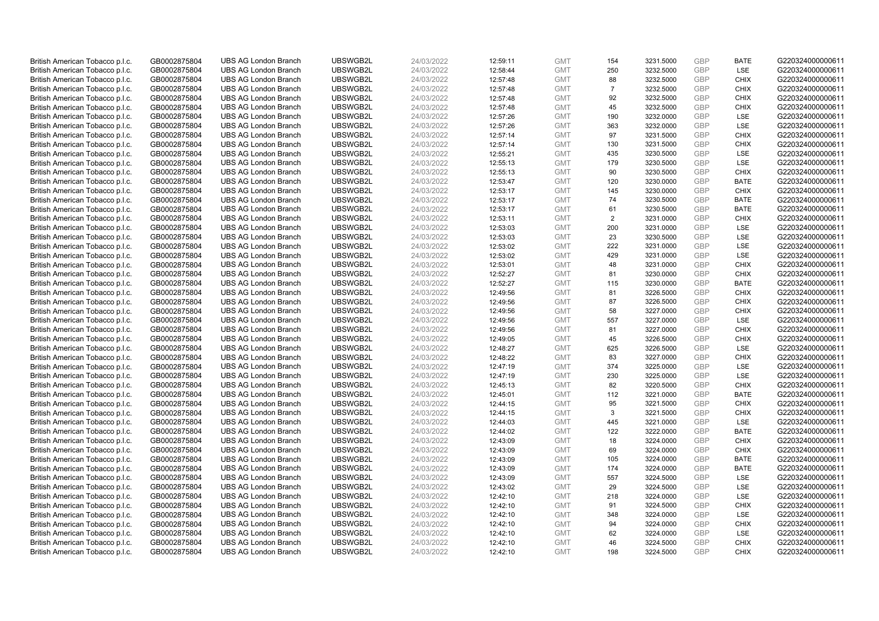| | | | | | | | | | | | |
|---|---|---|---|---|---|---|---|---|---|---|---|
| British American Tobacco p.l.c. | GB0002875804 | UBS AG London Branch | UBSWGB2L | 24/03/2022 | 12:59:11 | GMT | 154 | 3231.5000 | GBP | BATE | G220324000000611 |
| British American Tobacco p.l.c. | GB0002875804 | UBS AG London Branch | UBSWGB2L | 24/03/2022 | 12:58:44 | GMT | 250 | 3232.5000 | GBP | LSE | G220324000000611 |
| British American Tobacco p.l.c. | GB0002875804 | UBS AG London Branch | UBSWGB2L | 24/03/2022 | 12:57:48 | GMT | 88 | 3232.5000 | GBP | CHIX | G220324000000611 |
| British American Tobacco p.l.c. | GB0002875804 | UBS AG London Branch | UBSWGB2L | 24/03/2022 | 12:57:48 | GMT | 7 | 3232.5000 | GBP | CHIX | G220324000000611 |
| British American Tobacco p.l.c. | GB0002875804 | UBS AG London Branch | UBSWGB2L | 24/03/2022 | 12:57:48 | GMT | 92 | 3232.5000 | GBP | CHIX | G220324000000611 |
| British American Tobacco p.l.c. | GB0002875804 | UBS AG London Branch | UBSWGB2L | 24/03/2022 | 12:57:48 | GMT | 45 | 3232.5000 | GBP | CHIX | G220324000000611 |
| British American Tobacco p.l.c. | GB0002875804 | UBS AG London Branch | UBSWGB2L | 24/03/2022 | 12:57:26 | GMT | 190 | 3232.0000 | GBP | LSE | G220324000000611 |
| British American Tobacco p.l.c. | GB0002875804 | UBS AG London Branch | UBSWGB2L | 24/03/2022 | 12:57:26 | GMT | 363 | 3232.0000 | GBP | LSE | G220324000000611 |
| British American Tobacco p.l.c. | GB0002875804 | UBS AG London Branch | UBSWGB2L | 24/03/2022 | 12:57:14 | GMT | 97 | 3231.5000 | GBP | CHIX | G220324000000611 |
| British American Tobacco p.l.c. | GB0002875804 | UBS AG London Branch | UBSWGB2L | 24/03/2022 | 12:57:14 | GMT | 130 | 3231.5000 | GBP | CHIX | G220324000000611 |
| British American Tobacco p.l.c. | GB0002875804 | UBS AG London Branch | UBSWGB2L | 24/03/2022 | 12:55:21 | GMT | 435 | 3230.5000 | GBP | LSE | G220324000000611 |
| British American Tobacco p.l.c. | GB0002875804 | UBS AG London Branch | UBSWGB2L | 24/03/2022 | 12:55:13 | GMT | 179 | 3230.5000 | GBP | LSE | G220324000000611 |
| British American Tobacco p.l.c. | GB0002875804 | UBS AG London Branch | UBSWGB2L | 24/03/2022 | 12:55:13 | GMT | 90 | 3230.5000 | GBP | CHIX | G220324000000611 |
| British American Tobacco p.l.c. | GB0002875804 | UBS AG London Branch | UBSWGB2L | 24/03/2022 | 12:53:47 | GMT | 120 | 3230.0000 | GBP | BATE | G220324000000611 |
| British American Tobacco p.l.c. | GB0002875804 | UBS AG London Branch | UBSWGB2L | 24/03/2022 | 12:53:17 | GMT | 145 | 3230.0000 | GBP | CHIX | G220324000000611 |
| British American Tobacco p.l.c. | GB0002875804 | UBS AG London Branch | UBSWGB2L | 24/03/2022 | 12:53:17 | GMT | 74 | 3230.5000 | GBP | BATE | G220324000000611 |
| British American Tobacco p.l.c. | GB0002875804 | UBS AG London Branch | UBSWGB2L | 24/03/2022 | 12:53:17 | GMT | 61 | 3230.5000 | GBP | BATE | G220324000000611 |
| British American Tobacco p.l.c. | GB0002875804 | UBS AG London Branch | UBSWGB2L | 24/03/2022 | 12:53:11 | GMT | 2 | 3231.0000 | GBP | CHIX | G220324000000611 |
| British American Tobacco p.l.c. | GB0002875804 | UBS AG London Branch | UBSWGB2L | 24/03/2022 | 12:53:03 | GMT | 200 | 3231.0000 | GBP | LSE | G220324000000611 |
| British American Tobacco p.l.c. | GB0002875804 | UBS AG London Branch | UBSWGB2L | 24/03/2022 | 12:53:03 | GMT | 23 | 3230.5000 | GBP | LSE | G220324000000611 |
| British American Tobacco p.l.c. | GB0002875804 | UBS AG London Branch | UBSWGB2L | 24/03/2022 | 12:53:02 | GMT | 222 | 3231.0000 | GBP | LSE | G220324000000611 |
| British American Tobacco p.l.c. | GB0002875804 | UBS AG London Branch | UBSWGB2L | 24/03/2022 | 12:53:02 | GMT | 429 | 3231.0000 | GBP | LSE | G220324000000611 |
| British American Tobacco p.l.c. | GB0002875804 | UBS AG London Branch | UBSWGB2L | 24/03/2022 | 12:53:01 | GMT | 48 | 3231.0000 | GBP | CHIX | G220324000000611 |
| British American Tobacco p.l.c. | GB0002875804 | UBS AG London Branch | UBSWGB2L | 24/03/2022 | 12:52:27 | GMT | 81 | 3230.0000 | GBP | CHIX | G220324000000611 |
| British American Tobacco p.l.c. | GB0002875804 | UBS AG London Branch | UBSWGB2L | 24/03/2022 | 12:52:27 | GMT | 115 | 3230.0000 | GBP | BATE | G220324000000611 |
| British American Tobacco p.l.c. | GB0002875804 | UBS AG London Branch | UBSWGB2L | 24/03/2022 | 12:49:56 | GMT | 81 | 3226.5000 | GBP | CHIX | G220324000000611 |
| British American Tobacco p.l.c. | GB0002875804 | UBS AG London Branch | UBSWGB2L | 24/03/2022 | 12:49:56 | GMT | 87 | 3226.5000 | GBP | CHIX | G220324000000611 |
| British American Tobacco p.l.c. | GB0002875804 | UBS AG London Branch | UBSWGB2L | 24/03/2022 | 12:49:56 | GMT | 58 | 3227.0000 | GBP | CHIX | G220324000000611 |
| British American Tobacco p.l.c. | GB0002875804 | UBS AG London Branch | UBSWGB2L | 24/03/2022 | 12:49:56 | GMT | 557 | 3227.0000 | GBP | LSE | G220324000000611 |
| British American Tobacco p.l.c. | GB0002875804 | UBS AG London Branch | UBSWGB2L | 24/03/2022 | 12:49:56 | GMT | 81 | 3227.0000 | GBP | CHIX | G220324000000611 |
| British American Tobacco p.l.c. | GB0002875804 | UBS AG London Branch | UBSWGB2L | 24/03/2022 | 12:49:05 | GMT | 45 | 3226.5000 | GBP | CHIX | G220324000000611 |
| British American Tobacco p.l.c. | GB0002875804 | UBS AG London Branch | UBSWGB2L | 24/03/2022 | 12:48:27 | GMT | 625 | 3226.5000 | GBP | LSE | G220324000000611 |
| British American Tobacco p.l.c. | GB0002875804 | UBS AG London Branch | UBSWGB2L | 24/03/2022 | 12:48:22 | GMT | 83 | 3227.0000 | GBP | CHIX | G220324000000611 |
| British American Tobacco p.l.c. | GB0002875804 | UBS AG London Branch | UBSWGB2L | 24/03/2022 | 12:47:19 | GMT | 374 | 3225.0000 | GBP | LSE | G220324000000611 |
| British American Tobacco p.l.c. | GB0002875804 | UBS AG London Branch | UBSWGB2L | 24/03/2022 | 12:47:19 | GMT | 230 | 3225.0000 | GBP | LSE | G220324000000611 |
| British American Tobacco p.l.c. | GB0002875804 | UBS AG London Branch | UBSWGB2L | 24/03/2022 | 12:45:13 | GMT | 82 | 3220.5000 | GBP | CHIX | G220324000000611 |
| British American Tobacco p.l.c. | GB0002875804 | UBS AG London Branch | UBSWGB2L | 24/03/2022 | 12:45:01 | GMT | 112 | 3221.0000 | GBP | BATE | G220324000000611 |
| British American Tobacco p.l.c. | GB0002875804 | UBS AG London Branch | UBSWGB2L | 24/03/2022 | 12:44:15 | GMT | 95 | 3221.5000 | GBP | CHIX | G220324000000611 |
| British American Tobacco p.l.c. | GB0002875804 | UBS AG London Branch | UBSWGB2L | 24/03/2022 | 12:44:15 | GMT | 3 | 3221.5000 | GBP | CHIX | G220324000000611 |
| British American Tobacco p.l.c. | GB0002875804 | UBS AG London Branch | UBSWGB2L | 24/03/2022 | 12:44:03 | GMT | 445 | 3221.0000 | GBP | LSE | G220324000000611 |
| British American Tobacco p.l.c. | GB0002875804 | UBS AG London Branch | UBSWGB2L | 24/03/2022 | 12:44:02 | GMT | 122 | 3222.0000 | GBP | BATE | G220324000000611 |
| British American Tobacco p.l.c. | GB0002875804 | UBS AG London Branch | UBSWGB2L | 24/03/2022 | 12:43:09 | GMT | 18 | 3224.0000 | GBP | CHIX | G220324000000611 |
| British American Tobacco p.l.c. | GB0002875804 | UBS AG London Branch | UBSWGB2L | 24/03/2022 | 12:43:09 | GMT | 69 | 3224.0000 | GBP | CHIX | G220324000000611 |
| British American Tobacco p.l.c. | GB0002875804 | UBS AG London Branch | UBSWGB2L | 24/03/2022 | 12:43:09 | GMT | 105 | 3224.0000 | GBP | BATE | G220324000000611 |
| British American Tobacco p.l.c. | GB0002875804 | UBS AG London Branch | UBSWGB2L | 24/03/2022 | 12:43:09 | GMT | 174 | 3224.0000 | GBP | BATE | G220324000000611 |
| British American Tobacco p.l.c. | GB0002875804 | UBS AG London Branch | UBSWGB2L | 24/03/2022 | 12:43:09 | GMT | 557 | 3224.5000 | GBP | LSE | G220324000000611 |
| British American Tobacco p.l.c. | GB0002875804 | UBS AG London Branch | UBSWGB2L | 24/03/2022 | 12:43:02 | GMT | 29 | 3224.5000 | GBP | LSE | G220324000000611 |
| British American Tobacco p.l.c. | GB0002875804 | UBS AG London Branch | UBSWGB2L | 24/03/2022 | 12:42:10 | GMT | 218 | 3224.0000 | GBP | LSE | G220324000000611 |
| British American Tobacco p.l.c. | GB0002875804 | UBS AG London Branch | UBSWGB2L | 24/03/2022 | 12:42:10 | GMT | 91 | 3224.5000 | GBP | CHIX | G220324000000611 |
| British American Tobacco p.l.c. | GB0002875804 | UBS AG London Branch | UBSWGB2L | 24/03/2022 | 12:42:10 | GMT | 348 | 3224.0000 | GBP | LSE | G220324000000611 |
| British American Tobacco p.l.c. | GB0002875804 | UBS AG London Branch | UBSWGB2L | 24/03/2022 | 12:42:10 | GMT | 94 | 3224.0000 | GBP | CHIX | G220324000000611 |
| British American Tobacco p.l.c. | GB0002875804 | UBS AG London Branch | UBSWGB2L | 24/03/2022 | 12:42:10 | GMT | 62 | 3224.0000 | GBP | LSE | G220324000000611 |
| British American Tobacco p.l.c. | GB0002875804 | UBS AG London Branch | UBSWGB2L | 24/03/2022 | 12:42:10 | GMT | 46 | 3224.5000 | GBP | CHIX | G220324000000611 |
| British American Tobacco p.l.c. | GB0002875804 | UBS AG London Branch | UBSWGB2L | 24/03/2022 | 12:42:10 | GMT | 198 | 3224.5000 | GBP | CHIX | G220324000000611 |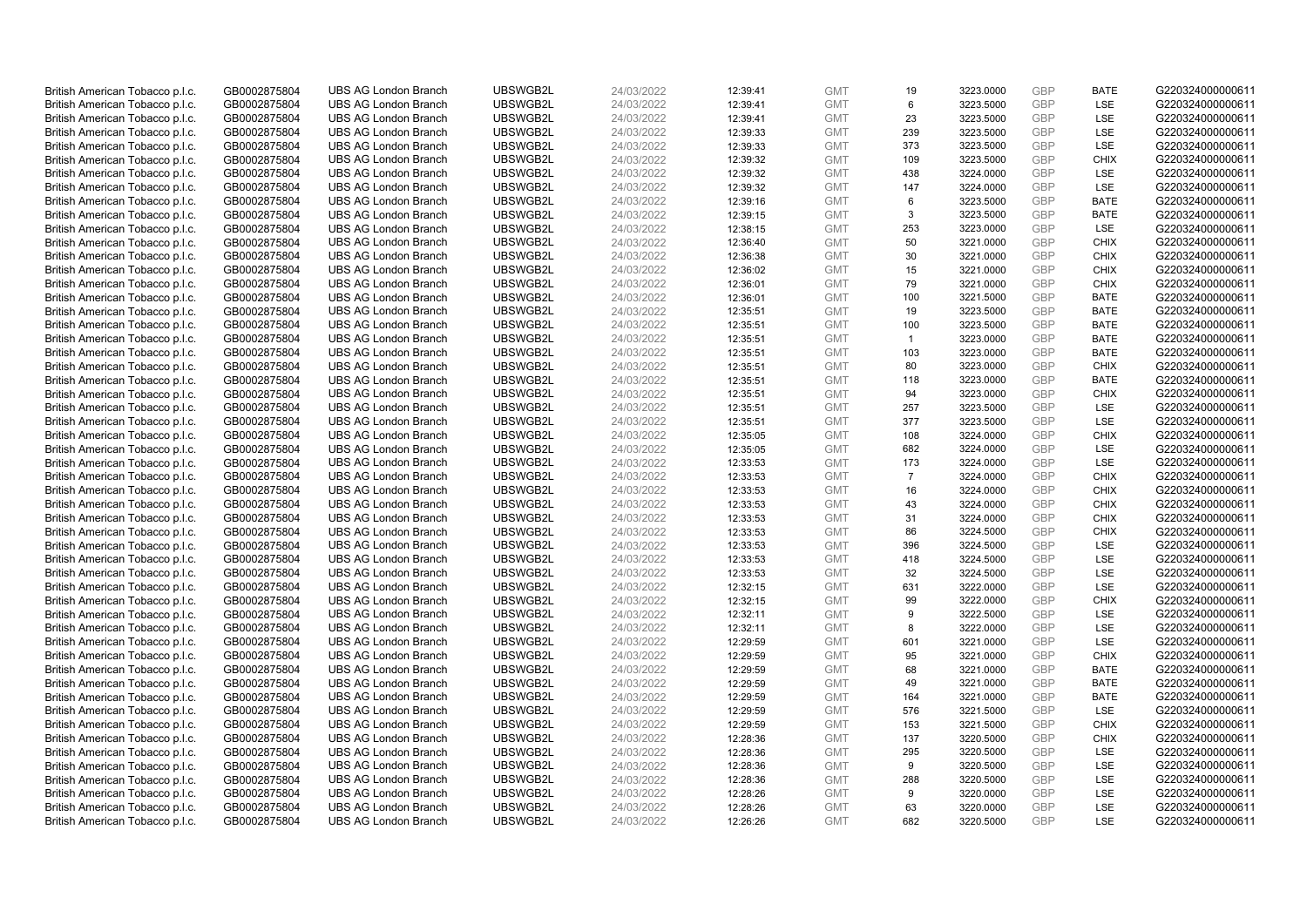| | | | | | | | | | | | |
|---|---|---|---|---|---|---|---|---|---|---|---|
| British American Tobacco p.l.c. | GB0002875804 | UBS AG London Branch | UBSWGB2L | 24/03/2022 | 12:39:41 | GMT | 19 | 3223.0000 | GBP | BATE | G220324000000611 |
| British American Tobacco p.l.c. | GB0002875804 | UBS AG London Branch | UBSWGB2L | 24/03/2022 | 12:39:41 | GMT | 6 | 3223.5000 | GBP | LSE | G220324000000611 |
| British American Tobacco p.l.c. | GB0002875804 | UBS AG London Branch | UBSWGB2L | 24/03/2022 | 12:39:41 | GMT | 23 | 3223.5000 | GBP | LSE | G220324000000611 |
| British American Tobacco p.l.c. | GB0002875804 | UBS AG London Branch | UBSWGB2L | 24/03/2022 | 12:39:33 | GMT | 239 | 3223.5000 | GBP | LSE | G220324000000611 |
| British American Tobacco p.l.c. | GB0002875804 | UBS AG London Branch | UBSWGB2L | 24/03/2022 | 12:39:33 | GMT | 373 | 3223.5000 | GBP | LSE | G220324000000611 |
| British American Tobacco p.l.c. | GB0002875804 | UBS AG London Branch | UBSWGB2L | 24/03/2022 | 12:39:32 | GMT | 109 | 3223.5000 | GBP | CHIX | G220324000000611 |
| British American Tobacco p.l.c. | GB0002875804 | UBS AG London Branch | UBSWGB2L | 24/03/2022 | 12:39:32 | GMT | 438 | 3224.0000 | GBP | LSE | G220324000000611 |
| British American Tobacco p.l.c. | GB0002875804 | UBS AG London Branch | UBSWGB2L | 24/03/2022 | 12:39:32 | GMT | 147 | 3224.0000 | GBP | LSE | G220324000000611 |
| British American Tobacco p.l.c. | GB0002875804 | UBS AG London Branch | UBSWGB2L | 24/03/2022 | 12:39:16 | GMT | 6 | 3223.5000 | GBP | BATE | G220324000000611 |
| British American Tobacco p.l.c. | GB0002875804 | UBS AG London Branch | UBSWGB2L | 24/03/2022 | 12:39:15 | GMT | 3 | 3223.5000 | GBP | BATE | G220324000000611 |
| British American Tobacco p.l.c. | GB0002875804 | UBS AG London Branch | UBSWGB2L | 24/03/2022 | 12:38:15 | GMT | 253 | 3223.0000 | GBP | LSE | G220324000000611 |
| British American Tobacco p.l.c. | GB0002875804 | UBS AG London Branch | UBSWGB2L | 24/03/2022 | 12:36:40 | GMT | 50 | 3221.0000 | GBP | CHIX | G220324000000611 |
| British American Tobacco p.l.c. | GB0002875804 | UBS AG London Branch | UBSWGB2L | 24/03/2022 | 12:36:38 | GMT | 30 | 3221.0000 | GBP | CHIX | G220324000000611 |
| British American Tobacco p.l.c. | GB0002875804 | UBS AG London Branch | UBSWGB2L | 24/03/2022 | 12:36:02 | GMT | 15 | 3221.0000 | GBP | CHIX | G220324000000611 |
| British American Tobacco p.l.c. | GB0002875804 | UBS AG London Branch | UBSWGB2L | 24/03/2022 | 12:36:01 | GMT | 79 | 3221.0000 | GBP | CHIX | G220324000000611 |
| British American Tobacco p.l.c. | GB0002875804 | UBS AG London Branch | UBSWGB2L | 24/03/2022 | 12:36:01 | GMT | 100 | 3221.5000 | GBP | BATE | G220324000000611 |
| British American Tobacco p.l.c. | GB0002875804 | UBS AG London Branch | UBSWGB2L | 24/03/2022 | 12:35:51 | GMT | 19 | 3223.5000 | GBP | BATE | G220324000000611 |
| British American Tobacco p.l.c. | GB0002875804 | UBS AG London Branch | UBSWGB2L | 24/03/2022 | 12:35:51 | GMT | 100 | 3223.5000 | GBP | BATE | G220324000000611 |
| British American Tobacco p.l.c. | GB0002875804 | UBS AG London Branch | UBSWGB2L | 24/03/2022 | 12:35:51 | GMT | 1 | 3223.0000 | GBP | BATE | G220324000000611 |
| British American Tobacco p.l.c. | GB0002875804 | UBS AG London Branch | UBSWGB2L | 24/03/2022 | 12:35:51 | GMT | 103 | 3223.0000 | GBP | BATE | G220324000000611 |
| British American Tobacco p.l.c. | GB0002875804 | UBS AG London Branch | UBSWGB2L | 24/03/2022 | 12:35:51 | GMT | 80 | 3223.0000 | GBP | CHIX | G220324000000611 |
| British American Tobacco p.l.c. | GB0002875804 | UBS AG London Branch | UBSWGB2L | 24/03/2022 | 12:35:51 | GMT | 118 | 3223.0000 | GBP | BATE | G220324000000611 |
| British American Tobacco p.l.c. | GB0002875804 | UBS AG London Branch | UBSWGB2L | 24/03/2022 | 12:35:51 | GMT | 94 | 3223.0000 | GBP | CHIX | G220324000000611 |
| British American Tobacco p.l.c. | GB0002875804 | UBS AG London Branch | UBSWGB2L | 24/03/2022 | 12:35:51 | GMT | 257 | 3223.5000 | GBP | LSE | G220324000000611 |
| British American Tobacco p.l.c. | GB0002875804 | UBS AG London Branch | UBSWGB2L | 24/03/2022 | 12:35:51 | GMT | 377 | 3223.5000 | GBP | LSE | G220324000000611 |
| British American Tobacco p.l.c. | GB0002875804 | UBS AG London Branch | UBSWGB2L | 24/03/2022 | 12:35:05 | GMT | 108 | 3224.0000 | GBP | CHIX | G220324000000611 |
| British American Tobacco p.l.c. | GB0002875804 | UBS AG London Branch | UBSWGB2L | 24/03/2022 | 12:35:05 | GMT | 682 | 3224.0000 | GBP | LSE | G220324000000611 |
| British American Tobacco p.l.c. | GB0002875804 | UBS AG London Branch | UBSWGB2L | 24/03/2022 | 12:33:53 | GMT | 173 | 3224.0000 | GBP | LSE | G220324000000611 |
| British American Tobacco p.l.c. | GB0002875804 | UBS AG London Branch | UBSWGB2L | 24/03/2022 | 12:33:53 | GMT | 7 | 3224.0000 | GBP | CHIX | G220324000000611 |
| British American Tobacco p.l.c. | GB0002875804 | UBS AG London Branch | UBSWGB2L | 24/03/2022 | 12:33:53 | GMT | 16 | 3224.0000 | GBP | CHIX | G220324000000611 |
| British American Tobacco p.l.c. | GB0002875804 | UBS AG London Branch | UBSWGB2L | 24/03/2022 | 12:33:53 | GMT | 43 | 3224.0000 | GBP | CHIX | G220324000000611 |
| British American Tobacco p.l.c. | GB0002875804 | UBS AG London Branch | UBSWGB2L | 24/03/2022 | 12:33:53 | GMT | 31 | 3224.0000 | GBP | CHIX | G220324000000611 |
| British American Tobacco p.l.c. | GB0002875804 | UBS AG London Branch | UBSWGB2L | 24/03/2022 | 12:33:53 | GMT | 86 | 3224.5000 | GBP | CHIX | G220324000000611 |
| British American Tobacco p.l.c. | GB0002875804 | UBS AG London Branch | UBSWGB2L | 24/03/2022 | 12:33:53 | GMT | 396 | 3224.5000 | GBP | LSE | G220324000000611 |
| British American Tobacco p.l.c. | GB0002875804 | UBS AG London Branch | UBSWGB2L | 24/03/2022 | 12:33:53 | GMT | 418 | 3224.5000 | GBP | LSE | G220324000000611 |
| British American Tobacco p.l.c. | GB0002875804 | UBS AG London Branch | UBSWGB2L | 24/03/2022 | 12:33:53 | GMT | 32 | 3224.5000 | GBP | LSE | G220324000000611 |
| British American Tobacco p.l.c. | GB0002875804 | UBS AG London Branch | UBSWGB2L | 24/03/2022 | 12:32:15 | GMT | 631 | 3222.0000 | GBP | LSE | G220324000000611 |
| British American Tobacco p.l.c. | GB0002875804 | UBS AG London Branch | UBSWGB2L | 24/03/2022 | 12:32:15 | GMT | 99 | 3222.0000 | GBP | CHIX | G220324000000611 |
| British American Tobacco p.l.c. | GB0002875804 | UBS AG London Branch | UBSWGB2L | 24/03/2022 | 12:32:11 | GMT | 9 | 3222.5000 | GBP | LSE | G220324000000611 |
| British American Tobacco p.l.c. | GB0002875804 | UBS AG London Branch | UBSWGB2L | 24/03/2022 | 12:32:11 | GMT | 8 | 3222.0000 | GBP | LSE | G220324000000611 |
| British American Tobacco p.l.c. | GB0002875804 | UBS AG London Branch | UBSWGB2L | 24/03/2022 | 12:29:59 | GMT | 601 | 3221.0000 | GBP | LSE | G220324000000611 |
| British American Tobacco p.l.c. | GB0002875804 | UBS AG London Branch | UBSWGB2L | 24/03/2022 | 12:29:59 | GMT | 95 | 3221.0000 | GBP | CHIX | G220324000000611 |
| British American Tobacco p.l.c. | GB0002875804 | UBS AG London Branch | UBSWGB2L | 24/03/2022 | 12:29:59 | GMT | 68 | 3221.0000 | GBP | BATE | G220324000000611 |
| British American Tobacco p.l.c. | GB0002875804 | UBS AG London Branch | UBSWGB2L | 24/03/2022 | 12:29:59 | GMT | 49 | 3221.0000 | GBP | BATE | G220324000000611 |
| British American Tobacco p.l.c. | GB0002875804 | UBS AG London Branch | UBSWGB2L | 24/03/2022 | 12:29:59 | GMT | 164 | 3221.0000 | GBP | BATE | G220324000000611 |
| British American Tobacco p.l.c. | GB0002875804 | UBS AG London Branch | UBSWGB2L | 24/03/2022 | 12:29:59 | GMT | 576 | 3221.5000 | GBP | LSE | G220324000000611 |
| British American Tobacco p.l.c. | GB0002875804 | UBS AG London Branch | UBSWGB2L | 24/03/2022 | 12:29:59 | GMT | 153 | 3221.5000 | GBP | CHIX | G220324000000611 |
| British American Tobacco p.l.c. | GB0002875804 | UBS AG London Branch | UBSWGB2L | 24/03/2022 | 12:28:36 | GMT | 137 | 3220.5000 | GBP | CHIX | G220324000000611 |
| British American Tobacco p.l.c. | GB0002875804 | UBS AG London Branch | UBSWGB2L | 24/03/2022 | 12:28:36 | GMT | 295 | 3220.5000 | GBP | LSE | G220324000000611 |
| British American Tobacco p.l.c. | GB0002875804 | UBS AG London Branch | UBSWGB2L | 24/03/2022 | 12:28:36 | GMT | 9 | 3220.5000 | GBP | LSE | G220324000000611 |
| British American Tobacco p.l.c. | GB0002875804 | UBS AG London Branch | UBSWGB2L | 24/03/2022 | 12:28:36 | GMT | 288 | 3220.5000 | GBP | LSE | G220324000000611 |
| British American Tobacco p.l.c. | GB0002875804 | UBS AG London Branch | UBSWGB2L | 24/03/2022 | 12:28:26 | GMT | 9 | 3220.0000 | GBP | LSE | G220324000000611 |
| British American Tobacco p.l.c. | GB0002875804 | UBS AG London Branch | UBSWGB2L | 24/03/2022 | 12:28:26 | GMT | 63 | 3220.0000 | GBP | LSE | G220324000000611 |
| British American Tobacco p.l.c. | GB0002875804 | UBS AG London Branch | UBSWGB2L | 24/03/2022 | 12:26:26 | GMT | 682 | 3220.5000 | GBP | LSE | G220324000000611 |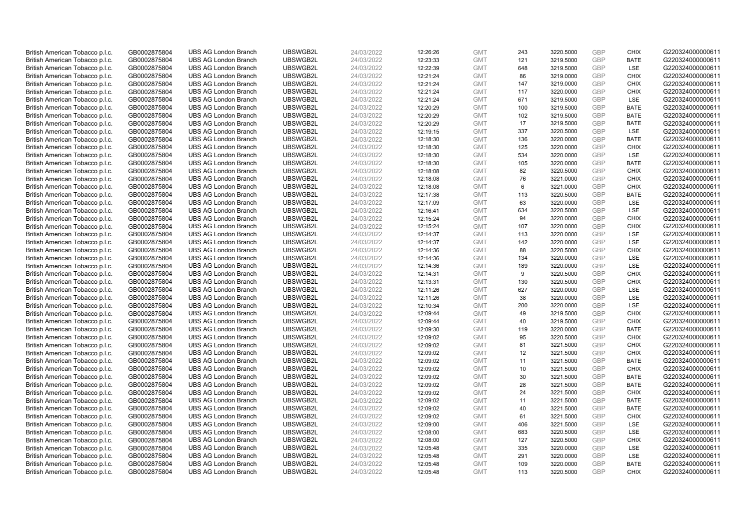| | | | | | | | | | | | |
|---|---|---|---|---|---|---|---|---|---|---|---|
| British American Tobacco p.l.c. | GB0002875804 | UBS AG London Branch | UBSWGB2L | 24/03/2022 | 12:26:26 | GMT | 243 | 3220.5000 | GBP | CHIX | G220324000000611 |
| British American Tobacco p.l.c. | GB0002875804 | UBS AG London Branch | UBSWGB2L | 24/03/2022 | 12:23:33 | GMT | 121 | 3219.5000 | GBP | BATE | G220324000000611 |
| British American Tobacco p.l.c. | GB0002875804 | UBS AG London Branch | UBSWGB2L | 24/03/2022 | 12:22:39 | GMT | 648 | 3219.5000 | GBP | LSE | G220324000000611 |
| British American Tobacco p.l.c. | GB0002875804 | UBS AG London Branch | UBSWGB2L | 24/03/2022 | 12:21:24 | GMT | 86 | 3219.0000 | GBP | CHIX | G220324000000611 |
| British American Tobacco p.l.c. | GB0002875804 | UBS AG London Branch | UBSWGB2L | 24/03/2022 | 12:21:24 | GMT | 147 | 3219.0000 | GBP | CHIX | G220324000000611 |
| British American Tobacco p.l.c. | GB0002875804 | UBS AG London Branch | UBSWGB2L | 24/03/2022 | 12:21:24 | GMT | 117 | 3220.0000 | GBP | CHIX | G220324000000611 |
| British American Tobacco p.l.c. | GB0002875804 | UBS AG London Branch | UBSWGB2L | 24/03/2022 | 12:21:24 | GMT | 671 | 3219.5000 | GBP | LSE | G220324000000611 |
| British American Tobacco p.l.c. | GB0002875804 | UBS AG London Branch | UBSWGB2L | 24/03/2022 | 12:20:29 | GMT | 100 | 3219.5000 | GBP | BATE | G220324000000611 |
| British American Tobacco p.l.c. | GB0002875804 | UBS AG London Branch | UBSWGB2L | 24/03/2022 | 12:20:29 | GMT | 102 | 3219.5000 | GBP | BATE | G220324000000611 |
| British American Tobacco p.l.c. | GB0002875804 | UBS AG London Branch | UBSWGB2L | 24/03/2022 | 12:20:29 | GMT | 17 | 3219.5000 | GBP | BATE | G220324000000611 |
| British American Tobacco p.l.c. | GB0002875804 | UBS AG London Branch | UBSWGB2L | 24/03/2022 | 12:19:15 | GMT | 337 | 3220.5000 | GBP | LSE | G220324000000611 |
| British American Tobacco p.l.c. | GB0002875804 | UBS AG London Branch | UBSWGB2L | 24/03/2022 | 12:18:30 | GMT | 136 | 3220.0000 | GBP | BATE | G220324000000611 |
| British American Tobacco p.l.c. | GB0002875804 | UBS AG London Branch | UBSWGB2L | 24/03/2022 | 12:18:30 | GMT | 125 | 3220.0000 | GBP | CHIX | G220324000000611 |
| British American Tobacco p.l.c. | GB0002875804 | UBS AG London Branch | UBSWGB2L | 24/03/2022 | 12:18:30 | GMT | 534 | 3220.0000 | GBP | LSE | G220324000000611 |
| British American Tobacco p.l.c. | GB0002875804 | UBS AG London Branch | UBSWGB2L | 24/03/2022 | 12:18:30 | GMT | 105 | 3220.0000 | GBP | BATE | G220324000000611 |
| British American Tobacco p.l.c. | GB0002875804 | UBS AG London Branch | UBSWGB2L | 24/03/2022 | 12:18:08 | GMT | 82 | 3220.5000 | GBP | CHIX | G220324000000611 |
| British American Tobacco p.l.c. | GB0002875804 | UBS AG London Branch | UBSWGB2L | 24/03/2022 | 12:18:08 | GMT | 76 | 3221.0000 | GBP | CHIX | G220324000000611 |
| British American Tobacco p.l.c. | GB0002875804 | UBS AG London Branch | UBSWGB2L | 24/03/2022 | 12:18:08 | GMT | 6 | 3221.0000 | GBP | CHIX | G220324000000611 |
| British American Tobacco p.l.c. | GB0002875804 | UBS AG London Branch | UBSWGB2L | 24/03/2022 | 12:17:38 | GMT | 113 | 3220.5000 | GBP | BATE | G220324000000611 |
| British American Tobacco p.l.c. | GB0002875804 | UBS AG London Branch | UBSWGB2L | 24/03/2022 | 12:17:09 | GMT | 63 | 3220.0000 | GBP | LSE | G220324000000611 |
| British American Tobacco p.l.c. | GB0002875804 | UBS AG London Branch | UBSWGB2L | 24/03/2022 | 12:16:41 | GMT | 634 | 3220.5000 | GBP | LSE | G220324000000611 |
| British American Tobacco p.l.c. | GB0002875804 | UBS AG London Branch | UBSWGB2L | 24/03/2022 | 12:15:24 | GMT | 94 | 3220.0000 | GBP | CHIX | G220324000000611 |
| British American Tobacco p.l.c. | GB0002875804 | UBS AG London Branch | UBSWGB2L | 24/03/2022 | 12:15:24 | GMT | 107 | 3220.0000 | GBP | CHIX | G220324000000611 |
| British American Tobacco p.l.c. | GB0002875804 | UBS AG London Branch | UBSWGB2L | 24/03/2022 | 12:14:37 | GMT | 113 | 3220.0000 | GBP | LSE | G220324000000611 |
| British American Tobacco p.l.c. | GB0002875804 | UBS AG London Branch | UBSWGB2L | 24/03/2022 | 12:14:37 | GMT | 142 | 3220.0000 | GBP | LSE | G220324000000611 |
| British American Tobacco p.l.c. | GB0002875804 | UBS AG London Branch | UBSWGB2L | 24/03/2022 | 12:14:36 | GMT | 88 | 3220.5000 | GBP | CHIX | G220324000000611 |
| British American Tobacco p.l.c. | GB0002875804 | UBS AG London Branch | UBSWGB2L | 24/03/2022 | 12:14:36 | GMT | 134 | 3220.0000 | GBP | LSE | G220324000000611 |
| British American Tobacco p.l.c. | GB0002875804 | UBS AG London Branch | UBSWGB2L | 24/03/2022 | 12:14:36 | GMT | 189 | 3220.0000 | GBP | LSE | G220324000000611 |
| British American Tobacco p.l.c. | GB0002875804 | UBS AG London Branch | UBSWGB2L | 24/03/2022 | 12:14:31 | GMT | 9 | 3220.5000 | GBP | CHIX | G220324000000611 |
| British American Tobacco p.l.c. | GB0002875804 | UBS AG London Branch | UBSWGB2L | 24/03/2022 | 12:13:31 | GMT | 130 | 3220.5000 | GBP | CHIX | G220324000000611 |
| British American Tobacco p.l.c. | GB0002875804 | UBS AG London Branch | UBSWGB2L | 24/03/2022 | 12:11:26 | GMT | 627 | 3220.0000 | GBP | LSE | G220324000000611 |
| British American Tobacco p.l.c. | GB0002875804 | UBS AG London Branch | UBSWGB2L | 24/03/2022 | 12:11:26 | GMT | 38 | 3220.0000 | GBP | LSE | G220324000000611 |
| British American Tobacco p.l.c. | GB0002875804 | UBS AG London Branch | UBSWGB2L | 24/03/2022 | 12:10:34 | GMT | 200 | 3220.0000 | GBP | LSE | G220324000000611 |
| British American Tobacco p.l.c. | GB0002875804 | UBS AG London Branch | UBSWGB2L | 24/03/2022 | 12:09:44 | GMT | 49 | 3219.5000 | GBP | CHIX | G220324000000611 |
| British American Tobacco p.l.c. | GB0002875804 | UBS AG London Branch | UBSWGB2L | 24/03/2022 | 12:09:44 | GMT | 40 | 3219.5000 | GBP | CHIX | G220324000000611 |
| British American Tobacco p.l.c. | GB0002875804 | UBS AG London Branch | UBSWGB2L | 24/03/2022 | 12:09:30 | GMT | 119 | 3220.0000 | GBP | BATE | G220324000000611 |
| British American Tobacco p.l.c. | GB0002875804 | UBS AG London Branch | UBSWGB2L | 24/03/2022 | 12:09:02 | GMT | 95 | 3220.5000 | GBP | CHIX | G220324000000611 |
| British American Tobacco p.l.c. | GB0002875804 | UBS AG London Branch | UBSWGB2L | 24/03/2022 | 12:09:02 | GMT | 81 | 3221.5000 | GBP | CHIX | G220324000000611 |
| British American Tobacco p.l.c. | GB0002875804 | UBS AG London Branch | UBSWGB2L | 24/03/2022 | 12:09:02 | GMT | 12 | 3221.5000 | GBP | CHIX | G220324000000611 |
| British American Tobacco p.l.c. | GB0002875804 | UBS AG London Branch | UBSWGB2L | 24/03/2022 | 12:09:02 | GMT | 11 | 3221.5000 | GBP | BATE | G220324000000611 |
| British American Tobacco p.l.c. | GB0002875804 | UBS AG London Branch | UBSWGB2L | 24/03/2022 | 12:09:02 | GMT | 10 | 3221.5000 | GBP | CHIX | G220324000000611 |
| British American Tobacco p.l.c. | GB0002875804 | UBS AG London Branch | UBSWGB2L | 24/03/2022 | 12:09:02 | GMT | 30 | 3221.5000 | GBP | BATE | G220324000000611 |
| British American Tobacco p.l.c. | GB0002875804 | UBS AG London Branch | UBSWGB2L | 24/03/2022 | 12:09:02 | GMT | 28 | 3221.5000 | GBP | BATE | G220324000000611 |
| British American Tobacco p.l.c. | GB0002875804 | UBS AG London Branch | UBSWGB2L | 24/03/2022 | 12:09:02 | GMT | 24 | 3221.5000 | GBP | CHIX | G220324000000611 |
| British American Tobacco p.l.c. | GB0002875804 | UBS AG London Branch | UBSWGB2L | 24/03/2022 | 12:09:02 | GMT | 11 | 3221.5000 | GBP | BATE | G220324000000611 |
| British American Tobacco p.l.c. | GB0002875804 | UBS AG London Branch | UBSWGB2L | 24/03/2022 | 12:09:02 | GMT | 40 | 3221.5000 | GBP | BATE | G220324000000611 |
| British American Tobacco p.l.c. | GB0002875804 | UBS AG London Branch | UBSWGB2L | 24/03/2022 | 12:09:02 | GMT | 61 | 3221.5000 | GBP | CHIX | G220324000000611 |
| British American Tobacco p.l.c. | GB0002875804 | UBS AG London Branch | UBSWGB2L | 24/03/2022 | 12:09:00 | GMT | 406 | 3221.5000 | GBP | LSE | G220324000000611 |
| British American Tobacco p.l.c. | GB0002875804 | UBS AG London Branch | UBSWGB2L | 24/03/2022 | 12:08:00 | GMT | 683 | 3220.5000 | GBP | LSE | G220324000000611 |
| British American Tobacco p.l.c. | GB0002875804 | UBS AG London Branch | UBSWGB2L | 24/03/2022 | 12:08:00 | GMT | 127 | 3220.5000 | GBP | CHIX | G220324000000611 |
| British American Tobacco p.l.c. | GB0002875804 | UBS AG London Branch | UBSWGB2L | 24/03/2022 | 12:05:48 | GMT | 335 | 3220.0000 | GBP | LSE | G220324000000611 |
| British American Tobacco p.l.c. | GB0002875804 | UBS AG London Branch | UBSWGB2L | 24/03/2022 | 12:05:48 | GMT | 291 | 3220.0000 | GBP | LSE | G220324000000611 |
| British American Tobacco p.l.c. | GB0002875804 | UBS AG London Branch | UBSWGB2L | 24/03/2022 | 12:05:48 | GMT | 109 | 3220.0000 | GBP | BATE | G220324000000611 |
| British American Tobacco p.l.c. | GB0002875804 | UBS AG London Branch | UBSWGB2L | 24/03/2022 | 12:05:48 | GMT | 113 | 3220.5000 | GBP | CHIX | G220324000000611 |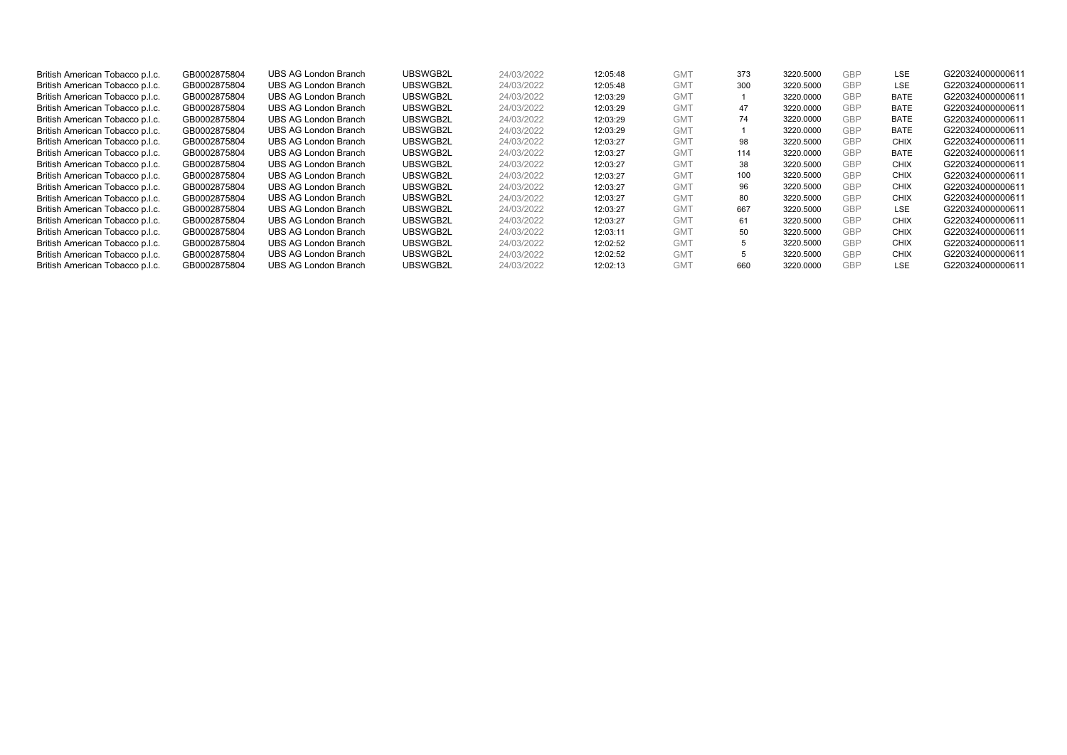| | | | | | | | | | | | |
|---|---|---|---|---|---|---|---|---|---|---|---|
| British American Tobacco p.l.c. | GB0002875804 | UBS AG London Branch | UBSWGB2L | 24/03/2022 | 12:05:48 | GMT | 373 | 3220.5000 | GBP | LSE | G220324000000611 |
| British American Tobacco p.l.c. | GB0002875804 | UBS AG London Branch | UBSWGB2L | 24/03/2022 | 12:05:48 | GMT | 300 | 3220.5000 | GBP | LSE | G220324000000611 |
| British American Tobacco p.l.c. | GB0002875804 | UBS AG London Branch | UBSWGB2L | 24/03/2022 | 12:03:29 | GMT | 1 | 3220.0000 | GBP | BATE | G220324000000611 |
| British American Tobacco p.l.c. | GB0002875804 | UBS AG London Branch | UBSWGB2L | 24/03/2022 | 12:03:29 | GMT | 47 | 3220.0000 | GBP | BATE | G220324000000611 |
| British American Tobacco p.l.c. | GB0002875804 | UBS AG London Branch | UBSWGB2L | 24/03/2022 | 12:03:29 | GMT | 74 | 3220.0000 | GBP | BATE | G220324000000611 |
| British American Tobacco p.l.c. | GB0002875804 | UBS AG London Branch | UBSWGB2L | 24/03/2022 | 12:03:29 | GMT | 1 | 3220.0000 | GBP | BATE | G220324000000611 |
| British American Tobacco p.l.c. | GB0002875804 | UBS AG London Branch | UBSWGB2L | 24/03/2022 | 12:03:27 | GMT | 98 | 3220.5000 | GBP | CHIX | G220324000000611 |
| British American Tobacco p.l.c. | GB0002875804 | UBS AG London Branch | UBSWGB2L | 24/03/2022 | 12:03:27 | GMT | 114 | 3220.0000 | GBP | BATE | G220324000000611 |
| British American Tobacco p.l.c. | GB0002875804 | UBS AG London Branch | UBSWGB2L | 24/03/2022 | 12:03:27 | GMT | 38 | 3220.5000 | GBP | CHIX | G220324000000611 |
| British American Tobacco p.l.c. | GB0002875804 | UBS AG London Branch | UBSWGB2L | 24/03/2022 | 12:03:27 | GMT | 100 | 3220.5000 | GBP | CHIX | G220324000000611 |
| British American Tobacco p.l.c. | GB0002875804 | UBS AG London Branch | UBSWGB2L | 24/03/2022 | 12:03:27 | GMT | 96 | 3220.5000 | GBP | CHIX | G220324000000611 |
| British American Tobacco p.l.c. | GB0002875804 | UBS AG London Branch | UBSWGB2L | 24/03/2022 | 12:03:27 | GMT | 80 | 3220.5000 | GBP | CHIX | G220324000000611 |
| British American Tobacco p.l.c. | GB0002875804 | UBS AG London Branch | UBSWGB2L | 24/03/2022 | 12:03:27 | GMT | 667 | 3220.5000 | GBP | LSE | G220324000000611 |
| British American Tobacco p.l.c. | GB0002875804 | UBS AG London Branch | UBSWGB2L | 24/03/2022 | 12:03:27 | GMT | 61 | 3220.5000 | GBP | CHIX | G220324000000611 |
| British American Tobacco p.l.c. | GB0002875804 | UBS AG London Branch | UBSWGB2L | 24/03/2022 | 12:03:11 | GMT | 50 | 3220.5000 | GBP | CHIX | G220324000000611 |
| British American Tobacco p.l.c. | GB0002875804 | UBS AG London Branch | UBSWGB2L | 24/03/2022 | 12:02:52 | GMT | 5 | 3220.5000 | GBP | CHIX | G220324000000611 |
| British American Tobacco p.l.c. | GB0002875804 | UBS AG London Branch | UBSWGB2L | 24/03/2022 | 12:02:52 | GMT | 5 | 3220.5000 | GBP | CHIX | G220324000000611 |
| British American Tobacco p.l.c. | GB0002875804 | UBS AG London Branch | UBSWGB2L | 24/03/2022 | 12:02:13 | GMT | 660 | 3220.0000 | GBP | LSE | G220324000000611 |